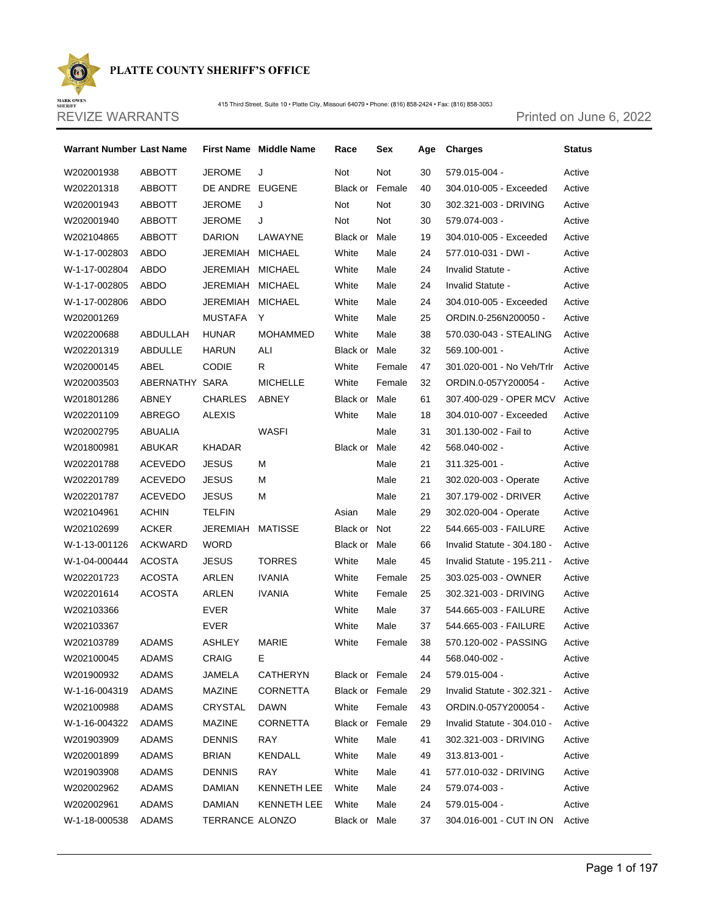# PLATTE COUNTY SHERIFF'S OFFICE

MARK OWEN
SHERIFF

415 Third Street, Suite 10 • Platte City, Missouri 64079 • Phone: (816) 858-2424 • Fax: (816) 858-3053

REVIZE WARRANTS

Printed on June 6, 2022

| Warrant Number | Last Name | First Name | Middle Name | Race | Sex | Age | Charges | Status |
|---|---|---|---|---|---|---|---|---|
| W202001938 | ABBOTT | JEROME | J | Not | Not | 30 | 579.015-004 - | Active |
| W202201318 | ABBOTT | DE ANDRE | EUGENE | Black or | Female | 40 | 304.010-005 - Exceeded | Active |
| W202001943 | ABBOTT | JEROME | J | Not | Not | 30 | 302.321-003 - DRIVING | Active |
| W202001940 | ABBOTT | JEROME | J | Not | Not | 30 | 579.074-003 - | Active |
| W202104865 | ABBOTT | DARION | LAWAYNE | Black or | Male | 19 | 304.010-005 - Exceeded | Active |
| W-1-17-002803 | ABDO | JEREMIAH | MICHAEL | White | Male | 24 | 577.010-031 - DWI - | Active |
| W-1-17-002804 | ABDO | JEREMIAH | MICHAEL | White | Male | 24 | Invalid Statute - | Active |
| W-1-17-002805 | ABDO | JEREMIAH | MICHAEL | White | Male | 24 | Invalid Statute - | Active |
| W-1-17-002806 | ABDO | JEREMIAH | MICHAEL | White | Male | 24 | 304.010-005 - Exceeded | Active |
| W202001269 | | MUSTAFA | Y | White | Male | 25 | ORDIN.0-256N200050 - | Active |
| W202200688 | ABDULLAH | HUNAR | MOHAMMED | White | Male | 38 | 570.030-043 - STEALING | Active |
| W202201319 | ABDULLE | HARUN | ALI | Black or | Male | 32 | 569.100-001 - | Active |
| W202000145 | ABEL | CODIE | R | White | Female | 47 | 301.020-001 - No Veh/Trlr | Active |
| W202003503 | ABERNATHY | SARA | MICHELLE | White | Female | 32 | ORDIN.0-057Y200054 - | Active |
| W201801286 | ABNEY | CHARLES | ABNEY | Black or | Male | 61 | 307.400-029 - OPER MCV | Active |
| W202201109 | ABREGO | ALEXIS | | White | Male | 18 | 304.010-007 - Exceeded | Active |
| W202002795 | ABUALIA | | WASFI | | Male | 31 | 301.130-002 - Fail to | Active |
| W201800981 | ABUKAR | KHADAR | | Black or | Male | 42 | 568.040-002 - | Active |
| W202201788 | ACEVEDO | JESUS | M | | Male | 21 | 311.325-001 - | Active |
| W202201789 | ACEVEDO | JESUS | M | | Male | 21 | 302.020-003 - Operate | Active |
| W202201787 | ACEVEDO | JESUS | M | | Male | 21 | 307.179-002 - DRIVER | Active |
| W202104961 | ACHIN | TELFIN | | Asian | Male | 29 | 302.020-004 - Operate | Active |
| W202102699 | ACKER | JEREMIAH | MATISSE | Black or | Not | 22 | 544.665-003 - FAILURE | Active |
| W-1-13-001126 | ACKWARD | WORD | | Black or | Male | 66 | Invalid Statute - 304.180 - | Active |
| W-1-04-000444 | ACOSTA | JESUS | TORRES | White | Male | 45 | Invalid Statute - 195.211 - | Active |
| W202201723 | ACOSTA | ARLEN | IVANIA | White | Female | 25 | 303.025-003 - OWNER | Active |
| W202201614 | ACOSTA | ARLEN | IVANIA | White | Female | 25 | 302.321-003 - DRIVING | Active |
| W202103366 | | EVER | | White | Male | 37 | 544.665-003 - FAILURE | Active |
| W202103367 | | EVER | | White | Male | 37 | 544.665-003 - FAILURE | Active |
| W202103789 | ADAMS | ASHLEY | MARIE | White | Female | 38 | 570.120-002 - PASSING | Active |
| W202100045 | ADAMS | CRAIG | E | | | 44 | 568.040-002 - | Active |
| W201900932 | ADAMS | JAMELA | CATHERYN | Black or | Female | 24 | 579.015-004 - | Active |
| W-1-16-004319 | ADAMS | MAZINE | CORNETTA | Black or | Female | 29 | Invalid Statute - 302.321 - | Active |
| W202100988 | ADAMS | CRYSTAL | DAWN | White | Female | 43 | ORDIN.0-057Y200054 - | Active |
| W-1-16-004322 | ADAMS | MAZINE | CORNETTA | Black or | Female | 29 | Invalid Statute - 304.010 - | Active |
| W201903909 | ADAMS | DENNIS | RAY | White | Male | 41 | 302.321-003 - DRIVING | Active |
| W202001899 | ADAMS | BRIAN | KENDALL | White | Male | 49 | 313.813-001 - | Active |
| W201903908 | ADAMS | DENNIS | RAY | White | Male | 41 | 577.010-032 - DRIVING | Active |
| W202002962 | ADAMS | DAMIAN | KENNETH LEE | White | Male | 24 | 579.074-003 - | Active |
| W202002961 | ADAMS | DAMIAN | KENNETH LEE | White | Male | 24 | 579.015-004 - | Active |
| W-1-18-000538 | ADAMS | TERRANCE | ALONZO | Black or | Male | 37 | 304.016-001 - CUT IN ON | Active |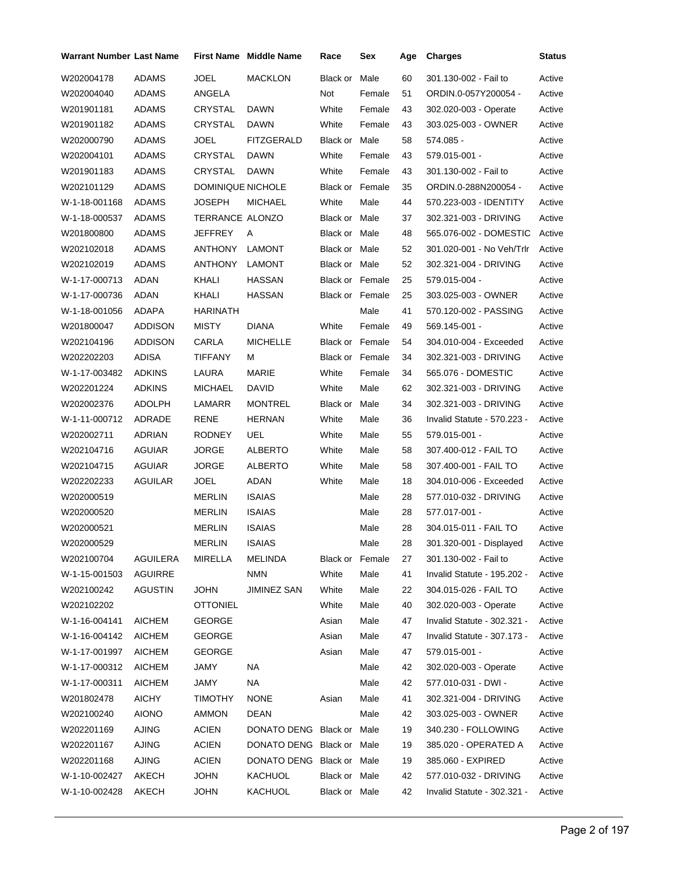| Warrant Number | Last Name | First Name | Middle Name | Race | Sex | Age | Charges | Status |
|---|---|---|---|---|---|---|---|---|
| W202004178 | ADAMS | JOEL | MACKLON | Black or | Male | 60 | 301.130-002 - Fail to | Active |
| W202004040 | ADAMS | ANGELA | | Not | Female | 51 | ORDIN.0-057Y200054 - | Active |
| W201901181 | ADAMS | CRYSTAL | DAWN | White | Female | 43 | 302.020-003 - Operate | Active |
| W201901182 | ADAMS | CRYSTAL | DAWN | White | Female | 43 | 303.025-003 - OWNER | Active |
| W202000790 | ADAMS | JOEL | FITZGERALD | Black or | Male | 58 | 574.085 - | Active |
| W202004101 | ADAMS | CRYSTAL | DAWN | White | Female | 43 | 579.015-001 - | Active |
| W201901183 | ADAMS | CRYSTAL | DAWN | White | Female | 43 | 301.130-002 - Fail to | Active |
| W202101129 | ADAMS | DOMINIQUE | NICHOLE | Black or | Female | 35 | ORDIN.0-288N200054 - | Active |
| W-1-18-001168 | ADAMS | JOSEPH | MICHAEL | White | Male | 44 | 570.223-003 - IDENTITY | Active |
| W-1-18-000537 | ADAMS | TERRANCE | ALONZO | Black or | Male | 37 | 302.321-003 - DRIVING | Active |
| W201800800 | ADAMS | JEFFREY | A | Black or | Male | 48 | 565.076-002 - DOMESTIC | Active |
| W202102018 | ADAMS | ANTHONY | LAMONT | Black or | Male | 52 | 301.020-001 - No Veh/Trlr | Active |
| W202102019 | ADAMS | ANTHONY | LAMONT | Black or | Male | 52 | 302.321-004 - DRIVING | Active |
| W-1-17-000713 | ADAN | KHALI | HASSAN | Black or | Female | 25 | 579.015-004 - | Active |
| W-1-17-000736 | ADAN | KHALI | HASSAN | Black or | Female | 25 | 303.025-003 - OWNER | Active |
| W-1-18-001056 | ADAPA | HARINATH | | | Male | 41 | 570.120-002 - PASSING | Active |
| W201800047 | ADDISON | MISTY | DIANA | White | Female | 49 | 569.145-001 - | Active |
| W202104196 | ADDISON | CARLA | MICHELLE | Black or | Female | 54 | 304.010-004 - Exceeded | Active |
| W202202203 | ADISA | TIFFANY | M | Black or | Female | 34 | 302.321-003 - DRIVING | Active |
| W-1-17-003482 | ADKINS | LAURA | MARIE | White | Female | 34 | 565.076 - DOMESTIC | Active |
| W202201224 | ADKINS | MICHAEL | DAVID | White | Male | 62 | 302.321-003 - DRIVING | Active |
| W202002376 | ADOLPH | LAMARR | MONTREL | Black or | Male | 34 | 302.321-003 - DRIVING | Active |
| W-1-11-000712 | ADRADE | RENE | HERNAN | White | Male | 36 | Invalid Statute - 570.223 - | Active |
| W202002711 | ADRIAN | RODNEY | UEL | White | Male | 55 | 579.015-001 - | Active |
| W202104716 | AGUIAR | JORGE | ALBERTO | White | Male | 58 | 307.400-012 - FAIL TO | Active |
| W202104715 | AGUIAR | JORGE | ALBERTO | White | Male | 58 | 307.400-001 - FAIL TO | Active |
| W202202233 | AGUILAR | JOEL | ADAN | White | Male | 18 | 304.010-006 - Exceeded | Active |
| W202000519 | | MERLIN | ISAIAS | | Male | 28 | 577.010-032 - DRIVING | Active |
| W202000520 | | MERLIN | ISAIAS | | Male | 28 | 577.017-001 - | Active |
| W202000521 | | MERLIN | ISAIAS | | Male | 28 | 304.015-011 - FAIL TO | Active |
| W202000529 | | MERLIN | ISAIAS | | Male | 28 | 301.320-001 - Displayed | Active |
| W202100704 | AGUILERA | MIRELLA | MELINDA | Black or | Female | 27 | 301.130-002 - Fail to | Active |
| W-1-15-001503 | AGUIRRE | | NMN | White | Male | 41 | Invalid Statute - 195.202 - | Active |
| W202100242 | AGUSTIN | JOHN | JIMINEZ SAN | White | Male | 22 | 304.015-026 - FAIL TO | Active |
| W202102202 | | OTTONIEL | | White | Male | 40 | 302.020-003 - Operate | Active |
| W-1-16-004141 | AICHEM | GEORGE | | Asian | Male | 47 | Invalid Statute - 302.321 - | Active |
| W-1-16-004142 | AICHEM | GEORGE | | Asian | Male | 47 | Invalid Statute - 307.173 - | Active |
| W-1-17-001997 | AICHEM | GEORGE | | Asian | Male | 47 | 579.015-001 - | Active |
| W-1-17-000312 | AICHEM | JAMY | NA | | Male | 42 | 302.020-003 - Operate | Active |
| W-1-17-000311 | AICHEM | JAMY | NA | | Male | 42 | 577.010-031 - DWI - | Active |
| W201802478 | AICHY | TIMOTHY | NONE | Asian | Male | 41 | 302.321-004 - DRIVING | Active |
| W202100240 | AIONO | AMMON | DEAN | | Male | 42 | 303.025-003 - OWNER | Active |
| W202201169 | AJING | ACIEN | DONATO DENG | Black or | Male | 19 | 340.230 - FOLLOWING | Active |
| W202201167 | AJING | ACIEN | DONATO DENG | Black or | Male | 19 | 385.020 - OPERATED A | Active |
| W202201168 | AJING | ACIEN | DONATO DENG | Black or | Male | 19 | 385.060 - EXPIRED | Active |
| W-1-10-002427 | AKECH | JOHN | KACHUOL | Black or | Male | 42 | 577.010-032 - DRIVING | Active |
| W-1-10-002428 | AKECH | JOHN | KACHUOL | Black or | Male | 42 | Invalid Statute - 302.321 - | Active |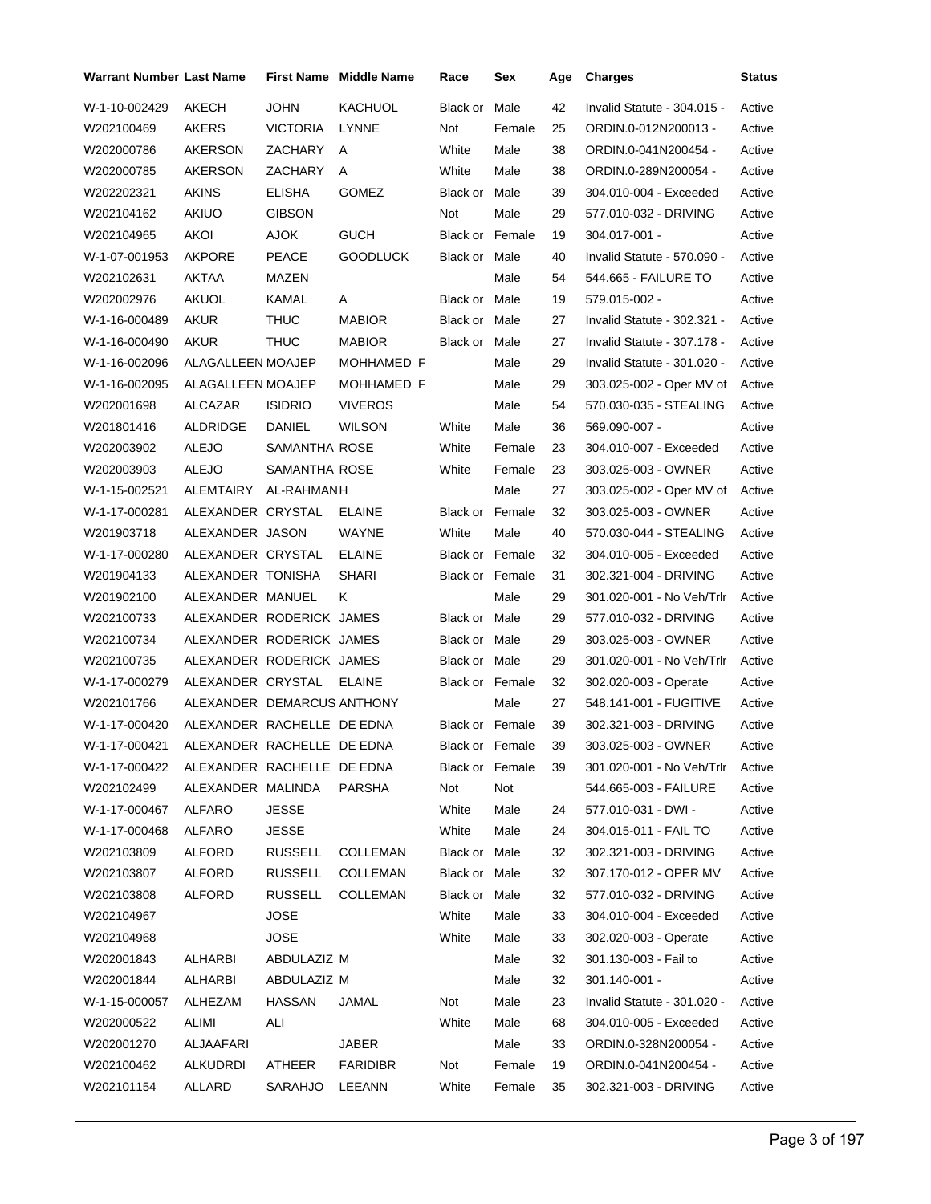| Warrant Number | Last Name | First Name | Middle Name | Race | Sex | Age | Charges | Status |
|---|---|---|---|---|---|---|---|---|
| W-1-10-002429 | AKECH | JOHN | KACHUOL | Black or | Male | 42 | Invalid Statute - 304.015 - | Active |
| W202100469 | AKERS | VICTORIA | LYNNE | Not | Female | 25 | ORDIN.0-012N200013 - | Active |
| W202000786 | AKERSON | ZACHARY | A | White | Male | 38 | ORDIN.0-041N200454 - | Active |
| W202000785 | AKERSON | ZACHARY | A | White | Male | 38 | ORDIN.0-289N200054 - | Active |
| W202202321 | AKINS | ELISHA | GOMEZ | Black or | Male | 39 | 304.010-004 - Exceeded | Active |
| W202104162 | AKIUO | GIBSON | | Not | Male | 29 | 577.010-032 - DRIVING | Active |
| W202104965 | AKOI | AJOK | GUCH | Black or | Female | 19 | 304.017-001 - | Active |
| W-1-07-001953 | AKPORE | PEACE | GOODLUCK | Black or | Male | 40 | Invalid Statute - 570.090 - | Active |
| W202102631 | AKTAA | MAZEN | | | Male | 54 | 544.665 - FAILURE TO | Active |
| W202002976 | AKUOL | KAMAL | A | Black or | Male | 19 | 579.015-002 - | Active |
| W-1-16-000489 | AKUR | THUC | MABIOR | Black or | Male | 27 | Invalid Statute - 302.321 - | Active |
| W-1-16-000490 | AKUR | THUC | MABIOR | Black or | Male | 27 | Invalid Statute - 307.178 - | Active |
| W-1-16-002096 | ALAGALLEEN | MOAJEP | MOHHAMED F | | Male | 29 | Invalid Statute - 301.020 - | Active |
| W-1-16-002095 | ALAGALLEEN | MOAJEP | MOHHAMED F | | Male | 29 | 303.025-002 - Oper MV of | Active |
| W202001698 | ALCAZAR | ISIDRIO | VIVEROS | | Male | 54 | 570.030-035 - STEALING | Active |
| W201801416 | ALDRIDGE | DANIEL | WILSON | White | Male | 36 | 569.090-007 - | Active |
| W202003902 | ALEJO | SAMANTHA | ROSE | White | Female | 23 | 304.010-007 - Exceeded | Active |
| W202003903 | ALEJO | SAMANTHA | ROSE | White | Female | 23 | 303.025-003 - OWNER | Active |
| W-1-15-002521 | ALEMTAIRY | AL-RAHMAN | H | | Male | 27 | 303.025-002 - Oper MV of | Active |
| W-1-17-000281 | ALEXANDER | CRYSTAL | ELAINE | Black or | Female | 32 | 303.025-003 - OWNER | Active |
| W201903718 | ALEXANDER | JASON | WAYNE | White | Male | 40 | 570.030-044 - STEALING | Active |
| W-1-17-000280 | ALEXANDER | CRYSTAL | ELAINE | Black or | Female | 32 | 304.010-005 - Exceeded | Active |
| W201904133 | ALEXANDER | TONISHA | SHARI | Black or | Female | 31 | 302.321-004 - DRIVING | Active |
| W201902100 | ALEXANDER | MANUEL | K | | Male | 29 | 301.020-001 - No Veh/Trlr | Active |
| W202100733 | ALEXANDER | RODERICK | JAMES | Black or | Male | 29 | 577.010-032 - DRIVING | Active |
| W202100734 | ALEXANDER | RODERICK | JAMES | Black or | Male | 29 | 303.025-003 - OWNER | Active |
| W202100735 | ALEXANDER | RODERICK | JAMES | Black or | Male | 29 | 301.020-001 - No Veh/Trlr | Active |
| W-1-17-000279 | ALEXANDER | CRYSTAL | ELAINE | Black or | Female | 32 | 302.020-003 - Operate | Active |
| W202101766 | ALEXANDER | DEMARCUS | ANTHONY | | Male | 27 | 548.141-001 - FUGITIVE | Active |
| W-1-17-000420 | ALEXANDER | RACHELLE | DE EDNA | Black or | Female | 39 | 302.321-003 - DRIVING | Active |
| W-1-17-000421 | ALEXANDER | RACHELLE | DE EDNA | Black or | Female | 39 | 303.025-003 - OWNER | Active |
| W-1-17-000422 | ALEXANDER | RACHELLE | DE EDNA | Black or | Female | 39 | 301.020-001 - No Veh/Trlr | Active |
| W202102499 | ALEXANDER | MALINDA | PARSHA | Not | Not | | 544.665-003 - FAILURE | Active |
| W-1-17-000467 | ALFARO | JESSE | | White | Male | 24 | 577.010-031 - DWI - | Active |
| W-1-17-000468 | ALFARO | JESSE | | White | Male | 24 | 304.015-011 - FAIL TO | Active |
| W202103809 | ALFORD | RUSSELL | COLLEMAN | Black or | Male | 32 | 302.321-003 - DRIVING | Active |
| W202103807 | ALFORD | RUSSELL | COLLEMAN | Black or | Male | 32 | 307.170-012 - OPER MV | Active |
| W202103808 | ALFORD | RUSSELL | COLLEMAN | Black or | Male | 32 | 577.010-032 - DRIVING | Active |
| W202104967 | | JOSE | | White | Male | 33 | 304.010-004 - Exceeded | Active |
| W202104968 | | JOSE | | White | Male | 33 | 302.020-003 - Operate | Active |
| W202001843 | ALHARBI | ABDULAZIZ | M | | Male | 32 | 301.130-003 - Fail to | Active |
| W202001844 | ALHARBI | ABDULAZIZ | M | | Male | 32 | 301.140-001 - | Active |
| W-1-15-000057 | ALHEZAM | HASSAN | JAMAL | Not | Male | 23 | Invalid Statute - 301.020 - | Active |
| W202000522 | ALIMI | ALI | | White | Male | 68 | 304.010-005 - Exceeded | Active |
| W202001270 | ALJAAFARI | | JABER | | Male | 33 | ORDIN.0-328N200054 - | Active |
| W202100462 | ALKUDRDI | ATHEER | FARIDIBR | Not | Female | 19 | ORDIN.0-041N200454 - | Active |
| W202101154 | ALLARD | SARAHJO | LEEANN | White | Female | 35 | 302.321-003 - DRIVING | Active |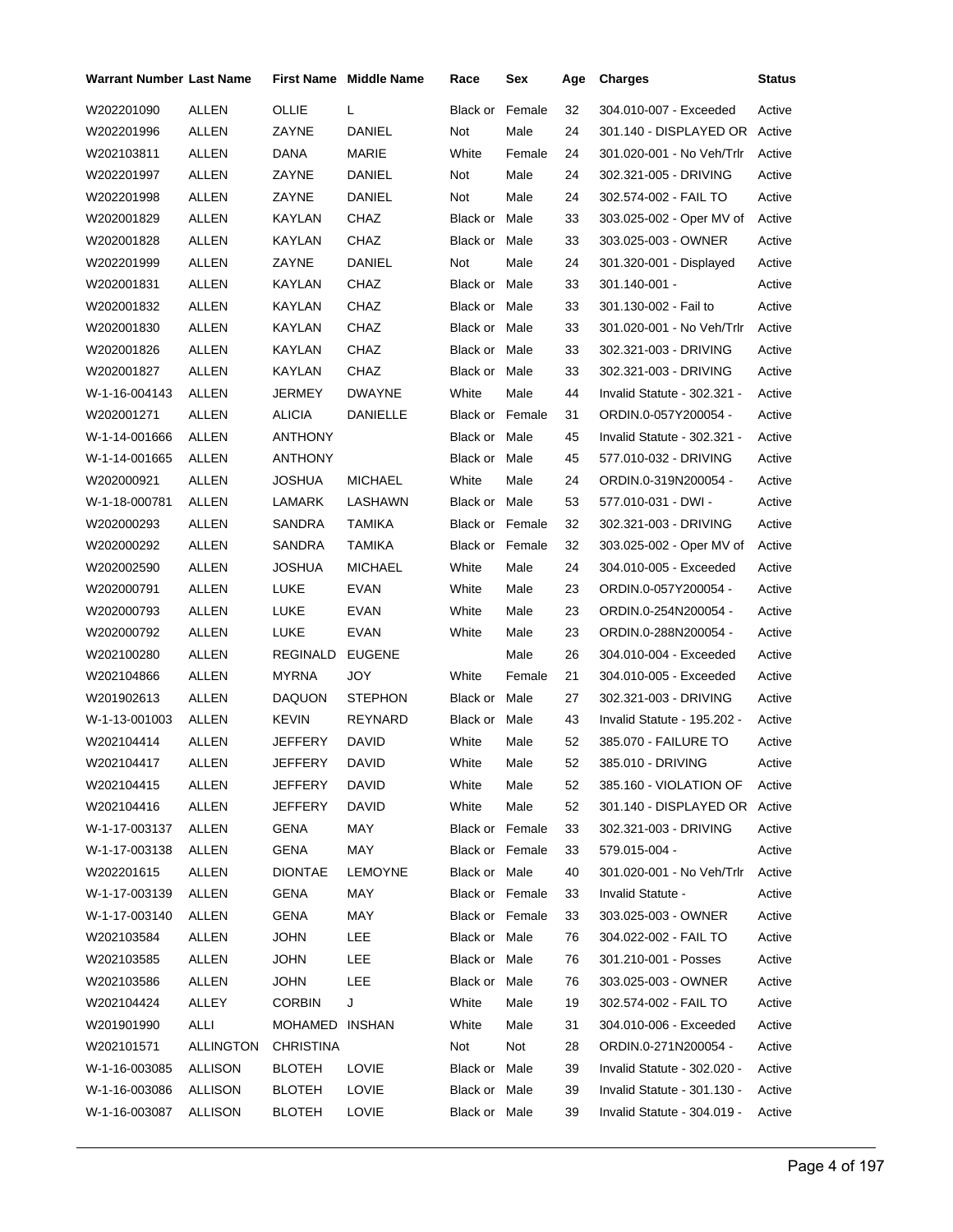| Warrant Number | Last Name | First Name | Middle Name | Race | Sex | Age | Charges | Status |
|---|---|---|---|---|---|---|---|---|
| W202201090 | ALLEN | OLLIE | L | Black or | Female | 32 | 304.010-007 - Exceeded | Active |
| W202201996 | ALLEN | ZAYNE | DANIEL | Not | Male | 24 | 301.140 - DISPLAYED OR | Active |
| W202103811 | ALLEN | DANA | MARIE | White | Female | 24 | 301.020-001 - No Veh/Trlr | Active |
| W202201997 | ALLEN | ZAYNE | DANIEL | Not | Male | 24 | 302.321-005 - DRIVING | Active |
| W202201998 | ALLEN | ZAYNE | DANIEL | Not | Male | 24 | 302.574-002 - FAIL TO | Active |
| W202001829 | ALLEN | KAYLAN | CHAZ | Black or | Male | 33 | 303.025-002 - Oper MV of | Active |
| W202001828 | ALLEN | KAYLAN | CHAZ | Black or | Male | 33 | 303.025-003 - OWNER | Active |
| W202201999 | ALLEN | ZAYNE | DANIEL | Not | Male | 24 | 301.320-001 - Displayed | Active |
| W202001831 | ALLEN | KAYLAN | CHAZ | Black or | Male | 33 | 301.140-001 - | Active |
| W202001832 | ALLEN | KAYLAN | CHAZ | Black or | Male | 33 | 301.130-002 - Fail to | Active |
| W202001830 | ALLEN | KAYLAN | CHAZ | Black or | Male | 33 | 301.020-001 - No Veh/Trlr | Active |
| W202001826 | ALLEN | KAYLAN | CHAZ | Black or | Male | 33 | 302.321-003 - DRIVING | Active |
| W202001827 | ALLEN | KAYLAN | CHAZ | Black or | Male | 33 | 302.321-003 - DRIVING | Active |
| W-1-16-004143 | ALLEN | JERMEY | DWAYNE | White | Male | 44 | Invalid Statute - 302.321 - | Active |
| W202001271 | ALLEN | ALICIA | DANIELLE | Black or | Female | 31 | ORDIN.0-057Y200054 - | Active |
| W-1-14-001666 | ALLEN | ANTHONY | | Black or | Male | 45 | Invalid Statute - 302.321 - | Active |
| W-1-14-001665 | ALLEN | ANTHONY | | Black or | Male | 45 | 577.010-032 - DRIVING | Active |
| W202000921 | ALLEN | JOSHUA | MICHAEL | White | Male | 24 | ORDIN.0-319N200054 - | Active |
| W-1-18-000781 | ALLEN | LAMARK | LASHAWN | Black or | Male | 53 | 577.010-031 - DWI - | Active |
| W202000293 | ALLEN | SANDRA | TAMIKA | Black or | Female | 32 | 302.321-003 - DRIVING | Active |
| W202000292 | ALLEN | SANDRA | TAMIKA | Black or | Female | 32 | 303.025-002 - Oper MV of | Active |
| W202002590 | ALLEN | JOSHUA | MICHAEL | White | Male | 24 | 304.010-005 - Exceeded | Active |
| W202000791 | ALLEN | LUKE | EVAN | White | Male | 23 | ORDIN.0-057Y200054 - | Active |
| W202000793 | ALLEN | LUKE | EVAN | White | Male | 23 | ORDIN.0-254N200054 - | Active |
| W202000792 | ALLEN | LUKE | EVAN | White | Male | 23 | ORDIN.0-288N200054 - | Active |
| W202100280 | ALLEN | REGINALD | EUGENE | | Male | 26 | 304.010-004 - Exceeded | Active |
| W202104866 | ALLEN | MYRNA | JOY | White | Female | 21 | 304.010-005 - Exceeded | Active |
| W201902613 | ALLEN | DAQUON | STEPHON | Black or | Male | 27 | 302.321-003 - DRIVING | Active |
| W-1-13-001003 | ALLEN | KEVIN | REYNARD | Black or | Male | 43 | Invalid Statute - 195.202 - | Active |
| W202104414 | ALLEN | JEFFERY | DAVID | White | Male | 52 | 385.070 - FAILURE TO | Active |
| W202104417 | ALLEN | JEFFERY | DAVID | White | Male | 52 | 385.010 - DRIVING | Active |
| W202104415 | ALLEN | JEFFERY | DAVID | White | Male | 52 | 385.160 - VIOLATION OF | Active |
| W202104416 | ALLEN | JEFFERY | DAVID | White | Male | 52 | 301.140 - DISPLAYED OR | Active |
| W-1-17-003137 | ALLEN | GENA | MAY | Black or | Female | 33 | 302.321-003 - DRIVING | Active |
| W-1-17-003138 | ALLEN | GENA | MAY | Black or | Female | 33 | 579.015-004 - | Active |
| W202201615 | ALLEN | DIONTAE | LEMOYNE | Black or | Male | 40 | 301.020-001 - No Veh/Trlr | Active |
| W-1-17-003139 | ALLEN | GENA | MAY | Black or | Female | 33 | Invalid Statute - | Active |
| W-1-17-003140 | ALLEN | GENA | MAY | Black or | Female | 33 | 303.025-003 - OWNER | Active |
| W202103584 | ALLEN | JOHN | LEE | Black or | Male | 76 | 304.022-002 - FAIL TO | Active |
| W202103585 | ALLEN | JOHN | LEE | Black or | Male | 76 | 301.210-001 - Posses | Active |
| W202103586 | ALLEN | JOHN | LEE | Black or | Male | 76 | 303.025-003 - OWNER | Active |
| W202104424 | ALLEY | CORBIN | J | White | Male | 19 | 302.574-002 - FAIL TO | Active |
| W201901990 | ALLI | MOHAMED | INSHAN | White | Male | 31 | 304.010-006 - Exceeded | Active |
| W202101571 | ALLINGTON | CHRISTINA | | Not | Not | 28 | ORDIN.0-271N200054 - | Active |
| W-1-16-003085 | ALLISON | BLOTEH | LOVIE | Black or | Male | 39 | Invalid Statute - 302.020 - | Active |
| W-1-16-003086 | ALLISON | BLOTEH | LOVIE | Black or | Male | 39 | Invalid Statute - 301.130 - | Active |
| W-1-16-003087 | ALLISON | BLOTEH | LOVIE | Black or | Male | 39 | Invalid Statute - 304.019 - | Active |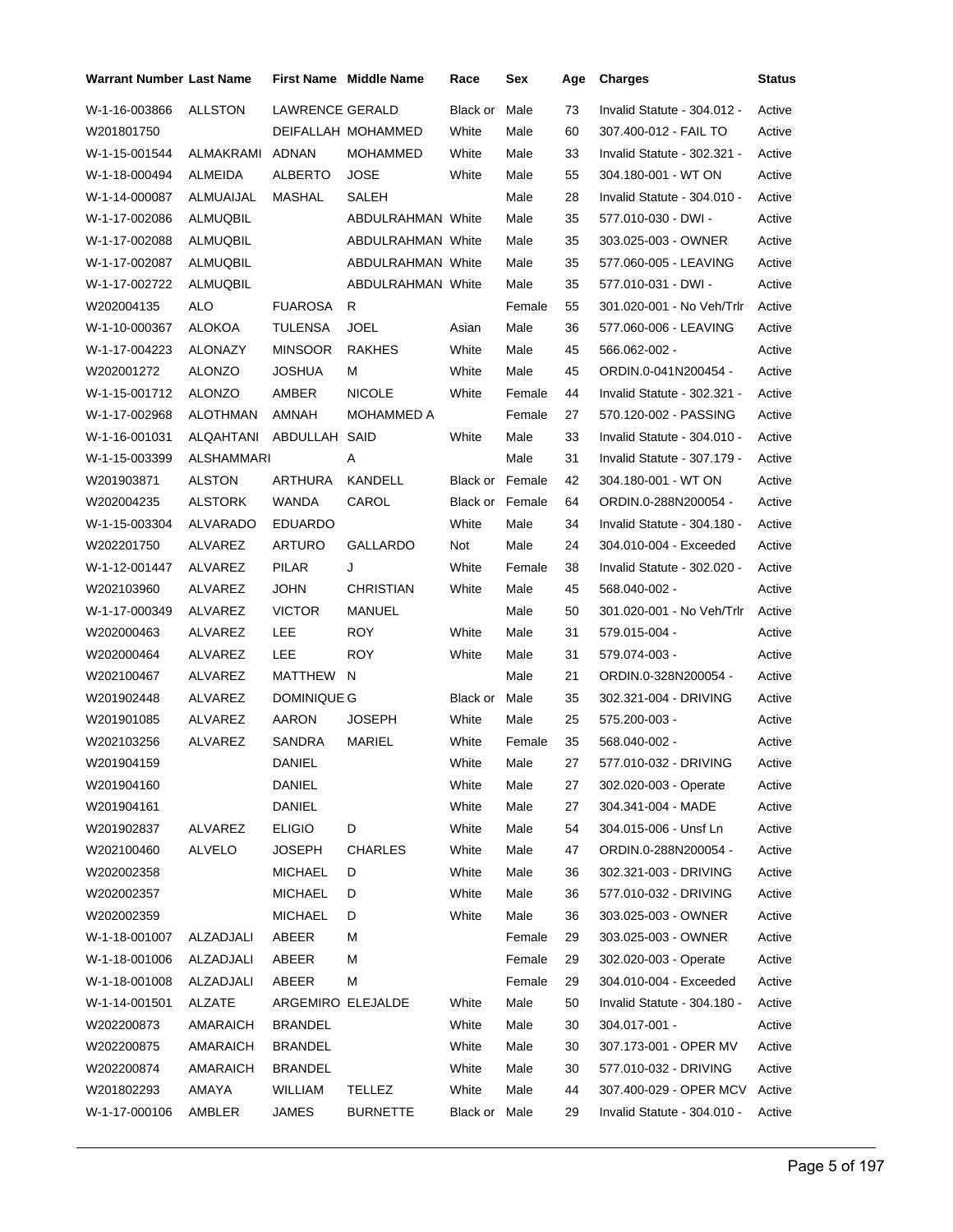| Warrant Number | Last Name | First Name | Middle Name | Race | Sex | Age | Charges | Status |
|---|---|---|---|---|---|---|---|---|
| W-1-16-003866 | ALLSTON | LAWRENCE | GERALD | Black or | Male | 73 | Invalid Statute - 304.012 - | Active |
| W201801750 | | DEIFALLAH | MOHAMMED | White | Male | 60 | 307.400-012 - FAIL TO | Active |
| W-1-15-001544 | ALMAKRAMI | ADNAN | MOHAMMED | White | Male | 33 | Invalid Statute - 302.321 - | Active |
| W-1-18-000494 | ALMEIDA | ALBERTO | JOSE | White | Male | 55 | 304.180-001 - WT ON | Active |
| W-1-14-000087 | ALMUAIJAL | MASHAL | SALEH | | Male | 28 | Invalid Statute - 304.010 - | Active |
| W-1-17-002086 | ALMUQBIL | | ABDULRAHMAN | White | Male | 35 | 577.010-030 - DWI - | Active |
| W-1-17-002088 | ALMUQBIL | | ABDULRAHMAN | White | Male | 35 | 303.025-003 - OWNER | Active |
| W-1-17-002087 | ALMUQBIL | | ABDULRAHMAN | White | Male | 35 | 577.060-005 - LEAVING | Active |
| W-1-17-002722 | ALMUQBIL | | ABDULRAHMAN | White | Male | 35 | 577.010-031 - DWI - | Active |
| W202004135 | ALO | FUAROSA | R | | Female | 55 | 301.020-001 - No Veh/Trlr | Active |
| W-1-10-000367 | ALOKOA | TULENSA | JOEL | Asian | Male | 36 | 577.060-006 - LEAVING | Active |
| W-1-17-004223 | ALONAZY | MINSOOR | RAKHES | White | Male | 45 | 566.062-002 - | Active |
| W202001272 | ALONZO | JOSHUA | M | White | Male | 45 | ORDIN.0-041N200454 - | Active |
| W-1-15-001712 | ALONZO | AMBER | NICOLE | White | Female | 44 | Invalid Statute - 302.321 - | Active |
| W-1-17-002968 | ALOTHMAN | AMNAH | MOHAMMED A | | Female | 27 | 570.120-002 - PASSING | Active |
| W-1-16-001031 | ALQAHTANI | ABDULLAH | SAID | White | Male | 33 | Invalid Statute - 304.010 - | Active |
| W-1-15-003399 | ALSHAMMARI | | A | | Male | 31 | Invalid Statute - 307.179 - | Active |
| W201903871 | ALSTON | ARTHURA | KANDELL | Black or | Female | 42 | 304.180-001 - WT ON | Active |
| W202004235 | ALSTORK | WANDA | CAROL | Black or | Female | 64 | ORDIN.0-288N200054 - | Active |
| W-1-15-003304 | ALVARADO | EDUARDO | | White | Male | 34 | Invalid Statute - 304.180 - | Active |
| W202201750 | ALVAREZ | ARTURO | GALLARDO | Not | Male | 24 | 304.010-004 - Exceeded | Active |
| W-1-12-001447 | ALVAREZ | PILAR | J | White | Female | 38 | Invalid Statute - 302.020 - | Active |
| W202103960 | ALVAREZ | JOHN | CHRISTIAN | White | Male | 45 | 568.040-002 - | Active |
| W-1-17-000349 | ALVAREZ | VICTOR | MANUEL | | Male | 50 | 301.020-001 - No Veh/Trlr | Active |
| W202000463 | ALVAREZ | LEE | ROY | White | Male | 31 | 579.015-004 - | Active |
| W202000464 | ALVAREZ | LEE | ROY | White | Male | 31 | 579.074-003 - | Active |
| W202100467 | ALVAREZ | MATTHEW | N | | Male | 21 | ORDIN.0-328N200054 - | Active |
| W201902448 | ALVAREZ | DOMINIQUE | G | Black or | Male | 35 | 302.321-004 - DRIVING | Active |
| W201901085 | ALVAREZ | AARON | JOSEPH | White | Male | 25 | 575.200-003 - | Active |
| W202103256 | ALVAREZ | SANDRA | MARIEL | White | Female | 35 | 568.040-002 - | Active |
| W201904159 | | DANIEL | | White | Male | 27 | 577.010-032 - DRIVING | Active |
| W201904160 | | DANIEL | | White | Male | 27 | 302.020-003 - Operate | Active |
| W201904161 | | DANIEL | | White | Male | 27 | 304.341-004 - MADE | Active |
| W201902837 | ALVAREZ | ELIGIO | D | White | Male | 54 | 304.015-006 - Unsf Ln | Active |
| W202100460 | ALVELO | JOSEPH | CHARLES | White | Male | 47 | ORDIN.0-288N200054 - | Active |
| W202002358 | | MICHAEL | D | White | Male | 36 | 302.321-003 - DRIVING | Active |
| W202002357 | | MICHAEL | D | White | Male | 36 | 577.010-032 - DRIVING | Active |
| W202002359 | | MICHAEL | D | White | Male | 36 | 303.025-003 - OWNER | Active |
| W-1-18-001007 | ALZADJALI | ABEER | M | | Female | 29 | 303.025-003 - OWNER | Active |
| W-1-18-001006 | ALZADJALI | ABEER | M | | Female | 29 | 302.020-003 - Operate | Active |
| W-1-18-001008 | ALZADJALI | ABEER | M | | Female | 29 | 304.010-004 - Exceeded | Active |
| W-1-14-001501 | ALZATE | ARGEMIRO | ELEJALDE | White | Male | 50 | Invalid Statute - 304.180 - | Active |
| W202200873 | AMARAICH | BRANDEL | | White | Male | 30 | 304.017-001 - | Active |
| W202200875 | AMARAICH | BRANDEL | | White | Male | 30 | 307.173-001 - OPER MV | Active |
| W202200874 | AMARAICH | BRANDEL | | White | Male | 30 | 577.010-032 - DRIVING | Active |
| W201802293 | AMAYA | WILLIAM | TELLEZ | White | Male | 44 | 307.400-029 - OPER MCV | Active |
| W-1-17-000106 | AMBLER | JAMES | BURNETTE | Black or | Male | 29 | Invalid Statute - 304.010 - | Active |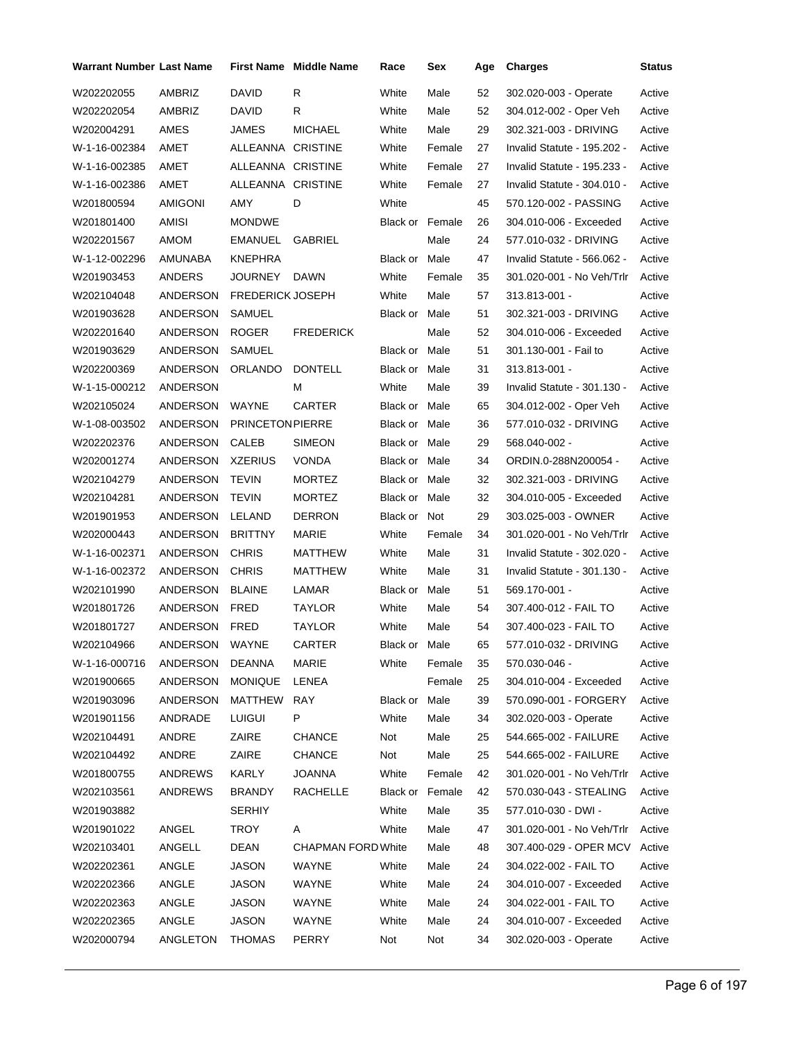| Warrant Number | Last Name | First Name | Middle Name | Race | Sex | Age | Charges | Status |
|---|---|---|---|---|---|---|---|---|
| W202202055 | AMBRIZ | DAVID | R | White | Male | 52 | 302.020-003 - Operate | Active |
| W202202054 | AMBRIZ | DAVID | R | White | Male | 52 | 304.012-002 - Oper Veh | Active |
| W202004291 | AMES | JAMES | MICHAEL | White | Male | 29 | 302.321-003 - DRIVING | Active |
| W-1-16-002384 | AMET | ALLEANNA | CRISTINE | White | Female | 27 | Invalid Statute - 195.202 - | Active |
| W-1-16-002385 | AMET | ALLEANNA | CRISTINE | White | Female | 27 | Invalid Statute - 195.233 - | Active |
| W-1-16-002386 | AMET | ALLEANNA | CRISTINE | White | Female | 27 | Invalid Statute - 304.010 - | Active |
| W201800594 | AMIGONI | AMY | D | White | | 45 | 570.120-002 - PASSING | Active |
| W201801400 | AMISI | MONDWE | | Black or | Female | 26 | 304.010-006 - Exceeded | Active |
| W202201567 | AMOM | EMANUEL | GABRIEL | | Male | 24 | 577.010-032 - DRIVING | Active |
| W-1-12-002296 | AMUNABA | KNEPHRA | | Black or | Male | 47 | Invalid Statute - 566.062 - | Active |
| W201903453 | ANDERS | JOURNEY | DAWN | White | Female | 35 | 301.020-001 - No Veh/Trlr | Active |
| W202104048 | ANDERSON | FREDERICK | JOSEPH | White | Male | 57 | 313.813-001 - | Active |
| W201903628 | ANDERSON | SAMUEL | | Black or | Male | 51 | 302.321-003 - DRIVING | Active |
| W202201640 | ANDERSON | ROGER | FREDERICK | | Male | 52 | 304.010-006 - Exceeded | Active |
| W201903629 | ANDERSON | SAMUEL | | Black or | Male | 51 | 301.130-001 - Fail to | Active |
| W202200369 | ANDERSON | ORLANDO | DONTELL | Black or | Male | 31 | 313.813-001 - | Active |
| W-1-15-000212 | ANDERSON | | M | White | Male | 39 | Invalid Statute - 301.130 - | Active |
| W202105024 | ANDERSON | WAYNE | CARTER | Black or | Male | 65 | 304.012-002 - Oper Veh | Active |
| W-1-08-003502 | ANDERSON | PRINCETON | PIERRE | Black or | Male | 36 | 577.010-032 - DRIVING | Active |
| W202202376 | ANDERSON | CALEB | SIMEON | Black or | Male | 29 | 568.040-002 - | Active |
| W202001274 | ANDERSON | XZERIUS | VONDA | Black or | Male | 34 | ORDIN.0-288N200054 - | Active |
| W202104279 | ANDERSON | TEVIN | MORTEZ | Black or | Male | 32 | 302.321-003 - DRIVING | Active |
| W202104281 | ANDERSON | TEVIN | MORTEZ | Black or | Male | 32 | 304.010-005 - Exceeded | Active |
| W201901953 | ANDERSON | LELAND | DERRON | Black or | Not | 29 | 303.025-003 - OWNER | Active |
| W202000443 | ANDERSON | BRITTNY | MARIE | White | Female | 34 | 301.020-001 - No Veh/Trlr | Active |
| W-1-16-002371 | ANDERSON | CHRIS | MATTHEW | White | Male | 31 | Invalid Statute - 302.020 - | Active |
| W-1-16-002372 | ANDERSON | CHRIS | MATTHEW | White | Male | 31 | Invalid Statute - 301.130 - | Active |
| W202101990 | ANDERSON | BLAINE | LAMAR | Black or | Male | 51 | 569.170-001 - | Active |
| W201801726 | ANDERSON | FRED | TAYLOR | White | Male | 54 | 307.400-012 - FAIL TO | Active |
| W201801727 | ANDERSON | FRED | TAYLOR | White | Male | 54 | 307.400-023 - FAIL TO | Active |
| W202104966 | ANDERSON | WAYNE | CARTER | Black or | Male | 65 | 577.010-032 - DRIVING | Active |
| W-1-16-000716 | ANDERSON | DEANNA | MARIE | White | Female | 35 | 570.030-046 - | Active |
| W201900665 | ANDERSON | MONIQUE | LENEA | | Female | 25 | 304.010-004 - Exceeded | Active |
| W201903096 | ANDERSON | MATTHEW | RAY | Black or | Male | 39 | 570.090-001 - FORGERY | Active |
| W201901156 | ANDRADE | LUIGUI | P | White | Male | 34 | 302.020-003 - Operate | Active |
| W202104491 | ANDRE | ZAIRE | CHANCE | Not | Male | 25 | 544.665-002 - FAILURE | Active |
| W202104492 | ANDRE | ZAIRE | CHANCE | Not | Male | 25 | 544.665-002 - FAILURE | Active |
| W201800755 | ANDREWS | KARLY | JOANNA | White | Female | 42 | 301.020-001 - No Veh/Trlr | Active |
| W202103561 | ANDREWS | BRANDY | RACHELLE | Black or | Female | 42 | 570.030-043 - STEALING | Active |
| W201903882 | | SERHIY | | White | Male | 35 | 577.010-030 - DWI - | Active |
| W201901022 | ANGEL | TROY | A | White | Male | 47 | 301.020-001 - No Veh/Trlr | Active |
| W202103401 | ANGELL | DEAN | CHAPMAN FORD | White | Male | 48 | 307.400-029 - OPER MCV | Active |
| W202202361 | ANGLE | JASON | WAYNE | White | Male | 24 | 304.022-002 - FAIL TO | Active |
| W202202366 | ANGLE | JASON | WAYNE | White | Male | 24 | 304.010-007 - Exceeded | Active |
| W202202363 | ANGLE | JASON | WAYNE | White | Male | 24 | 304.022-001 - FAIL TO | Active |
| W202202365 | ANGLE | JASON | WAYNE | White | Male | 24 | 304.010-007 - Exceeded | Active |
| W202000794 | ANGLETON | THOMAS | PERRY | Not | Not | 34 | 302.020-003 - Operate | Active |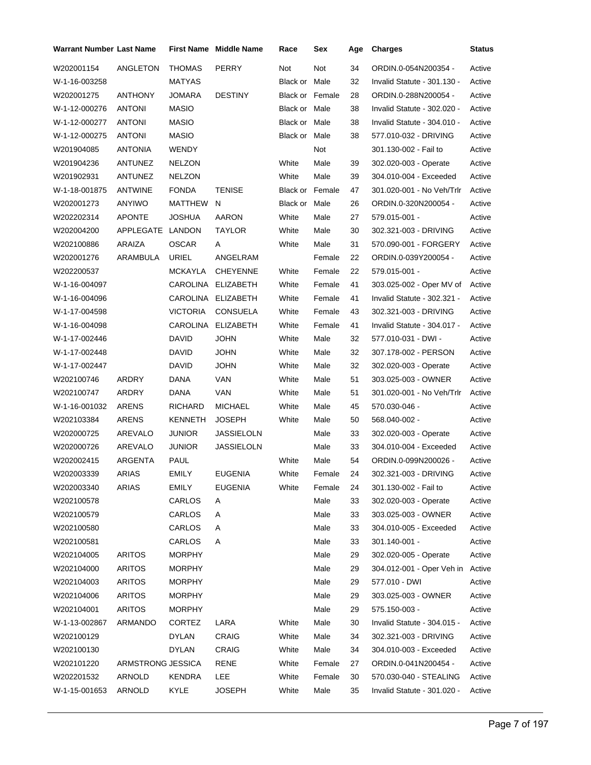| Warrant Number | Last Name | First Name | Middle Name | Race | Sex | Age | Charges | Status |
|---|---|---|---|---|---|---|---|---|
| W202001154 | ANGLETON | THOMAS | PERRY | Not | Not | 34 | ORDIN.0-054N200354 - | Active |
| W-1-16-003258 | | MATYAS | | Black or | Male | 32 | Invalid Statute - 301.130 - | Active |
| W202001275 | ANTHONY | JOMARA | DESTINY | Black or | Female | 28 | ORDIN.0-288N200054 - | Active |
| W-1-12-000276 | ANTONI | MASIO | | Black or | Male | 38 | Invalid Statute - 302.020 - | Active |
| W-1-12-000277 | ANTONI | MASIO | | Black or | Male | 38 | Invalid Statute - 304.010 - | Active |
| W-1-12-000275 | ANTONI | MASIO | | Black or | Male | 38 | 577.010-032 - DRIVING | Active |
| W201904085 | ANTONIA | WENDY | | | Not | | 301.130-002 - Fail to | Active |
| W201904236 | ANTUNEZ | NELZON | | White | Male | 39 | 302.020-003 - Operate | Active |
| W201902931 | ANTUNEZ | NELZON | | White | Male | 39 | 304.010-004 - Exceeded | Active |
| W-1-18-001875 | ANTWINE | FONDA | TENISE | Black or | Female | 47 | 301.020-001 - No Veh/Trlr | Active |
| W202001273 | ANYIWO | MATTHEW | N | Black or | Male | 26 | ORDIN.0-320N200054 - | Active |
| W202202314 | APONTE | JOSHUA | AARON | White | Male | 27 | 579.015-001 - | Active |
| W202004200 | APPLEGATE | LANDON | TAYLOR | White | Male | 30 | 302.321-003 - DRIVING | Active |
| W202100886 | ARAIZA | OSCAR | A | White | Male | 31 | 570.090-001 - FORGERY | Active |
| W202001276 | ARAMBULA | URIEL | ANGELRAM | | Female | 22 | ORDIN.0-039Y200054 - | Active |
| W202200537 | | MCKAYLA | CHEYENNE | White | Female | 22 | 579.015-001 - | Active |
| W-1-16-004097 | | CAROLINA | ELIZABETH | White | Female | 41 | 303.025-002 - Oper MV of | Active |
| W-1-16-004096 | | CAROLINA | ELIZABETH | White | Female | 41 | Invalid Statute - 302.321 - | Active |
| W-1-17-004598 | | VICTORIA | CONSUELA | White | Female | 43 | 302.321-003 - DRIVING | Active |
| W-1-16-004098 | | CAROLINA | ELIZABETH | White | Female | 41 | Invalid Statute - 304.017 - | Active |
| W-1-17-002446 | | DAVID | JOHN | White | Male | 32 | 577.010-031 - DWI - | Active |
| W-1-17-002448 | | DAVID | JOHN | White | Male | 32 | 307.178-002 - PERSON | Active |
| W-1-17-002447 | | DAVID | JOHN | White | Male | 32 | 302.020-003 - Operate | Active |
| W202100746 | ARDRY | DANA | VAN | White | Male | 51 | 303.025-003 - OWNER | Active |
| W202100747 | ARDRY | DANA | VAN | White | Male | 51 | 301.020-001 - No Veh/Trlr | Active |
| W-1-16-001032 | ARENS | RICHARD | MICHAEL | White | Male | 45 | 570.030-046 - | Active |
| W202103384 | ARENS | KENNETH | JOSEPH | White | Male | 50 | 568.040-002 - | Active |
| W202000725 | AREVALO | JUNIOR | JASSIELOLN | | Male | 33 | 302.020-003 - Operate | Active |
| W202000726 | AREVALO | JUNIOR | JASSIELOLN | | Male | 33 | 304.010-004 - Exceeded | Active |
| W202002415 | ARGENTA | PAUL | | White | Male | 54 | ORDIN.0-099N200026 - | Active |
| W202003339 | ARIAS | EMILY | EUGENIA | White | Female | 24 | 302.321-003 - DRIVING | Active |
| W202003340 | ARIAS | EMILY | EUGENIA | White | Female | 24 | 301.130-002 - Fail to | Active |
| W202100578 | | CARLOS | A | | Male | 33 | 302.020-003 - Operate | Active |
| W202100579 | | CARLOS | A | | Male | 33 | 303.025-003 - OWNER | Active |
| W202100580 | | CARLOS | A | | Male | 33 | 304.010-005 - Exceeded | Active |
| W202100581 | | CARLOS | A | | Male | 33 | 301.140-001 - | Active |
| W202104005 | ARITOS | MORPHY | | | Male | 29 | 302.020-005 - Operate | Active |
| W202104000 | ARITOS | MORPHY | | | Male | 29 | 304.012-001 - Oper Veh in | Active |
| W202104003 | ARITOS | MORPHY | | | Male | 29 | 577.010 - DWI | Active |
| W202104006 | ARITOS | MORPHY | | | Male | 29 | 303.025-003 - OWNER | Active |
| W202104001 | ARITOS | MORPHY | | | Male | 29 | 575.150-003 - | Active |
| W-1-13-002867 | ARMANDO | CORTEZ | LARA | White | Male | 30 | Invalid Statute - 304.015 - | Active |
| W202100129 | | DYLAN | CRAIG | White | Male | 34 | 302.321-003 - DRIVING | Active |
| W202100130 | | DYLAN | CRAIG | White | Male | 34 | 304.010-003 - Exceeded | Active |
| W202101220 | ARMSTRONG | JESSICA | RENE | White | Female | 27 | ORDIN.0-041N200454 - | Active |
| W202201532 | ARNOLD | KENDRA | LEE | White | Female | 30 | 570.030-040 - STEALING | Active |
| W-1-15-001653 | ARNOLD | KYLE | JOSEPH | White | Male | 35 | Invalid Statute - 301.020 - | Active |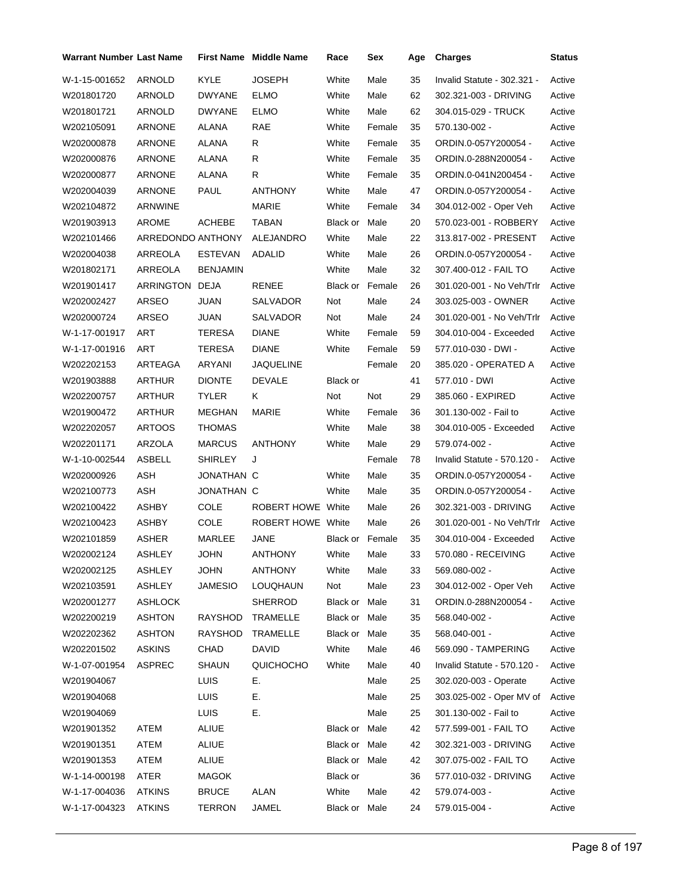| Warrant Number | Last Name | First Name | Middle Name | Race | Sex | Age | Charges | Status |
|---|---|---|---|---|---|---|---|---|
| W-1-15-001652 | ARNOLD | KYLE | JOSEPH | White | Male | 35 | Invalid Statute - 302.321 - | Active |
| W201801720 | ARNOLD | DWYANE | ELMO | White | Male | 62 | 302.321-003 - DRIVING | Active |
| W201801721 | ARNOLD | DWYANE | ELMO | White | Male | 62 | 304.015-029 - TRUCK | Active |
| W202105091 | ARNONE | ALANA | RAE | White | Female | 35 | 570.130-002 - | Active |
| W202000878 | ARNONE | ALANA | R | White | Female | 35 | ORDIN.0-057Y200054 - | Active |
| W202000876 | ARNONE | ALANA | R | White | Female | 35 | ORDIN.0-288N200054 - | Active |
| W202000877 | ARNONE | ALANA | R | White | Female | 35 | ORDIN.0-041N200454 - | Active |
| W202004039 | ARNONE | PAUL | ANTHONY | White | Male | 47 | ORDIN.0-057Y200054 - | Active |
| W202104872 | ARNWINE | | MARIE | White | Female | 34 | 304.012-002 - Oper Veh | Active |
| W201903913 | AROME | ACHEBE | TABAN | Black or | Male | 20 | 570.023-001 - ROBBERY | Active |
| W202101466 | ARREDONDO | ANTHONY | ALEJANDRO | White | Male | 22 | 313.817-002 - PRESENT | Active |
| W202004038 | ARREOLA | ESTEVAN | ADALID | White | Male | 26 | ORDIN.0-057Y200054 - | Active |
| W201802171 | ARREOLA | BENJAMIN | | White | Male | 32 | 307.400-012 - FAIL TO | Active |
| W201901417 | ARRINGTON | DEJA | RENEE | Black or | Female | 26 | 301.020-001 - No Veh/Trlr | Active |
| W202002427 | ARSEO | JUAN | SALVADOR | Not | Male | 24 | 303.025-003 - OWNER | Active |
| W202000724 | ARSEO | JUAN | SALVADOR | Not | Male | 24 | 301.020-001 - No Veh/Trlr | Active |
| W-1-17-001917 | ART | TERESA | DIANE | White | Female | 59 | 304.010-004 - Exceeded | Active |
| W-1-17-001916 | ART | TERESA | DIANE | White | Female | 59 | 577.010-030 - DWI - | Active |
| W202202153 | ARTEAGA | ARYANI | JAQUELINE | | Female | 20 | 385.020 - OPERATED A | Active |
| W201903888 | ARTHUR | DIONTE | DEVALE | Black or | | 41 | 577.010 - DWI | Active |
| W202200757 | ARTHUR | TYLER | K | Not | Not | 29 | 385.060 - EXPIRED | Active |
| W201900472 | ARTHUR | MEGHAN | MARIE | White | Female | 36 | 301.130-002 - Fail to | Active |
| W202202057 | ARTOOS | THOMAS | | White | Male | 38 | 304.010-005 - Exceeded | Active |
| W202201171 | ARZOLA | MARCUS | ANTHONY | White | Male | 29 | 579.074-002 - | Active |
| W-1-10-002544 | ASBELL | SHIRLEY | J | | Female | 78 | Invalid Statute - 570.120 - | Active |
| W202000926 | ASH | JONATHAN | C | White | Male | 35 | ORDIN.0-057Y200054 - | Active |
| W202100773 | ASH | JONATHAN | C | White | Male | 35 | ORDIN.0-057Y200054 - | Active |
| W202100422 | ASHBY | COLE | ROBERT HOWE | White | Male | 26 | 302.321-003 - DRIVING | Active |
| W202100423 | ASHBY | COLE | ROBERT HOWE | White | Male | 26 | 301.020-001 - No Veh/Trlr | Active |
| W202101859 | ASHER | MARLEE | JANE | Black or | Female | 35 | 304.010-004 - Exceeded | Active |
| W202002124 | ASHLEY | JOHN | ANTHONY | White | Male | 33 | 570.080 - RECEIVING | Active |
| W202002125 | ASHLEY | JOHN | ANTHONY | White | Male | 33 | 569.080-002 - | Active |
| W202103591 | ASHLEY | JAMESIO | LOUQHAUN | Not | Male | 23 | 304.012-002 - Oper Veh | Active |
| W202001277 | ASHLOCK | | SHERROD | Black or | Male | 31 | ORDIN.0-288N200054 - | Active |
| W202200219 | ASHTON | RAYSHOD | TRAMELLE | Black or | Male | 35 | 568.040-002 - | Active |
| W202202362 | ASHTON | RAYSHOD | TRAMELLE | Black or | Male | 35 | 568.040-001 - | Active |
| W202201502 | ASKINS | CHAD | DAVID | White | Male | 46 | 569.090 - TAMPERING | Active |
| W-1-07-001954 | ASPREC | SHAUN | QUICHOCHO | White | Male | 40 | Invalid Statute - 570.120 - | Active |
| W201904067 | | LUIS | E. | | Male | 25 | 302.020-003 - Operate | Active |
| W201904068 | | LUIS | E. | | Male | 25 | 303.025-002 - Oper MV of | Active |
| W201904069 | | LUIS | E. | | Male | 25 | 301.130-002 - Fail to | Active |
| W201901352 | ATEM | ALIUE | | Black or | Male | 42 | 577.599-001 - FAIL TO | Active |
| W201901351 | ATEM | ALIUE | | Black or | Male | 42 | 302.321-003 - DRIVING | Active |
| W201901353 | ATEM | ALIUE | | Black or | Male | 42 | 307.075-002 - FAIL TO | Active |
| W-1-14-000198 | ATER | MAGOK | | Black or | | 36 | 577.010-032 - DRIVING | Active |
| W-1-17-004036 | ATKINS | BRUCE | ALAN | White | Male | 42 | 579.074-003 - | Active |
| W-1-17-004323 | ATKINS | TERRON | JAMEL | Black or | Male | 24 | 579.015-004 - | Active |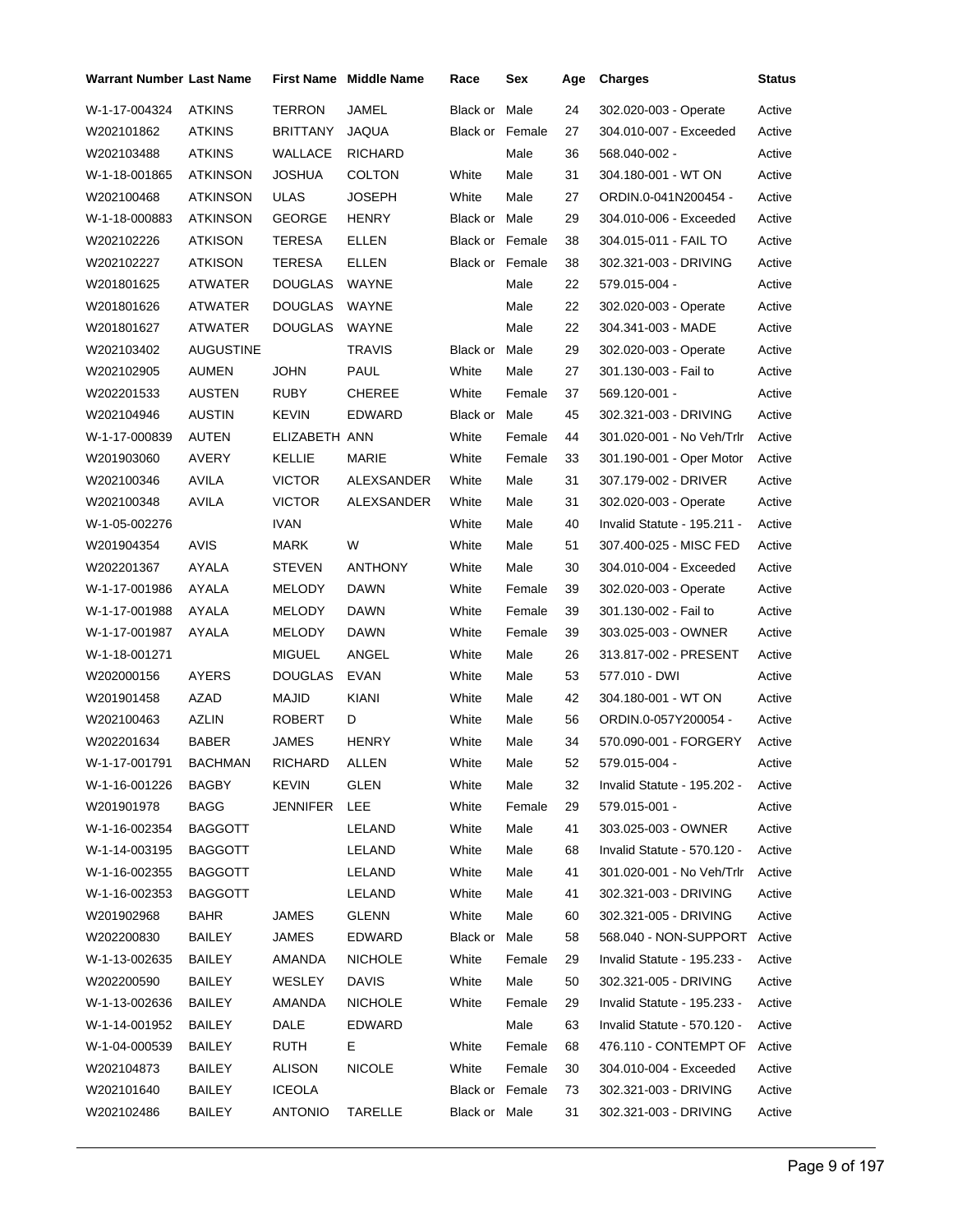| Warrant Number | Last Name | First Name | Middle Name | Race | Sex | Age | Charges | Status |
|---|---|---|---|---|---|---|---|---|
| W-1-17-004324 | ATKINS | TERRON | JAMEL | Black or | Male | 24 | 302.020-003 - Operate | Active |
| W202101862 | ATKINS | BRITTANY | JAQUA | Black or | Female | 27 | 304.010-007 - Exceeded | Active |
| W202103488 | ATKINS | WALLACE | RICHARD | | Male | 36 | 568.040-002 - | Active |
| W-1-18-001865 | ATKINSON | JOSHUA | COLTON | White | Male | 31 | 304.180-001 - WT ON | Active |
| W202100468 | ATKINSON | ULAS | JOSEPH | White | Male | 27 | ORDIN.0-041N200454 - | Active |
| W-1-18-000883 | ATKINSON | GEORGE | HENRY | Black or | Male | 29 | 304.010-006 - Exceeded | Active |
| W202102226 | ATKISON | TERESA | ELLEN | Black or | Female | 38 | 304.015-011 - FAIL TO | Active |
| W202102227 | ATKISON | TERESA | ELLEN | Black or | Female | 38 | 302.321-003 - DRIVING | Active |
| W201801625 | ATWATER | DOUGLAS | WAYNE | | Male | 22 | 579.015-004 - | Active |
| W201801626 | ATWATER | DOUGLAS | WAYNE | | Male | 22 | 302.020-003 - Operate | Active |
| W201801627 | ATWATER | DOUGLAS | WAYNE | | Male | 22 | 304.341-003 - MADE | Active |
| W202103402 | AUGUSTINE | | TRAVIS | Black or | Male | 29 | 302.020-003 - Operate | Active |
| W202102905 | AUMEN | JOHN | PAUL | White | Male | 27 | 301.130-003 - Fail to | Active |
| W202201533 | AUSTEN | RUBY | CHEREE | White | Female | 37 | 569.120-001 - | Active |
| W202104946 | AUSTIN | KEVIN | EDWARD | Black or | Male | 45 | 302.321-003 - DRIVING | Active |
| W-1-17-000839 | AUTEN | ELIZABETH | ANN | White | Female | 44 | 301.020-001 - No Veh/Trlr | Active |
| W201903060 | AVERY | KELLIE | MARIE | White | Female | 33 | 301.190-001 - Oper Motor | Active |
| W202100346 | AVILA | VICTOR | ALEXSANDER | White | Male | 31 | 307.179-002 - DRIVER | Active |
| W202100348 | AVILA | VICTOR | ALEXSANDER | White | Male | 31 | 302.020-003 - Operate | Active |
| W-1-05-002276 | | IVAN | | White | Male | 40 | Invalid Statute - 195.211 - | Active |
| W201904354 | AVIS | MARK | W | White | Male | 51 | 307.400-025 - MISC FED | Active |
| W202201367 | AYALA | STEVEN | ANTHONY | White | Male | 30 | 304.010-004 - Exceeded | Active |
| W-1-17-001986 | AYALA | MELODY | DAWN | White | Female | 39 | 302.020-003 - Operate | Active |
| W-1-17-001988 | AYALA | MELODY | DAWN | White | Female | 39 | 301.130-002 - Fail to | Active |
| W-1-17-001987 | AYALA | MELODY | DAWN | White | Female | 39 | 303.025-003 - OWNER | Active |
| W-1-18-001271 | | MIGUEL | ANGEL | White | Male | 26 | 313.817-002 - PRESENT | Active |
| W202000156 | AYERS | DOUGLAS | EVAN | White | Male | 53 | 577.010 - DWI | Active |
| W201901458 | AZAD | MAJID | KIANI | White | Male | 42 | 304.180-001 - WT ON | Active |
| W202100463 | AZLIN | ROBERT | D | White | Male | 56 | ORDIN.0-057Y200054 - | Active |
| W202201634 | BABER | JAMES | HENRY | White | Male | 34 | 570.090-001 - FORGERY | Active |
| W-1-17-001791 | BACHMAN | RICHARD | ALLEN | White | Male | 52 | 579.015-004 - | Active |
| W-1-16-001226 | BAGBY | KEVIN | GLEN | White | Male | 32 | Invalid Statute - 195.202 - | Active |
| W201901978 | BAGG | JENNIFER | LEE | White | Female | 29 | 579.015-001 - | Active |
| W-1-16-002354 | BAGGOTT | | LELAND | White | Male | 41 | 303.025-003 - OWNER | Active |
| W-1-14-003195 | BAGGOTT | | LELAND | White | Male | 68 | Invalid Statute - 570.120 - | Active |
| W-1-16-002355 | BAGGOTT | | LELAND | White | Male | 41 | 301.020-001 - No Veh/Trlr | Active |
| W-1-16-002353 | BAGGOTT | | LELAND | White | Male | 41 | 302.321-003 - DRIVING | Active |
| W201902968 | BAHR | JAMES | GLENN | White | Male | 60 | 302.321-005 - DRIVING | Active |
| W202200830 | BAILEY | JAMES | EDWARD | Black or | Male | 58 | 568.040 - NON-SUPPORT | Active |
| W-1-13-002635 | BAILEY | AMANDA | NICHOLE | White | Female | 29 | Invalid Statute - 195.233 - | Active |
| W202200590 | BAILEY | WESLEY | DAVIS | White | Male | 50 | 302.321-005 - DRIVING | Active |
| W-1-13-002636 | BAILEY | AMANDA | NICHOLE | White | Female | 29 | Invalid Statute - 195.233 - | Active |
| W-1-14-001952 | BAILEY | DALE | EDWARD | | Male | 63 | Invalid Statute - 570.120 - | Active |
| W-1-04-000539 | BAILEY | RUTH | E | White | Female | 68 | 476.110 - CONTEMPT OF | Active |
| W202104873 | BAILEY | ALISON | NICOLE | White | Female | 30 | 304.010-004 - Exceeded | Active |
| W202101640 | BAILEY | ICEOLA | | Black or | Female | 73 | 302.321-003 - DRIVING | Active |
| W202102486 | BAILEY | ANTONIO | TARELLE | Black or | Male | 31 | 302.321-003 - DRIVING | Active |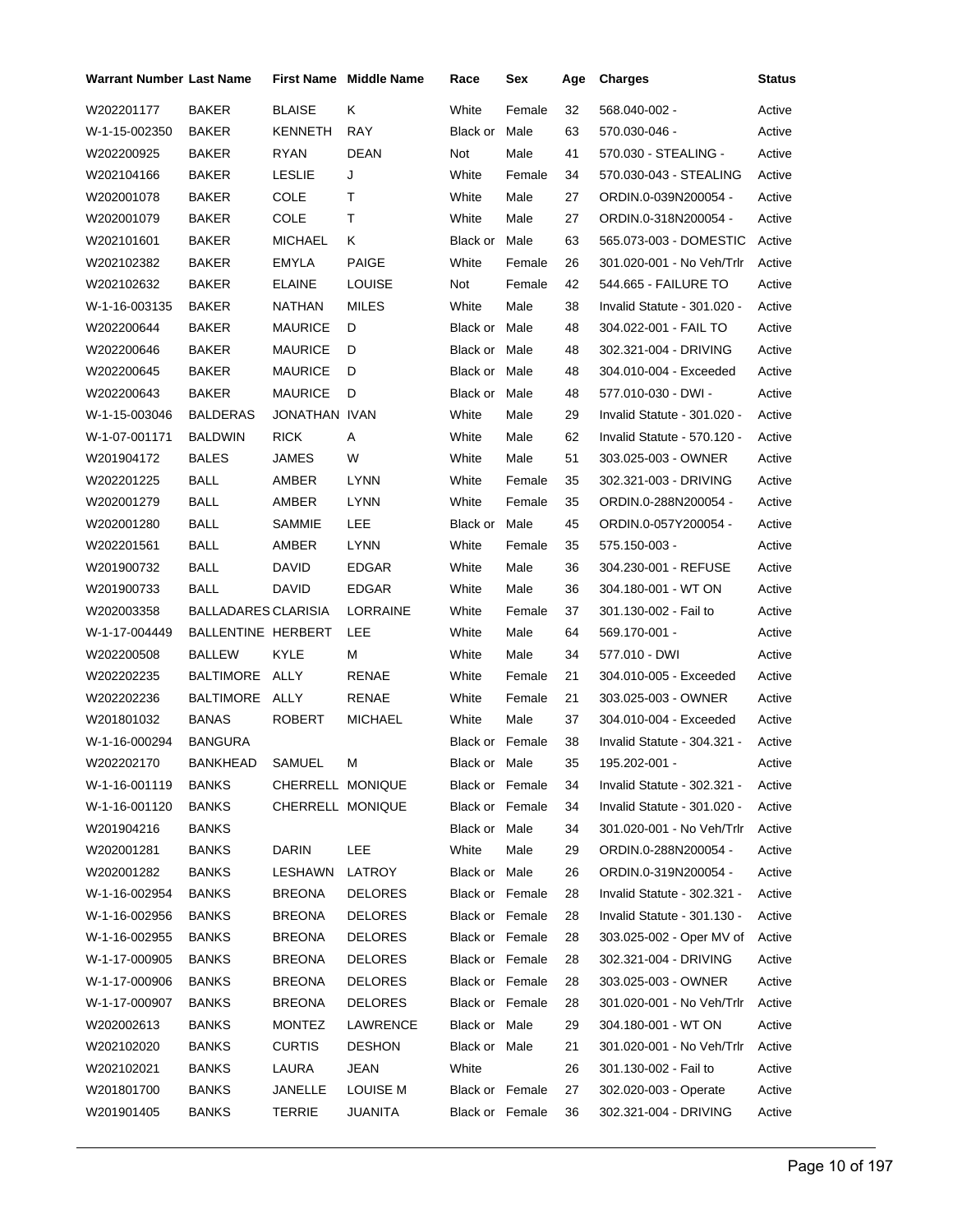| Warrant Number | Last Name | First Name | Middle Name | Race | Sex | Age | Charges | Status |
|---|---|---|---|---|---|---|---|---|
| W202201177 | BAKER | BLAISE | K | White | Female | 32 | 568.040-002 - | Active |
| W-1-15-002350 | BAKER | KENNETH | RAY | Black or | Male | 63 | 570.030-046 - | Active |
| W202200925 | BAKER | RYAN | DEAN | Not | Male | 41 | 570.030 - STEALING - | Active |
| W202104166 | BAKER | LESLIE | J | White | Female | 34 | 570.030-043 - STEALING | Active |
| W202001078 | BAKER | COLE | T | White | Male | 27 | ORDIN.0-039N200054 - | Active |
| W202001079 | BAKER | COLE | T | White | Male | 27 | ORDIN.0-318N200054 - | Active |
| W202101601 | BAKER | MICHAEL | K | Black or | Male | 63 | 565.073-003 - DOMESTIC | Active |
| W202102382 | BAKER | EMYLA | PAIGE | White | Female | 26 | 301.020-001 - No Veh/Trlr | Active |
| W202102632 | BAKER | ELAINE | LOUISE | Not | Female | 42 | 544.665 - FAILURE TO | Active |
| W-1-16-003135 | BAKER | NATHAN | MILES | White | Male | 38 | Invalid Statute - 301.020 - | Active |
| W202200644 | BAKER | MAURICE | D | Black or | Male | 48 | 304.022-001 - FAIL TO | Active |
| W202200646 | BAKER | MAURICE | D | Black or | Male | 48 | 302.321-004 - DRIVING | Active |
| W202200645 | BAKER | MAURICE | D | Black or | Male | 48 | 304.010-004 - Exceeded | Active |
| W202200643 | BAKER | MAURICE | D | Black or | Male | 48 | 577.010-030 - DWI - | Active |
| W-1-15-003046 | BALDERAS | JONATHAN | IVAN | White | Male | 29 | Invalid Statute - 301.020 - | Active |
| W-1-07-001171 | BALDWIN | RICK | A | White | Male | 62 | Invalid Statute - 570.120 - | Active |
| W201904172 | BALES | JAMES | W | White | Male | 51 | 303.025-003 - OWNER | Active |
| W202201225 | BALL | AMBER | LYNN | White | Female | 35 | 302.321-003 - DRIVING | Active |
| W202001279 | BALL | AMBER | LYNN | White | Female | 35 | ORDIN.0-288N200054 - | Active |
| W202001280 | BALL | SAMMIE | LEE | Black or | Male | 45 | ORDIN.0-057Y200054 - | Active |
| W202201561 | BALL | AMBER | LYNN | White | Female | 35 | 575.150-003 - | Active |
| W201900732 | BALL | DAVID | EDGAR | White | Male | 36 | 304.230-001 - REFUSE | Active |
| W201900733 | BALL | DAVID | EDGAR | White | Male | 36 | 304.180-001 - WT ON | Active |
| W202003358 | BALLADARES | CLARISIA | LORRAINE | White | Female | 37 | 301.130-002 - Fail to | Active |
| W-1-17-004449 | BALLENTINE | HERBERT | LEE | White | Male | 64 | 569.170-001 - | Active |
| W202200508 | BALLEW | KYLE | M | White | Male | 34 | 577.010 - DWI | Active |
| W202202235 | BALTIMORE | ALLY | RENAE | White | Female | 21 | 304.010-005 - Exceeded | Active |
| W202202236 | BALTIMORE | ALLY | RENAE | White | Female | 21 | 303.025-003 - OWNER | Active |
| W201801032 | BANAS | ROBERT | MICHAEL | White | Male | 37 | 304.010-004 - Exceeded | Active |
| W-1-16-000294 | BANGURA | | | Black or | Female | 38 | Invalid Statute - 304.321 - | Active |
| W202202170 | BANKHEAD | SAMUEL | M | Black or | Male | 35 | 195.202-001 - | Active |
| W-1-16-001119 | BANKS | CHERRELL | MONIQUE | Black or | Female | 34 | Invalid Statute - 302.321 - | Active |
| W-1-16-001120 | BANKS | CHERRELL | MONIQUE | Black or | Female | 34 | Invalid Statute - 301.020 - | Active |
| W201904216 | BANKS | | | Black or | Male | 34 | 301.020-001 - No Veh/Trlr | Active |
| W202001281 | BANKS | DARIN | LEE | White | Male | 29 | ORDIN.0-288N200054 - | Active |
| W202001282 | BANKS | LESHAWN | LATROY | Black or | Male | 26 | ORDIN.0-319N200054 - | Active |
| W-1-16-002954 | BANKS | BREONA | DELORES | Black or | Female | 28 | Invalid Statute - 302.321 - | Active |
| W-1-16-002956 | BANKS | BREONA | DELORES | Black or | Female | 28 | Invalid Statute - 301.130 - | Active |
| W-1-16-002955 | BANKS | BREONA | DELORES | Black or | Female | 28 | 303.025-002 - Oper MV of | Active |
| W-1-17-000905 | BANKS | BREONA | DELORES | Black or | Female | 28 | 302.321-004 - DRIVING | Active |
| W-1-17-000906 | BANKS | BREONA | DELORES | Black or | Female | 28 | 303.025-003 - OWNER | Active |
| W-1-17-000907 | BANKS | BREONA | DELORES | Black or | Female | 28 | 301.020-001 - No Veh/Trlr | Active |
| W202002613 | BANKS | MONTEZ | LAWRENCE | Black or | Male | 29 | 304.180-001 - WT ON | Active |
| W202102020 | BANKS | CURTIS | DESHON | Black or | Male | 21 | 301.020-001 - No Veh/Trlr | Active |
| W202102021 | BANKS | LAURA | JEAN | White | | 26 | 301.130-002 - Fail to | Active |
| W201801700 | BANKS | JANELLE | LOUISE M | Black or | Female | 27 | 302.020-003 - Operate | Active |
| W201901405 | BANKS | TERRIE | JUANITA | Black or | Female | 36 | 302.321-004 - DRIVING | Active |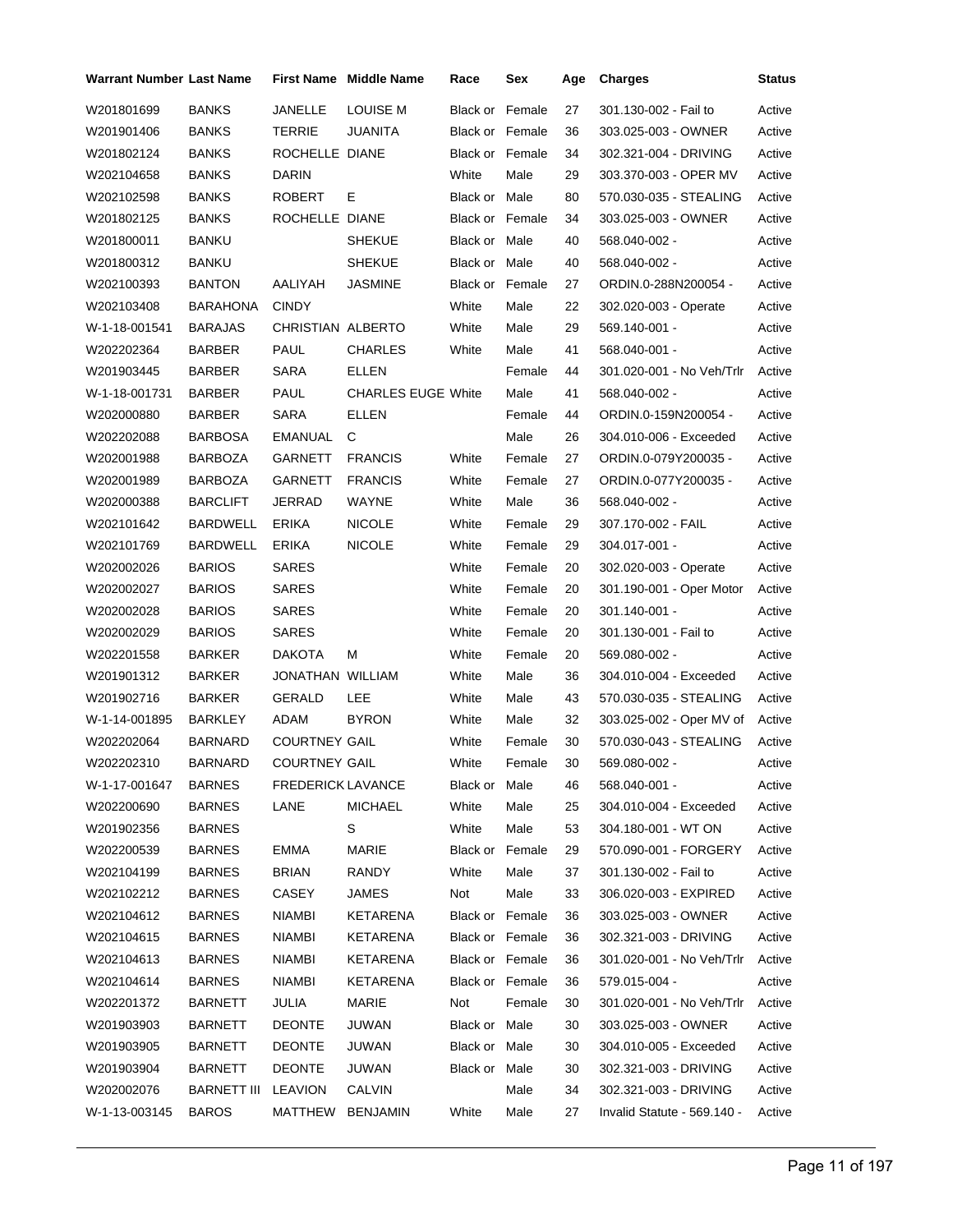| Warrant Number | Last Name | First Name | Middle Name | Race | Sex | Age | Charges | Status |
|---|---|---|---|---|---|---|---|---|
| W201801699 | BANKS | JANELLE | LOUISE M | Black or | Female | 27 | 301.130-002 - Fail to | Active |
| W201901406 | BANKS | TERRIE | JUANITA | Black or | Female | 36 | 303.025-003 - OWNER | Active |
| W201802124 | BANKS | ROCHELLE | DIANE | Black or | Female | 34 | 302.321-004 - DRIVING | Active |
| W202104658 | BANKS | DARIN | | White | Male | 29 | 303.370-003 - OPER MV | Active |
| W202102598 | BANKS | ROBERT | E | Black or | Male | 80 | 570.030-035 - STEALING | Active |
| W201802125 | BANKS | ROCHELLE | DIANE | Black or | Female | 34 | 303.025-003 - OWNER | Active |
| W201800011 | BANKU | | SHEKUE | Black or | Male | 40 | 568.040-002 - | Active |
| W201800312 | BANKU | | SHEKUE | Black or | Male | 40 | 568.040-002 - | Active |
| W202100393 | BANTON | AALIYAH | JASMINE | Black or | Female | 27 | ORDIN.0-288N200054 - | Active |
| W202103408 | BARAHONA | CINDY | | White | Male | 22 | 302.020-003 - Operate | Active |
| W-1-18-001541 | BARAJAS | CHRISTIAN | ALBERTO | White | Male | 29 | 569.140-001 - | Active |
| W202202364 | BARBER | PAUL | CHARLES | White | Male | 41 | 568.040-001 - | Active |
| W201903445 | BARBER | SARA | ELLEN | | Female | 44 | 301.020-001 - No Veh/Trlr | Active |
| W-1-18-001731 | BARBER | PAUL | CHARLES EUGE | White | Male | 41 | 568.040-002 - | Active |
| W202000880 | BARBER | SARA | ELLEN | | Female | 44 | ORDIN.0-159N200054 - | Active |
| W202202088 | BARBOSA | EMANUAL | C | | Male | 26 | 304.010-006 - Exceeded | Active |
| W202001988 | BARBOZA | GARNETT | FRANCIS | White | Female | 27 | ORDIN.0-079Y200035 - | Active |
| W202001989 | BARBOZA | GARNETT | FRANCIS | White | Female | 27 | ORDIN.0-077Y200035 - | Active |
| W202000388 | BARCLIFT | JERRAD | WAYNE | White | Male | 36 | 568.040-002 - | Active |
| W202101642 | BARDWELL | ERIKA | NICOLE | White | Female | 29 | 307.170-002 - FAIL | Active |
| W202101769 | BARDWELL | ERIKA | NICOLE | White | Female | 29 | 304.017-001 - | Active |
| W202002026 | BARIOS | SARES | | White | Female | 20 | 302.020-003 - Operate | Active |
| W202002027 | BARIOS | SARES | | White | Female | 20 | 301.190-001 - Oper Motor | Active |
| W202002028 | BARIOS | SARES | | White | Female | 20 | 301.140-001 - | Active |
| W202002029 | BARIOS | SARES | | White | Female | 20 | 301.130-001 - Fail to | Active |
| W202201558 | BARKER | DAKOTA | M | White | Female | 20 | 569.080-002 - | Active |
| W201901312 | BARKER | JONATHAN | WILLIAM | White | Male | 36 | 304.010-004 - Exceeded | Active |
| W201902716 | BARKER | GERALD | LEE | White | Male | 43 | 570.030-035 - STEALING | Active |
| W-1-14-001895 | BARKLEY | ADAM | BYRON | White | Male | 32 | 303.025-002 - Oper MV of | Active |
| W202202064 | BARNARD | COURTNEY | GAIL | White | Female | 30 | 570.030-043 - STEALING | Active |
| W202202310 | BARNARD | COURTNEY | GAIL | White | Female | 30 | 569.080-002 - | Active |
| W-1-17-001647 | BARNES | FREDERICK | LAVANCE | Black or | Male | 46 | 568.040-001 - | Active |
| W202200690 | BARNES | LANE | MICHAEL | White | Male | 25 | 304.010-004 - Exceeded | Active |
| W201902356 | BARNES | | S | White | Male | 53 | 304.180-001 - WT ON | Active |
| W202200539 | BARNES | EMMA | MARIE | Black or | Female | 29 | 570.090-001 - FORGERY | Active |
| W202104199 | BARNES | BRIAN | RANDY | White | Male | 37 | 301.130-002 - Fail to | Active |
| W202102212 | BARNES | CASEY | JAMES | Not | Male | 33 | 306.020-003 - EXPIRED | Active |
| W202104612 | BARNES | NIAMBI | KETARENA | Black or | Female | 36 | 303.025-003 - OWNER | Active |
| W202104615 | BARNES | NIAMBI | KETARENA | Black or | Female | 36 | 302.321-003 - DRIVING | Active |
| W202104613 | BARNES | NIAMBI | KETARENA | Black or | Female | 36 | 301.020-001 - No Veh/Trlr | Active |
| W202104614 | BARNES | NIAMBI | KETARENA | Black or | Female | 36 | 579.015-004 - | Active |
| W202201372 | BARNETT | JULIA | MARIE | Not | Female | 30 | 301.020-001 - No Veh/Trlr | Active |
| W201903903 | BARNETT | DEONTE | JUWAN | Black or | Male | 30 | 303.025-003 - OWNER | Active |
| W201903905 | BARNETT | DEONTE | JUWAN | Black or | Male | 30 | 304.010-005 - Exceeded | Active |
| W201903904 | BARNETT | DEONTE | JUWAN | Black or | Male | 30 | 302.321-003 - DRIVING | Active |
| W202002076 | BARNETT III | LEAVION | CALVIN | | Male | 34 | 302.321-003 - DRIVING | Active |
| W-1-13-003145 | BAROS | MATTHEW | BENJAMIN | White | Male | 27 | Invalid Statute - 569.140 - | Active |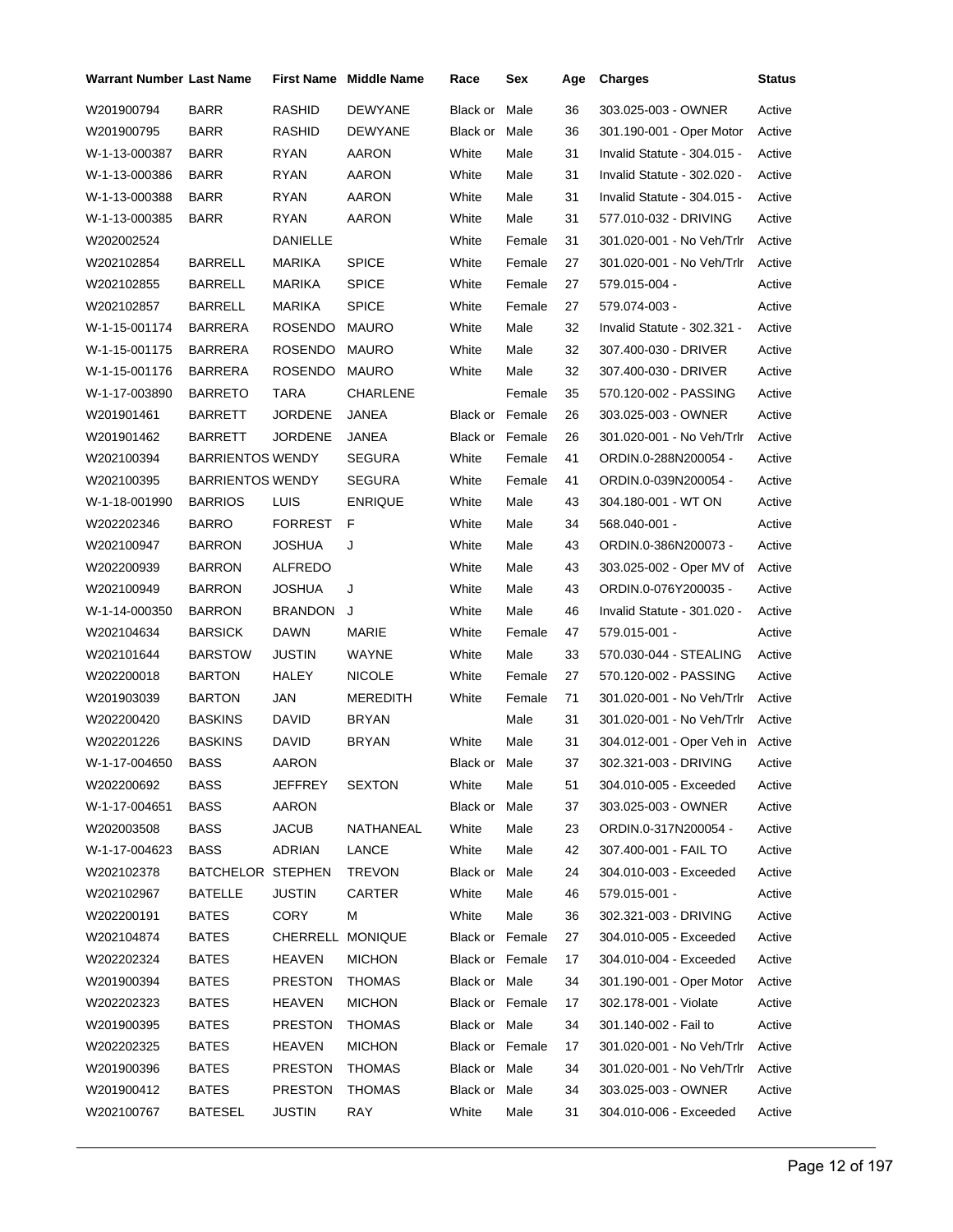| Warrant Number | Last Name | First Name | Middle Name | Race | Sex | Age | Charges | Status |
|---|---|---|---|---|---|---|---|---|
| W201900794 | BARR | RASHID | DEWYANE | Black or | Male | 36 | 303.025-003 - OWNER | Active |
| W201900795 | BARR | RASHID | DEWYANE | Black or | Male | 36 | 301.190-001 - Oper Motor | Active |
| W-1-13-000387 | BARR | RYAN | AARON | White | Male | 31 | Invalid Statute - 304.015 - | Active |
| W-1-13-000386 | BARR | RYAN | AARON | White | Male | 31 | Invalid Statute - 302.020 - | Active |
| W-1-13-000388 | BARR | RYAN | AARON | White | Male | 31 | Invalid Statute - 304.015 - | Active |
| W-1-13-000385 | BARR | RYAN | AARON | White | Male | 31 | 577.010-032 - DRIVING | Active |
| W202002524 | | DANIELLE | | White | Female | 31 | 301.020-001 - No Veh/Trlr | Active |
| W202102854 | BARRELL | MARIKA | SPICE | White | Female | 27 | 301.020-001 - No Veh/Trlr | Active |
| W202102855 | BARRELL | MARIKA | SPICE | White | Female | 27 | 579.015-004 - | Active |
| W202102857 | BARRELL | MARIKA | SPICE | White | Female | 27 | 579.074-003 - | Active |
| W-1-15-001174 | BARRERA | ROSENDO | MAURO | White | Male | 32 | Invalid Statute - 302.321 - | Active |
| W-1-15-001175 | BARRERA | ROSENDO | MAURO | White | Male | 32 | 307.400-030 - DRIVER | Active |
| W-1-15-001176 | BARRERA | ROSENDO | MAURO | White | Male | 32 | 307.400-030 - DRIVER | Active |
| W-1-17-003890 | BARRETO | TARA | CHARLENE | | Female | 35 | 570.120-002 - PASSING | Active |
| W201901461 | BARRETT | JORDENE | JANEA | Black or | Female | 26 | 303.025-003 - OWNER | Active |
| W201901462 | BARRETT | JORDENE | JANEA | Black or | Female | 26 | 301.020-001 - No Veh/Trlr | Active |
| W202100394 | BARRIENTOS | WENDY | SEGURA | White | Female | 41 | ORDIN.0-288N200054 - | Active |
| W202100395 | BARRIENTOS | WENDY | SEGURA | White | Female | 41 | ORDIN.0-039N200054 - | Active |
| W-1-18-001990 | BARRIOS | LUIS | ENRIQUE | White | Male | 43 | 304.180-001 - WT ON | Active |
| W202202346 | BARRO | FORREST | F | White | Male | 34 | 568.040-001 - | Active |
| W202100947 | BARRON | JOSHUA | J | White | Male | 43 | ORDIN.0-386N200073 - | Active |
| W202200939 | BARRON | ALFREDO | | White | Male | 43 | 303.025-002 - Oper MV of | Active |
| W202100949 | BARRON | JOSHUA | J | White | Male | 43 | ORDIN.0-076Y200035 - | Active |
| W-1-14-000350 | BARRON | BRANDON | J | White | Male | 46 | Invalid Statute - 301.020 - | Active |
| W202104634 | BARSICK | DAWN | MARIE | White | Female | 47 | 579.015-001 - | Active |
| W202101644 | BARSTOW | JUSTIN | WAYNE | White | Male | 33 | 570.030-044 - STEALING | Active |
| W202200018 | BARTON | HALEY | NICOLE | White | Female | 27 | 570.120-002 - PASSING | Active |
| W201903039 | BARTON | JAN | MEREDITH | White | Female | 71 | 301.020-001 - No Veh/Trlr | Active |
| W202200420 | BASKINS | DAVID | BRYAN | | Male | 31 | 301.020-001 - No Veh/Trlr | Active |
| W202201226 | BASKINS | DAVID | BRYAN | White | Male | 31 | 304.012-001 - Oper Veh in | Active |
| W-1-17-004650 | BASS | AARON | | Black or | Male | 37 | 302.321-003 - DRIVING | Active |
| W202200692 | BASS | JEFFREY | SEXTON | White | Male | 51 | 304.010-005 - Exceeded | Active |
| W-1-17-004651 | BASS | AARON | | Black or | Male | 37 | 303.025-003 - OWNER | Active |
| W202003508 | BASS | JACUB | NATHANEAL | White | Male | 23 | ORDIN.0-317N200054 - | Active |
| W-1-17-004623 | BASS | ADRIAN | LANCE | White | Male | 42 | 307.400-001 - FAIL TO | Active |
| W202102378 | BATCHELOR | STEPHEN | TREVON | Black or | Male | 24 | 304.010-003 - Exceeded | Active |
| W202102967 | BATELLE | JUSTIN | CARTER | White | Male | 46 | 579.015-001 - | Active |
| W202200191 | BATES | CORY | M | White | Male | 36 | 302.321-003 - DRIVING | Active |
| W202104874 | BATES | CHERRELL | MONIQUE | Black or | Female | 27 | 304.010-005 - Exceeded | Active |
| W202202324 | BATES | HEAVEN | MICHON | Black or | Female | 17 | 304.010-004 - Exceeded | Active |
| W201900394 | BATES | PRESTON | THOMAS | Black or | Male | 34 | 301.190-001 - Oper Motor | Active |
| W202202323 | BATES | HEAVEN | MICHON | Black or | Female | 17 | 302.178-001 - Violate | Active |
| W201900395 | BATES | PRESTON | THOMAS | Black or | Male | 34 | 301.140-002 - Fail to | Active |
| W202202325 | BATES | HEAVEN | MICHON | Black or | Female | 17 | 301.020-001 - No Veh/Trlr | Active |
| W201900396 | BATES | PRESTON | THOMAS | Black or | Male | 34 | 301.020-001 - No Veh/Trlr | Active |
| W201900412 | BATES | PRESTON | THOMAS | Black or | Male | 34 | 303.025-003 - OWNER | Active |
| W202100767 | BATESEL | JUSTIN | RAY | White | Male | 31 | 304.010-006 - Exceeded | Active |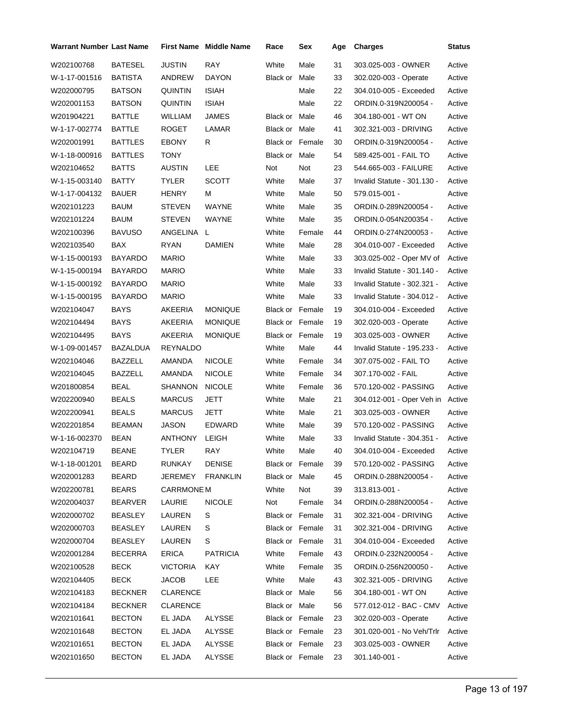| Warrant Number | Last Name | First Name | Middle Name | Race | Sex | Age | Charges | Status |
|---|---|---|---|---|---|---|---|---|
| W202100768 | BATESEL | JUSTIN | RAY | White | Male | 31 | 303.025-003 - OWNER | Active |
| W-1-17-001516 | BATISTA | ANDREW | DAYON | Black or | Male | 33 | 302.020-003 - Operate | Active |
| W202000795 | BATSON | QUINTIN | ISIAH | | Male | 22 | 304.010-005 - Exceeded | Active |
| W202001153 | BATSON | QUINTIN | ISIAH | | Male | 22 | ORDIN.0-319N200054 - | Active |
| W201904221 | BATTLE | WILLIAM | JAMES | Black or | Male | 46 | 304.180-001 - WT ON | Active |
| W-1-17-002774 | BATTLE | ROGET | LAMAR | Black or | Male | 41 | 302.321-003 - DRIVING | Active |
| W202001991 | BATTLES | EBONY | R | Black or | Female | 30 | ORDIN.0-319N200054 - | Active |
| W-1-18-000916 | BATTLES | TONY | | Black or | Male | 54 | 589.425-001 - FAIL TO | Active |
| W202104652 | BATTS | AUSTIN | LEE | Not | Not | 23 | 544.665-003 - FAILURE | Active |
| W-1-15-003140 | BATTY | TYLER | SCOTT | White | Male | 37 | Invalid Statute - 301.130 - | Active |
| W-1-17-004132 | BAUER | HENRY | M | White | Male | 50 | 579.015-001 - | Active |
| W202101223 | BAUM | STEVEN | WAYNE | White | Male | 35 | ORDIN.0-289N200054 - | Active |
| W202101224 | BAUM | STEVEN | WAYNE | White | Male | 35 | ORDIN.0-054N200354 - | Active |
| W202100396 | BAVUSO | ANGELINA | L | White | Female | 44 | ORDIN.0-274N200053 - | Active |
| W202103540 | BAX | RYAN | DAMIEN | White | Male | 28 | 304.010-007 - Exceeded | Active |
| W-1-15-000193 | BAYARDO | MARIO | | White | Male | 33 | 303.025-002 - Oper MV of | Active |
| W-1-15-000194 | BAYARDO | MARIO | | White | Male | 33 | Invalid Statute - 301.140 - | Active |
| W-1-15-000192 | BAYARDO | MARIO | | White | Male | 33 | Invalid Statute - 302.321 - | Active |
| W-1-15-000195 | BAYARDO | MARIO | | White | Male | 33 | Invalid Statute - 304.012 - | Active |
| W202104047 | BAYS | AKEERIA | MONIQUE | Black or | Female | 19 | 304.010-004 - Exceeded | Active |
| W202104494 | BAYS | AKEERIA | MONIQUE | Black or | Female | 19 | 302.020-003 - Operate | Active |
| W202104495 | BAYS | AKEERIA | MONIQUE | Black or | Female | 19 | 303.025-003 - OWNER | Active |
| W-1-09-001457 | BAZALDUA | REYNALDO | | White | Male | 44 | Invalid Statute - 195.233 - | Active |
| W202104046 | BAZZELL | AMANDA | NICOLE | White | Female | 34 | 307.075-002 - FAIL TO | Active |
| W202104045 | BAZZELL | AMANDA | NICOLE | White | Female | 34 | 307.170-002 - FAIL | Active |
| W201800854 | BEAL | SHANNON | NICOLE | White | Female | 36 | 570.120-002 - PASSING | Active |
| W202200940 | BEALS | MARCUS | JETT | White | Male | 21 | 304.012-001 - Oper Veh in | Active |
| W202200941 | BEALS | MARCUS | JETT | White | Male | 21 | 303.025-003 - OWNER | Active |
| W202201854 | BEAMAN | JASON | EDWARD | White | Male | 39 | 570.120-002 - PASSING | Active |
| W-1-16-002370 | BEAN | ANTHONY | LEIGH | White | Male | 33 | Invalid Statute - 304.351 - | Active |
| W202104719 | BEANE | TYLER | RAY | White | Male | 40 | 304.010-004 - Exceeded | Active |
| W-1-18-001201 | BEARD | RUNKAY | DENISE | Black or | Female | 39 | 570.120-002 - PASSING | Active |
| W202001283 | BEARD | JEREMEY | FRANKLIN | Black or | Male | 45 | ORDIN.0-288N200054 - | Active |
| W202200781 | BEARS | CARRMONE | M | White | Not | 39 | 313.813-001 - | Active |
| W202004037 | BEARVER | LAURIE | NICOLE | Not | Female | 34 | ORDIN.0-288N200054 - | Active |
| W202000702 | BEASLEY | LAUREN | S | Black or | Female | 31 | 302.321-004 - DRIVING | Active |
| W202000703 | BEASLEY | LAUREN | S | Black or | Female | 31 | 302.321-004 - DRIVING | Active |
| W202000704 | BEASLEY | LAUREN | S | Black or | Female | 31 | 304.010-004 - Exceeded | Active |
| W202001284 | BECERRA | ERICA | PATRICIA | White | Female | 43 | ORDIN.0-232N200054 - | Active |
| W202100528 | BECK | VICTORIA | KAY | White | Female | 35 | ORDIN.0-256N200050 - | Active |
| W202104405 | BECK | JACOB | LEE | White | Male | 43 | 302.321-005 - DRIVING | Active |
| W202104183 | BECKNER | CLARENCE | | Black or | Male | 56 | 304.180-001 - WT ON | Active |
| W202104184 | BECKNER | CLARENCE | | Black or | Male | 56 | 577.012-012 - BAC - CMV | Active |
| W202101641 | BECTON | EL JADA | ALYSSE | Black or | Female | 23 | 302.020-003 - Operate | Active |
| W202101648 | BECTON | EL JADA | ALYSSE | Black or | Female | 23 | 301.020-001 - No Veh/Trlr | Active |
| W202101651 | BECTON | EL JADA | ALYSSE | Black or | Female | 23 | 303.025-003 - OWNER | Active |
| W202101650 | BECTON | EL JADA | ALYSSE | Black or | Female | 23 | 301.140-001 - | Active |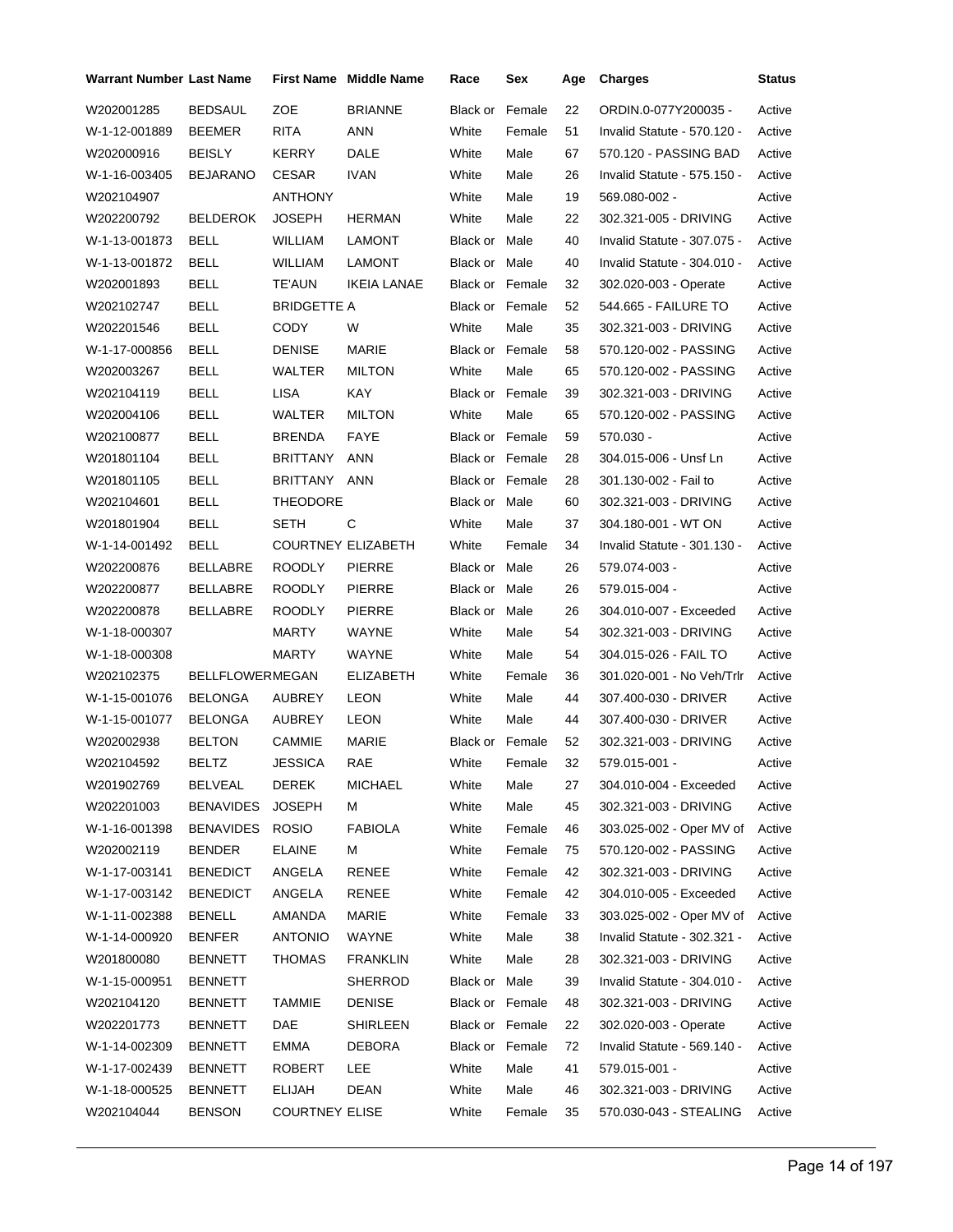| Warrant Number | Last Name | First Name | Middle Name | Race | Sex | Age | Charges | Status |
|---|---|---|---|---|---|---|---|---|
| W202001285 | BEDSAUL | ZOE | BRIANNE | Black or | Female | 22 | ORDIN.0-077Y200035 - | Active |
| W-1-12-001889 | BEEMER | RITA | ANN | White | Female | 51 | Invalid Statute - 570.120 - | Active |
| W202000916 | BEISLY | KERRY | DALE | White | Male | 67 | 570.120 - PASSING BAD | Active |
| W-1-16-003405 | BEJARANO | CESAR | IVAN | White | Male | 26 | Invalid Statute - 575.150 - | Active |
| W202104907 | | ANTHONY | | White | Male | 19 | 569.080-002 - | Active |
| W202200792 | BELDEROK | JOSEPH | HERMAN | White | Male | 22 | 302.321-005 - DRIVING | Active |
| W-1-13-001873 | BELL | WILLIAM | LAMONT | Black or | Male | 40 | Invalid Statute - 307.075 - | Active |
| W-1-13-001872 | BELL | WILLIAM | LAMONT | Black or | Male | 40 | Invalid Statute - 304.010 - | Active |
| W202001893 | BELL | TE'AUN | IKEIA LANAE | Black or | Female | 32 | 302.020-003 - Operate | Active |
| W202102747 | BELL | BRIDGETTE A | | Black or | Female | 52 | 544.665 - FAILURE TO | Active |
| W202201546 | BELL | CODY | W | White | Male | 35 | 302.321-003 - DRIVING | Active |
| W-1-17-000856 | BELL | DENISE | MARIE | Black or | Female | 58 | 570.120-002 - PASSING | Active |
| W202003267 | BELL | WALTER | MILTON | White | Male | 65 | 570.120-002 - PASSING | Active |
| W202104119 | BELL | LISA | KAY | Black or | Female | 39 | 302.321-003 - DRIVING | Active |
| W202004106 | BELL | WALTER | MILTON | White | Male | 65 | 570.120-002 - PASSING | Active |
| W202100877 | BELL | BRENDA | FAYE | Black or | Female | 59 | 570.030 - | Active |
| W201801104 | BELL | BRITTANY | ANN | Black or | Female | 28 | 304.015-006 - Unsf Ln | Active |
| W201801105 | BELL | BRITTANY | ANN | Black or | Female | 28 | 301.130-002 - Fail to | Active |
| W202104601 | BELL | THEODORE | | Black or | Male | 60 | 302.321-003 - DRIVING | Active |
| W201801904 | BELL | SETH | C | White | Male | 37 | 304.180-001 - WT ON | Active |
| W-1-14-001492 | BELL | COURTNEY | ELIZABETH | White | Female | 34 | Invalid Statute - 301.130 - | Active |
| W202200876 | BELLABRE | ROODLY | PIERRE | Black or | Male | 26 | 579.074-003 - | Active |
| W202200877 | BELLABRE | ROODLY | PIERRE | Black or | Male | 26 | 579.015-004 - | Active |
| W202200878 | BELLABRE | ROODLY | PIERRE | Black or | Male | 26 | 304.010-007 - Exceeded | Active |
| W-1-18-000307 | | MARTY | WAYNE | White | Male | 54 | 302.321-003 - DRIVING | Active |
| W-1-18-000308 | | MARTY | WAYNE | White | Male | 54 | 304.015-026 - FAIL TO | Active |
| W202102375 | BELLFLOWER | MEGAN | ELIZABETH | White | Female | 36 | 301.020-001 - No Veh/Trlr | Active |
| W-1-15-001076 | BELONGA | AUBREY | LEON | White | Male | 44 | 307.400-030 - DRIVER | Active |
| W-1-15-001077 | BELONGA | AUBREY | LEON | White | Male | 44 | 307.400-030 - DRIVER | Active |
| W202002938 | BELTON | CAMMIE | MARIE | Black or | Female | 52 | 302.321-003 - DRIVING | Active |
| W202104592 | BELTZ | JESSICA | RAE | White | Female | 32 | 579.015-001 - | Active |
| W201902769 | BELVEAL | DEREK | MICHAEL | White | Male | 27 | 304.010-004 - Exceeded | Active |
| W202201003 | BENAVIDES | JOSEPH | M | White | Male | 45 | 302.321-003 - DRIVING | Active |
| W-1-16-001398 | BENAVIDES | ROSIO | FABIOLA | White | Female | 46 | 303.025-002 - Oper MV of | Active |
| W202002119 | BENDER | ELAINE | M | White | Female | 75 | 570.120-002 - PASSING | Active |
| W-1-17-003141 | BENEDICT | ANGELA | RENEE | White | Female | 42 | 302.321-003 - DRIVING | Active |
| W-1-17-003142 | BENEDICT | ANGELA | RENEE | White | Female | 42 | 304.010-005 - Exceeded | Active |
| W-1-11-002388 | BENELL | AMANDA | MARIE | White | Female | 33 | 303.025-002 - Oper MV of | Active |
| W-1-14-000920 | BENFER | ANTONIO | WAYNE | White | Male | 38 | Invalid Statute - 302.321 - | Active |
| W201800080 | BENNETT | THOMAS | FRANKLIN | White | Male | 28 | 302.321-003 - DRIVING | Active |
| W-1-15-000951 | BENNETT | | SHERROD | Black or | Male | 39 | Invalid Statute - 304.010 - | Active |
| W202104120 | BENNETT | TAMMIE | DENISE | Black or | Female | 48 | 302.321-003 - DRIVING | Active |
| W202201773 | BENNETT | DAE | SHIRLEEN | Black or | Female | 22 | 302.020-003 - Operate | Active |
| W-1-14-002309 | BENNETT | EMMA | DEBORA | Black or | Female | 72 | Invalid Statute - 569.140 - | Active |
| W-1-17-002439 | BENNETT | ROBERT | LEE | White | Male | 41 | 579.015-001 - | Active |
| W-1-18-000525 | BENNETT | ELIJAH | DEAN | White | Male | 46 | 302.321-003 - DRIVING | Active |
| W202104044 | BENSON | COURTNEY | ELISE | White | Female | 35 | 570.030-043 - STEALING | Active |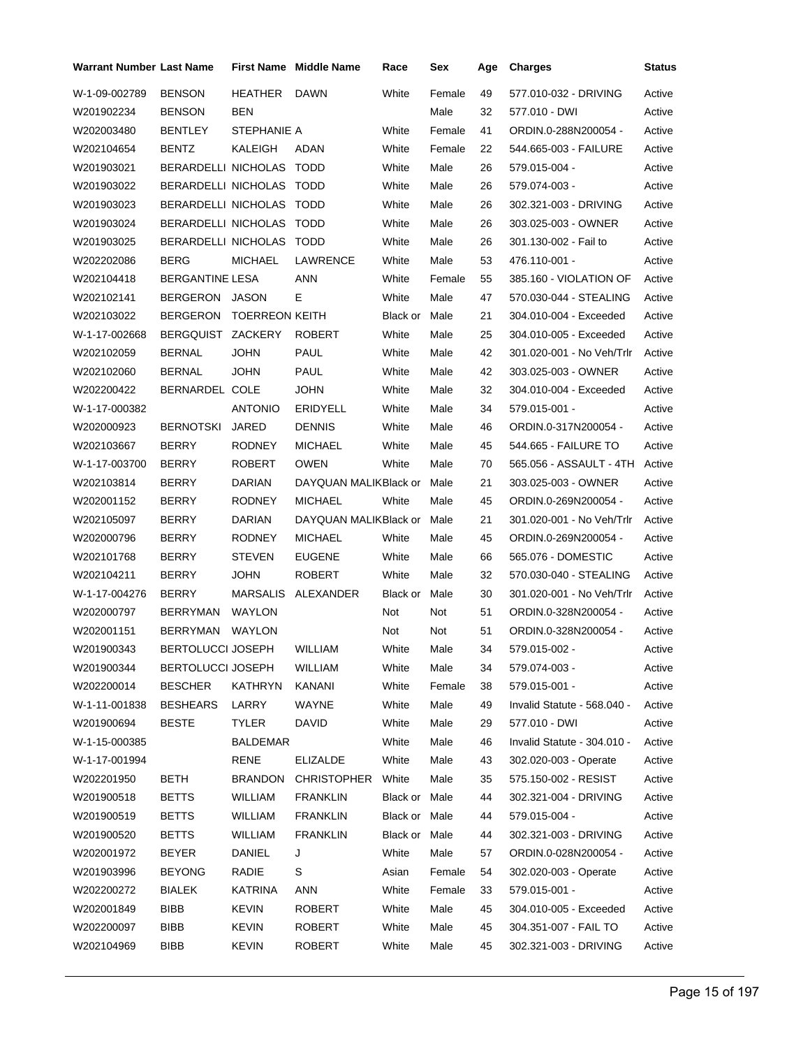| Warrant Number | Last Name | First Name | Middle Name | Race | Sex | Age | Charges | Status |
|---|---|---|---|---|---|---|---|---|
| W-1-09-002789 | BENSON | HEATHER | DAWN | White | Female | 49 | 577.010-032 - DRIVING | Active |
| W201902234 | BENSON | BEN | | | Male | 32 | 577.010 - DWI | Active |
| W202003480 | BENTLEY | STEPHANIE A | | White | Female | 41 | ORDIN.0-288N200054 - | Active |
| W202104654 | BENTZ | KALEIGH | ADAN | White | Female | 22 | 544.665-003 - FAILURE | Active |
| W201903021 | BERARDELLI | NICHOLAS | TODD | White | Male | 26 | 579.015-004 - | Active |
| W201903022 | BERARDELLI | NICHOLAS | TODD | White | Male | 26 | 579.074-003 - | Active |
| W201903023 | BERARDELLI | NICHOLAS | TODD | White | Male | 26 | 302.321-003 - DRIVING | Active |
| W201903024 | BERARDELLI | NICHOLAS | TODD | White | Male | 26 | 303.025-003 - OWNER | Active |
| W201903025 | BERARDELLI | NICHOLAS | TODD | White | Male | 26 | 301.130-002 - Fail to | Active |
| W202202086 | BERG | MICHAEL | LAWRENCE | White | Male | 53 | 476.110-001 - | Active |
| W202104418 | BERGANTINE | LESA | ANN | White | Female | 55 | 385.160 - VIOLATION OF | Active |
| W202102141 | BERGERON | JASON | E | White | Male | 47 | 570.030-044 - STEALING | Active |
| W202103022 | BERGERON | TOERREON | KEITH | Black or | Male | 21 | 304.010-004 - Exceeded | Active |
| W-1-17-002668 | BERGQUIST | ZACKERY | ROBERT | White | Male | 25 | 304.010-005 - Exceeded | Active |
| W202102059 | BERNAL | JOHN | PAUL | White | Male | 42 | 301.020-001 - No Veh/Trlr | Active |
| W202102060 | BERNAL | JOHN | PAUL | White | Male | 42 | 303.025-003 - OWNER | Active |
| W202200422 | BERNARDEL | COLE | JOHN | White | Male | 32 | 304.010-004 - Exceeded | Active |
| W-1-17-000382 | | ANTONIO | ERIDYELL | White | Male | 34 | 579.015-001 - | Active |
| W202000923 | BERNOTSKI | JARED | DENNIS | White | Male | 46 | ORDIN.0-317N200054 - | Active |
| W202103667 | BERRY | RODNEY | MICHAEL | White | Male | 45 | 544.665 - FAILURE TO | Active |
| W-1-17-003700 | BERRY | ROBERT | OWEN | White | Male | 70 | 565.056 - ASSAULT - 4TH | Active |
| W202103814 | BERRY | DARIAN | DAYQUAN MALIK | Black or | Male | 21 | 303.025-003 - OWNER | Active |
| W202001152 | BERRY | RODNEY | MICHAEL | White | Male | 45 | ORDIN.0-269N200054 - | Active |
| W202105097 | BERRY | DARIAN | DAYQUAN MALIK | Black or | Male | 21 | 301.020-001 - No Veh/Trlr | Active |
| W202000796 | BERRY | RODNEY | MICHAEL | White | Male | 45 | ORDIN.0-269N200054 - | Active |
| W202101768 | BERRY | STEVEN | EUGENE | White | Male | 66 | 565.076 - DOMESTIC | Active |
| W202104211 | BERRY | JOHN | ROBERT | White | Male | 32 | 570.030-040 - STEALING | Active |
| W-1-17-004276 | BERRY | MARSALIS | ALEXANDER | Black or | Male | 30 | 301.020-001 - No Veh/Trlr | Active |
| W202000797 | BERRYMAN | WAYLON | | Not | Not | 51 | ORDIN.0-328N200054 - | Active |
| W202001151 | BERRYMAN | WAYLON | | Not | Not | 51 | ORDIN.0-328N200054 - | Active |
| W201900343 | BERTOLUCCI | JOSEPH | WILLIAM | White | Male | 34 | 579.015-002 - | Active |
| W201900344 | BERTOLUCCI | JOSEPH | WILLIAM | White | Male | 34 | 579.074-003 - | Active |
| W202200014 | BESCHER | KATHRYN | KANANI | White | Female | 38 | 579.015-001 - | Active |
| W-1-11-001838 | BESHEARS | LARRY | WAYNE | White | Male | 49 | Invalid Statute - 568.040 - | Active |
| W201900694 | BESTE | TYLER | DAVID | White | Male | 29 | 577.010 - DWI | Active |
| W-1-15-000385 | | BALDEMAR | | White | Male | 46 | Invalid Statute - 304.010 - | Active |
| W-1-17-001994 | | RENE | ELIZALDE | White | Male | 43 | 302.020-003 - Operate | Active |
| W202201950 | BETH | BRANDON | CHRISTOPHER | White | Male | 35 | 575.150-002 - RESIST | Active |
| W201900518 | BETTS | WILLIAM | FRANKLIN | Black or | Male | 44 | 302.321-004 - DRIVING | Active |
| W201900519 | BETTS | WILLIAM | FRANKLIN | Black or | Male | 44 | 579.015-004 - | Active |
| W201900520 | BETTS | WILLIAM | FRANKLIN | Black or | Male | 44 | 302.321-003 - DRIVING | Active |
| W202001972 | BEYER | DANIEL | J | White | Male | 57 | ORDIN.0-028N200054 - | Active |
| W201903996 | BEYONG | RADIE | S | Asian | Female | 54 | 302.020-003 - Operate | Active |
| W202200272 | BIALEK | KATRINA | ANN | White | Female | 33 | 579.015-001 - | Active |
| W202001849 | BIBB | KEVIN | ROBERT | White | Male | 45 | 304.010-005 - Exceeded | Active |
| W202200097 | BIBB | KEVIN | ROBERT | White | Male | 45 | 304.351-007 - FAIL TO | Active |
| W202104969 | BIBB | KEVIN | ROBERT | White | Male | 45 | 302.321-003 - DRIVING | Active |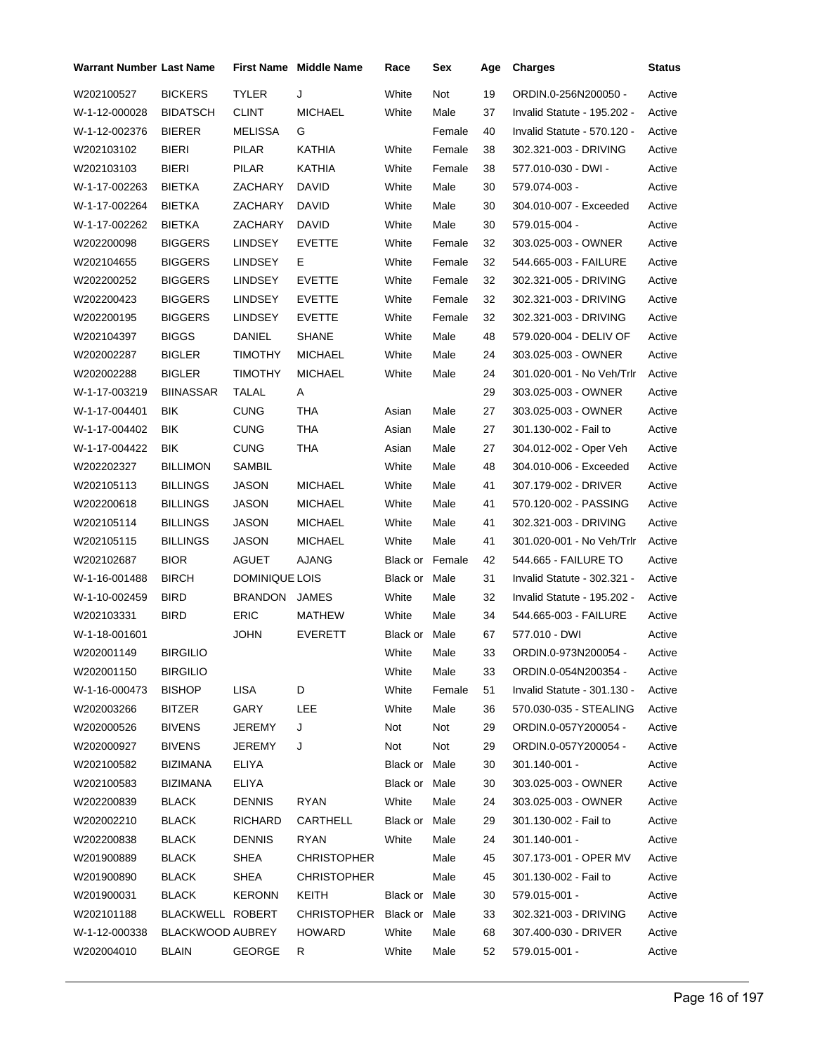| Warrant Number | Last Name | First Name | Middle Name | Race | Sex | Age | Charges | Status |
|---|---|---|---|---|---|---|---|---|
| W202100527 | BICKERS | TYLER | J | White | Not | 19 | ORDIN.0-256N200050 - | Active |
| W-1-12-000028 | BIDATSCH | CLINT | MICHAEL | White | Male | 37 | Invalid Statute - 195.202 - | Active |
| W-1-12-002376 | BIERER | MELISSA | G | | Female | 40 | Invalid Statute - 570.120 - | Active |
| W202103102 | BIERI | PILAR | KATHIA | White | Female | 38 | 302.321-003 - DRIVING | Active |
| W202103103 | BIERI | PILAR | KATHIA | White | Female | 38 | 577.010-030 - DWI - | Active |
| W-1-17-002263 | BIETKA | ZACHARY | DAVID | White | Male | 30 | 579.074-003 - | Active |
| W-1-17-002264 | BIETKA | ZACHARY | DAVID | White | Male | 30 | 304.010-007 - Exceeded | Active |
| W-1-17-002262 | BIETKA | ZACHARY | DAVID | White | Male | 30 | 579.015-004 - | Active |
| W202200098 | BIGGERS | LINDSEY | EVETTE | White | Female | 32 | 303.025-003 - OWNER | Active |
| W202104655 | BIGGERS | LINDSEY | E | White | Female | 32 | 544.665-003 - FAILURE | Active |
| W202200252 | BIGGERS | LINDSEY | EVETTE | White | Female | 32 | 302.321-005 - DRIVING | Active |
| W202200423 | BIGGERS | LINDSEY | EVETTE | White | Female | 32 | 302.321-003 - DRIVING | Active |
| W202200195 | BIGGERS | LINDSEY | EVETTE | White | Female | 32 | 302.321-003 - DRIVING | Active |
| W202104397 | BIGGS | DANIEL | SHANE | White | Male | 48 | 579.020-004 - DELIV OF | Active |
| W202002287 | BIGLER | TIMOTHY | MICHAEL | White | Male | 24 | 303.025-003 - OWNER | Active |
| W202002288 | BIGLER | TIMOTHY | MICHAEL | White | Male | 24 | 301.020-001 - No Veh/Trlr | Active |
| W-1-17-003219 | BIINASSAR | TALAL | A | | | 29 | 303.025-003 - OWNER | Active |
| W-1-17-004401 | BIK | CUNG | THA | Asian | Male | 27 | 303.025-003 - OWNER | Active |
| W-1-17-004402 | BIK | CUNG | THA | Asian | Male | 27 | 301.130-002 - Fail to | Active |
| W-1-17-004422 | BIK | CUNG | THA | Asian | Male | 27 | 304.012-002 - Oper Veh | Active |
| W202202327 | BILLIMON | SAMBIL | | White | Male | 48 | 304.010-006 - Exceeded | Active |
| W202105113 | BILLINGS | JASON | MICHAEL | White | Male | 41 | 307.179-002 - DRIVER | Active |
| W202200618 | BILLINGS | JASON | MICHAEL | White | Male | 41 | 570.120-002 - PASSING | Active |
| W202105114 | BILLINGS | JASON | MICHAEL | White | Male | 41 | 302.321-003 - DRIVING | Active |
| W202105115 | BILLINGS | JASON | MICHAEL | White | Male | 41 | 301.020-001 - No Veh/Trlr | Active |
| W202102687 | BIOR | AGUET | AJANG | Black or | Female | 42 | 544.665 - FAILURE TO | Active |
| W-1-16-001488 | BIRCH | DOMINIQUE | LOIS | Black or | Male | 31 | Invalid Statute - 302.321 - | Active |
| W-1-10-002459 | BIRD | BRANDON | JAMES | White | Male | 32 | Invalid Statute - 195.202 - | Active |
| W202103331 | BIRD | ERIC | MATHEW | White | Male | 34 | 544.665-003 - FAILURE | Active |
| W-1-18-001601 | | JOHN | EVERETT | Black or | Male | 67 | 577.010 - DWI | Active |
| W202001149 | BIRGILIO | | | White | Male | 33 | ORDIN.0-973N200054 - | Active |
| W202001150 | BIRGILIO | | | White | Male | 33 | ORDIN.0-054N200354 - | Active |
| W-1-16-000473 | BISHOP | LISA | D | White | Female | 51 | Invalid Statute - 301.130 - | Active |
| W202003266 | BITZER | GARY | LEE | White | Male | 36 | 570.030-035 - STEALING | Active |
| W202000526 | BIVENS | JEREMY | J | Not | Not | 29 | ORDIN.0-057Y200054 - | Active |
| W202000927 | BIVENS | JEREMY | J | Not | Not | 29 | ORDIN.0-057Y200054 - | Active |
| W202100582 | BIZIMANA | ELIYA | | Black or | Male | 30 | 301.140-001 - | Active |
| W202100583 | BIZIMANA | ELIYA | | Black or | Male | 30 | 303.025-003 - OWNER | Active |
| W202200839 | BLACK | DENNIS | RYAN | White | Male | 24 | 303.025-003 - OWNER | Active |
| W202002210 | BLACK | RICHARD | CARTHELL | Black or | Male | 29 | 301.130-002 - Fail to | Active |
| W202200838 | BLACK | DENNIS | RYAN | White | Male | 24 | 301.140-001 - | Active |
| W201900889 | BLACK | SHEA | CHRISTOPHER | | Male | 45 | 307.173-001 - OPER MV | Active |
| W201900890 | BLACK | SHEA | CHRISTOPHER | | Male | 45 | 301.130-002 - Fail to | Active |
| W201900031 | BLACK | KERONN | KEITH | Black or | Male | 30 | 579.015-001 - | Active |
| W202101188 | BLACKWELL | ROBERT | CHRISTOPHER | Black or | Male | 33 | 302.321-003 - DRIVING | Active |
| W-1-12-000338 | BLACKWOOD | AUBREY | HOWARD | White | Male | 68 | 307.400-030 - DRIVER | Active |
| W202004010 | BLAIN | GEORGE | R | White | Male | 52 | 579.015-001 - | Active |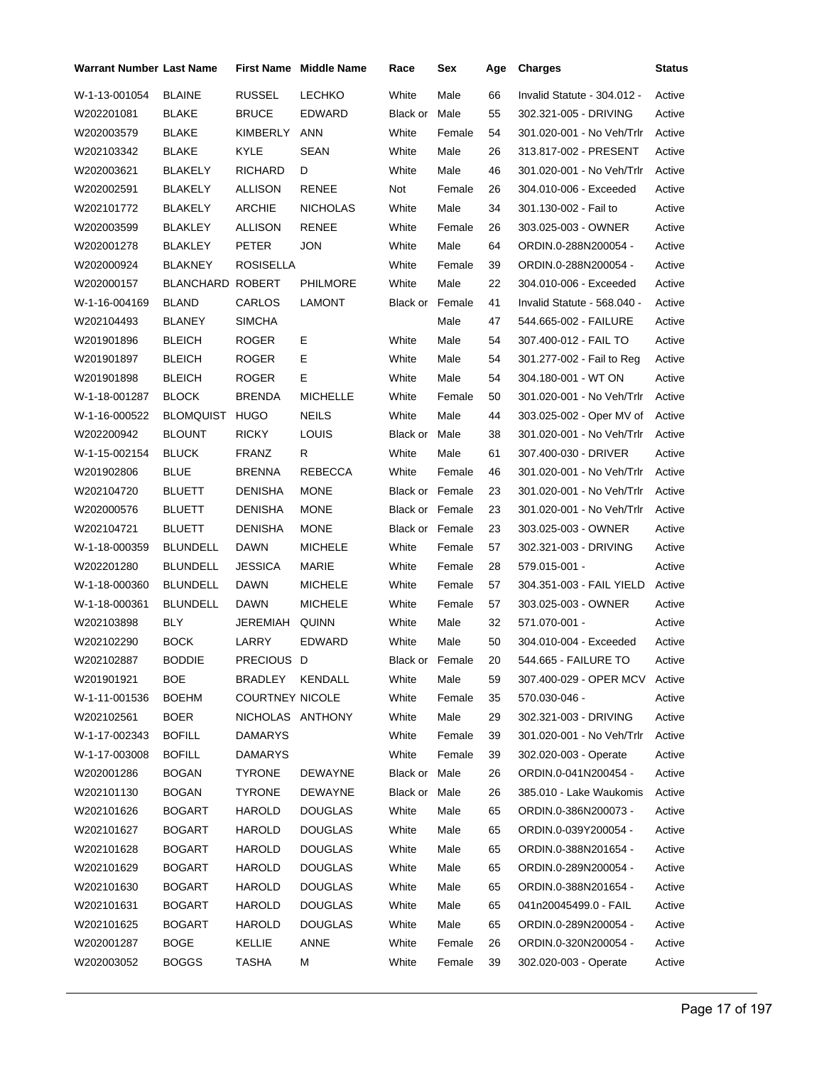| Warrant Number | Last Name | First Name | Middle Name | Race | Sex | Age | Charges | Status |
|---|---|---|---|---|---|---|---|---|
| W-1-13-001054 | BLAINE | RUSSEL | LECHKO | White | Male | 66 | Invalid Statute - 304.012 - | Active |
| W202201081 | BLAKE | BRUCE | EDWARD | Black or | Male | 55 | 302.321-005 - DRIVING | Active |
| W202003579 | BLAKE | KIMBERLY | ANN | White | Female | 54 | 301.020-001 - No Veh/Trlr | Active |
| W202103342 | BLAKE | KYLE | SEAN | White | Male | 26 | 313.817-002 - PRESENT | Active |
| W202003621 | BLAKELY | RICHARD | D | White | Male | 46 | 301.020-001 - No Veh/Trlr | Active |
| W202002591 | BLAKELY | ALLISON | RENEE | Not | Female | 26 | 304.010-006 - Exceeded | Active |
| W202101772 | BLAKELY | ARCHIE | NICHOLAS | White | Male | 34 | 301.130-002 - Fail to | Active |
| W202003599 | BLAKLEY | ALLISON | RENEE | White | Female | 26 | 303.025-003 - OWNER | Active |
| W202001278 | BLAKLEY | PETER | JON | White | Male | 64 | ORDIN.0-288N200054 - | Active |
| W202000924 | BLAKNEY | ROSISELLA | | White | Female | 39 | ORDIN.0-288N200054 - | Active |
| W202000157 | BLANCHARD | ROBERT | PHILMORE | White | Male | 22 | 304.010-006 - Exceeded | Active |
| W-1-16-004169 | BLAND | CARLOS | LAMONT | Black or | Female | 41 | Invalid Statute - 568.040 - | Active |
| W202104493 | BLANEY | SIMCHA | | | Male | 47 | 544.665-002 - FAILURE | Active |
| W201901896 | BLEICH | ROGER | E | White | Male | 54 | 307.400-012 - FAIL TO | Active |
| W201901897 | BLEICH | ROGER | E | White | Male | 54 | 301.277-002 - Fail to Reg | Active |
| W201901898 | BLEICH | ROGER | E | White | Male | 54 | 304.180-001 - WT ON | Active |
| W-1-18-001287 | BLOCK | BRENDA | MICHELLE | White | Female | 50 | 301.020-001 - No Veh/Trlr | Active |
| W-1-16-000522 | BLOMQUIST | HUGO | NEILS | White | Male | 44 | 303.025-002 - Oper MV of | Active |
| W202200942 | BLOUNT | RICKY | LOUIS | Black or | Male | 38 | 301.020-001 - No Veh/Trlr | Active |
| W-1-15-002154 | BLUCK | FRANZ | R | White | Male | 61 | 307.400-030 - DRIVER | Active |
| W201902806 | BLUE | BRENNA | REBECCA | White | Female | 46 | 301.020-001 - No Veh/Trlr | Active |
| W202104720 | BLUETT | DENISHA | MONE | Black or | Female | 23 | 301.020-001 - No Veh/Trlr | Active |
| W202000576 | BLUETT | DENISHA | MONE | Black or | Female | 23 | 301.020-001 - No Veh/Trlr | Active |
| W202104721 | BLUETT | DENISHA | MONE | Black or | Female | 23 | 303.025-003 - OWNER | Active |
| W-1-18-000359 | BLUNDELL | DAWN | MICHELE | White | Female | 57 | 302.321-003 - DRIVING | Active |
| W202201280 | BLUNDELL | JESSICA | MARIE | White | Female | 28 | 579.015-001 - | Active |
| W-1-18-000360 | BLUNDELL | DAWN | MICHELE | White | Female | 57 | 304.351-003 - FAIL YIELD | Active |
| W-1-18-000361 | BLUNDELL | DAWN | MICHELE | White | Female | 57 | 303.025-003 - OWNER | Active |
| W202103898 | BLY | JEREMIAH | QUINN | White | Male | 32 | 571.070-001 - | Active |
| W202102290 | BOCK | LARRY | EDWARD | White | Male | 50 | 304.010-004 - Exceeded | Active |
| W202102887 | BODDIE | PRECIOUS | D | Black or | Female | 20 | 544.665 - FAILURE TO | Active |
| W201901921 | BOE | BRADLEY | KENDALL | White | Male | 59 | 307.400-029 - OPER MCV | Active |
| W-1-11-001536 | BOEHM | COURTNEY | NICOLE | White | Female | 35 | 570.030-046 - | Active |
| W202102561 | BOER | NICHOLAS | ANTHONY | White | Male | 29 | 302.321-003 - DRIVING | Active |
| W-1-17-002343 | BOFILL | DAMARYS | | White | Female | 39 | 301.020-001 - No Veh/Trlr | Active |
| W-1-17-003008 | BOFILL | DAMARYS | | White | Female | 39 | 302.020-003 - Operate | Active |
| W202001286 | BOGAN | TYRONE | DEWAYNE | Black or | Male | 26 | ORDIN.0-041N200454 - | Active |
| W202101130 | BOGAN | TYRONE | DEWAYNE | Black or | Male | 26 | 385.010 - Lake Waukomis | Active |
| W202101626 | BOGART | HAROLD | DOUGLAS | White | Male | 65 | ORDIN.0-386N200073 - | Active |
| W202101627 | BOGART | HAROLD | DOUGLAS | White | Male | 65 | ORDIN.0-039Y200054 - | Active |
| W202101628 | BOGART | HAROLD | DOUGLAS | White | Male | 65 | ORDIN.0-388N201654 - | Active |
| W202101629 | BOGART | HAROLD | DOUGLAS | White | Male | 65 | ORDIN.0-289N200054 - | Active |
| W202101630 | BOGART | HAROLD | DOUGLAS | White | Male | 65 | ORDIN.0-388N201654 - | Active |
| W202101631 | BOGART | HAROLD | DOUGLAS | White | Male | 65 | 041n20045499.0 - FAIL | Active |
| W202101625 | BOGART | HAROLD | DOUGLAS | White | Male | 65 | ORDIN.0-289N200054 - | Active |
| W202001287 | BOGE | KELLIE | ANNE | White | Female | 26 | ORDIN.0-320N200054 - | Active |
| W202003052 | BOGGS | TASHA | M | White | Female | 39 | 302.020-003 - Operate | Active |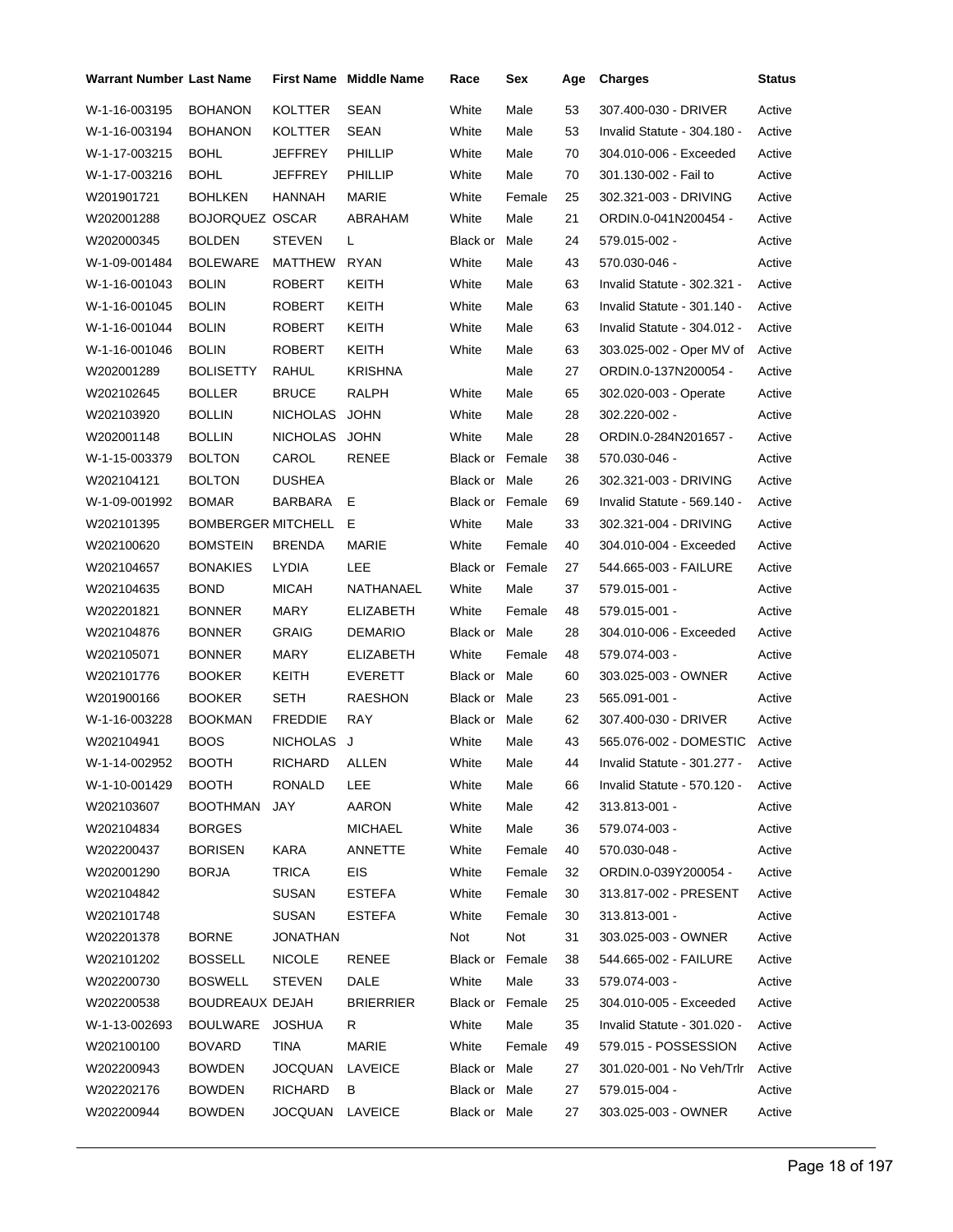| Warrant Number | Last Name | First Name | Middle Name | Race | Sex | Age | Charges | Status |
|---|---|---|---|---|---|---|---|---|
| W-1-16-003195 | BOHANON | KOLTTER | SEAN | White | Male | 53 | 307.400-030 - DRIVER | Active |
| W-1-16-003194 | BOHANON | KOLTTER | SEAN | White | Male | 53 | Invalid Statute - 304.180 - | Active |
| W-1-17-003215 | BOHL | JEFFREY | PHILLIP | White | Male | 70 | 304.010-006 - Exceeded | Active |
| W-1-17-003216 | BOHL | JEFFREY | PHILLIP | White | Male | 70 | 301.130-002 - Fail to | Active |
| W201901721 | BOHLKEN | HANNAH | MARIE | White | Female | 25 | 302.321-003 - DRIVING | Active |
| W202001288 | BOJORQUEZ | OSCAR | ABRAHAM | White | Male | 21 | ORDIN.0-041N200454 - | Active |
| W202000345 | BOLDEN | STEVEN | L | Black or | Male | 24 | 579.015-002 - | Active |
| W-1-09-001484 | BOLEWARE | MATTHEW | RYAN | White | Male | 43 | 570.030-046 - | Active |
| W-1-16-001043 | BOLIN | ROBERT | KEITH | White | Male | 63 | Invalid Statute - 302.321 - | Active |
| W-1-16-001045 | BOLIN | ROBERT | KEITH | White | Male | 63 | Invalid Statute - 301.140 - | Active |
| W-1-16-001044 | BOLIN | ROBERT | KEITH | White | Male | 63 | Invalid Statute - 304.012 - | Active |
| W-1-16-001046 | BOLIN | ROBERT | KEITH | White | Male | 63 | 303.025-002 - Oper MV of | Active |
| W202001289 | BOLISETTY | RAHUL | KRISHNA | | Male | 27 | ORDIN.0-137N200054 - | Active |
| W202102645 | BOLLER | BRUCE | RALPH | White | Male | 65 | 302.020-003 - Operate | Active |
| W202103920 | BOLLIN | NICHOLAS | JOHN | White | Male | 28 | 302.220-002 - | Active |
| W202001148 | BOLLIN | NICHOLAS | JOHN | White | Male | 28 | ORDIN.0-284N201657 - | Active |
| W-1-15-003379 | BOLTON | CAROL | RENEE | Black or | Female | 38 | 570.030-046 - | Active |
| W202104121 | BOLTON | DUSHEA | | Black or | Male | 26 | 302.321-003 - DRIVING | Active |
| W-1-09-001992 | BOMAR | BARBARA | E | Black or | Female | 69 | Invalid Statute - 569.140 - | Active |
| W202101395 | BOMBERGER | MITCHELL | E | White | Male | 33 | 302.321-004 - DRIVING | Active |
| W202100620 | BOMSTEIN | BRENDA | MARIE | White | Female | 40 | 304.010-004 - Exceeded | Active |
| W202104657 | BONAKIES | LYDIA | LEE | Black or | Female | 27 | 544.665-003 - FAILURE | Active |
| W202104635 | BOND | MICAH | NATHANAEL | White | Male | 37 | 579.015-001 - | Active |
| W202201821 | BONNER | MARY | ELIZABETH | White | Female | 48 | 579.015-001 - | Active |
| W202104876 | BONNER | GRAIG | DEMARIO | Black or | Male | 28 | 304.010-006 - Exceeded | Active |
| W202105071 | BONNER | MARY | ELIZABETH | White | Female | 48 | 579.074-003 - | Active |
| W202101776 | BOOKER | KEITH | EVERETT | Black or | Male | 60 | 303.025-003 - OWNER | Active |
| W201900166 | BOOKER | SETH | RAESHON | Black or | Male | 23 | 565.091-001 - | Active |
| W-1-16-003228 | BOOKMAN | FREDDIE | RAY | Black or | Male | 62 | 307.400-030 - DRIVER | Active |
| W202104941 | BOOS | NICHOLAS | J | White | Male | 43 | 565.076-002 - DOMESTIC | Active |
| W-1-14-002952 | BOOTH | RICHARD | ALLEN | White | Male | 44 | Invalid Statute - 301.277 - | Active |
| W-1-10-001429 | BOOTH | RONALD | LEE | White | Male | 66 | Invalid Statute - 570.120 - | Active |
| W202103607 | BOOTHMAN | JAY | AARON | White | Male | 42 | 313.813-001 - | Active |
| W202104834 | BORGES | | MICHAEL | White | Male | 36 | 579.074-003 - | Active |
| W202200437 | BORISEN | KARA | ANNETTE | White | Female | 40 | 570.030-048 - | Active |
| W202001290 | BORJA | TRICA | EIS | White | Female | 32 | ORDIN.0-039Y200054 - | Active |
| W202104842 | | SUSAN | ESTEFA | White | Female | 30 | 313.817-002 - PRESENT | Active |
| W202101748 | | SUSAN | ESTEFA | White | Female | 30 | 313.813-001 - | Active |
| W202201378 | BORNE | JONATHAN | | Not | Not | 31 | 303.025-003 - OWNER | Active |
| W202101202 | BOSSELL | NICOLE | RENEE | Black or | Female | 38 | 544.665-002 - FAILURE | Active |
| W202200730 | BOSWELL | STEVEN | DALE | White | Male | 33 | 579.074-003 - | Active |
| W202200538 | BOUDREAUX | DEJAH | BRIERRIER | Black or | Female | 25 | 304.010-005 - Exceeded | Active |
| W-1-13-002693 | BOULWARE | JOSHUA | R | White | Male | 35 | Invalid Statute - 301.020 - | Active |
| W202100100 | BOVARD | TINA | MARIE | White | Female | 49 | 579.015 - POSSESSION | Active |
| W202200943 | BOWDEN | JOCQUAN | LAVEICE | Black or | Male | 27 | 301.020-001 - No Veh/Trlr | Active |
| W202202176 | BOWDEN | RICHARD | B | Black or | Male | 27 | 579.015-004 - | Active |
| W202200944 | BOWDEN | JOCQUAN | LAVEICE | Black or | Male | 27 | 303.025-003 - OWNER | Active |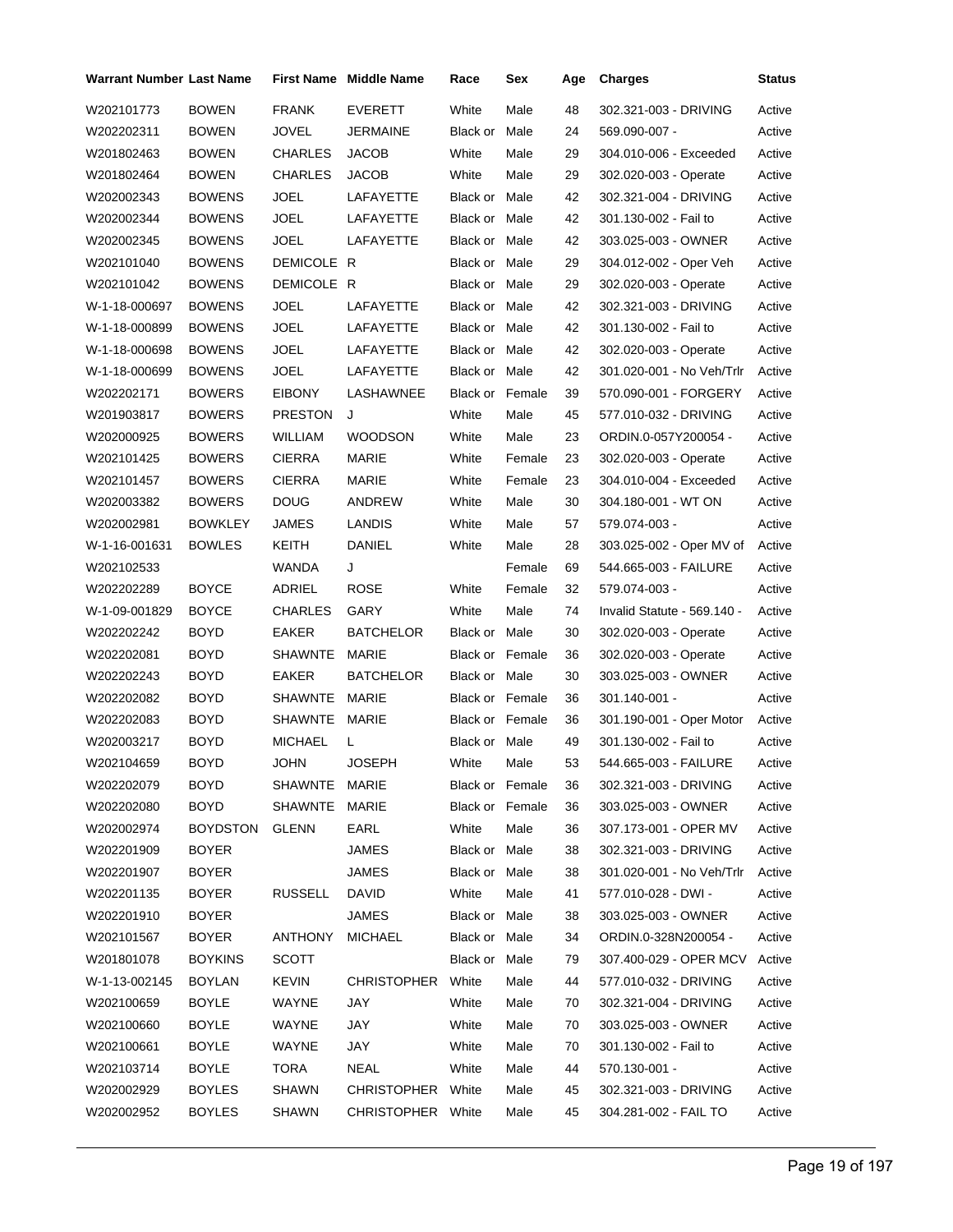| Warrant Number | Last Name | First Name | Middle Name | Race | Sex | Age | Charges | Status |
|---|---|---|---|---|---|---|---|---|
| W202101773 | BOWEN | FRANK | EVERETT | White | Male | 48 | 302.321-003 - DRIVING | Active |
| W202202311 | BOWEN | JOVEL | JERMAINE | Black or | Male | 24 | 569.090-007 - | Active |
| W201802463 | BOWEN | CHARLES | JACOB | White | Male | 29 | 304.010-006 - Exceeded | Active |
| W201802464 | BOWEN | CHARLES | JACOB | White | Male | 29 | 302.020-003 - Operate | Active |
| W202002343 | BOWENS | JOEL | LAFAYETTE | Black or | Male | 42 | 302.321-004 - DRIVING | Active |
| W202002344 | BOWENS | JOEL | LAFAYETTE | Black or | Male | 42 | 301.130-002 - Fail to | Active |
| W202002345 | BOWENS | JOEL | LAFAYETTE | Black or | Male | 42 | 303.025-003 - OWNER | Active |
| W202101040 | BOWENS | DEMICOLE | R | Black or | Male | 29 | 304.012-002 - Oper Veh | Active |
| W202101042 | BOWENS | DEMICOLE | R | Black or | Male | 29 | 302.020-003 - Operate | Active |
| W-1-18-000697 | BOWENS | JOEL | LAFAYETTE | Black or | Male | 42 | 302.321-003 - DRIVING | Active |
| W-1-18-000899 | BOWENS | JOEL | LAFAYETTE | Black or | Male | 42 | 301.130-002 - Fail to | Active |
| W-1-18-000698 | BOWENS | JOEL | LAFAYETTE | Black or | Male | 42 | 302.020-003 - Operate | Active |
| W-1-18-000699 | BOWENS | JOEL | LAFAYETTE | Black or | Male | 42 | 301.020-001 - No Veh/Trlr | Active |
| W202202171 | BOWERS | EIBONY | LASHAWNEE | Black or | Female | 39 | 570.090-001 - FORGERY | Active |
| W201903817 | BOWERS | PRESTON | J | White | Male | 45 | 577.010-032 - DRIVING | Active |
| W202000925 | BOWERS | WILLIAM | WOODSON | White | Male | 23 | ORDIN.0-057Y200054 - | Active |
| W202101425 | BOWERS | CIERRA | MARIE | White | Female | 23 | 302.020-003 - Operate | Active |
| W202101457 | BOWERS | CIERRA | MARIE | White | Female | 23 | 304.010-004 - Exceeded | Active |
| W202003382 | BOWERS | DOUG | ANDREW | White | Male | 30 | 304.180-001 - WT ON | Active |
| W202002981 | BOWKLEY | JAMES | LANDIS | White | Male | 57 | 579.074-003 - | Active |
| W-1-16-001631 | BOWLES | KEITH | DANIEL | White | Male | 28 | 303.025-002 - Oper MV of | Active |
| W202102533 | | WANDA | J | | Female | 69 | 544.665-003 - FAILURE | Active |
| W202202289 | BOYCE | ADRIEL | ROSE | White | Female | 32 | 579.074-003 - | Active |
| W-1-09-001829 | BOYCE | CHARLES | GARY | White | Male | 74 | Invalid Statute - 569.140 - | Active |
| W202202242 | BOYD | EAKER | BATCHELOR | Black or | Male | 30 | 302.020-003 - Operate | Active |
| W202202081 | BOYD | SHAWNTE | MARIE | Black or | Female | 36 | 302.020-003 - Operate | Active |
| W202202243 | BOYD | EAKER | BATCHELOR | Black or | Male | 30 | 303.025-003 - OWNER | Active |
| W202202082 | BOYD | SHAWNTE | MARIE | Black or | Female | 36 | 301.140-001 - | Active |
| W202202083 | BOYD | SHAWNTE | MARIE | Black or | Female | 36 | 301.190-001 - Oper Motor | Active |
| W202003217 | BOYD | MICHAEL | L | Black or | Male | 49 | 301.130-002 - Fail to | Active |
| W202104659 | BOYD | JOHN | JOSEPH | White | Male | 53 | 544.665-003 - FAILURE | Active |
| W202202079 | BOYD | SHAWNTE | MARIE | Black or | Female | 36 | 302.321-003 - DRIVING | Active |
| W202202080 | BOYD | SHAWNTE | MARIE | Black or | Female | 36 | 303.025-003 - OWNER | Active |
| W202002974 | BOYDSTON | GLENN | EARL | White | Male | 36 | 307.173-001 - OPER MV | Active |
| W202201909 | BOYER | | JAMES | Black or | Male | 38 | 302.321-003 - DRIVING | Active |
| W202201907 | BOYER | | JAMES | Black or | Male | 38 | 301.020-001 - No Veh/Trlr | Active |
| W202201135 | BOYER | RUSSELL | DAVID | White | Male | 41 | 577.010-028 - DWI - | Active |
| W202201910 | BOYER | | JAMES | Black or | Male | 38 | 303.025-003 - OWNER | Active |
| W202101567 | BOYER | ANTHONY | MICHAEL | Black or | Male | 34 | ORDIN.0-328N200054 - | Active |
| W201801078 | BOYKINS | SCOTT | | Black or | Male | 79 | 307.400-029 - OPER MCV | Active |
| W-1-13-002145 | BOYLAN | KEVIN | CHRISTOPHER | White | Male | 44 | 577.010-032 - DRIVING | Active |
| W202100659 | BOYLE | WAYNE | JAY | White | Male | 70 | 302.321-004 - DRIVING | Active |
| W202100660 | BOYLE | WAYNE | JAY | White | Male | 70 | 303.025-003 - OWNER | Active |
| W202100661 | BOYLE | WAYNE | JAY | White | Male | 70 | 301.130-002 - Fail to | Active |
| W202103714 | BOYLE | TORA | NEAL | White | Male | 44 | 570.130-001 - | Active |
| W202002929 | BOYLES | SHAWN | CHRISTOPHER | White | Male | 45 | 302.321-003 - DRIVING | Active |
| W202002952 | BOYLES | SHAWN | CHRISTOPHER | White | Male | 45 | 304.281-002 - FAIL TO | Active |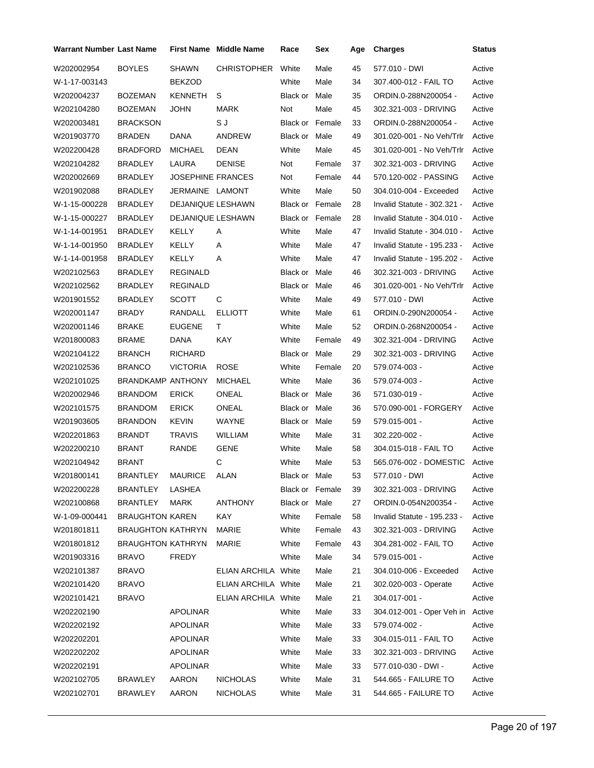| Warrant Number | Last Name | First Name | Middle Name | Race | Sex | Age | Charges | Status |
|---|---|---|---|---|---|---|---|---|
| W202002954 | BOYLES | SHAWN | CHRISTOPHER | White | Male | 45 | 577.010 - DWI | Active |
| W-1-17-003143 | | BEKZOD | | White | Male | 34 | 307.400-012 - FAIL TO | Active |
| W202004237 | BOZEMAN | KENNETH | S | Black or | Male | 35 | ORDIN.0-288N200054 - | Active |
| W202104280 | BOZEMAN | JOHN | MARK | Not | Male | 45 | 302.321-003 - DRIVING | Active |
| W202003481 | BRACKSON | | S J | Black or | Female | 33 | ORDIN.0-288N200054 - | Active |
| W201903770 | BRADEN | DANA | ANDREW | Black or | Male | 49 | 301.020-001 - No Veh/Trlr | Active |
| W202200428 | BRADFORD | MICHAEL | DEAN | White | Male | 45 | 301.020-001 - No Veh/Trlr | Active |
| W202104282 | BRADLEY | LAURA | DENISE | Not | Female | 37 | 302.321-003 - DRIVING | Active |
| W202002669 | BRADLEY | JOSEPHINE | FRANCES | Not | Female | 44 | 570.120-002 - PASSING | Active |
| W201902088 | BRADLEY | JERMAINE | LAMONT | White | Male | 50 | 304.010-004 - Exceeded | Active |
| W-1-15-000228 | BRADLEY | DEJANIQUE | LESHAWN | Black or | Female | 28 | Invalid Statute - 302.321 - | Active |
| W-1-15-000227 | BRADLEY | DEJANIQUE | LESHAWN | Black or | Female | 28 | Invalid Statute - 304.010 - | Active |
| W-1-14-001951 | BRADLEY | KELLY | A | White | Male | 47 | Invalid Statute - 304.010 - | Active |
| W-1-14-001950 | BRADLEY | KELLY | A | White | Male | 47 | Invalid Statute - 195.233 - | Active |
| W-1-14-001958 | BRADLEY | KELLY | A | White | Male | 47 | Invalid Statute - 195.202 - | Active |
| W202102563 | BRADLEY | REGINALD | | Black or | Male | 46 | 302.321-003 - DRIVING | Active |
| W202102562 | BRADLEY | REGINALD | | Black or | Male | 46 | 301.020-001 - No Veh/Trlr | Active |
| W201901552 | BRADLEY | SCOTT | C | White | Male | 49 | 577.010 - DWI | Active |
| W202001147 | BRADY | RANDALL | ELLIOTT | White | Male | 61 | ORDIN.0-290N200054 - | Active |
| W202001146 | BRAKE | EUGENE | T | White | Male | 52 | ORDIN.0-268N200054 - | Active |
| W201800083 | BRAME | DANA | KAY | White | Female | 49 | 302.321-004 - DRIVING | Active |
| W202104122 | BRANCH | RICHARD | | Black or | Male | 29 | 302.321-003 - DRIVING | Active |
| W202102536 | BRANCO | VICTORIA | ROSE | White | Female | 20 | 579.074-003 - | Active |
| W202101025 | BRANDKAMP | ANTHONY | MICHAEL | White | Male | 36 | 579.074-003 - | Active |
| W202002946 | BRANDOM | ERICK | ONEAL | Black or | Male | 36 | 571.030-019 - | Active |
| W202101575 | BRANDOM | ERICK | ONEAL | Black or | Male | 36 | 570.090-001 - FORGERY | Active |
| W201903605 | BRANDON | KEVIN | WAYNE | Black or | Male | 59 | 579.015-001 - | Active |
| W202201863 | BRANDT | TRAVIS | WILLIAM | White | Male | 31 | 302.220-002 - | Active |
| W202200210 | BRANT | RANDE | GENE | White | Male | 58 | 304.015-018 - FAIL TO | Active |
| W202104942 | BRANT | | C | White | Male | 53 | 565.076-002 - DOMESTIC | Active |
| W201800141 | BRANTLEY | MAURICE | ALAN | Black or | Male | 53 | 577.010 - DWI | Active |
| W202200228 | BRANTLEY | LASHEA | | Black or | Female | 39 | 302.321-003 - DRIVING | Active |
| W202100868 | BRANTLEY | MARK | ANTHONY | Black or | Male | 27 | ORDIN.0-054N200354 - | Active |
| W-1-09-000441 | BRAUGHTON | KAREN | KAY | White | Female | 58 | Invalid Statute - 195.233 - | Active |
| W201801811 | BRAUGHTON | KATHRYN | MARIE | White | Female | 43 | 302.321-003 - DRIVING | Active |
| W201801812 | BRAUGHTON | KATHRYN | MARIE | White | Female | 43 | 304.281-002 - FAIL TO | Active |
| W201903316 | BRAVO | FREDY | | White | Male | 34 | 579.015-001 - | Active |
| W202101387 | BRAVO | | ELIAN ARCHILA | White | Male | 21 | 304.010-006 - Exceeded | Active |
| W202101420 | BRAVO | | ELIAN ARCHILA | White | Male | 21 | 302.020-003 - Operate | Active |
| W202101421 | BRAVO | | ELIAN ARCHILA | White | Male | 21 | 304.017-001 - | Active |
| W202202190 | | APOLINAR | | White | Male | 33 | 304.012-001 - Oper Veh in | Active |
| W202202192 | | APOLINAR | | White | Male | 33 | 579.074-002 - | Active |
| W202202201 | | APOLINAR | | White | Male | 33 | 304.015-011 - FAIL TO | Active |
| W202202202 | | APOLINAR | | White | Male | 33 | 302.321-003 - DRIVING | Active |
| W202202191 | | APOLINAR | | White | Male | 33 | 577.010-030 - DWI - | Active |
| W202102705 | BRAWLEY | AARON | NICHOLAS | White | Male | 31 | 544.665 - FAILURE TO | Active |
| W202102701 | BRAWLEY | AARON | NICHOLAS | White | Male | 31 | 544.665 - FAILURE TO | Active |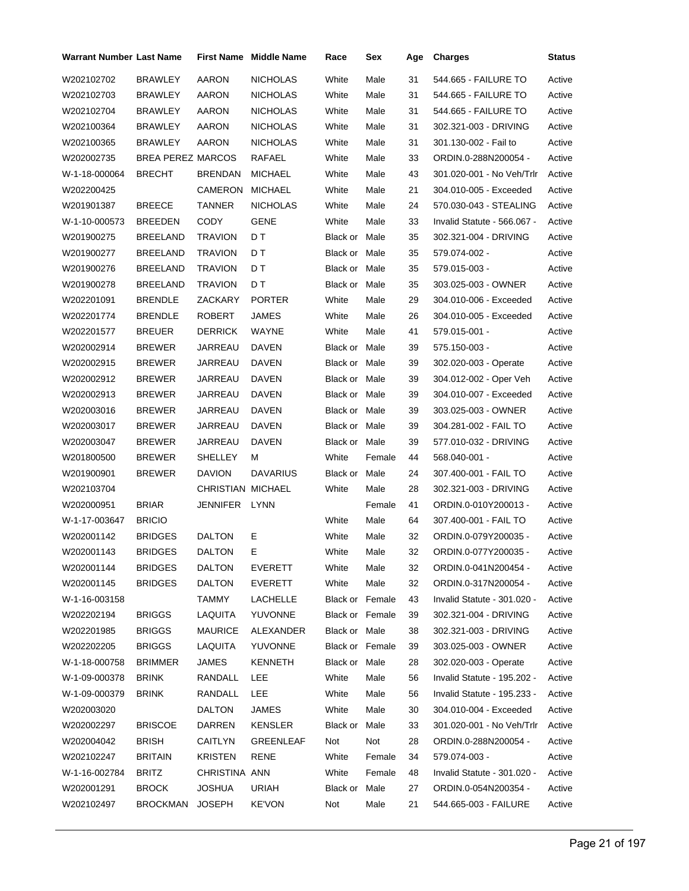| Warrant Number | Last Name | First Name | Middle Name | Race | Sex | Age | Charges | Status |
|---|---|---|---|---|---|---|---|---|
| W202102702 | BRAWLEY | AARON | NICHOLAS | White | Male | 31 | 544.665 - FAILURE TO | Active |
| W202102703 | BRAWLEY | AARON | NICHOLAS | White | Male | 31 | 544.665 - FAILURE TO | Active |
| W202102704 | BRAWLEY | AARON | NICHOLAS | White | Male | 31 | 544.665 - FAILURE TO | Active |
| W202100364 | BRAWLEY | AARON | NICHOLAS | White | Male | 31 | 302.321-003 - DRIVING | Active |
| W202100365 | BRAWLEY | AARON | NICHOLAS | White | Male | 31 | 301.130-002 - Fail to | Active |
| W202002735 | BREA PEREZ | MARCOS | RAFAEL | White | Male | 33 | ORDIN.0-288N200054 - | Active |
| W-1-18-000064 | BRECHT | BRENDAN | MICHAEL | White | Male | 43 | 301.020-001 - No Veh/Trlr | Active |
| W202200425 | | CAMERON | MICHAEL | White | Male | 21 | 304.010-005 - Exceeded | Active |
| W201901387 | BREECE | TANNER | NICHOLAS | White | Male | 24 | 570.030-043 - STEALING | Active |
| W-1-10-000573 | BREEDEN | CODY | GENE | White | Male | 33 | Invalid Statute - 566.067 - | Active |
| W201900275 | BREELAND | TRAVION | D T | Black or | Male | 35 | 302.321-004 - DRIVING | Active |
| W201900277 | BREELAND | TRAVION | D T | Black or | Male | 35 | 579.074-002 - | Active |
| W201900276 | BREELAND | TRAVION | D T | Black or | Male | 35 | 579.015-003 - | Active |
| W201900278 | BREELAND | TRAVION | D T | Black or | Male | 35 | 303.025-003 - OWNER | Active |
| W202201091 | BRENDLE | ZACKARY | PORTER | White | Male | 29 | 304.010-006 - Exceeded | Active |
| W202201774 | BRENDLE | ROBERT | JAMES | White | Male | 26 | 304.010-005 - Exceeded | Active |
| W202201577 | BREUER | DERRICK | WAYNE | White | Male | 41 | 579.015-001 - | Active |
| W202002914 | BREWER | JARREAU | DAVEN | Black or | Male | 39 | 575.150-003 - | Active |
| W202002915 | BREWER | JARREAU | DAVEN | Black or | Male | 39 | 302.020-003 - Operate | Active |
| W202002912 | BREWER | JARREAU | DAVEN | Black or | Male | 39 | 304.012-002 - Oper Veh | Active |
| W202002913 | BREWER | JARREAU | DAVEN | Black or | Male | 39 | 304.010-007 - Exceeded | Active |
| W202003016 | BREWER | JARREAU | DAVEN | Black or | Male | 39 | 303.025-003 - OWNER | Active |
| W202003017 | BREWER | JARREAU | DAVEN | Black or | Male | 39 | 304.281-002 - FAIL TO | Active |
| W202003047 | BREWER | JARREAU | DAVEN | Black or | Male | 39 | 577.010-032 - DRIVING | Active |
| W201800500 | BREWER | SHELLEY | M | White | Female | 44 | 568.040-001 - | Active |
| W201900901 | BREWER | DAVION | DAVARIUS | Black or | Male | 24 | 307.400-001 - FAIL TO | Active |
| W202103704 | | CHRISTIAN | MICHAEL | White | Male | 28 | 302.321-003 - DRIVING | Active |
| W202000951 | BRIAR | JENNIFER | LYNN | | Female | 41 | ORDIN.0-010Y200013 - | Active |
| W-1-17-003647 | BRICIO | | | White | Male | 64 | 307.400-001 - FAIL TO | Active |
| W202001142 | BRIDGES | DALTON | E | White | Male | 32 | ORDIN.0-079Y200035 - | Active |
| W202001143 | BRIDGES | DALTON | E | White | Male | 32 | ORDIN.0-077Y200035 - | Active |
| W202001144 | BRIDGES | DALTON | EVERETT | White | Male | 32 | ORDIN.0-041N200454 - | Active |
| W202001145 | BRIDGES | DALTON | EVERETT | White | Male | 32 | ORDIN.0-317N200054 - | Active |
| W-1-16-003158 | | TAMMY | LACHELLE | Black or | Female | 43 | Invalid Statute - 301.020 - | Active |
| W202202194 | BRIGGS | LAQUITA | YUVONNE | Black or | Female | 39 | 302.321-004 - DRIVING | Active |
| W202201985 | BRIGGS | MAURICE | ALEXANDER | Black or | Male | 38 | 302.321-003 - DRIVING | Active |
| W202202205 | BRIGGS | LAQUITA | YUVONNE | Black or | Female | 39 | 303.025-003 - OWNER | Active |
| W-1-18-000758 | BRIMMER | JAMES | KENNETH | Black or | Male | 28 | 302.020-003 - Operate | Active |
| W-1-09-000378 | BRINK | RANDALL | LEE | White | Male | 56 | Invalid Statute - 195.202 - | Active |
| W-1-09-000379 | BRINK | RANDALL | LEE | White | Male | 56 | Invalid Statute - 195.233 - | Active |
| W202003020 | | DALTON | JAMES | White | Male | 30 | 304.010-004 - Exceeded | Active |
| W202002297 | BRISCOE | DARREN | KENSLER | Black or | Male | 33 | 301.020-001 - No Veh/Trlr | Active |
| W202004042 | BRISH | CAITLYN | GREENLEAF | Not | Not | 28 | ORDIN.0-288N200054 - | Active |
| W202102247 | BRITAIN | KRISTEN | RENE | White | Female | 34 | 579.074-003 - | Active |
| W-1-16-002784 | BRITZ | CHRISTINA | ANN | White | Female | 48 | Invalid Statute - 301.020 - | Active |
| W202001291 | BROCK | JOSHUA | URIAH | Black or | Male | 27 | ORDIN.0-054N200354 - | Active |
| W202102497 | BROCKMAN | JOSEPH | KE'VON | Not | Male | 21 | 544.665-003 - FAILURE | Active |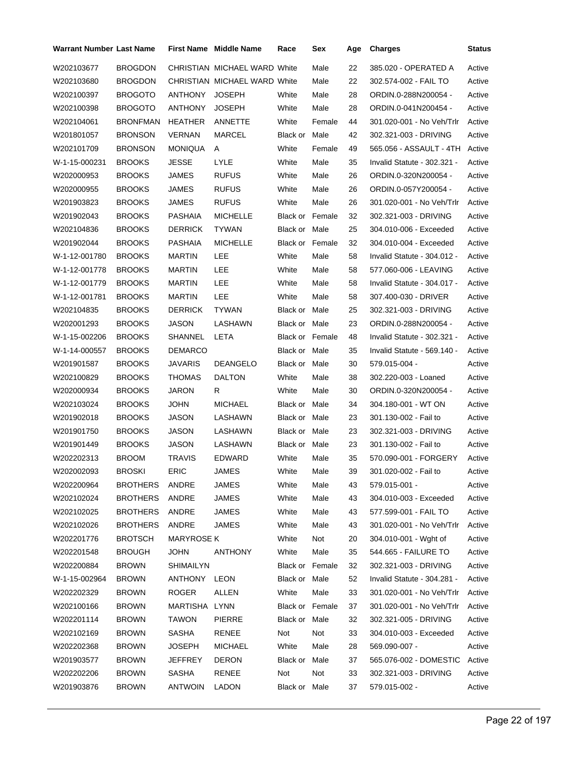| Warrant Number | Last Name | First Name | Middle Name | Race | Sex | Age | Charges | Status |
|---|---|---|---|---|---|---|---|---|
| W202103677 | BROGDON | CHRISTIAN | MICHAEL WARD | White | Male | 22 | 385.020 - OPERATED A | Active |
| W202103680 | BROGDON | CHRISTIAN | MICHAEL WARD | White | Male | 22 | 302.574-002 - FAIL TO | Active |
| W202100397 | BROGOTO | ANTHONY | JOSEPH | White | Male | 28 | ORDIN.0-288N200054 - | Active |
| W202100398 | BROGOTO | ANTHONY | JOSEPH | White | Male | 28 | ORDIN.0-041N200454 - | Active |
| W202104061 | BRONFMAN | HEATHER | ANNETTE | White | Female | 44 | 301.020-001 - No Veh/Trlr | Active |
| W201801057 | BRONSON | VERNAN | MARCEL | Black or | Male | 42 | 302.321-003 - DRIVING | Active |
| W202101709 | BRONSON | MONIQUA | A | White | Female | 49 | 565.056 - ASSAULT - 4TH | Active |
| W-1-15-000231 | BROOKS | JESSE | LYLE | White | Male | 35 | Invalid Statute - 302.321 - | Active |
| W202000953 | BROOKS | JAMES | RUFUS | White | Male | 26 | ORDIN.0-320N200054 - | Active |
| W202000955 | BROOKS | JAMES | RUFUS | White | Male | 26 | ORDIN.0-057Y200054 - | Active |
| W201903823 | BROOKS | JAMES | RUFUS | White | Male | 26 | 301.020-001 - No Veh/Trlr | Active |
| W201902043 | BROOKS | PASHAIA | MICHELLE | Black or | Female | 32 | 302.321-003 - DRIVING | Active |
| W202104836 | BROOKS | DERRICK | TYWAN | Black or | Male | 25 | 304.010-006 - Exceeded | Active |
| W201902044 | BROOKS | PASHAIA | MICHELLE | Black or | Female | 32 | 304.010-004 - Exceeded | Active |
| W-1-12-001780 | BROOKS | MARTIN | LEE | White | Male | 58 | Invalid Statute - 304.012 - | Active |
| W-1-12-001778 | BROOKS | MARTIN | LEE | White | Male | 58 | 577.060-006 - LEAVING | Active |
| W-1-12-001779 | BROOKS | MARTIN | LEE | White | Male | 58 | Invalid Statute - 304.017 - | Active |
| W-1-12-001781 | BROOKS | MARTIN | LEE | White | Male | 58 | 307.400-030 - DRIVER | Active |
| W202104835 | BROOKS | DERRICK | TYWAN | Black or | Male | 25 | 302.321-003 - DRIVING | Active |
| W202001293 | BROOKS | JASON | LASHAWN | Black or | Male | 23 | ORDIN.0-288N200054 - | Active |
| W-1-15-002206 | BROOKS | SHANNEL | LETA | Black or | Female | 48 | Invalid Statute - 302.321 - | Active |
| W-1-14-000557 | BROOKS | DEMARCO | | Black or | Male | 35 | Invalid Statute - 569.140 - | Active |
| W201901587 | BROOKS | JAVARIS | DEANGELO | Black or | Male | 30 | 579.015-004 - | Active |
| W202100829 | BROOKS | THOMAS | DALTON | White | Male | 38 | 302.220-003 - Loaned | Active |
| W202000934 | BROOKS | JARON | R | White | Male | 30 | ORDIN.0-320N200054 - | Active |
| W202103024 | BROOKS | JOHN | MICHAEL | Black or | Male | 34 | 304.180-001 - WT ON | Active |
| W201902018 | BROOKS | JASON | LASHAWN | Black or | Male | 23 | 301.130-002 - Fail to | Active |
| W201901750 | BROOKS | JASON | LASHAWN | Black or | Male | 23 | 302.321-003 - DRIVING | Active |
| W201901449 | BROOKS | JASON | LASHAWN | Black or | Male | 23 | 301.130-002 - Fail to | Active |
| W202202313 | BROOM | TRAVIS | EDWARD | White | Male | 35 | 570.090-001 - FORGERY | Active |
| W202002093 | BROSKI | ERIC | JAMES | White | Male | 39 | 301.020-002 - Fail to | Active |
| W202200964 | BROTHERS | ANDRE | JAMES | White | Male | 43 | 579.015-001 - | Active |
| W202102024 | BROTHERS | ANDRE | JAMES | White | Male | 43 | 304.010-003 - Exceeded | Active |
| W202102025 | BROTHERS | ANDRE | JAMES | White | Male | 43 | 577.599-001 - FAIL TO | Active |
| W202102026 | BROTHERS | ANDRE | JAMES | White | Male | 43 | 301.020-001 - No Veh/Trlr | Active |
| W202201776 | BROTSCH | MARYROSE | K | White | Not | 20 | 304.010-001 - Wght of | Active |
| W202201548 | BROUGH | JOHN | ANTHONY | White | Male | 35 | 544.665 - FAILURE TO | Active |
| W202200884 | BROWN | SHIMAILYN | | Black or | Female | 32 | 302.321-003 - DRIVING | Active |
| W-1-15-002964 | BROWN | ANTHONY | LEON | Black or | Male | 52 | Invalid Statute - 304.281 - | Active |
| W202202329 | BROWN | ROGER | ALLEN | White | Male | 33 | 301.020-001 - No Veh/Trlr | Active |
| W202100166 | BROWN | MARTISHA | LYNN | Black or | Female | 37 | 301.020-001 - No Veh/Trlr | Active |
| W202201114 | BROWN | TAWON | PIERRE | Black or | Male | 32 | 302.321-005 - DRIVING | Active |
| W202102169 | BROWN | SASHA | RENEE | Not | Not | 33 | 304.010-003 - Exceeded | Active |
| W202202368 | BROWN | JOSEPH | MICHAEL | White | Male | 28 | 569.090-007 - | Active |
| W201903577 | BROWN | JEFFREY | DERON | Black or | Male | 37 | 565.076-002 - DOMESTIC | Active |
| W202202206 | BROWN | SASHA | RENEE | Not | Not | 33 | 302.321-003 - DRIVING | Active |
| W201903876 | BROWN | ANTWOIN | LADON | Black or | Male | 37 | 579.015-002 - | Active |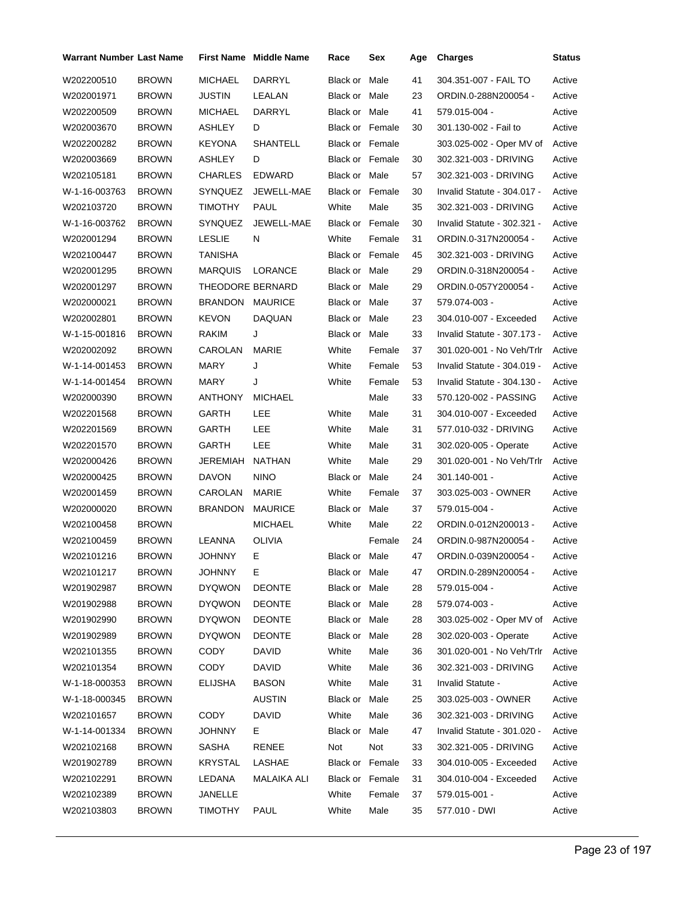| Warrant Number | Last Name | First Name | Middle Name | Race | Sex | Age | Charges | Status |
|---|---|---|---|---|---|---|---|---|
| W202200510 | BROWN | MICHAEL | DARRYL | Black or | Male | 41 | 304.351-007 - FAIL TO | Active |
| W202001971 | BROWN | JUSTIN | LEALAN | Black or | Male | 23 | ORDIN.0-288N200054 - | Active |
| W202200509 | BROWN | MICHAEL | DARRYL | Black or | Male | 41 | 579.015-004 - | Active |
| W202003670 | BROWN | ASHLEY | D | Black or | Female | 30 | 301.130-002 - Fail to | Active |
| W202200282 | BROWN | KEYONA | SHANTELL | Black or | Female | | 303.025-002 - Oper MV of | Active |
| W202003669 | BROWN | ASHLEY | D | Black or | Female | 30 | 302.321-003 - DRIVING | Active |
| W202105181 | BROWN | CHARLES | EDWARD | Black or | Male | 57 | 302.321-003 - DRIVING | Active |
| W-1-16-003763 | BROWN | SYNQUEZ | JEWELL-MAE | Black or | Female | 30 | Invalid Statute - 304.017 - | Active |
| W202103720 | BROWN | TIMOTHY | PAUL | White | Male | 35 | 302.321-003 - DRIVING | Active |
| W-1-16-003762 | BROWN | SYNQUEZ | JEWELL-MAE | Black or | Female | 30 | Invalid Statute - 302.321 - | Active |
| W202001294 | BROWN | LESLIE | N | White | Female | 31 | ORDIN.0-317N200054 - | Active |
| W202100447 | BROWN | TANISHA | | Black or | Female | 45 | 302.321-003 - DRIVING | Active |
| W202001295 | BROWN | MARQUIS | LORANCE | Black or | Male | 29 | ORDIN.0-318N200054 - | Active |
| W202001297 | BROWN | THEODORE | BERNARD | Black or | Male | 29 | ORDIN.0-057Y200054 - | Active |
| W202000021 | BROWN | BRANDON | MAURICE | Black or | Male | 37 | 579.074-003 - | Active |
| W202002801 | BROWN | KEVON | DAQUAN | Black or | Male | 23 | 304.010-007 - Exceeded | Active |
| W-1-15-001816 | BROWN | RAKIM | J | Black or | Male | 33 | Invalid Statute - 307.173 - | Active |
| W202002092 | BROWN | CAROLAN | MARIE | White | Female | 37 | 301.020-001 - No Veh/Trlr | Active |
| W-1-14-001453 | BROWN | MARY | J | White | Female | 53 | Invalid Statute - 304.019 - | Active |
| W-1-14-001454 | BROWN | MARY | J | White | Female | 53 | Invalid Statute - 304.130 - | Active |
| W202000390 | BROWN | ANTHONY | MICHAEL | | Male | 33 | 570.120-002 - PASSING | Active |
| W202201568 | BROWN | GARTH | LEE | White | Male | 31 | 304.010-007 - Exceeded | Active |
| W202201569 | BROWN | GARTH | LEE | White | Male | 31 | 577.010-032 - DRIVING | Active |
| W202201570 | BROWN | GARTH | LEE | White | Male | 31 | 302.020-005 - Operate | Active |
| W202000426 | BROWN | JEREMIAH | NATHAN | White | Male | 29 | 301.020-001 - No Veh/Trlr | Active |
| W202000425 | BROWN | DAVON | NINO | Black or | Male | 24 | 301.140-001 - | Active |
| W202001459 | BROWN | CAROLAN | MARIE | White | Female | 37 | 303.025-003 - OWNER | Active |
| W202000020 | BROWN | BRANDON | MAURICE | Black or | Male | 37 | 579.015-004 - | Active |
| W202100458 | BROWN | | MICHAEL | White | Male | 22 | ORDIN.0-012N200013 - | Active |
| W202100459 | BROWN | LEANNA | OLIVIA | | Female | 24 | ORDIN.0-987N200054 - | Active |
| W202101216 | BROWN | JOHNNY | E | Black or | Male | 47 | ORDIN.0-039N200054 - | Active |
| W202101217 | BROWN | JOHNNY | E | Black or | Male | 47 | ORDIN.0-289N200054 - | Active |
| W201902987 | BROWN | DYQWON | DEONTE | Black or | Male | 28 | 579.015-004 - | Active |
| W201902988 | BROWN | DYQWON | DEONTE | Black or | Male | 28 | 579.074-003 - | Active |
| W201902990 | BROWN | DYQWON | DEONTE | Black or | Male | 28 | 303.025-002 - Oper MV of | Active |
| W201902989 | BROWN | DYQWON | DEONTE | Black or | Male | 28 | 302.020-003 - Operate | Active |
| W202101355 | BROWN | CODY | DAVID | White | Male | 36 | 301.020-001 - No Veh/Trlr | Active |
| W202101354 | BROWN | CODY | DAVID | White | Male | 36 | 302.321-003 - DRIVING | Active |
| W-1-18-000353 | BROWN | ELIJSHA | BASON | White | Male | 31 | Invalid Statute - | Active |
| W-1-18-000345 | BROWN | | AUSTIN | Black or | Male | 25 | 303.025-003 - OWNER | Active |
| W202101657 | BROWN | CODY | DAVID | White | Male | 36 | 302.321-003 - DRIVING | Active |
| W-1-14-001334 | BROWN | JOHNNY | E | Black or | Male | 47 | Invalid Statute - 301.020 - | Active |
| W202102168 | BROWN | SASHA | RENEE | Not | Not | 33 | 302.321-005 - DRIVING | Active |
| W201902789 | BROWN | KRYSTAL | LASHAE | Black or | Female | 33 | 304.010-005 - Exceeded | Active |
| W202102291 | BROWN | LEDANA | MALAIKA ALI | Black or | Female | 31 | 304.010-004 - Exceeded | Active |
| W202102389 | BROWN | JANELLE | | White | Female | 37 | 579.015-001 - | Active |
| W202103803 | BROWN | TIMOTHY | PAUL | White | Male | 35 | 577.010 - DWI | Active |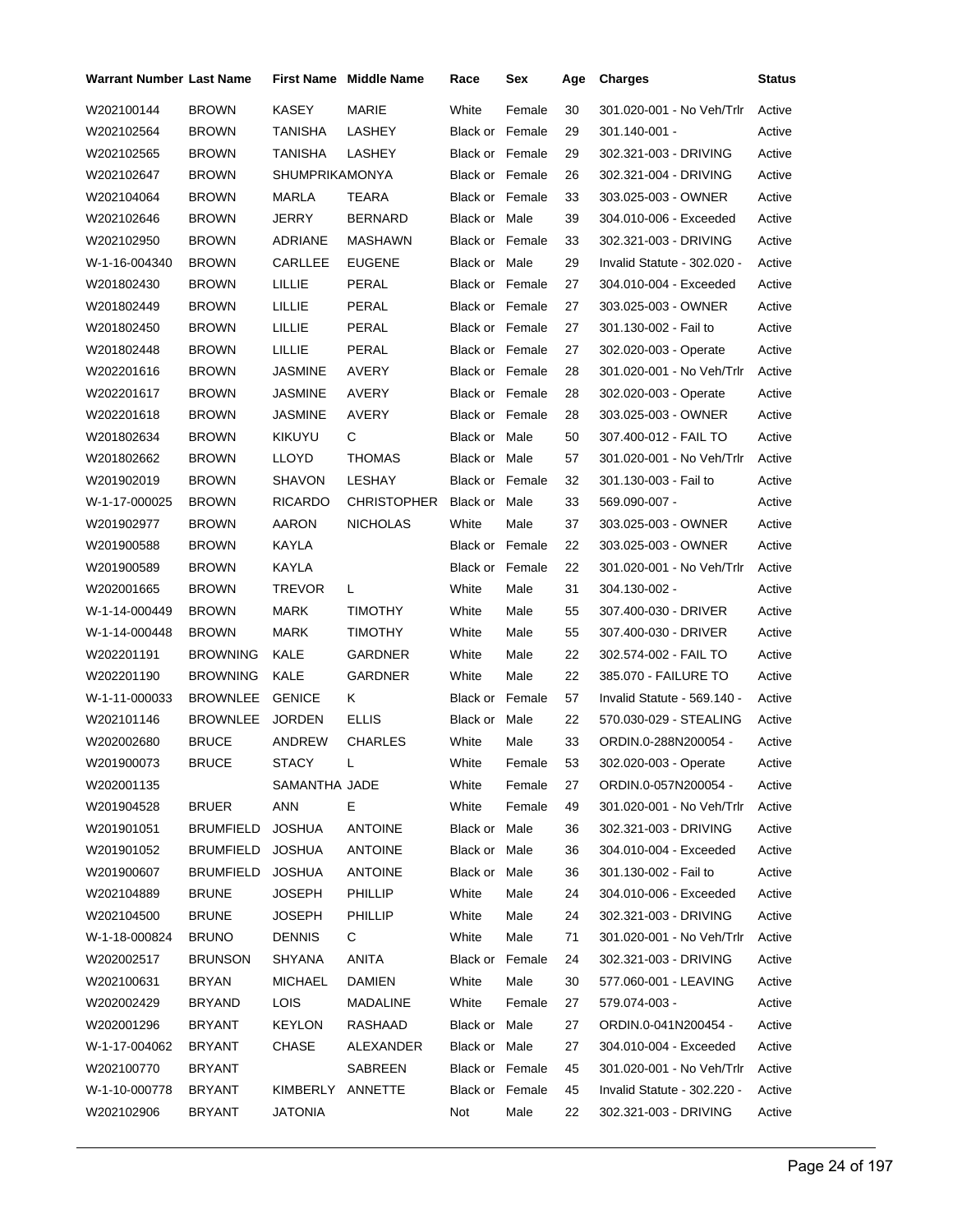| Warrant Number | Last Name | First Name | Middle Name | Race | Sex | Age | Charges | Status |
|---|---|---|---|---|---|---|---|---|
| W202100144 | BROWN | KASEY | MARIE | White | Female | 30 | 301.020-001 - No Veh/Trlr | Active |
| W202102564 | BROWN | TANISHA | LASHEY | Black or | Female | 29 | 301.140-001 - | Active |
| W202102565 | BROWN | TANISHA | LASHEY | Black or | Female | 29 | 302.321-003 - DRIVING | Active |
| W202102647 | BROWN | SHUMPRIKAMONYA | | Black or | Female | 26 | 302.321-004 - DRIVING | Active |
| W202104064 | BROWN | MARLA | TEARA | Black or | Female | 33 | 303.025-003 - OWNER | Active |
| W202102646 | BROWN | JERRY | BERNARD | Black or | Male | 39 | 304.010-006 - Exceeded | Active |
| W202102950 | BROWN | ADRIANE | MASHAWN | Black or | Female | 33 | 302.321-003 - DRIVING | Active |
| W-1-16-004340 | BROWN | CARLLEE | EUGENE | Black or | Male | 29 | Invalid Statute - 302.020 - | Active |
| W201802430 | BROWN | LILLIE | PERAL | Black or | Female | 27 | 304.010-004 - Exceeded | Active |
| W201802449 | BROWN | LILLIE | PERAL | Black or | Female | 27 | 303.025-003 - OWNER | Active |
| W201802450 | BROWN | LILLIE | PERAL | Black or | Female | 27 | 301.130-002 - Fail to | Active |
| W201802448 | BROWN | LILLIE | PERAL | Black or | Female | 27 | 302.020-003 - Operate | Active |
| W202201616 | BROWN | JASMINE | AVERY | Black or | Female | 28 | 301.020-001 - No Veh/Trlr | Active |
| W202201617 | BROWN | JASMINE | AVERY | Black or | Female | 28 | 302.020-003 - Operate | Active |
| W202201618 | BROWN | JASMINE | AVERY | Black or | Female | 28 | 303.025-003 - OWNER | Active |
| W201802634 | BROWN | KIKUYU | C | Black or | Male | 50 | 307.400-012 - FAIL TO | Active |
| W201802662 | BROWN | LLOYD | THOMAS | Black or | Male | 57 | 301.020-001 - No Veh/Trlr | Active |
| W201902019 | BROWN | SHAVON | LESHAY | Black or | Female | 32 | 301.130-003 - Fail to | Active |
| W-1-17-000025 | BROWN | RICARDO | CHRISTOPHER | Black or | Male | 33 | 569.090-007 - | Active |
| W201902977 | BROWN | AARON | NICHOLAS | White | Male | 37 | 303.025-003 - OWNER | Active |
| W201900588 | BROWN | KAYLA | | Black or | Female | 22 | 303.025-003 - OWNER | Active |
| W201900589 | BROWN | KAYLA | | Black or | Female | 22 | 301.020-001 - No Veh/Trlr | Active |
| W202001665 | BROWN | TREVOR | L | White | Male | 31 | 304.130-002 - | Active |
| W-1-14-000449 | BROWN | MARK | TIMOTHY | White | Male | 55 | 307.400-030 - DRIVER | Active |
| W-1-14-000448 | BROWN | MARK | TIMOTHY | White | Male | 55 | 307.400-030 - DRIVER | Active |
| W202201191 | BROWNING | KALE | GARDNER | White | Male | 22 | 302.574-002 - FAIL TO | Active |
| W202201190 | BROWNING | KALE | GARDNER | White | Male | 22 | 385.070 - FAILURE TO | Active |
| W-1-11-000033 | BROWNLEE | GENICE | K | Black or | Female | 57 | Invalid Statute - 569.140 - | Active |
| W202101146 | BROWNLEE | JORDEN | ELLIS | Black or | Male | 22 | 570.030-029 - STEALING | Active |
| W202002680 | BRUCE | ANDREW | CHARLES | White | Male | 33 | ORDIN.0-288N200054 - | Active |
| W201900073 | BRUCE | STACY | L | White | Female | 53 | 302.020-003 - Operate | Active |
| W202001135 | | SAMANTHA | JADE | White | Female | 27 | ORDIN.0-057N200054 - | Active |
| W201904528 | BRUER | ANN | E | White | Female | 49 | 301.020-001 - No Veh/Trlr | Active |
| W201901051 | BRUMFIELD | JOSHUA | ANTOINE | Black or | Male | 36 | 302.321-003 - DRIVING | Active |
| W201901052 | BRUMFIELD | JOSHUA | ANTOINE | Black or | Male | 36 | 304.010-004 - Exceeded | Active |
| W201900607 | BRUMFIELD | JOSHUA | ANTOINE | Black or | Male | 36 | 301.130-002 - Fail to | Active |
| W202104889 | BRUNE | JOSEPH | PHILLIP | White | Male | 24 | 304.010-006 - Exceeded | Active |
| W202104500 | BRUNE | JOSEPH | PHILLIP | White | Male | 24 | 302.321-003 - DRIVING | Active |
| W-1-18-000824 | BRUNO | DENNIS | C | White | Male | 71 | 301.020-001 - No Veh/Trlr | Active |
| W202002517 | BRUNSON | SHYANA | ANITA | Black or | Female | 24 | 302.321-003 - DRIVING | Active |
| W202100631 | BRYAN | MICHAEL | DAMIEN | White | Male | 30 | 577.060-001 - LEAVING | Active |
| W202002429 | BRYAND | LOIS | MADALINE | White | Female | 27 | 579.074-003 - | Active |
| W202001296 | BRYANT | KEYLON | RASHAAD | Black or | Male | 27 | ORDIN.0-041N200454 - | Active |
| W-1-17-004062 | BRYANT | CHASE | ALEXANDER | Black or | Male | 27 | 304.010-004 - Exceeded | Active |
| W202100770 | BRYANT | | SABREEN | Black or | Female | 45 | 301.020-001 - No Veh/Trlr | Active |
| W-1-10-000778 | BRYANT | KIMBERLY | ANNETTE | Black or | Female | 45 | Invalid Statute - 302.220 - | Active |
| W202102906 | BRYANT | JATONIA | | Not | Male | 22 | 302.321-003 - DRIVING | Active |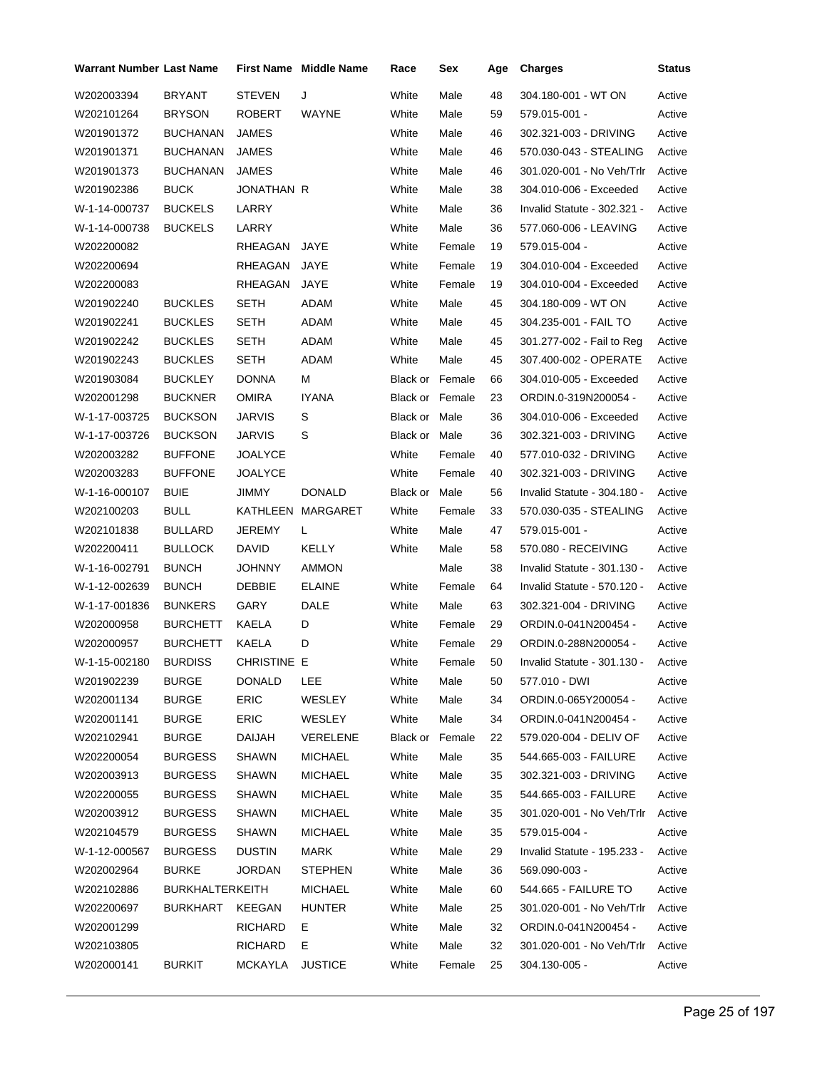| Warrant Number | Last Name | First Name | Middle Name | Race | Sex | Age | Charges | Status |
|---|---|---|---|---|---|---|---|---|
| W202003394 | BRYANT | STEVEN | J | White | Male | 48 | 304.180-001 - WT ON | Active |
| W202101264 | BRYSON | ROBERT | WAYNE | White | Male | 59 | 579.015-001 - | Active |
| W201901372 | BUCHANAN | JAMES | | White | Male | 46 | 302.321-003 - DRIVING | Active |
| W201901371 | BUCHANAN | JAMES | | White | Male | 46 | 570.030-043 - STEALING | Active |
| W201901373 | BUCHANAN | JAMES | | White | Male | 46 | 301.020-001 - No Veh/Trlr | Active |
| W201902386 | BUCK | JONATHAN | R | White | Male | 38 | 304.010-006 - Exceeded | Active |
| W-1-14-000737 | BUCKELS | LARRY | | White | Male | 36 | Invalid Statute - 302.321 - | Active |
| W-1-14-000738 | BUCKELS | LARRY | | White | Male | 36 | 577.060-006 - LEAVING | Active |
| W202200082 | | RHEAGAN | JAYE | White | Female | 19 | 579.015-004 - | Active |
| W202200694 | | RHEAGAN | JAYE | White | Female | 19 | 304.010-004 - Exceeded | Active |
| W202200083 | | RHEAGAN | JAYE | White | Female | 19 | 304.010-004 - Exceeded | Active |
| W201902240 | BUCKLES | SETH | ADAM | White | Male | 45 | 304.180-009 - WT ON | Active |
| W201902241 | BUCKLES | SETH | ADAM | White | Male | 45 | 304.235-001 - FAIL TO | Active |
| W201902242 | BUCKLES | SETH | ADAM | White | Male | 45 | 301.277-002 - Fail to Reg | Active |
| W201902243 | BUCKLES | SETH | ADAM | White | Male | 45 | 307.400-002 - OPERATE | Active |
| W201903084 | BUCKLEY | DONNA | M | Black or | Female | 66 | 304.010-005 - Exceeded | Active |
| W202001298 | BUCKNER | OMIRA | IYANA | Black or | Female | 23 | ORDIN.0-319N200054 - | Active |
| W-1-17-003725 | BUCKSON | JARVIS | S | Black or | Male | 36 | 304.010-006 - Exceeded | Active |
| W-1-17-003726 | BUCKSON | JARVIS | S | Black or | Male | 36 | 302.321-003 - DRIVING | Active |
| W202003282 | BUFFONE | JOALYCE | | White | Female | 40 | 577.010-032 - DRIVING | Active |
| W202003283 | BUFFONE | JOALYCE | | White | Female | 40 | 302.321-003 - DRIVING | Active |
| W-1-16-000107 | BUIE | JIMMY | DONALD | Black or | Male | 56 | Invalid Statute - 304.180 - | Active |
| W202100203 | BULL | KATHLEEN | MARGARET | White | Female | 33 | 570.030-035 - STEALING | Active |
| W202101838 | BULLARD | JEREMY | L | White | Male | 47 | 579.015-001 - | Active |
| W202200411 | BULLOCK | DAVID | KELLY | White | Male | 58 | 570.080 - RECEIVING | Active |
| W-1-16-002791 | BUNCH | JOHNNY | AMMON | | Male | 38 | Invalid Statute - 301.130 - | Active |
| W-1-12-002639 | BUNCH | DEBBIE | ELAINE | White | Female | 64 | Invalid Statute - 570.120 - | Active |
| W-1-17-001836 | BUNKERS | GARY | DALE | White | Male | 63 | 302.321-004 - DRIVING | Active |
| W202000958 | BURCHETT | KAELA | D | White | Female | 29 | ORDIN.0-041N200454 - | Active |
| W202000957 | BURCHETT | KAELA | D | White | Female | 29 | ORDIN.0-288N200054 - | Active |
| W-1-15-002180 | BURDISS | CHRISTINE | E | White | Female | 50 | Invalid Statute - 301.130 - | Active |
| W201902239 | BURGE | DONALD | LEE | White | Male | 50 | 577.010 - DWI | Active |
| W202001134 | BURGE | ERIC | WESLEY | White | Male | 34 | ORDIN.0-065Y200054 - | Active |
| W202001141 | BURGE | ERIC | WESLEY | White | Male | 34 | ORDIN.0-041N200454 - | Active |
| W202102941 | BURGE | DAIJAH | VERELENE | Black or | Female | 22 | 579.020-004 - DELIV OF | Active |
| W202200054 | BURGESS | SHAWN | MICHAEL | White | Male | 35 | 544.665-003 - FAILURE | Active |
| W202003913 | BURGESS | SHAWN | MICHAEL | White | Male | 35 | 302.321-003 - DRIVING | Active |
| W202200055 | BURGESS | SHAWN | MICHAEL | White | Male | 35 | 544.665-003 - FAILURE | Active |
| W202003912 | BURGESS | SHAWN | MICHAEL | White | Male | 35 | 301.020-001 - No Veh/Trlr | Active |
| W202104579 | BURGESS | SHAWN | MICHAEL | White | Male | 35 | 579.015-004 - | Active |
| W-1-12-000567 | BURGESS | DUSTIN | MARK | White | Male | 29 | Invalid Statute - 195.233 - | Active |
| W202002964 | BURKE | JORDAN | STEPHEN | White | Male | 36 | 569.090-003 - | Active |
| W202102886 | BURKHALTER | KEITH | MICHAEL | White | Male | 60 | 544.665 - FAILURE TO | Active |
| W202200697 | BURKHART | KEEGAN | HUNTER | White | Male | 25 | 301.020-001 - No Veh/Trlr | Active |
| W202001299 | | RICHARD | E | White | Male | 32 | ORDIN.0-041N200454 - | Active |
| W202103805 | | RICHARD | E | White | Male | 32 | 301.020-001 - No Veh/Trlr | Active |
| W202000141 | BURKIT | MCKAYLA | JUSTICE | White | Female | 25 | 304.130-005 - | Active |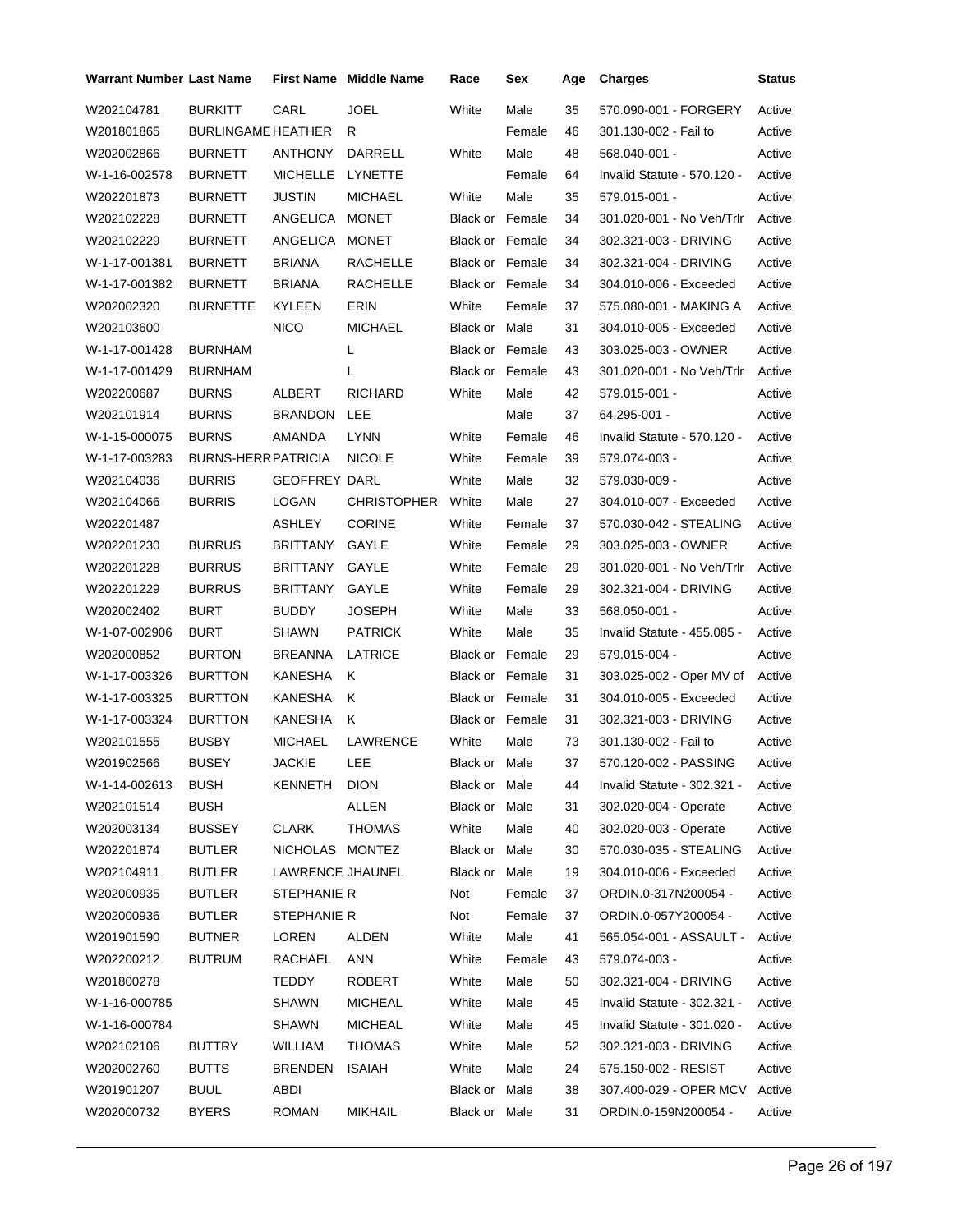| Warrant Number | Last Name | First Name | Middle Name | Race | Sex | Age | Charges | Status |
|---|---|---|---|---|---|---|---|---|
| W202104781 | BURKITT | CARL | JOEL | White | Male | 35 | 570.090-001 - FORGERY | Active |
| W201801865 | BURLINGAME | HEATHER | R | | Female | 46 | 301.130-002 - Fail to | Active |
| W202002866 | BURNETT | ANTHONY | DARRELL | White | Male | 48 | 568.040-001 - | Active |
| W-1-16-002578 | BURNETT | MICHELLE | LYNETTE | | Female | 64 | Invalid Statute - 570.120 - | Active |
| W202201873 | BURNETT | JUSTIN | MICHAEL | White | Male | 35 | 579.015-001 - | Active |
| W202102228 | BURNETT | ANGELICA | MONET | Black or | Female | 34 | 301.020-001 - No Veh/Trlr | Active |
| W202102229 | BURNETT | ANGELICA | MONET | Black or | Female | 34 | 302.321-003 - DRIVING | Active |
| W-1-17-001381 | BURNETT | BRIANA | RACHELLE | Black or | Female | 34 | 302.321-004 - DRIVING | Active |
| W-1-17-001382 | BURNETT | BRIANA | RACHELLE | Black or | Female | 34 | 304.010-006 - Exceeded | Active |
| W202002320 | BURNETTE | KYLEEN | ERIN | White | Female | 37 | 575.080-001 - MAKING A | Active |
| W202103600 | | NICO | MICHAEL | Black or | Male | 31 | 304.010-005 - Exceeded | Active |
| W-1-17-001428 | BURNHAM | | L | Black or | Female | 43 | 303.025-003 - OWNER | Active |
| W-1-17-001429 | BURNHAM | | L | Black or | Female | 43 | 301.020-001 - No Veh/Trlr | Active |
| W202200687 | BURNS | ALBERT | RICHARD | White | Male | 42 | 579.015-001 - | Active |
| W202101914 | BURNS | BRANDON | LEE | | Male | 37 | 64.295-001 - | Active |
| W-1-15-000075 | BURNS | AMANDA | LYNN | White | Female | 46 | Invalid Statute - 570.120 - | Active |
| W-1-17-003283 | BURNS-HERR | PATRICIA | NICOLE | White | Female | 39 | 579.074-003 - | Active |
| W202104036 | BURRIS | GEOFFREY | DARL | White | Male | 32 | 579.030-009 - | Active |
| W202104066 | BURRIS | LOGAN | CHRISTOPHER | White | Male | 27 | 304.010-007 - Exceeded | Active |
| W202201487 | | ASHLEY | CORINE | White | Female | 37 | 570.030-042 - STEALING | Active |
| W202201230 | BURRUS | BRITTANY | GAYLE | White | Female | 29 | 303.025-003 - OWNER | Active |
| W202201228 | BURRUS | BRITTANY | GAYLE | White | Female | 29 | 301.020-001 - No Veh/Trlr | Active |
| W202201229 | BURRUS | BRITTANY | GAYLE | White | Female | 29 | 302.321-004 - DRIVING | Active |
| W202002402 | BURT | BUDDY | JOSEPH | White | Male | 33 | 568.050-001 - | Active |
| W-1-07-002906 | BURT | SHAWN | PATRICK | White | Male | 35 | Invalid Statute - 455.085 - | Active |
| W202000852 | BURTON | BREANNA | LATRICE | Black or | Female | 29 | 579.015-004 - | Active |
| W-1-17-003326 | BURTTON | KANESHA | K | Black or | Female | 31 | 303.025-002 - Oper MV of | Active |
| W-1-17-003325 | BURTTON | KANESHA | K | Black or | Female | 31 | 304.010-005 - Exceeded | Active |
| W-1-17-003324 | BURTTON | KANESHA | K | Black or | Female | 31 | 302.321-003 - DRIVING | Active |
| W202101555 | BUSBY | MICHAEL | LAWRENCE | White | Male | 73 | 301.130-002 - Fail to | Active |
| W201902566 | BUSEY | JACKIE | LEE | Black or | Male | 37 | 570.120-002 - PASSING | Active |
| W-1-14-002613 | BUSH | KENNETH | DION | Black or | Male | 44 | Invalid Statute - 302.321 - | Active |
| W202101514 | BUSH | | ALLEN | Black or | Male | 31 | 302.020-004 - Operate | Active |
| W202003134 | BUSSEY | CLARK | THOMAS | White | Male | 40 | 302.020-003 - Operate | Active |
| W202201874 | BUTLER | NICHOLAS | MONTEZ | Black or | Male | 30 | 570.030-035 - STEALING | Active |
| W202104911 | BUTLER | LAWRENCE | JHAUNEL | Black or | Male | 19 | 304.010-006 - Exceeded | Active |
| W202000935 | BUTLER | STEPHANIE | R | Not | Female | 37 | ORDIN.0-317N200054 - | Active |
| W202000936 | BUTLER | STEPHANIE | R | Not | Female | 37 | ORDIN.0-057Y200054 - | Active |
| W201901590 | BUTNER | LOREN | ALDEN | White | Male | 41 | 565.054-001 - ASSAULT - | Active |
| W202200212 | BUTRUM | RACHAEL | ANN | White | Female | 43 | 579.074-003 - | Active |
| W201800278 | | TEDDY | ROBERT | White | Male | 50 | 302.321-004 - DRIVING | Active |
| W-1-16-000785 | | SHAWN | MICHEAL | White | Male | 45 | Invalid Statute - 302.321 - | Active |
| W-1-16-000784 | | SHAWN | MICHEAL | White | Male | 45 | Invalid Statute - 301.020 - | Active |
| W202102106 | BUTTRY | WILLIAM | THOMAS | White | Male | 52 | 302.321-003 - DRIVING | Active |
| W202002760 | BUTTS | BRENDEN | ISAIAH | White | Male | 24 | 575.150-002 - RESIST | Active |
| W201901207 | BUUL | ABDI | | Black or | Male | 38 | 307.400-029 - OPER MCV | Active |
| W202000732 | BYERS | ROMAN | MIKHAIL | Black or | Male | 31 | ORDIN.0-159N200054 - | Active |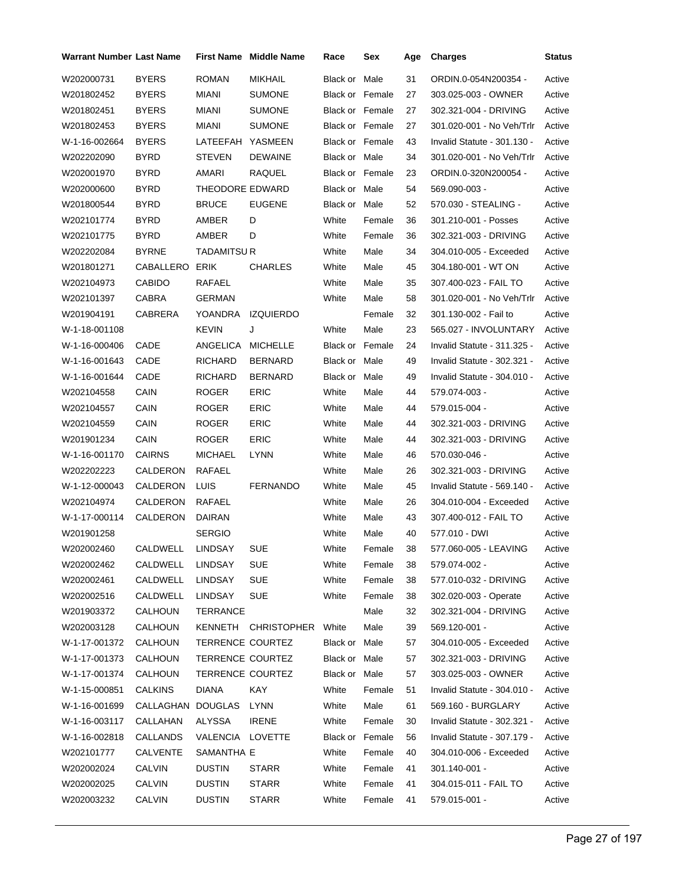| Warrant Number | Last Name | First Name | Middle Name | Race | Sex | Age | Charges | Status |
|---|---|---|---|---|---|---|---|---|
| W202000731 | BYERS | ROMAN | MIKHAIL | Black or | Male | 31 | ORDIN.0-054N200354 - | Active |
| W201802452 | BYERS | MIANI | SUMONE | Black or | Female | 27 | 303.025-003 - OWNER | Active |
| W201802451 | BYERS | MIANI | SUMONE | Black or | Female | 27 | 302.321-004 - DRIVING | Active |
| W201802453 | BYERS | MIANI | SUMONE | Black or | Female | 27 | 301.020-001 - No Veh/Trlr | Active |
| W-1-16-002664 | BYERS | LATEEFAH | YASMEEN | Black or | Female | 43 | Invalid Statute - 301.130 - | Active |
| W202202090 | BYRD | STEVEN | DEWAINE | Black or | Male | 34 | 301.020-001 - No Veh/Trlr | Active |
| W202001970 | BYRD | AMARI | RAQUEL | Black or | Female | 23 | ORDIN.0-320N200054 - | Active |
| W202000600 | BYRD | THEODORE | EDWARD | Black or | Male | 54 | 569.090-003 - | Active |
| W201800544 | BYRD | BRUCE | EUGENE | Black or | Male | 52 | 570.030 - STEALING - | Active |
| W202101774 | BYRD | AMBER | D | White | Female | 36 | 301.210-001 - Posses | Active |
| W202101775 | BYRD | AMBER | D | White | Female | 36 | 302.321-003 - DRIVING | Active |
| W202202084 | BYRNE | TADAMITSU | R | White | Male | 34 | 304.010-005 - Exceeded | Active |
| W201801271 | CABALLERO | ERIK | CHARLES | White | Male | 45 | 304.180-001 - WT ON | Active |
| W202104973 | CABIDO | RAFAEL | | White | Male | 35 | 307.400-023 - FAIL TO | Active |
| W202101397 | CABRA | GERMAN | | White | Male | 58 | 301.020-001 - No Veh/Trlr | Active |
| W201904191 | CABRERA | YOANDRA | IZQUIERDO | | Female | 32 | 301.130-002 - Fail to | Active |
| W-1-18-001108 | | KEVIN | J | White | Male | 23 | 565.027 - INVOLUNTARY | Active |
| W-1-16-000406 | CADE | ANGELICA | MICHELLE | Black or | Female | 24 | Invalid Statute - 311.325 - | Active |
| W-1-16-001643 | CADE | RICHARD | BERNARD | Black or | Male | 49 | Invalid Statute - 302.321 - | Active |
| W-1-16-001644 | CADE | RICHARD | BERNARD | Black or | Male | 49 | Invalid Statute - 304.010 - | Active |
| W202104558 | CAIN | ROGER | ERIC | White | Male | 44 | 579.074-003 - | Active |
| W202104557 | CAIN | ROGER | ERIC | White | Male | 44 | 579.015-004 - | Active |
| W202104559 | CAIN | ROGER | ERIC | White | Male | 44 | 302.321-003 - DRIVING | Active |
| W201901234 | CAIN | ROGER | ERIC | White | Male | 44 | 302.321-003 - DRIVING | Active |
| W-1-16-001170 | CAIRNS | MICHAEL | LYNN | White | Male | 46 | 570.030-046 - | Active |
| W202202223 | CALDERON | RAFAEL | | White | Male | 26 | 302.321-003 - DRIVING | Active |
| W-1-12-000043 | CALDERON | LUIS | FERNANDO | White | Male | 45 | Invalid Statute - 569.140 - | Active |
| W202104974 | CALDERON | RAFAEL | | White | Male | 26 | 304.010-004 - Exceeded | Active |
| W-1-17-000114 | CALDERON | DAIRAN | | White | Male | 43 | 307.400-012 - FAIL TO | Active |
| W201901258 | | SERGIO | | White | Male | 40 | 577.010 - DWI | Active |
| W202002460 | CALDWELL | LINDSAY | SUE | White | Female | 38 | 577.060-005 - LEAVING | Active |
| W202002462 | CALDWELL | LINDSAY | SUE | White | Female | 38 | 579.074-002 - | Active |
| W202002461 | CALDWELL | LINDSAY | SUE | White | Female | 38 | 577.010-032 - DRIVING | Active |
| W202002516 | CALDWELL | LINDSAY | SUE | White | Female | 38 | 302.020-003 - Operate | Active |
| W201903372 | CALHOUN | TERRANCE | | | Male | 32 | 302.321-004 - DRIVING | Active |
| W202003128 | CALHOUN | KENNETH | CHRISTOPHER | White | Male | 39 | 569.120-001 - | Active |
| W-1-17-001372 | CALHOUN | TERRENCE | COURTEZ | Black or | Male | 57 | 304.010-005 - Exceeded | Active |
| W-1-17-001373 | CALHOUN | TERRENCE | COURTEZ | Black or | Male | 57 | 302.321-003 - DRIVING | Active |
| W-1-17-001374 | CALHOUN | TERRENCE | COURTEZ | Black or | Male | 57 | 303.025-003 - OWNER | Active |
| W-1-15-000851 | CALKINS | DIANA | KAY | White | Female | 51 | Invalid Statute - 304.010 - | Active |
| W-1-16-001699 | CALLAGHAN | DOUGLAS | LYNN | White | Male | 61 | 569.160 - BURGLARY | Active |
| W-1-16-003117 | CALLAHAN | ALYSSA | IRENE | White | Female | 30 | Invalid Statute - 302.321 - | Active |
| W-1-16-002818 | CALLANDS | VALENCIA | LOVETTE | Black or | Female | 56 | Invalid Statute - 307.179 - | Active |
| W202101777 | CALVENTE | SAMANTHA | E | White | Female | 40 | 304.010-006 - Exceeded | Active |
| W202002024 | CALVIN | DUSTIN | STARR | White | Female | 41 | 301.140-001 - | Active |
| W202002025 | CALVIN | DUSTIN | STARR | White | Female | 41 | 304.015-011 - FAIL TO | Active |
| W202003232 | CALVIN | DUSTIN | STARR | White | Female | 41 | 579.015-001 - | Active |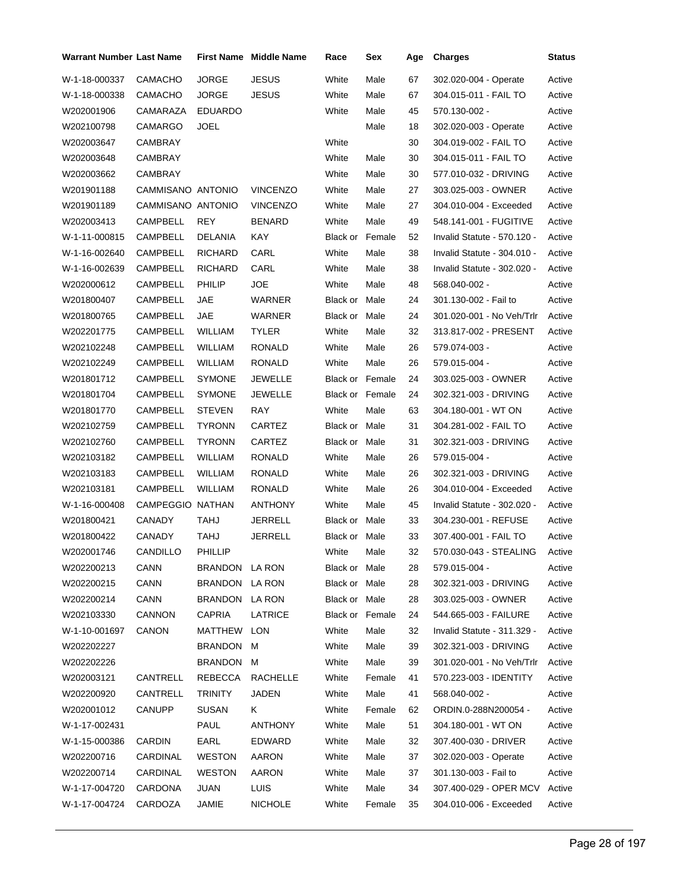| Warrant Number | Last Name | First Name | Middle Name | Race | Sex | Age | Charges | Status |
|---|---|---|---|---|---|---|---|---|
| W-1-18-000337 | CAMACHO | JORGE | JESUS | White | Male | 67 | 302.020-004 - Operate | Active |
| W-1-18-000338 | CAMACHO | JORGE | JESUS | White | Male | 67 | 304.015-011 - FAIL TO | Active |
| W202001906 | CAMARAZA | EDUARDO | | White | Male | 45 | 570.130-002 - | Active |
| W202100798 | CAMARGO | JOEL | | | Male | 18 | 302.020-003 - Operate | Active |
| W202003647 | CAMBRAY | | | White | | 30 | 304.019-002 - FAIL TO | Active |
| W202003648 | CAMBRAY | | | White | Male | 30 | 304.015-011 - FAIL TO | Active |
| W202003662 | CAMBRAY | | | White | Male | 30 | 577.010-032 - DRIVING | Active |
| W201901188 | CAMMISANO | ANTONIO | VINCENZO | White | Male | 27 | 303.025-003 - OWNER | Active |
| W201901189 | CAMMISANO | ANTONIO | VINCENZO | White | Male | 27 | 304.010-004 - Exceeded | Active |
| W202003413 | CAMPBELL | REY | BENARD | White | Male | 49 | 548.141-001 - FUGITIVE | Active |
| W-1-11-000815 | CAMPBELL | DELANIA | KAY | Black or | Female | 52 | Invalid Statute - 570.120 - | Active |
| W-1-16-002640 | CAMPBELL | RICHARD | CARL | White | Male | 38 | Invalid Statute - 304.010 - | Active |
| W-1-16-002639 | CAMPBELL | RICHARD | CARL | White | Male | 38 | Invalid Statute - 302.020 - | Active |
| W202000612 | CAMPBELL | PHILIP | JOE | White | Male | 48 | 568.040-002 - | Active |
| W201800407 | CAMPBELL | JAE | WARNER | Black or | Male | 24 | 301.130-002 - Fail to | Active |
| W201800765 | CAMPBELL | JAE | WARNER | Black or | Male | 24 | 301.020-001 - No Veh/Trlr | Active |
| W202201775 | CAMPBELL | WILLIAM | TYLER | White | Male | 32 | 313.817-002 - PRESENT | Active |
| W202102248 | CAMPBELL | WILLIAM | RONALD | White | Male | 26 | 579.074-003 - | Active |
| W202102249 | CAMPBELL | WILLIAM | RONALD | White | Male | 26 | 579.015-004 - | Active |
| W201801712 | CAMPBELL | SYMONE | JEWELLE | Black or | Female | 24 | 303.025-003 - OWNER | Active |
| W201801704 | CAMPBELL | SYMONE | JEWELLE | Black or | Female | 24 | 302.321-003 - DRIVING | Active |
| W201801770 | CAMPBELL | STEVEN | RAY | White | Male | 63 | 304.180-001 - WT ON | Active |
| W202102759 | CAMPBELL | TYRONN | CARTEZ | Black or | Male | 31 | 304.281-002 - FAIL TO | Active |
| W202102760 | CAMPBELL | TYRONN | CARTEZ | Black or | Male | 31 | 302.321-003 - DRIVING | Active |
| W202103182 | CAMPBELL | WILLIAM | RONALD | White | Male | 26 | 579.015-004 - | Active |
| W202103183 | CAMPBELL | WILLIAM | RONALD | White | Male | 26 | 302.321-003 - DRIVING | Active |
| W202103181 | CAMPBELL | WILLIAM | RONALD | White | Male | 26 | 304.010-004 - Exceeded | Active |
| W-1-16-000408 | CAMPEGGIO | NATHAN | ANTHONY | White | Male | 45 | Invalid Statute - 302.020 - | Active |
| W201800421 | CANADY | TAHJ | JERRELL | Black or | Male | 33 | 304.230-001 - REFUSE | Active |
| W201800422 | CANADY | TAHJ | JERRELL | Black or | Male | 33 | 307.400-001 - FAIL TO | Active |
| W202001746 | CANDILLO | PHILLIP | | White | Male | 32 | 570.030-043 - STEALING | Active |
| W202200213 | CANN | BRANDON | LA RON | Black or | Male | 28 | 579.015-004 - | Active |
| W202200215 | CANN | BRANDON | LA RON | Black or | Male | 28 | 302.321-003 - DRIVING | Active |
| W202200214 | CANN | BRANDON | LA RON | Black or | Male | 28 | 303.025-003 - OWNER | Active |
| W202103330 | CANNON | CAPRIA | LATRICE | Black or | Female | 24 | 544.665-003 - FAILURE | Active |
| W-1-10-001697 | CANON | MATTHEW | LON | White | Male | 32 | Invalid Statute - 311.329 - | Active |
| W202202227 | | BRANDON | M | White | Male | 39 | 302.321-003 - DRIVING | Active |
| W202202226 | | BRANDON | M | White | Male | 39 | 301.020-001 - No Veh/Trlr | Active |
| W202003121 | CANTRELL | REBECCA | RACHELLE | White | Female | 41 | 570.223-003 - IDENTITY | Active |
| W202200920 | CANTRELL | TRINITY | JADEN | White | Male | 41 | 568.040-002 - | Active |
| W202001012 | CANUPP | SUSAN | K | White | Female | 62 | ORDIN.0-288N200054 - | Active |
| W-1-17-002431 | | PAUL | ANTHONY | White | Male | 51 | 304.180-001 - WT ON | Active |
| W-1-15-000386 | CARDIN | EARL | EDWARD | White | Male | 32 | 307.400-030 - DRIVER | Active |
| W202200716 | CARDINAL | WESTON | AARON | White | Male | 37 | 302.020-003 - Operate | Active |
| W202200714 | CARDINAL | WESTON | AARON | White | Male | 37 | 301.130-003 - Fail to | Active |
| W-1-17-004720 | CARDONA | JUAN | LUIS | White | Male | 34 | 307.400-029 - OPER MCV | Active |
| W-1-17-004724 | CARDOZA | JAMIE | NICHOLE | White | Female | 35 | 304.010-006 - Exceeded | Active |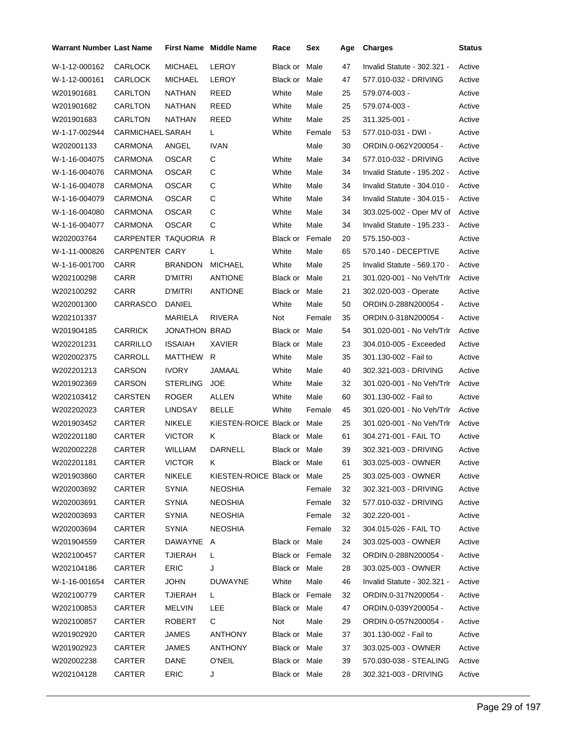| Warrant Number | Last Name | First Name | Middle Name | Race | Sex | Age | Charges | Status |
|---|---|---|---|---|---|---|---|---|
| W-1-12-000162 | CARLOCK | MICHAEL | LEROY | Black or | Male | 47 | Invalid Statute - 302.321 - | Active |
| W-1-12-000161 | CARLOCK | MICHAEL | LEROY | Black or | Male | 47 | 577.010-032 - DRIVING | Active |
| W201901681 | CARLTON | NATHAN | REED | White | Male | 25 | 579.074-003 - | Active |
| W201901682 | CARLTON | NATHAN | REED | White | Male | 25 | 579.074-003 - | Active |
| W201901683 | CARLTON | NATHAN | REED | White | Male | 25 | 311.325-001 - | Active |
| W-1-17-002944 | CARMICHAEL | SARAH | L | White | Female | 53 | 577.010-031 - DWI - | Active |
| W202001133 | CARMONA | ANGEL | IVAN | | Male | 30 | ORDIN.0-062Y200054 - | Active |
| W-1-16-004075 | CARMONA | OSCAR | C | White | Male | 34 | 577.010-032 - DRIVING | Active |
| W-1-16-004076 | CARMONA | OSCAR | C | White | Male | 34 | Invalid Statute - 195.202 - | Active |
| W-1-16-004078 | CARMONA | OSCAR | C | White | Male | 34 | Invalid Statute - 304.010 - | Active |
| W-1-16-004079 | CARMONA | OSCAR | C | White | Male | 34 | Invalid Statute - 304.015 - | Active |
| W-1-16-004080 | CARMONA | OSCAR | C | White | Male | 34 | 303.025-002 - Oper MV of | Active |
| W-1-16-004077 | CARMONA | OSCAR | C | White | Male | 34 | Invalid Statute - 195.233 - | Active |
| W202003764 | CARPENTER | TAQUORIA | R | Black or | Female | 20 | 575.150-003 - | Active |
| W-1-11-000826 | CARPENTER | CARY | L | White | Male | 65 | 570.140 - DECEPTIVE | Active |
| W-1-16-001700 | CARR | BRANDON | MICHAEL | White | Male | 25 | Invalid Statute - 569.170 - | Active |
| W202100298 | CARR | D'MITRI | ANTIONE | Black or | Male | 21 | 301.020-001 - No Veh/Trlr | Active |
| W202100292 | CARR | D'MITRI | ANTIONE | Black or | Male | 21 | 302.020-003 - Operate | Active |
| W202001300 | CARRASCO | DANIEL | | White | Male | 50 | ORDIN.0-288N200054 - | Active |
| W202101337 | | MARIELA | RIVERA | Not | Female | 35 | ORDIN.0-318N200054 - | Active |
| W201904185 | CARRICK | JONATHON | BRAD | Black or | Male | 54 | 301.020-001 - No Veh/Trlr | Active |
| W202201231 | CARRILLO | ISSAIAH | XAVIER | Black or | Male | 23 | 304.010-005 - Exceeded | Active |
| W202002375 | CARROLL | MATTHEW | R | White | Male | 35 | 301.130-002 - Fail to | Active |
| W202201213 | CARSON | IVORY | JAMAAL | White | Male | 40 | 302.321-003 - DRIVING | Active |
| W201902369 | CARSON | STERLING | JOE | White | Male | 32 | 301.020-001 - No Veh/Trlr | Active |
| W202103412 | CARSTEN | ROGER | ALLEN | White | Male | 60 | 301.130-002 - Fail to | Active |
| W202202023 | CARTER | LINDSAY | BELLE | White | Female | 45 | 301.020-001 - No Veh/Trlr | Active |
| W201903452 | CARTER | NIKELE | KIESTEN-ROICE | Black or | Male | 25 | 301.020-001 - No Veh/Trlr | Active |
| W202201180 | CARTER | VICTOR | K | Black or | Male | 61 | 304.271-001 - FAIL TO | Active |
| W202002228 | CARTER | WILLIAM | DARNELL | Black or | Male | 39 | 302.321-003 - DRIVING | Active |
| W202201181 | CARTER | VICTOR | K | Black or | Male | 61 | 303.025-003 - OWNER | Active |
| W201903860 | CARTER | NIKELE | KIESTEN-ROICE | Black or | Male | 25 | 303.025-003 - OWNER | Active |
| W202003692 | CARTER | SYNIA | NEOSHIA | | Female | 32 | 302.321-003 - DRIVING | Active |
| W202003691 | CARTER | SYNIA | NEOSHIA | | Female | 32 | 577.010-032 - DRIVING | Active |
| W202003693 | CARTER | SYNIA | NEOSHIA | | Female | 32 | 302.220-001 - | Active |
| W202003694 | CARTER | SYNIA | NEOSHIA | | Female | 32 | 304.015-026 - FAIL TO | Active |
| W201904559 | CARTER | DAWAYNE | A | Black or | Male | 24 | 303.025-003 - OWNER | Active |
| W202100457 | CARTER | TJIERAH | L | Black or | Female | 32 | ORDIN.0-288N200054 - | Active |
| W202104186 | CARTER | ERIC | J | Black or | Male | 28 | 303.025-003 - OWNER | Active |
| W-1-16-001654 | CARTER | JOHN | DUWAYNE | White | Male | 46 | Invalid Statute - 302.321 - | Active |
| W202100779 | CARTER | TJIERAH | L | Black or | Female | 32 | ORDIN.0-317N200054 - | Active |
| W202100853 | CARTER | MELVIN | LEE | Black or | Male | 47 | ORDIN.0-039Y200054 - | Active |
| W202100857 | CARTER | ROBERT | C | Not | Male | 29 | ORDIN.0-057N200054 - | Active |
| W201902920 | CARTER | JAMES | ANTHONY | Black or | Male | 37 | 301.130-002 - Fail to | Active |
| W201902923 | CARTER | JAMES | ANTHONY | Black or | Male | 37 | 303.025-003 - OWNER | Active |
| W202002238 | CARTER | DANE | O'NEIL | Black or | Male | 39 | 570.030-038 - STEALING | Active |
| W202104128 | CARTER | ERIC | J | Black or | Male | 28 | 302.321-003 - DRIVING | Active |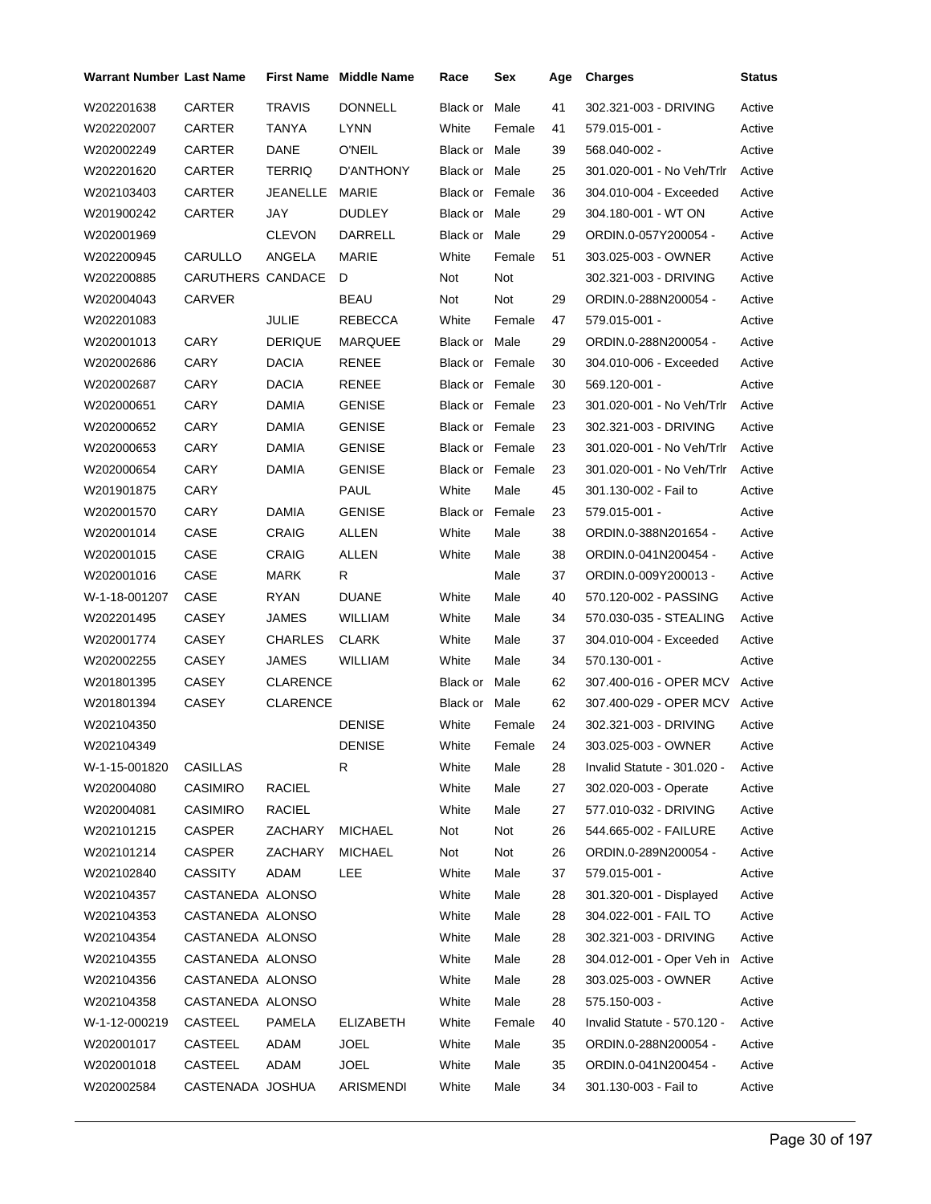| Warrant Number | Last Name | First Name | Middle Name | Race | Sex | Age | Charges | Status |
|---|---|---|---|---|---|---|---|---|
| W202201638 | CARTER | TRAVIS | DONNELL | Black or | Male | 41 | 302.321-003 - DRIVING | Active |
| W202202007 | CARTER | TANYA | LYNN | White | Female | 41 | 579.015-001 - | Active |
| W202002249 | CARTER | DANE | O'NEIL | Black or | Male | 39 | 568.040-002 - | Active |
| W202201620 | CARTER | TERRIQ | D'ANTHONY | Black or | Male | 25 | 301.020-001 - No Veh/Trlr | Active |
| W202103403 | CARTER | JEANELLE | MARIE | Black or | Female | 36 | 304.010-004 - Exceeded | Active |
| W201900242 | CARTER | JAY | DUDLEY | Black or | Male | 29 | 304.180-001 - WT ON | Active |
| W202001969 | | CLEVON | DARRELL | Black or | Male | 29 | ORDIN.0-057Y200054 - | Active |
| W202200945 | CARULLO | ANGELA | MARIE | White | Female | 51 | 303.025-003 - OWNER | Active |
| W202200885 | CARUTHERS | CANDACE | D | Not | Not | | 302.321-003 - DRIVING | Active |
| W202004043 | CARVER | | BEAU | Not | Not | 29 | ORDIN.0-288N200054 - | Active |
| W202201083 | | JULIE | REBECCA | White | Female | 47 | 579.015-001 - | Active |
| W202001013 | CARY | DERIQUE | MARQUEE | Black or | Male | 29 | ORDIN.0-288N200054 - | Active |
| W202002686 | CARY | DACIA | RENEE | Black or | Female | 30 | 304.010-006 - Exceeded | Active |
| W202002687 | CARY | DACIA | RENEE | Black or | Female | 30 | 569.120-001 - | Active |
| W202000651 | CARY | DAMIA | GENISE | Black or | Female | 23 | 301.020-001 - No Veh/Trlr | Active |
| W202000652 | CARY | DAMIA | GENISE | Black or | Female | 23 | 302.321-003 - DRIVING | Active |
| W202000653 | CARY | DAMIA | GENISE | Black or | Female | 23 | 301.020-001 - No Veh/Trlr | Active |
| W202000654 | CARY | DAMIA | GENISE | Black or | Female | 23 | 301.020-001 - No Veh/Trlr | Active |
| W201901875 | CARY | | PAUL | White | Male | 45 | 301.130-002 - Fail to | Active |
| W202001570 | CARY | DAMIA | GENISE | Black or | Female | 23 | 579.015-001 - | Active |
| W202001014 | CASE | CRAIG | ALLEN | White | Male | 38 | ORDIN.0-388N201654 - | Active |
| W202001015 | CASE | CRAIG | ALLEN | White | Male | 38 | ORDIN.0-041N200454 - | Active |
| W202001016 | CASE | MARK | R | | Male | 37 | ORDIN.0-009Y200013 - | Active |
| W-1-18-001207 | CASE | RYAN | DUANE | White | Male | 40 | 570.120-002 - PASSING | Active |
| W202201495 | CASEY | JAMES | WILLIAM | White | Male | 34 | 570.030-035 - STEALING | Active |
| W202001774 | CASEY | CHARLES | CLARK | White | Male | 37 | 304.010-004 - Exceeded | Active |
| W202002255 | CASEY | JAMES | WILLIAM | White | Male | 34 | 570.130-001 - | Active |
| W201801395 | CASEY | CLARENCE | | Black or | Male | 62 | 307.400-016 - OPER MCV | Active |
| W201801394 | CASEY | CLARENCE | | Black or | Male | 62 | 307.400-029 - OPER MCV | Active |
| W202104350 | | | DENISE | White | Female | 24 | 302.321-003 - DRIVING | Active |
| W202104349 | | | DENISE | White | Female | 24 | 303.025-003 - OWNER | Active |
| W-1-15-001820 | CASILLAS | | R | White | Male | 28 | Invalid Statute - 301.020 - | Active |
| W202004080 | CASIMIRO | RACIEL | | White | Male | 27 | 302.020-003 - Operate | Active |
| W202004081 | CASIMIRO | RACIEL | | White | Male | 27 | 577.010-032 - DRIVING | Active |
| W202101215 | CASPER | ZACHARY | MICHAEL | Not | Not | 26 | 544.665-002 - FAILURE | Active |
| W202101214 | CASPER | ZACHARY | MICHAEL | Not | Not | 26 | ORDIN.0-289N200054 - | Active |
| W202102840 | CASSITY | ADAM | LEE | White | Male | 37 | 579.015-001 - | Active |
| W202104357 | CASTANEDA | ALONSO | | White | Male | 28 | 301.320-001 - Displayed | Active |
| W202104353 | CASTANEDA | ALONSO | | White | Male | 28 | 304.022-001 - FAIL TO | Active |
| W202104354 | CASTANEDA | ALONSO | | White | Male | 28 | 302.321-003 - DRIVING | Active |
| W202104355 | CASTANEDA | ALONSO | | White | Male | 28 | 304.012-001 - Oper Veh in | Active |
| W202104356 | CASTANEDA | ALONSO | | White | Male | 28 | 303.025-003 - OWNER | Active |
| W202104358 | CASTANEDA | ALONSO | | White | Male | 28 | 575.150-003 - | Active |
| W-1-12-000219 | CASTEEL | PAMELA | ELIZABETH | White | Female | 40 | Invalid Statute - 570.120 - | Active |
| W202001017 | CASTEEL | ADAM | JOEL | White | Male | 35 | ORDIN.0-288N200054 - | Active |
| W202001018 | CASTEEL | ADAM | JOEL | White | Male | 35 | ORDIN.0-041N200454 - | Active |
| W202002584 | CASTENADA | JOSHUA | ARISMENDI | White | Male | 34 | 301.130-003 - Fail to | Active |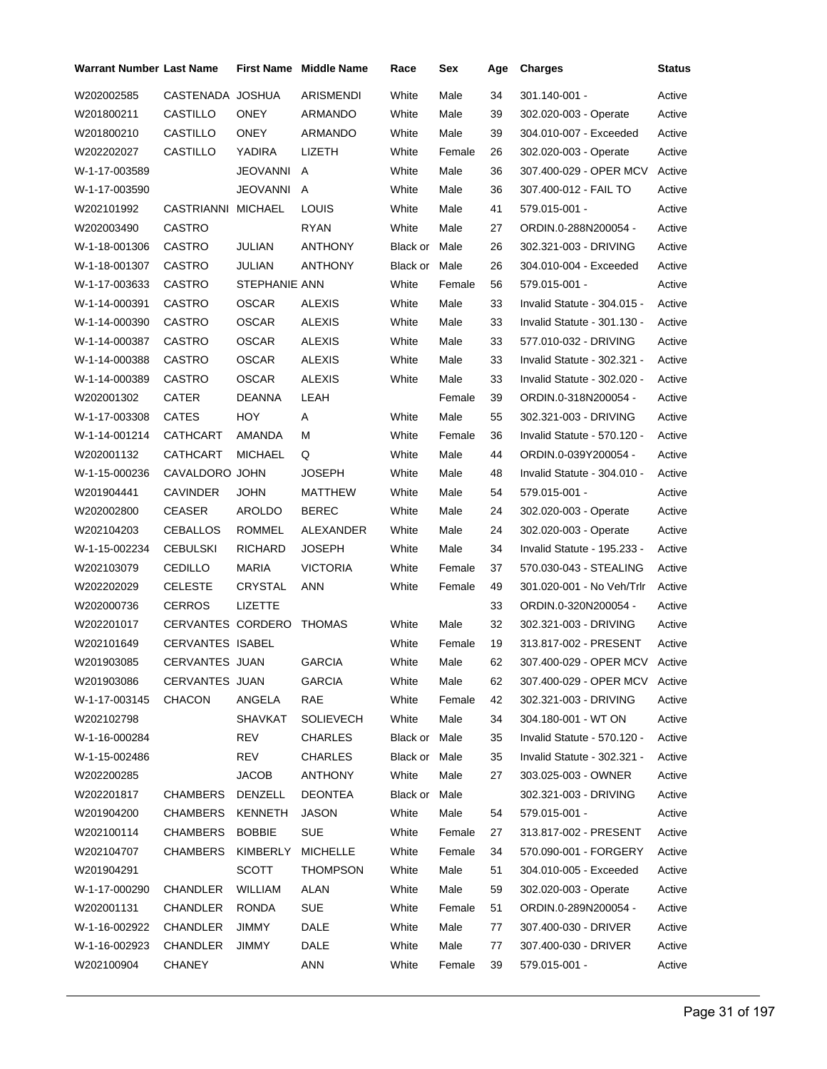| Warrant Number | Last Name | First Name | Middle Name | Race | Sex | Age | Charges | Status |
|---|---|---|---|---|---|---|---|---|
| W202002585 | CASTENADA | JOSHUA | ARISMENDI | White | Male | 34 | 301.140-001 - | Active |
| W201800211 | CASTILLO | ONEY | ARMANDO | White | Male | 39 | 302.020-003 - Operate | Active |
| W201800210 | CASTILLO | ONEY | ARMANDO | White | Male | 39 | 304.010-007 - Exceeded | Active |
| W202202027 | CASTILLO | YADIRA | LIZETH | White | Female | 26 | 302.020-003 - Operate | Active |
| W-1-17-003589 | | JEOVANNI | A | White | Male | 36 | 307.400-029 - OPER MCV | Active |
| W-1-17-003590 | | JEOVANNI | A | White | Male | 36 | 307.400-012 - FAIL TO | Active |
| W202101992 | CASTRIANNI | MICHAEL | LOUIS | White | Male | 41 | 579.015-001 - | Active |
| W202003490 | CASTRO | | RYAN | White | Male | 27 | ORDIN.0-288N200054 - | Active |
| W-1-18-001306 | CASTRO | JULIAN | ANTHONY | Black or | Male | 26 | 302.321-003 - DRIVING | Active |
| W-1-18-001307 | CASTRO | JULIAN | ANTHONY | Black or | Male | 26 | 304.010-004 - Exceeded | Active |
| W-1-17-003633 | CASTRO | STEPHANIE | ANN | White | Female | 56 | 579.015-001 - | Active |
| W-1-14-000391 | CASTRO | OSCAR | ALEXIS | White | Male | 33 | Invalid Statute - 304.015 - | Active |
| W-1-14-000390 | CASTRO | OSCAR | ALEXIS | White | Male | 33 | Invalid Statute - 301.130 - | Active |
| W-1-14-000387 | CASTRO | OSCAR | ALEXIS | White | Male | 33 | 577.010-032 - DRIVING | Active |
| W-1-14-000388 | CASTRO | OSCAR | ALEXIS | White | Male | 33 | Invalid Statute - 302.321 - | Active |
| W-1-14-000389 | CASTRO | OSCAR | ALEXIS | White | Male | 33 | Invalid Statute - 302.020 - | Active |
| W202001302 | CATER | DEANNA | LEAH | | Female | 39 | ORDIN.0-318N200054 - | Active |
| W-1-17-003308 | CATES | HOY | A | White | Male | 55 | 302.321-003 - DRIVING | Active |
| W-1-14-001214 | CATHCART | AMANDA | M | White | Female | 36 | Invalid Statute - 570.120 - | Active |
| W202001132 | CATHCART | MICHAEL | Q | White | Male | 44 | ORDIN.0-039Y200054 - | Active |
| W-1-15-000236 | CAVALDORO | JOHN | JOSEPH | White | Male | 48 | Invalid Statute - 304.010 - | Active |
| W201904441 | CAVINDER | JOHN | MATTHEW | White | Male | 54 | 579.015-001 - | Active |
| W202002800 | CEASER | AROLDO | BEREC | White | Male | 24 | 302.020-003 - Operate | Active |
| W202104203 | CEBALLOS | ROMMEL | ALEXANDER | White | Male | 24 | 302.020-003 - Operate | Active |
| W-1-15-002234 | CEBULSKI | RICHARD | JOSEPH | White | Male | 34 | Invalid Statute - 195.233 - | Active |
| W202103079 | CEDILLO | MARIA | VICTORIA | White | Female | 37 | 570.030-043 - STEALING | Active |
| W202202029 | CELESTE | CRYSTAL | ANN | White | Female | 49 | 301.020-001 - No Veh/Trlr | Active |
| W202000736 | CERROS | LIZETTE | | | | 33 | ORDIN.0-320N200054 - | Active |
| W202201017 | CERVANTES | CORDERO | THOMAS | White | Male | 32 | 302.321-003 - DRIVING | Active |
| W202101649 | CERVANTES | ISABEL | | White | Female | 19 | 313.817-002 - PRESENT | Active |
| W201903085 | CERVANTES | JUAN | GARCIA | White | Male | 62 | 307.400-029 - OPER MCV | Active |
| W201903086 | CERVANTES | JUAN | GARCIA | White | Male | 62 | 307.400-029 - OPER MCV | Active |
| W-1-17-003145 | CHACON | ANGELA | RAE | White | Female | 42 | 302.321-003 - DRIVING | Active |
| W202102798 | | SHAVKAT | SOLIEVECH | White | Male | 34 | 304.180-001 - WT ON | Active |
| W-1-16-000284 | | REV | CHARLES | Black or | Male | 35 | Invalid Statute - 570.120 - | Active |
| W-1-15-002486 | | REV | CHARLES | Black or | Male | 35 | Invalid Statute - 302.321 - | Active |
| W202200285 | | JACOB | ANTHONY | White | Male | 27 | 303.025-003 - OWNER | Active |
| W202201817 | CHAMBERS | DENZELL | DEONTEA | Black or | Male | | 302.321-003 - DRIVING | Active |
| W201904200 | CHAMBERS | KENNETH | JASON | White | Male | 54 | 579.015-001 - | Active |
| W202100114 | CHAMBERS | BOBBIE | SUE | White | Female | 27 | 313.817-002 - PRESENT | Active |
| W202104707 | CHAMBERS | KIMBERLY | MICHELLE | White | Female | 34 | 570.090-001 - FORGERY | Active |
| W201904291 | | SCOTT | THOMPSON | White | Male | 51 | 304.010-005 - Exceeded | Active |
| W-1-17-000290 | CHANDLER | WILLIAM | ALAN | White | Male | 59 | 302.020-003 - Operate | Active |
| W202001131 | CHANDLER | RONDA | SUE | White | Female | 51 | ORDIN.0-289N200054 - | Active |
| W-1-16-002922 | CHANDLER | JIMMY | DALE | White | Male | 77 | 307.400-030 - DRIVER | Active |
| W-1-16-002923 | CHANDLER | JIMMY | DALE | White | Male | 77 | 307.400-030 - DRIVER | Active |
| W202100904 | CHANEY | | ANN | White | Female | 39 | 579.015-001 - | Active |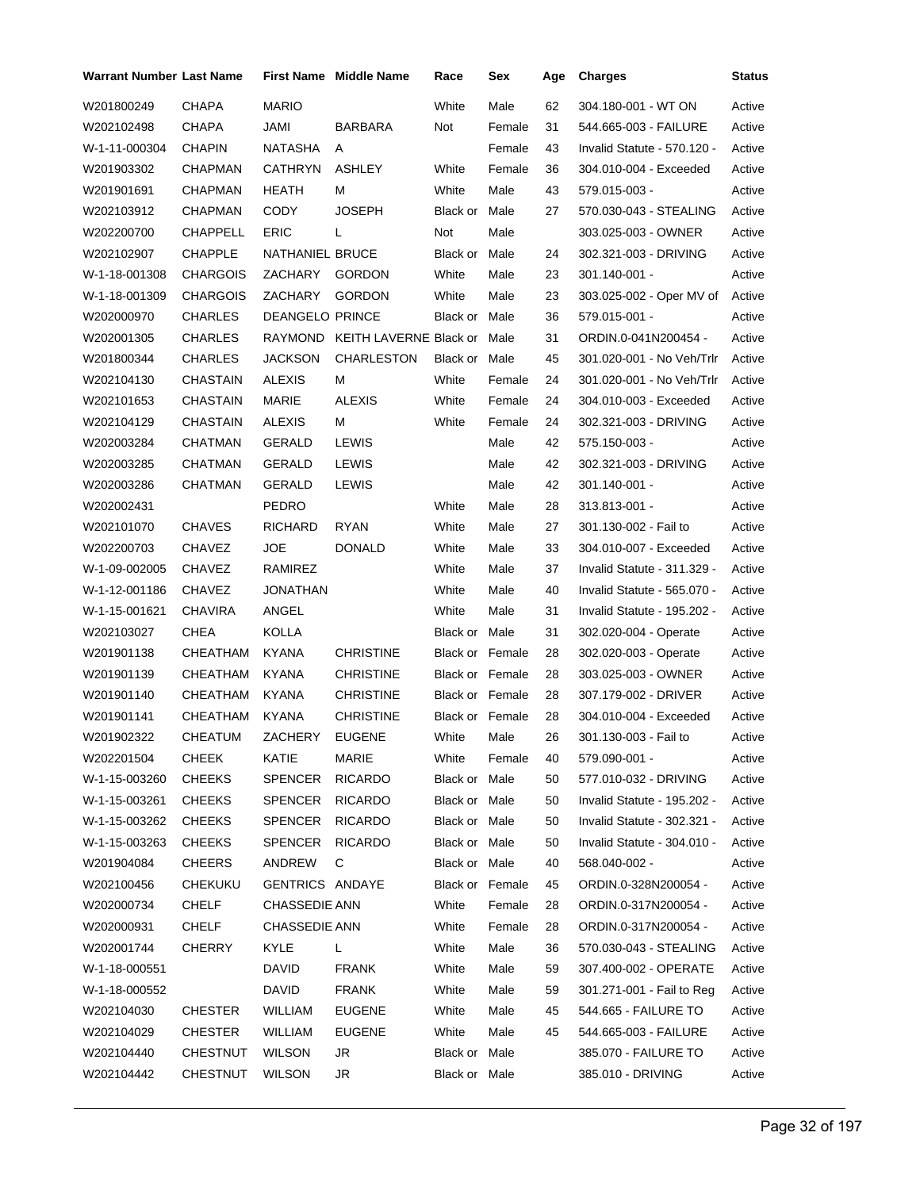| Warrant Number | Last Name | First Name | Middle Name | Race | Sex | Age | Charges | Status |
|---|---|---|---|---|---|---|---|---|
| W201800249 | CHAPA | MARIO | | White | Male | 62 | 304.180-001 - WT ON | Active |
| W202102498 | CHAPA | JAMI | BARBARA | Not | Female | 31 | 544.665-003 - FAILURE | Active |
| W-1-11-000304 | CHAPIN | NATASHA | A | | Female | 43 | Invalid Statute - 570.120 - | Active |
| W201903302 | CHAPMAN | CATHRYN | ASHLEY | White | Female | 36 | 304.010-004 - Exceeded | Active |
| W201901691 | CHAPMAN | HEATH | M | White | Male | 43 | 579.015-003 - | Active |
| W202103912 | CHAPMAN | CODY | JOSEPH | Black or | Male | 27 | 570.030-043 - STEALING | Active |
| W202200700 | CHAPPELL | ERIC | L | Not | Male | | 303.025-003 - OWNER | Active |
| W202102907 | CHAPPLE | NATHANIEL | BRUCE | Black or | Male | 24 | 302.321-003 - DRIVING | Active |
| W-1-18-001308 | CHARGOIS | ZACHARY | GORDON | White | Male | 23 | 301.140-001 - | Active |
| W-1-18-001309 | CHARGOIS | ZACHARY | GORDON | White | Male | 23 | 303.025-002 - Oper MV of | Active |
| W202000970 | CHARLES | DEANGELO | PRINCE | Black or | Male | 36 | 579.015-001 - | Active |
| W202001305 | CHARLES | RAYMOND | KEITH LAVERNE | Black or | Male | 31 | ORDIN.0-041N200454 - | Active |
| W201800344 | CHARLES | JACKSON | CHARLESTON | Black or | Male | 45 | 301.020-001 - No Veh/Trlr | Active |
| W202104130 | CHASTAIN | ALEXIS | M | White | Female | 24 | 301.020-001 - No Veh/Trlr | Active |
| W202101653 | CHASTAIN | MARIE | ALEXIS | White | Female | 24 | 304.010-003 - Exceeded | Active |
| W202104129 | CHASTAIN | ALEXIS | M | White | Female | 24 | 302.321-003 - DRIVING | Active |
| W202003284 | CHATMAN | GERALD | LEWIS | | Male | 42 | 575.150-003 - | Active |
| W202003285 | CHATMAN | GERALD | LEWIS | | Male | 42 | 302.321-003 - DRIVING | Active |
| W202003286 | CHATMAN | GERALD | LEWIS | | Male | 42 | 301.140-001 - | Active |
| W202002431 | | PEDRO | | White | Male | 28 | 313.813-001 - | Active |
| W202101070 | CHAVES | RICHARD | RYAN | White | Male | 27 | 301.130-002 - Fail to | Active |
| W202200703 | CHAVEZ | JOE | DONALD | White | Male | 33 | 304.010-007 - Exceeded | Active |
| W-1-09-002005 | CHAVEZ | RAMIREZ | | White | Male | 37 | Invalid Statute - 311.329 - | Active |
| W-1-12-001186 | CHAVEZ | JONATHAN | | White | Male | 40 | Invalid Statute - 565.070 - | Active |
| W-1-15-001621 | CHAVIRA | ANGEL | | White | Male | 31 | Invalid Statute - 195.202 - | Active |
| W202103027 | CHEA | KOLLA | | Black or | Male | 31 | 302.020-004 - Operate | Active |
| W201901138 | CHEATHAM | KYANA | CHRISTINE | Black or | Female | 28 | 302.020-003 - Operate | Active |
| W201901139 | CHEATHAM | KYANA | CHRISTINE | Black or | Female | 28 | 303.025-003 - OWNER | Active |
| W201901140 | CHEATHAM | KYANA | CHRISTINE | Black or | Female | 28 | 307.179-002 - DRIVER | Active |
| W201901141 | CHEATHAM | KYANA | CHRISTINE | Black or | Female | 28 | 304.010-004 - Exceeded | Active |
| W201902322 | CHEATUM | ZACHERY | EUGENE | White | Male | 26 | 301.130-003 - Fail to | Active |
| W202201504 | CHEEK | KATIE | MARIE | White | Female | 40 | 579.090-001 - | Active |
| W-1-15-003260 | CHEEKS | SPENCER | RICARDO | Black or | Male | 50 | 577.010-032 - DRIVING | Active |
| W-1-15-003261 | CHEEKS | SPENCER | RICARDO | Black or | Male | 50 | Invalid Statute - 195.202 - | Active |
| W-1-15-003262 | CHEEKS | SPENCER | RICARDO | Black or | Male | 50 | Invalid Statute - 302.321 - | Active |
| W-1-15-003263 | CHEEKS | SPENCER | RICARDO | Black or | Male | 50 | Invalid Statute - 304.010 - | Active |
| W201904084 | CHEERS | ANDREW | C | Black or | Male | 40 | 568.040-002 - | Active |
| W202100456 | CHEKUKU | GENTRICS | ANDAYE | Black or | Female | 45 | ORDIN.0-328N200054 - | Active |
| W202000734 | CHELF | CHASSEDIE | ANN | White | Female | 28 | ORDIN.0-317N200054 - | Active |
| W202000931 | CHELF | CHASSEDIE | ANN | White | Female | 28 | ORDIN.0-317N200054 - | Active |
| W202001744 | CHERRY | KYLE | L | White | Male | 36 | 570.030-043 - STEALING | Active |
| W-1-18-000551 | | DAVID | FRANK | White | Male | 59 | 307.400-002 - OPERATE | Active |
| W-1-18-000552 | | DAVID | FRANK | White | Male | 59 | 301.271-001 - Fail to Reg | Active |
| W202104030 | CHESTER | WILLIAM | EUGENE | White | Male | 45 | 544.665 - FAILURE TO | Active |
| W202104029 | CHESTER | WILLIAM | EUGENE | White | Male | 45 | 544.665-003 - FAILURE | Active |
| W202104440 | CHESTNUT | WILSON | JR | Black or | Male | | 385.070 - FAILURE TO | Active |
| W202104442 | CHESTNUT | WILSON | JR | Black or | Male | | 385.010 - DRIVING | Active |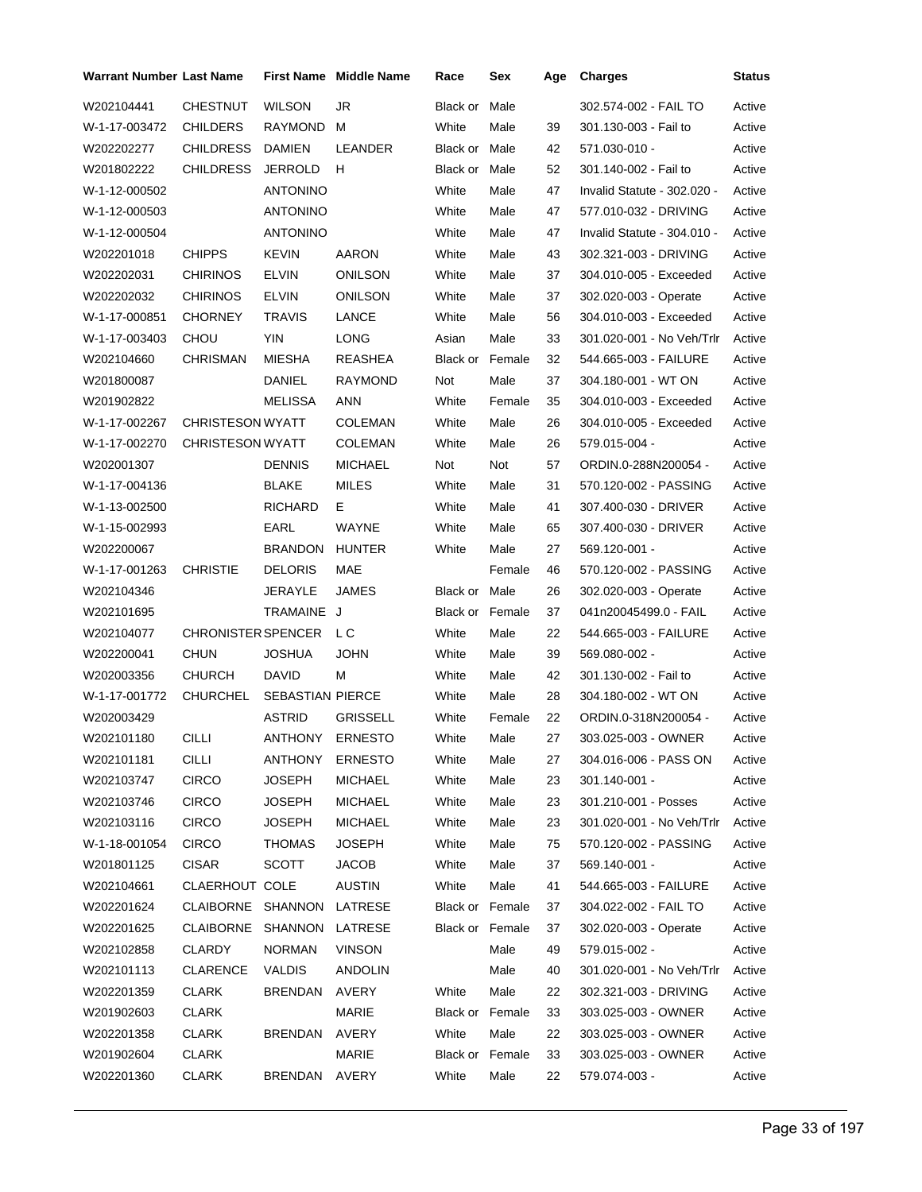| Warrant Number | Last Name | First Name | Middle Name | Race | Sex | Age | Charges | Status |
|---|---|---|---|---|---|---|---|---|
| W202104441 | CHESTNUT | WILSON | JR | Black or | Male | | 302.574-002 - FAIL TO | Active |
| W-1-17-003472 | CHILDERS | RAYMOND | M | White | Male | 39 | 301.130-003 - Fail to | Active |
| W202202277 | CHILDRESS | DAMIEN | LEANDER | Black or | Male | 42 | 571.030-010 - | Active |
| W201802222 | CHILDRESS | JERROLD | H | Black or | Male | 52 | 301.140-002 - Fail to | Active |
| W-1-12-000502 | | ANTONINO | | White | Male | 47 | Invalid Statute - 302.020 - | Active |
| W-1-12-000503 | | ANTONINO | | White | Male | 47 | 577.010-032 - DRIVING | Active |
| W-1-12-000504 | | ANTONINO | | White | Male | 47 | Invalid Statute - 304.010 - | Active |
| W202201018 | CHIPPS | KEVIN | AARON | White | Male | 43 | 302.321-003 - DRIVING | Active |
| W202202031 | CHIRINOS | ELVIN | ONILSON | White | Male | 37 | 304.010-005 - Exceeded | Active |
| W202202032 | CHIRINOS | ELVIN | ONILSON | White | Male | 37 | 302.020-003 - Operate | Active |
| W-1-17-000851 | CHORNEY | TRAVIS | LANCE | White | Male | 56 | 304.010-003 - Exceeded | Active |
| W-1-17-003403 | CHOU | YIN | LONG | Asian | Male | 33 | 301.020-001 - No Veh/Trlr | Active |
| W202104660 | CHRISMAN | MIESHA | REASHEA | Black or | Female | 32 | 544.665-003 - FAILURE | Active |
| W201800087 | | DANIEL | RAYMOND | Not | Male | 37 | 304.180-001 - WT ON | Active |
| W201902822 | | MELISSA | ANN | White | Female | 35 | 304.010-003 - Exceeded | Active |
| W-1-17-002267 | CHRISTESON | WYATT | COLEMAN | White | Male | 26 | 304.010-005 - Exceeded | Active |
| W-1-17-002270 | CHRISTESON | WYATT | COLEMAN | White | Male | 26 | 579.015-004 - | Active |
| W202001307 | | DENNIS | MICHAEL | Not | Not | 57 | ORDIN.0-288N200054 - | Active |
| W-1-17-004136 | | BLAKE | MILES | White | Male | 31 | 570.120-002 - PASSING | Active |
| W-1-13-002500 | | RICHARD | E | White | Male | 41 | 307.400-030 - DRIVER | Active |
| W-1-15-002993 | | EARL | WAYNE | White | Male | 65 | 307.400-030 - DRIVER | Active |
| W202200067 | | BRANDON | HUNTER | White | Male | 27 | 569.120-001 - | Active |
| W-1-17-001263 | CHRISTIE | DELORIS | MAE | | Female | 46 | 570.120-002 - PASSING | Active |
| W202104346 | | JERAYLE | JAMES | Black or | Male | 26 | 302.020-003 - Operate | Active |
| W202101695 | | TRAMAINE | J | Black or | Female | 37 | 041n20045499.0 - FAIL | Active |
| W202104077 | CHRONISTER | SPENCER | L C | White | Male | 22 | 544.665-003 - FAILURE | Active |
| W202200041 | CHUN | JOSHUA | JOHN | White | Male | 39 | 569.080-002 - | Active |
| W202003356 | CHURCH | DAVID | M | White | Male | 42 | 301.130-002 - Fail to | Active |
| W-1-17-001772 | CHURCHEL | SEBASTIAN | PIERCE | White | Male | 28 | 304.180-002 - WT ON | Active |
| W202003429 | | ASTRID | GRISSELL | White | Female | 22 | ORDIN.0-318N200054 - | Active |
| W202101180 | CILLI | ANTHONY | ERNESTO | White | Male | 27 | 303.025-003 - OWNER | Active |
| W202101181 | CILLI | ANTHONY | ERNESTO | White | Male | 27 | 304.016-006 - PASS ON | Active |
| W202103747 | CIRCO | JOSEPH | MICHAEL | White | Male | 23 | 301.140-001 - | Active |
| W202103746 | CIRCO | JOSEPH | MICHAEL | White | Male | 23 | 301.210-001 - Posses | Active |
| W202103116 | CIRCO | JOSEPH | MICHAEL | White | Male | 23 | 301.020-001 - No Veh/Trlr | Active |
| W-1-18-001054 | CIRCO | THOMAS | JOSEPH | White | Male | 75 | 570.120-002 - PASSING | Active |
| W201801125 | CISAR | SCOTT | JACOB | White | Male | 37 | 569.140-001 - | Active |
| W202104661 | CLAERHOUT | COLE | AUSTIN | White | Male | 41 | 544.665-003 - FAILURE | Active |
| W202201624 | CLAIBORNE | SHANNON | LATRESE | Black or | Female | 37 | 304.022-002 - FAIL TO | Active |
| W202201625 | CLAIBORNE | SHANNON | LATRESE | Black or | Female | 37 | 302.020-003 - Operate | Active |
| W202102858 | CLARDY | NORMAN | VINSON | | Male | 49 | 579.015-002 - | Active |
| W202101113 | CLARENCE | VALDIS | ANDOLIN | | Male | 40 | 301.020-001 - No Veh/Trlr | Active |
| W202201359 | CLARK | BRENDAN | AVERY | White | Male | 22 | 302.321-003 - DRIVING | Active |
| W201902603 | CLARK | | MARIE | Black or | Female | 33 | 303.025-003 - OWNER | Active |
| W202201358 | CLARK | BRENDAN | AVERY | White | Male | 22 | 303.025-003 - OWNER | Active |
| W201902604 | CLARK | | MARIE | Black or | Female | 33 | 303.025-003 - OWNER | Active |
| W202201360 | CLARK | BRENDAN | AVERY | White | Male | 22 | 579.074-003 - | Active |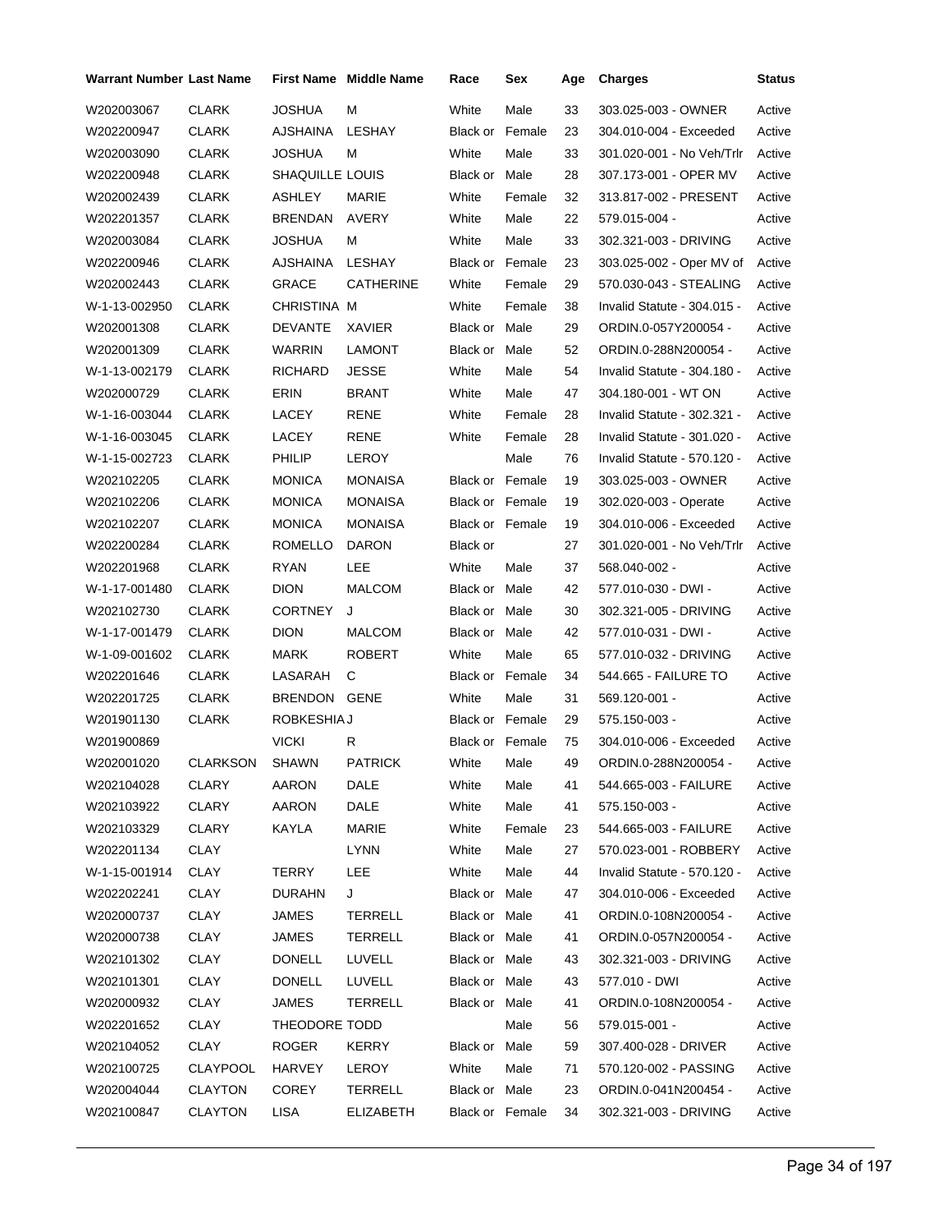| Warrant Number | Last Name | First Name | Middle Name | Race | Sex | Age | Charges | Status |
|---|---|---|---|---|---|---|---|---|
| W202003067 | CLARK | JOSHUA | M | White | Male | 33 | 303.025-003 - OWNER | Active |
| W202200947 | CLARK | AJSHAINA | LESHAY | Black or | Female | 23 | 304.010-004 - Exceeded | Active |
| W202003090 | CLARK | JOSHUA | M | White | Male | 33 | 301.020-001 - No Veh/Trlr | Active |
| W202200948 | CLARK | SHAQUILLE | LOUIS | Black or | Male | 28 | 307.173-001 - OPER MV | Active |
| W202002439 | CLARK | ASHLEY | MARIE | White | Female | 32 | 313.817-002 - PRESENT | Active |
| W202201357 | CLARK | BRENDAN | AVERY | White | Male | 22 | 579.015-004 - | Active |
| W202003084 | CLARK | JOSHUA | M | White | Male | 33 | 302.321-003 - DRIVING | Active |
| W202200946 | CLARK | AJSHAINA | LESHAY | Black or | Female | 23 | 303.025-002 - Oper MV of | Active |
| W202002443 | CLARK | GRACE | CATHERINE | White | Female | 29 | 570.030-043 - STEALING | Active |
| W-1-13-002950 | CLARK | CHRISTINA | M | White | Female | 38 | Invalid Statute - 304.015 - | Active |
| W202001308 | CLARK | DEVANTE | XAVIER | Black or | Male | 29 | ORDIN.0-057Y200054 - | Active |
| W202001309 | CLARK | WARRIN | LAMONT | Black or | Male | 52 | ORDIN.0-288N200054 - | Active |
| W-1-13-002179 | CLARK | RICHARD | JESSE | White | Male | 54 | Invalid Statute - 304.180 - | Active |
| W202000729 | CLARK | ERIN | BRANT | White | Male | 47 | 304.180-001 - WT ON | Active |
| W-1-16-003044 | CLARK | LACEY | RENE | White | Female | 28 | Invalid Statute - 302.321 - | Active |
| W-1-16-003045 | CLARK | LACEY | RENE | White | Female | 28 | Invalid Statute - 301.020 - | Active |
| W-1-15-002723 | CLARK | PHILIP | LEROY | | Male | 76 | Invalid Statute - 570.120 - | Active |
| W202102205 | CLARK | MONICA | MONAISA | Black or | Female | 19 | 303.025-003 - OWNER | Active |
| W202102206 | CLARK | MONICA | MONAISA | Black or | Female | 19 | 302.020-003 - Operate | Active |
| W202102207 | CLARK | MONICA | MONAISA | Black or | Female | 19 | 304.010-006 - Exceeded | Active |
| W202200284 | CLARK | ROMELLO | DARON | Black or | | 27 | 301.020-001 - No Veh/Trlr | Active |
| W202201968 | CLARK | RYAN | LEE | White | Male | 37 | 568.040-002 - | Active |
| W-1-17-001480 | CLARK | DION | MALCOM | Black or | Male | 42 | 577.010-030 - DWI - | Active |
| W202102730 | CLARK | CORTNEY | J | Black or | Male | 30 | 302.321-005 - DRIVING | Active |
| W-1-17-001479 | CLARK | DION | MALCOM | Black or | Male | 42 | 577.010-031 - DWI - | Active |
| W-1-09-001602 | CLARK | MARK | ROBERT | White | Male | 65 | 577.010-032 - DRIVING | Active |
| W202201646 | CLARK | LASARAH | C | Black or | Female | 34 | 544.665 - FAILURE TO | Active |
| W202201725 | CLARK | BRENDON | GENE | White | Male | 31 | 569.120-001 - | Active |
| W201901130 | CLARK | ROBKESHIA | J | Black or | Female | 29 | 575.150-003 - | Active |
| W201900869 | | VICKI | R | Black or | Female | 75 | 304.010-006 - Exceeded | Active |
| W202001020 | CLARKSON | SHAWN | PATRICK | White | Male | 49 | ORDIN.0-288N200054 - | Active |
| W202104028 | CLARY | AARON | DALE | White | Male | 41 | 544.665-003 - FAILURE | Active |
| W202103922 | CLARY | AARON | DALE | White | Male | 41 | 575.150-003 - | Active |
| W202103329 | CLARY | KAYLA | MARIE | White | Female | 23 | 544.665-003 - FAILURE | Active |
| W202201134 | CLAY | | LYNN | White | Male | 27 | 570.023-001 - ROBBERY | Active |
| W-1-15-001914 | CLAY | TERRY | LEE | White | Male | 44 | Invalid Statute - 570.120 - | Active |
| W202202241 | CLAY | DURAHN | J | Black or | Male | 47 | 304.010-006 - Exceeded | Active |
| W202000737 | CLAY | JAMES | TERRELL | Black or | Male | 41 | ORDIN.0-108N200054 - | Active |
| W202000738 | CLAY | JAMES | TERRELL | Black or | Male | 41 | ORDIN.0-057N200054 - | Active |
| W202101302 | CLAY | DONELL | LUVELL | Black or | Male | 43 | 302.321-003 - DRIVING | Active |
| W202101301 | CLAY | DONELL | LUVELL | Black or | Male | 43 | 577.010 - DWI | Active |
| W202000932 | CLAY | JAMES | TERRELL | Black or | Male | 41 | ORDIN.0-108N200054 - | Active |
| W202201652 | CLAY | THEODORE | TODD | | Male | 56 | 579.015-001 - | Active |
| W202104052 | CLAY | ROGER | KERRY | Black or | Male | 59 | 307.400-028 - DRIVER | Active |
| W202100725 | CLAYPOOL | HARVEY | LEROY | White | Male | 71 | 570.120-002 - PASSING | Active |
| W202004044 | CLAYTON | COREY | TERRELL | Black or | Male | 23 | ORDIN.0-041N200454 - | Active |
| W202100847 | CLAYTON | LISA | ELIZABETH | Black or | Female | 34 | 302.321-003 - DRIVING | Active |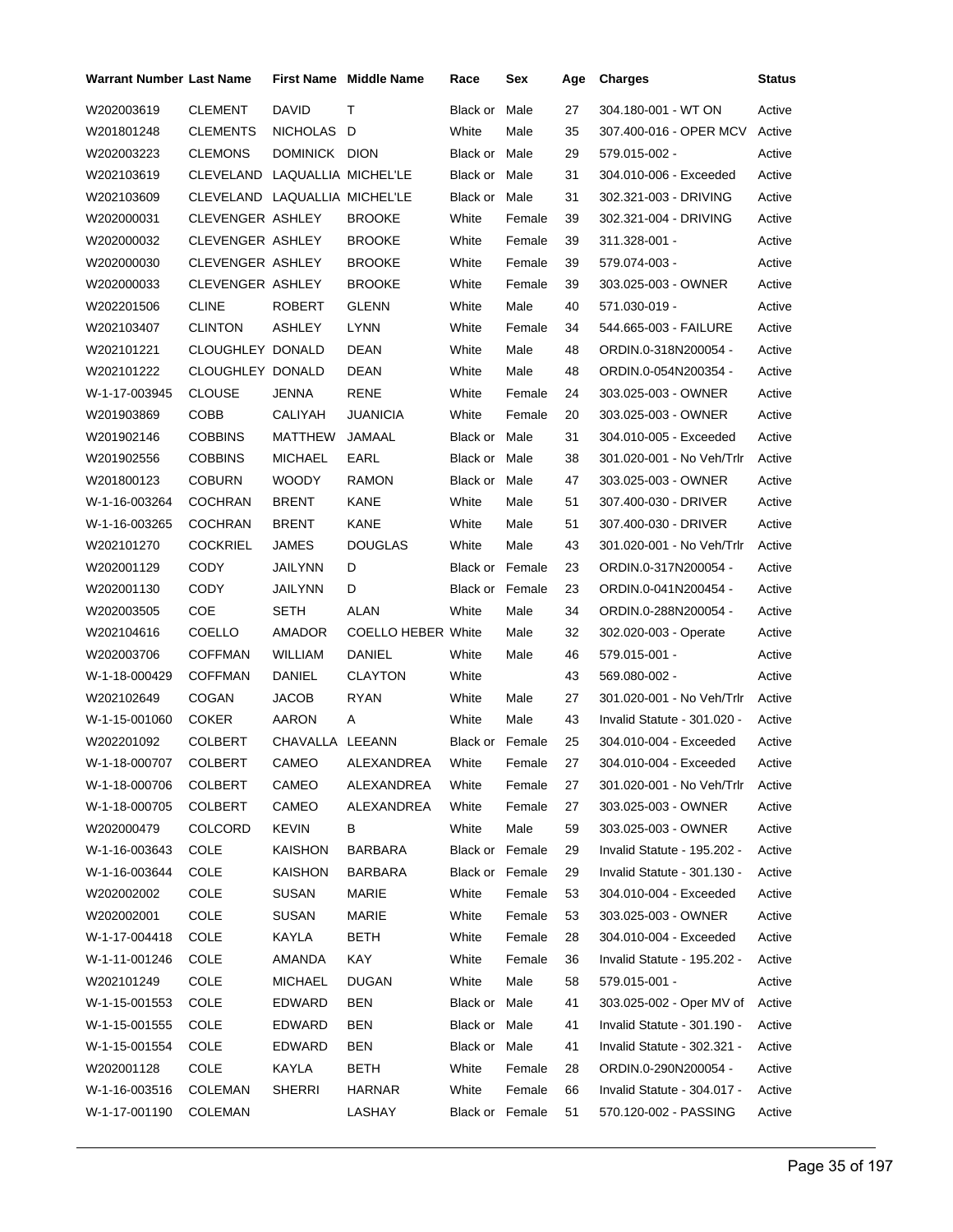| Warrant Number | Last Name | First Name | Middle Name | Race | Sex | Age | Charges | Status |
|---|---|---|---|---|---|---|---|---|
| W202003619 | CLEMENT | DAVID | T | Black or | Male | 27 | 304.180-001 - WT ON | Active |
| W201801248 | CLEMENTS | NICHOLAS | D | White | Male | 35 | 307.400-016 - OPER MCV | Active |
| W202003223 | CLEMONS | DOMINICK | DION | Black or | Male | 29 | 579.015-002 - | Active |
| W202103619 | CLEVELAND | LAQUALLIA | MICHEL'LE | Black or | Male | 31 | 304.010-006 - Exceeded | Active |
| W202103609 | CLEVELAND | LAQUALLIA | MICHEL'LE | Black or | Male | 31 | 302.321-003 - DRIVING | Active |
| W202000031 | CLEVENGER | ASHLEY | BROOKE | White | Female | 39 | 302.321-004 - DRIVING | Active |
| W202000032 | CLEVENGER | ASHLEY | BROOKE | White | Female | 39 | 311.328-001 - | Active |
| W202000030 | CLEVENGER | ASHLEY | BROOKE | White | Female | 39 | 579.074-003 - | Active |
| W202000033 | CLEVENGER | ASHLEY | BROOKE | White | Female | 39 | 303.025-003 - OWNER | Active |
| W202201506 | CLINE | ROBERT | GLENN | White | Male | 40 | 571.030-019 - | Active |
| W202103407 | CLINTON | ASHLEY | LYNN | White | Female | 34 | 544.665-003 - FAILURE | Active |
| W202101221 | CLOUGHLEY | DONALD | DEAN | White | Male | 48 | ORDIN.0-318N200054 - | Active |
| W202101222 | CLOUGHLEY | DONALD | DEAN | White | Male | 48 | ORDIN.0-054N200354 - | Active |
| W-1-17-003945 | CLOUSE | JENNA | RENE | White | Female | 24 | 303.025-003 - OWNER | Active |
| W201903869 | COBB | CALIYAH | JUANICIA | White | Female | 20 | 303.025-003 - OWNER | Active |
| W201902146 | COBBINS | MATTHEW | JAMAAL | Black or | Male | 31 | 304.010-005 - Exceeded | Active |
| W201902556 | COBBINS | MICHAEL | EARL | Black or | Male | 38 | 301.020-001 - No Veh/Trlr | Active |
| W201800123 | COBURN | WOODY | RAMON | Black or | Male | 47 | 303.025-003 - OWNER | Active |
| W-1-16-003264 | COCHRAN | BRENT | KANE | White | Male | 51 | 307.400-030 - DRIVER | Active |
| W-1-16-003265 | COCHRAN | BRENT | KANE | White | Male | 51 | 307.400-030 - DRIVER | Active |
| W202101270 | COCKRIEL | JAMES | DOUGLAS | White | Male | 43 | 301.020-001 - No Veh/Trlr | Active |
| W202001129 | CODY | JAILYNN | D | Black or | Female | 23 | ORDIN.0-317N200054 - | Active |
| W202001130 | CODY | JAILYNN | D | Black or | Female | 23 | ORDIN.0-041N200454 - | Active |
| W202003505 | COE | SETH | ALAN | White | Male | 34 | ORDIN.0-288N200054 - | Active |
| W202104616 | COELLO | AMADOR | COELLO HEBER | White | Male | 32 | 302.020-003 - Operate | Active |
| W202003706 | COFFMAN | WILLIAM | DANIEL | White | Male | 46 | 579.015-001 - | Active |
| W-1-18-000429 | COFFMAN | DANIEL | CLAYTON | White | | 43 | 569.080-002 - | Active |
| W202102649 | COGAN | JACOB | RYAN | White | Male | 27 | 301.020-001 - No Veh/Trlr | Active |
| W-1-15-001060 | COKER | AARON | A | White | Male | 43 | Invalid Statute - 301.020 - | Active |
| W202201092 | COLBERT | CHAVALLA | LEEANN | Black or | Female | 25 | 304.010-004 - Exceeded | Active |
| W-1-18-000707 | COLBERT | CAMEO | ALEXANDREA | White | Female | 27 | 304.010-004 - Exceeded | Active |
| W-1-18-000706 | COLBERT | CAMEO | ALEXANDREA | White | Female | 27 | 301.020-001 - No Veh/Trlr | Active |
| W-1-18-000705 | COLBERT | CAMEO | ALEXANDREA | White | Female | 27 | 303.025-003 - OWNER | Active |
| W202000479 | COLCORD | KEVIN | B | White | Male | 59 | 303.025-003 - OWNER | Active |
| W-1-16-003643 | COLE | KAISHON | BARBARA | Black or | Female | 29 | Invalid Statute - 195.202 - | Active |
| W-1-16-003644 | COLE | KAISHON | BARBARA | Black or | Female | 29 | Invalid Statute - 301.130 - | Active |
| W202002002 | COLE | SUSAN | MARIE | White | Female | 53 | 304.010-004 - Exceeded | Active |
| W202002001 | COLE | SUSAN | MARIE | White | Female | 53 | 303.025-003 - OWNER | Active |
| W-1-17-004418 | COLE | KAYLA | BETH | White | Female | 28 | 304.010-004 - Exceeded | Active |
| W-1-11-001246 | COLE | AMANDA | KAY | White | Female | 36 | Invalid Statute - 195.202 - | Active |
| W202101249 | COLE | MICHAEL | DUGAN | White | Male | 58 | 579.015-001 - | Active |
| W-1-15-001553 | COLE | EDWARD | BEN | Black or | Male | 41 | 303.025-002 - Oper MV of | Active |
| W-1-15-001555 | COLE | EDWARD | BEN | Black or | Male | 41 | Invalid Statute - 301.190 - | Active |
| W-1-15-001554 | COLE | EDWARD | BEN | Black or | Male | 41 | Invalid Statute - 302.321 - | Active |
| W202001128 | COLE | KAYLA | BETH | White | Female | 28 | ORDIN.0-290N200054 - | Active |
| W-1-16-003516 | COLEMAN | SHERRI | HARNAR | White | Female | 66 | Invalid Statute - 304.017 - | Active |
| W-1-17-001190 | COLEMAN | | LASHAY | Black or | Female | 51 | 570.120-002 - PASSING | Active |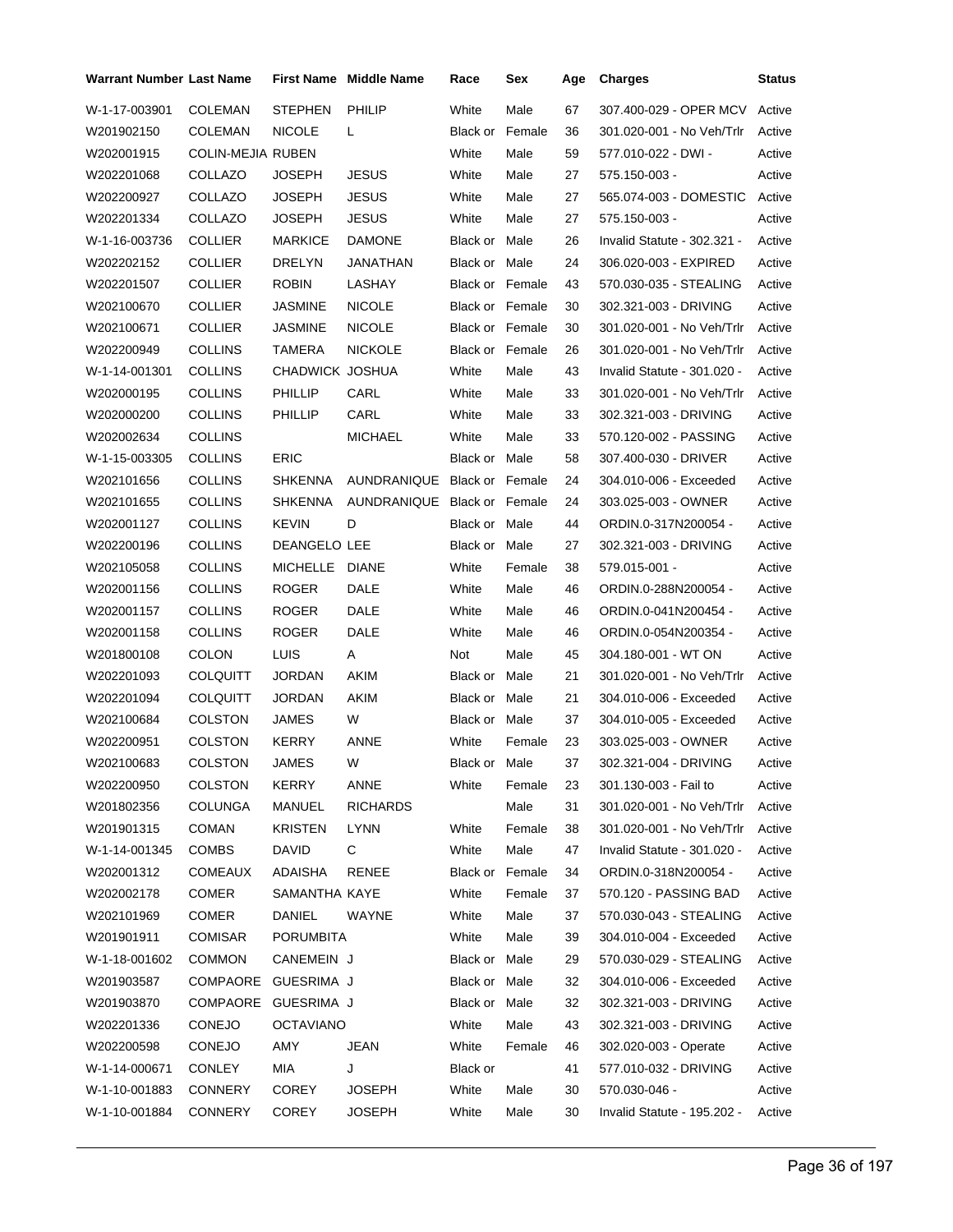| Warrant Number | Last Name | First Name | Middle Name | Race | Sex | Age | Charges | Status |
|---|---|---|---|---|---|---|---|---|
| W-1-17-003901 | COLEMAN | STEPHEN | PHILIP | White | Male | 67 | 307.400-029 - OPER MCV | Active |
| W201902150 | COLEMAN | NICOLE | L | Black or | Female | 36 | 301.020-001 - No Veh/Trlr | Active |
| W202001915 | COLIN-MEJIA | RUBEN | | White | Male | 59 | 577.010-022 - DWI - | Active |
| W202201068 | COLLAZO | JOSEPH | JESUS | White | Male | 27 | 575.150-003 - | Active |
| W202200927 | COLLAZO | JOSEPH | JESUS | White | Male | 27 | 565.074-003 - DOMESTIC | Active |
| W202201334 | COLLAZO | JOSEPH | JESUS | White | Male | 27 | 575.150-003 - | Active |
| W-1-16-003736 | COLLIER | MARKICE | DAMONE | Black or | Male | 26 | Invalid Statute - 302.321 - | Active |
| W202202152 | COLLIER | DRELYN | JANATHAN | Black or | Male | 24 | 306.020-003 - EXPIRED | Active |
| W202201507 | COLLIER | ROBIN | LASHAY | Black or | Female | 43 | 570.030-035 - STEALING | Active |
| W202100670 | COLLIER | JASMINE | NICOLE | Black or | Female | 30 | 302.321-003 - DRIVING | Active |
| W202100671 | COLLIER | JASMINE | NICOLE | Black or | Female | 30 | 301.020-001 - No Veh/Trlr | Active |
| W202200949 | COLLINS | TAMERA | NICKOLE | Black or | Female | 26 | 301.020-001 - No Veh/Trlr | Active |
| W-1-14-001301 | COLLINS | CHADWICK | JOSHUA | White | Male | 43 | Invalid Statute - 301.020 - | Active |
| W202000195 | COLLINS | PHILLIP | CARL | White | Male | 33 | 301.020-001 - No Veh/Trlr | Active |
| W202000200 | COLLINS | PHILLIP | CARL | White | Male | 33 | 302.321-003 - DRIVING | Active |
| W202002634 | COLLINS | | MICHAEL | White | Male | 33 | 570.120-002 - PASSING | Active |
| W-1-15-003305 | COLLINS | ERIC | | Black or | Male | 58 | 307.400-030 - DRIVER | Active |
| W202101656 | COLLINS | SHKENNA | AUNDRANIQUE | Black or | Female | 24 | 304.010-006 - Exceeded | Active |
| W202101655 | COLLINS | SHKENNA | AUNDRANIQUE | Black or | Female | 24 | 303.025-003 - OWNER | Active |
| W202001127 | COLLINS | KEVIN | D | Black or | Male | 44 | ORDIN.0-317N200054 - | Active |
| W202200196 | COLLINS | DEANGELO | LEE | Black or | Male | 27 | 302.321-003 - DRIVING | Active |
| W202105058 | COLLINS | MICHELLE | DIANE | White | Female | 38 | 579.015-001 - | Active |
| W202001156 | COLLINS | ROGER | DALE | White | Male | 46 | ORDIN.0-288N200054 - | Active |
| W202001157 | COLLINS | ROGER | DALE | White | Male | 46 | ORDIN.0-041N200454 - | Active |
| W202001158 | COLLINS | ROGER | DALE | White | Male | 46 | ORDIN.0-054N200354 - | Active |
| W201800108 | COLON | LUIS | A | Not | Male | 45 | 304.180-001 - WT ON | Active |
| W202201093 | COLQUITT | JORDAN | AKIM | Black or | Male | 21 | 301.020-001 - No Veh/Trlr | Active |
| W202201094 | COLQUITT | JORDAN | AKIM | Black or | Male | 21 | 304.010-006 - Exceeded | Active |
| W202100684 | COLSTON | JAMES | W | Black or | Male | 37 | 304.010-005 - Exceeded | Active |
| W202200951 | COLSTON | KERRY | ANNE | White | Female | 23 | 303.025-003 - OWNER | Active |
| W202100683 | COLSTON | JAMES | W | Black or | Male | 37 | 302.321-004 - DRIVING | Active |
| W202200950 | COLSTON | KERRY | ANNE | White | Female | 23 | 301.130-003 - Fail to | Active |
| W201802356 | COLUNGA | MANUEL | RICHARDS | | Male | 31 | 301.020-001 - No Veh/Trlr | Active |
| W201901315 | COMAN | KRISTEN | LYNN | White | Female | 38 | 301.020-001 - No Veh/Trlr | Active |
| W-1-14-001345 | COMBS | DAVID | C | White | Male | 47 | Invalid Statute - 301.020 - | Active |
| W202001312 | COMEAUX | ADAISHA | RENEE | Black or | Female | 34 | ORDIN.0-318N200054 - | Active |
| W202002178 | COMER | SAMANTHA | KAYE | White | Female | 37 | 570.120 - PASSING BAD | Active |
| W202101969 | COMER | DANIEL | WAYNE | White | Male | 37 | 570.030-043 - STEALING | Active |
| W201901911 | COMISAR | PORUMBITA | | White | Male | 39 | 304.010-004 - Exceeded | Active |
| W-1-18-001602 | COMMON | CANEMEIN | J | Black or | Male | 29 | 570.030-029 - STEALING | Active |
| W201903587 | COMPAORE | GUESRIMA | J | Black or | Male | 32 | 304.010-006 - Exceeded | Active |
| W201903870 | COMPAORE | GUESRIMA | J | Black or | Male | 32 | 302.321-003 - DRIVING | Active |
| W202201336 | CONEJO | OCTAVIANO | | White | Male | 43 | 302.321-003 - DRIVING | Active |
| W202200598 | CONEJO | AMY | JEAN | White | Female | 46 | 302.020-003 - Operate | Active |
| W-1-14-000671 | CONLEY | MIA | J | Black or | | 41 | 577.010-032 - DRIVING | Active |
| W-1-10-001883 | CONNERY | COREY | JOSEPH | White | Male | 30 | 570.030-046 - | Active |
| W-1-10-001884 | CONNERY | COREY | JOSEPH | White | Male | 30 | Invalid Statute - 195.202 - | Active |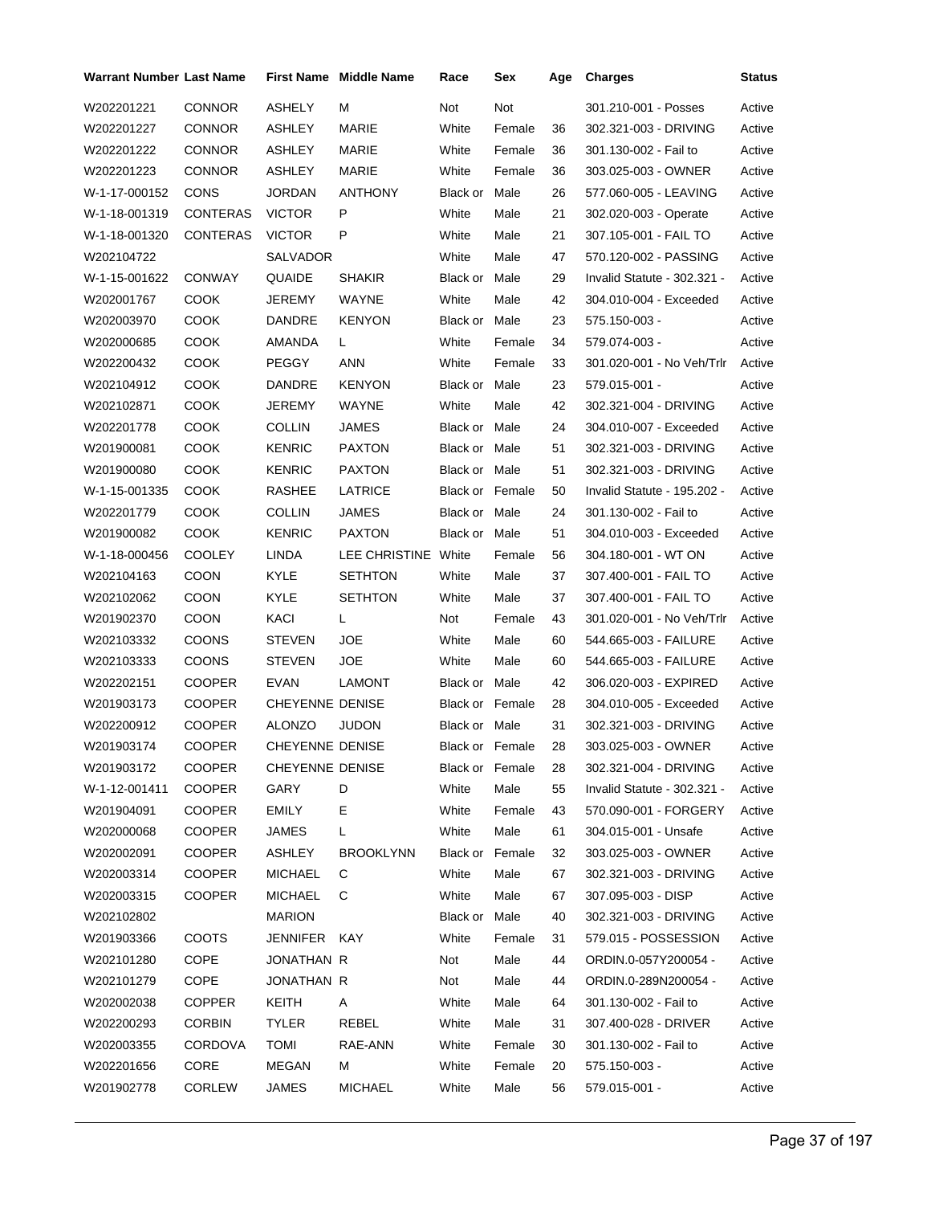| Warrant Number | Last Name | First Name | Middle Name | Race | Sex | Age | Charges | Status |
|---|---|---|---|---|---|---|---|---|
| W202201221 | CONNOR | ASHELY | M | Not | Not | | 301.210-001 - Posses | Active |
| W202201227 | CONNOR | ASHLEY | MARIE | White | Female | 36 | 302.321-003 - DRIVING | Active |
| W202201222 | CONNOR | ASHLEY | MARIE | White | Female | 36 | 301.130-002 - Fail to | Active |
| W202201223 | CONNOR | ASHLEY | MARIE | White | Female | 36 | 303.025-003 - OWNER | Active |
| W-1-17-000152 | CONS | JORDAN | ANTHONY | Black or | Male | 26 | 577.060-005 - LEAVING | Active |
| W-1-18-001319 | CONTERAS | VICTOR | P | White | Male | 21 | 302.020-003 - Operate | Active |
| W-1-18-001320 | CONTERAS | VICTOR | P | White | Male | 21 | 307.105-001 - FAIL TO | Active |
| W202104722 | | SALVADOR | | White | Male | 47 | 570.120-002 - PASSING | Active |
| W-1-15-001622 | CONWAY | QUAIDE | SHAKIR | Black or | Male | 29 | Invalid Statute - 302.321 - | Active |
| W202001767 | COOK | JEREMY | WAYNE | White | Male | 42 | 304.010-004 - Exceeded | Active |
| W202003970 | COOK | DANDRE | KENYON | Black or | Male | 23 | 575.150-003 - | Active |
| W202000685 | COOK | AMANDA | L | White | Female | 34 | 579.074-003 - | Active |
| W202200432 | COOK | PEGGY | ANN | White | Female | 33 | 301.020-001 - No Veh/Trlr | Active |
| W202104912 | COOK | DANDRE | KENYON | Black or | Male | 23 | 579.015-001 - | Active |
| W202102871 | COOK | JEREMY | WAYNE | White | Male | 42 | 302.321-004 - DRIVING | Active |
| W202201778 | COOK | COLLIN | JAMES | Black or | Male | 24 | 304.010-007 - Exceeded | Active |
| W201900081 | COOK | KENRIC | PAXTON | Black or | Male | 51 | 302.321-003 - DRIVING | Active |
| W201900080 | COOK | KENRIC | PAXTON | Black or | Male | 51 | 302.321-003 - DRIVING | Active |
| W-1-15-001335 | COOK | RASHEE | LATRICE | Black or | Female | 50 | Invalid Statute - 195.202 - | Active |
| W202201779 | COOK | COLLIN | JAMES | Black or | Male | 24 | 301.130-002 - Fail to | Active |
| W201900082 | COOK | KENRIC | PAXTON | Black or | Male | 51 | 304.010-003 - Exceeded | Active |
| W-1-18-000456 | COOLEY | LINDA | LEE CHRISTINE | White | Female | 56 | 304.180-001 - WT ON | Active |
| W202104163 | COON | KYLE | SETHTON | White | Male | 37 | 307.400-001 - FAIL TO | Active |
| W202102062 | COON | KYLE | SETHTON | White | Male | 37 | 307.400-001 - FAIL TO | Active |
| W201902370 | COON | KACI | L | Not | Female | 43 | 301.020-001 - No Veh/Trlr | Active |
| W202103332 | COONS | STEVEN | JOE | White | Male | 60 | 544.665-003 - FAILURE | Active |
| W202103333 | COONS | STEVEN | JOE | White | Male | 60 | 544.665-003 - FAILURE | Active |
| W202202151 | COOPER | EVAN | LAMONT | Black or | Male | 42 | 306.020-003 - EXPIRED | Active |
| W201903173 | COOPER | CHEYENNE | DENISE | Black or | Female | 28 | 304.010-005 - Exceeded | Active |
| W202200912 | COOPER | ALONZO | JUDON | Black or | Male | 31 | 302.321-003 - DRIVING | Active |
| W201903174 | COOPER | CHEYENNE | DENISE | Black or | Female | 28 | 303.025-003 - OWNER | Active |
| W201903172 | COOPER | CHEYENNE | DENISE | Black or | Female | 28 | 302.321-004 - DRIVING | Active |
| W-1-12-001411 | COOPER | GARY | D | White | Male | 55 | Invalid Statute - 302.321 - | Active |
| W201904091 | COOPER | EMILY | E | White | Female | 43 | 570.090-001 - FORGERY | Active |
| W202000068 | COOPER | JAMES | L | White | Male | 61 | 304.015-001 - Unsafe | Active |
| W202002091 | COOPER | ASHLEY | BROOKLYNN | Black or | Female | 32 | 303.025-003 - OWNER | Active |
| W202003314 | COOPER | MICHAEL | C | White | Male | 67 | 302.321-003 - DRIVING | Active |
| W202003315 | COOPER | MICHAEL | C | White | Male | 67 | 307.095-003 - DISP | Active |
| W202102802 | | MARION | | Black or | Male | 40 | 302.321-003 - DRIVING | Active |
| W201903366 | COOTS | JENNIFER | KAY | White | Female | 31 | 579.015 - POSSESSION | Active |
| W202101280 | COPE | JONATHAN | R | Not | Male | 44 | ORDIN.0-057Y200054 - | Active |
| W202101279 | COPE | JONATHAN | R | Not | Male | 44 | ORDIN.0-289N200054 - | Active |
| W202002038 | COPPER | KEITH | A | White | Male | 64 | 301.130-002 - Fail to | Active |
| W202200293 | CORBIN | TYLER | REBEL | White | Male | 31 | 307.400-028 - DRIVER | Active |
| W202003355 | CORDOVA | TOMI | RAE-ANN | White | Female | 30 | 301.130-002 - Fail to | Active |
| W202201656 | CORE | MEGAN | M | White | Female | 20 | 575.150-003 - | Active |
| W201902778 | CORLEW | JAMES | MICHAEL | White | Male | 56 | 579.015-001 - | Active |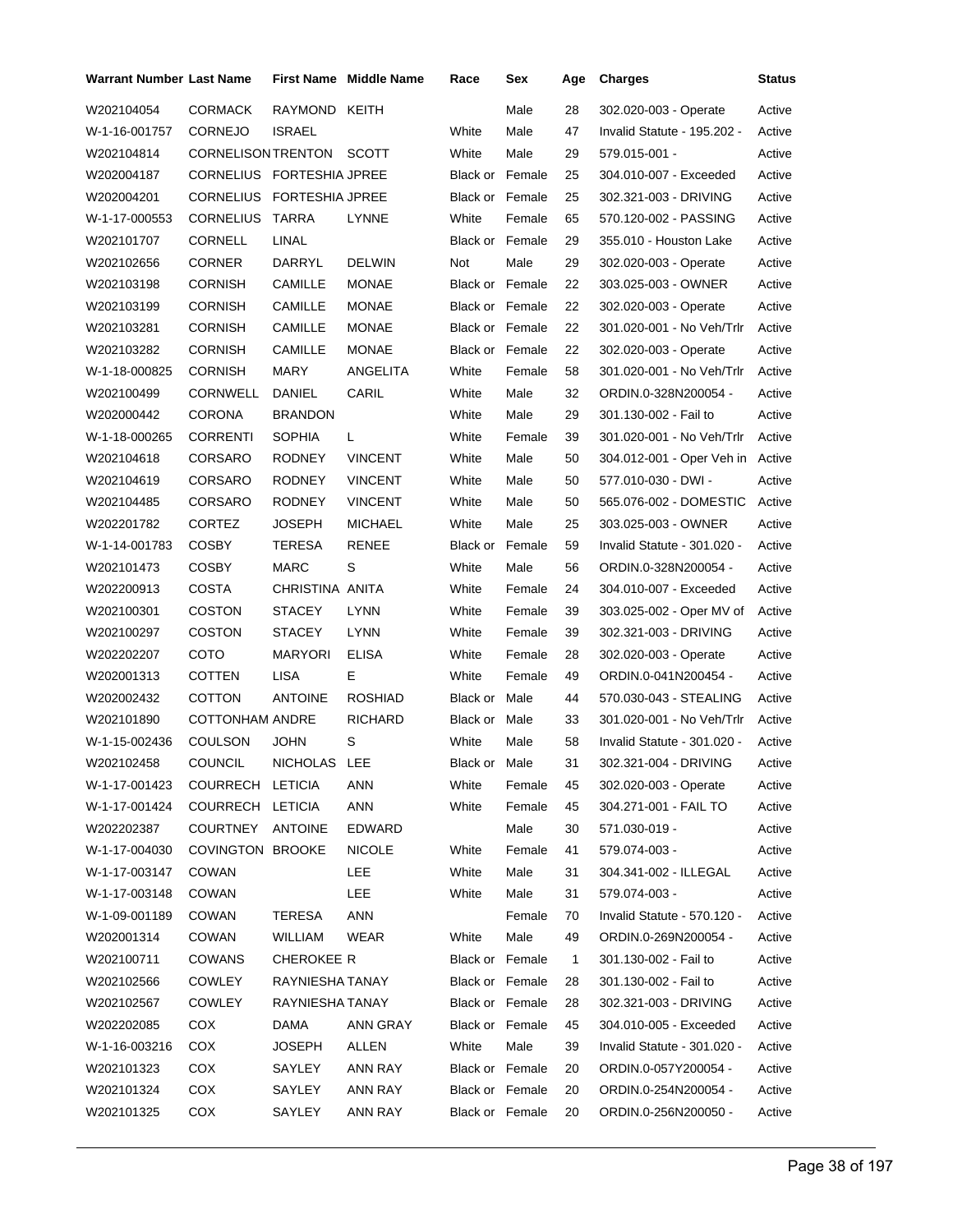| Warrant Number | Last Name | First Name | Middle Name | Race | Sex | Age | Charges | Status |
|---|---|---|---|---|---|---|---|---|
| W202104054 | CORMACK | RAYMOND | KEITH | | Male | 28 | 302.020-003 - Operate | Active |
| W-1-16-001757 | CORNEJO | ISRAEL | | White | Male | 47 | Invalid Statute - 195.202 - | Active |
| W202104814 | CORNELISON | TRENTON | SCOTT | White | Male | 29 | 579.015-001 - | Active |
| W202004187 | CORNELIUS | FORTESHIA | JPREE | Black or | Female | 25 | 304.010-007 - Exceeded | Active |
| W202004201 | CORNELIUS | FORTESHIA | JPREE | Black or | Female | 25 | 302.321-003 - DRIVING | Active |
| W-1-17-000553 | CORNELIUS | TARRA | LYNNE | White | Female | 65 | 570.120-002 - PASSING | Active |
| W202101707 | CORNELL | LINAL | | Black or | Female | 29 | 355.010 - Houston Lake | Active |
| W202102656 | CORNER | DARRYL | DELWIN | Not | Male | 29 | 302.020-003 - Operate | Active |
| W202103198 | CORNISH | CAMILLE | MONAE | Black or | Female | 22 | 303.025-003 - OWNER | Active |
| W202103199 | CORNISH | CAMILLE | MONAE | Black or | Female | 22 | 302.020-003 - Operate | Active |
| W202103281 | CORNISH | CAMILLE | MONAE | Black or | Female | 22 | 301.020-001 - No Veh/Trlr | Active |
| W202103282 | CORNISH | CAMILLE | MONAE | Black or | Female | 22 | 302.020-003 - Operate | Active |
| W-1-18-000825 | CORNISH | MARY | ANGELITA | White | Female | 58 | 301.020-001 - No Veh/Trlr | Active |
| W202100499 | CORNWELL | DANIEL | CARIL | White | Male | 32 | ORDIN.0-328N200054 - | Active |
| W202000442 | CORONA | BRANDON | | White | Male | 29 | 301.130-002 - Fail to | Active |
| W-1-18-000265 | CORRENTI | SOPHIA | L | White | Female | 39 | 301.020-001 - No Veh/Trlr | Active |
| W202104618 | CORSARO | RODNEY | VINCENT | White | Male | 50 | 304.012-001 - Oper Veh in | Active |
| W202104619 | CORSARO | RODNEY | VINCENT | White | Male | 50 | 577.010-030 - DWI - | Active |
| W202104485 | CORSARO | RODNEY | VINCENT | White | Male | 50 | 565.076-002 - DOMESTIC | Active |
| W202201782 | CORTEZ | JOSEPH | MICHAEL | White | Male | 25 | 303.025-003 - OWNER | Active |
| W-1-14-001783 | COSBY | TERESA | RENEE | Black or | Female | 59 | Invalid Statute - 301.020 - | Active |
| W202101473 | COSBY | MARC | S | White | Male | 56 | ORDIN.0-328N200054 - | Active |
| W202200913 | COSTA | CHRISTINA | ANITA | White | Female | 24 | 304.010-007 - Exceeded | Active |
| W202100301 | COSTON | STACEY | LYNN | White | Female | 39 | 303.025-002 - Oper MV of | Active |
| W202100297 | COSTON | STACEY | LYNN | White | Female | 39 | 302.321-003 - DRIVING | Active |
| W202202207 | COTO | MARYORI | ELISA | White | Female | 28 | 302.020-003 - Operate | Active |
| W202001313 | COTTEN | LISA | E | White | Female | 49 | ORDIN.0-041N200454 - | Active |
| W202002432 | COTTON | ANTOINE | ROSHIAD | Black or | Male | 44 | 570.030-043 - STEALING | Active |
| W202101890 | COTTONHAM | ANDRE | RICHARD | Black or | Male | 33 | 301.020-001 - No Veh/Trlr | Active |
| W-1-15-002436 | COULSON | JOHN | S | White | Male | 58 | Invalid Statute - 301.020 - | Active |
| W202102458 | COUNCIL | NICHOLAS | LEE | Black or | Male | 31 | 302.321-004 - DRIVING | Active |
| W-1-17-001423 | COURRECH | LETICIA | ANN | White | Female | 45 | 302.020-003 - Operate | Active |
| W-1-17-001424 | COURRECH | LETICIA | ANN | White | Female | 45 | 304.271-001 - FAIL TO | Active |
| W202202387 | COURTNEY | ANTOINE | EDWARD | | Male | 30 | 571.030-019 - | Active |
| W-1-17-004030 | COVINGTON | BROOKE | NICOLE | White | Female | 41 | 579.074-003 - | Active |
| W-1-17-003147 | COWAN | | LEE | White | Male | 31 | 304.341-002 - ILLEGAL | Active |
| W-1-17-003148 | COWAN | | LEE | White | Male | 31 | 579.074-003 - | Active |
| W-1-09-001189 | COWAN | TERESA | ANN | | Female | 70 | Invalid Statute - 570.120 - | Active |
| W202001314 | COWAN | WILLIAM | WEAR | White | Male | 49 | ORDIN.0-269N200054 - | Active |
| W202100711 | COWANS | CHEROKEE | R | Black or | Female | 1 | 301.130-002 - Fail to | Active |
| W202102566 | COWLEY | RAYNIESHA | TANAY | Black or | Female | 28 | 301.130-002 - Fail to | Active |
| W202102567 | COWLEY | RAYNIESHA | TANAY | Black or | Female | 28 | 302.321-003 - DRIVING | Active |
| W202202085 | COX | DAMA | ANN GRAY | Black or | Female | 45 | 304.010-005 - Exceeded | Active |
| W-1-16-003216 | COX | JOSEPH | ALLEN | White | Male | 39 | Invalid Statute - 301.020 - | Active |
| W202101323 | COX | SAYLEY | ANN RAY | Black or | Female | 20 | ORDIN.0-057Y200054 - | Active |
| W202101324 | COX | SAYLEY | ANN RAY | Black or | Female | 20 | ORDIN.0-254N200054 - | Active |
| W202101325 | COX | SAYLEY | ANN RAY | Black or | Female | 20 | ORDIN.0-256N200050 - | Active |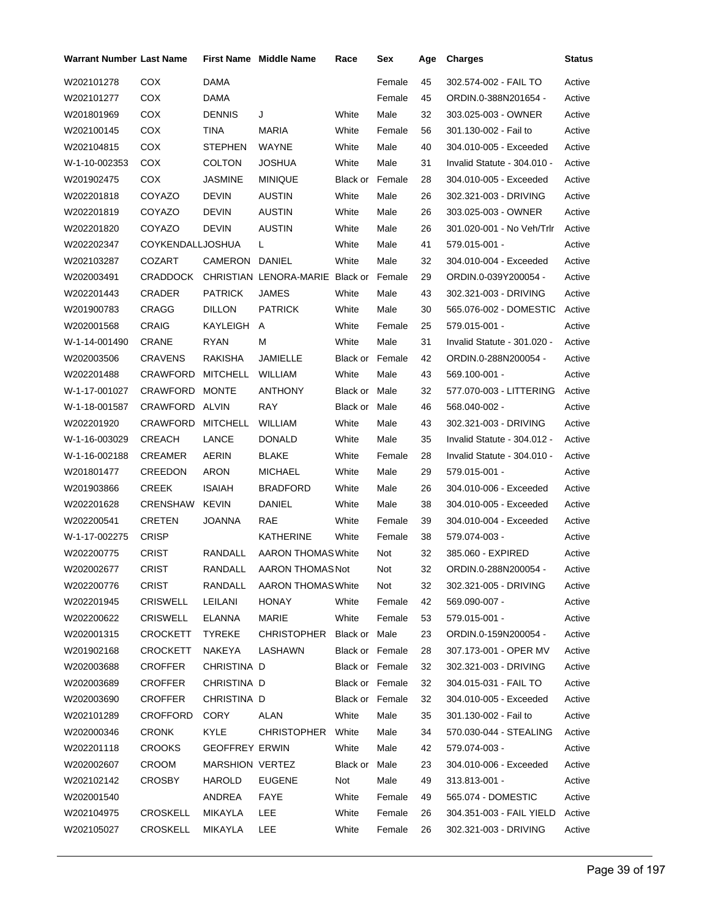| Warrant Number | Last Name | First Name | Middle Name | Race | Sex | Age | Charges | Status |
|---|---|---|---|---|---|---|---|---|
| W202101278 | COX | DAMA | | | Female | 45 | 302.574-002 - FAIL TO | Active |
| W202101277 | COX | DAMA | | | Female | 45 | ORDIN.0-388N201654 - | Active |
| W201801969 | COX | DENNIS | J | White | Male | 32 | 303.025-003 - OWNER | Active |
| W202100145 | COX | TINA | MARIA | White | Female | 56 | 301.130-002 - Fail to | Active |
| W202104815 | COX | STEPHEN | WAYNE | White | Male | 40 | 304.010-005 - Exceeded | Active |
| W-1-10-002353 | COX | COLTON | JOSHUA | White | Male | 31 | Invalid Statute - 304.010 - | Active |
| W201902475 | COX | JASMINE | MINIQUE | Black or | Female | 28 | 304.010-005 - Exceeded | Active |
| W202201818 | COYAZO | DEVIN | AUSTIN | White | Male | 26 | 302.321-003 - DRIVING | Active |
| W202201819 | COYAZO | DEVIN | AUSTIN | White | Male | 26 | 303.025-003 - OWNER | Active |
| W202201820 | COYAZO | DEVIN | AUSTIN | White | Male | 26 | 301.020-001 - No Veh/Trlr | Active |
| W202202347 | COYKENDALL | JOSHUA | L | White | Male | 41 | 579.015-001 - | Active |
| W202103287 | COZART | CAMERON | DANIEL | White | Male | 32 | 304.010-004 - Exceeded | Active |
| W202003491 | CRADDOCK | CHRISTIAN | LENORA-MARIE | Black or | Female | 29 | ORDIN.0-039Y200054 - | Active |
| W202201443 | CRADER | PATRICK | JAMES | White | Male | 43 | 302.321-003 - DRIVING | Active |
| W201900783 | CRAGG | DILLON | PATRICK | White | Male | 30 | 565.076-002 - DOMESTIC | Active |
| W202001568 | CRAIG | KAYLEIGH | A | White | Female | 25 | 579.015-001 - | Active |
| W-1-14-001490 | CRANE | RYAN | M | White | Male | 31 | Invalid Statute - 301.020 - | Active |
| W202003506 | CRAVENS | RAKISHA | JAMIELLE | Black or | Female | 42 | ORDIN.0-288N200054 - | Active |
| W202201488 | CRAWFORD | MITCHELL | WILLIAM | White | Male | 43 | 569.100-001 - | Active |
| W-1-17-001027 | CRAWFORD | MONTE | ANTHONY | Black or | Male | 32 | 577.070-003 - LITTERING | Active |
| W-1-18-001587 | CRAWFORD | ALVIN | RAY | Black or | Male | 46 | 568.040-002 - | Active |
| W202201920 | CRAWFORD | MITCHELL | WILLIAM | White | Male | 43 | 302.321-003 - DRIVING | Active |
| W-1-16-003029 | CREACH | LANCE | DONALD | White | Male | 35 | Invalid Statute - 304.012 - | Active |
| W-1-16-002188 | CREAMER | AERIN | BLAKE | White | Female | 28 | Invalid Statute - 304.010 - | Active |
| W201801477 | CREEDON | ARON | MICHAEL | White | Male | 29 | 579.015-001 - | Active |
| W201903866 | CREEK | ISAIAH | BRADFORD | White | Male | 26 | 304.010-006 - Exceeded | Active |
| W202201628 | CRENSHAW | KEVIN | DANIEL | White | Male | 38 | 304.010-005 - Exceeded | Active |
| W202200541 | CRETEN | JOANNA | RAE | White | Female | 39 | 304.010-004 - Exceeded | Active |
| W-1-17-002275 | CRISP | | KATHERINE | White | Female | 38 | 579.074-003 - | Active |
| W202200775 | CRIST | RANDALL | AARON THOMAS | White | Not | 32 | 385.060 - EXPIRED | Active |
| W202002677 | CRIST | RANDALL | AARON THOMAS | Not | Not | 32 | ORDIN.0-288N200054 - | Active |
| W202200776 | CRIST | RANDALL | AARON THOMAS | White | Not | 32 | 302.321-005 - DRIVING | Active |
| W202201945 | CRISWELL | LEILANI | HONAY | White | Female | 42 | 569.090-007 - | Active |
| W202200622 | CRISWELL | ELANNA | MARIE | White | Female | 53 | 579.015-001 - | Active |
| W202001315 | CROCKETT | TYREKE | CHRISTOPHER | Black or | Male | 23 | ORDIN.0-159N200054 - | Active |
| W201902168 | CROCKETT | NAKEYA | LASHAWN | Black or | Female | 28 | 307.173-001 - OPER MV | Active |
| W202003688 | CROFFER | CHRISTINA | D | Black or | Female | 32 | 302.321-003 - DRIVING | Active |
| W202003689 | CROFFER | CHRISTINA | D | Black or | Female | 32 | 304.015-031 - FAIL TO | Active |
| W202003690 | CROFFER | CHRISTINA | D | Black or | Female | 32 | 304.010-005 - Exceeded | Active |
| W202101289 | CROFFORD | CORY | ALAN | White | Male | 35 | 301.130-002 - Fail to | Active |
| W202000346 | CRONK | KYLE | CHRISTOPHER | White | Male | 34 | 570.030-044 - STEALING | Active |
| W202201118 | CROOKS | GEOFFREY | ERWIN | White | Male | 42 | 579.074-003 - | Active |
| W202002607 | CROOM | MARSHION | VERTEZ | Black or | Male | 23 | 304.010-006 - Exceeded | Active |
| W202102142 | CROSBY | HAROLD | EUGENE | Not | Male | 49 | 313.813-001 - | Active |
| W202001540 | | ANDREA | FAYE | White | Female | 49 | 565.074 - DOMESTIC | Active |
| W202104975 | CROSKELL | MIKAYLA | LEE | White | Female | 26 | 304.351-003 - FAIL YIELD | Active |
| W202105027 | CROSKELL | MIKAYLA | LEE | White | Female | 26 | 302.321-003 - DRIVING | Active |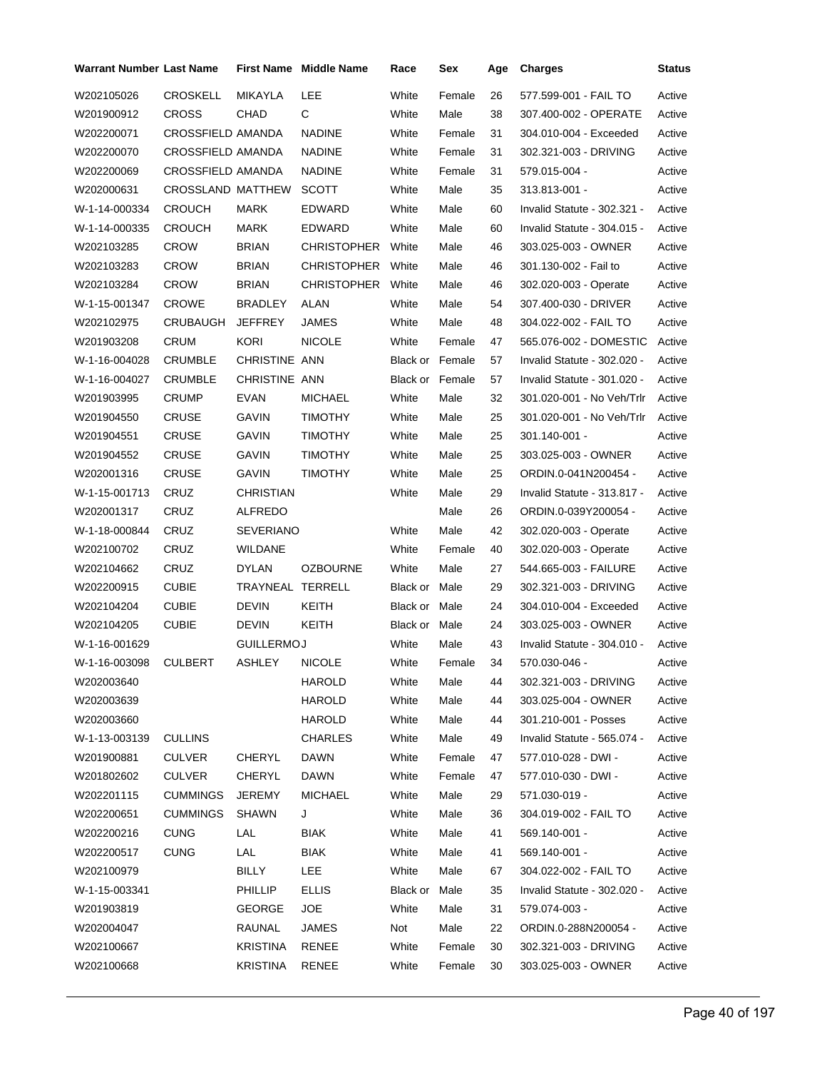| Warrant Number | Last Name | First Name | Middle Name | Race | Sex | Age | Charges | Status |
|---|---|---|---|---|---|---|---|---|
| W202105026 | CROSKELL | MIKAYLA | LEE | White | Female | 26 | 577.599-001 - FAIL TO | Active |
| W201900912 | CROSS | CHAD | C | White | Male | 38 | 307.400-002 - OPERATE | Active |
| W202200071 | CROSSFIELD | AMANDA | NADINE | White | Female | 31 | 304.010-004 - Exceeded | Active |
| W202200070 | CROSSFIELD | AMANDA | NADINE | White | Female | 31 | 302.321-003 - DRIVING | Active |
| W202200069 | CROSSFIELD | AMANDA | NADINE | White | Female | 31 | 579.015-004 - | Active |
| W202000631 | CROSSLAND | MATTHEW | SCOTT | White | Male | 35 | 313.813-001 - | Active |
| W-1-14-000334 | CROUCH | MARK | EDWARD | White | Male | 60 | Invalid Statute - 302.321 - | Active |
| W-1-14-000335 | CROUCH | MARK | EDWARD | White | Male | 60 | Invalid Statute - 304.015 - | Active |
| W202103285 | CROW | BRIAN | CHRISTOPHER | White | Male | 46 | 303.025-003 - OWNER | Active |
| W202103283 | CROW | BRIAN | CHRISTOPHER | White | Male | 46 | 301.130-002 - Fail to | Active |
| W202103284 | CROW | BRIAN | CHRISTOPHER | White | Male | 46 | 302.020-003 - Operate | Active |
| W-1-15-001347 | CROWE | BRADLEY | ALAN | White | Male | 54 | 307.400-030 - DRIVER | Active |
| W202102975 | CRUBAUGH | JEFFREY | JAMES | White | Male | 48 | 304.022-002 - FAIL TO | Active |
| W201903208 | CRUM | KORI | NICOLE | White | Female | 47 | 565.076-002 - DOMESTIC | Active |
| W-1-16-004028 | CRUMBLE | CHRISTINE | ANN | Black or | Female | 57 | Invalid Statute - 302.020 - | Active |
| W-1-16-004027 | CRUMBLE | CHRISTINE | ANN | Black or | Female | 57 | Invalid Statute - 301.020 - | Active |
| W201903995 | CRUMP | EVAN | MICHAEL | White | Male | 32 | 301.020-001 - No Veh/Trlr | Active |
| W201904550 | CRUSE | GAVIN | TIMOTHY | White | Male | 25 | 301.020-001 - No Veh/Trlr | Active |
| W201904551 | CRUSE | GAVIN | TIMOTHY | White | Male | 25 | 301.140-001 - | Active |
| W201904552 | CRUSE | GAVIN | TIMOTHY | White | Male | 25 | 303.025-003 - OWNER | Active |
| W202001316 | CRUSE | GAVIN | TIMOTHY | White | Male | 25 | ORDIN.0-041N200454 - | Active |
| W-1-15-001713 | CRUZ | CHRISTIAN | | White | Male | 29 | Invalid Statute - 313.817 - | Active |
| W202001317 | CRUZ | ALFREDO | | | Male | 26 | ORDIN.0-039Y200054 - | Active |
| W-1-18-000844 | CRUZ | SEVERIANO | | White | Male | 42 | 302.020-003 - Operate | Active |
| W202100702 | CRUZ | WILDANE | | White | Female | 40 | 302.020-003 - Operate | Active |
| W202104662 | CRUZ | DYLAN | OZBOURNE | White | Male | 27 | 544.665-003 - FAILURE | Active |
| W202200915 | CUBIE | TRAYNEAL | TERRELL | Black or | Male | 29 | 302.321-003 - DRIVING | Active |
| W202104204 | CUBIE | DEVIN | KEITH | Black or | Male | 24 | 304.010-004 - Exceeded | Active |
| W202104205 | CUBIE | DEVIN | KEITH | Black or | Male | 24 | 303.025-003 - OWNER | Active |
| W-1-16-001629 | | GUILLERMO | J | White | Male | 43 | Invalid Statute - 304.010 - | Active |
| W-1-16-003098 | CULBERT | ASHLEY | NICOLE | White | Female | 34 | 570.030-046 - | Active |
| W202003640 | | | HAROLD | White | Male | 44 | 302.321-003 - DRIVING | Active |
| W202003639 | | | HAROLD | White | Male | 44 | 303.025-004 - OWNER | Active |
| W202003660 | | | HAROLD | White | Male | 44 | 301.210-001 - Posses | Active |
| W-1-13-003139 | CULLINS | | CHARLES | White | Male | 49 | Invalid Statute - 565.074 - | Active |
| W201900881 | CULVER | CHERYL | DAWN | White | Female | 47 | 577.010-028 - DWI - | Active |
| W201802602 | CULVER | CHERYL | DAWN | White | Female | 47 | 577.010-030 - DWI - | Active |
| W202201115 | CUMMINGS | JEREMY | MICHAEL | White | Male | 29 | 571.030-019 - | Active |
| W202200651 | CUMMINGS | SHAWN | J | White | Male | 36 | 304.019-002 - FAIL TO | Active |
| W202200216 | CUNG | LAL | BIAK | White | Male | 41 | 569.140-001 - | Active |
| W202200517 | CUNG | LAL | BIAK | White | Male | 41 | 569.140-001 - | Active |
| W202100979 | | BILLY | LEE | White | Male | 67 | 304.022-002 - FAIL TO | Active |
| W-1-15-003341 | | PHILLIP | ELLIS | Black or | Male | 35 | Invalid Statute - 302.020 - | Active |
| W201903819 | | GEORGE | JOE | White | Male | 31 | 579.074-003 - | Active |
| W202004047 | | RAUNAL | JAMES | Not | Male | 22 | ORDIN.0-288N200054 - | Active |
| W202100667 | | KRISTINA | RENEE | White | Female | 30 | 302.321-003 - DRIVING | Active |
| W202100668 | | KRISTINA | RENEE | White | Female | 30 | 303.025-003 - OWNER | Active |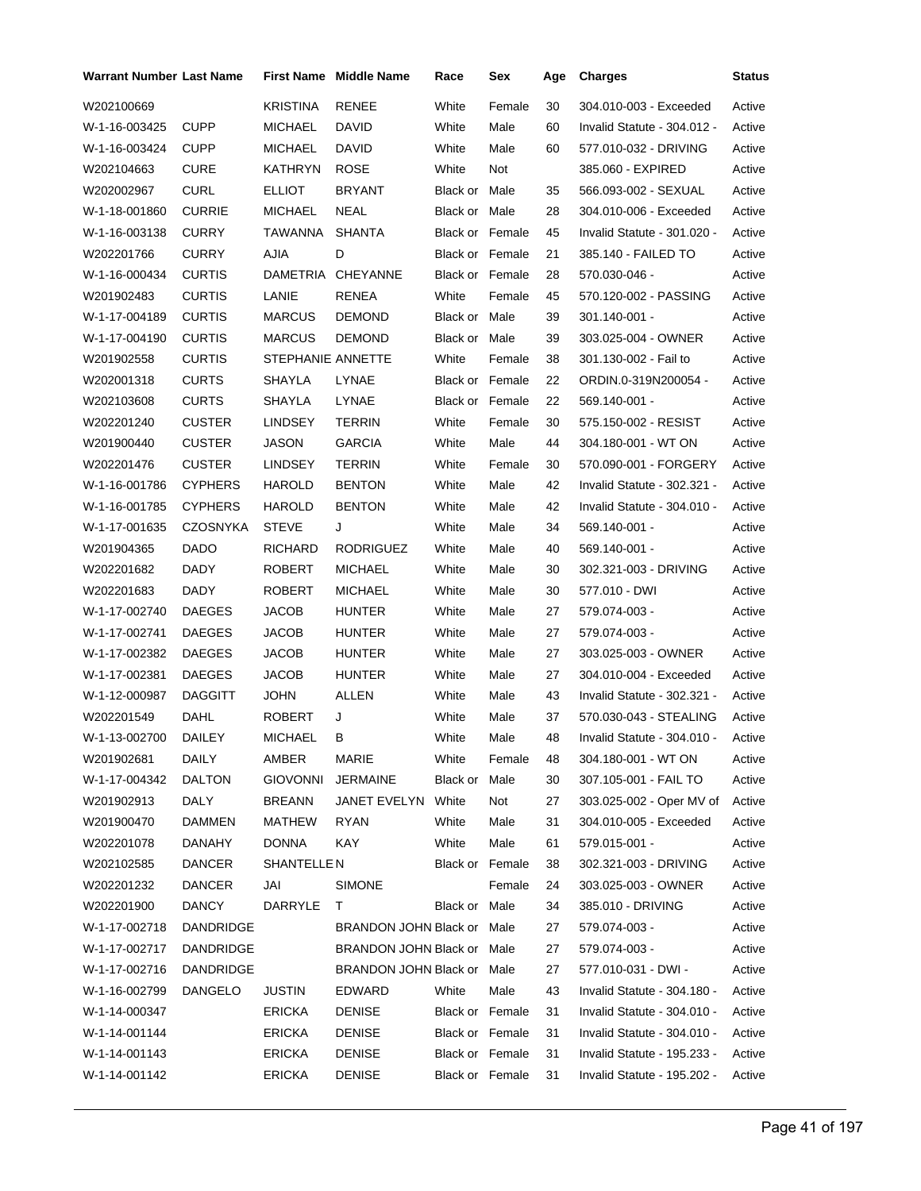| Warrant Number | Last Name | First Name | Middle Name | Race | Sex | Age | Charges | Status |
|---|---|---|---|---|---|---|---|---|
| W202100669 | | KRISTINA | RENEE | White | Female | 30 | 304.010-003 - Exceeded | Active |
| W-1-16-003425 | CUPP | MICHAEL | DAVID | White | Male | 60 | Invalid Statute - 304.012 - | Active |
| W-1-16-003424 | CUPP | MICHAEL | DAVID | White | Male | 60 | 577.010-032 - DRIVING | Active |
| W202104663 | CURE | KATHRYN | ROSE | White | Not | | 385.060 - EXPIRED | Active |
| W202002967 | CURL | ELLIOT | BRYANT | Black or | Male | 35 | 566.093-002 - SEXUAL | Active |
| W-1-18-001860 | CURRIE | MICHAEL | NEAL | Black or | Male | 28 | 304.010-006 - Exceeded | Active |
| W-1-16-003138 | CURRY | TAWANNA | SHANTA | Black or | Female | 45 | Invalid Statute - 301.020 - | Active |
| W202201766 | CURRY | AJIA | D | Black or | Female | 21 | 385.140 - FAILED TO | Active |
| W-1-16-000434 | CURTIS | DAMETRIA | CHEYANNE | Black or | Female | 28 | 570.030-046 - | Active |
| W201902483 | CURTIS | LANIE | RENEA | White | Female | 45 | 570.120-002 - PASSING | Active |
| W-1-17-004189 | CURTIS | MARCUS | DEMOND | Black or | Male | 39 | 301.140-001 - | Active |
| W-1-17-004190 | CURTIS | MARCUS | DEMOND | Black or | Male | 39 | 303.025-004 - OWNER | Active |
| W201902558 | CURTIS | STEPHANIE | ANNETTE | White | Female | 38 | 301.130-002 - Fail to | Active |
| W202001318 | CURTS | SHAYLA | LYNAE | Black or | Female | 22 | ORDIN.0-319N200054 - | Active |
| W202103608 | CURTS | SHAYLA | LYNAE | Black or | Female | 22 | 569.140-001 - | Active |
| W202201240 | CUSTER | LINDSEY | TERRIN | White | Female | 30 | 575.150-002 - RESIST | Active |
| W201900440 | CUSTER | JASON | GARCIA | White | Male | 44 | 304.180-001 - WT ON | Active |
| W202201476 | CUSTER | LINDSEY | TERRIN | White | Female | 30 | 570.090-001 - FORGERY | Active |
| W-1-16-001786 | CYPHERS | HAROLD | BENTON | White | Male | 42 | Invalid Statute - 302.321 - | Active |
| W-1-16-001785 | CYPHERS | HAROLD | BENTON | White | Male | 42 | Invalid Statute - 304.010 - | Active |
| W-1-17-001635 | CZOSNYKA | STEVE | J | White | Male | 34 | 569.140-001 - | Active |
| W201904365 | DADO | RICHARD | RODRIGUEZ | White | Male | 40 | 569.140-001 - | Active |
| W202201682 | DADY | ROBERT | MICHAEL | White | Male | 30 | 302.321-003 - DRIVING | Active |
| W202201683 | DADY | ROBERT | MICHAEL | White | Male | 30 | 577.010 - DWI | Active |
| W-1-17-002740 | DAEGES | JACOB | HUNTER | White | Male | 27 | 579.074-003 - | Active |
| W-1-17-002741 | DAEGES | JACOB | HUNTER | White | Male | 27 | 579.074-003 - | Active |
| W-1-17-002382 | DAEGES | JACOB | HUNTER | White | Male | 27 | 303.025-003 - OWNER | Active |
| W-1-17-002381 | DAEGES | JACOB | HUNTER | White | Male | 27 | 304.010-004 - Exceeded | Active |
| W-1-12-000987 | DAGGITT | JOHN | ALLEN | White | Male | 43 | Invalid Statute - 302.321 - | Active |
| W202201549 | DAHL | ROBERT | J | White | Male | 37 | 570.030-043 - STEALING | Active |
| W-1-13-002700 | DAILEY | MICHAEL | B | White | Male | 48 | Invalid Statute - 304.010 - | Active |
| W201902681 | DAILY | AMBER | MARIE | White | Female | 48 | 304.180-001 - WT ON | Active |
| W-1-17-004342 | DALTON | GIOVONNI | JERMAINE | Black or | Male | 30 | 307.105-001 - FAIL TO | Active |
| W201902913 | DALY | BREANN | JANET EVELYN | White | Not | 27 | 303.025-002 - Oper MV of | Active |
| W201900470 | DAMMEN | MATHEW | RYAN | White | Male | 31 | 304.010-005 - Exceeded | Active |
| W202201078 | DANAHY | DONNA | KAY | White | Male | 61 | 579.015-001 - | Active |
| W202102585 | DANCER | SHANTELLE | N | Black or | Female | 38 | 302.321-003 - DRIVING | Active |
| W202201232 | DANCER | JAI | SIMONE | | Female | 24 | 303.025-003 - OWNER | Active |
| W202201900 | DANCY | DARRYLE | T | Black or | Male | 34 | 385.010 - DRIVING | Active |
| W-1-17-002718 | DANDRIDGE | | BRANDON JOHN | Black or | Male | 27 | 579.074-003 - | Active |
| W-1-17-002717 | DANDRIDGE | | BRANDON JOHN | Black or | Male | 27 | 579.074-003 - | Active |
| W-1-17-002716 | DANDRIDGE | | BRANDON JOHN | Black or | Male | 27 | 577.010-031 - DWI - | Active |
| W-1-16-002799 | DANGELO | JUSTIN | EDWARD | White | Male | 43 | Invalid Statute - 304.180 - | Active |
| W-1-14-000347 | | ERICKA | DENISE | Black or | Female | 31 | Invalid Statute - 304.010 - | Active |
| W-1-14-001144 | | ERICKA | DENISE | Black or | Female | 31 | Invalid Statute - 304.010 - | Active |
| W-1-14-001143 | | ERICKA | DENISE | Black or | Female | 31 | Invalid Statute - 195.233 - | Active |
| W-1-14-001142 | | ERICKA | DENISE | Black or | Female | 31 | Invalid Statute - 195.202 - | Active |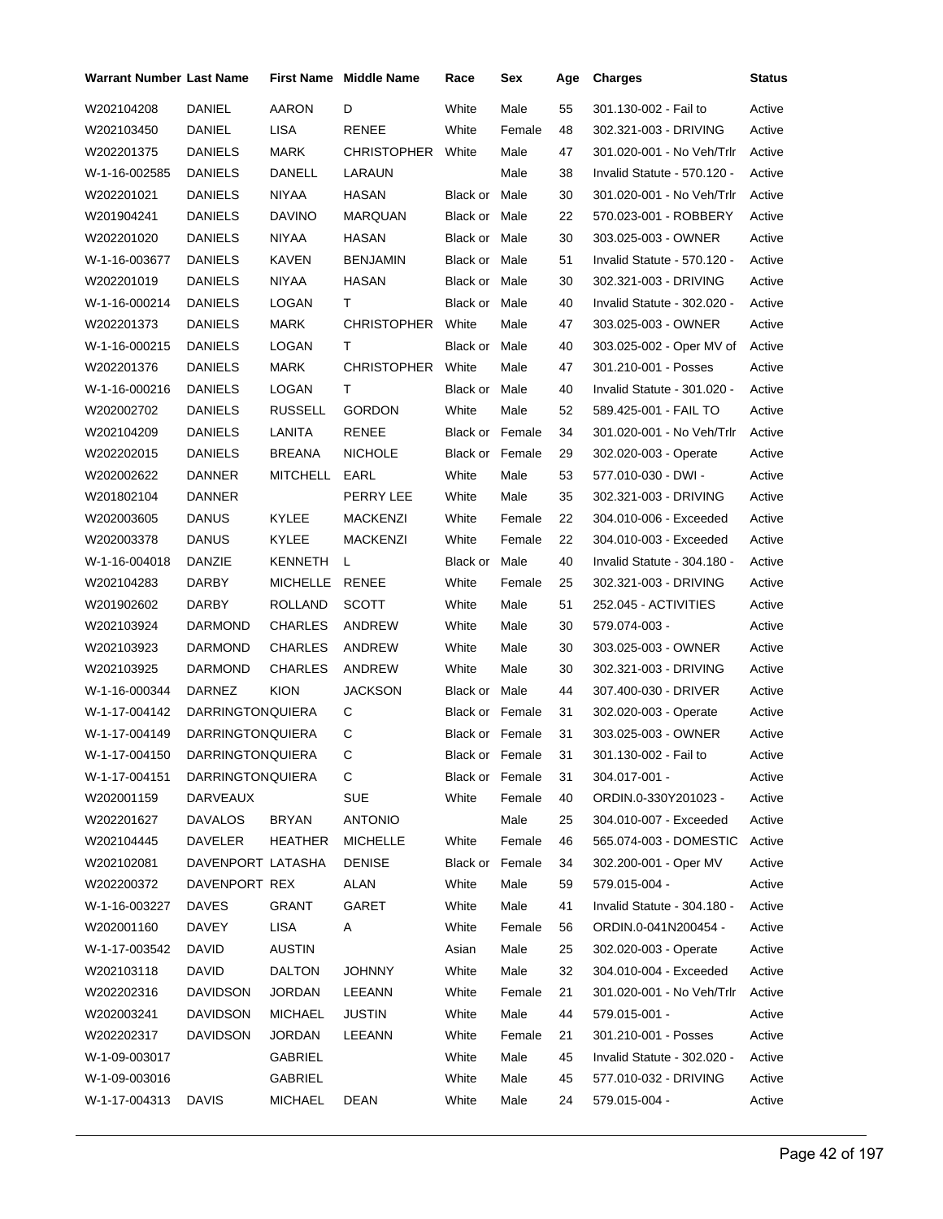| Warrant Number | Last Name | First Name | Middle Name | Race | Sex | Age | Charges | Status |
|---|---|---|---|---|---|---|---|---|
| W202104208 | DANIEL | AARON | D | White | Male | 55 | 301.130-002 - Fail to | Active |
| W202103450 | DANIEL | LISA | RENEE | White | Female | 48 | 302.321-003 - DRIVING | Active |
| W202201375 | DANIELS | MARK | CHRISTOPHER | White | Male | 47 | 301.020-001 - No Veh/Trlr | Active |
| W-1-16-002585 | DANIELS | DANELL | LARAUN | | Male | 38 | Invalid Statute - 570.120 - | Active |
| W202201021 | DANIELS | NIYAA | HASAN | Black or | Male | 30 | 301.020-001 - No Veh/Trlr | Active |
| W201904241 | DANIELS | DAVINO | MARQUAN | Black or | Male | 22 | 570.023-001 - ROBBERY | Active |
| W202201020 | DANIELS | NIYAA | HASAN | Black or | Male | 30 | 303.025-003 - OWNER | Active |
| W-1-16-003677 | DANIELS | KAVEN | BENJAMIN | Black or | Male | 51 | Invalid Statute - 570.120 - | Active |
| W202201019 | DANIELS | NIYAA | HASAN | Black or | Male | 30 | 302.321-003 - DRIVING | Active |
| W-1-16-000214 | DANIELS | LOGAN | T | Black or | Male | 40 | Invalid Statute - 302.020 - | Active |
| W202201373 | DANIELS | MARK | CHRISTOPHER | White | Male | 47 | 303.025-003 - OWNER | Active |
| W-1-16-000215 | DANIELS | LOGAN | T | Black or | Male | 40 | 303.025-002 - Oper MV of | Active |
| W202201376 | DANIELS | MARK | CHRISTOPHER | White | Male | 47 | 301.210-001 - Posses | Active |
| W-1-16-000216 | DANIELS | LOGAN | T | Black or | Male | 40 | Invalid Statute - 301.020 - | Active |
| W202002702 | DANIELS | RUSSELL | GORDON | White | Male | 52 | 589.425-001 - FAIL TO | Active |
| W202104209 | DANIELS | LANITA | RENEE | Black or | Female | 34 | 301.020-001 - No Veh/Trlr | Active |
| W202202015 | DANIELS | BREANA | NICHOLE | Black or | Female | 29 | 302.020-003 - Operate | Active |
| W202002622 | DANNER | MITCHELL | EARL | White | Male | 53 | 577.010-030 - DWI - | Active |
| W201802104 | DANNER | | PERRY LEE | White | Male | 35 | 302.321-003 - DRIVING | Active |
| W202003605 | DANUS | KYLEE | MACKENZI | White | Female | 22 | 304.010-006 - Exceeded | Active |
| W202003378 | DANUS | KYLEE | MACKENZI | White | Female | 22 | 304.010-003 - Exceeded | Active |
| W-1-16-004018 | DANZIE | KENNETH | L | Black or | Male | 40 | Invalid Statute - 304.180 - | Active |
| W202104283 | DARBY | MICHELLE | RENEE | White | Female | 25 | 302.321-003 - DRIVING | Active |
| W201902602 | DARBY | ROLLAND | SCOTT | White | Male | 51 | 252.045 - ACTIVITIES | Active |
| W202103924 | DARMOND | CHARLES | ANDREW | White | Male | 30 | 579.074-003 - | Active |
| W202103923 | DARMOND | CHARLES | ANDREW | White | Male | 30 | 303.025-003 - OWNER | Active |
| W202103925 | DARMOND | CHARLES | ANDREW | White | Male | 30 | 302.321-003 - DRIVING | Active |
| W-1-16-000344 | DARNEZ | KION | JACKSON | Black or | Male | 44 | 307.400-030 - DRIVER | Active |
| W-1-17-004142 | DARRINGTON | QUIERA | C | Black or | Female | 31 | 302.020-003 - Operate | Active |
| W-1-17-004149 | DARRINGTON | QUIERA | C | Black or | Female | 31 | 303.025-003 - OWNER | Active |
| W-1-17-004150 | DARRINGTON | QUIERA | C | Black or | Female | 31 | 301.130-002 - Fail to | Active |
| W-1-17-004151 | DARRINGTON | QUIERA | C | Black or | Female | 31 | 304.017-001 - | Active |
| W202001159 | DARVEAUX | | SUE | White | Female | 40 | ORDIN.0-330Y201023 - | Active |
| W202201627 | DAVALOS | BRYAN | ANTONIO | | Male | 25 | 304.010-007 - Exceeded | Active |
| W202104445 | DAVELER | HEATHER | MICHELLE | White | Female | 46 | 565.074-003 - DOMESTIC | Active |
| W202102081 | DAVENPORT | LATASHA | DENISE | Black or | Female | 34 | 302.200-001 - Oper MV | Active |
| W202200372 | DAVENPORT | REX | ALAN | White | Male | 59 | 579.015-004 - | Active |
| W-1-16-003227 | DAVES | GRANT | GARET | White | Male | 41 | Invalid Statute - 304.180 - | Active |
| W202001160 | DAVEY | LISA | A | White | Female | 56 | ORDIN.0-041N200454 - | Active |
| W-1-17-003542 | DAVID | AUSTIN | | Asian | Male | 25 | 302.020-003 - Operate | Active |
| W202103118 | DAVID | DALTON | JOHNNY | White | Male | 32 | 304.010-004 - Exceeded | Active |
| W202202316 | DAVIDSON | JORDAN | LEEANN | White | Female | 21 | 301.020-001 - No Veh/Trlr | Active |
| W202003241 | DAVIDSON | MICHAEL | JUSTIN | White | Male | 44 | 579.015-001 - | Active |
| W202202317 | DAVIDSON | JORDAN | LEEANN | White | Female | 21 | 301.210-001 - Posses | Active |
| W-1-09-003017 | | GABRIEL | | White | Male | 45 | Invalid Statute - 302.020 - | Active |
| W-1-09-003016 | | GABRIEL | | White | Male | 45 | 577.010-032 - DRIVING | Active |
| W-1-17-004313 | DAVIS | MICHAEL | DEAN | White | Male | 24 | 579.015-004 - | Active |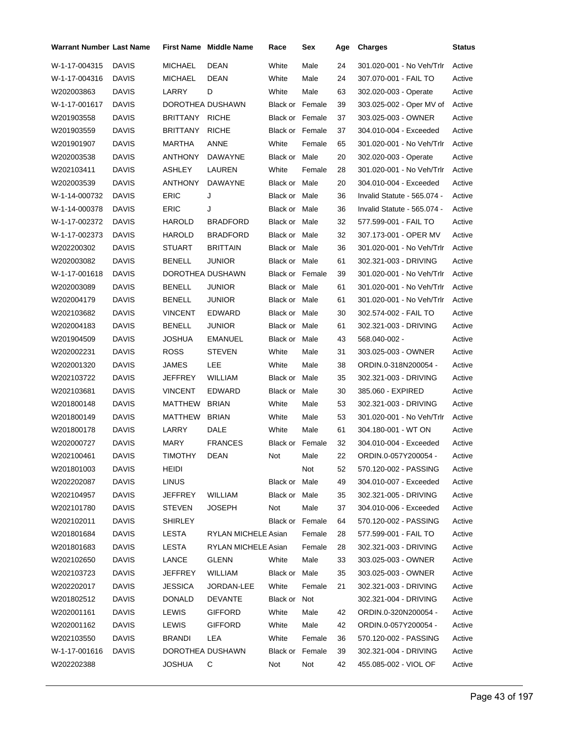| Warrant Number | Last Name | First Name | Middle Name | Race | Sex | Age | Charges | Status |
|---|---|---|---|---|---|---|---|---|
| W-1-17-004315 | DAVIS | MICHAEL | DEAN | White | Male | 24 | 301.020-001 - No Veh/Trlr | Active |
| W-1-17-004316 | DAVIS | MICHAEL | DEAN | White | Male | 24 | 307.070-001 - FAIL TO | Active |
| W202003863 | DAVIS | LARRY | D | White | Male | 63 | 302.020-003 - Operate | Active |
| W-1-17-001617 | DAVIS | DOROTHEA | DUSHAWN | Black or | Female | 39 | 303.025-002 - Oper MV of | Active |
| W201903558 | DAVIS | BRITTANY | RICHE | Black or | Female | 37 | 303.025-003 - OWNER | Active |
| W201903559 | DAVIS | BRITTANY | RICHE | Black or | Female | 37 | 304.010-004 - Exceeded | Active |
| W201901907 | DAVIS | MARTHA | ANNE | White | Female | 65 | 301.020-001 - No Veh/Trlr | Active |
| W202003538 | DAVIS | ANTHONY | DAWAYNE | Black or | Male | 20 | 302.020-003 - Operate | Active |
| W202103411 | DAVIS | ASHLEY | LAUREN | White | Female | 28 | 301.020-001 - No Veh/Trlr | Active |
| W202003539 | DAVIS | ANTHONY | DAWAYNE | Black or | Male | 20 | 304.010-004 - Exceeded | Active |
| W-1-14-000732 | DAVIS | ERIC | J | Black or | Male | 36 | Invalid Statute - 565.074 - | Active |
| W-1-14-000378 | DAVIS | ERIC | J | Black or | Male | 36 | Invalid Statute - 565.074 - | Active |
| W-1-17-002372 | DAVIS | HAROLD | BRADFORD | Black or | Male | 32 | 577.599-001 - FAIL TO | Active |
| W-1-17-002373 | DAVIS | HAROLD | BRADFORD | Black or | Male | 32 | 307.173-001 - OPER MV | Active |
| W202200302 | DAVIS | STUART | BRITTAIN | Black or | Male | 36 | 301.020-001 - No Veh/Trlr | Active |
| W202003082 | DAVIS | BENELL | JUNIOR | Black or | Male | 61 | 302.321-003 - DRIVING | Active |
| W-1-17-001618 | DAVIS | DOROTHEA | DUSHAWN | Black or | Female | 39 | 301.020-001 - No Veh/Trlr | Active |
| W202003089 | DAVIS | BENELL | JUNIOR | Black or | Male | 61 | 301.020-001 - No Veh/Trlr | Active |
| W202004179 | DAVIS | BENELL | JUNIOR | Black or | Male | 61 | 301.020-001 - No Veh/Trlr | Active |
| W202103682 | DAVIS | VINCENT | EDWARD | Black or | Male | 30 | 302.574-002 - FAIL TO | Active |
| W202004183 | DAVIS | BENELL | JUNIOR | Black or | Male | 61 | 302.321-003 - DRIVING | Active |
| W201904509 | DAVIS | JOSHUA | EMANUEL | Black or | Male | 43 | 568.040-002 - | Active |
| W202002231 | DAVIS | ROSS | STEVEN | White | Male | 31 | 303.025-003 - OWNER | Active |
| W202001320 | DAVIS | JAMES | LEE | White | Male | 38 | ORDIN.0-318N200054 - | Active |
| W202103722 | DAVIS | JEFFREY | WILLIAM | Black or | Male | 35 | 302.321-003 - DRIVING | Active |
| W202103681 | DAVIS | VINCENT | EDWARD | Black or | Male | 30 | 385.060 - EXPIRED | Active |
| W201800148 | DAVIS | MATTHEW | BRIAN | White | Male | 53 | 302.321-003 - DRIVING | Active |
| W201800149 | DAVIS | MATTHEW | BRIAN | White | Male | 53 | 301.020-001 - No Veh/Trlr | Active |
| W201800178 | DAVIS | LARRY | DALE | White | Male | 61 | 304.180-001 - WT ON | Active |
| W202000727 | DAVIS | MARY | FRANCES | Black or | Female | 32 | 304.010-004 - Exceeded | Active |
| W202100461 | DAVIS | TIMOTHY | DEAN | Not | Male | 22 | ORDIN.0-057Y200054 - | Active |
| W201801003 | DAVIS | HEIDI | | | Not | 52 | 570.120-002 - PASSING | Active |
| W202202087 | DAVIS | LINUS | | Black or | Male | 49 | 304.010-007 - Exceeded | Active |
| W202104957 | DAVIS | JEFFREY | WILLIAM | Black or | Male | 35 | 302.321-005 - DRIVING | Active |
| W202101780 | DAVIS | STEVEN | JOSEPH | Not | Male | 37 | 304.010-006 - Exceeded | Active |
| W202102011 | DAVIS | SHIRLEY | | Black or | Female | 64 | 570.120-002 - PASSING | Active |
| W201801684 | DAVIS | LESTA | RYLAN MICHELE | Asian | Female | 28 | 577.599-001 - FAIL TO | Active |
| W201801683 | DAVIS | LESTA | RYLAN MICHELE | Asian | Female | 28 | 302.321-003 - DRIVING | Active |
| W202102650 | DAVIS | LANCE | GLENN | White | Male | 33 | 303.025-003 - OWNER | Active |
| W202103723 | DAVIS | JEFFREY | WILLIAM | Black or | Male | 35 | 303.025-003 - OWNER | Active |
| W202202017 | DAVIS | JESSICA | JORDAN-LEE | White | Female | 21 | 302.321-003 - DRIVING | Active |
| W201802512 | DAVIS | DONALD | DEVANTE | Black or | Not | | 302.321-004 - DRIVING | Active |
| W202001161 | DAVIS | LEWIS | GIFFORD | White | Male | 42 | ORDIN.0-320N200054 - | Active |
| W202001162 | DAVIS | LEWIS | GIFFORD | White | Male | 42 | ORDIN.0-057Y200054 - | Active |
| W202103550 | DAVIS | BRANDI | LEA | White | Female | 36 | 570.120-002 - PASSING | Active |
| W-1-17-001616 | DAVIS | DOROTHEA | DUSHAWN | Black or | Female | 39 | 302.321-004 - DRIVING | Active |
| W202202388 | | JOSHUA | C | Not | Not | 42 | 455.085-002 - VIOL OF | Active |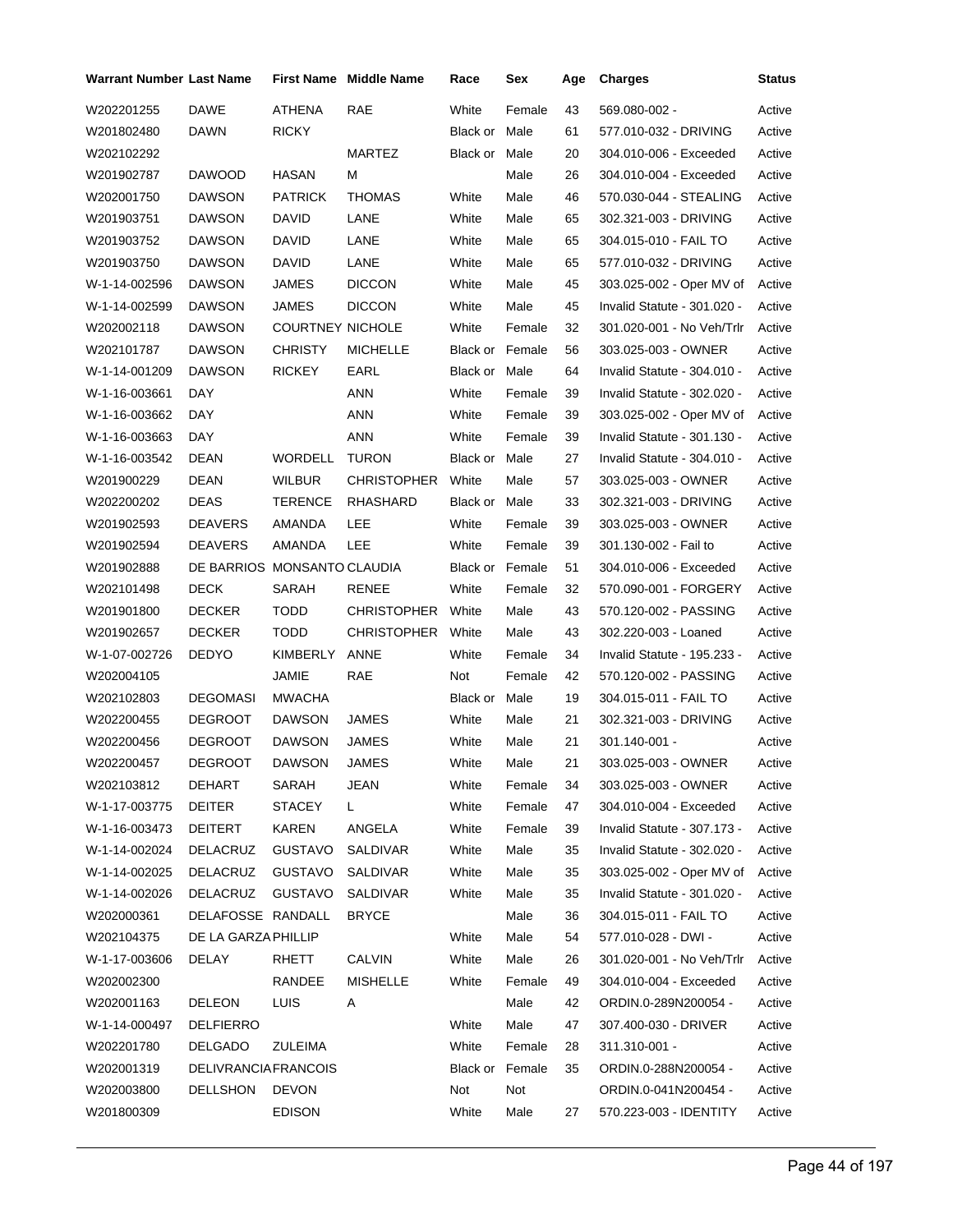| Warrant Number | Last Name | First Name | Middle Name | Race | Sex | Age | Charges | Status |
|---|---|---|---|---|---|---|---|---|
| W202201255 | DAWE | ATHENA | RAE | White | Female | 43 | 569.080-002 - | Active |
| W201802480 | DAWN | RICKY | | Black or | Male | 61 | 577.010-032 - DRIVING | Active |
| W202102292 | | | MARTEZ | Black or | Male | 20 | 304.010-006 - Exceeded | Active |
| W201902787 | DAWOOD | HASAN | M | | Male | 26 | 304.010-004 - Exceeded | Active |
| W202001750 | DAWSON | PATRICK | THOMAS | White | Male | 46 | 570.030-044 - STEALING | Active |
| W201903751 | DAWSON | DAVID | LANE | White | Male | 65 | 302.321-003 - DRIVING | Active |
| W201903752 | DAWSON | DAVID | LANE | White | Male | 65 | 304.015-010 - FAIL TO | Active |
| W201903750 | DAWSON | DAVID | LANE | White | Male | 65 | 577.010-032 - DRIVING | Active |
| W-1-14-002596 | DAWSON | JAMES | DICCON | White | Male | 45 | 303.025-002 - Oper MV of | Active |
| W-1-14-002599 | DAWSON | JAMES | DICCON | White | Male | 45 | Invalid Statute - 301.020 - | Active |
| W202002118 | DAWSON | COURTNEY | NICHOLE | White | Female | 32 | 301.020-001 - No Veh/Trlr | Active |
| W202101787 | DAWSON | CHRISTY | MICHELLE | Black or | Female | 56 | 303.025-003 - OWNER | Active |
| W-1-14-001209 | DAWSON | RICKEY | EARL | Black or | Male | 64 | Invalid Statute - 304.010 - | Active |
| W-1-16-003661 | DAY | | ANN | White | Female | 39 | Invalid Statute - 302.020 - | Active |
| W-1-16-003662 | DAY | | ANN | White | Female | 39 | 303.025-002 - Oper MV of | Active |
| W-1-16-003663 | DAY | | ANN | White | Female | 39 | Invalid Statute - 301.130 - | Active |
| W-1-16-003542 | DEAN | WORDELL | TURON | Black or | Male | 27 | Invalid Statute - 304.010 - | Active |
| W201900229 | DEAN | WILBUR | CHRISTOPHER | White | Male | 57 | 303.025-003 - OWNER | Active |
| W202200202 | DEAS | TERENCE | RHASHARD | Black or | Male | 33 | 302.321-003 - DRIVING | Active |
| W201902593 | DEAVERS | AMANDA | LEE | White | Female | 39 | 303.025-003 - OWNER | Active |
| W201902594 | DEAVERS | AMANDA | LEE | White | Female | 39 | 301.130-002 - Fail to | Active |
| W201902888 | DE BARRIOS | MONSANTO | CLAUDIA | Black or | Female | 51 | 304.010-006 - Exceeded | Active |
| W202101498 | DECK | SARAH | RENEE | White | Female | 32 | 570.090-001 - FORGERY | Active |
| W201901800 | DECKER | TODD | CHRISTOPHER | White | Male | 43 | 570.120-002 - PASSING | Active |
| W201902657 | DECKER | TODD | CHRISTOPHER | White | Male | 43 | 302.220-003 - Loaned | Active |
| W-1-07-002726 | DEDYO | KIMBERLY | ANNE | White | Female | 34 | Invalid Statute - 195.233 - | Active |
| W202004105 | | JAMIE | RAE | Not | Female | 42 | 570.120-002 - PASSING | Active |
| W202102803 | DEGOMASI | MWACHA | | Black or | Male | 19 | 304.015-011 - FAIL TO | Active |
| W202200455 | DEGROOT | DAWSON | JAMES | White | Male | 21 | 302.321-003 - DRIVING | Active |
| W202200456 | DEGROOT | DAWSON | JAMES | White | Male | 21 | 301.140-001 - | Active |
| W202200457 | DEGROOT | DAWSON | JAMES | White | Male | 21 | 303.025-003 - OWNER | Active |
| W202103812 | DEHART | SARAH | JEAN | White | Female | 34 | 303.025-003 - OWNER | Active |
| W-1-17-003775 | DEITER | STACEY | L | White | Female | 47 | 304.010-004 - Exceeded | Active |
| W-1-16-003473 | DEITERT | KAREN | ANGELA | White | Female | 39 | Invalid Statute - 307.173 - | Active |
| W-1-14-002024 | DELACRUZ | GUSTAVO | SALDIVAR | White | Male | 35 | Invalid Statute - 302.020 - | Active |
| W-1-14-002025 | DELACRUZ | GUSTAVO | SALDIVAR | White | Male | 35 | 303.025-002 - Oper MV of | Active |
| W-1-14-002026 | DELACRUZ | GUSTAVO | SALDIVAR | White | Male | 35 | Invalid Statute - 301.020 - | Active |
| W202000361 | DELAFOSSE | RANDALL | BRYCE | | Male | 36 | 304.015-011 - FAIL TO | Active |
| W202104375 | DE LA GARZA | PHILLIP | | White | Male | 54 | 577.010-028 - DWI - | Active |
| W-1-17-003606 | DELAY | RHETT | CALVIN | White | Male | 26 | 301.020-001 - No Veh/Trlr | Active |
| W202002300 | | RANDEE | MISHELLE | White | Female | 49 | 304.010-004 - Exceeded | Active |
| W202001163 | DELEON | LUIS | A | | Male | 42 | ORDIN.0-289N200054 - | Active |
| W-1-14-000497 | DELFIERRO | | | White | Male | 47 | 307.400-030 - DRIVER | Active |
| W202201780 | DELGADO | ZULEIMA | | White | Female | 28 | 311.310-001 - | Active |
| W202001319 | DELIVRANCIA | FRANCOIS | | Black or | Female | 35 | ORDIN.0-288N200054 - | Active |
| W202003800 | DELLSHON | DEVON | | Not | Not | | ORDIN.0-041N200454 - | Active |
| W201800309 | | EDISON | | White | Male | 27 | 570.223-003 - IDENTITY | Active |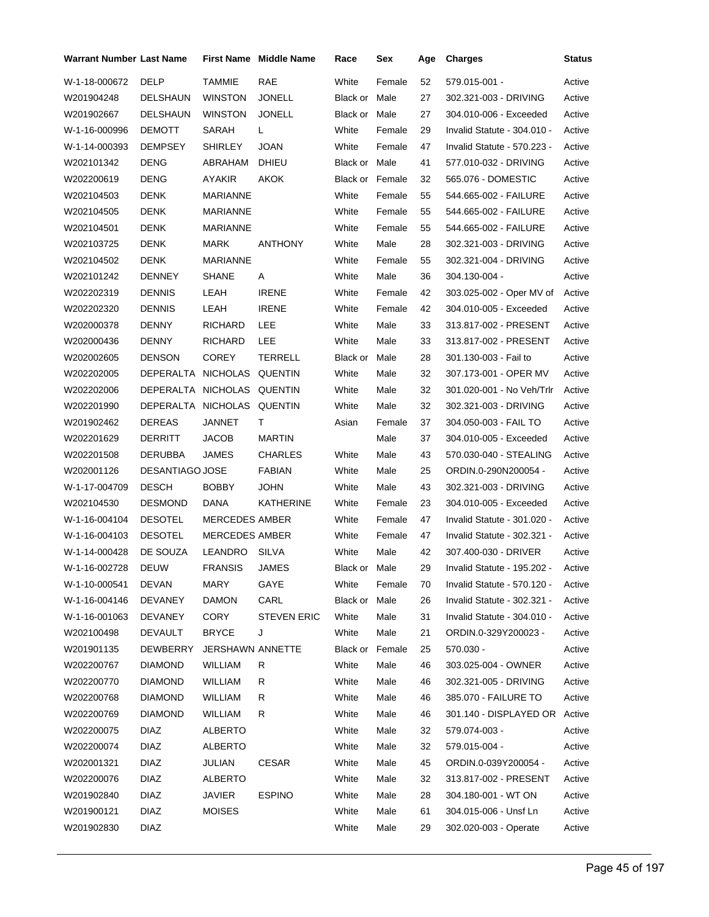| Warrant Number | Last Name | First Name | Middle Name | Race | Sex | Age | Charges | Status |
|---|---|---|---|---|---|---|---|---|
| W-1-18-000672 | DELP | TAMMIE | RAE | White | Female | 52 | 579.015-001 - | Active |
| W201904248 | DELSHAUN | WINSTON | JONELL | Black or | Male | 27 | 302.321-003 - DRIVING | Active |
| W201902667 | DELSHAUN | WINSTON | JONELL | Black or | Male | 27 | 304.010-006 - Exceeded | Active |
| W-1-16-000996 | DEMOTT | SARAH | L | White | Female | 29 | Invalid Statute - 304.010 - | Active |
| W-1-14-000393 | DEMPSEY | SHIRLEY | JOAN | White | Female | 47 | Invalid Statute - 570.223 - | Active |
| W202101342 | DENG | ABRAHAM | DHIEU | Black or | Male | 41 | 577.010-032 - DRIVING | Active |
| W202200619 | DENG | AYAKIR | AKOK | Black or | Female | 32 | 565.076 - DOMESTIC | Active |
| W202104503 | DENK | MARIANNE | | White | Female | 55 | 544.665-002 - FAILURE | Active |
| W202104505 | DENK | MARIANNE | | White | Female | 55 | 544.665-002 - FAILURE | Active |
| W202104501 | DENK | MARIANNE | | White | Female | 55 | 544.665-002 - FAILURE | Active |
| W202103725 | DENK | MARK | ANTHONY | White | Male | 28 | 302.321-003 - DRIVING | Active |
| W202104502 | DENK | MARIANNE | | White | Female | 55 | 302.321-004 - DRIVING | Active |
| W202101242 | DENNEY | SHANE | A | White | Male | 36 | 304.130-004 - | Active |
| W202202319 | DENNIS | LEAH | IRENE | White | Female | 42 | 303.025-002 - Oper MV of | Active |
| W202202320 | DENNIS | LEAH | IRENE | White | Female | 42 | 304.010-005 - Exceeded | Active |
| W202000378 | DENNY | RICHARD | LEE | White | Male | 33 | 313.817-002 - PRESENT | Active |
| W202000436 | DENNY | RICHARD | LEE | White | Male | 33 | 313.817-002 - PRESENT | Active |
| W202002605 | DENSON | COREY | TERRELL | Black or | Male | 28 | 301.130-003 - Fail to | Active |
| W202202005 | DEPERALTA | NICHOLAS | QUENTIN | White | Male | 32 | 307.173-001 - OPER MV | Active |
| W202202006 | DEPERALTA | NICHOLAS | QUENTIN | White | Male | 32 | 301.020-001 - No Veh/Trlr | Active |
| W202201990 | DEPERALTA | NICHOLAS | QUENTIN | White | Male | 32 | 302.321-003 - DRIVING | Active |
| W201902462 | DEREAS | JANNET | T | Asian | Female | 37 | 304.050-003 - FAIL TO | Active |
| W202201629 | DERRITT | JACOB | MARTIN | | Male | 37 | 304.010-005 - Exceeded | Active |
| W202201508 | DERUBBA | JAMES | CHARLES | White | Male | 43 | 570.030-040 - STEALING | Active |
| W202001126 | DESANTIAGO | JOSE | FABIAN | White | Male | 25 | ORDIN.0-290N200054 - | Active |
| W-1-17-004709 | DESCH | BOBBY | JOHN | White | Male | 43 | 302.321-003 - DRIVING | Active |
| W202104530 | DESMOND | DANA | KATHERINE | White | Female | 23 | 304.010-005 - Exceeded | Active |
| W-1-16-004104 | DESOTEL | MERCEDES | AMBER | White | Female | 47 | Invalid Statute - 301.020 - | Active |
| W-1-16-004103 | DESOTEL | MERCEDES | AMBER | White | Female | 47 | Invalid Statute - 302.321 - | Active |
| W-1-14-000428 | DE SOUZA | LEANDRO | SILVA | White | Male | 42 | 307.400-030 - DRIVER | Active |
| W-1-16-002728 | DEUW | FRANSIS | JAMES | Black or | Male | 29 | Invalid Statute - 195.202 - | Active |
| W-1-10-000541 | DEVAN | MARY | GAYE | White | Female | 70 | Invalid Statute - 570.120 - | Active |
| W-1-16-004146 | DEVANEY | DAMON | CARL | Black or | Male | 26 | Invalid Statute - 302.321 - | Active |
| W-1-16-001063 | DEVANEY | CORY | STEVEN ERIC | White | Male | 31 | Invalid Statute - 304.010 - | Active |
| W202100498 | DEVAULT | BRYCE | J | White | Male | 21 | ORDIN.0-329Y200023 - | Active |
| W201901135 | DEWBERRY | JERSHAWN | ANNETTE | Black or | Female | 25 | 570.030 - | Active |
| W202200767 | DIAMOND | WILLIAM | R | White | Male | 46 | 303.025-004 - OWNER | Active |
| W202200770 | DIAMOND | WILLIAM | R | White | Male | 46 | 302.321-005 - DRIVING | Active |
| W202200768 | DIAMOND | WILLIAM | R | White | Male | 46 | 385.070 - FAILURE TO | Active |
| W202200769 | DIAMOND | WILLIAM | R | White | Male | 46 | 301.140 - DISPLAYED OR | Active |
| W202200075 | DIAZ | ALBERTO | | White | Male | 32 | 579.074-003 - | Active |
| W202200074 | DIAZ | ALBERTO | | White | Male | 32 | 579.015-004 - | Active |
| W202001321 | DIAZ | JULIAN | CESAR | White | Male | 45 | ORDIN.0-039Y200054 - | Active |
| W202200076 | DIAZ | ALBERTO | | White | Male | 32 | 313.817-002 - PRESENT | Active |
| W201902840 | DIAZ | JAVIER | ESPINO | White | Male | 28 | 304.180-001 - WT ON | Active |
| W201900121 | DIAZ | MOISES | | White | Male | 61 | 304.015-006 - Unsf Ln | Active |
| W201902830 | DIAZ | | | White | Male | 29 | 302.020-003 - Operate | Active |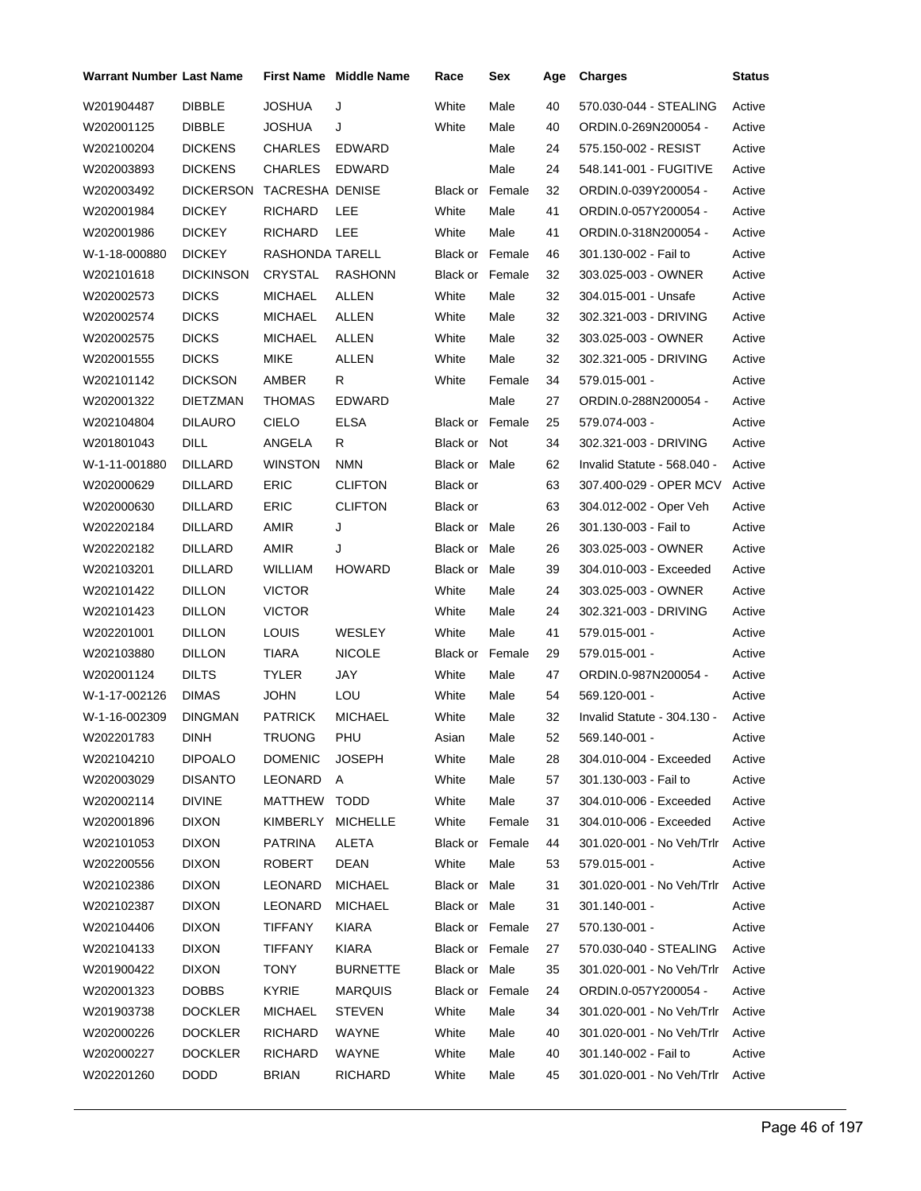| Warrant Number | Last Name | First Name | Middle Name | Race | Sex | Age | Charges | Status |
|---|---|---|---|---|---|---|---|---|
| W201904487 | DIBBLE | JOSHUA | J | White | Male | 40 | 570.030-044 - STEALING | Active |
| W202001125 | DIBBLE | JOSHUA | J | White | Male | 40 | ORDIN.0-269N200054 - | Active |
| W202100204 | DICKENS | CHARLES | EDWARD | | Male | 24 | 575.150-002 - RESIST | Active |
| W202003893 | DICKENS | CHARLES | EDWARD | | Male | 24 | 548.141-001 - FUGITIVE | Active |
| W202003492 | DICKERSON | TACRESHA | DENISE | Black or | Female | 32 | ORDIN.0-039Y200054 - | Active |
| W202001984 | DICKEY | RICHARD | LEE | White | Male | 41 | ORDIN.0-057Y200054 - | Active |
| W202001986 | DICKEY | RICHARD | LEE | White | Male | 41 | ORDIN.0-318N200054 - | Active |
| W-1-18-000880 | DICKEY | RASHONDA | TARELL | Black or | Female | 46 | 301.130-002 - Fail to | Active |
| W202101618 | DICKINSON | CRYSTAL | RASHONN | Black or | Female | 32 | 303.025-003 - OWNER | Active |
| W202002573 | DICKS | MICHAEL | ALLEN | White | Male | 32 | 304.015-001 - Unsafe | Active |
| W202002574 | DICKS | MICHAEL | ALLEN | White | Male | 32 | 302.321-003 - DRIVING | Active |
| W202002575 | DICKS | MICHAEL | ALLEN | White | Male | 32 | 303.025-003 - OWNER | Active |
| W202001555 | DICKS | MIKE | ALLEN | White | Male | 32 | 302.321-005 - DRIVING | Active |
| W202101142 | DICKSON | AMBER | R | White | Female | 34 | 579.015-001 - | Active |
| W202001322 | DIETZMAN | THOMAS | EDWARD | | Male | 27 | ORDIN.0-288N200054 - | Active |
| W202104804 | DILAURO | CIELO | ELSA | Black or | Female | 25 | 579.074-003 - | Active |
| W201801043 | DILL | ANGELA | R | Black or | Not | 34 | 302.321-003 - DRIVING | Active |
| W-1-11-001880 | DILLARD | WINSTON | NMN | Black or | Male | 62 | Invalid Statute - 568.040 - | Active |
| W202000629 | DILLARD | ERIC | CLIFTON | Black or | | 63 | 307.400-029 - OPER MCV | Active |
| W202000630 | DILLARD | ERIC | CLIFTON | Black or | | 63 | 304.012-002 - Oper Veh | Active |
| W202202184 | DILLARD | AMIR | J | Black or | Male | 26 | 301.130-003 - Fail to | Active |
| W202202182 | DILLARD | AMIR | J | Black or | Male | 26 | 303.025-003 - OWNER | Active |
| W202103201 | DILLARD | WILLIAM | HOWARD | Black or | Male | 39 | 304.010-003 - Exceeded | Active |
| W202101422 | DILLON | VICTOR | | White | Male | 24 | 303.025-003 - OWNER | Active |
| W202101423 | DILLON | VICTOR | | White | Male | 24 | 302.321-003 - DRIVING | Active |
| W202201001 | DILLON | LOUIS | WESLEY | White | Male | 41 | 579.015-001 - | Active |
| W202103880 | DILLON | TIARA | NICOLE | Black or | Female | 29 | 579.015-001 - | Active |
| W202001124 | DILTS | TYLER | JAY | White | Male | 47 | ORDIN.0-987N200054 - | Active |
| W-1-17-002126 | DIMAS | JOHN | LOU | White | Male | 54 | 569.120-001 - | Active |
| W-1-16-002309 | DINGMAN | PATRICK | MICHAEL | White | Male | 32 | Invalid Statute - 304.130 - | Active |
| W202201783 | DINH | TRUONG | PHU | Asian | Male | 52 | 569.140-001 - | Active |
| W202104210 | DIPOALO | DOMENIC | JOSEPH | White | Male | 28 | 304.010-004 - Exceeded | Active |
| W202003029 | DISANTO | LEONARD | A | White | Male | 57 | 301.130-003 - Fail to | Active |
| W202002114 | DIVINE | MATTHEW | TODD | White | Male | 37 | 304.010-006 - Exceeded | Active |
| W202001896 | DIXON | KIMBERLY | MICHELLE | White | Female | 31 | 304.010-006 - Exceeded | Active |
| W202101053 | DIXON | PATRINA | ALETA | Black or | Female | 44 | 301.020-001 - No Veh/Trlr | Active |
| W202200556 | DIXON | ROBERT | DEAN | White | Male | 53 | 579.015-001 - | Active |
| W202102386 | DIXON | LEONARD | MICHAEL | Black or | Male | 31 | 301.020-001 - No Veh/Trlr | Active |
| W202102387 | DIXON | LEONARD | MICHAEL | Black or | Male | 31 | 301.140-001 - | Active |
| W202104406 | DIXON | TIFFANY | KIARA | Black or | Female | 27 | 570.130-001 - | Active |
| W202104133 | DIXON | TIFFANY | KIARA | Black or | Female | 27 | 570.030-040 - STEALING | Active |
| W201900422 | DIXON | TONY | BURNETTE | Black or | Male | 35 | 301.020-001 - No Veh/Trlr | Active |
| W202001323 | DOBBS | KYRIE | MARQUIS | Black or | Female | 24 | ORDIN.0-057Y200054 - | Active |
| W201903738 | DOCKLER | MICHAEL | STEVEN | White | Male | 34 | 301.020-001 - No Veh/Trlr | Active |
| W202000226 | DOCKLER | RICHARD | WAYNE | White | Male | 40 | 301.020-001 - No Veh/Trlr | Active |
| W202000227 | DOCKLER | RICHARD | WAYNE | White | Male | 40 | 301.140-002 - Fail to | Active |
| W202201260 | DODD | BRIAN | RICHARD | White | Male | 45 | 301.020-001 - No Veh/Trlr | Active |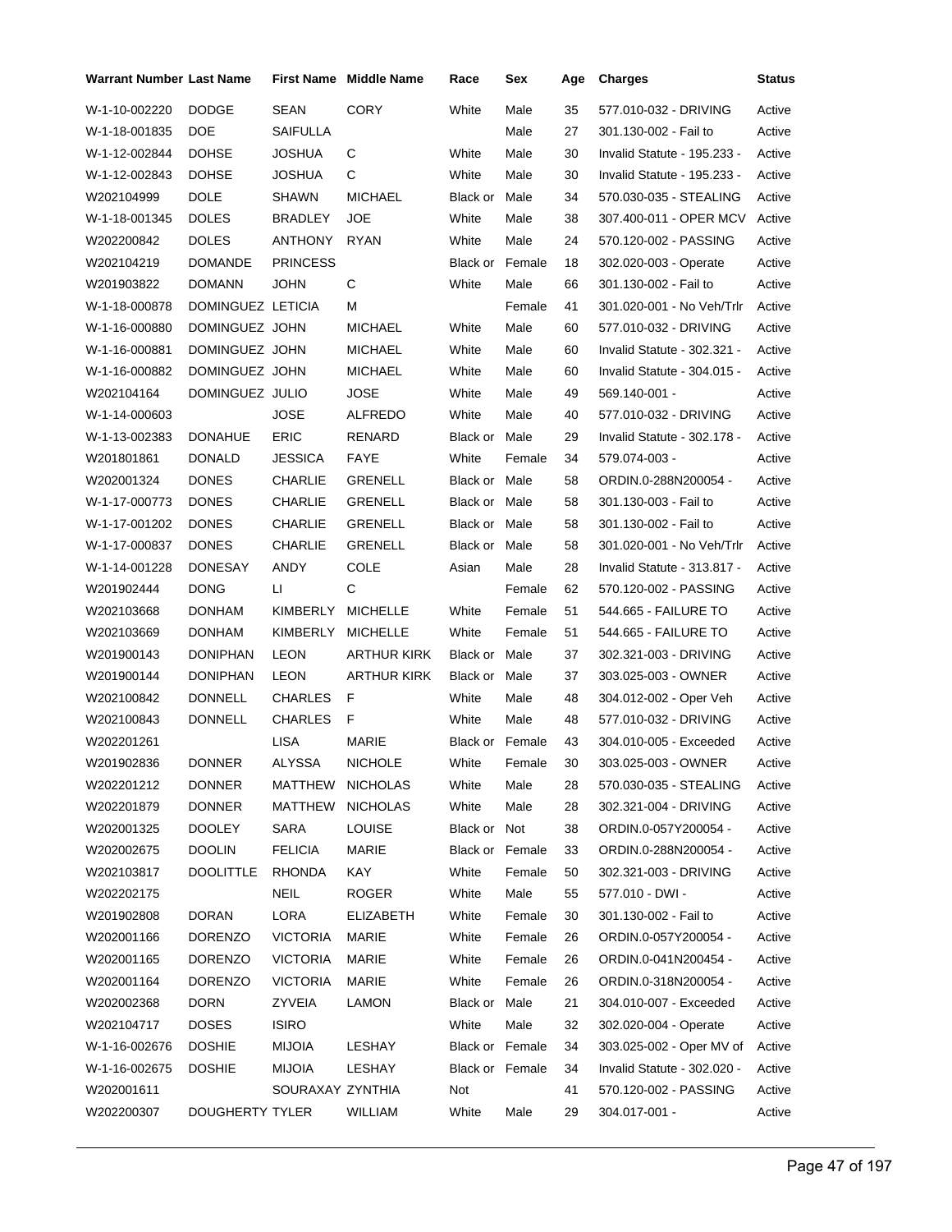| Warrant Number | Last Name | First Name | Middle Name | Race | Sex | Age | Charges | Status |
|---|---|---|---|---|---|---|---|---|
| W-1-10-002220 | DODGE | SEAN | CORY | White | Male | 35 | 577.010-032 - DRIVING | Active |
| W-1-18-001835 | DOE | SAIFULLA | | | Male | 27 | 301.130-002 - Fail to | Active |
| W-1-12-002844 | DOHSE | JOSHUA | C | White | Male | 30 | Invalid Statute - 195.233 - | Active |
| W-1-12-002843 | DOHSE | JOSHUA | C | White | Male | 30 | Invalid Statute - 195.233 - | Active |
| W202104999 | DOLE | SHAWN | MICHAEL | Black or | Male | 34 | 570.030-035 - STEALING | Active |
| W-1-18-001345 | DOLES | BRADLEY | JOE | White | Male | 38 | 307.400-011 - OPER MCV | Active |
| W202200842 | DOLES | ANTHONY | RYAN | White | Male | 24 | 570.120-002 - PASSING | Active |
| W202104219 | DOMANDE | PRINCESS | | Black or | Female | 18 | 302.020-003 - Operate | Active |
| W201903822 | DOMANN | JOHN | C | White | Male | 66 | 301.130-002 - Fail to | Active |
| W-1-18-000878 | DOMINGUEZ | LETICIA | M | | Female | 41 | 301.020-001 - No Veh/Trlr | Active |
| W-1-16-000880 | DOMINGUEZ | JOHN | MICHAEL | White | Male | 60 | 577.010-032 - DRIVING | Active |
| W-1-16-000881 | DOMINGUEZ | JOHN | MICHAEL | White | Male | 60 | Invalid Statute - 302.321 - | Active |
| W-1-16-000882 | DOMINGUEZ | JOHN | MICHAEL | White | Male | 60 | Invalid Statute - 304.015 - | Active |
| W202104164 | DOMINGUEZ | JULIO | JOSE | White | Male | 49 | 569.140-001 - | Active |
| W-1-14-000603 | | JOSE | ALFREDO | White | Male | 40 | 577.010-032 - DRIVING | Active |
| W-1-13-002383 | DONAHUE | ERIC | RENARD | Black or | Male | 29 | Invalid Statute - 302.178 - | Active |
| W201801861 | DONALD | JESSICA | FAYE | White | Female | 34 | 579.074-003 - | Active |
| W202001324 | DONES | CHARLIE | GRENELL | Black or | Male | 58 | ORDIN.0-288N200054 - | Active |
| W-1-17-000773 | DONES | CHARLIE | GRENELL | Black or | Male | 58 | 301.130-003 - Fail to | Active |
| W-1-17-001202 | DONES | CHARLIE | GRENELL | Black or | Male | 58 | 301.130-002 - Fail to | Active |
| W-1-17-000837 | DONES | CHARLIE | GRENELL | Black or | Male | 58 | 301.020-001 - No Veh/Trlr | Active |
| W-1-14-001228 | DONESAY | ANDY | COLE | Asian | Male | 28 | Invalid Statute - 313.817 - | Active |
| W201902444 | DONG | LI | C | | Female | 62 | 570.120-002 - PASSING | Active |
| W202103668 | DONHAM | KIMBERLY | MICHELLE | White | Female | 51 | 544.665 - FAILURE TO | Active |
| W202103669 | DONHAM | KIMBERLY | MICHELLE | White | Female | 51 | 544.665 - FAILURE TO | Active |
| W201900143 | DONIPHAN | LEON | ARTHUR KIRK | Black or | Male | 37 | 302.321-003 - DRIVING | Active |
| W201900144 | DONIPHAN | LEON | ARTHUR KIRK | Black or | Male | 37 | 303.025-003 - OWNER | Active |
| W202100842 | DONNELL | CHARLES | F | White | Male | 48 | 304.012-002 - Oper Veh | Active |
| W202100843 | DONNELL | CHARLES | F | White | Male | 48 | 577.010-032 - DRIVING | Active |
| W202201261 | | LISA | MARIE | Black or | Female | 43 | 304.010-005 - Exceeded | Active |
| W201902836 | DONNER | ALYSSA | NICHOLE | White | Female | 30 | 303.025-003 - OWNER | Active |
| W202201212 | DONNER | MATTHEW | NICHOLAS | White | Male | 28 | 570.030-035 - STEALING | Active |
| W202201879 | DONNER | MATTHEW | NICHOLAS | White | Male | 28 | 302.321-004 - DRIVING | Active |
| W202001325 | DOOLEY | SARA | LOUISE | Black or | Not | 38 | ORDIN.0-057Y200054 - | Active |
| W202002675 | DOOLIN | FELICIA | MARIE | Black or | Female | 33 | ORDIN.0-288N200054 - | Active |
| W202103817 | DOOLITTLE | RHONDA | KAY | White | Female | 50 | 302.321-003 - DRIVING | Active |
| W202202175 | | NEIL | ROGER | White | Male | 55 | 577.010 - DWI - | Active |
| W201902808 | DORAN | LORA | ELIZABETH | White | Female | 30 | 301.130-002 - Fail to | Active |
| W202001166 | DORENZO | VICTORIA | MARIE | White | Female | 26 | ORDIN.0-057Y200054 - | Active |
| W202001165 | DORENZO | VICTORIA | MARIE | White | Female | 26 | ORDIN.0-041N200454 - | Active |
| W202001164 | DORENZO | VICTORIA | MARIE | White | Female | 26 | ORDIN.0-318N200054 - | Active |
| W202002368 | DORN | ZYVEIA | LAMON | Black or | Male | 21 | 304.010-007 - Exceeded | Active |
| W202104717 | DOSES | ISIRO | | White | Male | 32 | 302.020-004 - Operate | Active |
| W-1-16-002676 | DOSHIE | MIJOIA | LESHAY | Black or | Female | 34 | 303.025-002 - Oper MV of | Active |
| W-1-16-002675 | DOSHIE | MIJOIA | LESHAY | Black or | Female | 34 | Invalid Statute - 302.020 - | Active |
| W202001611 | | SOURAXAY | ZYNTHIA | Not | | 41 | 570.120-002 - PASSING | Active |
| W202200307 | DOUGHERTY | TYLER | WILLIAM | White | Male | 29 | 304.017-001 - | Active |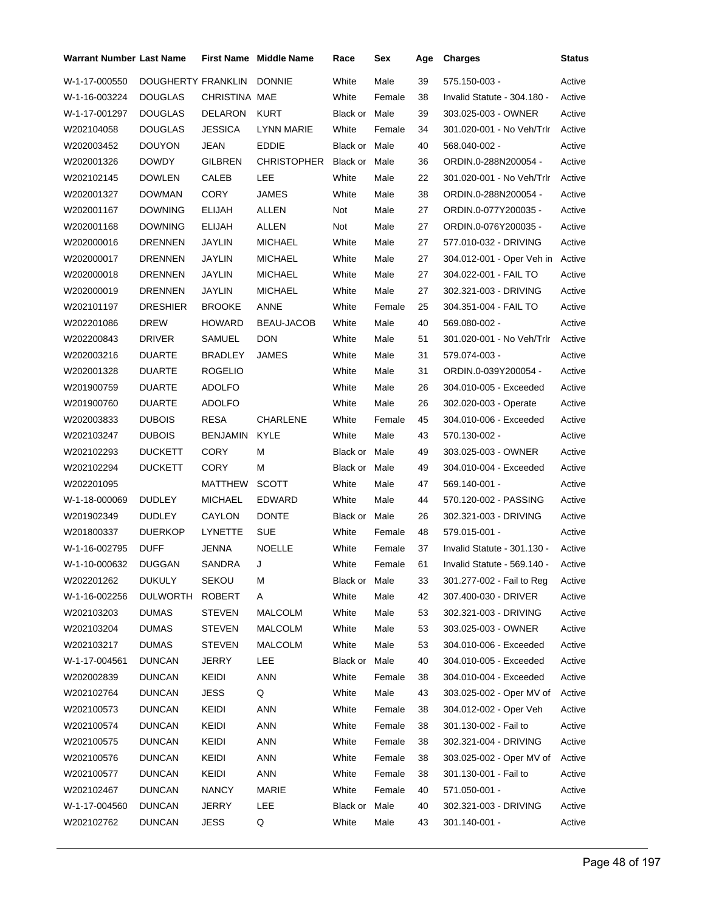| Warrant Number | Last Name | First Name | Middle Name | Race | Sex | Age | Charges | Status |
|---|---|---|---|---|---|---|---|---|
| W-1-17-000550 | DOUGHERTY | FRANKLIN | DONNIE | White | Male | 39 | 575.150-003 - | Active |
| W-1-16-003224 | DOUGLAS | CHRISTINA | MAE | White | Female | 38 | Invalid Statute - 304.180 - | Active |
| W-1-17-001297 | DOUGLAS | DELARON | KURT | Black or | Male | 39 | 303.025-003 - OWNER | Active |
| W202104058 | DOUGLAS | JESSICA | LYNN MARIE | White | Female | 34 | 301.020-001 - No Veh/Trlr | Active |
| W202003452 | DOUYON | JEAN | EDDIE | Black or | Male | 40 | 568.040-002 - | Active |
| W202001326 | DOWDY | GILBREN | CHRISTOPHER | Black or | Male | 36 | ORDIN.0-288N200054 - | Active |
| W202102145 | DOWLEN | CALEB | LEE | White | Male | 22 | 301.020-001 - No Veh/Trlr | Active |
| W202001327 | DOWMAN | CORY | JAMES | White | Male | 38 | ORDIN.0-288N200054 - | Active |
| W202001167 | DOWNING | ELIJAH | ALLEN | Not | Male | 27 | ORDIN.0-077Y200035 - | Active |
| W202001168 | DOWNING | ELIJAH | ALLEN | Not | Male | 27 | ORDIN.0-076Y200035 - | Active |
| W202000016 | DRENNEN | JAYLIN | MICHAEL | White | Male | 27 | 577.010-032 - DRIVING | Active |
| W202000017 | DRENNEN | JAYLIN | MICHAEL | White | Male | 27 | 304.012-001 - Oper Veh in | Active |
| W202000018 | DRENNEN | JAYLIN | MICHAEL | White | Male | 27 | 304.022-001 - FAIL TO | Active |
| W202000019 | DRENNEN | JAYLIN | MICHAEL | White | Male | 27 | 302.321-003 - DRIVING | Active |
| W202101197 | DRESHIER | BROOKE | ANNE | White | Female | 25 | 304.351-004 - FAIL TO | Active |
| W202201086 | DREW | HOWARD | BEAU-JACOB | White | Male | 40 | 569.080-002 - | Active |
| W202200843 | DRIVER | SAMUEL | DON | White | Male | 51 | 301.020-001 - No Veh/Trlr | Active |
| W202003216 | DUARTE | BRADLEY | JAMES | White | Male | 31 | 579.074-003 - | Active |
| W202001328 | DUARTE | ROGELIO | | White | Male | 31 | ORDIN.0-039Y200054 - | Active |
| W201900759 | DUARTE | ADOLFO | | White | Male | 26 | 304.010-005 - Exceeded | Active |
| W201900760 | DUARTE | ADOLFO | | White | Male | 26 | 302.020-003 - Operate | Active |
| W202003833 | DUBOIS | RESA | CHARLENE | White | Female | 45 | 304.010-006 - Exceeded | Active |
| W202103247 | DUBOIS | BENJAMIN | KYLE | White | Male | 43 | 570.130-002 - | Active |
| W202102293 | DUCKETT | CORY | M | Black or | Male | 49 | 303.025-003 - OWNER | Active |
| W202102294 | DUCKETT | CORY | M | Black or | Male | 49 | 304.010-004 - Exceeded | Active |
| W202201095 | | MATTHEW | SCOTT | White | Male | 47 | 569.140-001 - | Active |
| W-1-18-000069 | DUDLEY | MICHAEL | EDWARD | White | Male | 44 | 570.120-002 - PASSING | Active |
| W201902349 | DUDLEY | CAYLON | DONTE | Black or | Male | 26 | 302.321-003 - DRIVING | Active |
| W201800337 | DUERKOP | LYNETTE | SUE | White | Female | 48 | 579.015-001 - | Active |
| W-1-16-002795 | DUFF | JENNA | NOELLE | White | Female | 37 | Invalid Statute - 301.130 - | Active |
| W-1-10-000632 | DUGGAN | SANDRA | J | White | Female | 61 | Invalid Statute - 569.140 - | Active |
| W202201262 | DUKULY | SEKOU | M | Black or | Male | 33 | 301.277-002 - Fail to Reg | Active |
| W-1-16-002256 | DULWORTH | ROBERT | A | White | Male | 42 | 307.400-030 - DRIVER | Active |
| W202103203 | DUMAS | STEVEN | MALCOLM | White | Male | 53 | 302.321-003 - DRIVING | Active |
| W202103204 | DUMAS | STEVEN | MALCOLM | White | Male | 53 | 303.025-003 - OWNER | Active |
| W202103217 | DUMAS | STEVEN | MALCOLM | White | Male | 53 | 304.010-006 - Exceeded | Active |
| W-1-17-004561 | DUNCAN | JERRY | LEE | Black or | Male | 40 | 304.010-005 - Exceeded | Active |
| W202002839 | DUNCAN | KEIDI | ANN | White | Female | 38 | 304.010-004 - Exceeded | Active |
| W202102764 | DUNCAN | JESS | Q | White | Male | 43 | 303.025-002 - Oper MV of | Active |
| W202100573 | DUNCAN | KEIDI | ANN | White | Female | 38 | 304.012-002 - Oper Veh | Active |
| W202100574 | DUNCAN | KEIDI | ANN | White | Female | 38 | 301.130-002 - Fail to | Active |
| W202100575 | DUNCAN | KEIDI | ANN | White | Female | 38 | 302.321-004 - DRIVING | Active |
| W202100576 | DUNCAN | KEIDI | ANN | White | Female | 38 | 303.025-002 - Oper MV of | Active |
| W202100577 | DUNCAN | KEIDI | ANN | White | Female | 38 | 301.130-001 - Fail to | Active |
| W202102467 | DUNCAN | NANCY | MARIE | White | Female | 40 | 571.050-001 - | Active |
| W-1-17-004560 | DUNCAN | JERRY | LEE | Black or | Male | 40 | 302.321-003 - DRIVING | Active |
| W202102762 | DUNCAN | JESS | Q | White | Male | 43 | 301.140-001 - | Active |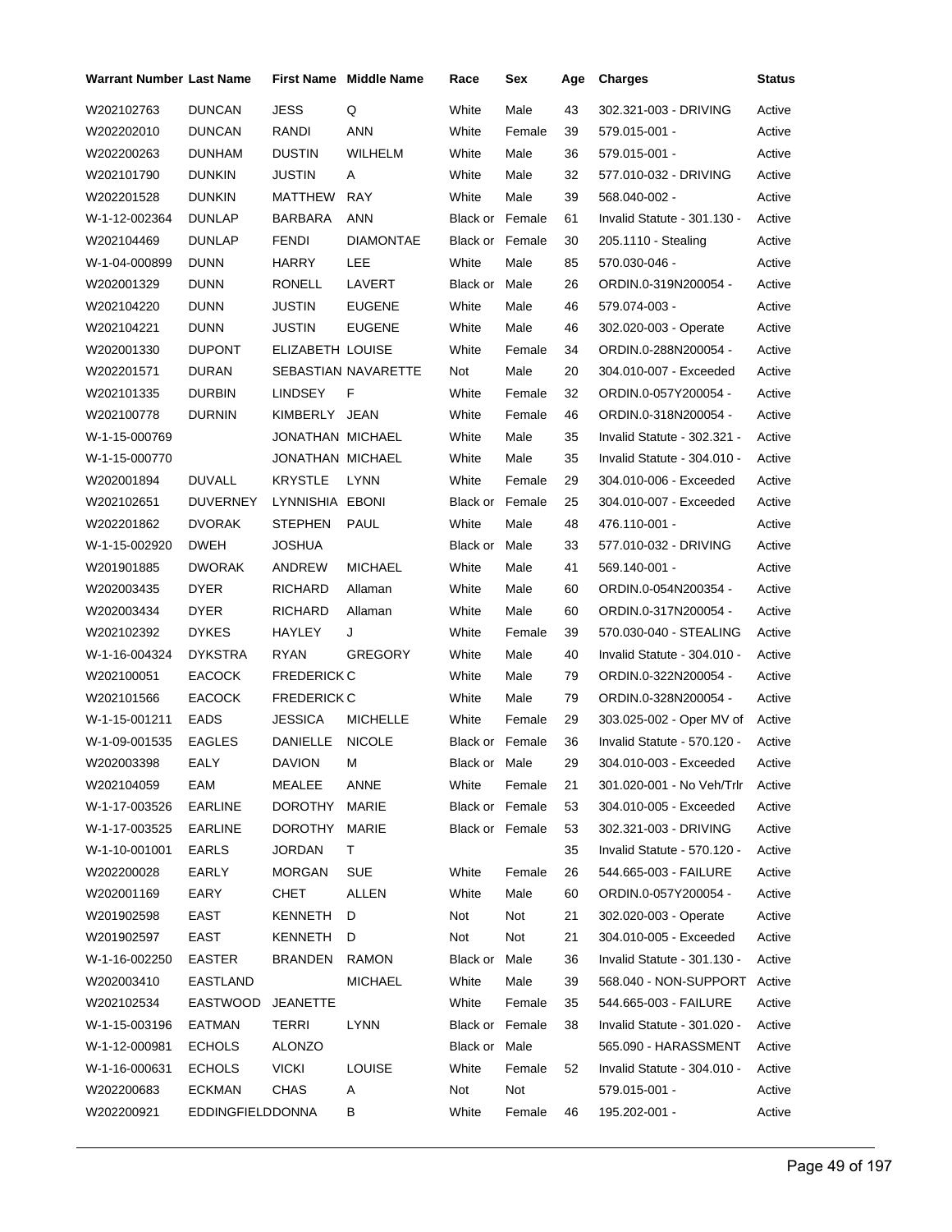| Warrant Number | Last Name | First Name | Middle Name | Race | Sex | Age | Charges | Status |
|---|---|---|---|---|---|---|---|---|
| W202102763 | DUNCAN | JESS | Q | White | Male | 43 | 302.321-003 - DRIVING | Active |
| W202202010 | DUNCAN | RANDI | ANN | White | Female | 39 | 579.015-001 - | Active |
| W202200263 | DUNHAM | DUSTIN | WILHELM | White | Male | 36 | 579.015-001 - | Active |
| W202101790 | DUNKIN | JUSTIN | A | White | Male | 32 | 577.010-032 - DRIVING | Active |
| W202201528 | DUNKIN | MATTHEW | RAY | White | Male | 39 | 568.040-002 - | Active |
| W-1-12-002364 | DUNLAP | BARBARA | ANN | Black or | Female | 61 | Invalid Statute - 301.130 - | Active |
| W202104469 | DUNLAP | FENDI | DIAMONTAE | Black or | Female | 30 | 205.1110 - Stealing | Active |
| W-1-04-000899 | DUNN | HARRY | LEE | White | Male | 85 | 570.030-046 - | Active |
| W202001329 | DUNN | RONELL | LAVERT | Black or | Male | 26 | ORDIN.0-319N200054 - | Active |
| W202104220 | DUNN | JUSTIN | EUGENE | White | Male | 46 | 579.074-003 - | Active |
| W202104221 | DUNN | JUSTIN | EUGENE | White | Male | 46 | 302.020-003 - Operate | Active |
| W202001330 | DUPONT | ELIZABETH | LOUISE | White | Female | 34 | ORDIN.0-288N200054 - | Active |
| W202201571 | DURAN | SEBASTIAN | NAVARETTE | Not | Male | 20 | 304.010-007 - Exceeded | Active |
| W202101335 | DURBIN | LINDSEY | F | White | Female | 32 | ORDIN.0-057Y200054 - | Active |
| W202100778 | DURNIN | KIMBERLY | JEAN | White | Female | 46 | ORDIN.0-318N200054 - | Active |
| W-1-15-000769 | | JONATHAN | MICHAEL | White | Male | 35 | Invalid Statute - 302.321 - | Active |
| W-1-15-000770 | | JONATHAN | MICHAEL | White | Male | 35 | Invalid Statute - 304.010 - | Active |
| W202001894 | DUVALL | KRYSTLE | LYNN | White | Female | 29 | 304.010-006 - Exceeded | Active |
| W202102651 | DUVERNEY | LYNNISHIA | EBONI | Black or | Female | 25 | 304.010-007 - Exceeded | Active |
| W202201862 | DVORAK | STEPHEN | PAUL | White | Male | 48 | 476.110-001 - | Active |
| W-1-15-002920 | DWEH | JOSHUA | | Black or | Male | 33 | 577.010-032 - DRIVING | Active |
| W201901885 | DWORAK | ANDREW | MICHAEL | White | Male | 41 | 569.140-001 - | Active |
| W202003435 | DYER | RICHARD | Allaman | White | Male | 60 | ORDIN.0-054N200354 - | Active |
| W202003434 | DYER | RICHARD | Allaman | White | Male | 60 | ORDIN.0-317N200054 - | Active |
| W202102392 | DYKES | HAYLEY | J | White | Female | 39 | 570.030-040 - STEALING | Active |
| W-1-16-004324 | DYKSTRA | RYAN | GREGORY | White | Male | 40 | Invalid Statute - 304.010 - | Active |
| W202100051 | EACOCK | FREDERICK | C | White | Male | 79 | ORDIN.0-322N200054 - | Active |
| W202101566 | EACOCK | FREDERICK | C | White | Male | 79 | ORDIN.0-328N200054 - | Active |
| W-1-15-001211 | EADS | JESSICA | MICHELLE | White | Female | 29 | 303.025-002 - Oper MV of | Active |
| W-1-09-001535 | EAGLES | DANIELLE | NICOLE | Black or | Female | 36 | Invalid Statute - 570.120 - | Active |
| W202003398 | EALY | DAVION | M | Black or | Male | 29 | 304.010-003 - Exceeded | Active |
| W202104059 | EAM | MEALEE | ANNE | White | Female | 21 | 301.020-001 - No Veh/Trlr | Active |
| W-1-17-003526 | EARLINE | DOROTHY | MARIE | Black or | Female | 53 | 304.010-005 - Exceeded | Active |
| W-1-17-003525 | EARLINE | DOROTHY | MARIE | Black or | Female | 53 | 302.321-003 - DRIVING | Active |
| W-1-10-001001 | EARLS | JORDAN | T | | | 35 | Invalid Statute - 570.120 - | Active |
| W202200028 | EARLY | MORGAN | SUE | White | Female | 26 | 544.665-003 - FAILURE | Active |
| W202001169 | EARY | CHET | ALLEN | White | Male | 60 | ORDIN.0-057Y200054 - | Active |
| W201902598 | EAST | KENNETH | D | Not | Not | 21 | 302.020-003 - Operate | Active |
| W201902597 | EAST | KENNETH | D | Not | Not | 21 | 304.010-005 - Exceeded | Active |
| W-1-16-002250 | EASTER | BRANDEN | RAMON | Black or | Male | 36 | Invalid Statute - 301.130 - | Active |
| W202003410 | EASTLAND | | MICHAEL | White | Male | 39 | 568.040 - NON-SUPPORT | Active |
| W202102534 | EASTWOOD | JEANETTE | | White | Female | 35 | 544.665-003 - FAILURE | Active |
| W-1-15-003196 | EATMAN | TERRI | LYNN | Black or | Female | 38 | Invalid Statute - 301.020 - | Active |
| W-1-12-000981 | ECHOLS | ALONZO | | Black or | Male | | 565.090 - HARASSMENT | Active |
| W-1-16-000631 | ECHOLS | VICKI | LOUISE | White | Female | 52 | Invalid Statute - 304.010 - | Active |
| W202200683 | ECKMAN | CHAS | A | Not | Not | | 579.015-001 - | Active |
| W202200921 | EDDINGFIELD | DONNA | B | White | Female | 46 | 195.202-001 - | Active |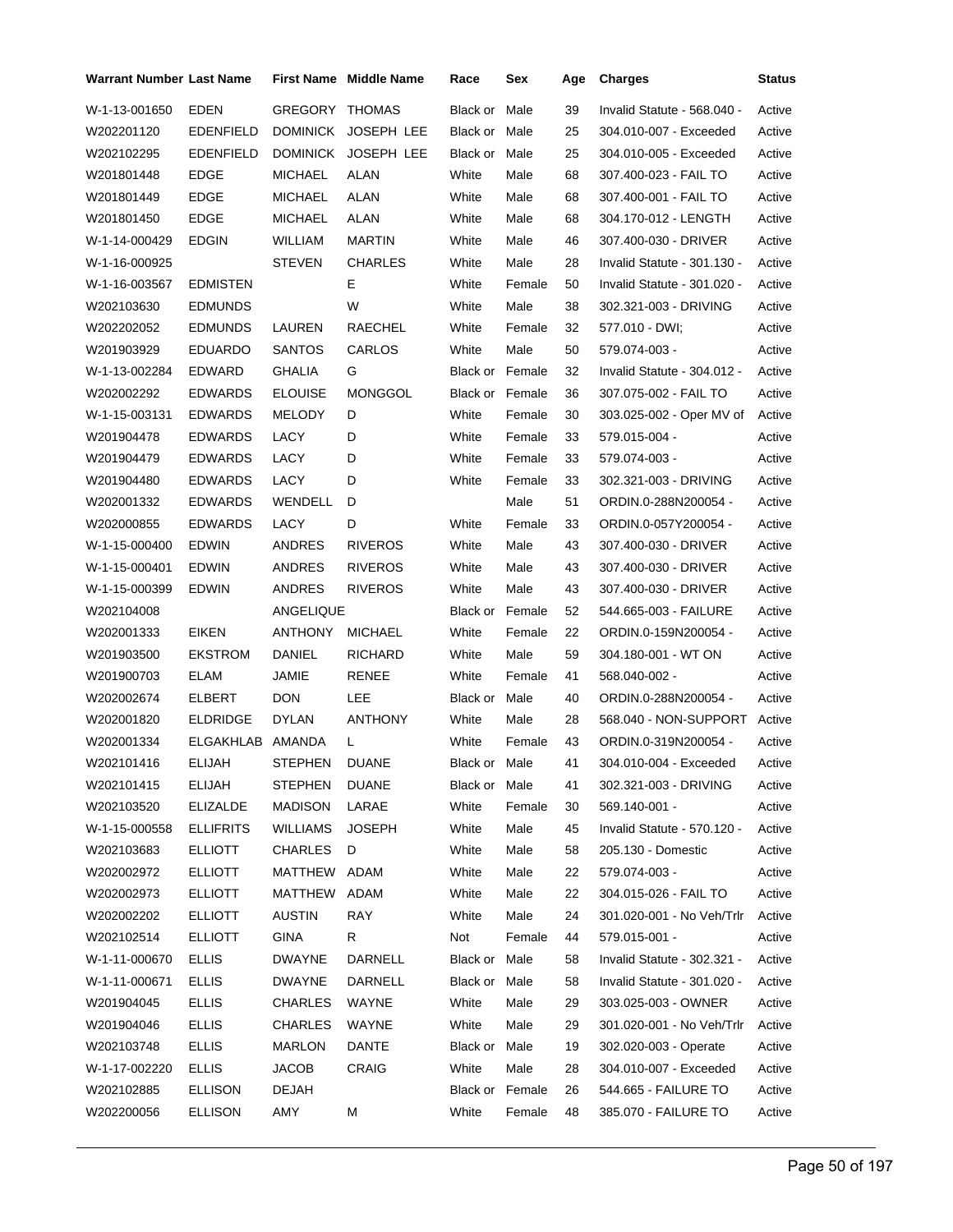| Warrant Number | Last Name | First Name | Middle Name | Race | Sex | Age | Charges | Status |
|---|---|---|---|---|---|---|---|---|
| W-1-13-001650 | EDEN | GREGORY | THOMAS | Black or | Male | 39 | Invalid Statute - 568.040 - | Active |
| W202201120 | EDENFIELD | DOMINICK | JOSEPH LEE | Black or | Male | 25 | 304.010-007 - Exceeded | Active |
| W202102295 | EDENFIELD | DOMINICK | JOSEPH LEE | Black or | Male | 25 | 304.010-005 - Exceeded | Active |
| W201801448 | EDGE | MICHAEL | ALAN | White | Male | 68 | 307.400-023 - FAIL TO | Active |
| W201801449 | EDGE | MICHAEL | ALAN | White | Male | 68 | 307.400-001 - FAIL TO | Active |
| W201801450 | EDGE | MICHAEL | ALAN | White | Male | 68 | 304.170-012 - LENGTH | Active |
| W-1-14-000429 | EDGIN | WILLIAM | MARTIN | White | Male | 46 | 307.400-030 - DRIVER | Active |
| W-1-16-000925 | | STEVEN | CHARLES | White | Male | 28 | Invalid Statute - 301.130 - | Active |
| W-1-16-003567 | EDMISTEN | | E | White | Female | 50 | Invalid Statute - 301.020 - | Active |
| W202103630 | EDMUNDS | | W | White | Male | 38 | 302.321-003 - DRIVING | Active |
| W202202052 | EDMUNDS | LAUREN | RAECHEL | White | Female | 32 | 577.010 - DWI; | Active |
| W201903929 | EDUARDO | SANTOS | CARLOS | White | Male | 50 | 579.074-003 - | Active |
| W-1-13-002284 | EDWARD | GHALIA | G | Black or | Female | 32 | Invalid Statute - 304.012 - | Active |
| W202002292 | EDWARDS | ELOUISE | MONGGOL | Black or | Female | 36 | 307.075-002 - FAIL TO | Active |
| W-1-15-003131 | EDWARDS | MELODY | D | White | Female | 30 | 303.025-002 - Oper MV of | Active |
| W201904478 | EDWARDS | LACY | D | White | Female | 33 | 579.015-004 - | Active |
| W201904479 | EDWARDS | LACY | D | White | Female | 33 | 579.074-003 - | Active |
| W201904480 | EDWARDS | LACY | D | White | Female | 33 | 302.321-003 - DRIVING | Active |
| W202001332 | EDWARDS | WENDELL | D | | Male | 51 | ORDIN.0-288N200054 - | Active |
| W202000855 | EDWARDS | LACY | D | White | Female | 33 | ORDIN.0-057Y200054 - | Active |
| W-1-15-000400 | EDWIN | ANDRES | RIVEROS | White | Male | 43 | 307.400-030 - DRIVER | Active |
| W-1-15-000401 | EDWIN | ANDRES | RIVEROS | White | Male | 43 | 307.400-030 - DRIVER | Active |
| W-1-15-000399 | EDWIN | ANDRES | RIVEROS | White | Male | 43 | 307.400-030 - DRIVER | Active |
| W202104008 | | ANGELIQUE | | Black or | Female | 52 | 544.665-003 - FAILURE | Active |
| W202001333 | EIKEN | ANTHONY | MICHAEL | White | Female | 22 | ORDIN.0-159N200054 - | Active |
| W201903500 | EKSTROM | DANIEL | RICHARD | White | Male | 59 | 304.180-001 - WT ON | Active |
| W201900703 | ELAM | JAMIE | RENEE | White | Female | 41 | 568.040-002 - | Active |
| W202002674 | ELBERT | DON | LEE | Black or | Male | 40 | ORDIN.0-288N200054 - | Active |
| W202001820 | ELDRIDGE | DYLAN | ANTHONY | White | Male | 28 | 568.040 - NON-SUPPORT | Active |
| W202001334 | ELGAKHLAB | AMANDA | L | White | Female | 43 | ORDIN.0-319N200054 - | Active |
| W202101416 | ELIJAH | STEPHEN | DUANE | Black or | Male | 41 | 304.010-004 - Exceeded | Active |
| W202101415 | ELIJAH | STEPHEN | DUANE | Black or | Male | 41 | 302.321-003 - DRIVING | Active |
| W202103520 | ELIZALDE | MADISON | LARAE | White | Female | 30 | 569.140-001 - | Active |
| W-1-15-000558 | ELLIFRITS | WILLIAMS | JOSEPH | White | Male | 45 | Invalid Statute - 570.120 - | Active |
| W202103683 | ELLIOTT | CHARLES | D | White | Male | 58 | 205.130 - Domestic | Active |
| W202002972 | ELLIOTT | MATTHEW | ADAM | White | Male | 22 | 579.074-003 - | Active |
| W202002973 | ELLIOTT | MATTHEW | ADAM | White | Male | 22 | 304.015-026 - FAIL TO | Active |
| W202002202 | ELLIOTT | AUSTIN | RAY | White | Male | 24 | 301.020-001 - No Veh/Trlr | Active |
| W202102514 | ELLIOTT | GINA | R | Not | Female | 44 | 579.015-001 - | Active |
| W-1-11-000670 | ELLIS | DWAYNE | DARNELL | Black or | Male | 58 | Invalid Statute - 302.321 - | Active |
| W-1-11-000671 | ELLIS | DWAYNE | DARNELL | Black or | Male | 58 | Invalid Statute - 301.020 - | Active |
| W201904045 | ELLIS | CHARLES | WAYNE | White | Male | 29 | 303.025-003 - OWNER | Active |
| W201904046 | ELLIS | CHARLES | WAYNE | White | Male | 29 | 301.020-001 - No Veh/Trlr | Active |
| W202103748 | ELLIS | MARLON | DANTE | Black or | Male | 19 | 302.020-003 - Operate | Active |
| W-1-17-002220 | ELLIS | JACOB | CRAIG | White | Male | 28 | 304.010-007 - Exceeded | Active |
| W202102885 | ELLISON | DEJAH | | Black or | Female | 26 | 544.665 - FAILURE TO | Active |
| W202200056 | ELLISON | AMY | M | White | Female | 48 | 385.070 - FAILURE TO | Active |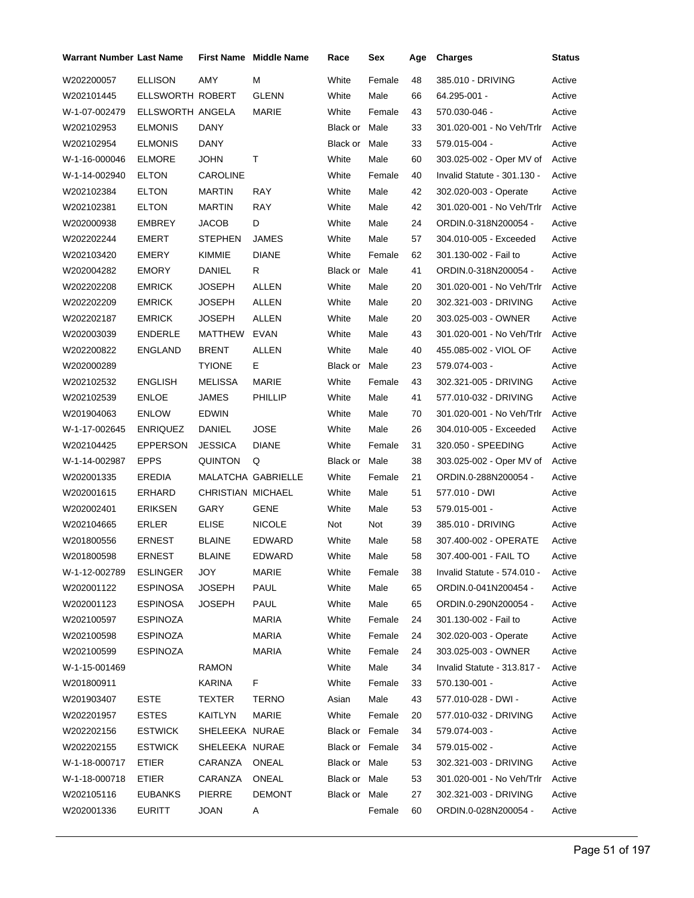| Warrant Number | Last Name | First Name | Middle Name | Race | Sex | Age | Charges | Status |
|---|---|---|---|---|---|---|---|---|
| W202200057 | ELLISON | AMY | M | White | Female | 48 | 385.010 - DRIVING | Active |
| W202101445 | ELLSWORTH | ROBERT | GLENN | White | Male | 66 | 64.295-001 - | Active |
| W-1-07-002479 | ELLSWORTH | ANGELA | MARIE | White | Female | 43 | 570.030-046 - | Active |
| W202102953 | ELMONIS | DANY | | Black or | Male | 33 | 301.020-001 - No Veh/Trlr | Active |
| W202102954 | ELMONIS | DANY | | Black or | Male | 33 | 579.015-004 - | Active |
| W-1-16-000046 | ELMORE | JOHN | T | White | Male | 60 | 303.025-002 - Oper MV of | Active |
| W-1-14-002940 | ELTON | CAROLINE | | White | Female | 40 | Invalid Statute - 301.130 - | Active |
| W202102384 | ELTON | MARTIN | RAY | White | Male | 42 | 302.020-003 - Operate | Active |
| W202102381 | ELTON | MARTIN | RAY | White | Male | 42 | 301.020-001 - No Veh/Trlr | Active |
| W202000938 | EMBREY | JACOB | D | White | Male | 24 | ORDIN.0-318N200054 - | Active |
| W202202244 | EMERT | STEPHEN | JAMES | White | Male | 57 | 304.010-005 - Exceeded | Active |
| W202103420 | EMERY | KIMMIE | DIANE | White | Female | 62 | 301.130-002 - Fail to | Active |
| W202004282 | EMORY | DANIEL | R | Black or | Male | 41 | ORDIN.0-318N200054 - | Active |
| W202202208 | EMRICK | JOSEPH | ALLEN | White | Male | 20 | 301.020-001 - No Veh/Trlr | Active |
| W202202209 | EMRICK | JOSEPH | ALLEN | White | Male | 20 | 302.321-003 - DRIVING | Active |
| W202202187 | EMRICK | JOSEPH | ALLEN | White | Male | 20 | 303.025-003 - OWNER | Active |
| W202003039 | ENDERLE | MATTHEW | EVAN | White | Male | 43 | 301.020-001 - No Veh/Trlr | Active |
| W202200822 | ENGLAND | BRENT | ALLEN | White | Male | 40 | 455.085-002 - VIOL OF | Active |
| W202000289 | | TYIONE | E | Black or | Male | 23 | 579.074-003 - | Active |
| W202102532 | ENGLISH | MELISSA | MARIE | White | Female | 43 | 302.321-005 - DRIVING | Active |
| W202102539 | ENLOE | JAMES | PHILLIP | White | Male | 41 | 577.010-032 - DRIVING | Active |
| W201904063 | ENLOW | EDWIN | | White | Male | 70 | 301.020-001 - No Veh/Trlr | Active |
| W-1-17-002645 | ENRIQUEZ | DANIEL | JOSE | White | Male | 26 | 304.010-005 - Exceeded | Active |
| W202104425 | EPPERSON | JESSICA | DIANE | White | Female | 31 | 320.050 - SPEEDING | Active |
| W-1-14-002987 | EPPS | QUINTON | Q | Black or | Male | 38 | 303.025-002 - Oper MV of | Active |
| W202001335 | EREDIA | MALATCHA | GABRIELLE | White | Female | 21 | ORDIN.0-288N200054 - | Active |
| W202001615 | ERHARD | CHRISTIAN | MICHAEL | White | Male | 51 | 577.010 - DWI | Active |
| W202002401 | ERIKSEN | GARY | GENE | White | Male | 53 | 579.015-001 - | Active |
| W202104665 | ERLER | ELISE | NICOLE | Not | Not | 39 | 385.010 - DRIVING | Active |
| W201800556 | ERNEST | BLAINE | EDWARD | White | Male | 58 | 307.400-002 - OPERATE | Active |
| W201800598 | ERNEST | BLAINE | EDWARD | White | Male | 58 | 307.400-001 - FAIL TO | Active |
| W-1-12-002789 | ESLINGER | JOY | MARIE | White | Female | 38 | Invalid Statute - 574.010 - | Active |
| W202001122 | ESPINOSA | JOSEPH | PAUL | White | Male | 65 | ORDIN.0-041N200454 - | Active |
| W202001123 | ESPINOSA | JOSEPH | PAUL | White | Male | 65 | ORDIN.0-290N200054 - | Active |
| W202100597 | ESPINOZA | | MARIA | White | Female | 24 | 301.130-002 - Fail to | Active |
| W202100598 | ESPINOZA | | MARIA | White | Female | 24 | 302.020-003 - Operate | Active |
| W202100599 | ESPINOZA | | MARIA | White | Female | 24 | 303.025-003 - OWNER | Active |
| W-1-15-001469 | | RAMON | | White | Male | 34 | Invalid Statute - 313.817 - | Active |
| W201800911 | | KARINA | F | White | Female | 33 | 570.130-001 - | Active |
| W201903407 | ESTE | TEXTER | TERNO | Asian | Male | 43 | 577.010-028 - DWI - | Active |
| W202201957 | ESTES | KAITLYN | MARIE | White | Female | 20 | 577.010-032 - DRIVING | Active |
| W202202156 | ESTWICK | SHELEEKA | NURAE | Black or | Female | 34 | 579.074-003 - | Active |
| W202202155 | ESTWICK | SHELEEKA | NURAE | Black or | Female | 34 | 579.015-002 - | Active |
| W-1-18-000717 | ETIER | CARANZA | ONEAL | Black or | Male | 53 | 302.321-003 - DRIVING | Active |
| W-1-18-000718 | ETIER | CARANZA | ONEAL | Black or | Male | 53 | 301.020-001 - No Veh/Trlr | Active |
| W202105116 | EUBANKS | PIERRE | DEMONT | Black or | Male | 27 | 302.321-003 - DRIVING | Active |
| W202001336 | EURITT | JOAN | A | | Female | 60 | ORDIN.0-028N200054 - | Active |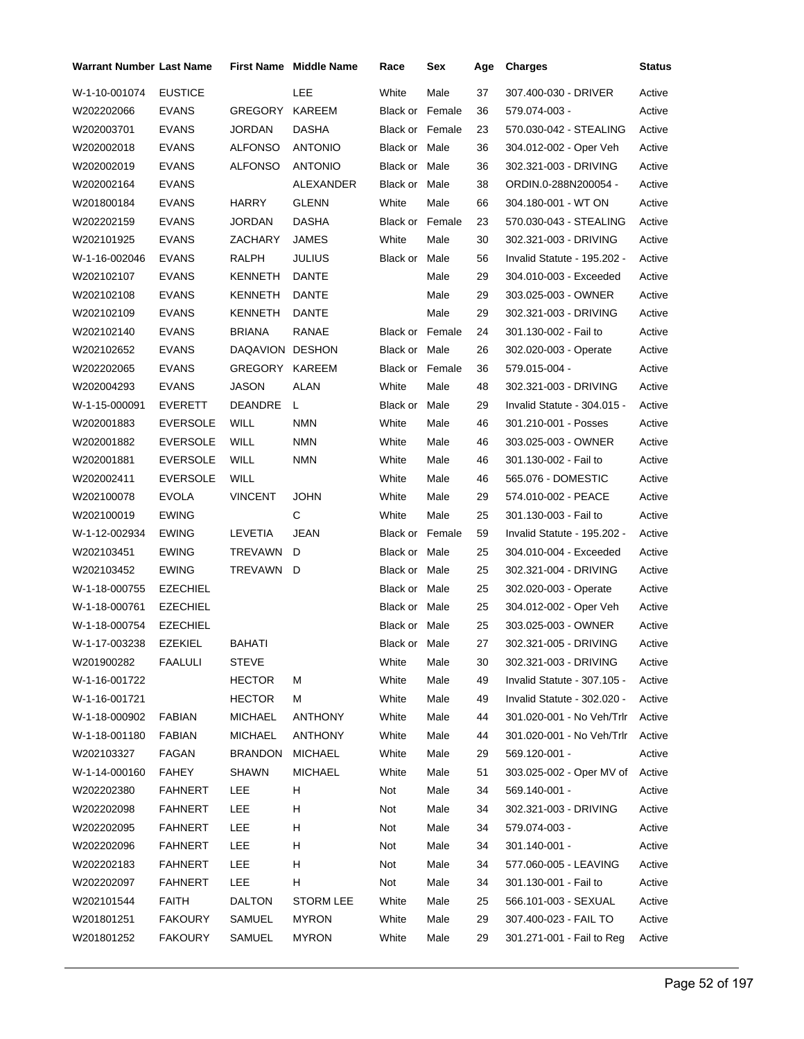| Warrant Number | Last Name | First Name | Middle Name | Race | Sex | Age | Charges | Status |
|---|---|---|---|---|---|---|---|---|
| W-1-10-001074 | EUSTICE | | LEE | White | Male | 37 | 307.400-030 - DRIVER | Active |
| W202202066 | EVANS | GREGORY | KAREEM | Black or | Female | 36 | 579.074-003 - | Active |
| W202003701 | EVANS | JORDAN | DASHA | Black or | Female | 23 | 570.030-042 - STEALING | Active |
| W202002018 | EVANS | ALFONSO | ANTONIO | Black or | Male | 36 | 304.012-002 - Oper Veh | Active |
| W202002019 | EVANS | ALFONSO | ANTONIO | Black or | Male | 36 | 302.321-003 - DRIVING | Active |
| W202002164 | EVANS | | ALEXANDER | Black or | Male | 38 | ORDIN.0-288N200054 - | Active |
| W201800184 | EVANS | HARRY | GLENN | White | Male | 66 | 304.180-001 - WT ON | Active |
| W202202159 | EVANS | JORDAN | DASHA | Black or | Female | 23 | 570.030-043 - STEALING | Active |
| W202101925 | EVANS | ZACHARY | JAMES | White | Male | 30 | 302.321-003 - DRIVING | Active |
| W-1-16-002046 | EVANS | RALPH | JULIUS | Black or | Male | 56 | Invalid Statute - 195.202 - | Active |
| W202102107 | EVANS | KENNETH | DANTE | | Male | 29 | 304.010-003 - Exceeded | Active |
| W202102108 | EVANS | KENNETH | DANTE | | Male | 29 | 303.025-003 - OWNER | Active |
| W202102109 | EVANS | KENNETH | DANTE | | Male | 29 | 302.321-003 - DRIVING | Active |
| W202102140 | EVANS | BRIANA | RANAE | Black or | Female | 24 | 301.130-002 - Fail to | Active |
| W202102652 | EVANS | DAQAVION | DESHON | Black or | Male | 26 | 302.020-003 - Operate | Active |
| W202202065 | EVANS | GREGORY | KAREEM | Black or | Female | 36 | 579.015-004 - | Active |
| W202004293 | EVANS | JASON | ALAN | White | Male | 48 | 302.321-003 - DRIVING | Active |
| W-1-15-000091 | EVERETT | DEANDRE | L | Black or | Male | 29 | Invalid Statute - 304.015 - | Active |
| W202001883 | EVERSOLE | WILL | NMN | White | Male | 46 | 301.210-001 - Posses | Active |
| W202001882 | EVERSOLE | WILL | NMN | White | Male | 46 | 303.025-003 - OWNER | Active |
| W202001881 | EVERSOLE | WILL | NMN | White | Male | 46 | 301.130-002 - Fail to | Active |
| W202002411 | EVERSOLE | WILL | | White | Male | 46 | 565.076 - DOMESTIC | Active |
| W202100078 | EVOLA | VINCENT | JOHN | White | Male | 29 | 574.010-002 - PEACE | Active |
| W202100019 | EWING | | C | White | Male | 25 | 301.130-003 - Fail to | Active |
| W-1-12-002934 | EWING | LEVETIA | JEAN | Black or | Female | 59 | Invalid Statute - 195.202 - | Active |
| W202103451 | EWING | TREVAWN | D | Black or | Male | 25 | 304.010-004 - Exceeded | Active |
| W202103452 | EWING | TREVAWN | D | Black or | Male | 25 | 302.321-004 - DRIVING | Active |
| W-1-18-000755 | EZECHIEL | | | Black or | Male | 25 | 302.020-003 - Operate | Active |
| W-1-18-000761 | EZECHIEL | | | Black or | Male | 25 | 304.012-002 - Oper Veh | Active |
| W-1-18-000754 | EZECHIEL | | | Black or | Male | 25 | 303.025-003 - OWNER | Active |
| W-1-17-003238 | EZEKIEL | BAHATI | | Black or | Male | 27 | 302.321-005 - DRIVING | Active |
| W201900282 | FAALULI | STEVE | | White | Male | 30 | 302.321-003 - DRIVING | Active |
| W-1-16-001722 | | HECTOR | M | White | Male | 49 | Invalid Statute - 307.105 - | Active |
| W-1-16-001721 | | HECTOR | M | White | Male | 49 | Invalid Statute - 302.020 - | Active |
| W-1-18-000902 | FABIAN | MICHAEL | ANTHONY | White | Male | 44 | 301.020-001 - No Veh/Trlr | Active |
| W-1-18-001180 | FABIAN | MICHAEL | ANTHONY | White | Male | 44 | 301.020-001 - No Veh/Trlr | Active |
| W202103327 | FAGAN | BRANDON | MICHAEL | White | Male | 29 | 569.120-001 - | Active |
| W-1-14-000160 | FAHEY | SHAWN | MICHAEL | White | Male | 51 | 303.025-002 - Oper MV of | Active |
| W202202380 | FAHNERT | LEE | H | Not | Male | 34 | 569.140-001 - | Active |
| W202202098 | FAHNERT | LEE | H | Not | Male | 34 | 302.321-003 - DRIVING | Active |
| W202202095 | FAHNERT | LEE | H | Not | Male | 34 | 579.074-003 - | Active |
| W202202096 | FAHNERT | LEE | H | Not | Male | 34 | 301.140-001 - | Active |
| W202202183 | FAHNERT | LEE | H | Not | Male | 34 | 577.060-005 - LEAVING | Active |
| W202202097 | FAHNERT | LEE | H | Not | Male | 34 | 301.130-001 - Fail to | Active |
| W202101544 | FAITH | DALTON | STORM LEE | White | Male | 25 | 566.101-003 - SEXUAL | Active |
| W201801251 | FAKOURY | SAMUEL | MYRON | White | Male | 29 | 307.400-023 - FAIL TO | Active |
| W201801252 | FAKOURY | SAMUEL | MYRON | White | Male | 29 | 301.271-001 - Fail to Reg | Active |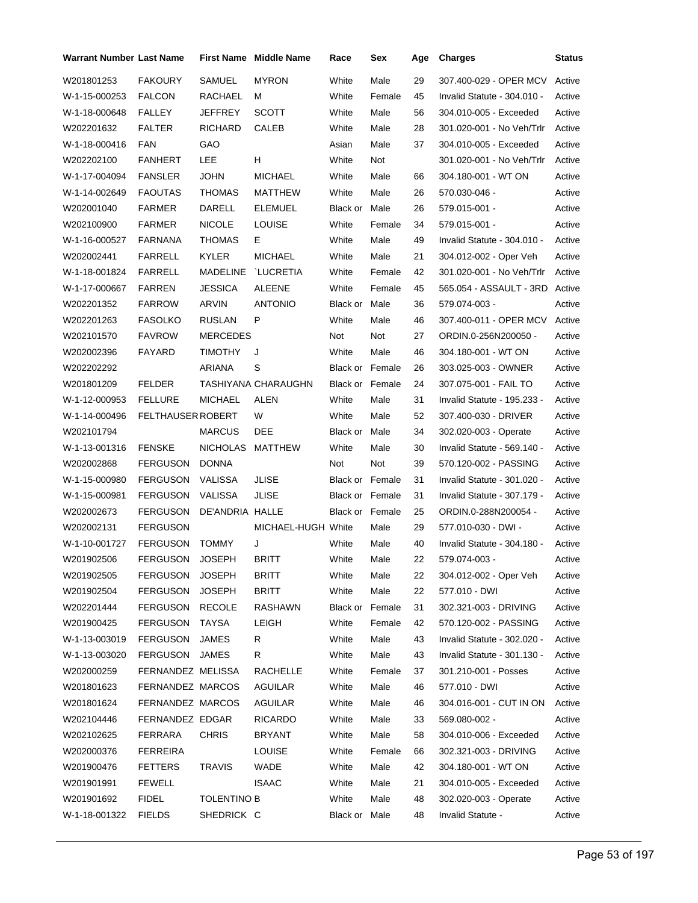| Warrant Number | Last Name | First Name | Middle Name | Race | Sex | Age | Charges | Status |
|---|---|---|---|---|---|---|---|---|
| W201801253 | FAKOURY | SAMUEL | MYRON | White | Male | 29 | 307.400-029 - OPER MCV | Active |
| W-1-15-000253 | FALCON | RACHAEL | M | White | Female | 45 | Invalid Statute - 304.010 - | Active |
| W-1-18-000648 | FALLEY | JEFFREY | SCOTT | White | Male | 56 | 304.010-005 - Exceeded | Active |
| W202201632 | FALTER | RICHARD | CALEB | White | Male | 28 | 301.020-001 - No Veh/Trlr | Active |
| W-1-18-000416 | FAN | GAO | | Asian | Male | 37 | 304.010-005 - Exceeded | Active |
| W202202100 | FANHERT | LEE | H | White | Not | | 301.020-001 - No Veh/Trlr | Active |
| W-1-17-004094 | FANSLER | JOHN | MICHAEL | White | Male | 66 | 304.180-001 - WT ON | Active |
| W-1-14-002649 | FAOUTAS | THOMAS | MATTHEW | White | Male | 26 | 570.030-046 - | Active |
| W202001040 | FARMER | DARELL | ELEMUEL | Black or | Male | 26 | 579.015-001 - | Active |
| W202100900 | FARMER | NICOLE | LOUISE | White | Female | 34 | 579.015-001 - | Active |
| W-1-16-000527 | FARNANA | THOMAS | E | White | Male | 49 | Invalid Statute - 304.010 - | Active |
| W202002441 | FARRELL | KYLER | MICHAEL | White | Male | 21 | 304.012-002 - Oper Veh | Active |
| W-1-18-001824 | FARRELL | MADELINE | `LUCRETIA | White | Female | 42 | 301.020-001 - No Veh/Trlr | Active |
| W-1-17-000667 | FARREN | JESSICA | ALEENE | White | Female | 45 | 565.054 - ASSAULT - 3RD | Active |
| W202201352 | FARROW | ARVIN | ANTONIO | Black or | Male | 36 | 579.074-003 - | Active |
| W202201263 | FASOLKO | RUSLAN | P | White | Male | 46 | 307.400-011 - OPER MCV | Active |
| W202101570 | FAVROW | MERCEDES | | Not | Not | 27 | ORDIN.0-256N200050 - | Active |
| W202002396 | FAYARD | TIMOTHY | J | White | Male | 46 | 304.180-001 - WT ON | Active |
| W202202292 | | ARIANA | S | Black or | Female | 26 | 303.025-003 - OWNER | Active |
| W201801209 | FELDER | TASHIYANA | CHARAUGHN | Black or | Female | 24 | 307.075-001 - FAIL TO | Active |
| W-1-12-000953 | FELLURE | MICHAEL | ALEN | White | Male | 31 | Invalid Statute - 195.233 - | Active |
| W-1-14-000496 | FELTHAUSER | ROBERT | W | White | Male | 52 | 307.400-030 - DRIVER | Active |
| W202101794 | | MARCUS | DEE | Black or | Male | 34 | 302.020-003 - Operate | Active |
| W-1-13-001316 | FENSKE | NICHOLAS | MATTHEW | White | Male | 30 | Invalid Statute - 569.140 - | Active |
| W202002868 | FERGUSON | DONNA | | Not | Not | 39 | 570.120-002 - PASSING | Active |
| W-1-15-000980 | FERGUSON | VALISSA | JLISE | Black or | Female | 31 | Invalid Statute - 301.020 - | Active |
| W-1-15-000981 | FERGUSON | VALISSA | JLISE | Black or | Female | 31 | Invalid Statute - 307.179 - | Active |
| W202002673 | FERGUSON | DE'ANDRIA | HALLE | Black or | Female | 25 | ORDIN.0-288N200054 - | Active |
| W202002131 | FERGUSON | | MICHAEL-HUGH | White | Male | 29 | 577.010-030 - DWI - | Active |
| W-1-10-001727 | FERGUSON | TOMMY | J | White | Male | 40 | Invalid Statute - 304.180 - | Active |
| W201902506 | FERGUSON | JOSEPH | BRITT | White | Male | 22 | 579.074-003 - | Active |
| W201902505 | FERGUSON | JOSEPH | BRITT | White | Male | 22 | 304.012-002 - Oper Veh | Active |
| W201902504 | FERGUSON | JOSEPH | BRITT | White | Male | 22 | 577.010 - DWI | Active |
| W202201444 | FERGUSON | RECOLE | RASHAWN | Black or | Female | 31 | 302.321-003 - DRIVING | Active |
| W201900425 | FERGUSON | TAYSA | LEIGH | White | Female | 42 | 570.120-002 - PASSING | Active |
| W-1-13-003019 | FERGUSON | JAMES | R | White | Male | 43 | Invalid Statute - 302.020 - | Active |
| W-1-13-003020 | FERGUSON | JAMES | R | White | Male | 43 | Invalid Statute - 301.130 - | Active |
| W202000259 | FERNANDEZ | MELISSA | RACHELLE | White | Female | 37 | 301.210-001 - Posses | Active |
| W201801623 | FERNANDEZ | MARCOS | AGUILAR | White | Male | 46 | 577.010 - DWI | Active |
| W201801624 | FERNANDEZ | MARCOS | AGUILAR | White | Male | 46 | 304.016-001 - CUT IN ON | Active |
| W202104446 | FERNANDEZ | EDGAR | RICARDO | White | Male | 33 | 569.080-002 - | Active |
| W202102625 | FERRARA | CHRIS | BRYANT | White | Male | 58 | 304.010-006 - Exceeded | Active |
| W202000376 | FERREIRA | | LOUISE | White | Female | 66 | 302.321-003 - DRIVING | Active |
| W201900476 | FETTERS | TRAVIS | WADE | White | Male | 42 | 304.180-001 - WT ON | Active |
| W201901991 | FEWELL | | ISAAC | White | Male | 21 | 304.010-005 - Exceeded | Active |
| W201901692 | FIDEL | TOLENTINO | B | White | Male | 48 | 302.020-003 - Operate | Active |
| W-1-18-001322 | FIELDS | SHEDRICK | C | Black or | Male | 48 | Invalid Statute - | Active |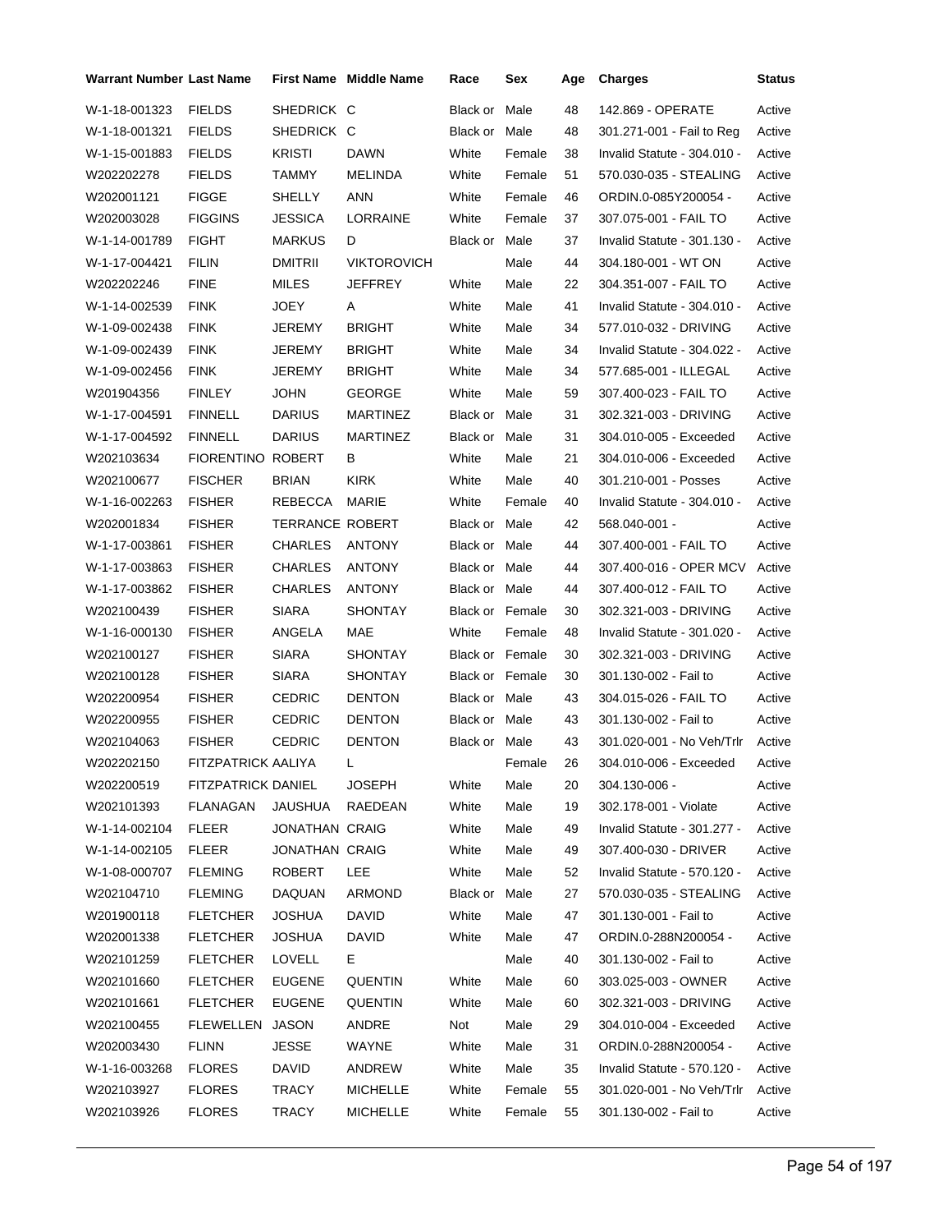| Warrant Number | Last Name | First Name | Middle Name | Race | Sex | Age | Charges | Status |
|---|---|---|---|---|---|---|---|---|
| W-1-18-001323 | FIELDS | SHEDRICK | C | Black or | Male | 48 | 142.869 - OPERATE | Active |
| W-1-18-001321 | FIELDS | SHEDRICK | C | Black or | Male | 48 | 301.271-001 - Fail to Reg | Active |
| W-1-15-001883 | FIELDS | KRISTI | DAWN | White | Female | 38 | Invalid Statute - 304.010 - | Active |
| W202202278 | FIELDS | TAMMY | MELINDA | White | Female | 51 | 570.030-035 - STEALING | Active |
| W202001121 | FIGGE | SHELLY | ANN | White | Female | 46 | ORDIN.0-085Y200054 - | Active |
| W202003028 | FIGGINS | JESSICA | LORRAINE | White | Female | 37 | 307.075-001 - FAIL TO | Active |
| W-1-14-001789 | FIGHT | MARKUS | D | Black or | Male | 37 | Invalid Statute - 301.130 - | Active |
| W-1-17-004421 | FILIN | DMITRII | VIKTOROVICH | | Male | 44 | 304.180-001 - WT ON | Active |
| W202202246 | FINE | MILES | JEFFREY | White | Male | 22 | 304.351-007 - FAIL TO | Active |
| W-1-14-002539 | FINK | JOEY | A | White | Male | 41 | Invalid Statute - 304.010 - | Active |
| W-1-09-002438 | FINK | JEREMY | BRIGHT | White | Male | 34 | 577.010-032 - DRIVING | Active |
| W-1-09-002439 | FINK | JEREMY | BRIGHT | White | Male | 34 | Invalid Statute - 304.022 - | Active |
| W-1-09-002456 | FINK | JEREMY | BRIGHT | White | Male | 34 | 577.685-001 - ILLEGAL | Active |
| W201904356 | FINLEY | JOHN | GEORGE | White | Male | 59 | 307.400-023 - FAIL TO | Active |
| W-1-17-004591 | FINNELL | DARIUS | MARTINEZ | Black or | Male | 31 | 302.321-003 - DRIVING | Active |
| W-1-17-004592 | FINNELL | DARIUS | MARTINEZ | Black or | Male | 31 | 304.010-005 - Exceeded | Active |
| W202103634 | FIORENTINO | ROBERT | B | White | Male | 21 | 304.010-006 - Exceeded | Active |
| W202100677 | FISCHER | BRIAN | KIRK | White | Male | 40 | 301.210-001 - Posses | Active |
| W-1-16-002263 | FISHER | REBECCA | MARIE | White | Female | 40 | Invalid Statute - 304.010 - | Active |
| W202001834 | FISHER | TERRANCE | ROBERT | Black or | Male | 42 | 568.040-001 - | Active |
| W-1-17-003861 | FISHER | CHARLES | ANTONY | Black or | Male | 44 | 307.400-001 - FAIL TO | Active |
| W-1-17-003863 | FISHER | CHARLES | ANTONY | Black or | Male | 44 | 307.400-016 - OPER MCV | Active |
| W-1-17-003862 | FISHER | CHARLES | ANTONY | Black or | Male | 44 | 307.400-012 - FAIL TO | Active |
| W202100439 | FISHER | SIARA | SHONTAY | Black or | Female | 30 | 302.321-003 - DRIVING | Active |
| W-1-16-000130 | FISHER | ANGELA | MAE | White | Female | 48 | Invalid Statute - 301.020 - | Active |
| W202100127 | FISHER | SIARA | SHONTAY | Black or | Female | 30 | 302.321-003 - DRIVING | Active |
| W202100128 | FISHER | SIARA | SHONTAY | Black or | Female | 30 | 301.130-002 - Fail to | Active |
| W202200954 | FISHER | CEDRIC | DENTON | Black or | Male | 43 | 304.015-026 - FAIL TO | Active |
| W202200955 | FISHER | CEDRIC | DENTON | Black or | Male | 43 | 301.130-002 - Fail to | Active |
| W202104063 | FISHER | CEDRIC | DENTON | Black or | Male | 43 | 301.020-001 - No Veh/Trlr | Active |
| W202202150 | FITZPATRICK | AALIYA | L | | Female | 26 | 304.010-006 - Exceeded | Active |
| W202200519 | FITZPATRICK | DANIEL | JOSEPH | White | Male | 20 | 304.130-006 - | Active |
| W202101393 | FLANAGAN | JAUSHUA | RAEDEAN | White | Male | 19 | 302.178-001 - Violate | Active |
| W-1-14-002104 | FLEER | JONATHAN | CRAIG | White | Male | 49 | Invalid Statute - 301.277 - | Active |
| W-1-14-002105 | FLEER | JONATHAN | CRAIG | White | Male | 49 | 307.400-030 - DRIVER | Active |
| W-1-08-000707 | FLEMING | ROBERT | LEE | White | Male | 52 | Invalid Statute - 570.120 - | Active |
| W202104710 | FLEMING | DAQUAN | ARMOND | Black or | Male | 27 | 570.030-035 - STEALING | Active |
| W201900118 | FLETCHER | JOSHUA | DAVID | White | Male | 47 | 301.130-001 - Fail to | Active |
| W202001338 | FLETCHER | JOSHUA | DAVID | White | Male | 47 | ORDIN.0-288N200054 - | Active |
| W202101259 | FLETCHER | LOVELL | E | | Male | 40 | 301.130-002 - Fail to | Active |
| W202101660 | FLETCHER | EUGENE | QUENTIN | White | Male | 60 | 303.025-003 - OWNER | Active |
| W202101661 | FLETCHER | EUGENE | QUENTIN | White | Male | 60 | 302.321-003 - DRIVING | Active |
| W202100455 | FLEWELLEN | JASON | ANDRE | Not | Male | 29 | 304.010-004 - Exceeded | Active |
| W202003430 | FLINN | JESSE | WAYNE | White | Male | 31 | ORDIN.0-288N200054 - | Active |
| W-1-16-003268 | FLORES | DAVID | ANDREW | White | Male | 35 | Invalid Statute - 570.120 - | Active |
| W202103927 | FLORES | TRACY | MICHELLE | White | Female | 55 | 301.020-001 - No Veh/Trlr | Active |
| W202103926 | FLORES | TRACY | MICHELLE | White | Female | 55 | 301.130-002 - Fail to | Active |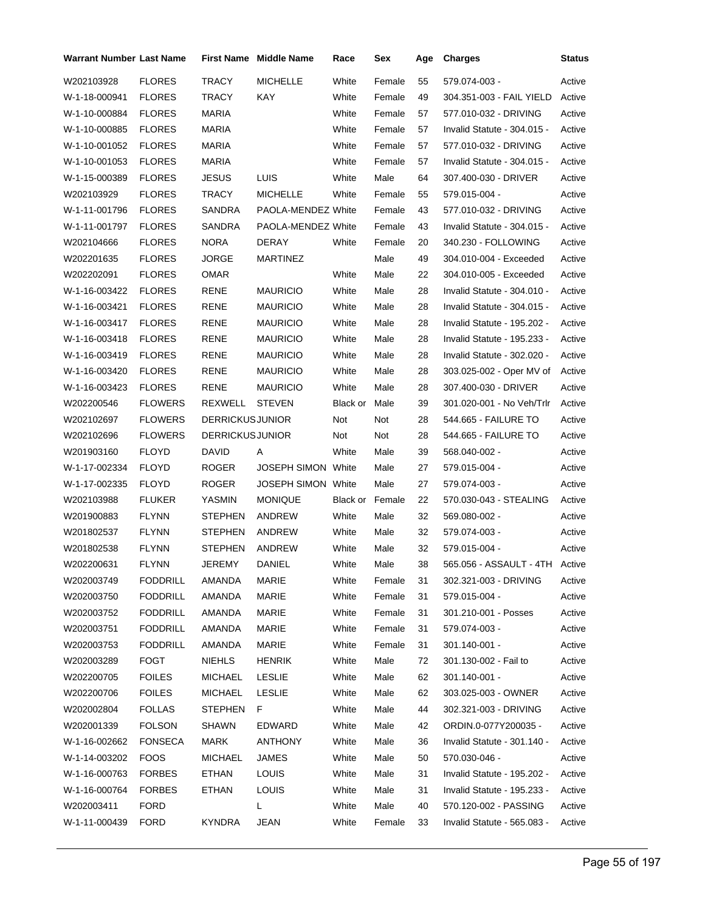| Warrant Number | Last Name | First Name | Middle Name | Race | Sex | Age | Charges | Status |
|---|---|---|---|---|---|---|---|---|
| W202103928 | FLORES | TRACY | MICHELLE | White | Female | 55 | 579.074-003 - | Active |
| W-1-18-000941 | FLORES | TRACY | KAY | White | Female | 49 | 304.351-003 - FAIL YIELD | Active |
| W-1-10-000884 | FLORES | MARIA | | White | Female | 57 | 577.010-032 - DRIVING | Active |
| W-1-10-000885 | FLORES | MARIA | | White | Female | 57 | Invalid Statute - 304.015 - | Active |
| W-1-10-001052 | FLORES | MARIA | | White | Female | 57 | 577.010-032 - DRIVING | Active |
| W-1-10-001053 | FLORES | MARIA | | White | Female | 57 | Invalid Statute - 304.015 - | Active |
| W-1-15-000389 | FLORES | JESUS | LUIS | White | Male | 64 | 307.400-030 - DRIVER | Active |
| W202103929 | FLORES | TRACY | MICHELLE | White | Female | 55 | 579.015-004 - | Active |
| W-1-11-001796 | FLORES | SANDRA | PAOLA-MENDEZ | White | Female | 43 | 577.010-032 - DRIVING | Active |
| W-1-11-001797 | FLORES | SANDRA | PAOLA-MENDEZ | White | Female | 43 | Invalid Statute - 304.015 - | Active |
| W202104666 | FLORES | NORA | DERAY | White | Female | 20 | 340.230 - FOLLOWING | Active |
| W202201635 | FLORES | JORGE | MARTINEZ | | Male | 49 | 304.010-004 - Exceeded | Active |
| W202202091 | FLORES | OMAR | | White | Male | 22 | 304.010-005 - Exceeded | Active |
| W-1-16-003422 | FLORES | RENE | MAURICIO | White | Male | 28 | Invalid Statute - 304.010 - | Active |
| W-1-16-003421 | FLORES | RENE | MAURICIO | White | Male | 28 | Invalid Statute - 304.015 - | Active |
| W-1-16-003417 | FLORES | RENE | MAURICIO | White | Male | 28 | Invalid Statute - 195.202 - | Active |
| W-1-16-003418 | FLORES | RENE | MAURICIO | White | Male | 28 | Invalid Statute - 195.233 - | Active |
| W-1-16-003419 | FLORES | RENE | MAURICIO | White | Male | 28 | Invalid Statute - 302.020 - | Active |
| W-1-16-003420 | FLORES | RENE | MAURICIO | White | Male | 28 | 303.025-002 - Oper MV of | Active |
| W-1-16-003423 | FLORES | RENE | MAURICIO | White | Male | 28 | 307.400-030 - DRIVER | Active |
| W202200546 | FLOWERS | REXWELL | STEVEN | Black or | Male | 39 | 301.020-001 - No Veh/Trlr | Active |
| W202102697 | FLOWERS | DERRICKUS | JUNIOR | Not | Not | 28 | 544.665 - FAILURE TO | Active |
| W202102696 | FLOWERS | DERRICKUS | JUNIOR | Not | Not | 28 | 544.665 - FAILURE TO | Active |
| W201903160 | FLOYD | DAVID | A | White | Male | 39 | 568.040-002 - | Active |
| W-1-17-002334 | FLOYD | ROGER | JOSEPH SIMON | White | Male | 27 | 579.015-004 - | Active |
| W-1-17-002335 | FLOYD | ROGER | JOSEPH SIMON | White | Male | 27 | 579.074-003 - | Active |
| W202103988 | FLUKER | YASMIN | MONIQUE | Black or | Female | 22 | 570.030-043 - STEALING | Active |
| W201900883 | FLYNN | STEPHEN | ANDREW | White | Male | 32 | 569.080-002 - | Active |
| W201802537 | FLYNN | STEPHEN | ANDREW | White | Male | 32 | 579.074-003 - | Active |
| W201802538 | FLYNN | STEPHEN | ANDREW | White | Male | 32 | 579.015-004 - | Active |
| W202200631 | FLYNN | JEREMY | DANIEL | White | Male | 38 | 565.056 - ASSAULT - 4TH | Active |
| W202003749 | FODDRILL | AMANDA | MARIE | White | Female | 31 | 302.321-003 - DRIVING | Active |
| W202003750 | FODDRILL | AMANDA | MARIE | White | Female | 31 | 579.015-004 - | Active |
| W202003752 | FODDRILL | AMANDA | MARIE | White | Female | 31 | 301.210-001 - Posses | Active |
| W202003751 | FODDRILL | AMANDA | MARIE | White | Female | 31 | 579.074-003 - | Active |
| W202003753 | FODDRILL | AMANDA | MARIE | White | Female | 31 | 301.140-001 - | Active |
| W202003289 | FOGT | NIEHLS | HENRIK | White | Male | 72 | 301.130-002 - Fail to | Active |
| W202200705 | FOILES | MICHAEL | LESLIE | White | Male | 62 | 301.140-001 - | Active |
| W202200706 | FOILES | MICHAEL | LESLIE | White | Male | 62 | 303.025-003 - OWNER | Active |
| W202002804 | FOLLAS | STEPHEN | F | White | Male | 44 | 302.321-003 - DRIVING | Active |
| W202001339 | FOLSON | SHAWN | EDWARD | White | Male | 42 | ORDIN.0-077Y200035 - | Active |
| W-1-16-002662 | FONSECA | MARK | ANTHONY | White | Male | 36 | Invalid Statute - 301.140 - | Active |
| W-1-14-003202 | FOOS | MICHAEL | JAMES | White | Male | 50 | 570.030-046 - | Active |
| W-1-16-000763 | FORBES | ETHAN | LOUIS | White | Male | 31 | Invalid Statute - 195.202 - | Active |
| W-1-16-000764 | FORBES | ETHAN | LOUIS | White | Male | 31 | Invalid Statute - 195.233 - | Active |
| W202003411 | FORD | | L | White | Male | 40 | 570.120-002 - PASSING | Active |
| W-1-11-000439 | FORD | KYNDRA | JEAN | White | Female | 33 | Invalid Statute - 565.083 - | Active |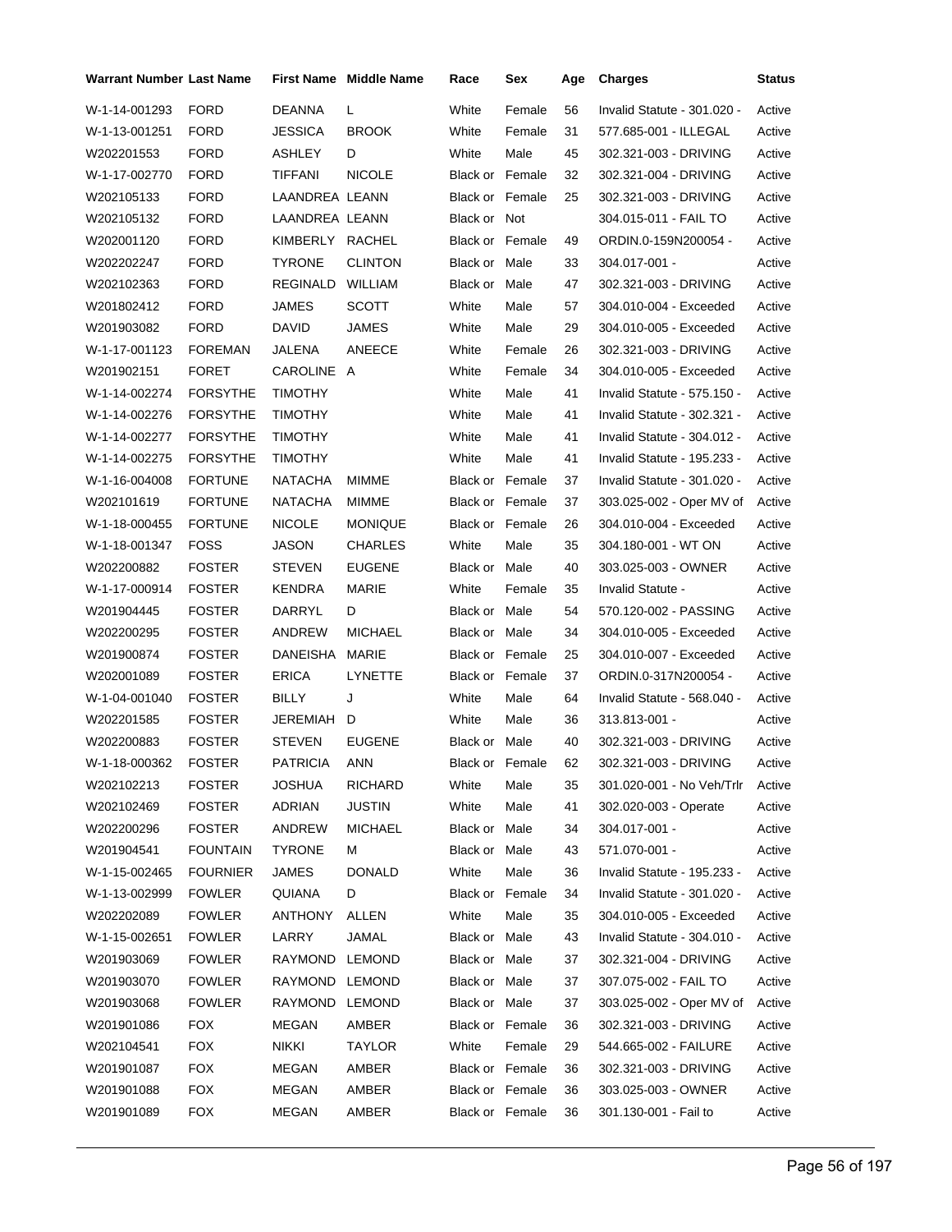| Warrant Number | Last Name | First Name | Middle Name | Race | Sex | Age | Charges | Status |
|---|---|---|---|---|---|---|---|---|
| W-1-14-001293 | FORD | DEANNA | L | White | Female | 56 | Invalid Statute - 301.020 - | Active |
| W-1-13-001251 | FORD | JESSICA | BROOK | White | Female | 31 | 577.685-001 - ILLEGAL | Active |
| W202201553 | FORD | ASHLEY | D | White | Male | 45 | 302.321-003 - DRIVING | Active |
| W-1-17-002770 | FORD | TIFFANI | NICOLE | Black or | Female | 32 | 302.321-004 - DRIVING | Active |
| W202105133 | FORD | LAANDREA | LEANN | Black or | Female | 25 | 302.321-003 - DRIVING | Active |
| W202105132 | FORD | LAANDREA | LEANN | Black or | Not | | 304.015-011 - FAIL TO | Active |
| W202001120 | FORD | KIMBERLY | RACHEL | Black or | Female | 49 | ORDIN.0-159N200054 - | Active |
| W202202247 | FORD | TYRONE | CLINTON | Black or | Male | 33 | 304.017-001 - | Active |
| W202102363 | FORD | REGINALD | WILLIAM | Black or | Male | 47 | 302.321-003 - DRIVING | Active |
| W201802412 | FORD | JAMES | SCOTT | White | Male | 57 | 304.010-004 - Exceeded | Active |
| W201903082 | FORD | DAVID | JAMES | White | Male | 29 | 304.010-005 - Exceeded | Active |
| W-1-17-001123 | FOREMAN | JALENA | ANEECE | White | Female | 26 | 302.321-003 - DRIVING | Active |
| W201902151 | FORET | CAROLINE | A | White | Female | 34 | 304.010-005 - Exceeded | Active |
| W-1-14-002274 | FORSYTHE | TIMOTHY | | White | Male | 41 | Invalid Statute - 575.150 - | Active |
| W-1-14-002276 | FORSYTHE | TIMOTHY | | White | Male | 41 | Invalid Statute - 302.321 - | Active |
| W-1-14-002277 | FORSYTHE | TIMOTHY | | White | Male | 41 | Invalid Statute - 304.012 - | Active |
| W-1-14-002275 | FORSYTHE | TIMOTHY | | White | Male | 41 | Invalid Statute - 195.233 - | Active |
| W-1-16-004008 | FORTUNE | NATACHA | MIMME | Black or | Female | 37 | Invalid Statute - 301.020 - | Active |
| W202101619 | FORTUNE | NATACHA | MIMME | Black or | Female | 37 | 303.025-002 - Oper MV of | Active |
| W-1-18-000455 | FORTUNE | NICOLE | MONIQUE | Black or | Female | 26 | 304.010-004 - Exceeded | Active |
| W-1-18-001347 | FOSS | JASON | CHARLES | White | Male | 35 | 304.180-001 - WT ON | Active |
| W202200882 | FOSTER | STEVEN | EUGENE | Black or | Male | 40 | 303.025-003 - OWNER | Active |
| W-1-17-000914 | FOSTER | KENDRA | MARIE | White | Female | 35 | Invalid Statute - | Active |
| W201904445 | FOSTER | DARRYL | D | Black or | Male | 54 | 570.120-002 - PASSING | Active |
| W202200295 | FOSTER | ANDREW | MICHAEL | Black or | Male | 34 | 304.010-005 - Exceeded | Active |
| W201900874 | FOSTER | DANEISHA | MARIE | Black or | Female | 25 | 304.010-007 - Exceeded | Active |
| W202001089 | FOSTER | ERICA | LYNETTE | Black or | Female | 37 | ORDIN.0-317N200054 - | Active |
| W-1-04-001040 | FOSTER | BILLY | J | White | Male | 64 | Invalid Statute - 568.040 - | Active |
| W202201585 | FOSTER | JEREMIAH | D | White | Male | 36 | 313.813-001 - | Active |
| W202200883 | FOSTER | STEVEN | EUGENE | Black or | Male | 40 | 302.321-003 - DRIVING | Active |
| W-1-18-000362 | FOSTER | PATRICIA | ANN | Black or | Female | 62 | 302.321-003 - DRIVING | Active |
| W202102213 | FOSTER | JOSHUA | RICHARD | White | Male | 35 | 301.020-001 - No Veh/Trlr | Active |
| W202102469 | FOSTER | ADRIAN | JUSTIN | White | Male | 41 | 302.020-003 - Operate | Active |
| W202200296 | FOSTER | ANDREW | MICHAEL | Black or | Male | 34 | 304.017-001 - | Active |
| W201904541 | FOUNTAIN | TYRONE | M | Black or | Male | 43 | 571.070-001 - | Active |
| W-1-15-002465 | FOURNIER | JAMES | DONALD | White | Male | 36 | Invalid Statute - 195.233 - | Active |
| W-1-13-002999 | FOWLER | QUIANA | D | Black or | Female | 34 | Invalid Statute - 301.020 - | Active |
| W202202089 | FOWLER | ANTHONY | ALLEN | White | Male | 35 | 304.010-005 - Exceeded | Active |
| W-1-15-002651 | FOWLER | LARRY | JAMAL | Black or | Male | 43 | Invalid Statute - 304.010 - | Active |
| W201903069 | FOWLER | RAYMOND | LEMOND | Black or | Male | 37 | 302.321-004 - DRIVING | Active |
| W201903070 | FOWLER | RAYMOND | LEMOND | Black or | Male | 37 | 307.075-002 - FAIL TO | Active |
| W201903068 | FOWLER | RAYMOND | LEMOND | Black or | Male | 37 | 303.025-002 - Oper MV of | Active |
| W201901086 | FOX | MEGAN | AMBER | Black or | Female | 36 | 302.321-003 - DRIVING | Active |
| W202104541 | FOX | NIKKI | TAYLOR | White | Female | 29 | 544.665-002 - FAILURE | Active |
| W201901087 | FOX | MEGAN | AMBER | Black or | Female | 36 | 302.321-003 - DRIVING | Active |
| W201901088 | FOX | MEGAN | AMBER | Black or | Female | 36 | 303.025-003 - OWNER | Active |
| W201901089 | FOX | MEGAN | AMBER | Black or | Female | 36 | 301.130-001 - Fail to | Active |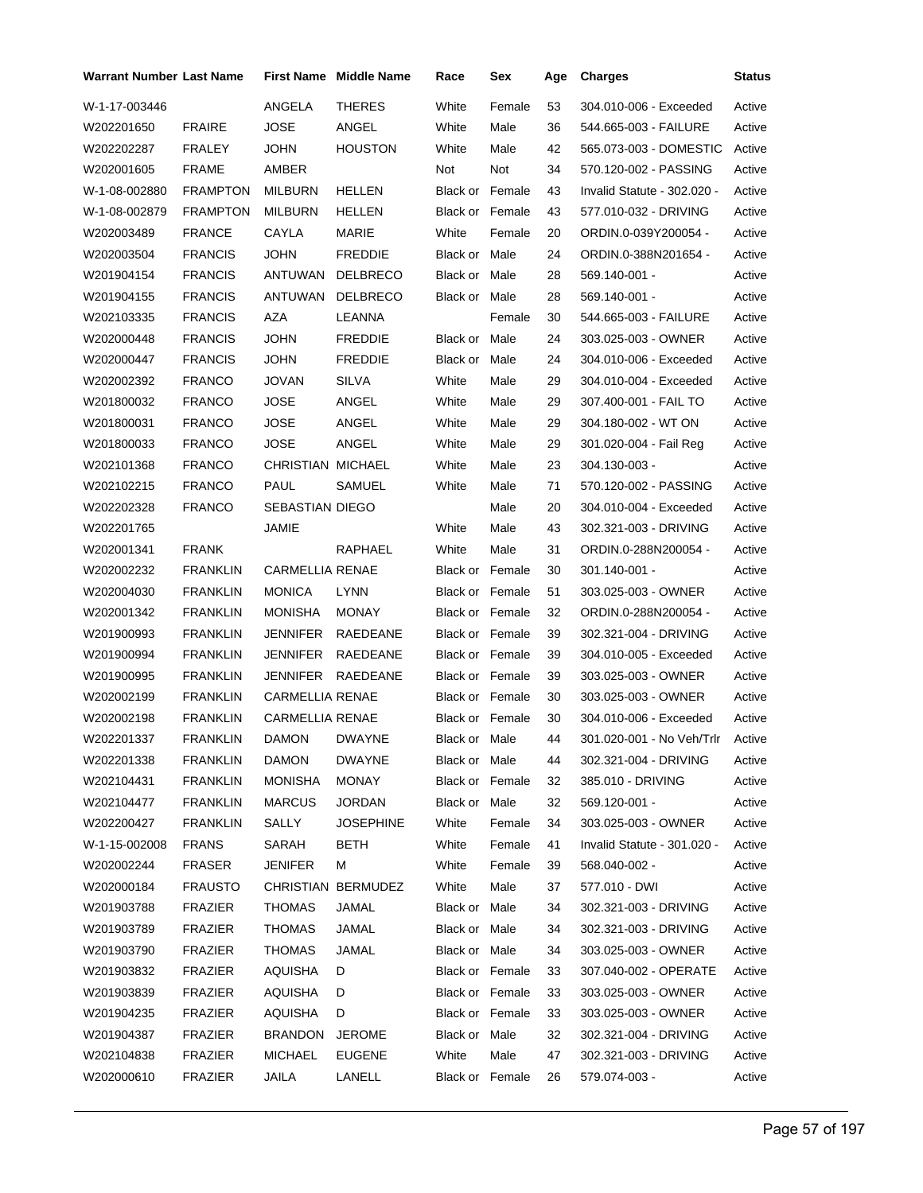| Warrant Number | Last Name | First Name | Middle Name | Race | Sex | Age | Charges | Status |
|---|---|---|---|---|---|---|---|---|
| W-1-17-003446 | | ANGELA | THERES | White | Female | 53 | 304.010-006 - Exceeded | Active |
| W202201650 | FRAIRE | JOSE | ANGEL | White | Male | 36 | 544.665-003 - FAILURE | Active |
| W202202287 | FRALEY | JOHN | HOUSTON | White | Male | 42 | 565.073-003 - DOMESTIC | Active |
| W202001605 | FRAME | AMBER | | Not | Not | 34 | 570.120-002 - PASSING | Active |
| W-1-08-002880 | FRAMPTON | MILBURN | HELLEN | Black or | Female | 43 | Invalid Statute - 302.020 - | Active |
| W-1-08-002879 | FRAMPTON | MILBURN | HELLEN | Black or | Female | 43 | 577.010-032 - DRIVING | Active |
| W202003489 | FRANCE | CAYLA | MARIE | White | Female | 20 | ORDIN.0-039Y200054 - | Active |
| W202003504 | FRANCIS | JOHN | FREDDIE | Black or | Male | 24 | ORDIN.0-388N201654 - | Active |
| W201904154 | FRANCIS | ANTUWAN | DELBRECO | Black or | Male | 28 | 569.140-001 - | Active |
| W201904155 | FRANCIS | ANTUWAN | DELBRECO | Black or | Male | 28 | 569.140-001 - | Active |
| W202103335 | FRANCIS | AZA | LEANNA | | Female | 30 | 544.665-003 - FAILURE | Active |
| W202000448 | FRANCIS | JOHN | FREDDIE | Black or | Male | 24 | 303.025-003 - OWNER | Active |
| W202000447 | FRANCIS | JOHN | FREDDIE | Black or | Male | 24 | 304.010-006 - Exceeded | Active |
| W202002392 | FRANCO | JOVAN | SILVA | White | Male | 29 | 304.010-004 - Exceeded | Active |
| W201800032 | FRANCO | JOSE | ANGEL | White | Male | 29 | 307.400-001 - FAIL TO | Active |
| W201800031 | FRANCO | JOSE | ANGEL | White | Male | 29 | 304.180-002 - WT ON | Active |
| W201800033 | FRANCO | JOSE | ANGEL | White | Male | 29 | 301.020-004 - Fail Reg | Active |
| W202101368 | FRANCO | CHRISTIAN | MICHAEL | White | Male | 23 | 304.130-003 - | Active |
| W202102215 | FRANCO | PAUL | SAMUEL | White | Male | 71 | 570.120-002 - PASSING | Active |
| W202202328 | FRANCO | SEBASTIAN | DIEGO | | Male | 20 | 304.010-004 - Exceeded | Active |
| W202201765 | | JAMIE | | White | Male | 43 | 302.321-003 - DRIVING | Active |
| W202001341 | FRANK | | RAPHAEL | White | Male | 31 | ORDIN.0-288N200054 - | Active |
| W202002232 | FRANKLIN | CARMELLIA | RENAE | Black or | Female | 30 | 301.140-001 - | Active |
| W202004030 | FRANKLIN | MONICA | LYNN | Black or | Female | 51 | 303.025-003 - OWNER | Active |
| W202001342 | FRANKLIN | MONISHA | MONAY | Black or | Female | 32 | ORDIN.0-288N200054 - | Active |
| W201900993 | FRANKLIN | JENNIFER | RAEDEANE | Black or | Female | 39 | 302.321-004 - DRIVING | Active |
| W201900994 | FRANKLIN | JENNIFER | RAEDEANE | Black or | Female | 39 | 304.010-005 - Exceeded | Active |
| W201900995 | FRANKLIN | JENNIFER | RAEDEANE | Black or | Female | 39 | 303.025-003 - OWNER | Active |
| W202002199 | FRANKLIN | CARMELLIA | RENAE | Black or | Female | 30 | 303.025-003 - OWNER | Active |
| W202002198 | FRANKLIN | CARMELLIA | RENAE | Black or | Female | 30 | 304.010-006 - Exceeded | Active |
| W202201337 | FRANKLIN | DAMON | DWAYNE | Black or | Male | 44 | 301.020-001 - No Veh/Trlr | Active |
| W202201338 | FRANKLIN | DAMON | DWAYNE | Black or | Male | 44 | 302.321-004 - DRIVING | Active |
| W202104431 | FRANKLIN | MONISHA | MONAY | Black or | Female | 32 | 385.010 - DRIVING | Active |
| W202104477 | FRANKLIN | MARCUS | JORDAN | Black or | Male | 32 | 569.120-001 - | Active |
| W202200427 | FRANKLIN | SALLY | JOSEPHINE | White | Female | 34 | 303.025-003 - OWNER | Active |
| W-1-15-002008 | FRANS | SARAH | BETH | White | Female | 41 | Invalid Statute - 301.020 - | Active |
| W202002244 | FRASER | JENIFER | M | White | Female | 39 | 568.040-002 - | Active |
| W202000184 | FRAUSTO | CHRISTIAN | BERMUDEZ | White | Male | 37 | 577.010 - DWI | Active |
| W201903788 | FRAZIER | THOMAS | JAMAL | Black or | Male | 34 | 302.321-003 - DRIVING | Active |
| W201903789 | FRAZIER | THOMAS | JAMAL | Black or | Male | 34 | 302.321-003 - DRIVING | Active |
| W201903790 | FRAZIER | THOMAS | JAMAL | Black or | Male | 34 | 303.025-003 - OWNER | Active |
| W201903832 | FRAZIER | AQUISHA | D | Black or | Female | 33 | 307.040-002 - OPERATE | Active |
| W201903839 | FRAZIER | AQUISHA | D | Black or | Female | 33 | 303.025-003 - OWNER | Active |
| W201904235 | FRAZIER | AQUISHA | D | Black or | Female | 33 | 303.025-003 - OWNER | Active |
| W201904387 | FRAZIER | BRANDON | JEROME | Black or | Male | 32 | 302.321-004 - DRIVING | Active |
| W202104838 | FRAZIER | MICHAEL | EUGENE | White | Male | 47 | 302.321-003 - DRIVING | Active |
| W202000610 | FRAZIER | JAILA | LANELL | Black or | Female | 26 | 579.074-003 - | Active |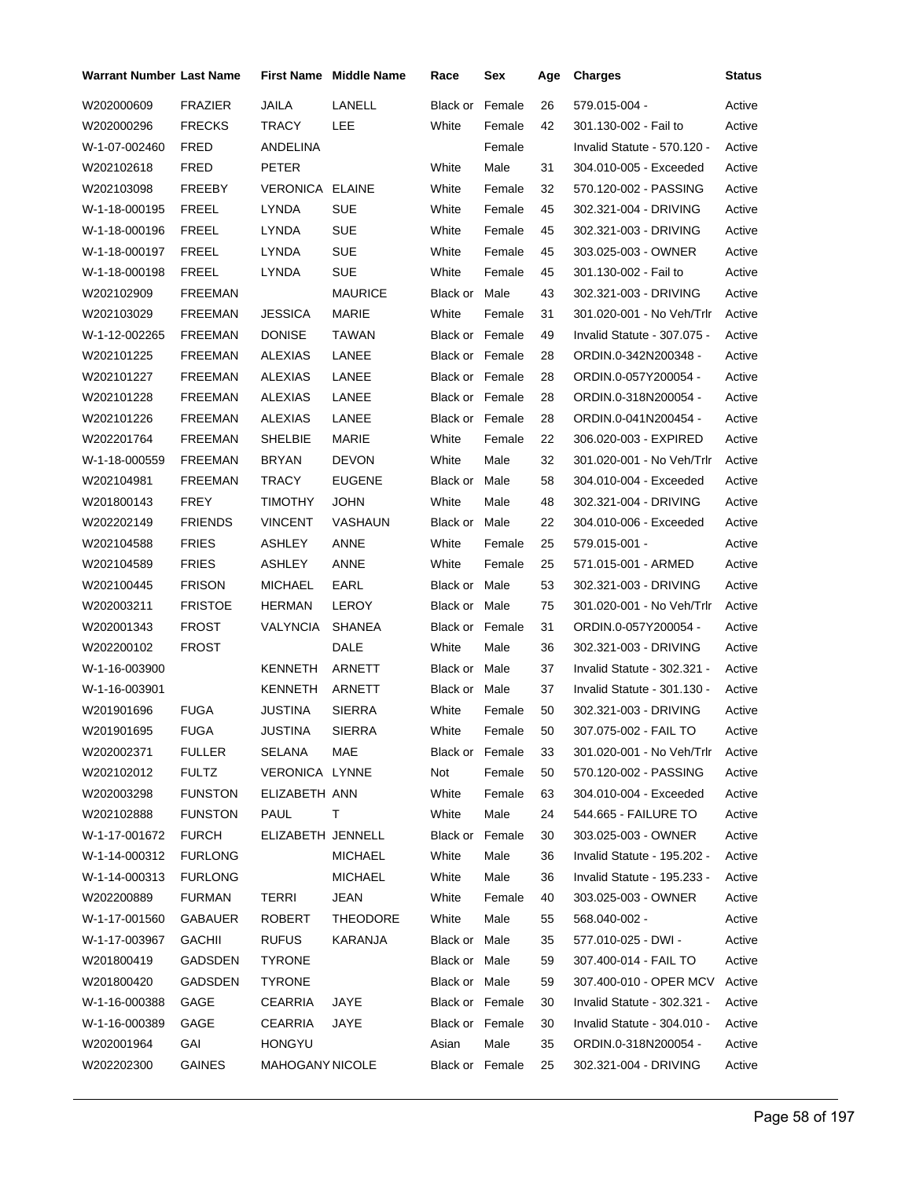| Warrant Number | Last Name | First Name | Middle Name | Race | Sex | Age | Charges | Status |
|---|---|---|---|---|---|---|---|---|
| W202000609 | FRAZIER | JAILA | LANELL | Black or | Female | 26 | 579.015-004 - | Active |
| W202000296 | FRECKS | TRACY | LEE | White | Female | 42 | 301.130-002 - Fail to | Active |
| W-1-07-002460 | FRED | ANDELINA | | | Female | | Invalid Statute - 570.120 - | Active |
| W202102618 | FRED | PETER | | White | Male | 31 | 304.010-005 - Exceeded | Active |
| W202103098 | FREEBY | VERONICA | ELAINE | White | Female | 32 | 570.120-002 - PASSING | Active |
| W-1-18-000195 | FREEL | LYNDA | SUE | White | Female | 45 | 302.321-004 - DRIVING | Active |
| W-1-18-000196 | FREEL | LYNDA | SUE | White | Female | 45 | 302.321-003 - DRIVING | Active |
| W-1-18-000197 | FREEL | LYNDA | SUE | White | Female | 45 | 303.025-003 - OWNER | Active |
| W-1-18-000198 | FREEL | LYNDA | SUE | White | Female | 45 | 301.130-002 - Fail to | Active |
| W202102909 | FREEMAN | | MAURICE | Black or | Male | 43 | 302.321-003 - DRIVING | Active |
| W202103029 | FREEMAN | JESSICA | MARIE | White | Female | 31 | 301.020-001 - No Veh/Trlr | Active |
| W-1-12-002265 | FREEMAN | DONISE | TAWAN | Black or | Female | 49 | Invalid Statute - 307.075 - | Active |
| W202101225 | FREEMAN | ALEXIAS | LANEE | Black or | Female | 28 | ORDIN.0-342N200348 - | Active |
| W202101227 | FREEMAN | ALEXIAS | LANEE | Black or | Female | 28 | ORDIN.0-057Y200054 - | Active |
| W202101228 | FREEMAN | ALEXIAS | LANEE | Black or | Female | 28 | ORDIN.0-318N200054 - | Active |
| W202101226 | FREEMAN | ALEXIAS | LANEE | Black or | Female | 28 | ORDIN.0-041N200454 - | Active |
| W202201764 | FREEMAN | SHELBIE | MARIE | White | Female | 22 | 306.020-003 - EXPIRED | Active |
| W-1-18-000559 | FREEMAN | BRYAN | DEVON | White | Male | 32 | 301.020-001 - No Veh/Trlr | Active |
| W202104981 | FREEMAN | TRACY | EUGENE | Black or | Male | 58 | 304.010-004 - Exceeded | Active |
| W201800143 | FREY | TIMOTHY | JOHN | White | Male | 48 | 302.321-004 - DRIVING | Active |
| W202202149 | FRIENDS | VINCENT | VASHAUN | Black or | Male | 22 | 304.010-006 - Exceeded | Active |
| W202104588 | FRIES | ASHLEY | ANNE | White | Female | 25 | 579.015-001 - | Active |
| W202104589 | FRIES | ASHLEY | ANNE | White | Female | 25 | 571.015-001 - ARMED | Active |
| W202100445 | FRISON | MICHAEL | EARL | Black or | Male | 53 | 302.321-003 - DRIVING | Active |
| W202003211 | FRISTOE | HERMAN | LEROY | Black or | Male | 75 | 301.020-001 - No Veh/Trlr | Active |
| W202001343 | FROST | VALYNCIA | SHANEA | Black or | Female | 31 | ORDIN.0-057Y200054 - | Active |
| W202200102 | FROST | | DALE | White | Male | 36 | 302.321-003 - DRIVING | Active |
| W-1-16-003900 | | KENNETH | ARNETT | Black or | Male | 37 | Invalid Statute - 302.321 - | Active |
| W-1-16-003901 | | KENNETH | ARNETT | Black or | Male | 37 | Invalid Statute - 301.130 - | Active |
| W201901696 | FUGA | JUSTINA | SIERRA | White | Female | 50 | 302.321-003 - DRIVING | Active |
| W201901695 | FUGA | JUSTINA | SIERRA | White | Female | 50 | 307.075-002 - FAIL TO | Active |
| W202002371 | FULLER | SELANA | MAE | Black or | Female | 33 | 301.020-001 - No Veh/Trlr | Active |
| W202102012 | FULTZ | VERONICA | LYNNE | Not | Female | 50 | 570.120-002 - PASSING | Active |
| W202003298 | FUNSTON | ELIZABETH | ANN | White | Female | 63 | 304.010-004 - Exceeded | Active |
| W202102888 | FUNSTON | PAUL | T | White | Male | 24 | 544.665 - FAILURE TO | Active |
| W-1-17-001672 | FURCH | ELIZABETH | JENNELL | Black or | Female | 30 | 303.025-003 - OWNER | Active |
| W-1-14-000312 | FURLONG | | MICHAEL | White | Male | 36 | Invalid Statute - 195.202 - | Active |
| W-1-14-000313 | FURLONG | | MICHAEL | White | Male | 36 | Invalid Statute - 195.233 - | Active |
| W202200889 | FURMAN | TERRI | JEAN | White | Female | 40 | 303.025-003 - OWNER | Active |
| W-1-17-001560 | GABAUER | ROBERT | THEODORE | White | Male | 55 | 568.040-002 - | Active |
| W-1-17-003967 | GACHII | RUFUS | KARANJA | Black or | Male | 35 | 577.010-025 - DWI - | Active |
| W201800419 | GADSDEN | TYRONE | | Black or | Male | 59 | 307.400-014 - FAIL TO | Active |
| W201800420 | GADSDEN | TYRONE | | Black or | Male | 59 | 307.400-010 - OPER MCV | Active |
| W-1-16-000388 | GAGE | CEARRIA | JAYE | Black or | Female | 30 | Invalid Statute - 302.321 - | Active |
| W-1-16-000389 | GAGE | CEARRIA | JAYE | Black or | Female | 30 | Invalid Statute - 304.010 - | Active |
| W202001964 | GAI | HONGYU | | Asian | Male | 35 | ORDIN.0-318N200054 - | Active |
| W202202300 | GAINES | MAHOGANY | NICOLE | Black or | Female | 25 | 302.321-004 - DRIVING | Active |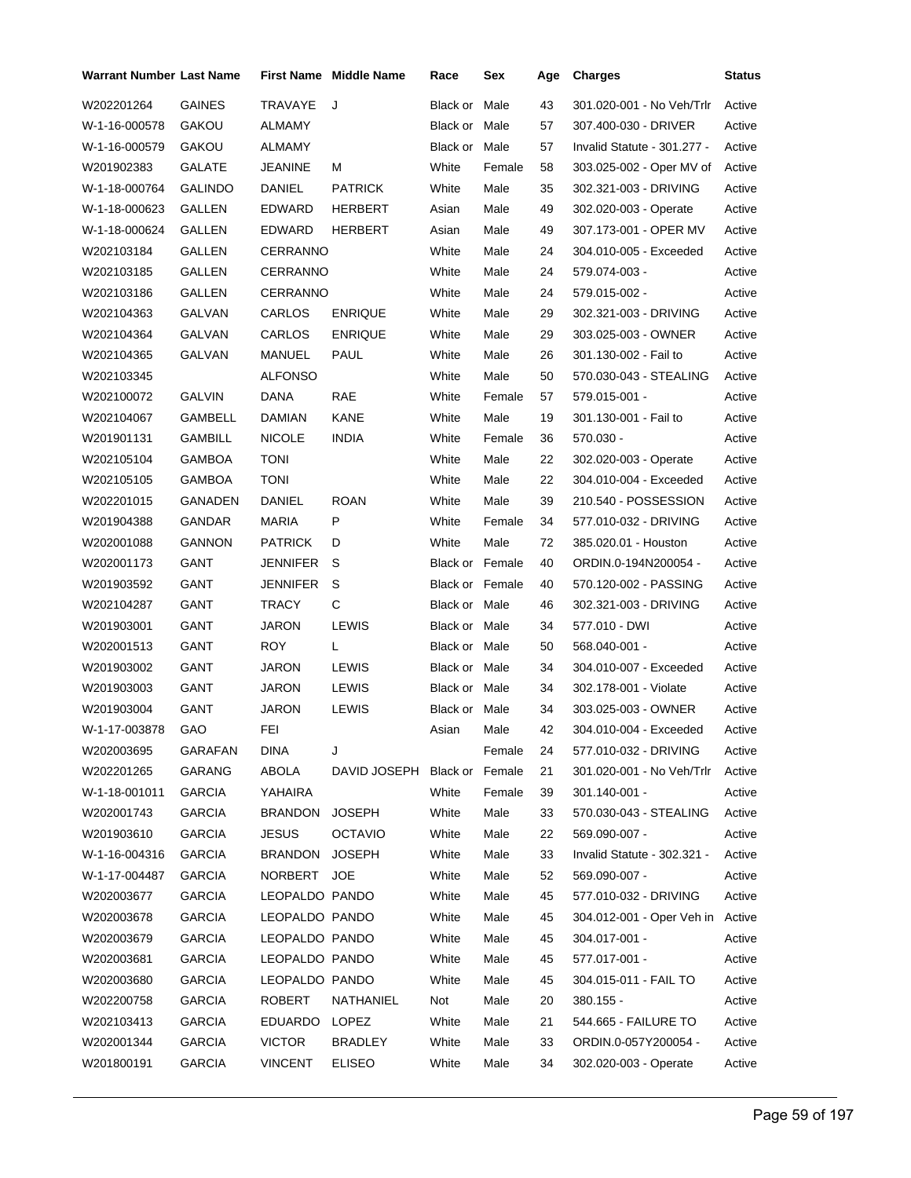| Warrant Number | Last Name | First Name | Middle Name | Race | Sex | Age | Charges | Status |
|---|---|---|---|---|---|---|---|---|
| W202201264 | GAINES | TRAVAYE | J | Black or | Male | 43 | 301.020-001 - No Veh/Trlr | Active |
| W-1-16-000578 | GAKOU | ALMAMY | | Black or | Male | 57 | 307.400-030 - DRIVER | Active |
| W-1-16-000579 | GAKOU | ALMAMY | | Black or | Male | 57 | Invalid Statute - 301.277 - | Active |
| W201902383 | GALATE | JEANINE | M | White | Female | 58 | 303.025-002 - Oper MV of | Active |
| W-1-18-000764 | GALINDO | DANIEL | PATRICK | White | Male | 35 | 302.321-003 - DRIVING | Active |
| W-1-18-000623 | GALLEN | EDWARD | HERBERT | Asian | Male | 49 | 302.020-003 - Operate | Active |
| W-1-18-000624 | GALLEN | EDWARD | HERBERT | Asian | Male | 49 | 307.173-001 - OPER MV | Active |
| W202103184 | GALLEN | CERRANNO | | White | Male | 24 | 304.010-005 - Exceeded | Active |
| W202103185 | GALLEN | CERRANNO | | White | Male | 24 | 579.074-003 - | Active |
| W202103186 | GALLEN | CERRANNO | | White | Male | 24 | 579.015-002 - | Active |
| W202104363 | GALVAN | CARLOS | ENRIQUE | White | Male | 29 | 302.321-003 - DRIVING | Active |
| W202104364 | GALVAN | CARLOS | ENRIQUE | White | Male | 29 | 303.025-003 - OWNER | Active |
| W202104365 | GALVAN | MANUEL | PAUL | White | Male | 26 | 301.130-002 - Fail to | Active |
| W202103345 | | ALFONSO | | White | Male | 50 | 570.030-043 - STEALING | Active |
| W202100072 | GALVIN | DANA | RAE | White | Female | 57 | 579.015-001 - | Active |
| W202104067 | GAMBELL | DAMIAN | KANE | White | Male | 19 | 301.130-001 - Fail to | Active |
| W201901131 | GAMBILL | NICOLE | INDIA | White | Female | 36 | 570.030 - | Active |
| W202105104 | GAMBOA | TONI | | White | Male | 22 | 302.020-003 - Operate | Active |
| W202105105 | GAMBOA | TONI | | White | Male | 22 | 304.010-004 - Exceeded | Active |
| W202201015 | GANADEN | DANIEL | ROAN | White | Male | 39 | 210.540 - POSSESSION | Active |
| W201904388 | GANDAR | MARIA | P | White | Female | 34 | 577.010-032 - DRIVING | Active |
| W202001088 | GANNON | PATRICK | D | White | Male | 72 | 385.020.01 - Houston | Active |
| W202001173 | GANT | JENNIFER | S | Black or | Female | 40 | ORDIN.0-194N200054 - | Active |
| W201903592 | GANT | JENNIFER | S | Black or | Female | 40 | 570.120-002 - PASSING | Active |
| W202104287 | GANT | TRACY | C | Black or | Male | 46 | 302.321-003 - DRIVING | Active |
| W201903001 | GANT | JARON | LEWIS | Black or | Male | 34 | 577.010 - DWI | Active |
| W202001513 | GANT | ROY | L | Black or | Male | 50 | 568.040-001 - | Active |
| W201903002 | GANT | JARON | LEWIS | Black or | Male | 34 | 304.010-007 - Exceeded | Active |
| W201903003 | GANT | JARON | LEWIS | Black or | Male | 34 | 302.178-001 - Violate | Active |
| W201903004 | GANT | JARON | LEWIS | Black or | Male | 34 | 303.025-003 - OWNER | Active |
| W-1-17-003878 | GAO | FEI | | Asian | Male | 42 | 304.010-004 - Exceeded | Active |
| W202003695 | GARAFAN | DINA | J | | Female | 24 | 577.010-032 - DRIVING | Active |
| W202201265 | GARANG | ABOLA | DAVID JOSEPH | Black or | Female | 21 | 301.020-001 - No Veh/Trlr | Active |
| W-1-18-001011 | GARCIA | YAHAIRA | | White | Female | 39 | 301.140-001 - | Active |
| W202001743 | GARCIA | BRANDON | JOSEPH | White | Male | 33 | 570.030-043 - STEALING | Active |
| W201903610 | GARCIA | JESUS | OCTAVIO | White | Male | 22 | 569.090-007 - | Active |
| W-1-16-004316 | GARCIA | BRANDON | JOSEPH | White | Male | 33 | Invalid Statute - 302.321 - | Active |
| W-1-17-004487 | GARCIA | NORBERT | JOE | White | Male | 52 | 569.090-007 - | Active |
| W202003677 | GARCIA | LEOPALDO | PANDO | White | Male | 45 | 577.010-032 - DRIVING | Active |
| W202003678 | GARCIA | LEOPALDO | PANDO | White | Male | 45 | 304.012-001 - Oper Veh in | Active |
| W202003679 | GARCIA | LEOPALDO | PANDO | White | Male | 45 | 304.017-001 - | Active |
| W202003681 | GARCIA | LEOPALDO | PANDO | White | Male | 45 | 577.017-001 - | Active |
| W202003680 | GARCIA | LEOPALDO | PANDO | White | Male | 45 | 304.015-011 - FAIL TO | Active |
| W202200758 | GARCIA | ROBERT | NATHANIEL | Not | Male | 20 | 380.155 - | Active |
| W202103413 | GARCIA | EDUARDO | LOPEZ | White | Male | 21 | 544.665 - FAILURE TO | Active |
| W202001344 | GARCIA | VICTOR | BRADLEY | White | Male | 33 | ORDIN.0-057Y200054 - | Active |
| W201800191 | GARCIA | VINCENT | ELISEO | White | Male | 34 | 302.020-003 - Operate | Active |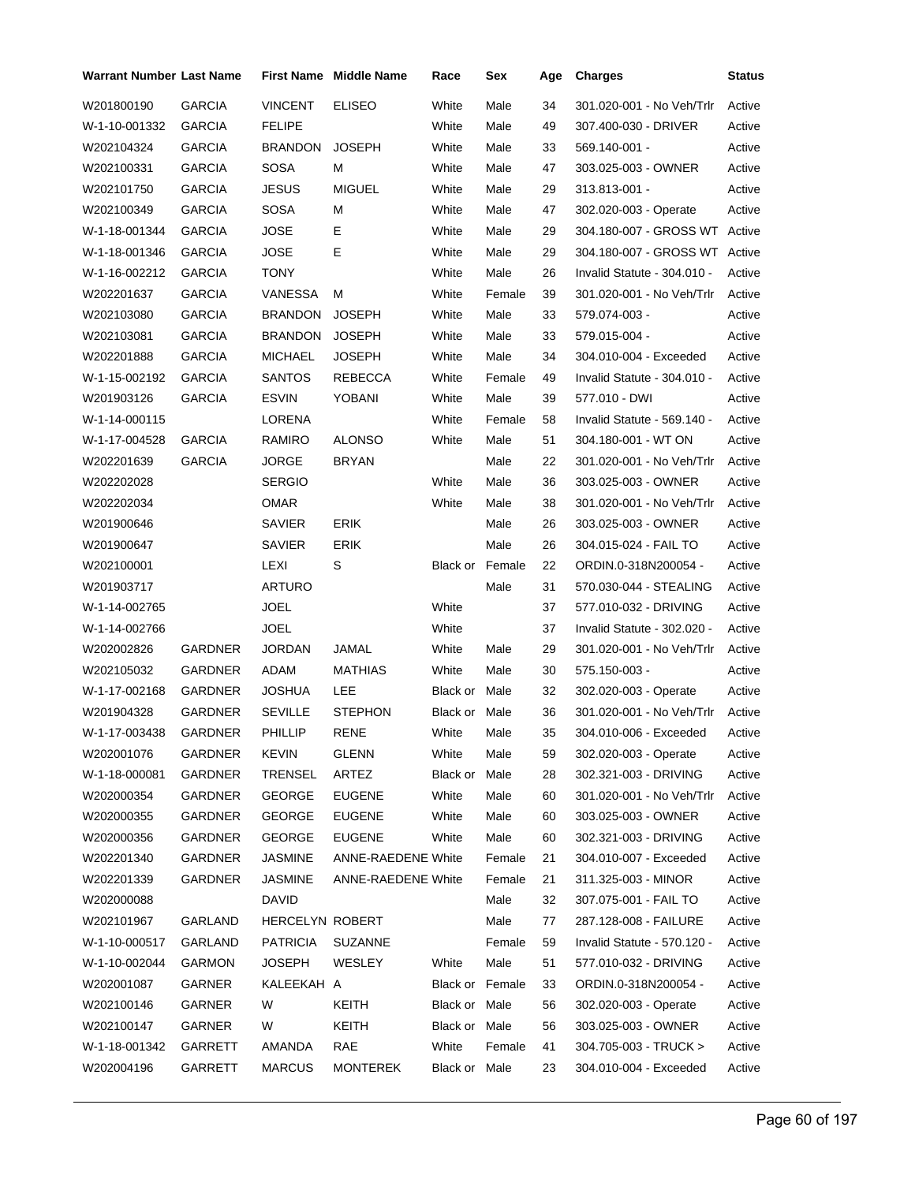| Warrant Number | Last Name | First Name | Middle Name | Race | Sex | Age | Charges | Status |
|---|---|---|---|---|---|---|---|---|
| W201800190 | GARCIA | VINCENT | ELISEO | White | Male | 34 | 301.020-001 - No Veh/Trlr | Active |
| W-1-10-001332 | GARCIA | FELIPE | | White | Male | 49 | 307.400-030 - DRIVER | Active |
| W202104324 | GARCIA | BRANDON | JOSEPH | White | Male | 33 | 569.140-001 - | Active |
| W202100331 | GARCIA | SOSA | M | White | Male | 47 | 303.025-003 - OWNER | Active |
| W202101750 | GARCIA | JESUS | MIGUEL | White | Male | 29 | 313.813-001 - | Active |
| W202100349 | GARCIA | SOSA | M | White | Male | 47 | 302.020-003 - Operate | Active |
| W-1-18-001344 | GARCIA | JOSE | E | White | Male | 29 | 304.180-007 - GROSS WT | Active |
| W-1-18-001346 | GARCIA | JOSE | E | White | Male | 29 | 304.180-007 - GROSS WT | Active |
| W-1-16-002212 | GARCIA | TONY | | White | Male | 26 | Invalid Statute - 304.010 - | Active |
| W202201637 | GARCIA | VANESSA | M | White | Female | 39 | 301.020-001 - No Veh/Trlr | Active |
| W202103080 | GARCIA | BRANDON | JOSEPH | White | Male | 33 | 579.074-003 - | Active |
| W202103081 | GARCIA | BRANDON | JOSEPH | White | Male | 33 | 579.015-004 - | Active |
| W202201888 | GARCIA | MICHAEL | JOSEPH | White | Male | 34 | 304.010-004 - Exceeded | Active |
| W-1-15-002192 | GARCIA | SANTOS | REBECCA | White | Female | 49 | Invalid Statute - 304.010 - | Active |
| W201903126 | GARCIA | ESVIN | YOBANI | White | Male | 39 | 577.010 - DWI | Active |
| W-1-14-000115 | | LORENA | | White | Female | 58 | Invalid Statute - 569.140 - | Active |
| W-1-17-004528 | GARCIA | RAMIRO | ALONSO | White | Male | 51 | 304.180-001 - WT ON | Active |
| W202201639 | GARCIA | JORGE | BRYAN | | Male | 22 | 301.020-001 - No Veh/Trlr | Active |
| W202202028 | | SERGIO | | White | Male | 36 | 303.025-003 - OWNER | Active |
| W202202034 | | OMAR | | White | Male | 38 | 301.020-001 - No Veh/Trlr | Active |
| W201900646 | | SAVIER | ERIK | | Male | 26 | 303.025-003 - OWNER | Active |
| W201900647 | | SAVIER | ERIK | | Male | 26 | 304.015-024 - FAIL TO | Active |
| W202100001 | | LEXI | S | Black or | Female | 22 | ORDIN.0-318N200054 - | Active |
| W201903717 | | ARTURO | | | Male | 31 | 570.030-044 - STEALING | Active |
| W-1-14-002765 | | JOEL | | White | | 37 | 577.010-032 - DRIVING | Active |
| W-1-14-002766 | | JOEL | | White | | 37 | Invalid Statute - 302.020 - | Active |
| W202002826 | GARDNER | JORDAN | JAMAL | White | Male | 29 | 301.020-001 - No Veh/Trlr | Active |
| W202105032 | GARDNER | ADAM | MATHIAS | White | Male | 30 | 575.150-003 - | Active |
| W-1-17-002168 | GARDNER | JOSHUA | LEE | Black or | Male | 32 | 302.020-003 - Operate | Active |
| W201904328 | GARDNER | SEVILLE | STEPHON | Black or | Male | 36 | 301.020-001 - No Veh/Trlr | Active |
| W-1-17-003438 | GARDNER | PHILLIP | RENE | White | Male | 35 | 304.010-006 - Exceeded | Active |
| W202001076 | GARDNER | KEVIN | GLENN | White | Male | 59 | 302.020-003 - Operate | Active |
| W-1-18-000081 | GARDNER | TRENSEL | ARTEZ | Black or | Male | 28 | 302.321-003 - DRIVING | Active |
| W202000354 | GARDNER | GEORGE | EUGENE | White | Male | 60 | 301.020-001 - No Veh/Trlr | Active |
| W202000355 | GARDNER | GEORGE | EUGENE | White | Male | 60 | 303.025-003 - OWNER | Active |
| W202000356 | GARDNER | GEORGE | EUGENE | White | Male | 60 | 302.321-003 - DRIVING | Active |
| W202201340 | GARDNER | JASMINE | ANNE-RAEDENE | White | Female | 21 | 304.010-007 - Exceeded | Active |
| W202201339 | GARDNER | JASMINE | ANNE-RAEDENE | White | Female | 21 | 311.325-003 - MINOR | Active |
| W202000088 | | DAVID | | | Male | 32 | 307.075-001 - FAIL TO | Active |
| W202101967 | GARLAND | HERCELYN | ROBERT | | Male | 77 | 287.128-008 - FAILURE | Active |
| W-1-10-000517 | GARLAND | PATRICIA | SUZANNE | | Female | 59 | Invalid Statute - 570.120 - | Active |
| W-1-10-002044 | GARMON | JOSEPH | WESLEY | White | Male | 51 | 577.010-032 - DRIVING | Active |
| W202001087 | GARNER | KALEEKAH | A | Black or | Female | 33 | ORDIN.0-318N200054 - | Active |
| W202100146 | GARNER | W | KEITH | Black or | Male | 56 | 302.020-003 - Operate | Active |
| W202100147 | GARNER | W | KEITH | Black or | Male | 56 | 303.025-003 - OWNER | Active |
| W-1-18-001342 | GARRETT | AMANDA | RAE | White | Female | 41 | 304.705-003 - TRUCK > | Active |
| W202004196 | GARRETT | MARCUS | MONTEREK | Black or | Male | 23 | 304.010-004 - Exceeded | Active |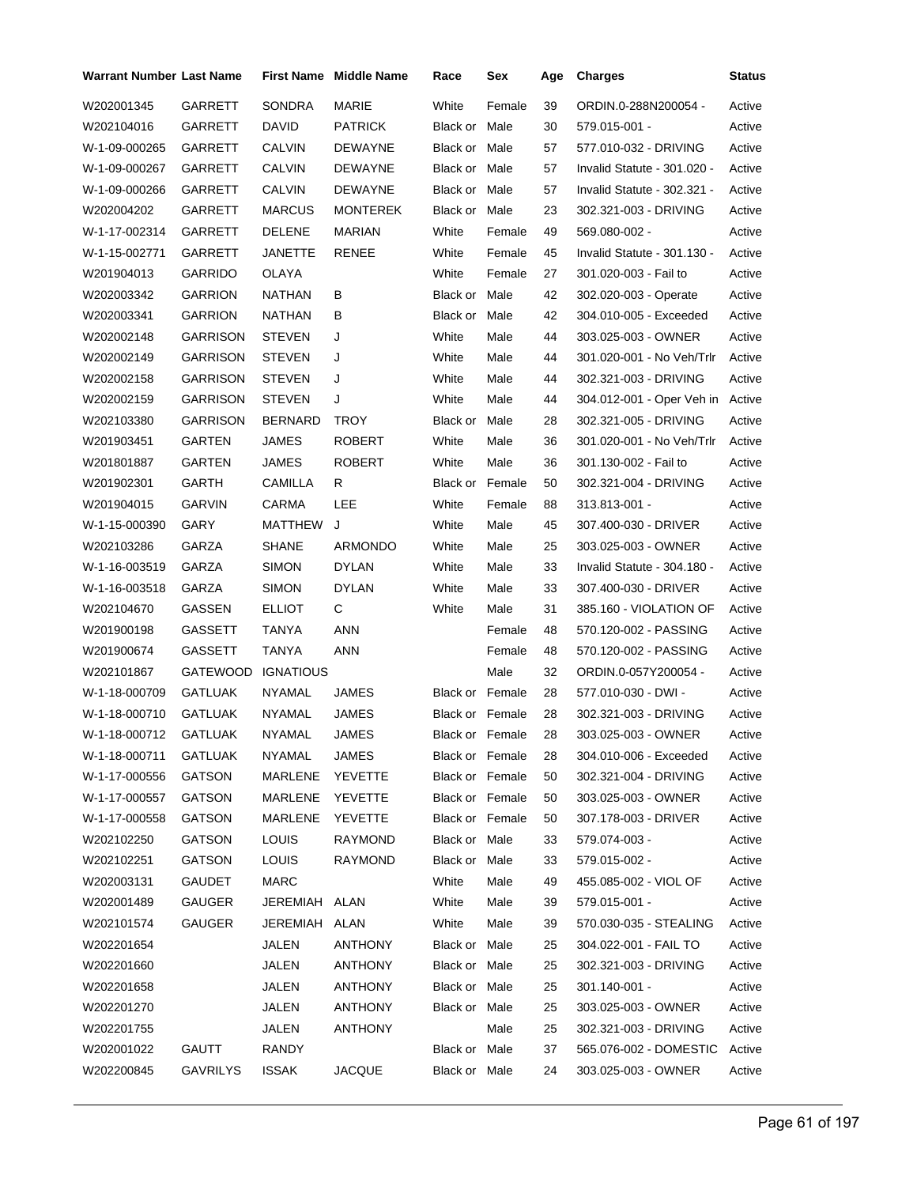| Warrant Number | Last Name | First Name | Middle Name | Race | Sex | Age | Charges | Status |
|---|---|---|---|---|---|---|---|---|
| W202001345 | GARRETT | SONDRA | MARIE | White | Female | 39 | ORDIN.0-288N200054 - | Active |
| W202104016 | GARRETT | DAVID | PATRICK | Black or | Male | 30 | 579.015-001 - | Active |
| W-1-09-000265 | GARRETT | CALVIN | DEWAYNE | Black or | Male | 57 | 577.010-032 - DRIVING | Active |
| W-1-09-000267 | GARRETT | CALVIN | DEWAYNE | Black or | Male | 57 | Invalid Statute - 301.020 - | Active |
| W-1-09-000266 | GARRETT | CALVIN | DEWAYNE | Black or | Male | 57 | Invalid Statute - 302.321 - | Active |
| W202004202 | GARRETT | MARCUS | MONTEREK | Black or | Male | 23 | 302.321-003 - DRIVING | Active |
| W-1-17-002314 | GARRETT | DELENE | MARIAN | White | Female | 49 | 569.080-002 - | Active |
| W-1-15-002771 | GARRETT | JANETTE | RENEE | White | Female | 45 | Invalid Statute - 301.130 - | Active |
| W201904013 | GARRIDO | OLAYA | | White | Female | 27 | 301.020-003 - Fail to | Active |
| W202003342 | GARRION | NATHAN | B | Black or | Male | 42 | 302.020-003 - Operate | Active |
| W202003341 | GARRION | NATHAN | B | Black or | Male | 42 | 304.010-005 - Exceeded | Active |
| W202002148 | GARRISON | STEVEN | J | White | Male | 44 | 303.025-003 - OWNER | Active |
| W202002149 | GARRISON | STEVEN | J | White | Male | 44 | 301.020-001 - No Veh/Trlr | Active |
| W202002158 | GARRISON | STEVEN | J | White | Male | 44 | 302.321-003 - DRIVING | Active |
| W202002159 | GARRISON | STEVEN | J | White | Male | 44 | 304.012-001 - Oper Veh in | Active |
| W202103380 | GARRISON | BERNARD | TROY | Black or | Male | 28 | 302.321-005 - DRIVING | Active |
| W201903451 | GARTEN | JAMES | ROBERT | White | Male | 36 | 301.020-001 - No Veh/Trlr | Active |
| W201801887 | GARTEN | JAMES | ROBERT | White | Male | 36 | 301.130-002 - Fail to | Active |
| W201902301 | GARTH | CAMILLA | R | Black or | Female | 50 | 302.321-004 - DRIVING | Active |
| W201904015 | GARVIN | CARMA | LEE | White | Female | 88 | 313.813-001 - | Active |
| W-1-15-000390 | GARY | MATTHEW | J | White | Male | 45 | 307.400-030 - DRIVER | Active |
| W202103286 | GARZA | SHANE | ARMONDO | White | Male | 25 | 303.025-003 - OWNER | Active |
| W-1-16-003519 | GARZA | SIMON | DYLAN | White | Male | 33 | Invalid Statute - 304.180 - | Active |
| W-1-16-003518 | GARZA | SIMON | DYLAN | White | Male | 33 | 307.400-030 - DRIVER | Active |
| W202104670 | GASSEN | ELLIOT | C | White | Male | 31 | 385.160 - VIOLATION OF | Active |
| W201900198 | GASSETT | TANYA | ANN | | Female | 48 | 570.120-002 - PASSING | Active |
| W201900674 | GASSETT | TANYA | ANN | | Female | 48 | 570.120-002 - PASSING | Active |
| W202101867 | GATEWOOD | IGNATIOUS | | | Male | 32 | ORDIN.0-057Y200054 - | Active |
| W-1-18-000709 | GATLUAK | NYAMAL | JAMES | Black or | Female | 28 | 577.010-030 - DWI - | Active |
| W-1-18-000710 | GATLUAK | NYAMAL | JAMES | Black or | Female | 28 | 302.321-003 - DRIVING | Active |
| W-1-18-000712 | GATLUAK | NYAMAL | JAMES | Black or | Female | 28 | 303.025-003 - OWNER | Active |
| W-1-18-000711 | GATLUAK | NYAMAL | JAMES | Black or | Female | 28 | 304.010-006 - Exceeded | Active |
| W-1-17-000556 | GATSON | MARLENE | YEVETTE | Black or | Female | 50 | 302.321-004 - DRIVING | Active |
| W-1-17-000557 | GATSON | MARLENE | YEVETTE | Black or | Female | 50 | 303.025-003 - OWNER | Active |
| W-1-17-000558 | GATSON | MARLENE | YEVETTE | Black or | Female | 50 | 307.178-003 - DRIVER | Active |
| W202102250 | GATSON | LOUIS | RAYMOND | Black or | Male | 33 | 579.074-003 - | Active |
| W202102251 | GATSON | LOUIS | RAYMOND | Black or | Male | 33 | 579.015-002 - | Active |
| W202003131 | GAUDET | MARC | | White | Male | 49 | 455.085-002 - VIOL OF | Active |
| W202001489 | GAUGER | JEREMIAH | ALAN | White | Male | 39 | 579.015-001 - | Active |
| W202101574 | GAUGER | JEREMIAH | ALAN | White | Male | 39 | 570.030-035 - STEALING | Active |
| W202201654 | | JALEN | ANTHONY | Black or | Male | 25 | 304.022-001 - FAIL TO | Active |
| W202201660 | | JALEN | ANTHONY | Black or | Male | 25 | 302.321-003 - DRIVING | Active |
| W202201658 | | JALEN | ANTHONY | Black or | Male | 25 | 301.140-001 - | Active |
| W202201270 | | JALEN | ANTHONY | Black or | Male | 25 | 303.025-003 - OWNER | Active |
| W202201755 | | JALEN | ANTHONY | | Male | 25 | 302.321-003 - DRIVING | Active |
| W202001022 | GAUTT | RANDY | | Black or | Male | 37 | 565.076-002 - DOMESTIC | Active |
| W202200845 | GAVRILYS | ISSAK | JACQUE | Black or | Male | 24 | 303.025-003 - OWNER | Active |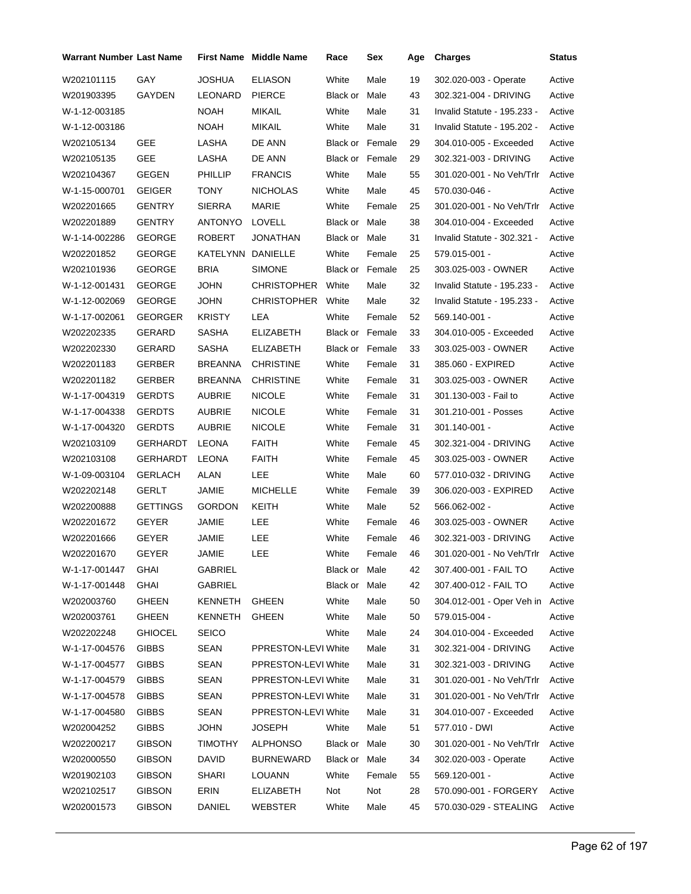| Warrant Number | Last Name | First Name | Middle Name | Race | Sex | Age | Charges | Status |
|---|---|---|---|---|---|---|---|---|
| W202101115 | GAY | JOSHUA | ELIASON | White | Male | 19 | 302.020-003 - Operate | Active |
| W201903395 | GAYDEN | LEONARD | PIERCE | Black or | Male | 43 | 302.321-004 - DRIVING | Active |
| W-1-12-003185 | | NOAH | MIKAIL | White | Male | 31 | Invalid Statute - 195.233 - | Active |
| W-1-12-003186 | | NOAH | MIKAIL | White | Male | 31 | Invalid Statute - 195.202 - | Active |
| W202105134 | GEE | LASHA | DE ANN | Black or | Female | 29 | 304.010-005 - Exceeded | Active |
| W202105135 | GEE | LASHA | DE ANN | Black or | Female | 29 | 302.321-003 - DRIVING | Active |
| W202104367 | GEGEN | PHILLIP | FRANCIS | White | Male | 55 | 301.020-001 - No Veh/Trlr | Active |
| W-1-15-000701 | GEIGER | TONY | NICHOLAS | White | Male | 45 | 570.030-046 - | Active |
| W202201665 | GENTRY | SIERRA | MARIE | White | Female | 25 | 301.020-001 - No Veh/Trlr | Active |
| W202201889 | GENTRY | ANTONYO | LOVELL | Black or | Male | 38 | 304.010-004 - Exceeded | Active |
| W-1-14-002286 | GEORGE | ROBERT | JONATHAN | Black or | Male | 31 | Invalid Statute - 302.321 - | Active |
| W202201852 | GEORGE | KATELYNN | DANIELLE | White | Female | 25 | 579.015-001 - | Active |
| W202101936 | GEORGE | BRIA | SIMONE | Black or | Female | 25 | 303.025-003 - OWNER | Active |
| W-1-12-001431 | GEORGE | JOHN | CHRISTOPHER | White | Male | 32 | Invalid Statute - 195.233 - | Active |
| W-1-12-002069 | GEORGE | JOHN | CHRISTOPHER | White | Male | 32 | Invalid Statute - 195.233 - | Active |
| W-1-17-002061 | GEORGER | KRISTY | LEA | White | Female | 52 | 569.140-001 - | Active |
| W202202335 | GERARD | SASHA | ELIZABETH | Black or | Female | 33 | 304.010-005 - Exceeded | Active |
| W202202330 | GERARD | SASHA | ELIZABETH | Black or | Female | 33 | 303.025-003 - OWNER | Active |
| W202201183 | GERBER | BREANNA | CHRISTINE | White | Female | 31 | 385.060 - EXPIRED | Active |
| W202201182 | GERBER | BREANNA | CHRISTINE | White | Female | 31 | 303.025-003 - OWNER | Active |
| W-1-17-004319 | GERDTS | AUBRIE | NICOLE | White | Female | 31 | 301.130-003 - Fail to | Active |
| W-1-17-004338 | GERDTS | AUBRIE | NICOLE | White | Female | 31 | 301.210-001 - Posses | Active |
| W-1-17-004320 | GERDTS | AUBRIE | NICOLE | White | Female | 31 | 301.140-001 - | Active |
| W202103109 | GERHARDT | LEONA | FAITH | White | Female | 45 | 302.321-004 - DRIVING | Active |
| W202103108 | GERHARDT | LEONA | FAITH | White | Female | 45 | 303.025-003 - OWNER | Active |
| W-1-09-003104 | GERLACH | ALAN | LEE | White | Male | 60 | 577.010-032 - DRIVING | Active |
| W202202148 | GERLT | JAMIE | MICHELLE | White | Female | 39 | 306.020-003 - EXPIRED | Active |
| W202200888 | GETTINGS | GORDON | KEITH | White | Male | 52 | 566.062-002 - | Active |
| W202201672 | GEYER | JAMIE | LEE | White | Female | 46 | 303.025-003 - OWNER | Active |
| W202201666 | GEYER | JAMIE | LEE | White | Female | 46 | 302.321-003 - DRIVING | Active |
| W202201670 | GEYER | JAMIE | LEE | White | Female | 46 | 301.020-001 - No Veh/Trlr | Active |
| W-1-17-001447 | GHAI | GABRIEL | | Black or | Male | 42 | 307.400-001 - FAIL TO | Active |
| W-1-17-001448 | GHAI | GABRIEL | | Black or | Male | 42 | 307.400-012 - FAIL TO | Active |
| W202003760 | GHEEN | KENNETH | GHEEN | White | Male | 50 | 304.012-001 - Oper Veh in | Active |
| W202003761 | GHEEN | KENNETH | GHEEN | White | Male | 50 | 579.015-004 - | Active |
| W202202248 | GHIOCEL | SEICO | | White | Male | 24 | 304.010-004 - Exceeded | Active |
| W-1-17-004576 | GIBBS | SEAN | PPRESTON-LEVI | White | Male | 31 | 302.321-004 - DRIVING | Active |
| W-1-17-004577 | GIBBS | SEAN | PPRESTON-LEVI | White | Male | 31 | 302.321-003 - DRIVING | Active |
| W-1-17-004579 | GIBBS | SEAN | PPRESTON-LEVI | White | Male | 31 | 301.020-001 - No Veh/Trlr | Active |
| W-1-17-004578 | GIBBS | SEAN | PPRESTON-LEVI | White | Male | 31 | 301.020-001 - No Veh/Trlr | Active |
| W-1-17-004580 | GIBBS | SEAN | PPRESTON-LEVI | White | Male | 31 | 304.010-007 - Exceeded | Active |
| W202004252 | GIBBS | JOHN | JOSEPH | White | Male | 51 | 577.010 - DWI | Active |
| W202200217 | GIBSON | TIMOTHY | ALPHONSO | Black or | Male | 30 | 301.020-001 - No Veh/Trlr | Active |
| W202000550 | GIBSON | DAVID | BURNEWARD | Black or | Male | 34 | 302.020-003 - Operate | Active |
| W201902103 | GIBSON | SHARI | LOUANN | White | Female | 55 | 569.120-001 - | Active |
| W202102517 | GIBSON | ERIN | ELIZABETH | Not | Not | 28 | 570.090-001 - FORGERY | Active |
| W202001573 | GIBSON | DANIEL | WEBSTER | White | Male | 45 | 570.030-029 - STEALING | Active |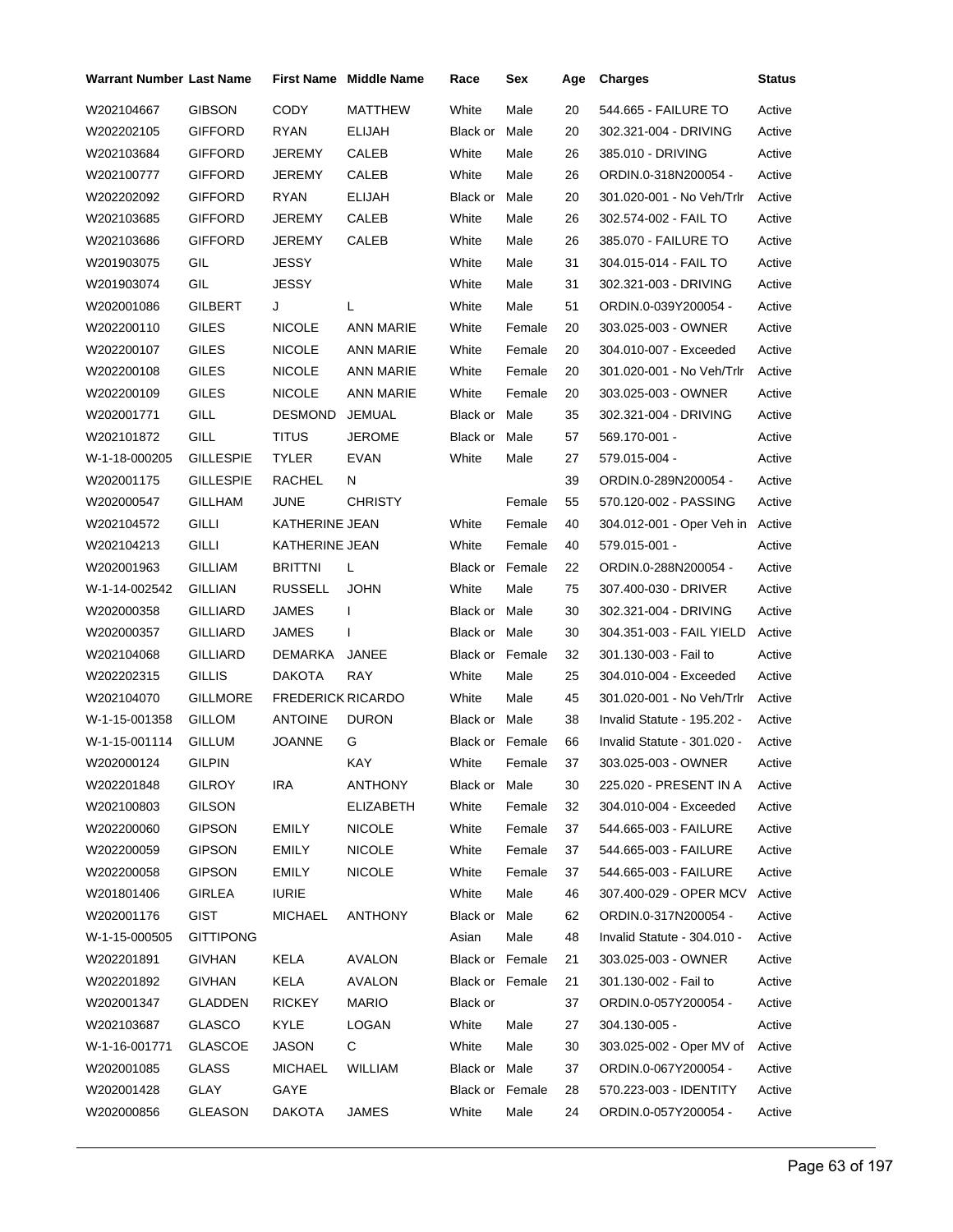| Warrant Number | Last Name | First Name | Middle Name | Race | Sex | Age | Charges | Status |
|---|---|---|---|---|---|---|---|---|
| W202104667 | GIBSON | CODY | MATTHEW | White | Male | 20 | 544.665 - FAILURE TO | Active |
| W202202105 | GIFFORD | RYAN | ELIJAH | Black or | Male | 20 | 302.321-004 - DRIVING | Active |
| W202103684 | GIFFORD | JEREMY | CALEB | White | Male | 26 | 385.010 - DRIVING | Active |
| W202100777 | GIFFORD | JEREMY | CALEB | White | Male | 26 | ORDIN.0-318N200054 - | Active |
| W202202092 | GIFFORD | RYAN | ELIJAH | Black or | Male | 20 | 301.020-001 - No Veh/Trlr | Active |
| W202103685 | GIFFORD | JEREMY | CALEB | White | Male | 26 | 302.574-002 - FAIL TO | Active |
| W202103686 | GIFFORD | JEREMY | CALEB | White | Male | 26 | 385.070 - FAILURE TO | Active |
| W201903075 | GIL | JESSY | | White | Male | 31 | 304.015-014 - FAIL TO | Active |
| W201903074 | GIL | JESSY | | White | Male | 31 | 302.321-003 - DRIVING | Active |
| W202001086 | GILBERT | J | L | White | Male | 51 | ORDIN.0-039Y200054 - | Active |
| W202200110 | GILES | NICOLE | ANN MARIE | White | Female | 20 | 303.025-003 - OWNER | Active |
| W202200107 | GILES | NICOLE | ANN MARIE | White | Female | 20 | 304.010-007 - Exceeded | Active |
| W202200108 | GILES | NICOLE | ANN MARIE | White | Female | 20 | 301.020-001 - No Veh/Trlr | Active |
| W202200109 | GILES | NICOLE | ANN MARIE | White | Female | 20 | 303.025-003 - OWNER | Active |
| W202001771 | GILL | DESMOND | JEMUAL | Black or | Male | 35 | 302.321-004 - DRIVING | Active |
| W202101872 | GILL | TITUS | JEROME | Black or | Male | 57 | 569.170-001 - | Active |
| W-1-18-000205 | GILLESPIE | TYLER | EVAN | White | Male | 27 | 579.015-004 - | Active |
| W202001175 | GILLESPIE | RACHEL | N | | | 39 | ORDIN.0-289N200054 - | Active |
| W202000547 | GILLHAM | JUNE | CHRISTY | | Female | 55 | 570.120-002 - PASSING | Active |
| W202104572 | GILLI | KATHERINE JEAN | | White | Female | 40 | 304.012-001 - Oper Veh in | Active |
| W202104213 | GILLI | KATHERINE JEAN | | White | Female | 40 | 579.015-001 - | Active |
| W202001963 | GILLIAM | BRITTNI | L | Black or | Female | 22 | ORDIN.0-288N200054 - | Active |
| W-1-14-002542 | GILLIAN | RUSSELL | JOHN | White | Male | 75 | 307.400-030 - DRIVER | Active |
| W202000358 | GILLIARD | JAMES | I | Black or | Male | 30 | 302.321-004 - DRIVING | Active |
| W202000357 | GILLIARD | JAMES | I | Black or | Male | 30 | 304.351-003 - FAIL YIELD | Active |
| W202104068 | GILLIARD | DEMARKA | JANEE | Black or | Female | 32 | 301.130-003 - Fail to | Active |
| W202202315 | GILLIS | DAKOTA | RAY | White | Male | 25 | 304.010-004 - Exceeded | Active |
| W202104070 | GILLMORE | FREDERICK RICARDO | | White | Male | 45 | 301.020-001 - No Veh/Trlr | Active |
| W-1-15-001358 | GILLOM | ANTOINE | DURON | Black or | Male | 38 | Invalid Statute - 195.202 - | Active |
| W-1-15-001114 | GILLUM | JOANNE | G | Black or | Female | 66 | Invalid Statute - 301.020 - | Active |
| W202000124 | GILPIN | | KAY | White | Female | 37 | 303.025-003 - OWNER | Active |
| W202201848 | GILROY | IRA | ANTHONY | Black or | Male | 30 | 225.020 - PRESENT IN A | Active |
| W202100803 | GILSON | | ELIZABETH | White | Female | 32 | 304.010-004 - Exceeded | Active |
| W202200060 | GIPSON | EMILY | NICOLE | White | Female | 37 | 544.665-003 - FAILURE | Active |
| W202200059 | GIPSON | EMILY | NICOLE | White | Female | 37 | 544.665-003 - FAILURE | Active |
| W202200058 | GIPSON | EMILY | NICOLE | White | Female | 37 | 544.665-003 - FAILURE | Active |
| W201801406 | GIRLEA | IURIE | | White | Male | 46 | 307.400-029 - OPER MCV | Active |
| W202001176 | GIST | MICHAEL | ANTHONY | Black or | Male | 62 | ORDIN.0-317N200054 - | Active |
| W-1-15-000505 | GITTIPONG | | | Asian | Male | 48 | Invalid Statute - 304.010 - | Active |
| W202201891 | GIVHAN | KELA | AVALON | Black or | Female | 21 | 303.025-003 - OWNER | Active |
| W202201892 | GIVHAN | KELA | AVALON | Black or | Female | 21 | 301.130-002 - Fail to | Active |
| W202001347 | GLADDEN | RICKEY | MARIO | Black or | | 37 | ORDIN.0-057Y200054 - | Active |
| W202103687 | GLASCO | KYLE | LOGAN | White | Male | 27 | 304.130-005 - | Active |
| W-1-16-001771 | GLASCOE | JASON | C | White | Male | 30 | 303.025-002 - Oper MV of | Active |
| W202001085 | GLASS | MICHAEL | WILLIAM | Black or | Male | 37 | ORDIN.0-067Y200054 - | Active |
| W202001428 | GLAY | GAYE | | Black or | Female | 28 | 570.223-003 - IDENTITY | Active |
| W202000856 | GLEASON | DAKOTA | JAMES | White | Male | 24 | ORDIN.0-057Y200054 - | Active |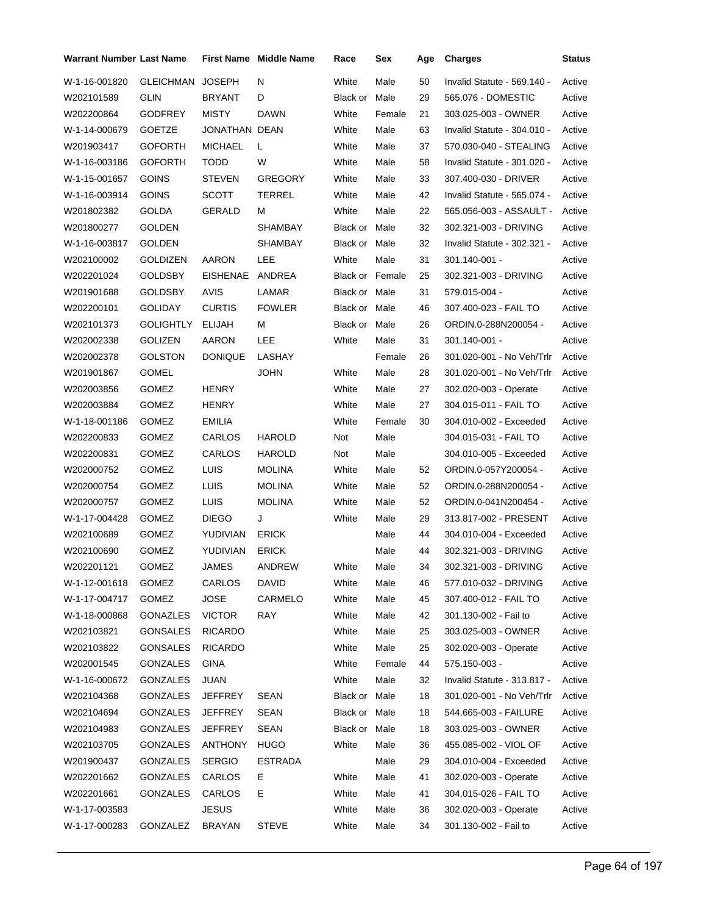| Warrant Number | Last Name | First Name | Middle Name | Race | Sex | Age | Charges | Status |
|---|---|---|---|---|---|---|---|---|
| W-1-16-001820 | GLEICHMAN | JOSEPH | N | White | Male | 50 | Invalid Statute - 569.140 - | Active |
| W202101589 | GLIN | BRYANT | D | Black or | Male | 29 | 565.076 - DOMESTIC | Active |
| W202200864 | GODFREY | MISTY | DAWN | White | Female | 21 | 303.025-003 - OWNER | Active |
| W-1-14-000679 | GOETZE | JONATHAN | DEAN | White | Male | 63 | Invalid Statute - 304.010 - | Active |
| W201903417 | GOFORTH | MICHAEL | L | White | Male | 37 | 570.030-040 - STEALING | Active |
| W-1-16-003186 | GOFORTH | TODD | W | White | Male | 58 | Invalid Statute - 301.020 - | Active |
| W-1-15-001657 | GOINS | STEVEN | GREGORY | White | Male | 33 | 307.400-030 - DRIVER | Active |
| W-1-16-003914 | GOINS | SCOTT | TERREL | White | Male | 42 | Invalid Statute - 565.074 - | Active |
| W201802382 | GOLDA | GERALD | M | White | Male | 22 | 565.056-003 - ASSAULT - | Active |
| W201800277 | GOLDEN | | SHAMBAY | Black or | Male | 32 | 302.321-003 - DRIVING | Active |
| W-1-16-003817 | GOLDEN | | SHAMBAY | Black or | Male | 32 | Invalid Statute - 302.321 - | Active |
| W202100002 | GOLDIZEN | AARON | LEE | White | Male | 31 | 301.140-001 - | Active |
| W202201024 | GOLDSBY | EISHENAE | ANDREA | Black or | Female | 25 | 302.321-003 - DRIVING | Active |
| W201901688 | GOLDSBY | AVIS | LAMAR | Black or | Male | 31 | 579.015-004 - | Active |
| W202200101 | GOLIDAY | CURTIS | FOWLER | Black or | Male | 46 | 307.400-023 - FAIL TO | Active |
| W202101373 | GOLIGHTLY | ELIJAH | M | Black or | Male | 26 | ORDIN.0-288N200054 - | Active |
| W202002338 | GOLIZEN | AARON | LEE | White | Male | 31 | 301.140-001 - | Active |
| W202002378 | GOLSTON | DONIQUE | LASHAY | | Female | 26 | 301.020-001 - No Veh/Trlr | Active |
| W201901867 | GOMEL | | JOHN | White | Male | 28 | 301.020-001 - No Veh/Trlr | Active |
| W202003856 | GOMEZ | HENRY | | White | Male | 27 | 302.020-003 - Operate | Active |
| W202003884 | GOMEZ | HENRY | | White | Male | 27 | 304.015-011 - FAIL TO | Active |
| W-1-18-001186 | GOMEZ | EMILIA | | White | Female | 30 | 304.010-002 - Exceeded | Active |
| W202200833 | GOMEZ | CARLOS | HAROLD | Not | Male | | 304.015-031 - FAIL TO | Active |
| W202200831 | GOMEZ | CARLOS | HAROLD | Not | Male | | 304.010-005 - Exceeded | Active |
| W202000752 | GOMEZ | LUIS | MOLINA | White | Male | 52 | ORDIN.0-057Y200054 - | Active |
| W202000754 | GOMEZ | LUIS | MOLINA | White | Male | 52 | ORDIN.0-288N200054 - | Active |
| W202000757 | GOMEZ | LUIS | MOLINA | White | Male | 52 | ORDIN.0-041N200454 - | Active |
| W-1-17-004428 | GOMEZ | DIEGO | J | White | Male | 29 | 313.817-002 - PRESENT | Active |
| W202100689 | GOMEZ | YUDIVIAN | ERICK | | Male | 44 | 304.010-004 - Exceeded | Active |
| W202100690 | GOMEZ | YUDIVIAN | ERICK | | Male | 44 | 302.321-003 - DRIVING | Active |
| W202201121 | GOMEZ | JAMES | ANDREW | White | Male | 34 | 302.321-003 - DRIVING | Active |
| W-1-12-001618 | GOMEZ | CARLOS | DAVID | White | Male | 46 | 577.010-032 - DRIVING | Active |
| W-1-17-004717 | GOMEZ | JOSE | CARMELO | White | Male | 45 | 307.400-012 - FAIL TO | Active |
| W-1-18-000868 | GONAZLES | VICTOR | RAY | White | Male | 42 | 301.130-002 - Fail to | Active |
| W202103821 | GONSALES | RICARDO | | White | Male | 25 | 303.025-003 - OWNER | Active |
| W202103822 | GONSALES | RICARDO | | White | Male | 25 | 302.020-003 - Operate | Active |
| W202001545 | GONZALES | GINA | | White | Female | 44 | 575.150-003 - | Active |
| W-1-16-000672 | GONZALES | JUAN | | White | Male | 32 | Invalid Statute - 313.817 - | Active |
| W202104368 | GONZALES | JEFFREY | SEAN | Black or | Male | 18 | 301.020-001 - No Veh/Trlr | Active |
| W202104694 | GONZALES | JEFFREY | SEAN | Black or | Male | 18 | 544.665-003 - FAILURE | Active |
| W202104983 | GONZALES | JEFFREY | SEAN | Black or | Male | 18 | 303.025-003 - OWNER | Active |
| W202103705 | GONZALES | ANTHONY | HUGO | White | Male | 36 | 455.085-002 - VIOL OF | Active |
| W201900437 | GONZALES | SERGIO | ESTRADA | | Male | 29 | 304.010-004 - Exceeded | Active |
| W202201662 | GONZALES | CARLOS | E | White | Male | 41 | 302.020-003 - Operate | Active |
| W202201661 | GONZALES | CARLOS | E | White | Male | 41 | 304.015-026 - FAIL TO | Active |
| W-1-17-003583 | | JESUS | | White | Male | 36 | 302.020-003 - Operate | Active |
| W-1-17-000283 | GONZALEZ | BRAYAN | STEVE | White | Male | 34 | 301.130-002 - Fail to | Active |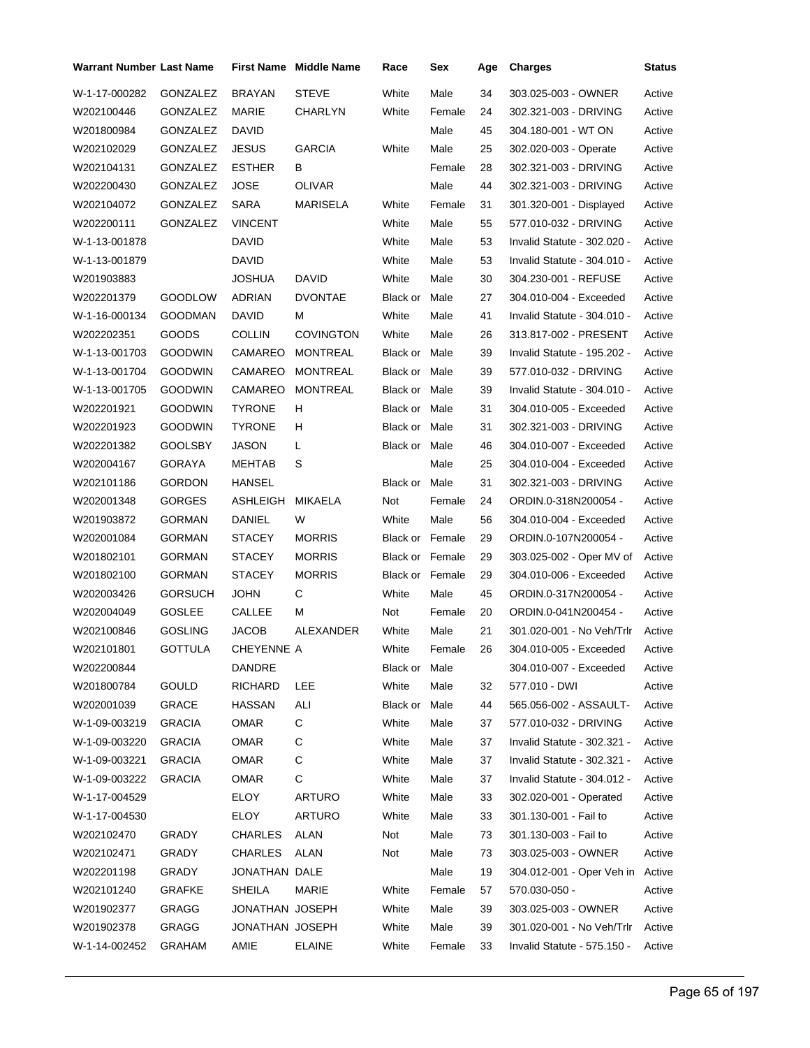| Warrant Number | Last Name | First Name | Middle Name | Race | Sex | Age | Charges | Status |
|---|---|---|---|---|---|---|---|---|
| W-1-17-000282 | GONZALEZ | BRAYAN | STEVE | White | Male | 34 | 303.025-003 - OWNER | Active |
| W202100446 | GONZALEZ | MARIE | CHARLYN | White | Female | 24 | 302.321-003 - DRIVING | Active |
| W201800984 | GONZALEZ | DAVID | | | Male | 45 | 304.180-001 - WT ON | Active |
| W202102029 | GONZALEZ | JESUS | GARCIA | White | Male | 25 | 302.020-003 - Operate | Active |
| W202104131 | GONZALEZ | ESTHER | B | | Female | 28 | 302.321-003 - DRIVING | Active |
| W202200430 | GONZALEZ | JOSE | OLIVAR | | Male | 44 | 302.321-003 - DRIVING | Active |
| W202104072 | GONZALEZ | SARA | MARISELA | White | Female | 31 | 301.320-001 - Displayed | Active |
| W202200111 | GONZALEZ | VINCENT | | White | Male | 55 | 577.010-032 - DRIVING | Active |
| W-1-13-001878 | | DAVID | | White | Male | 53 | Invalid Statute - 302.020 - | Active |
| W-1-13-001879 | | DAVID | | White | Male | 53 | Invalid Statute - 304.010 - | Active |
| W201903883 | | JOSHUA | DAVID | White | Male | 30 | 304.230-001 - REFUSE | Active |
| W202201379 | GOODLOW | ADRIAN | DVONTAE | Black or | Male | 27 | 304.010-004 - Exceeded | Active |
| W-1-16-000134 | GOODMAN | DAVID | M | White | Male | 41 | Invalid Statute - 304.010 - | Active |
| W202202351 | GOODS | COLLIN | COVINGTON | White | Male | 26 | 313.817-002 - PRESENT | Active |
| W-1-13-001703 | GOODWIN | CAMAREO | MONTREAL | Black or | Male | 39 | Invalid Statute - 195.202 - | Active |
| W-1-13-001704 | GOODWIN | CAMAREO | MONTREAL | Black or | Male | 39 | 577.010-032 - DRIVING | Active |
| W-1-13-001705 | GOODWIN | CAMAREO | MONTREAL | Black or | Male | 39 | Invalid Statute - 304.010 - | Active |
| W202201921 | GOODWIN | TYRONE | H | Black or | Male | 31 | 304.010-005 - Exceeded | Active |
| W202201923 | GOODWIN | TYRONE | H | Black or | Male | 31 | 302.321-003 - DRIVING | Active |
| W202201382 | GOOLSBY | JASON | L | Black or | Male | 46 | 304.010-007 - Exceeded | Active |
| W202004167 | GORAYA | MEHTAB | S | | Male | 25 | 304.010-004 - Exceeded | Active |
| W202101186 | GORDON | HANSEL | | Black or | Male | 31 | 302.321-003 - DRIVING | Active |
| W202001348 | GORGES | ASHLEIGH | MIKAELA | Not | Female | 24 | ORDIN.0-318N200054 - | Active |
| W201903872 | GORMAN | DANIEL | W | White | Male | 56 | 304.010-004 - Exceeded | Active |
| W202001084 | GORMAN | STACEY | MORRIS | Black or | Female | 29 | ORDIN.0-107N200054 - | Active |
| W201802101 | GORMAN | STACEY | MORRIS | Black or | Female | 29 | 303.025-002 - Oper MV of | Active |
| W201802100 | GORMAN | STACEY | MORRIS | Black or | Female | 29 | 304.010-006 - Exceeded | Active |
| W202003426 | GORSUCH | JOHN | C | White | Male | 45 | ORDIN.0-317N200054 - | Active |
| W202004049 | GOSLEE | CALLEE | M | Not | Female | 20 | ORDIN.0-041N200454 - | Active |
| W202100846 | GOSLING | JACOB | ALEXANDER | White | Male | 21 | 301.020-001 - No Veh/Trlr | Active |
| W202101801 | GOTTULA | CHEYENNE A | | White | Female | 26 | 304.010-005 - Exceeded | Active |
| W202200844 | | DANDRE | | Black or | Male | | 304.010-007 - Exceeded | Active |
| W201800784 | GOULD | RICHARD | LEE | White | Male | 32 | 577.010 - DWI | Active |
| W202001039 | GRACE | HASSAN | ALI | Black or | Male | 44 | 565.056-002 - ASSAULT- | Active |
| W-1-09-003219 | GRACIA | OMAR | C | White | Male | 37 | 577.010-032 - DRIVING | Active |
| W-1-09-003220 | GRACIA | OMAR | C | White | Male | 37 | Invalid Statute - 302.321 - | Active |
| W-1-09-003221 | GRACIA | OMAR | C | White | Male | 37 | Invalid Statute - 302.321 - | Active |
| W-1-09-003222 | GRACIA | OMAR | C | White | Male | 37 | Invalid Statute - 304.012 - | Active |
| W-1-17-004529 | | ELOY | ARTURO | White | Male | 33 | 302.020-001 - Operated | Active |
| W-1-17-004530 | | ELOY | ARTURO | White | Male | 33 | 301.130-001 - Fail to | Active |
| W202102470 | GRADY | CHARLES | ALAN | Not | Male | 73 | 301.130-003 - Fail to | Active |
| W202102471 | GRADY | CHARLES | ALAN | Not | Male | 73 | 303.025-003 - OWNER | Active |
| W202201198 | GRADY | JONATHAN | DALE | | Male | 19 | 304.012-001 - Oper Veh in | Active |
| W202101240 | GRAFKE | SHEILA | MARIE | White | Female | 57 | 570.030-050 - | Active |
| W201902377 | GRAGG | JONATHAN | JOSEPH | White | Male | 39 | 303.025-003 - OWNER | Active |
| W201902378 | GRAGG | JONATHAN | JOSEPH | White | Male | 39 | 301.020-001 - No Veh/Trlr | Active |
| W-1-14-002452 | GRAHAM | AMIE | ELAINE | White | Female | 33 | Invalid Statute - 575.150 - | Active |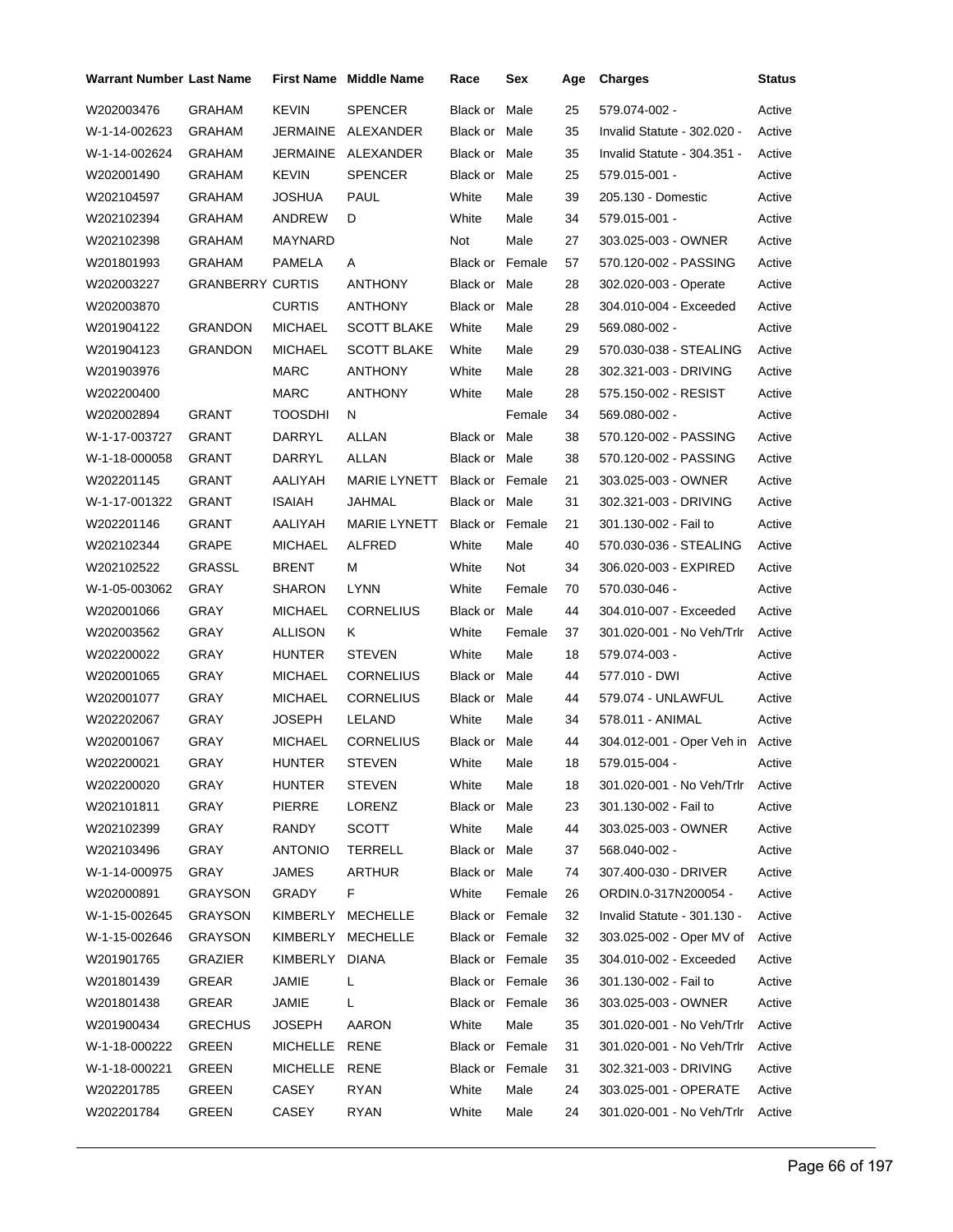| Warrant Number | Last Name | First Name | Middle Name | Race | Sex | Age | Charges | Status |
|---|---|---|---|---|---|---|---|---|
| W202003476 | GRAHAM | KEVIN | SPENCER | Black or | Male | 25 | 579.074-002 - | Active |
| W-1-14-002623 | GRAHAM | JERMAINE | ALEXANDER | Black or | Male | 35 | Invalid Statute - 302.020 - | Active |
| W-1-14-002624 | GRAHAM | JERMAINE | ALEXANDER | Black or | Male | 35 | Invalid Statute - 304.351 - | Active |
| W202001490 | GRAHAM | KEVIN | SPENCER | Black or | Male | 25 | 579.015-001 - | Active |
| W202104597 | GRAHAM | JOSHUA | PAUL | White | Male | 39 | 205.130 - Domestic | Active |
| W202102394 | GRAHAM | ANDREW | D | White | Male | 34 | 579.015-001 - | Active |
| W202102398 | GRAHAM | MAYNARD | | Not | Male | 27 | 303.025-003 - OWNER | Active |
| W201801993 | GRAHAM | PAMELA | A | Black or | Female | 57 | 570.120-002 - PASSING | Active |
| W202003227 | GRANBERRY | CURTIS | ANTHONY | Black or | Male | 28 | 302.020-003 - Operate | Active |
| W202003870 | | CURTIS | ANTHONY | Black or | Male | 28 | 304.010-004 - Exceeded | Active |
| W201904122 | GRANDON | MICHAEL | SCOTT BLAKE | White | Male | 29 | 569.080-002 - | Active |
| W201904123 | GRANDON | MICHAEL | SCOTT BLAKE | White | Male | 29 | 570.030-038 - STEALING | Active |
| W201903976 | | MARC | ANTHONY | White | Male | 28 | 302.321-003 - DRIVING | Active |
| W202200400 | | MARC | ANTHONY | White | Male | 28 | 575.150-002 - RESIST | Active |
| W202002894 | GRANT | TOOSDHI | N | | Female | 34 | 569.080-002 - | Active |
| W-1-17-003727 | GRANT | DARRYL | ALLAN | Black or | Male | 38 | 570.120-002 - PASSING | Active |
| W-1-18-000058 | GRANT | DARRYL | ALLAN | Black or | Male | 38 | 570.120-002 - PASSING | Active |
| W202201145 | GRANT | AALIYAH | MARIE LYNETT | Black or | Female | 21 | 303.025-003 - OWNER | Active |
| W-1-17-001322 | GRANT | ISAIAH | JAHMAL | Black or | Male | 31 | 302.321-003 - DRIVING | Active |
| W202201146 | GRANT | AALIYAH | MARIE LYNETT | Black or | Female | 21 | 301.130-002 - Fail to | Active |
| W202102344 | GRAPE | MICHAEL | ALFRED | White | Male | 40 | 570.030-036 - STEALING | Active |
| W202102522 | GRASSL | BRENT | M | White | Not | 34 | 306.020-003 - EXPIRED | Active |
| W-1-05-003062 | GRAY | SHARON | LYNN | White | Female | 70 | 570.030-046 - | Active |
| W202001066 | GRAY | MICHAEL | CORNELIUS | Black or | Male | 44 | 304.010-007 - Exceeded | Active |
| W202003562 | GRAY | ALLISON | K | White | Female | 37 | 301.020-001 - No Veh/Trlr | Active |
| W202200022 | GRAY | HUNTER | STEVEN | White | Male | 18 | 579.074-003 - | Active |
| W202001065 | GRAY | MICHAEL | CORNELIUS | Black or | Male | 44 | 577.010 - DWI | Active |
| W202001077 | GRAY | MICHAEL | CORNELIUS | Black or | Male | 44 | 579.074 - UNLAWFUL | Active |
| W202202067 | GRAY | JOSEPH | LELAND | White | Male | 34 | 578.011 - ANIMAL | Active |
| W202001067 | GRAY | MICHAEL | CORNELIUS | Black or | Male | 44 | 304.012-001 - Oper Veh in | Active |
| W202200021 | GRAY | HUNTER | STEVEN | White | Male | 18 | 579.015-004 - | Active |
| W202200020 | GRAY | HUNTER | STEVEN | White | Male | 18 | 301.020-001 - No Veh/Trlr | Active |
| W202101811 | GRAY | PIERRE | LORENZ | Black or | Male | 23 | 301.130-002 - Fail to | Active |
| W202102399 | GRAY | RANDY | SCOTT | White | Male | 44 | 303.025-003 - OWNER | Active |
| W202103496 | GRAY | ANTONIO | TERRELL | Black or | Male | 37 | 568.040-002 - | Active |
| W-1-14-000975 | GRAY | JAMES | ARTHUR | Black or | Male | 74 | 307.400-030 - DRIVER | Active |
| W202000891 | GRAYSON | GRADY | F | White | Female | 26 | ORDIN.0-317N200054 - | Active |
| W-1-15-002645 | GRAYSON | KIMBERLY | MECHELLE | Black or | Female | 32 | Invalid Statute - 301.130 - | Active |
| W-1-15-002646 | GRAYSON | KIMBERLY | MECHELLE | Black or | Female | 32 | 303.025-002 - Oper MV of | Active |
| W201901765 | GRAZIER | KIMBERLY | DIANA | Black or | Female | 35 | 304.010-002 - Exceeded | Active |
| W201801439 | GREAR | JAMIE | L | Black or | Female | 36 | 301.130-002 - Fail to | Active |
| W201801438 | GREAR | JAMIE | L | Black or | Female | 36 | 303.025-003 - OWNER | Active |
| W201900434 | GRECHUS | JOSEPH | AARON | White | Male | 35 | 301.020-001 - No Veh/Trlr | Active |
| W-1-18-000222 | GREEN | MICHELLE | RENE | Black or | Female | 31 | 301.020-001 - No Veh/Trlr | Active |
| W-1-18-000221 | GREEN | MICHELLE | RENE | Black or | Female | 31 | 302.321-003 - DRIVING | Active |
| W202201785 | GREEN | CASEY | RYAN | White | Male | 24 | 303.025-001 - OPERATE | Active |
| W202201784 | GREEN | CASEY | RYAN | White | Male | 24 | 301.020-001 - No Veh/Trlr | Active |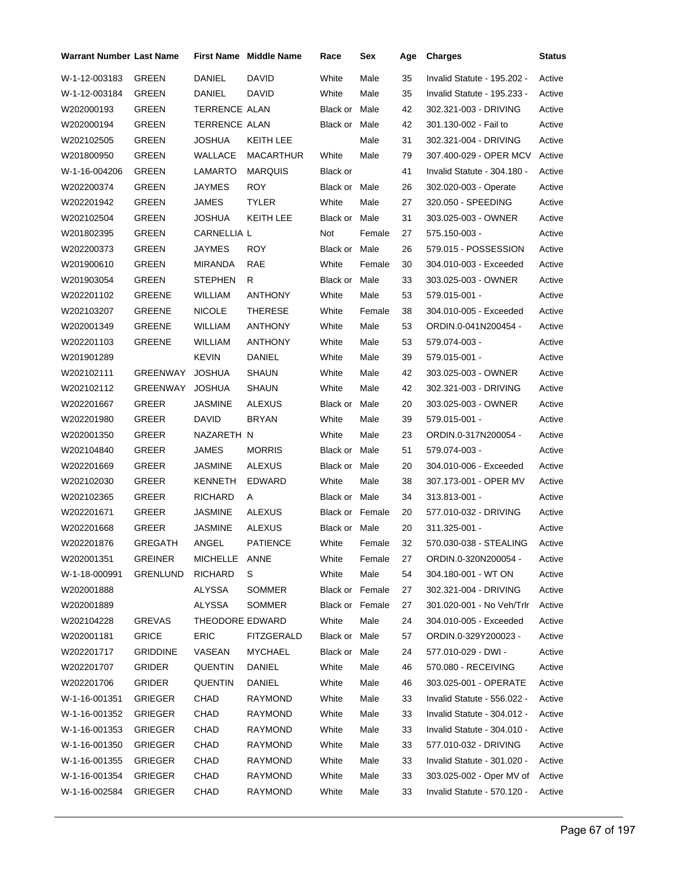| Warrant Number | Last Name | First Name | Middle Name | Race | Sex | Age | Charges | Status |
|---|---|---|---|---|---|---|---|---|
| W-1-12-003183 | GREEN | DANIEL | DAVID | White | Male | 35 | Invalid Statute - 195.202 - | Active |
| W-1-12-003184 | GREEN | DANIEL | DAVID | White | Male | 35 | Invalid Statute - 195.233 - | Active |
| W202000193 | GREEN | TERRENCE | ALAN | Black or | Male | 42 | 302.321-003 - DRIVING | Active |
| W202000194 | GREEN | TERRENCE | ALAN | Black or | Male | 42 | 301.130-002 - Fail to | Active |
| W202102505 | GREEN | JOSHUA | KEITH LEE | | Male | 31 | 302.321-004 - DRIVING | Active |
| W201800950 | GREEN | WALLACE | MACARTHUR | White | Male | 79 | 307.400-029 - OPER MCV | Active |
| W-1-16-004206 | GREEN | LAMARTO | MARQUIS | Black or | | 41 | Invalid Statute - 304.180 - | Active |
| W202200374 | GREEN | JAYMES | ROY | Black or | Male | 26 | 302.020-003 - Operate | Active |
| W202201942 | GREEN | JAMES | TYLER | White | Male | 27 | 320.050 - SPEEDING | Active |
| W202102504 | GREEN | JOSHUA | KEITH LEE | Black or | Male | 31 | 303.025-003 - OWNER | Active |
| W201802395 | GREEN | CARNELLIA | L | Not | Female | 27 | 575.150-003 - | Active |
| W202200373 | GREEN | JAYMES | ROY | Black or | Male | 26 | 579.015 - POSSESSION | Active |
| W201900610 | GREEN | MIRANDA | RAE | White | Female | 30 | 304.010-003 - Exceeded | Active |
| W201903054 | GREEN | STEPHEN | R | Black or | Male | 33 | 303.025-003 - OWNER | Active |
| W202201102 | GREENE | WILLIAM | ANTHONY | White | Male | 53 | 579.015-001 - | Active |
| W202103207 | GREENE | NICOLE | THERESE | White | Female | 38 | 304.010-005 - Exceeded | Active |
| W202001349 | GREENE | WILLIAM | ANTHONY | White | Male | 53 | ORDIN.0-041N200454 - | Active |
| W202201103 | GREENE | WILLIAM | ANTHONY | White | Male | 53 | 579.074-003 - | Active |
| W201901289 | | KEVIN | DANIEL | White | Male | 39 | 579.015-001 - | Active |
| W202102111 | GREENWAY | JOSHUA | SHAUN | White | Male | 42 | 303.025-003 - OWNER | Active |
| W202102112 | GREENWAY | JOSHUA | SHAUN | White | Male | 42 | 302.321-003 - DRIVING | Active |
| W202201667 | GREER | JASMINE | ALEXUS | Black or | Male | 20 | 303.025-003 - OWNER | Active |
| W202201980 | GREER | DAVID | BRYAN | White | Male | 39 | 579.015-001 - | Active |
| W202001350 | GREER | NAZARETH | N | White | Male | 23 | ORDIN.0-317N200054 - | Active |
| W202104840 | GREER | JAMES | MORRIS | Black or | Male | 51 | 579.074-003 - | Active |
| W202201669 | GREER | JASMINE | ALEXUS | Black or | Male | 20 | 304.010-006 - Exceeded | Active |
| W202102030 | GREER | KENNETH | EDWARD | White | Male | 38 | 307.173-001 - OPER MV | Active |
| W202102365 | GREER | RICHARD | A | Black or | Male | 34 | 313.813-001 - | Active |
| W202201671 | GREER | JASMINE | ALEXUS | Black or | Female | 20 | 577.010-032 - DRIVING | Active |
| W202201668 | GREER | JASMINE | ALEXUS | Black or | Male | 20 | 311.325-001 - | Active |
| W202201876 | GREGATH | ANGEL | PATIENCE | White | Female | 32 | 570.030-038 - STEALING | Active |
| W202001351 | GREINER | MICHELLE | ANNE | White | Female | 27 | ORDIN.0-320N200054 - | Active |
| W-1-18-000991 | GRENLUND | RICHARD | S | White | Male | 54 | 304.180-001 - WT ON | Active |
| W202001888 | | ALYSSA | SOMMER | Black or | Female | 27 | 302.321-004 - DRIVING | Active |
| W202001889 | | ALYSSA | SOMMER | Black or | Female | 27 | 301.020-001 - No Veh/Trlr | Active |
| W202104228 | GREVAS | THEODORE | EDWARD | White | Male | 24 | 304.010-005 - Exceeded | Active |
| W202001181 | GRICE | ERIC | FITZGERALD | Black or | Male | 57 | ORDIN.0-329Y200023 - | Active |
| W202201717 | GRIDDINE | VASEAN | MYCHAEL | Black or | Male | 24 | 577.010-029 - DWI - | Active |
| W202201707 | GRIDER | QUENTIN | DANIEL | White | Male | 46 | 570.080 - RECEIVING | Active |
| W202201706 | GRIDER | QUENTIN | DANIEL | White | Male | 46 | 303.025-001 - OPERATE | Active |
| W-1-16-001351 | GRIEGER | CHAD | RAYMOND | White | Male | 33 | Invalid Statute - 556.022 - | Active |
| W-1-16-001352 | GRIEGER | CHAD | RAYMOND | White | Male | 33 | Invalid Statute - 304.012 - | Active |
| W-1-16-001353 | GRIEGER | CHAD | RAYMOND | White | Male | 33 | Invalid Statute - 304.010 - | Active |
| W-1-16-001350 | GRIEGER | CHAD | RAYMOND | White | Male | 33 | 577.010-032 - DRIVING | Active |
| W-1-16-001355 | GRIEGER | CHAD | RAYMOND | White | Male | 33 | Invalid Statute - 301.020 - | Active |
| W-1-16-001354 | GRIEGER | CHAD | RAYMOND | White | Male | 33 | 303.025-002 - Oper MV of | Active |
| W-1-16-002584 | GRIEGER | CHAD | RAYMOND | White | Male | 33 | Invalid Statute - 570.120 - | Active |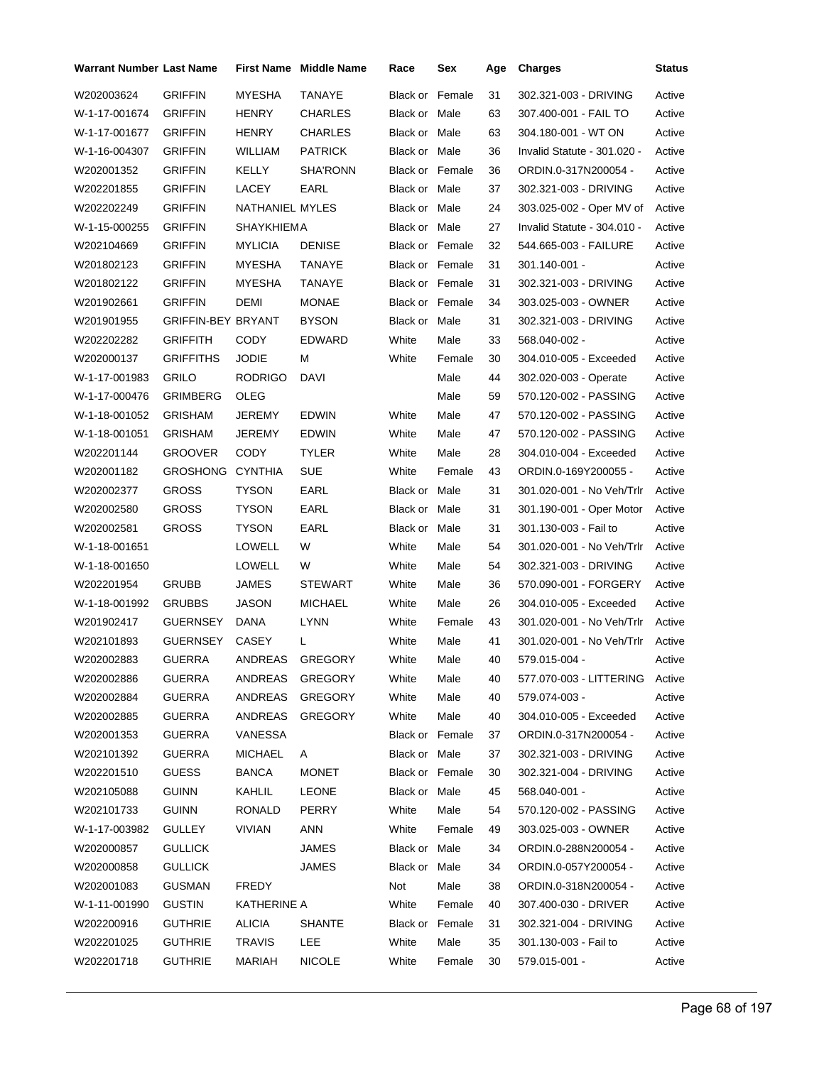| Warrant Number | Last Name | First Name | Middle Name | Race | Sex | Age | Charges | Status |
|---|---|---|---|---|---|---|---|---|
| W202003624 | GRIFFIN | MYESHA | TANAYE | Black or | Female | 31 | 302.321-003 - DRIVING | Active |
| W-1-17-001674 | GRIFFIN | HENRY | CHARLES | Black or | Male | 63 | 307.400-001 - FAIL TO | Active |
| W-1-17-001677 | GRIFFIN | HENRY | CHARLES | Black or | Male | 63 | 304.180-001 - WT ON | Active |
| W-1-16-004307 | GRIFFIN | WILLIAM | PATRICK | Black or | Male | 36 | Invalid Statute - 301.020 - | Active |
| W202001352 | GRIFFIN | KELLY | SHA'RONN | Black or | Female | 36 | ORDIN.0-317N200054 - | Active |
| W202201855 | GRIFFIN | LACEY | EARL | Black or | Male | 37 | 302.321-003 - DRIVING | Active |
| W202202249 | GRIFFIN | NATHANIEL | MYLES | Black or | Male | 24 | 303.025-002 - Oper MV of | Active |
| W-1-15-000255 | GRIFFIN | SHAYKHIEM | A | Black or | Male | 27 | Invalid Statute - 304.010 - | Active |
| W202104669 | GRIFFIN | MYLICIA | DENISE | Black or | Female | 32 | 544.665-003 - FAILURE | Active |
| W201802123 | GRIFFIN | MYESHA | TANAYE | Black or | Female | 31 | 301.140-001 - | Active |
| W201802122 | GRIFFIN | MYESHA | TANAYE | Black or | Female | 31 | 302.321-003 - DRIVING | Active |
| W201902661 | GRIFFIN | DEMI | MONAE | Black or | Female | 34 | 303.025-003 - OWNER | Active |
| W201901955 | GRIFFIN-BEY | BRYANT | BYSON | Black or | Male | 31 | 302.321-003 - DRIVING | Active |
| W202202282 | GRIFFITH | CODY | EDWARD | White | Male | 33 | 568.040-002 - | Active |
| W202000137 | GRIFFITHS | JODIE | M | White | Female | 30 | 304.010-005 - Exceeded | Active |
| W-1-17-001983 | GRILO | RODRIGO | DAVI | | Male | 44 | 302.020-003 - Operate | Active |
| W-1-17-000476 | GRIMBERG | OLEG | | | Male | 59 | 570.120-002 - PASSING | Active |
| W-1-18-001052 | GRISHAM | JEREMY | EDWIN | White | Male | 47 | 570.120-002 - PASSING | Active |
| W-1-18-001051 | GRISHAM | JEREMY | EDWIN | White | Male | 47 | 570.120-002 - PASSING | Active |
| W202201144 | GROOVER | CODY | TYLER | White | Male | 28 | 304.010-004 - Exceeded | Active |
| W202001182 | GROSHONG | CYNTHIA | SUE | White | Female | 43 | ORDIN.0-169Y200055 - | Active |
| W202002377 | GROSS | TYSON | EARL | Black or | Male | 31 | 301.020-001 - No Veh/Trlr | Active |
| W202002580 | GROSS | TYSON | EARL | Black or | Male | 31 | 301.190-001 - Oper Motor | Active |
| W202002581 | GROSS | TYSON | EARL | Black or | Male | 31 | 301.130-003 - Fail to | Active |
| W-1-18-001651 | | LOWELL | W | White | Male | 54 | 301.020-001 - No Veh/Trlr | Active |
| W-1-18-001650 | | LOWELL | W | White | Male | 54 | 302.321-003 - DRIVING | Active |
| W202201954 | GRUBB | JAMES | STEWART | White | Male | 36 | 570.090-001 - FORGERY | Active |
| W-1-18-001992 | GRUBBS | JASON | MICHAEL | White | Male | 26 | 304.010-005 - Exceeded | Active |
| W201902417 | GUERNSEY | DANA | LYNN | White | Female | 43 | 301.020-001 - No Veh/Trlr | Active |
| W202101893 | GUERNSEY | CASEY | L | White | Male | 41 | 301.020-001 - No Veh/Trlr | Active |
| W202002883 | GUERRA | ANDREAS | GREGORY | White | Male | 40 | 579.015-004 - | Active |
| W202002886 | GUERRA | ANDREAS | GREGORY | White | Male | 40 | 577.070-003 - LITTERING | Active |
| W202002884 | GUERRA | ANDREAS | GREGORY | White | Male | 40 | 579.074-003 - | Active |
| W202002885 | GUERRA | ANDREAS | GREGORY | White | Male | 40 | 304.010-005 - Exceeded | Active |
| W202001353 | GUERRA | VANESSA | | Black or | Female | 37 | ORDIN.0-317N200054 - | Active |
| W202101392 | GUERRA | MICHAEL | A | Black or | Male | 37 | 302.321-003 - DRIVING | Active |
| W202201510 | GUESS | BANCA | MONET | Black or | Female | 30 | 302.321-004 - DRIVING | Active |
| W202105088 | GUINN | KAHLIL | LEONE | Black or | Male | 45 | 568.040-001 - | Active |
| W202101733 | GUINN | RONALD | PERRY | White | Male | 54 | 570.120-002 - PASSING | Active |
| W-1-17-003982 | GULLEY | VIVIAN | ANN | White | Female | 49 | 303.025-003 - OWNER | Active |
| W202000857 | GULLICK | | JAMES | Black or | Male | 34 | ORDIN.0-288N200054 - | Active |
| W202000858 | GULLICK | | JAMES | Black or | Male | 34 | ORDIN.0-057Y200054 - | Active |
| W202001083 | GUSMAN | FREDY | | Not | Male | 38 | ORDIN.0-318N200054 - | Active |
| W-1-11-001990 | GUSTIN | KATHERINE | A | White | Female | 40 | 307.400-030 - DRIVER | Active |
| W202200916 | GUTHRIE | ALICIA | SHANTE | Black or | Female | 31 | 302.321-004 - DRIVING | Active |
| W202201025 | GUTHRIE | TRAVIS | LEE | White | Male | 35 | 301.130-003 - Fail to | Active |
| W202201718 | GUTHRIE | MARIAH | NICOLE | White | Female | 30 | 579.015-001 - | Active |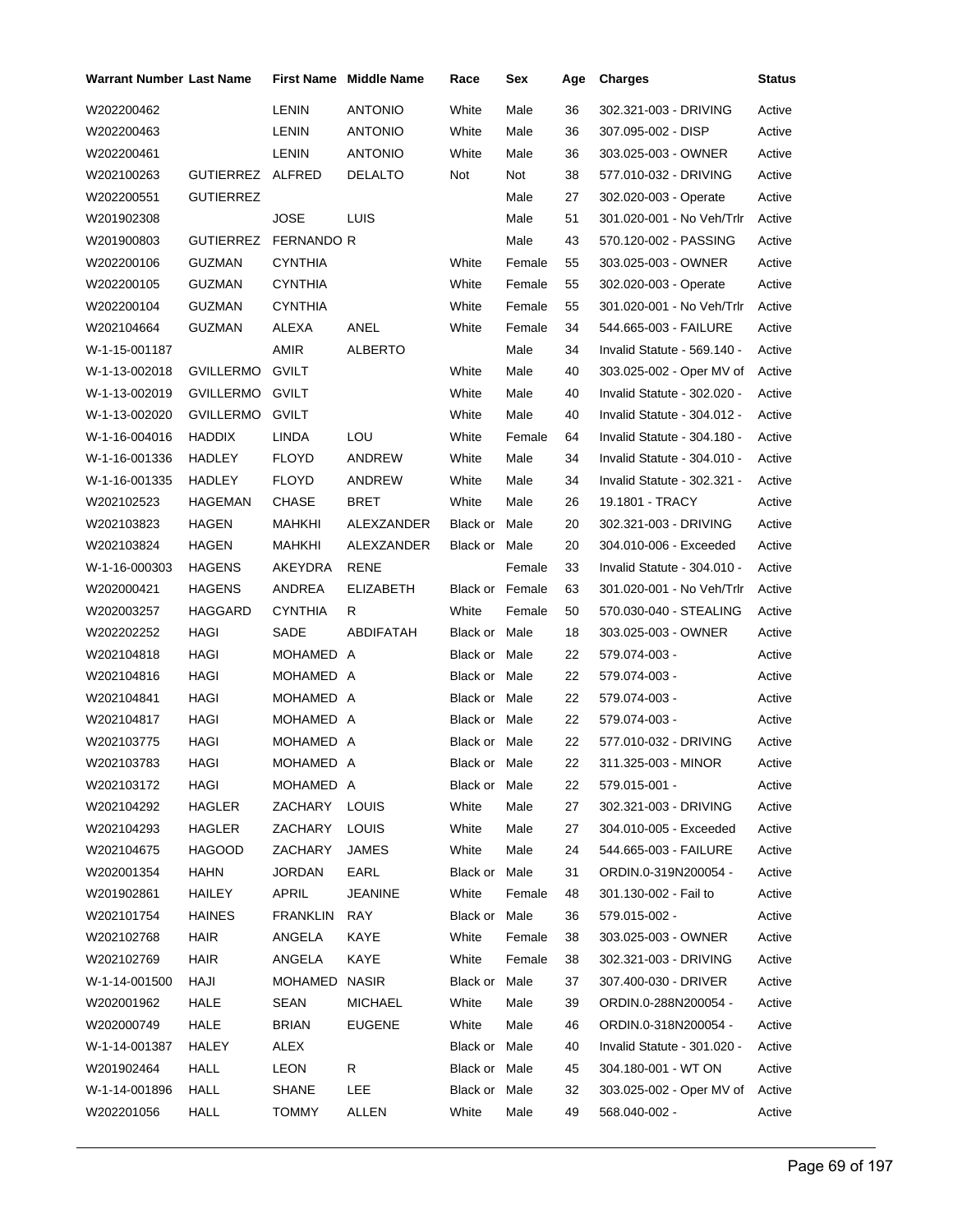| Warrant Number | Last Name | First Name | Middle Name | Race | Sex | Age | Charges | Status |
|---|---|---|---|---|---|---|---|---|
| W202200462 | | LENIN | ANTONIO | White | Male | 36 | 302.321-003 - DRIVING | Active |
| W202200463 | | LENIN | ANTONIO | White | Male | 36 | 307.095-002 - DISP | Active |
| W202200461 | | LENIN | ANTONIO | White | Male | 36 | 303.025-003 - OWNER | Active |
| W202100263 | GUTIERREZ | ALFRED | DELALTO | Not | Not | 38 | 577.010-032 - DRIVING | Active |
| W202200551 | GUTIERREZ | | | | Male | 27 | 302.020-003 - Operate | Active |
| W201902308 | | JOSE | LUIS | | Male | 51 | 301.020-001 - No Veh/Trlr | Active |
| W201900803 | GUTIERREZ | FERNANDO R | | | Male | 43 | 570.120-002 - PASSING | Active |
| W202200106 | GUZMAN | CYNTHIA | | White | Female | 55 | 303.025-003 - OWNER | Active |
| W202200105 | GUZMAN | CYNTHIA | | White | Female | 55 | 302.020-003 - Operate | Active |
| W202200104 | GUZMAN | CYNTHIA | | White | Female | 55 | 301.020-001 - No Veh/Trlr | Active |
| W202104664 | GUZMAN | ALEXA | ANEL | White | Female | 34 | 544.665-003 - FAILURE | Active |
| W-1-15-001187 | | AMIR | ALBERTO | | Male | 34 | Invalid Statute - 569.140 - | Active |
| W-1-13-002018 | GVILLERMO | GVILT | | White | Male | 40 | 303.025-002 - Oper MV of | Active |
| W-1-13-002019 | GVILLERMO | GVILT | | White | Male | 40 | Invalid Statute - 302.020 - | Active |
| W-1-13-002020 | GVILLERMO | GVILT | | White | Male | 40 | Invalid Statute - 304.012 - | Active |
| W-1-16-004016 | HADDIX | LINDA | LOU | White | Female | 64 | Invalid Statute - 304.180 - | Active |
| W-1-16-001336 | HADLEY | FLOYD | ANDREW | White | Male | 34 | Invalid Statute - 304.010 - | Active |
| W-1-16-001335 | HADLEY | FLOYD | ANDREW | White | Male | 34 | Invalid Statute - 302.321 - | Active |
| W202102523 | HAGEMAN | CHASE | BRET | White | Male | 26 | 19.1801 - TRACY | Active |
| W202103823 | HAGEN | MAHKHI | ALEXZANDER | Black or | Male | 20 | 302.321-003 - DRIVING | Active |
| W202103824 | HAGEN | MAHKHI | ALEXZANDER | Black or | Male | 20 | 304.010-006 - Exceeded | Active |
| W-1-16-000303 | HAGENS | AKEYDRA | RENE | | Female | 33 | Invalid Statute - 304.010 - | Active |
| W202000421 | HAGENS | ANDREA | ELIZABETH | Black or | Female | 63 | 301.020-001 - No Veh/Trlr | Active |
| W202003257 | HAGGARD | CYNTHIA | R | White | Female | 50 | 570.030-040 - STEALING | Active |
| W202202252 | HAGI | SADE | ABDIFATAH | Black or | Male | 18 | 303.025-003 - OWNER | Active |
| W202104818 | HAGI | MOHAMED | A | Black or | Male | 22 | 579.074-003 - | Active |
| W202104816 | HAGI | MOHAMED | A | Black or | Male | 22 | 579.074-003 - | Active |
| W202104841 | HAGI | MOHAMED | A | Black or | Male | 22 | 579.074-003 - | Active |
| W202104817 | HAGI | MOHAMED | A | Black or | Male | 22 | 579.074-003 - | Active |
| W202103775 | HAGI | MOHAMED | A | Black or | Male | 22 | 577.010-032 - DRIVING | Active |
| W202103783 | HAGI | MOHAMED | A | Black or | Male | 22 | 311.325-003 - MINOR | Active |
| W202103172 | HAGI | MOHAMED | A | Black or | Male | 22 | 579.015-001 - | Active |
| W202104292 | HAGLER | ZACHARY | LOUIS | White | Male | 27 | 302.321-003 - DRIVING | Active |
| W202104293 | HAGLER | ZACHARY | LOUIS | White | Male | 27 | 304.010-005 - Exceeded | Active |
| W202104675 | HAGOOD | ZACHARY | JAMES | White | Male | 24 | 544.665-003 - FAILURE | Active |
| W202001354 | HAHN | JORDAN | EARL | Black or | Male | 31 | ORDIN.0-319N200054 - | Active |
| W201902861 | HAILEY | APRIL | JEANINE | White | Female | 48 | 301.130-002 - Fail to | Active |
| W202101754 | HAINES | FRANKLIN | RAY | Black or | Male | 36 | 579.015-002 - | Active |
| W202102768 | HAIR | ANGELA | KAYE | White | Female | 38 | 303.025-003 - OWNER | Active |
| W202102769 | HAIR | ANGELA | KAYE | White | Female | 38 | 302.321-003 - DRIVING | Active |
| W-1-14-001500 | HAJI | MOHAMED | NASIR | Black or | Male | 37 | 307.400-030 - DRIVER | Active |
| W202001962 | HALE | SEAN | MICHAEL | White | Male | 39 | ORDIN.0-288N200054 - | Active |
| W202000749 | HALE | BRIAN | EUGENE | White | Male | 46 | ORDIN.0-318N200054 - | Active |
| W-1-14-001387 | HALEY | ALEX | | Black or | Male | 40 | Invalid Statute - 301.020 - | Active |
| W201902464 | HALL | LEON | R | Black or | Male | 45 | 304.180-001 - WT ON | Active |
| W-1-14-001896 | HALL | SHANE | LEE | Black or | Male | 32 | 303.025-002 - Oper MV of | Active |
| W202201056 | HALL | TOMMY | ALLEN | White | Male | 49 | 568.040-002 - | Active |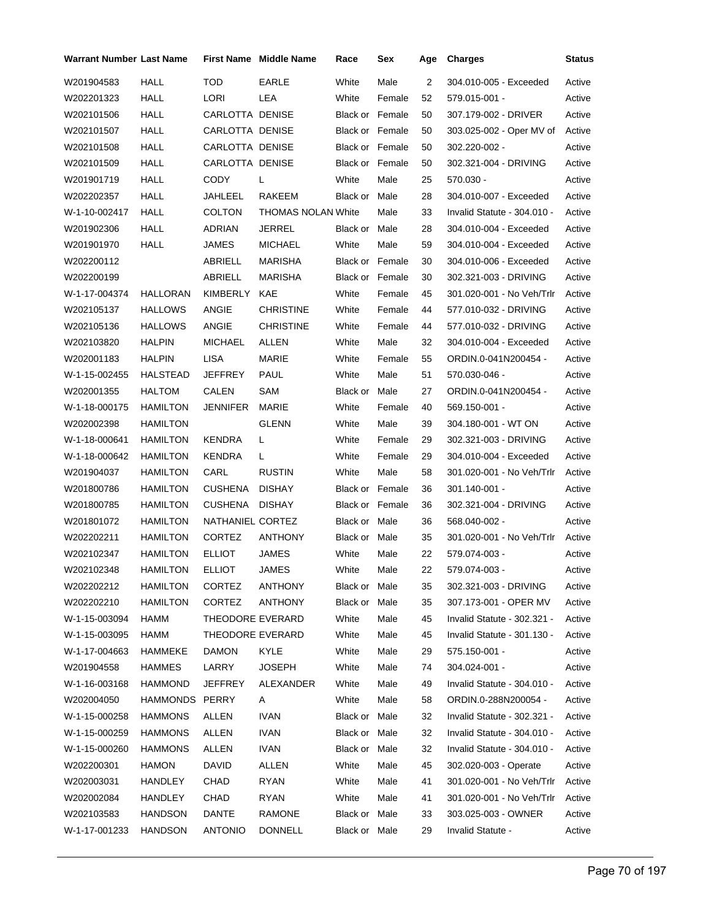| Warrant Number | Last Name | First Name | Middle Name | Race | Sex | Age | Charges | Status |
|---|---|---|---|---|---|---|---|---|
| W201904583 | HALL | TOD | EARLE | White | Male | 2 | 304.010-005 - Exceeded | Active |
| W202201323 | HALL | LORI | LEA | White | Female | 52 | 579.015-001 - | Active |
| W202101506 | HALL | CARLOTTA | DENISE | Black or | Female | 50 | 307.179-002 - DRIVER | Active |
| W202101507 | HALL | CARLOTTA | DENISE | Black or | Female | 50 | 303.025-002 - Oper MV of | Active |
| W202101508 | HALL | CARLOTTA | DENISE | Black or | Female | 50 | 302.220-002 - | Active |
| W202101509 | HALL | CARLOTTA | DENISE | Black or | Female | 50 | 302.321-004 - DRIVING | Active |
| W201901719 | HALL | CODY | L | White | Male | 25 | 570.030 - | Active |
| W202202357 | HALL | JAHLEEL | RAKEEM | Black or | Male | 28 | 304.010-007 - Exceeded | Active |
| W-1-10-002417 | HALL | COLTON | THOMAS NOLAN | White | Male | 33 | Invalid Statute - 304.010 - | Active |
| W201902306 | HALL | ADRIAN | JERREL | Black or | Male | 28 | 304.010-004 - Exceeded | Active |
| W201901970 | HALL | JAMES | MICHAEL | White | Male | 59 | 304.010-004 - Exceeded | Active |
| W202200112 | | ABRIELL | MARISHA | Black or | Female | 30 | 304.010-006 - Exceeded | Active |
| W202200199 | | ABRIELL | MARISHA | Black or | Female | 30 | 302.321-003 - DRIVING | Active |
| W-1-17-004374 | HALLORAN | KIMBERLY | KAE | White | Female | 45 | 301.020-001 - No Veh/Trlr | Active |
| W202105137 | HALLOWS | ANGIE | CHRISTINE | White | Female | 44 | 577.010-032 - DRIVING | Active |
| W202105136 | HALLOWS | ANGIE | CHRISTINE | White | Female | 44 | 577.010-032 - DRIVING | Active |
| W202103820 | HALPIN | MICHAEL | ALLEN | White | Male | 32 | 304.010-004 - Exceeded | Active |
| W202001183 | HALPIN | LISA | MARIE | White | Female | 55 | ORDIN.0-041N200454 - | Active |
| W-1-15-002455 | HALSTEAD | JEFFREY | PAUL | White | Male | 51 | 570.030-046 - | Active |
| W202001355 | HALTOM | CALEN | SAM | Black or | Male | 27 | ORDIN.0-041N200454 - | Active |
| W-1-18-000175 | HAMILTON | JENNIFER | MARIE | White | Female | 40 | 569.150-001 - | Active |
| W202002398 | HAMILTON | | GLENN | White | Male | 39 | 304.180-001 - WT ON | Active |
| W-1-18-000641 | HAMILTON | KENDRA | L | White | Female | 29 | 302.321-003 - DRIVING | Active |
| W-1-18-000642 | HAMILTON | KENDRA | L | White | Female | 29 | 304.010-004 - Exceeded | Active |
| W201904037 | HAMILTON | CARL | RUSTIN | White | Male | 58 | 301.020-001 - No Veh/Trlr | Active |
| W201800786 | HAMILTON | CUSHENA | DISHAY | Black or | Female | 36 | 301.140-001 - | Active |
| W201800785 | HAMILTON | CUSHENA | DISHAY | Black or | Female | 36 | 302.321-004 - DRIVING | Active |
| W201801072 | HAMILTON | NATHANIEL | CORTEZ | Black or | Male | 36 | 568.040-002 - | Active |
| W202202211 | HAMILTON | CORTEZ | ANTHONY | Black or | Male | 35 | 301.020-001 - No Veh/Trlr | Active |
| W202102347 | HAMILTON | ELLIOT | JAMES | White | Male | 22 | 579.074-003 - | Active |
| W202102348 | HAMILTON | ELLIOT | JAMES | White | Male | 22 | 579.074-003 - | Active |
| W202202212 | HAMILTON | CORTEZ | ANTHONY | Black or | Male | 35 | 302.321-003 - DRIVING | Active |
| W202202210 | HAMILTON | CORTEZ | ANTHONY | Black or | Male | 35 | 307.173-001 - OPER MV | Active |
| W-1-15-003094 | HAMM | THEODORE | EVERARD | White | Male | 45 | Invalid Statute - 302.321 - | Active |
| W-1-15-003095 | HAMM | THEODORE | EVERARD | White | Male | 45 | Invalid Statute - 301.130 - | Active |
| W-1-17-004663 | HAMMEKE | DAMON | KYLE | White | Male | 29 | 575.150-001 - | Active |
| W201904558 | HAMMES | LARRY | JOSEPH | White | Male | 74 | 304.024-001 - | Active |
| W-1-16-003168 | HAMMOND | JEFFREY | ALEXANDER | White | Male | 49 | Invalid Statute - 304.010 - | Active |
| W202004050 | HAMMONDS | PERRY | A | White | Male | 58 | ORDIN.0-288N200054 - | Active |
| W-1-15-000258 | HAMMONS | ALLEN | IVAN | Black or | Male | 32 | Invalid Statute - 302.321 - | Active |
| W-1-15-000259 | HAMMONS | ALLEN | IVAN | Black or | Male | 32 | Invalid Statute - 304.010 - | Active |
| W-1-15-000260 | HAMMONS | ALLEN | IVAN | Black or | Male | 32 | Invalid Statute - 304.010 - | Active |
| W202200301 | HAMON | DAVID | ALLEN | White | Male | 45 | 302.020-003 - Operate | Active |
| W202003031 | HANDLEY | CHAD | RYAN | White | Male | 41 | 301.020-001 - No Veh/Trlr | Active |
| W202002084 | HANDLEY | CHAD | RYAN | White | Male | 41 | 301.020-001 - No Veh/Trlr | Active |
| W202103583 | HANDSON | DANTE | RAMONE | Black or | Male | 33 | 303.025-003 - OWNER | Active |
| W-1-17-001233 | HANDSON | ANTONIO | DONNELL | Black or | Male | 29 | Invalid Statute - | Active |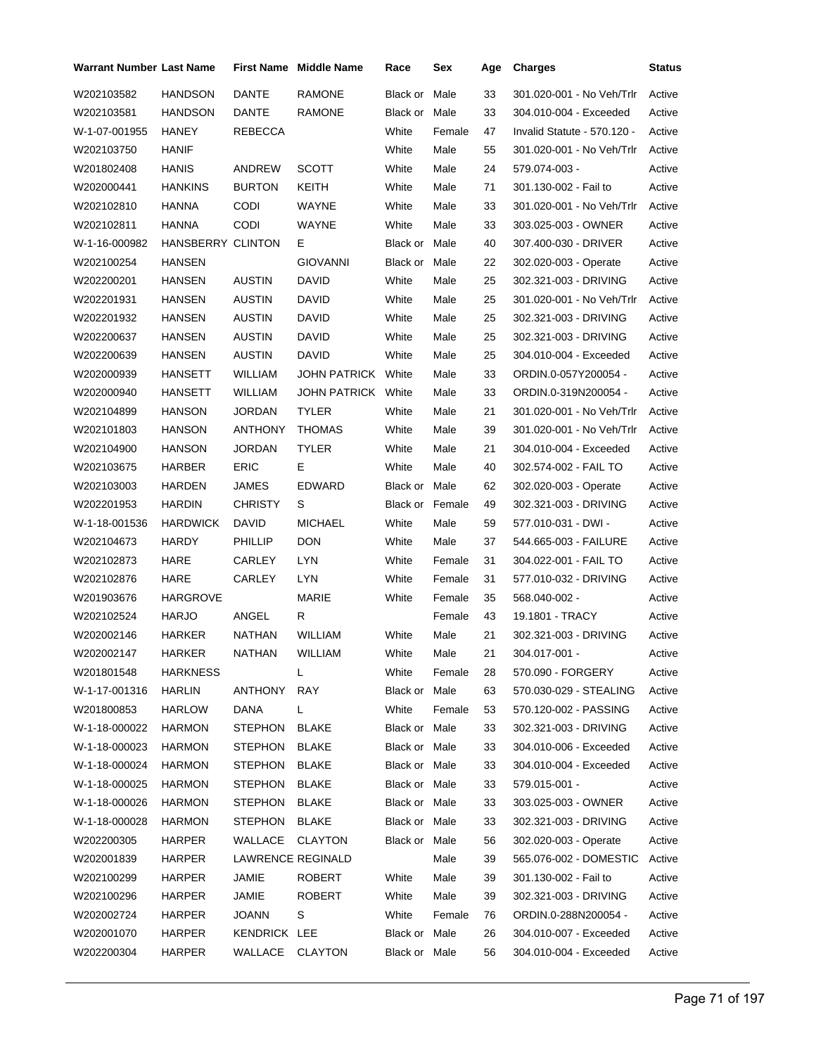| Warrant Number | Last Name | First Name | Middle Name | Race | Sex | Age | Charges | Status |
|---|---|---|---|---|---|---|---|---|
| W202103582 | HANDSON | DANTE | RAMONE | Black or | Male | 33 | 301.020-001 - No Veh/Trlr | Active |
| W202103581 | HANDSON | DANTE | RAMONE | Black or | Male | 33 | 304.010-004 - Exceeded | Active |
| W-1-07-001955 | HANEY | REBECCA | | White | Female | 47 | Invalid Statute - 570.120 - | Active |
| W202103750 | HANIF | | | White | Male | 55 | 301.020-001 - No Veh/Trlr | Active |
| W201802408 | HANIS | ANDREW | SCOTT | White | Male | 24 | 579.074-003 - | Active |
| W202000441 | HANKINS | BURTON | KEITH | White | Male | 71 | 301.130-002 - Fail to | Active |
| W202102810 | HANNA | CODI | WAYNE | White | Male | 33 | 301.020-001 - No Veh/Trlr | Active |
| W202102811 | HANNA | CODI | WAYNE | White | Male | 33 | 303.025-003 - OWNER | Active |
| W-1-16-000982 | HANSBERRY | CLINTON | E | Black or | Male | 40 | 307.400-030 - DRIVER | Active |
| W202100254 | HANSEN | | GIOVANNI | Black or | Male | 22 | 302.020-003 - Operate | Active |
| W202200201 | HANSEN | AUSTIN | DAVID | White | Male | 25 | 302.321-003 - DRIVING | Active |
| W202201931 | HANSEN | AUSTIN | DAVID | White | Male | 25 | 301.020-001 - No Veh/Trlr | Active |
| W202201932 | HANSEN | AUSTIN | DAVID | White | Male | 25 | 302.321-003 - DRIVING | Active |
| W202200637 | HANSEN | AUSTIN | DAVID | White | Male | 25 | 302.321-003 - DRIVING | Active |
| W202200639 | HANSEN | AUSTIN | DAVID | White | Male | 25 | 304.010-004 - Exceeded | Active |
| W202000939 | HANSETT | WILLIAM | JOHN PATRICK | White | Male | 33 | ORDIN.0-057Y200054 - | Active |
| W202000940 | HANSETT | WILLIAM | JOHN PATRICK | White | Male | 33 | ORDIN.0-319N200054 - | Active |
| W202104899 | HANSON | JORDAN | TYLER | White | Male | 21 | 301.020-001 - No Veh/Trlr | Active |
| W202101803 | HANSON | ANTHONY | THOMAS | White | Male | 39 | 301.020-001 - No Veh/Trlr | Active |
| W202104900 | HANSON | JORDAN | TYLER | White | Male | 21 | 304.010-004 - Exceeded | Active |
| W202103675 | HARBER | ERIC | E | White | Male | 40 | 302.574-002 - FAIL TO | Active |
| W202103003 | HARDEN | JAMES | EDWARD | Black or | Male | 62 | 302.020-003 - Operate | Active |
| W202201953 | HARDIN | CHRISTY | S | Black or | Female | 49 | 302.321-003 - DRIVING | Active |
| W-1-18-001536 | HARDWICK | DAVID | MICHAEL | White | Male | 59 | 577.010-031 - DWI - | Active |
| W202104673 | HARDY | PHILLIP | DON | White | Male | 37 | 544.665-003 - FAILURE | Active |
| W202102873 | HARE | CARLEY | LYN | White | Female | 31 | 304.022-001 - FAIL TO | Active |
| W202102876 | HARE | CARLEY | LYN | White | Female | 31 | 577.010-032 - DRIVING | Active |
| W201903676 | HARGROVE | | MARIE | White | Female | 35 | 568.040-002 - | Active |
| W202102524 | HARJO | ANGEL | R | | Female | 43 | 19.1801 - TRACY | Active |
| W202002146 | HARKER | NATHAN | WILLIAM | White | Male | 21 | 302.321-003 - DRIVING | Active |
| W202002147 | HARKER | NATHAN | WILLIAM | White | Male | 21 | 304.017-001 - | Active |
| W201801548 | HARKNESS | | L | White | Female | 28 | 570.090 - FORGERY | Active |
| W-1-17-001316 | HARLIN | ANTHONY | RAY | Black or | Male | 63 | 570.030-029 - STEALING | Active |
| W201800853 | HARLOW | DANA | L | White | Female | 53 | 570.120-002 - PASSING | Active |
| W-1-18-000022 | HARMON | STEPHON | BLAKE | Black or | Male | 33 | 302.321-003 - DRIVING | Active |
| W-1-18-000023 | HARMON | STEPHON | BLAKE | Black or | Male | 33 | 304.010-006 - Exceeded | Active |
| W-1-18-000024 | HARMON | STEPHON | BLAKE | Black or | Male | 33 | 304.010-004 - Exceeded | Active |
| W-1-18-000025 | HARMON | STEPHON | BLAKE | Black or | Male | 33 | 579.015-001 - | Active |
| W-1-18-000026 | HARMON | STEPHON | BLAKE | Black or | Male | 33 | 303.025-003 - OWNER | Active |
| W-1-18-000028 | HARMON | STEPHON | BLAKE | Black or | Male | 33 | 302.321-003 - DRIVING | Active |
| W202200305 | HARPER | WALLACE | CLAYTON | Black or | Male | 56 | 302.020-003 - Operate | Active |
| W202001839 | HARPER | LAWRENCE | REGINALD | | Male | 39 | 565.076-002 - DOMESTIC | Active |
| W202100299 | HARPER | JAMIE | ROBERT | White | Male | 39 | 301.130-002 - Fail to | Active |
| W202100296 | HARPER | JAMIE | ROBERT | White | Male | 39 | 302.321-003 - DRIVING | Active |
| W202002724 | HARPER | JOANN | S | White | Female | 76 | ORDIN.0-288N200054 - | Active |
| W202001070 | HARPER | KENDRICK | LEE | Black or | Male | 26 | 304.010-007 - Exceeded | Active |
| W202200304 | HARPER | WALLACE | CLAYTON | Black or | Male | 56 | 304.010-004 - Exceeded | Active |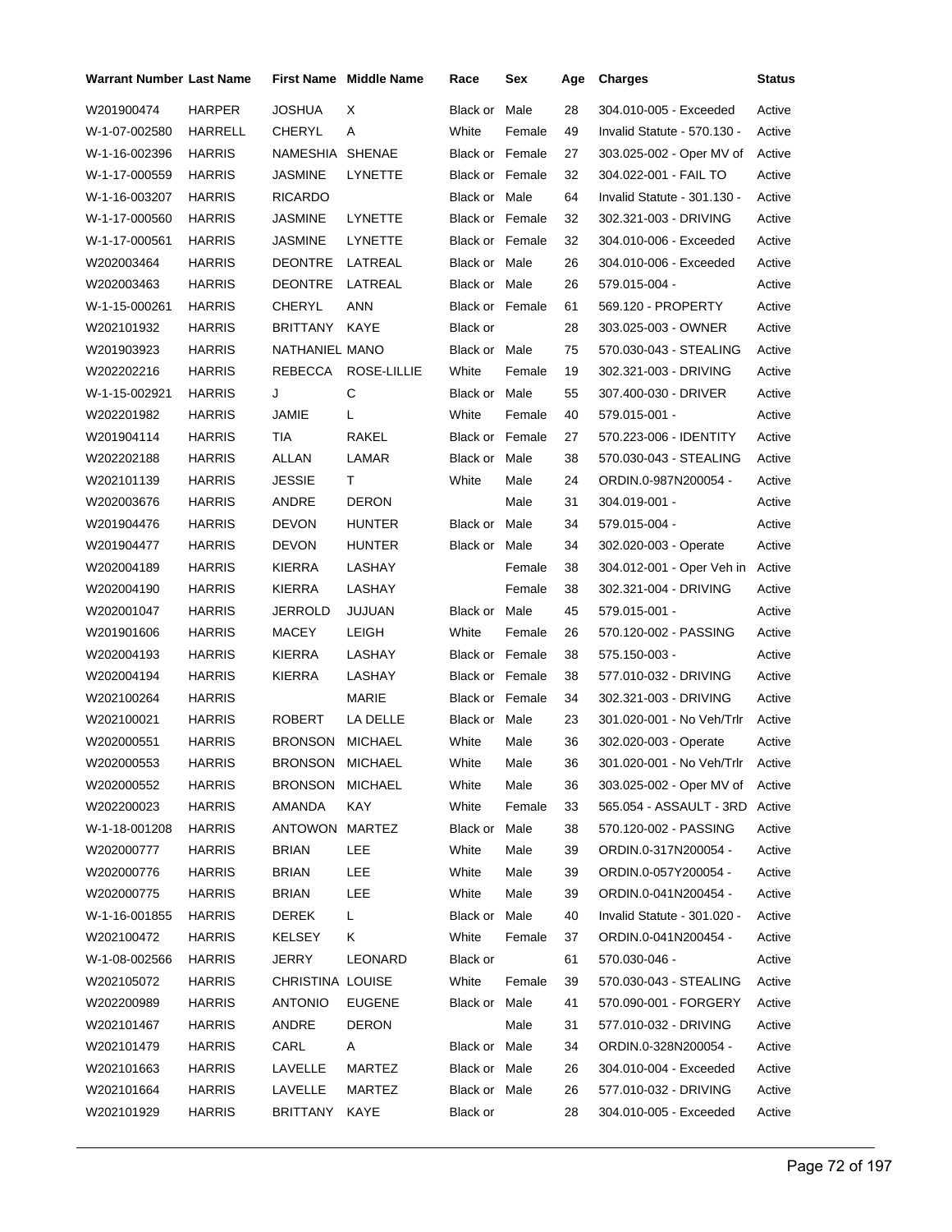| Warrant Number | Last Name | First Name | Middle Name | Race | Sex | Age | Charges | Status |
|---|---|---|---|---|---|---|---|---|
| W201900474 | HARPER | JOSHUA | X | Black or | Male | 28 | 304.010-005 - Exceeded | Active |
| W-1-07-002580 | HARRELL | CHERYL | A | White | Female | 49 | Invalid Statute - 570.130 - | Active |
| W-1-16-002396 | HARRIS | NAMESHIA | SHENAE | Black or | Female | 27 | 303.025-002 - Oper MV of | Active |
| W-1-17-000559 | HARRIS | JASMINE | LYNETTE | Black or | Female | 32 | 304.022-001 - FAIL TO | Active |
| W-1-16-003207 | HARRIS | RICARDO | | Black or | Male | 64 | Invalid Statute - 301.130 - | Active |
| W-1-17-000560 | HARRIS | JASMINE | LYNETTE | Black or | Female | 32 | 302.321-003 - DRIVING | Active |
| W-1-17-000561 | HARRIS | JASMINE | LYNETTE | Black or | Female | 32 | 304.010-006 - Exceeded | Active |
| W202003464 | HARRIS | DEONTRE | LATREAL | Black or | Male | 26 | 304.010-006 - Exceeded | Active |
| W202003463 | HARRIS | DEONTRE | LATREAL | Black or | Male | 26 | 579.015-004 - | Active |
| W-1-15-000261 | HARRIS | CHERYL | ANN | Black or | Female | 61 | 569.120 - PROPERTY | Active |
| W202101932 | HARRIS | BRITTANY | KAYE | Black or | | 28 | 303.025-003 - OWNER | Active |
| W201903923 | HARRIS | NATHANIEL | MANO | Black or | Male | 75 | 570.030-043 - STEALING | Active |
| W202202216 | HARRIS | REBECCA | ROSE-LILLIE | White | Female | 19 | 302.321-003 - DRIVING | Active |
| W-1-15-002921 | HARRIS | J | C | Black or | Male | 55 | 307.400-030 - DRIVER | Active |
| W202201982 | HARRIS | JAMIE | L | White | Female | 40 | 579.015-001 - | Active |
| W201904114 | HARRIS | TIA | RAKEL | Black or | Female | 27 | 570.223-006 - IDENTITY | Active |
| W202202188 | HARRIS | ALLAN | LAMAR | Black or | Male | 38 | 570.030-043 - STEALING | Active |
| W202101139 | HARRIS | JESSIE | T | White | Male | 24 | ORDIN.0-987N200054 - | Active |
| W202003676 | HARRIS | ANDRE | DERON | | Male | 31 | 304.019-001 - | Active |
| W201904476 | HARRIS | DEVON | HUNTER | Black or | Male | 34 | 579.015-004 - | Active |
| W201904477 | HARRIS | DEVON | HUNTER | Black or | Male | 34 | 302.020-003 - Operate | Active |
| W202004189 | HARRIS | KIERRA | LASHAY | | Female | 38 | 304.012-001 - Oper Veh in | Active |
| W202004190 | HARRIS | KIERRA | LASHAY | | Female | 38 | 302.321-004 - DRIVING | Active |
| W202001047 | HARRIS | JERROLD | JUJUAN | Black or | Male | 45 | 579.015-001 - | Active |
| W201901606 | HARRIS | MACEY | LEIGH | White | Female | 26 | 570.120-002 - PASSING | Active |
| W202004193 | HARRIS | KIERRA | LASHAY | Black or | Female | 38 | 575.150-003 - | Active |
| W202004194 | HARRIS | KIERRA | LASHAY | Black or | Female | 38 | 577.010-032 - DRIVING | Active |
| W202100264 | HARRIS | | MARIE | Black or | Female | 34 | 302.321-003 - DRIVING | Active |
| W202100021 | HARRIS | ROBERT | LA DELLE | Black or | Male | 23 | 301.020-001 - No Veh/Trlr | Active |
| W202000551 | HARRIS | BRONSON | MICHAEL | White | Male | 36 | 302.020-003 - Operate | Active |
| W202000553 | HARRIS | BRONSON | MICHAEL | White | Male | 36 | 301.020-001 - No Veh/Trlr | Active |
| W202000552 | HARRIS | BRONSON | MICHAEL | White | Male | 36 | 303.025-002 - Oper MV of | Active |
| W202200023 | HARRIS | AMANDA | KAY | White | Female | 33 | 565.054 - ASSAULT - 3RD | Active |
| W-1-18-001208 | HARRIS | ANTOWON | MARTEZ | Black or | Male | 38 | 570.120-002 - PASSING | Active |
| W202000777 | HARRIS | BRIAN | LEE | White | Male | 39 | ORDIN.0-317N200054 - | Active |
| W202000776 | HARRIS | BRIAN | LEE | White | Male | 39 | ORDIN.0-057Y200054 - | Active |
| W202000775 | HARRIS | BRIAN | LEE | White | Male | 39 | ORDIN.0-041N200454 - | Active |
| W-1-16-001855 | HARRIS | DEREK | L | Black or | Male | 40 | Invalid Statute - 301.020 - | Active |
| W202100472 | HARRIS | KELSEY | K | White | Female | 37 | ORDIN.0-041N200454 - | Active |
| W-1-08-002566 | HARRIS | JERRY | LEONARD | Black or | | 61 | 570.030-046 - | Active |
| W202105072 | HARRIS | CHRISTINA | LOUISE | White | Female | 39 | 570.030-043 - STEALING | Active |
| W202200989 | HARRIS | ANTONIO | EUGENE | Black or | Male | 41 | 570.090-001 - FORGERY | Active |
| W202101467 | HARRIS | ANDRE | DERON | | Male | 31 | 577.010-032 - DRIVING | Active |
| W202101479 | HARRIS | CARL | A | Black or | Male | 34 | ORDIN.0-328N200054 - | Active |
| W202101663 | HARRIS | LAVELLE | MARTEZ | Black or | Male | 26 | 304.010-004 - Exceeded | Active |
| W202101664 | HARRIS | LAVELLE | MARTEZ | Black or | Male | 26 | 577.010-032 - DRIVING | Active |
| W202101929 | HARRIS | BRITTANY | KAYE | Black or | | 28 | 304.010-005 - Exceeded | Active |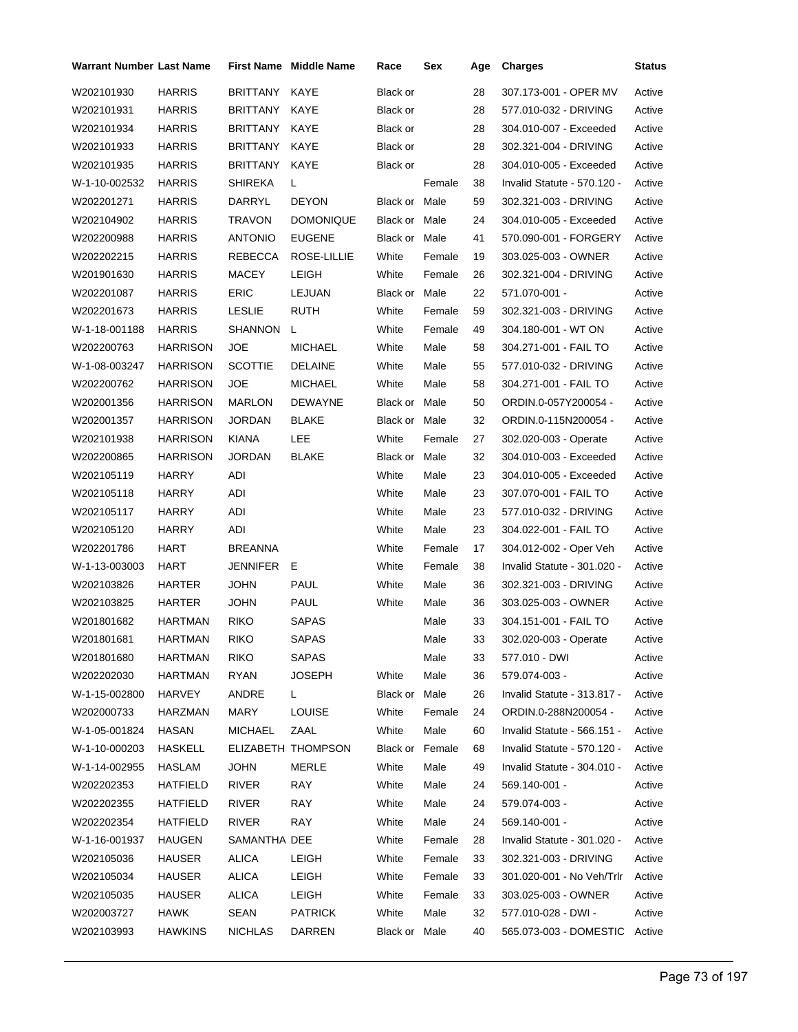| Warrant Number | Last Name | First Name | Middle Name | Race | Sex | Age | Charges | Status |
|---|---|---|---|---|---|---|---|---|
| W202101930 | HARRIS | BRITTANY | KAYE | Black or | | 28 | 307.173-001 - OPER MV | Active |
| W202101931 | HARRIS | BRITTANY | KAYE | Black or | | 28 | 577.010-032 - DRIVING | Active |
| W202101934 | HARRIS | BRITTANY | KAYE | Black or | | 28 | 304.010-007 - Exceeded | Active |
| W202101933 | HARRIS | BRITTANY | KAYE | Black or | | 28 | 302.321-004 - DRIVING | Active |
| W202101935 | HARRIS | BRITTANY | KAYE | Black or | | 28 | 304.010-005 - Exceeded | Active |
| W-1-10-002532 | HARRIS | SHIREKA | L | | Female | 38 | Invalid Statute - 570.120 - | Active |
| W202201271 | HARRIS | DARRYL | DEYON | Black or | Male | 59 | 302.321-003 - DRIVING | Active |
| W202104902 | HARRIS | TRAVON | DOMONIQUE | Black or | Male | 24 | 304.010-005 - Exceeded | Active |
| W202200988 | HARRIS | ANTONIO | EUGENE | Black or | Male | 41 | 570.090-001 - FORGERY | Active |
| W202202215 | HARRIS | REBECCA | ROSE-LILLIE | White | Female | 19 | 303.025-003 - OWNER | Active |
| W201901630 | HARRIS | MACEY | LEIGH | White | Female | 26 | 302.321-004 - DRIVING | Active |
| W202201087 | HARRIS | ERIC | LEJUAN | Black or | Male | 22 | 571.070-001 - | Active |
| W202201673 | HARRIS | LESLIE | RUTH | White | Female | 59 | 302.321-003 - DRIVING | Active |
| W-1-18-001188 | HARRIS | SHANNON | L | White | Female | 49 | 304.180-001 - WT ON | Active |
| W202200763 | HARRISON | JOE | MICHAEL | White | Male | 58 | 304.271-001 - FAIL TO | Active |
| W-1-08-003247 | HARRISON | SCOTTIE | DELAINE | White | Male | 55 | 577.010-032 - DRIVING | Active |
| W202200762 | HARRISON | JOE | MICHAEL | White | Male | 58 | 304.271-001 - FAIL TO | Active |
| W202001356 | HARRISON | MARLON | DEWAYNE | Black or | Male | 50 | ORDIN.0-057Y200054 - | Active |
| W202001357 | HARRISON | JORDAN | BLAKE | Black or | Male | 32 | ORDIN.0-115N200054 - | Active |
| W202101938 | HARRISON | KIANA | LEE | White | Female | 27 | 302.020-003 - Operate | Active |
| W202200865 | HARRISON | JORDAN | BLAKE | Black or | Male | 32 | 304.010-003 - Exceeded | Active |
| W202105119 | HARRY | ADI | | White | Male | 23 | 304.010-005 - Exceeded | Active |
| W202105118 | HARRY | ADI | | White | Male | 23 | 307.070-001 - FAIL TO | Active |
| W202105117 | HARRY | ADI | | White | Male | 23 | 577.010-032 - DRIVING | Active |
| W202105120 | HARRY | ADI | | White | Male | 23 | 304.022-001 - FAIL TO | Active |
| W202201786 | HART | BREANNA | | White | Female | 17 | 304.012-002 - Oper Veh | Active |
| W-1-13-003003 | HART | JENNIFER | E | White | Female | 38 | Invalid Statute - 301.020 - | Active |
| W202103826 | HARTER | JOHN | PAUL | White | Male | 36 | 302.321-003 - DRIVING | Active |
| W202103825 | HARTER | JOHN | PAUL | White | Male | 36 | 303.025-003 - OWNER | Active |
| W201801682 | HARTMAN | RIKO | SAPAS | | Male | 33 | 304.151-001 - FAIL TO | Active |
| W201801681 | HARTMAN | RIKO | SAPAS | | Male | 33 | 302.020-003 - Operate | Active |
| W201801680 | HARTMAN | RIKO | SAPAS | | Male | 33 | 577.010 - DWI | Active |
| W202202030 | HARTMAN | RYAN | JOSEPH | White | Male | 36 | 579.074-003 - | Active |
| W-1-15-002800 | HARVEY | ANDRE | L | Black or | Male | 26 | Invalid Statute - 313.817 - | Active |
| W202000733 | HARZMAN | MARY | LOUISE | White | Female | 24 | ORDIN.0-288N200054 - | Active |
| W-1-05-001824 | HASAN | MICHAEL | ZAAL | White | Male | 60 | Invalid Statute - 566.151 - | Active |
| W-1-10-000203 | HASKELL | ELIZABETH | THOMPSON | Black or | Female | 68 | Invalid Statute - 570.120 - | Active |
| W-1-14-002955 | HASLAM | JOHN | MERLE | White | Male | 49 | Invalid Statute - 304.010 - | Active |
| W202202353 | HATFIELD | RIVER | RAY | White | Male | 24 | 569.140-001 - | Active |
| W202202355 | HATFIELD | RIVER | RAY | White | Male | 24 | 579.074-003 - | Active |
| W202202354 | HATFIELD | RIVER | RAY | White | Male | 24 | 569.140-001 - | Active |
| W-1-16-001937 | HAUGEN | SAMANTHA | DEE | White | Female | 28 | Invalid Statute - 301.020 - | Active |
| W202105036 | HAUSER | ALICA | LEIGH | White | Female | 33 | 302.321-003 - DRIVING | Active |
| W202105034 | HAUSER | ALICA | LEIGH | White | Female | 33 | 301.020-001 - No Veh/Trlr | Active |
| W202105035 | HAUSER | ALICA | LEIGH | White | Female | 33 | 303.025-003 - OWNER | Active |
| W202003727 | HAWK | SEAN | PATRICK | White | Male | 32 | 577.010-028 - DWI - | Active |
| W202103993 | HAWKINS | NICHLAS | DARREN | Black or | Male | 40 | 565.073-003 - DOMESTIC | Active |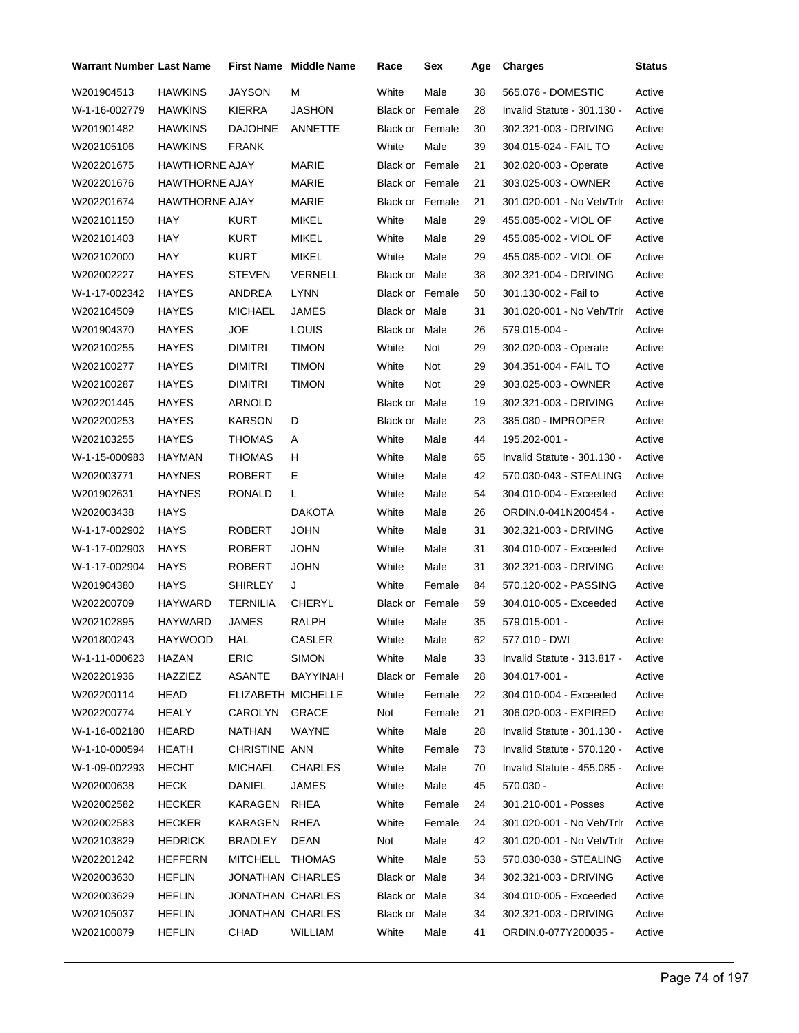| Warrant Number | Last Name | First Name | Middle Name | Race | Sex | Age | Charges | Status |
|---|---|---|---|---|---|---|---|---|
| W201904513 | HAWKINS | JAYSON | M | White | Male | 38 | 565.076 - DOMESTIC | Active |
| W-1-16-002779 | HAWKINS | KIERRA | JASHON | Black or | Female | 28 | Invalid Statute - 301.130 - | Active |
| W201901482 | HAWKINS | DAJOHNE | ANNETTE | Black or | Female | 30 | 302.321-003 - DRIVING | Active |
| W202105106 | HAWKINS | FRANK | | White | Male | 39 | 304.015-024 - FAIL TO | Active |
| W202201675 | HAWTHORNE | AJAY | MARIE | Black or | Female | 21 | 302.020-003 - Operate | Active |
| W202201676 | HAWTHORNE | AJAY | MARIE | Black or | Female | 21 | 303.025-003 - OWNER | Active |
| W202201674 | HAWTHORNE | AJAY | MARIE | Black or | Female | 21 | 301.020-001 - No Veh/Trlr | Active |
| W202101150 | HAY | KURT | MIKEL | White | Male | 29 | 455.085-002 - VIOL OF | Active |
| W202101403 | HAY | KURT | MIKEL | White | Male | 29 | 455.085-002 - VIOL OF | Active |
| W202102000 | HAY | KURT | MIKEL | White | Male | 29 | 455.085-002 - VIOL OF | Active |
| W202002227 | HAYES | STEVEN | VERNELL | Black or | Male | 38 | 302.321-004 - DRIVING | Active |
| W-1-17-002342 | HAYES | ANDREA | LYNN | Black or | Female | 50 | 301.130-002 - Fail to | Active |
| W202104509 | HAYES | MICHAEL | JAMES | Black or | Male | 31 | 301.020-001 - No Veh/Trlr | Active |
| W201904370 | HAYES | JOE | LOUIS | Black or | Male | 26 | 579.015-004 - | Active |
| W202100255 | HAYES | DIMITRI | TIMON | White | Not | 29 | 302.020-003 - Operate | Active |
| W202100277 | HAYES | DIMITRI | TIMON | White | Not | 29 | 304.351-004 - FAIL TO | Active |
| W202100287 | HAYES | DIMITRI | TIMON | White | Not | 29 | 303.025-003 - OWNER | Active |
| W202201445 | HAYES | ARNOLD | | Black or | Male | 19 | 302.321-003 - DRIVING | Active |
| W202200253 | HAYES | KARSON | D | Black or | Male | 23 | 385.080 - IMPROPER | Active |
| W202103255 | HAYES | THOMAS | A | White | Male | 44 | 195.202-001 - | Active |
| W-1-15-000983 | HAYMAN | THOMAS | H | White | Male | 65 | Invalid Statute - 301.130 - | Active |
| W202003771 | HAYNES | ROBERT | E | White | Male | 42 | 570.030-043 - STEALING | Active |
| W201902631 | HAYNES | RONALD | L | White | Male | 54 | 304.010-004 - Exceeded | Active |
| W202003438 | HAYS | | DAKOTA | White | Male | 26 | ORDIN.0-041N200454 - | Active |
| W-1-17-002902 | HAYS | ROBERT | JOHN | White | Male | 31 | 302.321-003 - DRIVING | Active |
| W-1-17-002903 | HAYS | ROBERT | JOHN | White | Male | 31 | 304.010-007 - Exceeded | Active |
| W-1-17-002904 | HAYS | ROBERT | JOHN | White | Male | 31 | 302.321-003 - DRIVING | Active |
| W201904380 | HAYS | SHIRLEY | J | White | Female | 84 | 570.120-002 - PASSING | Active |
| W202200709 | HAYWARD | TERNILIA | CHERYL | Black or | Female | 59 | 304.010-005 - Exceeded | Active |
| W202102895 | HAYWARD | JAMES | RALPH | White | Male | 35 | 579.015-001 - | Active |
| W201800243 | HAYWOOD | HAL | CASLER | White | Male | 62 | 577.010 - DWI | Active |
| W-1-11-000623 | HAZAN | ERIC | SIMON | White | Male | 33 | Invalid Statute - 313.817 - | Active |
| W202201936 | HAZZIEZ | ASANTE | BAYYINAH | Black or | Female | 28 | 304.017-001 - | Active |
| W202200114 | HEAD | ELIZABETH | MICHELLE | White | Female | 22 | 304.010-004 - Exceeded | Active |
| W202200774 | HEALY | CAROLYN | GRACE | Not | Female | 21 | 306.020-003 - EXPIRED | Active |
| W-1-16-002180 | HEARD | NATHAN | WAYNE | White | Male | 28 | Invalid Statute - 301.130 - | Active |
| W-1-10-000594 | HEATH | CHRISTINE | ANN | White | Female | 73 | Invalid Statute - 570.120 - | Active |
| W-1-09-002293 | HECHT | MICHAEL | CHARLES | White | Male | 70 | Invalid Statute - 455.085 - | Active |
| W202000638 | HECK | DANIEL | JAMES | White | Male | 45 | 570.030 - | Active |
| W202002582 | HECKER | KARAGEN | RHEA | White | Female | 24 | 301.210-001 - Posses | Active |
| W202002583 | HECKER | KARAGEN | RHEA | White | Female | 24 | 301.020-001 - No Veh/Trlr | Active |
| W202103829 | HEDRICK | BRADLEY | DEAN | Not | Male | 42 | 301.020-001 - No Veh/Trlr | Active |
| W202201242 | HEFFERN | MITCHELL | THOMAS | White | Male | 53 | 570.030-038 - STEALING | Active |
| W202003630 | HEFLIN | JONATHAN | CHARLES | Black or | Male | 34 | 302.321-003 - DRIVING | Active |
| W202003629 | HEFLIN | JONATHAN | CHARLES | Black or | Male | 34 | 304.010-005 - Exceeded | Active |
| W202105037 | HEFLIN | JONATHAN | CHARLES | Black or | Male | 34 | 302.321-003 - DRIVING | Active |
| W202100879 | HEFLIN | CHAD | WILLIAM | White | Male | 41 | ORDIN.0-077Y200035 - | Active |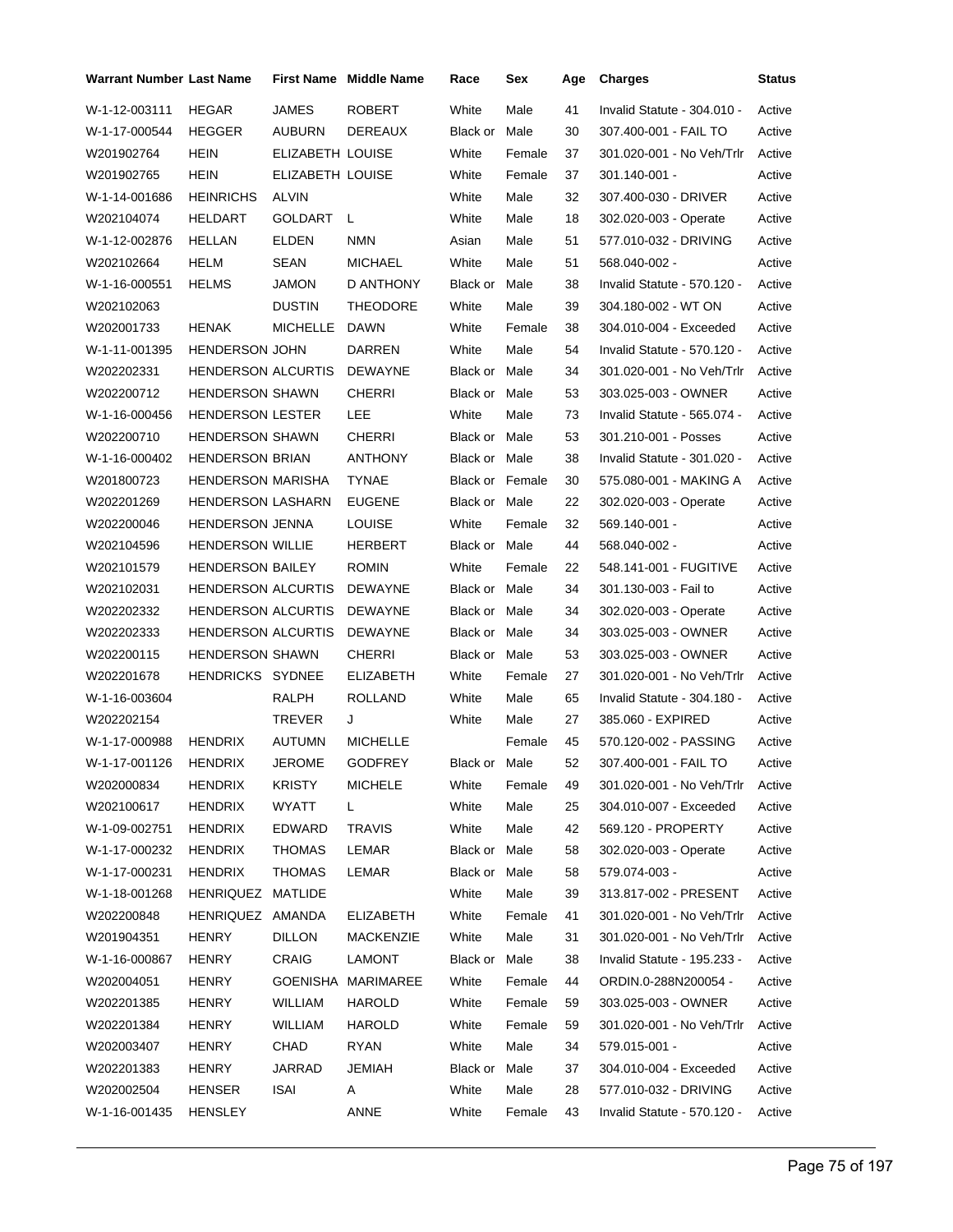| Warrant Number | Last Name | First Name | Middle Name | Race | Sex | Age | Charges | Status |
|---|---|---|---|---|---|---|---|---|
| W-1-12-003111 | HEGAR | JAMES | ROBERT | White | Male | 41 | Invalid Statute - 304.010 - | Active |
| W-1-17-000544 | HEGGER | AUBURN | DEREAUX | Black or | Male | 30 | 307.400-001 - FAIL TO | Active |
| W201902764 | HEIN | ELIZABETH | LOUISE | White | Female | 37 | 301.020-001 - No Veh/Trlr | Active |
| W201902765 | HEIN | ELIZABETH | LOUISE | White | Female | 37 | 301.140-001 - | Active |
| W-1-14-001686 | HEINRICHS | ALVIN | | White | Male | 32 | 307.400-030 - DRIVER | Active |
| W202104074 | HELDART | GOLDART | L | White | Male | 18 | 302.020-003 - Operate | Active |
| W-1-12-002876 | HELLAN | ELDEN | NMN | Asian | Male | 51 | 577.010-032 - DRIVING | Active |
| W202102664 | HELM | SEAN | MICHAEL | White | Male | 51 | 568.040-002 - | Active |
| W-1-16-000551 | HELMS | JAMON | D ANTHONY | Black or | Male | 38 | Invalid Statute - 570.120 - | Active |
| W202102063 | | DUSTIN | THEODORE | White | Male | 39 | 304.180-002 - WT ON | Active |
| W202001733 | HENAK | MICHELLE | DAWN | White | Female | 38 | 304.010-004 - Exceeded | Active |
| W-1-11-001395 | HENDERSON | JOHN | DARREN | White | Male | 54 | Invalid Statute - 570.120 - | Active |
| W202202331 | HENDERSON | ALCURTIS | DEWAYNE | Black or | Male | 34 | 301.020-001 - No Veh/Trlr | Active |
| W202200712 | HENDERSON | SHAWN | CHERRI | Black or | Male | 53 | 303.025-003 - OWNER | Active |
| W-1-16-000456 | HENDERSON | LESTER | LEE | White | Male | 73 | Invalid Statute - 565.074 - | Active |
| W202200710 | HENDERSON | SHAWN | CHERRI | Black or | Male | 53 | 301.210-001 - Posses | Active |
| W-1-16-000402 | HENDERSON | BRIAN | ANTHONY | Black or | Male | 38 | Invalid Statute - 301.020 - | Active |
| W201800723 | HENDERSON | MARISHA | TYNAE | Black or | Female | 30 | 575.080-001 - MAKING A | Active |
| W202201269 | HENDERSON | LASHARN | EUGENE | Black or | Male | 22 | 302.020-003 - Operate | Active |
| W202200046 | HENDERSON | JENNA | LOUISE | White | Female | 32 | 569.140-001 - | Active |
| W202104596 | HENDERSON | WILLIE | HERBERT | Black or | Male | 44 | 568.040-002 - | Active |
| W202101579 | HENDERSON | BAILEY | ROMIN | White | Female | 22 | 548.141-001 - FUGITIVE | Active |
| W202102031 | HENDERSON | ALCURTIS | DEWAYNE | Black or | Male | 34 | 301.130-003 - Fail to | Active |
| W202202332 | HENDERSON | ALCURTIS | DEWAYNE | Black or | Male | 34 | 302.020-003 - Operate | Active |
| W202202333 | HENDERSON | ALCURTIS | DEWAYNE | Black or | Male | 34 | 303.025-003 - OWNER | Active |
| W202200115 | HENDERSON | SHAWN | CHERRI | Black or | Male | 53 | 303.025-003 - OWNER | Active |
| W202201678 | HENDRICKS | SYDNEE | ELIZABETH | White | Female | 27 | 301.020-001 - No Veh/Trlr | Active |
| W-1-16-003604 | | RALPH | ROLLAND | White | Male | 65 | Invalid Statute - 304.180 - | Active |
| W202202154 | | TREVER | J | White | Male | 27 | 385.060 - EXPIRED | Active |
| W-1-17-000988 | HENDRIX | AUTUMN | MICHELLE | | Female | 45 | 570.120-002 - PASSING | Active |
| W-1-17-001126 | HENDRIX | JEROME | GODFREY | Black or | Male | 52 | 307.400-001 - FAIL TO | Active |
| W202000834 | HENDRIX | KRISTY | MICHELE | White | Female | 49 | 301.020-001 - No Veh/Trlr | Active |
| W202100617 | HENDRIX | WYATT | L | White | Male | 25 | 304.010-007 - Exceeded | Active |
| W-1-09-002751 | HENDRIX | EDWARD | TRAVIS | White | Male | 42 | 569.120 - PROPERTY | Active |
| W-1-17-000232 | HENDRIX | THOMAS | LEMAR | Black or | Male | 58 | 302.020-003 - Operate | Active |
| W-1-17-000231 | HENDRIX | THOMAS | LEMAR | Black or | Male | 58 | 579.074-003 - | Active |
| W-1-18-001268 | HENRIQUEZ | MATLIDE | | White | Male | 39 | 313.817-002 - PRESENT | Active |
| W202200848 | HENRIQUEZ | AMANDA | ELIZABETH | White | Female | 41 | 301.020-001 - No Veh/Trlr | Active |
| W201904351 | HENRY | DILLON | MACKENZIE | White | Male | 31 | 301.020-001 - No Veh/Trlr | Active |
| W-1-16-000867 | HENRY | CRAIG | LAMONT | Black or | Male | 38 | Invalid Statute - 195.233 - | Active |
| W202004051 | HENRY | GOENISHA | MARIMAREE | White | Female | 44 | ORDIN.0-288N200054 - | Active |
| W202201385 | HENRY | WILLIAM | HAROLD | White | Female | 59 | 303.025-003 - OWNER | Active |
| W202201384 | HENRY | WILLIAM | HAROLD | White | Female | 59 | 301.020-001 - No Veh/Trlr | Active |
| W202003407 | HENRY | CHAD | RYAN | White | Male | 34 | 579.015-001 - | Active |
| W202201383 | HENRY | JARRAD | JEMIAH | Black or | Male | 37 | 304.010-004 - Exceeded | Active |
| W202002504 | HENSER | ISAI | A | White | Male | 28 | 577.010-032 - DRIVING | Active |
| W-1-16-001435 | HENSLEY | | ANNE | White | Female | 43 | Invalid Statute - 570.120 - | Active |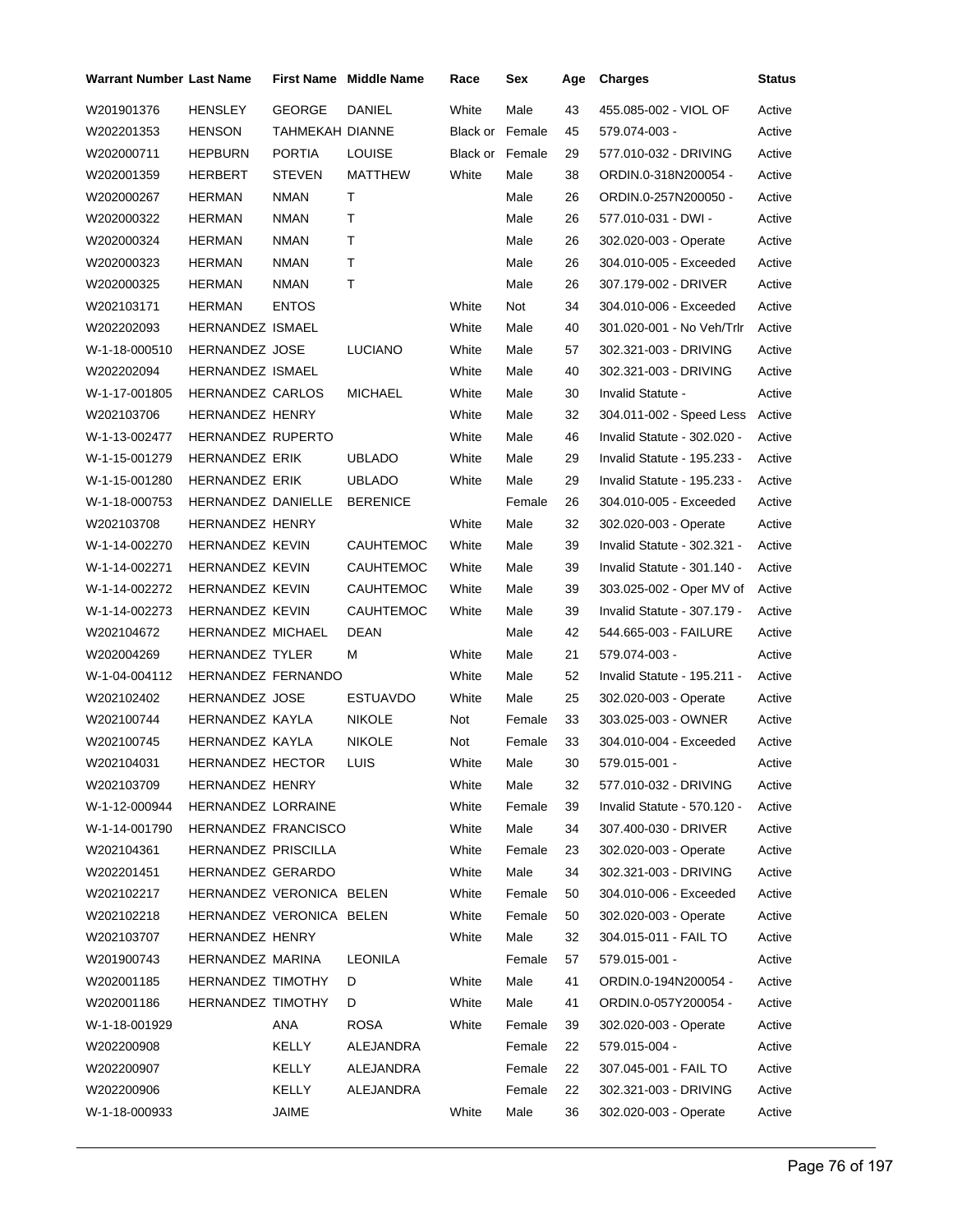| Warrant Number | Last Name | First Name | Middle Name | Race | Sex | Age | Charges | Status |
|---|---|---|---|---|---|---|---|---|
| W201901376 | HENSLEY | GEORGE | DANIEL | White | Male | 43 | 455.085-002 - VIOL OF | Active |
| W202201353 | HENSON | TAHMEKAH | DIANNE | Black or | Female | 45 | 579.074-003 - | Active |
| W202000711 | HEPBURN | PORTIA | LOUISE | Black or | Female | 29 | 577.010-032 - DRIVING | Active |
| W202001359 | HERBERT | STEVEN | MATTHEW | White | Male | 38 | ORDIN.0-318N200054 - | Active |
| W202000267 | HERMAN | NMAN | T | | Male | 26 | ORDIN.0-257N200050 - | Active |
| W202000322 | HERMAN | NMAN | T | | Male | 26 | 577.010-031 - DWI - | Active |
| W202000324 | HERMAN | NMAN | T | | Male | 26 | 302.020-003 - Operate | Active |
| W202000323 | HERMAN | NMAN | T | | Male | 26 | 304.010-005 - Exceeded | Active |
| W202000325 | HERMAN | NMAN | T | | Male | 26 | 307.179-002 - DRIVER | Active |
| W202103171 | HERMAN | ENTOS | | White | Not | 34 | 304.010-006 - Exceeded | Active |
| W202202093 | HERNANDEZ | ISMAEL | | White | Male | 40 | 301.020-001 - No Veh/Trlr | Active |
| W-1-18-000510 | HERNANDEZ | JOSE | LUCIANO | White | Male | 57 | 302.321-003 - DRIVING | Active |
| W202202094 | HERNANDEZ | ISMAEL | | White | Male | 40 | 302.321-003 - DRIVING | Active |
| W-1-17-001805 | HERNANDEZ | CARLOS | MICHAEL | White | Male | 30 | Invalid Statute - | Active |
| W202103706 | HERNANDEZ | HENRY | | White | Male | 32 | 304.011-002 - Speed Less | Active |
| W-1-13-002477 | HERNANDEZ | RUPERTO | | White | Male | 46 | Invalid Statute - 302.020 - | Active |
| W-1-15-001279 | HERNANDEZ | ERIK | UBLADO | White | Male | 29 | Invalid Statute - 195.233 - | Active |
| W-1-15-001280 | HERNANDEZ | ERIK | UBLADO | White | Male | 29 | Invalid Statute - 195.233 - | Active |
| W-1-18-000753 | HERNANDEZ | DANIELLE | BERENICE | | Female | 26 | 304.010-005 - Exceeded | Active |
| W202103708 | HERNANDEZ | HENRY | | White | Male | 32 | 302.020-003 - Operate | Active |
| W-1-14-002270 | HERNANDEZ | KEVIN | CAUHTEMOC | White | Male | 39 | Invalid Statute - 302.321 - | Active |
| W-1-14-002271 | HERNANDEZ | KEVIN | CAUHTEMOC | White | Male | 39 | Invalid Statute - 301.140 - | Active |
| W-1-14-002272 | HERNANDEZ | KEVIN | CAUHTEMOC | White | Male | 39 | 303.025-002 - Oper MV of | Active |
| W-1-14-002273 | HERNANDEZ | KEVIN | CAUHTEMOC | White | Male | 39 | Invalid Statute - 307.179 - | Active |
| W202104672 | HERNANDEZ | MICHAEL | DEAN | | Male | 42 | 544.665-003 - FAILURE | Active |
| W202004269 | HERNANDEZ | TYLER | M | White | Male | 21 | 579.074-003 - | Active |
| W-1-04-004112 | HERNANDEZ | FERNANDO | | White | Male | 52 | Invalid Statute - 195.211 - | Active |
| W202102402 | HERNANDEZ | JOSE | ESTUAVDO | White | Male | 25 | 302.020-003 - Operate | Active |
| W202100744 | HERNANDEZ | KAYLA | NIKOLE | Not | Female | 33 | 303.025-003 - OWNER | Active |
| W202100745 | HERNANDEZ | KAYLA | NIKOLE | Not | Female | 33 | 304.010-004 - Exceeded | Active |
| W202104031 | HERNANDEZ | HECTOR | LUIS | White | Male | 30 | 579.015-001 - | Active |
| W202103709 | HERNANDEZ | HENRY | | White | Male | 32 | 577.010-032 - DRIVING | Active |
| W-1-12-000944 | HERNANDEZ | LORRAINE | | White | Female | 39 | Invalid Statute - 570.120 - | Active |
| W-1-14-001790 | HERNANDEZ | FRANCISCO | | White | Male | 34 | 307.400-030 - DRIVER | Active |
| W202104361 | HERNANDEZ | PRISCILLA | | White | Female | 23 | 302.020-003 - Operate | Active |
| W202201451 | HERNANDEZ | GERARDO | | White | Male | 34 | 302.321-003 - DRIVING | Active |
| W202102217 | HERNANDEZ | VERONICA | BELEN | White | Female | 50 | 304.010-006 - Exceeded | Active |
| W202102218 | HERNANDEZ | VERONICA | BELEN | White | Female | 50 | 302.020-003 - Operate | Active |
| W202103707 | HERNANDEZ | HENRY | | White | Male | 32 | 304.015-011 - FAIL TO | Active |
| W201900743 | HERNANDEZ | MARINA | LEONILA | | Female | 57 | 579.015-001 - | Active |
| W202001185 | HERNANDEZ | TIMOTHY | D | White | Male | 41 | ORDIN.0-194N200054 - | Active |
| W202001186 | HERNANDEZ | TIMOTHY | D | White | Male | 41 | ORDIN.0-057Y200054 - | Active |
| W-1-18-001929 | | ANA | ROSA | White | Female | 39 | 302.020-003 - Operate | Active |
| W202200908 | | KELLY | ALEJANDRA | | Female | 22 | 579.015-004 - | Active |
| W202200907 | | KELLY | ALEJANDRA | | Female | 22 | 307.045-001 - FAIL TO | Active |
| W202200906 | | KELLY | ALEJANDRA | | Female | 22 | 302.321-003 - DRIVING | Active |
| W-1-18-000933 | | JAIME | | White | Male | 36 | 302.020-003 - Operate | Active |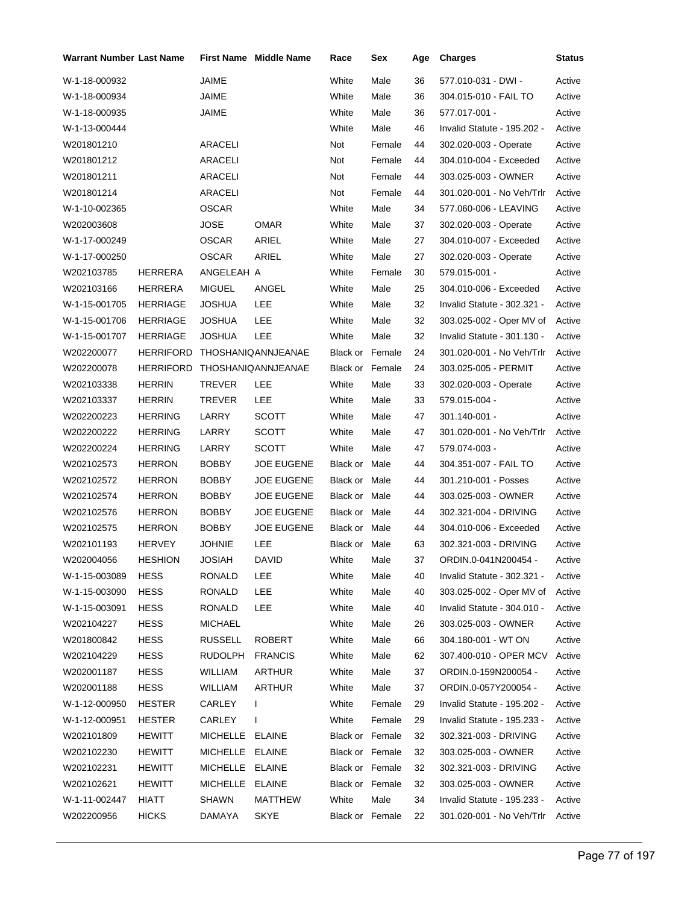| Warrant Number | Last Name | First Name | Middle Name | Race | Sex | Age | Charges | Status |
|---|---|---|---|---|---|---|---|---|
| W-1-18-000932 | | JAIME | | White | Male | 36 | 577.010-031 - DWI - | Active |
| W-1-18-000934 | | JAIME | | White | Male | 36 | 304.015-010 - FAIL TO | Active |
| W-1-18-000935 | | JAIME | | White | Male | 36 | 577.017-001 - | Active |
| W-1-13-000444 | | | | White | Male | 46 | Invalid Statute - 195.202 - | Active |
| W201801210 | | ARACELI | | Not | Female | 44 | 302.020-003 - Operate | Active |
| W201801212 | | ARACELI | | Not | Female | 44 | 304.010-004 - Exceeded | Active |
| W201801211 | | ARACELI | | Not | Female | 44 | 303.025-003 - OWNER | Active |
| W201801214 | | ARACELI | | Not | Female | 44 | 301.020-001 - No Veh/Trlr | Active |
| W-1-10-002365 | | OSCAR | | White | Male | 34 | 577.060-006 - LEAVING | Active |
| W202003608 | | JOSE | OMAR | White | Male | 37 | 302.020-003 - Operate | Active |
| W-1-17-000249 | | OSCAR | ARIEL | White | Male | 27 | 304.010-007 - Exceeded | Active |
| W-1-17-000250 | | OSCAR | ARIEL | White | Male | 27 | 302.020-003 - Operate | Active |
| W202103785 | HERRERA | ANGELEAH | A | White | Female | 30 | 579.015-001 - | Active |
| W202103166 | HERRERA | MIGUEL | ANGEL | White | Male | 25 | 304.010-006 - Exceeded | Active |
| W-1-15-001705 | HERRIAGE | JOSHUA | LEE | White | Male | 32 | Invalid Statute - 302.321 - | Active |
| W-1-15-001706 | HERRIAGE | JOSHUA | LEE | White | Male | 32 | 303.025-002 - Oper MV of | Active |
| W-1-15-001707 | HERRIAGE | JOSHUA | LEE | White | Male | 32 | Invalid Statute - 301.130 - | Active |
| W202200077 | HERRIFORD | THOSHANIQA | NNJEANAE | Black or | Female | 24 | 301.020-001 - No Veh/Trlr | Active |
| W202200078 | HERRIFORD | THOSHANIQA | NNJEANAE | Black or | Female | 24 | 303.025-005 - PERMIT | Active |
| W202103338 | HERRIN | TREVER | LEE | White | Male | 33 | 302.020-003 - Operate | Active |
| W202103337 | HERRIN | TREVER | LEE | White | Male | 33 | 579.015-004 - | Active |
| W202200223 | HERRING | LARRY | SCOTT | White | Male | 47 | 301.140-001 - | Active |
| W202200222 | HERRING | LARRY | SCOTT | White | Male | 47 | 301.020-001 - No Veh/Trlr | Active |
| W202200224 | HERRING | LARRY | SCOTT | White | Male | 47 | 579.074-003 - | Active |
| W202102573 | HERRON | BOBBY | JOE EUGENE | Black or | Male | 44 | 304.351-007 - FAIL TO | Active |
| W202102572 | HERRON | BOBBY | JOE EUGENE | Black or | Male | 44 | 301.210-001 - Posses | Active |
| W202102574 | HERRON | BOBBY | JOE EUGENE | Black or | Male | 44 | 303.025-003 - OWNER | Active |
| W202102576 | HERRON | BOBBY | JOE EUGENE | Black or | Male | 44 | 302.321-004 - DRIVING | Active |
| W202102575 | HERRON | BOBBY | JOE EUGENE | Black or | Male | 44 | 304.010-006 - Exceeded | Active |
| W202101193 | HERVEY | JOHNIE | LEE | Black or | Male | 63 | 302.321-003 - DRIVING | Active |
| W202004056 | HESHION | JOSIAH | DAVID | White | Male | 37 | ORDIN.0-041N200454 - | Active |
| W-1-15-003089 | HESS | RONALD | LEE | White | Male | 40 | Invalid Statute - 302.321 - | Active |
| W-1-15-003090 | HESS | RONALD | LEE | White | Male | 40 | 303.025-002 - Oper MV of | Active |
| W-1-15-003091 | HESS | RONALD | LEE | White | Male | 40 | Invalid Statute - 304.010 - | Active |
| W202104227 | HESS | MICHAEL | | White | Male | 26 | 303.025-003 - OWNER | Active |
| W201800842 | HESS | RUSSELL | ROBERT | White | Male | 66 | 304.180-001 - WT ON | Active |
| W202104229 | HESS | RUDOLPH | FRANCIS | White | Male | 62 | 307.400-010 - OPER MCV | Active |
| W202001187 | HESS | WILLIAM | ARTHUR | White | Male | 37 | ORDIN.0-159N200054 - | Active |
| W202001188 | HESS | WILLIAM | ARTHUR | White | Male | 37 | ORDIN.0-057Y200054 - | Active |
| W-1-12-000950 | HESTER | CARLEY | I | White | Female | 29 | Invalid Statute - 195.202 - | Active |
| W-1-12-000951 | HESTER | CARLEY | I | White | Female | 29 | Invalid Statute - 195.233 - | Active |
| W202101809 | HEWITT | MICHELLE | ELAINE | Black or | Female | 32 | 302.321-003 - DRIVING | Active |
| W202102230 | HEWITT | MICHELLE | ELAINE | Black or | Female | 32 | 303.025-003 - OWNER | Active |
| W202102231 | HEWITT | MICHELLE | ELAINE | Black or | Female | 32 | 302.321-003 - DRIVING | Active |
| W202102621 | HEWITT | MICHELLE | ELAINE | Black or | Female | 32 | 303.025-003 - OWNER | Active |
| W-1-11-002447 | HIATT | SHAWN | MATTHEW | White | Male | 34 | Invalid Statute - 195.233 - | Active |
| W202200956 | HICKS | DAMAYA | SKYE | Black or | Female | 22 | 301.020-001 - No Veh/Trlr | Active |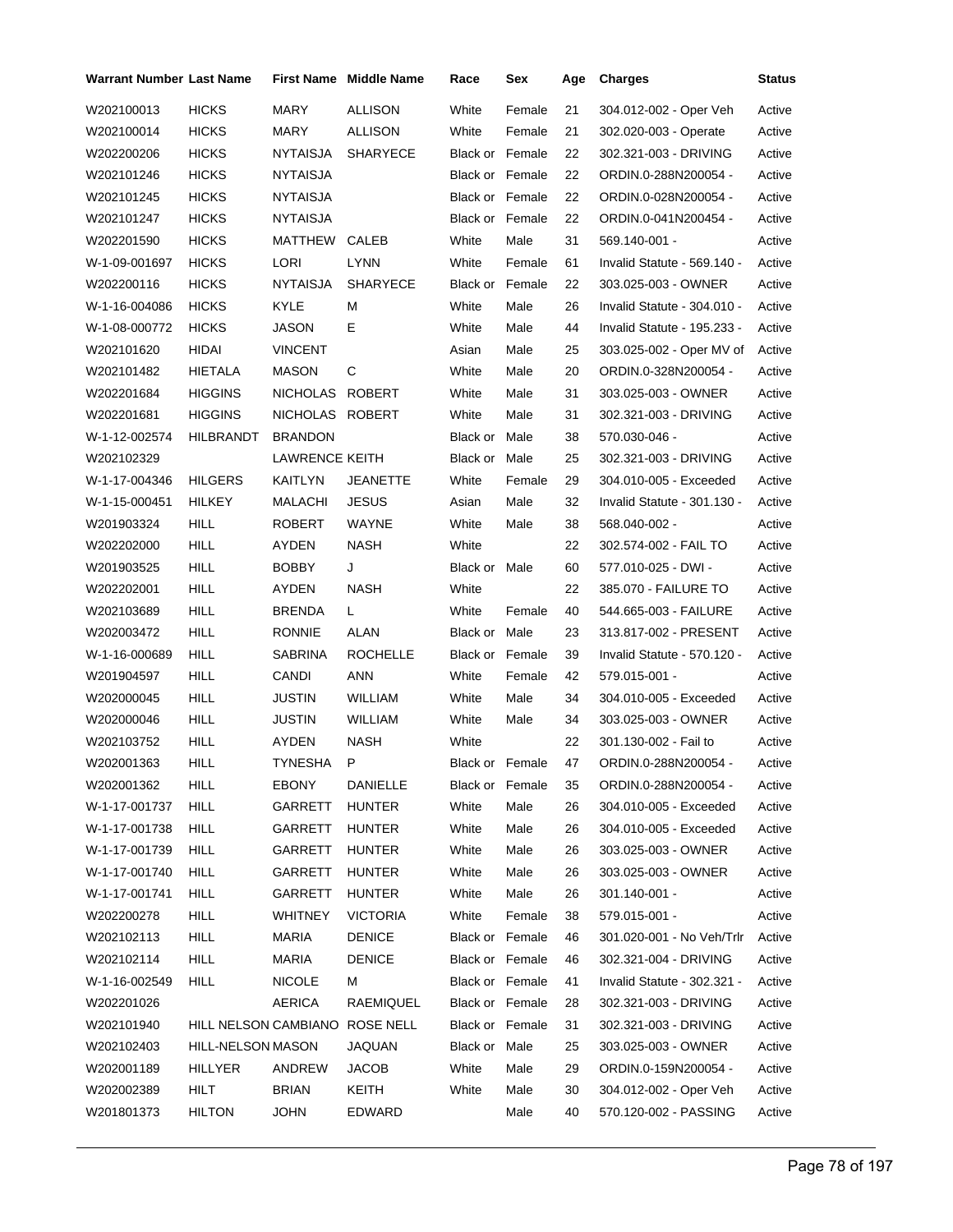| Warrant Number | Last Name | First Name | Middle Name | Race | Sex | Age | Charges | Status |
|---|---|---|---|---|---|---|---|---|
| W202100013 | HICKS | MARY | ALLISON | White | Female | 21 | 304.012-002 - Oper Veh | Active |
| W202100014 | HICKS | MARY | ALLISON | White | Female | 21 | 302.020-003 - Operate | Active |
| W202200206 | HICKS | NYTAISJA | SHARYECE | Black or | Female | 22 | 302.321-003 - DRIVING | Active |
| W202101246 | HICKS | NYTAISJA | | Black or | Female | 22 | ORDIN.0-288N200054 - | Active |
| W202101245 | HICKS | NYTAISJA | | Black or | Female | 22 | ORDIN.0-028N200054 - | Active |
| W202101247 | HICKS | NYTAISJA | | Black or | Female | 22 | ORDIN.0-041N200454 - | Active |
| W202201590 | HICKS | MATTHEW | CALEB | White | Male | 31 | 569.140-001 - | Active |
| W-1-09-001697 | HICKS | LORI | LYNN | White | Female | 61 | Invalid Statute - 569.140 - | Active |
| W202200116 | HICKS | NYTAISJA | SHARYECE | Black or | Female | 22 | 303.025-003 - OWNER | Active |
| W-1-16-004086 | HICKS | KYLE | M | White | Male | 26 | Invalid Statute - 304.010 - | Active |
| W-1-08-000772 | HICKS | JASON | E | White | Male | 44 | Invalid Statute - 195.233 - | Active |
| W202101620 | HIDAI | VINCENT | | Asian | Male | 25 | 303.025-002 - Oper MV of | Active |
| W202101482 | HIETALA | MASON | C | White | Male | 20 | ORDIN.0-328N200054 - | Active |
| W202201684 | HIGGINS | NICHOLAS | ROBERT | White | Male | 31 | 303.025-003 - OWNER | Active |
| W202201681 | HIGGINS | NICHOLAS | ROBERT | White | Male | 31 | 302.321-003 - DRIVING | Active |
| W-1-12-002574 | HILBRANDT | BRANDON | | Black or | Male | 38 | 570.030-046 - | Active |
| W202102329 | | LAWRENCE | KEITH | Black or | Male | 25 | 302.321-003 - DRIVING | Active |
| W-1-17-004346 | HILGERS | KAITLYN | JEANETTE | White | Female | 29 | 304.010-005 - Exceeded | Active |
| W-1-15-000451 | HILKEY | MALACHI | JESUS | Asian | Male | 32 | Invalid Statute - 301.130 - | Active |
| W201903324 | HILL | ROBERT | WAYNE | White | Male | 38 | 568.040-002 - | Active |
| W202202000 | HILL | AYDEN | NASH | White | | 22 | 302.574-002 - FAIL TO | Active |
| W201903525 | HILL | BOBBY | J | Black or | Male | 60 | 577.010-025 - DWI - | Active |
| W202202001 | HILL | AYDEN | NASH | White | | 22 | 385.070 - FAILURE TO | Active |
| W202103689 | HILL | BRENDA | L | White | Female | 40 | 544.665-003 - FAILURE | Active |
| W202003472 | HILL | RONNIE | ALAN | Black or | Male | 23 | 313.817-002 - PRESENT | Active |
| W-1-16-000689 | HILL | SABRINA | ROCHELLE | Black or | Female | 39 | Invalid Statute - 570.120 - | Active |
| W201904597 | HILL | CANDI | ANN | White | Female | 42 | 579.015-001 - | Active |
| W202000045 | HILL | JUSTIN | WILLIAM | White | Male | 34 | 304.010-005 - Exceeded | Active |
| W202000046 | HILL | JUSTIN | WILLIAM | White | Male | 34 | 303.025-003 - OWNER | Active |
| W202103752 | HILL | AYDEN | NASH | White | | 22 | 301.130-002 - Fail to | Active |
| W202001363 | HILL | TYNESHA | P | Black or | Female | 47 | ORDIN.0-288N200054 - | Active |
| W202001362 | HILL | EBONY | DANIELLE | Black or | Female | 35 | ORDIN.0-288N200054 - | Active |
| W-1-17-001737 | HILL | GARRETT | HUNTER | White | Male | 26 | 304.010-005 - Exceeded | Active |
| W-1-17-001738 | HILL | GARRETT | HUNTER | White | Male | 26 | 304.010-005 - Exceeded | Active |
| W-1-17-001739 | HILL | GARRETT | HUNTER | White | Male | 26 | 303.025-003 - OWNER | Active |
| W-1-17-001740 | HILL | GARRETT | HUNTER | White | Male | 26 | 303.025-003 - OWNER | Active |
| W-1-17-001741 | HILL | GARRETT | HUNTER | White | Male | 26 | 301.140-001 - | Active |
| W202200278 | HILL | WHITNEY | VICTORIA | White | Female | 38 | 579.015-001 - | Active |
| W202102113 | HILL | MARIA | DENICE | Black or | Female | 46 | 301.020-001 - No Veh/Trlr | Active |
| W202102114 | HILL | MARIA | DENICE | Black or | Female | 46 | 302.321-004 - DRIVING | Active |
| W-1-16-002549 | HILL | NICOLE | M | Black or | Female | 41 | Invalid Statute - 302.321 - | Active |
| W202201026 | | AERICA | RAEMIQUEL | Black or | Female | 28 | 302.321-003 - DRIVING | Active |
| W202101940 | HILL NELSON | CAMBIANO | ROSE NELL | Black or | Female | 31 | 302.321-003 - DRIVING | Active |
| W202102403 | HILL-NELSON | MASON | JAQUAN | Black or | Male | 25 | 303.025-003 - OWNER | Active |
| W202001189 | HILLYER | ANDREW | JACOB | White | Male | 29 | ORDIN.0-159N200054 - | Active |
| W202002389 | HILT | BRIAN | KEITH | White | Male | 30 | 304.012-002 - Oper Veh | Active |
| W201801373 | HILTON | JOHN | EDWARD | | Male | 40 | 570.120-002 - PASSING | Active |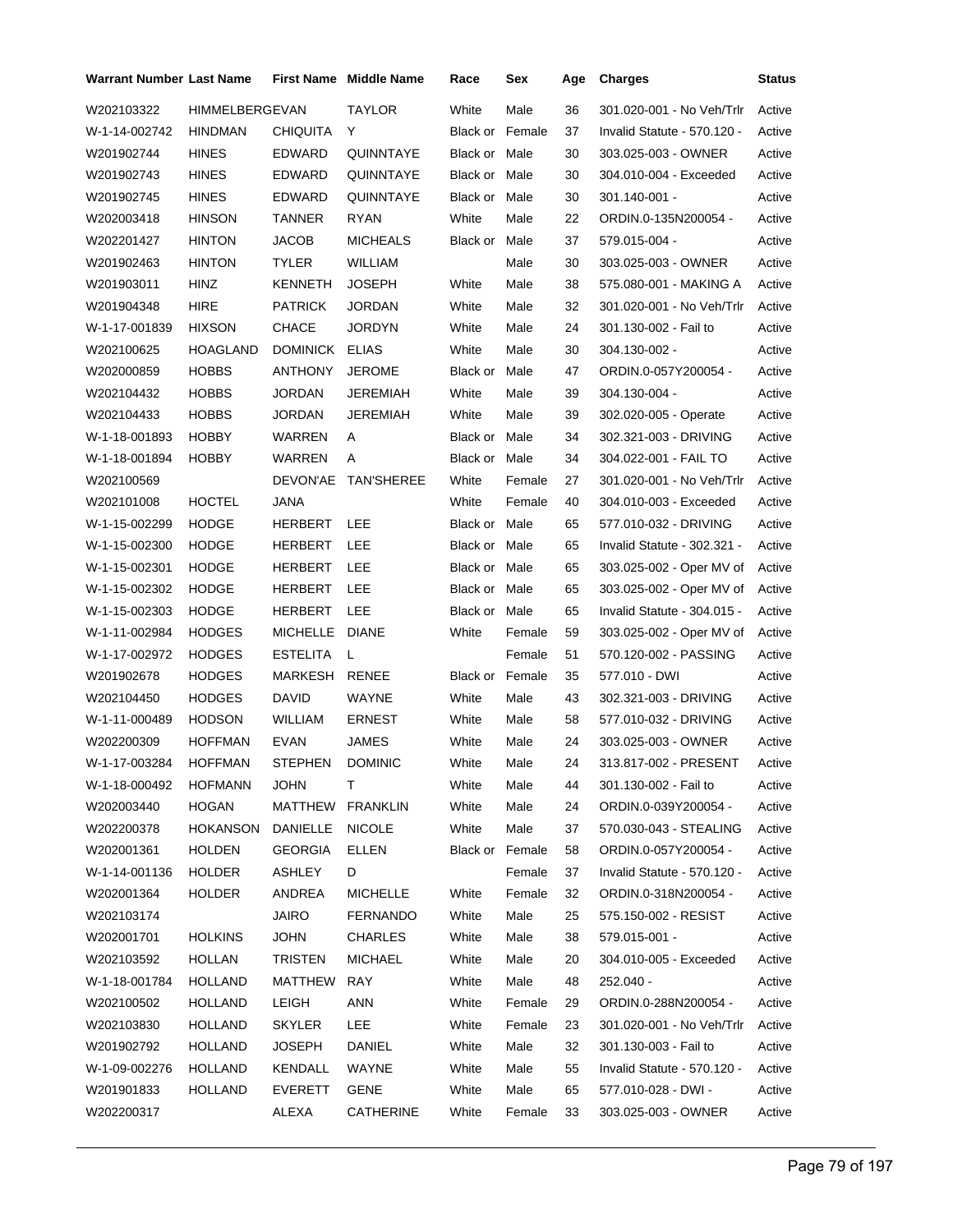| Warrant Number | Last Name | First Name | Middle Name | Race | Sex | Age | Charges | Status |
|---|---|---|---|---|---|---|---|---|
| W202103322 | HIMMELBERGEVAN | | TAYLOR | White | Male | 36 | 301.020-001 - No Veh/Trlr | Active |
| W-1-14-002742 | HINDMAN | CHIQUITA | Y | Black or | Female | 37 | Invalid Statute - 570.120 - | Active |
| W201902744 | HINES | EDWARD | QUINNTAYE | Black or | Male | 30 | 303.025-003 - OWNER | Active |
| W201902743 | HINES | EDWARD | QUINNTAYE | Black or | Male | 30 | 304.010-004 - Exceeded | Active |
| W201902745 | HINES | EDWARD | QUINNTAYE | Black or | Male | 30 | 301.140-001 - | Active |
| W202003418 | HINSON | TANNER | RYAN | White | Male | 22 | ORDIN.0-135N200054 - | Active |
| W202201427 | HINTON | JACOB | MICHEALS | Black or | Male | 37 | 579.015-004 - | Active |
| W201902463 | HINTON | TYLER | WILLIAM | | Male | 30 | 303.025-003 - OWNER | Active |
| W201903011 | HINZ | KENNETH | JOSEPH | White | Male | 38 | 575.080-001 - MAKING A | Active |
| W201904348 | HIRE | PATRICK | JORDAN | White | Male | 32 | 301.020-001 - No Veh/Trlr | Active |
| W-1-17-001839 | HIXSON | CHACE | JORDYN | White | Male | 24 | 301.130-002 - Fail to | Active |
| W202100625 | HOAGLAND | DOMINICK | ELIAS | White | Male | 30 | 304.130-002 - | Active |
| W202000859 | HOBBS | ANTHONY | JEROME | Black or | Male | 47 | ORDIN.0-057Y200054 - | Active |
| W202104432 | HOBBS | JORDAN | JEREMIAH | White | Male | 39 | 304.130-004 - | Active |
| W202104433 | HOBBS | JORDAN | JEREMIAH | White | Male | 39 | 302.020-005 - Operate | Active |
| W-1-18-001893 | HOBBY | WARREN | A | Black or | Male | 34 | 302.321-003 - DRIVING | Active |
| W-1-18-001894 | HOBBY | WARREN | A | Black or | Male | 34 | 304.022-001 - FAIL TO | Active |
| W202100569 | | DEVON'AE | TAN'SHEREE | White | Female | 27 | 301.020-001 - No Veh/Trlr | Active |
| W202101008 | HOCTEL | JANA | | White | Female | 40 | 304.010-003 - Exceeded | Active |
| W-1-15-002299 | HODGE | HERBERT | LEE | Black or | Male | 65 | 577.010-032 - DRIVING | Active |
| W-1-15-002300 | HODGE | HERBERT | LEE | Black or | Male | 65 | Invalid Statute - 302.321 - | Active |
| W-1-15-002301 | HODGE | HERBERT | LEE | Black or | Male | 65 | 303.025-002 - Oper MV of | Active |
| W-1-15-002302 | HODGE | HERBERT | LEE | Black or | Male | 65 | 303.025-002 - Oper MV of | Active |
| W-1-15-002303 | HODGE | HERBERT | LEE | Black or | Male | 65 | Invalid Statute - 304.015 - | Active |
| W-1-11-002984 | HODGES | MICHELLE | DIANE | White | Female | 59 | 303.025-002 - Oper MV of | Active |
| W-1-17-002972 | HODGES | ESTELITA | L | | Female | 51 | 570.120-002 - PASSING | Active |
| W201902678 | HODGES | MARKESH | RENEE | Black or | Female | 35 | 577.010 - DWI | Active |
| W202104450 | HODGES | DAVID | WAYNE | White | Male | 43 | 302.321-003 - DRIVING | Active |
| W-1-11-000489 | HODSON | WILLIAM | ERNEST | White | Male | 58 | 577.010-032 - DRIVING | Active |
| W202200309 | HOFFMAN | EVAN | JAMES | White | Male | 24 | 303.025-003 - OWNER | Active |
| W-1-17-003284 | HOFFMAN | STEPHEN | DOMINIC | White | Male | 24 | 313.817-002 - PRESENT | Active |
| W-1-18-000492 | HOFMANN | JOHN | T | White | Male | 44 | 301.130-002 - Fail to | Active |
| W202003440 | HOGAN | MATTHEW | FRANKLIN | White | Male | 24 | ORDIN.0-039Y200054 - | Active |
| W202200378 | HOKANSON | DANIELLE | NICOLE | White | Male | 37 | 570.030-043 - STEALING | Active |
| W202001361 | HOLDEN | GEORGIA | ELLEN | Black or | Female | 58 | ORDIN.0-057Y200054 - | Active |
| W-1-14-001136 | HOLDER | ASHLEY | D | | Female | 37 | Invalid Statute - 570.120 - | Active |
| W202001364 | HOLDER | ANDREA | MICHELLE | White | Female | 32 | ORDIN.0-318N200054 - | Active |
| W202103174 | | JAIRO | FERNANDO | White | Male | 25 | 575.150-002 - RESIST | Active |
| W202001701 | HOLKINS | JOHN | CHARLES | White | Male | 38 | 579.015-001 - | Active |
| W202103592 | HOLLAN | TRISTEN | MICHAEL | White | Male | 20 | 304.010-005 - Exceeded | Active |
| W-1-18-001784 | HOLLAND | MATTHEW | RAY | White | Male | 48 | 252.040 - | Active |
| W202100502 | HOLLAND | LEIGH | ANN | White | Female | 29 | ORDIN.0-288N200054 - | Active |
| W202103830 | HOLLAND | SKYLER | LEE | White | Female | 23 | 301.020-001 - No Veh/Trlr | Active |
| W201902792 | HOLLAND | JOSEPH | DANIEL | White | Male | 32 | 301.130-003 - Fail to | Active |
| W-1-09-002276 | HOLLAND | KENDALL | WAYNE | White | Male | 55 | Invalid Statute - 570.120 - | Active |
| W201901833 | HOLLAND | EVERETT | GENE | White | Male | 65 | 577.010-028 - DWI - | Active |
| W202200317 | | ALEXA | CATHERINE | White | Female | 33 | 303.025-003 - OWNER | Active |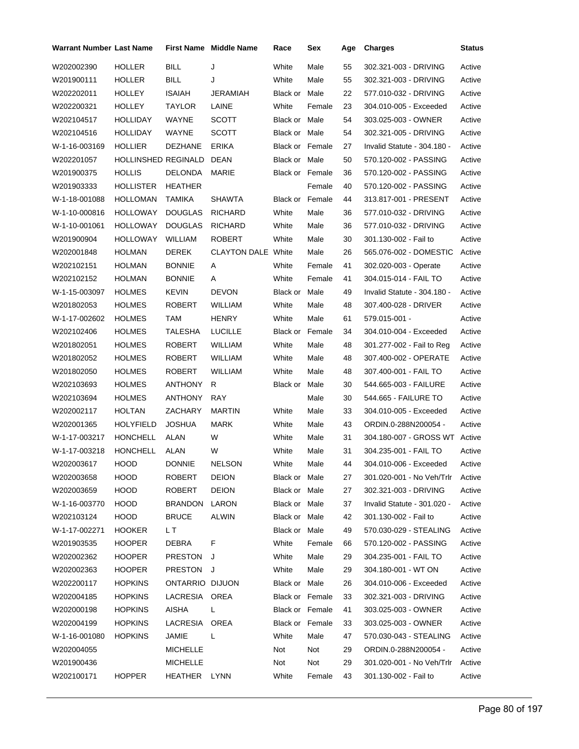| Warrant Number | Last Name | First Name | Middle Name | Race | Sex | Age | Charges | Status |
|---|---|---|---|---|---|---|---|---|
| W202002390 | HOLLER | BILL | J | White | Male | 55 | 302.321-003 - DRIVING | Active |
| W201900111 | HOLLER | BILL | J | White | Male | 55 | 302.321-003 - DRIVING | Active |
| W202202011 | HOLLEY | ISAIAH | JERAMIAH | Black or | Male | 22 | 577.010-032 - DRIVING | Active |
| W202200321 | HOLLEY | TAYLOR | LAINE | White | Female | 23 | 304.010-005 - Exceeded | Active |
| W202104517 | HOLLIDAY | WAYNE | SCOTT | Black or | Male | 54 | 303.025-003 - OWNER | Active |
| W202104516 | HOLLIDAY | WAYNE | SCOTT | Black or | Male | 54 | 302.321-005 - DRIVING | Active |
| W-1-16-003169 | HOLLIER | DEZHANE | ERIKA | Black or | Female | 27 | Invalid Statute - 304.180 - | Active |
| W202201057 | HOLLINSHED | REGINALD | DEAN | Black or | Male | 50 | 570.120-002 - PASSING | Active |
| W201900375 | HOLLIS | DELONDA | MARIE | Black or | Female | 36 | 570.120-002 - PASSING | Active |
| W201903333 | HOLLISTER | HEATHER | | | Female | 40 | 570.120-002 - PASSING | Active |
| W-1-18-001088 | HOLLOMAN | TAMIKA | SHAWTA | Black or | Female | 44 | 313.817-001 - PRESENT | Active |
| W-1-10-000816 | HOLLOWAY | DOUGLAS | RICHARD | White | Male | 36 | 577.010-032 - DRIVING | Active |
| W-1-10-001061 | HOLLOWAY | DOUGLAS | RICHARD | White | Male | 36 | 577.010-032 - DRIVING | Active |
| W201900904 | HOLLOWAY | WILLIAM | ROBERT | White | Male | 30 | 301.130-002 - Fail to | Active |
| W202001848 | HOLMAN | DEREK | CLAYTON DALE | White | Male | 26 | 565.076-002 - DOMESTIC | Active |
| W202102151 | HOLMAN | BONNIE | A | White | Female | 41 | 302.020-003 - Operate | Active |
| W202102152 | HOLMAN | BONNIE | A | White | Female | 41 | 304.015-014 - FAIL TO | Active |
| W-1-15-003097 | HOLMES | KEVIN | DEVON | Black or | Male | 49 | Invalid Statute - 304.180 - | Active |
| W201802053 | HOLMES | ROBERT | WILLIAM | White | Male | 48 | 307.400-028 - DRIVER | Active |
| W-1-17-002602 | HOLMES | TAM | HENRY | White | Male | 61 | 579.015-001 - | Active |
| W202102406 | HOLMES | TALESHA | LUCILLE | Black or | Female | 34 | 304.010-004 - Exceeded | Active |
| W201802051 | HOLMES | ROBERT | WILLIAM | White | Male | 48 | 301.277-002 - Fail to Reg | Active |
| W201802052 | HOLMES | ROBERT | WILLIAM | White | Male | 48 | 307.400-002 - OPERATE | Active |
| W201802050 | HOLMES | ROBERT | WILLIAM | White | Male | 48 | 307.400-001 - FAIL TO | Active |
| W202103693 | HOLMES | ANTHONY | R | Black or | Male | 30 | 544.665-003 - FAILURE | Active |
| W202103694 | HOLMES | ANTHONY | RAY | | Male | 30 | 544.665 - FAILURE TO | Active |
| W202002117 | HOLTAN | ZACHARY | MARTIN | White | Male | 33 | 304.010-005 - Exceeded | Active |
| W202001365 | HOLYFIELD | JOSHUA | MARK | White | Male | 43 | ORDIN.0-288N200054 - | Active |
| W-1-17-003217 | HONCHELL | ALAN | W | White | Male | 31 | 304.180-007 - GROSS WT | Active |
| W-1-17-003218 | HONCHELL | ALAN | W | White | Male | 31 | 304.235-001 - FAIL TO | Active |
| W202003617 | HOOD | DONNIE | NELSON | White | Male | 44 | 304.010-006 - Exceeded | Active |
| W202003658 | HOOD | ROBERT | DEION | Black or | Male | 27 | 301.020-001 - No Veh/Trlr | Active |
| W202003659 | HOOD | ROBERT | DEION | Black or | Male | 27 | 302.321-003 - DRIVING | Active |
| W-1-16-003770 | HOOD | BRANDON | LARON | Black or | Male | 37 | Invalid Statute - 301.020 - | Active |
| W202103124 | HOOD | BRUCE | ALWIN | Black or | Male | 42 | 301.130-002 - Fail to | Active |
| W-1-17-002271 | HOOKER | L T | | Black or | Male | 49 | 570.030-029 - STEALING | Active |
| W201903535 | HOOPER | DEBRA | F | White | Female | 66 | 570.120-002 - PASSING | Active |
| W202002362 | HOOPER | PRESTON | J | White | Male | 29 | 304.235-001 - FAIL TO | Active |
| W202002363 | HOOPER | PRESTON | J | White | Male | 29 | 304.180-001 - WT ON | Active |
| W202200117 | HOPKINS | ONTARRIO | DIJUON | Black or | Male | 26 | 304.010-006 - Exceeded | Active |
| W202004185 | HOPKINS | LACRESIA | OREA | Black or | Female | 33 | 302.321-003 - DRIVING | Active |
| W202000198 | HOPKINS | AISHA | L | Black or | Female | 41 | 303.025-003 - OWNER | Active |
| W202004199 | HOPKINS | LACRESIA | OREA | Black or | Female | 33 | 303.025-003 - OWNER | Active |
| W-1-16-001080 | HOPKINS | JAMIE | L | White | Male | 47 | 570.030-043 - STEALING | Active |
| W202004055 | | MICHELLE | | Not | Not | 29 | ORDIN.0-288N200054 - | Active |
| W201900436 | | MICHELLE | | Not | Not | 29 | 301.020-001 - No Veh/Trlr | Active |
| W202100171 | HOPPER | HEATHER | LYNN | White | Female | 43 | 301.130-002 - Fail to | Active |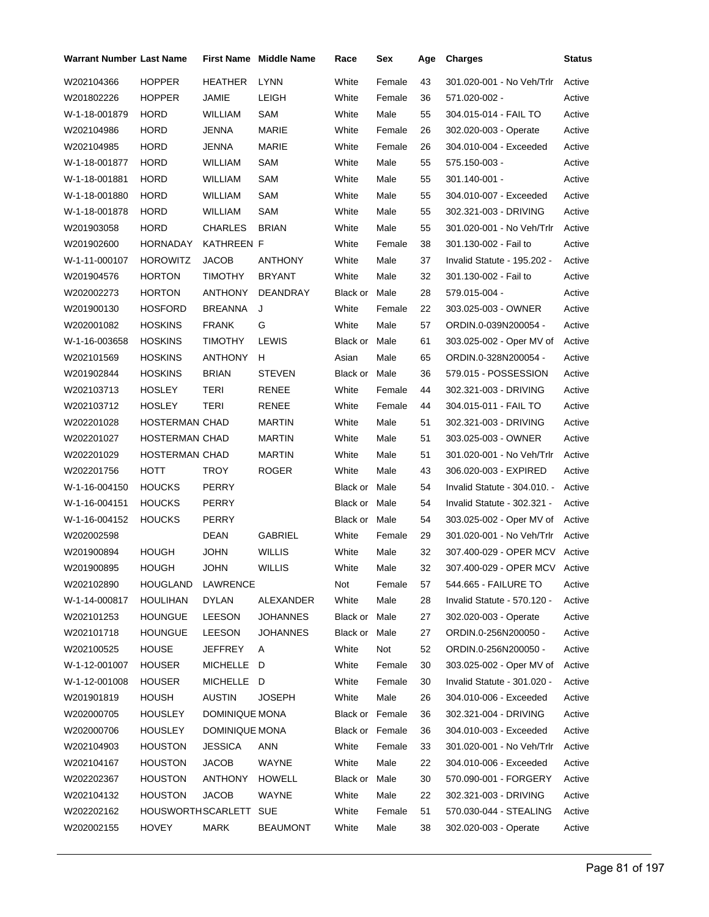| Warrant Number | Last Name | First Name | Middle Name | Race | Sex | Age | Charges | Status |
|---|---|---|---|---|---|---|---|---|
| W202104366 | HOPPER | HEATHER | LYNN | White | Female | 43 | 301.020-001 - No Veh/Trlr | Active |
| W201802226 | HOPPER | JAMIE | LEIGH | White | Female | 36 | 571.020-002 - | Active |
| W-1-18-001879 | HORD | WILLIAM | SAM | White | Male | 55 | 304.015-014 - FAIL TO | Active |
| W202104986 | HORD | JENNA | MARIE | White | Female | 26 | 302.020-003 - Operate | Active |
| W202104985 | HORD | JENNA | MARIE | White | Female | 26 | 304.010-004 - Exceeded | Active |
| W-1-18-001877 | HORD | WILLIAM | SAM | White | Male | 55 | 575.150-003 - | Active |
| W-1-18-001881 | HORD | WILLIAM | SAM | White | Male | 55 | 301.140-001 - | Active |
| W-1-18-001880 | HORD | WILLIAM | SAM | White | Male | 55 | 304.010-007 - Exceeded | Active |
| W-1-18-001878 | HORD | WILLIAM | SAM | White | Male | 55 | 302.321-003 - DRIVING | Active |
| W201903058 | HORD | CHARLES | BRIAN | White | Male | 55 | 301.020-001 - No Veh/Trlr | Active |
| W201902600 | HORNADAY | KATHREEN | F | White | Female | 38 | 301.130-002 - Fail to | Active |
| W-1-11-000107 | HOROWITZ | JACOB | ANTHONY | White | Male | 37 | Invalid Statute - 195.202 - | Active |
| W201904576 | HORTON | TIMOTHY | BRYANT | White | Male | 32 | 301.130-002 - Fail to | Active |
| W202002273 | HORTON | ANTHONY | DEANDRAY | Black or | Male | 28 | 579.015-004 - | Active |
| W201900130 | HOSFORD | BREANNA | J | White | Female | 22 | 303.025-003 - OWNER | Active |
| W202001082 | HOSKINS | FRANK | G | White | Male | 57 | ORDIN.0-039N200054 - | Active |
| W-1-16-003658 | HOSKINS | TIMOTHY | LEWIS | Black or | Male | 61 | 303.025-002 - Oper MV of | Active |
| W202101569 | HOSKINS | ANTHONY | H | Asian | Male | 65 | ORDIN.0-328N200054 - | Active |
| W201902844 | HOSKINS | BRIAN | STEVEN | Black or | Male | 36 | 579.015 - POSSESSION | Active |
| W202103713 | HOSLEY | TERI | RENEE | White | Female | 44 | 302.321-003 - DRIVING | Active |
| W202103712 | HOSLEY | TERI | RENEE | White | Female | 44 | 304.015-011 - FAIL TO | Active |
| W202201028 | HOSTERMAN | CHAD | MARTIN | White | Male | 51 | 302.321-003 - DRIVING | Active |
| W202201027 | HOSTERMAN | CHAD | MARTIN | White | Male | 51 | 303.025-003 - OWNER | Active |
| W202201029 | HOSTERMAN | CHAD | MARTIN | White | Male | 51 | 301.020-001 - No Veh/Trlr | Active |
| W202201756 | HOTT | TROY | ROGER | White | Male | 43 | 306.020-003 - EXPIRED | Active |
| W-1-16-004150 | HOUCKS | PERRY | | Black or | Male | 54 | Invalid Statute - 304.010. - | Active |
| W-1-16-004151 | HOUCKS | PERRY | | Black or | Male | 54 | Invalid Statute - 302.321 - | Active |
| W-1-16-004152 | HOUCKS | PERRY | | Black or | Male | 54 | 303.025-002 - Oper MV of | Active |
| W202002598 | | DEAN | GABRIEL | White | Female | 29 | 301.020-001 - No Veh/Trlr | Active |
| W201900894 | HOUGH | JOHN | WILLIS | White | Male | 32 | 307.400-029 - OPER MCV | Active |
| W201900895 | HOUGH | JOHN | WILLIS | White | Male | 32 | 307.400-029 - OPER MCV | Active |
| W202102890 | HOUGLAND | LAWRENCE | | Not | Female | 57 | 544.665 - FAILURE TO | Active |
| W-1-14-000817 | HOULIHAN | DYLAN | ALEXANDER | White | Male | 28 | Invalid Statute - 570.120 - | Active |
| W202101253 | HOUNGUE | LEESON | JOHANNES | Black or | Male | 27 | 302.020-003 - Operate | Active |
| W202101718 | HOUNGUE | LEESON | JOHANNES | Black or | Male | 27 | ORDIN.0-256N200050 - | Active |
| W202100525 | HOUSE | JEFFREY | A | White | Not | 52 | ORDIN.0-256N200050 - | Active |
| W-1-12-001007 | HOUSER | MICHELLE | D | White | Female | 30 | 303.025-002 - Oper MV of | Active |
| W-1-12-001008 | HOUSER | MICHELLE | D | White | Female | 30 | Invalid Statute - 301.020 - | Active |
| W201901819 | HOUSH | AUSTIN | JOSEPH | White | Male | 26 | 304.010-006 - Exceeded | Active |
| W202000705 | HOUSLEY | DOMINIQUE | MONA | Black or | Female | 36 | 302.321-004 - DRIVING | Active |
| W202000706 | HOUSLEY | DOMINIQUE | MONA | Black or | Female | 36 | 304.010-003 - Exceeded | Active |
| W202104903 | HOUSTON | JESSICA | ANN | White | Female | 33 | 301.020-001 - No Veh/Trlr | Active |
| W202104167 | HOUSTON | JACOB | WAYNE | White | Male | 22 | 304.010-006 - Exceeded | Active |
| W202202367 | HOUSTON | ANTHONY | HOWELL | Black or | Male | 30 | 570.090-001 - FORGERY | Active |
| W202104132 | HOUSTON | JACOB | WAYNE | White | Male | 22 | 302.321-003 - DRIVING | Active |
| W202202162 | HOUSWORTH | SCARLETT | SUE | White | Female | 51 | 570.030-044 - STEALING | Active |
| W202002155 | HOVEY | MARK | BEAUMONT | White | Male | 38 | 302.020-003 - Operate | Active |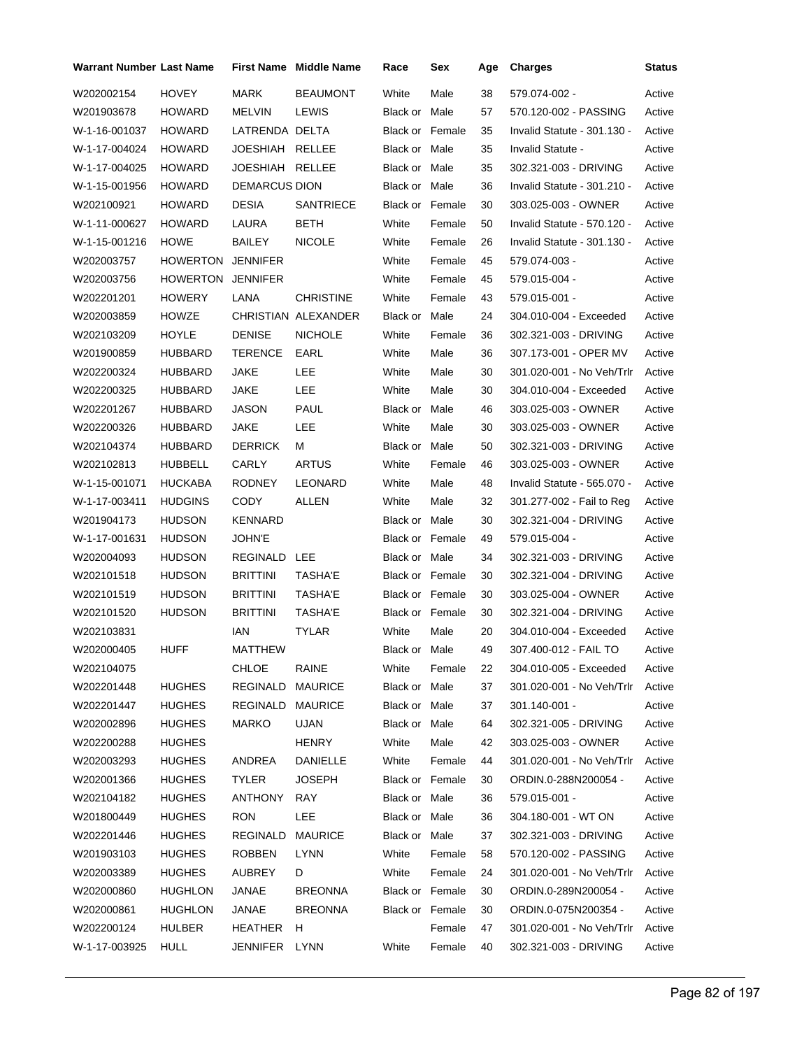| Warrant Number | Last Name | First Name | Middle Name | Race | Sex | Age | Charges | Status |
|---|---|---|---|---|---|---|---|---|
| W202002154 | HOVEY | MARK | BEAUMONT | White | Male | 38 | 579.074-002 - | Active |
| W201903678 | HOWARD | MELVIN | LEWIS | Black or | Male | 57 | 570.120-002 - PASSING | Active |
| W-1-16-001037 | HOWARD | LATRENDA | DELTA | Black or | Female | 35 | Invalid Statute - 301.130 - | Active |
| W-1-17-004024 | HOWARD | JOESHIAH | RELLEE | Black or | Male | 35 | Invalid Statute - | Active |
| W-1-17-004025 | HOWARD | JOESHIAH | RELLEE | Black or | Male | 35 | 302.321-003 - DRIVING | Active |
| W-1-15-001956 | HOWARD | DEMARCUS | DION | Black or | Male | 36 | Invalid Statute - 301.210 - | Active |
| W202100921 | HOWARD | DESIA | SANTRIECE | Black or | Female | 30 | 303.025-003 - OWNER | Active |
| W-1-11-000627 | HOWARD | LAURA | BETH | White | Female | 50 | Invalid Statute - 570.120 - | Active |
| W-1-15-001216 | HOWE | BAILEY | NICOLE | White | Female | 26 | Invalid Statute - 301.130 - | Active |
| W202003757 | HOWERTON | JENNIFER | | White | Female | 45 | 579.074-003 - | Active |
| W202003756 | HOWERTON | JENNIFER | | White | Female | 45 | 579.015-004 - | Active |
| W202201201 | HOWERY | LANA | CHRISTINE | White | Female | 43 | 579.015-001 - | Active |
| W202003859 | HOWZE | CHRISTIAN | ALEXANDER | Black or | Male | 24 | 304.010-004 - Exceeded | Active |
| W202103209 | HOYLE | DENISE | NICHOLE | White | Female | 36 | 302.321-003 - DRIVING | Active |
| W201900859 | HUBBARD | TERENCE | EARL | White | Male | 36 | 307.173-001 - OPER MV | Active |
| W202200324 | HUBBARD | JAKE | LEE | White | Male | 30 | 301.020-001 - No Veh/Trlr | Active |
| W202200325 | HUBBARD | JAKE | LEE | White | Male | 30 | 304.010-004 - Exceeded | Active |
| W202201267 | HUBBARD | JASON | PAUL | Black or | Male | 46 | 303.025-003 - OWNER | Active |
| W202200326 | HUBBARD | JAKE | LEE | White | Male | 30 | 303.025-003 - OWNER | Active |
| W202104374 | HUBBARD | DERRICK | M | Black or | Male | 50 | 302.321-003 - DRIVING | Active |
| W202102813 | HUBBELL | CARLY | ARTUS | White | Female | 46 | 303.025-003 - OWNER | Active |
| W-1-15-001071 | HUCKABA | RODNEY | LEONARD | White | Male | 48 | Invalid Statute - 565.070 - | Active |
| W-1-17-003411 | HUDGINS | CODY | ALLEN | White | Male | 32 | 301.277-002 - Fail to Reg | Active |
| W201904173 | HUDSON | KENNARD | | Black or | Male | 30 | 302.321-004 - DRIVING | Active |
| W-1-17-001631 | HUDSON | JOHN'E | | Black or | Female | 49 | 579.015-004 - | Active |
| W202004093 | HUDSON | REGINALD | LEE | Black or | Male | 34 | 302.321-003 - DRIVING | Active |
| W202101518 | HUDSON | BRITTINI | TASHA'E | Black or | Female | 30 | 302.321-004 - DRIVING | Active |
| W202101519 | HUDSON | BRITTINI | TASHA'E | Black or | Female | 30 | 303.025-004 - OWNER | Active |
| W202101520 | HUDSON | BRITTINI | TASHA'E | Black or | Female | 30 | 302.321-004 - DRIVING | Active |
| W202103831 | | IAN | TYLAR | White | Male | 20 | 304.010-004 - Exceeded | Active |
| W202000405 | HUFF | MATTHEW | | Black or | Male | 49 | 307.400-012 - FAIL TO | Active |
| W202104075 | | CHLOE | RAINE | White | Female | 22 | 304.010-005 - Exceeded | Active |
| W202201448 | HUGHES | REGINALD | MAURICE | Black or | Male | 37 | 301.020-001 - No Veh/Trlr | Active |
| W202201447 | HUGHES | REGINALD | MAURICE | Black or | Male | 37 | 301.140-001 - | Active |
| W202002896 | HUGHES | MARKO | UJAN | Black or | Male | 64 | 302.321-005 - DRIVING | Active |
| W202200288 | HUGHES | | HENRY | White | Male | 42 | 303.025-003 - OWNER | Active |
| W202003293 | HUGHES | ANDREA | DANIELLE | White | Female | 44 | 301.020-001 - No Veh/Trlr | Active |
| W202001366 | HUGHES | TYLER | JOSEPH | Black or | Female | 30 | ORDIN.0-288N200054 - | Active |
| W202104182 | HUGHES | ANTHONY | RAY | Black or | Male | 36 | 579.015-001 - | Active |
| W201800449 | HUGHES | RON | LEE | Black or | Male | 36 | 304.180-001 - WT ON | Active |
| W202201446 | HUGHES | REGINALD | MAURICE | Black or | Male | 37 | 302.321-003 - DRIVING | Active |
| W201903103 | HUGHES | ROBBEN | LYNN | White | Female | 58 | 570.120-002 - PASSING | Active |
| W202003389 | HUGHES | AUBREY | D | White | Female | 24 | 301.020-001 - No Veh/Trlr | Active |
| W202000860 | HUGHLON | JANAE | BREONNA | Black or | Female | 30 | ORDIN.0-289N200054 - | Active |
| W202000861 | HUGHLON | JANAE | BREONNA | Black or | Female | 30 | ORDIN.0-075N200354 - | Active |
| W202200124 | HULBER | HEATHER | H | | Female | 47 | 301.020-001 - No Veh/Trlr | Active |
| W-1-17-003925 | HULL | JENNIFER | LYNN | White | Female | 40 | 302.321-003 - DRIVING | Active |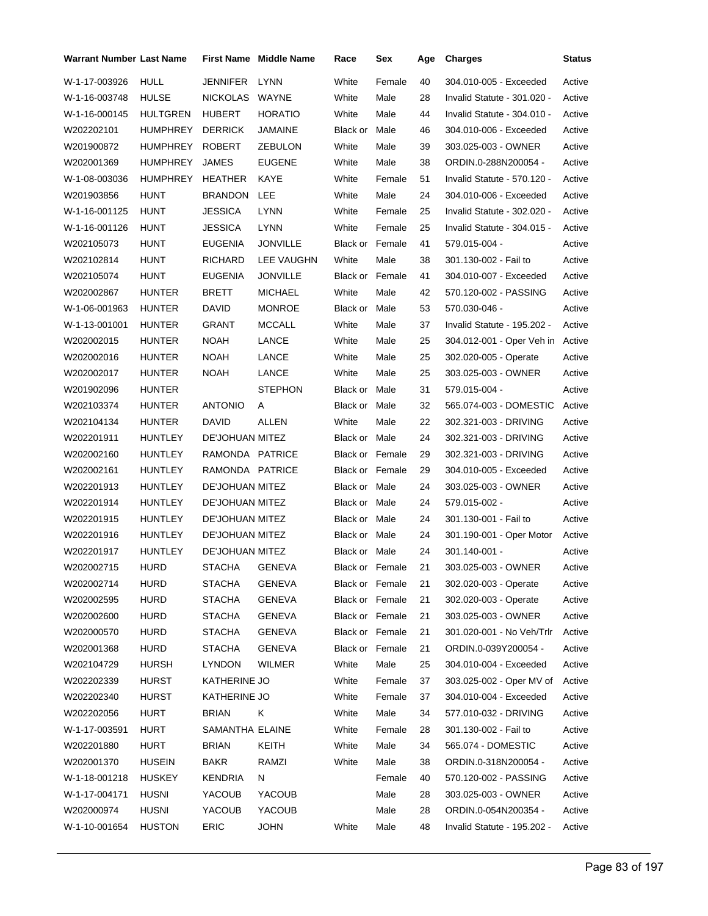| Warrant Number | Last Name | First Name | Middle Name | Race | Sex | Age | Charges | Status |
|---|---|---|---|---|---|---|---|---|
| W-1-17-003926 | HULL | JENNIFER | LYNN | White | Female | 40 | 304.010-005 - Exceeded | Active |
| W-1-16-003748 | HULSE | NICKOLAS | WAYNE | White | Male | 28 | Invalid Statute - 301.020 - | Active |
| W-1-16-000145 | HULTGREN | HUBERT | HORATIO | White | Male | 44 | Invalid Statute - 304.010 - | Active |
| W202202101 | HUMPHREY | DERRICK | JAMAINE | Black or | Male | 46 | 304.010-006 - Exceeded | Active |
| W201900872 | HUMPHREY | ROBERT | ZEBULON | White | Male | 39 | 303.025-003 - OWNER | Active |
| W202001369 | HUMPHREY | JAMES | EUGENE | White | Male | 38 | ORDIN.0-288N200054 - | Active |
| W-1-08-003036 | HUMPHREY | HEATHER | KAYE | White | Female | 51 | Invalid Statute - 570.120 - | Active |
| W201903856 | HUNT | BRANDON | LEE | White | Male | 24 | 304.010-006 - Exceeded | Active |
| W-1-16-001125 | HUNT | JESSICA | LYNN | White | Female | 25 | Invalid Statute - 302.020 - | Active |
| W-1-16-001126 | HUNT | JESSICA | LYNN | White | Female | 25 | Invalid Statute - 304.015 - | Active |
| W202105073 | HUNT | EUGENIA | JONVILLE | Black or | Female | 41 | 579.015-004 - | Active |
| W202102814 | HUNT | RICHARD | LEE VAUGHN | White | Male | 38 | 301.130-002 - Fail to | Active |
| W202105074 | HUNT | EUGENIA | JONVILLE | Black or | Female | 41 | 304.010-007 - Exceeded | Active |
| W202002867 | HUNTER | BRETT | MICHAEL | White | Male | 42 | 570.120-002 - PASSING | Active |
| W-1-06-001963 | HUNTER | DAVID | MONROE | Black or | Male | 53 | 570.030-046 - | Active |
| W-1-13-001001 | HUNTER | GRANT | MCCALL | White | Male | 37 | Invalid Statute - 195.202 - | Active |
| W202002015 | HUNTER | NOAH | LANCE | White | Male | 25 | 304.012-001 - Oper Veh in | Active |
| W202002016 | HUNTER | NOAH | LANCE | White | Male | 25 | 302.020-005 - Operate | Active |
| W202002017 | HUNTER | NOAH | LANCE | White | Male | 25 | 303.025-003 - OWNER | Active |
| W201902096 | HUNTER | | STEPHON | Black or | Male | 31 | 579.015-004 - | Active |
| W202103374 | HUNTER | ANTONIO | A | Black or | Male | 32 | 565.074-003 - DOMESTIC | Active |
| W202104134 | HUNTER | DAVID | ALLEN | White | Male | 22 | 302.321-003 - DRIVING | Active |
| W202201911 | HUNTLEY | DE'JOHUAN | MITEZ | Black or | Male | 24 | 302.321-003 - DRIVING | Active |
| W202002160 | HUNTLEY | RAMONDA | PATRICE | Black or | Female | 29 | 302.321-003 - DRIVING | Active |
| W202002161 | HUNTLEY | RAMONDA | PATRICE | Black or | Female | 29 | 304.010-005 - Exceeded | Active |
| W202201913 | HUNTLEY | DE'JOHUAN | MITEZ | Black or | Male | 24 | 303.025-003 - OWNER | Active |
| W202201914 | HUNTLEY | DE'JOHUAN | MITEZ | Black or | Male | 24 | 579.015-002 - | Active |
| W202201915 | HUNTLEY | DE'JOHUAN | MITEZ | Black or | Male | 24 | 301.130-001 - Fail to | Active |
| W202201916 | HUNTLEY | DE'JOHUAN | MITEZ | Black or | Male | 24 | 301.190-001 - Oper Motor | Active |
| W202201917 | HUNTLEY | DE'JOHUAN | MITEZ | Black or | Male | 24 | 301.140-001 - | Active |
| W202002715 | HURD | STACHA | GENEVA | Black or | Female | 21 | 303.025-003 - OWNER | Active |
| W202002714 | HURD | STACHA | GENEVA | Black or | Female | 21 | 302.020-003 - Operate | Active |
| W202002595 | HURD | STACHA | GENEVA | Black or | Female | 21 | 302.020-003 - Operate | Active |
| W202002600 | HURD | STACHA | GENEVA | Black or | Female | 21 | 303.025-003 - OWNER | Active |
| W202000570 | HURD | STACHA | GENEVA | Black or | Female | 21 | 301.020-001 - No Veh/Trlr | Active |
| W202001368 | HURD | STACHA | GENEVA | Black or | Female | 21 | ORDIN.0-039Y200054 - | Active |
| W202104729 | HURSH | LYNDON | WILMER | White | Male | 25 | 304.010-004 - Exceeded | Active |
| W202202339 | HURST | KATHERINE | JO | White | Female | 37 | 303.025-002 - Oper MV of | Active |
| W202202340 | HURST | KATHERINE | JO | White | Female | 37 | 304.010-004 - Exceeded | Active |
| W202202056 | HURT | BRIAN | K | White | Male | 34 | 577.010-032 - DRIVING | Active |
| W-1-17-003591 | HURT | SAMANTHA | ELAINE | White | Female | 28 | 301.130-002 - Fail to | Active |
| W202201880 | HURT | BRIAN | KEITH | White | Male | 34 | 565.074 - DOMESTIC | Active |
| W202001370 | HUSEIN | BAKR | RAMZI | White | Male | 38 | ORDIN.0-318N200054 - | Active |
| W-1-18-001218 | HUSKEY | KENDRIA | N | | Female | 40 | 570.120-002 - PASSING | Active |
| W-1-17-004171 | HUSNI | YACOUB | YACOUB | | Male | 28 | 303.025-003 - OWNER | Active |
| W202000974 | HUSNI | YACOUB | YACOUB | | Male | 28 | ORDIN.0-054N200354 - | Active |
| W-1-10-001654 | HUSTON | ERIC | JOHN | White | Male | 48 | Invalid Statute - 195.202 - | Active |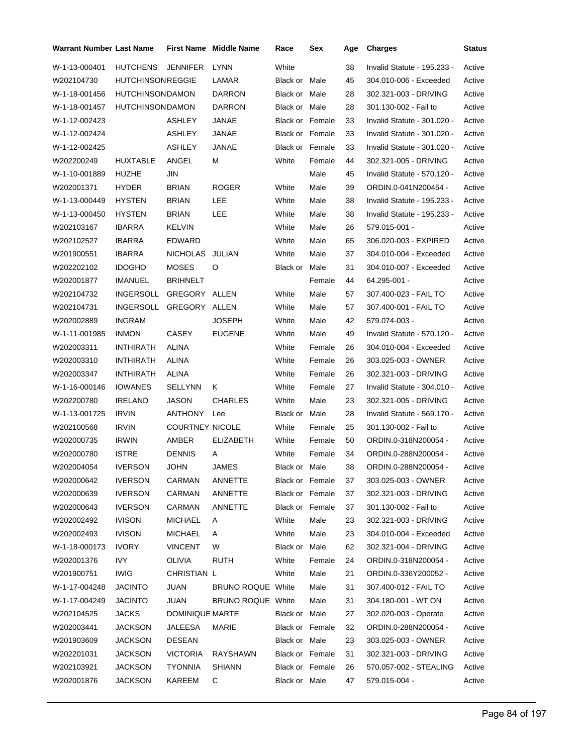| Warrant Number | Last Name | First Name | Middle Name | Race | Sex | Age | Charges | Status |
|---|---|---|---|---|---|---|---|---|
| W-1-13-000401 | HUTCHENS | JENNIFER | LYNN | White | | 38 | Invalid Statute - 195.233 - | Active |
| W202104730 | HUTCHINSON | REGGIE | LAMAR | Black or | Male | 45 | 304.010-006 - Exceeded | Active |
| W-1-18-001456 | HUTCHINSON | DAMON | DARRON | Black or | Male | 28 | 302.321-003 - DRIVING | Active |
| W-1-18-001457 | HUTCHINSON | DAMON | DARRON | Black or | Male | 28 | 301.130-002 - Fail to | Active |
| W-1-12-002423 | | ASHLEY | JANAE | Black or | Female | 33 | Invalid Statute - 301.020 - | Active |
| W-1-12-002424 | | ASHLEY | JANAE | Black or | Female | 33 | Invalid Statute - 301.020 - | Active |
| W-1-12-002425 | | ASHLEY | JANAE | Black or | Female | 33 | Invalid Statute - 301.020 - | Active |
| W202200249 | HUXTABLE | ANGEL | M | White | Female | 44 | 302.321-005 - DRIVING | Active |
| W-1-10-001889 | HUZHE | JIN | | | Male | 45 | Invalid Statute - 570.120 - | Active |
| W202001371 | HYDER | BRIAN | ROGER | White | Male | 39 | ORDIN.0-041N200454 - | Active |
| W-1-13-000449 | HYSTEN | BRIAN | LEE | White | Male | 38 | Invalid Statute - 195.233 - | Active |
| W-1-13-000450 | HYSTEN | BRIAN | LEE | White | Male | 38 | Invalid Statute - 195.233 - | Active |
| W202103167 | IBARRA | KELVIN | | White | Male | 26 | 579.015-001 - | Active |
| W202102527 | IBARRA | EDWARD | | White | Male | 65 | 306.020-003 - EXPIRED | Active |
| W201900551 | IBARRA | NICHOLAS | JULIAN | White | Male | 37 | 304.010-004 - Exceeded | Active |
| W202202102 | IDOGHO | MOSES | O | Black or | Male | 31 | 304.010-007 - Exceeded | Active |
| W202001877 | IMANUEL | BRIHNELT | | | Female | 44 | 64.295-001 - | Active |
| W202104732 | INGERSOLL | GREGORY | ALLEN | White | Male | 57 | 307.400-023 - FAIL TO | Active |
| W202104731 | INGERSOLL | GREGORY | ALLEN | White | Male | 57 | 307.400-001 - FAIL TO | Active |
| W202002889 | INGRAM | | JOSEPH | White | Male | 42 | 579.074-003 - | Active |
| W-1-11-001985 | INMON | CASEY | EUGENE | White | Male | 49 | Invalid Statute - 570.120 - | Active |
| W202003311 | INTHIRATH | ALINA | | White | Female | 26 | 304.010-004 - Exceeded | Active |
| W202003310 | INTHIRATH | ALINA | | White | Female | 26 | 303.025-003 - OWNER | Active |
| W202003347 | INTHIRATH | ALINA | | White | Female | 26 | 302.321-003 - DRIVING | Active |
| W-1-16-000146 | IOWANES | SELLYNN | K | White | Female | 27 | Invalid Statute - 304.010 - | Active |
| W202200780 | IRELAND | JASON | CHARLES | White | Male | 23 | 302.321-005 - DRIVING | Active |
| W-1-13-001725 | IRVIN | ANTHONY | Lee | Black or | Male | 28 | Invalid Statute - 569.170 - | Active |
| W202100568 | IRVIN | COURTNEY | NICOLE | White | Female | 25 | 301.130-002 - Fail to | Active |
| W202000735 | IRWIN | AMBER | ELIZABETH | White | Female | 50 | ORDIN.0-318N200054 - | Active |
| W202000780 | ISTRE | DENNIS | A | White | Female | 34 | ORDIN.0-288N200054 - | Active |
| W202004054 | IVERSON | JOHN | JAMES | Black or | Male | 38 | ORDIN.0-288N200054 - | Active |
| W202000642 | IVERSON | CARMAN | ANNETTE | Black or | Female | 37 | 303.025-003 - OWNER | Active |
| W202000639 | IVERSON | CARMAN | ANNETTE | Black or | Female | 37 | 302.321-003 - DRIVING | Active |
| W202000643 | IVERSON | CARMAN | ANNETTE | Black or | Female | 37 | 301.130-002 - Fail to | Active |
| W202002492 | IVISON | MICHAEL | A | White | Male | 23 | 302.321-003 - DRIVING | Active |
| W202002493 | IVISON | MICHAEL | A | White | Male | 23 | 304.010-004 - Exceeded | Active |
| W-1-18-000173 | IVORY | VINCENT | W | Black or | Male | 62 | 302.321-004 - DRIVING | Active |
| W202001376 | IVY | OLIVIA | RUTH | White | Female | 24 | ORDIN.0-318N200054 - | Active |
| W201900751 | IWIG | CHRISTIAN | L | White | Male | 21 | ORDIN.0-336Y200052 - | Active |
| W-1-17-004248 | JACINTO | JUAN | BRUNO ROQUE | White | Male | 31 | 307.400-012 - FAIL TO | Active |
| W-1-17-004249 | JACINTO | JUAN | BRUNO ROQUE | White | Male | 31 | 304.180-001 - WT ON | Active |
| W202104525 | JACKS | DOMINIQUE | MARTE | Black or | Male | 27 | 302.020-003 - Operate | Active |
| W202003441 | JACKSON | JALEESA | MARIE | Black or | Female | 32 | ORDIN.0-288N200054 - | Active |
| W201903609 | JACKSON | DESEAN | | Black or | Male | 23 | 303.025-003 - OWNER | Active |
| W202201031 | JACKSON | VICTORIA | RAYSHAWN | Black or | Female | 31 | 302.321-003 - DRIVING | Active |
| W202103921 | JACKSON | TYONNIA | SHIANN | Black or | Female | 26 | 570.057-002 - STEALING | Active |
| W202001876 | JACKSON | KAREEM | C | Black or | Male | 47 | 579.015-004 - | Active |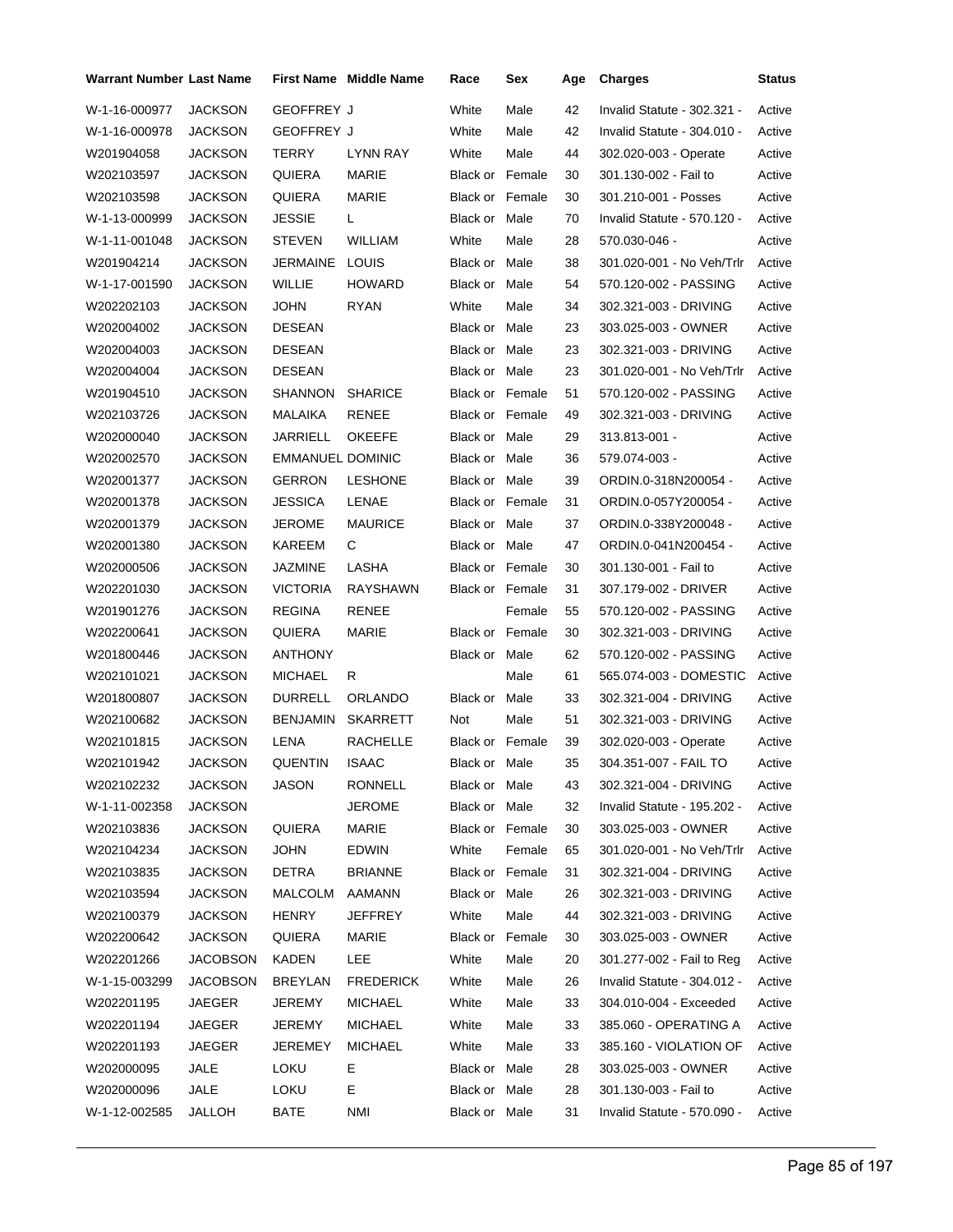| Warrant Number | Last Name | First Name | Middle Name | Race | Sex | Age | Charges | Status |
|---|---|---|---|---|---|---|---|---|
| W-1-16-000977 | JACKSON | GEOFFREY | J | White | Male | 42 | Invalid Statute - 302.321 - | Active |
| W-1-16-000978 | JACKSON | GEOFFREY | J | White | Male | 42 | Invalid Statute - 304.010 - | Active |
| W201904058 | JACKSON | TERRY | LYNN RAY | White | Male | 44 | 302.020-003 - Operate | Active |
| W202103597 | JACKSON | QUIERA | MARIE | Black or | Female | 30 | 301.130-002 - Fail to | Active |
| W202103598 | JACKSON | QUIERA | MARIE | Black or | Female | 30 | 301.210-001 - Posses | Active |
| W-1-13-000999 | JACKSON | JESSIE | L | Black or | Male | 70 | Invalid Statute - 570.120 - | Active |
| W-1-11-001048 | JACKSON | STEVEN | WILLIAM | White | Male | 28 | 570.030-046 - | Active |
| W201904214 | JACKSON | JERMAINE | LOUIS | Black or | Male | 38 | 301.020-001 - No Veh/Trlr | Active |
| W-1-17-001590 | JACKSON | WILLIE | HOWARD | Black or | Male | 54 | 570.120-002 - PASSING | Active |
| W202202103 | JACKSON | JOHN | RYAN | White | Male | 34 | 302.321-003 - DRIVING | Active |
| W202004002 | JACKSON | DESEAN | | Black or | Male | 23 | 303.025-003 - OWNER | Active |
| W202004003 | JACKSON | DESEAN | | Black or | Male | 23 | 302.321-003 - DRIVING | Active |
| W202004004 | JACKSON | DESEAN | | Black or | Male | 23 | 301.020-001 - No Veh/Trlr | Active |
| W201904510 | JACKSON | SHANNON | SHARICE | Black or | Female | 51 | 570.120-002 - PASSING | Active |
| W202103726 | JACKSON | MALAIKA | RENEE | Black or | Female | 49 | 302.321-003 - DRIVING | Active |
| W202000040 | JACKSON | JARRIELL | OKEEFE | Black or | Male | 29 | 313.813-001 - | Active |
| W202002570 | JACKSON | EMMANUEL | DOMINIC | Black or | Male | 36 | 579.074-003 - | Active |
| W202001377 | JACKSON | GERRON | LESHONE | Black or | Male | 39 | ORDIN.0-318N200054 - | Active |
| W202001378 | JACKSON | JESSICA | LENAE | Black or | Female | 31 | ORDIN.0-057Y200054 - | Active |
| W202001379 | JACKSON | JEROME | MAURICE | Black or | Male | 37 | ORDIN.0-338Y200048 - | Active |
| W202001380 | JACKSON | KAREEM | C | Black or | Male | 47 | ORDIN.0-041N200454 - | Active |
| W202000506 | JACKSON | JAZMINE | LASHA | Black or | Female | 30 | 301.130-001 - Fail to | Active |
| W202201030 | JACKSON | VICTORIA | RAYSHAWN | Black or | Female | 31 | 307.179-002 - DRIVER | Active |
| W201901276 | JACKSON | REGINA | RENEE | | Female | 55 | 570.120-002 - PASSING | Active |
| W202200641 | JACKSON | QUIERA | MARIE | Black or | Female | 30 | 302.321-003 - DRIVING | Active |
| W201800446 | JACKSON | ANTHONY | | Black or | Male | 62 | 570.120-002 - PASSING | Active |
| W202101021 | JACKSON | MICHAEL | R | | Male | 61 | 565.074-003 - DOMESTIC | Active |
| W201800807 | JACKSON | DURRELL | ORLANDO | Black or | Male | 33 | 302.321-004 - DRIVING | Active |
| W202100682 | JACKSON | BENJAMIN | SKARRETT | Not | Male | 51 | 302.321-003 - DRIVING | Active |
| W202101815 | JACKSON | LENA | RACHELLE | Black or | Female | 39 | 302.020-003 - Operate | Active |
| W202101942 | JACKSON | QUENTIN | ISAAC | Black or | Male | 35 | 304.351-007 - FAIL TO | Active |
| W202102232 | JACKSON | JASON | RONNELL | Black or | Male | 43 | 302.321-004 - DRIVING | Active |
| W-1-11-002358 | JACKSON | | JEROME | Black or | Male | 32 | Invalid Statute - 195.202 - | Active |
| W202103836 | JACKSON | QUIERA | MARIE | Black or | Female | 30 | 303.025-003 - OWNER | Active |
| W202104234 | JACKSON | JOHN | EDWIN | White | Female | 65 | 301.020-001 - No Veh/Trlr | Active |
| W202103835 | JACKSON | DETRA | BRIANNE | Black or | Female | 31 | 302.321-004 - DRIVING | Active |
| W202103594 | JACKSON | MALCOLM | AAMANN | Black or | Male | 26 | 302.321-003 - DRIVING | Active |
| W202100379 | JACKSON | HENRY | JEFFREY | White | Male | 44 | 302.321-003 - DRIVING | Active |
| W202200642 | JACKSON | QUIERA | MARIE | Black or | Female | 30 | 303.025-003 - OWNER | Active |
| W202201266 | JACOBSON | KADEN | LEE | White | Male | 20 | 301.277-002 - Fail to Reg | Active |
| W-1-15-003299 | JACOBSON | BREYLAN | FREDERICK | White | Male | 26 | Invalid Statute - 304.012 - | Active |
| W202201195 | JAEGER | JEREMY | MICHAEL | White | Male | 33 | 304.010-004 - Exceeded | Active |
| W202201194 | JAEGER | JEREMY | MICHAEL | White | Male | 33 | 385.060 - OPERATING A | Active |
| W202201193 | JAEGER | JEREMEY | MICHAEL | White | Male | 33 | 385.160 - VIOLATION OF | Active |
| W202000095 | JALE | LOKU | E | Black or | Male | 28 | 303.025-003 - OWNER | Active |
| W202000096 | JALE | LOKU | E | Black or | Male | 28 | 301.130-003 - Fail to | Active |
| W-1-12-002585 | JALLOH | BATE | NMI | Black or | Male | 31 | Invalid Statute - 570.090 - | Active |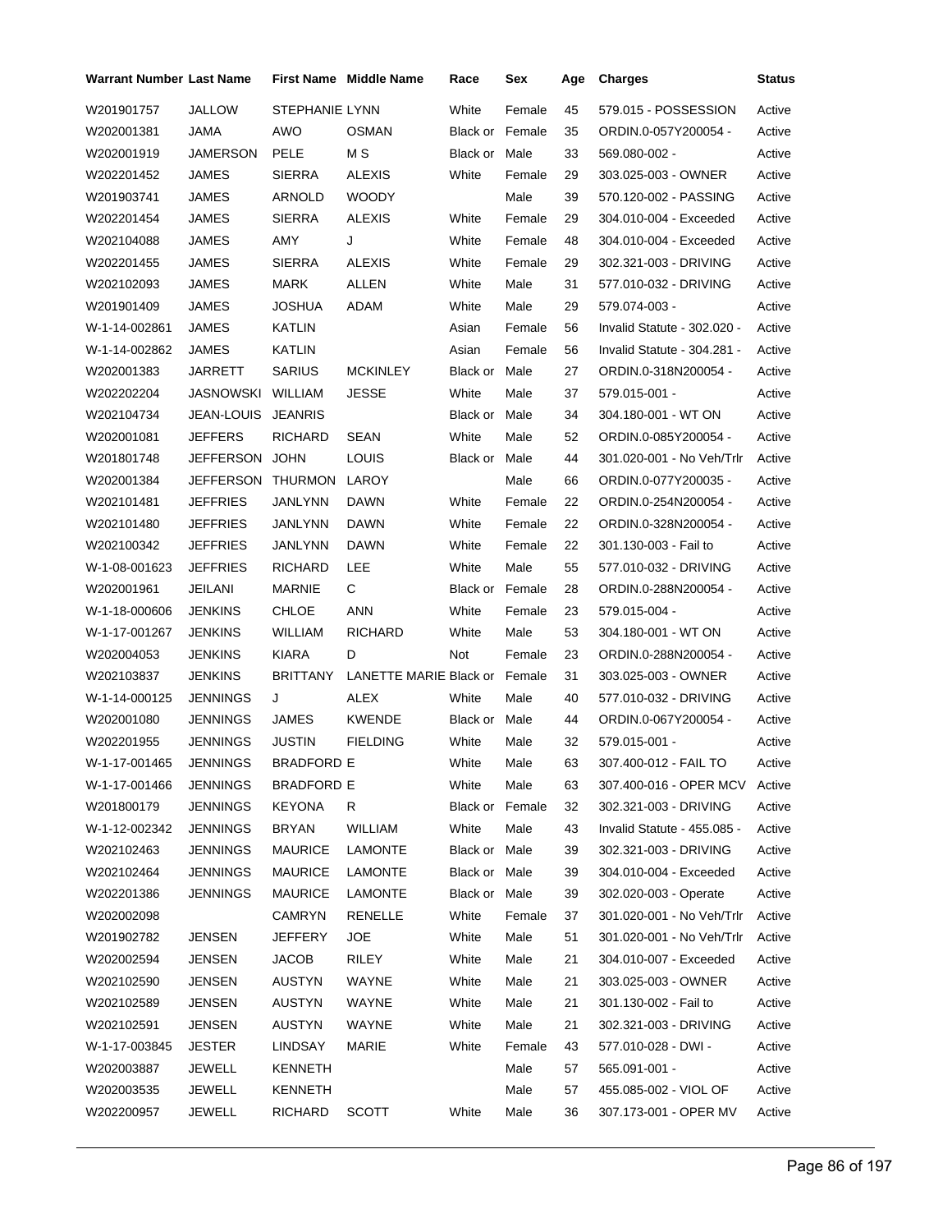| Warrant Number | Last Name | First Name | Middle Name | Race | Sex | Age | Charges | Status |
|---|---|---|---|---|---|---|---|---|
| W201901757 | JALLOW | STEPHANIE | LYNN | White | Female | 45 | 579.015 - POSSESSION | Active |
| W202001381 | JAMA | AWO | OSMAN | Black or | Female | 35 | ORDIN.0-057Y200054 - | Active |
| W202001919 | JAMERSON | PELE | M S | Black or | Male | 33 | 569.080-002 - | Active |
| W202201452 | JAMES | SIERRA | ALEXIS | White | Female | 29 | 303.025-003 - OWNER | Active |
| W201903741 | JAMES | ARNOLD | WOODY | | Male | 39 | 570.120-002 - PASSING | Active |
| W202201454 | JAMES | SIERRA | ALEXIS | White | Female | 29 | 304.010-004 - Exceeded | Active |
| W202104088 | JAMES | AMY | J | White | Female | 48 | 304.010-004 - Exceeded | Active |
| W202201455 | JAMES | SIERRA | ALEXIS | White | Female | 29 | 302.321-003 - DRIVING | Active |
| W202102093 | JAMES | MARK | ALLEN | White | Male | 31 | 577.010-032 - DRIVING | Active |
| W201901409 | JAMES | JOSHUA | ADAM | White | Male | 29 | 579.074-003 - | Active |
| W-1-14-002861 | JAMES | KATLIN | | Asian | Female | 56 | Invalid Statute - 302.020 - | Active |
| W-1-14-002862 | JAMES | KATLIN | | Asian | Female | 56 | Invalid Statute - 304.281 - | Active |
| W202001383 | JARRETT | SARIUS | MCKINLEY | Black or | Male | 27 | ORDIN.0-318N200054 - | Active |
| W202202204 | JASNOWSKI | WILLIAM | JESSE | White | Male | 37 | 579.015-001 - | Active |
| W202104734 | JEAN-LOUIS | JEANRIS | | Black or | Male | 34 | 304.180-001 - WT ON | Active |
| W202001081 | JEFFERS | RICHARD | SEAN | White | Male | 52 | ORDIN.0-085Y200054 - | Active |
| W201801748 | JEFFERSON | JOHN | LOUIS | Black or | Male | 44 | 301.020-001 - No Veh/Trlr | Active |
| W202001384 | JEFFERSON | THURMON | LAROY | | Male | 66 | ORDIN.0-077Y200035 - | Active |
| W202101481 | JEFFRIES | JANLYNN | DAWN | White | Female | 22 | ORDIN.0-254N200054 - | Active |
| W202101480 | JEFFRIES | JANLYNN | DAWN | White | Female | 22 | ORDIN.0-328N200054 - | Active |
| W202100342 | JEFFRIES | JANLYNN | DAWN | White | Female | 22 | 301.130-003 - Fail to | Active |
| W-1-08-001623 | JEFFRIES | RICHARD | LEE | White | Male | 55 | 577.010-032 - DRIVING | Active |
| W202001961 | JEILANI | MARNIE | C | Black or | Female | 28 | ORDIN.0-288N200054 - | Active |
| W-1-18-000606 | JENKINS | CHLOE | ANN | White | Female | 23 | 579.015-004 - | Active |
| W-1-17-001267 | JENKINS | WILLIAM | RICHARD | White | Male | 53 | 304.180-001 - WT ON | Active |
| W202004053 | JENKINS | KIARA | D | Not | Female | 23 | ORDIN.0-288N200054 - | Active |
| W202103837 | JENKINS | BRITTANY | LANETTE MARIE | Black or | Female | 31 | 303.025-003 - OWNER | Active |
| W-1-14-000125 | JENNINGS | J | ALEX | White | Male | 40 | 577.010-032 - DRIVING | Active |
| W202001080 | JENNINGS | JAMES | KWENDE | Black or | Male | 44 | ORDIN.0-067Y200054 - | Active |
| W202201955 | JENNINGS | JUSTIN | FIELDING | White | Male | 32 | 579.015-001 - | Active |
| W-1-17-001465 | JENNINGS | BRADFORD | E | White | Male | 63 | 307.400-012 - FAIL TO | Active |
| W-1-17-001466 | JENNINGS | BRADFORD | E | White | Male | 63 | 307.400-016 - OPER MCV | Active |
| W201800179 | JENNINGS | KEYONA | R | Black or | Female | 32 | 302.321-003 - DRIVING | Active |
| W-1-12-002342 | JENNINGS | BRYAN | WILLIAM | White | Male | 43 | Invalid Statute - 455.085 - | Active |
| W202102463 | JENNINGS | MAURICE | LAMONTE | Black or | Male | 39 | 302.321-003 - DRIVING | Active |
| W202102464 | JENNINGS | MAURICE | LAMONTE | Black or | Male | 39 | 304.010-004 - Exceeded | Active |
| W202201386 | JENNINGS | MAURICE | LAMONTE | Black or | Male | 39 | 302.020-003 - Operate | Active |
| W202002098 | | CAMRYN | RENELLE | White | Female | 37 | 301.020-001 - No Veh/Trlr | Active |
| W201902782 | JENSEN | JEFFERY | JOE | White | Male | 51 | 301.020-001 - No Veh/Trlr | Active |
| W202002594 | JENSEN | JACOB | RILEY | White | Male | 21 | 304.010-007 - Exceeded | Active |
| W202102590 | JENSEN | AUSTYN | WAYNE | White | Male | 21 | 303.025-003 - OWNER | Active |
| W202102589 | JENSEN | AUSTYN | WAYNE | White | Male | 21 | 301.130-002 - Fail to | Active |
| W202102591 | JENSEN | AUSTYN | WAYNE | White | Male | 21 | 302.321-003 - DRIVING | Active |
| W-1-17-003845 | JESTER | LINDSAY | MARIE | White | Female | 43 | 577.010-028 - DWI - | Active |
| W202003887 | JEWELL | KENNETH | | | Male | 57 | 565.091-001 - | Active |
| W202003535 | JEWELL | KENNETH | | | Male | 57 | 455.085-002 - VIOL OF | Active |
| W202200957 | JEWELL | RICHARD | SCOTT | White | Male | 36 | 307.173-001 - OPER MV | Active |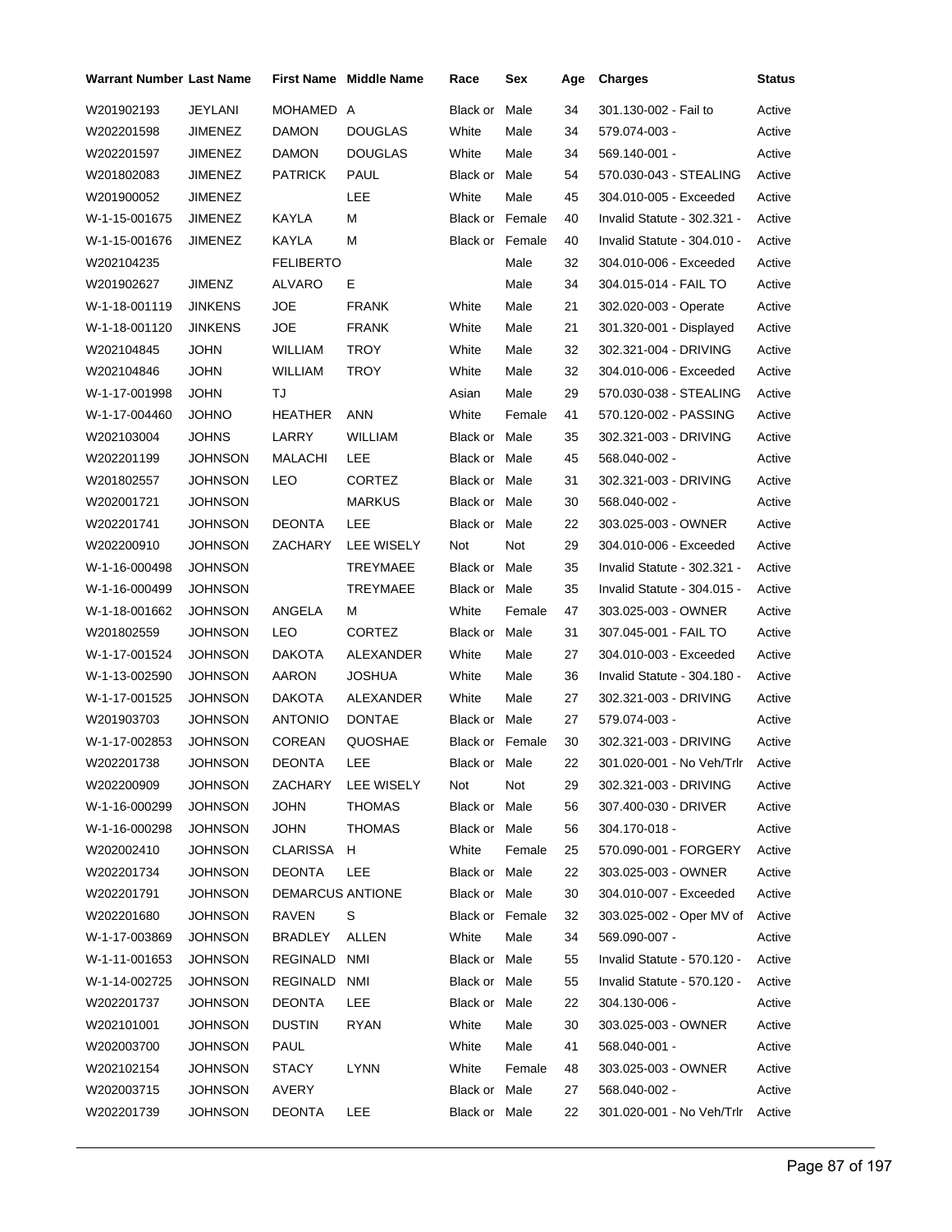| Warrant Number | Last Name | First Name | Middle Name | Race | Sex | Age | Charges | Status |
|---|---|---|---|---|---|---|---|---|
| W201902193 | JEYLANI | MOHAMED | A | Black or | Male | 34 | 301.130-002 - Fail to | Active |
| W202201598 | JIMENEZ | DAMON | DOUGLAS | White | Male | 34 | 579.074-003 - | Active |
| W202201597 | JIMENEZ | DAMON | DOUGLAS | White | Male | 34 | 569.140-001 - | Active |
| W201802083 | JIMENEZ | PATRICK | PAUL | Black or | Male | 54 | 570.030-043 - STEALING | Active |
| W201900052 | JIMENEZ | | LEE | White | Male | 45 | 304.010-005 - Exceeded | Active |
| W-1-15-001675 | JIMENEZ | KAYLA | M | Black or | Female | 40 | Invalid Statute - 302.321 - | Active |
| W-1-15-001676 | JIMENEZ | KAYLA | M | Black or | Female | 40 | Invalid Statute - 304.010 - | Active |
| W202104235 | | FELIBERTO | | | Male | 32 | 304.010-006 - Exceeded | Active |
| W201902627 | JIMENZ | ALVARO | E | | Male | 34 | 304.015-014 - FAIL TO | Active |
| W-1-18-001119 | JINKENS | JOE | FRANK | White | Male | 21 | 302.020-003 - Operate | Active |
| W-1-18-001120 | JINKENS | JOE | FRANK | White | Male | 21 | 301.320-001 - Displayed | Active |
| W202104845 | JOHN | WILLIAM | TROY | White | Male | 32 | 302.321-004 - DRIVING | Active |
| W202104846 | JOHN | WILLIAM | TROY | White | Male | 32 | 304.010-006 - Exceeded | Active |
| W-1-17-001998 | JOHN | TJ | | Asian | Male | 29 | 570.030-038 - STEALING | Active |
| W-1-17-004460 | JOHNO | HEATHER | ANN | White | Female | 41 | 570.120-002 - PASSING | Active |
| W202103004 | JOHNS | LARRY | WILLIAM | Black or | Male | 35 | 302.321-003 - DRIVING | Active |
| W202201199 | JOHNSON | MALACHI | LEE | Black or | Male | 45 | 568.040-002 - | Active |
| W201802557 | JOHNSON | LEO | CORTEZ | Black or | Male | 31 | 302.321-003 - DRIVING | Active |
| W202001721 | JOHNSON | | MARKUS | Black or | Male | 30 | 568.040-002 - | Active |
| W202201741 | JOHNSON | DEONTA | LEE | Black or | Male | 22 | 303.025-003 - OWNER | Active |
| W202200910 | JOHNSON | ZACHARY | LEE WISELY | Not | Not | 29 | 304.010-006 - Exceeded | Active |
| W-1-16-000498 | JOHNSON | | TREYMAEE | Black or | Male | 35 | Invalid Statute - 302.321 - | Active |
| W-1-16-000499 | JOHNSON | | TREYMAEE | Black or | Male | 35 | Invalid Statute - 304.015 - | Active |
| W-1-18-001662 | JOHNSON | ANGELA | M | White | Female | 47 | 303.025-003 - OWNER | Active |
| W201802559 | JOHNSON | LEO | CORTEZ | Black or | Male | 31 | 307.045-001 - FAIL TO | Active |
| W-1-17-001524 | JOHNSON | DAKOTA | ALEXANDER | White | Male | 27 | 304.010-003 - Exceeded | Active |
| W-1-13-002590 | JOHNSON | AARON | JOSHUA | White | Male | 36 | Invalid Statute - 304.180 - | Active |
| W-1-17-001525 | JOHNSON | DAKOTA | ALEXANDER | White | Male | 27 | 302.321-003 - DRIVING | Active |
| W201903703 | JOHNSON | ANTONIO | DONTAE | Black or | Male | 27 | 579.074-003 - | Active |
| W-1-17-002853 | JOHNSON | COREAN | QUOSHAE | Black or | Female | 30 | 302.321-003 - DRIVING | Active |
| W202201738 | JOHNSON | DEONTA | LEE | Black or | Male | 22 | 301.020-001 - No Veh/Trlr | Active |
| W202200909 | JOHNSON | ZACHARY | LEE WISELY | Not | Not | 29 | 302.321-003 - DRIVING | Active |
| W-1-16-000299 | JOHNSON | JOHN | THOMAS | Black or | Male | 56 | 307.400-030 - DRIVER | Active |
| W-1-16-000298 | JOHNSON | JOHN | THOMAS | Black or | Male | 56 | 304.170-018 - | Active |
| W202002410 | JOHNSON | CLARISSA | H | White | Female | 25 | 570.090-001 - FORGERY | Active |
| W202201734 | JOHNSON | DEONTA | LEE | Black or | Male | 22 | 303.025-003 - OWNER | Active |
| W202201791 | JOHNSON | DEMARCUS | ANTIONE | Black or | Male | 30 | 304.010-007 - Exceeded | Active |
| W202201680 | JOHNSON | RAVEN | S | Black or | Female | 32 | 303.025-002 - Oper MV of | Active |
| W-1-17-003869 | JOHNSON | BRADLEY | ALLEN | White | Male | 34 | 569.090-007 - | Active |
| W-1-11-001653 | JOHNSON | REGINALD | NMI | Black or | Male | 55 | Invalid Statute - 570.120 - | Active |
| W-1-14-002725 | JOHNSON | REGINALD | NMI | Black or | Male | 55 | Invalid Statute - 570.120 - | Active |
| W202201737 | JOHNSON | DEONTA | LEE | Black or | Male | 22 | 304.130-006 - | Active |
| W202101001 | JOHNSON | DUSTIN | RYAN | White | Male | 30 | 303.025-003 - OWNER | Active |
| W202003700 | JOHNSON | PAUL | | White | Male | 41 | 568.040-001 - | Active |
| W202102154 | JOHNSON | STACY | LYNN | White | Female | 48 | 303.025-003 - OWNER | Active |
| W202003715 | JOHNSON | AVERY | | Black or | Male | 27 | 568.040-002 - | Active |
| W202201739 | JOHNSON | DEONTA | LEE | Black or | Male | 22 | 301.020-001 - No Veh/Trlr | Active |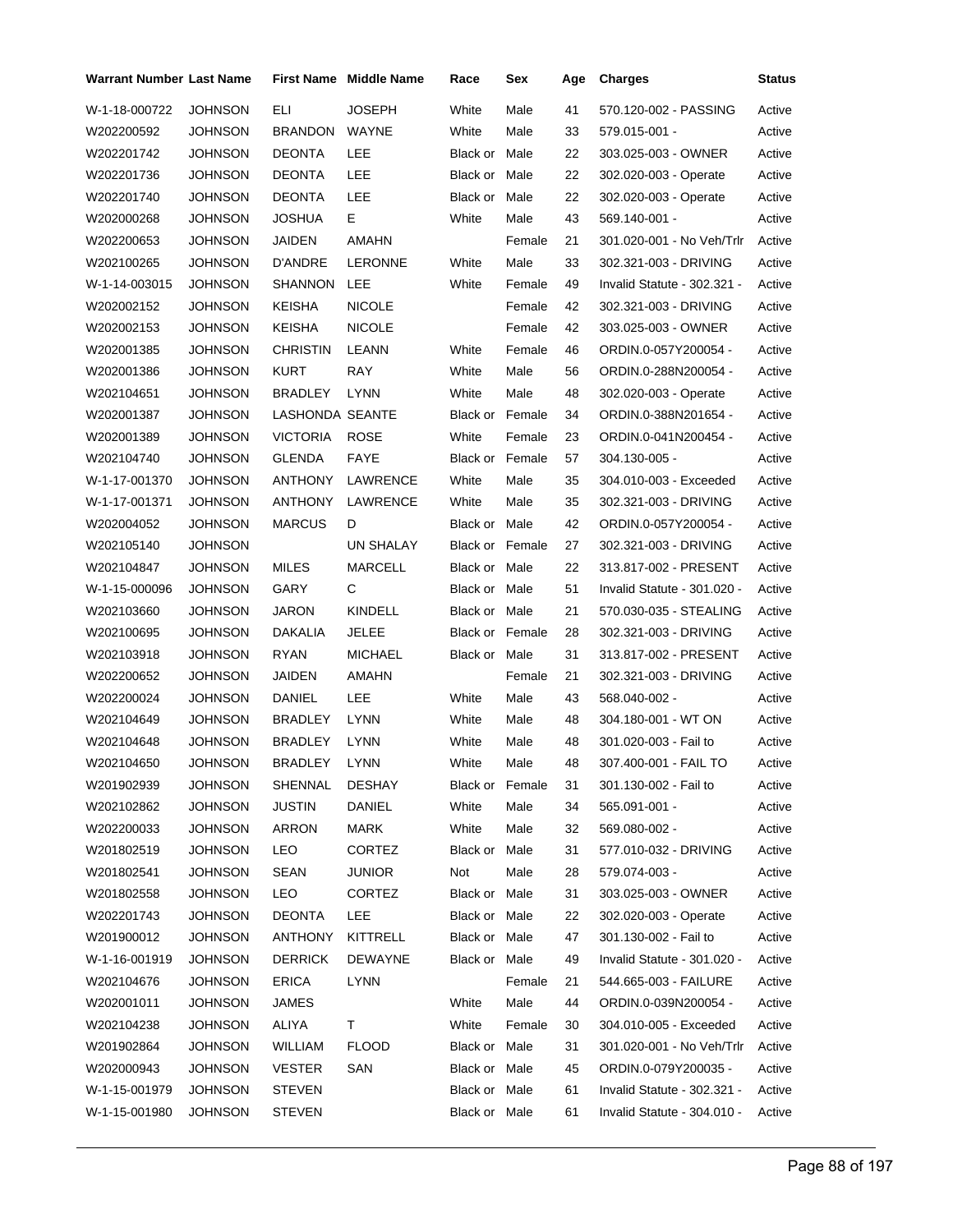| Warrant Number | Last Name | First Name | Middle Name | Race | Sex | Age | Charges | Status |
|---|---|---|---|---|---|---|---|---|
| W-1-18-000722 | JOHNSON | ELI | JOSEPH | White | Male | 41 | 570.120-002 - PASSING | Active |
| W202200592 | JOHNSON | BRANDON | WAYNE | White | Male | 33 | 579.015-001 - | Active |
| W202201742 | JOHNSON | DEONTA | LEE | Black or | Male | 22 | 303.025-003 - OWNER | Active |
| W202201736 | JOHNSON | DEONTA | LEE | Black or | Male | 22 | 302.020-003 - Operate | Active |
| W202201740 | JOHNSON | DEONTA | LEE | Black or | Male | 22 | 302.020-003 - Operate | Active |
| W202000268 | JOHNSON | JOSHUA | E | White | Male | 43 | 569.140-001 - | Active |
| W202200653 | JOHNSON | JAIDEN | AMAHN | | Female | 21 | 301.020-001 - No Veh/Trlr | Active |
| W202100265 | JOHNSON | D'ANDRE | LERONNE | White | Male | 33 | 302.321-003 - DRIVING | Active |
| W-1-14-003015 | JOHNSON | SHANNON | LEE | White | Female | 49 | Invalid Statute - 302.321 - | Active |
| W202002152 | JOHNSON | KEISHA | NICOLE | | Female | 42 | 302.321-003 - DRIVING | Active |
| W202002153 | JOHNSON | KEISHA | NICOLE | | Female | 42 | 303.025-003 - OWNER | Active |
| W202001385 | JOHNSON | CHRISTIN | LEANN | White | Female | 46 | ORDIN.0-057Y200054 - | Active |
| W202001386 | JOHNSON | KURT | RAY | White | Male | 56 | ORDIN.0-288N200054 - | Active |
| W202104651 | JOHNSON | BRADLEY | LYNN | White | Male | 48 | 302.020-003 - Operate | Active |
| W202001387 | JOHNSON | LASHONDA | SEANTE | Black or | Female | 34 | ORDIN.0-388N201654 - | Active |
| W202001389 | JOHNSON | VICTORIA | ROSE | White | Female | 23 | ORDIN.0-041N200454 - | Active |
| W202104740 | JOHNSON | GLENDA | FAYE | Black or | Female | 57 | 304.130-005 - | Active |
| W-1-17-001370 | JOHNSON | ANTHONY | LAWRENCE | White | Male | 35 | 304.010-003 - Exceeded | Active |
| W-1-17-001371 | JOHNSON | ANTHONY | LAWRENCE | White | Male | 35 | 302.321-003 - DRIVING | Active |
| W202004052 | JOHNSON | MARCUS | D | Black or | Male | 42 | ORDIN.0-057Y200054 - | Active |
| W202105140 | JOHNSON | | UN SHALAY | Black or | Female | 27 | 302.321-003 - DRIVING | Active |
| W202104847 | JOHNSON | MILES | MARCELL | Black or | Male | 22 | 313.817-002 - PRESENT | Active |
| W-1-15-000096 | JOHNSON | GARY | C | Black or | Male | 51 | Invalid Statute - 301.020 - | Active |
| W202103660 | JOHNSON | JARON | KINDELL | Black or | Male | 21 | 570.030-035 - STEALING | Active |
| W202100695 | JOHNSON | DAKALIA | JELEE | Black or | Female | 28 | 302.321-003 - DRIVING | Active |
| W202103918 | JOHNSON | RYAN | MICHAEL | Black or | Male | 31 | 313.817-002 - PRESENT | Active |
| W202200652 | JOHNSON | JAIDEN | AMAHN | | Female | 21 | 302.321-003 - DRIVING | Active |
| W202200024 | JOHNSON | DANIEL | LEE | White | Male | 43 | 568.040-002 - | Active |
| W202104649 | JOHNSON | BRADLEY | LYNN | White | Male | 48 | 304.180-001 - WT ON | Active |
| W202104648 | JOHNSON | BRADLEY | LYNN | White | Male | 48 | 301.020-003 - Fail to | Active |
| W202104650 | JOHNSON | BRADLEY | LYNN | White | Male | 48 | 307.400-001 - FAIL TO | Active |
| W201902939 | JOHNSON | SHENNAL | DESHAY | Black or | Female | 31 | 301.130-002 - Fail to | Active |
| W202102862 | JOHNSON | JUSTIN | DANIEL | White | Male | 34 | 565.091-001 - | Active |
| W202200033 | JOHNSON | ARRON | MARK | White | Male | 32 | 569.080-002 - | Active |
| W201802519 | JOHNSON | LEO | CORTEZ | Black or | Male | 31 | 577.010-032 - DRIVING | Active |
| W201802541 | JOHNSON | SEAN | JUNIOR | Not | Male | 28 | 579.074-003 - | Active |
| W201802558 | JOHNSON | LEO | CORTEZ | Black or | Male | 31 | 303.025-003 - OWNER | Active |
| W202201743 | JOHNSON | DEONTA | LEE | Black or | Male | 22 | 302.020-003 - Operate | Active |
| W201900012 | JOHNSON | ANTHONY | KITTRELL | Black or | Male | 47 | 301.130-002 - Fail to | Active |
| W-1-16-001919 | JOHNSON | DERRICK | DEWAYNE | Black or | Male | 49 | Invalid Statute - 301.020 - | Active |
| W202104676 | JOHNSON | ERICA | LYNN | | Female | 21 | 544.665-003 - FAILURE | Active |
| W202001011 | JOHNSON | JAMES | | White | Male | 44 | ORDIN.0-039N200054 - | Active |
| W202104238 | JOHNSON | ALIYA | T | White | Female | 30 | 304.010-005 - Exceeded | Active |
| W201902864 | JOHNSON | WILLIAM | FLOOD | Black or | Male | 31 | 301.020-001 - No Veh/Trlr | Active |
| W202000943 | JOHNSON | VESTER | SAN | Black or | Male | 45 | ORDIN.0-079Y200035 - | Active |
| W-1-15-001979 | JOHNSON | STEVEN | | Black or | Male | 61 | Invalid Statute - 302.321 - | Active |
| W-1-15-001980 | JOHNSON | STEVEN | | Black or | Male | 61 | Invalid Statute - 304.010 - | Active |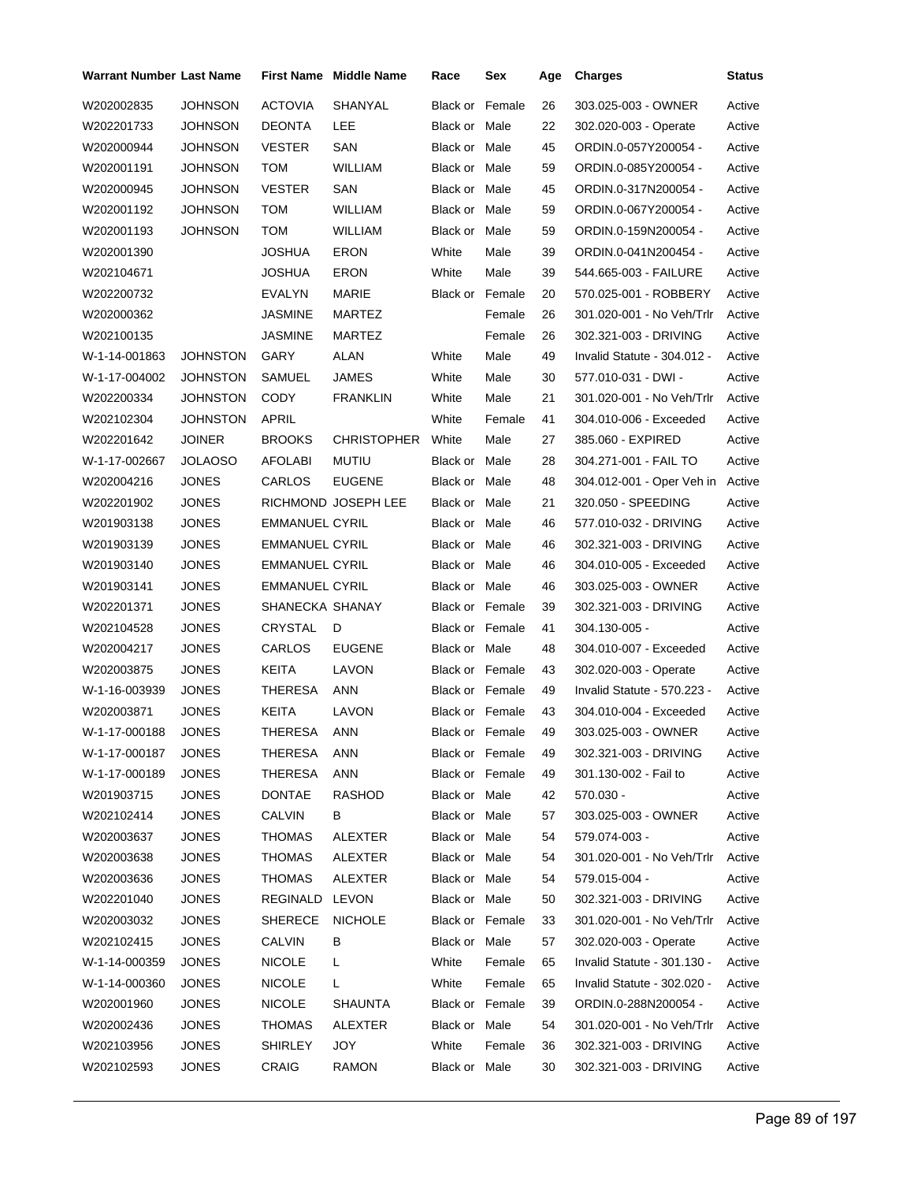| Warrant Number | Last Name | First Name | Middle Name | Race | Sex | Age | Charges | Status |
|---|---|---|---|---|---|---|---|---|
| W202002835 | JOHNSON | ACTOVIA | SHANYAL | Black or | Female | 26 | 303.025-003 - OWNER | Active |
| W202201733 | JOHNSON | DEONTA | LEE | Black or | Male | 22 | 302.020-003 - Operate | Active |
| W202000944 | JOHNSON | VESTER | SAN | Black or | Male | 45 | ORDIN.0-057Y200054 - | Active |
| W202001191 | JOHNSON | TOM | WILLIAM | Black or | Male | 59 | ORDIN.0-085Y200054 - | Active |
| W202000945 | JOHNSON | VESTER | SAN | Black or | Male | 45 | ORDIN.0-317N200054 - | Active |
| W202001192 | JOHNSON | TOM | WILLIAM | Black or | Male | 59 | ORDIN.0-067Y200054 - | Active |
| W202001193 | JOHNSON | TOM | WILLIAM | Black or | Male | 59 | ORDIN.0-159N200054 - | Active |
| W202001390 | | JOSHUA | ERON | White | Male | 39 | ORDIN.0-041N200454 - | Active |
| W202104671 | | JOSHUA | ERON | White | Male | 39 | 544.665-003 - FAILURE | Active |
| W202200732 | | EVALYN | MARIE | Black or | Female | 20 | 570.025-001 - ROBBERY | Active |
| W202000362 | | JASMINE | MARTEZ | | Female | 26 | 301.020-001 - No Veh/Trlr | Active |
| W202100135 | | JASMINE | MARTEZ | | Female | 26 | 302.321-003 - DRIVING | Active |
| W-1-14-001863 | JOHNSTON | GARY | ALAN | White | Male | 49 | Invalid Statute - 304.012 - | Active |
| W-1-17-004002 | JOHNSTON | SAMUEL | JAMES | White | Male | 30 | 577.010-031 - DWI - | Active |
| W202200334 | JOHNSTON | CODY | FRANKLIN | White | Male | 21 | 301.020-001 - No Veh/Trlr | Active |
| W202102304 | JOHNSTON | APRIL | | White | Female | 41 | 304.010-006 - Exceeded | Active |
| W202201642 | JOINER | BROOKS | CHRISTOPHER | White | Male | 27 | 385.060 - EXPIRED | Active |
| W-1-17-002667 | JOLAOSO | AFOLABI | MUTIU | Black or | Male | 28 | 304.271-001 - FAIL TO | Active |
| W202004216 | JONES | CARLOS | EUGENE | Black or | Male | 48 | 304.012-001 - Oper Veh in | Active |
| W202201902 | JONES | RICHMOND | JOSEPH LEE | Black or | Male | 21 | 320.050 - SPEEDING | Active |
| W201903138 | JONES | EMMANUEL | CYRIL | Black or | Male | 46 | 577.010-032 - DRIVING | Active |
| W201903139 | JONES | EMMANUEL | CYRIL | Black or | Male | 46 | 302.321-003 - DRIVING | Active |
| W201903140 | JONES | EMMANUEL | CYRIL | Black or | Male | 46 | 304.010-005 - Exceeded | Active |
| W201903141 | JONES | EMMANUEL | CYRIL | Black or | Male | 46 | 303.025-003 - OWNER | Active |
| W202201371 | JONES | SHANECKA | SHANAY | Black or | Female | 39 | 302.321-003 - DRIVING | Active |
| W202104528 | JONES | CRYSTAL | D | Black or | Female | 41 | 304.130-005 - | Active |
| W202004217 | JONES | CARLOS | EUGENE | Black or | Male | 48 | 304.010-007 - Exceeded | Active |
| W202003875 | JONES | KEITA | LAVON | Black or | Female | 43 | 302.020-003 - Operate | Active |
| W-1-16-003939 | JONES | THERESA | ANN | Black or | Female | 49 | Invalid Statute - 570.223 - | Active |
| W202003871 | JONES | KEITA | LAVON | Black or | Female | 43 | 304.010-004 - Exceeded | Active |
| W-1-17-000188 | JONES | THERESA | ANN | Black or | Female | 49 | 303.025-003 - OWNER | Active |
| W-1-17-000187 | JONES | THERESA | ANN | Black or | Female | 49 | 302.321-003 - DRIVING | Active |
| W-1-17-000189 | JONES | THERESA | ANN | Black or | Female | 49 | 301.130-002 - Fail to | Active |
| W201903715 | JONES | DONTAE | RASHOD | Black or | Male | 42 | 570.030 - | Active |
| W202102414 | JONES | CALVIN | B | Black or | Male | 57 | 303.025-003 - OWNER | Active |
| W202003637 | JONES | THOMAS | ALEXTER | Black or | Male | 54 | 579.074-003 - | Active |
| W202003638 | JONES | THOMAS | ALEXTER | Black or | Male | 54 | 301.020-001 - No Veh/Trlr | Active |
| W202003636 | JONES | THOMAS | ALEXTER | Black or | Male | 54 | 579.015-004 - | Active |
| W202201040 | JONES | REGINALD | LEVON | Black or | Male | 50 | 302.321-003 - DRIVING | Active |
| W202003032 | JONES | SHERECE | NICHOLE | Black or | Female | 33 | 301.020-001 - No Veh/Trlr | Active |
| W202102415 | JONES | CALVIN | B | Black or | Male | 57 | 302.020-003 - Operate | Active |
| W-1-14-000359 | JONES | NICOLE | L | White | Female | 65 | Invalid Statute - 301.130 - | Active |
| W-1-14-000360 | JONES | NICOLE | L | White | Female | 65 | Invalid Statute - 302.020 - | Active |
| W202001960 | JONES | NICOLE | SHAUNTA | Black or | Female | 39 | ORDIN.0-288N200054 - | Active |
| W202002436 | JONES | THOMAS | ALEXTER | Black or | Male | 54 | 301.020-001 - No Veh/Trlr | Active |
| W202103956 | JONES | SHIRLEY | JOY | White | Female | 36 | 302.321-003 - DRIVING | Active |
| W202102593 | JONES | CRAIG | RAMON | Black or | Male | 30 | 302.321-003 - DRIVING | Active |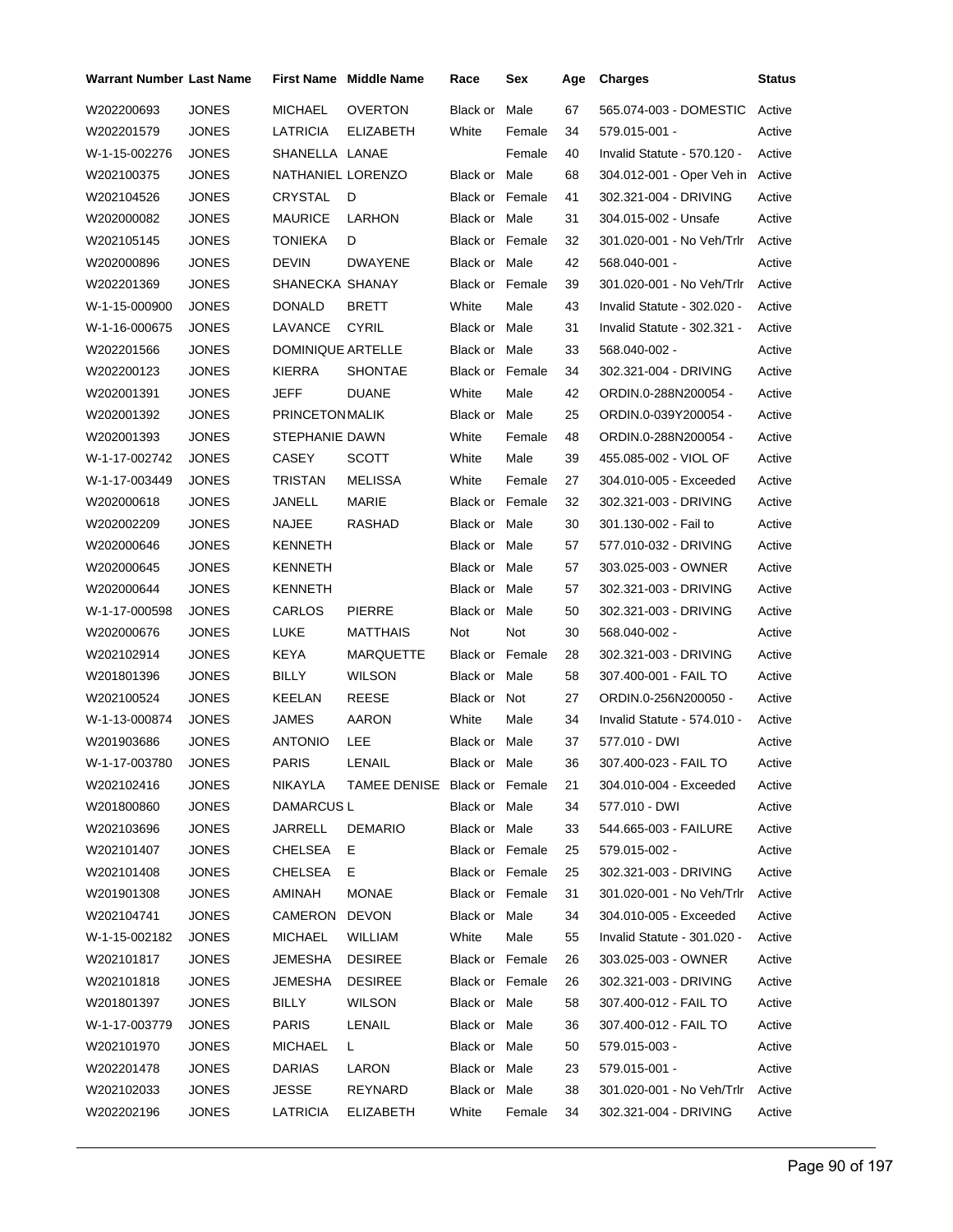| Warrant Number | Last Name | First Name | Middle Name | Race | Sex | Age | Charges | Status |
|---|---|---|---|---|---|---|---|---|
| W202200693 | JONES | MICHAEL | OVERTON | Black or | Male | 67 | 565.074-003 - DOMESTIC | Active |
| W202201579 | JONES | LATRICIA | ELIZABETH | White | Female | 34 | 579.015-001 - | Active |
| W-1-15-002276 | JONES | SHANELLA | LANAE | | Female | 40 | Invalid Statute - 570.120 - | Active |
| W202100375 | JONES | NATHANIEL | LORENZO | Black or | Male | 68 | 304.012-001 - Oper Veh in | Active |
| W202104526 | JONES | CRYSTAL | D | Black or | Female | 41 | 302.321-004 - DRIVING | Active |
| W202000082 | JONES | MAURICE | LARHON | Black or | Male | 31 | 304.015-002 - Unsafe | Active |
| W202105145 | JONES | TONIEKA | D | Black or | Female | 32 | 301.020-001 - No Veh/Trlr | Active |
| W202000896 | JONES | DEVIN | DWAYENE | Black or | Male | 42 | 568.040-001 - | Active |
| W202201369 | JONES | SHANECKA | SHANAY | Black or | Female | 39 | 301.020-001 - No Veh/Trlr | Active |
| W-1-15-000900 | JONES | DONALD | BRETT | White | Male | 43 | Invalid Statute - 302.020 - | Active |
| W-1-16-000675 | JONES | LAVANCE | CYRIL | Black or | Male | 31 | Invalid Statute - 302.321 - | Active |
| W202201566 | JONES | DOMINIQUE | ARTELLE | Black or | Male | 33 | 568.040-002 - | Active |
| W202200123 | JONES | KIERRA | SHONTAE | Black or | Female | 34 | 302.321-004 - DRIVING | Active |
| W202001391 | JONES | JEFF | DUANE | White | Male | 42 | ORDIN.0-288N200054 - | Active |
| W202001392 | JONES | PRINCETON | MALIK | Black or | Male | 25 | ORDIN.0-039Y200054 - | Active |
| W202001393 | JONES | STEPHANIE | DAWN | White | Female | 48 | ORDIN.0-288N200054 - | Active |
| W-1-17-002742 | JONES | CASEY | SCOTT | White | Male | 39 | 455.085-002 - VIOL OF | Active |
| W-1-17-003449 | JONES | TRISTAN | MELISSA | White | Female | 27 | 304.010-005 - Exceeded | Active |
| W202000618 | JONES | JANELL | MARIE | Black or | Female | 32 | 302.321-003 - DRIVING | Active |
| W202002209 | JONES | NAJEE | RASHAD | Black or | Male | 30 | 301.130-002 - Fail to | Active |
| W202000646 | JONES | KENNETH | | Black or | Male | 57 | 577.010-032 - DRIVING | Active |
| W202000645 | JONES | KENNETH | | Black or | Male | 57 | 303.025-003 - OWNER | Active |
| W202000644 | JONES | KENNETH | | Black or | Male | 57 | 302.321-003 - DRIVING | Active |
| W-1-17-000598 | JONES | CARLOS | PIERRE | Black or | Male | 50 | 302.321-003 - DRIVING | Active |
| W202000676 | JONES | LUKE | MATTHAIS | Not | Not | 30 | 568.040-002 - | Active |
| W202102914 | JONES | KEYA | MARQUETTE | Black or | Female | 28 | 302.321-003 - DRIVING | Active |
| W201801396 | JONES | BILLY | WILSON | Black or | Male | 58 | 307.400-001 - FAIL TO | Active |
| W202100524 | JONES | KEELAN | REESE | Black or | Not | 27 | ORDIN.0-256N200050 - | Active |
| W-1-13-000874 | JONES | JAMES | AARON | White | Male | 34 | Invalid Statute - 574.010 - | Active |
| W201903686 | JONES | ANTONIO | LEE | Black or | Male | 37 | 577.010 - DWI | Active |
| W-1-17-003780 | JONES | PARIS | LENAIL | Black or | Male | 36 | 307.400-023 - FAIL TO | Active |
| W202102416 | JONES | NIKAYLA | TAMEE DENISE | Black or | Female | 21 | 304.010-004 - Exceeded | Active |
| W201800860 | JONES | DAMARCUS | L | Black or | Male | 34 | 577.010 - DWI | Active |
| W202103696 | JONES | JARRELL | DEMARIO | Black or | Male | 33 | 544.665-003 - FAILURE | Active |
| W202101407 | JONES | CHELSEA | E | Black or | Female | 25 | 579.015-002 - | Active |
| W202101408 | JONES | CHELSEA | E | Black or | Female | 25 | 302.321-003 - DRIVING | Active |
| W201901308 | JONES | AMINAH | MONAE | Black or | Female | 31 | 301.020-001 - No Veh/Trlr | Active |
| W202104741 | JONES | CAMERON | DEVON | Black or | Male | 34 | 304.010-005 - Exceeded | Active |
| W-1-15-002182 | JONES | MICHAEL | WILLIAM | White | Male | 55 | Invalid Statute - 301.020 - | Active |
| W202101817 | JONES | JEMESHA | DESIREE | Black or | Female | 26 | 303.025-003 - OWNER | Active |
| W202101818 | JONES | JEMESHA | DESIREE | Black or | Female | 26 | 302.321-003 - DRIVING | Active |
| W201801397 | JONES | BILLY | WILSON | Black or | Male | 58 | 307.400-012 - FAIL TO | Active |
| W-1-17-003779 | JONES | PARIS | LENAIL | Black or | Male | 36 | 307.400-012 - FAIL TO | Active |
| W202101970 | JONES | MICHAEL | L | Black or | Male | 50 | 579.015-003 - | Active |
| W202201478 | JONES | DARIAS | LARON | Black or | Male | 23 | 579.015-001 - | Active |
| W202102033 | JONES | JESSE | REYNARD | Black or | Male | 38 | 301.020-001 - No Veh/Trlr | Active |
| W202202196 | JONES | LATRICIA | ELIZABETH | White | Female | 34 | 302.321-004 - DRIVING | Active |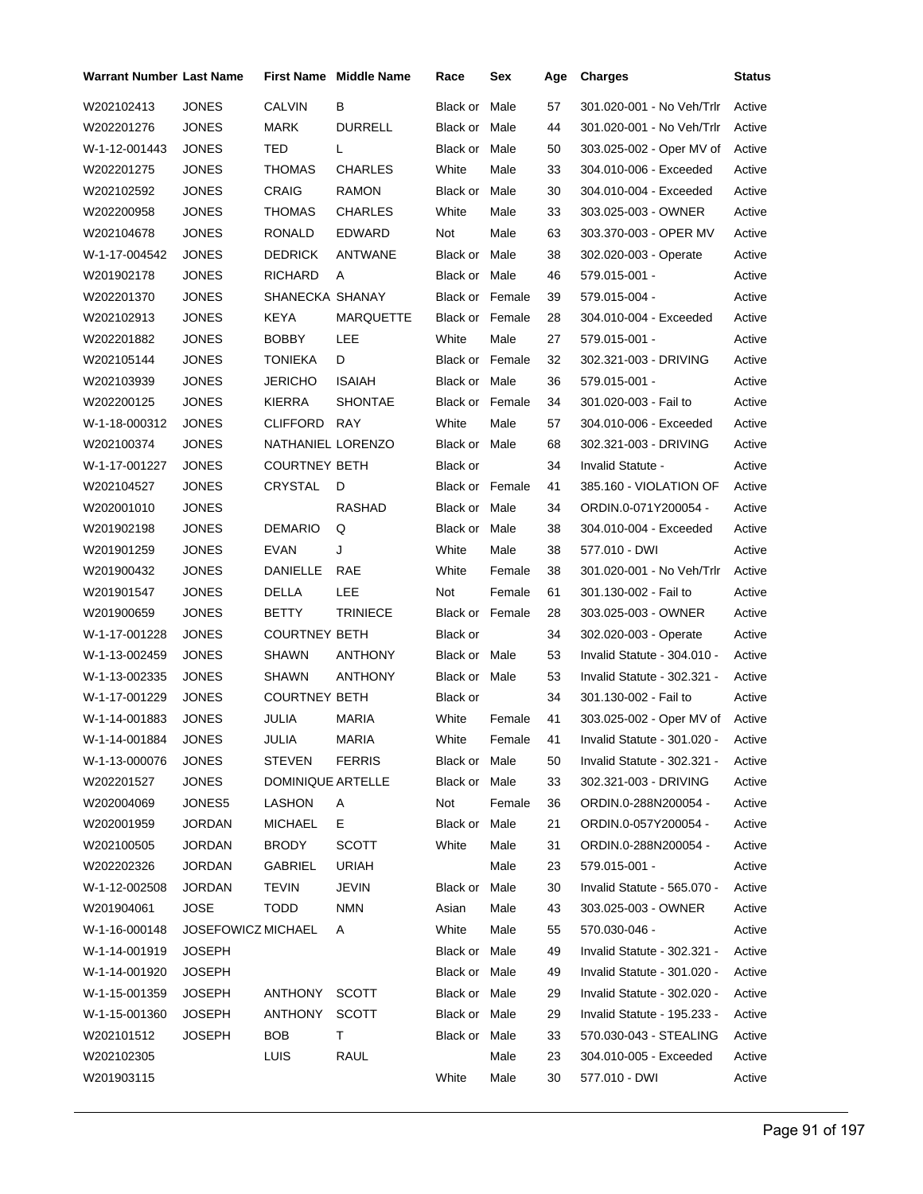| Warrant Number | Last Name | First Name | Middle Name | Race | Sex | Age | Charges | Status |
|---|---|---|---|---|---|---|---|---|
| W202102413 | JONES | CALVIN | B | Black or | Male | 57 | 301.020-001 - No Veh/Trlr | Active |
| W202201276 | JONES | MARK | DURRELL | Black or | Male | 44 | 301.020-001 - No Veh/Trlr | Active |
| W-1-12-001443 | JONES | TED | L | Black or | Male | 50 | 303.025-002 - Oper MV of | Active |
| W202201275 | JONES | THOMAS | CHARLES | White | Male | 33 | 304.010-006 - Exceeded | Active |
| W202102592 | JONES | CRAIG | RAMON | Black or | Male | 30 | 304.010-004 - Exceeded | Active |
| W202200958 | JONES | THOMAS | CHARLES | White | Male | 33 | 303.025-003 - OWNER | Active |
| W202104678 | JONES | RONALD | EDWARD | Not | Male | 63 | 303.370-003 - OPER MV | Active |
| W-1-17-004542 | JONES | DEDRICK | ANTWANE | Black or | Male | 38 | 302.020-003 - Operate | Active |
| W201902178 | JONES | RICHARD | A | Black or | Male | 46 | 579.015-001 - | Active |
| W202201370 | JONES | SHANECKA | SHANAY | Black or | Female | 39 | 579.015-004 - | Active |
| W202102913 | JONES | KEYA | MARQUETTE | Black or | Female | 28 | 304.010-004 - Exceeded | Active |
| W202201882 | JONES | BOBBY | LEE | White | Male | 27 | 579.015-001 - | Active |
| W202105144 | JONES | TONIEKA | D | Black or | Female | 32 | 302.321-003 - DRIVING | Active |
| W202103939 | JONES | JERICHO | ISAIAH | Black or | Male | 36 | 579.015-001 - | Active |
| W202200125 | JONES | KIERRA | SHONTAE | Black or | Female | 34 | 301.020-003 - Fail to | Active |
| W-1-18-000312 | JONES | CLIFFORD | RAY | White | Male | 57 | 304.010-006 - Exceeded | Active |
| W202100374 | JONES | NATHANIEL | LORENZO | Black or | Male | 68 | 302.321-003 - DRIVING | Active |
| W-1-17-001227 | JONES | COURTNEY | BETH | Black or | | 34 | Invalid Statute - | Active |
| W202104527 | JONES | CRYSTAL | D | Black or | Female | 41 | 385.160 - VIOLATION OF | Active |
| W202001010 | JONES | | RASHAD | Black or | Male | 34 | ORDIN.0-071Y200054 - | Active |
| W201902198 | JONES | DEMARIO | Q | Black or | Male | 38 | 304.010-004 - Exceeded | Active |
| W201901259 | JONES | EVAN | J | White | Male | 38 | 577.010 - DWI | Active |
| W201900432 | JONES | DANIELLE | RAE | White | Female | 38 | 301.020-001 - No Veh/Trlr | Active |
| W201901547 | JONES | DELLA | LEE | Not | Female | 61 | 301.130-002 - Fail to | Active |
| W201900659 | JONES | BETTY | TRINIECE | Black or | Female | 28 | 303.025-003 - OWNER | Active |
| W-1-17-001228 | JONES | COURTNEY | BETH | Black or | | 34 | 302.020-003 - Operate | Active |
| W-1-13-002459 | JONES | SHAWN | ANTHONY | Black or | Male | 53 | Invalid Statute - 304.010 - | Active |
| W-1-13-002335 | JONES | SHAWN | ANTHONY | Black or | Male | 53 | Invalid Statute - 302.321 - | Active |
| W-1-17-001229 | JONES | COURTNEY | BETH | Black or | | 34 | 301.130-002 - Fail to | Active |
| W-1-14-001883 | JONES | JULIA | MARIA | White | Female | 41 | 303.025-002 - Oper MV of | Active |
| W-1-14-001884 | JONES | JULIA | MARIA | White | Female | 41 | Invalid Statute - 301.020 - | Active |
| W-1-13-000076 | JONES | STEVEN | FERRIS | Black or | Male | 50 | Invalid Statute - 302.321 - | Active |
| W202201527 | JONES | DOMINIQUE | ARTELLE | Black or | Male | 33 | 302.321-003 - DRIVING | Active |
| W202004069 | JONES5 | LASHON | A | Not | Female | 36 | ORDIN.0-288N200054 - | Active |
| W202001959 | JORDAN | MICHAEL | E | Black or | Male | 21 | ORDIN.0-057Y200054 - | Active |
| W202100505 | JORDAN | BRODY | SCOTT | White | Male | 31 | ORDIN.0-288N200054 - | Active |
| W202202326 | JORDAN | GABRIEL | URIAH | | Male | 23 | 579.015-001 - | Active |
| W-1-12-002508 | JORDAN | TEVIN | JEVIN | Black or | Male | 30 | Invalid Statute - 565.070 - | Active |
| W201904061 | JOSE | TODD | NMN | Asian | Male | 43 | 303.025-003 - OWNER | Active |
| W-1-16-000148 | JOSEFOWICZ | MICHAEL | A | White | Male | 55 | 570.030-046 - | Active |
| W-1-14-001919 | JOSEPH | | | Black or | Male | 49 | Invalid Statute - 302.321 - | Active |
| W-1-14-001920 | JOSEPH | | | Black or | Male | 49 | Invalid Statute - 301.020 - | Active |
| W-1-15-001359 | JOSEPH | ANTHONY | SCOTT | Black or | Male | 29 | Invalid Statute - 302.020 - | Active |
| W-1-15-001360 | JOSEPH | ANTHONY | SCOTT | Black or | Male | 29 | Invalid Statute - 195.233 - | Active |
| W202101512 | JOSEPH | BOB | T | Black or | Male | 33 | 570.030-043 - STEALING | Active |
| W202102305 | | LUIS | RAUL | | Male | 23 | 304.010-005 - Exceeded | Active |
| W201903115 | | | | White | Male | 30 | 577.010 - DWI | Active |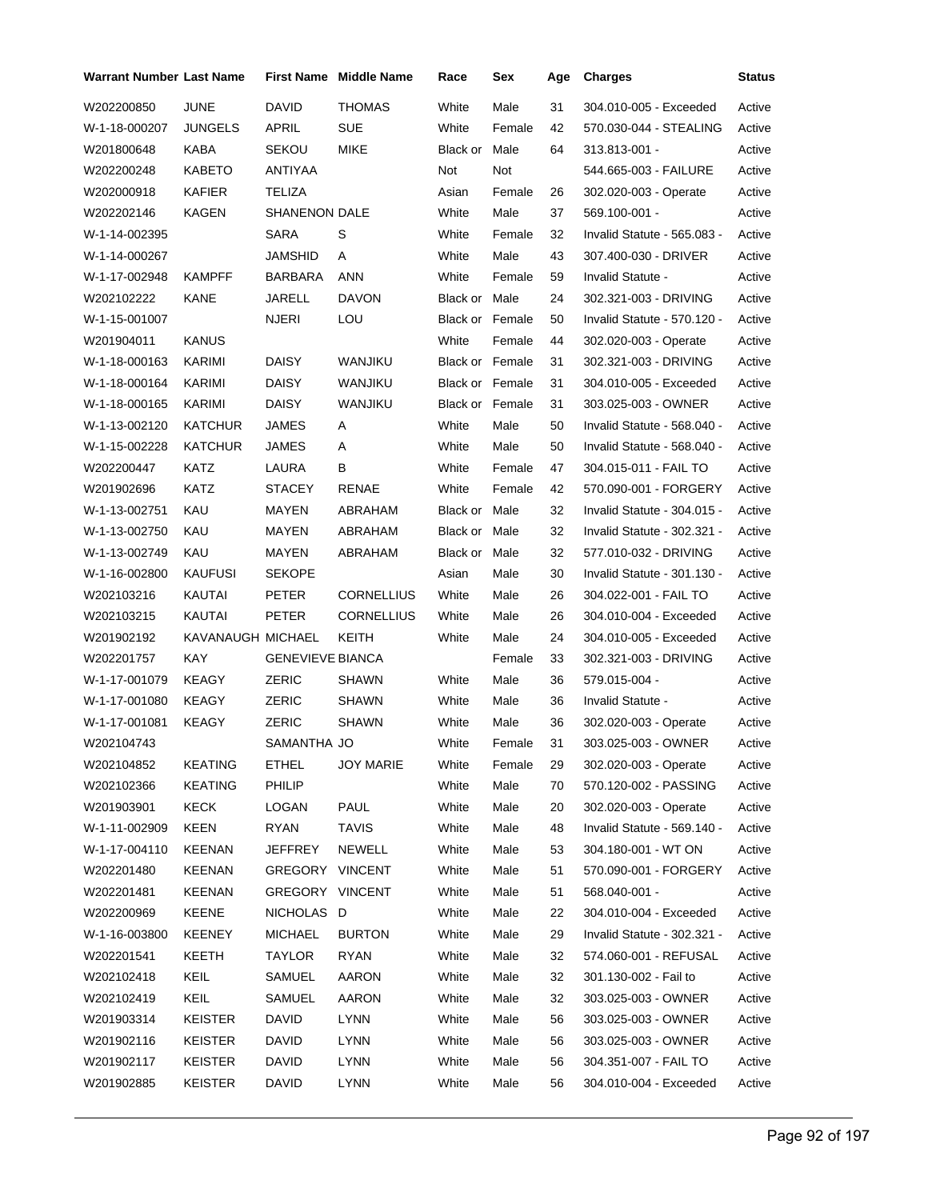| Warrant Number | Last Name | First Name | Middle Name | Race | Sex | Age | Charges | Status |
|---|---|---|---|---|---|---|---|---|
| W202200850 | JUNE | DAVID | THOMAS | White | Male | 31 | 304.010-005 - Exceeded | Active |
| W-1-18-000207 | JUNGELS | APRIL | SUE | White | Female | 42 | 570.030-044 - STEALING | Active |
| W201800648 | KABA | SEKOU | MIKE | Black or | Male | 64 | 313.813-001 - | Active |
| W202200248 | KABETO | ANTIYAA | | Not | Not | | 544.665-003 - FAILURE | Active |
| W202000918 | KAFIER | TELIZA | | Asian | Female | 26 | 302.020-003 - Operate | Active |
| W202202146 | KAGEN | SHANENON | DALE | White | Male | 37 | 569.100-001 - | Active |
| W-1-14-002395 | | SARA | S | White | Female | 32 | Invalid Statute - 565.083 - | Active |
| W-1-14-000267 | | JAMSHID | A | White | Male | 43 | 307.400-030 - DRIVER | Active |
| W-1-17-002948 | KAMPFF | BARBARA | ANN | White | Female | 59 | Invalid Statute - | Active |
| W202102222 | KANE | JARELL | DAVON | Black or | Male | 24 | 302.321-003 - DRIVING | Active |
| W-1-15-001007 | | NJERI | LOU | Black or | Female | 50 | Invalid Statute - 570.120 - | Active |
| W201904011 | KANUS | | | White | Female | 44 | 302.020-003 - Operate | Active |
| W-1-18-000163 | KARIMI | DAISY | WANJIKU | Black or | Female | 31 | 302.321-003 - DRIVING | Active |
| W-1-18-000164 | KARIMI | DAISY | WANJIKU | Black or | Female | 31 | 304.010-005 - Exceeded | Active |
| W-1-18-000165 | KARIMI | DAISY | WANJIKU | Black or | Female | 31 | 303.025-003 - OWNER | Active |
| W-1-13-002120 | KATCHUR | JAMES | A | White | Male | 50 | Invalid Statute - 568.040 - | Active |
| W-1-15-002228 | KATCHUR | JAMES | A | White | Male | 50 | Invalid Statute - 568.040 - | Active |
| W202200447 | KATZ | LAURA | B | White | Female | 47 | 304.015-011 - FAIL TO | Active |
| W201902696 | KATZ | STACEY | RENAE | White | Female | 42 | 570.090-001 - FORGERY | Active |
| W-1-13-002751 | KAU | MAYEN | ABRAHAM | Black or | Male | 32 | Invalid Statute - 304.015 - | Active |
| W-1-13-002750 | KAU | MAYEN | ABRAHAM | Black or | Male | 32 | Invalid Statute - 302.321 - | Active |
| W-1-13-002749 | KAU | MAYEN | ABRAHAM | Black or | Male | 32 | 577.010-032 - DRIVING | Active |
| W-1-16-002800 | KAUFUSI | SEKOPE | | Asian | Male | 30 | Invalid Statute - 301.130 - | Active |
| W202103216 | KAUTAI | PETER | CORNELLIUS | White | Male | 26 | 304.022-001 - FAIL TO | Active |
| W202103215 | KAUTAI | PETER | CORNELLIUS | White | Male | 26 | 304.010-004 - Exceeded | Active |
| W201902192 | KAVANAUGH | MICHAEL | KEITH | White | Male | 24 | 304.010-005 - Exceeded | Active |
| W202201757 | KAY | GENEVIEVE | BIANCA | | Female | 33 | 302.321-003 - DRIVING | Active |
| W-1-17-001079 | KEAGY | ZERIC | SHAWN | White | Male | 36 | 579.015-004 - | Active |
| W-1-17-001080 | KEAGY | ZERIC | SHAWN | White | Male | 36 | Invalid Statute - | Active |
| W-1-17-001081 | KEAGY | ZERIC | SHAWN | White | Male | 36 | 302.020-003 - Operate | Active |
| W202104743 | | SAMANTHA | JO | White | Female | 31 | 303.025-003 - OWNER | Active |
| W202104852 | KEATING | ETHEL | JOY MARIE | White | Female | 29 | 302.020-003 - Operate | Active |
| W202102366 | KEATING | PHILIP | | White | Male | 70 | 570.120-002 - PASSING | Active |
| W201903901 | KECK | LOGAN | PAUL | White | Male | 20 | 302.020-003 - Operate | Active |
| W-1-11-002909 | KEEN | RYAN | TAVIS | White | Male | 48 | Invalid Statute - 569.140 - | Active |
| W-1-17-004110 | KEENAN | JEFFREY | NEWELL | White | Male | 53 | 304.180-001 - WT ON | Active |
| W202201480 | KEENAN | GREGORY | VINCENT | White | Male | 51 | 570.090-001 - FORGERY | Active |
| W202201481 | KEENAN | GREGORY | VINCENT | White | Male | 51 | 568.040-001 - | Active |
| W202200969 | KEENE | NICHOLAS | D | White | Male | 22 | 304.010-004 - Exceeded | Active |
| W-1-16-003800 | KEENEY | MICHAEL | BURTON | White | Male | 29 | Invalid Statute - 302.321 - | Active |
| W202201541 | KEETH | TAYLOR | RYAN | White | Male | 32 | 574.060-001 - REFUSAL | Active |
| W202102418 | KEIL | SAMUEL | AARON | White | Male | 32 | 301.130-002 - Fail to | Active |
| W202102419 | KEIL | SAMUEL | AARON | White | Male | 32 | 303.025-003 - OWNER | Active |
| W201903314 | KEISTER | DAVID | LYNN | White | Male | 56 | 303.025-003 - OWNER | Active |
| W201902116 | KEISTER | DAVID | LYNN | White | Male | 56 | 303.025-003 - OWNER | Active |
| W201902117 | KEISTER | DAVID | LYNN | White | Male | 56 | 304.351-007 - FAIL TO | Active |
| W201902885 | KEISTER | DAVID | LYNN | White | Male | 56 | 304.010-004 - Exceeded | Active |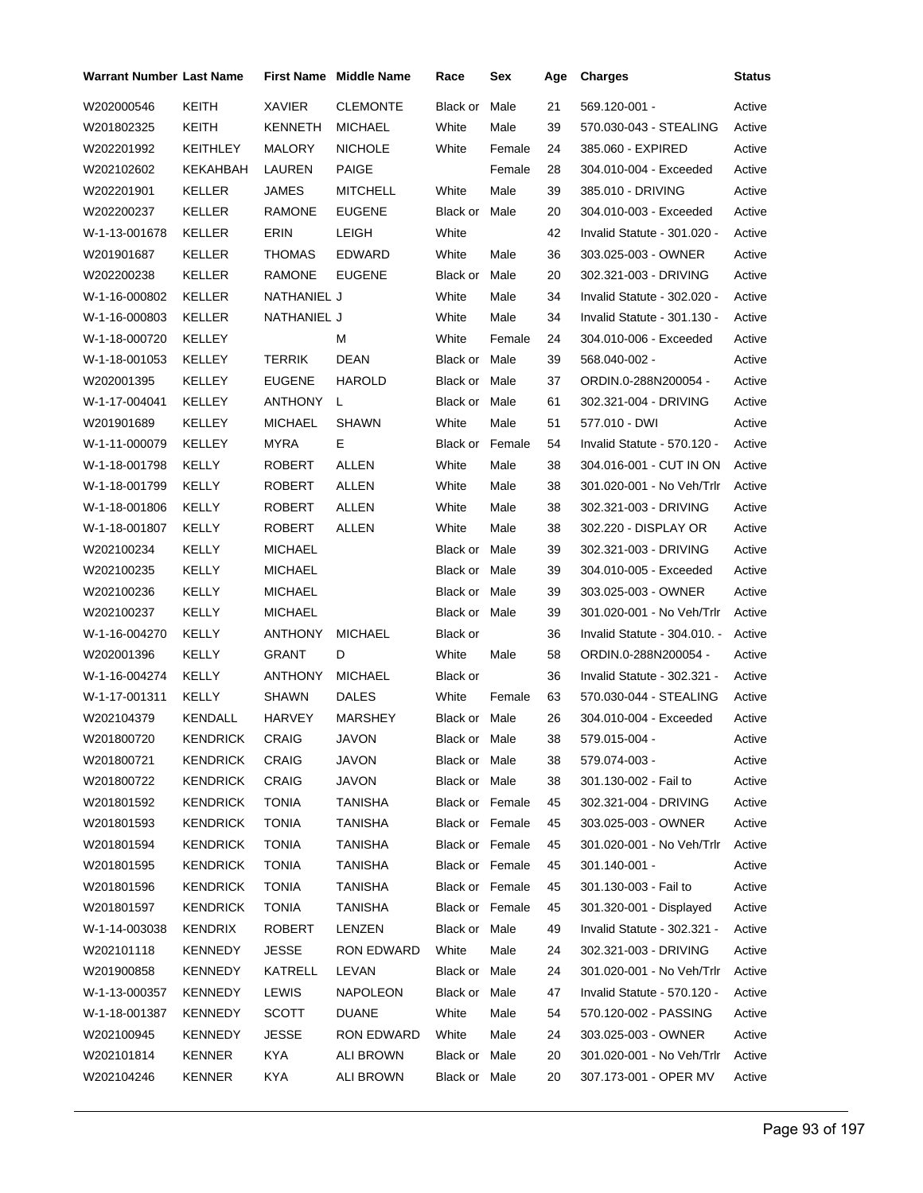| Warrant Number | Last Name | First Name | Middle Name | Race | Sex | Age | Charges | Status |
|---|---|---|---|---|---|---|---|---|
| W202000546 | KEITH | XAVIER | CLEMONTE | Black or | Male | 21 | 569.120-001 - | Active |
| W201802325 | KEITH | KENNETH | MICHAEL | White | Male | 39 | 570.030-043 - STEALING | Active |
| W202201992 | KEITHLEY | MALORY | NICHOLE | White | Female | 24 | 385.060 - EXPIRED | Active |
| W202102602 | KEKAHBAH | LAUREN | PAIGE | | Female | 28 | 304.010-004 - Exceeded | Active |
| W202201901 | KELLER | JAMES | MITCHELL | White | Male | 39 | 385.010 - DRIVING | Active |
| W202200237 | KELLER | RAMONE | EUGENE | Black or | Male | 20 | 304.010-003 - Exceeded | Active |
| W-1-13-001678 | KELLER | ERIN | LEIGH | White | | 42 | Invalid Statute - 301.020 - | Active |
| W201901687 | KELLER | THOMAS | EDWARD | White | Male | 36 | 303.025-003 - OWNER | Active |
| W202200238 | KELLER | RAMONE | EUGENE | Black or | Male | 20 | 302.321-003 - DRIVING | Active |
| W-1-16-000802 | KELLER | NATHANIEL | J | White | Male | 34 | Invalid Statute - 302.020 - | Active |
| W-1-16-000803 | KELLER | NATHANIEL | J | White | Male | 34 | Invalid Statute - 301.130 - | Active |
| W-1-18-000720 | KELLEY | | M | White | Female | 24 | 304.010-006 - Exceeded | Active |
| W-1-18-001053 | KELLEY | TERRIK | DEAN | Black or | Male | 39 | 568.040-002 - | Active |
| W202001395 | KELLEY | EUGENE | HAROLD | Black or | Male | 37 | ORDIN.0-288N200054 - | Active |
| W-1-17-004041 | KELLEY | ANTHONY | L | Black or | Male | 61 | 302.321-004 - DRIVING | Active |
| W201901689 | KELLEY | MICHAEL | SHAWN | White | Male | 51 | 577.010 - DWI | Active |
| W-1-11-000079 | KELLEY | MYRA | E | Black or | Female | 54 | Invalid Statute - 570.120 - | Active |
| W-1-18-001798 | KELLY | ROBERT | ALLEN | White | Male | 38 | 304.016-001 - CUT IN ON | Active |
| W-1-18-001799 | KELLY | ROBERT | ALLEN | White | Male | 38 | 301.020-001 - No Veh/Trlr | Active |
| W-1-18-001806 | KELLY | ROBERT | ALLEN | White | Male | 38 | 302.321-003 - DRIVING | Active |
| W-1-18-001807 | KELLY | ROBERT | ALLEN | White | Male | 38 | 302.220 - DISPLAY OR | Active |
| W202100234 | KELLY | MICHAEL | | Black or | Male | 39 | 302.321-003 - DRIVING | Active |
| W202100235 | KELLY | MICHAEL | | Black or | Male | 39 | 304.010-005 - Exceeded | Active |
| W202100236 | KELLY | MICHAEL | | Black or | Male | 39 | 303.025-003 - OWNER | Active |
| W202100237 | KELLY | MICHAEL | | Black or | Male | 39 | 301.020-001 - No Veh/Trlr | Active |
| W-1-16-004270 | KELLY | ANTHONY | MICHAEL | Black or | | 36 | Invalid Statute - 304.010. - | Active |
| W202001396 | KELLY | GRANT | D | White | Male | 58 | ORDIN.0-288N200054 - | Active |
| W-1-16-004274 | KELLY | ANTHONY | MICHAEL | Black or | | 36 | Invalid Statute - 302.321 - | Active |
| W-1-17-001311 | KELLY | SHAWN | DALES | White | Female | 63 | 570.030-044 - STEALING | Active |
| W202104379 | KENDALL | HARVEY | MARSHEY | Black or | Male | 26 | 304.010-004 - Exceeded | Active |
| W201800720 | KENDRICK | CRAIG | JAVON | Black or | Male | 38 | 579.015-004 - | Active |
| W201800721 | KENDRICK | CRAIG | JAVON | Black or | Male | 38 | 579.074-003 - | Active |
| W201800722 | KENDRICK | CRAIG | JAVON | Black or | Male | 38 | 301.130-002 - Fail to | Active |
| W201801592 | KENDRICK | TONIA | TANISHA | Black or | Female | 45 | 302.321-004 - DRIVING | Active |
| W201801593 | KENDRICK | TONIA | TANISHA | Black or | Female | 45 | 303.025-003 - OWNER | Active |
| W201801594 | KENDRICK | TONIA | TANISHA | Black or | Female | 45 | 301.020-001 - No Veh/Trlr | Active |
| W201801595 | KENDRICK | TONIA | TANISHA | Black or | Female | 45 | 301.140-001 - | Active |
| W201801596 | KENDRICK | TONIA | TANISHA | Black or | Female | 45 | 301.130-003 - Fail to | Active |
| W201801597 | KENDRICK | TONIA | TANISHA | Black or | Female | 45 | 301.320-001 - Displayed | Active |
| W-1-14-003038 | KENDRIX | ROBERT | LENZEN | Black or | Male | 49 | Invalid Statute - 302.321 - | Active |
| W202101118 | KENNEDY | JESSE | RON EDWARD | White | Male | 24 | 302.321-003 - DRIVING | Active |
| W201900858 | KENNEDY | KATRELL | LEVAN | Black or | Male | 24 | 301.020-001 - No Veh/Trlr | Active |
| W-1-13-000357 | KENNEDY | LEWIS | NAPOLEON | Black or | Male | 47 | Invalid Statute - 570.120 - | Active |
| W-1-18-001387 | KENNEDY | SCOTT | DUANE | White | Male | 54 | 570.120-002 - PASSING | Active |
| W202100945 | KENNEDY | JESSE | RON EDWARD | White | Male | 24 | 303.025-003 - OWNER | Active |
| W202101814 | KENNER | KYA | ALI BROWN | Black or | Male | 20 | 301.020-001 - No Veh/Trlr | Active |
| W202104246 | KENNER | KYA | ALI BROWN | Black or | Male | 20 | 307.173-001 - OPER MV | Active |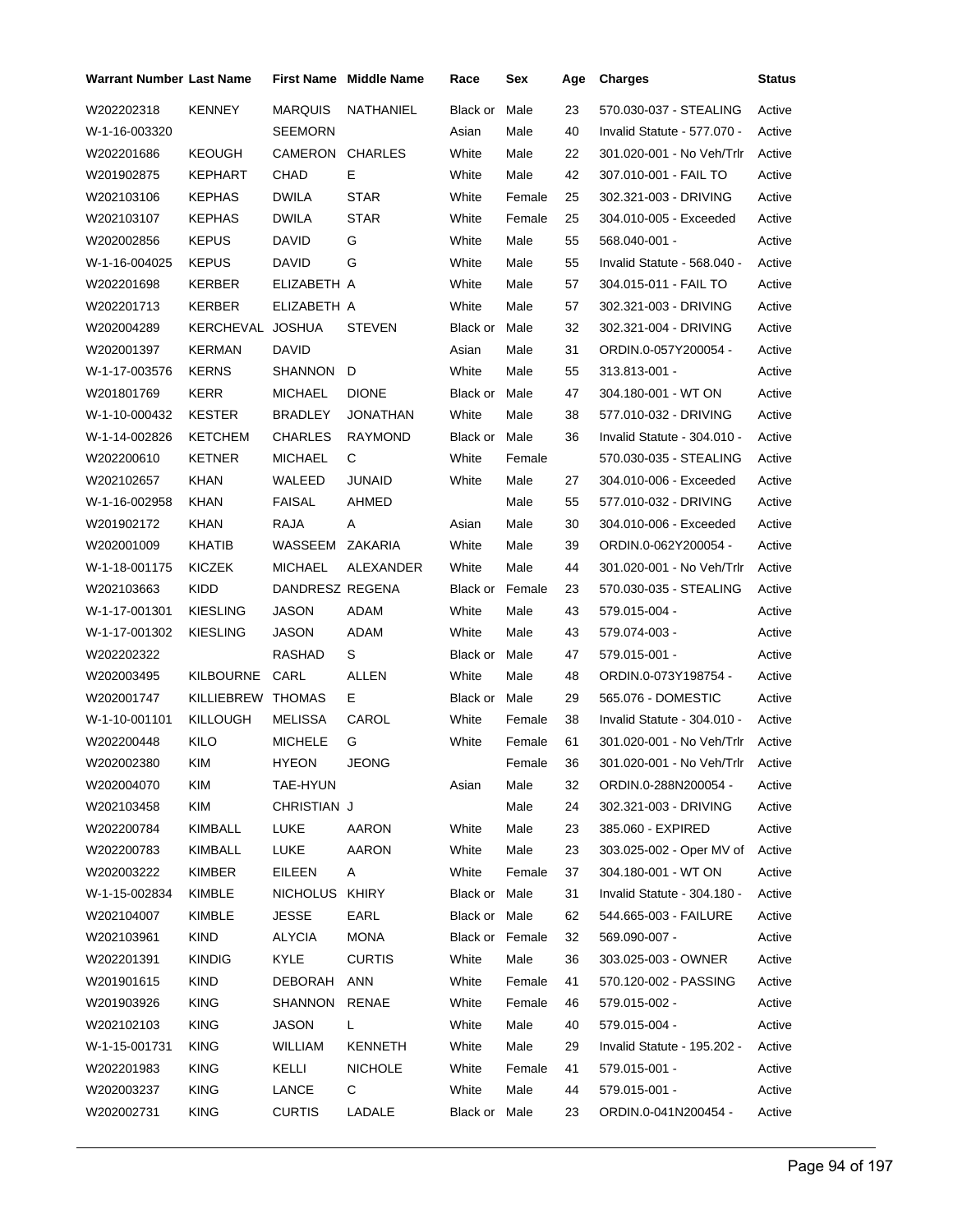| Warrant Number | Last Name | First Name | Middle Name | Race | Sex | Age | Charges | Status |
|---|---|---|---|---|---|---|---|---|
| W202202318 | KENNEY | MARQUIS | NATHANIEL | Black or | Male | 23 | 570.030-037 - STEALING | Active |
| W-1-16-003320 | | SEEMORN | | Asian | Male | 40 | Invalid Statute - 577.070 - | Active |
| W202201686 | KEOUGH | CAMERON | CHARLES | White | Male | 22 | 301.020-001 - No Veh/Trlr | Active |
| W201902875 | KEPHART | CHAD | E | White | Male | 42 | 307.010-001 - FAIL TO | Active |
| W202103106 | KEPHAS | DWILA | STAR | White | Female | 25 | 302.321-003 - DRIVING | Active |
| W202103107 | KEPHAS | DWILA | STAR | White | Female | 25 | 304.010-005 - Exceeded | Active |
| W202002856 | KEPUS | DAVID | G | White | Male | 55 | 568.040-001 - | Active |
| W-1-16-004025 | KEPUS | DAVID | G | White | Male | 55 | Invalid Statute - 568.040 - | Active |
| W202201698 | KERBER | ELIZABETH | A | White | Male | 57 | 304.015-011 - FAIL TO | Active |
| W202201713 | KERBER | ELIZABETH | A | White | Male | 57 | 302.321-003 - DRIVING | Active |
| W202004289 | KERCHEVAL | JOSHUA | STEVEN | Black or | Male | 32 | 302.321-004 - DRIVING | Active |
| W202001397 | KERMAN | DAVID | | Asian | Male | 31 | ORDIN.0-057Y200054 - | Active |
| W-1-17-003576 | KERNS | SHANNON | D | White | Male | 55 | 313.813-001 - | Active |
| W201801769 | KERR | MICHAEL | DIONE | Black or | Male | 47 | 304.180-001 - WT ON | Active |
| W-1-10-000432 | KESTER | BRADLEY | JONATHAN | White | Male | 38 | 577.010-032 - DRIVING | Active |
| W-1-14-002826 | KETCHEM | CHARLES | RAYMOND | Black or | Male | 36 | Invalid Statute - 304.010 - | Active |
| W202200610 | KETNER | MICHAEL | C | White | Female | | 570.030-035 - STEALING | Active |
| W202102657 | KHAN | WALEED | JUNAID | White | Male | 27 | 304.010-006 - Exceeded | Active |
| W-1-16-002958 | KHAN | FAISAL | AHMED | | Male | 55 | 577.010-032 - DRIVING | Active |
| W201902172 | KHAN | RAJA | A | Asian | Male | 30 | 304.010-006 - Exceeded | Active |
| W202001009 | KHATIB | WASSEEM | ZAKARIA | White | Male | 39 | ORDIN.0-062Y200054 - | Active |
| W-1-18-001175 | KICZEK | MICHAEL | ALEXANDER | White | Male | 44 | 301.020-001 - No Veh/Trlr | Active |
| W202103663 | KIDD | DANDRESZ | REGENA | Black or | Female | 23 | 570.030-035 - STEALING | Active |
| W-1-17-001301 | KIESLING | JASON | ADAM | White | Male | 43 | 579.015-004 - | Active |
| W-1-17-001302 | KIESLING | JASON | ADAM | White | Male | 43 | 579.074-003 - | Active |
| W202202322 | | RASHAD | S | Black or | Male | 47 | 579.015-001 - | Active |
| W202003495 | KILBOURNE | CARL | ALLEN | White | Male | 48 | ORDIN.0-073Y198754 - | Active |
| W202001747 | KILLIEBREW | THOMAS | E | Black or | Male | 29 | 565.076 - DOMESTIC | Active |
| W-1-10-001101 | KILLOUGH | MELISSA | CAROL | White | Female | 38 | Invalid Statute - 304.010 - | Active |
| W202200448 | KILO | MICHELE | G | White | Female | 61 | 301.020-001 - No Veh/Trlr | Active |
| W202002380 | KIM | HYEON | JEONG | | Female | 36 | 301.020-001 - No Veh/Trlr | Active |
| W202004070 | KIM | TAE-HYUN | | Asian | Male | 32 | ORDIN.0-288N200054 - | Active |
| W202103458 | KIM | CHRISTIAN | J | | Male | 24 | 302.321-003 - DRIVING | Active |
| W202200784 | KIMBALL | LUKE | AARON | White | Male | 23 | 385.060 - EXPIRED | Active |
| W202200783 | KIMBALL | LUKE | AARON | White | Male | 23 | 303.025-002 - Oper MV of | Active |
| W202003222 | KIMBER | EILEEN | A | White | Female | 37 | 304.180-001 - WT ON | Active |
| W-1-15-002834 | KIMBLE | NICHOLUS | KHIRY | Black or | Male | 31 | Invalid Statute - 304.180 - | Active |
| W202104007 | KIMBLE | JESSE | EARL | Black or | Male | 62 | 544.665-003 - FAILURE | Active |
| W202103961 | KIND | ALYCIA | MONA | Black or | Female | 32 | 569.090-007 - | Active |
| W202201391 | KINDIG | KYLE | CURTIS | White | Male | 36 | 303.025-003 - OWNER | Active |
| W201901615 | KIND | DEBORAH | ANN | White | Female | 41 | 570.120-002 - PASSING | Active |
| W201903926 | KING | SHANNON | RENAE | White | Female | 46 | 579.015-002 - | Active |
| W202102103 | KING | JASON | L | White | Male | 40 | 579.015-004 - | Active |
| W-1-15-001731 | KING | WILLIAM | KENNETH | White | Male | 29 | Invalid Statute - 195.202 - | Active |
| W202201983 | KING | KELLI | NICHOLE | White | Female | 41 | 579.015-001 - | Active |
| W202003237 | KING | LANCE | C | White | Male | 44 | 579.015-001 - | Active |
| W202002731 | KING | CURTIS | LADALE | Black or | Male | 23 | ORDIN.0-041N200454 - | Active |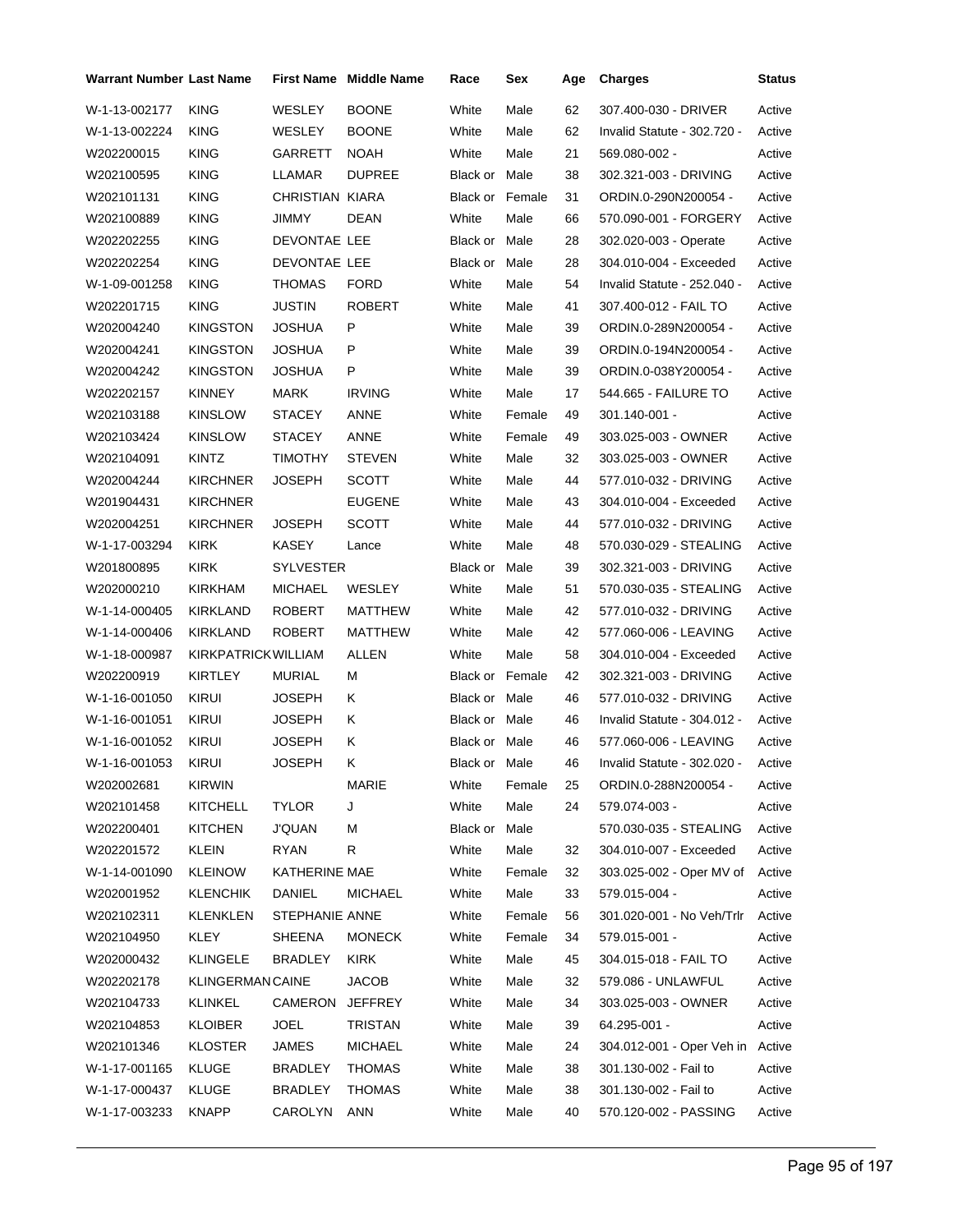| Warrant Number | Last Name | First Name | Middle Name | Race | Sex | Age | Charges | Status |
|---|---|---|---|---|---|---|---|---|
| W-1-13-002177 | KING | WESLEY | BOONE | White | Male | 62 | 307.400-030 - DRIVER | Active |
| W-1-13-002224 | KING | WESLEY | BOONE | White | Male | 62 | Invalid Statute - 302.720 - | Active |
| W202200015 | KING | GARRETT | NOAH | White | Male | 21 | 569.080-002 - | Active |
| W202100595 | KING | LLAMAR | DUPREE | Black or | Male | 38 | 302.321-003 - DRIVING | Active |
| W202101131 | KING | CHRISTIAN | KIARA | Black or | Female | 31 | ORDIN.0-290N200054 - | Active |
| W202100889 | KING | JIMMY | DEAN | White | Male | 66 | 570.090-001 - FORGERY | Active |
| W202202255 | KING | DEVONTAE | LEE | Black or | Male | 28 | 302.020-003 - Operate | Active |
| W202202254 | KING | DEVONTAE | LEE | Black or | Male | 28 | 304.010-004 - Exceeded | Active |
| W-1-09-001258 | KING | THOMAS | FORD | White | Male | 54 | Invalid Statute - 252.040 - | Active |
| W202201715 | KING | JUSTIN | ROBERT | White | Male | 41 | 307.400-012 - FAIL TO | Active |
| W202004240 | KINGSTON | JOSHUA | P | White | Male | 39 | ORDIN.0-289N200054 - | Active |
| W202004241 | KINGSTON | JOSHUA | P | White | Male | 39 | ORDIN.0-194N200054 - | Active |
| W202004242 | KINGSTON | JOSHUA | P | White | Male | 39 | ORDIN.0-038Y200054 - | Active |
| W202202157 | KINNEY | MARK | IRVING | White | Male | 17 | 544.665 - FAILURE TO | Active |
| W202103188 | KINSLOW | STACEY | ANNE | White | Female | 49 | 301.140-001 - | Active |
| W202103424 | KINSLOW | STACEY | ANNE | White | Female | 49 | 303.025-003 - OWNER | Active |
| W202104091 | KINTZ | TIMOTHY | STEVEN | White | Male | 32 | 303.025-003 - OWNER | Active |
| W202004244 | KIRCHNER | JOSEPH | SCOTT | White | Male | 44 | 577.010-032 - DRIVING | Active |
| W201904431 | KIRCHNER | | EUGENE | White | Male | 43 | 304.010-004 - Exceeded | Active |
| W202004251 | KIRCHNER | JOSEPH | SCOTT | White | Male | 44 | 577.010-032 - DRIVING | Active |
| W-1-17-003294 | KIRK | KASEY | Lance | White | Male | 48 | 570.030-029 - STEALING | Active |
| W201800895 | KIRK | SYLVESTER | | Black or | Male | 39 | 302.321-003 - DRIVING | Active |
| W202000210 | KIRKHAM | MICHAEL | WESLEY | White | Male | 51 | 570.030-035 - STEALING | Active |
| W-1-14-000405 | KIRKLAND | ROBERT | MATTHEW | White | Male | 42 | 577.010-032 - DRIVING | Active |
| W-1-14-000406 | KIRKLAND | ROBERT | MATTHEW | White | Male | 42 | 577.060-006 - LEAVING | Active |
| W-1-18-000987 | KIRKPATRICK | WILLIAM | ALLEN | White | Male | 58 | 304.010-004 - Exceeded | Active |
| W202200919 | KIRTLEY | MURIAL | M | Black or | Female | 42 | 302.321-003 - DRIVING | Active |
| W-1-16-001050 | KIRUI | JOSEPH | K | Black or | Male | 46 | 577.010-032 - DRIVING | Active |
| W-1-16-001051 | KIRUI | JOSEPH | K | Black or | Male | 46 | Invalid Statute - 304.012 - | Active |
| W-1-16-001052 | KIRUI | JOSEPH | K | Black or | Male | 46 | 577.060-006 - LEAVING | Active |
| W-1-16-001053 | KIRUI | JOSEPH | K | Black or | Male | 46 | Invalid Statute - 302.020 - | Active |
| W202002681 | KIRWIN | | MARIE | White | Female | 25 | ORDIN.0-288N200054 - | Active |
| W202101458 | KITCHELL | TYLOR | J | White | Male | 24 | 579.074-003 - | Active |
| W202200401 | KITCHEN | J'QUAN | M | Black or | Male | | 570.030-035 - STEALING | Active |
| W202201572 | KLEIN | RYAN | R | White | Male | 32 | 304.010-007 - Exceeded | Active |
| W-1-14-001090 | KLEINOW | KATHERINE | MAE | White | Female | 32 | 303.025-002 - Oper MV of | Active |
| W202001952 | KLENCHIK | DANIEL | MICHAEL | White | Male | 33 | 579.015-004 - | Active |
| W202102311 | KLENKLEN | STEPHANIE | ANNE | White | Female | 56 | 301.020-001 - No Veh/Trlr | Active |
| W202104950 | KLEY | SHEENA | MONECK | White | Female | 34 | 579.015-001 - | Active |
| W202000432 | KLINGELE | BRADLEY | KIRK | White | Male | 45 | 304.015-018 - FAIL TO | Active |
| W202202178 | KLINGERMAN | CAINE | JACOB | White | Male | 32 | 579.086 - UNLAWFUL | Active |
| W202104733 | KLINKEL | CAMERON | JEFFREY | White | Male | 34 | 303.025-003 - OWNER | Active |
| W202104853 | KLOIBER | JOEL | TRISTAN | White | Male | 39 | 64.295-001 - | Active |
| W202101346 | KLOSTER | JAMES | MICHAEL | White | Male | 24 | 304.012-001 - Oper Veh in | Active |
| W-1-17-001165 | KLUGE | BRADLEY | THOMAS | White | Male | 38 | 301.130-002 - Fail to | Active |
| W-1-17-000437 | KLUGE | BRADLEY | THOMAS | White | Male | 38 | 301.130-002 - Fail to | Active |
| W-1-17-003233 | KNAPP | CAROLYN | ANN | White | Male | 40 | 570.120-002 - PASSING | Active |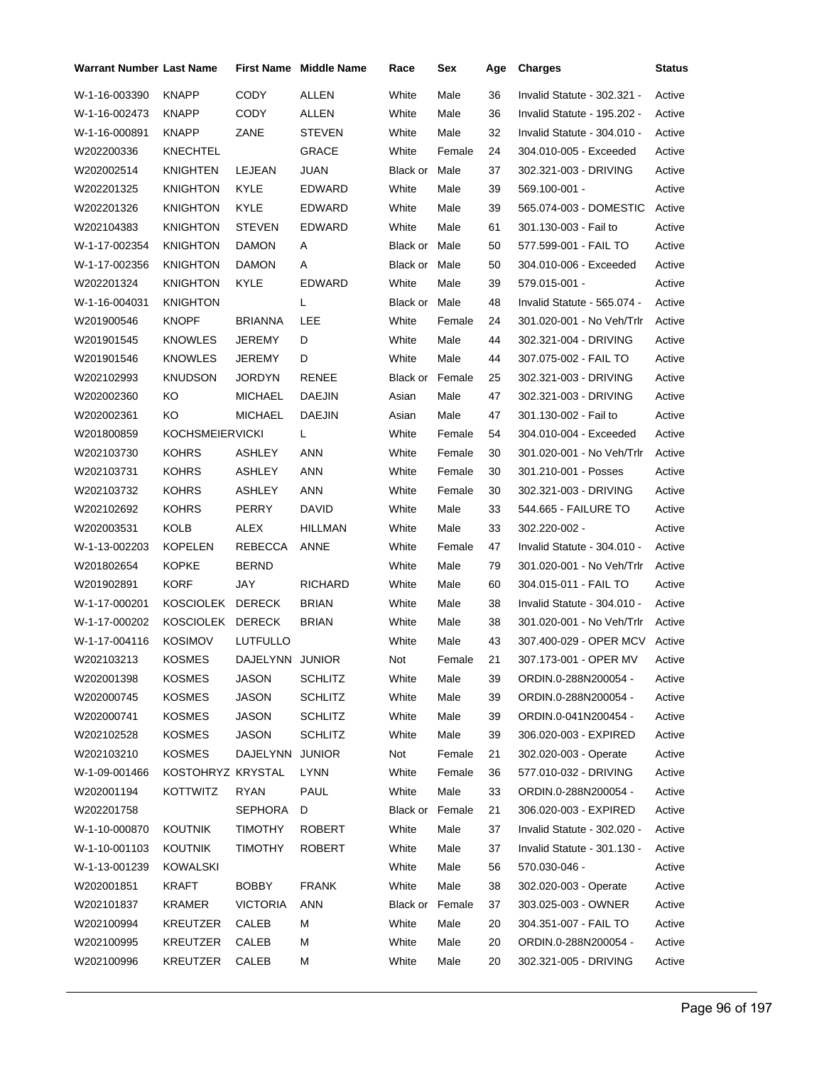| Warrant Number | Last Name | First Name | Middle Name | Race | Sex | Age | Charges | Status |
|---|---|---|---|---|---|---|---|---|
| W-1-16-003390 | KNAPP | CODY | ALLEN | White | Male | 36 | Invalid Statute - 302.321 - | Active |
| W-1-16-002473 | KNAPP | CODY | ALLEN | White | Male | 36 | Invalid Statute - 195.202 - | Active |
| W-1-16-000891 | KNAPP | ZANE | STEVEN | White | Male | 32 | Invalid Statute - 304.010 - | Active |
| W202200336 | KNECHTEL | | GRACE | White | Female | 24 | 304.010-005 - Exceeded | Active |
| W202002514 | KNIGHTEN | LEJEAN | JUAN | Black or | Male | 37 | 302.321-003 - DRIVING | Active |
| W202201325 | KNIGHTON | KYLE | EDWARD | White | Male | 39 | 569.100-001 - | Active |
| W202201326 | KNIGHTON | KYLE | EDWARD | White | Male | 39 | 565.074-003 - DOMESTIC | Active |
| W202104383 | KNIGHTON | STEVEN | EDWARD | White | Male | 61 | 301.130-003 - Fail to | Active |
| W-1-17-002354 | KNIGHTON | DAMON | A | Black or | Male | 50 | 577.599-001 - FAIL TO | Active |
| W-1-17-002356 | KNIGHTON | DAMON | A | Black or | Male | 50 | 304.010-006 - Exceeded | Active |
| W202201324 | KNIGHTON | KYLE | EDWARD | White | Male | 39 | 579.015-001 - | Active |
| W-1-16-004031 | KNIGHTON | | L | Black or | Male | 48 | Invalid Statute - 565.074 - | Active |
| W201900546 | KNOPF | BRIANNA | LEE | White | Female | 24 | 301.020-001 - No Veh/Trlr | Active |
| W201901545 | KNOWLES | JEREMY | D | White | Male | 44 | 302.321-004 - DRIVING | Active |
| W201901546 | KNOWLES | JEREMY | D | White | Male | 44 | 307.075-002 - FAIL TO | Active |
| W202102993 | KNUDSON | JORDYN | RENEE | Black or | Female | 25 | 302.321-003 - DRIVING | Active |
| W202002360 | KO | MICHAEL | DAEJIN | Asian | Male | 47 | 302.321-003 - DRIVING | Active |
| W202002361 | KO | MICHAEL | DAEJIN | Asian | Male | 47 | 301.130-002 - Fail to | Active |
| W201800859 | KOCHSMEIER | VICKI | L | White | Female | 54 | 304.010-004 - Exceeded | Active |
| W202103730 | KOHRS | ASHLEY | ANN | White | Female | 30 | 301.020-001 - No Veh/Trlr | Active |
| W202103731 | KOHRS | ASHLEY | ANN | White | Female | 30 | 301.210-001 - Posses | Active |
| W202103732 | KOHRS | ASHLEY | ANN | White | Female | 30 | 302.321-003 - DRIVING | Active |
| W202102692 | KOHRS | PERRY | DAVID | White | Male | 33 | 544.665 - FAILURE TO | Active |
| W202003531 | KOLB | ALEX | HILLMAN | White | Male | 33 | 302.220-002 - | Active |
| W-1-13-002203 | KOPELEN | REBECCA | ANNE | White | Female | 47 | Invalid Statute - 304.010 - | Active |
| W201802654 | KOPKE | BERND | | White | Male | 79 | 301.020-001 - No Veh/Trlr | Active |
| W201902891 | KORF | JAY | RICHARD | White | Male | 60 | 304.015-011 - FAIL TO | Active |
| W-1-17-000201 | KOSCIOLEK | DERECK | BRIAN | White | Male | 38 | Invalid Statute - 304.010 - | Active |
| W-1-17-000202 | KOSCIOLEK | DERECK | BRIAN | White | Male | 38 | 301.020-001 - No Veh/Trlr | Active |
| W-1-17-004116 | KOSIMOV | LUTFULLO | | White | Male | 43 | 307.400-029 - OPER MCV | Active |
| W202103213 | KOSMES | DAJELYNN | JUNIOR | Not | Female | 21 | 307.173-001 - OPER MV | Active |
| W202001398 | KOSMES | JASON | SCHLITZ | White | Male | 39 | ORDIN.0-288N200054 - | Active |
| W202000745 | KOSMES | JASON | SCHLITZ | White | Male | 39 | ORDIN.0-288N200054 - | Active |
| W202000741 | KOSMES | JASON | SCHLITZ | White | Male | 39 | ORDIN.0-041N200454 - | Active |
| W202102528 | KOSMES | JASON | SCHLITZ | White | Male | 39 | 306.020-003 - EXPIRED | Active |
| W202103210 | KOSMES | DAJELYNN | JUNIOR | Not | Female | 21 | 302.020-003 - Operate | Active |
| W-1-09-001466 | KOSTOHRYZ | KRYSTAL | LYNN | White | Female | 36 | 577.010-032 - DRIVING | Active |
| W202001194 | KOTTWITZ | RYAN | PAUL | White | Male | 33 | ORDIN.0-288N200054 - | Active |
| W202201758 | | SEPHORA | D | Black or | Female | 21 | 306.020-003 - EXPIRED | Active |
| W-1-10-000870 | KOUTNIK | TIMOTHY | ROBERT | White | Male | 37 | Invalid Statute - 302.020 - | Active |
| W-1-10-001103 | KOUTNIK | TIMOTHY | ROBERT | White | Male | 37 | Invalid Statute - 301.130 - | Active |
| W-1-13-001239 | KOWALSKI | | | White | Male | 56 | 570.030-046 - | Active |
| W202001851 | KRAFT | BOBBY | FRANK | White | Male | 38 | 302.020-003 - Operate | Active |
| W202101837 | KRAMER | VICTORIA | ANN | Black or | Female | 37 | 303.025-003 - OWNER | Active |
| W202100994 | KREUTZER | CALEB | M | White | Male | 20 | 304.351-007 - FAIL TO | Active |
| W202100995 | KREUTZER | CALEB | M | White | Male | 20 | ORDIN.0-288N200054 - | Active |
| W202100996 | KREUTZER | CALEB | M | White | Male | 20 | 302.321-005 - DRIVING | Active |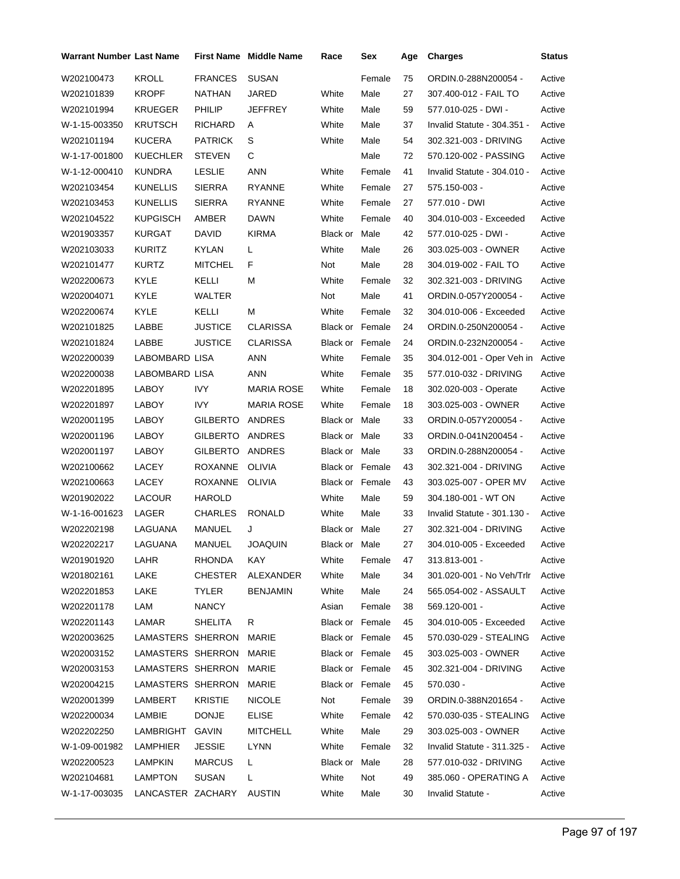| Warrant Number | Last Name | First Name | Middle Name | Race | Sex | Age | Charges | Status |
|---|---|---|---|---|---|---|---|---|
| W202100473 | KROLL | FRANCES | SUSAN | | Female | 75 | ORDIN.0-288N200054 - | Active |
| W202101839 | KROPF | NATHAN | JARED | White | Male | 27 | 307.400-012 - FAIL TO | Active |
| W202101994 | KRUEGER | PHILIP | JEFFREY | White | Male | 59 | 577.010-025 - DWI - | Active |
| W-1-15-003350 | KRUTSCH | RICHARD | A | White | Male | 37 | Invalid Statute - 304.351 - | Active |
| W202101194 | KUCERA | PATRICK | S | White | Male | 54 | 302.321-003 - DRIVING | Active |
| W-1-17-001800 | KUECHLER | STEVEN | C | | Male | 72 | 570.120-002 - PASSING | Active |
| W-1-12-000410 | KUNDRA | LESLIE | ANN | White | Female | 41 | Invalid Statute - 304.010 - | Active |
| W202103454 | KUNELLIS | SIERRA | RYANNE | White | Female | 27 | 575.150-003 - | Active |
| W202103453 | KUNELLIS | SIERRA | RYANNE | White | Female | 27 | 577.010 - DWI | Active |
| W202104522 | KUPGISCH | AMBER | DAWN | White | Female | 40 | 304.010-003 - Exceeded | Active |
| W201903357 | KURGAT | DAVID | KIRMA | Black or | Male | 42 | 577.010-025 - DWI - | Active |
| W202103033 | KURITZ | KYLAN | L | White | Male | 26 | 303.025-003 - OWNER | Active |
| W202101477 | KURTZ | MITCHEL | F | Not | Male | 28 | 304.019-002 - FAIL TO | Active |
| W202200673 | KYLE | KELLI | M | White | Female | 32 | 302.321-003 - DRIVING | Active |
| W202004071 | KYLE | WALTER | | Not | Male | 41 | ORDIN.0-057Y200054 - | Active |
| W202200674 | KYLE | KELLI | M | White | Female | 32 | 304.010-006 - Exceeded | Active |
| W202101825 | LABBE | JUSTICE | CLARISSA | Black or | Female | 24 | ORDIN.0-250N200054 - | Active |
| W202101824 | LABBE | JUSTICE | CLARISSA | Black or | Female | 24 | ORDIN.0-232N200054 - | Active |
| W202200039 | LABOMBARD | LISA | ANN | White | Female | 35 | 304.012-001 - Oper Veh in | Active |
| W202200038 | LABOMBARD | LISA | ANN | White | Female | 35 | 577.010-032 - DRIVING | Active |
| W202201895 | LABOY | IVY | MARIA ROSE | White | Female | 18 | 302.020-003 - Operate | Active |
| W202201897 | LABOY | IVY | MARIA ROSE | White | Female | 18 | 303.025-003 - OWNER | Active |
| W202001195 | LABOY | GILBERTO | ANDRES | Black or | Male | 33 | ORDIN.0-057Y200054 - | Active |
| W202001196 | LABOY | GILBERTO | ANDRES | Black or | Male | 33 | ORDIN.0-041N200454 - | Active |
| W202001197 | LABOY | GILBERTO | ANDRES | Black or | Male | 33 | ORDIN.0-288N200054 - | Active |
| W202100662 | LACEY | ROXANNE | OLIVIA | Black or | Female | 43 | 302.321-004 - DRIVING | Active |
| W202100663 | LACEY | ROXANNE | OLIVIA | Black or | Female | 43 | 303.025-007 - OPER MV | Active |
| W201902022 | LACOUR | HAROLD | | White | Male | 59 | 304.180-001 - WT ON | Active |
| W-1-16-001623 | LAGER | CHARLES | RONALD | White | Male | 33 | Invalid Statute - 301.130 - | Active |
| W202202198 | LAGUANA | MANUEL | J | Black or | Male | 27 | 302.321-004 - DRIVING | Active |
| W202202217 | LAGUANA | MANUEL | JOAQUIN | Black or | Male | 27 | 304.010-005 - Exceeded | Active |
| W201901920 | LAHR | RHONDA | KAY | White | Female | 47 | 313.813-001 - | Active |
| W201802161 | LAKE | CHESTER | ALEXANDER | White | Male | 34 | 301.020-001 - No Veh/Trlr | Active |
| W202201853 | LAKE | TYLER | BENJAMIN | White | Male | 24 | 565.054-002 - ASSAULT | Active |
| W202201178 | LAM | NANCY | | Asian | Female | 38 | 569.120-001 - | Active |
| W202201143 | LAMAR | SHELITA | R | Black or | Female | 45 | 304.010-005 - Exceeded | Active |
| W202003625 | LAMASTERS | SHERRON | MARIE | Black or | Female | 45 | 570.030-029 - STEALING | Active |
| W202003152 | LAMASTERS | SHERRON | MARIE | Black or | Female | 45 | 303.025-003 - OWNER | Active |
| W202003153 | LAMASTERS | SHERRON | MARIE | Black or | Female | 45 | 302.321-004 - DRIVING | Active |
| W202004215 | LAMASTERS | SHERRON | MARIE | Black or | Female | 45 | 570.030 - | Active |
| W202001399 | LAMBERT | KRISTIE | NICOLE | Not | Female | 39 | ORDIN.0-388N201654 - | Active |
| W202200034 | LAMBIE | DONJE | ELISE | White | Female | 42 | 570.030-035 - STEALING | Active |
| W202202250 | LAMBRIGHT | GAVIN | MITCHELL | White | Male | 29 | 303.025-003 - OWNER | Active |
| W-1-09-001982 | LAMPHIER | JESSIE | LYNN | White | Female | 32 | Invalid Statute - 311.325 - | Active |
| W202200523 | LAMPKIN | MARCUS | L | Black or | Male | 28 | 577.010-032 - DRIVING | Active |
| W202104681 | LAMPTON | SUSAN | L | White | Not | 49 | 385.060 - OPERATING A | Active |
| W-1-17-003035 | LANCASTER | ZACHARY | AUSTIN | White | Male | 30 | Invalid Statute - | Active |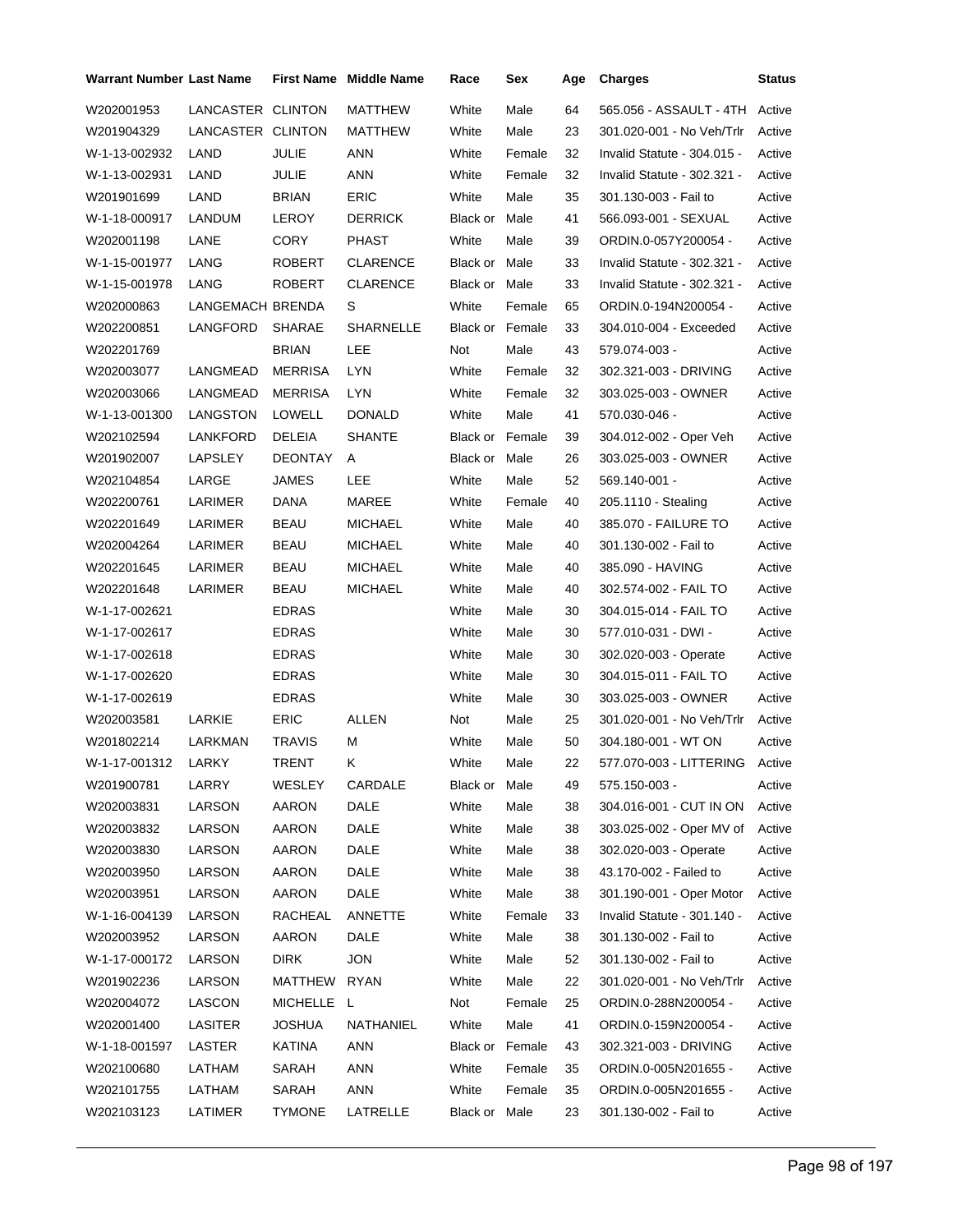| Warrant Number | Last Name | First Name | Middle Name | Race | Sex | Age | Charges | Status |
|---|---|---|---|---|---|---|---|---|
| W202001953 | LANCASTER | CLINTON | MATTHEW | White | Male | 64 | 565.056 - ASSAULT - 4TH | Active |
| W201904329 | LANCASTER | CLINTON | MATTHEW | White | Male | 23 | 301.020-001 - No Veh/Trlr | Active |
| W-1-13-002932 | LAND | JULIE | ANN | White | Female | 32 | Invalid Statute - 304.015 - | Active |
| W-1-13-002931 | LAND | JULIE | ANN | White | Female | 32 | Invalid Statute - 302.321 - | Active |
| W201901699 | LAND | BRIAN | ERIC | White | Male | 35 | 301.130-003 - Fail to | Active |
| W-1-18-000917 | LANDUM | LEROY | DERRICK | Black or | Male | 41 | 566.093-001 - SEXUAL | Active |
| W202001198 | LANE | CORY | PHAST | White | Male | 39 | ORDIN.0-057Y200054 - | Active |
| W-1-15-001977 | LANG | ROBERT | CLARENCE | Black or | Male | 33 | Invalid Statute - 302.321 - | Active |
| W-1-15-001978 | LANG | ROBERT | CLARENCE | Black or | Male | 33 | Invalid Statute - 302.321 - | Active |
| W202000863 | LANGEMACH | BRENDA | S | White | Female | 65 | ORDIN.0-194N200054 - | Active |
| W202200851 | LANGFORD | SHARAE | SHARNELLE | Black or | Female | 33 | 304.010-004 - Exceeded | Active |
| W202201769 | | BRIAN | LEE | Not | Male | 43 | 579.074-003 - | Active |
| W202003077 | LANGMEAD | MERRISA | LYN | White | Female | 32 | 302.321-003 - DRIVING | Active |
| W202003066 | LANGMEAD | MERRISA | LYN | White | Female | 32 | 303.025-003 - OWNER | Active |
| W-1-13-001300 | LANGSTON | LOWELL | DONALD | White | Male | 41 | 570.030-046 - | Active |
| W202102594 | LANKFORD | DELEIA | SHANTE | Black or | Female | 39 | 304.012-002 - Oper Veh | Active |
| W201902007 | LAPSLEY | DEONTAY | A | Black or | Male | 26 | 303.025-003 - OWNER | Active |
| W202104854 | LARGE | JAMES | LEE | White | Male | 52 | 569.140-001 - | Active |
| W202200761 | LARIMER | DANA | MAREE | White | Female | 40 | 205.1110 - Stealing | Active |
| W202201649 | LARIMER | BEAU | MICHAEL | White | Male | 40 | 385.070 - FAILURE TO | Active |
| W202004264 | LARIMER | BEAU | MICHAEL | White | Male | 40 | 301.130-002 - Fail to | Active |
| W202201645 | LARIMER | BEAU | MICHAEL | White | Male | 40 | 385.090 - HAVING | Active |
| W202201648 | LARIMER | BEAU | MICHAEL | White | Male | 40 | 302.574-002 - FAIL TO | Active |
| W-1-17-002621 | | EDRAS | | White | Male | 30 | 304.015-014 - FAIL TO | Active |
| W-1-17-002617 | | EDRAS | | White | Male | 30 | 577.010-031 - DWI - | Active |
| W-1-17-002618 | | EDRAS | | White | Male | 30 | 302.020-003 - Operate | Active |
| W-1-17-002620 | | EDRAS | | White | Male | 30 | 304.015-011 - FAIL TO | Active |
| W-1-17-002619 | | EDRAS | | White | Male | 30 | 303.025-003 - OWNER | Active |
| W202003581 | LARKIE | ERIC | ALLEN | Not | Male | 25 | 301.020-001 - No Veh/Trlr | Active |
| W201802214 | LARKMAN | TRAVIS | M | White | Male | 50 | 304.180-001 - WT ON | Active |
| W-1-17-001312 | LARKY | TRENT | K | White | Male | 22 | 577.070-003 - LITTERING | Active |
| W201900781 | LARRY | WESLEY | CARDALE | Black or | Male | 49 | 575.150-003 - | Active |
| W202003831 | LARSON | AARON | DALE | White | Male | 38 | 304.016-001 - CUT IN ON | Active |
| W202003832 | LARSON | AARON | DALE | White | Male | 38 | 303.025-002 - Oper MV of | Active |
| W202003830 | LARSON | AARON | DALE | White | Male | 38 | 302.020-003 - Operate | Active |
| W202003950 | LARSON | AARON | DALE | White | Male | 38 | 43.170-002 - Failed to | Active |
| W202003951 | LARSON | AARON | DALE | White | Male | 38 | 301.190-001 - Oper Motor | Active |
| W-1-16-004139 | LARSON | RACHEAL | ANNETTE | White | Female | 33 | Invalid Statute - 301.140 - | Active |
| W202003952 | LARSON | AARON | DALE | White | Male | 38 | 301.130-002 - Fail to | Active |
| W-1-17-000172 | LARSON | DIRK | JON | White | Male | 52 | 301.130-002 - Fail to | Active |
| W201902236 | LARSON | MATTHEW | RYAN | White | Male | 22 | 301.020-001 - No Veh/Trlr | Active |
| W202004072 | LASCON | MICHELLE | L | Not | Female | 25 | ORDIN.0-288N200054 - | Active |
| W202001400 | LASITER | JOSHUA | NATHANIEL | White | Male | 41 | ORDIN.0-159N200054 - | Active |
| W-1-18-001597 | LASTER | KATINA | ANN | Black or | Female | 43 | 302.321-003 - DRIVING | Active |
| W202100680 | LATHAM | SARAH | ANN | White | Female | 35 | ORDIN.0-005N201655 - | Active |
| W202101755 | LATHAM | SARAH | ANN | White | Female | 35 | ORDIN.0-005N201655 - | Active |
| W202103123 | LATIMER | TYMONE | LATRELLE | Black or | Male | 23 | 301.130-002 - Fail to | Active |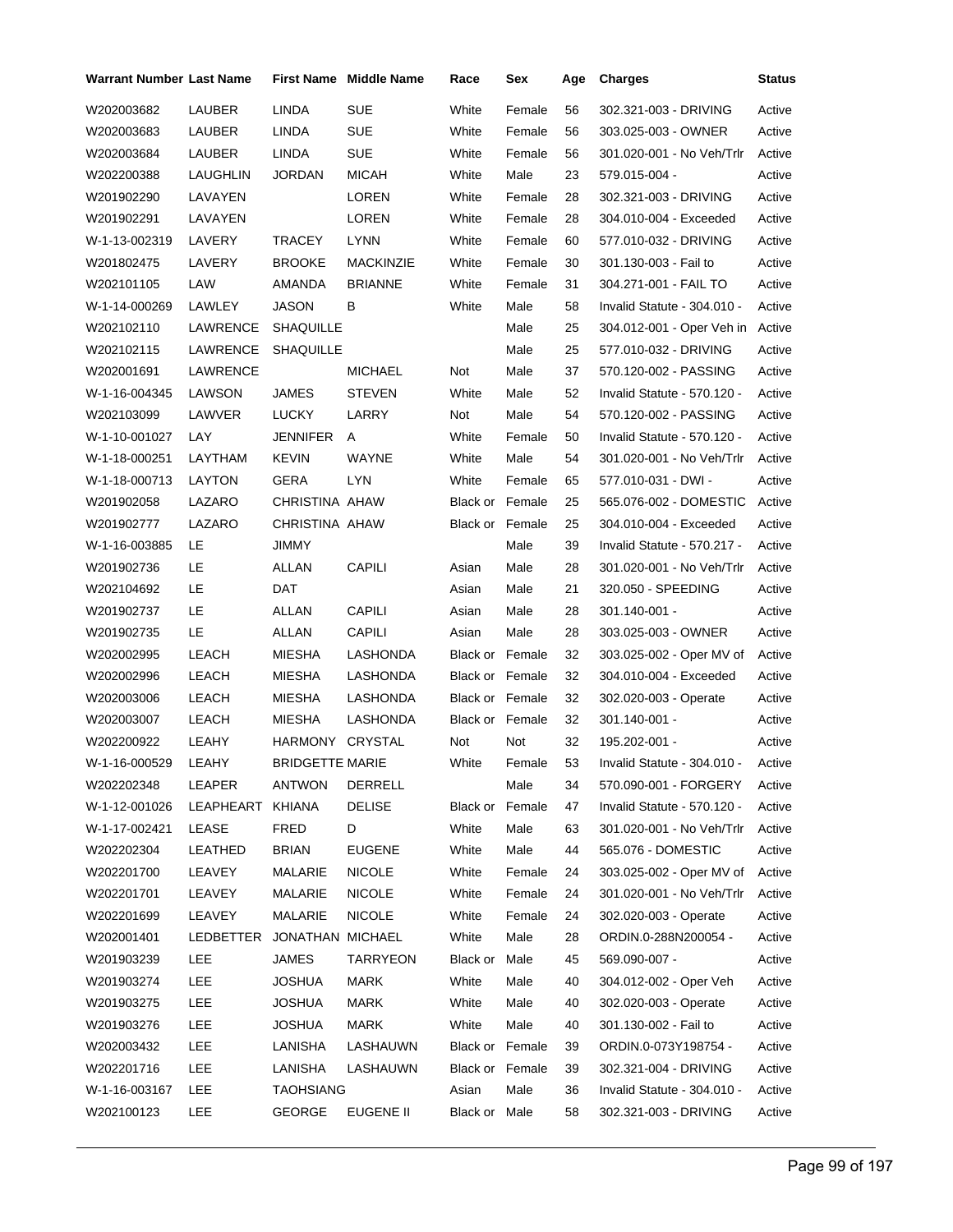| Warrant Number | Last Name | First Name | Middle Name | Race | Sex | Age | Charges | Status |
|---|---|---|---|---|---|---|---|---|
| W202003682 | LAUBER | LINDA | SUE | White | Female | 56 | 302.321-003 - DRIVING | Active |
| W202003683 | LAUBER | LINDA | SUE | White | Female | 56 | 303.025-003 - OWNER | Active |
| W202003684 | LAUBER | LINDA | SUE | White | Female | 56 | 301.020-001 - No Veh/Trlr | Active |
| W202200388 | LAUGHLIN | JORDAN | MICAH | White | Male | 23 | 579.015-004 - | Active |
| W201902290 | LAVAYEN | | LOREN | White | Female | 28 | 302.321-003 - DRIVING | Active |
| W201902291 | LAVAYEN | | LOREN | White | Female | 28 | 304.010-004 - Exceeded | Active |
| W-1-13-002319 | LAVERY | TRACEY | LYNN | White | Female | 60 | 577.010-032 - DRIVING | Active |
| W201802475 | LAVERY | BROOKE | MACKINZIE | White | Female | 30 | 301.130-003 - Fail to | Active |
| W202101105 | LAW | AMANDA | BRIANNE | White | Female | 31 | 304.271-001 - FAIL TO | Active |
| W-1-14-000269 | LAWLEY | JASON | B | White | Male | 58 | Invalid Statute - 304.010 - | Active |
| W202102110 | LAWRENCE | SHAQUILLE | | | Male | 25 | 304.012-001 - Oper Veh in | Active |
| W202102115 | LAWRENCE | SHAQUILLE | | | Male | 25 | 577.010-032 - DRIVING | Active |
| W202001691 | LAWRENCE | | MICHAEL | Not | Male | 37 | 570.120-002 - PASSING | Active |
| W-1-16-004345 | LAWSON | JAMES | STEVEN | White | Male | 52 | Invalid Statute - 570.120 - | Active |
| W202103099 | LAWVER | LUCKY | LARRY | Not | Male | 54 | 570.120-002 - PASSING | Active |
| W-1-10-001027 | LAY | JENNIFER | A | White | Female | 50 | Invalid Statute - 570.120 - | Active |
| W-1-18-000251 | LAYTHAM | KEVIN | WAYNE | White | Male | 54 | 301.020-001 - No Veh/Trlr | Active |
| W-1-18-000713 | LAYTON | GERA | LYN | White | Female | 65 | 577.010-031 - DWI - | Active |
| W201902058 | LAZARO | CHRISTINA | AHAW | Black or | Female | 25 | 565.076-002 - DOMESTIC | Active |
| W201902777 | LAZARO | CHRISTINA | AHAW | Black or | Female | 25 | 304.010-004 - Exceeded | Active |
| W-1-16-003885 | LE | JIMMY | | | Male | 39 | Invalid Statute - 570.217 - | Active |
| W201902736 | LE | ALLAN | CAPILI | Asian | Male | 28 | 301.020-001 - No Veh/Trlr | Active |
| W202104692 | LE | DAT | | Asian | Male | 21 | 320.050 - SPEEDING | Active |
| W201902737 | LE | ALLAN | CAPILI | Asian | Male | 28 | 301.140-001 - | Active |
| W201902735 | LE | ALLAN | CAPILI | Asian | Male | 28 | 303.025-003 - OWNER | Active |
| W202002995 | LEACH | MIESHA | LASHONDA | Black or | Female | 32 | 303.025-002 - Oper MV of | Active |
| W202002996 | LEACH | MIESHA | LASHONDA | Black or | Female | 32 | 304.010-004 - Exceeded | Active |
| W202003006 | LEACH | MIESHA | LASHONDA | Black or | Female | 32 | 302.020-003 - Operate | Active |
| W202003007 | LEACH | MIESHA | LASHONDA | Black or | Female | 32 | 301.140-001 - | Active |
| W202200922 | LEAHY | HARMONY | CRYSTAL | Not | Not | 32 | 195.202-001 - | Active |
| W-1-16-000529 | LEAHY | BRIDGETTE | MARIE | White | Female | 53 | Invalid Statute - 304.010 - | Active |
| W202202348 | LEAPER | ANTWON | DERRELL | | Male | 34 | 570.090-001 - FORGERY | Active |
| W-1-12-001026 | LEAPHEART | KHIANA | DELISE | Black or | Female | 47 | Invalid Statute - 570.120 - | Active |
| W-1-17-002421 | LEASE | FRED | D | White | Male | 63 | 301.020-001 - No Veh/Trlr | Active |
| W202202304 | LEATHED | BRIAN | EUGENE | White | Male | 44 | 565.076 - DOMESTIC | Active |
| W202201700 | LEAVEY | MALARIE | NICOLE | White | Female | 24 | 303.025-002 - Oper MV of | Active |
| W202201701 | LEAVEY | MALARIE | NICOLE | White | Female | 24 | 301.020-001 - No Veh/Trlr | Active |
| W202201699 | LEAVEY | MALARIE | NICOLE | White | Female | 24 | 302.020-003 - Operate | Active |
| W202001401 | LEDBETTER | JONATHAN | MICHAEL | White | Male | 28 | ORDIN.0-288N200054 - | Active |
| W201903239 | LEE | JAMES | TARRYEON | Black or | Male | 45 | 569.090-007 - | Active |
| W201903274 | LEE | JOSHUA | MARK | White | Male | 40 | 304.012-002 - Oper Veh | Active |
| W201903275 | LEE | JOSHUA | MARK | White | Male | 40 | 302.020-003 - Operate | Active |
| W201903276 | LEE | JOSHUA | MARK | White | Male | 40 | 301.130-002 - Fail to | Active |
| W202003432 | LEE | LANISHA | LASHAUWN | Black or | Female | 39 | ORDIN.0-073Y198754 - | Active |
| W202201716 | LEE | LANISHA | LASHAUWN | Black or | Female | 39 | 302.321-004 - DRIVING | Active |
| W-1-16-003167 | LEE | TAOHSIANG | | Asian | Male | 36 | Invalid Statute - 304.010 - | Active |
| W202100123 | LEE | GEORGE | EUGENE II | Black or | Male | 58 | 302.321-003 - DRIVING | Active |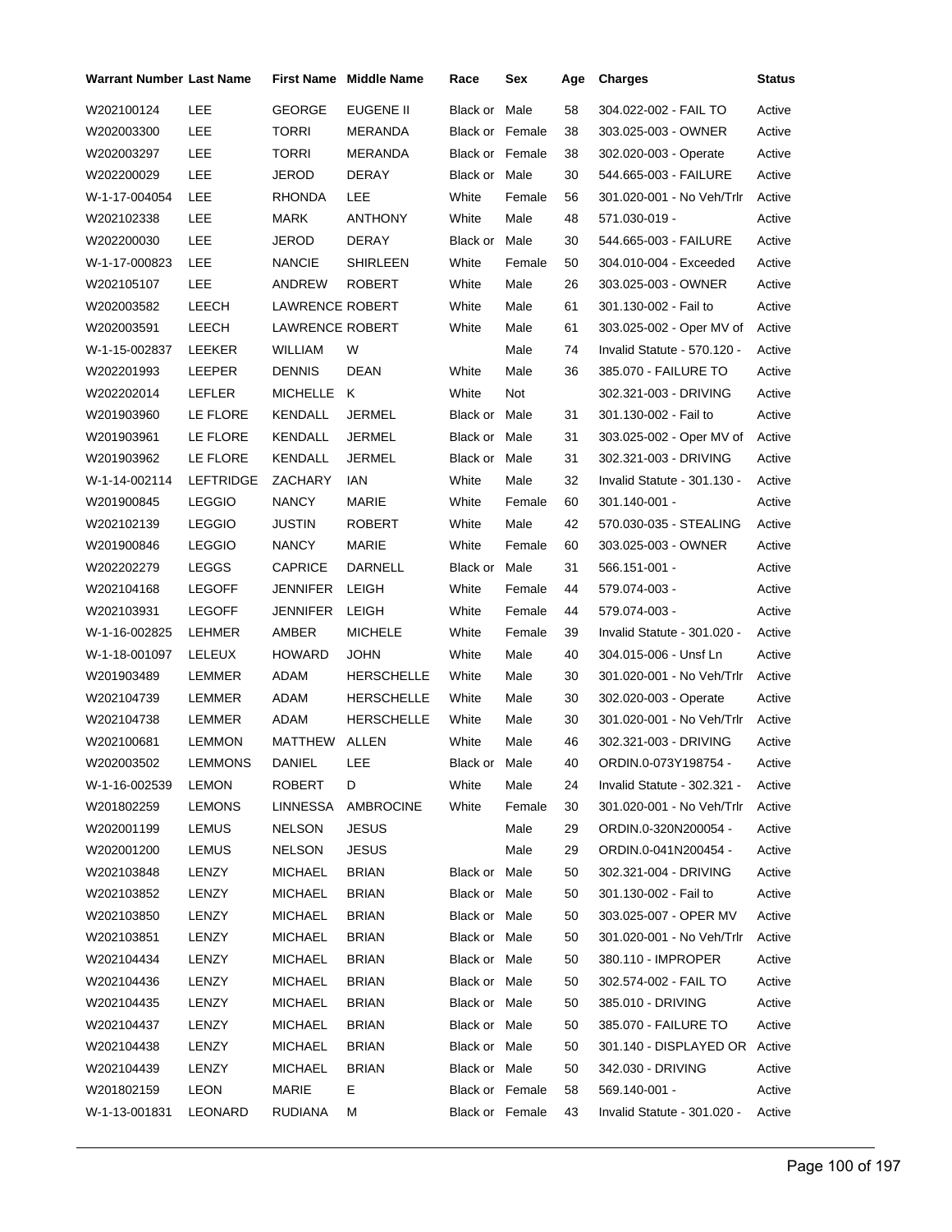| Warrant Number | Last Name | First Name | Middle Name | Race | Sex | Age | Charges | Status |
|---|---|---|---|---|---|---|---|---|
| W202100124 | LEE | GEORGE | EUGENE II | Black or | Male | 58 | 304.022-002 - FAIL TO | Active |
| W202003300 | LEE | TORRI | MERANDA | Black or | Female | 38 | 303.025-003 - OWNER | Active |
| W202003297 | LEE | TORRI | MERANDA | Black or | Female | 38 | 302.020-003 - Operate | Active |
| W202200029 | LEE | JEROD | DERAY | Black or | Male | 30 | 544.665-003 - FAILURE | Active |
| W-1-17-004054 | LEE | RHONDA | LEE | White | Female | 56 | 301.020-001 - No Veh/Trlr | Active |
| W202102338 | LEE | MARK | ANTHONY | White | Male | 48 | 571.030-019 - | Active |
| W202200030 | LEE | JEROD | DERAY | Black or | Male | 30 | 544.665-003 - FAILURE | Active |
| W-1-17-000823 | LEE | NANCIE | SHIRLEEN | White | Female | 50 | 304.010-004 - Exceeded | Active |
| W202105107 | LEE | ANDREW | ROBERT | White | Male | 26 | 303.025-003 - OWNER | Active |
| W202003582 | LEECH | LAWRENCE | ROBERT | White | Male | 61 | 301.130-002 - Fail to | Active |
| W202003591 | LEECH | LAWRENCE | ROBERT | White | Male | 61 | 303.025-002 - Oper MV of | Active |
| W-1-15-002837 | LEEKER | WILLIAM | W | | Male | 74 | Invalid Statute - 570.120 - | Active |
| W202201993 | LEEPER | DENNIS | DEAN | White | Male | 36 | 385.070 - FAILURE TO | Active |
| W202202014 | LEFLER | MICHELLE | K | White | Not | | 302.321-003 - DRIVING | Active |
| W201903960 | LE FLORE | KENDALL | JERMEL | Black or | Male | 31 | 301.130-002 - Fail to | Active |
| W201903961 | LE FLORE | KENDALL | JERMEL | Black or | Male | 31 | 303.025-002 - Oper MV of | Active |
| W201903962 | LE FLORE | KENDALL | JERMEL | Black or | Male | 31 | 302.321-003 - DRIVING | Active |
| W-1-14-002114 | LEFTRIDGE | ZACHARY | IAN | White | Male | 32 | Invalid Statute - 301.130 - | Active |
| W201900845 | LEGGIO | NANCY | MARIE | White | Female | 60 | 301.140-001 - | Active |
| W202102139 | LEGGIO | JUSTIN | ROBERT | White | Male | 42 | 570.030-035 - STEALING | Active |
| W201900846 | LEGGIO | NANCY | MARIE | White | Female | 60 | 303.025-003 - OWNER | Active |
| W202202279 | LEGGS | CAPRICE | DARNELL | Black or | Male | 31 | 566.151-001 - | Active |
| W202104168 | LEGOFF | JENNIFER | LEIGH | White | Female | 44 | 579.074-003 - | Active |
| W202103931 | LEGOFF | JENNIFER | LEIGH | White | Female | 44 | 579.074-003 - | Active |
| W-1-16-002825 | LEHMER | AMBER | MICHELE | White | Female | 39 | Invalid Statute - 301.020 - | Active |
| W-1-18-001097 | LELEUX | HOWARD | JOHN | White | Male | 40 | 304.015-006 - Unsf Ln | Active |
| W201903489 | LEMMER | ADAM | HERSCHELLE | White | Male | 30 | 301.020-001 - No Veh/Trlr | Active |
| W202104739 | LEMMER | ADAM | HERSCHELLE | White | Male | 30 | 302.020-003 - Operate | Active |
| W202104738 | LEMMER | ADAM | HERSCHELLE | White | Male | 30 | 301.020-001 - No Veh/Trlr | Active |
| W202100681 | LEMMON | MATTHEW | ALLEN | White | Male | 46 | 302.321-003 - DRIVING | Active |
| W202003502 | LEMMONS | DANIEL | LEE | Black or | Male | 40 | ORDIN.0-073Y198754 - | Active |
| W-1-16-002539 | LEMON | ROBERT | D | White | Male | 24 | Invalid Statute - 302.321 - | Active |
| W201802259 | LEMONS | LINNESSA | AMBROCINE | White | Female | 30 | 301.020-001 - No Veh/Trlr | Active |
| W202001199 | LEMUS | NELSON | JESUS | | Male | 29 | ORDIN.0-320N200054 - | Active |
| W202001200 | LEMUS | NELSON | JESUS | | Male | 29 | ORDIN.0-041N200454 - | Active |
| W202103848 | LENZY | MICHAEL | BRIAN | Black or | Male | 50 | 302.321-004 - DRIVING | Active |
| W202103852 | LENZY | MICHAEL | BRIAN | Black or | Male | 50 | 301.130-002 - Fail to | Active |
| W202103850 | LENZY | MICHAEL | BRIAN | Black or | Male | 50 | 303.025-007 - OPER MV | Active |
| W202103851 | LENZY | MICHAEL | BRIAN | Black or | Male | 50 | 301.020-001 - No Veh/Trlr | Active |
| W202104434 | LENZY | MICHAEL | BRIAN | Black or | Male | 50 | 380.110 - IMPROPER | Active |
| W202104436 | LENZY | MICHAEL | BRIAN | Black or | Male | 50 | 302.574-002 - FAIL TO | Active |
| W202104435 | LENZY | MICHAEL | BRIAN | Black or | Male | 50 | 385.010 - DRIVING | Active |
| W202104437 | LENZY | MICHAEL | BRIAN | Black or | Male | 50 | 385.070 - FAILURE TO | Active |
| W202104438 | LENZY | MICHAEL | BRIAN | Black or | Male | 50 | 301.140 - DISPLAYED OR | Active |
| W202104439 | LENZY | MICHAEL | BRIAN | Black or | Male | 50 | 342.030 - DRIVING | Active |
| W201802159 | LEON | MARIE | E | Black or | Female | 58 | 569.140-001 - | Active |
| W-1-13-001831 | LEONARD | RUDIANA | M | Black or | Female | 43 | Invalid Statute - 301.020 - | Active |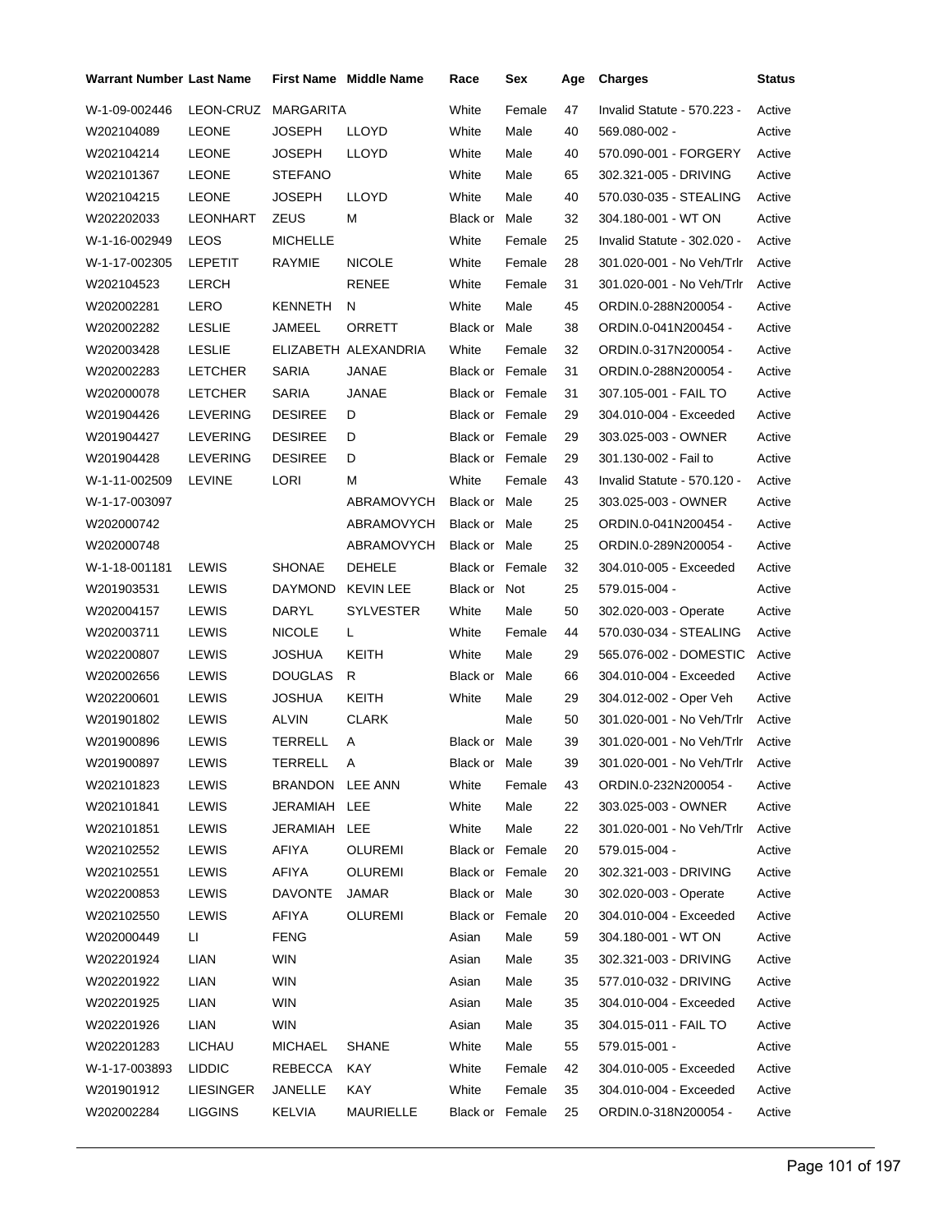| Warrant Number | Last Name | First Name | Middle Name | Race | Sex | Age | Charges | Status |
|---|---|---|---|---|---|---|---|---|
| W-1-09-002446 | LEON-CRUZ | MARGARITA | | White | Female | 47 | Invalid Statute - 570.223 - | Active |
| W202104089 | LEONE | JOSEPH | LLOYD | White | Male | 40 | 569.080-002 - | Active |
| W202104214 | LEONE | JOSEPH | LLOYD | White | Male | 40 | 570.090-001 - FORGERY | Active |
| W202101367 | LEONE | STEFANO | | White | Male | 65 | 302.321-005 - DRIVING | Active |
| W202104215 | LEONE | JOSEPH | LLOYD | White | Male | 40 | 570.030-035 - STEALING | Active |
| W202202033 | LEONHART | ZEUS | M | Black or | Male | 32 | 304.180-001 - WT ON | Active |
| W-1-16-002949 | LEOS | MICHELLE | | White | Female | 25 | Invalid Statute - 302.020 - | Active |
| W-1-17-002305 | LEPETIT | RAYMIE | NICOLE | White | Female | 28 | 301.020-001 - No Veh/Trlr | Active |
| W202104523 | LERCH | | RENEE | White | Female | 31 | 301.020-001 - No Veh/Trlr | Active |
| W202002281 | LERO | KENNETH | N | White | Male | 45 | ORDIN.0-288N200054 - | Active |
| W202002282 | LESLIE | JAMEEL | ORRETT | Black or | Male | 38 | ORDIN.0-041N200454 - | Active |
| W202003428 | LESLIE | ELIZABETH | ALEXANDRIA | White | Female | 32 | ORDIN.0-317N200054 - | Active |
| W202002283 | LETCHER | SARIA | JANAE | Black or | Female | 31 | ORDIN.0-288N200054 - | Active |
| W202000078 | LETCHER | SARIA | JANAE | Black or | Female | 31 | 307.105-001 - FAIL TO | Active |
| W201904426 | LEVERING | DESIREE | D | Black or | Female | 29 | 304.010-004 - Exceeded | Active |
| W201904427 | LEVERING | DESIREE | D | Black or | Female | 29 | 303.025-003 - OWNER | Active |
| W201904428 | LEVERING | DESIREE | D | Black or | Female | 29 | 301.130-002 - Fail to | Active |
| W-1-11-002509 | LEVINE | LORI | M | White | Female | 43 | Invalid Statute - 570.120 - | Active |
| W-1-17-003097 | | | ABRAMOVYCH | Black or | Male | 25 | 303.025-003 - OWNER | Active |
| W202000742 | | | ABRAMOVYCH | Black or | Male | 25 | ORDIN.0-041N200454 - | Active |
| W202000748 | | | ABRAMOVYCH | Black or | Male | 25 | ORDIN.0-289N200054 - | Active |
| W-1-18-001181 | LEWIS | SHONAE | DEHELE | Black or | Female | 32 | 304.010-005 - Exceeded | Active |
| W201903531 | LEWIS | DAYMOND | KEVIN LEE | Black or | Not | 25 | 579.015-004 - | Active |
| W202004157 | LEWIS | DARYL | SYLVESTER | White | Male | 50 | 302.020-003 - Operate | Active |
| W202003711 | LEWIS | NICOLE | L | White | Female | 44 | 570.030-034 - STEALING | Active |
| W202200807 | LEWIS | JOSHUA | KEITH | White | Male | 29 | 565.076-002 - DOMESTIC | Active |
| W202002656 | LEWIS | DOUGLAS | R | Black or | Male | 66 | 304.010-004 - Exceeded | Active |
| W202200601 | LEWIS | JOSHUA | KEITH | White | Male | 29 | 304.012-002 - Oper Veh | Active |
| W201901802 | LEWIS | ALVIN | CLARK | | Male | 50 | 301.020-001 - No Veh/Trlr | Active |
| W201900896 | LEWIS | TERRELL | A | Black or | Male | 39 | 301.020-001 - No Veh/Trlr | Active |
| W201900897 | LEWIS | TERRELL | A | Black or | Male | 39 | 301.020-001 - No Veh/Trlr | Active |
| W202101823 | LEWIS | BRANDON | LEE ANN | White | Female | 43 | ORDIN.0-232N200054 - | Active |
| W202101841 | LEWIS | JERAMIAH | LEE | White | Male | 22 | 303.025-003 - OWNER | Active |
| W202101851 | LEWIS | JERAMIAH | LEE | White | Male | 22 | 301.020-001 - No Veh/Trlr | Active |
| W202102552 | LEWIS | AFIYA | OLUREMI | Black or | Female | 20 | 579.015-004 - | Active |
| W202102551 | LEWIS | AFIYA | OLUREMI | Black or | Female | 20 | 302.321-003 - DRIVING | Active |
| W202200853 | LEWIS | DAVONTE | JAMAR | Black or | Male | 30 | 302.020-003 - Operate | Active |
| W202102550 | LEWIS | AFIYA | OLUREMI | Black or | Female | 20 | 304.010-004 - Exceeded | Active |
| W202000449 | LI | FENG | | Asian | Male | 59 | 304.180-001 - WT ON | Active |
| W202201924 | LIAN | WIN | | Asian | Male | 35 | 302.321-003 - DRIVING | Active |
| W202201922 | LIAN | WIN | | Asian | Male | 35 | 577.010-032 - DRIVING | Active |
| W202201925 | LIAN | WIN | | Asian | Male | 35 | 304.010-004 - Exceeded | Active |
| W202201926 | LIAN | WIN | | Asian | Male | 35 | 304.015-011 - FAIL TO | Active |
| W202201283 | LICHAU | MICHAEL | SHANE | White | Male | 55 | 579.015-001 - | Active |
| W-1-17-003893 | LIDDIC | REBECCA | KAY | White | Female | 42 | 304.010-005 - Exceeded | Active |
| W201901912 | LIESINGER | JANELLE | KAY | White | Female | 35 | 304.010-004 - Exceeded | Active |
| W202002284 | LIGGINS | KELVIA | MAURIELLE | Black or | Female | 25 | ORDIN.0-318N200054 - | Active |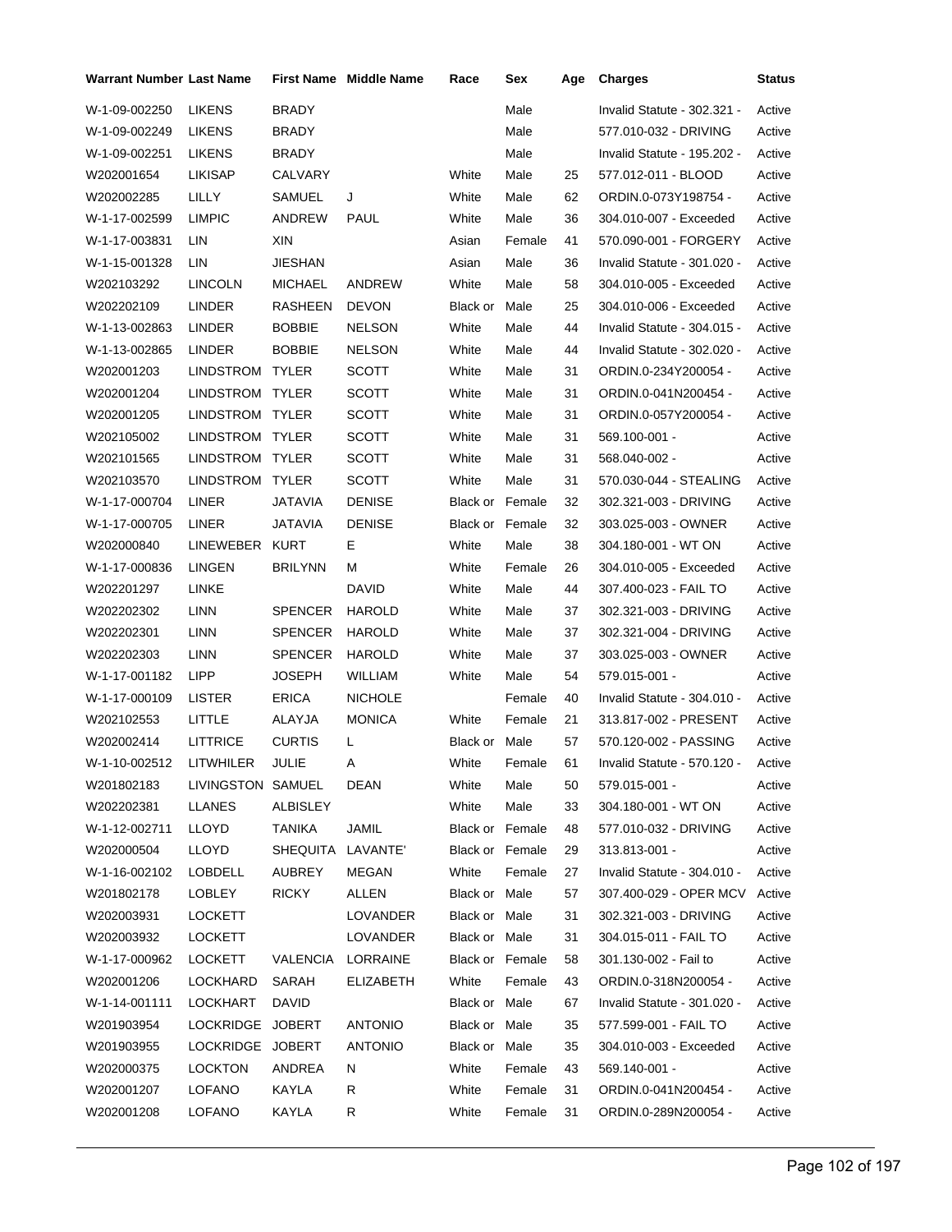| Warrant Number | Last Name | First Name | Middle Name | Race | Sex | Age | Charges | Status |
|---|---|---|---|---|---|---|---|---|
| W-1-09-002250 | LIKENS | BRADY | | | Male | | Invalid Statute - 302.321 - | Active |
| W-1-09-002249 | LIKENS | BRADY | | | Male | | 577.010-032 - DRIVING | Active |
| W-1-09-002251 | LIKENS | BRADY | | | Male | | Invalid Statute - 195.202 - | Active |
| W202001654 | LIKISAP | CALVARY | | White | Male | 25 | 577.012-011 - BLOOD | Active |
| W202002285 | LILLY | SAMUEL | J | White | Male | 62 | ORDIN.0-073Y198754 - | Active |
| W-1-17-002599 | LIMPIC | ANDREW | PAUL | White | Male | 36 | 304.010-007 - Exceeded | Active |
| W-1-17-003831 | LIN | XIN | | Asian | Female | 41 | 570.090-001 - FORGERY | Active |
| W-1-15-001328 | LIN | JIESHAN | | Asian | Male | 36 | Invalid Statute - 301.020 - | Active |
| W202103292 | LINCOLN | MICHAEL | ANDREW | White | Male | 58 | 304.010-005 - Exceeded | Active |
| W202202109 | LINDER | RASHEEN | DEVON | Black or | Male | 25 | 304.010-006 - Exceeded | Active |
| W-1-13-002863 | LINDER | BOBBIE | NELSON | White | Male | 44 | Invalid Statute - 304.015 - | Active |
| W-1-13-002865 | LINDER | BOBBIE | NELSON | White | Male | 44 | Invalid Statute - 302.020 - | Active |
| W202001203 | LINDSTROM | TYLER | SCOTT | White | Male | 31 | ORDIN.0-234Y200054 - | Active |
| W202001204 | LINDSTROM | TYLER | SCOTT | White | Male | 31 | ORDIN.0-041N200454 - | Active |
| W202001205 | LINDSTROM | TYLER | SCOTT | White | Male | 31 | ORDIN.0-057Y200054 - | Active |
| W202105002 | LINDSTROM | TYLER | SCOTT | White | Male | 31 | 569.100-001 - | Active |
| W202101565 | LINDSTROM | TYLER | SCOTT | White | Male | 31 | 568.040-002 - | Active |
| W202103570 | LINDSTROM | TYLER | SCOTT | White | Male | 31 | 570.030-044 - STEALING | Active |
| W-1-17-000704 | LINER | JATAVIA | DENISE | Black or | Female | 32 | 302.321-003 - DRIVING | Active |
| W-1-17-000705 | LINER | JATAVIA | DENISE | Black or | Female | 32 | 303.025-003 - OWNER | Active |
| W202000840 | LINEWEBER | KURT | E | White | Male | 38 | 304.180-001 - WT ON | Active |
| W-1-17-000836 | LINGEN | BRILYNN | M | White | Female | 26 | 304.010-005 - Exceeded | Active |
| W202201297 | LINKE | | DAVID | White | Male | 44 | 307.400-023 - FAIL TO | Active |
| W202202302 | LINN | SPENCER | HAROLD | White | Male | 37 | 302.321-003 - DRIVING | Active |
| W202202301 | LINN | SPENCER | HAROLD | White | Male | 37 | 302.321-004 - DRIVING | Active |
| W202202303 | LINN | SPENCER | HAROLD | White | Male | 37 | 303.025-003 - OWNER | Active |
| W-1-17-001182 | LIPP | JOSEPH | WILLIAM | White | Male | 54 | 579.015-001 - | Active |
| W-1-17-000109 | LISTER | ERICA | NICHOLE | | Female | 40 | Invalid Statute - 304.010 - | Active |
| W202102553 | LITTLE | ALAYJA | MONICA | White | Female | 21 | 313.817-002 - PRESENT | Active |
| W202002414 | LITTRICE | CURTIS | L | Black or | Male | 57 | 570.120-002 - PASSING | Active |
| W-1-10-002512 | LITWHILER | JULIE | A | White | Female | 61 | Invalid Statute - 570.120 - | Active |
| W201802183 | LIVINGSTON | SAMUEL | DEAN | White | Male | 50 | 579.015-001 - | Active |
| W202202381 | LLANES | ALBISLEY | | White | Male | 33 | 304.180-001 - WT ON | Active |
| W-1-12-002711 | LLOYD | TANIKA | JAMIL | Black or | Female | 48 | 577.010-032 - DRIVING | Active |
| W202000504 | LLOYD | SHEQUITA | LAVANTE' | Black or | Female | 29 | 313.813-001 - | Active |
| W-1-16-002102 | LOBDELL | AUBREY | MEGAN | White | Female | 27 | Invalid Statute - 304.010 - | Active |
| W201802178 | LOBLEY | RICKY | ALLEN | Black or | Male | 57 | 307.400-029 - OPER MCV | Active |
| W202003931 | LOCKETT | | LOVANDER | Black or | Male | 31 | 302.321-003 - DRIVING | Active |
| W202003932 | LOCKETT | | LOVANDER | Black or | Male | 31 | 304.015-011 - FAIL TO | Active |
| W-1-17-000962 | LOCKETT | VALENCIA | LORRAINE | Black or | Female | 58 | 301.130-002 - Fail to | Active |
| W202001206 | LOCKHARD | SARAH | ELIZABETH | White | Female | 43 | ORDIN.0-318N200054 - | Active |
| W-1-14-001111 | LOCKHART | DAVID | | Black or | Male | 67 | Invalid Statute - 301.020 - | Active |
| W201903954 | LOCKRIDGE | JOBERT | ANTONIO | Black or | Male | 35 | 577.599-001 - FAIL TO | Active |
| W201903955 | LOCKRIDGE | JOBERT | ANTONIO | Black or | Male | 35 | 304.010-003 - Exceeded | Active |
| W202000375 | LOCKTON | ANDREA | N | White | Female | 43 | 569.140-001 - | Active |
| W202001207 | LOFANO | KAYLA | R | White | Female | 31 | ORDIN.0-041N200454 - | Active |
| W202001208 | LOFANO | KAYLA | R | White | Female | 31 | ORDIN.0-289N200054 - | Active |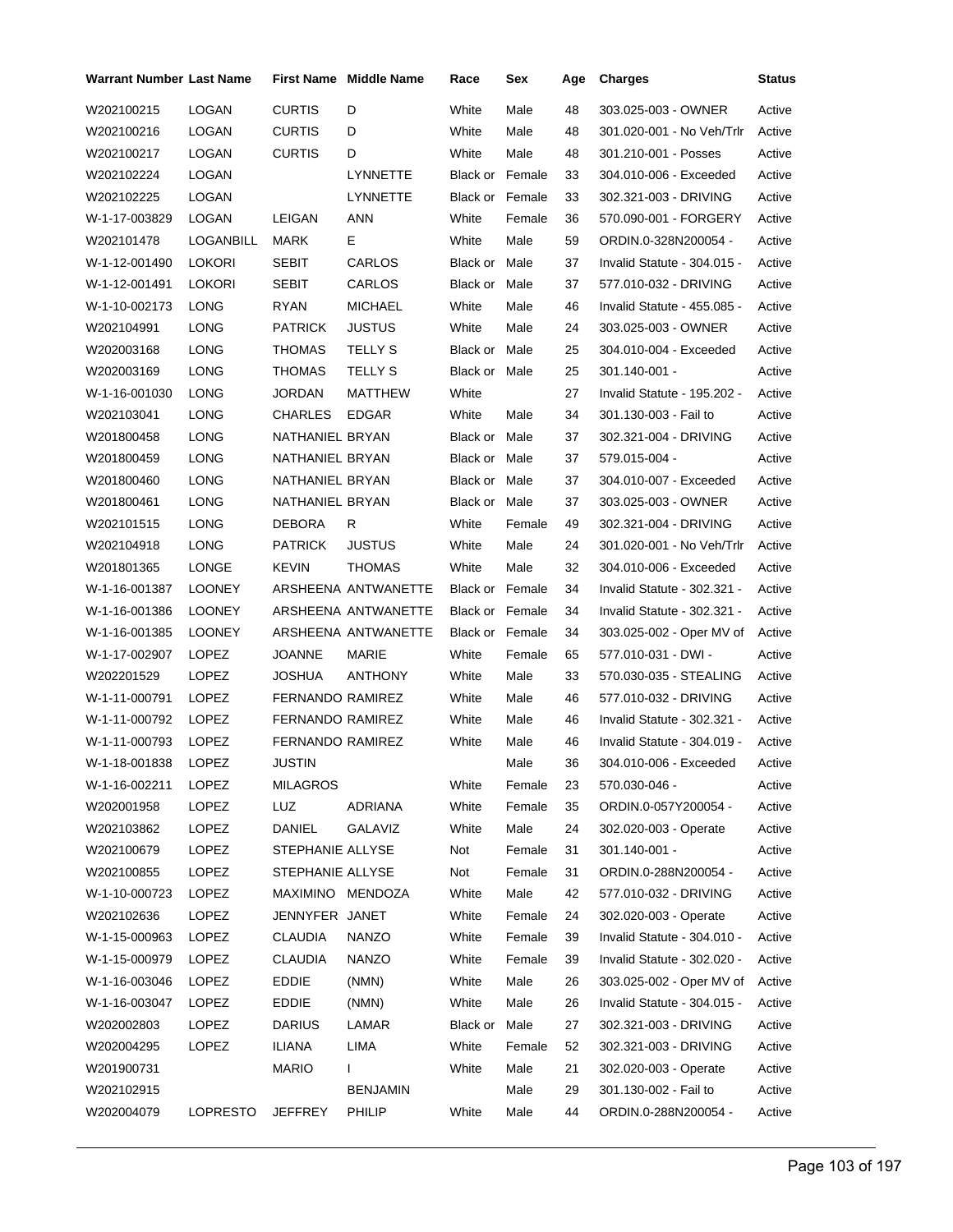| Warrant Number | Last Name | First Name | Middle Name | Race | Sex | Age | Charges | Status |
|---|---|---|---|---|---|---|---|---|
| W202100215 | LOGAN | CURTIS | D | White | Male | 48 | 303.025-003 - OWNER | Active |
| W202100216 | LOGAN | CURTIS | D | White | Male | 48 | 301.020-001 - No Veh/Trlr | Active |
| W202100217 | LOGAN | CURTIS | D | White | Male | 48 | 301.210-001 - Posses | Active |
| W202102224 | LOGAN | | LYNNETTE | Black or | Female | 33 | 304.010-006 - Exceeded | Active |
| W202102225 | LOGAN | | LYNNETTE | Black or | Female | 33 | 302.321-003 - DRIVING | Active |
| W-1-17-003829 | LOGAN | LEIGAN | ANN | White | Female | 36 | 570.090-001 - FORGERY | Active |
| W202101478 | LOGANBILL | MARK | E | White | Male | 59 | ORDIN.0-328N200054 - | Active |
| W-1-12-001490 | LOKORI | SEBIT | CARLOS | Black or | Male | 37 | Invalid Statute - 304.015 - | Active |
| W-1-12-001491 | LOKORI | SEBIT | CARLOS | Black or | Male | 37 | 577.010-032 - DRIVING | Active |
| W-1-10-002173 | LONG | RYAN | MICHAEL | White | Male | 46 | Invalid Statute - 455.085 - | Active |
| W202104991 | LONG | PATRICK | JUSTUS | White | Male | 24 | 303.025-003 - OWNER | Active |
| W202003168 | LONG | THOMAS | TELLY S | Black or | Male | 25 | 304.010-004 - Exceeded | Active |
| W202003169 | LONG | THOMAS | TELLY S | Black or | Male | 25 | 301.140-001 - | Active |
| W-1-16-001030 | LONG | JORDAN | MATTHEW | White | | 27 | Invalid Statute - 195.202 - | Active |
| W202103041 | LONG | CHARLES | EDGAR | White | Male | 34 | 301.130-003 - Fail to | Active |
| W201800458 | LONG | NATHANIEL | BRYAN | Black or | Male | 37 | 302.321-004 - DRIVING | Active |
| W201800459 | LONG | NATHANIEL | BRYAN | Black or | Male | 37 | 579.015-004 - | Active |
| W201800460 | LONG | NATHANIEL | BRYAN | Black or | Male | 37 | 304.010-007 - Exceeded | Active |
| W201800461 | LONG | NATHANIEL | BRYAN | Black or | Male | 37 | 303.025-003 - OWNER | Active |
| W202101515 | LONG | DEBORA | R | White | Female | 49 | 302.321-004 - DRIVING | Active |
| W202104918 | LONG | PATRICK | JUSTUS | White | Male | 24 | 301.020-001 - No Veh/Trlr | Active |
| W201801365 | LONGE | KEVIN | THOMAS | White | Male | 32 | 304.010-006 - Exceeded | Active |
| W-1-16-001387 | LOONEY | ARSHEENA | ANTWANETTE | Black or | Female | 34 | Invalid Statute - 302.321 - | Active |
| W-1-16-001386 | LOONEY | ARSHEENA | ANTWANETTE | Black or | Female | 34 | Invalid Statute - 302.321 - | Active |
| W-1-16-001385 | LOONEY | ARSHEENA | ANTWANETTE | Black or | Female | 34 | 303.025-002 - Oper MV of | Active |
| W-1-17-002907 | LOPEZ | JOANNE | MARIE | White | Female | 65 | 577.010-031 - DWI - | Active |
| W202201529 | LOPEZ | JOSHUA | ANTHONY | White | Male | 33 | 570.030-035 - STEALING | Active |
| W-1-11-000791 | LOPEZ | FERNANDO | RAMIREZ | White | Male | 46 | 577.010-032 - DRIVING | Active |
| W-1-11-000792 | LOPEZ | FERNANDO | RAMIREZ | White | Male | 46 | Invalid Statute - 302.321 - | Active |
| W-1-11-000793 | LOPEZ | FERNANDO | RAMIREZ | White | Male | 46 | Invalid Statute - 304.019 - | Active |
| W-1-18-001838 | LOPEZ | JUSTIN | | | Male | 36 | 304.010-006 - Exceeded | Active |
| W-1-16-002211 | LOPEZ | MILAGROS | | White | Female | 23 | 570.030-046 - | Active |
| W202001958 | LOPEZ | LUZ | ADRIANA | White | Female | 35 | ORDIN.0-057Y200054 - | Active |
| W202103862 | LOPEZ | DANIEL | GALAVIZ | White | Male | 24 | 302.020-003 - Operate | Active |
| W202100679 | LOPEZ | STEPHANIE | ALLYSE | Not | Female | 31 | 301.140-001 - | Active |
| W202100855 | LOPEZ | STEPHANIE | ALLYSE | Not | Female | 31 | ORDIN.0-288N200054 - | Active |
| W-1-10-000723 | LOPEZ | MAXIMINO | MENDOZA | White | Male | 42 | 577.010-032 - DRIVING | Active |
| W202102636 | LOPEZ | JENNYFER | JANET | White | Female | 24 | 302.020-003 - Operate | Active |
| W-1-15-000963 | LOPEZ | CLAUDIA | NANZO | White | Female | 39 | Invalid Statute - 304.010 - | Active |
| W-1-15-000979 | LOPEZ | CLAUDIA | NANZO | White | Female | 39 | Invalid Statute - 302.020 - | Active |
| W-1-16-003046 | LOPEZ | EDDIE | (NMN) | White | Male | 26 | 303.025-002 - Oper MV of | Active |
| W-1-16-003047 | LOPEZ | EDDIE | (NMN) | White | Male | 26 | Invalid Statute - 304.015 - | Active |
| W202002803 | LOPEZ | DARIUS | LAMAR | Black or | Male | 27 | 302.321-003 - DRIVING | Active |
| W202004295 | LOPEZ | ILIANA | LIMA | White | Female | 52 | 302.321-003 - DRIVING | Active |
| W201900731 | | MARIO | I | White | Male | 21 | 302.020-003 - Operate | Active |
| W202102915 | | | BENJAMIN | | Male | 29 | 301.130-002 - Fail to | Active |
| W202004079 | LOPRESTO | JEFFREY | PHILIP | White | Male | 44 | ORDIN.0-288N200054 - | Active |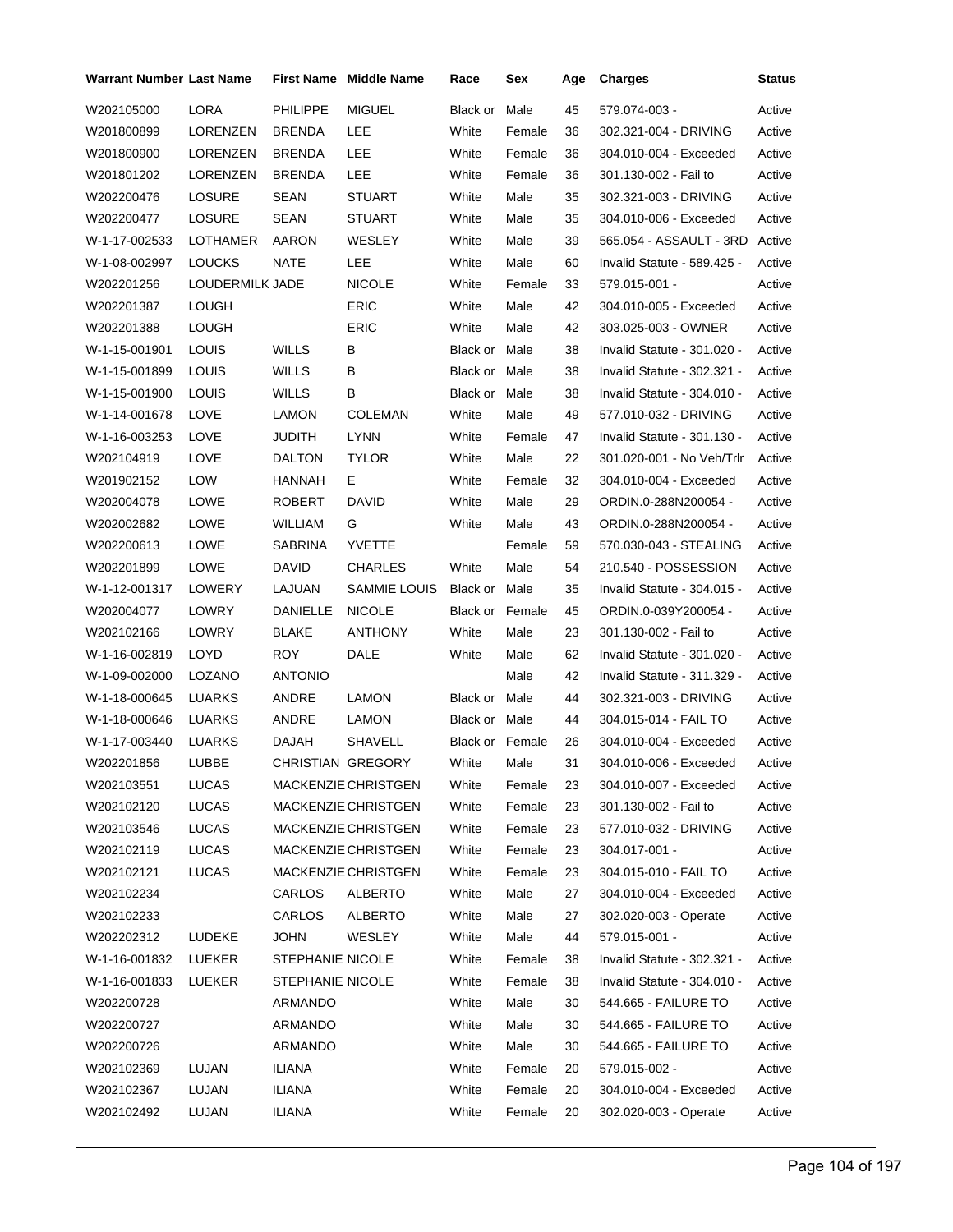| Warrant Number | Last Name | First Name | Middle Name | Race | Sex | Age | Charges | Status |
|---|---|---|---|---|---|---|---|---|
| W202105000 | LORA | PHILIPPE | MIGUEL | Black or | Male | 45 | 579.074-003 - | Active |
| W201800899 | LORENZEN | BRENDA | LEE | White | Female | 36 | 302.321-004 - DRIVING | Active |
| W201800900 | LORENZEN | BRENDA | LEE | White | Female | 36 | 304.010-004 - Exceeded | Active |
| W201801202 | LORENZEN | BRENDA | LEE | White | Female | 36 | 301.130-002 - Fail to | Active |
| W202200476 | LOSURE | SEAN | STUART | White | Male | 35 | 302.321-003 - DRIVING | Active |
| W202200477 | LOSURE | SEAN | STUART | White | Male | 35 | 304.010-006 - Exceeded | Active |
| W-1-17-002533 | LOTHAMER | AARON | WESLEY | White | Male | 39 | 565.054 - ASSAULT - 3RD | Active |
| W-1-08-002997 | LOUCKS | NATE | LEE | White | Male | 60 | Invalid Statute - 589.425 - | Active |
| W202201256 | LOUDERMILK | JADE | NICOLE | White | Female | 33 | 579.015-001 - | Active |
| W202201387 | LOUGH | | ERIC | White | Male | 42 | 304.010-005 - Exceeded | Active |
| W202201388 | LOUGH | | ERIC | White | Male | 42 | 303.025-003 - OWNER | Active |
| W-1-15-001901 | LOUIS | WILLS | B | Black or | Male | 38 | Invalid Statute - 301.020 - | Active |
| W-1-15-001899 | LOUIS | WILLS | B | Black or | Male | 38 | Invalid Statute - 302.321 - | Active |
| W-1-15-001900 | LOUIS | WILLS | B | Black or | Male | 38 | Invalid Statute - 304.010 - | Active |
| W-1-14-001678 | LOVE | LAMON | COLEMAN | White | Male | 49 | 577.010-032 - DRIVING | Active |
| W-1-16-003253 | LOVE | JUDITH | LYNN | White | Female | 47 | Invalid Statute - 301.130 - | Active |
| W202104919 | LOVE | DALTON | TYLOR | White | Male | 22 | 301.020-001 - No Veh/Trlr | Active |
| W201902152 | LOW | HANNAH | E | White | Female | 32 | 304.010-004 - Exceeded | Active |
| W202004078 | LOWE | ROBERT | DAVID | White | Male | 29 | ORDIN.0-288N200054 - | Active |
| W202002682 | LOWE | WILLIAM | G | White | Male | 43 | ORDIN.0-288N200054 - | Active |
| W202200613 | LOWE | SABRINA | YVETTE | | Female | 59 | 570.030-043 - STEALING | Active |
| W202201899 | LOWE | DAVID | CHARLES | White | Male | 54 | 210.540 - POSSESSION | Active |
| W-1-12-001317 | LOWERY | LAJUAN | SAMMIE LOUIS | Black or | Male | 35 | Invalid Statute - 304.015 - | Active |
| W202004077 | LOWRY | DANIELLE | NICOLE | Black or | Female | 45 | ORDIN.0-039Y200054 - | Active |
| W202102166 | LOWRY | BLAKE | ANTHONY | White | Male | 23 | 301.130-002 - Fail to | Active |
| W-1-16-002819 | LOYD | ROY | DALE | White | Male | 62 | Invalid Statute - 301.020 - | Active |
| W-1-09-002000 | LOZANO | ANTONIO | | | Male | 42 | Invalid Statute - 311.329 - | Active |
| W-1-18-000645 | LUARKS | ANDRE | LAMON | Black or | Male | 44 | 302.321-003 - DRIVING | Active |
| W-1-18-000646 | LUARKS | ANDRE | LAMON | Black or | Male | 44 | 304.015-014 - FAIL TO | Active |
| W-1-17-003440 | LUARKS | DAJAH | SHAVELL | Black or | Female | 26 | 304.010-004 - Exceeded | Active |
| W202201856 | LUBBE | CHRISTIAN | GREGORY | White | Male | 31 | 304.010-006 - Exceeded | Active |
| W202103551 | LUCAS | MACKENZIE | CHRISTGEN | White | Female | 23 | 304.010-007 - Exceeded | Active |
| W202102120 | LUCAS | MACKENZIE | CHRISTGEN | White | Female | 23 | 301.130-002 - Fail to | Active |
| W202103546 | LUCAS | MACKENZIE | CHRISTGEN | White | Female | 23 | 577.010-032 - DRIVING | Active |
| W202102119 | LUCAS | MACKENZIE | CHRISTGEN | White | Female | 23 | 304.017-001 - | Active |
| W202102121 | LUCAS | MACKENZIE | CHRISTGEN | White | Female | 23 | 304.015-010 - FAIL TO | Active |
| W202102234 | | CARLOS | ALBERTO | White | Male | 27 | 304.010-004 - Exceeded | Active |
| W202102233 | | CARLOS | ALBERTO | White | Male | 27 | 302.020-003 - Operate | Active |
| W202202312 | LUDEKE | JOHN | WESLEY | White | Male | 44 | 579.015-001 - | Active |
| W-1-16-001832 | LUEKER | STEPHANIE | NICOLE | White | Female | 38 | Invalid Statute - 302.321 - | Active |
| W-1-16-001833 | LUEKER | STEPHANIE | NICOLE | White | Female | 38 | Invalid Statute - 304.010 - | Active |
| W202200728 | | ARMANDO | | White | Male | 30 | 544.665 - FAILURE TO | Active |
| W202200727 | | ARMANDO | | White | Male | 30 | 544.665 - FAILURE TO | Active |
| W202200726 | | ARMANDO | | White | Male | 30 | 544.665 - FAILURE TO | Active |
| W202102369 | LUJAN | ILIANA | | White | Female | 20 | 579.015-002 - | Active |
| W202102367 | LUJAN | ILIANA | | White | Female | 20 | 304.010-004 - Exceeded | Active |
| W202102492 | LUJAN | ILIANA | | White | Female | 20 | 302.020-003 - Operate | Active |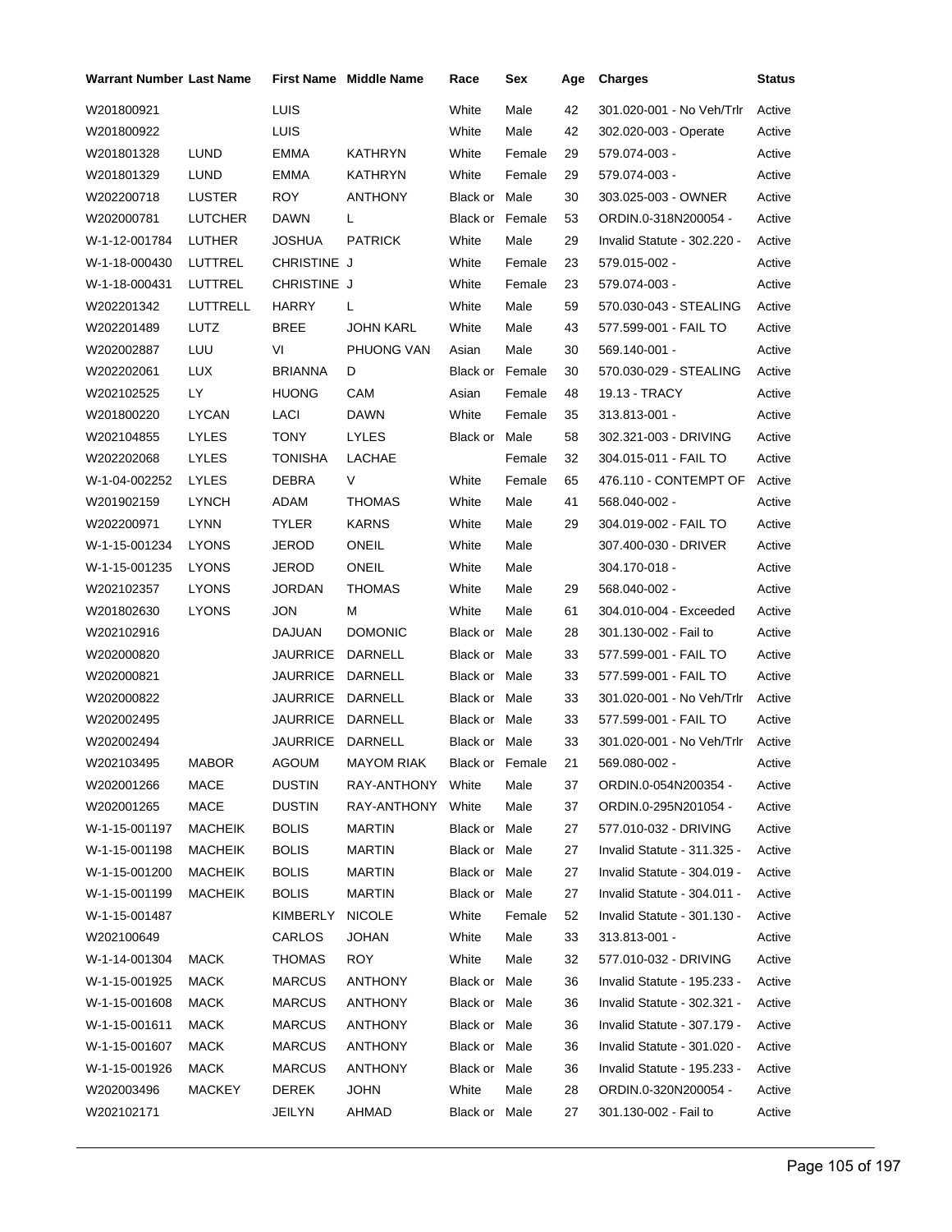| Warrant Number | Last Name | First Name | Middle Name | Race | Sex | Age | Charges | Status |
|---|---|---|---|---|---|---|---|---|
| W201800921 | | LUIS | | White | Male | 42 | 301.020-001 - No Veh/Trlr | Active |
| W201800922 | | LUIS | | White | Male | 42 | 302.020-003 - Operate | Active |
| W201801328 | LUND | EMMA | KATHRYN | White | Female | 29 | 579.074-003 - | Active |
| W201801329 | LUND | EMMA | KATHRYN | White | Female | 29 | 579.074-003 - | Active |
| W202200718 | LUSTER | ROY | ANTHONY | Black or | Male | 30 | 303.025-003 - OWNER | Active |
| W202000781 | LUTCHER | DAWN | L | Black or | Female | 53 | ORDIN.0-318N200054 - | Active |
| W-1-12-001784 | LUTHER | JOSHUA | PATRICK | White | Male | 29 | Invalid Statute - 302.220 - | Active |
| W-1-18-000430 | LUTTREL | CHRISTINE | J | White | Female | 23 | 579.015-002 - | Active |
| W-1-18-000431 | LUTTREL | CHRISTINE | J | White | Female | 23 | 579.074-003 - | Active |
| W202201342 | LUTTRELL | HARRY | L | White | Male | 59 | 570.030-043 - STEALING | Active |
| W202201489 | LUTZ | BREE | JOHN KARL | White | Male | 43 | 577.599-001 - FAIL TO | Active |
| W202002887 | LUU | VI | PHUONG VAN | Asian | Male | 30 | 569.140-001 - | Active |
| W202202061 | LUX | BRIANNA | D | Black or | Female | 30 | 570.030-029 - STEALING | Active |
| W202102525 | LY | HUONG | CAM | Asian | Female | 48 | 19.13 - TRACY | Active |
| W201800220 | LYCAN | LACI | DAWN | White | Female | 35 | 313.813-001 - | Active |
| W202104855 | LYLES | TONY | LYLES | Black or | Male | 58 | 302.321-003 - DRIVING | Active |
| W202202068 | LYLES | TONISHA | LACHAE | | Female | 32 | 304.015-011 - FAIL TO | Active |
| W-1-04-002252 | LYLES | DEBRA | V | White | Female | 65 | 476.110 - CONTEMPT OF | Active |
| W201902159 | LYNCH | ADAM | THOMAS | White | Male | 41 | 568.040-002 - | Active |
| W202200971 | LYNN | TYLER | KARNS | White | Male | 29 | 304.019-002 - FAIL TO | Active |
| W-1-15-001234 | LYONS | JEROD | ONEIL | White | Male | | 307.400-030 - DRIVER | Active |
| W-1-15-001235 | LYONS | JEROD | ONEIL | White | Male | | 304.170-018 - | Active |
| W202102357 | LYONS | JORDAN | THOMAS | White | Male | 29 | 568.040-002 - | Active |
| W201802630 | LYONS | JON | M | White | Male | 61 | 304.010-004 - Exceeded | Active |
| W202102916 | | DAJUAN | DOMONIC | Black or | Male | 28 | 301.130-002 - Fail to | Active |
| W202000820 | | JAURRICE | DARNELL | Black or | Male | 33 | 577.599-001 - FAIL TO | Active |
| W202000821 | | JAURRICE | DARNELL | Black or | Male | 33 | 577.599-001 - FAIL TO | Active |
| W202000822 | | JAURRICE | DARNELL | Black or | Male | 33 | 301.020-001 - No Veh/Trlr | Active |
| W202002495 | | JAURRICE | DARNELL | Black or | Male | 33 | 577.599-001 - FAIL TO | Active |
| W202002494 | | JAURRICE | DARNELL | Black or | Male | 33 | 301.020-001 - No Veh/Trlr | Active |
| W202103495 | MABOR | AGOUM | MAYOM RIAK | Black or | Female | 21 | 569.080-002 - | Active |
| W202001266 | MACE | DUSTIN | RAY-ANTHONY | White | Male | 37 | ORDIN.0-054N200354 - | Active |
| W202001265 | MACE | DUSTIN | RAY-ANTHONY | White | Male | 37 | ORDIN.0-295N201054 - | Active |
| W-1-15-001197 | MACHEIK | BOLIS | MARTIN | Black or | Male | 27 | 577.010-032 - DRIVING | Active |
| W-1-15-001198 | MACHEIK | BOLIS | MARTIN | Black or | Male | 27 | Invalid Statute - 311.325 - | Active |
| W-1-15-001200 | MACHEIK | BOLIS | MARTIN | Black or | Male | 27 | Invalid Statute - 304.019 - | Active |
| W-1-15-001199 | MACHEIK | BOLIS | MARTIN | Black or | Male | 27 | Invalid Statute - 304.011 - | Active |
| W-1-15-001487 | | KIMBERLY | NICOLE | White | Female | 52 | Invalid Statute - 301.130 - | Active |
| W202100649 | | CARLOS | JOHAN | White | Male | 33 | 313.813-001 - | Active |
| W-1-14-001304 | MACK | THOMAS | ROY | White | Male | 32 | 577.010-032 - DRIVING | Active |
| W-1-15-001925 | MACK | MARCUS | ANTHONY | Black or | Male | 36 | Invalid Statute - 195.233 - | Active |
| W-1-15-001608 | MACK | MARCUS | ANTHONY | Black or | Male | 36 | Invalid Statute - 302.321 - | Active |
| W-1-15-001611 | MACK | MARCUS | ANTHONY | Black or | Male | 36 | Invalid Statute - 307.179 - | Active |
| W-1-15-001607 | MACK | MARCUS | ANTHONY | Black or | Male | 36 | Invalid Statute - 301.020 - | Active |
| W-1-15-001926 | MACK | MARCUS | ANTHONY | Black or | Male | 36 | Invalid Statute - 195.233 - | Active |
| W202003496 | MACKEY | DEREK | JOHN | White | Male | 28 | ORDIN.0-320N200054 - | Active |
| W202102171 | | JEILYN | AHMAD | Black or | Male | 27 | 301.130-002 - Fail to | Active |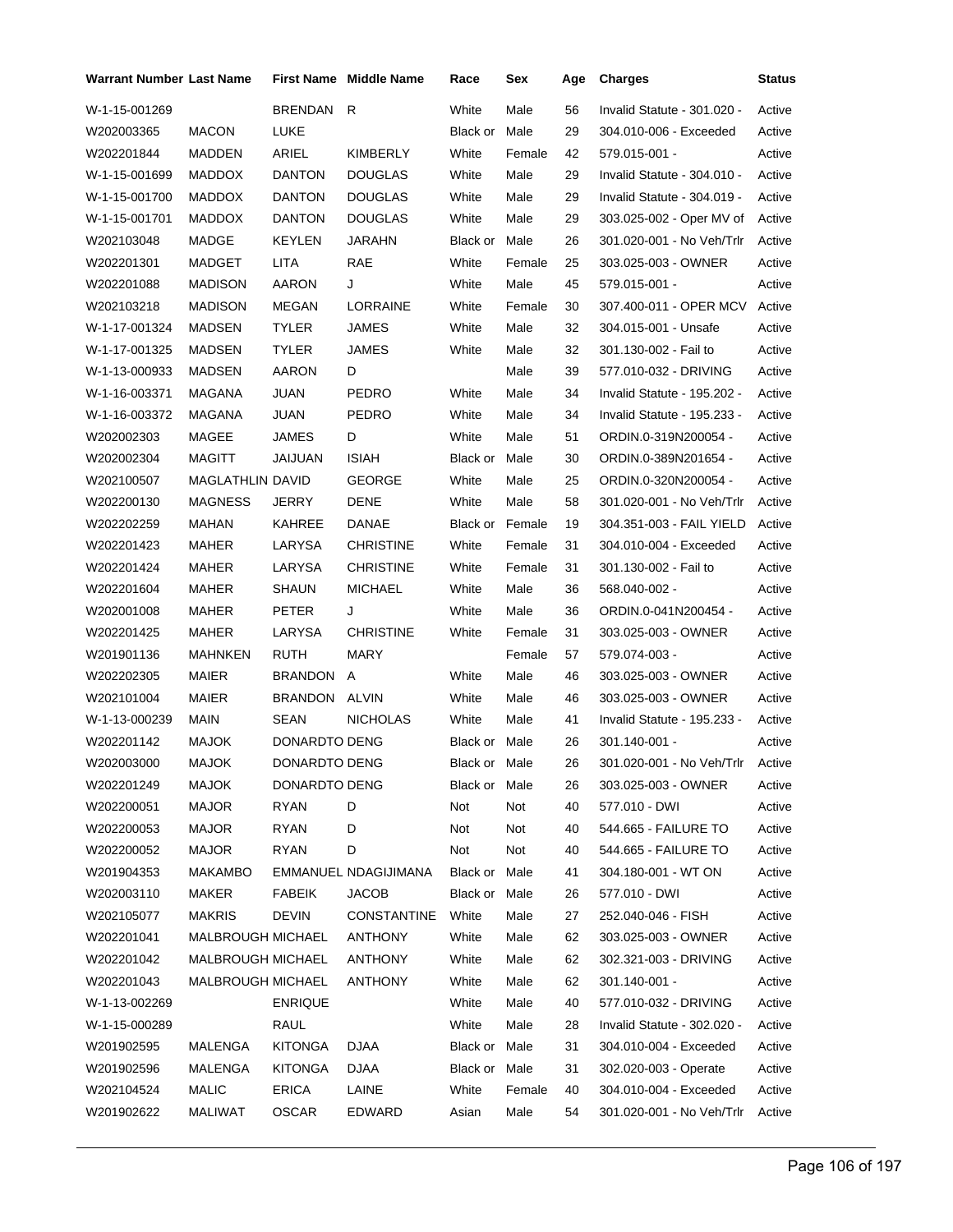| Warrant Number | Last Name | First Name | Middle Name | Race | Sex | Age | Charges | Status |
|---|---|---|---|---|---|---|---|---|
| W-1-15-001269 | | BRENDAN | R | White | Male | 56 | Invalid Statute - 301.020 - | Active |
| W202003365 | MACON | LUKE | | Black or | Male | 29 | 304.010-006 - Exceeded | Active |
| W202201844 | MADDEN | ARIEL | KIMBERLY | White | Female | 42 | 579.015-001 - | Active |
| W-1-15-001699 | MADDOX | DANTON | DOUGLAS | White | Male | 29 | Invalid Statute - 304.010 - | Active |
| W-1-15-001700 | MADDOX | DANTON | DOUGLAS | White | Male | 29 | Invalid Statute - 304.019 - | Active |
| W-1-15-001701 | MADDOX | DANTON | DOUGLAS | White | Male | 29 | 303.025-002 - Oper MV of | Active |
| W202103048 | MADGE | KEYLEN | JARAHN | Black or | Male | 26 | 301.020-001 - No Veh/Trlr | Active |
| W202201301 | MADGET | LITA | RAE | White | Female | 25 | 303.025-003 - OWNER | Active |
| W202201088 | MADISON | AARON | J | White | Male | 45 | 579.015-001 - | Active |
| W202103218 | MADISON | MEGAN | LORRAINE | White | Female | 30 | 307.400-011 - OPER MCV | Active |
| W-1-17-001324 | MADSEN | TYLER | JAMES | White | Male | 32 | 304.015-001 - Unsafe | Active |
| W-1-17-001325 | MADSEN | TYLER | JAMES | White | Male | 32 | 301.130-002 - Fail to | Active |
| W-1-13-000933 | MADSEN | AARON | D | | Male | 39 | 577.010-032 - DRIVING | Active |
| W-1-16-003371 | MAGANA | JUAN | PEDRO | White | Male | 34 | Invalid Statute - 195.202 - | Active |
| W-1-16-003372 | MAGANA | JUAN | PEDRO | White | Male | 34 | Invalid Statute - 195.233 - | Active |
| W202002303 | MAGEE | JAMES | D | White | Male | 51 | ORDIN.0-319N200054 - | Active |
| W202002304 | MAGITT | JAIJUAN | ISIAH | Black or | Male | 30 | ORDIN.0-389N201654 - | Active |
| W202100507 | MAGLATHLIN | DAVID | GEORGE | White | Male | 25 | ORDIN.0-320N200054 - | Active |
| W202200130 | MAGNESS | JERRY | DENE | White | Male | 58 | 301.020-001 - No Veh/Trlr | Active |
| W202202259 | MAHAN | KAHREE | DANAE | Black or | Female | 19 | 304.351-003 - FAIL YIELD | Active |
| W202201423 | MAHER | LARYSA | CHRISTINE | White | Female | 31 | 304.010-004 - Exceeded | Active |
| W202201424 | MAHER | LARYSA | CHRISTINE | White | Female | 31 | 301.130-002 - Fail to | Active |
| W202201604 | MAHER | SHAUN | MICHAEL | White | Male | 36 | 568.040-002 - | Active |
| W202001008 | MAHER | PETER | J | White | Male | 36 | ORDIN.0-041N200454 - | Active |
| W202201425 | MAHER | LARYSA | CHRISTINE | White | Female | 31 | 303.025-003 - OWNER | Active |
| W201901136 | MAHNKEN | RUTH | MARY | | Female | 57 | 579.074-003 - | Active |
| W202202305 | MAIER | BRANDON | A | White | Male | 46 | 303.025-003 - OWNER | Active |
| W202101004 | MAIER | BRANDON | ALVIN | White | Male | 46 | 303.025-003 - OWNER | Active |
| W-1-13-000239 | MAIN | SEAN | NICHOLAS | White | Male | 41 | Invalid Statute - 195.233 - | Active |
| W202201142 | MAJOK | DONARDTO | DENG | Black or | Male | 26 | 301.140-001 - | Active |
| W202003000 | MAJOK | DONARDTO | DENG | Black or | Male | 26 | 301.020-001 - No Veh/Trlr | Active |
| W202201249 | MAJOK | DONARDTO | DENG | Black or | Male | 26 | 303.025-003 - OWNER | Active |
| W202200051 | MAJOR | RYAN | D | Not | Not | 40 | 577.010 - DWI | Active |
| W202200053 | MAJOR | RYAN | D | Not | Not | 40 | 544.665 - FAILURE TO | Active |
| W202200052 | MAJOR | RYAN | D | Not | Not | 40 | 544.665 - FAILURE TO | Active |
| W201904353 | MAKAMBO | EMMANUEL | NDAGIJIMANA | Black or | Male | 41 | 304.180-001 - WT ON | Active |
| W202003110 | MAKER | FABEIK | JACOB | Black or | Male | 26 | 577.010 - DWI | Active |
| W202105077 | MAKRIS | DEVIN | CONSTANTINE | White | Male | 27 | 252.040-046 - FISH | Active |
| W202201041 | MALBROUGH | MICHAEL | ANTHONY | White | Male | 62 | 303.025-003 - OWNER | Active |
| W202201042 | MALBROUGH | MICHAEL | ANTHONY | White | Male | 62 | 302.321-003 - DRIVING | Active |
| W202201043 | MALBROUGH | MICHAEL | ANTHONY | White | Male | 62 | 301.140-001 - | Active |
| W-1-13-002269 | | ENRIQUE | | White | Male | 40 | 577.010-032 - DRIVING | Active |
| W-1-15-000289 | | RAUL | | White | Male | 28 | Invalid Statute - 302.020 - | Active |
| W201902595 | MALENGA | KITONGA | DJAA | Black or | Male | 31 | 304.010-004 - Exceeded | Active |
| W201902596 | MALENGA | KITONGA | DJAA | Black or | Male | 31 | 302.020-003 - Operate | Active |
| W202104524 | MALIC | ERICA | LAINE | White | Female | 40 | 304.010-004 - Exceeded | Active |
| W201902622 | MALIWAT | OSCAR | EDWARD | Asian | Male | 54 | 301.020-001 - No Veh/Trlr | Active |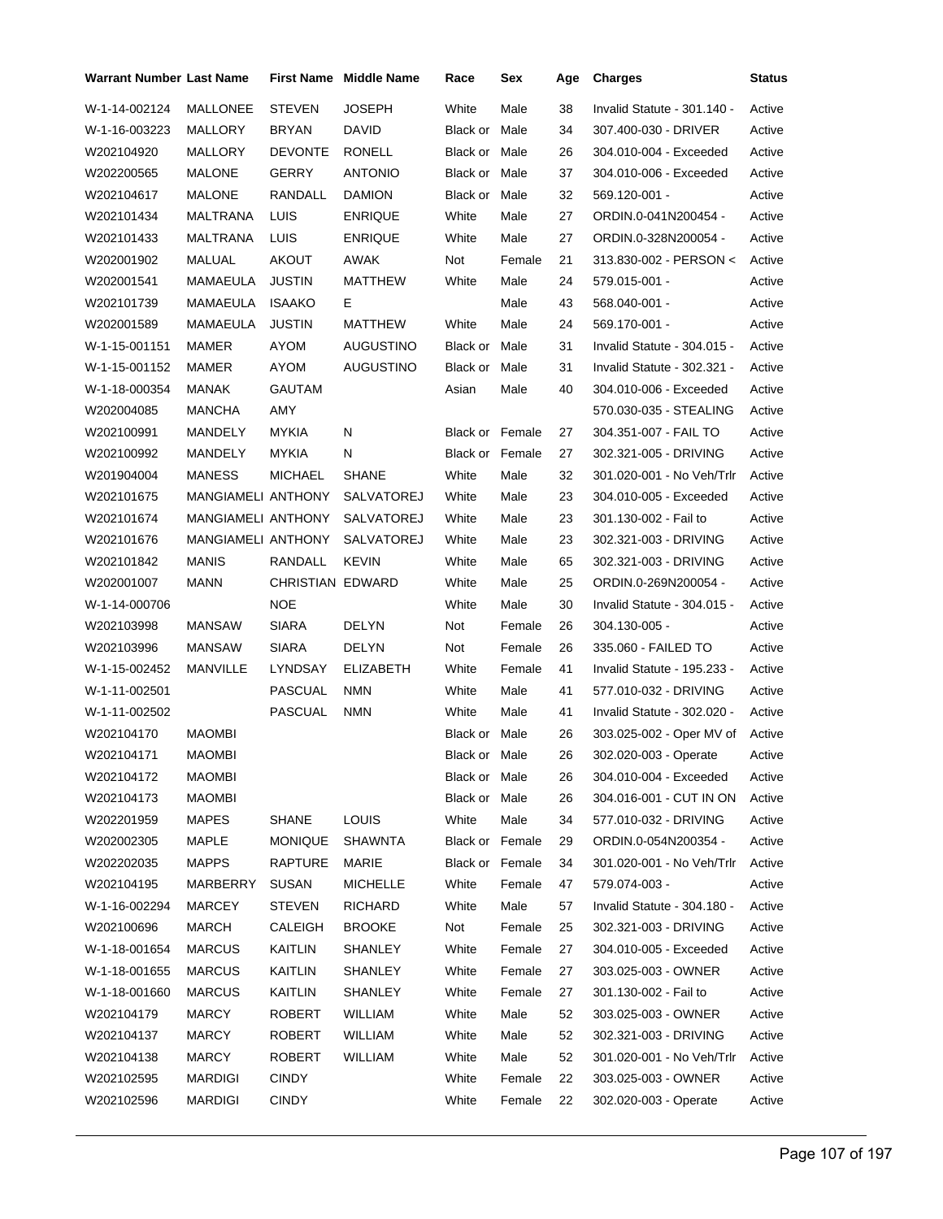| Warrant Number | Last Name | First Name | Middle Name | Race | Sex | Age | Charges | Status |
|---|---|---|---|---|---|---|---|---|
| W-1-14-002124 | MALLONEE | STEVEN | JOSEPH | White | Male | 38 | Invalid Statute - 301.140 - | Active |
| W-1-16-003223 | MALLORY | BRYAN | DAVID | Black or | Male | 34 | 307.400-030 - DRIVER | Active |
| W202104920 | MALLORY | DEVONTE | RONELL | Black or | Male | 26 | 304.010-004 - Exceeded | Active |
| W202200565 | MALONE | GERRY | ANTONIO | Black or | Male | 37 | 304.010-006 - Exceeded | Active |
| W202104617 | MALONE | RANDALL | DAMION | Black or | Male | 32 | 569.120-001 - | Active |
| W202101434 | MALTRANA | LUIS | ENRIQUE | White | Male | 27 | ORDIN.0-041N200454 - | Active |
| W202101433 | MALTRANA | LUIS | ENRIQUE | White | Male | 27 | ORDIN.0-328N200054 - | Active |
| W202001902 | MALUAL | AKOUT | AWAK | Not | Female | 21 | 313.830-002 - PERSON < | Active |
| W202001541 | MAMAEULA | JUSTIN | MATTHEW | White | Male | 24 | 579.015-001 - | Active |
| W202101739 | MAMAEULA | ISAAKO | E | | Male | 43 | 568.040-001 - | Active |
| W202001589 | MAMAEULA | JUSTIN | MATTHEW | White | Male | 24 | 569.170-001 - | Active |
| W-1-15-001151 | MAMER | AYOM | AUGUSTINO | Black or | Male | 31 | Invalid Statute - 304.015 - | Active |
| W-1-15-001152 | MAMER | AYOM | AUGUSTINO | Black or | Male | 31 | Invalid Statute - 302.321 - | Active |
| W-1-18-000354 | MANAK | GAUTAM | | Asian | Male | 40 | 304.010-006 - Exceeded | Active |
| W202004085 | MANCHA | AMY | | | | | 570.030-035 - STEALING | Active |
| W202100991 | MANDELY | MYKIA | N | Black or | Female | 27 | 304.351-007 - FAIL TO | Active |
| W202100992 | MANDELY | MYKIA | N | Black or | Female | 27 | 302.321-005 - DRIVING | Active |
| W201904004 | MANESS | MICHAEL | SHANE | White | Male | 32 | 301.020-001 - No Veh/Trlr | Active |
| W202101675 | MANGIAMELI | ANTHONY | SALVATOREJ | White | Male | 23 | 304.010-005 - Exceeded | Active |
| W202101674 | MANGIAMELI | ANTHONY | SALVATOREJ | White | Male | 23 | 301.130-002 - Fail to | Active |
| W202101676 | MANGIAMELI | ANTHONY | SALVATOREJ | White | Male | 23 | 302.321-003 - DRIVING | Active |
| W202101842 | MANIS | RANDALL | KEVIN | White | Male | 65 | 302.321-003 - DRIVING | Active |
| W202001007 | MANN | CHRISTIAN | EDWARD | White | Male | 25 | ORDIN.0-269N200054 - | Active |
| W-1-14-000706 | | NOE | | White | Male | 30 | Invalid Statute - 304.015 - | Active |
| W202103998 | MANSAW | SIARA | DELYN | Not | Female | 26 | 304.130-005 - | Active |
| W202103996 | MANSAW | SIARA | DELYN | Not | Female | 26 | 335.060 - FAILED TO | Active |
| W-1-15-002452 | MANVILLE | LYNDSAY | ELIZABETH | White | Female | 41 | Invalid Statute - 195.233 - | Active |
| W-1-11-002501 | | PASCUAL | NMN | White | Male | 41 | 577.010-032 - DRIVING | Active |
| W-1-11-002502 | | PASCUAL | NMN | White | Male | 41 | Invalid Statute - 302.020 - | Active |
| W202104170 | MAOMBI | | | Black or | Male | 26 | 303.025-002 - Oper MV of | Active |
| W202104171 | MAOMBI | | | Black or | Male | 26 | 302.020-003 - Operate | Active |
| W202104172 | MAOMBI | | | Black or | Male | 26 | 304.010-004 - Exceeded | Active |
| W202104173 | MAOMBI | | | Black or | Male | 26 | 304.016-001 - CUT IN ON | Active |
| W202201959 | MAPES | SHANE | LOUIS | White | Male | 34 | 577.010-032 - DRIVING | Active |
| W202002305 | MAPLE | MONIQUE | SHAWNTA | Black or | Female | 29 | ORDIN.0-054N200354 - | Active |
| W202202035 | MAPPS | RAPTURE | MARIE | Black or | Female | 34 | 301.020-001 - No Veh/Trlr | Active |
| W202104195 | MARBERRY | SUSAN | MICHELLE | White | Female | 47 | 579.074-003 - | Active |
| W-1-16-002294 | MARCEY | STEVEN | RICHARD | White | Male | 57 | Invalid Statute - 304.180 - | Active |
| W202100696 | MARCH | CALEIGH | BROOKE | Not | Female | 25 | 302.321-003 - DRIVING | Active |
| W-1-18-001654 | MARCUS | KAITLIN | SHANLEY | White | Female | 27 | 304.010-005 - Exceeded | Active |
| W-1-18-001655 | MARCUS | KAITLIN | SHANLEY | White | Female | 27 | 303.025-003 - OWNER | Active |
| W-1-18-001660 | MARCUS | KAITLIN | SHANLEY | White | Female | 27 | 301.130-002 - Fail to | Active |
| W202104179 | MARCY | ROBERT | WILLIAM | White | Male | 52 | 303.025-003 - OWNER | Active |
| W202104137 | MARCY | ROBERT | WILLIAM | White | Male | 52 | 302.321-003 - DRIVING | Active |
| W202104138 | MARCY | ROBERT | WILLIAM | White | Male | 52 | 301.020-001 - No Veh/Trlr | Active |
| W202102595 | MARDIGI | CINDY | | White | Female | 22 | 303.025-003 - OWNER | Active |
| W202102596 | MARDIGI | CINDY | | White | Female | 22 | 302.020-003 - Operate | Active |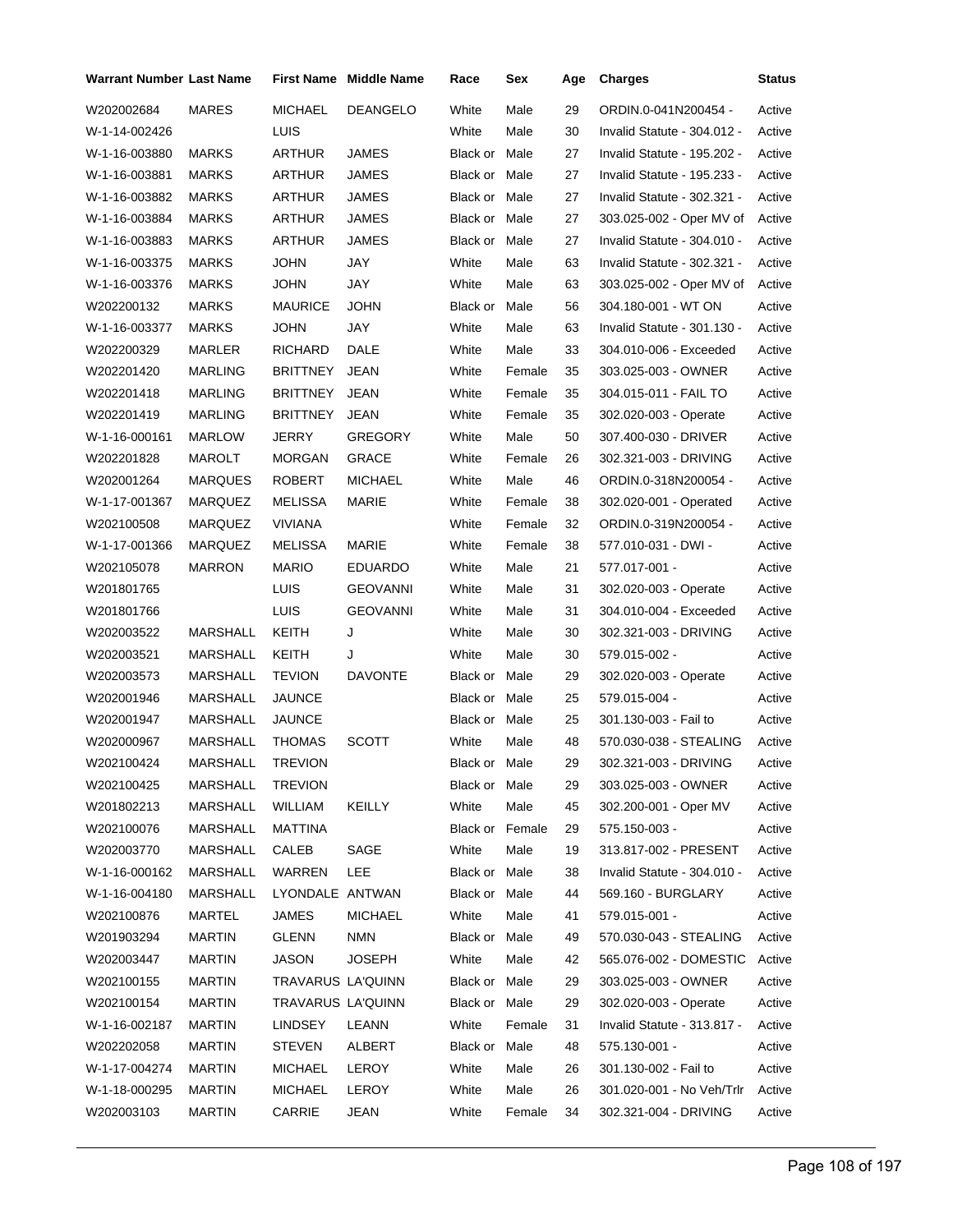| Warrant Number | Last Name | First Name | Middle Name | Race | Sex | Age | Charges | Status |
|---|---|---|---|---|---|---|---|---|
| W202002684 | MARES | MICHAEL | DEANGELO | White | Male | 29 | ORDIN.0-041N200454 - | Active |
| W-1-14-002426 | | LUIS | | White | Male | 30 | Invalid Statute - 304.012 - | Active |
| W-1-16-003880 | MARKS | ARTHUR | JAMES | Black or | Male | 27 | Invalid Statute - 195.202 - | Active |
| W-1-16-003881 | MARKS | ARTHUR | JAMES | Black or | Male | 27 | Invalid Statute - 195.233 - | Active |
| W-1-16-003882 | MARKS | ARTHUR | JAMES | Black or | Male | 27 | Invalid Statute - 302.321 - | Active |
| W-1-16-003884 | MARKS | ARTHUR | JAMES | Black or | Male | 27 | 303.025-002 - Oper MV of | Active |
| W-1-16-003883 | MARKS | ARTHUR | JAMES | Black or | Male | 27 | Invalid Statute - 304.010 - | Active |
| W-1-16-003375 | MARKS | JOHN | JAY | White | Male | 63 | Invalid Statute - 302.321 - | Active |
| W-1-16-003376 | MARKS | JOHN | JAY | White | Male | 63 | 303.025-002 - Oper MV of | Active |
| W202200132 | MARKS | MAURICE | JOHN | Black or | Male | 56 | 304.180-001 - WT ON | Active |
| W-1-16-003377 | MARKS | JOHN | JAY | White | Male | 63 | Invalid Statute - 301.130 - | Active |
| W202200329 | MARLER | RICHARD | DALE | White | Male | 33 | 304.010-006 - Exceeded | Active |
| W202201420 | MARLING | BRITTNEY | JEAN | White | Female | 35 | 303.025-003 - OWNER | Active |
| W202201418 | MARLING | BRITTNEY | JEAN | White | Female | 35 | 304.015-011 - FAIL TO | Active |
| W202201419 | MARLING | BRITTNEY | JEAN | White | Female | 35 | 302.020-003 - Operate | Active |
| W-1-16-000161 | MARLOW | JERRY | GREGORY | White | Male | 50 | 307.400-030 - DRIVER | Active |
| W202201828 | MAROLT | MORGAN | GRACE | White | Female | 26 | 302.321-003 - DRIVING | Active |
| W202001264 | MARQUES | ROBERT | MICHAEL | White | Male | 46 | ORDIN.0-318N200054 - | Active |
| W-1-17-001367 | MARQUEZ | MELISSA | MARIE | White | Female | 38 | 302.020-001 - Operated | Active |
| W202100508 | MARQUEZ | VIVIANA | | White | Female | 32 | ORDIN.0-319N200054 - | Active |
| W-1-17-001366 | MARQUEZ | MELISSA | MARIE | White | Female | 38 | 577.010-031 - DWI - | Active |
| W202105078 | MARRON | MARIO | EDUARDO | White | Male | 21 | 577.017-001 - | Active |
| W201801765 | | LUIS | GEOVANNI | White | Male | 31 | 302.020-003 - Operate | Active |
| W201801766 | | LUIS | GEOVANNI | White | Male | 31 | 304.010-004 - Exceeded | Active |
| W202003522 | MARSHALL | KEITH | J | White | Male | 30 | 302.321-003 - DRIVING | Active |
| W202003521 | MARSHALL | KEITH | J | White | Male | 30 | 579.015-002 - | Active |
| W202003573 | MARSHALL | TEVION | DAVONTE | Black or | Male | 29 | 302.020-003 - Operate | Active |
| W202001946 | MARSHALL | JAUNCE | | Black or | Male | 25 | 579.015-004 - | Active |
| W202001947 | MARSHALL | JAUNCE | | Black or | Male | 25 | 301.130-003 - Fail to | Active |
| W202000967 | MARSHALL | THOMAS | SCOTT | White | Male | 48 | 570.030-038 - STEALING | Active |
| W202100424 | MARSHALL | TREVION | | Black or | Male | 29 | 302.321-003 - DRIVING | Active |
| W202100425 | MARSHALL | TREVION | | Black or | Male | 29 | 303.025-003 - OWNER | Active |
| W201802213 | MARSHALL | WILLIAM | KEILLY | White | Male | 45 | 302.200-001 - Oper MV | Active |
| W202100076 | MARSHALL | MATTINA | | Black or | Female | 29 | 575.150-003 - | Active |
| W202003770 | MARSHALL | CALEB | SAGE | White | Male | 19 | 313.817-002 - PRESENT | Active |
| W-1-16-000162 | MARSHALL | WARREN | LEE | Black or | Male | 38 | Invalid Statute - 304.010 - | Active |
| W-1-16-004180 | MARSHALL | LYONDALE | ANTWAN | Black or | Male | 44 | 569.160 - BURGLARY | Active |
| W202100876 | MARTEL | JAMES | MICHAEL | White | Male | 41 | 579.015-001 - | Active |
| W201903294 | MARTIN | GLENN | NMN | Black or | Male | 49 | 570.030-043 - STEALING | Active |
| W202003447 | MARTIN | JASON | JOSEPH | White | Male | 42 | 565.076-002 - DOMESTIC | Active |
| W202100155 | MARTIN | TRAVARUS | LA'QUINN | Black or | Male | 29 | 303.025-003 - OWNER | Active |
| W202100154 | MARTIN | TRAVARUS | LA'QUINN | Black or | Male | 29 | 302.020-003 - Operate | Active |
| W-1-16-002187 | MARTIN | LINDSEY | LEANN | White | Female | 31 | Invalid Statute - 313.817 - | Active |
| W202202058 | MARTIN | STEVEN | ALBERT | Black or | Male | 48 | 575.130-001 - | Active |
| W-1-17-004274 | MARTIN | MICHAEL | LEROY | White | Male | 26 | 301.130-002 - Fail to | Active |
| W-1-18-000295 | MARTIN | MICHAEL | LEROY | White | Male | 26 | 301.020-001 - No Veh/Trlr | Active |
| W202003103 | MARTIN | CARRIE | JEAN | White | Female | 34 | 302.321-004 - DRIVING | Active |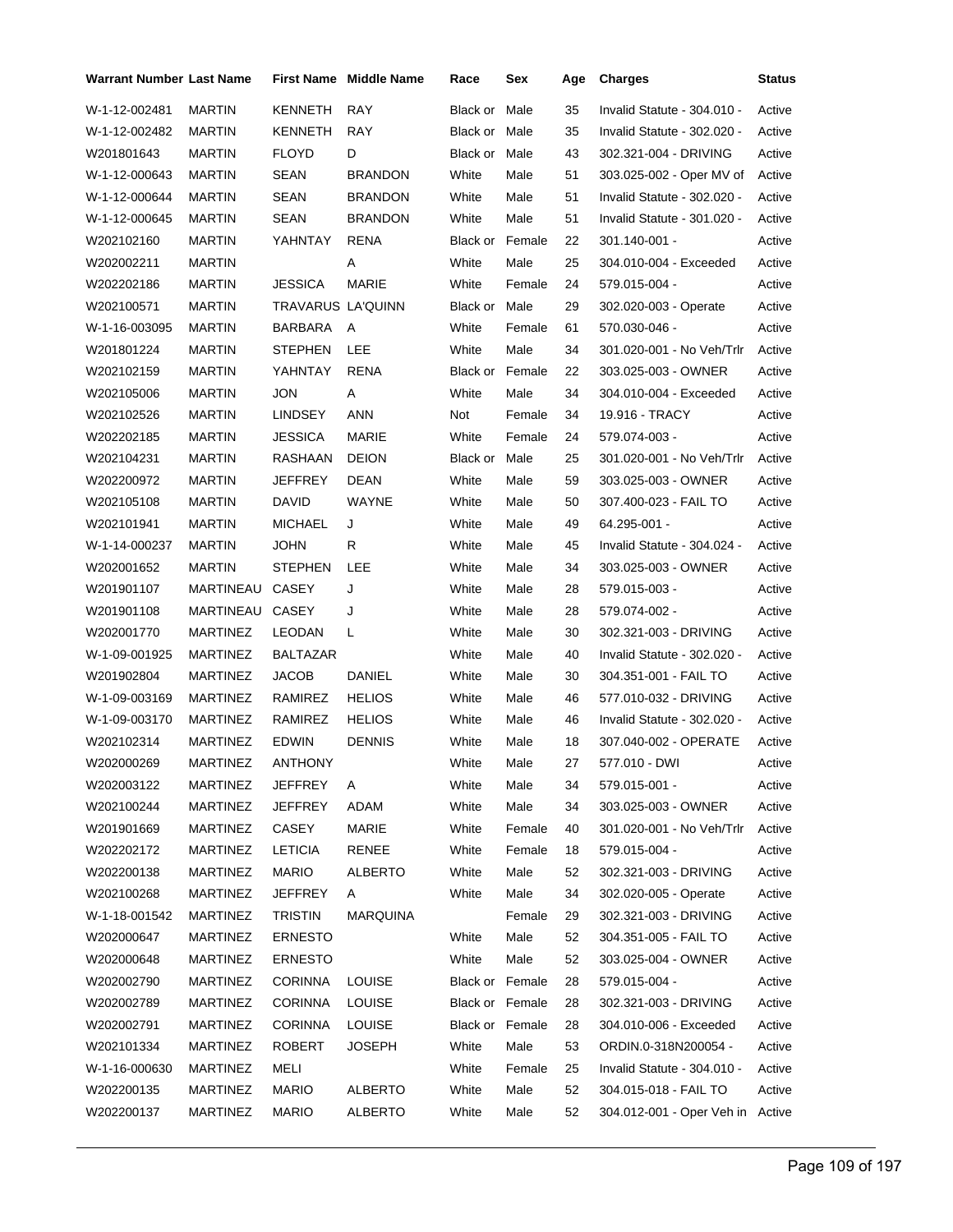| Warrant Number | Last Name | First Name | Middle Name | Race | Sex | Age | Charges | Status |
|---|---|---|---|---|---|---|---|---|
| W-1-12-002481 | MARTIN | KENNETH | RAY | Black or | Male | 35 | Invalid Statute - 304.010 - | Active |
| W-1-12-002482 | MARTIN | KENNETH | RAY | Black or | Male | 35 | Invalid Statute - 302.020 - | Active |
| W201801643 | MARTIN | FLOYD | D | Black or | Male | 43 | 302.321-004 - DRIVING | Active |
| W-1-12-000643 | MARTIN | SEAN | BRANDON | White | Male | 51 | 303.025-002 - Oper MV of | Active |
| W-1-12-000644 | MARTIN | SEAN | BRANDON | White | Male | 51 | Invalid Statute - 302.020 - | Active |
| W-1-12-000645 | MARTIN | SEAN | BRANDON | White | Male | 51 | Invalid Statute - 301.020 - | Active |
| W202102160 | MARTIN | YAHNTAY | RENA | Black or | Female | 22 | 301.140-001 - | Active |
| W202002211 | MARTIN | | A | White | Male | 25 | 304.010-004 - Exceeded | Active |
| W202202186 | MARTIN | JESSICA | MARIE | White | Female | 24 | 579.015-004 - | Active |
| W202100571 | MARTIN | TRAVARUS | LA'QUINN | Black or | Male | 29 | 302.020-003 - Operate | Active |
| W-1-16-003095 | MARTIN | BARBARA | A | White | Female | 61 | 570.030-046 - | Active |
| W201801224 | MARTIN | STEPHEN | LEE | White | Male | 34 | 301.020-001 - No Veh/Trlr | Active |
| W202102159 | MARTIN | YAHNTAY | RENA | Black or | Female | 22 | 303.025-003 - OWNER | Active |
| W202105006 | MARTIN | JON | A | White | Male | 34 | 304.010-004 - Exceeded | Active |
| W202102526 | MARTIN | LINDSEY | ANN | Not | Female | 34 | 19.916 - TRACY | Active |
| W202202185 | MARTIN | JESSICA | MARIE | White | Female | 24 | 579.074-003 - | Active |
| W202104231 | MARTIN | RASHAAN | DEION | Black or | Male | 25 | 301.020-001 - No Veh/Trlr | Active |
| W202200972 | MARTIN | JEFFREY | DEAN | White | Male | 59 | 303.025-003 - OWNER | Active |
| W202105108 | MARTIN | DAVID | WAYNE | White | Male | 50 | 307.400-023 - FAIL TO | Active |
| W202101941 | MARTIN | MICHAEL | J | White | Male | 49 | 64.295-001 - | Active |
| W-1-14-000237 | MARTIN | JOHN | R | White | Male | 45 | Invalid Statute - 304.024 - | Active |
| W202001652 | MARTIN | STEPHEN | LEE | White | Male | 34 | 303.025-003 - OWNER | Active |
| W201901107 | MARTINEAU | CASEY | J | White | Male | 28 | 579.015-003 - | Active |
| W201901108 | MARTINEAU | CASEY | J | White | Male | 28 | 579.074-002 - | Active |
| W202001770 | MARTINEZ | LEODAN | L | White | Male | 30 | 302.321-003 - DRIVING | Active |
| W-1-09-001925 | MARTINEZ | BALTAZAR | | White | Male | 40 | Invalid Statute - 302.020 - | Active |
| W201902804 | MARTINEZ | JACOB | DANIEL | White | Male | 30 | 304.351-001 - FAIL TO | Active |
| W-1-09-003169 | MARTINEZ | RAMIREZ | HELIOS | White | Male | 46 | 577.010-032 - DRIVING | Active |
| W-1-09-003170 | MARTINEZ | RAMIREZ | HELIOS | White | Male | 46 | Invalid Statute - 302.020 - | Active |
| W202102314 | MARTINEZ | EDWIN | DENNIS | White | Male | 18 | 307.040-002 - OPERATE | Active |
| W202000269 | MARTINEZ | ANTHONY | | White | Male | 27 | 577.010 - DWI | Active |
| W202003122 | MARTINEZ | JEFFREY | A | White | Male | 34 | 579.015-001 - | Active |
| W202100244 | MARTINEZ | JEFFREY | ADAM | White | Male | 34 | 303.025-003 - OWNER | Active |
| W201901669 | MARTINEZ | CASEY | MARIE | White | Female | 40 | 301.020-001 - No Veh/Trlr | Active |
| W202202172 | MARTINEZ | LETICIA | RENEE | White | Female | 18 | 579.015-004 - | Active |
| W202200138 | MARTINEZ | MARIO | ALBERTO | White | Male | 52 | 302.321-003 - DRIVING | Active |
| W202100268 | MARTINEZ | JEFFREY | A | White | Male | 34 | 302.020-005 - Operate | Active |
| W-1-18-001542 | MARTINEZ | TRISTIN | MARQUINA | | Female | 29 | 302.321-003 - DRIVING | Active |
| W202000647 | MARTINEZ | ERNESTO | | White | Male | 52 | 304.351-005 - FAIL TO | Active |
| W202000648 | MARTINEZ | ERNESTO | | White | Male | 52 | 303.025-004 - OWNER | Active |
| W202002790 | MARTINEZ | CORINNA | LOUISE | Black or | Female | 28 | 579.015-004 - | Active |
| W202002789 | MARTINEZ | CORINNA | LOUISE | Black or | Female | 28 | 302.321-003 - DRIVING | Active |
| W202002791 | MARTINEZ | CORINNA | LOUISE | Black or | Female | 28 | 304.010-006 - Exceeded | Active |
| W202101334 | MARTINEZ | ROBERT | JOSEPH | White | Male | 53 | ORDIN.0-318N200054 - | Active |
| W-1-16-000630 | MARTINEZ | MELI | | White | Female | 25 | Invalid Statute - 304.010 - | Active |
| W202200135 | MARTINEZ | MARIO | ALBERTO | White | Male | 52 | 304.015-018 - FAIL TO | Active |
| W202200137 | MARTINEZ | MARIO | ALBERTO | White | Male | 52 | 304.012-001 - Oper Veh in | Active |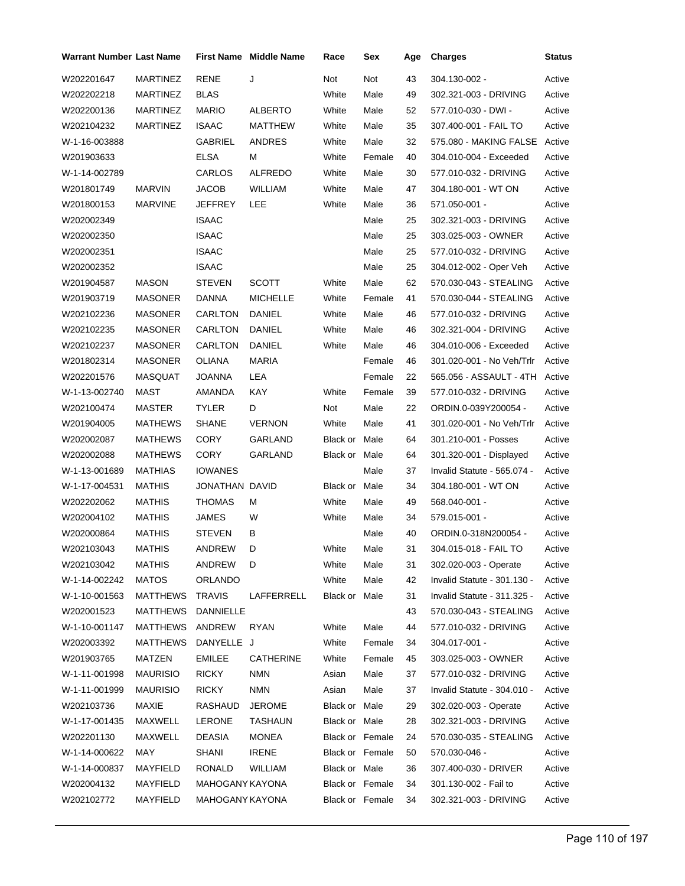| Warrant Number | Last Name | First Name | Middle Name | Race | Sex | Age | Charges | Status |
|---|---|---|---|---|---|---|---|---|
| W202201647 | MARTINEZ | RENE | J | Not | Not | 43 | 304.130-002 - | Active |
| W202202218 | MARTINEZ | BLAS | | White | Male | 49 | 302.321-003 - DRIVING | Active |
| W202200136 | MARTINEZ | MARIO | ALBERTO | White | Male | 52 | 577.010-030 - DWI - | Active |
| W202104232 | MARTINEZ | ISAAC | MATTHEW | White | Male | 35 | 307.400-001 - FAIL TO | Active |
| W-1-16-003888 | | GABRIEL | ANDRES | White | Male | 32 | 575.080 - MAKING FALSE | Active |
| W201903633 | | ELSA | M | White | Female | 40 | 304.010-004 - Exceeded | Active |
| W-1-14-002789 | | CARLOS | ALFREDO | White | Male | 30 | 577.010-032 - DRIVING | Active |
| W201801749 | MARVIN | JACOB | WILLIAM | White | Male | 47 | 304.180-001 - WT ON | Active |
| W201800153 | MARVINE | JEFFREY | LEE | White | Male | 36 | 571.050-001 - | Active |
| W202002349 | | ISAAC | | | Male | 25 | 302.321-003 - DRIVING | Active |
| W202002350 | | ISAAC | | | Male | 25 | 303.025-003 - OWNER | Active |
| W202002351 | | ISAAC | | | Male | 25 | 577.010-032 - DRIVING | Active |
| W202002352 | | ISAAC | | | Male | 25 | 304.012-002 - Oper Veh | Active |
| W201904587 | MASON | STEVEN | SCOTT | White | Male | 62 | 570.030-043 - STEALING | Active |
| W201903719 | MASONER | DANNA | MICHELLE | White | Female | 41 | 570.030-044 - STEALING | Active |
| W202102236 | MASONER | CARLTON | DANIEL | White | Male | 46 | 577.010-032 - DRIVING | Active |
| W202102235 | MASONER | CARLTON | DANIEL | White | Male | 46 | 302.321-004 - DRIVING | Active |
| W202102237 | MASONER | CARLTON | DANIEL | White | Male | 46 | 304.010-006 - Exceeded | Active |
| W201802314 | MASONER | OLIANA | MARIA | | Female | 46 | 301.020-001 - No Veh/Trlr | Active |
| W202201576 | MASQUAT | JOANNA | LEA | | Female | 22 | 565.056 - ASSAULT - 4TH | Active |
| W-1-13-002740 | MAST | AMANDA | KAY | White | Female | 39 | 577.010-032 - DRIVING | Active |
| W202100474 | MASTER | TYLER | D | Not | Male | 22 | ORDIN.0-039Y200054 - | Active |
| W201904005 | MATHEWS | SHANE | VERNON | White | Male | 41 | 301.020-001 - No Veh/Trlr | Active |
| W202002087 | MATHEWS | CORY | GARLAND | Black or | Male | 64 | 301.210-001 - Posses | Active |
| W202002088 | MATHEWS | CORY | GARLAND | Black or | Male | 64 | 301.320-001 - Displayed | Active |
| W-1-13-001689 | MATHIAS | IOWANES | | | Male | 37 | Invalid Statute - 565.074 - | Active |
| W-1-17-004531 | MATHIS | JONATHAN | DAVID | Black or | Male | 34 | 304.180-001 - WT ON | Active |
| W202202062 | MATHIS | THOMAS | M | White | Male | 49 | 568.040-001 - | Active |
| W202004102 | MATHIS | JAMES | W | White | Male | 34 | 579.015-001 - | Active |
| W202000864 | MATHIS | STEVEN | B | | Male | 40 | ORDIN.0-318N200054 - | Active |
| W202103043 | MATHIS | ANDREW | D | White | Male | 31 | 304.015-018 - FAIL TO | Active |
| W202103042 | MATHIS | ANDREW | D | White | Male | 31 | 302.020-003 - Operate | Active |
| W-1-14-002242 | MATOS | ORLANDO | | White | Male | 42 | Invalid Statute - 301.130 - | Active |
| W-1-10-001563 | MATTHEWS | TRAVIS | LAFFERRELL | Black or | Male | 31 | Invalid Statute - 311.325 - | Active |
| W202001523 | MATTHEWS | DANNIELLE | | | | 43 | 570.030-043 - STEALING | Active |
| W-1-10-001147 | MATTHEWS | ANDREW | RYAN | White | Male | 44 | 577.010-032 - DRIVING | Active |
| W202003392 | MATTHEWS | DANYELLE | J | White | Female | 34 | 304.017-001 - | Active |
| W201903765 | MATZEN | EMILEE | CATHERINE | White | Female | 45 | 303.025-003 - OWNER | Active |
| W-1-11-001998 | MAURISIO | RICKY | NMN | Asian | Male | 37 | 577.010-032 - DRIVING | Active |
| W-1-11-001999 | MAURISIO | RICKY | NMN | Asian | Male | 37 | Invalid Statute - 304.010 - | Active |
| W202103736 | MAXIE | RASHAUD | JEROME | Black or | Male | 29 | 302.020-003 - Operate | Active |
| W-1-17-001435 | MAXWELL | LERONE | TASHAUN | Black or | Male | 28 | 302.321-003 - DRIVING | Active |
| W202201130 | MAXWELL | DEASIA | MONEA | Black or | Female | 24 | 570.030-035 - STEALING | Active |
| W-1-14-000622 | MAY | SHANI | IRENE | Black or | Female | 50 | 570.030-046 - | Active |
| W-1-14-000837 | MAYFIELD | RONALD | WILLIAM | Black or | Male | 36 | 307.400-030 - DRIVER | Active |
| W202004132 | MAYFIELD | MAHOGANY | KAYONA | Black or | Female | 34 | 301.130-002 - Fail to | Active |
| W202102772 | MAYFIELD | MAHOGANY | KAYONA | Black or | Female | 34 | 302.321-003 - DRIVING | Active |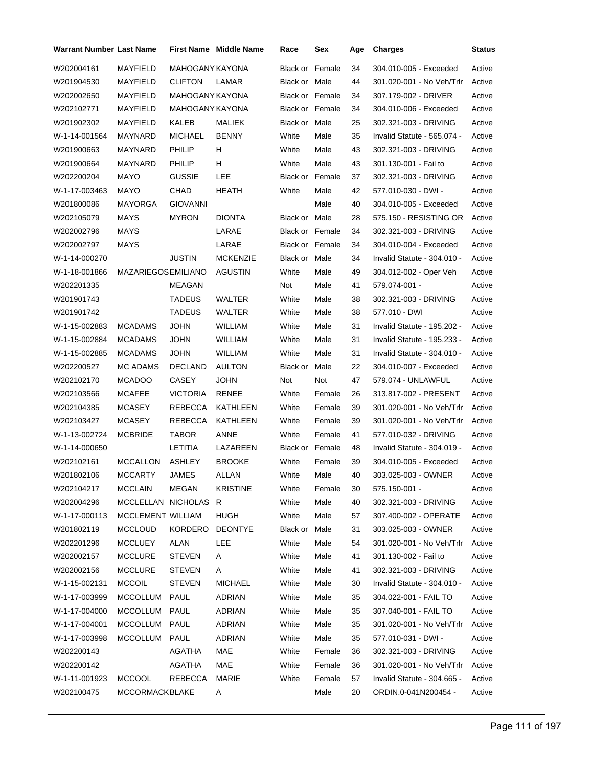| Warrant Number | Last Name | First Name | Middle Name | Race | Sex | Age | Charges | Status |
|---|---|---|---|---|---|---|---|---|
| W202004161 | MAYFIELD | MAHOGANY | KAYONA | Black or | Female | 34 | 304.010-005 - Exceeded | Active |
| W201904530 | MAYFIELD | CLIFTON | LAMAR | Black or | Male | 44 | 301.020-001 - No Veh/Trlr | Active |
| W202002650 | MAYFIELD | MAHOGANY | KAYONA | Black or | Female | 34 | 307.179-002 - DRIVER | Active |
| W202102771 | MAYFIELD | MAHOGANY | KAYONA | Black or | Female | 34 | 304.010-006 - Exceeded | Active |
| W201902302 | MAYFIELD | KALEB | MALIEK | Black or | Male | 25 | 302.321-003 - DRIVING | Active |
| W-1-14-001564 | MAYNARD | MICHAEL | BENNY | White | Male | 35 | Invalid Statute - 565.074 - | Active |
| W201900663 | MAYNARD | PHILIP | H | White | Male | 43 | 302.321-003 - DRIVING | Active |
| W201900664 | MAYNARD | PHILIP | H | White | Male | 43 | 301.130-001 - Fail to | Active |
| W202200204 | MAYO | GUSSIE | LEE | Black or | Female | 37 | 302.321-003 - DRIVING | Active |
| W-1-17-003463 | MAYO | CHAD | HEATH | White | Male | 42 | 577.010-030 - DWI - | Active |
| W201800086 | MAYORGA | GIOVANNI | | | Male | 40 | 304.010-005 - Exceeded | Active |
| W202105079 | MAYS | MYRON | DIONTA | Black or | Male | 28 | 575.150 - RESISTING OR | Active |
| W202002796 | MAYS | | LARAE | Black or | Female | 34 | 302.321-003 - DRIVING | Active |
| W202002797 | MAYS | | LARAE | Black or | Female | 34 | 304.010-004 - Exceeded | Active |
| W-1-14-000270 | | JUSTIN | MCKENZIE | Black or | Male | 34 | Invalid Statute - 304.010 - | Active |
| W-1-18-001866 | MAZARIEGOS | EMILIANO | AGUSTIN | White | Male | 49 | 304.012-002 - Oper Veh | Active |
| W202201335 | | MEAGAN | | Not | Male | 41 | 579.074-001 - | Active |
| W201901743 | | TADEUS | WALTER | White | Male | 38 | 302.321-003 - DRIVING | Active |
| W201901742 | | TADEUS | WALTER | White | Male | 38 | 577.010 - DWI | Active |
| W-1-15-002883 | MCADAMS | JOHN | WILLIAM | White | Male | 31 | Invalid Statute - 195.202 - | Active |
| W-1-15-002884 | MCADAMS | JOHN | WILLIAM | White | Male | 31 | Invalid Statute - 195.233 - | Active |
| W-1-15-002885 | MCADAMS | JOHN | WILLIAM | White | Male | 31 | Invalid Statute - 304.010 - | Active |
| W202200527 | MC ADAMS | DECLAND | AULTON | Black or | Male | 22 | 304.010-007 - Exceeded | Active |
| W202102170 | MCADOO | CASEY | JOHN | Not | Not | 47 | 579.074 - UNLAWFUL | Active |
| W202103566 | MCAFEE | VICTORIA | RENEE | White | Female | 26 | 313.817-002 - PRESENT | Active |
| W202104385 | MCASEY | REBECCA | KATHLEEN | White | Female | 39 | 301.020-001 - No Veh/Trlr | Active |
| W202103427 | MCASEY | REBECCA | KATHLEEN | White | Female | 39 | 301.020-001 - No Veh/Trlr | Active |
| W-1-13-002724 | MCBRIDE | TABOR | ANNE | White | Female | 41 | 577.010-032 - DRIVING | Active |
| W-1-14-000650 | | LETITIA | LAZAREEN | Black or | Female | 48 | Invalid Statute - 304.019 - | Active |
| W202102161 | MCCALLON | ASHLEY | BROOKE | White | Female | 39 | 304.010-005 - Exceeded | Active |
| W201802106 | MCCARTY | JAMES | ALLAN | White | Male | 40 | 303.025-003 - OWNER | Active |
| W202104217 | MCCLAIN | MEGAN | KRISTINE | White | Female | 30 | 575.150-001 - | Active |
| W202004296 | MCCLELLAN | NICHOLAS | R | White | Male | 40 | 302.321-003 - DRIVING | Active |
| W-1-17-000113 | MCCLEMENT | WILLIAM | HUGH | White | Male | 57 | 307.400-002 - OPERATE | Active |
| W201802119 | MCCLOUD | KORDERO | DEONTYE | Black or | Male | 31 | 303.025-003 - OWNER | Active |
| W202201296 | MCCLUEY | ALAN | LEE | White | Male | 54 | 301.020-001 - No Veh/Trlr | Active |
| W202002157 | MCCLURE | STEVEN | A | White | Male | 41 | 301.130-002 - Fail to | Active |
| W202002156 | MCCLURE | STEVEN | A | White | Male | 41 | 302.321-003 - DRIVING | Active |
| W-1-15-002131 | MCCOIL | STEVEN | MICHAEL | White | Male | 30 | Invalid Statute - 304.010 - | Active |
| W-1-17-003999 | MCCOLLUM | PAUL | ADRIAN | White | Male | 35 | 304.022-001 - FAIL TO | Active |
| W-1-17-004000 | MCCOLLUM | PAUL | ADRIAN | White | Male | 35 | 307.040-001 - FAIL TO | Active |
| W-1-17-004001 | MCCOLLUM | PAUL | ADRIAN | White | Male | 35 | 301.020-001 - No Veh/Trlr | Active |
| W-1-17-003998 | MCCOLLUM | PAUL | ADRIAN | White | Male | 35 | 577.010-031 - DWI - | Active |
| W202200143 | | AGATHA | MAE | White | Female | 36 | 302.321-003 - DRIVING | Active |
| W202200142 | | AGATHA | MAE | White | Female | 36 | 301.020-001 - No Veh/Trlr | Active |
| W-1-11-001923 | MCCOOL | REBECCA | MARIE | White | Female | 57 | Invalid Statute - 304.665 - | Active |
| W202100475 | MCCORMACK | BLAKE | A | | Male | 20 | ORDIN.0-041N200454 - | Active |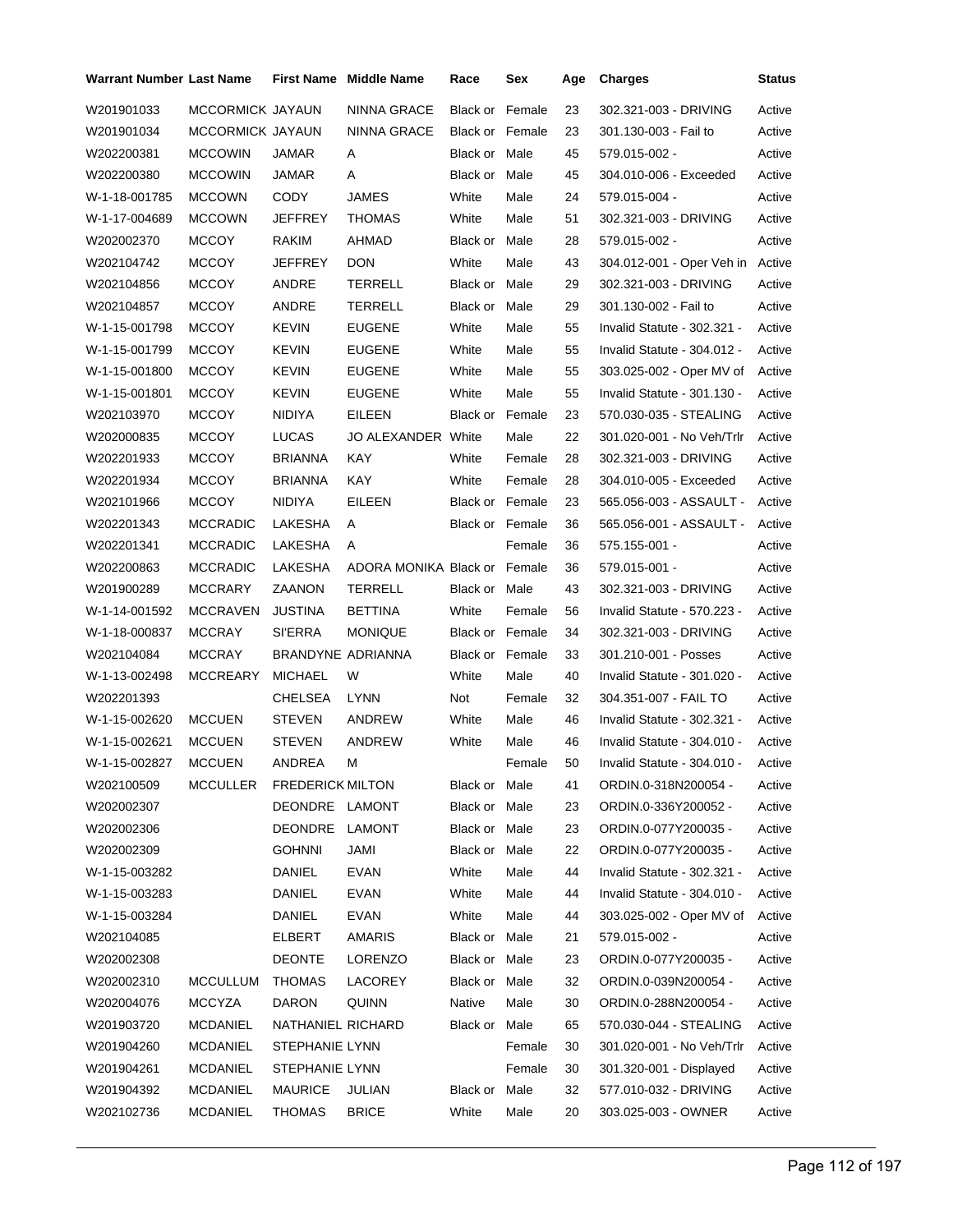| Warrant Number | Last Name | First Name | Middle Name | Race | Sex | Age | Charges | Status |
|---|---|---|---|---|---|---|---|---|
| W201901033 | MCCORMICK | JAYAUN | NINNA GRACE | Black or | Female | 23 | 302.321-003 - DRIVING | Active |
| W201901034 | MCCORMICK | JAYAUN | NINNA GRACE | Black or | Female | 23 | 301.130-003 - Fail to | Active |
| W202200381 | MCCOWIN | JAMAR | A | Black or | Male | 45 | 579.015-002 - | Active |
| W202200380 | MCCOWIN | JAMAR | A | Black or | Male | 45 | 304.010-006 - Exceeded | Active |
| W-1-18-001785 | MCCOWN | CODY | JAMES | White | Male | 24 | 579.015-004 - | Active |
| W-1-17-004689 | MCCOWN | JEFFREY | THOMAS | White | Male | 51 | 302.321-003 - DRIVING | Active |
| W202002370 | MCCOY | RAKIM | AHMAD | Black or | Male | 28 | 579.015-002 - | Active |
| W202104742 | MCCOY | JEFFREY | DON | White | Male | 43 | 304.012-001 - Oper Veh in | Active |
| W202104856 | MCCOY | ANDRE | TERRELL | Black or | Male | 29 | 302.321-003 - DRIVING | Active |
| W202104857 | MCCOY | ANDRE | TERRELL | Black or | Male | 29 | 301.130-002 - Fail to | Active |
| W-1-15-001798 | MCCOY | KEVIN | EUGENE | White | Male | 55 | Invalid Statute - 302.321 - | Active |
| W-1-15-001799 | MCCOY | KEVIN | EUGENE | White | Male | 55 | Invalid Statute - 304.012 - | Active |
| W-1-15-001800 | MCCOY | KEVIN | EUGENE | White | Male | 55 | 303.025-002 - Oper MV of | Active |
| W-1-15-001801 | MCCOY | KEVIN | EUGENE | White | Male | 55 | Invalid Statute - 301.130 - | Active |
| W202103970 | MCCOY | NIDIYA | EILEEN | Black or | Female | 23 | 570.030-035 - STEALING | Active |
| W202000835 | MCCOY | LUCAS | JO ALEXANDER | White | Male | 22 | 301.020-001 - No Veh/Trlr | Active |
| W202201933 | MCCOY | BRIANNA | KAY | White | Female | 28 | 302.321-003 - DRIVING | Active |
| W202201934 | MCCOY | BRIANNA | KAY | White | Female | 28 | 304.010-005 - Exceeded | Active |
| W202101966 | MCCOY | NIDIYA | EILEEN | Black or | Female | 23 | 565.056-003 - ASSAULT - | Active |
| W202201343 | MCCRADIC | LAKESHA | A | Black or | Female | 36 | 565.056-001 - ASSAULT - | Active |
| W202201341 | MCCRADIC | LAKESHA | A | | Female | 36 | 575.155-001 - | Active |
| W202200863 | MCCRADIC | LAKESHA | ADORA MONIKA | Black or | Female | 36 | 579.015-001 - | Active |
| W201900289 | MCCRARY | ZAANON | TERRELL | Black or | Male | 43 | 302.321-003 - DRIVING | Active |
| W-1-14-001592 | MCCRAVEN | JUSTINA | BETTINA | White | Female | 56 | Invalid Statute - 570.223 - | Active |
| W-1-18-000837 | MCCRAY | SI'ERRA | MONIQUE | Black or | Female | 34 | 302.321-003 - DRIVING | Active |
| W202104084 | MCCRAY | BRANDYNE | ADRIANNA | Black or | Female | 33 | 301.210-001 - Posses | Active |
| W-1-13-002498 | MCCREARY | MICHAEL | W | White | Male | 40 | Invalid Statute - 301.020 - | Active |
| W202201393 | | CHELSEA | LYNN | Not | Female | 32 | 304.351-007 - FAIL TO | Active |
| W-1-15-002620 | MCCUEN | STEVEN | ANDREW | White | Male | 46 | Invalid Statute - 302.321 - | Active |
| W-1-15-002621 | MCCUEN | STEVEN | ANDREW | White | Male | 46 | Invalid Statute - 304.010 - | Active |
| W-1-15-002827 | MCCUEN | ANDREA | M | | Female | 50 | Invalid Statute - 304.010 - | Active |
| W202100509 | MCCULLER | FREDERICK | MILTON | Black or | Male | 41 | ORDIN.0-318N200054 - | Active |
| W202002307 | | DEONDRE | LAMONT | Black or | Male | 23 | ORDIN.0-336Y200052 - | Active |
| W202002306 | | DEONDRE | LAMONT | Black or | Male | 23 | ORDIN.0-077Y200035 - | Active |
| W202002309 | | GOHNNI | JAMI | Black or | Male | 22 | ORDIN.0-077Y200035 - | Active |
| W-1-15-003282 | | DANIEL | EVAN | White | Male | 44 | Invalid Statute - 302.321 - | Active |
| W-1-15-003283 | | DANIEL | EVAN | White | Male | 44 | Invalid Statute - 304.010 - | Active |
| W-1-15-003284 | | DANIEL | EVAN | White | Male | 44 | 303.025-002 - Oper MV of | Active |
| W202104085 | | ELBERT | AMARIS | Black or | Male | 21 | 579.015-002 - | Active |
| W202002308 | | DEONTE | LORENZO | Black or | Male | 23 | ORDIN.0-077Y200035 - | Active |
| W202002310 | MCCULLUM | THOMAS | LACOREY | Black or | Male | 32 | ORDIN.0-039N200054 - | Active |
| W202004076 | MCCYZA | DARON | QUINN | Native | Male | 30 | ORDIN.0-288N200054 - | Active |
| W201903720 | MCDANIEL | NATHANIEL | RICHARD | Black or | Male | 65 | 570.030-044 - STEALING | Active |
| W201904260 | MCDANIEL | STEPHANIE | LYNN | | Female | 30 | 301.020-001 - No Veh/Trlr | Active |
| W201904261 | MCDANIEL | STEPHANIE | LYNN | | Female | 30 | 301.320-001 - Displayed | Active |
| W201904392 | MCDANIEL | MAURICE | JULIAN | Black or | Male | 32 | 577.010-032 - DRIVING | Active |
| W202102736 | MCDANIEL | THOMAS | BRICE | White | Male | 20 | 303.025-003 - OWNER | Active |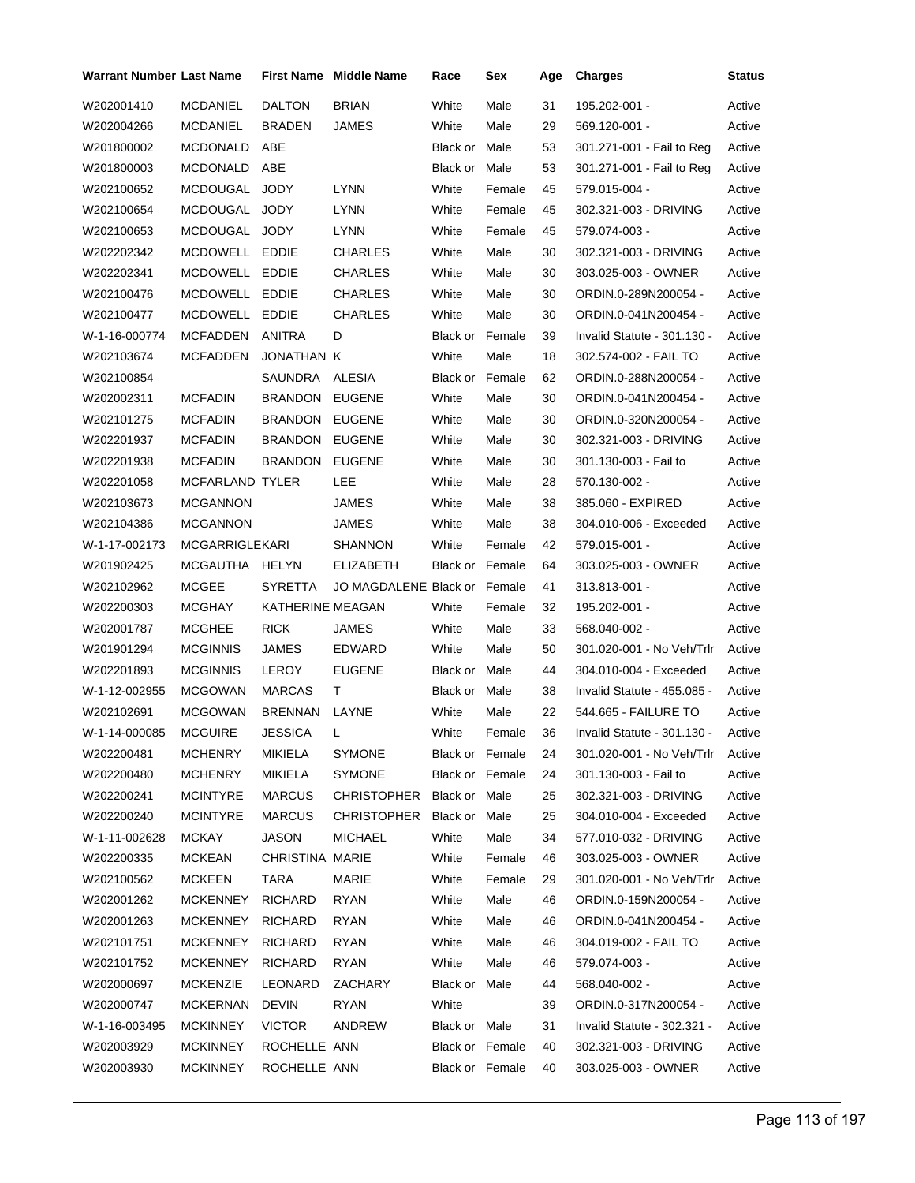| Warrant Number | Last Name | First Name | Middle Name | Race | Sex | Age | Charges | Status |
|---|---|---|---|---|---|---|---|---|
| W202001410 | MCDANIEL | DALTON | BRIAN | White | Male | 31 | 195.202-001 - | Active |
| W202004266 | MCDANIEL | BRADEN | JAMES | White | Male | 29 | 569.120-001 - | Active |
| W201800002 | MCDONALD | ABE | | Black or | Male | 53 | 301.271-001 - Fail to Reg | Active |
| W201800003 | MCDONALD | ABE | | Black or | Male | 53 | 301.271-001 - Fail to Reg | Active |
| W202100652 | MCDOUGAL | JODY | LYNN | White | Female | 45 | 579.015-004 - | Active |
| W202100654 | MCDOUGAL | JODY | LYNN | White | Female | 45 | 302.321-003 - DRIVING | Active |
| W202100653 | MCDOUGAL | JODY | LYNN | White | Female | 45 | 579.074-003 - | Active |
| W202202342 | MCDOWELL | EDDIE | CHARLES | White | Male | 30 | 302.321-003 - DRIVING | Active |
| W202202341 | MCDOWELL | EDDIE | CHARLES | White | Male | 30 | 303.025-003 - OWNER | Active |
| W202100476 | MCDOWELL | EDDIE | CHARLES | White | Male | 30 | ORDIN.0-289N200054 - | Active |
| W202100477 | MCDOWELL | EDDIE | CHARLES | White | Male | 30 | ORDIN.0-041N200454 - | Active |
| W-1-16-000774 | MCFADDEN | ANITRA | D | Black or | Female | 39 | Invalid Statute - 301.130 - | Active |
| W202103674 | MCFADDEN | JONATHAN | K | White | Male | 18 | 302.574-002 - FAIL TO | Active |
| W202100854 | | SAUNDRA | ALESIA | Black or | Female | 62 | ORDIN.0-288N200054 - | Active |
| W202002311 | MCFADIN | BRANDON | EUGENE | White | Male | 30 | ORDIN.0-041N200454 - | Active |
| W202101275 | MCFADIN | BRANDON | EUGENE | White | Male | 30 | ORDIN.0-320N200054 - | Active |
| W202201937 | MCFADIN | BRANDON | EUGENE | White | Male | 30 | 302.321-003 - DRIVING | Active |
| W202201938 | MCFADIN | BRANDON | EUGENE | White | Male | 30 | 301.130-003 - Fail to | Active |
| W202201058 | MCFARLAND | TYLER | LEE | White | Male | 28 | 570.130-002 - | Active |
| W202103673 | MCGANNON | | JAMES | White | Male | 38 | 385.060 - EXPIRED | Active |
| W202104386 | MCGANNON | | JAMES | White | Male | 38 | 304.010-006 - Exceeded | Active |
| W-1-17-002173 | MCGARRIGLE | KARI | SHANNON | White | Female | 42 | 579.015-001 - | Active |
| W201902425 | MCGAUTHA | HELYN | ELIZABETH | Black or | Female | 64 | 303.025-003 - OWNER | Active |
| W202102962 | MCGEE | SYRETTA | JO MAGDALENE | Black or | Female | 41 | 313.813-001 - | Active |
| W202200303 | MCGHAY | KATHERINE | MEAGAN | White | Female | 32 | 195.202-001 - | Active |
| W202001787 | MCGHEE | RICK | JAMES | White | Male | 33 | 568.040-002 - | Active |
| W201901294 | MCGINNIS | JAMES | EDWARD | White | Male | 50 | 301.020-001 - No Veh/Trlr | Active |
| W202201893 | MCGINNIS | LEROY | EUGENE | Black or | Male | 44 | 304.010-004 - Exceeded | Active |
| W-1-12-002955 | MCGOWAN | MARCAS | T | Black or | Male | 38 | Invalid Statute - 455.085 - | Active |
| W202102691 | MCGOWAN | BRENNAN | LAYNE | White | Male | 22 | 544.665 - FAILURE TO | Active |
| W-1-14-000085 | MCGUIRE | JESSICA | L | White | Female | 36 | Invalid Statute - 301.130 - | Active |
| W202200481 | MCHENRY | MIKIELA | SYMONE | Black or | Female | 24 | 301.020-001 - No Veh/Trlr | Active |
| W202200480 | MCHENRY | MIKIELA | SYMONE | Black or | Female | 24 | 301.130-003 - Fail to | Active |
| W202200241 | MCINTYRE | MARCUS | CHRISTOPHER | Black or | Male | 25 | 302.321-003 - DRIVING | Active |
| W202200240 | MCINTYRE | MARCUS | CHRISTOPHER | Black or | Male | 25 | 304.010-004 - Exceeded | Active |
| W-1-11-002628 | MCKAY | JASON | MICHAEL | White | Male | 34 | 577.010-032 - DRIVING | Active |
| W202200335 | MCKEAN | CHRISTINA | MARIE | White | Female | 46 | 303.025-003 - OWNER | Active |
| W202100562 | MCKEEN | TARA | MARIE | White | Female | 29 | 301.020-001 - No Veh/Trlr | Active |
| W202001262 | MCKENNEY | RICHARD | RYAN | White | Male | 46 | ORDIN.0-159N200054 - | Active |
| W202001263 | MCKENNEY | RICHARD | RYAN | White | Male | 46 | ORDIN.0-041N200454 - | Active |
| W202101751 | MCKENNEY | RICHARD | RYAN | White | Male | 46 | 304.019-002 - FAIL TO | Active |
| W202101752 | MCKENNEY | RICHARD | RYAN | White | Male | 46 | 579.074-003 - | Active |
| W202000697 | MCKENZIE | LEONARD | ZACHARY | Black or | Male | 44 | 568.040-002 - | Active |
| W202000747 | MCKERNAN | DEVIN | RYAN | White | | 39 | ORDIN.0-317N200054 - | Active |
| W-1-16-003495 | MCKINNEY | VICTOR | ANDREW | Black or | Male | 31 | Invalid Statute - 302.321 - | Active |
| W202003929 | MCKINNEY | ROCHELLE | ANN | Black or | Female | 40 | 302.321-003 - DRIVING | Active |
| W202003930 | MCKINNEY | ROCHELLE | ANN | Black or | Female | 40 | 303.025-003 - OWNER | Active |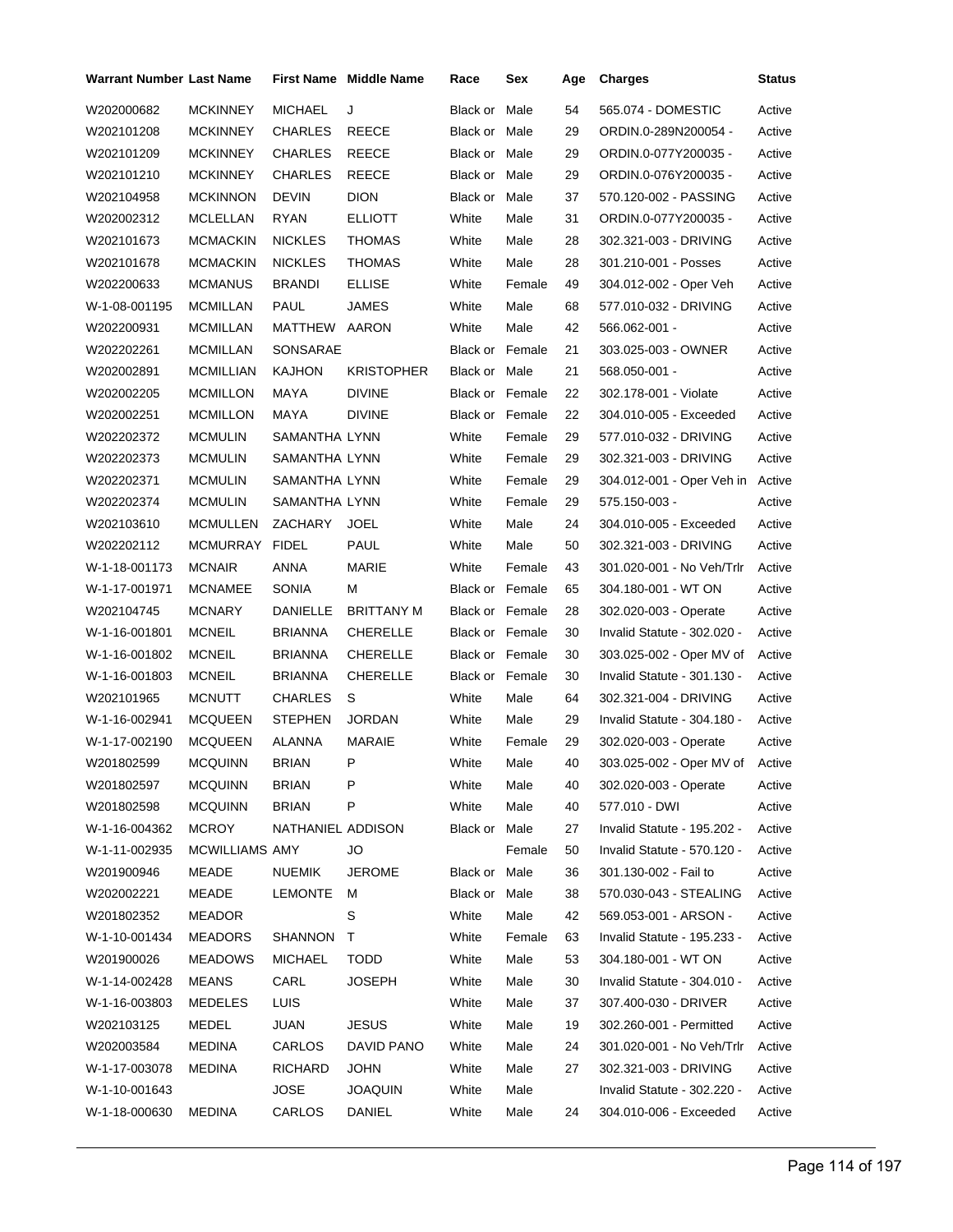| Warrant Number | Last Name | First Name | Middle Name | Race | Sex | Age | Charges | Status |
|---|---|---|---|---|---|---|---|---|
| W202000682 | MCKINNEY | MICHAEL | J | Black or | Male | 54 | 565.074 - DOMESTIC | Active |
| W202101208 | MCKINNEY | CHARLES | REECE | Black or | Male | 29 | ORDIN.0-289N200054 - | Active |
| W202101209 | MCKINNEY | CHARLES | REECE | Black or | Male | 29 | ORDIN.0-077Y200035 - | Active |
| W202101210 | MCKINNEY | CHARLES | REECE | Black or | Male | 29 | ORDIN.0-076Y200035 - | Active |
| W202104958 | MCKINNON | DEVIN | DION | Black or | Male | 37 | 570.120-002 - PASSING | Active |
| W202002312 | MCLELLAN | RYAN | ELLIOTT | White | Male | 31 | ORDIN.0-077Y200035 - | Active |
| W202101673 | MCMACKIN | NICKLES | THOMAS | White | Male | 28 | 302.321-003 - DRIVING | Active |
| W202101678 | MCMACKIN | NICKLES | THOMAS | White | Male | 28 | 301.210-001 - Posses | Active |
| W202200633 | MCMANUS | BRANDI | ELLISE | White | Female | 49 | 304.012-002 - Oper Veh | Active |
| W-1-08-001195 | MCMILLAN | PAUL | JAMES | White | Male | 68 | 577.010-032 - DRIVING | Active |
| W202200931 | MCMILLAN | MATTHEW | AARON | White | Male | 42 | 566.062-001 - | Active |
| W202202261 | MCMILLAN | SONSARAE | | Black or | Female | 21 | 303.025-003 - OWNER | Active |
| W202002891 | MCMILLIAN | KAJHON | KRISTOPHER | Black or | Male | 21 | 568.050-001 - | Active |
| W202002205 | MCMILLON | MAYA | DIVINE | Black or | Female | 22 | 302.178-001 - Violate | Active |
| W202002251 | MCMILLON | MAYA | DIVINE | Black or | Female | 22 | 304.010-005 - Exceeded | Active |
| W202202372 | MCMULIN | SAMANTHA | LYNN | White | Female | 29 | 577.010-032 - DRIVING | Active |
| W202202373 | MCMULIN | SAMANTHA | LYNN | White | Female | 29 | 302.321-003 - DRIVING | Active |
| W202202371 | MCMULIN | SAMANTHA | LYNN | White | Female | 29 | 304.012-001 - Oper Veh in | Active |
| W202202374 | MCMULIN | SAMANTHA | LYNN | White | Female | 29 | 575.150-003 - | Active |
| W202103610 | MCMULLEN | ZACHARY | JOEL | White | Male | 24 | 304.010-005 - Exceeded | Active |
| W202202112 | MCMURRAY | FIDEL | PAUL | White | Male | 50 | 302.321-003 - DRIVING | Active |
| W-1-18-001173 | MCNAIR | ANNA | MARIE | White | Female | 43 | 301.020-001 - No Veh/Trlr | Active |
| W-1-17-001971 | MCNAMEE | SONIA | M | Black or | Female | 65 | 304.180-001 - WT ON | Active |
| W202104745 | MCNARY | DANIELLE | BRITTANY M | Black or | Female | 28 | 302.020-003 - Operate | Active |
| W-1-16-001801 | MCNEIL | BRIANNA | CHERELLE | Black or | Female | 30 | Invalid Statute - 302.020 - | Active |
| W-1-16-001802 | MCNEIL | BRIANNA | CHERELLE | Black or | Female | 30 | 303.025-002 - Oper MV of | Active |
| W-1-16-001803 | MCNEIL | BRIANNA | CHERELLE | Black or | Female | 30 | Invalid Statute - 301.130 - | Active |
| W202101965 | MCNUTT | CHARLES | S | White | Male | 64 | 302.321-004 - DRIVING | Active |
| W-1-16-002941 | MCQUEEN | STEPHEN | JORDAN | White | Male | 29 | Invalid Statute - 304.180 - | Active |
| W-1-17-002190 | MCQUEEN | ALANNA | MARAIE | White | Female | 29 | 302.020-003 - Operate | Active |
| W201802599 | MCQUINN | BRIAN | P | White | Male | 40 | 303.025-002 - Oper MV of | Active |
| W201802597 | MCQUINN | BRIAN | P | White | Male | 40 | 302.020-003 - Operate | Active |
| W201802598 | MCQUINN | BRIAN | P | White | Male | 40 | 577.010 - DWI | Active |
| W-1-16-004362 | MCROY | NATHANIEL | ADDISON | Black or | Male | 27 | Invalid Statute - 195.202 - | Active |
| W-1-11-002935 | MCWILLIAMS | AMY | JO | | Female | 50 | Invalid Statute - 570.120 - | Active |
| W201900946 | MEADE | NUEMIK | JEROME | Black or | Male | 36 | 301.130-002 - Fail to | Active |
| W202002221 | MEADE | LEMONTE | M | Black or | Male | 38 | 570.030-043 - STEALING | Active |
| W201802352 | MEADOR | | S | White | Male | 42 | 569.053-001 - ARSON - | Active |
| W-1-10-001434 | MEADORS | SHANNON | T | White | Female | 63 | Invalid Statute - 195.233 - | Active |
| W201900026 | MEADOWS | MICHAEL | TODD | White | Male | 53 | 304.180-001 - WT ON | Active |
| W-1-14-002428 | MEANS | CARL | JOSEPH | White | Male | 30 | Invalid Statute - 304.010 - | Active |
| W-1-16-003803 | MEDELES | LUIS | | White | Male | 37 | 307.400-030 - DRIVER | Active |
| W202103125 | MEDEL | JUAN | JESUS | White | Male | 19 | 302.260-001 - Permitted | Active |
| W202003584 | MEDINA | CARLOS | DAVID PANO | White | Male | 24 | 301.020-001 - No Veh/Trlr | Active |
| W-1-17-003078 | MEDINA | RICHARD | JOHN | White | Male | 27 | 302.321-003 - DRIVING | Active |
| W-1-10-001643 | | JOSE | JOAQUIN | White | Male | | Invalid Statute - 302.220 - | Active |
| W-1-18-000630 | MEDINA | CARLOS | DANIEL | White | Male | 24 | 304.010-006 - Exceeded | Active |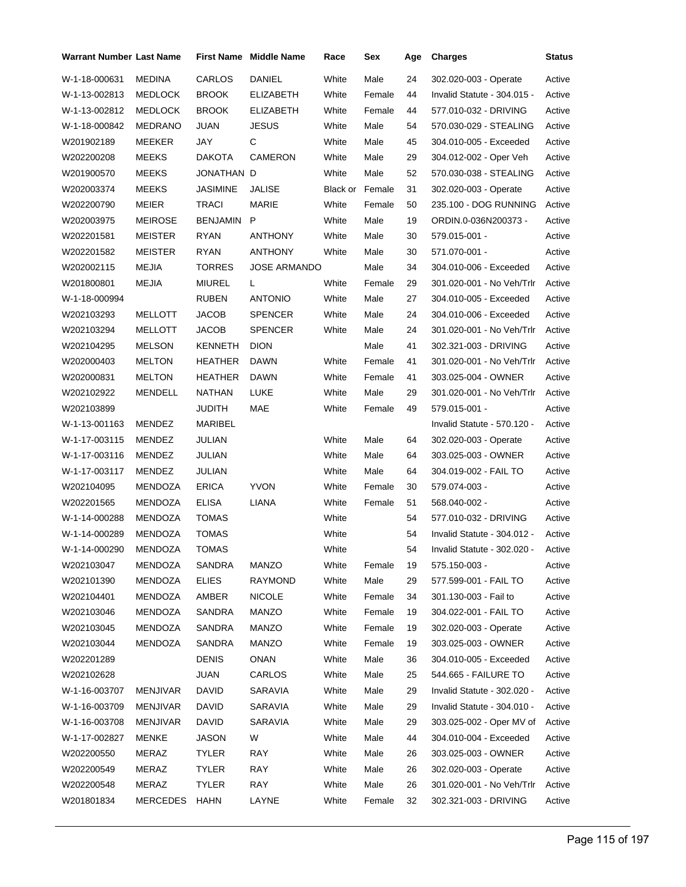| Warrant Number | Last Name | First Name | Middle Name | Race | Sex | Age | Charges | Status |
|---|---|---|---|---|---|---|---|---|
| W-1-18-000631 | MEDINA | CARLOS | DANIEL | White | Male | 24 | 302.020-003 - Operate | Active |
| W-1-13-002813 | MEDLOCK | BROOK | ELIZABETH | White | Female | 44 | Invalid Statute - 304.015 - | Active |
| W-1-13-002812 | MEDLOCK | BROOK | ELIZABETH | White | Female | 44 | 577.010-032 - DRIVING | Active |
| W-1-18-000842 | MEDRANO | JUAN | JESUS | White | Male | 54 | 570.030-029 - STEALING | Active |
| W201902189 | MEEKER | JAY | C | White | Male | 45 | 304.010-005 - Exceeded | Active |
| W202200208 | MEEKS | DAKOTA | CAMERON | White | Male | 29 | 304.012-002 - Oper Veh | Active |
| W201900570 | MEEKS | JONATHAN | D | White | Male | 52 | 570.030-038 - STEALING | Active |
| W202003374 | MEEKS | JASIMINE | JALISE | Black or | Female | 31 | 302.020-003 - Operate | Active |
| W202200790 | MEIER | TRACI | MARIE | White | Female | 50 | 235.100 - DOG RUNNING | Active |
| W202003975 | MEIROSE | BENJAMIN | P | White | Male | 19 | ORDIN.0-036N200373 - | Active |
| W202201581 | MEISTER | RYAN | ANTHONY | White | Male | 30 | 579.015-001 - | Active |
| W202201582 | MEISTER | RYAN | ANTHONY | White | Male | 30 | 571.070-001 - | Active |
| W202002115 | MEJIA | TORRES | JOSE ARMANDO | | Male | 34 | 304.010-006 - Exceeded | Active |
| W201800801 | MEJIA | MIUREL | L | White | Female | 29 | 301.020-001 - No Veh/Trlr | Active |
| W-1-18-000994 | | RUBEN | ANTONIO | White | Male | 27 | 304.010-005 - Exceeded | Active |
| W202103293 | MELLOTT | JACOB | SPENCER | White | Male | 24 | 304.010-006 - Exceeded | Active |
| W202103294 | MELLOTT | JACOB | SPENCER | White | Male | 24 | 301.020-001 - No Veh/Trlr | Active |
| W202104295 | MELSON | KENNETH | DION | | Male | 41 | 302.321-003 - DRIVING | Active |
| W202000403 | MELTON | HEATHER | DAWN | White | Female | 41 | 301.020-001 - No Veh/Trlr | Active |
| W202000831 | MELTON | HEATHER | DAWN | White | Female | 41 | 303.025-004 - OWNER | Active |
| W202102922 | MENDELL | NATHAN | LUKE | White | Male | 29 | 301.020-001 - No Veh/Trlr | Active |
| W202103899 | | JUDITH | MAE | White | Female | 49 | 579.015-001 - | Active |
| W-1-13-001163 | MENDEZ | MARIBEL | | | | | Invalid Statute - 570.120 - | Active |
| W-1-17-003115 | MENDEZ | JULIAN | | White | Male | 64 | 302.020-003 - Operate | Active |
| W-1-17-003116 | MENDEZ | JULIAN | | White | Male | 64 | 303.025-003 - OWNER | Active |
| W-1-17-003117 | MENDEZ | JULIAN | | White | Male | 64 | 304.019-002 - FAIL TO | Active |
| W202104095 | MENDOZA | ERICA | YVON | White | Female | 30 | 579.074-003 - | Active |
| W202201565 | MENDOZA | ELISA | LIANA | White | Female | 51 | 568.040-002 - | Active |
| W-1-14-000288 | MENDOZA | TOMAS | | White | | 54 | 577.010-032 - DRIVING | Active |
| W-1-14-000289 | MENDOZA | TOMAS | | White | | 54 | Invalid Statute - 304.012 - | Active |
| W-1-14-000290 | MENDOZA | TOMAS | | White | | 54 | Invalid Statute - 302.020 - | Active |
| W202103047 | MENDOZA | SANDRA | MANZO | White | Female | 19 | 575.150-003 - | Active |
| W202101390 | MENDOZA | ELIES | RAYMOND | White | Male | 29 | 577.599-001 - FAIL TO | Active |
| W202104401 | MENDOZA | AMBER | NICOLE | White | Female | 34 | 301.130-003 - Fail to | Active |
| W202103046 | MENDOZA | SANDRA | MANZO | White | Female | 19 | 304.022-001 - FAIL TO | Active |
| W202103045 | MENDOZA | SANDRA | MANZO | White | Female | 19 | 302.020-003 - Operate | Active |
| W202103044 | MENDOZA | SANDRA | MANZO | White | Female | 19 | 303.025-003 - OWNER | Active |
| W202201289 | | DENIS | ONAN | White | Male | 36 | 304.010-005 - Exceeded | Active |
| W202102628 | | JUAN | CARLOS | White | Male | 25 | 544.665 - FAILURE TO | Active |
| W-1-16-003707 | MENJIVAR | DAVID | SARAVIA | White | Male | 29 | Invalid Statute - 302.020 - | Active |
| W-1-16-003709 | MENJIVAR | DAVID | SARAVIA | White | Male | 29 | Invalid Statute - 304.010 - | Active |
| W-1-16-003708 | MENJIVAR | DAVID | SARAVIA | White | Male | 29 | 303.025-002 - Oper MV of | Active |
| W-1-17-002827 | MENKE | JASON | W | White | Male | 44 | 304.010-004 - Exceeded | Active |
| W202200550 | MERAZ | TYLER | RAY | White | Male | 26 | 303.025-003 - OWNER | Active |
| W202200549 | MERAZ | TYLER | RAY | White | Male | 26 | 302.020-003 - Operate | Active |
| W202200548 | MERAZ | TYLER | RAY | White | Male | 26 | 301.020-001 - No Veh/Trlr | Active |
| W201801834 | MERCEDES | HAHN | LAYNE | White | Female | 32 | 302.321-003 - DRIVING | Active |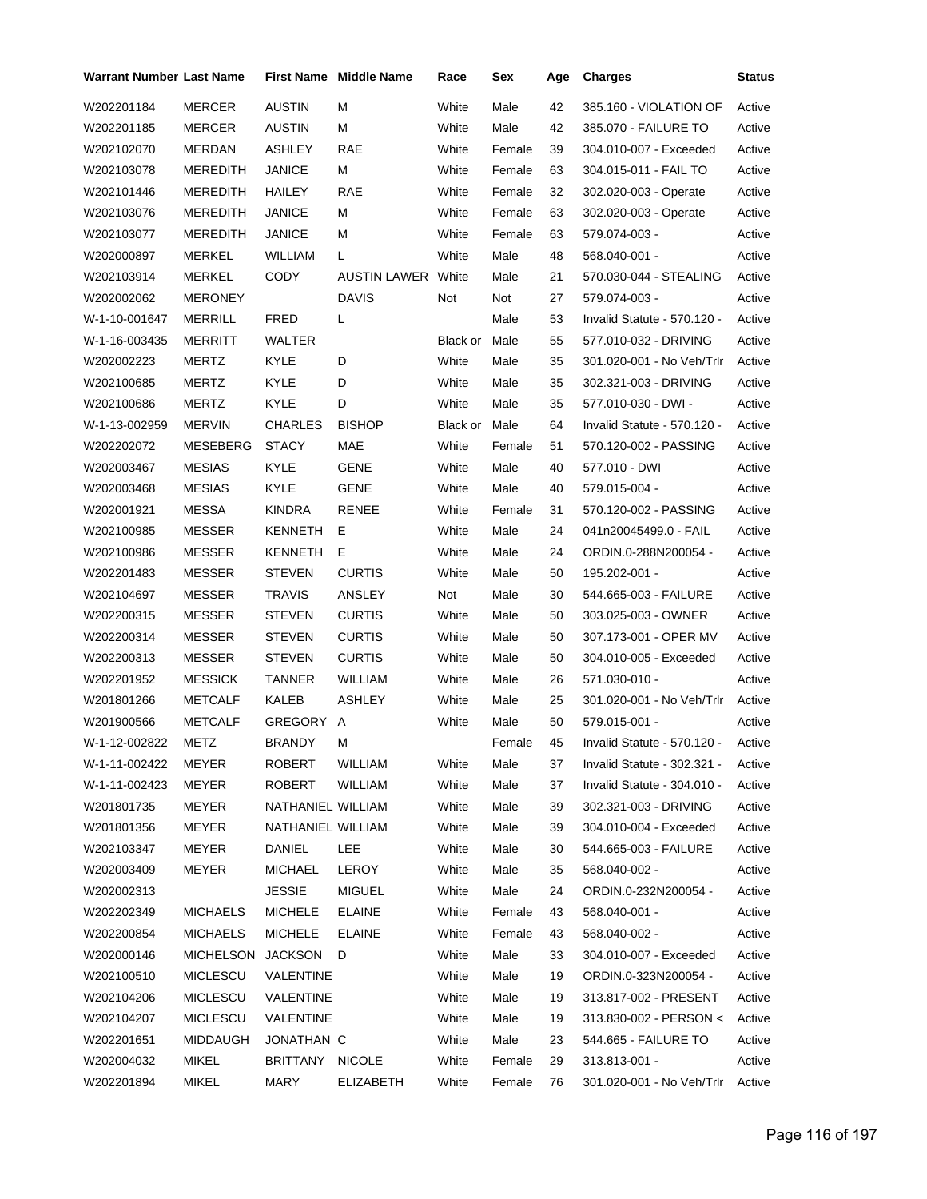| Warrant Number | Last Name | First Name | Middle Name | Race | Sex | Age | Charges | Status |
|---|---|---|---|---|---|---|---|---|
| W202201184 | MERCER | AUSTIN | M | White | Male | 42 | 385.160 - VIOLATION OF | Active |
| W202201185 | MERCER | AUSTIN | M | White | Male | 42 | 385.070 - FAILURE TO | Active |
| W202102070 | MERDAN | ASHLEY | RAE | White | Female | 39 | 304.010-007 - Exceeded | Active |
| W202103078 | MEREDITH | JANICE | M | White | Female | 63 | 304.015-011 - FAIL TO | Active |
| W202101446 | MEREDITH | HAILEY | RAE | White | Female | 32 | 302.020-003 - Operate | Active |
| W202103076 | MEREDITH | JANICE | M | White | Female | 63 | 302.020-003 - Operate | Active |
| W202103077 | MEREDITH | JANICE | M | White | Female | 63 | 579.074-003 - | Active |
| W202000897 | MERKEL | WILLIAM | L | White | Male | 48 | 568.040-001 - | Active |
| W202103914 | MERKEL | CODY | AUSTIN LAWER | White | Male | 21 | 570.030-044 - STEALING | Active |
| W202002062 | MERONEY | | DAVIS | Not | Not | 27 | 579.074-003 - | Active |
| W-1-10-001647 | MERRILL | FRED | L | | Male | 53 | Invalid Statute - 570.120 - | Active |
| W-1-16-003435 | MERRITT | WALTER | | Black or | Male | 55 | 577.010-032 - DRIVING | Active |
| W202002223 | MERTZ | KYLE | D | White | Male | 35 | 301.020-001 - No Veh/Trlr | Active |
| W202100685 | MERTZ | KYLE | D | White | Male | 35 | 302.321-003 - DRIVING | Active |
| W202100686 | MERTZ | KYLE | D | White | Male | 35 | 577.010-030 - DWI - | Active |
| W-1-13-002959 | MERVIN | CHARLES | BISHOP | Black or | Male | 64 | Invalid Statute - 570.120 - | Active |
| W202202072 | MESEBERG | STACY | MAE | White | Female | 51 | 570.120-002 - PASSING | Active |
| W202003467 | MESIAS | KYLE | GENE | White | Male | 40 | 577.010 - DWI | Active |
| W202003468 | MESIAS | KYLE | GENE | White | Male | 40 | 579.015-004 - | Active |
| W202001921 | MESSA | KINDRA | RENEE | White | Female | 31 | 570.120-002 - PASSING | Active |
| W202100985 | MESSER | KENNETH | E | White | Male | 24 | 041n20045499.0 - FAIL | Active |
| W202100986 | MESSER | KENNETH | E | White | Male | 24 | ORDIN.0-288N200054 - | Active |
| W202201483 | MESSER | STEVEN | CURTIS | White | Male | 50 | 195.202-001 - | Active |
| W202104697 | MESSER | TRAVIS | ANSLEY | Not | Male | 30 | 544.665-003 - FAILURE | Active |
| W202200315 | MESSER | STEVEN | CURTIS | White | Male | 50 | 303.025-003 - OWNER | Active |
| W202200314 | MESSER | STEVEN | CURTIS | White | Male | 50 | 307.173-001 - OPER MV | Active |
| W202200313 | MESSER | STEVEN | CURTIS | White | Male | 50 | 304.010-005 - Exceeded | Active |
| W202201952 | MESSICK | TANNER | WILLIAM | White | Male | 26 | 571.030-010 - | Active |
| W201801266 | METCALF | KALEB | ASHLEY | White | Male | 25 | 301.020-001 - No Veh/Trlr | Active |
| W201900566 | METCALF | GREGORY | A | White | Male | 50 | 579.015-001 - | Active |
| W-1-12-002822 | METZ | BRANDY | M | | Female | 45 | Invalid Statute - 570.120 - | Active |
| W-1-11-002422 | MEYER | ROBERT | WILLIAM | White | Male | 37 | Invalid Statute - 302.321 - | Active |
| W-1-11-002423 | MEYER | ROBERT | WILLIAM | White | Male | 37 | Invalid Statute - 304.010 - | Active |
| W201801735 | MEYER | NATHANIEL | WILLIAM | White | Male | 39 | 302.321-003 - DRIVING | Active |
| W201801356 | MEYER | NATHANIEL | WILLIAM | White | Male | 39 | 304.010-004 - Exceeded | Active |
| W202103347 | MEYER | DANIEL | LEE | White | Male | 30 | 544.665-003 - FAILURE | Active |
| W202003409 | MEYER | MICHAEL | LEROY | White | Male | 35 | 568.040-002 - | Active |
| W202002313 | | JESSIE | MIGUEL | White | Male | 24 | ORDIN.0-232N200054 - | Active |
| W202202349 | MICHAELS | MICHELE | ELAINE | White | Female | 43 | 568.040-001 - | Active |
| W202200854 | MICHAELS | MICHELE | ELAINE | White | Female | 43 | 568.040-002 - | Active |
| W202000146 | MICHELSON | JACKSON | D | White | Male | 33 | 304.010-007 - Exceeded | Active |
| W202100510 | MICLESCU | VALENTINE | | White | Male | 19 | ORDIN.0-323N200054 - | Active |
| W202104206 | MICLESCU | VALENTINE | | White | Male | 19 | 313.817-002 - PRESENT | Active |
| W202104207 | MICLESCU | VALENTINE | | White | Male | 19 | 313.830-002 - PERSON < | Active |
| W202201651 | MIDDAUGH | JONATHAN | C | White | Male | 23 | 544.665 - FAILURE TO | Active |
| W202004032 | MIKEL | BRITTANY | NICOLE | White | Female | 29 | 313.813-001 - | Active |
| W202201894 | MIKEL | MARY | ELIZABETH | White | Female | 76 | 301.020-001 - No Veh/Trlr | Active |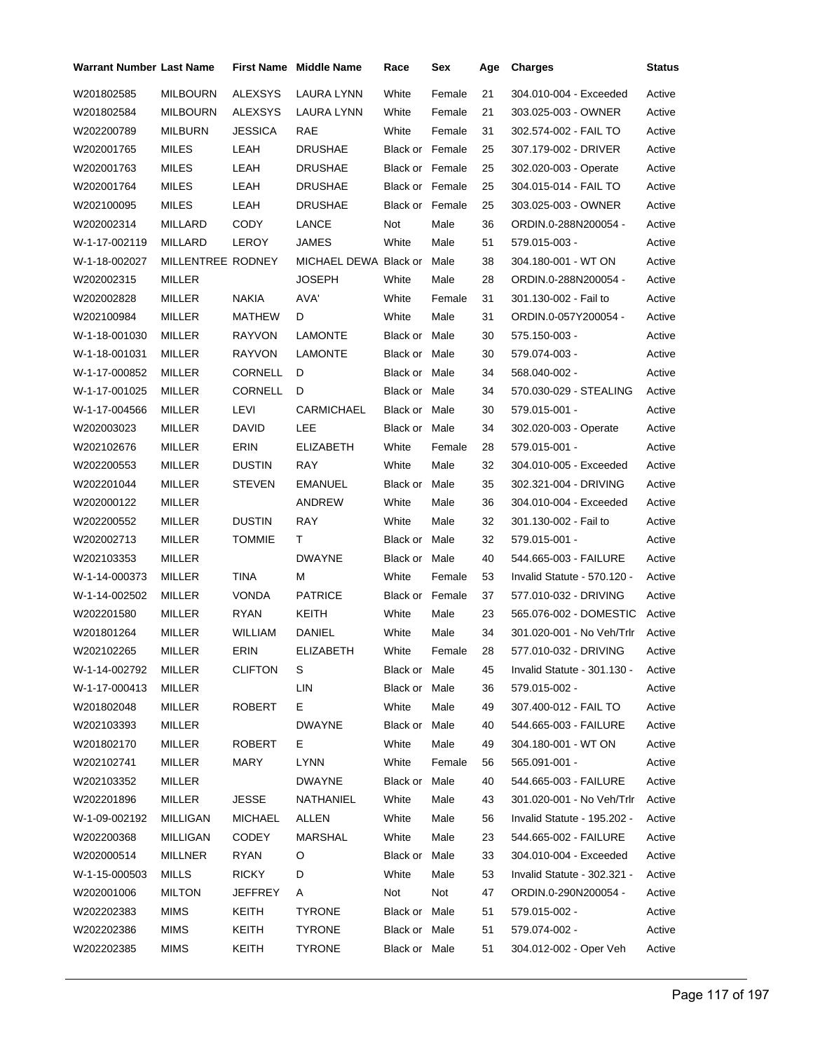| Warrant Number | Last Name | First Name | Middle Name | Race | Sex | Age | Charges | Status |
|---|---|---|---|---|---|---|---|---|
| W201802585 | MILBOURN | ALEXSYS | LAURA LYNN | White | Female | 21 | 304.010-004 - Exceeded | Active |
| W201802584 | MILBOURN | ALEXSYS | LAURA LYNN | White | Female | 21 | 303.025-003 - OWNER | Active |
| W202200789 | MILBURN | JESSICA | RAE | White | Female | 31 | 302.574-002 - FAIL TO | Active |
| W202001765 | MILES | LEAH | DRUSHAE | Black or | Female | 25 | 307.179-002 - DRIVER | Active |
| W202001763 | MILES | LEAH | DRUSHAE | Black or | Female | 25 | 302.020-003 - Operate | Active |
| W202001764 | MILES | LEAH | DRUSHAE | Black or | Female | 25 | 304.015-014 - FAIL TO | Active |
| W202100095 | MILES | LEAH | DRUSHAE | Black or | Female | 25 | 303.025-003 - OWNER | Active |
| W202002314 | MILLARD | CODY | LANCE | Not | Male | 36 | ORDIN.0-288N200054 - | Active |
| W-1-17-002119 | MILLARD | LEROY | JAMES | White | Male | 51 | 579.015-003 - | Active |
| W-1-18-002027 | MILLENTREE | RODNEY | MICHAEL DEWA | Black or | Male | 38 | 304.180-001 - WT ON | Active |
| W202002315 | MILLER | | JOSEPH | White | Male | 28 | ORDIN.0-288N200054 - | Active |
| W202002828 | MILLER | NAKIA | AVA' | White | Female | 31 | 301.130-002 - Fail to | Active |
| W202100984 | MILLER | MATHEW | D | White | Male | 31 | ORDIN.0-057Y200054 - | Active |
| W-1-18-001030 | MILLER | RAYVON | LAMONTE | Black or | Male | 30 | 575.150-003 - | Active |
| W-1-18-001031 | MILLER | RAYVON | LAMONTE | Black or | Male | 30 | 579.074-003 - | Active |
| W-1-17-000852 | MILLER | CORNELL | D | Black or | Male | 34 | 568.040-002 - | Active |
| W-1-17-001025 | MILLER | CORNELL | D | Black or | Male | 34 | 570.030-029 - STEALING | Active |
| W-1-17-004566 | MILLER | LEVI | CARMICHAEL | Black or | Male | 30 | 579.015-001 - | Active |
| W202003023 | MILLER | DAVID | LEE | Black or | Male | 34 | 302.020-003 - Operate | Active |
| W202102676 | MILLER | ERIN | ELIZABETH | White | Female | 28 | 579.015-001 - | Active |
| W202200553 | MILLER | DUSTIN | RAY | White | Male | 32 | 304.010-005 - Exceeded | Active |
| W202201044 | MILLER | STEVEN | EMANUEL | Black or | Male | 35 | 302.321-004 - DRIVING | Active |
| W202000122 | MILLER | | ANDREW | White | Male | 36 | 304.010-004 - Exceeded | Active |
| W202200552 | MILLER | DUSTIN | RAY | White | Male | 32 | 301.130-002 - Fail to | Active |
| W202002713 | MILLER | TOMMIE | T | Black or | Male | 32 | 579.015-001 - | Active |
| W202103353 | MILLER | | DWAYNE | Black or | Male | 40 | 544.665-003 - FAILURE | Active |
| W-1-14-000373 | MILLER | TINA | M | White | Female | 53 | Invalid Statute - 570.120 - | Active |
| W-1-14-002502 | MILLER | VONDA | PATRICE | Black or | Female | 37 | 577.010-032 - DRIVING | Active |
| W202201580 | MILLER | RYAN | KEITH | White | Male | 23 | 565.076-002 - DOMESTIC | Active |
| W201801264 | MILLER | WILLIAM | DANIEL | White | Male | 34 | 301.020-001 - No Veh/Trlr | Active |
| W202102265 | MILLER | ERIN | ELIZABETH | White | Female | 28 | 577.010-032 - DRIVING | Active |
| W-1-14-002792 | MILLER | CLIFTON | S | Black or | Male | 45 | Invalid Statute - 301.130 - | Active |
| W-1-17-000413 | MILLER | | LIN | Black or | Male | 36 | 579.015-002 - | Active |
| W201802048 | MILLER | ROBERT | E | White | Male | 49 | 307.400-012 - FAIL TO | Active |
| W202103393 | MILLER | | DWAYNE | Black or | Male | 40 | 544.665-003 - FAILURE | Active |
| W201802170 | MILLER | ROBERT | E | White | Male | 49 | 304.180-001 - WT ON | Active |
| W202102741 | MILLER | MARY | LYNN | White | Female | 56 | 565.091-001 - | Active |
| W202103352 | MILLER | | DWAYNE | Black or | Male | 40 | 544.665-003 - FAILURE | Active |
| W202201896 | MILLER | JESSE | NATHANIEL | White | Male | 43 | 301.020-001 - No Veh/Trlr | Active |
| W-1-09-002192 | MILLIGAN | MICHAEL | ALLEN | White | Male | 56 | Invalid Statute - 195.202 - | Active |
| W202200368 | MILLIGAN | CODEY | MARSHAL | White | Male | 23 | 544.665-002 - FAILURE | Active |
| W202000514 | MILLNER | RYAN | O | Black or | Male | 33 | 304.010-004 - Exceeded | Active |
| W-1-15-000503 | MILLS | RICKY | D | White | Male | 53 | Invalid Statute - 302.321 - | Active |
| W202001006 | MILTON | JEFFREY | A | Not | Not | 47 | ORDIN.0-290N200054 - | Active |
| W202202383 | MIMS | KEITH | TYRONE | Black or | Male | 51 | 579.015-002 - | Active |
| W202202386 | MIMS | KEITH | TYRONE | Black or | Male | 51 | 579.074-002 - | Active |
| W202202385 | MIMS | KEITH | TYRONE | Black or | Male | 51 | 304.012-002 - Oper Veh | Active |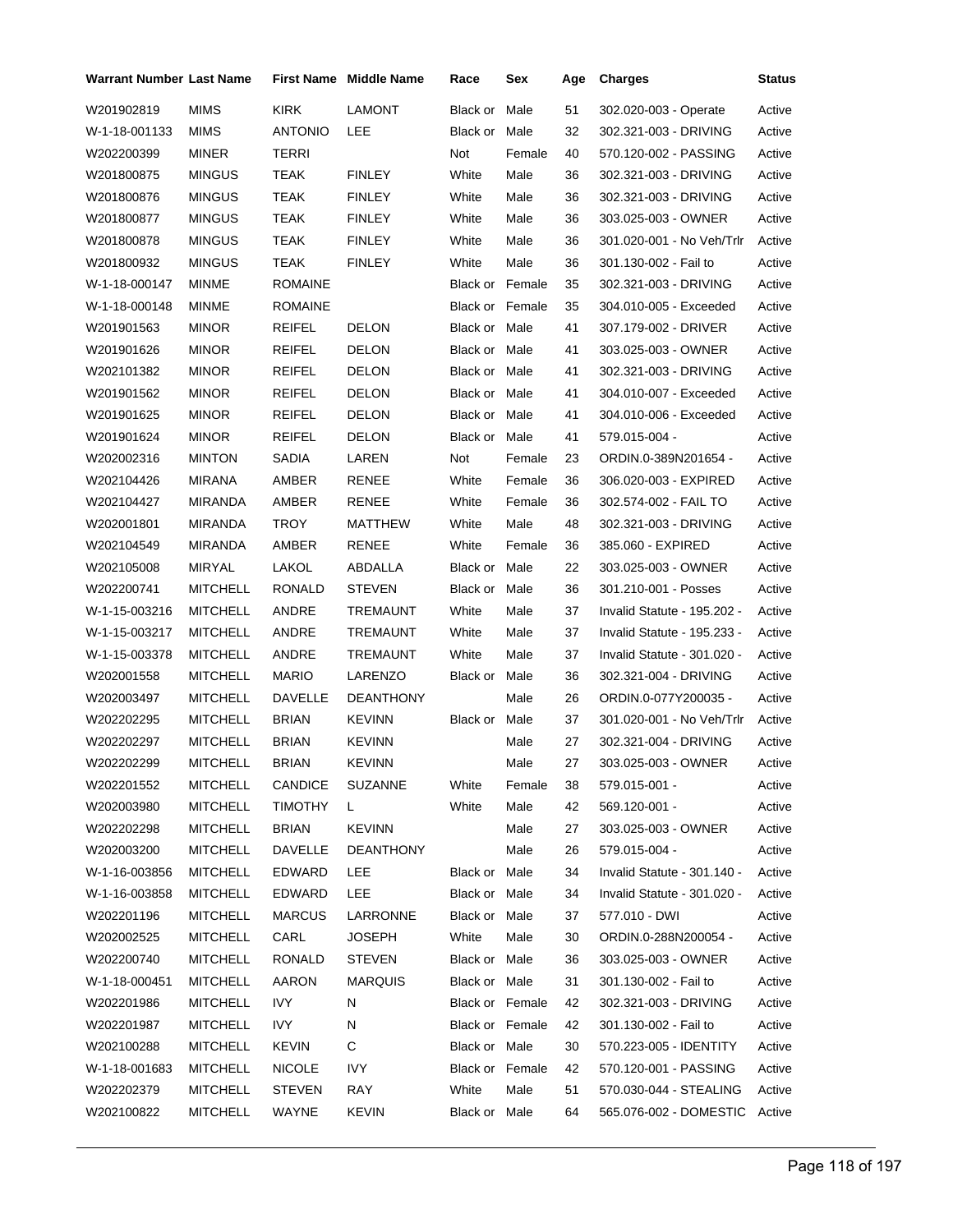| Warrant Number | Last Name | First Name | Middle Name | Race | Sex | Age | Charges | Status |
|---|---|---|---|---|---|---|---|---|
| W201902819 | MIMS | KIRK | LAMONT | Black or | Male | 51 | 302.020-003 - Operate | Active |
| W-1-18-001133 | MIMS | ANTONIO | LEE | Black or | Male | 32 | 302.321-003 - DRIVING | Active |
| W202200399 | MINER | TERRI | | Not | Female | 40 | 570.120-002 - PASSING | Active |
| W201800875 | MINGUS | TEAK | FINLEY | White | Male | 36 | 302.321-003 - DRIVING | Active |
| W201800876 | MINGUS | TEAK | FINLEY | White | Male | 36 | 302.321-003 - DRIVING | Active |
| W201800877 | MINGUS | TEAK | FINLEY | White | Male | 36 | 303.025-003 - OWNER | Active |
| W201800878 | MINGUS | TEAK | FINLEY | White | Male | 36 | 301.020-001 - No Veh/Trlr | Active |
| W201800932 | MINGUS | TEAK | FINLEY | White | Male | 36 | 301.130-002 - Fail to | Active |
| W-1-18-000147 | MINME | ROMAINE | | Black or | Female | 35 | 302.321-003 - DRIVING | Active |
| W-1-18-000148 | MINME | ROMAINE | | Black or | Female | 35 | 304.010-005 - Exceeded | Active |
| W201901563 | MINOR | REIFEL | DELON | Black or | Male | 41 | 307.179-002 - DRIVER | Active |
| W201901626 | MINOR | REIFEL | DELON | Black or | Male | 41 | 303.025-003 - OWNER | Active |
| W202101382 | MINOR | REIFEL | DELON | Black or | Male | 41 | 302.321-003 - DRIVING | Active |
| W201901562 | MINOR | REIFEL | DELON | Black or | Male | 41 | 304.010-007 - Exceeded | Active |
| W201901625 | MINOR | REIFEL | DELON | Black or | Male | 41 | 304.010-006 - Exceeded | Active |
| W201901624 | MINOR | REIFEL | DELON | Black or | Male | 41 | 579.015-004 - | Active |
| W202002316 | MINTON | SADIA | LAREN | Not | Female | 23 | ORDIN.0-389N201654 - | Active |
| W202104426 | MIRANA | AMBER | RENEE | White | Female | 36 | 306.020-003 - EXPIRED | Active |
| W202104427 | MIRANDA | AMBER | RENEE | White | Female | 36 | 302.574-002 - FAIL TO | Active |
| W202001801 | MIRANDA | TROY | MATTHEW | White | Male | 48 | 302.321-003 - DRIVING | Active |
| W202104549 | MIRANDA | AMBER | RENEE | White | Female | 36 | 385.060 - EXPIRED | Active |
| W202105008 | MIRYAL | LAKOL | ABDALLA | Black or | Male | 22 | 303.025-003 - OWNER | Active |
| W202200741 | MITCHELL | RONALD | STEVEN | Black or | Male | 36 | 301.210-001 - Posses | Active |
| W-1-15-003216 | MITCHELL | ANDRE | TREMAUNT | White | Male | 37 | Invalid Statute - 195.202 - | Active |
| W-1-15-003217 | MITCHELL | ANDRE | TREMAUNT | White | Male | 37 | Invalid Statute - 195.233 - | Active |
| W-1-15-003378 | MITCHELL | ANDRE | TREMAUNT | White | Male | 37 | Invalid Statute - 301.020 - | Active |
| W202001558 | MITCHELL | MARIO | LARENZO | Black or | Male | 36 | 302.321-004 - DRIVING | Active |
| W202003497 | MITCHELL | DAVELLE | DEANTHONY | | Male | 26 | ORDIN.0-077Y200035 - | Active |
| W202202295 | MITCHELL | BRIAN | KEVINN | Black or | Male | 37 | 301.020-001 - No Veh/Trlr | Active |
| W202202297 | MITCHELL | BRIAN | KEVINN | | Male | 27 | 302.321-004 - DRIVING | Active |
| W202202299 | MITCHELL | BRIAN | KEVINN | | Male | 27 | 303.025-003 - OWNER | Active |
| W202201552 | MITCHELL | CANDICE | SUZANNE | White | Female | 38 | 579.015-001 - | Active |
| W202003980 | MITCHELL | TIMOTHY | L | White | Male | 42 | 569.120-001 - | Active |
| W202202298 | MITCHELL | BRIAN | KEVINN | | Male | 27 | 303.025-003 - OWNER | Active |
| W202003200 | MITCHELL | DAVELLE | DEANTHONY | | Male | 26 | 579.015-004 - | Active |
| W-1-16-003856 | MITCHELL | EDWARD | LEE | Black or | Male | 34 | Invalid Statute - 301.140 - | Active |
| W-1-16-003858 | MITCHELL | EDWARD | LEE | Black or | Male | 34 | Invalid Statute - 301.020 - | Active |
| W202201196 | MITCHELL | MARCUS | LARRONNE | Black or | Male | 37 | 577.010 - DWI | Active |
| W202002525 | MITCHELL | CARL | JOSEPH | White | Male | 30 | ORDIN.0-288N200054 - | Active |
| W202200740 | MITCHELL | RONALD | STEVEN | Black or | Male | 36 | 303.025-003 - OWNER | Active |
| W-1-18-000451 | MITCHELL | AARON | MARQUIS | Black or | Male | 31 | 301.130-002 - Fail to | Active |
| W202201986 | MITCHELL | IVY | N | Black or | Female | 42 | 302.321-003 - DRIVING | Active |
| W202201987 | MITCHELL | IVY | N | Black or | Female | 42 | 301.130-002 - Fail to | Active |
| W202100288 | MITCHELL | KEVIN | C | Black or | Male | 30 | 570.223-005 - IDENTITY | Active |
| W-1-18-001683 | MITCHELL | NICOLE | IVY | Black or | Female | 42 | 570.120-001 - PASSING | Active |
| W202202379 | MITCHELL | STEVEN | RAY | White | Male | 51 | 570.030-044 - STEALING | Active |
| W202100822 | MITCHELL | WAYNE | KEVIN | Black or | Male | 64 | 565.076-002 - DOMESTIC | Active |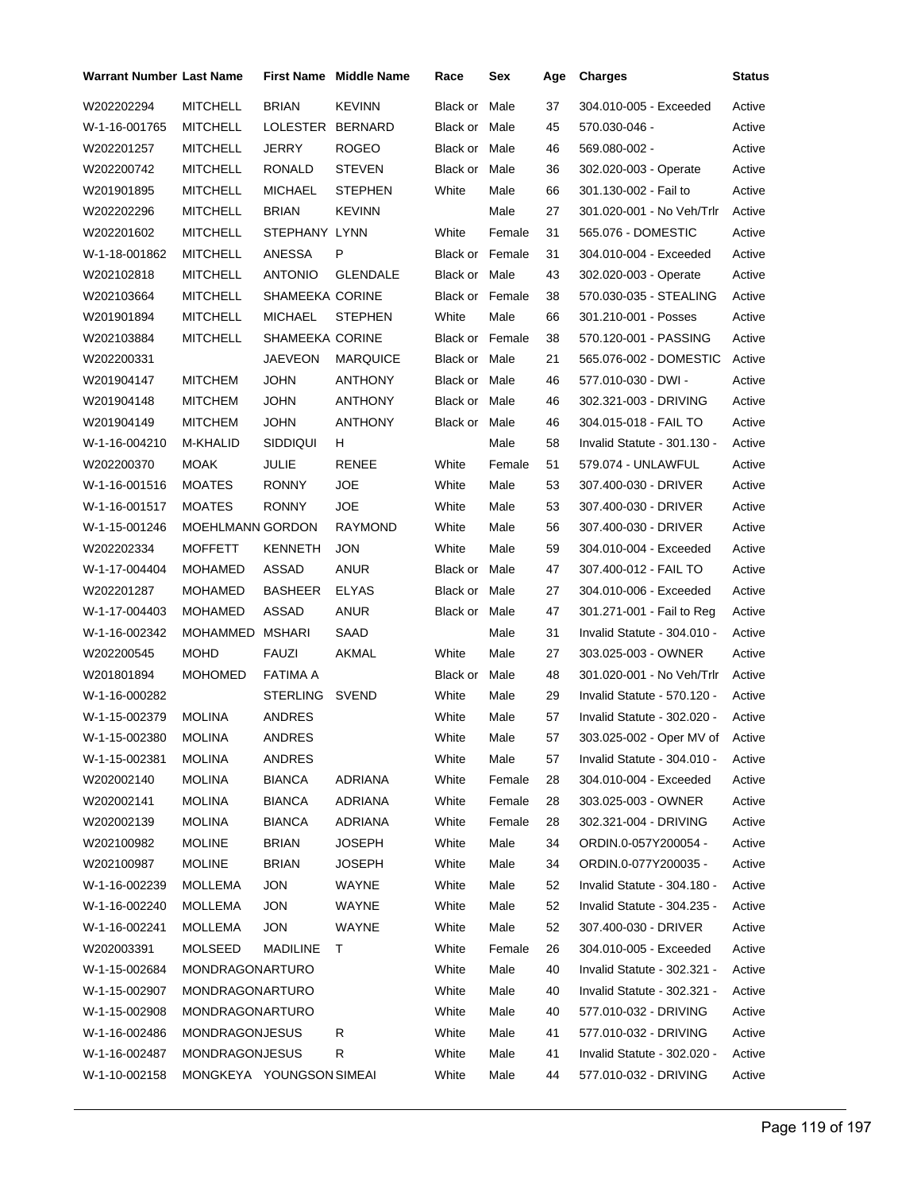| Warrant Number | Last Name | First Name | Middle Name | Race | Sex | Age | Charges | Status |
|---|---|---|---|---|---|---|---|---|
| W202202294 | MITCHELL | BRIAN | KEVINN | Black or | Male | 37 | 304.010-005 - Exceeded | Active |
| W-1-16-001765 | MITCHELL | LOLESTER | BERNARD | Black or | Male | 45 | 570.030-046 - | Active |
| W202201257 | MITCHELL | JERRY | ROGEO | Black or | Male | 46 | 569.080-002 - | Active |
| W202200742 | MITCHELL | RONALD | STEVEN | Black or | Male | 36 | 302.020-003 - Operate | Active |
| W201901895 | MITCHELL | MICHAEL | STEPHEN | White | Male | 66 | 301.130-002 - Fail to | Active |
| W202202296 | MITCHELL | BRIAN | KEVINN | | Male | 27 | 301.020-001 - No Veh/Trlr | Active |
| W202201602 | MITCHELL | STEPHANY | LYNN | White | Female | 31 | 565.076 - DOMESTIC | Active |
| W-1-18-001862 | MITCHELL | ANESSA | P | Black or | Female | 31 | 304.010-004 - Exceeded | Active |
| W202102818 | MITCHELL | ANTONIO | GLENDALE | Black or | Male | 43 | 302.020-003 - Operate | Active |
| W202103664 | MITCHELL | SHAMEEKA | CORINE | Black or | Female | 38 | 570.030-035 - STEALING | Active |
| W201901894 | MITCHELL | MICHAEL | STEPHEN | White | Male | 66 | 301.210-001 - Posses | Active |
| W202103884 | MITCHELL | SHAMEEKA | CORINE | Black or | Female | 38 | 570.120-001 - PASSING | Active |
| W202200331 | | JAEVEON | MARQUICE | Black or | Male | 21 | 565.076-002 - DOMESTIC | Active |
| W201904147 | MITCHEM | JOHN | ANTHONY | Black or | Male | 46 | 577.010-030 - DWI - | Active |
| W201904148 | MITCHEM | JOHN | ANTHONY | Black or | Male | 46 | 302.321-003 - DRIVING | Active |
| W201904149 | MITCHEM | JOHN | ANTHONY | Black or | Male | 46 | 304.015-018 - FAIL TO | Active |
| W-1-16-004210 | M-KHALID | SIDDIQUI | H | | Male | 58 | Invalid Statute - 301.130 - | Active |
| W202200370 | MOAK | JULIE | RENEE | White | Female | 51 | 579.074 - UNLAWFUL | Active |
| W-1-16-001516 | MOATES | RONNY | JOE | White | Male | 53 | 307.400-030 - DRIVER | Active |
| W-1-16-001517 | MOATES | RONNY | JOE | White | Male | 53 | 307.400-030 - DRIVER | Active |
| W-1-15-001246 | MOEHLMANN | GORDON | RAYMOND | White | Male | 56 | 307.400-030 - DRIVER | Active |
| W202202334 | MOFFETT | KENNETH | JON | White | Male | 59 | 304.010-004 - Exceeded | Active |
| W-1-17-004404 | MOHAMED | ASSAD | ANUR | Black or | Male | 47 | 307.400-012 - FAIL TO | Active |
| W202201287 | MOHAMED | BASHEER | ELYAS | Black or | Male | 27 | 304.010-006 - Exceeded | Active |
| W-1-17-004403 | MOHAMED | ASSAD | ANUR | Black or | Male | 47 | 301.271-001 - Fail to Reg | Active |
| W-1-16-002342 | MOHAMMED | MSHARI | SAAD | | Male | 31 | Invalid Statute - 304.010 - | Active |
| W202200545 | MOHD | FAUZI | AKMAL | White | Male | 27 | 303.025-003 - OWNER | Active |
| W201801894 | MOHOMED | FATIMA A | | Black or | Male | 48 | 301.020-001 - No Veh/Trlr | Active |
| W-1-16-000282 | | STERLING | SVEND | White | Male | 29 | Invalid Statute - 570.120 - | Active |
| W-1-15-002379 | MOLINA | ANDRES | | White | Male | 57 | Invalid Statute - 302.020 - | Active |
| W-1-15-002380 | MOLINA | ANDRES | | White | Male | 57 | 303.025-002 - Oper MV of | Active |
| W-1-15-002381 | MOLINA | ANDRES | | White | Male | 57 | Invalid Statute - 304.010 - | Active |
| W202002140 | MOLINA | BIANCA | ADRIANA | White | Female | 28 | 304.010-004 - Exceeded | Active |
| W202002141 | MOLINA | BIANCA | ADRIANA | White | Female | 28 | 303.025-003 - OWNER | Active |
| W202002139 | MOLINA | BIANCA | ADRIANA | White | Female | 28 | 302.321-004 - DRIVING | Active |
| W202100982 | MOLINE | BRIAN | JOSEPH | White | Male | 34 | ORDIN.0-057Y200054 - | Active |
| W202100987 | MOLINE | BRIAN | JOSEPH | White | Male | 34 | ORDIN.0-077Y200035 - | Active |
| W-1-16-002239 | MOLLEMA | JON | WAYNE | White | Male | 52 | Invalid Statute - 304.180 - | Active |
| W-1-16-002240 | MOLLEMA | JON | WAYNE | White | Male | 52 | Invalid Statute - 304.235 - | Active |
| W-1-16-002241 | MOLLEMA | JON | WAYNE | White | Male | 52 | 307.400-030 - DRIVER | Active |
| W202003391 | MOLSEED | MADILINE | T | White | Female | 26 | 304.010-005 - Exceeded | Active |
| W-1-15-002684 | MONDRAGON | ARTURO | | White | Male | 40 | Invalid Statute - 302.321 - | Active |
| W-1-15-002907 | MONDRAGON | ARTURO | | White | Male | 40 | Invalid Statute - 302.321 - | Active |
| W-1-15-002908 | MONDRAGON | ARTURO | | White | Male | 40 | 577.010-032 - DRIVING | Active |
| W-1-16-002486 | MONDRAGON | JESUS | R | White | Male | 41 | 577.010-032 - DRIVING | Active |
| W-1-16-002487 | MONDRAGON | JESUS | R | White | Male | 41 | Invalid Statute - 302.020 - | Active |
| W-1-10-002158 | MONGKEYA | YOUNGSON | SIMEAI | White | Male | 44 | 577.010-032 - DRIVING | Active |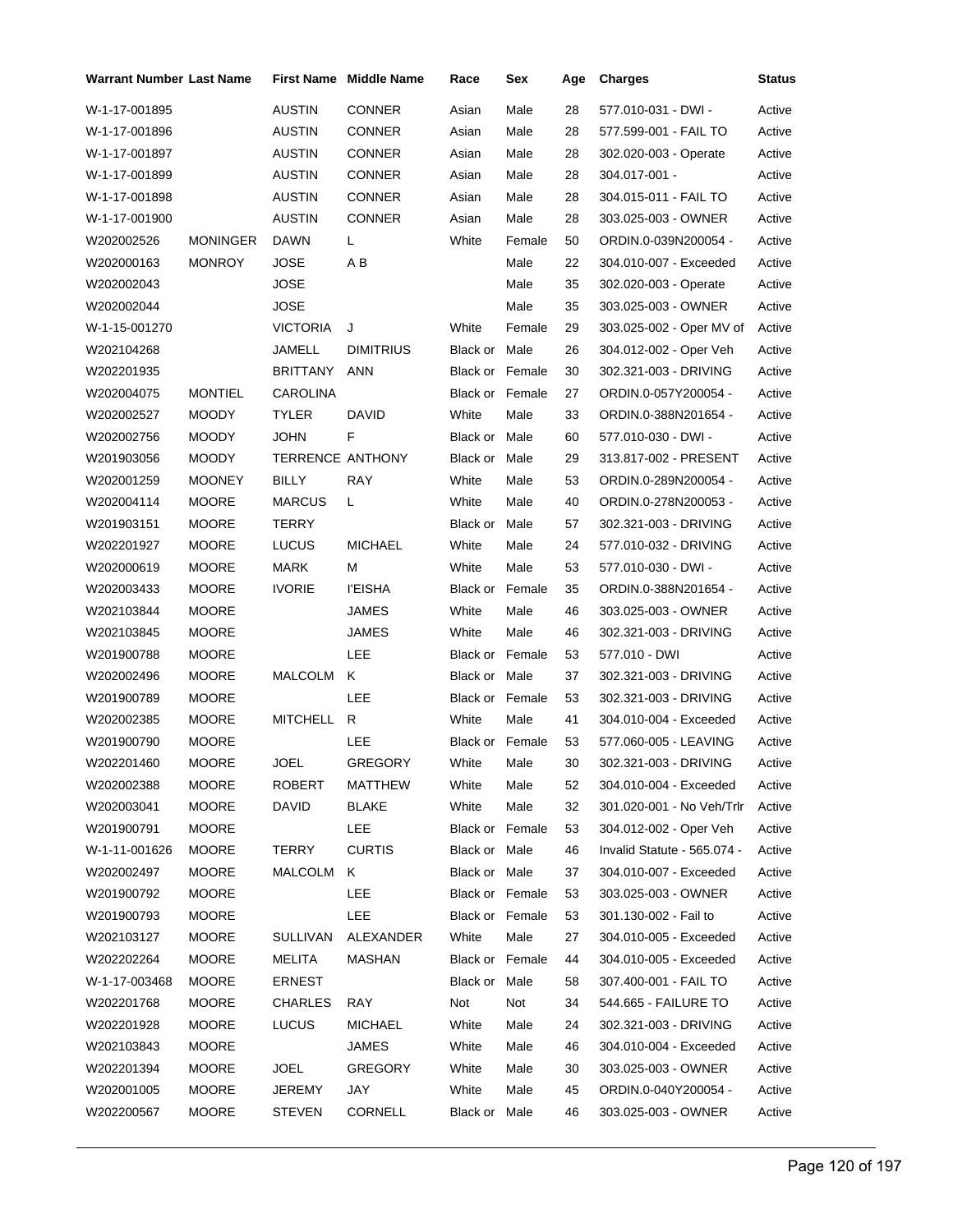| Warrant Number | Last Name | First Name | Middle Name | Race | Sex | Age | Charges | Status |
|---|---|---|---|---|---|---|---|---|
| W-1-17-001895 | | AUSTIN | CONNER | Asian | Male | 28 | 577.010-031 - DWI - | Active |
| W-1-17-001896 | | AUSTIN | CONNER | Asian | Male | 28 | 577.599-001 - FAIL TO | Active |
| W-1-17-001897 | | AUSTIN | CONNER | Asian | Male | 28 | 302.020-003 - Operate | Active |
| W-1-17-001899 | | AUSTIN | CONNER | Asian | Male | 28 | 304.017-001 - | Active |
| W-1-17-001898 | | AUSTIN | CONNER | Asian | Male | 28 | 304.015-011 - FAIL TO | Active |
| W-1-17-001900 | | AUSTIN | CONNER | Asian | Male | 28 | 303.025-003 - OWNER | Active |
| W202002526 | MONINGER | DAWN | L | White | Female | 50 | ORDIN.0-039N200054 - | Active |
| W202000163 | MONROY | JOSE | A B | | Male | 22 | 304.010-007 - Exceeded | Active |
| W202002043 | | JOSE | | | Male | 35 | 302.020-003 - Operate | Active |
| W202002044 | | JOSE | | | Male | 35 | 303.025-003 - OWNER | Active |
| W-1-15-001270 | | VICTORIA | J | White | Female | 29 | 303.025-002 - Oper MV of | Active |
| W202104268 | | JAMELL | DIMITRIUS | Black or | Male | 26 | 304.012-002 - Oper Veh | Active |
| W202201935 | | BRITTANY | ANN | Black or | Female | 30 | 302.321-003 - DRIVING | Active |
| W202004075 | MONTIEL | CAROLINA | | Black or | Female | 27 | ORDIN.0-057Y200054 - | Active |
| W202002527 | MOODY | TYLER | DAVID | White | Male | 33 | ORDIN.0-388N201654 - | Active |
| W202002756 | MOODY | JOHN | F | Black or | Male | 60 | 577.010-030 - DWI - | Active |
| W201903056 | MOODY | TERRENCE | ANTHONY | Black or | Male | 29 | 313.817-002 - PRESENT | Active |
| W202001259 | MOONEY | BILLY | RAY | White | Male | 53 | ORDIN.0-289N200054 - | Active |
| W202004114 | MOORE | MARCUS | L | White | Male | 40 | ORDIN.0-278N200053 - | Active |
| W201903151 | MOORE | TERRY | | Black or | Male | 57 | 302.321-003 - DRIVING | Active |
| W202201927 | MOORE | LUCUS | MICHAEL | White | Male | 24 | 577.010-032 - DRIVING | Active |
| W202000619 | MOORE | MARK | M | White | Male | 53 | 577.010-030 - DWI - | Active |
| W202003433 | MOORE | IVORIE | I'EISHA | Black or | Female | 35 | ORDIN.0-388N201654 - | Active |
| W202103844 | MOORE | | JAMES | White | Male | 46 | 303.025-003 - OWNER | Active |
| W202103845 | MOORE | | JAMES | White | Male | 46 | 302.321-003 - DRIVING | Active |
| W201900788 | MOORE | | LEE | Black or | Female | 53 | 577.010 - DWI | Active |
| W202002496 | MOORE | MALCOLM | K | Black or | Male | 37 | 302.321-003 - DRIVING | Active |
| W201900789 | MOORE | | LEE | Black or | Female | 53 | 302.321-003 - DRIVING | Active |
| W202002385 | MOORE | MITCHELL | R | White | Male | 41 | 304.010-004 - Exceeded | Active |
| W201900790 | MOORE | | LEE | Black or | Female | 53 | 577.060-005 - LEAVING | Active |
| W202201460 | MOORE | JOEL | GREGORY | White | Male | 30 | 302.321-003 - DRIVING | Active |
| W202002388 | MOORE | ROBERT | MATTHEW | White | Male | 52 | 304.010-004 - Exceeded | Active |
| W202003041 | MOORE | DAVID | BLAKE | White | Male | 32 | 301.020-001 - No Veh/Trlr | Active |
| W201900791 | MOORE | | LEE | Black or | Female | 53 | 304.012-002 - Oper Veh | Active |
| W-1-11-001626 | MOORE | TERRY | CURTIS | Black or | Male | 46 | Invalid Statute - 565.074 - | Active |
| W202002497 | MOORE | MALCOLM | K | Black or | Male | 37 | 304.010-007 - Exceeded | Active |
| W201900792 | MOORE | | LEE | Black or | Female | 53 | 303.025-003 - OWNER | Active |
| W201900793 | MOORE | | LEE | Black or | Female | 53 | 301.130-002 - Fail to | Active |
| W202103127 | MOORE | SULLIVAN | ALEXANDER | White | Male | 27 | 304.010-005 - Exceeded | Active |
| W202202264 | MOORE | MELITA | MASHAN | Black or | Female | 44 | 304.010-005 - Exceeded | Active |
| W-1-17-003468 | MOORE | ERNEST | | Black or | Male | 58 | 307.400-001 - FAIL TO | Active |
| W202201768 | MOORE | CHARLES | RAY | Not | Not | 34 | 544.665 - FAILURE TO | Active |
| W202201928 | MOORE | LUCUS | MICHAEL | White | Male | 24 | 302.321-003 - DRIVING | Active |
| W202103843 | MOORE | | JAMES | White | Male | 46 | 304.010-004 - Exceeded | Active |
| W202201394 | MOORE | JOEL | GREGORY | White | Male | 30 | 303.025-003 - OWNER | Active |
| W202001005 | MOORE | JEREMY | JAY | White | Male | 45 | ORDIN.0-040Y200054 - | Active |
| W202200567 | MOORE | STEVEN | CORNELL | Black or | Male | 46 | 303.025-003 - OWNER | Active |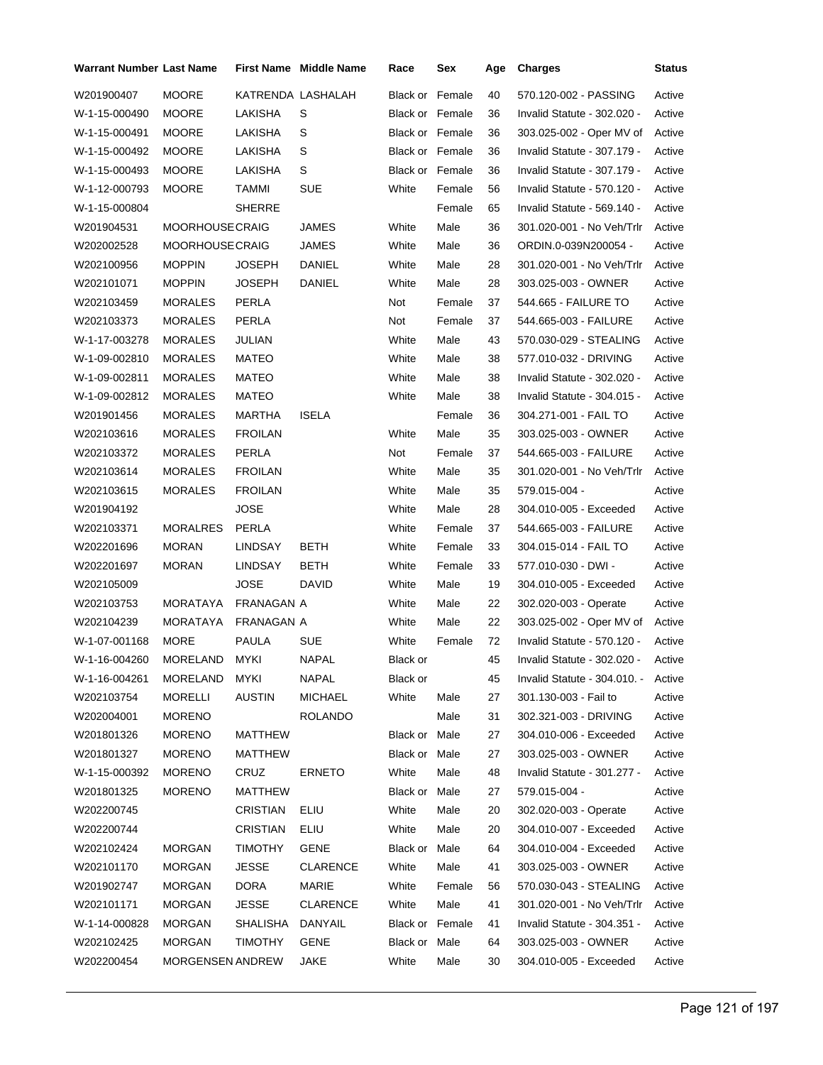| Warrant Number | Last Name | First Name | Middle Name | Race | Sex | Age | Charges | Status |
|---|---|---|---|---|---|---|---|---|
| W201900407 | MOORE | KATRENDA | LASHALAH | Black or | Female | 40 | 570.120-002 - PASSING | Active |
| W-1-15-000490 | MOORE | LAKISHA | S | Black or | Female | 36 | Invalid Statute - 302.020 - | Active |
| W-1-15-000491 | MOORE | LAKISHA | S | Black or | Female | 36 | 303.025-002 - Oper MV of | Active |
| W-1-15-000492 | MOORE | LAKISHA | S | Black or | Female | 36 | Invalid Statute - 307.179 - | Active |
| W-1-15-000493 | MOORE | LAKISHA | S | Black or | Female | 36 | Invalid Statute - 307.179 - | Active |
| W-1-12-000793 | MOORE | TAMMI | SUE | White | Female | 56 | Invalid Statute - 570.120 - | Active |
| W-1-15-000804 | | SHERRE | | | Female | 65 | Invalid Statute - 569.140 - | Active |
| W201904531 | MOORHOUSE | CRAIG | JAMES | White | Male | 36 | 301.020-001 - No Veh/Trlr | Active |
| W202002528 | MOORHOUSE | CRAIG | JAMES | White | Male | 36 | ORDIN.0-039N200054 - | Active |
| W202100956 | MOPPIN | JOSEPH | DANIEL | White | Male | 28 | 301.020-001 - No Veh/Trlr | Active |
| W202101071 | MOPPIN | JOSEPH | DANIEL | White | Male | 28 | 303.025-003 - OWNER | Active |
| W202103459 | MORALES | PERLA | | Not | Female | 37 | 544.665 - FAILURE TO | Active |
| W202103373 | MORALES | PERLA | | Not | Female | 37 | 544.665-003 - FAILURE | Active |
| W-1-17-003278 | MORALES | JULIAN | | White | Male | 43 | 570.030-029 - STEALING | Active |
| W-1-09-002810 | MORALES | MATEO | | White | Male | 38 | 577.010-032 - DRIVING | Active |
| W-1-09-002811 | MORALES | MATEO | | White | Male | 38 | Invalid Statute - 302.020 - | Active |
| W-1-09-002812 | MORALES | MATEO | | White | Male | 38 | Invalid Statute - 304.015 - | Active |
| W201901456 | MORALES | MARTHA | ISELA | | Female | 36 | 304.271-001 - FAIL TO | Active |
| W202103616 | MORALES | FROILAN | | White | Male | 35 | 303.025-003 - OWNER | Active |
| W202103372 | MORALES | PERLA | | Not | Female | 37 | 544.665-003 - FAILURE | Active |
| W202103614 | MORALES | FROILAN | | White | Male | 35 | 301.020-001 - No Veh/Trlr | Active |
| W202103615 | MORALES | FROILAN | | White | Male | 35 | 579.015-004 - | Active |
| W201904192 | | JOSE | | White | Male | 28 | 304.010-005 - Exceeded | Active |
| W202103371 | MORALRES | PERLA | | White | Female | 37 | 544.665-003 - FAILURE | Active |
| W202201696 | MORAN | LINDSAY | BETH | White | Female | 33 | 304.015-014 - FAIL TO | Active |
| W202201697 | MORAN | LINDSAY | BETH | White | Female | 33 | 577.010-030 - DWI - | Active |
| W202105009 | | JOSE | DAVID | White | Male | 19 | 304.010-005 - Exceeded | Active |
| W202103753 | MORATAYA | FRANAGAN | A | White | Male | 22 | 302.020-003 - Operate | Active |
| W202104239 | MORATAYA | FRANAGAN | A | White | Male | 22 | 303.025-002 - Oper MV of | Active |
| W-1-07-001168 | MORE | PAULA | SUE | White | Female | 72 | Invalid Statute - 570.120 - | Active |
| W-1-16-004260 | MORELAND | MYKI | NAPAL | Black or | | 45 | Invalid Statute - 302.020 - | Active |
| W-1-16-004261 | MORELAND | MYKI | NAPAL | Black or | | 45 | Invalid Statute - 304.010. - | Active |
| W202103754 | MORELLI | AUSTIN | MICHAEL | White | Male | 27 | 301.130-003 - Fail to | Active |
| W202004001 | MORENO | | ROLANDO | | Male | 31 | 302.321-003 - DRIVING | Active |
| W201801326 | MORENO | MATTHEW | | Black or | Male | 27 | 304.010-006 - Exceeded | Active |
| W201801327 | MORENO | MATTHEW | | Black or | Male | 27 | 303.025-003 - OWNER | Active |
| W-1-15-000392 | MORENO | CRUZ | ERNETO | White | Male | 48 | Invalid Statute - 301.277 - | Active |
| W201801325 | MORENO | MATTHEW | | Black or | Male | 27 | 579.015-004 - | Active |
| W202200745 | | CRISTIAN | ELIU | White | Male | 20 | 302.020-003 - Operate | Active |
| W202200744 | | CRISTIAN | ELIU | White | Male | 20 | 304.010-007 - Exceeded | Active |
| W202102424 | MORGAN | TIMOTHY | GENE | Black or | Male | 64 | 304.010-004 - Exceeded | Active |
| W202101170 | MORGAN | JESSE | CLARENCE | White | Male | 41 | 303.025-003 - OWNER | Active |
| W201902747 | MORGAN | DORA | MARIE | White | Female | 56 | 570.030-043 - STEALING | Active |
| W202101171 | MORGAN | JESSE | CLARENCE | White | Male | 41 | 301.020-001 - No Veh/Trlr | Active |
| W-1-14-000828 | MORGAN | SHALISHA | DANYAIL | Black or | Female | 41 | Invalid Statute - 304.351 - | Active |
| W202102425 | MORGAN | TIMOTHY | GENE | Black or | Male | 64 | 303.025-003 - OWNER | Active |
| W202200454 | MORGENSEN | ANDREW | JAKE | White | Male | 30 | 304.010-005 - Exceeded | Active |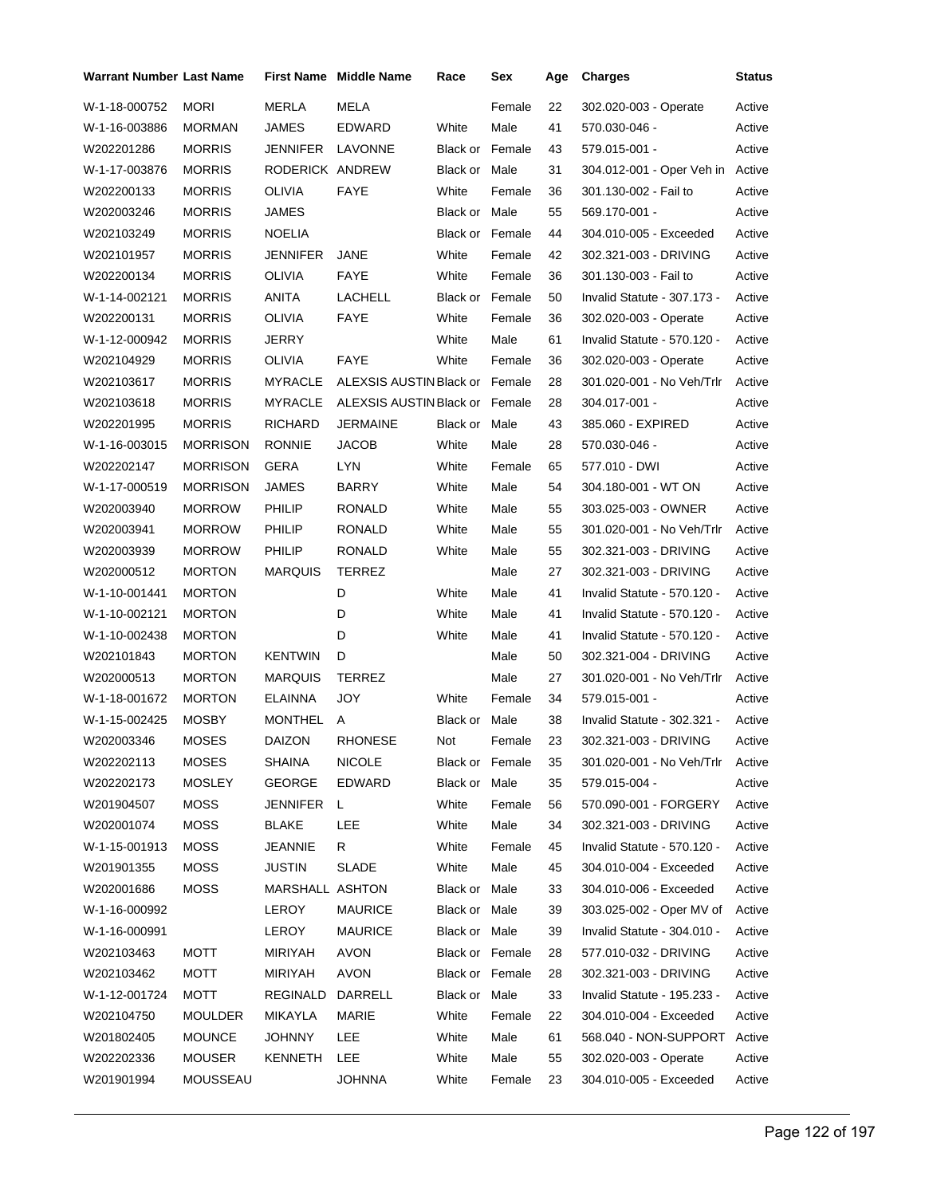| Warrant Number | Last Name | First Name | Middle Name | Race | Sex | Age | Charges | Status |
|---|---|---|---|---|---|---|---|---|
| W-1-18-000752 | MORI | MERLA | MELA | | Female | 22 | 302.020-003 - Operate | Active |
| W-1-16-003886 | MORMAN | JAMES | EDWARD | White | Male | 41 | 570.030-046 - | Active |
| W202201286 | MORRIS | JENNIFER | LAVONNE | Black or | Female | 43 | 579.015-001 - | Active |
| W-1-17-003876 | MORRIS | RODERICK | ANDREW | Black or | Male | 31 | 304.012-001 - Oper Veh in | Active |
| W202200133 | MORRIS | OLIVIA | FAYE | White | Female | 36 | 301.130-002 - Fail to | Active |
| W202003246 | MORRIS | JAMES | | Black or | Male | 55 | 569.170-001 - | Active |
| W202103249 | MORRIS | NOELIA | | Black or | Female | 44 | 304.010-005 - Exceeded | Active |
| W202101957 | MORRIS | JENNIFER | JANE | White | Female | 42 | 302.321-003 - DRIVING | Active |
| W202200134 | MORRIS | OLIVIA | FAYE | White | Female | 36 | 301.130-003 - Fail to | Active |
| W-1-14-002121 | MORRIS | ANITA | LACHELL | Black or | Female | 50 | Invalid Statute - 307.173 - | Active |
| W202200131 | MORRIS | OLIVIA | FAYE | White | Female | 36 | 302.020-003 - Operate | Active |
| W-1-12-000942 | MORRIS | JERRY | | White | Male | 61 | Invalid Statute - 570.120 - | Active |
| W202104929 | MORRIS | OLIVIA | FAYE | White | Female | 36 | 302.020-003 - Operate | Active |
| W202103617 | MORRIS | MYRACLE | ALEXSIS AUSTIN | Black or | Female | 28 | 301.020-001 - No Veh/Trlr | Active |
| W202103618 | MORRIS | MYRACLE | ALEXSIS AUSTIN | Black or | Female | 28 | 304.017-001 - | Active |
| W202201995 | MORRIS | RICHARD | JERMAINE | Black or | Male | 43 | 385.060 - EXPIRED | Active |
| W-1-16-003015 | MORRISON | RONNIE | JACOB | White | Male | 28 | 570.030-046 - | Active |
| W202202147 | MORRISON | GERA | LYN | White | Female | 65 | 577.010 - DWI | Active |
| W-1-17-000519 | MORRISON | JAMES | BARRY | White | Male | 54 | 304.180-001 - WT ON | Active |
| W202003940 | MORROW | PHILIP | RONALD | White | Male | 55 | 303.025-003 - OWNER | Active |
| W202003941 | MORROW | PHILIP | RONALD | White | Male | 55 | 301.020-001 - No Veh/Trlr | Active |
| W202003939 | MORROW | PHILIP | RONALD | White | Male | 55 | 302.321-003 - DRIVING | Active |
| W202000512 | MORTON | MARQUIS | TERREZ | | Male | 27 | 302.321-003 - DRIVING | Active |
| W-1-10-001441 | MORTON | | D | White | Male | 41 | Invalid Statute - 570.120 - | Active |
| W-1-10-002121 | MORTON | | D | White | Male | 41 | Invalid Statute - 570.120 - | Active |
| W-1-10-002438 | MORTON | | D | White | Male | 41 | Invalid Statute - 570.120 - | Active |
| W202101843 | MORTON | KENTWIN | D | | Male | 50 | 302.321-004 - DRIVING | Active |
| W202000513 | MORTON | MARQUIS | TERREZ | | Male | 27 | 301.020-001 - No Veh/Trlr | Active |
| W-1-18-001672 | MORTON | ELAINNA | JOY | White | Female | 34 | 579.015-001 - | Active |
| W-1-15-002425 | MOSBY | MONTHEL | A | Black or | Male | 38 | Invalid Statute - 302.321 - | Active |
| W202003346 | MOSES | DAIZON | RHONESE | Not | Female | 23 | 302.321-003 - DRIVING | Active |
| W202202113 | MOSES | SHAINA | NICOLE | Black or | Female | 35 | 301.020-001 - No Veh/Trlr | Active |
| W202202173 | MOSLEY | GEORGE | EDWARD | Black or | Male | 35 | 579.015-004 - | Active |
| W201904507 | MOSS | JENNIFER | L | White | Female | 56 | 570.090-001 - FORGERY | Active |
| W202001074 | MOSS | BLAKE | LEE | White | Male | 34 | 302.321-003 - DRIVING | Active |
| W-1-15-001913 | MOSS | JEANNIE | R | White | Female | 45 | Invalid Statute - 570.120 - | Active |
| W201901355 | MOSS | JUSTIN | SLADE | White | Male | 45 | 304.010-004 - Exceeded | Active |
| W202001686 | MOSS | MARSHALL | ASHTON | Black or | Male | 33 | 304.010-006 - Exceeded | Active |
| W-1-16-000992 | | LEROY | MAURICE | Black or | Male | 39 | 303.025-002 - Oper MV of | Active |
| W-1-16-000991 | | LEROY | MAURICE | Black or | Male | 39 | Invalid Statute - 304.010 - | Active |
| W202103463 | MOTT | MIRIYAH | AVON | Black or | Female | 28 | 577.010-032 - DRIVING | Active |
| W202103462 | MOTT | MIRIYAH | AVON | Black or | Female | 28 | 302.321-003 - DRIVING | Active |
| W-1-12-001724 | MOTT | REGINALD | DARRELL | Black or | Male | 33 | Invalid Statute - 195.233 - | Active |
| W202104750 | MOULDER | MIKAYLA | MARIE | White | Female | 22 | 304.010-004 - Exceeded | Active |
| W201802405 | MOUNCE | JOHNNY | LEE | White | Male | 61 | 568.040 - NON-SUPPORT | Active |
| W202202336 | MOUSER | KENNETH | LEE | White | Male | 55 | 302.020-003 - Operate | Active |
| W201901994 | MOUSSEAU | | JOHNNA | White | Female | 23 | 304.010-005 - Exceeded | Active |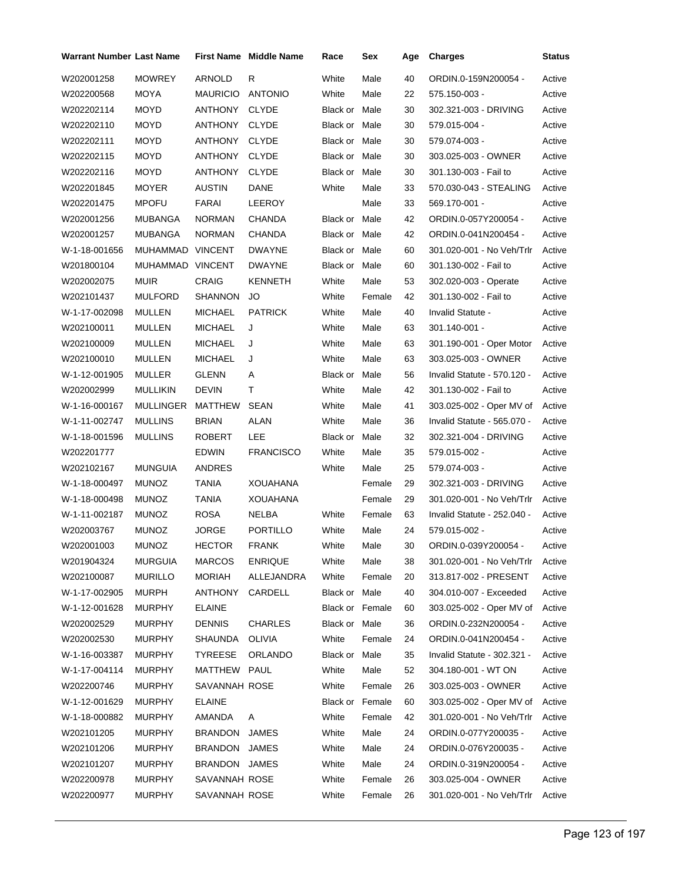| Warrant Number | Last Name | First Name | Middle Name | Race | Sex | Age | Charges | Status |
|---|---|---|---|---|---|---|---|---|
| W202001258 | MOWREY | ARNOLD | R | White | Male | 40 | ORDIN.0-159N200054 - | Active |
| W202200568 | MOYA | MAURICIO | ANTONIO | White | Male | 22 | 575.150-003 - | Active |
| W202202114 | MOYD | ANTHONY | CLYDE | Black or | Male | 30 | 302.321-003 - DRIVING | Active |
| W202202110 | MOYD | ANTHONY | CLYDE | Black or | Male | 30 | 579.015-004 - | Active |
| W202202111 | MOYD | ANTHONY | CLYDE | Black or | Male | 30 | 579.074-003 - | Active |
| W202202115 | MOYD | ANTHONY | CLYDE | Black or | Male | 30 | 303.025-003 - OWNER | Active |
| W202202116 | MOYD | ANTHONY | CLYDE | Black or | Male | 30 | 301.130-003 - Fail to | Active |
| W202201845 | MOYER | AUSTIN | DANE | White | Male | 33 | 570.030-043 - STEALING | Active |
| W202201475 | MPOFU | FARAI | LEEROY | | Male | 33 | 569.170-001 - | Active |
| W202001256 | MUBANGA | NORMAN | CHANDA | Black or | Male | 42 | ORDIN.0-057Y200054 - | Active |
| W202001257 | MUBANGA | NORMAN | CHANDA | Black or | Male | 42 | ORDIN.0-041N200454 - | Active |
| W-1-18-001656 | MUHAMMAD | VINCENT | DWAYNE | Black or | Male | 60 | 301.020-001 - No Veh/Trlr | Active |
| W201800104 | MUHAMMAD | VINCENT | DWAYNE | Black or | Male | 60 | 301.130-002 - Fail to | Active |
| W202002075 | MUIR | CRAIG | KENNETH | White | Male | 53 | 302.020-003 - Operate | Active |
| W202101437 | MULFORD | SHANNON | JO | White | Female | 42 | 301.130-002 - Fail to | Active |
| W-1-17-002098 | MULLEN | MICHAEL | PATRICK | White | Male | 40 | Invalid Statute - | Active |
| W202100011 | MULLEN | MICHAEL | J | White | Male | 63 | 301.140-001 - | Active |
| W202100009 | MULLEN | MICHAEL | J | White | Male | 63 | 301.190-001 - Oper Motor | Active |
| W202100010 | MULLEN | MICHAEL | J | White | Male | 63 | 303.025-003 - OWNER | Active |
| W-1-12-001905 | MULLER | GLENN | A | Black or | Male | 56 | Invalid Statute - 570.120 - | Active |
| W202002999 | MULLIKIN | DEVIN | T | White | Male | 42 | 301.130-002 - Fail to | Active |
| W-1-16-000167 | MULLINGER | MATTHEW | SEAN | White | Male | 41 | 303.025-002 - Oper MV of | Active |
| W-1-11-002747 | MULLINS | BRIAN | ALAN | White | Male | 36 | Invalid Statute - 565.070 - | Active |
| W-1-18-001596 | MULLINS | ROBERT | LEE | Black or | Male | 32 | 302.321-004 - DRIVING | Active |
| W202201777 | | EDWIN | FRANCISCO | White | Male | 35 | 579.015-002 - | Active |
| W202102167 | MUNGUIA | ANDRES | | White | Male | 25 | 579.074-003 - | Active |
| W-1-18-000497 | MUNOZ | TANIA | XOUAHANA | | Female | 29 | 302.321-003 - DRIVING | Active |
| W-1-18-000498 | MUNOZ | TANIA | XOUAHANA | | Female | 29 | 301.020-001 - No Veh/Trlr | Active |
| W-1-11-002187 | MUNOZ | ROSA | NELBA | White | Female | 63 | Invalid Statute - 252.040 - | Active |
| W202003767 | MUNOZ | JORGE | PORTILLO | White | Male | 24 | 579.015-002 - | Active |
| W202001003 | MUNOZ | HECTOR | FRANK | White | Male | 30 | ORDIN.0-039Y200054 - | Active |
| W201904324 | MURGUIA | MARCOS | ENRIQUE | White | Male | 38 | 301.020-001 - No Veh/Trlr | Active |
| W202100087 | MURILLO | MORIAH | ALLEJANDRA | White | Female | 20 | 313.817-002 - PRESENT | Active |
| W-1-17-002905 | MURPH | ANTHONY | CARDELL | Black or | Male | 40 | 304.010-007 - Exceeded | Active |
| W-1-12-001628 | MURPHY | ELAINE | | Black or | Female | 60 | 303.025-002 - Oper MV of | Active |
| W202002529 | MURPHY | DENNIS | CHARLES | Black or | Male | 36 | ORDIN.0-232N200054 - | Active |
| W202002530 | MURPHY | SHAUNDA | OLIVIA | White | Female | 24 | ORDIN.0-041N200454 - | Active |
| W-1-16-003387 | MURPHY | TYREESE | ORLANDO | Black or | Male | 35 | Invalid Statute - 302.321 - | Active |
| W-1-17-004114 | MURPHY | MATTHEW | PAUL | White | Male | 52 | 304.180-001 - WT ON | Active |
| W202200746 | MURPHY | SAVANNAH | ROSE | White | Female | 26 | 303.025-003 - OWNER | Active |
| W-1-12-001629 | MURPHY | ELAINE | | Black or | Female | 60 | 303.025-002 - Oper MV of | Active |
| W-1-18-000882 | MURPHY | AMANDA | A | White | Female | 42 | 301.020-001 - No Veh/Trlr | Active |
| W202101205 | MURPHY | BRANDON | JAMES | White | Male | 24 | ORDIN.0-077Y200035 - | Active |
| W202101206 | MURPHY | BRANDON | JAMES | White | Male | 24 | ORDIN.0-076Y200035 - | Active |
| W202101207 | MURPHY | BRANDON | JAMES | White | Male | 24 | ORDIN.0-319N200054 - | Active |
| W202200978 | MURPHY | SAVANNAH | ROSE | White | Female | 26 | 303.025-004 - OWNER | Active |
| W202200977 | MURPHY | SAVANNAH | ROSE | White | Female | 26 | 301.020-001 - No Veh/Trlr | Active |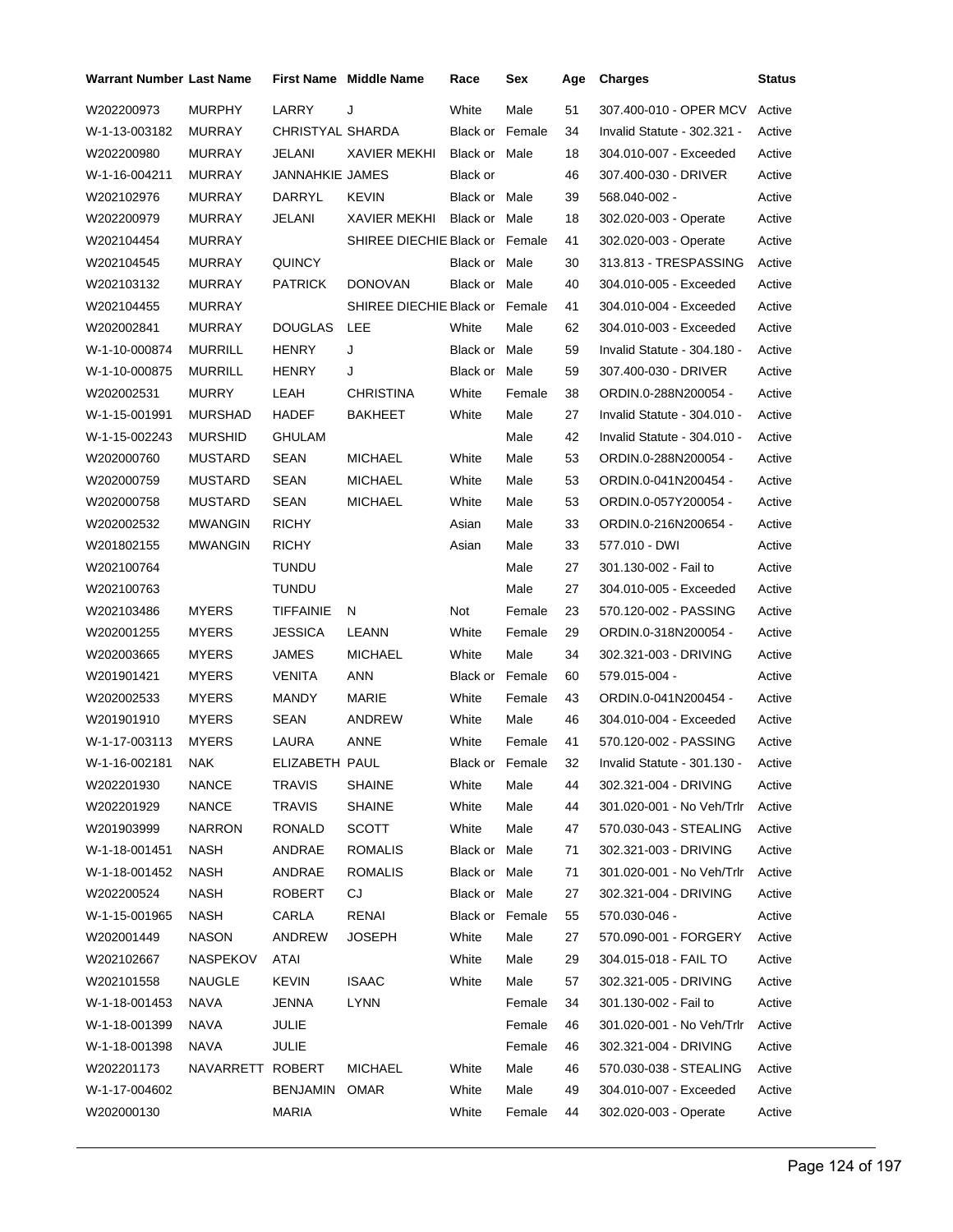| Warrant Number | Last Name | First Name | Middle Name | Race | Sex | Age | Charges | Status |
|---|---|---|---|---|---|---|---|---|
| W202200973 | MURPHY | LARRY | J | White | Male | 51 | 307.400-010 - OPER MCV | Active |
| W-1-13-003182 | MURRAY | CHRISTYAL | SHARDA | Black or | Female | 34 | Invalid Statute - 302.321 - | Active |
| W202200980 | MURRAY | JELANI | XAVIER MEKHI | Black or | Male | 18 | 304.010-007 - Exceeded | Active |
| W-1-16-004211 | MURRAY | JANNAHKIE | JAMES | Black or | | 46 | 307.400-030 - DRIVER | Active |
| W202102976 | MURRAY | DARRYL | KEVIN | Black or | Male | 39 | 568.040-002 - | Active |
| W202200979 | MURRAY | JELANI | XAVIER MEKHI | Black or | Male | 18 | 302.020-003 - Operate | Active |
| W202104454 | MURRAY | | SHIREE DIECHIE | Black or | Female | 41 | 302.020-003 - Operate | Active |
| W202104545 | MURRAY | QUINCY | | Black or | Male | 30 | 313.813 - TRESPASSING | Active |
| W202103132 | MURRAY | PATRICK | DONOVAN | Black or | Male | 40 | 304.010-005 - Exceeded | Active |
| W202104455 | MURRAY | | SHIREE DIECHIE | Black or | Female | 41 | 304.010-004 - Exceeded | Active |
| W202002841 | MURRAY | DOUGLAS | LEE | White | Male | 62 | 304.010-003 - Exceeded | Active |
| W-1-10-000874 | MURRILL | HENRY | J | Black or | Male | 59 | Invalid Statute - 304.180 - | Active |
| W-1-10-000875 | MURRILL | HENRY | J | Black or | Male | 59 | 307.400-030 - DRIVER | Active |
| W202002531 | MURRY | LEAH | CHRISTINA | White | Female | 38 | ORDIN.0-288N200054 - | Active |
| W-1-15-001991 | MURSHAD | HADEF | BAKHEET | White | Male | 27 | Invalid Statute - 304.010 - | Active |
| W-1-15-002243 | MURSHID | GHULAM | | | Male | 42 | Invalid Statute - 304.010 - | Active |
| W202000760 | MUSTARD | SEAN | MICHAEL | White | Male | 53 | ORDIN.0-288N200054 - | Active |
| W202000759 | MUSTARD | SEAN | MICHAEL | White | Male | 53 | ORDIN.0-041N200454 - | Active |
| W202000758 | MUSTARD | SEAN | MICHAEL | White | Male | 53 | ORDIN.0-057Y200054 - | Active |
| W202002532 | MWANGIN | RICHY | | Asian | Male | 33 | ORDIN.0-216N200654 - | Active |
| W201802155 | MWANGIN | RICHY | | Asian | Male | 33 | 577.010 - DWI | Active |
| W202100764 | | TUNDU | | | Male | 27 | 301.130-002 - Fail to | Active |
| W202100763 | | TUNDU | | | Male | 27 | 304.010-005 - Exceeded | Active |
| W202103486 | MYERS | TIFFAINIE | N | Not | Female | 23 | 570.120-002 - PASSING | Active |
| W202001255 | MYERS | JESSICA | LEANN | White | Female | 29 | ORDIN.0-318N200054 - | Active |
| W202003665 | MYERS | JAMES | MICHAEL | White | Male | 34 | 302.321-003 - DRIVING | Active |
| W201901421 | MYERS | VENITA | ANN | Black or | Female | 60 | 579.015-004 - | Active |
| W202002533 | MYERS | MANDY | MARIE | White | Female | 43 | ORDIN.0-041N200454 - | Active |
| W201901910 | MYERS | SEAN | ANDREW | White | Male | 46 | 304.010-004 - Exceeded | Active |
| W-1-17-003113 | MYERS | LAURA | ANNE | White | Female | 41 | 570.120-002 - PASSING | Active |
| W-1-16-002181 | NAK | ELIZABETH | PAUL | Black or | Female | 32 | Invalid Statute - 301.130 - | Active |
| W202201930 | NANCE | TRAVIS | SHAINE | White | Male | 44 | 302.321-004 - DRIVING | Active |
| W202201929 | NANCE | TRAVIS | SHAINE | White | Male | 44 | 301.020-001 - No Veh/Trlr | Active |
| W201903999 | NARRON | RONALD | SCOTT | White | Male | 47 | 570.030-043 - STEALING | Active |
| W-1-18-001451 | NASH | ANDRAE | ROMALIS | Black or | Male | 71 | 302.321-003 - DRIVING | Active |
| W-1-18-001452 | NASH | ANDRAE | ROMALIS | Black or | Male | 71 | 301.020-001 - No Veh/Trlr | Active |
| W202200524 | NASH | ROBERT | CJ | Black or | Male | 27 | 302.321-004 - DRIVING | Active |
| W-1-15-001965 | NASH | CARLA | RENAI | Black or | Female | 55 | 570.030-046 - | Active |
| W202001449 | NASON | ANDREW | JOSEPH | White | Male | 27 | 570.090-001 - FORGERY | Active |
| W202102667 | NASPEKOV | ATAI | | White | Male | 29 | 304.015-018 - FAIL TO | Active |
| W202101558 | NAUGLE | KEVIN | ISAAC | White | Male | 57 | 302.321-005 - DRIVING | Active |
| W-1-18-001453 | NAVA | JENNA | LYNN | | Female | 34 | 301.130-002 - Fail to | Active |
| W-1-18-001399 | NAVA | JULIE | | | Female | 46 | 301.020-001 - No Veh/Trlr | Active |
| W-1-18-001398 | NAVA | JULIE | | | Female | 46 | 302.321-004 - DRIVING | Active |
| W202201173 | NAVARRETT | ROBERT | MICHAEL | White | Male | 46 | 570.030-038 - STEALING | Active |
| W-1-17-004602 | | BENJAMIN | OMAR | White | Male | 49 | 304.010-007 - Exceeded | Active |
| W202000130 | | MARIA | | White | Female | 44 | 302.020-003 - Operate | Active |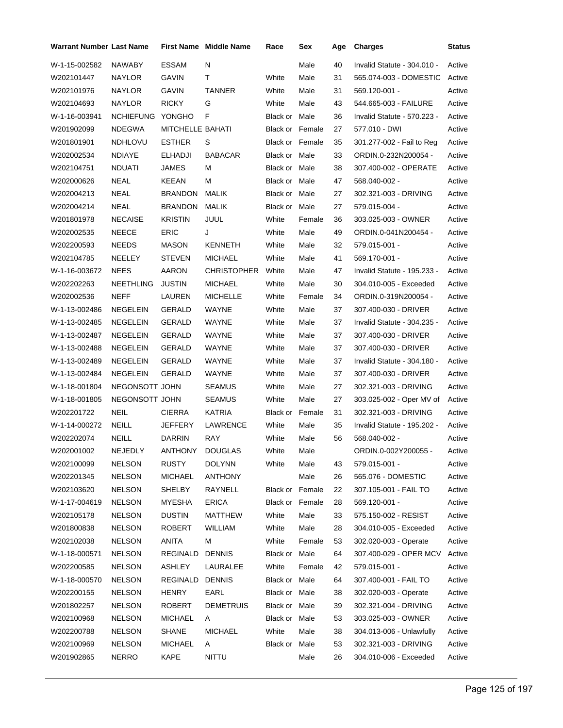| Warrant Number | Last Name | First Name | Middle Name | Race | Sex | Age | Charges | Status |
|---|---|---|---|---|---|---|---|---|
| W-1-15-002582 | NAWABY | ESSAM | N | | Male | 40 | Invalid Statute - 304.010 - | Active |
| W202101447 | NAYLOR | GAVIN | T | White | Male | 31 | 565.074-003 - DOMESTIC | Active |
| W202101976 | NAYLOR | GAVIN | TANNER | White | Male | 31 | 569.120-001 - | Active |
| W202104693 | NAYLOR | RICKY | G | White | Male | 43 | 544.665-003 - FAILURE | Active |
| W-1-16-003941 | NCHIEFUNG | YONGHO | F | Black or | Male | 36 | Invalid Statute - 570.223 - | Active |
| W201902099 | NDEGWA | MITCHELLE | BAHATI | Black or | Female | 27 | 577.010 - DWI | Active |
| W201801901 | NDHLOVU | ESTHER | S | Black or | Female | 35 | 301.277-002 - Fail to Reg | Active |
| W202002534 | NDIAYE | ELHADJI | BABACAR | Black or | Male | 33 | ORDIN.0-232N200054 - | Active |
| W202104751 | NDUATI | JAMES | M | Black or | Male | 38 | 307.400-002 - OPERATE | Active |
| W202000626 | NEAL | KEEAN | M | Black or | Male | 47 | 568.040-002 - | Active |
| W202004213 | NEAL | BRANDON | MALIK | Black or | Male | 27 | 302.321-003 - DRIVING | Active |
| W202004214 | NEAL | BRANDON | MALIK | Black or | Male | 27 | 579.015-004 - | Active |
| W201801978 | NECAISE | KRISTIN | JUUL | White | Female | 36 | 303.025-003 - OWNER | Active |
| W202002535 | NEECE | ERIC | J | White | Male | 49 | ORDIN.0-041N200454 - | Active |
| W202200593 | NEEDS | MASON | KENNETH | White | Male | 32 | 579.015-001 - | Active |
| W202104785 | NEELEY | STEVEN | MICHAEL | White | Male | 41 | 569.170-001 - | Active |
| W-1-16-003672 | NEES | AARON | CHRISTOPHER | White | Male | 47 | Invalid Statute - 195.233 - | Active |
| W202202263 | NEETHLING | JUSTIN | MICHAEL | White | Male | 30 | 304.010-005 - Exceeded | Active |
| W202002536 | NEFF | LAUREN | MICHELLE | White | Female | 34 | ORDIN.0-319N200054 - | Active |
| W-1-13-002486 | NEGELEIN | GERALD | WAYNE | White | Male | 37 | 307.400-030 - DRIVER | Active |
| W-1-13-002485 | NEGELEIN | GERALD | WAYNE | White | Male | 37 | Invalid Statute - 304.235 - | Active |
| W-1-13-002487 | NEGELEIN | GERALD | WAYNE | White | Male | 37 | 307.400-030 - DRIVER | Active |
| W-1-13-002488 | NEGELEIN | GERALD | WAYNE | White | Male | 37 | 307.400-030 - DRIVER | Active |
| W-1-13-002489 | NEGELEIN | GERALD | WAYNE | White | Male | 37 | Invalid Statute - 304.180 - | Active |
| W-1-13-002484 | NEGELEIN | GERALD | WAYNE | White | Male | 37 | 307.400-030 - DRIVER | Active |
| W-1-18-001804 | NEGONSOTT | JOHN | SEAMUS | White | Male | 27 | 302.321-003 - DRIVING | Active |
| W-1-18-001805 | NEGONSOTT | JOHN | SEAMUS | White | Male | 27 | 303.025-002 - Oper MV of | Active |
| W202201722 | NEIL | CIERRA | KATRIA | Black or | Female | 31 | 302.321-003 - DRIVING | Active |
| W-1-14-000272 | NEILL | JEFFERY | LAWRENCE | White | Male | 35 | Invalid Statute - 195.202 - | Active |
| W202202074 | NEILL | DARRIN | RAY | White | Male | 56 | 568.040-002 - | Active |
| W202001002 | NEJEDLY | ANTHONY | DOUGLAS | White | Male | | ORDIN.0-002Y200055 - | Active |
| W202100099 | NELSON | RUSTY | DOLYNN | White | Male | 43 | 579.015-001 - | Active |
| W202201345 | NELSON | MICHAEL | ANTHONY | | Male | 26 | 565.076 - DOMESTIC | Active |
| W202103620 | NELSON | SHELBY | RAYNELL | Black or | Female | 22 | 307.105-001 - FAIL TO | Active |
| W-1-17-004619 | NELSON | MYESHA | ERICA | Black or | Female | 28 | 569.120-001 - | Active |
| W202105178 | NELSON | DUSTIN | MATTHEW | White | Male | 33 | 575.150-002 - RESIST | Active |
| W201800838 | NELSON | ROBERT | WILLIAM | White | Male | 28 | 304.010-005 - Exceeded | Active |
| W202102038 | NELSON | ANITA | M | White | Female | 53 | 302.020-003 - Operate | Active |
| W-1-18-000571 | NELSON | REGINALD | DENNIS | Black or | Male | 64 | 307.400-029 - OPER MCV | Active |
| W202200585 | NELSON | ASHLEY | LAURALEE | White | Female | 42 | 579.015-001 - | Active |
| W-1-18-000570 | NELSON | REGINALD | DENNIS | Black or | Male | 64 | 307.400-001 - FAIL TO | Active |
| W202200155 | NELSON | HENRY | EARL | Black or | Male | 38 | 302.020-003 - Operate | Active |
| W201802257 | NELSON | ROBERT | DEMETRUIS | Black or | Male | 39 | 302.321-004 - DRIVING | Active |
| W202100968 | NELSON | MICHAEL | A | Black or | Male | 53 | 303.025-003 - OWNER | Active |
| W202200788 | NELSON | SHANE | MICHAEL | White | Male | 38 | 304.013-006 - Unlawfully | Active |
| W202100969 | NELSON | MICHAEL | A | Black or | Male | 53 | 302.321-003 - DRIVING | Active |
| W201902865 | NERRO | KAPE | NITTU | | Male | 26 | 304.010-006 - Exceeded | Active |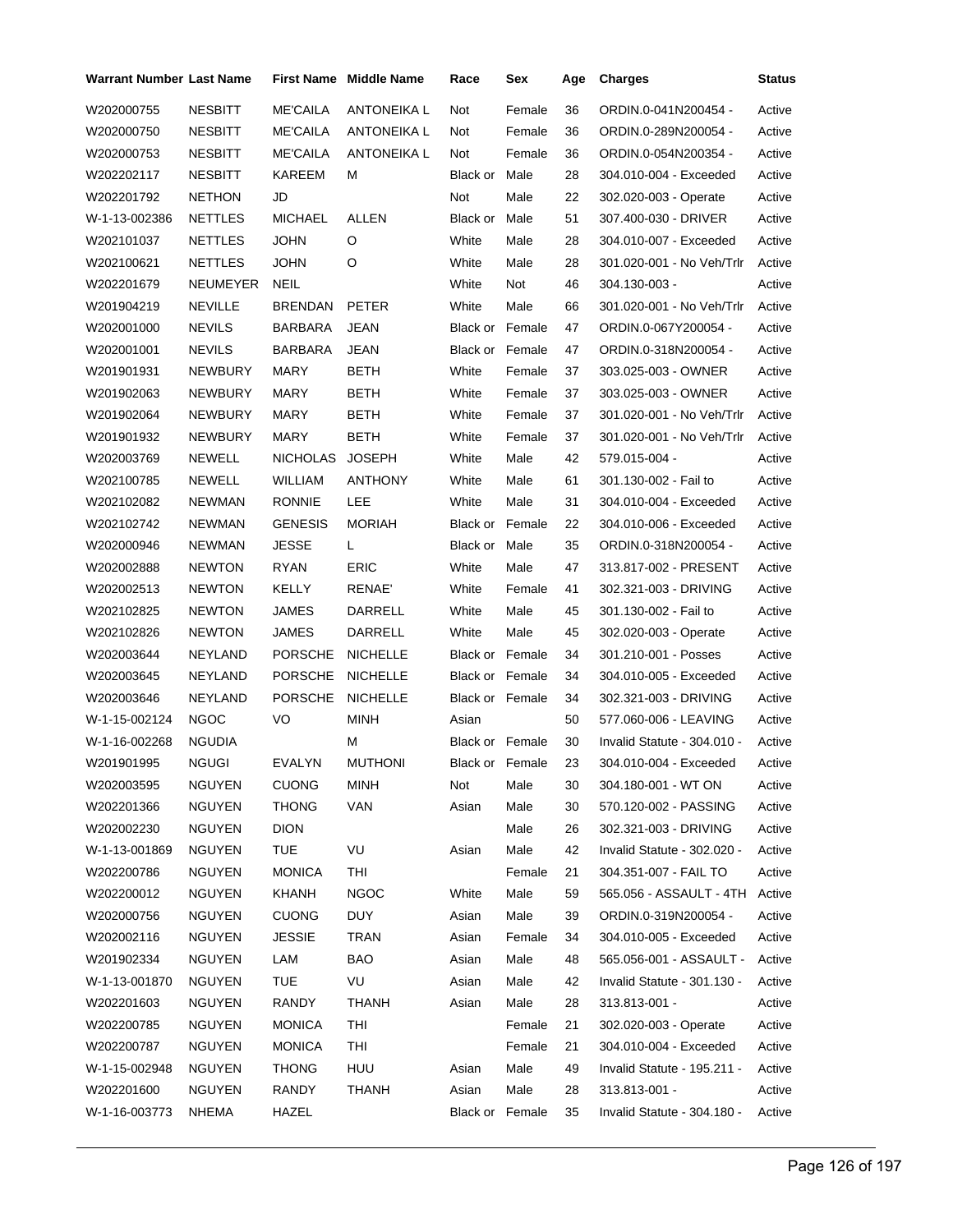| Warrant Number | Last Name | First Name | Middle Name | Race | Sex | Age | Charges | Status |
|---|---|---|---|---|---|---|---|---|
| W202000755 | NESBITT | ME'CAILA | ANTONEIKA L | Not | Female | 36 | ORDIN.0-041N200454 - | Active |
| W202000750 | NESBITT | ME'CAILA | ANTONEIKA L | Not | Female | 36 | ORDIN.0-289N200054 - | Active |
| W202000753 | NESBITT | ME'CAILA | ANTONEIKA L | Not | Female | 36 | ORDIN.0-054N200354 - | Active |
| W202202117 | NESBITT | KAREEM | M | Black or | Male | 28 | 304.010-004 - Exceeded | Active |
| W202201792 | NETHON | JD | | Not | Male | 22 | 302.020-003 - Operate | Active |
| W-1-13-002386 | NETTLES | MICHAEL | ALLEN | Black or | Male | 51 | 307.400-030 - DRIVER | Active |
| W202101037 | NETTLES | JOHN | O | White | Male | 28 | 304.010-007 - Exceeded | Active |
| W202100621 | NETTLES | JOHN | O | White | Male | 28 | 301.020-001 - No Veh/Trlr | Active |
| W202201679 | NEUMEYER | NEIL | | White | Not | 46 | 304.130-003 - | Active |
| W201904219 | NEVILLE | BRENDAN | PETER | White | Male | 66 | 301.020-001 - No Veh/Trlr | Active |
| W202001000 | NEVILS | BARBARA | JEAN | Black or | Female | 47 | ORDIN.0-067Y200054 - | Active |
| W202001001 | NEVILS | BARBARA | JEAN | Black or | Female | 47 | ORDIN.0-318N200054 - | Active |
| W201901931 | NEWBURY | MARY | BETH | White | Female | 37 | 303.025-003 - OWNER | Active |
| W201902063 | NEWBURY | MARY | BETH | White | Female | 37 | 303.025-003 - OWNER | Active |
| W201902064 | NEWBURY | MARY | BETH | White | Female | 37 | 301.020-001 - No Veh/Trlr | Active |
| W201901932 | NEWBURY | MARY | BETH | White | Female | 37 | 301.020-001 - No Veh/Trlr | Active |
| W202003769 | NEWELL | NICHOLAS | JOSEPH | White | Male | 42 | 579.015-004 - | Active |
| W202100785 | NEWELL | WILLIAM | ANTHONY | White | Male | 61 | 301.130-002 - Fail to | Active |
| W202102082 | NEWMAN | RONNIE | LEE | White | Male | 31 | 304.010-004 - Exceeded | Active |
| W202102742 | NEWMAN | GENESIS | MORIAH | Black or | Female | 22 | 304.010-006 - Exceeded | Active |
| W202000946 | NEWMAN | JESSE | L | Black or | Male | 35 | ORDIN.0-318N200054 - | Active |
| W202002888 | NEWTON | RYAN | ERIC | White | Male | 47 | 313.817-002 - PRESENT | Active |
| W202002513 | NEWTON | KELLY | RENAE' | White | Female | 41 | 302.321-003 - DRIVING | Active |
| W202102825 | NEWTON | JAMES | DARRELL | White | Male | 45 | 301.130-002 - Fail to | Active |
| W202102826 | NEWTON | JAMES | DARRELL | White | Male | 45 | 302.020-003 - Operate | Active |
| W202003644 | NEYLAND | PORSCHE | NICHELLE | Black or | Female | 34 | 301.210-001 - Posses | Active |
| W202003645 | NEYLAND | PORSCHE | NICHELLE | Black or | Female | 34 | 304.010-005 - Exceeded | Active |
| W202003646 | NEYLAND | PORSCHE | NICHELLE | Black or | Female | 34 | 302.321-003 - DRIVING | Active |
| W-1-15-002124 | NGOC | VO | MINH | Asian | | 50 | 577.060-006 - LEAVING | Active |
| W-1-16-002268 | NGUDIA | | M | Black or | Female | 30 | Invalid Statute - 304.010 - | Active |
| W201901995 | NGUGI | EVALYN | MUTHONI | Black or | Female | 23 | 304.010-004 - Exceeded | Active |
| W202003595 | NGUYEN | CUONG | MINH | Not | Male | 30 | 304.180-001 - WT ON | Active |
| W202201366 | NGUYEN | THONG | VAN | Asian | Male | 30 | 570.120-002 - PASSING | Active |
| W202002230 | NGUYEN | DION | | | Male | 26 | 302.321-003 - DRIVING | Active |
| W-1-13-001869 | NGUYEN | TUE | VU | Asian | Male | 42 | Invalid Statute - 302.020 - | Active |
| W202200786 | NGUYEN | MONICA | THI | | Female | 21 | 304.351-007 - FAIL TO | Active |
| W202200012 | NGUYEN | KHANH | NGOC | White | Male | 59 | 565.056 - ASSAULT - 4TH | Active |
| W202000756 | NGUYEN | CUONG | DUY | Asian | Male | 39 | ORDIN.0-319N200054 - | Active |
| W202002116 | NGUYEN | JESSIE | TRAN | Asian | Female | 34 | 304.010-005 - Exceeded | Active |
| W201902334 | NGUYEN | LAM | BAO | Asian | Male | 48 | 565.056-001 - ASSAULT - | Active |
| W-1-13-001870 | NGUYEN | TUE | VU | Asian | Male | 42 | Invalid Statute - 301.130 - | Active |
| W202201603 | NGUYEN | RANDY | THANH | Asian | Male | 28 | 313.813-001 - | Active |
| W202200785 | NGUYEN | MONICA | THI | | Female | 21 | 302.020-003 - Operate | Active |
| W202200787 | NGUYEN | MONICA | THI | | Female | 21 | 304.010-004 - Exceeded | Active |
| W-1-15-002948 | NGUYEN | THONG | HUU | Asian | Male | 49 | Invalid Statute - 195.211 - | Active |
| W202201600 | NGUYEN | RANDY | THANH | Asian | Male | 28 | 313.813-001 - | Active |
| W-1-16-003773 | NHEMA | HAZEL | | Black or | Female | 35 | Invalid Statute - 304.180 - | Active |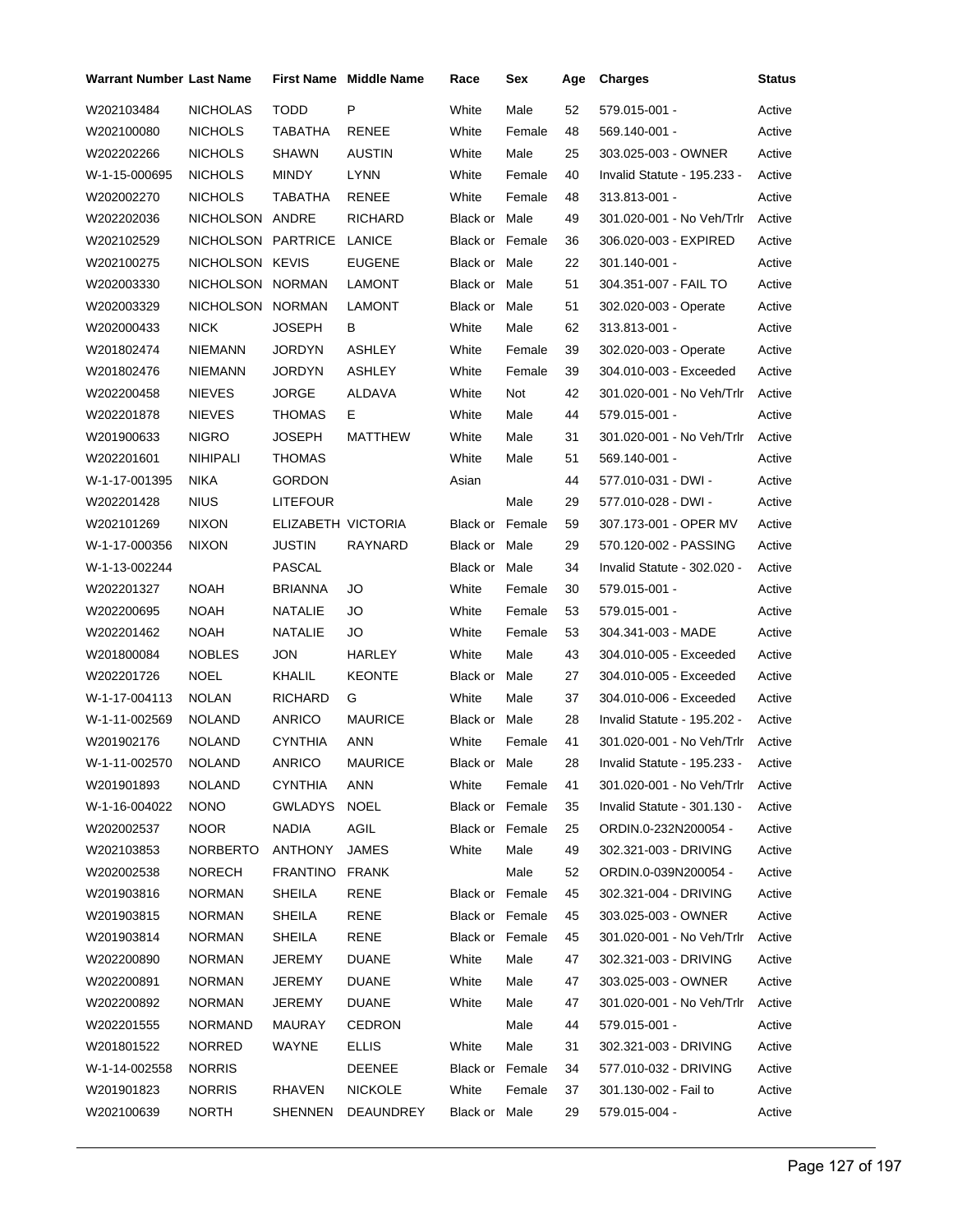| Warrant Number | Last Name | First Name | Middle Name | Race | Sex | Age | Charges | Status |
|---|---|---|---|---|---|---|---|---|
| W202103484 | NICHOLAS | TODD | P | White | Male | 52 | 579.015-001 - | Active |
| W202100080 | NICHOLS | TABATHA | RENEE | White | Female | 48 | 569.140-001 - | Active |
| W202202266 | NICHOLS | SHAWN | AUSTIN | White | Male | 25 | 303.025-003 - OWNER | Active |
| W-1-15-000695 | NICHOLS | MINDY | LYNN | White | Female | 40 | Invalid Statute - 195.233 - | Active |
| W202002270 | NICHOLS | TABATHA | RENEE | White | Female | 48 | 313.813-001 - | Active |
| W202202036 | NICHOLSON | ANDRE | RICHARD | Black or | Male | 49 | 301.020-001 - No Veh/Trlr | Active |
| W202102529 | NICHOLSON | PARTRICE | LANICE | Black or | Female | 36 | 306.020-003 - EXPIRED | Active |
| W202100275 | NICHOLSON | KEVIS | EUGENE | Black or | Male | 22 | 301.140-001 - | Active |
| W202003330 | NICHOLSON | NORMAN | LAMONT | Black or | Male | 51 | 304.351-007 - FAIL TO | Active |
| W202003329 | NICHOLSON | NORMAN | LAMONT | Black or | Male | 51 | 302.020-003 - Operate | Active |
| W202000433 | NICK | JOSEPH | B | White | Male | 62 | 313.813-001 - | Active |
| W201802474 | NIEMANN | JORDYN | ASHLEY | White | Female | 39 | 302.020-003 - Operate | Active |
| W201802476 | NIEMANN | JORDYN | ASHLEY | White | Female | 39 | 304.010-003 - Exceeded | Active |
| W202200458 | NIEVES | JORGE | ALDAVA | White | Not | 42 | 301.020-001 - No Veh/Trlr | Active |
| W202201878 | NIEVES | THOMAS | E | White | Male | 44 | 579.015-001 - | Active |
| W201900633 | NIGRO | JOSEPH | MATTHEW | White | Male | 31 | 301.020-001 - No Veh/Trlr | Active |
| W202201601 | NIHIPALI | THOMAS | | White | Male | 51 | 569.140-001 - | Active |
| W-1-17-001395 | NIKA | GORDON | | Asian | | 44 | 577.010-031 - DWI - | Active |
| W202201428 | NIUS | LITEFOUR | | | Male | 29 | 577.010-028 - DWI - | Active |
| W202101269 | NIXON | ELIZABETH | VICTORIA | Black or | Female | 59 | 307.173-001 - OPER MV | Active |
| W-1-17-000356 | NIXON | JUSTIN | RAYNARD | Black or | Male | 29 | 570.120-002 - PASSING | Active |
| W-1-13-002244 | | PASCAL | | Black or | Male | 34 | Invalid Statute - 302.020 - | Active |
| W202201327 | NOAH | BRIANNA | JO | White | Female | 30 | 579.015-001 - | Active |
| W202200695 | NOAH | NATALIE | JO | White | Female | 53 | 579.015-001 - | Active |
| W202201462 | NOAH | NATALIE | JO | White | Female | 53 | 304.341-003 - MADE | Active |
| W201800084 | NOBLES | JON | HARLEY | White | Male | 43 | 304.010-005 - Exceeded | Active |
| W202201726 | NOEL | KHALIL | KEONTE | Black or | Male | 27 | 304.010-005 - Exceeded | Active |
| W-1-17-004113 | NOLAN | RICHARD | G | White | Male | 37 | 304.010-006 - Exceeded | Active |
| W-1-11-002569 | NOLAND | ANRICO | MAURICE | Black or | Male | 28 | Invalid Statute - 195.202 - | Active |
| W201902176 | NOLAND | CYNTHIA | ANN | White | Female | 41 | 301.020-001 - No Veh/Trlr | Active |
| W-1-11-002570 | NOLAND | ANRICO | MAURICE | Black or | Male | 28 | Invalid Statute - 195.233 - | Active |
| W201901893 | NOLAND | CYNTHIA | ANN | White | Female | 41 | 301.020-001 - No Veh/Trlr | Active |
| W-1-16-004022 | NONO | GWLADYS | NOEL | Black or | Female | 35 | Invalid Statute - 301.130 - | Active |
| W202002537 | NOOR | NADIA | AGIL | Black or | Female | 25 | ORDIN.0-232N200054 - | Active |
| W202103853 | NORBERTO | ANTHONY | JAMES | White | Male | 49 | 302.321-003 - DRIVING | Active |
| W202002538 | NORECH | FRANTINO | FRANK | | Male | 52 | ORDIN.0-039N200054 - | Active |
| W201903816 | NORMAN | SHEILA | RENE | Black or | Female | 45 | 302.321-004 - DRIVING | Active |
| W201903815 | NORMAN | SHEILA | RENE | Black or | Female | 45 | 303.025-003 - OWNER | Active |
| W201903814 | NORMAN | SHEILA | RENE | Black or | Female | 45 | 301.020-001 - No Veh/Trlr | Active |
| W202200890 | NORMAN | JEREMY | DUANE | White | Male | 47 | 302.321-003 - DRIVING | Active |
| W202200891 | NORMAN | JEREMY | DUANE | White | Male | 47 | 303.025-003 - OWNER | Active |
| W202200892 | NORMAN | JEREMY | DUANE | White | Male | 47 | 301.020-001 - No Veh/Trlr | Active |
| W202201555 | NORMAND | MAURAY | CEDRON | | Male | 44 | 579.015-001 - | Active |
| W201801522 | NORRED | WAYNE | ELLIS | White | Male | 31 | 302.321-003 - DRIVING | Active |
| W-1-14-002558 | NORRIS | | DEENEE | Black or | Female | 34 | 577.010-032 - DRIVING | Active |
| W201901823 | NORRIS | RHAVEN | NICKOLE | White | Female | 37 | 301.130-002 - Fail to | Active |
| W202100639 | NORTH | SHENNEN | DEAUNDREY | Black or | Male | 29 | 579.015-004 - | Active |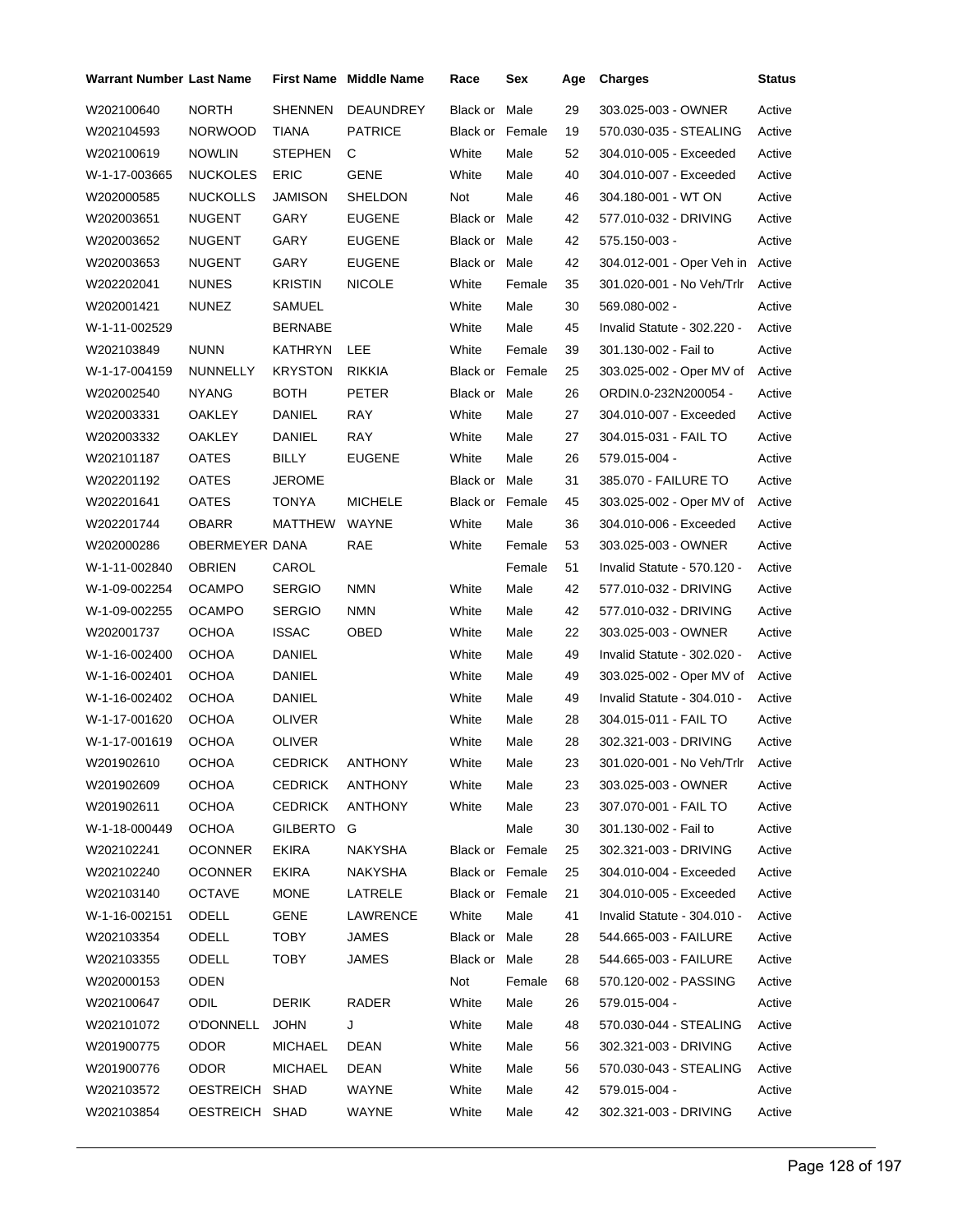| Warrant Number | Last Name | First Name | Middle Name | Race | Sex | Age | Charges | Status |
|---|---|---|---|---|---|---|---|---|
| W202100640 | NORTH | SHENNEN | DEAUNDREY | Black or | Male | 29 | 303.025-003 - OWNER | Active |
| W202104593 | NORWOOD | TIANA | PATRICE | Black or | Female | 19 | 570.030-035 - STEALING | Active |
| W202100619 | NOWLIN | STEPHEN | C | White | Male | 52 | 304.010-005 - Exceeded | Active |
| W-1-17-003665 | NUCKOLES | ERIC | GENE | White | Male | 40 | 304.010-007 - Exceeded | Active |
| W202000585 | NUCKOLLS | JAMISON | SHELDON | Not | Male | 46 | 304.180-001 - WT ON | Active |
| W202003651 | NUGENT | GARY | EUGENE | Black or | Male | 42 | 577.010-032 - DRIVING | Active |
| W202003652 | NUGENT | GARY | EUGENE | Black or | Male | 42 | 575.150-003 - | Active |
| W202003653 | NUGENT | GARY | EUGENE | Black or | Male | 42 | 304.012-001 - Oper Veh in | Active |
| W202202041 | NUNES | KRISTIN | NICOLE | White | Female | 35 | 301.020-001 - No Veh/Trlr | Active |
| W202001421 | NUNEZ | SAMUEL | | White | Male | 30 | 569.080-002 - | Active |
| W-1-11-002529 | | BERNABE | | White | Male | 45 | Invalid Statute - 302.220 - | Active |
| W202103849 | NUNN | KATHRYN | LEE | White | Female | 39 | 301.130-002 - Fail to | Active |
| W-1-17-004159 | NUNNELLY | KRYSTON | RIKKIA | Black or | Female | 25 | 303.025-002 - Oper MV of | Active |
| W202002540 | NYANG | BOTH | PETER | Black or | Male | 26 | ORDIN.0-232N200054 - | Active |
| W202003331 | OAKLEY | DANIEL | RAY | White | Male | 27 | 304.010-007 - Exceeded | Active |
| W202003332 | OAKLEY | DANIEL | RAY | White | Male | 27 | 304.015-031 - FAIL TO | Active |
| W202101187 | OATES | BILLY | EUGENE | White | Male | 26 | 579.015-004 - | Active |
| W202201192 | OATES | JEROME | | Black or | Male | 31 | 385.070 - FAILURE TO | Active |
| W202201641 | OATES | TONYA | MICHELE | Black or | Female | 45 | 303.025-002 - Oper MV of | Active |
| W202201744 | OBARR | MATTHEW | WAYNE | White | Male | 36 | 304.010-006 - Exceeded | Active |
| W202000286 | OBERMEYER | DANA | RAE | White | Female | 53 | 303.025-003 - OWNER | Active |
| W-1-11-002840 | OBRIEN | CAROL | | | Female | 51 | Invalid Statute - 570.120 - | Active |
| W-1-09-002254 | OCAMPO | SERGIO | NMN | White | Male | 42 | 577.010-032 - DRIVING | Active |
| W-1-09-002255 | OCAMPO | SERGIO | NMN | White | Male | 42 | 577.010-032 - DRIVING | Active |
| W202001737 | OCHOA | ISSAC | OBED | White | Male | 22 | 303.025-003 - OWNER | Active |
| W-1-16-002400 | OCHOA | DANIEL | | White | Male | 49 | Invalid Statute - 302.020 - | Active |
| W-1-16-002401 | OCHOA | DANIEL | | White | Male | 49 | 303.025-002 - Oper MV of | Active |
| W-1-16-002402 | OCHOA | DANIEL | | White | Male | 49 | Invalid Statute - 304.010 - | Active |
| W-1-17-001620 | OCHOA | OLIVER | | White | Male | 28 | 304.015-011 - FAIL TO | Active |
| W-1-17-001619 | OCHOA | OLIVER | | White | Male | 28 | 302.321-003 - DRIVING | Active |
| W201902610 | OCHOA | CEDRICK | ANTHONY | White | Male | 23 | 301.020-001 - No Veh/Trlr | Active |
| W201902609 | OCHOA | CEDRICK | ANTHONY | White | Male | 23 | 303.025-003 - OWNER | Active |
| W201902611 | OCHOA | CEDRICK | ANTHONY | White | Male | 23 | 307.070-001 - FAIL TO | Active |
| W-1-18-000449 | OCHOA | GILBERTO | G | | Male | 30 | 301.130-002 - Fail to | Active |
| W202102241 | OCONNER | EKIRA | NAKYSHA | Black or | Female | 25 | 302.321-003 - DRIVING | Active |
| W202102240 | OCONNER | EKIRA | NAKYSHA | Black or | Female | 25 | 304.010-004 - Exceeded | Active |
| W202103140 | OCTAVE | MONE | LATRELE | Black or | Female | 21 | 304.010-005 - Exceeded | Active |
| W-1-16-002151 | ODELL | GENE | LAWRENCE | White | Male | 41 | Invalid Statute - 304.010 - | Active |
| W202103354 | ODELL | TOBY | JAMES | Black or | Male | 28 | 544.665-003 - FAILURE | Active |
| W202103355 | ODELL | TOBY | JAMES | Black or | Male | 28 | 544.665-003 - FAILURE | Active |
| W202000153 | ODEN | | | Not | Female | 68 | 570.120-002 - PASSING | Active |
| W202100647 | ODIL | DERIK | RADER | White | Male | 26 | 579.015-004 - | Active |
| W202101072 | O'DONNELL | JOHN | J | White | Male | 48 | 570.030-044 - STEALING | Active |
| W201900775 | ODOR | MICHAEL | DEAN | White | Male | 56 | 302.321-003 - DRIVING | Active |
| W201900776 | ODOR | MICHAEL | DEAN | White | Male | 56 | 570.030-043 - STEALING | Active |
| W202103572 | OESTREICH | SHAD | WAYNE | White | Male | 42 | 579.015-004 - | Active |
| W202103854 | OESTREICH | SHAD | WAYNE | White | Male | 42 | 302.321-003 - DRIVING | Active |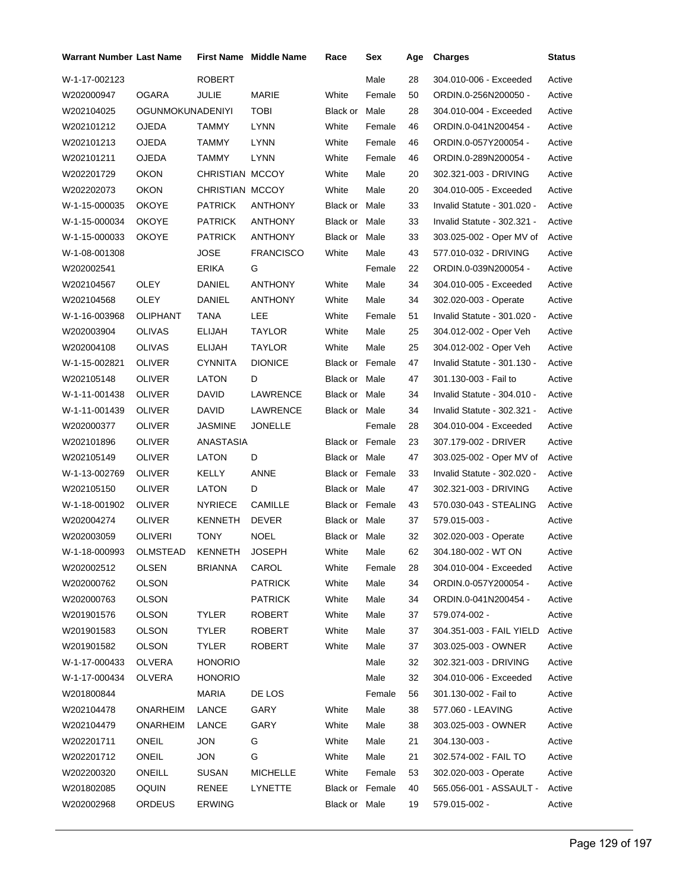| Warrant Number | Last Name | First Name | Middle Name | Race | Sex | Age | Charges | Status |
|---|---|---|---|---|---|---|---|---|
| W-1-17-002123 | | ROBERT | | | Male | 28 | 304.010-006 - Exceeded | Active |
| W202000947 | OGARA | JULIE | MARIE | White | Female | 50 | ORDIN.0-256N200050 - | Active |
| W202104025 | OGUNMOKUNADENIYI | | TOBI | Black or | Male | 28 | 304.010-004 - Exceeded | Active |
| W202101212 | OJEDA | TAMMY | LYNN | White | Female | 46 | ORDIN.0-041N200454 - | Active |
| W202101213 | OJEDA | TAMMY | LYNN | White | Female | 46 | ORDIN.0-057Y200054 - | Active |
| W202101211 | OJEDA | TAMMY | LYNN | White | Female | 46 | ORDIN.0-289N200054 - | Active |
| W202201729 | OKON | CHRISTIAN | MCCOY | White | Male | 20 | 302.321-003 - DRIVING | Active |
| W202202073 | OKON | CHRISTIAN | MCCOY | White | Male | 20 | 304.010-005 - Exceeded | Active |
| W-1-15-000035 | OKOYE | PATRICK | ANTHONY | Black or | Male | 33 | Invalid Statute - 301.020 - | Active |
| W-1-15-000034 | OKOYE | PATRICK | ANTHONY | Black or | Male | 33 | Invalid Statute - 302.321 - | Active |
| W-1-15-000033 | OKOYE | PATRICK | ANTHONY | Black or | Male | 33 | 303.025-002 - Oper MV of | Active |
| W-1-08-001308 | | JOSE | FRANCISCO | White | Male | 43 | 577.010-032 - DRIVING | Active |
| W202002541 | | ERIKA | G | | Female | 22 | ORDIN.0-039N200054 - | Active |
| W202104567 | OLEY | DANIEL | ANTHONY | White | Male | 34 | 304.010-005 - Exceeded | Active |
| W202104568 | OLEY | DANIEL | ANTHONY | White | Male | 34 | 302.020-003 - Operate | Active |
| W-1-16-003968 | OLIPHANT | TANA | LEE | White | Female | 51 | Invalid Statute - 301.020 - | Active |
| W202003904 | OLIVAS | ELIJAH | TAYLOR | White | Male | 25 | 304.012-002 - Oper Veh | Active |
| W202004108 | OLIVAS | ELIJAH | TAYLOR | White | Male | 25 | 304.012-002 - Oper Veh | Active |
| W-1-15-002821 | OLIVER | CYNNITA | DIONICE | Black or | Female | 47 | Invalid Statute - 301.130 - | Active |
| W202105148 | OLIVER | LATON | D | Black or | Male | 47 | 301.130-003 - Fail to | Active |
| W-1-11-001438 | OLIVER | DAVID | LAWRENCE | Black or | Male | 34 | Invalid Statute - 304.010 - | Active |
| W-1-11-001439 | OLIVER | DAVID | LAWRENCE | Black or | Male | 34 | Invalid Statute - 302.321 - | Active |
| W202000377 | OLIVER | JASMINE | JONELLE | | Female | 28 | 304.010-004 - Exceeded | Active |
| W202101896 | OLIVER | ANASTASIA | | Black or | Female | 23 | 307.179-002 - DRIVER | Active |
| W202105149 | OLIVER | LATON | D | Black or | Male | 47 | 303.025-002 - Oper MV of | Active |
| W-1-13-002769 | OLIVER | KELLY | ANNE | Black or | Female | 33 | Invalid Statute - 302.020 - | Active |
| W202105150 | OLIVER | LATON | D | Black or | Male | 47 | 302.321-003 - DRIVING | Active |
| W-1-18-001902 | OLIVER | NYRIECE | CAMILLE | Black or | Female | 43 | 570.030-043 - STEALING | Active |
| W202004274 | OLIVER | KENNETH | DEVER | Black or | Male | 37 | 579.015-003 - | Active |
| W202003059 | OLIVERI | TONY | NOEL | Black or | Male | 32 | 302.020-003 - Operate | Active |
| W-1-18-000993 | OLMSTEAD | KENNETH | JOSEPH | White | Male | 62 | 304.180-002 - WT ON | Active |
| W202002512 | OLSEN | BRIANNA | CAROL | White | Female | 28 | 304.010-004 - Exceeded | Active |
| W202000762 | OLSON | | PATRICK | White | Male | 34 | ORDIN.0-057Y200054 - | Active |
| W202000763 | OLSON | | PATRICK | White | Male | 34 | ORDIN.0-041N200454 - | Active |
| W201901576 | OLSON | TYLER | ROBERT | White | Male | 37 | 579.074-002 - | Active |
| W201901583 | OLSON | TYLER | ROBERT | White | Male | 37 | 304.351-003 - FAIL YIELD | Active |
| W201901582 | OLSON | TYLER | ROBERT | White | Male | 37 | 303.025-003 - OWNER | Active |
| W-1-17-000433 | OLVERA | HONORIO | | | Male | 32 | 302.321-003 - DRIVING | Active |
| W-1-17-000434 | OLVERA | HONORIO | | | Male | 32 | 304.010-006 - Exceeded | Active |
| W201800844 | | MARIA | DE LOS | | Female | 56 | 301.130-002 - Fail to | Active |
| W202104478 | ONARHEIM | LANCE | GARY | White | Male | 38 | 577.060 - LEAVING | Active |
| W202104479 | ONARHEIM | LANCE | GARY | White | Male | 38 | 303.025-003 - OWNER | Active |
| W202201711 | ONEIL | JON | G | White | Male | 21 | 304.130-003 - | Active |
| W202201712 | ONEIL | JON | G | White | Male | 21 | 302.574-002 - FAIL TO | Active |
| W202200320 | ONEILL | SUSAN | MICHELLE | White | Female | 53 | 302.020-003 - Operate | Active |
| W201802085 | OQUIN | RENEE | LYNETTE | Black or | Female | 40 | 565.056-001 - ASSAULT - | Active |
| W202002968 | ORDEUS | ERWING | | Black or | Male | 19 | 579.015-002 - | Active |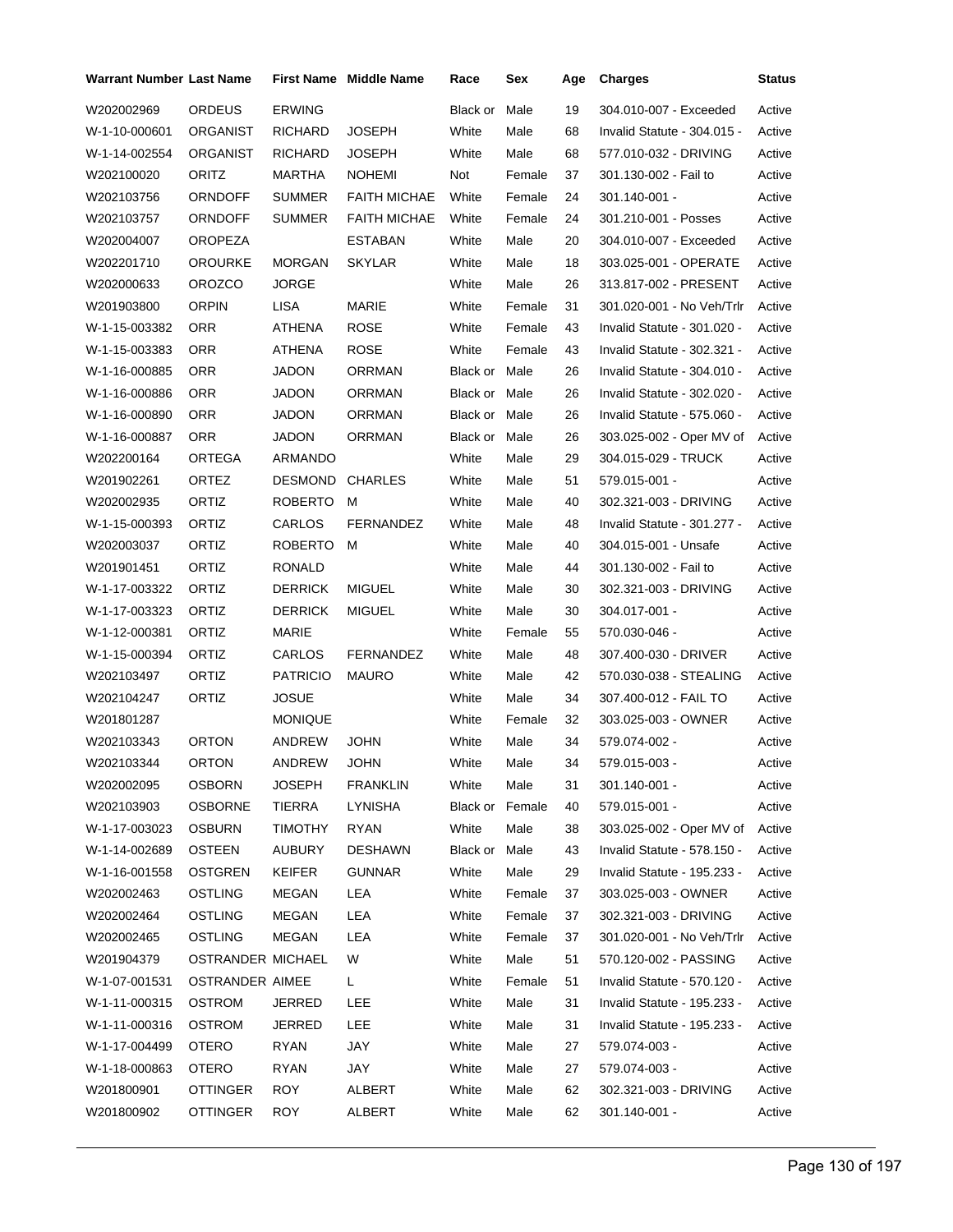| Warrant Number | Last Name | First Name | Middle Name | Race | Sex | Age | Charges | Status |
|---|---|---|---|---|---|---|---|---|
| W202002969 | ORDEUS | ERWING | | Black or | Male | 19 | 304.010-007 - Exceeded | Active |
| W-1-10-000601 | ORGANIST | RICHARD | JOSEPH | White | Male | 68 | Invalid Statute - 304.015 - | Active |
| W-1-14-002554 | ORGANIST | RICHARD | JOSEPH | White | Male | 68 | 577.010-032 - DRIVING | Active |
| W202100020 | ORITZ | MARTHA | NOHEMI | Not | Female | 37 | 301.130-002 - Fail to | Active |
| W202103756 | ORNDOFF | SUMMER | FAITH MICHAE | White | Female | 24 | 301.140-001 - | Active |
| W202103757 | ORNDOFF | SUMMER | FAITH MICHAE | White | Female | 24 | 301.210-001 - Posses | Active |
| W202004007 | OROPEZA | | ESTABAN | White | Male | 20 | 304.010-007 - Exceeded | Active |
| W202201710 | OROURKE | MORGAN | SKYLAR | White | Male | 18 | 303.025-001 - OPERATE | Active |
| W202000633 | OROZCO | JORGE | | White | Male | 26 | 313.817-002 - PRESENT | Active |
| W201903800 | ORPIN | LISA | MARIE | White | Female | 31 | 301.020-001 - No Veh/Trlr | Active |
| W-1-15-003382 | ORR | ATHENA | ROSE | White | Female | 43 | Invalid Statute - 301.020 - | Active |
| W-1-15-003383 | ORR | ATHENA | ROSE | White | Female | 43 | Invalid Statute - 302.321 - | Active |
| W-1-16-000885 | ORR | JADON | ORRMAN | Black or | Male | 26 | Invalid Statute - 304.010 - | Active |
| W-1-16-000886 | ORR | JADON | ORRMAN | Black or | Male | 26 | Invalid Statute - 302.020 - | Active |
| W-1-16-000890 | ORR | JADON | ORRMAN | Black or | Male | 26 | Invalid Statute - 575.060 - | Active |
| W-1-16-000887 | ORR | JADON | ORRMAN | Black or | Male | 26 | 303.025-002 - Oper MV of | Active |
| W202200164 | ORTEGA | ARMANDO | | White | Male | 29 | 304.015-029 - TRUCK | Active |
| W201902261 | ORTEZ | DESMOND | CHARLES | White | Male | 51 | 579.015-001 - | Active |
| W202002935 | ORTIZ | ROBERTO | M | White | Male | 40 | 302.321-003 - DRIVING | Active |
| W-1-15-000393 | ORTIZ | CARLOS | FERNANDEZ | White | Male | 48 | Invalid Statute - 301.277 - | Active |
| W202003037 | ORTIZ | ROBERTO | M | White | Male | 40 | 304.015-001 - Unsafe | Active |
| W201901451 | ORTIZ | RONALD | | White | Male | 44 | 301.130-002 - Fail to | Active |
| W-1-17-003322 | ORTIZ | DERRICK | MIGUEL | White | Male | 30 | 302.321-003 - DRIVING | Active |
| W-1-17-003323 | ORTIZ | DERRICK | MIGUEL | White | Male | 30 | 304.017-001 - | Active |
| W-1-12-000381 | ORTIZ | MARIE | | White | Female | 55 | 570.030-046 - | Active |
| W-1-15-000394 | ORTIZ | CARLOS | FERNANDEZ | White | Male | 48 | 307.400-030 - DRIVER | Active |
| W202103497 | ORTIZ | PATRICIO | MAURO | White | Male | 42 | 570.030-038 - STEALING | Active |
| W202104247 | ORTIZ | JOSUE | | White | Male | 34 | 307.400-012 - FAIL TO | Active |
| W201801287 | | MONIQUE | | White | Female | 32 | 303.025-003 - OWNER | Active |
| W202103343 | ORTON | ANDREW | JOHN | White | Male | 34 | 579.074-002 - | Active |
| W202103344 | ORTON | ANDREW | JOHN | White | Male | 34 | 579.015-003 - | Active |
| W202002095 | OSBORN | JOSEPH | FRANKLIN | White | Male | 31 | 301.140-001 - | Active |
| W202103903 | OSBORNE | TIERRA | LYNISHA | Black or | Female | 40 | 579.015-001 - | Active |
| W-1-17-003023 | OSBURN | TIMOTHY | RYAN | White | Male | 38 | 303.025-002 - Oper MV of | Active |
| W-1-14-002689 | OSTEEN | AUBURY | DESHAWN | Black or | Male | 43 | Invalid Statute - 578.150 - | Active |
| W-1-16-001558 | OSTGREN | KEIFER | GUNNAR | White | Male | 29 | Invalid Statute - 195.233 - | Active |
| W202002463 | OSTLING | MEGAN | LEA | White | Female | 37 | 303.025-003 - OWNER | Active |
| W202002464 | OSTLING | MEGAN | LEA | White | Female | 37 | 302.321-003 - DRIVING | Active |
| W202002465 | OSTLING | MEGAN | LEA | White | Female | 37 | 301.020-001 - No Veh/Trlr | Active |
| W201904379 | OSTRANDER | MICHAEL | W | White | Male | 51 | 570.120-002 - PASSING | Active |
| W-1-07-001531 | OSTRANDER | AIMEE | L | White | Female | 51 | Invalid Statute - 570.120 - | Active |
| W-1-11-000315 | OSTROM | JERRED | LEE | White | Male | 31 | Invalid Statute - 195.233 - | Active |
| W-1-11-000316 | OSTROM | JERRED | LEE | White | Male | 31 | Invalid Statute - 195.233 - | Active |
| W-1-17-004499 | OTERO | RYAN | JAY | White | Male | 27 | 579.074-003 - | Active |
| W-1-18-000863 | OTERO | RYAN | JAY | White | Male | 27 | 579.074-003 - | Active |
| W201800901 | OTTINGER | ROY | ALBERT | White | Male | 62 | 302.321-003 - DRIVING | Active |
| W201800902 | OTTINGER | ROY | ALBERT | White | Male | 62 | 301.140-001 - | Active |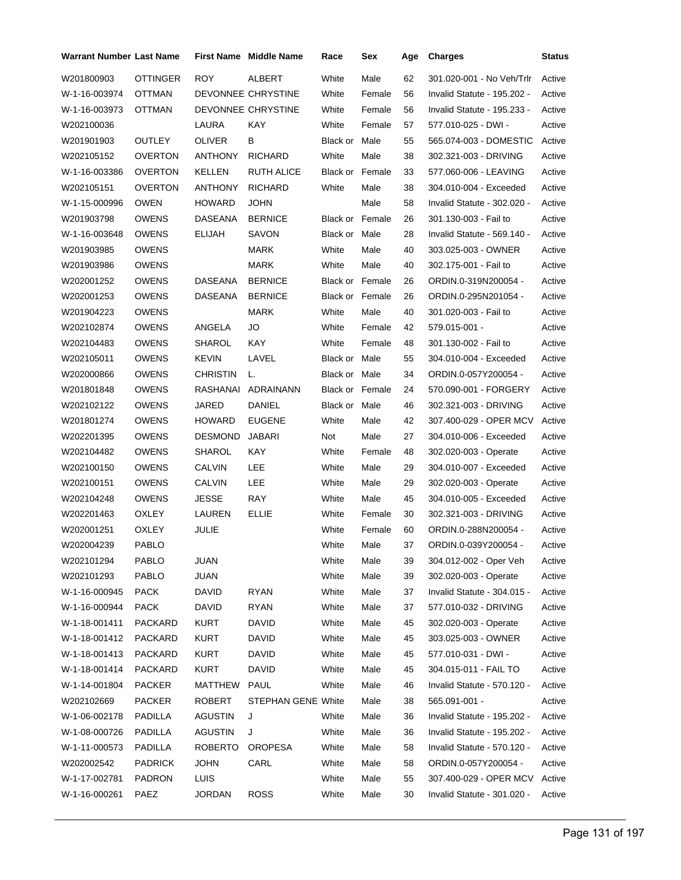| Warrant Number | Last Name | First Name | Middle Name | Race | Sex | Age | Charges | Status |
|---|---|---|---|---|---|---|---|---|
| W201800903 | OTTINGER | ROY | ALBERT | White | Male | 62 | 301.020-001 - No Veh/Trlr | Active |
| W-1-16-003974 | OTTMAN | DEVONNEE | CHRYSTINE | White | Female | 56 | Invalid Statute - 195.202 - | Active |
| W-1-16-003973 | OTTMAN | DEVONNEE | CHRYSTINE | White | Female | 56 | Invalid Statute - 195.233 - | Active |
| W202100036 | | LAURA | KAY | White | Female | 57 | 577.010-025 - DWI - | Active |
| W201901903 | OUTLEY | OLIVER | B | Black or | Male | 55 | 565.074-003 - DOMESTIC | Active |
| W202105152 | OVERTON | ANTHONY | RICHARD | White | Male | 38 | 302.321-003 - DRIVING | Active |
| W-1-16-003386 | OVERTON | KELLEN | RUTH ALICE | Black or | Female | 33 | 577.060-006 - LEAVING | Active |
| W202105151 | OVERTON | ANTHONY | RICHARD | White | Male | 38 | 304.010-004 - Exceeded | Active |
| W-1-15-000996 | OWEN | HOWARD | JOHN | | Male | 58 | Invalid Statute - 302.020 - | Active |
| W201903798 | OWENS | DASEANA | BERNICE | Black or | Female | 26 | 301.130-003 - Fail to | Active |
| W-1-16-003648 | OWENS | ELIJAH | SAVON | Black or | Male | 28 | Invalid Statute - 569.140 - | Active |
| W201903985 | OWENS | | MARK | White | Male | 40 | 303.025-003 - OWNER | Active |
| W201903986 | OWENS | | MARK | White | Male | 40 | 302.175-001 - Fail to | Active |
| W202001252 | OWENS | DASEANA | BERNICE | Black or | Female | 26 | ORDIN.0-319N200054 - | Active |
| W202001253 | OWENS | DASEANA | BERNICE | Black or | Female | 26 | ORDIN.0-295N201054 - | Active |
| W201904223 | OWENS | | MARK | White | Male | 40 | 301.020-003 - Fail to | Active |
| W202102874 | OWENS | ANGELA | JO | White | Female | 42 | 579.015-001 - | Active |
| W202104483 | OWENS | SHAROL | KAY | White | Female | 48 | 301.130-002 - Fail to | Active |
| W202105011 | OWENS | KEVIN | LAVEL | Black or | Male | 55 | 304.010-004 - Exceeded | Active |
| W202000866 | OWENS | CHRISTIN | L. | Black or | Male | 34 | ORDIN.0-057Y200054 - | Active |
| W201801848 | OWENS | RASHANAI | ADRAINANN | Black or | Female | 24 | 570.090-001 - FORGERY | Active |
| W202102122 | OWENS | JARED | DANIEL | Black or | Male | 46 | 302.321-003 - DRIVING | Active |
| W201801274 | OWENS | HOWARD | EUGENE | White | Male | 42 | 307.400-029 - OPER MCV | Active |
| W202201395 | OWENS | DESMOND | JABARI | Not | Male | 27 | 304.010-006 - Exceeded | Active |
| W202104482 | OWENS | SHAROL | KAY | White | Female | 48 | 302.020-003 - Operate | Active |
| W202100150 | OWENS | CALVIN | LEE | White | Male | 29 | 304.010-007 - Exceeded | Active |
| W202100151 | OWENS | CALVIN | LEE | White | Male | 29 | 302.020-003 - Operate | Active |
| W202104248 | OWENS | JESSE | RAY | White | Male | 45 | 304.010-005 - Exceeded | Active |
| W202201463 | OXLEY | LAUREN | ELLIE | White | Female | 30 | 302.321-003 - DRIVING | Active |
| W202001251 | OXLEY | JULIE | | White | Female | 60 | ORDIN.0-288N200054 - | Active |
| W202004239 | PABLO | | | White | Male | 37 | ORDIN.0-039Y200054 - | Active |
| W202101294 | PABLO | JUAN | | White | Male | 39 | 304.012-002 - Oper Veh | Active |
| W202101293 | PABLO | JUAN | | White | Male | 39 | 302.020-003 - Operate | Active |
| W-1-16-000945 | PACK | DAVID | RYAN | White | Male | 37 | Invalid Statute - 304.015 - | Active |
| W-1-16-000944 | PACK | DAVID | RYAN | White | Male | 37 | 577.010-032 - DRIVING | Active |
| W-1-18-001411 | PACKARD | KURT | DAVID | White | Male | 45 | 302.020-003 - Operate | Active |
| W-1-18-001412 | PACKARD | KURT | DAVID | White | Male | 45 | 303.025-003 - OWNER | Active |
| W-1-18-001413 | PACKARD | KURT | DAVID | White | Male | 45 | 577.010-031 - DWI - | Active |
| W-1-18-001414 | PACKARD | KURT | DAVID | White | Male | 45 | 304.015-011 - FAIL TO | Active |
| W-1-14-001804 | PACKER | MATTHEW | PAUL | White | Male | 46 | Invalid Statute - 570.120 - | Active |
| W202102669 | PACKER | ROBERT | STEPHAN GENE | White | Male | 38 | 565.091-001 - | Active |
| W-1-06-002178 | PADILLA | AGUSTIN | J | White | Male | 36 | Invalid Statute - 195.202 - | Active |
| W-1-08-000726 | PADILLA | AGUSTIN | J | White | Male | 36 | Invalid Statute - 195.202 - | Active |
| W-1-11-000573 | PADILLA | ROBERTO | OROPESA | White | Male | 58 | Invalid Statute - 570.120 - | Active |
| W202002542 | PADRICK | JOHN | CARL | White | Male | 58 | ORDIN.0-057Y200054 - | Active |
| W-1-17-002781 | PADRON | LUIS | | White | Male | 55 | 307.400-029 - OPER MCV | Active |
| W-1-16-000261 | PAEZ | JORDAN | ROSS | White | Male | 30 | Invalid Statute - 301.020 - | Active |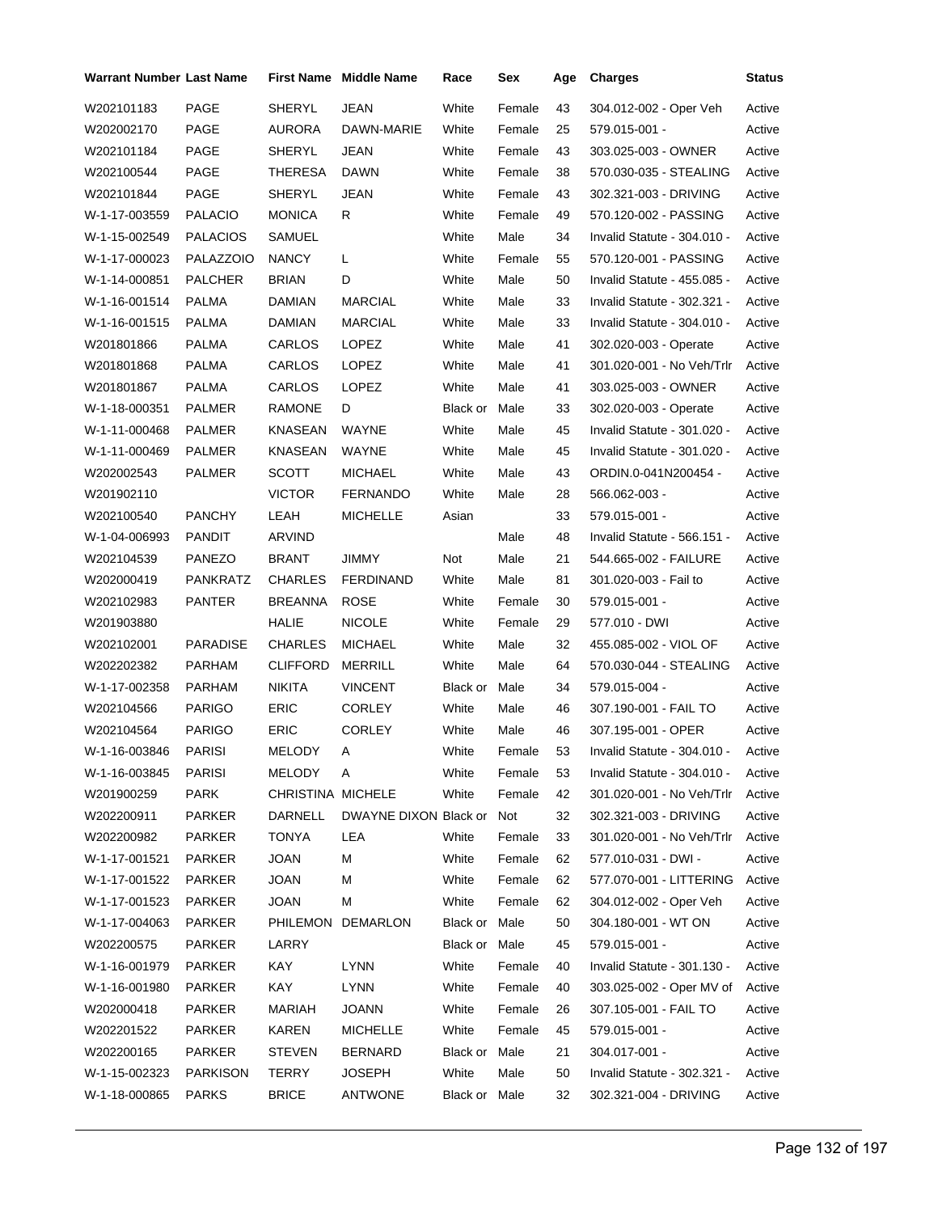| Warrant Number | Last Name | First Name | Middle Name | Race | Sex | Age | Charges | Status |
|---|---|---|---|---|---|---|---|---|
| W202101183 | PAGE | SHERYL | JEAN | White | Female | 43 | 304.012-002 - Oper Veh | Active |
| W202002170 | PAGE | AURORA | DAWN-MARIE | White | Female | 25 | 579.015-001 - | Active |
| W202101184 | PAGE | SHERYL | JEAN | White | Female | 43 | 303.025-003 - OWNER | Active |
| W202100544 | PAGE | THERESA | DAWN | White | Female | 38 | 570.030-035 - STEALING | Active |
| W202101844 | PAGE | SHERYL | JEAN | White | Female | 43 | 302.321-003 - DRIVING | Active |
| W-1-17-003559 | PALACIO | MONICA | R | White | Female | 49 | 570.120-002 - PASSING | Active |
| W-1-15-002549 | PALACIOS | SAMUEL | | White | Male | 34 | Invalid Statute - 304.010 - | Active |
| W-1-17-000023 | PALAZZOIO | NANCY | L | White | Female | 55 | 570.120-001 - PASSING | Active |
| W-1-14-000851 | PALCHER | BRIAN | D | White | Male | 50 | Invalid Statute - 455.085 - | Active |
| W-1-16-001514 | PALMA | DAMIAN | MARCIAL | White | Male | 33 | Invalid Statute - 302.321 - | Active |
| W-1-16-001515 | PALMA | DAMIAN | MARCIAL | White | Male | 33 | Invalid Statute - 304.010 - | Active |
| W201801866 | PALMA | CARLOS | LOPEZ | White | Male | 41 | 302.020-003 - Operate | Active |
| W201801868 | PALMA | CARLOS | LOPEZ | White | Male | 41 | 301.020-001 - No Veh/Trlr | Active |
| W201801867 | PALMA | CARLOS | LOPEZ | White | Male | 41 | 303.025-003 - OWNER | Active |
| W-1-18-000351 | PALMER | RAMONE | D | Black or | Male | 33 | 302.020-003 - Operate | Active |
| W-1-11-000468 | PALMER | KNASEAN | WAYNE | White | Male | 45 | Invalid Statute - 301.020 - | Active |
| W-1-11-000469 | PALMER | KNASEAN | WAYNE | White | Male | 45 | Invalid Statute - 301.020 - | Active |
| W202002543 | PALMER | SCOTT | MICHAEL | White | Male | 43 | ORDIN.0-041N200454 - | Active |
| W201902110 | | VICTOR | FERNANDO | White | Male | 28 | 566.062-003 - | Active |
| W202100540 | PANCHY | LEAH | MICHELLE | Asian | | 33 | 579.015-001 - | Active |
| W-1-04-006993 | PANDIT | ARVIND | | | Male | 48 | Invalid Statute - 566.151 - | Active |
| W202104539 | PANEZO | BRANT | JIMMY | Not | Male | 21 | 544.665-002 - FAILURE | Active |
| W202000419 | PANKRATZ | CHARLES | FERDINAND | White | Male | 81 | 301.020-003 - Fail to | Active |
| W202102983 | PANTER | BREANNA | ROSE | White | Female | 30 | 579.015-001 - | Active |
| W201903880 | | HALIE | NICOLE | White | Female | 29 | 577.010 - DWI | Active |
| W202102001 | PARADISE | CHARLES | MICHAEL | White | Male | 32 | 455.085-002 - VIOL OF | Active |
| W202202382 | PARHAM | CLIFFORD | MERRILL | White | Male | 64 | 570.030-044 - STEALING | Active |
| W-1-17-002358 | PARHAM | NIKITA | VINCENT | Black or | Male | 34 | 579.015-004 - | Active |
| W202104566 | PARIGO | ERIC | CORLEY | White | Male | 46 | 307.190-001 - FAIL TO | Active |
| W202104564 | PARIGO | ERIC | CORLEY | White | Male | 46 | 307.195-001 - OPER | Active |
| W-1-16-003846 | PARISI | MELODY | A | White | Female | 53 | Invalid Statute - 304.010 - | Active |
| W-1-16-003845 | PARISI | MELODY | A | White | Female | 53 | Invalid Statute - 304.010 - | Active |
| W201900259 | PARK | CHRISTINA | MICHELE | White | Female | 42 | 301.020-001 - No Veh/Trlr | Active |
| W202200911 | PARKER | DARNELL | DWAYNE DIXON | Black or | Not | 32 | 302.321-003 - DRIVING | Active |
| W202200982 | PARKER | TONYA | LEA | White | Female | 33 | 301.020-001 - No Veh/Trlr | Active |
| W-1-17-001521 | PARKER | JOAN | M | White | Female | 62 | 577.010-031 - DWI - | Active |
| W-1-17-001522 | PARKER | JOAN | M | White | Female | 62 | 577.070-001 - LITTERING | Active |
| W-1-17-001523 | PARKER | JOAN | M | White | Female | 62 | 304.012-002 - Oper Veh | Active |
| W-1-17-004063 | PARKER | PHILEMON | DEMARLON | Black or | Male | 50 | 304.180-001 - WT ON | Active |
| W202200575 | PARKER | LARRY | | Black or | Male | 45 | 579.015-001 - | Active |
| W-1-16-001979 | PARKER | KAY | LYNN | White | Female | 40 | Invalid Statute - 301.130 - | Active |
| W-1-16-001980 | PARKER | KAY | LYNN | White | Female | 40 | 303.025-002 - Oper MV of | Active |
| W202000418 | PARKER | MARIAH | JOANN | White | Female | 26 | 307.105-001 - FAIL TO | Active |
| W202201522 | PARKER | KAREN | MICHELLE | White | Female | 45 | 579.015-001 - | Active |
| W202200165 | PARKER | STEVEN | BERNARD | Black or | Male | 21 | 304.017-001 - | Active |
| W-1-15-002323 | PARKISON | TERRY | JOSEPH | White | Male | 50 | Invalid Statute - 302.321 - | Active |
| W-1-18-000865 | PARKS | BRICE | ANTWONE | Black or | Male | 32 | 302.321-004 - DRIVING | Active |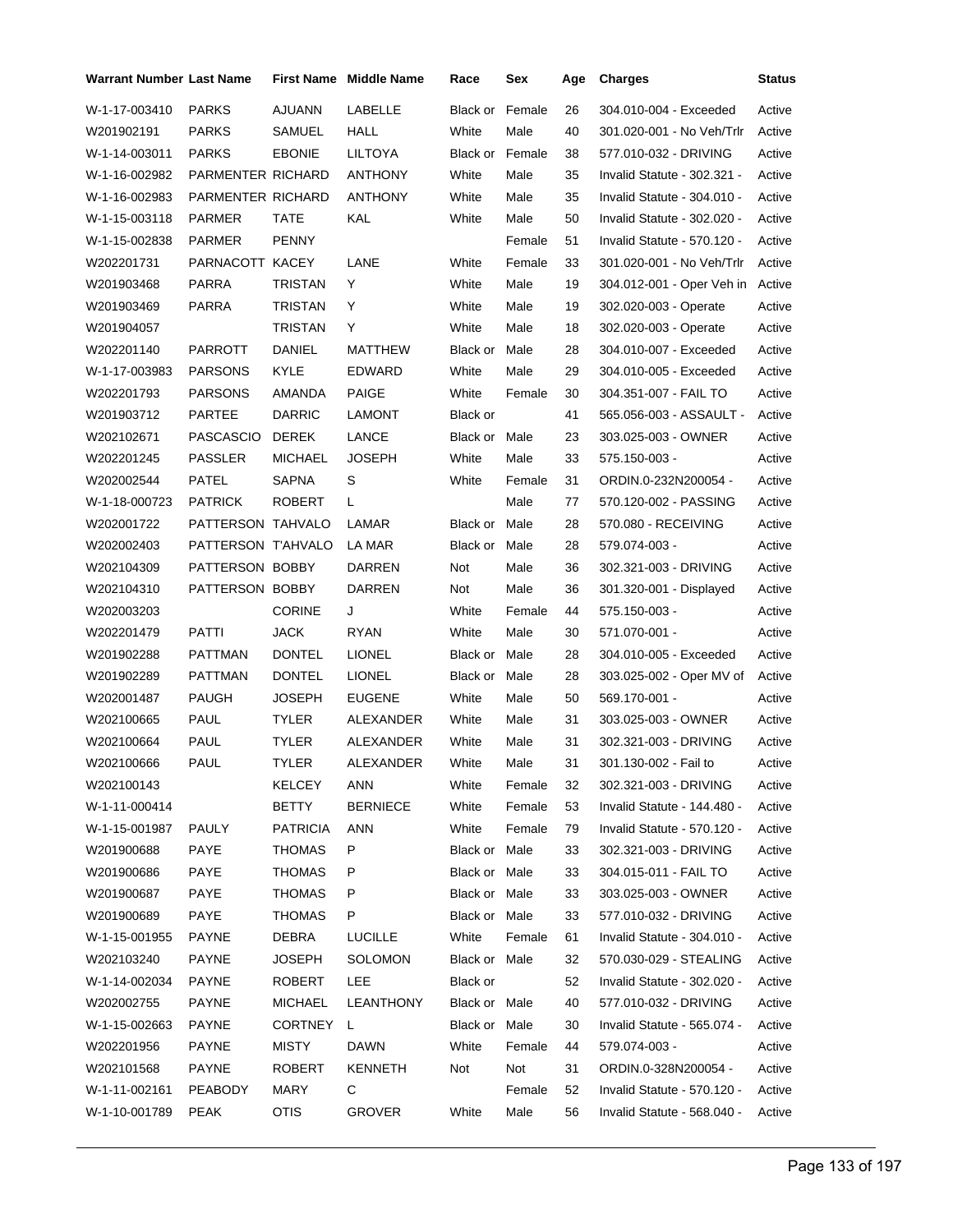| Warrant Number | Last Name | First Name | Middle Name | Race | Sex | Age | Charges | Status |
|---|---|---|---|---|---|---|---|---|
| W-1-17-003410 | PARKS | AJUANN | LABELLE | Black or | Female | 26 | 304.010-004 - Exceeded | Active |
| W201902191 | PARKS | SAMUEL | HALL | White | Male | 40 | 301.020-001 - No Veh/Trlr | Active |
| W-1-14-003011 | PARKS | EBONIE | LILTOYA | Black or | Female | 38 | 577.010-032 - DRIVING | Active |
| W-1-16-002982 | PARMENTER | RICHARD | ANTHONY | White | Male | 35 | Invalid Statute - 302.321 - | Active |
| W-1-16-002983 | PARMENTER | RICHARD | ANTHONY | White | Male | 35 | Invalid Statute - 304.010 - | Active |
| W-1-15-003118 | PARMER | TATE | KAL | White | Male | 50 | Invalid Statute - 302.020 - | Active |
| W-1-15-002838 | PARMER | PENNY | | | Female | 51 | Invalid Statute - 570.120 - | Active |
| W202201731 | PARNACOTT | KACEY | LANE | White | Female | 33 | 301.020-001 - No Veh/Trlr | Active |
| W201903468 | PARRA | TRISTAN | Y | White | Male | 19 | 304.012-001 - Oper Veh in | Active |
| W201903469 | PARRA | TRISTAN | Y | White | Male | 19 | 302.020-003 - Operate | Active |
| W201904057 | | TRISTAN | Y | White | Male | 18 | 302.020-003 - Operate | Active |
| W202201140 | PARROTT | DANIEL | MATTHEW | Black or | Male | 28 | 304.010-007 - Exceeded | Active |
| W-1-17-003983 | PARSONS | KYLE | EDWARD | White | Male | 29 | 304.010-005 - Exceeded | Active |
| W202201793 | PARSONS | AMANDA | PAIGE | White | Female | 30 | 304.351-007 - FAIL TO | Active |
| W201903712 | PARTEE | DARRIC | LAMONT | Black or | | 41 | 565.056-003 - ASSAULT - | Active |
| W202102671 | PASCASCIO | DEREK | LANCE | Black or | Male | 23 | 303.025-003 - OWNER | Active |
| W202201245 | PASSLER | MICHAEL | JOSEPH | White | Male | 33 | 575.150-003 - | Active |
| W202002544 | PATEL | SAPNA | S | White | Female | 31 | ORDIN.0-232N200054 - | Active |
| W-1-18-000723 | PATRICK | ROBERT | L | | Male | 77 | 570.120-002 - PASSING | Active |
| W202001722 | PATTERSON | TAHVALO | LAMAR | Black or | Male | 28 | 570.080 - RECEIVING | Active |
| W202002403 | PATTERSON | T'AHVALO | LA MAR | Black or | Male | 28 | 579.074-003 - | Active |
| W202104309 | PATTERSON | BOBBY | DARREN | Not | Male | 36 | 302.321-003 - DRIVING | Active |
| W202104310 | PATTERSON | BOBBY | DARREN | Not | Male | 36 | 301.320-001 - Displayed | Active |
| W202003203 | | CORINE | J | White | Female | 44 | 575.150-003 - | Active |
| W202201479 | PATTI | JACK | RYAN | White | Male | 30 | 571.070-001 - | Active |
| W201902288 | PATTMAN | DONTEL | LIONEL | Black or | Male | 28 | 304.010-005 - Exceeded | Active |
| W201902289 | PATTMAN | DONTEL | LIONEL | Black or | Male | 28 | 303.025-002 - Oper MV of | Active |
| W202001487 | PAUGH | JOSEPH | EUGENE | White | Male | 50 | 569.170-001 - | Active |
| W202100665 | PAUL | TYLER | ALEXANDER | White | Male | 31 | 303.025-003 - OWNER | Active |
| W202100664 | PAUL | TYLER | ALEXANDER | White | Male | 31 | 302.321-003 - DRIVING | Active |
| W202100666 | PAUL | TYLER | ALEXANDER | White | Male | 31 | 301.130-002 - Fail to | Active |
| W202100143 | | KELCEY | ANN | White | Female | 32 | 302.321-003 - DRIVING | Active |
| W-1-11-000414 | | BETTY | BERNIECE | White | Female | 53 | Invalid Statute - 144.480 - | Active |
| W-1-15-001987 | PAULY | PATRICIA | ANN | White | Female | 79 | Invalid Statute - 570.120 - | Active |
| W201900688 | PAYE | THOMAS | P | Black or | Male | 33 | 302.321-003 - DRIVING | Active |
| W201900686 | PAYE | THOMAS | P | Black or | Male | 33 | 304.015-011 - FAIL TO | Active |
| W201900687 | PAYE | THOMAS | P | Black or | Male | 33 | 303.025-003 - OWNER | Active |
| W201900689 | PAYE | THOMAS | P | Black or | Male | 33 | 577.010-032 - DRIVING | Active |
| W-1-15-001955 | PAYNE | DEBRA | LUCILLE | White | Female | 61 | Invalid Statute - 304.010 - | Active |
| W202103240 | PAYNE | JOSEPH | SOLOMON | Black or | Male | 32 | 570.030-029 - STEALING | Active |
| W-1-14-002034 | PAYNE | ROBERT | LEE | Black or | | 52 | Invalid Statute - 302.020 - | Active |
| W202002755 | PAYNE | MICHAEL | LEANTHONY | Black or | Male | 40 | 577.010-032 - DRIVING | Active |
| W-1-15-002663 | PAYNE | CORTNEY | L | Black or | Male | 30 | Invalid Statute - 565.074 - | Active |
| W202201956 | PAYNE | MISTY | DAWN | White | Female | 44 | 579.074-003 - | Active |
| W202101568 | PAYNE | ROBERT | KENNETH | Not | Not | 31 | ORDIN.0-328N200054 - | Active |
| W-1-11-002161 | PEABODY | MARY | C | | Female | 52 | Invalid Statute - 570.120 - | Active |
| W-1-10-001789 | PEAK | OTIS | GROVER | White | Male | 56 | Invalid Statute - 568.040 - | Active |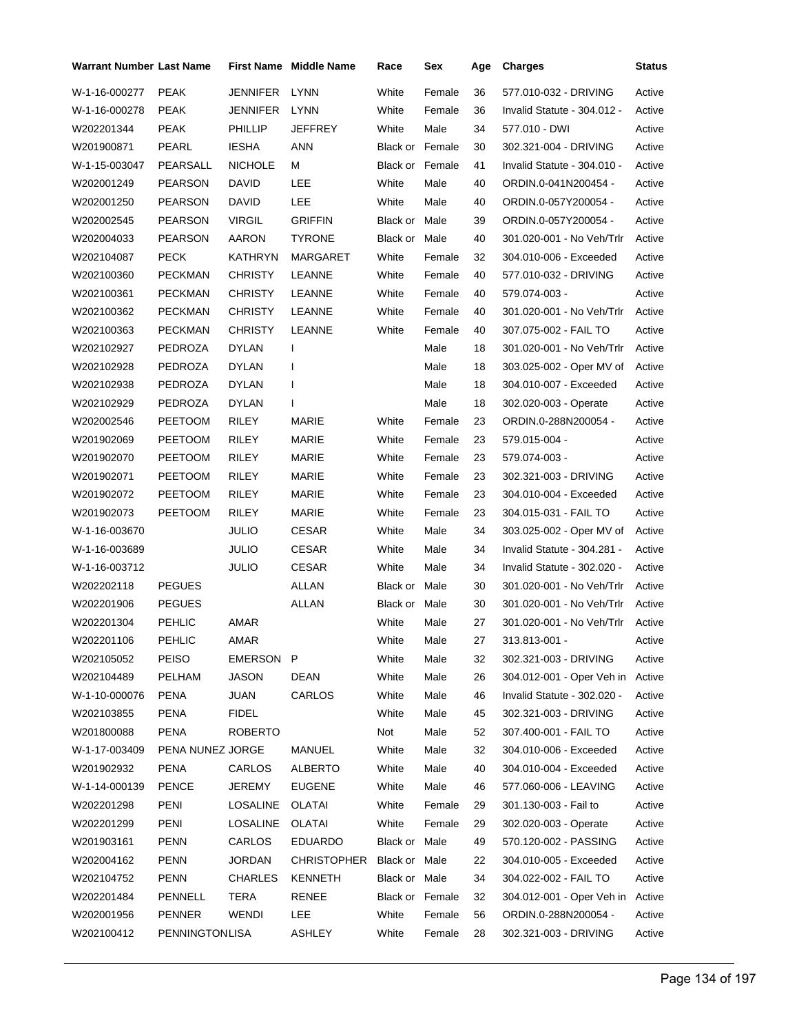| Warrant Number | Last Name | First Name | Middle Name | Race | Sex | Age | Charges | Status |
|---|---|---|---|---|---|---|---|---|
| W-1-16-000277 | PEAK | JENNIFER | LYNN | White | Female | 36 | 577.010-032 - DRIVING | Active |
| W-1-16-000278 | PEAK | JENNIFER | LYNN | White | Female | 36 | Invalid Statute - 304.012 - | Active |
| W202201344 | PEAK | PHILLIP | JEFFREY | White | Male | 34 | 577.010 - DWI | Active |
| W201900871 | PEARL | IESHA | ANN | Black or | Female | 30 | 302.321-004 - DRIVING | Active |
| W-1-15-003047 | PEARSALL | NICHOLE | M | Black or | Female | 41 | Invalid Statute - 304.010 - | Active |
| W202001249 | PEARSON | DAVID | LEE | White | Male | 40 | ORDIN.0-041N200454 - | Active |
| W202001250 | PEARSON | DAVID | LEE | White | Male | 40 | ORDIN.0-057Y200054 - | Active |
| W202002545 | PEARSON | VIRGIL | GRIFFIN | Black or | Male | 39 | ORDIN.0-057Y200054 - | Active |
| W202004033 | PEARSON | AARON | TYRONE | Black or | Male | 40 | 301.020-001 - No Veh/Trlr | Active |
| W202104087 | PECK | KATHRYN | MARGARET | White | Female | 32 | 304.010-006 - Exceeded | Active |
| W202100360 | PECKMAN | CHRISTY | LEANNE | White | Female | 40 | 577.010-032 - DRIVING | Active |
| W202100361 | PECKMAN | CHRISTY | LEANNE | White | Female | 40 | 579.074-003 - | Active |
| W202100362 | PECKMAN | CHRISTY | LEANNE | White | Female | 40 | 301.020-001 - No Veh/Trlr | Active |
| W202100363 | PECKMAN | CHRISTY | LEANNE | White | Female | 40 | 307.075-002 - FAIL TO | Active |
| W202102927 | PEDROZA | DYLAN | I | | Male | 18 | 301.020-001 - No Veh/Trlr | Active |
| W202102928 | PEDROZA | DYLAN | I | | Male | 18 | 303.025-002 - Oper MV of | Active |
| W202102938 | PEDROZA | DYLAN | I | | Male | 18 | 304.010-007 - Exceeded | Active |
| W202102929 | PEDROZA | DYLAN | I | | Male | 18 | 302.020-003 - Operate | Active |
| W202002546 | PEETOOM | RILEY | MARIE | White | Female | 23 | ORDIN.0-288N200054 - | Active |
| W201902069 | PEETOOM | RILEY | MARIE | White | Female | 23 | 579.015-004 - | Active |
| W201902070 | PEETOOM | RILEY | MARIE | White | Female | 23 | 579.074-003 - | Active |
| W201902071 | PEETOOM | RILEY | MARIE | White | Female | 23 | 302.321-003 - DRIVING | Active |
| W201902072 | PEETOOM | RILEY | MARIE | White | Female | 23 | 304.010-004 - Exceeded | Active |
| W201902073 | PEETOOM | RILEY | MARIE | White | Female | 23 | 304.015-031 - FAIL TO | Active |
| W-1-16-003670 | | JULIO | CESAR | White | Male | 34 | 303.025-002 - Oper MV of | Active |
| W-1-16-003689 | | JULIO | CESAR | White | Male | 34 | Invalid Statute - 304.281 - | Active |
| W-1-16-003712 | | JULIO | CESAR | White | Male | 34 | Invalid Statute - 302.020 - | Active |
| W202202118 | PEGUES | | ALLAN | Black or | Male | 30 | 301.020-001 - No Veh/Trlr | Active |
| W202201906 | PEGUES | | ALLAN | Black or | Male | 30 | 301.020-001 - No Veh/Trlr | Active |
| W202201304 | PEHLIC | AMAR | | White | Male | 27 | 301.020-001 - No Veh/Trlr | Active |
| W202201106 | PEHLIC | AMAR | | White | Male | 27 | 313.813-001 - | Active |
| W202105052 | PEISO | EMERSON | P | White | Male | 32 | 302.321-003 - DRIVING | Active |
| W202104489 | PELHAM | JASON | DEAN | White | Male | 26 | 304.012-001 - Oper Veh in | Active |
| W-1-10-000076 | PENA | JUAN | CARLOS | White | Male | 46 | Invalid Statute - 302.020 - | Active |
| W202103855 | PENA | FIDEL | | White | Male | 45 | 302.321-003 - DRIVING | Active |
| W201800088 | PENA | ROBERTO | | Not | Male | 52 | 307.400-001 - FAIL TO | Active |
| W-1-17-003409 | PENA NUNEZ | JORGE | MANUEL | White | Male | 32 | 304.010-006 - Exceeded | Active |
| W201902932 | PENA | CARLOS | ALBERTO | White | Male | 40 | 304.010-004 - Exceeded | Active |
| W-1-14-000139 | PENCE | JEREMY | EUGENE | White | Male | 46 | 577.060-006 - LEAVING | Active |
| W202201298 | PENI | LOSALINE | OLATAI | White | Female | 29 | 301.130-003 - Fail to | Active |
| W202201299 | PENI | LOSALINE | OLATAI | White | Female | 29 | 302.020-003 - Operate | Active |
| W201903161 | PENN | CARLOS | EDUARDO | Black or | Male | 49 | 570.120-002 - PASSING | Active |
| W202004162 | PENN | JORDAN | CHRISTOPHER | Black or | Male | 22 | 304.010-005 - Exceeded | Active |
| W202104752 | PENN | CHARLES | KENNETH | Black or | Male | 34 | 304.022-002 - FAIL TO | Active |
| W202201484 | PENNELL | TERA | RENEE | Black or | Female | 32 | 304.012-001 - Oper Veh in | Active |
| W202001956 | PENNER | WENDI | LEE | White | Female | 56 | ORDIN.0-288N200054 - | Active |
| W202100412 | PENNINGTON | LISA | ASHLEY | White | Female | 28 | 302.321-003 - DRIVING | Active |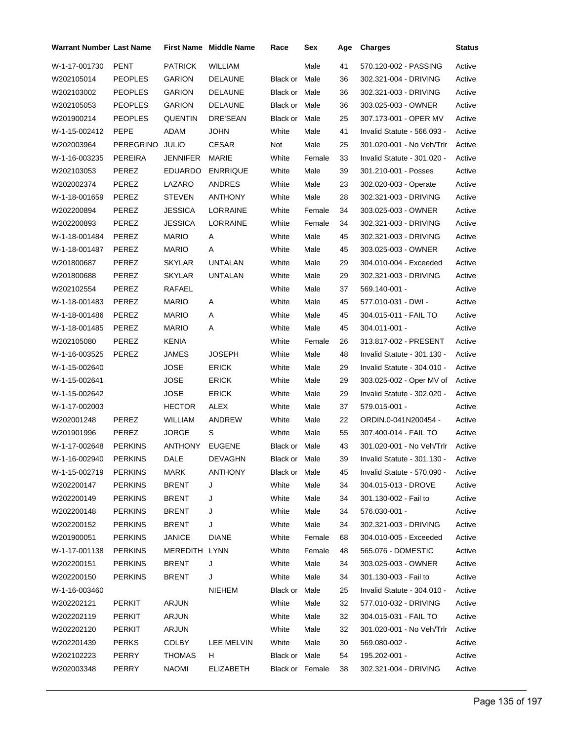| Warrant Number | Last Name | First Name | Middle Name | Race | Sex | Age | Charges | Status |
|---|---|---|---|---|---|---|---|---|
| W-1-17-001730 | PENT | PATRICK | WILLIAM | | Male | 41 | 570.120-002 - PASSING | Active |
| W202105014 | PEOPLES | GARION | DELAUNE | Black or | Male | 36 | 302.321-004 - DRIVING | Active |
| W202103002 | PEOPLES | GARION | DELAUNE | Black or | Male | 36 | 302.321-003 - DRIVING | Active |
| W202105053 | PEOPLES | GARION | DELAUNE | Black or | Male | 36 | 303.025-003 - OWNER | Active |
| W201900214 | PEOPLES | QUENTIN | DRE'SEAN | Black or | Male | 25 | 307.173-001 - OPER MV | Active |
| W-1-15-002412 | PEPE | ADAM | JOHN | White | Male | 41 | Invalid Statute - 566.093 - | Active |
| W202003964 | PEREGRINO | JULIO | CESAR | Not | Male | 25 | 301.020-001 - No Veh/Trlr | Active |
| W-1-16-003235 | PEREIRA | JENNIFER | MARIE | White | Female | 33 | Invalid Statute - 301.020 - | Active |
| W202103053 | PEREZ | EDUARDO | ENRRIQUE | White | Male | 39 | 301.210-001 - Posses | Active |
| W202002374 | PEREZ | LAZARO | ANDRES | White | Male | 23 | 302.020-003 - Operate | Active |
| W-1-18-001659 | PEREZ | STEVEN | ANTHONY | White | Male | 28 | 302.321-003 - DRIVING | Active |
| W202200894 | PEREZ | JESSICA | LORRAINE | White | Female | 34 | 303.025-003 - OWNER | Active |
| W202200893 | PEREZ | JESSICA | LORRAINE | White | Female | 34 | 302.321-003 - DRIVING | Active |
| W-1-18-001484 | PEREZ | MARIO | A | White | Male | 45 | 302.321-003 - DRIVING | Active |
| W-1-18-001487 | PEREZ | MARIO | A | White | Male | 45 | 303.025-003 - OWNER | Active |
| W201800687 | PEREZ | SKYLAR | UNTALAN | White | Male | 29 | 304.010-004 - Exceeded | Active |
| W201800688 | PEREZ | SKYLAR | UNTALAN | White | Male | 29 | 302.321-003 - DRIVING | Active |
| W202102554 | PEREZ | RAFAEL | | White | Male | 37 | 569.140-001 - | Active |
| W-1-18-001483 | PEREZ | MARIO | A | White | Male | 45 | 577.010-031 - DWI - | Active |
| W-1-18-001486 | PEREZ | MARIO | A | White | Male | 45 | 304.015-011 - FAIL TO | Active |
| W-1-18-001485 | PEREZ | MARIO | A | White | Male | 45 | 304.011-001 - | Active |
| W202105080 | PEREZ | KENIA | | White | Female | 26 | 313.817-002 - PRESENT | Active |
| W-1-16-003525 | PEREZ | JAMES | JOSEPH | White | Male | 48 | Invalid Statute - 301.130 - | Active |
| W-1-15-002640 | | JOSE | ERICK | White | Male | 29 | Invalid Statute - 304.010 - | Active |
| W-1-15-002641 | | JOSE | ERICK | White | Male | 29 | 303.025-002 - Oper MV of | Active |
| W-1-15-002642 | | JOSE | ERICK | White | Male | 29 | Invalid Statute - 302.020 - | Active |
| W-1-17-002003 | | HECTOR | ALEX | White | Male | 37 | 579.015-001 - | Active |
| W202001248 | PEREZ | WILLIAM | ANDREW | White | Male | 22 | ORDIN.0-041N200454 - | Active |
| W201901996 | PEREZ | JORGE | S | White | Male | 55 | 307.400-014 - FAIL TO | Active |
| W-1-17-002648 | PERKINS | ANTHONY | EUGENE | Black or | Male | 43 | 301.020-001 - No Veh/Trlr | Active |
| W-1-16-002940 | PERKINS | DALE | DEVAGHN | Black or | Male | 39 | Invalid Statute - 301.130 - | Active |
| W-1-15-002719 | PERKINS | MARK | ANTHONY | Black or | Male | 45 | Invalid Statute - 570.090 - | Active |
| W202200147 | PERKINS | BRENT | J | White | Male | 34 | 304.015-013 - DROVE | Active |
| W202200149 | PERKINS | BRENT | J | White | Male | 34 | 301.130-002 - Fail to | Active |
| W202200148 | PERKINS | BRENT | J | White | Male | 34 | 576.030-001 - | Active |
| W202200152 | PERKINS | BRENT | J | White | Male | 34 | 302.321-003 - DRIVING | Active |
| W201900051 | PERKINS | JANICE | DIANE | White | Female | 68 | 304.010-005 - Exceeded | Active |
| W-1-17-001138 | PERKINS | MEREDITH | LYNN | White | Female | 48 | 565.076 - DOMESTIC | Active |
| W202200151 | PERKINS | BRENT | J | White | Male | 34 | 303.025-003 - OWNER | Active |
| W202200150 | PERKINS | BRENT | J | White | Male | 34 | 301.130-003 - Fail to | Active |
| W-1-16-003460 | | | NIEHEM | Black or | Male | 25 | Invalid Statute - 304.010 - | Active |
| W202202121 | PERKIT | ARJUN | | White | Male | 32 | 577.010-032 - DRIVING | Active |
| W202202119 | PERKIT | ARJUN | | White | Male | 32 | 304.015-031 - FAIL TO | Active |
| W202202120 | PERKIT | ARJUN | | White | Male | 32 | 301.020-001 - No Veh/Trlr | Active |
| W202201439 | PERKS | COLBY | LEE MELVIN | White | Male | 30 | 569.080-002 - | Active |
| W202102223 | PERRY | THOMAS | H | Black or | Male | 54 | 195.202-001 - | Active |
| W202003348 | PERRY | NAOMI | ELIZABETH | Black or | Female | 38 | 302.321-004 - DRIVING | Active |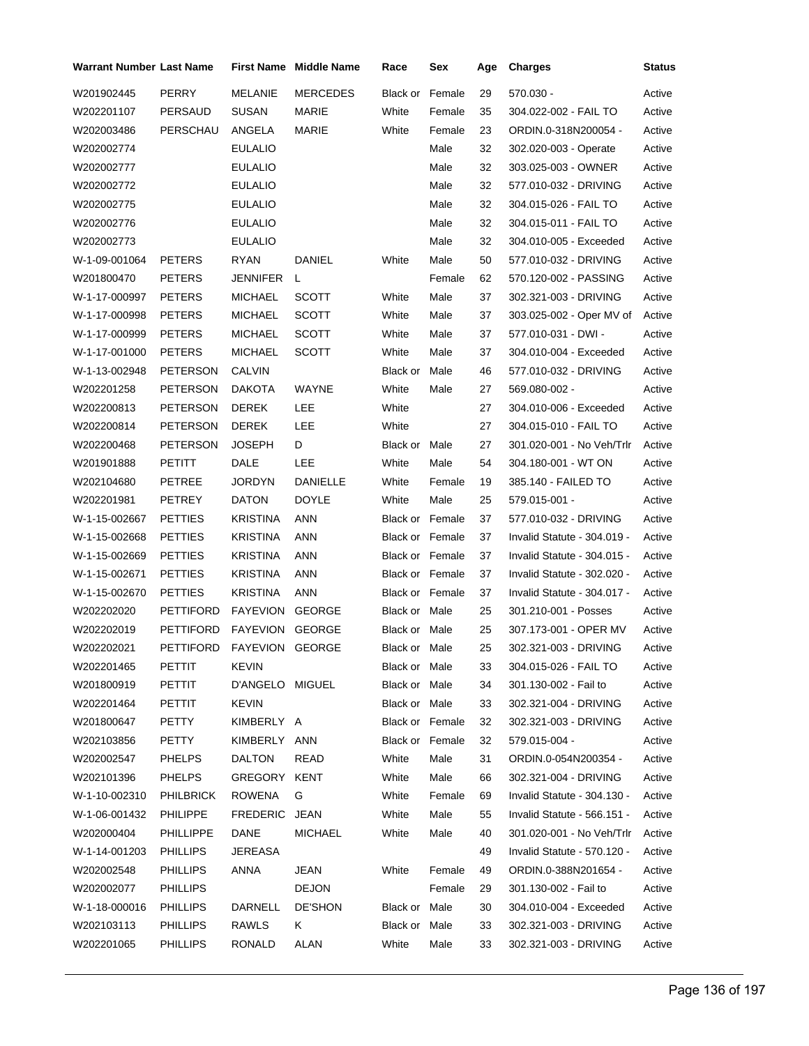| Warrant Number | Last Name | First Name | Middle Name | Race | Sex | Age | Charges | Status |
|---|---|---|---|---|---|---|---|---|
| W201902445 | PERRY | MELANIE | MERCEDES | Black or | Female | 29 | 570.030 - | Active |
| W202201107 | PERSAUD | SUSAN | MARIE | White | Female | 35 | 304.022-002 - FAIL TO | Active |
| W202003486 | PERSCHAU | ANGELA | MARIE | White | Female | 23 | ORDIN.0-318N200054 - | Active |
| W202002774 | | EULALIO | | | Male | 32 | 302.020-003 - Operate | Active |
| W202002777 | | EULALIO | | | Male | 32 | 303.025-003 - OWNER | Active |
| W202002772 | | EULALIO | | | Male | 32 | 577.010-032 - DRIVING | Active |
| W202002775 | | EULALIO | | | Male | 32 | 304.015-026 - FAIL TO | Active |
| W202002776 | | EULALIO | | | Male | 32 | 304.015-011 - FAIL TO | Active |
| W202002773 | | EULALIO | | | Male | 32 | 304.010-005 - Exceeded | Active |
| W-1-09-001064 | PETERS | RYAN | DANIEL | White | Male | 50 | 577.010-032 - DRIVING | Active |
| W201800470 | PETERS | JENNIFER | L | | Female | 62 | 570.120-002 - PASSING | Active |
| W-1-17-000997 | PETERS | MICHAEL | SCOTT | White | Male | 37 | 302.321-003 - DRIVING | Active |
| W-1-17-000998 | PETERS | MICHAEL | SCOTT | White | Male | 37 | 303.025-002 - Oper MV of | Active |
| W-1-17-000999 | PETERS | MICHAEL | SCOTT | White | Male | 37 | 577.010-031 - DWI - | Active |
| W-1-17-001000 | PETERS | MICHAEL | SCOTT | White | Male | 37 | 304.010-004 - Exceeded | Active |
| W-1-13-002948 | PETERSON | CALVIN | | Black or | Male | 46 | 577.010-032 - DRIVING | Active |
| W202201258 | PETERSON | DAKOTA | WAYNE | White | Male | 27 | 569.080-002 - | Active |
| W202200813 | PETERSON | DEREK | LEE | White | | 27 | 304.010-006 - Exceeded | Active |
| W202200814 | PETERSON | DEREK | LEE | White | | 27 | 304.015-010 - FAIL TO | Active |
| W202200468 | PETERSON | JOSEPH | D | Black or | Male | 27 | 301.020-001 - No Veh/Trlr | Active |
| W201901888 | PETITT | DALE | LEE | White | Male | 54 | 304.180-001 - WT ON | Active |
| W202104680 | PETREE | JORDYN | DANIELLE | White | Female | 19 | 385.140 - FAILED TO | Active |
| W202201981 | PETREY | DATON | DOYLE | White | Male | 25 | 579.015-001 - | Active |
| W-1-15-002667 | PETTIES | KRISTINA | ANN | Black or | Female | 37 | 577.010-032 - DRIVING | Active |
| W-1-15-002668 | PETTIES | KRISTINA | ANN | Black or | Female | 37 | Invalid Statute - 304.019 - | Active |
| W-1-15-002669 | PETTIES | KRISTINA | ANN | Black or | Female | 37 | Invalid Statute - 304.015 - | Active |
| W-1-15-002671 | PETTIES | KRISTINA | ANN | Black or | Female | 37 | Invalid Statute - 302.020 - | Active |
| W-1-15-002670 | PETTIES | KRISTINA | ANN | Black or | Female | 37 | Invalid Statute - 304.017 - | Active |
| W202202020 | PETTIFORD | FAYEVION | GEORGE | Black or | Male | 25 | 301.210-001 - Posses | Active |
| W202202019 | PETTIFORD | FAYEVION | GEORGE | Black or | Male | 25 | 307.173-001 - OPER MV | Active |
| W202202021 | PETTIFORD | FAYEVION | GEORGE | Black or | Male | 25 | 302.321-003 - DRIVING | Active |
| W202201465 | PETTIT | KEVIN | | Black or | Male | 33 | 304.015-026 - FAIL TO | Active |
| W201800919 | PETTIT | D'ANGELO | MIGUEL | Black or | Male | 34 | 301.130-002 - Fail to | Active |
| W202201464 | PETTIT | KEVIN | | Black or | Male | 33 | 302.321-004 - DRIVING | Active |
| W201800647 | PETTY | KIMBERLY | A | Black or | Female | 32 | 302.321-003 - DRIVING | Active |
| W202103856 | PETTY | KIMBERLY | ANN | Black or | Female | 32 | 579.015-004 - | Active |
| W202002547 | PHELPS | DALTON | READ | White | Male | 31 | ORDIN.0-054N200354 - | Active |
| W202101396 | PHELPS | GREGORY | KENT | White | Male | 66 | 302.321-004 - DRIVING | Active |
| W-1-10-002310 | PHILBRICK | ROWENA | G | White | Female | 69 | Invalid Statute - 304.130 - | Active |
| W-1-06-001432 | PHILIPPE | FREDERIC | JEAN | White | Male | 55 | Invalid Statute - 566.151 - | Active |
| W202000404 | PHILLIPPE | DANE | MICHAEL | White | Male | 40 | 301.020-001 - No Veh/Trlr | Active |
| W-1-14-001203 | PHILLIPS | JEREASA | | | | 49 | Invalid Statute - 570.120 - | Active |
| W202002548 | PHILLIPS | ANNA | JEAN | White | Female | 49 | ORDIN.0-388N201654 - | Active |
| W202002077 | PHILLIPS | | DEJON | | Female | 29 | 301.130-002 - Fail to | Active |
| W-1-18-000016 | PHILLIPS | DARNELL | DE'SHON | Black or | Male | 30 | 304.010-004 - Exceeded | Active |
| W202103113 | PHILLIPS | RAWLS | K | Black or | Male | 33 | 302.321-003 - DRIVING | Active |
| W202201065 | PHILLIPS | RONALD | ALAN | White | Male | 33 | 302.321-003 - DRIVING | Active |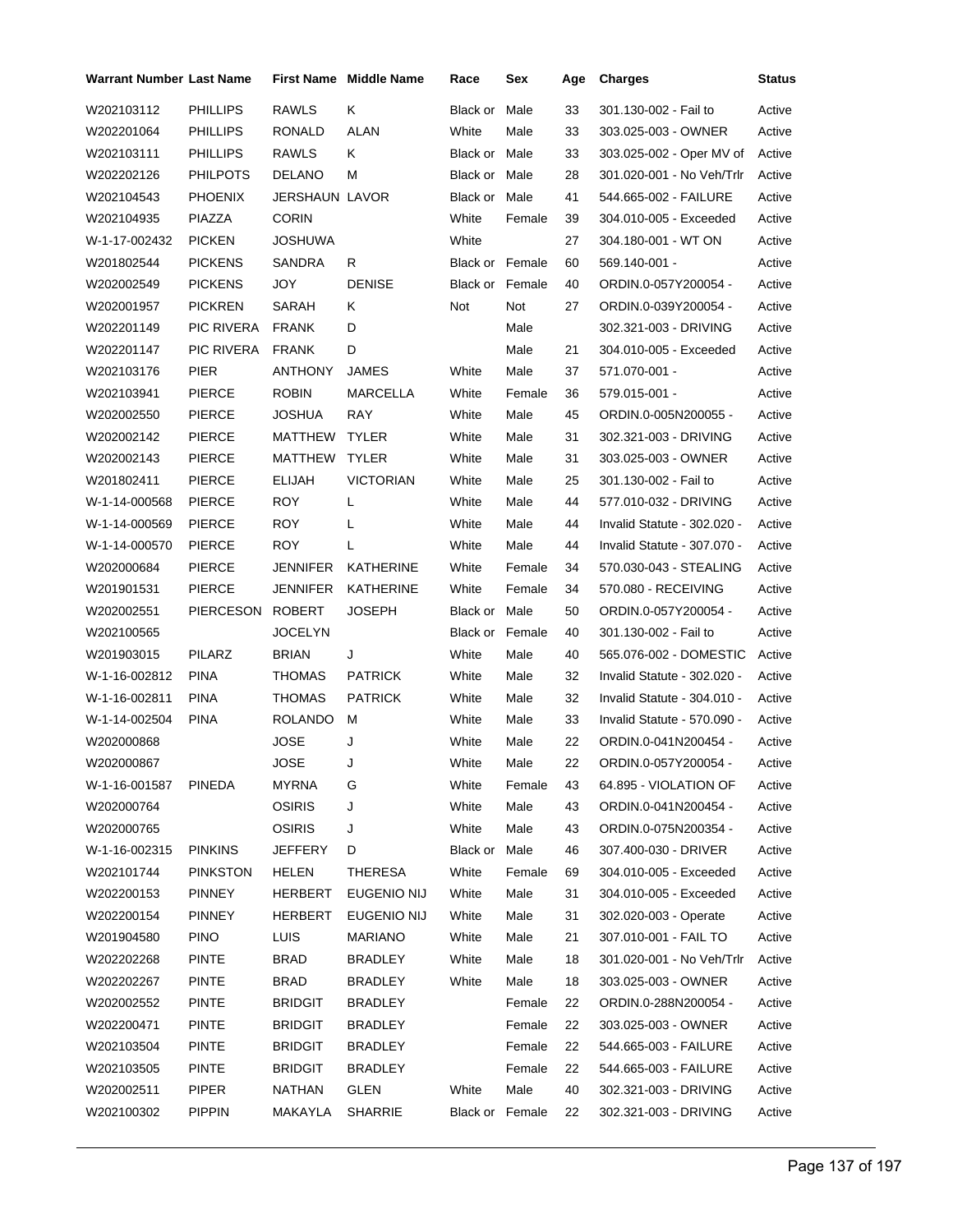| Warrant Number | Last Name | First Name | Middle Name | Race | Sex | Age | Charges | Status |
|---|---|---|---|---|---|---|---|---|
| W202103112 | PHILLIPS | RAWLS | K | Black or | Male | 33 | 301.130-002 - Fail to | Active |
| W202201064 | PHILLIPS | RONALD | ALAN | White | Male | 33 | 303.025-003 - OWNER | Active |
| W202103111 | PHILLIPS | RAWLS | K | Black or | Male | 33 | 303.025-002 - Oper MV of | Active |
| W202202126 | PHILPOTS | DELANO | M | Black or | Male | 28 | 301.020-001 - No Veh/Trlr | Active |
| W202104543 | PHOENIX | JERSHAUN | LAVOR | Black or | Male | 41 | 544.665-002 - FAILURE | Active |
| W202104935 | PIAZZA | CORIN | | White | Female | 39 | 304.010-005 - Exceeded | Active |
| W-1-17-002432 | PICKEN | JOSHUWA | | White | | 27 | 304.180-001 - WT ON | Active |
| W201802544 | PICKENS | SANDRA | R | Black or | Female | 60 | 569.140-001 - | Active |
| W202002549 | PICKENS | JOY | DENISE | Black or | Female | 40 | ORDIN.0-057Y200054 - | Active |
| W202001957 | PICKREN | SARAH | K | Not | Not | 27 | ORDIN.0-039Y200054 - | Active |
| W202201149 | PIC RIVERA | FRANK | D | | Male | | 302.321-003 - DRIVING | Active |
| W202201147 | PIC RIVERA | FRANK | D | | Male | 21 | 304.010-005 - Exceeded | Active |
| W202103176 | PIER | ANTHONY | JAMES | White | Male | 37 | 571.070-001 - | Active |
| W202103941 | PIERCE | ROBIN | MARCELLA | White | Female | 36 | 579.015-001 - | Active |
| W202002550 | PIERCE | JOSHUA | RAY | White | Male | 45 | ORDIN.0-005N200055 - | Active |
| W202002142 | PIERCE | MATTHEW | TYLER | White | Male | 31 | 302.321-003 - DRIVING | Active |
| W202002143 | PIERCE | MATTHEW | TYLER | White | Male | 31 | 303.025-003 - OWNER | Active |
| W201802411 | PIERCE | ELIJAH | VICTORIAN | White | Male | 25 | 301.130-002 - Fail to | Active |
| W-1-14-000568 | PIERCE | ROY | L | White | Male | 44 | 577.010-032 - DRIVING | Active |
| W-1-14-000569 | PIERCE | ROY | L | White | Male | 44 | Invalid Statute - 302.020 - | Active |
| W-1-14-000570 | PIERCE | ROY | L | White | Male | 44 | Invalid Statute - 307.070 - | Active |
| W202000684 | PIERCE | JENNIFER | KATHERINE | White | Female | 34 | 570.030-043 - STEALING | Active |
| W201901531 | PIERCE | JENNIFER | KATHERINE | White | Female | 34 | 570.080 - RECEIVING | Active |
| W202002551 | PIERCESON | ROBERT | JOSEPH | Black or | Male | 50 | ORDIN.0-057Y200054 - | Active |
| W202100565 | | JOCELYN | | Black or | Female | 40 | 301.130-002 - Fail to | Active |
| W201903015 | PILARZ | BRIAN | J | White | Male | 40 | 565.076-002 - DOMESTIC | Active |
| W-1-16-002812 | PINA | THOMAS | PATRICK | White | Male | 32 | Invalid Statute - 302.020 - | Active |
| W-1-16-002811 | PINA | THOMAS | PATRICK | White | Male | 32 | Invalid Statute - 304.010 - | Active |
| W-1-14-002504 | PINA | ROLANDO | M | White | Male | 33 | Invalid Statute - 570.090 - | Active |
| W202000868 | | JOSE | J | White | Male | 22 | ORDIN.0-041N200454 - | Active |
| W202000867 | | JOSE | J | White | Male | 22 | ORDIN.0-057Y200054 - | Active |
| W-1-16-001587 | PINEDA | MYRNA | G | White | Female | 43 | 64.895 - VIOLATION OF | Active |
| W202000764 | | OSIRIS | J | White | Male | 43 | ORDIN.0-041N200454 - | Active |
| W202000765 | | OSIRIS | J | White | Male | 43 | ORDIN.0-075N200354 - | Active |
| W-1-16-002315 | PINKINS | JEFFERY | D | Black or | Male | 46 | 307.400-030 - DRIVER | Active |
| W202101744 | PINKSTON | HELEN | THERESA | White | Female | 69 | 304.010-005 - Exceeded | Active |
| W202200153 | PINNEY | HERBERT | EUGENIO NIJ | White | Male | 31 | 304.010-005 - Exceeded | Active |
| W202200154 | PINNEY | HERBERT | EUGENIO NIJ | White | Male | 31 | 302.020-003 - Operate | Active |
| W201904580 | PINO | LUIS | MARIANO | White | Male | 21 | 307.010-001 - FAIL TO | Active |
| W202202268 | PINTE | BRAD | BRADLEY | White | Male | 18 | 301.020-001 - No Veh/Trlr | Active |
| W202202267 | PINTE | BRAD | BRADLEY | White | Male | 18 | 303.025-003 - OWNER | Active |
| W202002552 | PINTE | BRIDGIT | BRADLEY | | Female | 22 | ORDIN.0-288N200054 - | Active |
| W202200471 | PINTE | BRIDGIT | BRADLEY | | Female | 22 | 303.025-003 - OWNER | Active |
| W202103504 | PINTE | BRIDGIT | BRADLEY | | Female | 22 | 544.665-003 - FAILURE | Active |
| W202103505 | PINTE | BRIDGIT | BRADLEY | | Female | 22 | 544.665-003 - FAILURE | Active |
| W202002511 | PIPER | NATHAN | GLEN | White | Male | 40 | 302.321-003 - DRIVING | Active |
| W202100302 | PIPPIN | MAKAYLA | SHARRIE | Black or | Female | 22 | 302.321-003 - DRIVING | Active |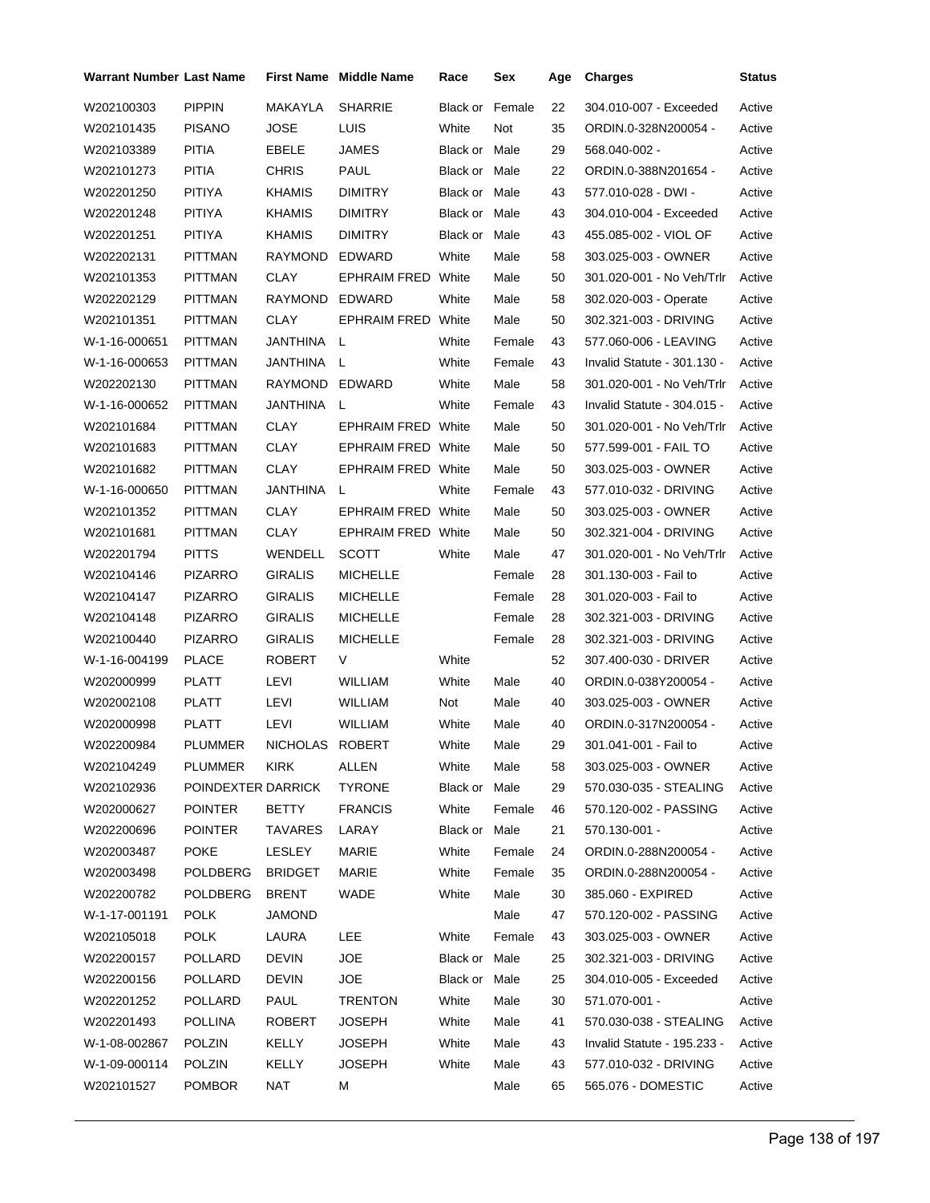| Warrant Number | Last Name | First Name | Middle Name | Race | Sex | Age | Charges | Status |
|---|---|---|---|---|---|---|---|---|
| W202100303 | PIPPIN | MAKAYLA | SHARRIE | Black or | Female | 22 | 304.010-007 - Exceeded | Active |
| W202101435 | PISANO | JOSE | LUIS | White | Not | 35 | ORDIN.0-328N200054 - | Active |
| W202103389 | PITIA | EBELE | JAMES | Black or | Male | 29 | 568.040-002 - | Active |
| W202101273 | PITIA | CHRIS | PAUL | Black or | Male | 22 | ORDIN.0-388N201654 - | Active |
| W202201250 | PITIYA | KHAMIS | DIMITRY | Black or | Male | 43 | 577.010-028 - DWI - | Active |
| W202201248 | PITIYA | KHAMIS | DIMITRY | Black or | Male | 43 | 304.010-004 - Exceeded | Active |
| W202201251 | PITIYA | KHAMIS | DIMITRY | Black or | Male | 43 | 455.085-002 - VIOL OF | Active |
| W202202131 | PITTMAN | RAYMOND | EDWARD | White | Male | 58 | 303.025-003 - OWNER | Active |
| W202101353 | PITTMAN | CLAY | EPHRAIM FRED | White | Male | 50 | 301.020-001 - No Veh/Trlr | Active |
| W202202129 | PITTMAN | RAYMOND | EDWARD | White | Male | 58 | 302.020-003 - Operate | Active |
| W202101351 | PITTMAN | CLAY | EPHRAIM FRED | White | Male | 50 | 302.321-003 - DRIVING | Active |
| W-1-16-000651 | PITTMAN | JANTHINA | L | White | Female | 43 | 577.060-006 - LEAVING | Active |
| W-1-16-000653 | PITTMAN | JANTHINA | L | White | Female | 43 | Invalid Statute - 301.130 - | Active |
| W202202130 | PITTMAN | RAYMOND | EDWARD | White | Male | 58 | 301.020-001 - No Veh/Trlr | Active |
| W-1-16-000652 | PITTMAN | JANTHINA | L | White | Female | 43 | Invalid Statute - 304.015 - | Active |
| W202101684 | PITTMAN | CLAY | EPHRAIM FRED | White | Male | 50 | 301.020-001 - No Veh/Trlr | Active |
| W202101683 | PITTMAN | CLAY | EPHRAIM FRED | White | Male | 50 | 577.599-001 - FAIL TO | Active |
| W202101682 | PITTMAN | CLAY | EPHRAIM FRED | White | Male | 50 | 303.025-003 - OWNER | Active |
| W-1-16-000650 | PITTMAN | JANTHINA | L | White | Female | 43 | 577.010-032 - DRIVING | Active |
| W202101352 | PITTMAN | CLAY | EPHRAIM FRED | White | Male | 50 | 303.025-003 - OWNER | Active |
| W202101681 | PITTMAN | CLAY | EPHRAIM FRED | White | Male | 50 | 302.321-004 - DRIVING | Active |
| W202201794 | PITTS | WENDELL | SCOTT | White | Male | 47 | 301.020-001 - No Veh/Trlr | Active |
| W202104146 | PIZARRO | GIRALIS | MICHELLE | | Female | 28 | 301.130-003 - Fail to | Active |
| W202104147 | PIZARRO | GIRALIS | MICHELLE | | Female | 28 | 301.020-003 - Fail to | Active |
| W202104148 | PIZARRO | GIRALIS | MICHELLE | | Female | 28 | 302.321-003 - DRIVING | Active |
| W202100440 | PIZARRO | GIRALIS | MICHELLE | | Female | 28 | 302.321-003 - DRIVING | Active |
| W-1-16-004199 | PLACE | ROBERT | V | White | | 52 | 307.400-030 - DRIVER | Active |
| W202000999 | PLATT | LEVI | WILLIAM | White | Male | 40 | ORDIN.0-038Y200054 - | Active |
| W202002108 | PLATT | LEVI | WILLIAM | Not | Male | 40 | 303.025-003 - OWNER | Active |
| W202000998 | PLATT | LEVI | WILLIAM | White | Male | 40 | ORDIN.0-317N200054 - | Active |
| W202200984 | PLUMMER | NICHOLAS | ROBERT | White | Male | 29 | 301.041-001 - Fail to | Active |
| W202104249 | PLUMMER | KIRK | ALLEN | White | Male | 58 | 303.025-003 - OWNER | Active |
| W202102936 | POINDEXTER | DARRICK | TYRONE | Black or | Male | 29 | 570.030-035 - STEALING | Active |
| W202000627 | POINTER | BETTY | FRANCIS | White | Female | 46 | 570.120-002 - PASSING | Active |
| W202200696 | POINTER | TAVARES | LARAY | Black or | Male | 21 | 570.130-001 - | Active |
| W202003487 | POKE | LESLEY | MARIE | White | Female | 24 | ORDIN.0-288N200054 - | Active |
| W202003498 | POLDBERG | BRIDGET | MARIE | White | Female | 35 | ORDIN.0-288N200054 - | Active |
| W202200782 | POLDBERG | BRENT | WADE | White | Male | 30 | 385.060 - EXPIRED | Active |
| W-1-17-001191 | POLK | JAMOND | | | Male | 47 | 570.120-002 - PASSING | Active |
| W202105018 | POLK | LAURA | LEE | White | Female | 43 | 303.025-003 - OWNER | Active |
| W202200157 | POLLARD | DEVIN | JOE | Black or | Male | 25 | 302.321-003 - DRIVING | Active |
| W202200156 | POLLARD | DEVIN | JOE | Black or | Male | 25 | 304.010-005 - Exceeded | Active |
| W202201252 | POLLARD | PAUL | TRENTON | White | Male | 30 | 571.070-001 - | Active |
| W202201493 | POLLINA | ROBERT | JOSEPH | White | Male | 41 | 570.030-038 - STEALING | Active |
| W-1-08-002867 | POLZIN | KELLY | JOSEPH | White | Male | 43 | Invalid Statute - 195.233 - | Active |
| W-1-09-000114 | POLZIN | KELLY | JOSEPH | White | Male | 43 | 577.010-032 - DRIVING | Active |
| W202101527 | POMBOR | NAT | M | | Male | 65 | 565.076 - DOMESTIC | Active |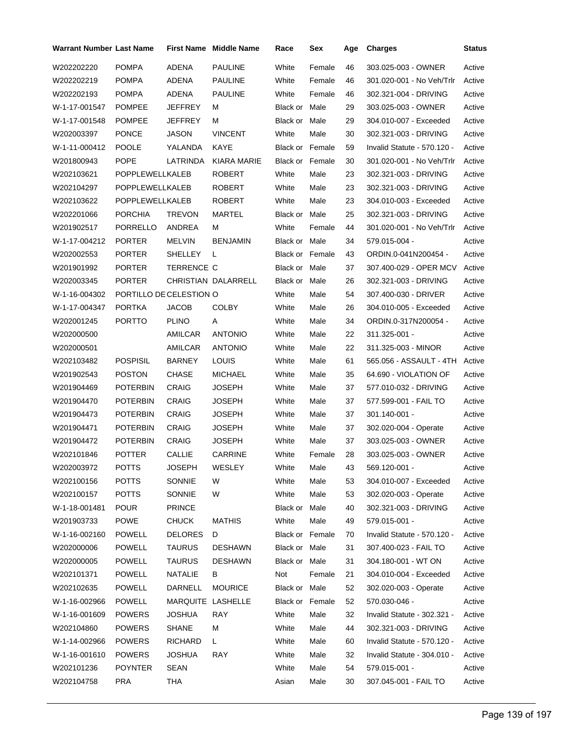| Warrant Number | Last Name | First Name | Middle Name | Race | Sex | Age | Charges | Status |
|---|---|---|---|---|---|---|---|---|
| W202202220 | POMPA | ADENA | PAULINE | White | Female | 46 | 303.025-003 - OWNER | Active |
| W202202219 | POMPA | ADENA | PAULINE | White | Female | 46 | 301.020-001 - No Veh/Trlr | Active |
| W202202193 | POMPA | ADENA | PAULINE | White | Female | 46 | 302.321-004 - DRIVING | Active |
| W-1-17-001547 | POMPEE | JEFFREY | M | Black or | Male | 29 | 303.025-003 - OWNER | Active |
| W-1-17-001548 | POMPEE | JEFFREY | M | Black or | Male | 29 | 304.010-007 - Exceeded | Active |
| W202003397 | PONCE | JASON | VINCENT | White | Male | 30 | 302.321-003 - DRIVING | Active |
| W-1-11-000412 | POOLE | YALANDA | KAYE | Black or | Female | 59 | Invalid Statute - 570.120 - | Active |
| W201800943 | POPE | LATRINDA | KIARA MARIE | Black or | Female | 30 | 301.020-001 - No Veh/Trlr | Active |
| W202103621 | POPPLEWELL | KALEB | ROBERT | White | Male | 23 | 302.321-003 - DRIVING | Active |
| W202104297 | POPPLEWELL | KALEB | ROBERT | White | Male | 23 | 302.321-003 - DRIVING | Active |
| W202103622 | POPPLEWELL | KALEB | ROBERT | White | Male | 23 | 304.010-003 - Exceeded | Active |
| W202201066 | PORCHIA | TREVON | MARTEL | Black or | Male | 25 | 302.321-003 - DRIVING | Active |
| W201902517 | PORRELLO | ANDREA | M | White | Female | 44 | 301.020-001 - No Veh/Trlr | Active |
| W-1-17-004212 | PORTER | MELVIN | BENJAMIN | Black or | Male | 34 | 579.015-004 - | Active |
| W202002553 | PORTER | SHELLEY | L | Black or | Female | 43 | ORDIN.0-041N200454 - | Active |
| W201901992 | PORTER | TERRENCE | C | Black or | Male | 37 | 307.400-029 - OPER MCV | Active |
| W202003345 | PORTER | CHRISTIAN | DALARRELL | Black or | Male | 26 | 302.321-003 - DRIVING | Active |
| W-1-16-004302 | PORTILLO DE | CELESTION | O | White | Male | 54 | 307.400-030 - DRIVER | Active |
| W-1-17-004347 | PORTKA | JACOB | COLBY | White | Male | 26 | 304.010-005 - Exceeded | Active |
| W202001245 | PORTTO | PLINO | A | White | Male | 34 | ORDIN.0-317N200054 - | Active |
| W202000500 | | AMILCAR | ANTONIO | White | Male | 22 | 311.325-001 - | Active |
| W202000501 | | AMILCAR | ANTONIO | White | Male | 22 | 311.325-003 - MINOR | Active |
| W202103482 | POSPISIL | BARNEY | LOUIS | White | Male | 61 | 565.056 - ASSAULT - 4TH | Active |
| W201902543 | POSTON | CHASE | MICHAEL | White | Male | 35 | 64.690 - VIOLATION OF | Active |
| W201904469 | POTERBIN | CRAIG | JOSEPH | White | Male | 37 | 577.010-032 - DRIVING | Active |
| W201904470 | POTERBIN | CRAIG | JOSEPH | White | Male | 37 | 577.599-001 - FAIL TO | Active |
| W201904473 | POTERBIN | CRAIG | JOSEPH | White | Male | 37 | 301.140-001 - | Active |
| W201904471 | POTERBIN | CRAIG | JOSEPH | White | Male | 37 | 302.020-004 - Operate | Active |
| W201904472 | POTERBIN | CRAIG | JOSEPH | White | Male | 37 | 303.025-003 - OWNER | Active |
| W202101846 | POTTER | CALLIE | CARRINE | White | Female | 28 | 303.025-003 - OWNER | Active |
| W202003972 | POTTS | JOSEPH | WESLEY | White | Male | 43 | 569.120-001 - | Active |
| W202100156 | POTTS | SONNIE | W | White | Male | 53 | 304.010-007 - Exceeded | Active |
| W202100157 | POTTS | SONNIE | W | White | Male | 53 | 302.020-003 - Operate | Active |
| W-1-18-001481 | POUR | PRINCE | | Black or | Male | 40 | 302.321-003 - DRIVING | Active |
| W201903733 | POWE | CHUCK | MATHIS | White | Male | 49 | 579.015-001 - | Active |
| W-1-16-002160 | POWELL | DELORES | D | Black or | Female | 70 | Invalid Statute - 570.120 - | Active |
| W202000006 | POWELL | TAURUS | DESHAWN | Black or | Male | 31 | 307.400-023 - FAIL TO | Active |
| W202000005 | POWELL | TAURUS | DESHAWN | Black or | Male | 31 | 304.180-001 - WT ON | Active |
| W202101371 | POWELL | NATALIE | B | Not | Female | 21 | 304.010-004 - Exceeded | Active |
| W202102635 | POWELL | DARNELL | MOURICE | Black or | Male | 52 | 302.020-003 - Operate | Active |
| W-1-16-002966 | POWELL | MARQUITE | LASHELLE | Black or | Female | 52 | 570.030-046 - | Active |
| W-1-16-001609 | POWERS | JOSHUA | RAY | White | Male | 32 | Invalid Statute - 302.321 - | Active |
| W202104860 | POWERS | SHANE | M | White | Male | 44 | 302.321-003 - DRIVING | Active |
| W-1-14-002966 | POWERS | RICHARD | L | White | Male | 60 | Invalid Statute - 570.120 - | Active |
| W-1-16-001610 | POWERS | JOSHUA | RAY | White | Male | 32 | Invalid Statute - 304.010 - | Active |
| W202101236 | POYNTER | SEAN | | White | Male | 54 | 579.015-001 - | Active |
| W202104758 | PRA | THA | | Asian | Male | 30 | 307.045-001 - FAIL TO | Active |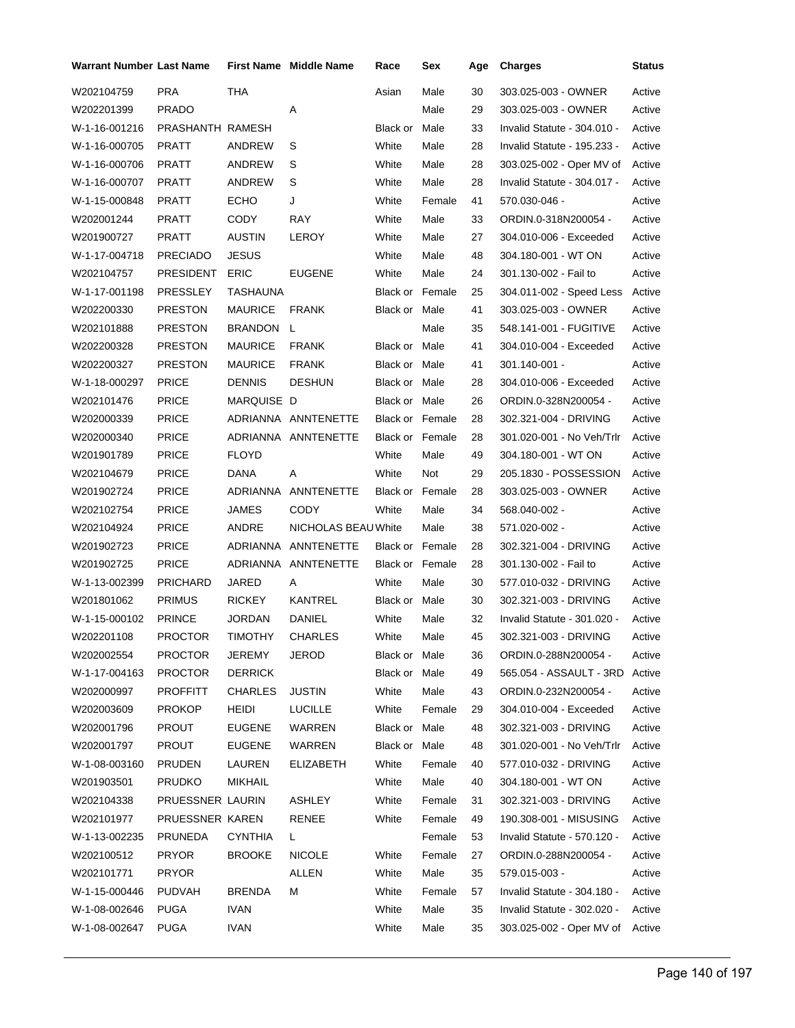| Warrant Number | Last Name | First Name | Middle Name | Race | Sex | Age | Charges | Status |
|---|---|---|---|---|---|---|---|---|
| W202104759 | PRA | THA | | Asian | Male | 30 | 303.025-003 - OWNER | Active |
| W202201399 | PRADO | | A | | Male | 29 | 303.025-003 - OWNER | Active |
| W-1-16-001216 | PRASHANTH | RAMESH | | Black or | Male | 33 | Invalid Statute - 304.010 - | Active |
| W-1-16-000705 | PRATT | ANDREW | S | White | Male | 28 | Invalid Statute - 195.233 - | Active |
| W-1-16-000706 | PRATT | ANDREW | S | White | Male | 28 | 303.025-002 - Oper MV of | Active |
| W-1-16-000707 | PRATT | ANDREW | S | White | Male | 28 | Invalid Statute - 304.017 - | Active |
| W-1-15-000848 | PRATT | ECHO | J | White | Female | 41 | 570.030-046 - | Active |
| W202001244 | PRATT | CODY | RAY | White | Male | 33 | ORDIN.0-318N200054 - | Active |
| W201900727 | PRATT | AUSTIN | LEROY | White | Male | 27 | 304.010-006 - Exceeded | Active |
| W-1-17-004718 | PRECIADO | JESUS | | White | Male | 48 | 304.180-001 - WT ON | Active |
| W202104757 | PRESIDENT | ERIC | EUGENE | White | Male | 24 | 301.130-002 - Fail to | Active |
| W-1-17-001198 | PRESSLEY | TASHAUNA | | Black or | Female | 25 | 304.011-002 - Speed Less | Active |
| W202200330 | PRESTON | MAURICE | FRANK | Black or | Male | 41 | 303.025-003 - OWNER | Active |
| W202101888 | PRESTON | BRANDON | L | | Male | 35 | 548.141-001 - FUGITIVE | Active |
| W202200328 | PRESTON | MAURICE | FRANK | Black or | Male | 41 | 304.010-004 - Exceeded | Active |
| W202200327 | PRESTON | MAURICE | FRANK | Black or | Male | 41 | 301.140-001 - | Active |
| W-1-18-000297 | PRICE | DENNIS | DESHUN | Black or | Male | 28 | 304.010-006 - Exceeded | Active |
| W202101476 | PRICE | MARQUISE | D | Black or | Male | 26 | ORDIN.0-328N200054 - | Active |
| W202000339 | PRICE | ADRIANNA | ANNTENETTE | Black or | Female | 28 | 302.321-004 - DRIVING | Active |
| W202000340 | PRICE | ADRIANNA | ANNTENETTE | Black or | Female | 28 | 301.020-001 - No Veh/Trlr | Active |
| W201901789 | PRICE | FLOYD | | White | Male | 49 | 304.180-001 - WT ON | Active |
| W202104679 | PRICE | DANA | A | White | Not | 29 | 205.1830 - POSSESSION | Active |
| W201902724 | PRICE | ADRIANNA | ANNTENETTE | Black or | Female | 28 | 303.025-003 - OWNER | Active |
| W202102754 | PRICE | JAMES | CODY | White | Male | 34 | 568.040-002 - | Active |
| W202104924 | PRICE | ANDRE | NICHOLAS BEAU | White | Male | 38 | 571.020-002 - | Active |
| W201902723 | PRICE | ADRIANNA | ANNTENETTE | Black or | Female | 28 | 302.321-004 - DRIVING | Active |
| W201902725 | PRICE | ADRIANNA | ANNTENETTE | Black or | Female | 28 | 301.130-002 - Fail to | Active |
| W-1-13-002399 | PRICHARD | JARED | A | White | Male | 30 | 577.010-032 - DRIVING | Active |
| W201801062 | PRIMUS | RICKEY | KANTREL | Black or | Male | 30 | 302.321-004 - DRIVING | Active |
| W-1-15-000102 | PRINCE | JORDAN | DANIEL | White | Male | 32 | Invalid Statute - 301.020 - | Active |
| W202201108 | PROCTOR | TIMOTHY | CHARLES | White | Male | 45 | 302.321-003 - DRIVING | Active |
| W202002554 | PROCTOR | JEREMY | JEROD | Black or | Male | 36 | ORDIN.0-288N200054 - | Active |
| W-1-17-004163 | PROCTOR | DERRICK | | Black or | Male | 49 | 565.054 - ASSAULT - 3RD | Active |
| W202000997 | PROFFITT | CHARLES | JUSTIN | White | Male | 43 | ORDIN.0-232N200054 - | Active |
| W202003609 | PROKOP | HEIDI | LUCILLE | White | Female | 29 | 304.010-004 - Exceeded | Active |
| W202001796 | PROUT | EUGENE | WARREN | Black or | Male | 48 | 302.321-003 - DRIVING | Active |
| W202001797 | PROUT | EUGENE | WARREN | Black or | Male | 48 | 301.020-001 - No Veh/Trlr | Active |
| W-1-08-003160 | PRUDEN | LAUREN | ELIZABETH | White | Female | 40 | 577.010-032 - DRIVING | Active |
| W201903501 | PRUDKO | MIKHAIL | | White | Male | 40 | 304.180-001 - WT ON | Active |
| W202104338 | PRUESSNER | LAURIN | ASHLEY | White | Female | 31 | 302.321-003 - DRIVING | Active |
| W202101977 | PRUESSNER | KAREN | RENEE | White | Female | 49 | 190.308-001 - MISUSING | Active |
| W-1-13-002235 | PRUNEDA | CYNTHIA | L | | Female | 53 | Invalid Statute - 570.120 - | Active |
| W202100512 | PRYOR | BROOKE | NICOLE | White | Female | 27 | ORDIN.0-288N200054 - | Active |
| W202101771 | PRYOR | | ALLEN | White | Male | 35 | 579.015-003 - | Active |
| W-1-15-000446 | PUDVAH | BRENDA | M | White | Female | 57 | Invalid Statute - 304.180 - | Active |
| W-1-08-002646 | PUGA | IVAN | | White | Male | 35 | Invalid Statute - 302.020 - | Active |
| W-1-08-002647 | PUGA | IVAN | | White | Male | 35 | 303.025-002 - Oper MV of | Active |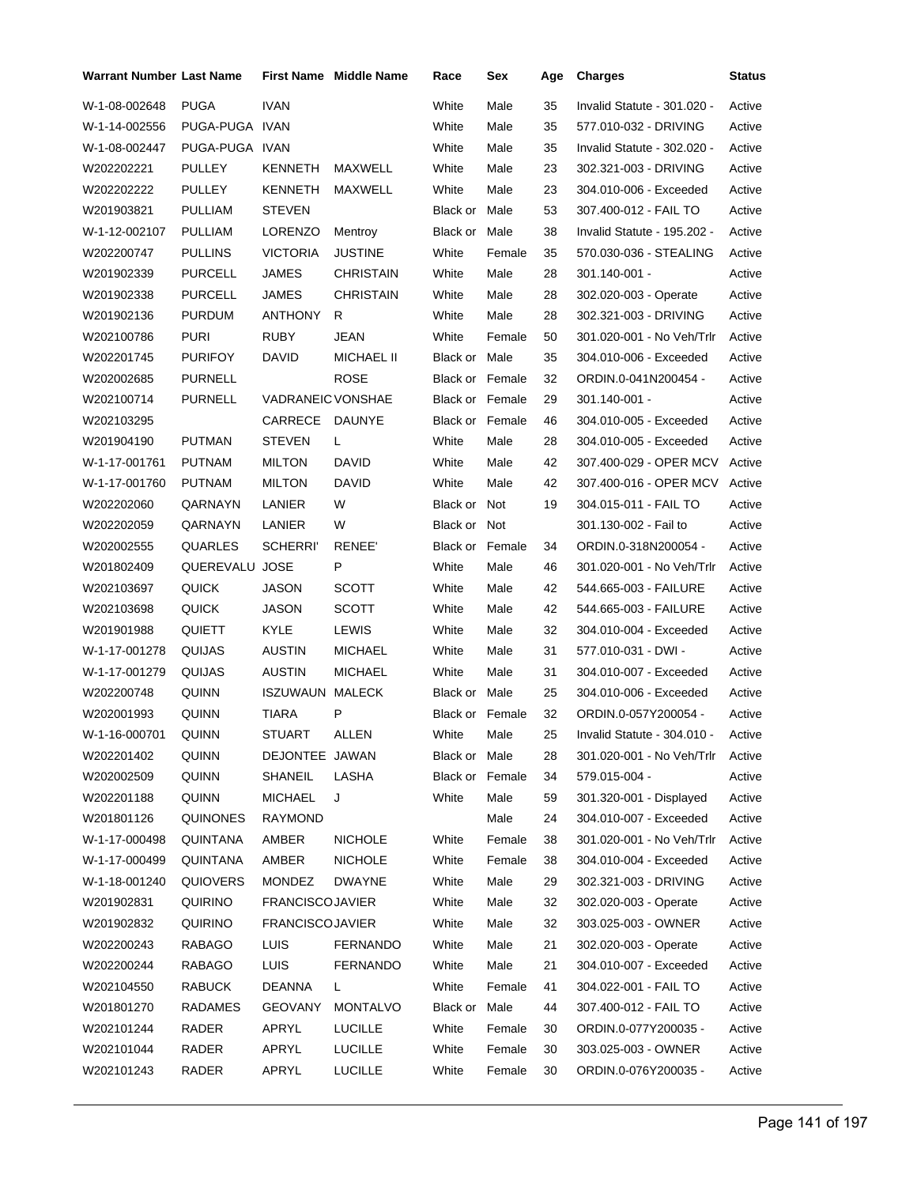| Warrant Number | Last Name | First Name | Middle Name | Race | Sex | Age | Charges | Status |
|---|---|---|---|---|---|---|---|---|
| W-1-08-002648 | PUGA | IVAN | | White | Male | 35 | Invalid Statute - 301.020 - | Active |
| W-1-14-002556 | PUGA-PUGA | IVAN | | White | Male | 35 | 577.010-032 - DRIVING | Active |
| W-1-08-002447 | PUGA-PUGA | IVAN | | White | Male | 35 | Invalid Statute - 302.020 - | Active |
| W202202221 | PULLEY | KENNETH | MAXWELL | White | Male | 23 | 302.321-003 - DRIVING | Active |
| W202202222 | PULLEY | KENNETH | MAXWELL | White | Male | 23 | 304.010-006 - Exceeded | Active |
| W201903821 | PULLIAM | STEVEN | | Black or | Male | 53 | 307.400-012 - FAIL TO | Active |
| W-1-12-002107 | PULLIAM | LORENZO | Mentroy | Black or | Male | 38 | Invalid Statute - 195.202 - | Active |
| W202200747 | PULLINS | VICTORIA | JUSTINE | White | Female | 35 | 570.030-036 - STEALING | Active |
| W201902339 | PURCELL | JAMES | CHRISTAIN | White | Male | 28 | 301.140-001 - | Active |
| W201902338 | PURCELL | JAMES | CHRISTAIN | White | Male | 28 | 302.020-003 - Operate | Active |
| W201902136 | PURDUM | ANTHONY | R | White | Male | 28 | 302.321-003 - DRIVING | Active |
| W202100786 | PURI | RUBY | JEAN | White | Female | 50 | 301.020-001 - No Veh/Trlr | Active |
| W202201745 | PURIFOY | DAVID | MICHAEL II | Black or | Male | 35 | 304.010-006 - Exceeded | Active |
| W202002685 | PURNELL | | ROSE | Black or | Female | 32 | ORDIN.0-041N200454 - | Active |
| W202100714 | PURNELL | VADRANEIC | VONSHAE | Black or | Female | 29 | 301.140-001 - | Active |
| W202103295 | | CARRECE | DAUNYE | Black or | Female | 46 | 304.010-005 - Exceeded | Active |
| W201904190 | PUTMAN | STEVEN | L | White | Male | 28 | 304.010-005 - Exceeded | Active |
| W-1-17-001761 | PUTNAM | MILTON | DAVID | White | Male | 42 | 307.400-029 - OPER MCV | Active |
| W-1-17-001760 | PUTNAM | MILTON | DAVID | White | Male | 42 | 307.400-016 - OPER MCV | Active |
| W202202060 | QARNAYN | LANIER | W | Black or | Not | 19 | 304.015-011 - FAIL TO | Active |
| W202202059 | QARNAYN | LANIER | W | Black or | Not | | 301.130-002 - Fail to | Active |
| W202002555 | QUARLES | SCHERRI' | RENEE' | Black or | Female | 34 | ORDIN.0-318N200054 - | Active |
| W201802409 | QUEREVALU | JOSE | P | White | Male | 46 | 301.020-001 - No Veh/Trlr | Active |
| W202103697 | QUICK | JASON | SCOTT | White | Male | 42 | 544.665-003 - FAILURE | Active |
| W202103698 | QUICK | JASON | SCOTT | White | Male | 42 | 544.665-003 - FAILURE | Active |
| W201901988 | QUIETT | KYLE | LEWIS | White | Male | 32 | 304.010-004 - Exceeded | Active |
| W-1-17-001278 | QUIJAS | AUSTIN | MICHAEL | White | Male | 31 | 577.010-031 - DWI - | Active |
| W-1-17-001279 | QUIJAS | AUSTIN | MICHAEL | White | Male | 31 | 304.010-007 - Exceeded | Active |
| W202200748 | QUINN | ISZUWAUN | MALECK | Black or | Male | 25 | 304.010-006 - Exceeded | Active |
| W202001993 | QUINN | TIARA | P | Black or | Female | 32 | ORDIN.0-057Y200054 - | Active |
| W-1-16-000701 | QUINN | STUART | ALLEN | White | Male | 25 | Invalid Statute - 304.010 - | Active |
| W202201402 | QUINN | DEJONTEE | JAWAN | Black or | Male | 28 | 301.020-001 - No Veh/Trlr | Active |
| W202002509 | QUINN | SHANEIL | LASHA | Black or | Female | 34 | 579.015-004 - | Active |
| W202201188 | QUINN | MICHAEL | J | White | Male | 59 | 301.320-001 - Displayed | Active |
| W201801126 | QUINONES | RAYMOND | | | Male | 24 | 304.010-007 - Exceeded | Active |
| W-1-17-000498 | QUINTANA | AMBER | NICHOLE | White | Female | 38 | 301.020-001 - No Veh/Trlr | Active |
| W-1-17-000499 | QUINTANA | AMBER | NICHOLE | White | Female | 38 | 304.010-004 - Exceeded | Active |
| W-1-18-001240 | QUIOVERS | MONDEZ | DWAYNE | White | Male | 29 | 302.321-003 - DRIVING | Active |
| W201902831 | QUIRINO | FRANCISCO | JAVIER | White | Male | 32 | 302.020-003 - Operate | Active |
| W201902832 | QUIRINO | FRANCISCO | JAVIER | White | Male | 32 | 303.025-003 - OWNER | Active |
| W202200243 | RABAGO | LUIS | FERNANDO | White | Male | 21 | 302.020-003 - Operate | Active |
| W202200244 | RABAGO | LUIS | FERNANDO | White | Male | 21 | 304.010-007 - Exceeded | Active |
| W202104550 | RABUCK | DEANNA | L | White | Female | 41 | 304.022-001 - FAIL TO | Active |
| W201801270 | RADAMES | GEOVANY | MONTALVO | Black or | Male | 44 | 307.400-012 - FAIL TO | Active |
| W202101244 | RADER | APRYL | LUCILLE | White | Female | 30 | ORDIN.0-077Y200035 - | Active |
| W202101044 | RADER | APRYL | LUCILLE | White | Female | 30 | 303.025-003 - OWNER | Active |
| W202101243 | RADER | APRYL | LUCILLE | White | Female | 30 | ORDIN.0-076Y200035 - | Active |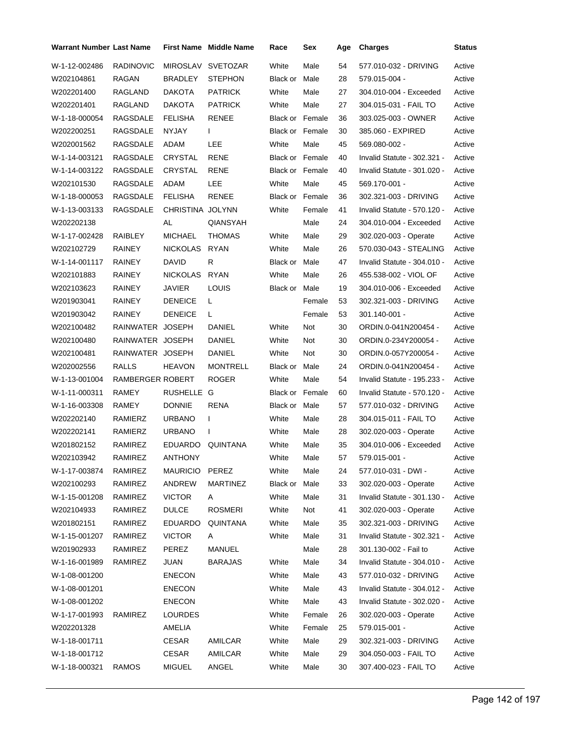| Warrant Number | Last Name | First Name | Middle Name | Race | Sex | Age | Charges | Status |
|---|---|---|---|---|---|---|---|---|
| W-1-12-002486 | RADINOVIC | MIROSLAV | SVETOZAR | White | Male | 54 | 577.010-032 - DRIVING | Active |
| W202104861 | RAGAN | BRADLEY | STEPHON | Black or | Male | 28 | 579.015-004 - | Active |
| W202201400 | RAGLAND | DAKOTA | PATRICK | White | Male | 27 | 304.010-004 - Exceeded | Active |
| W202201401 | RAGLAND | DAKOTA | PATRICK | White | Male | 27 | 304.015-031 - FAIL TO | Active |
| W-1-18-000054 | RAGSDALE | FELISHA | RENEE | Black or | Female | 36 | 303.025-003 - OWNER | Active |
| W202200251 | RAGSDALE | NYJAY | I | Black or | Female | 30 | 385.060 - EXPIRED | Active |
| W202001562 | RAGSDALE | ADAM | LEE | White | Male | 45 | 569.080-002 - | Active |
| W-1-14-003121 | RAGSDALE | CRYSTAL | RENE | Black or | Female | 40 | Invalid Statute - 302.321 - | Active |
| W-1-14-003122 | RAGSDALE | CRYSTAL | RENE | Black or | Female | 40 | Invalid Statute - 301.020 - | Active |
| W202101530 | RAGSDALE | ADAM | LEE | White | Male | 45 | 569.170-001 - | Active |
| W-1-18-000053 | RAGSDALE | FELISHA | RENEE | Black or | Female | 36 | 302.321-003 - DRIVING | Active |
| W-1-13-003133 | RAGSDALE | CHRISTINA | JOLYNN | White | Female | 41 | Invalid Statute - 570.120 - | Active |
| W202202138 | | AL | QIANSYAH | | Male | 24 | 304.010-004 - Exceeded | Active |
| W-1-17-002428 | RAIBLEY | MICHAEL | THOMAS | White | Male | 29 | 302.020-003 - Operate | Active |
| W202102729 | RAINEY | NICKOLAS | RYAN | White | Male | 26 | 570.030-043 - STEALING | Active |
| W-1-14-001117 | RAINEY | DAVID | R | Black or | Male | 47 | Invalid Statute - 304.010 - | Active |
| W202101883 | RAINEY | NICKOLAS | RYAN | White | Male | 26 | 455.538-002 - VIOL OF | Active |
| W202103623 | RAINEY | JAVIER | LOUIS | Black or | Male | 19 | 304.010-006 - Exceeded | Active |
| W201903041 | RAINEY | DENEICE | L | | Female | 53 | 302.321-003 - DRIVING | Active |
| W201903042 | RAINEY | DENEICE | L | | Female | 53 | 301.140-001 - | Active |
| W202100482 | RAINWATER | JOSEPH | DANIEL | White | Not | 30 | ORDIN.0-041N200454 - | Active |
| W202100480 | RAINWATER | JOSEPH | DANIEL | White | Not | 30 | ORDIN.0-234Y200054 - | Active |
| W202100481 | RAINWATER | JOSEPH | DANIEL | White | Not | 30 | ORDIN.0-057Y200054 - | Active |
| W202002556 | RALLS | HEAVON | MONTRELL | Black or | Male | 24 | ORDIN.0-041N200454 - | Active |
| W-1-13-001004 | RAMBERGER | ROBERT | ROGER | White | Male | 54 | Invalid Statute - 195.233 - | Active |
| W-1-11-000311 | RAMEY | RUSHELLE | G | Black or | Female | 60 | Invalid Statute - 570.120 - | Active |
| W-1-16-003308 | RAMEY | DONNIE | RENA | Black or | Male | 57 | 577.010-032 - DRIVING | Active |
| W202202140 | RAMIERZ | URBANO | I | White | Male | 28 | 304.015-011 - FAIL TO | Active |
| W202202141 | RAMIERZ | URBANO | I | White | Male | 28 | 302.020-003 - Operate | Active |
| W201802152 | RAMIREZ | EDUARDO | QUINTANA | White | Male | 35 | 304.010-006 - Exceeded | Active |
| W202103942 | RAMIREZ | ANTHONY | | White | Male | 57 | 579.015-001 - | Active |
| W-1-17-003874 | RAMIREZ | MAURICIO | PEREZ | White | Male | 24 | 577.010-031 - DWI - | Active |
| W202100293 | RAMIREZ | ANDREW | MARTINEZ | Black or | Male | 33 | 302.020-003 - Operate | Active |
| W-1-15-001208 | RAMIREZ | VICTOR | A | White | Male | 31 | Invalid Statute - 301.130 - | Active |
| W202104933 | RAMIREZ | DULCE | ROSMERI | White | Not | 41 | 302.020-003 - Operate | Active |
| W201802151 | RAMIREZ | EDUARDO | QUINTANA | White | Male | 35 | 302.321-003 - DRIVING | Active |
| W-1-15-001207 | RAMIREZ | VICTOR | A | White | Male | 31 | Invalid Statute - 302.321 - | Active |
| W201902933 | RAMIREZ | PEREZ | MANUEL | | Male | 28 | 301.130-002 - Fail to | Active |
| W-1-16-001989 | RAMIREZ | JUAN | BARAJAS | White | Male | 34 | Invalid Statute - 304.010 - | Active |
| W-1-08-001200 | | ENECON | | White | Male | 43 | 577.010-032 - DRIVING | Active |
| W-1-08-001201 | | ENECON | | White | Male | 43 | Invalid Statute - 304.012 - | Active |
| W-1-08-001202 | | ENECON | | White | Male | 43 | Invalid Statute - 302.020 - | Active |
| W-1-17-001993 | RAMIREZ | LOURDES | | White | Female | 26 | 302.020-003 - Operate | Active |
| W202201328 | | AMELIA | | White | Female | 25 | 579.015-001 - | Active |
| W-1-18-001711 | | CESAR | AMILCAR | White | Male | 29 | 302.321-003 - DRIVING | Active |
| W-1-18-001712 | | CESAR | AMILCAR | White | Male | 29 | 304.050-003 - FAIL TO | Active |
| W-1-18-000321 | RAMOS | MIGUEL | ANGEL | White | Male | 30 | 307.400-023 - FAIL TO | Active |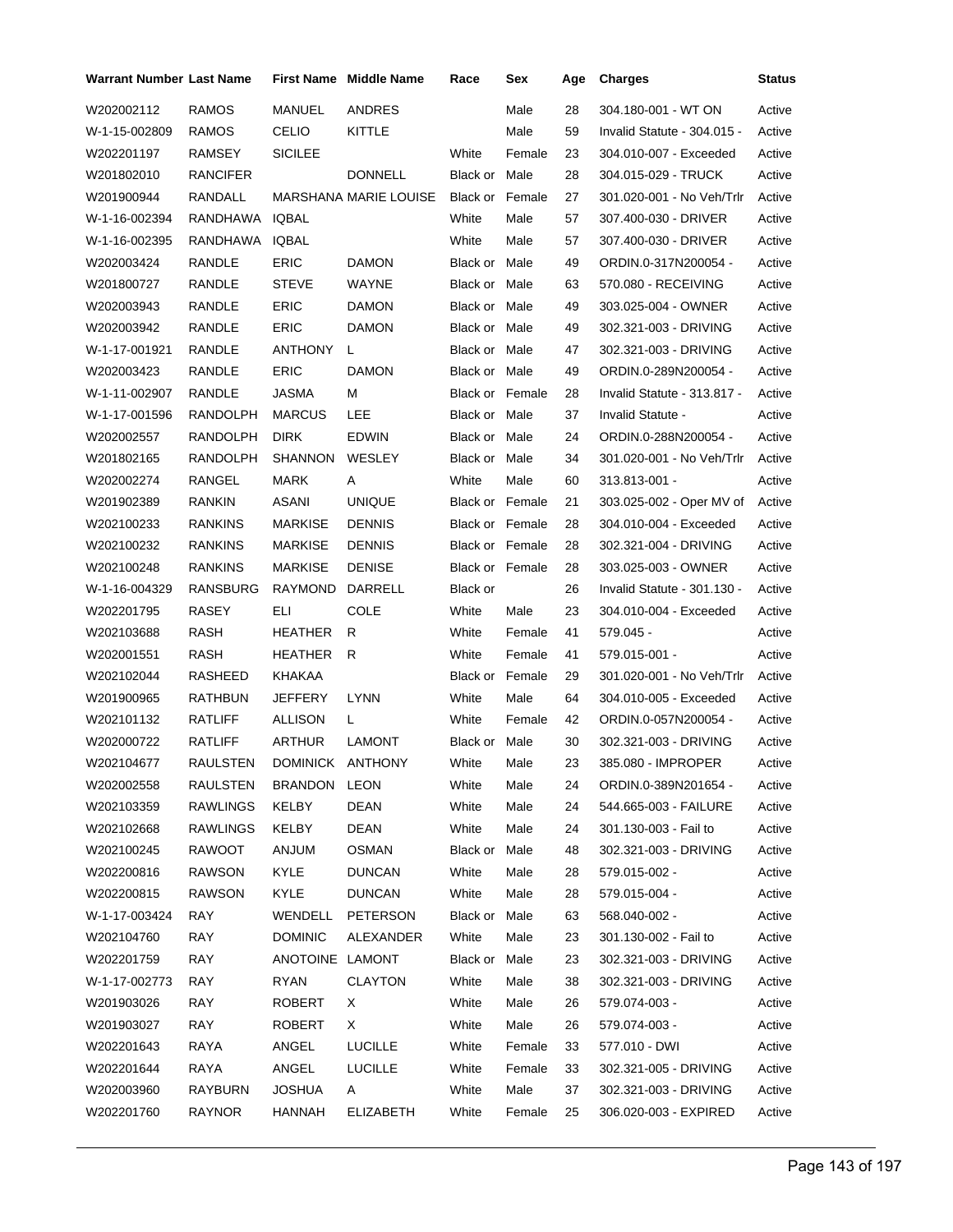| Warrant Number | Last Name | First Name | Middle Name | Race | Sex | Age | Charges | Status |
|---|---|---|---|---|---|---|---|---|
| W202002112 | RAMOS | MANUEL | ANDRES | | Male | 28 | 304.180-001 - WT ON | Active |
| W-1-15-002809 | RAMOS | CELIO | KITTLE | | Male | 59 | Invalid Statute - 304.015 - | Active |
| W202201197 | RAMSEY | SICILEE | | White | Female | 23 | 304.010-007 - Exceeded | Active |
| W201802010 | RANCIFER | | DONNELL | Black or | Male | 28 | 304.015-029 - TRUCK | Active |
| W201900944 | RANDALL | MARSHANA | MARIE LOUISE | Black or | Female | 27 | 301.020-001 - No Veh/Trlr | Active |
| W-1-16-002394 | RANDHAWA | IQBAL | | White | Male | 57 | 307.400-030 - DRIVER | Active |
| W-1-16-002395 | RANDHAWA | IQBAL | | White | Male | 57 | 307.400-030 - DRIVER | Active |
| W202003424 | RANDLE | ERIC | DAMON | Black or | Male | 49 | ORDIN.0-317N200054 - | Active |
| W201800727 | RANDLE | STEVE | WAYNE | Black or | Male | 63 | 570.080 - RECEIVING | Active |
| W202003943 | RANDLE | ERIC | DAMON | Black or | Male | 49 | 303.025-004 - OWNER | Active |
| W202003942 | RANDLE | ERIC | DAMON | Black or | Male | 49 | 302.321-003 - DRIVING | Active |
| W-1-17-001921 | RANDLE | ANTHONY | L | Black or | Male | 47 | 302.321-003 - DRIVING | Active |
| W202003423 | RANDLE | ERIC | DAMON | Black or | Male | 49 | ORDIN.0-289N200054 - | Active |
| W-1-11-002907 | RANDLE | JASMA | M | Black or | Female | 28 | Invalid Statute - 313.817 - | Active |
| W-1-17-001596 | RANDOLPH | MARCUS | LEE | Black or | Male | 37 | Invalid Statute - | Active |
| W202002557 | RANDOLPH | DIRK | EDWIN | Black or | Male | 24 | ORDIN.0-288N200054 - | Active |
| W201802165 | RANDOLPH | SHANNON | WESLEY | Black or | Male | 34 | 301.020-001 - No Veh/Trlr | Active |
| W202002274 | RANGEL | MARK | A | White | Male | 60 | 313.813-001 - | Active |
| W201902389 | RANKIN | ASANI | UNIQUE | Black or | Female | 21 | 303.025-002 - Oper MV of | Active |
| W202100233 | RANKINS | MARKISE | DENNIS | Black or | Female | 28 | 304.010-004 - Exceeded | Active |
| W202100232 | RANKINS | MARKISE | DENNIS | Black or | Female | 28 | 302.321-004 - DRIVING | Active |
| W202100248 | RANKINS | MARKISE | DENISE | Black or | Female | 28 | 303.025-003 - OWNER | Active |
| W-1-16-004329 | RANSBURG | RAYMOND | DARRELL | Black or | | 26 | Invalid Statute - 301.130 - | Active |
| W202201795 | RASEY | ELI | COLE | White | Male | 23 | 304.010-004 - Exceeded | Active |
| W202103688 | RASH | HEATHER | R | White | Female | 41 | 579.045 - | Active |
| W202001551 | RASH | HEATHER | R | White | Female | 41 | 579.015-001 - | Active |
| W202102044 | RASHEED | KHAKAA | | Black or | Female | 29 | 301.020-001 - No Veh/Trlr | Active |
| W201900965 | RATHBUN | JEFFERY | LYNN | White | Male | 64 | 304.010-005 - Exceeded | Active |
| W202101132 | RATLIFF | ALLISON | L | White | Female | 42 | ORDIN.0-057N200054 - | Active |
| W202000722 | RATLIFF | ARTHUR | LAMONT | Black or | Male | 30 | 302.321-003 - DRIVING | Active |
| W202104677 | RAULSTEN | DOMINICK | ANTHONY | White | Male | 23 | 385.080 - IMPROPER | Active |
| W202002558 | RAULSTEN | BRANDON | LEON | White | Male | 24 | ORDIN.0-389N201654 - | Active |
| W202103359 | RAWLINGS | KELBY | DEAN | White | Male | 24 | 544.665-003 - FAILURE | Active |
| W202102668 | RAWLINGS | KELBY | DEAN | White | Male | 24 | 301.130-003 - Fail to | Active |
| W202100245 | RAWOOT | ANJUM | OSMAN | Black or | Male | 48 | 302.321-003 - DRIVING | Active |
| W202200816 | RAWSON | KYLE | DUNCAN | White | Male | 28 | 579.015-002 - | Active |
| W202200815 | RAWSON | KYLE | DUNCAN | White | Male | 28 | 579.015-004 - | Active |
| W-1-17-003424 | RAY | WENDELL | PETERSON | Black or | Male | 63 | 568.040-002 - | Active |
| W202104760 | RAY | DOMINIC | ALEXANDER | White | Male | 23 | 301.130-002 - Fail to | Active |
| W202201759 | RAY | ANOTOINE | LAMONT | Black or | Male | 23 | 302.321-003 - DRIVING | Active |
| W-1-17-002773 | RAY | RYAN | CLAYTON | White | Male | 38 | 302.321-003 - DRIVING | Active |
| W201903026 | RAY | ROBERT | X | White | Male | 26 | 579.074-003 - | Active |
| W201903027 | RAY | ROBERT | X | White | Male | 26 | 579.074-003 - | Active |
| W202201643 | RAYA | ANGEL | LUCILLE | White | Female | 33 | 577.010 - DWI | Active |
| W202201644 | RAYA | ANGEL | LUCILLE | White | Female | 33 | 302.321-005 - DRIVING | Active |
| W202003960 | RAYBURN | JOSHUA | A | White | Male | 37 | 302.321-003 - DRIVING | Active |
| W202201760 | RAYNOR | HANNAH | ELIZABETH | White | Female | 25 | 306.020-003 - EXPIRED | Active |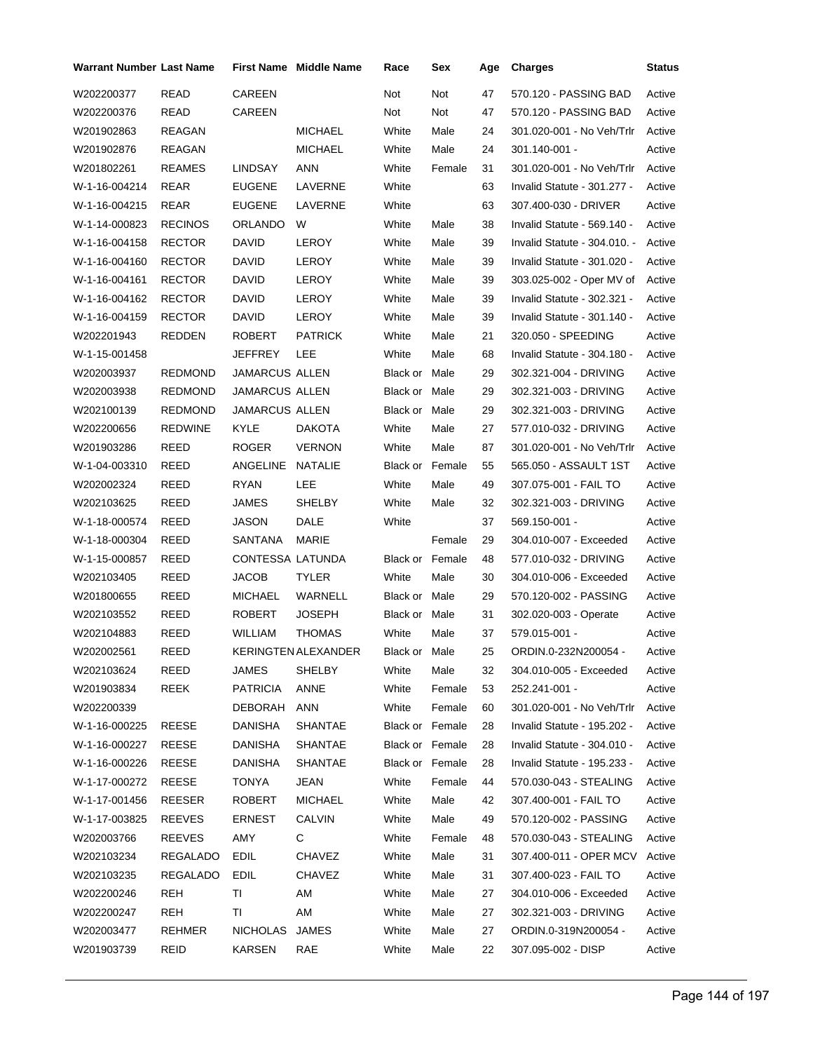| Warrant Number | Last Name | First Name | Middle Name | Race | Sex | Age | Charges | Status |
|---|---|---|---|---|---|---|---|---|
| W202200377 | READ | CAREEN | | Not | Not | 47 | 570.120 - PASSING BAD | Active |
| W202200376 | READ | CAREEN | | Not | Not | 47 | 570.120 - PASSING BAD | Active |
| W201902863 | REAGAN | | MICHAEL | White | Male | 24 | 301.020-001 - No Veh/Trlr | Active |
| W201902876 | REAGAN | | MICHAEL | White | Male | 24 | 301.140-001 - | Active |
| W201802261 | REAMES | LINDSAY | ANN | White | Female | 31 | 301.020-001 - No Veh/Trlr | Active |
| W-1-16-004214 | REAR | EUGENE | LAVERNE | White | | 63 | Invalid Statute - 301.277 - | Active |
| W-1-16-004215 | REAR | EUGENE | LAVERNE | White | | 63 | 307.400-030 - DRIVER | Active |
| W-1-14-000823 | RECINOS | ORLANDO | W | White | Male | 38 | Invalid Statute - 569.140 - | Active |
| W-1-16-004158 | RECTOR | DAVID | LEROY | White | Male | 39 | Invalid Statute - 304.010. - | Active |
| W-1-16-004160 | RECTOR | DAVID | LEROY | White | Male | 39 | Invalid Statute - 301.020 - | Active |
| W-1-16-004161 | RECTOR | DAVID | LEROY | White | Male | 39 | 303.025-002 - Oper MV of | Active |
| W-1-16-004162 | RECTOR | DAVID | LEROY | White | Male | 39 | Invalid Statute - 302.321 - | Active |
| W-1-16-004159 | RECTOR | DAVID | LEROY | White | Male | 39 | Invalid Statute - 301.140 - | Active |
| W202201943 | REDDEN | ROBERT | PATRICK | White | Male | 21 | 320.050 - SPEEDING | Active |
| W-1-15-001458 | | JEFFREY | LEE | White | Male | 68 | Invalid Statute - 304.180 - | Active |
| W202003937 | REDMOND | JAMARCUS | ALLEN | Black or | Male | 29 | 302.321-004 - DRIVING | Active |
| W202003938 | REDMOND | JAMARCUS | ALLEN | Black or | Male | 29 | 302.321-003 - DRIVING | Active |
| W202100139 | REDMOND | JAMARCUS | ALLEN | Black or | Male | 29 | 302.321-003 - DRIVING | Active |
| W202200656 | REDWINE | KYLE | DAKOTA | White | Male | 27 | 577.010-032 - DRIVING | Active |
| W201903286 | REED | ROGER | VERNON | White | Male | 87 | 301.020-001 - No Veh/Trlr | Active |
| W-1-04-003310 | REED | ANGELINE | NATALIE | Black or | Female | 55 | 565.050 - ASSAULT 1ST | Active |
| W202002324 | REED | RYAN | LEE | White | Male | 49 | 307.075-001 - FAIL TO | Active |
| W202103625 | REED | JAMES | SHELBY | White | Male | 32 | 302.321-003 - DRIVING | Active |
| W-1-18-000574 | REED | JASON | DALE | White | | 37 | 569.150-001 - | Active |
| W-1-18-000304 | REED | SANTANA | MARIE | | Female | 29 | 304.010-007 - Exceeded | Active |
| W-1-15-000857 | REED | CONTESSA | LATUNDA | Black or | Female | 48 | 577.010-032 - DRIVING | Active |
| W202103405 | REED | JACOB | TYLER | White | Male | 30 | 304.010-006 - Exceeded | Active |
| W201800655 | REED | MICHAEL | WARNELL | Black or | Male | 29 | 570.120-002 - PASSING | Active |
| W202103552 | REED | ROBERT | JOSEPH | Black or | Male | 31 | 302.020-003 - Operate | Active |
| W202104883 | REED | WILLIAM | THOMAS | White | Male | 37 | 579.015-001 - | Active |
| W202002561 | REED | KERINGTEN | ALEXANDER | Black or | Male | 25 | ORDIN.0-232N200054 - | Active |
| W202103624 | REED | JAMES | SHELBY | White | Male | 32 | 304.010-005 - Exceeded | Active |
| W201903834 | REEK | PATRICIA | ANNE | White | Female | 53 | 252.241-001 - | Active |
| W202200339 | | DEBORAH | ANN | White | Female | 60 | 301.020-001 - No Veh/Trlr | Active |
| W-1-16-000225 | REESE | DANISHA | SHANTAE | Black or | Female | 28 | Invalid Statute - 195.202 - | Active |
| W-1-16-000227 | REESE | DANISHA | SHANTAE | Black or | Female | 28 | Invalid Statute - 304.010 - | Active |
| W-1-16-000226 | REESE | DANISHA | SHANTAE | Black or | Female | 28 | Invalid Statute - 195.233 - | Active |
| W-1-17-000272 | REESE | TONYA | JEAN | White | Female | 44 | 570.030-043 - STEALING | Active |
| W-1-17-001456 | REESER | ROBERT | MICHAEL | White | Male | 42 | 307.400-001 - FAIL TO | Active |
| W-1-17-003825 | REEVES | ERNEST | CALVIN | White | Male | 49 | 570.120-002 - PASSING | Active |
| W202003766 | REEVES | AMY | C | White | Female | 48 | 570.030-043 - STEALING | Active |
| W202103234 | REGALADO | EDIL | CHAVEZ | White | Male | 31 | 307.400-011 - OPER MCV | Active |
| W202103235 | REGALADO | EDIL | CHAVEZ | White | Male | 31 | 307.400-023 - FAIL TO | Active |
| W202200246 | REH | TI | AM | White | Male | 27 | 304.010-006 - Exceeded | Active |
| W202200247 | REH | TI | AM | White | Male | 27 | 302.321-003 - DRIVING | Active |
| W202003477 | REHMER | NICHOLAS | JAMES | White | Male | 27 | ORDIN.0-319N200054 - | Active |
| W201903739 | REID | KARSEN | RAE | White | Male | 22 | 307.095-002 - DISP | Active |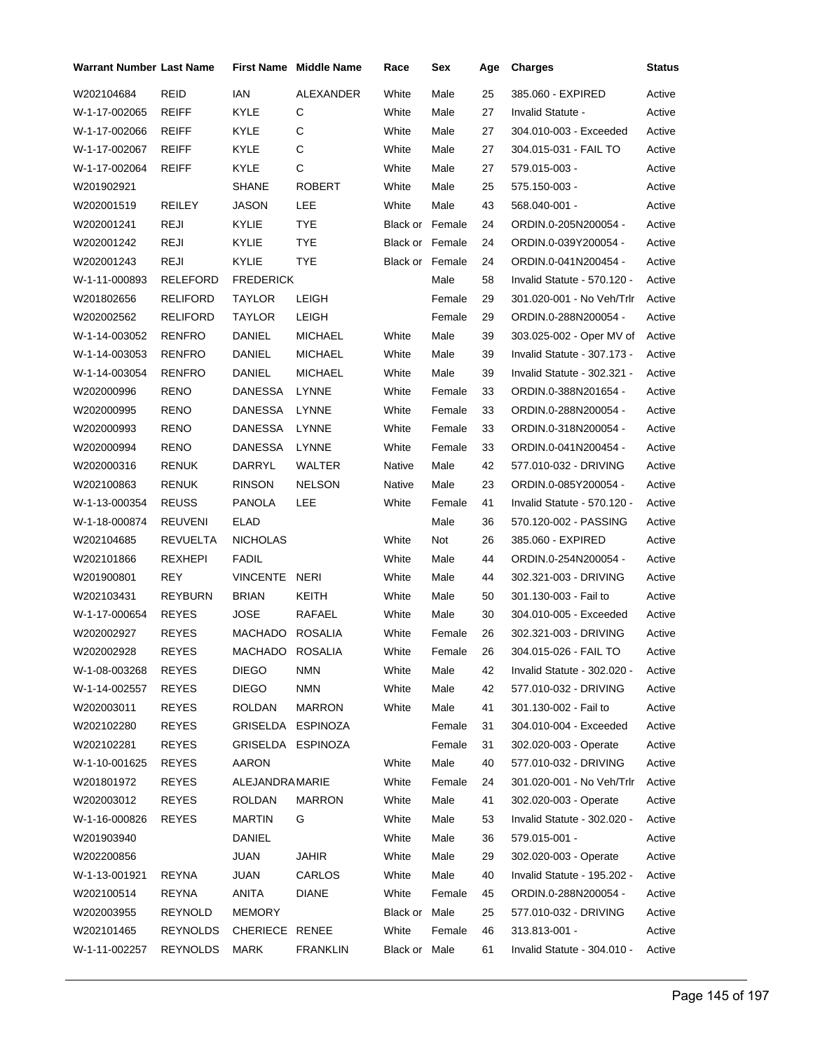| Warrant Number | Last Name | First Name | Middle Name | Race | Sex | Age | Charges | Status |
|---|---|---|---|---|---|---|---|---|
| W202104684 | REID | IAN | ALEXANDER | White | Male | 25 | 385.060 - EXPIRED | Active |
| W-1-17-002065 | REIFF | KYLE | C | White | Male | 27 | Invalid Statute - | Active |
| W-1-17-002066 | REIFF | KYLE | C | White | Male | 27 | 304.010-003 - Exceeded | Active |
| W-1-17-002067 | REIFF | KYLE | C | White | Male | 27 | 304.015-031 - FAIL TO | Active |
| W-1-17-002064 | REIFF | KYLE | C | White | Male | 27 | 579.015-003 - | Active |
| W201902921 | | SHANE | ROBERT | White | Male | 25 | 575.150-003 - | Active |
| W202001519 | REILEY | JASON | LEE | White | Male | 43 | 568.040-001 - | Active |
| W202001241 | REJI | KYLIE | TYE | Black or | Female | 24 | ORDIN.0-205N200054 - | Active |
| W202001242 | REJI | KYLIE | TYE | Black or | Female | 24 | ORDIN.0-039Y200054 - | Active |
| W202001243 | REJI | KYLIE | TYE | Black or | Female | 24 | ORDIN.0-041N200454 - | Active |
| W-1-11-000893 | RELEFORD | FREDERICK | | | Male | 58 | Invalid Statute - 570.120 - | Active |
| W201802656 | RELIFORD | TAYLOR | LEIGH | | Female | 29 | 301.020-001 - No Veh/Trlr | Active |
| W202002562 | RELIFORD | TAYLOR | LEIGH | | Female | 29 | ORDIN.0-288N200054 - | Active |
| W-1-14-003052 | RENFRO | DANIEL | MICHAEL | White | Male | 39 | 303.025-002 - Oper MV of | Active |
| W-1-14-003053 | RENFRO | DANIEL | MICHAEL | White | Male | 39 | Invalid Statute - 307.173 - | Active |
| W-1-14-003054 | RENFRO | DANIEL | MICHAEL | White | Male | 39 | Invalid Statute - 302.321 - | Active |
| W202000996 | RENO | DANESSA | LYNNE | White | Female | 33 | ORDIN.0-388N201654 - | Active |
| W202000995 | RENO | DANESSA | LYNNE | White | Female | 33 | ORDIN.0-288N200054 - | Active |
| W202000993 | RENO | DANESSA | LYNNE | White | Female | 33 | ORDIN.0-318N200054 - | Active |
| W202000994 | RENO | DANESSA | LYNNE | White | Female | 33 | ORDIN.0-041N200454 - | Active |
| W202000316 | RENUK | DARRYL | WALTER | Native | Male | 42 | 577.010-032 - DRIVING | Active |
| W202100863 | RENUK | RINSON | NELSON | Native | Male | 23 | ORDIN.0-085Y200054 - | Active |
| W-1-13-000354 | REUSS | PANOLA | LEE | White | Female | 41 | Invalid Statute - 570.120 - | Active |
| W-1-18-000874 | REUVENI | ELAD | | | Male | 36 | 570.120-002 - PASSING | Active |
| W202104685 | REVUELTA | NICHOLAS | | White | Not | 26 | 385.060 - EXPIRED | Active |
| W202101866 | REXHEPI | FADIL | | White | Male | 44 | ORDIN.0-254N200054 - | Active |
| W201900801 | REY | VINCENTE | NERI | White | Male | 44 | 302.321-003 - DRIVING | Active |
| W202103431 | REYBURN | BRIAN | KEITH | White | Male | 50 | 301.130-003 - Fail to | Active |
| W-1-17-000654 | REYES | JOSE | RAFAEL | White | Male | 30 | 304.010-005 - Exceeded | Active |
| W202002927 | REYES | MACHADO | ROSALIA | White | Female | 26 | 302.321-003 - DRIVING | Active |
| W202002928 | REYES | MACHADO | ROSALIA | White | Female | 26 | 304.015-026 - FAIL TO | Active |
| W-1-08-003268 | REYES | DIEGO | NMN | White | Male | 42 | Invalid Statute - 302.020 - | Active |
| W-1-14-002557 | REYES | DIEGO | NMN | White | Male | 42 | 577.010-032 - DRIVING | Active |
| W202003011 | REYES | ROLDAN | MARRON | White | Male | 41 | 301.130-002 - Fail to | Active |
| W202102280 | REYES | GRISELDA | ESPINOZA | | Female | 31 | 304.010-004 - Exceeded | Active |
| W202102281 | REYES | GRISELDA | ESPINOZA | | Female | 31 | 302.020-003 - Operate | Active |
| W-1-10-001625 | REYES | AARON | | White | Male | 40 | 577.010-032 - DRIVING | Active |
| W201801972 | REYES | ALEJANDRA | MARIE | White | Female | 24 | 301.020-001 - No Veh/Trlr | Active |
| W202003012 | REYES | ROLDAN | MARRON | White | Male | 41 | 302.020-003 - Operate | Active |
| W-1-16-000826 | REYES | MARTIN | G | White | Male | 53 | Invalid Statute - 302.020 - | Active |
| W201903940 | | DANIEL | | White | Male | 36 | 579.015-001 - | Active |
| W202200856 | | JUAN | JAHIR | White | Male | 29 | 302.020-003 - Operate | Active |
| W-1-13-001921 | REYNA | JUAN | CARLOS | White | Male | 40 | Invalid Statute - 195.202 - | Active |
| W202100514 | REYNA | ANITA | DIANE | White | Female | 45 | ORDIN.0-288N200054 - | Active |
| W202003955 | REYNOLD | MEMORY | | Black or | Male | 25 | 577.010-032 - DRIVING | Active |
| W202101465 | REYNOLDS | CHERIECE | RENEE | White | Female | 46 | 313.813-001 - | Active |
| W-1-11-002257 | REYNOLDS | MARK | FRANKLIN | Black or | Male | 61 | Invalid Statute - 304.010 - | Active |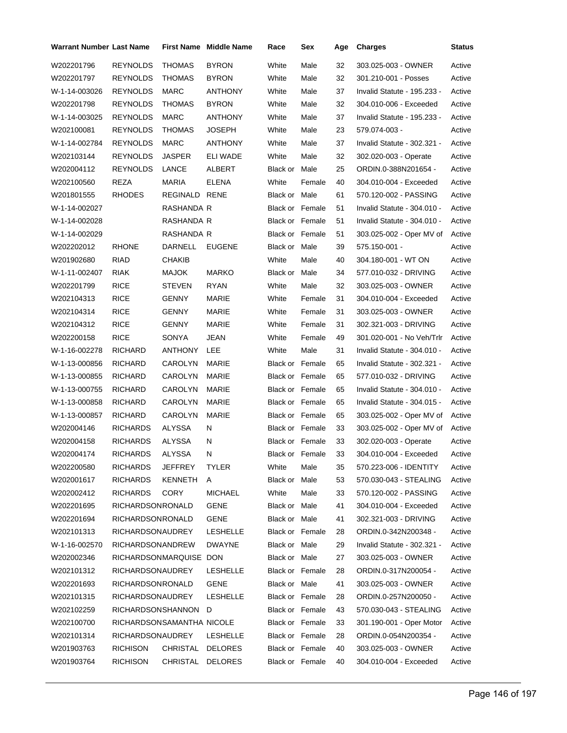| Warrant Number | Last Name | First Name | Middle Name | Race | Sex | Age | Charges | Status |
|---|---|---|---|---|---|---|---|---|
| W202201796 | REYNOLDS | THOMAS | BYRON | White | Male | 32 | 303.025-003 - OWNER | Active |
| W202201797 | REYNOLDS | THOMAS | BYRON | White | Male | 32 | 301.210-001 - Posses | Active |
| W-1-14-003026 | REYNOLDS | MARC | ANTHONY | White | Male | 37 | Invalid Statute - 195.233 - | Active |
| W202201798 | REYNOLDS | THOMAS | BYRON | White | Male | 32 | 304.010-006 - Exceeded | Active |
| W-1-14-003025 | REYNOLDS | MARC | ANTHONY | White | Male | 37 | Invalid Statute - 195.233 - | Active |
| W202100081 | REYNOLDS | THOMAS | JOSEPH | White | Male | 23 | 579.074-003 - | Active |
| W-1-14-002784 | REYNOLDS | MARC | ANTHONY | White | Male | 37 | Invalid Statute - 302.321 - | Active |
| W202103144 | REYNOLDS | JASPER | ELI WADE | White | Male | 32 | 302.020-003 - Operate | Active |
| W202004112 | REYNOLDS | LANCE | ALBERT | Black or | Male | 25 | ORDIN.0-388N201654 - | Active |
| W202100560 | REZA | MARIA | ELENA | White | Female | 40 | 304.010-004 - Exceeded | Active |
| W201801555 | RHODES | REGINALD | RENE | Black or | Male | 61 | 570.120-002 - PASSING | Active |
| W-1-14-002027 | | RASHANDA | R | Black or | Female | 51 | Invalid Statute - 304.010 - | Active |
| W-1-14-002028 | | RASHANDA | R | Black or | Female | 51 | Invalid Statute - 304.010 - | Active |
| W-1-14-002029 | | RASHANDA | R | Black or | Female | 51 | 303.025-002 - Oper MV of | Active |
| W202202012 | RHONE | DARNELL | EUGENE | Black or | Male | 39 | 575.150-001 - | Active |
| W201902680 | RIAD | CHAKIB | | White | Male | 40 | 304.180-001 - WT ON | Active |
| W-1-11-002407 | RIAK | MAJOK | MARKO | Black or | Male | 34 | 577.010-032 - DRIVING | Active |
| W202201799 | RICE | STEVEN | RYAN | White | Male | 32 | 303.025-003 - OWNER | Active |
| W202104313 | RICE | GENNY | MARIE | White | Female | 31 | 304.010-004 - Exceeded | Active |
| W202104314 | RICE | GENNY | MARIE | White | Female | 31 | 303.025-003 - OWNER | Active |
| W202104312 | RICE | GENNY | MARIE | White | Female | 31 | 302.321-003 - DRIVING | Active |
| W202200158 | RICE | SONYA | JEAN | White | Female | 49 | 301.020-001 - No Veh/Trlr | Active |
| W-1-16-002278 | RICHARD | ANTHONY | LEE | White | Male | 31 | Invalid Statute - 304.010 - | Active |
| W-1-13-000856 | RICHARD | CAROLYN | MARIE | Black or | Female | 65 | Invalid Statute - 302.321 - | Active |
| W-1-13-000855 | RICHARD | CAROLYN | MARIE | Black or | Female | 65 | 577.010-032 - DRIVING | Active |
| W-1-13-000755 | RICHARD | CAROLYN | MARIE | Black or | Female | 65 | Invalid Statute - 304.010 - | Active |
| W-1-13-000858 | RICHARD | CAROLYN | MARIE | Black or | Female | 65 | Invalid Statute - 304.015 - | Active |
| W-1-13-000857 | RICHARD | CAROLYN | MARIE | Black or | Female | 65 | 303.025-002 - Oper MV of | Active |
| W202004146 | RICHARDS | ALYSSA | N | Black or | Female | 33 | 303.025-002 - Oper MV of | Active |
| W202004158 | RICHARDS | ALYSSA | N | Black or | Female | 33 | 302.020-003 - Operate | Active |
| W202004174 | RICHARDS | ALYSSA | N | Black or | Female | 33 | 304.010-004 - Exceeded | Active |
| W202200580 | RICHARDS | JEFFREY | TYLER | White | Male | 35 | 570.223-006 - IDENTITY | Active |
| W202001617 | RICHARDS | KENNETH | A | Black or | Male | 53 | 570.030-043 - STEALING | Active |
| W202002412 | RICHARDS | CORY | MICHAEL | White | Male | 33 | 570.120-002 - PASSING | Active |
| W202201695 | RICHARDSON | RONALD | GENE | Black or | Male | 41 | 304.010-004 - Exceeded | Active |
| W202201694 | RICHARDSON | RONALD | GENE | Black or | Male | 41 | 302.321-003 - DRIVING | Active |
| W202101313 | RICHARDSON | AUDREY | LESHELLE | Black or | Female | 28 | ORDIN.0-342N200348 - | Active |
| W-1-16-002570 | RICHARDSON | ANDREW | DWAYNE | Black or | Male | 29 | Invalid Statute - 302.321 - | Active |
| W202002346 | RICHARDSON | MARQUISE | DON | Black or | Male | 27 | 303.025-003 - OWNER | Active |
| W202101312 | RICHARDSON | AUDREY | LESHELLE | Black or | Female | 28 | ORDIN.0-317N200054 - | Active |
| W202201693 | RICHARDSON | RONALD | GENE | Black or | Male | 41 | 303.025-003 - OWNER | Active |
| W202101315 | RICHARDSON | AUDREY | LESHELLE | Black or | Female | 28 | ORDIN.0-257N200050 - | Active |
| W202102259 | RICHARDSON | SHANNON | D | Black or | Female | 43 | 570.030-043 - STEALING | Active |
| W202100700 | RICHARDSON | SAMANTHA | NICOLE | Black or | Female | 33 | 301.190-001 - Oper Motor | Active |
| W202101314 | RICHARDSON | AUDREY | LESHELLE | Black or | Female | 28 | ORDIN.0-054N200354 - | Active |
| W201903763 | RICHISON | CHRISTAL | DELORES | Black or | Female | 40 | 303.025-003 - OWNER | Active |
| W201903764 | RICHISON | CHRISTAL | DELORES | Black or | Female | 40 | 304.010-004 - Exceeded | Active |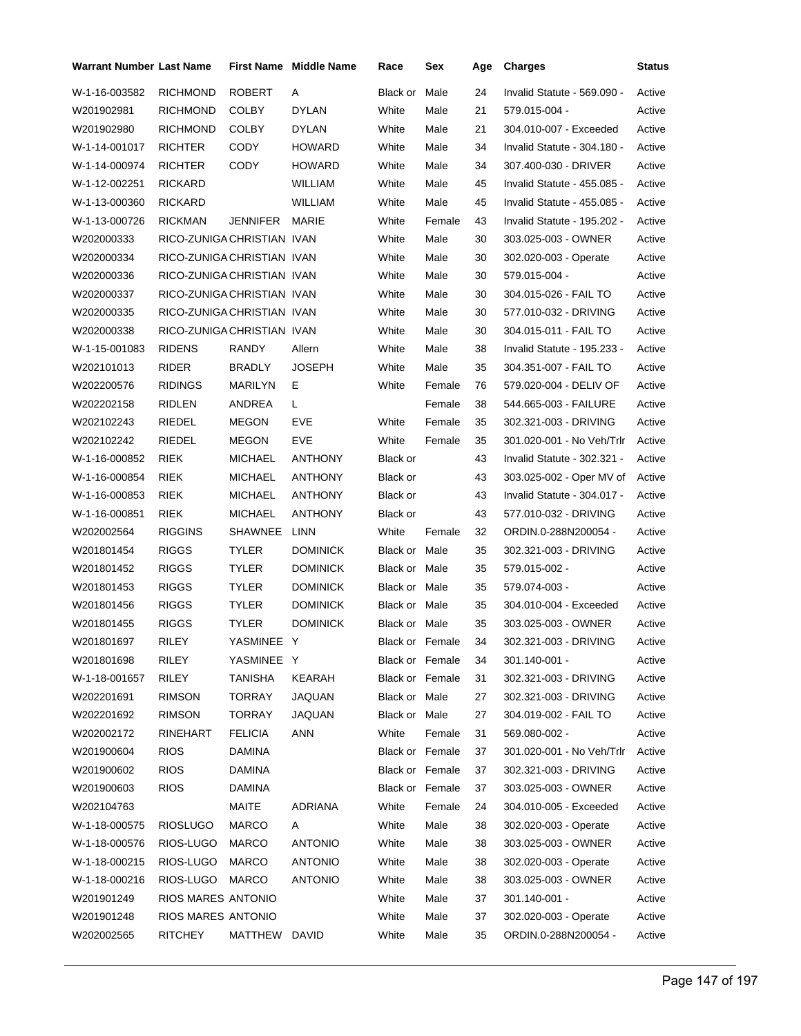| Warrant Number | Last Name | First Name | Middle Name | Race | Sex | Age | Charges | Status |
|---|---|---|---|---|---|---|---|---|
| W-1-16-003582 | RICHMOND | ROBERT | A | Black or | Male | 24 | Invalid Statute - 569.090 - | Active |
| W201902981 | RICHMOND | COLBY | DYLAN | White | Male | 21 | 579.015-004 - | Active |
| W201902980 | RICHMOND | COLBY | DYLAN | White | Male | 21 | 304.010-007 - Exceeded | Active |
| W-1-14-001017 | RICHTER | CODY | HOWARD | White | Male | 34 | Invalid Statute - 304.180 - | Active |
| W-1-14-000974 | RICHTER | CODY | HOWARD | White | Male | 34 | 307.400-030 - DRIVER | Active |
| W-1-12-002251 | RICKARD | | WILLIAM | White | Male | 45 | Invalid Statute - 455.085 - | Active |
| W-1-13-000360 | RICKARD | | WILLIAM | White | Male | 45 | Invalid Statute - 455.085 - | Active |
| W-1-13-000726 | RICKMAN | JENNIFER | MARIE | White | Female | 43 | Invalid Statute - 195.202 - | Active |
| W202000333 | RICO-ZUNIGA | CHRISTIAN | IVAN | White | Male | 30 | 303.025-003 - OWNER | Active |
| W202000334 | RICO-ZUNIGA | CHRISTIAN | IVAN | White | Male | 30 | 302.020-003 - Operate | Active |
| W202000336 | RICO-ZUNIGA | CHRISTIAN | IVAN | White | Male | 30 | 579.015-004 - | Active |
| W202000337 | RICO-ZUNIGA | CHRISTIAN | IVAN | White | Male | 30 | 304.015-026 - FAIL TO | Active |
| W202000335 | RICO-ZUNIGA | CHRISTIAN | IVAN | White | Male | 30 | 577.010-032 - DRIVING | Active |
| W202000338 | RICO-ZUNIGA | CHRISTIAN | IVAN | White | Male | 30 | 304.015-011 - FAIL TO | Active |
| W-1-15-001083 | RIDENS | RANDY | Allern | White | Male | 38 | Invalid Statute - 195.233 - | Active |
| W202101013 | RIDER | BRADLY | JOSEPH | White | Male | 35 | 304.351-007 - FAIL TO | Active |
| W202200576 | RIDINGS | MARILYN | E | White | Female | 76 | 579.020-004 - DELIV OF | Active |
| W202202158 | RIDLEN | ANDREA | L | | Female | 38 | 544.665-003 - FAILURE | Active |
| W202102243 | RIEDEL | MEGON | EVE | White | Female | 35 | 302.321-003 - DRIVING | Active |
| W202102242 | RIEDEL | MEGON | EVE | White | Female | 35 | 301.020-001 - No Veh/Trlr | Active |
| W-1-16-000852 | RIEK | MICHAEL | ANTHONY | Black or | | 43 | Invalid Statute - 302.321 - | Active |
| W-1-16-000854 | RIEK | MICHAEL | ANTHONY | Black or | | 43 | 303.025-002 - Oper MV of | Active |
| W-1-16-000853 | RIEK | MICHAEL | ANTHONY | Black or | | 43 | Invalid Statute - 304.017 - | Active |
| W-1-16-000851 | RIEK | MICHAEL | ANTHONY | Black or | | 43 | 577.010-032 - DRIVING | Active |
| W202002564 | RIGGINS | SHAWNEE | LINN | White | Female | 32 | ORDIN.0-288N200054 - | Active |
| W201801454 | RIGGS | TYLER | DOMINICK | Black or | Male | 35 | 302.321-003 - DRIVING | Active |
| W201801452 | RIGGS | TYLER | DOMINICK | Black or | Male | 35 | 579.015-002 - | Active |
| W201801453 | RIGGS | TYLER | DOMINICK | Black or | Male | 35 | 579.074-003 - | Active |
| W201801456 | RIGGS | TYLER | DOMINICK | Black or | Male | 35 | 304.010-004 - Exceeded | Active |
| W201801455 | RIGGS | TYLER | DOMINICK | Black or | Male | 35 | 303.025-003 - OWNER | Active |
| W201801697 | RILEY | YASMINEE | Y | Black or | Female | 34 | 302.321-003 - DRIVING | Active |
| W201801698 | RILEY | YASMINEE | Y | Black or | Female | 34 | 301.140-001 - | Active |
| W-1-18-001657 | RILEY | TANISHA | KEARAH | Black or | Female | 31 | 302.321-003 - DRIVING | Active |
| W202201691 | RIMSON | TORRAY | JAQUAN | Black or | Male | 27 | 302.321-003 - DRIVING | Active |
| W202201692 | RIMSON | TORRAY | JAQUAN | Black or | Male | 27 | 304.019-002 - FAIL TO | Active |
| W202002172 | RINEHART | FELICIA | ANN | White | Female | 31 | 569.080-002 - | Active |
| W201900604 | RIOS | DAMINA | | Black or | Female | 37 | 301.020-001 - No Veh/Trlr | Active |
| W201900602 | RIOS | DAMINA | | Black or | Female | 37 | 302.321-003 - DRIVING | Active |
| W201900603 | RIOS | DAMINA | | Black or | Female | 37 | 303.025-003 - OWNER | Active |
| W202104763 | | MAITE | ADRIANA | White | Female | 24 | 304.010-005 - Exceeded | Active |
| W-1-18-000575 | RIOSLUGO | MARCO | A | White | Male | 38 | 302.020-003 - Operate | Active |
| W-1-18-000576 | RIOS-LUGO | MARCO | ANTONIO | White | Male | 38 | 303.025-003 - OWNER | Active |
| W-1-18-000215 | RIOS-LUGO | MARCO | ANTONIO | White | Male | 38 | 302.020-003 - Operate | Active |
| W-1-18-000216 | RIOS-LUGO | MARCO | ANTONIO | White | Male | 38 | 303.025-003 - OWNER | Active |
| W201901249 | RIOS MARES | ANTONIO | | White | Male | 37 | 301.140-001 - | Active |
| W201901248 | RIOS MARES | ANTONIO | | White | Male | 37 | 302.020-003 - Operate | Active |
| W202002565 | RITCHEY | MATTHEW | DAVID | White | Male | 35 | ORDIN.0-288N200054 - | Active |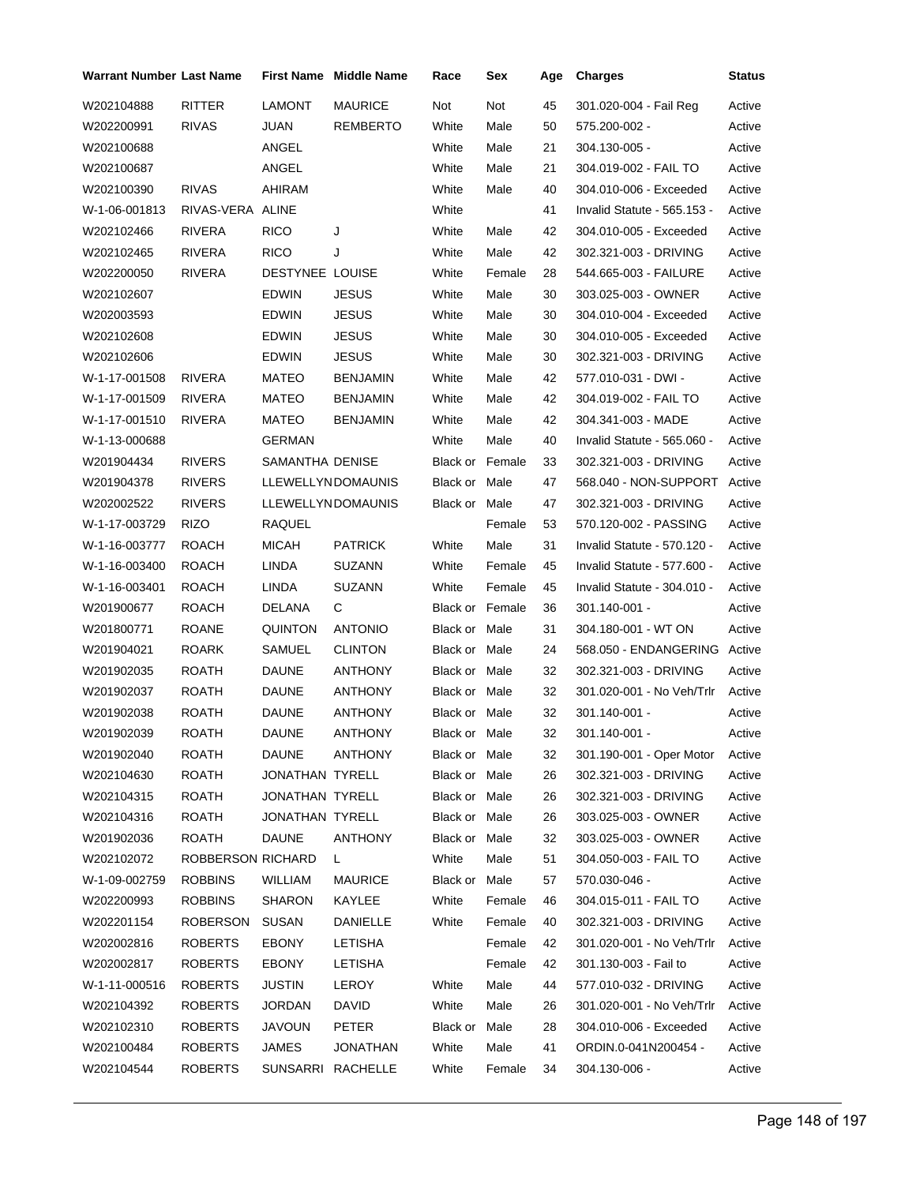| Warrant Number | Last Name | First Name | Middle Name | Race | Sex | Age | Charges | Status |
|---|---|---|---|---|---|---|---|---|
| W202104888 | RITTER | LAMONT | MAURICE | Not | Not | 45 | 301.020-004 - Fail Reg | Active |
| W202200991 | RIVAS | JUAN | REMBERTO | White | Male | 50 | 575.200-002 - | Active |
| W202100688 | | ANGEL | | White | Male | 21 | 304.130-005 - | Active |
| W202100687 | | ANGEL | | White | Male | 21 | 304.019-002 - FAIL TO | Active |
| W202100390 | RIVAS | AHIRAM | | White | Male | 40 | 304.010-006 - Exceeded | Active |
| W-1-06-001813 | RIVAS-VERA | ALINE | | White | | 41 | Invalid Statute - 565.153 - | Active |
| W202102466 | RIVERA | RICO | J | White | Male | 42 | 304.010-005 - Exceeded | Active |
| W202102465 | RIVERA | RICO | J | White | Male | 42 | 302.321-003 - DRIVING | Active |
| W202200050 | RIVERA | DESTYNEE | LOUISE | White | Female | 28 | 544.665-003 - FAILURE | Active |
| W202102607 | | EDWIN | JESUS | White | Male | 30 | 303.025-003 - OWNER | Active |
| W202003593 | | EDWIN | JESUS | White | Male | 30 | 304.010-004 - Exceeded | Active |
| W202102608 | | EDWIN | JESUS | White | Male | 30 | 304.010-005 - Exceeded | Active |
| W202102606 | | EDWIN | JESUS | White | Male | 30 | 302.321-003 - DRIVING | Active |
| W-1-17-001508 | RIVERA | MATEO | BENJAMIN | White | Male | 42 | 577.010-031 - DWI - | Active |
| W-1-17-001509 | RIVERA | MATEO | BENJAMIN | White | Male | 42 | 304.019-002 - FAIL TO | Active |
| W-1-17-001510 | RIVERA | MATEO | BENJAMIN | White | Male | 42 | 304.341-003 - MADE | Active |
| W-1-13-000688 | | GERMAN | | White | Male | 40 | Invalid Statute - 565.060 - | Active |
| W201904434 | RIVERS | SAMANTHA | DENISE | Black or | Female | 33 | 302.321-003 - DRIVING | Active |
| W201904378 | RIVERS | LLEWELLYN | DOMAUNIS | Black or | Male | 47 | 568.040 - NON-SUPPORT | Active |
| W202002522 | RIVERS | LLEWELLYN | DOMAUNIS | Black or | Male | 47 | 302.321-003 - DRIVING | Active |
| W-1-17-003729 | RIZO | RAQUEL | | | Female | 53 | 570.120-002 - PASSING | Active |
| W-1-16-003777 | ROACH | MICAH | PATRICK | White | Male | 31 | Invalid Statute - 570.120 - | Active |
| W-1-16-003400 | ROACH | LINDA | SUZANN | White | Female | 45 | Invalid Statute - 577.600 - | Active |
| W-1-16-003401 | ROACH | LINDA | SUZANN | White | Female | 45 | Invalid Statute - 304.010 - | Active |
| W201900677 | ROACH | DELANA | C | Black or | Female | 36 | 301.140-001 - | Active |
| W201800771 | ROANE | QUINTON | ANTONIO | Black or | Male | 31 | 304.180-001 - WT ON | Active |
| W201904021 | ROARK | SAMUEL | CLINTON | Black or | Male | 24 | 568.050 - ENDANGERING | Active |
| W201902035 | ROATH | DAUNE | ANTHONY | Black or | Male | 32 | 302.321-003 - DRIVING | Active |
| W201902037 | ROATH | DAUNE | ANTHONY | Black or | Male | 32 | 301.020-001 - No Veh/Trlr | Active |
| W201902038 | ROATH | DAUNE | ANTHONY | Black or | Male | 32 | 301.140-001 - | Active |
| W201902039 | ROATH | DAUNE | ANTHONY | Black or | Male | 32 | 301.140-001 - | Active |
| W201902040 | ROATH | DAUNE | ANTHONY | Black or | Male | 32 | 301.190-001 - Oper Motor | Active |
| W202104630 | ROATH | JONATHAN | TYRELL | Black or | Male | 26 | 302.321-003 - DRIVING | Active |
| W202104315 | ROATH | JONATHAN | TYRELL | Black or | Male | 26 | 302.321-003 - DRIVING | Active |
| W202104316 | ROATH | JONATHAN | TYRELL | Black or | Male | 26 | 303.025-003 - OWNER | Active |
| W201902036 | ROATH | DAUNE | ANTHONY | Black or | Male | 32 | 303.025-003 - OWNER | Active |
| W202102072 | ROBBERSON | RICHARD | L | White | Male | 51 | 304.050-003 - FAIL TO | Active |
| W-1-09-002759 | ROBBINS | WILLIAM | MAURICE | Black or | Male | 57 | 570.030-046 - | Active |
| W202200993 | ROBBINS | SHARON | KAYLEE | White | Female | 46 | 304.015-011 - FAIL TO | Active |
| W202201154 | ROBERSON | SUSAN | DANIELLE | White | Female | 40 | 302.321-003 - DRIVING | Active |
| W202002816 | ROBERTS | EBONY | LETISHA | | Female | 42 | 301.020-001 - No Veh/Trlr | Active |
| W202002817 | ROBERTS | EBONY | LETISHA | | Female | 42 | 301.130-003 - Fail to | Active |
| W-1-11-000516 | ROBERTS | JUSTIN | LEROY | White | Male | 44 | 577.010-032 - DRIVING | Active |
| W202104392 | ROBERTS | JORDAN | DAVID | White | Male | 26 | 301.020-001 - No Veh/Trlr | Active |
| W202102310 | ROBERTS | JAVOUN | PETER | Black or | Male | 28 | 304.010-006 - Exceeded | Active |
| W202100484 | ROBERTS | JAMES | JONATHAN | White | Male | 41 | ORDIN.0-041N200454 - | Active |
| W202104544 | ROBERTS | SUNSARRI | RACHELLE | White | Female | 34 | 304.130-006 - | Active |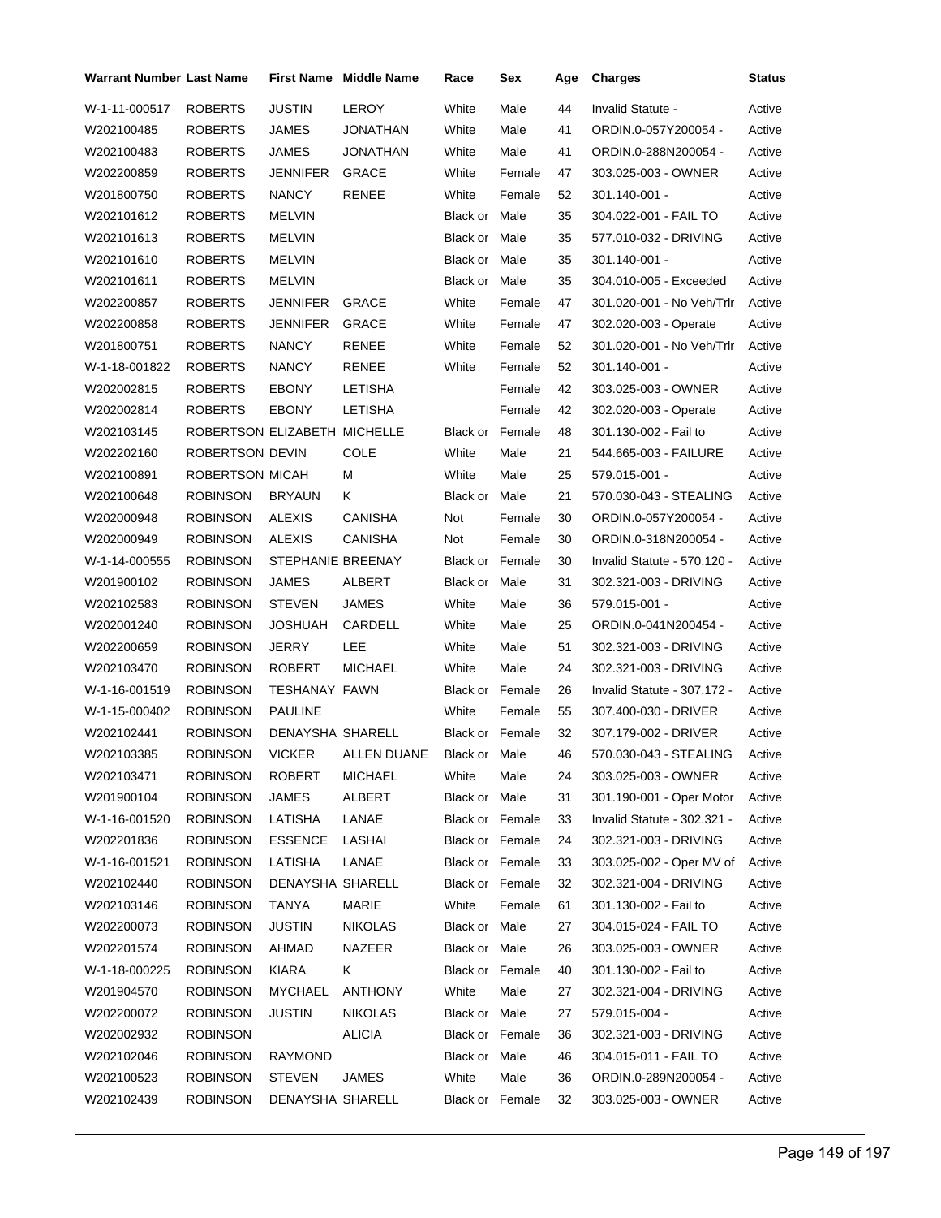| Warrant Number | Last Name | First Name | Middle Name | Race | Sex | Age | Charges | Status |
|---|---|---|---|---|---|---|---|---|
| W-1-11-000517 | ROBERTS | JUSTIN | LEROY | White | Male | 44 | Invalid Statute - | Active |
| W202100485 | ROBERTS | JAMES | JONATHAN | White | Male | 41 | ORDIN.0-057Y200054 - | Active |
| W202100483 | ROBERTS | JAMES | JONATHAN | White | Male | 41 | ORDIN.0-288N200054 - | Active |
| W202200859 | ROBERTS | JENNIFER | GRACE | White | Female | 47 | 303.025-003 - OWNER | Active |
| W201800750 | ROBERTS | NANCY | RENEE | White | Female | 52 | 301.140-001 - | Active |
| W202101612 | ROBERTS | MELVIN | | Black or | Male | 35 | 304.022-001 - FAIL TO | Active |
| W202101613 | ROBERTS | MELVIN | | Black or | Male | 35 | 577.010-032 - DRIVING | Active |
| W202101610 | ROBERTS | MELVIN | | Black or | Male | 35 | 301.140-001 - | Active |
| W202101611 | ROBERTS | MELVIN | | Black or | Male | 35 | 304.010-005 - Exceeded | Active |
| W202200857 | ROBERTS | JENNIFER | GRACE | White | Female | 47 | 301.020-001 - No Veh/Trlr | Active |
| W202200858 | ROBERTS | JENNIFER | GRACE | White | Female | 47 | 302.020-003 - Operate | Active |
| W201800751 | ROBERTS | NANCY | RENEE | White | Female | 52 | 301.020-001 - No Veh/Trlr | Active |
| W-1-18-001822 | ROBERTS | NANCY | RENEE | White | Female | 52 | 301.140-001 - | Active |
| W202002815 | ROBERTS | EBONY | LETISHA | | Female | 42 | 303.025-003 - OWNER | Active |
| W202002814 | ROBERTS | EBONY | LETISHA | | Female | 42 | 302.020-003 - Operate | Active |
| W202103145 | ROBERTSON | ELIZABETH | MICHELLE | Black or | Female | 48 | 301.130-002 - Fail to | Active |
| W202202160 | ROBERTSON | DEVIN | COLE | White | Male | 21 | 544.665-003 - FAILURE | Active |
| W202100891 | ROBERTSON | MICAH | M | White | Male | 25 | 579.015-001 - | Active |
| W202100648 | ROBINSON | BRYAUN | K | Black or | Male | 21 | 570.030-043 - STEALING | Active |
| W202000948 | ROBINSON | ALEXIS | CANISHA | Not | Female | 30 | ORDIN.0-057Y200054 - | Active |
| W202000949 | ROBINSON | ALEXIS | CANISHA | Not | Female | 30 | ORDIN.0-318N200054 - | Active |
| W-1-14-000555 | ROBINSON | STEPHANIE | BREENAY | Black or | Female | 30 | Invalid Statute - 570.120 - | Active |
| W201900102 | ROBINSON | JAMES | ALBERT | Black or | Male | 31 | 302.321-003 - DRIVING | Active |
| W202102583 | ROBINSON | STEVEN | JAMES | White | Male | 36 | 579.015-001 - | Active |
| W202001240 | ROBINSON | JOSHUAH | CARDELL | White | Male | 25 | ORDIN.0-041N200454 - | Active |
| W202200659 | ROBINSON | JERRY | LEE | White | Male | 51 | 302.321-003 - DRIVING | Active |
| W202103470 | ROBINSON | ROBERT | MICHAEL | White | Male | 24 | 302.321-003 - DRIVING | Active |
| W-1-16-001519 | ROBINSON | TESHANAY | FAWN | Black or | Female | 26 | Invalid Statute - 307.172 - | Active |
| W-1-15-000402 | ROBINSON | PAULINE | | White | Female | 55 | 307.400-030 - DRIVER | Active |
| W202102441 | ROBINSON | DENAYSHA | SHARELL | Black or | Female | 32 | 307.179-002 - DRIVER | Active |
| W202103385 | ROBINSON | VICKER | ALLEN DUANE | Black or | Male | 46 | 570.030-043 - STEALING | Active |
| W202103471 | ROBINSON | ROBERT | MICHAEL | White | Male | 24 | 303.025-003 - OWNER | Active |
| W201900104 | ROBINSON | JAMES | ALBERT | Black or | Male | 31 | 301.190-001 - Oper Motor | Active |
| W-1-16-001520 | ROBINSON | LATISHA | LANAE | Black or | Female | 33 | Invalid Statute - 302.321 - | Active |
| W202201836 | ROBINSON | ESSENCE | LASHAI | Black or | Female | 24 | 302.321-003 - DRIVING | Active |
| W-1-16-001521 | ROBINSON | LATISHA | LANAE | Black or | Female | 33 | 303.025-002 - Oper MV of | Active |
| W202102440 | ROBINSON | DENAYSHA | SHARELL | Black or | Female | 32 | 302.321-004 - DRIVING | Active |
| W202103146 | ROBINSON | TANYA | MARIE | White | Female | 61 | 301.130-002 - Fail to | Active |
| W202200073 | ROBINSON | JUSTIN | NIKOLAS | Black or | Male | 27 | 304.015-024 - FAIL TO | Active |
| W202201574 | ROBINSON | AHMAD | NAZEER | Black or | Male | 26 | 303.025-003 - OWNER | Active |
| W-1-18-000225 | ROBINSON | KIARA | K | Black or | Female | 40 | 301.130-002 - Fail to | Active |
| W201904570 | ROBINSON | MYCHAEL | ANTHONY | White | Male | 27 | 302.321-004 - DRIVING | Active |
| W202200072 | ROBINSON | JUSTIN | NIKOLAS | Black or | Male | 27 | 579.015-004 - | Active |
| W202002932 | ROBINSON | | ALICIA | Black or | Female | 36 | 302.321-003 - DRIVING | Active |
| W202102046 | ROBINSON | RAYMOND | | Black or | Male | 46 | 304.015-011 - FAIL TO | Active |
| W202100523 | ROBINSON | STEVEN | JAMES | White | Male | 36 | ORDIN.0-289N200054 - | Active |
| W202102439 | ROBINSON | DENAYSHA | SHARELL | Black or | Female | 32 | 303.025-003 - OWNER | Active |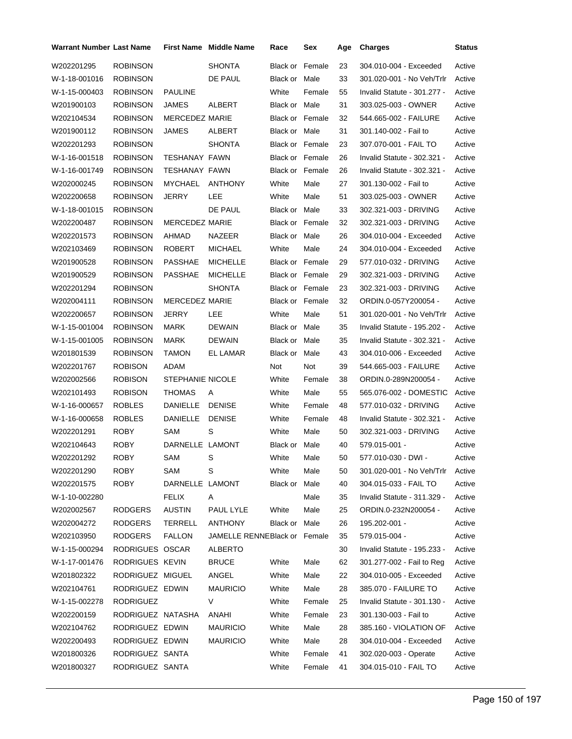| Warrant Number | Last Name | First Name | Middle Name | Race | Sex | Age | Charges | Status |
|---|---|---|---|---|---|---|---|---|
| W202201295 | ROBINSON | | SHONTA | Black or | Female | 23 | 304.010-004 - Exceeded | Active |
| W-1-18-001016 | ROBINSON | | DE PAUL | Black or | Male | 33 | 301.020-001 - No Veh/Trlr | Active |
| W-1-15-000403 | ROBINSON | PAULINE | | White | Female | 55 | Invalid Statute - 301.277 - | Active |
| W201900103 | ROBINSON | JAMES | ALBERT | Black or | Male | 31 | 303.025-003 - OWNER | Active |
| W202104534 | ROBINSON | MERCEDEZ | MARIE | Black or | Female | 32 | 544.665-002 - FAILURE | Active |
| W201900112 | ROBINSON | JAMES | ALBERT | Black or | Male | 31 | 301.140-002 - Fail to | Active |
| W202201293 | ROBINSON | | SHONTA | Black or | Female | 23 | 307.070-001 - FAIL TO | Active |
| W-1-16-001518 | ROBINSON | TESHANAY | FAWN | Black or | Female | 26 | Invalid Statute - 302.321 - | Active |
| W-1-16-001749 | ROBINSON | TESHANAY | FAWN | Black or | Female | 26 | Invalid Statute - 302.321 - | Active |
| W202000245 | ROBINSON | MYCHAEL | ANTHONY | White | Male | 27 | 301.130-002 - Fail to | Active |
| W202200658 | ROBINSON | JERRY | LEE | White | Male | 51 | 303.025-003 - OWNER | Active |
| W-1-18-001015 | ROBINSON | | DE PAUL | Black or | Male | 33 | 302.321-003 - DRIVING | Active |
| W202200487 | ROBINSON | MERCEDEZ | MARIE | Black or | Female | 32 | 302.321-003 - DRIVING | Active |
| W202201573 | ROBINSON | AHMAD | NAZEER | Black or | Male | 26 | 304.010-004 - Exceeded | Active |
| W202103469 | ROBINSON | ROBERT | MICHAEL | White | Male | 24 | 304.010-004 - Exceeded | Active |
| W201900528 | ROBINSON | PASSHAE | MICHELLE | Black or | Female | 29 | 577.010-032 - DRIVING | Active |
| W201900529 | ROBINSON | PASSHAE | MICHELLE | Black or | Female | 29 | 302.321-003 - DRIVING | Active |
| W202201294 | ROBINSON | | SHONTA | Black or | Female | 23 | 302.321-003 - DRIVING | Active |
| W202004111 | ROBINSON | MERCEDEZ | MARIE | Black or | Female | 32 | ORDIN.0-057Y200054 - | Active |
| W202200657 | ROBINSON | JERRY | LEE | White | Male | 51 | 301.020-001 - No Veh/Trlr | Active |
| W-1-15-001004 | ROBINSON | MARK | DEWAIN | Black or | Male | 35 | Invalid Statute - 195.202 - | Active |
| W-1-15-001005 | ROBINSON | MARK | DEWAIN | Black or | Male | 35 | Invalid Statute - 302.321 - | Active |
| W201801539 | ROBINSON | TAMON | EL LAMAR | Black or | Male | 43 | 304.010-006 - Exceeded | Active |
| W202201767 | ROBISON | ADAM | | Not | Not | 39 | 544.665-003 - FAILURE | Active |
| W202002566 | ROBISON | STEPHANIE | NICOLE | White | Female | 38 | ORDIN.0-289N200054 - | Active |
| W202101493 | ROBISON | THOMAS | A | White | Male | 55 | 565.076-002 - DOMESTIC | Active |
| W-1-16-000657 | ROBLES | DANIELLE | DENISE | White | Female | 48 | 577.010-032 - DRIVING | Active |
| W-1-16-000658 | ROBLES | DANIELLE | DENISE | White | Female | 48 | Invalid Statute - 302.321 - | Active |
| W202201291 | ROBY | SAM | S | White | Male | 50 | 302.321-003 - DRIVING | Active |
| W202104643 | ROBY | DARNELLE | LAMONT | Black or | Male | 40 | 579.015-001 - | Active |
| W202201292 | ROBY | SAM | S | White | Male | 50 | 577.010-030 - DWI - | Active |
| W202201290 | ROBY | SAM | S | White | Male | 50 | 301.020-001 - No Veh/Trlr | Active |
| W202201575 | ROBY | DARNELLE | LAMONT | Black or | Male | 40 | 304.015-033 - FAIL TO | Active |
| W-1-10-002280 | | FELIX | A | | Male | 35 | Invalid Statute - 311.329 - | Active |
| W202002567 | RODGERS | AUSTIN | PAUL LYLE | White | Male | 25 | ORDIN.0-232N200054 - | Active |
| W202004272 | RODGERS | TERRELL | ANTHONY | Black or | Male | 26 | 195.202-001 - | Active |
| W202103950 | RODGERS | FALLON | JAMELLE RENNE | Black or | Female | 35 | 579.015-004 - | Active |
| W-1-15-000294 | RODRIGUES | OSCAR | ALBERTO | | | 30 | Invalid Statute - 195.233 - | Active |
| W-1-17-001476 | RODRIGUES | KEVIN | BRUCE | White | Male | 62 | 301.277-002 - Fail to Reg | Active |
| W201802322 | RODRIGUEZ | MIGUEL | ANGEL | White | Male | 22 | 304.010-005 - Exceeded | Active |
| W202104761 | RODRIGUEZ | EDWIN | MAURICIO | White | Male | 28 | 385.070 - FAILURE TO | Active |
| W-1-15-002278 | RODRIGUEZ | | V | White | Female | 25 | Invalid Statute - 301.130 - | Active |
| W202200159 | RODRIGUEZ | NATASHA | ANAHI | White | Female | 23 | 301.130-003 - Fail to | Active |
| W202104762 | RODRIGUEZ | EDWIN | MAURICIO | White | Male | 28 | 385.160 - VIOLATION OF | Active |
| W202200493 | RODRIGUEZ | EDWIN | MAURICIO | White | Male | 28 | 304.010-004 - Exceeded | Active |
| W201800326 | RODRIGUEZ | SANTA | | White | Female | 41 | 302.020-003 - Operate | Active |
| W201800327 | RODRIGUEZ | SANTA | | White | Female | 41 | 304.015-010 - FAIL TO | Active |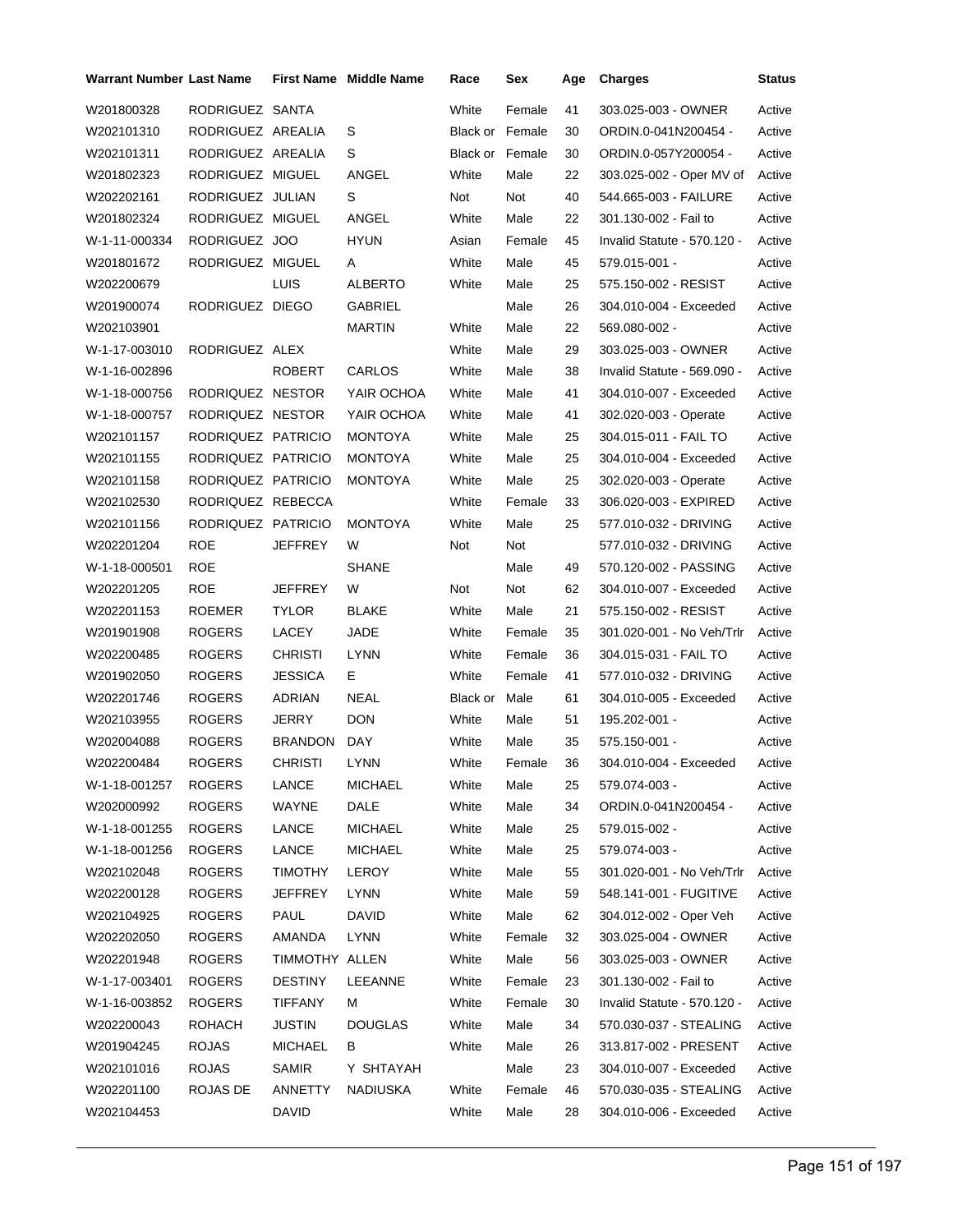| Warrant Number | Last Name | First Name | Middle Name | Race | Sex | Age | Charges | Status |
|---|---|---|---|---|---|---|---|---|
| W201800328 | RODRIGUEZ | SANTA | | White | Female | 41 | 303.025-003 - OWNER | Active |
| W202101310 | RODRIGUEZ | AREALIA | S | Black or | Female | 30 | ORDIN.0-041N200454 - | Active |
| W202101311 | RODRIGUEZ | AREALIA | S | Black or | Female | 30 | ORDIN.0-057Y200054 - | Active |
| W201802323 | RODRIGUEZ | MIGUEL | ANGEL | White | Male | 22 | 303.025-002 - Oper MV of | Active |
| W202202161 | RODRIGUEZ | JULIAN | S | Not | Not | 40 | 544.665-003 - FAILURE | Active |
| W201802324 | RODRIGUEZ | MIGUEL | ANGEL | White | Male | 22 | 301.130-002 - Fail to | Active |
| W-1-11-000334 | RODRIGUEZ | JOO | HYUN | Asian | Female | 45 | Invalid Statute - 570.120 - | Active |
| W201801672 | RODRIGUEZ | MIGUEL | A | White | Male | 45 | 579.015-001 - | Active |
| W202200679 | | LUIS | ALBERTO | White | Male | 25 | 575.150-002 - RESIST | Active |
| W201900074 | RODRIGUEZ | DIEGO | GABRIEL | | Male | 26 | 304.010-004 - Exceeded | Active |
| W202103901 | | | MARTIN | White | Male | 22 | 569.080-002 - | Active |
| W-1-17-003010 | RODRIGUEZ | ALEX | | White | Male | 29 | 303.025-003 - OWNER | Active |
| W-1-16-002896 | | ROBERT | CARLOS | White | Male | 38 | Invalid Statute - 569.090 - | Active |
| W-1-18-000756 | RODRIQUEZ | NESTOR | YAIR OCHOA | White | Male | 41 | 304.010-007 - Exceeded | Active |
| W-1-18-000757 | RODRIQUEZ | NESTOR | YAIR OCHOA | White | Male | 41 | 302.020-003 - Operate | Active |
| W202101157 | RODRIQUEZ | PATRICIO | MONTOYA | White | Male | 25 | 304.015-011 - FAIL TO | Active |
| W202101155 | RODRIQUEZ | PATRICIO | MONTOYA | White | Male | 25 | 304.010-004 - Exceeded | Active |
| W202101158 | RODRIQUEZ | PATRICIO | MONTOYA | White | Male | 25 | 302.020-003 - Operate | Active |
| W202102530 | RODRIQUEZ | REBECCA | | White | Female | 33 | 306.020-003 - EXPIRED | Active |
| W202101156 | RODRIQUEZ | PATRICIO | MONTOYA | White | Male | 25 | 577.010-032 - DRIVING | Active |
| W202201204 | ROE | JEFFREY | W | Not | Not | | 577.010-032 - DRIVING | Active |
| W-1-18-000501 | ROE | | SHANE | | Male | 49 | 570.120-002 - PASSING | Active |
| W202201205 | ROE | JEFFREY | W | Not | Not | 62 | 304.010-007 - Exceeded | Active |
| W202201153 | ROEMER | TYLOR | BLAKE | White | Male | 21 | 575.150-002 - RESIST | Active |
| W201901908 | ROGERS | LACEY | JADE | White | Female | 35 | 301.020-001 - No Veh/Trlr | Active |
| W202200485 | ROGERS | CHRISTI | LYNN | White | Female | 36 | 304.015-031 - FAIL TO | Active |
| W201902050 | ROGERS | JESSICA | E | White | Female | 41 | 577.010-032 - DRIVING | Active |
| W202201746 | ROGERS | ADRIAN | NEAL | Black or | Male | 61 | 304.010-005 - Exceeded | Active |
| W202103955 | ROGERS | JERRY | DON | White | Male | 51 | 195.202-001 - | Active |
| W202004088 | ROGERS | BRANDON | DAY | White | Male | 35 | 575.150-001 - | Active |
| W202200484 | ROGERS | CHRISTI | LYNN | White | Female | 36 | 304.010-004 - Exceeded | Active |
| W-1-18-001257 | ROGERS | LANCE | MICHAEL | White | Male | 25 | 579.074-003 - | Active |
| W202000992 | ROGERS | WAYNE | DALE | White | Male | 34 | ORDIN.0-041N200454 - | Active |
| W-1-18-001255 | ROGERS | LANCE | MICHAEL | White | Male | 25 | 579.015-002 - | Active |
| W-1-18-001256 | ROGERS | LANCE | MICHAEL | White | Male | 25 | 579.074-003 - | Active |
| W202102048 | ROGERS | TIMOTHY | LEROY | White | Male | 55 | 301.020-001 - No Veh/Trlr | Active |
| W202200128 | ROGERS | JEFFREY | LYNN | White | Male | 59 | 548.141-001 - FUGITIVE | Active |
| W202104925 | ROGERS | PAUL | DAVID | White | Male | 62 | 304.012-002 - Oper Veh | Active |
| W202202050 | ROGERS | AMANDA | LYNN | White | Female | 32 | 303.025-004 - OWNER | Active |
| W202201948 | ROGERS | TIMMOTHY | ALLEN | White | Male | 56 | 303.025-003 - OWNER | Active |
| W-1-17-003401 | ROGERS | DESTINY | LEEANNE | White | Female | 23 | 301.130-002 - Fail to | Active |
| W-1-16-003852 | ROGERS | TIFFANY | M | White | Female | 30 | Invalid Statute - 570.120 - | Active |
| W202200043 | ROHACH | JUSTIN | DOUGLAS | White | Male | 34 | 570.030-037 - STEALING | Active |
| W201904245 | ROJAS | MICHAEL | B | White | Male | 26 | 313.817-002 - PRESENT | Active |
| W202101016 | ROJAS | SAMIR | Y SHTAYAH | | Male | 23 | 304.010-007 - Exceeded | Active |
| W202201100 | ROJAS DE | ANNETTY | NADIUSKA | White | Female | 46 | 570.030-035 - STEALING | Active |
| W202104453 | | DAVID | | White | Male | 28 | 304.010-006 - Exceeded | Active |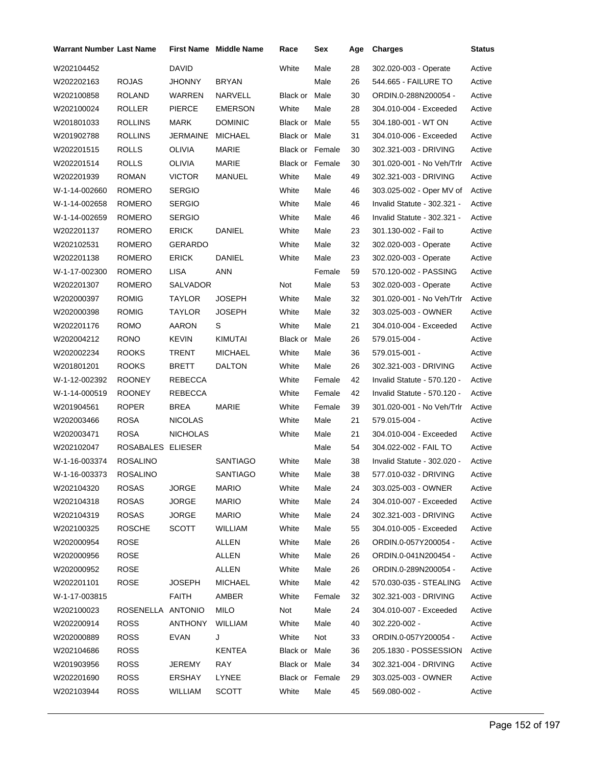| Warrant Number | Last Name | First Name | Middle Name | Race | Sex | Age | Charges | Status |
|---|---|---|---|---|---|---|---|---|
| W202104452 | | DAVID | | White | Male | 28 | 302.020-003 - Operate | Active |
| W202202163 | ROJAS | JHONNY | BRYAN | | Male | 26 | 544.665 - FAILURE TO | Active |
| W202100858 | ROLAND | WARREN | NARVELL | Black or | Male | 30 | ORDIN.0-288N200054 - | Active |
| W202100024 | ROLLER | PIERCE | EMERSON | White | Male | 28 | 304.010-004 - Exceeded | Active |
| W201801033 | ROLLINS | MARK | DOMINIC | Black or | Male | 55 | 304.180-001 - WT ON | Active |
| W201902788 | ROLLINS | JERMAINE | MICHAEL | Black or | Male | 31 | 304.010-006 - Exceeded | Active |
| W202201515 | ROLLS | OLIVIA | MARIE | Black or | Female | 30 | 302.321-003 - DRIVING | Active |
| W202201514 | ROLLS | OLIVIA | MARIE | Black or | Female | 30 | 301.020-001 - No Veh/Trlr | Active |
| W202201939 | ROMAN | VICTOR | MANUEL | White | Male | 49 | 302.321-003 - DRIVING | Active |
| W-1-14-002660 | ROMERO | SERGIO | | White | Male | 46 | 303.025-002 - Oper MV of | Active |
| W-1-14-002658 | ROMERO | SERGIO | | White | Male | 46 | Invalid Statute - 302.321 - | Active |
| W-1-14-002659 | ROMERO | SERGIO | | White | Male | 46 | Invalid Statute - 302.321 - | Active |
| W202201137 | ROMERO | ERICK | DANIEL | White | Male | 23 | 301.130-002 - Fail to | Active |
| W202102531 | ROMERO | GERARDO | | White | Male | 32 | 302.020-003 - Operate | Active |
| W202201138 | ROMERO | ERICK | DANIEL | White | Male | 23 | 302.020-003 - Operate | Active |
| W-1-17-002300 | ROMERO | LISA | ANN | | Female | 59 | 570.120-002 - PASSING | Active |
| W202201307 | ROMERO | SALVADOR | | Not | Male | 53 | 302.020-003 - Operate | Active |
| W202000397 | ROMIG | TAYLOR | JOSEPH | White | Male | 32 | 301.020-001 - No Veh/Trlr | Active |
| W202000398 | ROMIG | TAYLOR | JOSEPH | White | Male | 32 | 303.025-003 - OWNER | Active |
| W202201176 | ROMO | AARON | S | White | Male | 21 | 304.010-004 - Exceeded | Active |
| W202004212 | RONO | KEVIN | KIMUTAI | Black or | Male | 26 | 579.015-004 - | Active |
| W202002234 | ROOKS | TRENT | MICHAEL | White | Male | 36 | 579.015-001 - | Active |
| W201801201 | ROOKS | BRETT | DALTON | White | Male | 26 | 302.321-003 - DRIVING | Active |
| W-1-12-002392 | ROONEY | REBECCA | | White | Female | 42 | Invalid Statute - 570.120 - | Active |
| W-1-14-000519 | ROONEY | REBECCA | | White | Female | 42 | Invalid Statute - 570.120 - | Active |
| W201904561 | ROPER | BREA | MARIE | White | Female | 39 | 301.020-001 - No Veh/Trlr | Active |
| W202003466 | ROSA | NICOLAS | | White | Male | 21 | 579.015-004 - | Active |
| W202003471 | ROSA | NICHOLAS | | White | Male | 21 | 304.010-004 - Exceeded | Active |
| W202102047 | ROSABALES | ELIESER | | | Male | 54 | 304.022-002 - FAIL TO | Active |
| W-1-16-003374 | ROSALINO | | SANTIAGO | White | Male | 38 | Invalid Statute - 302.020 - | Active |
| W-1-16-003373 | ROSALINO | | SANTIAGO | White | Male | 38 | 577.010-032 - DRIVING | Active |
| W202104320 | ROSAS | JORGE | MARIO | White | Male | 24 | 303.025-003 - OWNER | Active |
| W202104318 | ROSAS | JORGE | MARIO | White | Male | 24 | 304.010-007 - Exceeded | Active |
| W202104319 | ROSAS | JORGE | MARIO | White | Male | 24 | 302.321-003 - DRIVING | Active |
| W202100325 | ROSCHE | SCOTT | WILLIAM | White | Male | 55 | 304.010-005 - Exceeded | Active |
| W202000954 | ROSE | | ALLEN | White | Male | 26 | ORDIN.0-057Y200054 - | Active |
| W202000956 | ROSE | | ALLEN | White | Male | 26 | ORDIN.0-041N200454 - | Active |
| W202000952 | ROSE | | ALLEN | White | Male | 26 | ORDIN.0-289N200054 - | Active |
| W202201101 | ROSE | JOSEPH | MICHAEL | White | Male | 42 | 570.030-035 - STEALING | Active |
| W-1-17-003815 | | FAITH | AMBER | White | Female | 32 | 302.321-003 - DRIVING | Active |
| W202100023 | ROSENELLA | ANTONIO | MILO | Not | Male | 24 | 304.010-007 - Exceeded | Active |
| W202200914 | ROSS | ANTHONY | WILLIAM | White | Male | 40 | 302.220-002 - | Active |
| W202000889 | ROSS | EVAN | J | White | Not | 33 | ORDIN.0-057Y200054 - | Active |
| W202104686 | ROSS | | KENTEA | Black or | Male | 36 | 205.1830 - POSSESSION | Active |
| W201903956 | ROSS | JEREMY | RAY | Black or | Male | 34 | 302.321-004 - DRIVING | Active |
| W202201690 | ROSS | ERSHAY | LYNEE | Black or | Female | 29 | 303.025-003 - OWNER | Active |
| W202103944 | ROSS | WILLIAM | SCOTT | White | Male | 45 | 569.080-002 - | Active |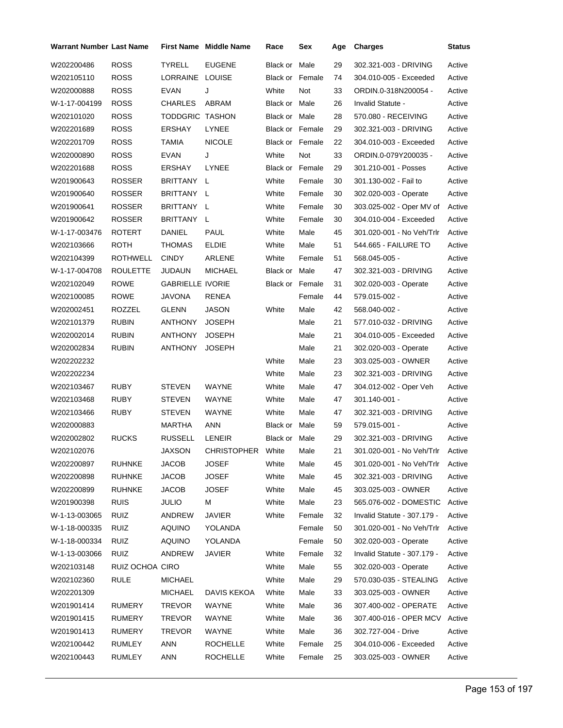| Warrant Number | Last Name | First Name | Middle Name | Race | Sex | Age | Charges | Status |
|---|---|---|---|---|---|---|---|---|
| W202200486 | ROSS | TYRELL | EUGENE | Black or | Male | 29 | 302.321-003 - DRIVING | Active |
| W202105110 | ROSS | LORRAINE | LOUISE | Black or | Female | 74 | 304.010-005 - Exceeded | Active |
| W202000888 | ROSS | EVAN | J | White | Not | 33 | ORDIN.0-318N200054 - | Active |
| W-1-17-004199 | ROSS | CHARLES | ABRAM | Black or | Male | 26 | Invalid Statute - | Active |
| W202101020 | ROSS | TODDGRIC | TASHON | Black or | Male | 28 | 570.080 - RECEIVING | Active |
| W202201689 | ROSS | ERSHAY | LYNEE | Black or | Female | 29 | 302.321-003 - DRIVING | Active |
| W202201709 | ROSS | TAMIA | NICOLE | Black or | Female | 22 | 304.010-003 - Exceeded | Active |
| W202000890 | ROSS | EVAN | J | White | Not | 33 | ORDIN.0-079Y200035 - | Active |
| W202201688 | ROSS | ERSHAY | LYNEE | Black or | Female | 29 | 301.210-001 - Posses | Active |
| W201900643 | ROSSER | BRITTANY | L | White | Female | 30 | 301.130-002 - Fail to | Active |
| W201900640 | ROSSER | BRITTANY | L | White | Female | 30 | 302.020-003 - Operate | Active |
| W201900641 | ROSSER | BRITTANY | L | White | Female | 30 | 303.025-002 - Oper MV of | Active |
| W201900642 | ROSSER | BRITTANY | L | White | Female | 30 | 304.010-004 - Exceeded | Active |
| W-1-17-003476 | ROTERT | DANIEL | PAUL | White | Male | 45 | 301.020-001 - No Veh/Trlr | Active |
| W202103666 | ROTH | THOMAS | ELDIE | White | Male | 51 | 544.665 - FAILURE TO | Active |
| W202104399 | ROTHWELL | CINDY | ARLENE | White | Female | 51 | 568.045-005 - | Active |
| W-1-17-004708 | ROULETTE | JUDAUN | MICHAEL | Black or | Male | 47 | 302.321-003 - DRIVING | Active |
| W202102049 | ROWE | GABRIELLE | IVORIE | Black or | Female | 31 | 302.020-003 - Operate | Active |
| W202100085 | ROWE | JAVONA | RENEA | | Female | 44 | 579.015-002 - | Active |
| W202002451 | ROZZEL | GLENN | JASON | White | Male | 42 | 568.040-002 - | Active |
| W202101379 | RUBIN | ANTHONY | JOSEPH | | Male | 21 | 577.010-032 - DRIVING | Active |
| W202002014 | RUBIN | ANTHONY | JOSEPH | | Male | 21 | 304.010-005 - Exceeded | Active |
| W202002834 | RUBIN | ANTHONY | JOSEPH | | Male | 21 | 302.020-003 - Operate | Active |
| W202202232 | | | | White | Male | 23 | 303.025-003 - OWNER | Active |
| W202202234 | | | | White | Male | 23 | 302.321-003 - DRIVING | Active |
| W202103467 | RUBY | STEVEN | WAYNE | White | Male | 47 | 304.012-002 - Oper Veh | Active |
| W202103468 | RUBY | STEVEN | WAYNE | White | Male | 47 | 301.140-001 - | Active |
| W202103466 | RUBY | STEVEN | WAYNE | White | Male | 47 | 302.321-003 - DRIVING | Active |
| W202000883 | | MARTHA | ANN | Black or | Male | 59 | 579.015-001 - | Active |
| W202002802 | RUCKS | RUSSELL | LENEIR | Black or | Male | 29 | 302.321-003 - DRIVING | Active |
| W202102076 | | JAXSON | CHRISTOPHER | White | Male | 21 | 301.020-001 - No Veh/Trlr | Active |
| W202200897 | RUHNKE | JACOB | JOSEF | White | Male | 45 | 301.020-001 - No Veh/Trlr | Active |
| W202200898 | RUHNKE | JACOB | JOSEF | White | Male | 45 | 302.321-003 - DRIVING | Active |
| W202200899 | RUHNKE | JACOB | JOSEF | White | Male | 45 | 303.025-003 - OWNER | Active |
| W201900398 | RUIS | JULIO | M | White | Male | 23 | 565.076-002 - DOMESTIC | Active |
| W-1-13-003065 | RUIZ | ANDREW | JAVIER | White | Female | 32 | Invalid Statute - 307.179 - | Active |
| W-1-18-000335 | RUIZ | AQUINO | YOLANDA | | Female | 50 | 301.020-001 - No Veh/Trlr | Active |
| W-1-18-000334 | RUIZ | AQUINO | YOLANDA | | Female | 50 | 302.020-003 - Operate | Active |
| W-1-13-003066 | RUIZ | ANDREW | JAVIER | White | Female | 32 | Invalid Statute - 307.179 - | Active |
| W202103148 | RUIZ OCHOA | CIRO | | White | Male | 55 | 302.020-003 - Operate | Active |
| W202102360 | RULE | MICHAEL | | White | Male | 29 | 570.030-035 - STEALING | Active |
| W202201309 | | MICHAEL | DAVIS KEKOA | White | Male | 33 | 303.025-003 - OWNER | Active |
| W201901414 | RUMERY | TREVOR | WAYNE | White | Male | 36 | 307.400-002 - OPERATE | Active |
| W201901415 | RUMERY | TREVOR | WAYNE | White | Male | 36 | 307.400-016 - OPER MCV | Active |
| W201901413 | RUMERY | TREVOR | WAYNE | White | Male | 36 | 302.727-004 - Drive | Active |
| W202100442 | RUMLEY | ANN | ROCHELLE | White | Female | 25 | 304.010-006 - Exceeded | Active |
| W202100443 | RUMLEY | ANN | ROCHELLE | White | Female | 25 | 303.025-003 - OWNER | Active |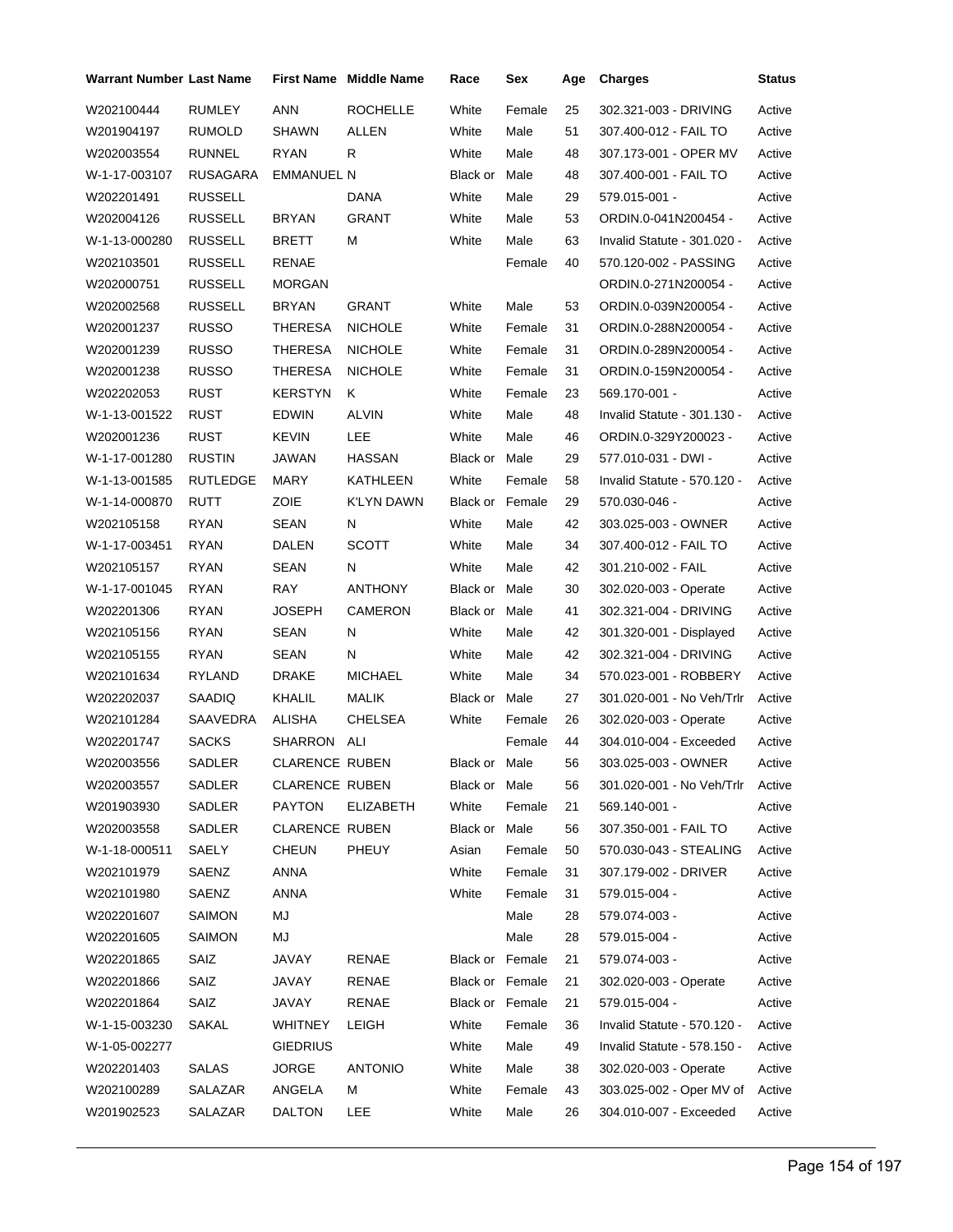| Warrant Number | Last Name | First Name | Middle Name | Race | Sex | Age | Charges | Status |
|---|---|---|---|---|---|---|---|---|
| W202100444 | RUMLEY | ANN | ROCHELLE | White | Female | 25 | 302.321-003 - DRIVING | Active |
| W201904197 | RUMOLD | SHAWN | ALLEN | White | Male | 51 | 307.400-012 - FAIL TO | Active |
| W202003554 | RUNNEL | RYAN | R | White | Male | 48 | 307.173-001 - OPER MV | Active |
| W-1-17-003107 | RUSAGARA | EMMANUEL N | | Black or | Male | 48 | 307.400-001 - FAIL TO | Active |
| W202201491 | RUSSELL | | DANA | White | Male | 29 | 579.015-001 - | Active |
| W202004126 | RUSSELL | BRYAN | GRANT | White | Male | 53 | ORDIN.0-041N200454 - | Active |
| W-1-13-000280 | RUSSELL | BRETT | M | White | Male | 63 | Invalid Statute - 301.020 - | Active |
| W202103501 | RUSSELL | RENAE | | | Female | 40 | 570.120-002 - PASSING | Active |
| W202000751 | RUSSELL | MORGAN | | | | | ORDIN.0-271N200054 - | Active |
| W202002568 | RUSSELL | BRYAN | GRANT | White | Male | 53 | ORDIN.0-039N200054 - | Active |
| W202001237 | RUSSO | THERESA | NICHOLE | White | Female | 31 | ORDIN.0-288N200054 - | Active |
| W202001239 | RUSSO | THERESA | NICHOLE | White | Female | 31 | ORDIN.0-289N200054 - | Active |
| W202001238 | RUSSO | THERESA | NICHOLE | White | Female | 31 | ORDIN.0-159N200054 - | Active |
| W202202053 | RUST | KERSTYN | K | White | Female | 23 | 569.170-001 - | Active |
| W-1-13-001522 | RUST | EDWIN | ALVIN | White | Male | 48 | Invalid Statute - 301.130 - | Active |
| W202001236 | RUST | KEVIN | LEE | White | Male | 46 | ORDIN.0-329Y200023 - | Active |
| W-1-17-001280 | RUSTIN | JAWAN | HASSAN | Black or | Male | 29 | 577.010-031 - DWI - | Active |
| W-1-13-001585 | RUTLEDGE | MARY | KATHLEEN | White | Female | 58 | Invalid Statute - 570.120 - | Active |
| W-1-14-000870 | RUTT | ZOIE | K'LYN DAWN | Black or | Female | 29 | 570.030-046 - | Active |
| W202105158 | RYAN | SEAN | N | White | Male | 42 | 303.025-003 - OWNER | Active |
| W-1-17-003451 | RYAN | DALEN | SCOTT | White | Male | 34 | 307.400-012 - FAIL TO | Active |
| W202105157 | RYAN | SEAN | N | White | Male | 42 | 301.210-002 - FAIL | Active |
| W-1-17-001045 | RYAN | RAY | ANTHONY | Black or | Male | 30 | 302.020-003 - Operate | Active |
| W202201306 | RYAN | JOSEPH | CAMERON | Black or | Male | 41 | 302.321-004 - DRIVING | Active |
| W202105156 | RYAN | SEAN | N | White | Male | 42 | 301.320-001 - Displayed | Active |
| W202105155 | RYAN | SEAN | N | White | Male | 42 | 302.321-004 - DRIVING | Active |
| W202101634 | RYLAND | DRAKE | MICHAEL | White | Male | 34 | 570.023-001 - ROBBERY | Active |
| W202202037 | SAADIQ | KHALIL | MALIK | Black or | Male | 27 | 301.020-001 - No Veh/Trlr | Active |
| W202101284 | SAAVEDRA | ALISHA | CHELSEA | White | Female | 26 | 302.020-003 - Operate | Active |
| W202201747 | SACKS | SHARRON | ALI | | Female | 44 | 304.010-004 - Exceeded | Active |
| W202003556 | SADLER | CLARENCE | RUBEN | Black or | Male | 56 | 303.025-003 - OWNER | Active |
| W202003557 | SADLER | CLARENCE | RUBEN | Black or | Male | 56 | 301.020-001 - No Veh/Trlr | Active |
| W201903930 | SADLER | PAYTON | ELIZABETH | White | Female | 21 | 569.140-001 - | Active |
| W202003558 | SADLER | CLARENCE | RUBEN | Black or | Male | 56 | 307.350-001 - FAIL TO | Active |
| W-1-18-000511 | SAELY | CHEUN | PHEUY | Asian | Female | 50 | 570.030-043 - STEALING | Active |
| W202101979 | SAENZ | ANNA | | White | Female | 31 | 307.179-002 - DRIVER | Active |
| W202101980 | SAENZ | ANNA | | White | Female | 31 | 579.015-004 - | Active |
| W202201607 | SAIMON | MJ | | | Male | 28 | 579.074-003 - | Active |
| W202201605 | SAIMON | MJ | | | Male | 28 | 579.015-004 - | Active |
| W202201865 | SAIZ | JAVAY | RENAE | Black or | Female | 21 | 579.074-003 - | Active |
| W202201866 | SAIZ | JAVAY | RENAE | Black or | Female | 21 | 302.020-003 - Operate | Active |
| W202201864 | SAIZ | JAVAY | RENAE | Black or | Female | 21 | 579.015-004 - | Active |
| W-1-15-003230 | SAKAL | WHITNEY | LEIGH | White | Female | 36 | Invalid Statute - 570.120 - | Active |
| W-1-05-002277 | | GIEDRIUS | | White | Male | 49 | Invalid Statute - 578.150 - | Active |
| W202201403 | SALAS | JORGE | ANTONIO | White | Male | 38 | 302.020-003 - Operate | Active |
| W202100289 | SALAZAR | ANGELA | M | White | Female | 43 | 303.025-002 - Oper MV of | Active |
| W201902523 | SALAZAR | DALTON | LEE | White | Male | 26 | 304.010-007 - Exceeded | Active |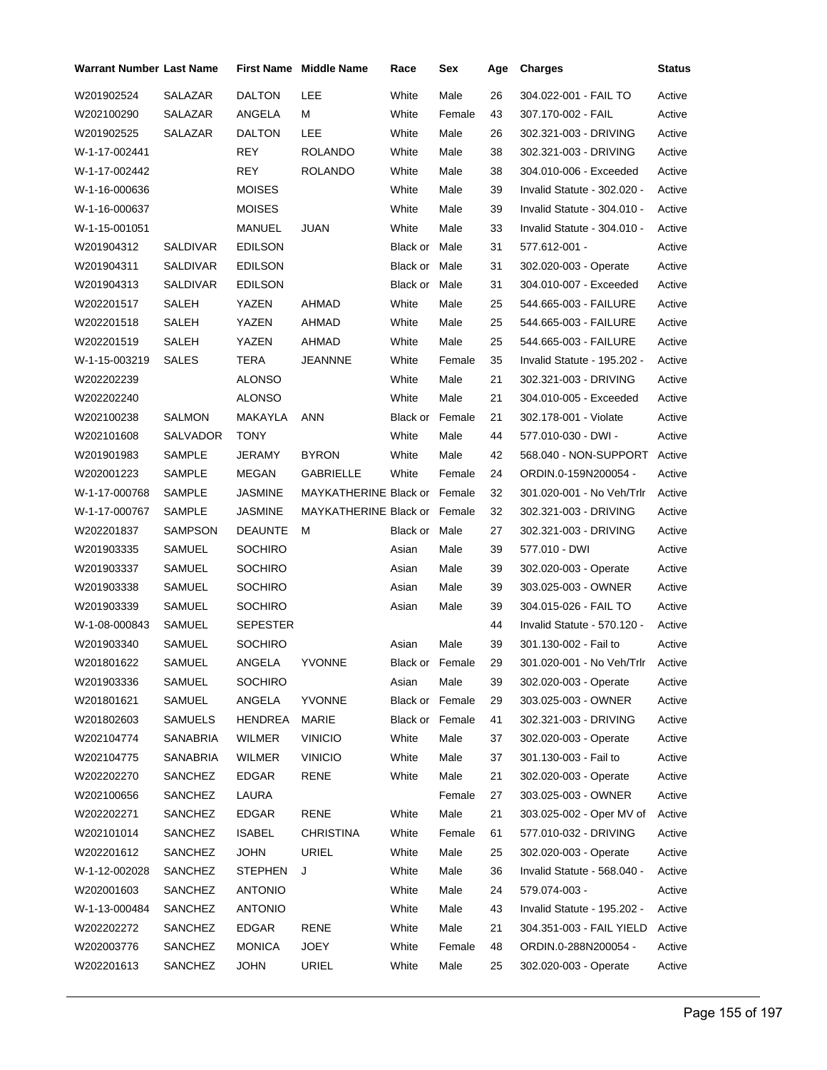| Warrant Number | Last Name | First Name | Middle Name | Race | Sex | Age | Charges | Status |
|---|---|---|---|---|---|---|---|---|
| W201902524 | SALAZAR | DALTON | LEE | White | Male | 26 | 304.022-001 - FAIL TO | Active |
| W202100290 | SALAZAR | ANGELA | M | White | Female | 43 | 307.170-002 - FAIL | Active |
| W201902525 | SALAZAR | DALTON | LEE | White | Male | 26 | 302.321-003 - DRIVING | Active |
| W-1-17-002441 | | REY | ROLANDO | White | Male | 38 | 302.321-003 - DRIVING | Active |
| W-1-17-002442 | | REY | ROLANDO | White | Male | 38 | 304.010-006 - Exceeded | Active |
| W-1-16-000636 | | MOISES | | White | Male | 39 | Invalid Statute - 302.020 - | Active |
| W-1-16-000637 | | MOISES | | White | Male | 39 | Invalid Statute - 304.010 - | Active |
| W-1-15-001051 | | MANUEL | JUAN | White | Male | 33 | Invalid Statute - 304.010 - | Active |
| W201904312 | SALDIVAR | EDILSON | | Black or | Male | 31 | 577.612-001 - | Active |
| W201904311 | SALDIVAR | EDILSON | | Black or | Male | 31 | 302.020-003 - Operate | Active |
| W201904313 | SALDIVAR | EDILSON | | Black or | Male | 31 | 304.010-007 - Exceeded | Active |
| W202201517 | SALEH | YAZEN | AHMAD | White | Male | 25 | 544.665-003 - FAILURE | Active |
| W202201518 | SALEH | YAZEN | AHMAD | White | Male | 25 | 544.665-003 - FAILURE | Active |
| W202201519 | SALEH | YAZEN | AHMAD | White | Male | 25 | 544.665-003 - FAILURE | Active |
| W-1-15-003219 | SALES | TERA | JEANNNE | White | Female | 35 | Invalid Statute - 195.202 - | Active |
| W202202239 | | ALONSO | | White | Male | 21 | 302.321-003 - DRIVING | Active |
| W202202240 | | ALONSO | | White | Male | 21 | 304.010-005 - Exceeded | Active |
| W202100238 | SALMON | MAKAYLA | ANN | Black or | Female | 21 | 302.178-001 - Violate | Active |
| W202101608 | SALVADOR | TONY | | White | Male | 44 | 577.010-030 - DWI - | Active |
| W201901983 | SAMPLE | JERAMY | BYRON | White | Male | 42 | 568.040 - NON-SUPPORT | Active |
| W202001223 | SAMPLE | MEGAN | GABRIELLE | White | Female | 24 | ORDIN.0-159N200054 - | Active |
| W-1-17-000768 | SAMPLE | JASMINE | MAYKATHERINE | Black or | Female | 32 | 301.020-001 - No Veh/Trlr | Active |
| W-1-17-000767 | SAMPLE | JASMINE | MAYKATHERINE | Black or | Female | 32 | 302.321-003 - DRIVING | Active |
| W202201837 | SAMPSON | DEAUNTE | M | Black or | Male | 27 | 302.321-003 - DRIVING | Active |
| W201903335 | SAMUEL | SOCHIRO | | Asian | Male | 39 | 577.010 - DWI | Active |
| W201903337 | SAMUEL | SOCHIRO | | Asian | Male | 39 | 302.020-003 - Operate | Active |
| W201903338 | SAMUEL | SOCHIRO | | Asian | Male | 39 | 303.025-003 - OWNER | Active |
| W201903339 | SAMUEL | SOCHIRO | | Asian | Male | 39 | 304.015-026 - FAIL TO | Active |
| W-1-08-000843 | SAMUEL | SEPESTER | | | | 44 | Invalid Statute - 570.120 - | Active |
| W201903340 | SAMUEL | SOCHIRO | | Asian | Male | 39 | 301.130-002 - Fail to | Active |
| W201801622 | SAMUEL | ANGELA | YVONNE | Black or | Female | 29 | 301.020-001 - No Veh/Trlr | Active |
| W201903336 | SAMUEL | SOCHIRO | | Asian | Male | 39 | 302.020-003 - Operate | Active |
| W201801621 | SAMUEL | ANGELA | YVONNE | Black or | Female | 29 | 303.025-003 - OWNER | Active |
| W201802603 | SAMUELS | HENDREA | MARIE | Black or | Female | 41 | 302.321-003 - DRIVING | Active |
| W202104774 | SANABRIA | WILMER | VINICIO | White | Male | 37 | 302.020-003 - Operate | Active |
| W202104775 | SANABRIA | WILMER | VINICIO | White | Male | 37 | 301.130-003 - Fail to | Active |
| W202202270 | SANCHEZ | EDGAR | RENE | White | Male | 21 | 302.020-003 - Operate | Active |
| W202100656 | SANCHEZ | LAURA | | | Female | 27 | 303.025-003 - OWNER | Active |
| W202202271 | SANCHEZ | EDGAR | RENE | White | Male | 21 | 303.025-002 - Oper MV of | Active |
| W202101014 | SANCHEZ | ISABEL | CHRISTINA | White | Female | 61 | 577.010-032 - DRIVING | Active |
| W202201612 | SANCHEZ | JOHN | URIEL | White | Male | 25 | 302.020-003 - Operate | Active |
| W-1-12-002028 | SANCHEZ | STEPHEN | J | White | Male | 36 | Invalid Statute - 568.040 - | Active |
| W202001603 | SANCHEZ | ANTONIO | | White | Male | 24 | 579.074-003 - | Active |
| W-1-13-000484 | SANCHEZ | ANTONIO | | White | Male | 43 | Invalid Statute - 195.202 - | Active |
| W202202272 | SANCHEZ | EDGAR | RENE | White | Male | 21 | 304.351-003 - FAIL YIELD | Active |
| W202003776 | SANCHEZ | MONICA | JOEY | White | Female | 48 | ORDIN.0-288N200054 - | Active |
| W202201613 | SANCHEZ | JOHN | URIEL | White | Male | 25 | 302.020-003 - Operate | Active |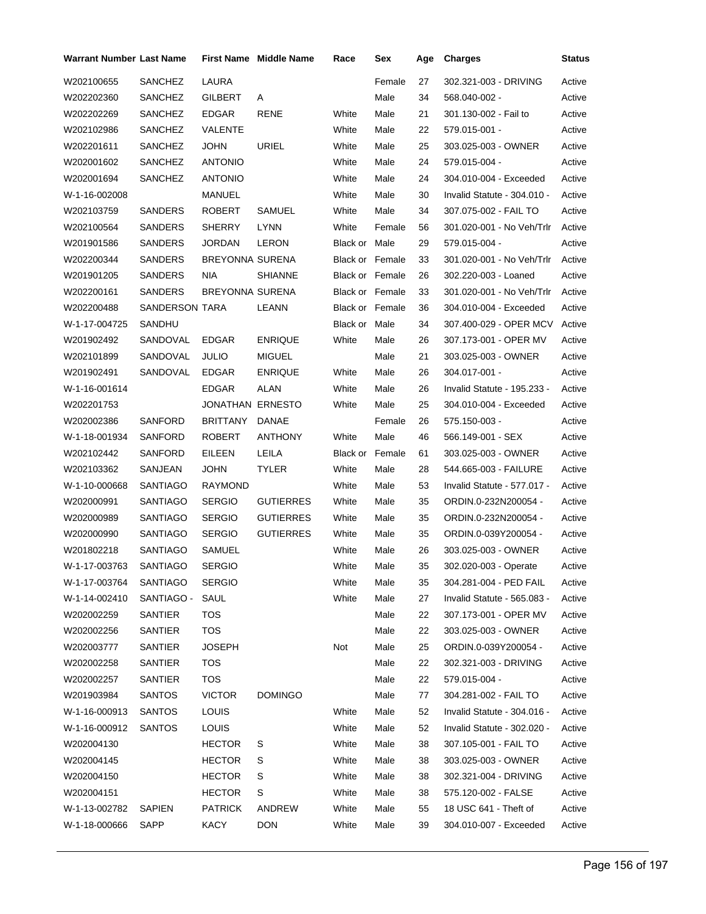| Warrant Number | Last Name | First Name | Middle Name | Race | Sex | Age | Charges | Status |
|---|---|---|---|---|---|---|---|---|
| W202100655 | SANCHEZ | LAURA | | | Female | 27 | 302.321-003 - DRIVING | Active |
| W202202360 | SANCHEZ | GILBERT | A | | Male | 34 | 568.040-002 - | Active |
| W202202269 | SANCHEZ | EDGAR | RENE | White | Male | 21 | 301.130-002 - Fail to | Active |
| W202102986 | SANCHEZ | VALENTE | | White | Male | 22 | 579.015-001 - | Active |
| W202201611 | SANCHEZ | JOHN | URIEL | White | Male | 25 | 303.025-003 - OWNER | Active |
| W202001602 | SANCHEZ | ANTONIO | | White | Male | 24 | 579.015-004 - | Active |
| W202001694 | SANCHEZ | ANTONIO | | White | Male | 24 | 304.010-004 - Exceeded | Active |
| W-1-16-002008 | | MANUEL | | White | Male | 30 | Invalid Statute - 304.010 - | Active |
| W202103759 | SANDERS | ROBERT | SAMUEL | White | Male | 34 | 307.075-002 - FAIL TO | Active |
| W202100564 | SANDERS | SHERRY | LYNN | White | Female | 56 | 301.020-001 - No Veh/Trlr | Active |
| W201901586 | SANDERS | JORDAN | LERON | Black or | Male | 29 | 579.015-004 - | Active |
| W202200344 | SANDERS | BREYONNA | SURENA | Black or | Female | 33 | 301.020-001 - No Veh/Trlr | Active |
| W201901205 | SANDERS | NIA | SHIANNE | Black or | Female | 26 | 302.220-003 - Loaned | Active |
| W202200161 | SANDERS | BREYONNA | SURENA | Black or | Female | 33 | 301.020-001 - No Veh/Trlr | Active |
| W202200488 | SANDERSON | TARA | LEANN | Black or | Female | 36 | 304.010-004 - Exceeded | Active |
| W-1-17-004725 | SANDHU | | | Black or | Male | 34 | 307.400-029 - OPER MCV | Active |
| W201902492 | SANDOVAL | EDGAR | ENRIQUE | White | Male | 26 | 307.173-001 - OPER MV | Active |
| W202101899 | SANDOVAL | JULIO | MIGUEL | | Male | 21 | 303.025-003 - OWNER | Active |
| W201902491 | SANDOVAL | EDGAR | ENRIQUE | White | Male | 26 | 304.017-001 - | Active |
| W-1-16-001614 | | EDGAR | ALAN | White | Male | 26 | Invalid Statute - 195.233 - | Active |
| W202201753 | | JONATHAN | ERNESTO | White | Male | 25 | 304.010-004 - Exceeded | Active |
| W202002386 | SANFORD | BRITTANY | DANAE | | Female | 26 | 575.150-003 - | Active |
| W-1-18-001934 | SANFORD | ROBERT | ANTHONY | White | Male | 46 | 566.149-001 - SEX | Active |
| W202102442 | SANFORD | EILEEN | LEILA | Black or | Female | 61 | 303.025-003 - OWNER | Active |
| W202103362 | SANJEAN | JOHN | TYLER | White | Male | 28 | 544.665-003 - FAILURE | Active |
| W-1-10-000668 | SANTIAGO | RAYMOND | | White | Male | 53 | Invalid Statute - 577.017 - | Active |
| W202000991 | SANTIAGO | SERGIO | GUTIERRES | White | Male | 35 | ORDIN.0-232N200054 - | Active |
| W202000989 | SANTIAGO | SERGIO | GUTIERRES | White | Male | 35 | ORDIN.0-232N200054 - | Active |
| W202000990 | SANTIAGO | SERGIO | GUTIERRES | White | Male | 35 | ORDIN.0-039Y200054 - | Active |
| W201802218 | SANTIAGO | SAMUEL | | White | Male | 26 | 303.025-003 - OWNER | Active |
| W-1-17-003763 | SANTIAGO | SERGIO | | White | Male | 35 | 302.020-003 - Operate | Active |
| W-1-17-003764 | SANTIAGO | SERGIO | | White | Male | 35 | 304.281-004 - PED FAIL | Active |
| W-1-14-002410 | SANTIAGO - | SAUL | | White | Male | 27 | Invalid Statute - 565.083 - | Active |
| W202002259 | SANTIER | TOS | | | Male | 22 | 307.173-001 - OPER MV | Active |
| W202002256 | SANTIER | TOS | | | Male | 22 | 303.025-003 - OWNER | Active |
| W202003777 | SANTIER | JOSEPH | | Not | Male | 25 | ORDIN.0-039Y200054 - | Active |
| W202002258 | SANTIER | TOS | | | Male | 22 | 302.321-003 - DRIVING | Active |
| W202002257 | SANTIER | TOS | | | Male | 22 | 579.015-004 - | Active |
| W201903984 | SANTOS | VICTOR | DOMINGO | | Male | 77 | 304.281-002 - FAIL TO | Active |
| W-1-16-000913 | SANTOS | LOUIS | | White | Male | 52 | Invalid Statute - 304.016 - | Active |
| W-1-16-000912 | SANTOS | LOUIS | | White | Male | 52 | Invalid Statute - 302.020 - | Active |
| W202004130 | | HECTOR | S | White | Male | 38 | 307.105-001 - FAIL TO | Active |
| W202004145 | | HECTOR | S | White | Male | 38 | 303.025-003 - OWNER | Active |
| W202004150 | | HECTOR | S | White | Male | 38 | 302.321-004 - DRIVING | Active |
| W202004151 | | HECTOR | S | White | Male | 38 | 575.120-002 - FALSE | Active |
| W-1-13-002782 | SAPIEN | PATRICK | ANDREW | White | Male | 55 | 18 USC 641 - Theft of | Active |
| W-1-18-000666 | SAPP | KACY | DON | White | Male | 39 | 304.010-007 - Exceeded | Active |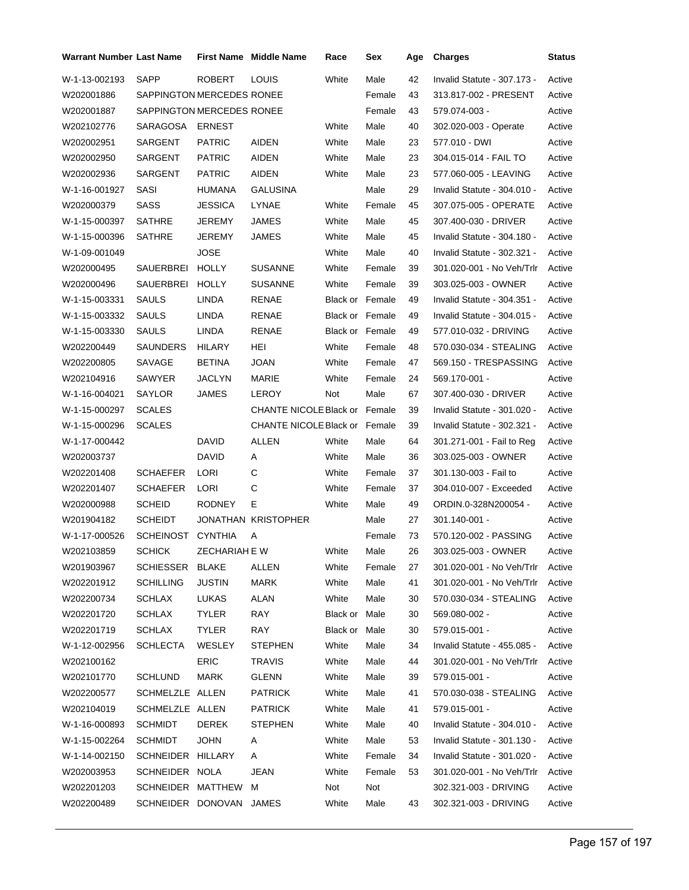| Warrant Number | Last Name | First Name | Middle Name | Race | Sex | Age | Charges | Status |
|---|---|---|---|---|---|---|---|---|
| W-1-13-002193 | SAPP | ROBERT | LOUIS | White | Male | 42 | Invalid Statute - 307.173 - | Active |
| W202001886 | SAPPINGTON | MERCEDES | RONEE | | Female | 43 | 313.817-002 - PRESENT | Active |
| W202001887 | SAPPINGTON | MERCEDES | RONEE | | Female | 43 | 579.074-003 - | Active |
| W202102776 | SARAGOSA | ERNEST | | White | Male | 40 | 302.020-003 - Operate | Active |
| W202002951 | SARGENT | PATRIC | AIDEN | White | Male | 23 | 577.010 - DWI | Active |
| W202002950 | SARGENT | PATRIC | AIDEN | White | Male | 23 | 304.015-014 - FAIL TO | Active |
| W202002936 | SARGENT | PATRIC | AIDEN | White | Male | 23 | 577.060-005 - LEAVING | Active |
| W-1-16-001927 | SASI | HUMANA | GALUSINA | | Male | 29 | Invalid Statute - 304.010 - | Active |
| W202000379 | SASS | JESSICA | LYNAE | White | Female | 45 | 307.075-005 - OPERATE | Active |
| W-1-15-000397 | SATHRE | JEREMY | JAMES | White | Male | 45 | 307.400-030 - DRIVER | Active |
| W-1-15-000396 | SATHRE | JEREMY | JAMES | White | Male | 45 | Invalid Statute - 304.180 - | Active |
| W-1-09-001049 | | JOSE | | White | Male | 40 | Invalid Statute - 302.321 - | Active |
| W202000495 | SAUERBREI | HOLLY | SUSANNE | White | Female | 39 | 301.020-001 - No Veh/Trlr | Active |
| W202000496 | SAUERBREI | HOLLY | SUSANNE | White | Female | 39 | 303.025-003 - OWNER | Active |
| W-1-15-003331 | SAULS | LINDA | RENAE | Black or | Female | 49 | Invalid Statute - 304.351 - | Active |
| W-1-15-003332 | SAULS | LINDA | RENAE | Black or | Female | 49 | Invalid Statute - 304.015 - | Active |
| W-1-15-003330 | SAULS | LINDA | RENAE | Black or | Female | 49 | 577.010-032 - DRIVING | Active |
| W202200449 | SAUNDERS | HILARY | HEI | White | Female | 48 | 570.030-034 - STEALING | Active |
| W202200805 | SAVAGE | BETINA | JOAN | White | Female | 47 | 569.150 - TRESPASSING | Active |
| W202104916 | SAWYER | JACLYN | MARIE | White | Female | 24 | 569.170-001 - | Active |
| W-1-16-004021 | SAYLOR | JAMES | LEROY | Not | Male | 67 | 307.400-030 - DRIVER | Active |
| W-1-15-000297 | SCALES | | CHANTE NICOLE | Black or | Female | 39 | Invalid Statute - 301.020 - | Active |
| W-1-15-000296 | SCALES | | CHANTE NICOLE | Black or | Female | 39 | Invalid Statute - 302.321 - | Active |
| W-1-17-000442 | | DAVID | ALLEN | White | Male | 64 | 301.271-001 - Fail to Reg | Active |
| W202003737 | | DAVID | A | White | Male | 36 | 303.025-003 - OWNER | Active |
| W202201408 | SCHAEFER | LORI | C | White | Female | 37 | 301.130-003 - Fail to | Active |
| W202201407 | SCHAEFER | LORI | C | White | Female | 37 | 304.010-007 - Exceeded | Active |
| W202000988 | SCHEID | RODNEY | E | White | Male | 49 | ORDIN.0-328N200054 - | Active |
| W201904182 | SCHEIDT | JONATHAN | KRISTOPHER | | Male | 27 | 301.140-001 - | Active |
| W-1-17-000526 | SCHEINOST | CYNTHIA | A | | Female | 73 | 570.120-002 - PASSING | Active |
| W202103859 | SCHICK | ZECHARIAH | E W | White | Male | 26 | 303.025-003 - OWNER | Active |
| W201903967 | SCHIESSER | BLAKE | ALLEN | White | Female | 27 | 301.020-001 - No Veh/Trlr | Active |
| W202201912 | SCHILLING | JUSTIN | MARK | White | Male | 41 | 301.020-001 - No Veh/Trlr | Active |
| W202200734 | SCHLAX | LUKAS | ALAN | White | Male | 30 | 570.030-034 - STEALING | Active |
| W202201720 | SCHLAX | TYLER | RAY | Black or | Male | 30 | 569.080-002 - | Active |
| W202201719 | SCHLAX | TYLER | RAY | Black or | Male | 30 | 579.015-001 - | Active |
| W-1-12-002956 | SCHLECTA | WESLEY | STEPHEN | White | Male | 34 | Invalid Statute - 455.085 - | Active |
| W202100162 | | ERIC | TRAVIS | White | Male | 44 | 301.020-001 - No Veh/Trlr | Active |
| W202101770 | SCHLUND | MARK | GLENN | White | Male | 39 | 579.015-001 - | Active |
| W202200577 | SCHMELZLE | ALLEN | PATRICK | White | Male | 41 | 570.030-038 - STEALING | Active |
| W202104019 | SCHMELZLE | ALLEN | PATRICK | White | Male | 41 | 579.015-001 - | Active |
| W-1-16-000893 | SCHMIDT | DEREK | STEPHEN | White | Male | 40 | Invalid Statute - 304.010 - | Active |
| W-1-15-002264 | SCHMIDT | JOHN | A | White | Male | 53 | Invalid Statute - 301.130 - | Active |
| W-1-14-002150 | SCHNEIDER | HILLARY | A | White | Female | 34 | Invalid Statute - 301.020 - | Active |
| W202003953 | SCHNEIDER | NOLA | JEAN | White | Female | 53 | 301.020-001 - No Veh/Trlr | Active |
| W202201203 | SCHNEIDER | MATTHEW | M | Not | Not | | 302.321-003 - DRIVING | Active |
| W202200489 | SCHNEIDER | DONOVAN | JAMES | White | Male | 43 | 302.321-003 - DRIVING | Active |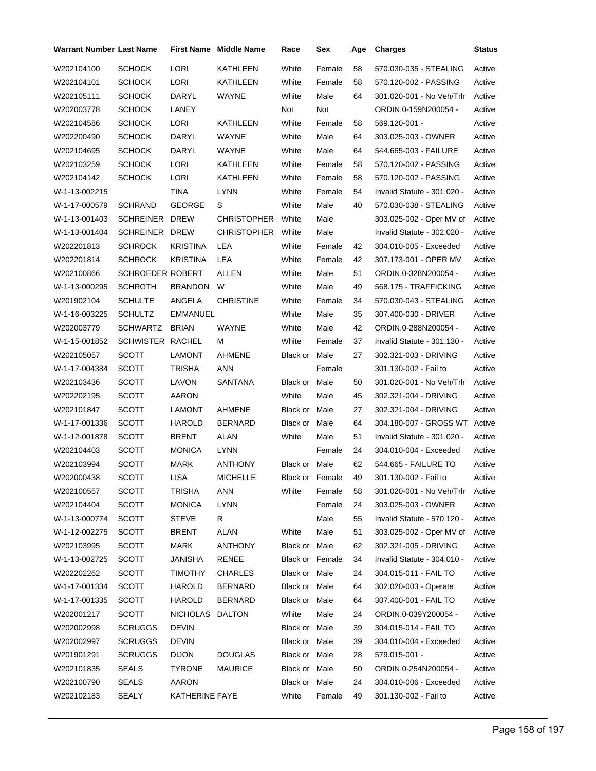| Warrant Number | Last Name | First Name | Middle Name | Race | Sex | Age | Charges | Status |
|---|---|---|---|---|---|---|---|---|
| W202104100 | SCHOCK | LORI | KATHLEEN | White | Female | 58 | 570.030-035 - STEALING | Active |
| W202104101 | SCHOCK | LORI | KATHLEEN | White | Female | 58 | 570.120-002 - PASSING | Active |
| W202105111 | SCHOCK | DARYL | WAYNE | White | Male | 64 | 301.020-001 - No Veh/Trlr | Active |
| W202003778 | SCHOCK | LANEY | | Not | Not | | ORDIN.0-159N200054 - | Active |
| W202104586 | SCHOCK | LORI | KATHLEEN | White | Female | 58 | 569.120-001 - | Active |
| W202200490 | SCHOCK | DARYL | WAYNE | White | Male | 64 | 303.025-003 - OWNER | Active |
| W202104695 | SCHOCK | DARYL | WAYNE | White | Male | 64 | 544.665-003 - FAILURE | Active |
| W202103259 | SCHOCK | LORI | KATHLEEN | White | Female | 58 | 570.120-002 - PASSING | Active |
| W202104142 | SCHOCK | LORI | KATHLEEN | White | Female | 58 | 570.120-002 - PASSING | Active |
| W-1-13-002215 | | TINA | LYNN | White | Female | 54 | Invalid Statute - 301.020 - | Active |
| W-1-17-000579 | SCHRAND | GEORGE | S | White | Male | 40 | 570.030-038 - STEALING | Active |
| W-1-13-001403 | SCHREINER | DREW | CHRISTOPHER | White | Male | | 303.025-002 - Oper MV of | Active |
| W-1-13-001404 | SCHREINER | DREW | CHRISTOPHER | White | Male | | Invalid Statute - 302.020 - | Active |
| W202201813 | SCHROCK | KRISTINA | LEA | White | Female | 42 | 304.010-005 - Exceeded | Active |
| W202201814 | SCHROCK | KRISTINA | LEA | White | Female | 42 | 307.173-001 - OPER MV | Active |
| W202100866 | SCHROEDER | ROBERT | ALLEN | White | Male | 51 | ORDIN.0-328N200054 - | Active |
| W-1-13-000295 | SCHROTH | BRANDON | W | White | Male | 49 | 568.175 - TRAFFICKING | Active |
| W201902104 | SCHULTE | ANGELA | CHRISTINE | White | Female | 34 | 570.030-043 - STEALING | Active |
| W-1-16-003225 | SCHULTZ | EMMANUEL | | White | Male | 35 | 307.400-030 - DRIVER | Active |
| W202003779 | SCHWARTZ | BRIAN | WAYNE | White | Male | 42 | ORDIN.0-288N200054 - | Active |
| W-1-15-001852 | SCHWISTER | RACHEL | M | White | Female | 37 | Invalid Statute - 301.130 - | Active |
| W202105057 | SCOTT | LAMONT | AHMENE | Black or | Male | 27 | 302.321-003 - DRIVING | Active |
| W-1-17-004384 | SCOTT | TRISHA | ANN | | Female | | 301.130-002 - Fail to | Active |
| W202103436 | SCOTT | LAVON | SANTANA | Black or | Male | 50 | 301.020-001 - No Veh/Trlr | Active |
| W202202195 | SCOTT | AARON | | White | Male | 45 | 302.321-004 - DRIVING | Active |
| W202101847 | SCOTT | LAMONT | AHMENE | Black or | Male | 27 | 302.321-004 - DRIVING | Active |
| W-1-17-001336 | SCOTT | HAROLD | BERNARD | Black or | Male | 64 | 304.180-007 - GROSS WT | Active |
| W-1-12-001878 | SCOTT | BRENT | ALAN | White | Male | 51 | Invalid Statute - 301.020 - | Active |
| W202104403 | SCOTT | MONICA | LYNN | | Female | 24 | 304.010-004 - Exceeded | Active |
| W202103994 | SCOTT | MARK | ANTHONY | Black or | Male | 62 | 544.665 - FAILURE TO | Active |
| W202000438 | SCOTT | LISA | MICHELLE | Black or | Female | 49 | 301.130-002 - Fail to | Active |
| W202100557 | SCOTT | TRISHA | ANN | White | Female | 58 | 301.020-001 - No Veh/Trlr | Active |
| W202104404 | SCOTT | MONICA | LYNN | | Female | 24 | 303.025-003 - OWNER | Active |
| W-1-13-000774 | SCOTT | STEVE | R | | Male | 55 | Invalid Statute - 570.120 - | Active |
| W-1-12-002275 | SCOTT | BRENT | ALAN | White | Male | 51 | 303.025-002 - Oper MV of | Active |
| W202103995 | SCOTT | MARK | ANTHONY | Black or | Male | 62 | 302.321-005 - DRIVING | Active |
| W-1-13-002725 | SCOTT | JANISHA | RENEE | Black or | Female | 34 | Invalid Statute - 304.010 - | Active |
| W202202262 | SCOTT | TIMOTHY | CHARLES | Black or | Male | 24 | 304.015-011 - FAIL TO | Active |
| W-1-17-001334 | SCOTT | HAROLD | BERNARD | Black or | Male | 64 | 302.020-003 - Operate | Active |
| W-1-17-001335 | SCOTT | HAROLD | BERNARD | Black or | Male | 64 | 307.400-001 - FAIL TO | Active |
| W202001217 | SCOTT | NICHOLAS | DALTON | White | Male | 24 | ORDIN.0-039Y200054 - | Active |
| W202002998 | SCRUGGS | DEVIN | | Black or | Male | 39 | 304.015-014 - FAIL TO | Active |
| W202002997 | SCRUGGS | DEVIN | | Black or | Male | 39 | 304.010-004 - Exceeded | Active |
| W201901291 | SCRUGGS | DIJON | DOUGLAS | Black or | Male | 28 | 579.015-001 - | Active |
| W202101835 | SEALS | TYRONE | MAURICE | Black or | Male | 50 | ORDIN.0-254N200054 - | Active |
| W202100790 | SEALS | AARON | | Black or | Male | 24 | 304.010-006 - Exceeded | Active |
| W202102183 | SEALY | KATHERINE | FAYE | White | Female | 49 | 301.130-002 - Fail to | Active |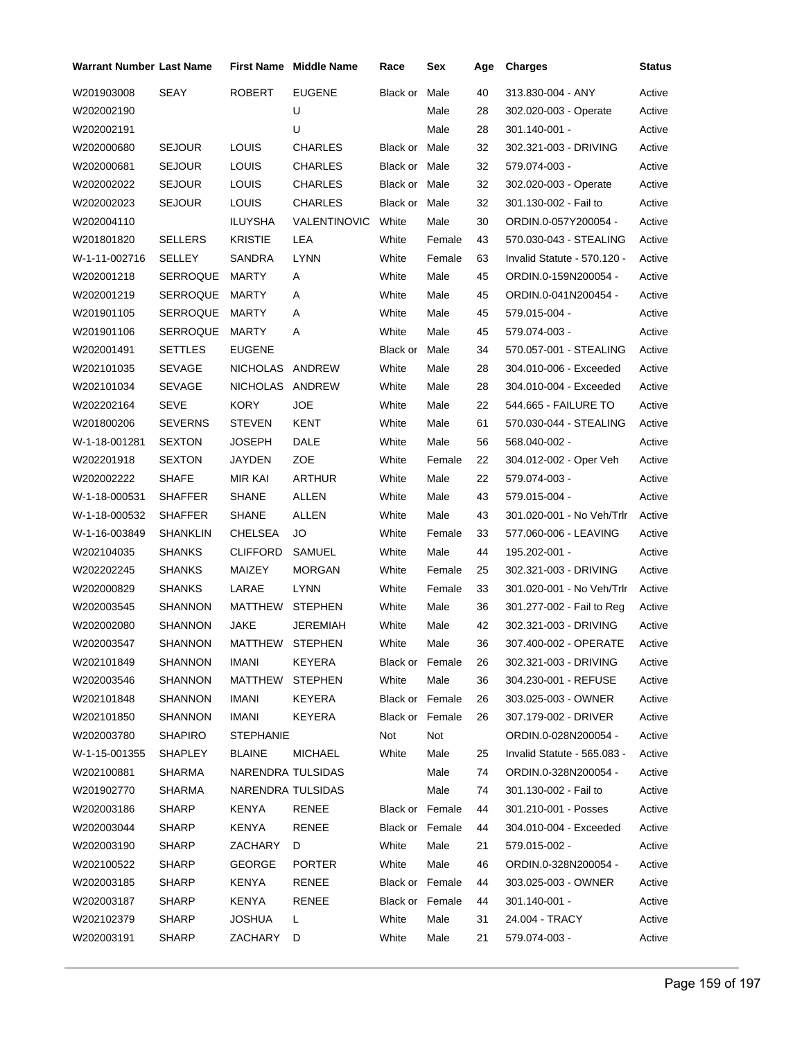| Warrant Number | Last Name | First Name | Middle Name | Race | Sex | Age | Charges | Status |
| --- | --- | --- | --- | --- | --- | --- | --- | --- |
| W201903008 | SEAY | ROBERT | EUGENE | Black or | Male | 40 | 313.830-004 - ANY | Active |
| W202002190 | | | U | | Male | 28 | 302.020-003 - Operate | Active |
| W202002191 | | | U | | Male | 28 | 301.140-001 - | Active |
| W202000680 | SEJOUR | LOUIS | CHARLES | Black or | Male | 32 | 302.321-003 - DRIVING | Active |
| W202000681 | SEJOUR | LOUIS | CHARLES | Black or | Male | 32 | 579.074-003 - | Active |
| W202002022 | SEJOUR | LOUIS | CHARLES | Black or | Male | 32 | 302.020-003 - Operate | Active |
| W202002023 | SEJOUR | LOUIS | CHARLES | Black or | Male | 32 | 301.130-002 - Fail to | Active |
| W202004110 | | ILUYSHA | VALENTINOVIC | White | Male | 30 | ORDIN.0-057Y200054 - | Active |
| W201801820 | SELLERS | KRISTIE | LEA | White | Female | 43 | 570.030-043 - STEALING | Active |
| W-1-11-002716 | SELLEY | SANDRA | LYNN | White | Female | 63 | Invalid Statute - 570.120 - | Active |
| W202001218 | SERROQUE | MARTY | A | White | Male | 45 | ORDIN.0-159N200054 - | Active |
| W202001219 | SERROQUE | MARTY | A | White | Male | 45 | ORDIN.0-041N200454 - | Active |
| W201901105 | SERROQUE | MARTY | A | White | Male | 45 | 579.015-004 - | Active |
| W201901106 | SERROQUE | MARTY | A | White | Male | 45 | 579.074-003 - | Active |
| W202001491 | SETTLES | EUGENE | | Black or | Male | 34 | 570.057-001 - STEALING | Active |
| W202101035 | SEVAGE | NICHOLAS | ANDREW | White | Male | 28 | 304.010-006 - Exceeded | Active |
| W202101034 | SEVAGE | NICHOLAS | ANDREW | White | Male | 28 | 304.010-004 - Exceeded | Active |
| W202202164 | SEVE | KORY | JOE | White | Male | 22 | 544.665 - FAILURE TO | Active |
| W201800206 | SEVERNS | STEVEN | KENT | White | Male | 61 | 570.030-044 - STEALING | Active |
| W-1-18-001281 | SEXTON | JOSEPH | DALE | White | Male | 56 | 568.040-002 - | Active |
| W202201918 | SEXTON | JAYDEN | ZOE | White | Female | 22 | 304.012-002 - Oper Veh | Active |
| W202002222 | SHAFE | MIR KAI | ARTHUR | White | Male | 22 | 579.074-003 - | Active |
| W-1-18-000531 | SHAFFER | SHANE | ALLEN | White | Male | 43 | 579.015-004 - | Active |
| W-1-18-000532 | SHAFFER | SHANE | ALLEN | White | Male | 43 | 301.020-001 - No Veh/Trlr | Active |
| W-1-16-003849 | SHANKLIN | CHELSEA | JO | White | Female | 33 | 577.060-006 - LEAVING | Active |
| W202104035 | SHANKS | CLIFFORD | SAMUEL | White | Male | 44 | 195.202-001 - | Active |
| W202202245 | SHANKS | MAIZEY | MORGAN | White | Female | 25 | 302.321-003 - DRIVING | Active |
| W202000829 | SHANKS | LARAE | LYNN | White | Female | 33 | 301.020-001 - No Veh/Trlr | Active |
| W202003545 | SHANNON | MATTHEW | STEPHEN | White | Male | 36 | 301.277-002 - Fail to Reg | Active |
| W202002080 | SHANNON | JAKE | JEREMIAH | White | Male | 42 | 302.321-003 - DRIVING | Active |
| W202003547 | SHANNON | MATTHEW | STEPHEN | White | Male | 36 | 307.400-002 - OPERATE | Active |
| W202101849 | SHANNON | IMANI | KEYERA | Black or | Female | 26 | 302.321-003 - DRIVING | Active |
| W202003546 | SHANNON | MATTHEW | STEPHEN | White | Male | 36 | 304.230-001 - REFUSE | Active |
| W202101848 | SHANNON | IMANI | KEYERA | Black or | Female | 26 | 303.025-003 - OWNER | Active |
| W202101850 | SHANNON | IMANI | KEYERA | Black or | Female | 26 | 307.179-002 - DRIVER | Active |
| W202003780 | SHAPIRO | STEPHANIE | | Not | Not | | ORDIN.0-028N200054 - | Active |
| W-1-15-001355 | SHAPLEY | BLAINE | MICHAEL | White | Male | 25 | Invalid Statute - 565.083 - | Active |
| W202100881 | SHARMA | NARENDRA | TULSIDAS | | Male | 74 | ORDIN.0-328N200054 - | Active |
| W201902770 | SHARMA | NARENDRA | TULSIDAS | | Male | 74 | 301.130-002 - Fail to | Active |
| W202003186 | SHARP | KENYA | RENEE | Black or | Female | 44 | 301.210-001 - Posses | Active |
| W202003044 | SHARP | KENYA | RENEE | Black or | Female | 44 | 304.010-004 - Exceeded | Active |
| W202003190 | SHARP | ZACHARY | D | White | Male | 21 | 579.015-002 - | Active |
| W202100522 | SHARP | GEORGE | PORTER | White | Male | 46 | ORDIN.0-328N200054 - | Active |
| W202003185 | SHARP | KENYA | RENEE | Black or | Female | 44 | 303.025-003 - OWNER | Active |
| W202003187 | SHARP | KENYA | RENEE | Black or | Female | 44 | 301.140-001 - | Active |
| W202102379 | SHARP | JOSHUA | L | White | Male | 31 | 24.004 - TRACY | Active |
| W202003191 | SHARP | ZACHARY | D | White | Male | 21 | 579.074-003 - | Active |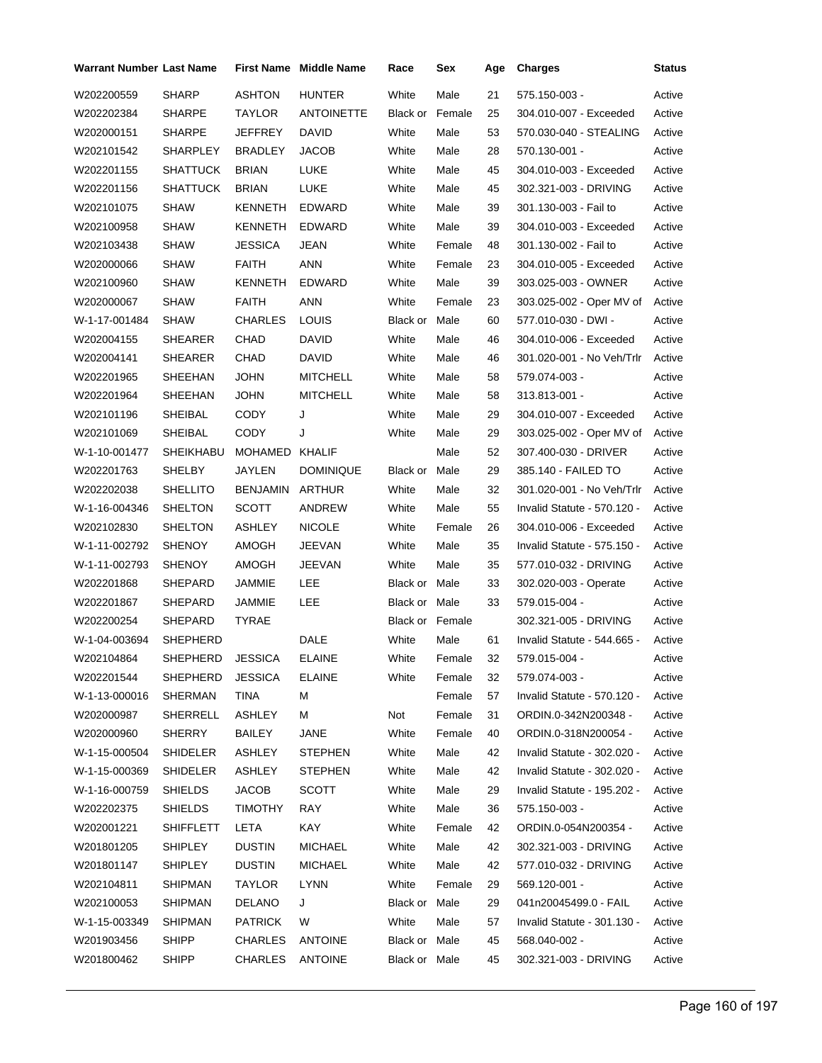| Warrant Number | Last Name | First Name | Middle Name | Race | Sex | Age | Charges | Status |
|---|---|---|---|---|---|---|---|---|
| W202200559 | SHARP | ASHTON | HUNTER | White | Male | 21 | 575.150-003 - | Active |
| W202202384 | SHARPE | TAYLOR | ANTOINETTE | Black or | Female | 25 | 304.010-007 - Exceeded | Active |
| W202000151 | SHARPE | JEFFREY | DAVID | White | Male | 53 | 570.030-040 - STEALING | Active |
| W202101542 | SHARPLEY | BRADLEY | JACOB | White | Male | 28 | 570.130-001 - | Active |
| W202201155 | SHATTUCK | BRIAN | LUKE | White | Male | 45 | 304.010-003 - Exceeded | Active |
| W202201156 | SHATTUCK | BRIAN | LUKE | White | Male | 45 | 302.321-003 - DRIVING | Active |
| W202101075 | SHAW | KENNETH | EDWARD | White | Male | 39 | 301.130-003 - Fail to | Active |
| W202100958 | SHAW | KENNETH | EDWARD | White | Male | 39 | 304.010-003 - Exceeded | Active |
| W202103438 | SHAW | JESSICA | JEAN | White | Female | 48 | 301.130-002 - Fail to | Active |
| W202000066 | SHAW | FAITH | ANN | White | Female | 23 | 304.010-005 - Exceeded | Active |
| W202100960 | SHAW | KENNETH | EDWARD | White | Male | 39 | 303.025-003 - OWNER | Active |
| W202000067 | SHAW | FAITH | ANN | White | Female | 23 | 303.025-002 - Oper MV of | Active |
| W-1-17-001484 | SHAW | CHARLES | LOUIS | Black or | Male | 60 | 577.010-030 - DWI - | Active |
| W202004155 | SHEARER | CHAD | DAVID | White | Male | 46 | 304.010-006 - Exceeded | Active |
| W202004141 | SHEARER | CHAD | DAVID | White | Male | 46 | 301.020-001 - No Veh/Trlr | Active |
| W202201965 | SHEEHAN | JOHN | MITCHELL | White | Male | 58 | 579.074-003 - | Active |
| W202201964 | SHEEHAN | JOHN | MITCHELL | White | Male | 58 | 313.813-001 - | Active |
| W202101196 | SHEIBAL | CODY | J | White | Male | 29 | 304.010-007 - Exceeded | Active |
| W202101069 | SHEIBAL | CODY | J | White | Male | 29 | 303.025-002 - Oper MV of | Active |
| W-1-10-001477 | SHEIKHABU | MOHAMED | KHALIF | | Male | 52 | 307.400-030 - DRIVER | Active |
| W202201763 | SHELBY | JAYLEN | DOMINIQUE | Black or | Male | 29 | 385.140 - FAILED TO | Active |
| W202202038 | SHELLITO | BENJAMIN | ARTHUR | White | Male | 32 | 301.020-001 - No Veh/Trlr | Active |
| W-1-16-004346 | SHELTON | SCOTT | ANDREW | White | Male | 55 | Invalid Statute - 570.120 - | Active |
| W202102830 | SHELTON | ASHLEY | NICOLE | White | Female | 26 | 304.010-006 - Exceeded | Active |
| W-1-11-002792 | SHENOY | AMOGH | JEEVAN | White | Male | 35 | Invalid Statute - 575.150 - | Active |
| W-1-11-002793 | SHENOY | AMOGH | JEEVAN | White | Male | 35 | 577.010-032 - DRIVING | Active |
| W202201868 | SHEPARD | JAMMIE | LEE | Black or | Male | 33 | 302.020-003 - Operate | Active |
| W202201867 | SHEPARD | JAMMIE | LEE | Black or | Male | 33 | 579.015-004 - | Active |
| W202200254 | SHEPARD | TYRAE | | Black or | Female | | 302.321-005 - DRIVING | Active |
| W-1-04-003694 | SHEPHERD | | DALE | White | Male | 61 | Invalid Statute - 544.665 - | Active |
| W202104864 | SHEPHERD | JESSICA | ELAINE | White | Female | 32 | 579.015-004 - | Active |
| W202201544 | SHEPHERD | JESSICA | ELAINE | White | Female | 32 | 579.074-003 - | Active |
| W-1-13-000016 | SHERMAN | TINA | M | | Female | 57 | Invalid Statute - 570.120 - | Active |
| W202000987 | SHERRELL | ASHLEY | M | Not | Female | 31 | ORDIN.0-342N200348 - | Active |
| W202000960 | SHERRY | BAILEY | JANE | White | Female | 40 | ORDIN.0-318N200054 - | Active |
| W-1-15-000504 | SHIDELER | ASHLEY | STEPHEN | White | Male | 42 | Invalid Statute - 302.020 - | Active |
| W-1-15-000369 | SHIDELER | ASHLEY | STEPHEN | White | Male | 42 | Invalid Statute - 302.020 - | Active |
| W-1-16-000759 | SHIELDS | JACOB | SCOTT | White | Male | 29 | Invalid Statute - 195.202 - | Active |
| W202202375 | SHIELDS | TIMOTHY | RAY | White | Male | 36 | 575.150-003 - | Active |
| W202001221 | SHIFFLETT | LETA | KAY | White | Female | 42 | ORDIN.0-054N200354 - | Active |
| W201801205 | SHIPLEY | DUSTIN | MICHAEL | White | Male | 42 | 302.321-003 - DRIVING | Active |
| W201801147 | SHIPLEY | DUSTIN | MICHAEL | White | Male | 42 | 577.010-032 - DRIVING | Active |
| W202104811 | SHIPMAN | TAYLOR | LYNN | White | Female | 29 | 569.120-001 - | Active |
| W202100053 | SHIPMAN | DELANO | J | Black or | Male | 29 | 041n20045499.0 - FAIL | Active |
| W-1-15-003349 | SHIPMAN | PATRICK | W | White | Male | 57 | Invalid Statute - 301.130 - | Active |
| W201903456 | SHIPP | CHARLES | ANTOINE | Black or | Male | 45 | 568.040-002 - | Active |
| W201800462 | SHIPP | CHARLES | ANTOINE | Black or | Male | 45 | 302.321-003 - DRIVING | Active |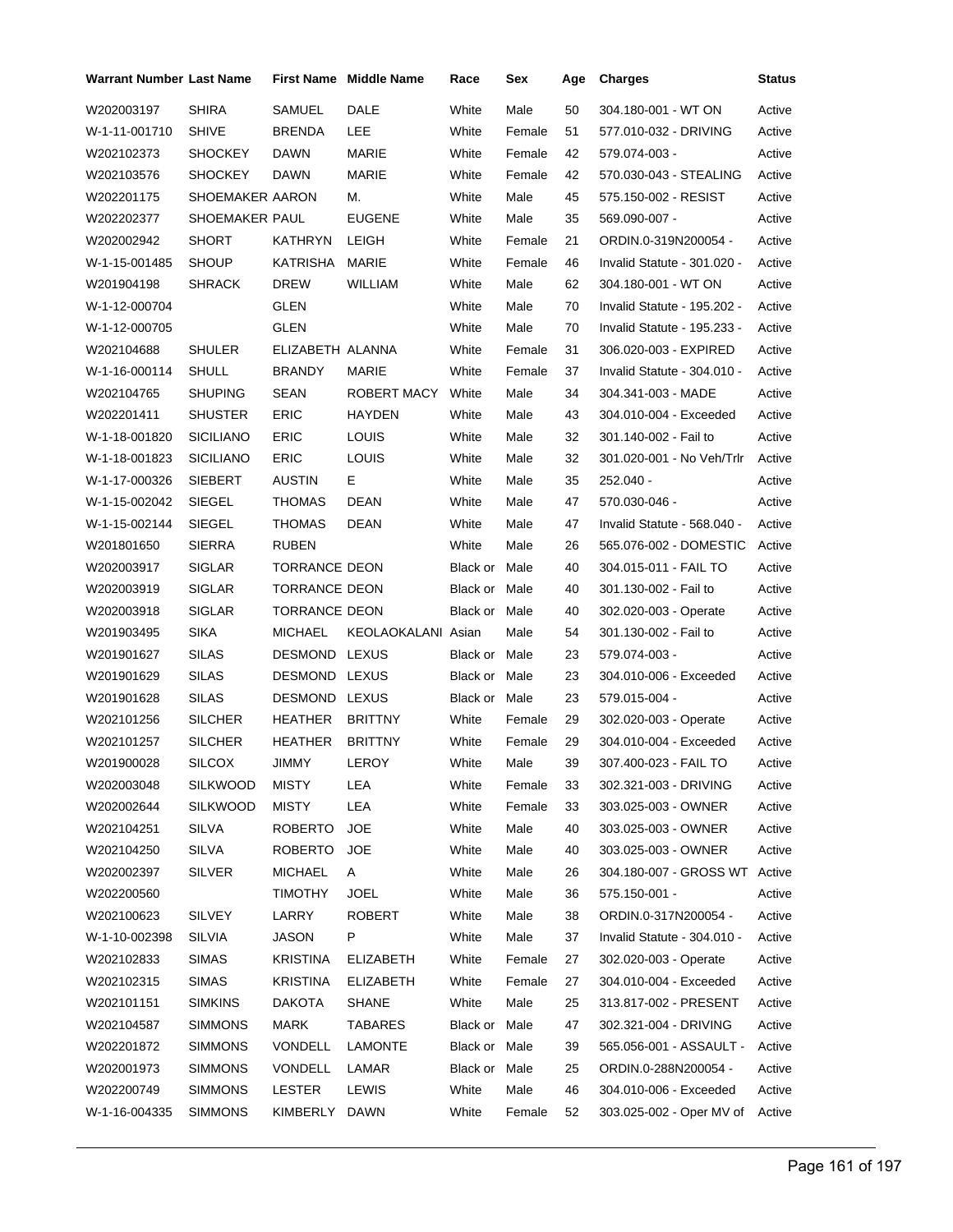| Warrant Number | Last Name | First Name | Middle Name | Race | Sex | Age | Charges | Status |
|---|---|---|---|---|---|---|---|---|
| W202003197 | SHIRA | SAMUEL | DALE | White | Male | 50 | 304.180-001 - WT ON | Active |
| W-1-11-001710 | SHIVE | BRENDA | LEE | White | Female | 51 | 577.010-032 - DRIVING | Active |
| W202102373 | SHOCKEY | DAWN | MARIE | White | Female | 42 | 579.074-003 - | Active |
| W202103576 | SHOCKEY | DAWN | MARIE | White | Female | 42 | 570.030-043 - STEALING | Active |
| W202201175 | SHOEMAKER | AARON | M. | White | Male | 45 | 575.150-002 - RESIST | Active |
| W202202377 | SHOEMAKER | PAUL | EUGENE | White | Male | 35 | 569.090-007 - | Active |
| W202002942 | SHORT | KATHRYN | LEIGH | White | Female | 21 | ORDIN.0-319N200054 - | Active |
| W-1-15-001485 | SHOUP | KATRISHA | MARIE | White | Female | 46 | Invalid Statute - 301.020 - | Active |
| W201904198 | SHRACK | DREW | WILLIAM | White | Male | 62 | 304.180-001 - WT ON | Active |
| W-1-12-000704 | | GLEN | | White | Male | 70 | Invalid Statute - 195.202 - | Active |
| W-1-12-000705 | | GLEN | | White | Male | 70 | Invalid Statute - 195.233 - | Active |
| W202104688 | SHULER | ELIZABETH | ALANNA | White | Female | 31 | 306.020-003 - EXPIRED | Active |
| W-1-16-000114 | SHULL | BRANDY | MARIE | White | Female | 37 | Invalid Statute - 304.010 - | Active |
| W202104765 | SHUPING | SEAN | ROBERT MACY | White | Male | 34 | 304.341-003 - MADE | Active |
| W202201411 | SHUSTER | ERIC | HAYDEN | White | Male | 43 | 304.010-004 - Exceeded | Active |
| W-1-18-001820 | SICILIANO | ERIC | LOUIS | White | Male | 32 | 301.140-002 - Fail to | Active |
| W-1-18-001823 | SICILIANO | ERIC | LOUIS | White | Male | 32 | 301.020-001 - No Veh/Trlr | Active |
| W-1-17-000326 | SIEBERT | AUSTIN | E | White | Male | 35 | 252.040 - | Active |
| W-1-15-002042 | SIEGEL | THOMAS | DEAN | White | Male | 47 | 570.030-046 - | Active |
| W-1-15-002144 | SIEGEL | THOMAS | DEAN | White | Male | 47 | Invalid Statute - 568.040 - | Active |
| W201801650 | SIERRA | RUBEN | | White | Male | 26 | 565.076-002 - DOMESTIC | Active |
| W202003917 | SIGLAR | TORRANCE | DEON | Black or | Male | 40 | 304.015-011 - FAIL TO | Active |
| W202003919 | SIGLAR | TORRANCE | DEON | Black or | Male | 40 | 301.130-002 - Fail to | Active |
| W202003918 | SIGLAR | TORRANCE | DEON | Black or | Male | 40 | 302.020-003 - Operate | Active |
| W201903495 | SIKA | MICHAEL | KEOLAOKALANI | Asian | Male | 54 | 301.130-002 - Fail to | Active |
| W201901627 | SILAS | DESMOND | LEXUS | Black or | Male | 23 | 579.074-003 - | Active |
| W201901629 | SILAS | DESMOND | LEXUS | Black or | Male | 23 | 304.010-006 - Exceeded | Active |
| W201901628 | SILAS | DESMOND | LEXUS | Black or | Male | 23 | 579.015-004 - | Active |
| W202101256 | SILCHER | HEATHER | BRITTNY | White | Female | 29 | 302.020-003 - Operate | Active |
| W202101257 | SILCHER | HEATHER | BRITTNY | White | Female | 29 | 304.010-004 - Exceeded | Active |
| W201900028 | SILCOX | JIMMY | LEROY | White | Male | 39 | 307.400-023 - FAIL TO | Active |
| W202003048 | SILKWOOD | MISTY | LEA | White | Female | 33 | 302.321-003 - DRIVING | Active |
| W202002644 | SILKWOOD | MISTY | LEA | White | Female | 33 | 303.025-003 - OWNER | Active |
| W202104251 | SILVA | ROBERTO | JOE | White | Male | 40 | 303.025-003 - OWNER | Active |
| W202104250 | SILVA | ROBERTO | JOE | White | Male | 40 | 303.025-003 - OWNER | Active |
| W202002397 | SILVER | MICHAEL | A | White | Male | 26 | 304.180-007 - GROSS WT | Active |
| W202200560 | | TIMOTHY | JOEL | White | Male | 36 | 575.150-001 - | Active |
| W202100623 | SILVEY | LARRY | ROBERT | White | Male | 38 | ORDIN.0-317N200054 - | Active |
| W-1-10-002398 | SILVIA | JASON | P | White | Male | 37 | Invalid Statute - 304.010 - | Active |
| W202102833 | SIMAS | KRISTINA | ELIZABETH | White | Female | 27 | 302.020-003 - Operate | Active |
| W202102315 | SIMAS | KRISTINA | ELIZABETH | White | Female | 27 | 304.010-004 - Exceeded | Active |
| W202101151 | SIMKINS | DAKOTA | SHANE | White | Male | 25 | 313.817-002 - PRESENT | Active |
| W202104587 | SIMMONS | MARK | TABARES | Black or | Male | 47 | 302.321-004 - DRIVING | Active |
| W202201872 | SIMMONS | VONDELL | LAMONTE | Black or | Male | 39 | 565.056-001 - ASSAULT - | Active |
| W202001973 | SIMMONS | VONDELL | LAMAR | Black or | Male | 25 | ORDIN.0-288N200054 - | Active |
| W202200749 | SIMMONS | LESTER | LEWIS | White | Male | 46 | 304.010-006 - Exceeded | Active |
| W-1-16-004335 | SIMMONS | KIMBERLY | DAWN | White | Female | 52 | 303.025-002 - Oper MV of | Active |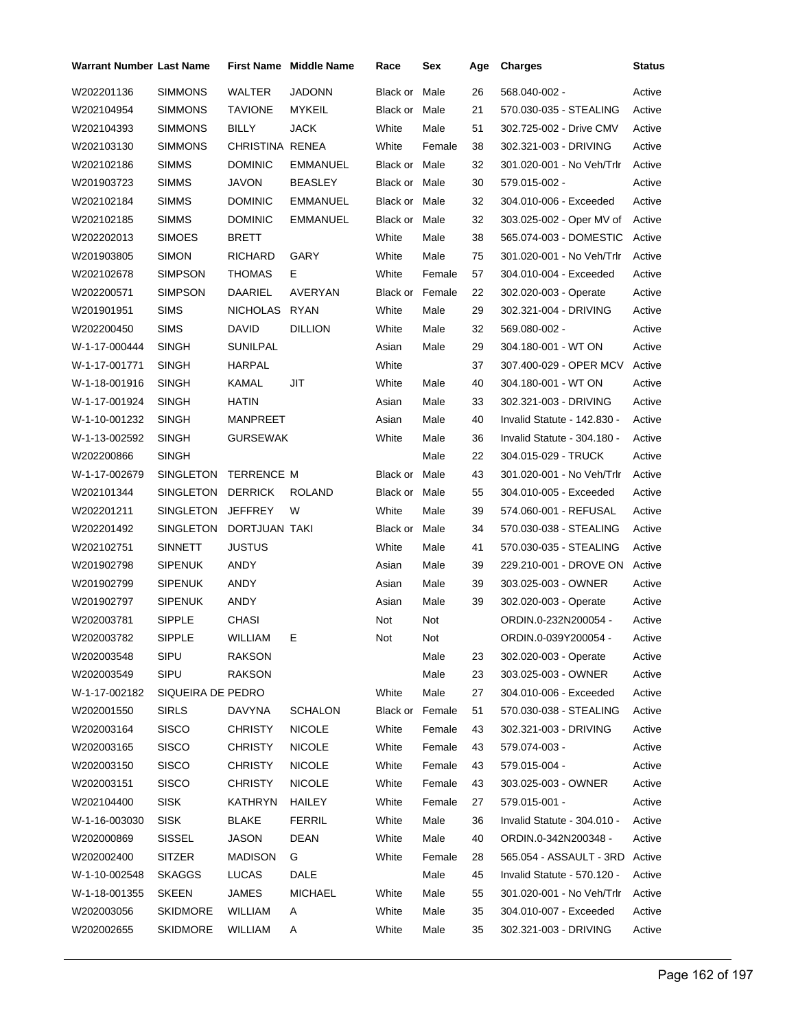| Warrant Number | Last Name | First Name | Middle Name | Race | Sex | Age | Charges | Status |
|---|---|---|---|---|---|---|---|---|
| W202201136 | SIMMONS | WALTER | JADONN | Black or | Male | 26 | 568.040-002 - | Active |
| W202104954 | SIMMONS | TAVIONE | MYKEIL | Black or | Male | 21 | 570.030-035 - STEALING | Active |
| W202104393 | SIMMONS | BILLY | JACK | White | Male | 51 | 302.725-002 - Drive CMV | Active |
| W202103130 | SIMMONS | CHRISTINA | RENEA | White | Female | 38 | 302.321-003 - DRIVING | Active |
| W202102186 | SIMMS | DOMINIC | EMMANUEL | Black or | Male | 32 | 301.020-001 - No Veh/Trlr | Active |
| W201903723 | SIMMS | JAVON | BEASLEY | Black or | Male | 30 | 579.015-002 - | Active |
| W202102184 | SIMMS | DOMINIC | EMMANUEL | Black or | Male | 32 | 304.010-006 - Exceeded | Active |
| W202102185 | SIMMS | DOMINIC | EMMANUEL | Black or | Male | 32 | 303.025-002 - Oper MV of | Active |
| W202202013 | SIMOES | BRETT | | White | Male | 38 | 565.074-003 - DOMESTIC | Active |
| W201903805 | SIMON | RICHARD | GARY | White | Male | 75 | 301.020-001 - No Veh/Trlr | Active |
| W202102678 | SIMPSON | THOMAS | E | White | Female | 57 | 304.010-004 - Exceeded | Active |
| W202200571 | SIMPSON | DAARIEL | AVERYAN | Black or | Female | 22 | 302.020-003 - Operate | Active |
| W201901951 | SIMS | NICHOLAS | RYAN | White | Male | 29 | 302.321-004 - DRIVING | Active |
| W202200450 | SIMS | DAVID | DILLION | White | Male | 32 | 569.080-002 - | Active |
| W-1-17-000444 | SINGH | SUNILPAL | | Asian | Male | 29 | 304.180-001 - WT ON | Active |
| W-1-17-001771 | SINGH | HARPAL | | White | | 37 | 307.400-029 - OPER MCV | Active |
| W-1-18-001916 | SINGH | KAMAL | JIT | White | Male | 40 | 304.180-001 - WT ON | Active |
| W-1-17-001924 | SINGH | HATIN | | Asian | Male | 33 | 302.321-003 - DRIVING | Active |
| W-1-10-001232 | SINGH | MANPREET | | Asian | Male | 40 | Invalid Statute - 142.830 - | Active |
| W-1-13-002592 | SINGH | GURSEWAK | | White | Male | 36 | Invalid Statute - 304.180 - | Active |
| W202200866 | SINGH | | | | Male | 22 | 304.015-029 - TRUCK | Active |
| W-1-17-002679 | SINGLETON | TERRENCE | M | Black or | Male | 43 | 301.020-001 - No Veh/Trlr | Active |
| W202101344 | SINGLETON | DERRICK | ROLAND | Black or | Male | 55 | 304.010-005 - Exceeded | Active |
| W202201211 | SINGLETON | JEFFREY | W | White | Male | 39 | 574.060-001 - REFUSAL | Active |
| W202201492 | SINGLETON | DORTJUAN | TAKI | Black or | Male | 34 | 570.030-038 - STEALING | Active |
| W202102751 | SINNETT | JUSTUS | | White | Male | 41 | 570.030-035 - STEALING | Active |
| W201902798 | SIPENUK | ANDY | | Asian | Male | 39 | 229.210-001 - DROVE ON | Active |
| W201902799 | SIPENUK | ANDY | | Asian | Male | 39 | 303.025-003 - OWNER | Active |
| W201902797 | SIPENUK | ANDY | | Asian | Male | 39 | 302.020-003 - Operate | Active |
| W202003781 | SIPPLE | CHASI | | Not | Not | | ORDIN.0-232N200054 - | Active |
| W202003782 | SIPPLE | WILLIAM | E | Not | Not | | ORDIN.0-039Y200054 - | Active |
| W202003548 | SIPU | RAKSON | | | Male | 23 | 302.020-003 - Operate | Active |
| W202003549 | SIPU | RAKSON | | | Male | 23 | 303.025-003 - OWNER | Active |
| W-1-17-002182 | SIQUEIRA DE PEDRO | | | White | Male | 27 | 304.010-006 - Exceeded | Active |
| W202001550 | SIRLS | DAVYNA | SCHALON | Black or | Female | 51 | 570.030-038 - STEALING | Active |
| W202003164 | SISCO | CHRISTY | NICOLE | White | Female | 43 | 302.321-003 - DRIVING | Active |
| W202003165 | SISCO | CHRISTY | NICOLE | White | Female | 43 | 579.074-003 - | Active |
| W202003150 | SISCO | CHRISTY | NICOLE | White | Female | 43 | 579.015-004 - | Active |
| W202003151 | SISCO | CHRISTY | NICOLE | White | Female | 43 | 303.025-003 - OWNER | Active |
| W202104400 | SISK | KATHRYN | HAILEY | White | Female | 27 | 579.015-001 - | Active |
| W-1-16-003030 | SISK | BLAKE | FERRIL | White | Male | 36 | Invalid Statute - 304.010 - | Active |
| W202000869 | SISSEL | JASON | DEAN | White | Male | 40 | ORDIN.0-342N200348 - | Active |
| W202002400 | SITZER | MADISON | G | White | Female | 28 | 565.054 - ASSAULT - 3RD | Active |
| W-1-10-002548 | SKAGGS | LUCAS | DALE | | Male | 45 | Invalid Statute - 570.120 - | Active |
| W-1-18-001355 | SKEEN | JAMES | MICHAEL | White | Male | 55 | 301.020-001 - No Veh/Trlr | Active |
| W202003056 | SKIDMORE | WILLIAM | A | White | Male | 35 | 304.010-007 - Exceeded | Active |
| W202002655 | SKIDMORE | WILLIAM | A | White | Male | 35 | 302.321-003 - DRIVING | Active |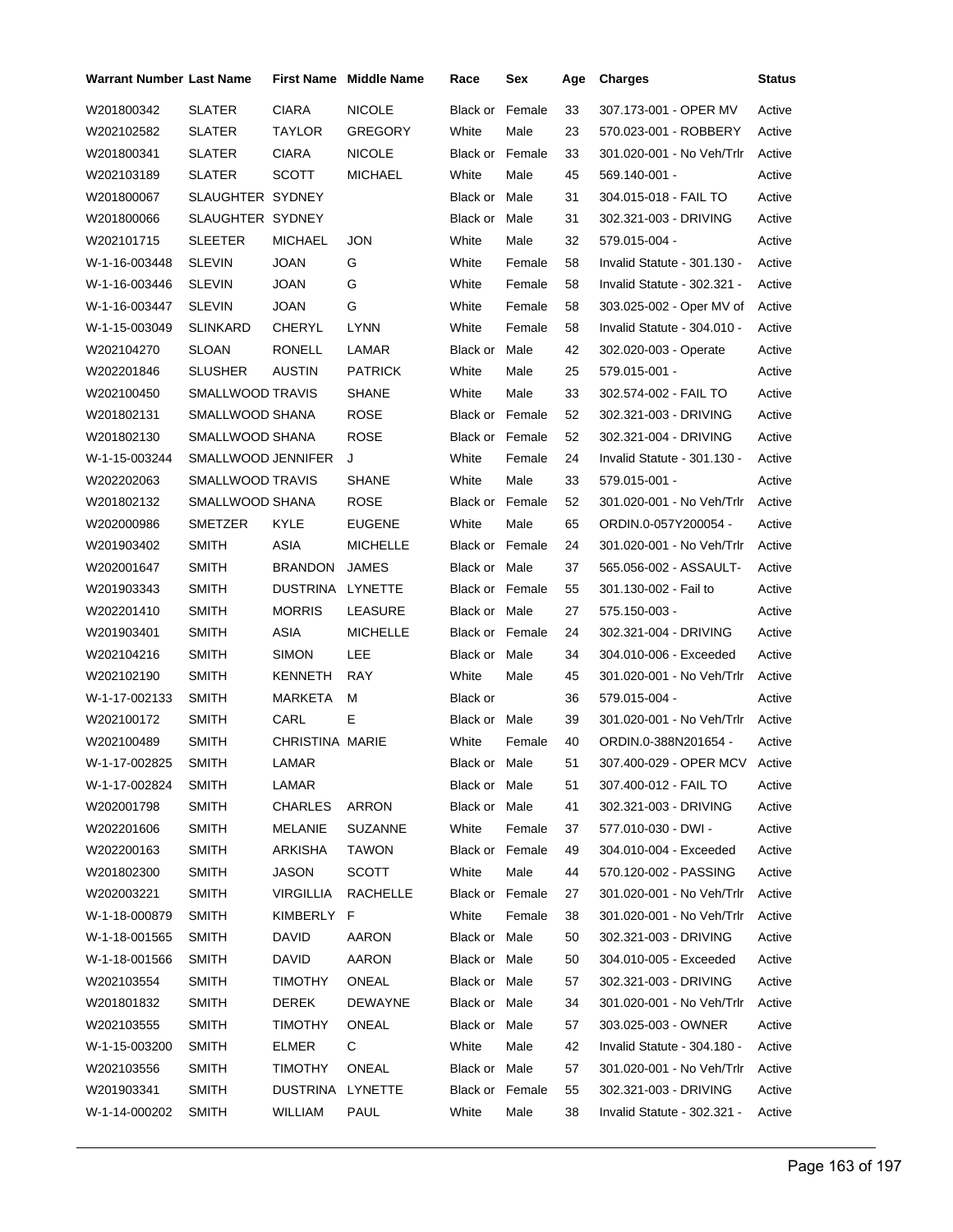| Warrant Number | Last Name | First Name | Middle Name | Race | Sex | Age | Charges | Status |
|---|---|---|---|---|---|---|---|---|
| W201800342 | SLATER | CIARA | NICOLE | Black or | Female | 33 | 307.173-001 - OPER MV | Active |
| W202102582 | SLATER | TAYLOR | GREGORY | White | Male | 23 | 570.023-001 - ROBBERY | Active |
| W201800341 | SLATER | CIARA | NICOLE | Black or | Female | 33 | 301.020-001 - No Veh/Trlr | Active |
| W202103189 | SLATER | SCOTT | MICHAEL | White | Male | 45 | 569.140-001 - | Active |
| W201800067 | SLAUGHTER | SYDNEY | | Black or | Male | 31 | 304.015-018 - FAIL TO | Active |
| W201800066 | SLAUGHTER | SYDNEY | | Black or | Male | 31 | 302.321-003 - DRIVING | Active |
| W202101715 | SLEETER | MICHAEL | JON | White | Male | 32 | 579.015-004 - | Active |
| W-1-16-003448 | SLEVIN | JOAN | G | White | Female | 58 | Invalid Statute - 301.130 - | Active |
| W-1-16-003446 | SLEVIN | JOAN | G | White | Female | 58 | Invalid Statute - 302.321 - | Active |
| W-1-16-003447 | SLEVIN | JOAN | G | White | Female | 58 | 303.025-002 - Oper MV of | Active |
| W-1-15-003049 | SLINKARD | CHERYL | LYNN | White | Female | 58 | Invalid Statute - 304.010 - | Active |
| W202104270 | SLOAN | RONELL | LAMAR | Black or | Male | 42 | 302.020-003 - Operate | Active |
| W202201846 | SLUSHER | AUSTIN | PATRICK | White | Male | 25 | 579.015-001 - | Active |
| W202100450 | SMALLWOOD | TRAVIS | SHANE | White | Male | 33 | 302.574-002 - FAIL TO | Active |
| W201802131 | SMALLWOOD | SHANA | ROSE | Black or | Female | 52 | 302.321-003 - DRIVING | Active |
| W201802130 | SMALLWOOD | SHANA | ROSE | Black or | Female | 52 | 302.321-004 - DRIVING | Active |
| W-1-15-003244 | SMALLWOOD | JENNIFER | J | White | Female | 24 | Invalid Statute - 301.130 - | Active |
| W202202063 | SMALLWOOD | TRAVIS | SHANE | White | Male | 33 | 579.015-001 - | Active |
| W201802132 | SMALLWOOD | SHANA | ROSE | Black or | Female | 52 | 301.020-001 - No Veh/Trlr | Active |
| W202000986 | SMETZER | KYLE | EUGENE | White | Male | 65 | ORDIN.0-057Y200054 - | Active |
| W201903402 | SMITH | ASIA | MICHELLE | Black or | Female | 24 | 301.020-001 - No Veh/Trlr | Active |
| W202001647 | SMITH | BRANDON | JAMES | Black or | Male | 37 | 565.056-002 - ASSAULT- | Active |
| W201903343 | SMITH | DUSTRINA | LYNETTE | Black or | Female | 55 | 301.130-002 - Fail to | Active |
| W202201410 | SMITH | MORRIS | LEASURE | Black or | Male | 27 | 575.150-003 - | Active |
| W201903401 | SMITH | ASIA | MICHELLE | Black or | Female | 24 | 302.321-004 - DRIVING | Active |
| W202104216 | SMITH | SIMON | LEE | Black or | Male | 34 | 304.010-006 - Exceeded | Active |
| W202102190 | SMITH | KENNETH | RAY | White | Male | 45 | 301.020-001 - No Veh/Trlr | Active |
| W-1-17-002133 | SMITH | MARKETA | M | Black or | | 36 | 579.015-004 - | Active |
| W202100172 | SMITH | CARL | E | Black or | Male | 39 | 301.020-001 - No Veh/Trlr | Active |
| W202100489 | SMITH | CHRISTINA | MARIE | White | Female | 40 | ORDIN.0-388N201654 - | Active |
| W-1-17-002825 | SMITH | LAMAR | | Black or | Male | 51 | 307.400-029 - OPER MCV | Active |
| W-1-17-002824 | SMITH | LAMAR | | Black or | Male | 51 | 307.400-012 - FAIL TO | Active |
| W202001798 | SMITH | CHARLES | ARRON | Black or | Male | 41 | 302.321-003 - DRIVING | Active |
| W202201606 | SMITH | MELANIE | SUZANNE | White | Female | 37 | 577.010-030 - DWI - | Active |
| W202200163 | SMITH | ARKISHA | TAWON | Black or | Female | 49 | 304.010-004 - Exceeded | Active |
| W201802300 | SMITH | JASON | SCOTT | White | Male | 44 | 570.120-002 - PASSING | Active |
| W202003221 | SMITH | VIRGILLIA | RACHELLE | Black or | Female | 27 | 301.020-001 - No Veh/Trlr | Active |
| W-1-18-000879 | SMITH | KIMBERLY | F | White | Female | 38 | 301.020-001 - No Veh/Trlr | Active |
| W-1-18-001565 | SMITH | DAVID | AARON | Black or | Male | 50 | 302.321-003 - DRIVING | Active |
| W-1-18-001566 | SMITH | DAVID | AARON | Black or | Male | 50 | 304.010-005 - Exceeded | Active |
| W202103554 | SMITH | TIMOTHY | ONEAL | Black or | Male | 57 | 302.321-003 - DRIVING | Active |
| W201801832 | SMITH | DEREK | DEWAYNE | Black or | Male | 34 | 301.020-001 - No Veh/Trlr | Active |
| W202103555 | SMITH | TIMOTHY | ONEAL | Black or | Male | 57 | 303.025-003 - OWNER | Active |
| W-1-15-003200 | SMITH | ELMER | C | White | Male | 42 | Invalid Statute - 304.180 - | Active |
| W202103556 | SMITH | TIMOTHY | ONEAL | Black or | Male | 57 | 301.020-001 - No Veh/Trlr | Active |
| W201903341 | SMITH | DUSTRINA | LYNETTE | Black or | Female | 55 | 302.321-003 - DRIVING | Active |
| W-1-14-000202 | SMITH | WILLIAM | PAUL | White | Male | 38 | Invalid Statute - 302.321 - | Active |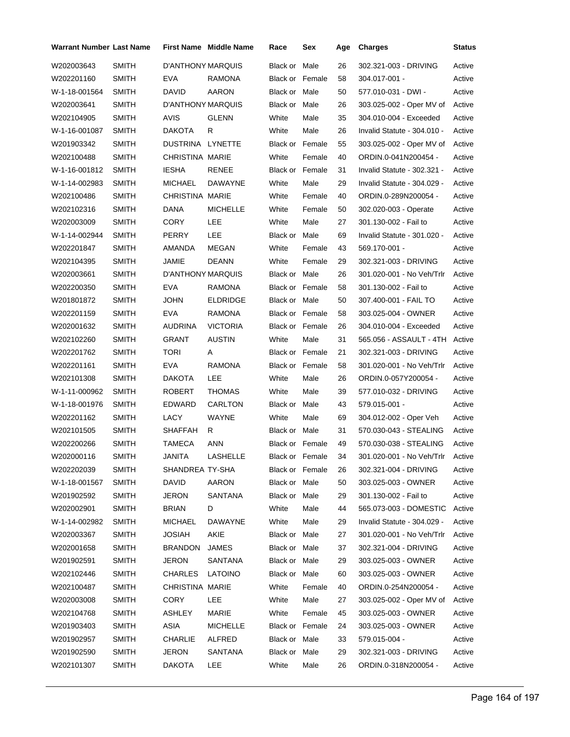| Warrant Number | Last Name | First Name | Middle Name | Race | Sex | Age | Charges | Status |
|---|---|---|---|---|---|---|---|---|
| W202003643 | SMITH | D'ANTHONY | MARQUIS | Black or | Male | 26 | 302.321-003 - DRIVING | Active |
| W202201160 | SMITH | EVA | RAMONA | Black or | Female | 58 | 304.017-001 - | Active |
| W-1-18-001564 | SMITH | DAVID | AARON | Black or | Male | 50 | 577.010-031 - DWI - | Active |
| W202003641 | SMITH | D'ANTHONY | MARQUIS | Black or | Male | 26 | 303.025-002 - Oper MV of | Active |
| W202104905 | SMITH | AVIS | GLENN | White | Male | 35 | 304.010-004 - Exceeded | Active |
| W-1-16-001087 | SMITH | DAKOTA | R | White | Male | 26 | Invalid Statute - 304.010 - | Active |
| W201903342 | SMITH | DUSTRINA | LYNETTE | Black or | Female | 55 | 303.025-002 - Oper MV of | Active |
| W202100488 | SMITH | CHRISTINA | MARIE | White | Female | 40 | ORDIN.0-041N200454 - | Active |
| W-1-16-001812 | SMITH | IESHA | RENEE | Black or | Female | 31 | Invalid Statute - 302.321 - | Active |
| W-1-14-002983 | SMITH | MICHAEL | DAWAYNE | White | Male | 29 | Invalid Statute - 304.029 - | Active |
| W202100486 | SMITH | CHRISTINA | MARIE | White | Female | 40 | ORDIN.0-289N200054 - | Active |
| W202102316 | SMITH | DANA | MICHELLE | White | Female | 50 | 302.020-003 - Operate | Active |
| W202003009 | SMITH | CORY | LEE | White | Male | 27 | 301.130-002 - Fail to | Active |
| W-1-14-002944 | SMITH | PERRY | LEE | Black or | Male | 69 | Invalid Statute - 301.020 - | Active |
| W202201847 | SMITH | AMANDA | MEGAN | White | Female | 43 | 569.170-001 - | Active |
| W202104395 | SMITH | JAMIE | DEANN | White | Female | 29 | 302.321-003 - DRIVING | Active |
| W202003661 | SMITH | D'ANTHONY | MARQUIS | Black or | Male | 26 | 301.020-001 - No Veh/Trlr | Active |
| W202200350 | SMITH | EVA | RAMONA | Black or | Female | 58 | 301.130-002 - Fail to | Active |
| W201801872 | SMITH | JOHN | ELDRIDGE | Black or | Male | 50 | 307.400-001 - FAIL TO | Active |
| W202201159 | SMITH | EVA | RAMONA | Black or | Female | 58 | 303.025-004 - OWNER | Active |
| W202001632 | SMITH | AUDRINA | VICTORIA | Black or | Female | 26 | 304.010-004 - Exceeded | Active |
| W202102260 | SMITH | GRANT | AUSTIN | White | Male | 31 | 565.056 - ASSAULT - 4TH | Active |
| W202201762 | SMITH | TORI | A | Black or | Female | 21 | 302.321-003 - DRIVING | Active |
| W202201161 | SMITH | EVA | RAMONA | Black or | Female | 58 | 301.020-001 - No Veh/Trlr | Active |
| W202101308 | SMITH | DAKOTA | LEE | White | Male | 26 | ORDIN.0-057Y200054 - | Active |
| W-1-11-000962 | SMITH | ROBERT | THOMAS | White | Male | 39 | 577.010-032 - DRIVING | Active |
| W-1-18-001976 | SMITH | EDWARD | CARLTON | Black or | Male | 43 | 579.015-001 - | Active |
| W202201162 | SMITH | LACY | WAYNE | White | Male | 69 | 304.012-002 - Oper Veh | Active |
| W202101505 | SMITH | SHAFFAH | R | Black or | Male | 31 | 570.030-043 - STEALING | Active |
| W202200266 | SMITH | TAMECA | ANN | Black or | Female | 49 | 570.030-038 - STEALING | Active |
| W202000116 | SMITH | JANITA | LASHELLE | Black or | Female | 34 | 301.020-001 - No Veh/Trlr | Active |
| W202202039 | SMITH | SHANDREA | TY-SHA | Black or | Female | 26 | 302.321-004 - DRIVING | Active |
| W-1-18-001567 | SMITH | DAVID | AARON | Black or | Male | 50 | 303.025-003 - OWNER | Active |
| W201902592 | SMITH | JERON | SANTANA | Black or | Male | 29 | 301.130-002 - Fail to | Active |
| W202002901 | SMITH | BRIAN | D | White | Male | 44 | 565.073-003 - DOMESTIC | Active |
| W-1-14-002982 | SMITH | MICHAEL | DAWAYNE | White | Male | 29 | Invalid Statute - 304.029 - | Active |
| W202003367 | SMITH | JOSIAH | AKIE | Black or | Male | 27 | 301.020-001 - No Veh/Trlr | Active |
| W202001658 | SMITH | BRANDON | JAMES | Black or | Male | 37 | 302.321-004 - DRIVING | Active |
| W201902591 | SMITH | JERON | SANTANA | Black or | Male | 29 | 303.025-003 - OWNER | Active |
| W202102446 | SMITH | CHARLES | LATOINO | Black or | Male | 60 | 303.025-003 - OWNER | Active |
| W202100487 | SMITH | CHRISTINA | MARIE | White | Female | 40 | ORDIN.0-254N200054 - | Active |
| W202003008 | SMITH | CORY | LEE | White | Male | 27 | 303.025-002 - Oper MV of | Active |
| W202104768 | SMITH | ASHLEY | MARIE | White | Female | 45 | 303.025-003 - OWNER | Active |
| W201903403 | SMITH | ASIA | MICHELLE | Black or | Female | 24 | 303.025-003 - OWNER | Active |
| W201902957 | SMITH | CHARLIE | ALFRED | Black or | Male | 33 | 579.015-004 - | Active |
| W201902590 | SMITH | JERON | SANTANA | Black or | Male | 29 | 302.321-003 - DRIVING | Active |
| W202101307 | SMITH | DAKOTA | LEE | White | Male | 26 | ORDIN.0-318N200054 - | Active |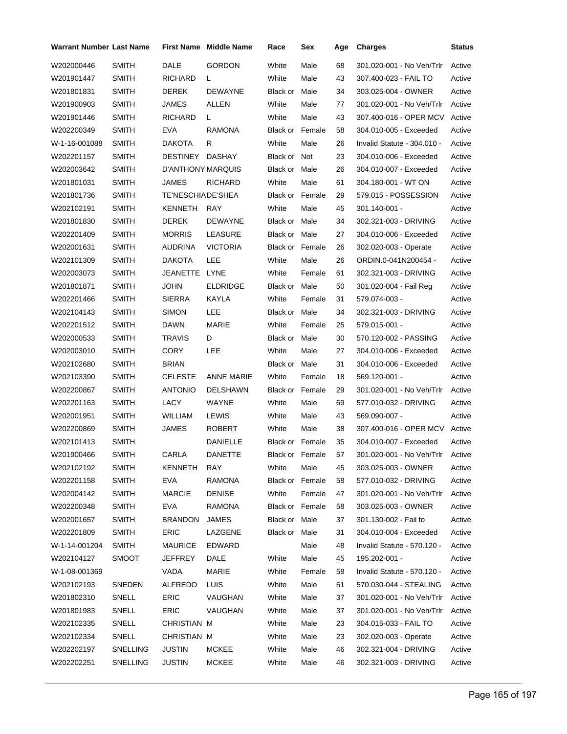| Warrant Number | Last Name | First Name | Middle Name | Race | Sex | Age | Charges | Status |
|---|---|---|---|---|---|---|---|---|
| W202000446 | SMITH | DALE | GORDON | White | Male | 68 | 301.020-001 - No Veh/Trlr | Active |
| W201901447 | SMITH | RICHARD | L | White | Male | 43 | 307.400-023 - FAIL TO | Active |
| W201801831 | SMITH | DEREK | DEWAYNE | Black or | Male | 34 | 303.025-004 - OWNER | Active |
| W201900903 | SMITH | JAMES | ALLEN | White | Male | 77 | 301.020-001 - No Veh/Trlr | Active |
| W201901446 | SMITH | RICHARD | L | White | Male | 43 | 307.400-016 - OPER MCV | Active |
| W202200349 | SMITH | EVA | RAMONA | Black or | Female | 58 | 304.010-005 - Exceeded | Active |
| W-1-16-001088 | SMITH | DAKOTA | R | White | Male | 26 | Invalid Statute - 304.010 - | Active |
| W202201157 | SMITH | DESTINEY | DASHAY | Black or | Not | 23 | 304.010-006 - Exceeded | Active |
| W202003642 | SMITH | D'ANTHONY | MARQUIS | Black or | Male | 26 | 304.010-007 - Exceeded | Active |
| W201801031 | SMITH | JAMES | RICHARD | White | Male | 61 | 304.180-001 - WT ON | Active |
| W201801736 | SMITH | TE'NESCHIA | DE'SHEA | Black or | Female | 29 | 579.015 - POSSESSION | Active |
| W202102191 | SMITH | KENNETH | RAY | White | Male | 45 | 301.140-001 - | Active |
| W201801830 | SMITH | DEREK | DEWAYNE | Black or | Male | 34 | 302.321-003 - DRIVING | Active |
| W202201409 | SMITH | MORRIS | LEASURE | Black or | Male | 27 | 304.010-006 - Exceeded | Active |
| W202001631 | SMITH | AUDRINA | VICTORIA | Black or | Female | 26 | 302.020-003 - Operate | Active |
| W202101309 | SMITH | DAKOTA | LEE | White | Male | 26 | ORDIN.0-041N200454 - | Active |
| W202003073 | SMITH | JEANETTE | LYNE | White | Female | 61 | 302.321-003 - DRIVING | Active |
| W201801871 | SMITH | JOHN | ELDRIDGE | Black or | Male | 50 | 301.020-004 - Fail Reg | Active |
| W202201466 | SMITH | SIERRA | KAYLA | White | Female | 31 | 579.074-003 - | Active |
| W202104143 | SMITH | SIMON | LEE | Black or | Male | 34 | 302.321-003 - DRIVING | Active |
| W202201512 | SMITH | DAWN | MARIE | White | Female | 25 | 579.015-001 - | Active |
| W202000533 | SMITH | TRAVIS | D | Black or | Male | 30 | 570.120-002 - PASSING | Active |
| W202003010 | SMITH | CORY | LEE | White | Male | 27 | 304.010-006 - Exceeded | Active |
| W202102680 | SMITH | BRIAN | | Black or | Male | 31 | 304.010-006 - Exceeded | Active |
| W202103390 | SMITH | CELESTE | ANNE MARIE | White | Female | 18 | 569.120-001 - | Active |
| W202200867 | SMITH | ANTONIO | DELSHAWN | Black or | Female | 29 | 301.020-001 - No Veh/Trlr | Active |
| W202201163 | SMITH | LACY | WAYNE | White | Male | 69 | 577.010-032 - DRIVING | Active |
| W202001951 | SMITH | WILLIAM | LEWIS | White | Male | 43 | 569.090-007 - | Active |
| W202200869 | SMITH | JAMES | ROBERT | White | Male | 38 | 307.400-016 - OPER MCV | Active |
| W202101413 | SMITH | | DANIELLE | Black or | Female | 35 | 304.010-007 - Exceeded | Active |
| W201900466 | SMITH | CARLA | DANETTE | Black or | Female | 57 | 301.020-001 - No Veh/Trlr | Active |
| W202102192 | SMITH | KENNETH | RAY | White | Male | 45 | 303.025-003 - OWNER | Active |
| W202201158 | SMITH | EVA | RAMONA | Black or | Female | 58 | 577.010-032 - DRIVING | Active |
| W202004142 | SMITH | MARCIE | DENISE | White | Female | 47 | 301.020-001 - No Veh/Trlr | Active |
| W202200348 | SMITH | EVA | RAMONA | Black or | Female | 58 | 303.025-003 - OWNER | Active |
| W202001657 | SMITH | BRANDON | JAMES | Black or | Male | 37 | 301.130-002 - Fail to | Active |
| W202201809 | SMITH | ERIC | LAZGENE | Black or | Male | 31 | 304.010-004 - Exceeded | Active |
| W-1-14-001204 | SMITH | MAURICE | EDWARD | | Male | 48 | Invalid Statute - 570.120 - | Active |
| W202104127 | SMOOT | JEFFREY | DALE | White | Male | 45 | 195.202-001 - | Active |
| W-1-08-001369 | | VADA | MARIE | White | Female | 58 | Invalid Statute - 570.120 - | Active |
| W202102193 | SNEDEN | ALFREDO | LUIS | White | Male | 51 | 570.030-044 - STEALING | Active |
| W201802310 | SNELL | ERIC | VAUGHAN | White | Male | 37 | 301.020-001 - No Veh/Trlr | Active |
| W201801983 | SNELL | ERIC | VAUGHAN | White | Male | 37 | 301.020-001 - No Veh/Trlr | Active |
| W202102335 | SNELL | CHRISTIAN | M | White | Male | 23 | 304.015-033 - FAIL TO | Active |
| W202102334 | SNELL | CHRISTIAN | M | White | Male | 23 | 302.020-003 - Operate | Active |
| W202202197 | SNELLING | JUSTIN | MCKEE | White | Male | 46 | 302.321-004 - DRIVING | Active |
| W202202251 | SNELLING | JUSTIN | MCKEE | White | Male | 46 | 302.321-003 - DRIVING | Active |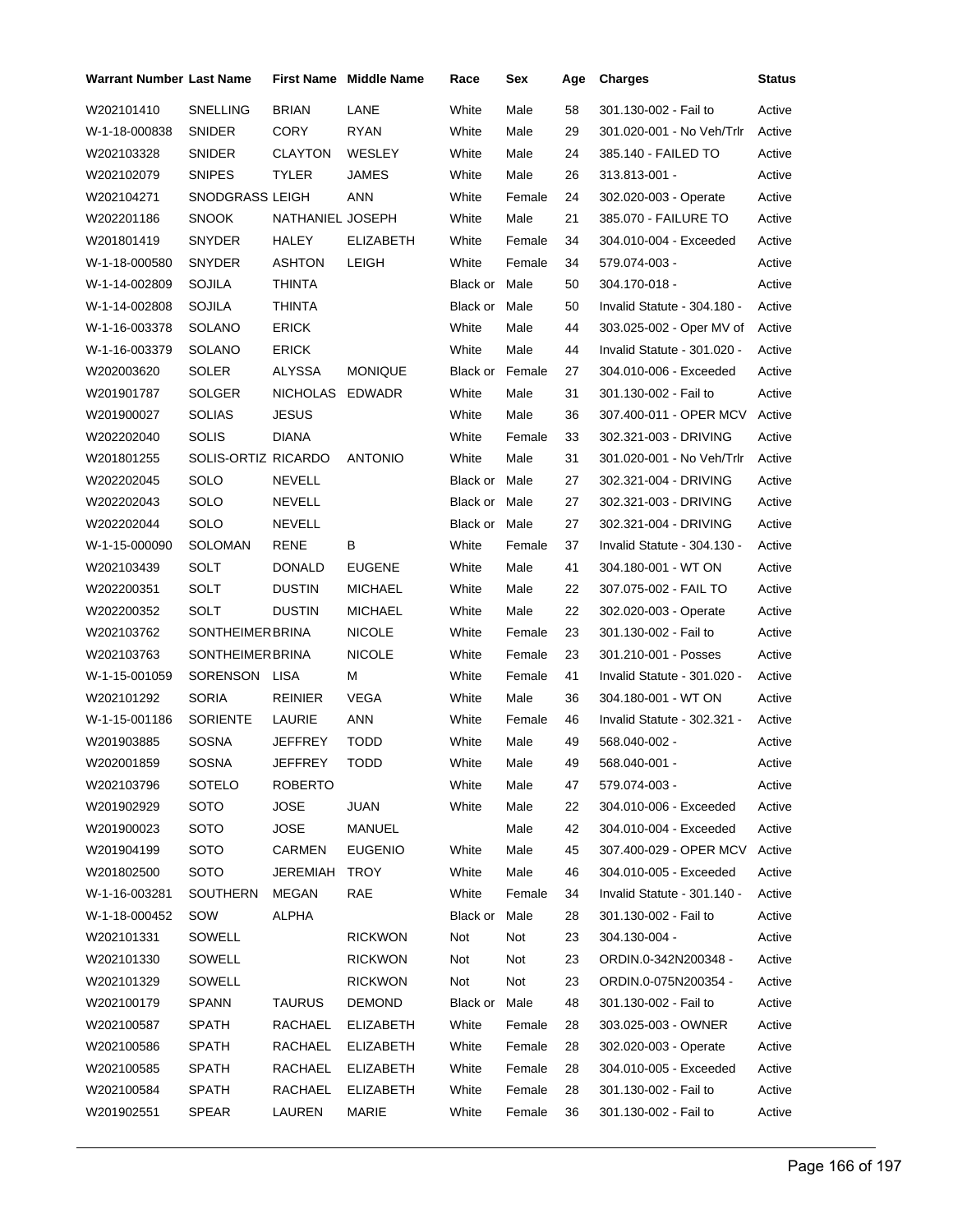| Warrant Number | Last Name | First Name | Middle Name | Race | Sex | Age | Charges | Status |
|---|---|---|---|---|---|---|---|---|
| W202101410 | SNELLING | BRIAN | LANE | White | Male | 58 | 301.130-002 - Fail to | Active |
| W-1-18-000838 | SNIDER | CORY | RYAN | White | Male | 29 | 301.020-001 - No Veh/Trlr | Active |
| W202103328 | SNIDER | CLAYTON | WESLEY | White | Male | 24 | 385.140 - FAILED TO | Active |
| W202102079 | SNIPES | TYLER | JAMES | White | Male | 26 | 313.813-001 - | Active |
| W202104271 | SNODGRASS | LEIGH | ANN | White | Female | 24 | 302.020-003 - Operate | Active |
| W202201186 | SNOOK | NATHANIEL | JOSEPH | White | Male | 21 | 385.070 - FAILURE TO | Active |
| W201801419 | SNYDER | HALEY | ELIZABETH | White | Female | 34 | 304.010-004 - Exceeded | Active |
| W-1-18-000580 | SNYDER | ASHTON | LEIGH | White | Female | 34 | 579.074-003 - | Active |
| W-1-14-002809 | SOJILA | THINTA | | Black or | Male | 50 | 304.170-018 - | Active |
| W-1-14-002808 | SOJILA | THINTA | | Black or | Male | 50 | Invalid Statute - 304.180 - | Active |
| W-1-16-003378 | SOLANO | ERICK | | White | Male | 44 | 303.025-002 - Oper MV of | Active |
| W-1-16-003379 | SOLANO | ERICK | | White | Male | 44 | Invalid Statute - 301.020 - | Active |
| W202003620 | SOLER | ALYSSA | MONIQUE | Black or | Female | 27 | 304.010-006 - Exceeded | Active |
| W201901787 | SOLGER | NICHOLAS | EDWADR | White | Male | 31 | 301.130-002 - Fail to | Active |
| W201900027 | SOLIAS | JESUS | | White | Male | 36 | 307.400-011 - OPER MCV | Active |
| W202202040 | SOLIS | DIANA | | White | Female | 33 | 302.321-003 - DRIVING | Active |
| W201801255 | SOLIS-ORTIZ | RICARDO | ANTONIO | White | Male | 31 | 301.020-001 - No Veh/Trlr | Active |
| W202202045 | SOLO | NEVELL | | Black or | Male | 27 | 302.321-004 - DRIVING | Active |
| W202202043 | SOLO | NEVELL | | Black or | Male | 27 | 302.321-003 - DRIVING | Active |
| W202202044 | SOLO | NEVELL | | Black or | Male | 27 | 302.321-004 - DRIVING | Active |
| W-1-15-000090 | SOLOMAN | RENE | B | White | Female | 37 | Invalid Statute - 304.130 - | Active |
| W202103439 | SOLT | DONALD | EUGENE | White | Male | 41 | 304.180-001 - WT ON | Active |
| W202200351 | SOLT | DUSTIN | MICHAEL | White | Male | 22 | 307.075-002 - FAIL TO | Active |
| W202200352 | SOLT | DUSTIN | MICHAEL | White | Male | 22 | 302.020-003 - Operate | Active |
| W202103762 | SONTHEIMER | BRINA | NICOLE | White | Female | 23 | 301.130-002 - Fail to | Active |
| W202103763 | SONTHEIMER | BRINA | NICOLE | White | Female | 23 | 301.210-001 - Posses | Active |
| W-1-15-001059 | SORENSON | LISA | M | White | Female | 41 | Invalid Statute - 301.020 - | Active |
| W202101292 | SORIA | REINIER | VEGA | White | Male | 36 | 304.180-001 - WT ON | Active |
| W-1-15-001186 | SORIENTE | LAURIE | ANN | White | Female | 46 | Invalid Statute - 302.321 - | Active |
| W201903885 | SOSNA | JEFFREY | TODD | White | Male | 49 | 568.040-002 - | Active |
| W202001859 | SOSNA | JEFFREY | TODD | White | Male | 49 | 568.040-001 - | Active |
| W202103796 | SOTELO | ROBERTO | | White | Male | 47 | 579.074-003 - | Active |
| W201902929 | SOTO | JOSE | JUAN | White | Male | 22 | 304.010-006 - Exceeded | Active |
| W201900023 | SOTO | JOSE | MANUEL | | Male | 42 | 304.010-004 - Exceeded | Active |
| W201904199 | SOTO | CARMEN | EUGENIO | White | Male | 45 | 307.400-029 - OPER MCV | Active |
| W201802500 | SOTO | JEREMIAH | TROY | White | Male | 46 | 304.010-005 - Exceeded | Active |
| W-1-16-003281 | SOUTHERN | MEGAN | RAE | White | Female | 34 | Invalid Statute - 301.140 - | Active |
| W-1-18-000452 | SOW | ALPHA | | Black or | Male | 28 | 301.130-002 - Fail to | Active |
| W202101331 | SOWELL | | RICKWON | Not | Not | 23 | 304.130-004 - | Active |
| W202101330 | SOWELL | | RICKWON | Not | Not | 23 | ORDIN.0-342N200348 - | Active |
| W202101329 | SOWELL | | RICKWON | Not | Not | 23 | ORDIN.0-075N200354 - | Active |
| W202100179 | SPANN | TAURUS | DEMOND | Black or | Male | 48 | 301.130-002 - Fail to | Active |
| W202100587 | SPATH | RACHAEL | ELIZABETH | White | Female | 28 | 303.025-003 - OWNER | Active |
| W202100586 | SPATH | RACHAEL | ELIZABETH | White | Female | 28 | 302.020-003 - Operate | Active |
| W202100585 | SPATH | RACHAEL | ELIZABETH | White | Female | 28 | 304.010-005 - Exceeded | Active |
| W202100584 | SPATH | RACHAEL | ELIZABETH | White | Female | 28 | 301.130-002 - Fail to | Active |
| W201902551 | SPEAR | LAUREN | MARIE | White | Female | 36 | 301.130-002 - Fail to | Active |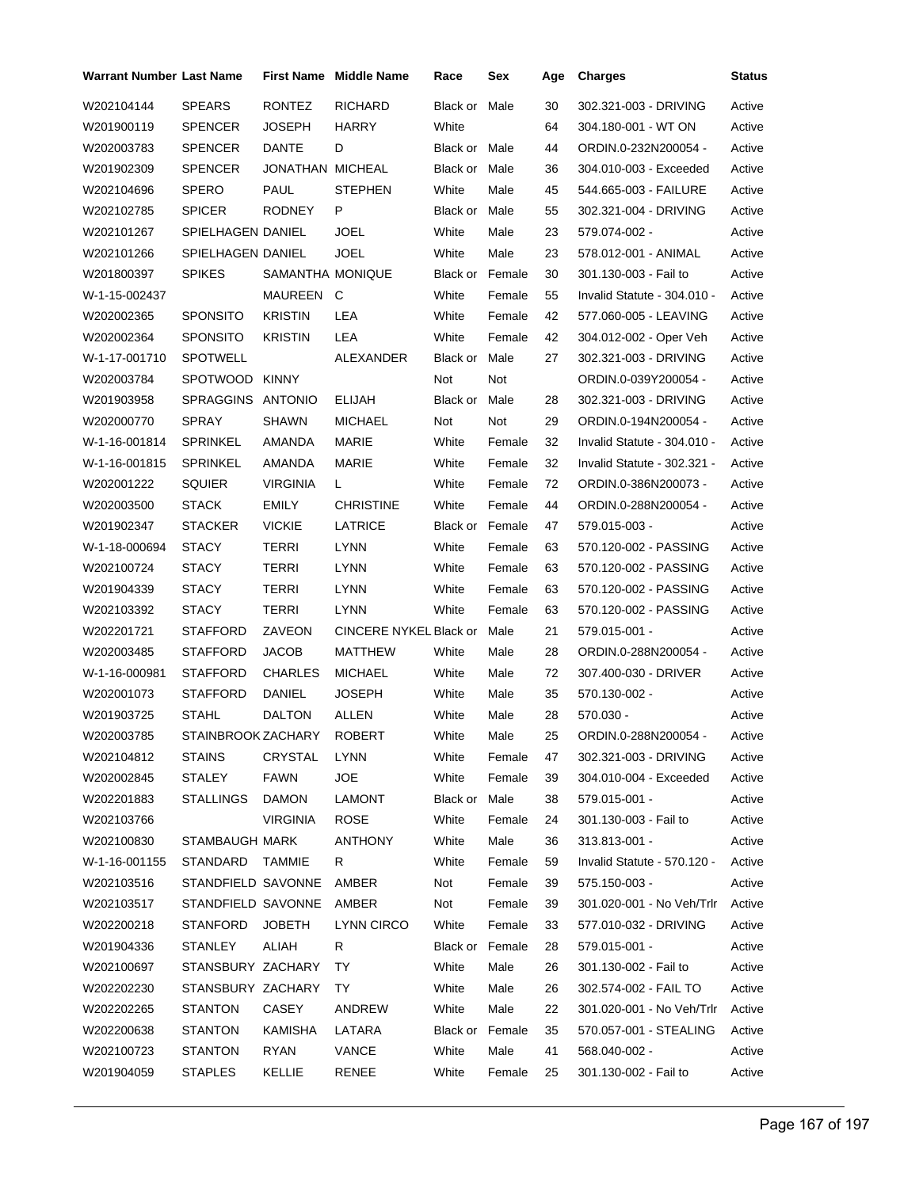| Warrant Number | Last Name | First Name | Middle Name | Race | Sex | Age | Charges | Status |
|---|---|---|---|---|---|---|---|---|
| W202104144 | SPEARS | RONTEZ | RICHARD | Black or | Male | 30 | 302.321-003 - DRIVING | Active |
| W201900119 | SPENCER | JOSEPH | HARRY | White | | 64 | 304.180-001 - WT ON | Active |
| W202003783 | SPENCER | DANTE | D | Black or | Male | 44 | ORDIN.0-232N200054 - | Active |
| W201902309 | SPENCER | JONATHAN | MICHEAL | Black or | Male | 36 | 304.010-003 - Exceeded | Active |
| W202104696 | SPERO | PAUL | STEPHEN | White | Male | 45 | 544.665-003 - FAILURE | Active |
| W202102785 | SPICER | RODNEY | P | Black or | Male | 55 | 302.321-004 - DRIVING | Active |
| W202101267 | SPIELHAGEN | DANIEL | JOEL | White | Male | 23 | 579.074-002 - | Active |
| W202101266 | SPIELHAGEN | DANIEL | JOEL | White | Male | 23 | 578.012-001 - ANIMAL | Active |
| W201800397 | SPIKES | SAMANTHA | MONIQUE | Black or | Female | 30 | 301.130-003 - Fail to | Active |
| W-1-15-002437 | | MAUREEN | C | White | Female | 55 | Invalid Statute - 304.010 - | Active |
| W202002365 | SPONSITO | KRISTIN | LEA | White | Female | 42 | 577.060-005 - LEAVING | Active |
| W202002364 | SPONSITO | KRISTIN | LEA | White | Female | 42 | 304.012-002 - Oper Veh | Active |
| W-1-17-001710 | SPOTWELL | | ALEXANDER | Black or | Male | 27 | 302.321-003 - DRIVING | Active |
| W202003784 | SPOTWOOD | KINNY | | Not | Not | | ORDIN.0-039Y200054 - | Active |
| W201903958 | SPRAGGINS | ANTONIO | ELIJAH | Black or | Male | 28 | 302.321-003 - DRIVING | Active |
| W202000770 | SPRAY | SHAWN | MICHAEL | Not | Not | 29 | ORDIN.0-194N200054 - | Active |
| W-1-16-001814 | SPRINKEL | AMANDA | MARIE | White | Female | 32 | Invalid Statute - 304.010 - | Active |
| W-1-16-001815 | SPRINKEL | AMANDA | MARIE | White | Female | 32 | Invalid Statute - 302.321 - | Active |
| W202001222 | SQUIER | VIRGINIA | L | White | Female | 72 | ORDIN.0-386N200073 - | Active |
| W202003500 | STACK | EMILY | CHRISTINE | White | Female | 44 | ORDIN.0-288N200054 - | Active |
| W201902347 | STACKER | VICKIE | LATRICE | Black or | Female | 47 | 579.015-003 - | Active |
| W-1-18-000694 | STACY | TERRI | LYNN | White | Female | 63 | 570.120-002 - PASSING | Active |
| W202100724 | STACY | TERRI | LYNN | White | Female | 63 | 570.120-002 - PASSING | Active |
| W201904339 | STACY | TERRI | LYNN | White | Female | 63 | 570.120-002 - PASSING | Active |
| W202103392 | STACY | TERRI | LYNN | White | Female | 63 | 570.120-002 - PASSING | Active |
| W202201721 | STAFFORD | ZAVEON | CINCERE NYKEL | Black or | Male | 21 | 579.015-001 - | Active |
| W202003485 | STAFFORD | JACOB | MATTHEW | White | Male | 28 | ORDIN.0-288N200054 - | Active |
| W-1-16-000981 | STAFFORD | CHARLES | MICHAEL | White | Male | 72 | 307.400-030 - DRIVER | Active |
| W202001073 | STAFFORD | DANIEL | JOSEPH | White | Male | 35 | 570.130-002 - | Active |
| W201903725 | STAHL | DALTON | ALLEN | White | Male | 28 | 570.030 - | Active |
| W202003785 | STAINBROOK | ZACHARY | ROBERT | White | Male | 25 | ORDIN.0-288N200054 - | Active |
| W202104812 | STAINS | CRYSTAL | LYNN | White | Female | 47 | 302.321-003 - DRIVING | Active |
| W202002845 | STALEY | FAWN | JOE | White | Female | 39 | 304.010-004 - Exceeded | Active |
| W202201883 | STALLINGS | DAMON | LAMONT | Black or | Male | 38 | 579.015-001 - | Active |
| W202103766 | | VIRGINIA | ROSE | White | Female | 24 | 301.130-003 - Fail to | Active |
| W202100830 | STAMBAUGH | MARK | ANTHONY | White | Male | 36 | 313.813-001 - | Active |
| W-1-16-001155 | STANDARD | TAMMIE | R | White | Female | 59 | Invalid Statute - 570.120 - | Active |
| W202103516 | STANDFIELD | SAVONNE | AMBER | Not | Female | 39 | 575.150-003 - | Active |
| W202103517 | STANDFIELD | SAVONNE | AMBER | Not | Female | 39 | 301.020-001 - No Veh/Trlr | Active |
| W202200218 | STANFORD | JOBETH | LYNN CIRCO | White | Female | 33 | 577.010-032 - DRIVING | Active |
| W201904336 | STANLEY | ALIAH | R | Black or | Female | 28 | 579.015-001 - | Active |
| W202100697 | STANSBURY | ZACHARY | TY | White | Male | 26 | 301.130-002 - Fail to | Active |
| W202202230 | STANSBURY | ZACHARY | TY | White | Male | 26 | 302.574-002 - FAIL TO | Active |
| W202202265 | STANTON | CASEY | ANDREW | White | Male | 22 | 301.020-001 - No Veh/Trlr | Active |
| W202200638 | STANTON | KAMISHA | LATARA | Black or | Female | 35 | 570.057-001 - STEALING | Active |
| W202100723 | STANTON | RYAN | VANCE | White | Male | 41 | 568.040-002 - | Active |
| W201904059 | STAPLES | KELLIE | RENEE | White | Female | 25 | 301.130-002 - Fail to | Active |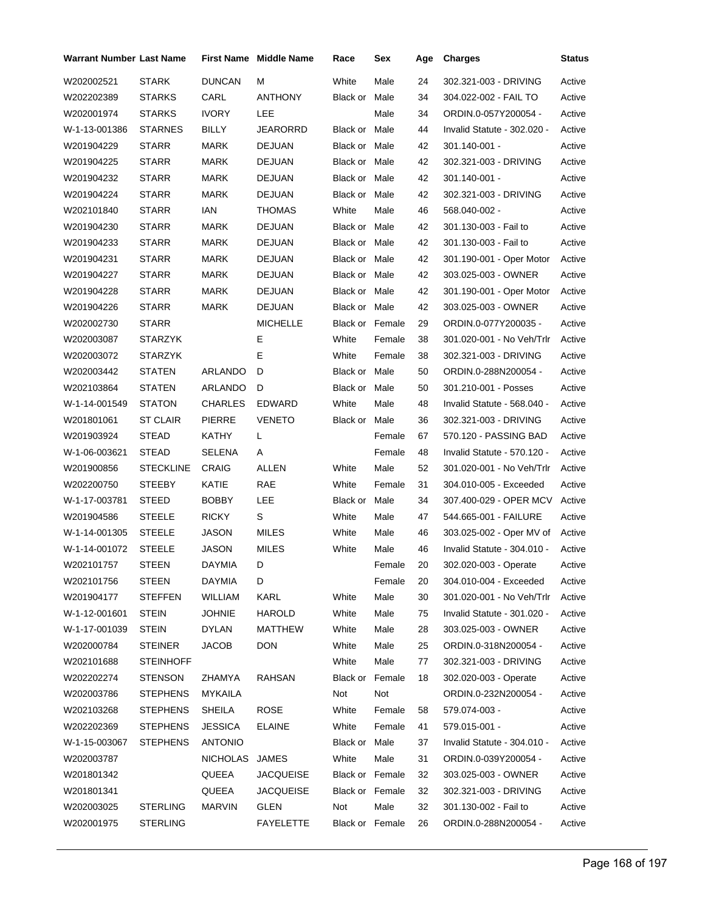| Warrant Number | Last Name | First Name | Middle Name | Race | Sex | Age | Charges | Status |
|---|---|---|---|---|---|---|---|---|
| W202002521 | STARK | DUNCAN | M | White | Male | 24 | 302.321-003 - DRIVING | Active |
| W202202389 | STARKS | CARL | ANTHONY | Black or | Male | 34 | 304.022-002 - FAIL TO | Active |
| W202001974 | STARKS | IVORY | LEE | | Male | 34 | ORDIN.0-057Y200054 - | Active |
| W-1-13-001386 | STARNES | BILLY | JEARORRD | Black or | Male | 44 | Invalid Statute - 302.020 - | Active |
| W201904229 | STARR | MARK | DEJUAN | Black or | Male | 42 | 301.140-001 - | Active |
| W201904225 | STARR | MARK | DEJUAN | Black or | Male | 42 | 302.321-003 - DRIVING | Active |
| W201904232 | STARR | MARK | DEJUAN | Black or | Male | 42 | 301.140-001 - | Active |
| W201904224 | STARR | MARK | DEJUAN | Black or | Male | 42 | 302.321-003 - DRIVING | Active |
| W202101840 | STARR | IAN | THOMAS | White | Male | 46 | 568.040-002 - | Active |
| W201904230 | STARR | MARK | DEJUAN | Black or | Male | 42 | 301.130-003 - Fail to | Active |
| W201904233 | STARR | MARK | DEJUAN | Black or | Male | 42 | 301.130-003 - Fail to | Active |
| W201904231 | STARR | MARK | DEJUAN | Black or | Male | 42 | 301.190-001 - Oper Motor | Active |
| W201904227 | STARR | MARK | DEJUAN | Black or | Male | 42 | 303.025-003 - OWNER | Active |
| W201904228 | STARR | MARK | DEJUAN | Black or | Male | 42 | 301.190-001 - Oper Motor | Active |
| W201904226 | STARR | MARK | DEJUAN | Black or | Male | 42 | 303.025-003 - OWNER | Active |
| W202002730 | STARR | | MICHELLE | Black or | Female | 29 | ORDIN.0-077Y200035 - | Active |
| W202003087 | STARZYK | | E | White | Female | 38 | 301.020-001 - No Veh/Trlr | Active |
| W202003072 | STARZYK | | E | White | Female | 38 | 302.321-003 - DRIVING | Active |
| W202003442 | STATEN | ARLANDO | D | Black or | Male | 50 | ORDIN.0-288N200054 - | Active |
| W202103864 | STATEN | ARLANDO | D | Black or | Male | 50 | 301.210-001 - Posses | Active |
| W-1-14-001549 | STATON | CHARLES | EDWARD | White | Male | 48 | Invalid Statute - 568.040 - | Active |
| W201801061 | ST CLAIR | PIERRE | VENETO | Black or | Male | 36 | 302.321-003 - DRIVING | Active |
| W201903924 | STEAD | KATHY | L | | Female | 67 | 570.120 - PASSING BAD | Active |
| W-1-06-003621 | STEAD | SELENA | A | | Female | 48 | Invalid Statute - 570.120 - | Active |
| W201900856 | STECKLINE | CRAIG | ALLEN | White | Male | 52 | 301.020-001 - No Veh/Trlr | Active |
| W202200750 | STEEBY | KATIE | RAE | White | Female | 31 | 304.010-005 - Exceeded | Active |
| W-1-17-003781 | STEED | BOBBY | LEE | Black or | Male | 34 | 307.400-029 - OPER MCV | Active |
| W201904586 | STEELE | RICKY | S | White | Male | 47 | 544.665-001 - FAILURE | Active |
| W-1-14-001305 | STEELE | JASON | MILES | White | Male | 46 | 303.025-002 - Oper MV of | Active |
| W-1-14-001072 | STEELE | JASON | MILES | White | Male | 46 | Invalid Statute - 304.010 - | Active |
| W202101757 | STEEN | DAYMIA | D | | Female | 20 | 302.020-003 - Operate | Active |
| W202101756 | STEEN | DAYMIA | D | | Female | 20 | 304.010-004 - Exceeded | Active |
| W201904177 | STEFFEN | WILLIAM | KARL | White | Male | 30 | 301.020-001 - No Veh/Trlr | Active |
| W-1-12-001601 | STEIN | JOHNIE | HAROLD | White | Male | 75 | Invalid Statute - 301.020 - | Active |
| W-1-17-001039 | STEIN | DYLAN | MATTHEW | White | Male | 28 | 303.025-003 - OWNER | Active |
| W202000784 | STEINER | JACOB | DON | White | Male | 25 | ORDIN.0-318N200054 - | Active |
| W202101688 | STEINHOFF | | | White | Male | 77 | 302.321-003 - DRIVING | Active |
| W202202274 | STENSON | ZHAMYA | RAHSAN | Black or | Female | 18 | 302.020-003 - Operate | Active |
| W202003786 | STEPHENS | MYKAILA | | Not | Not | | ORDIN.0-232N200054 - | Active |
| W202103268 | STEPHENS | SHEILA | ROSE | White | Female | 58 | 579.074-003 - | Active |
| W202202369 | STEPHENS | JESSICA | ELAINE | White | Female | 41 | 579.015-001 - | Active |
| W-1-15-003067 | STEPHENS | ANTONIO | | Black or | Male | 37 | Invalid Statute - 304.010 - | Active |
| W202003787 | | NICHOLAS | JAMES | White | Male | 31 | ORDIN.0-039Y200054 - | Active |
| W201801342 | | QUEEA | JACQUEISE | Black or | Female | 32 | 303.025-003 - OWNER | Active |
| W201801341 | | QUEEA | JACQUEISE | Black or | Female | 32 | 302.321-003 - DRIVING | Active |
| W202003025 | STERLING | MARVIN | GLEN | Not | Male | 32 | 301.130-002 - Fail to | Active |
| W202001975 | STERLING | | FAYELETTE | Black or | Female | 26 | ORDIN.0-288N200054 - | Active |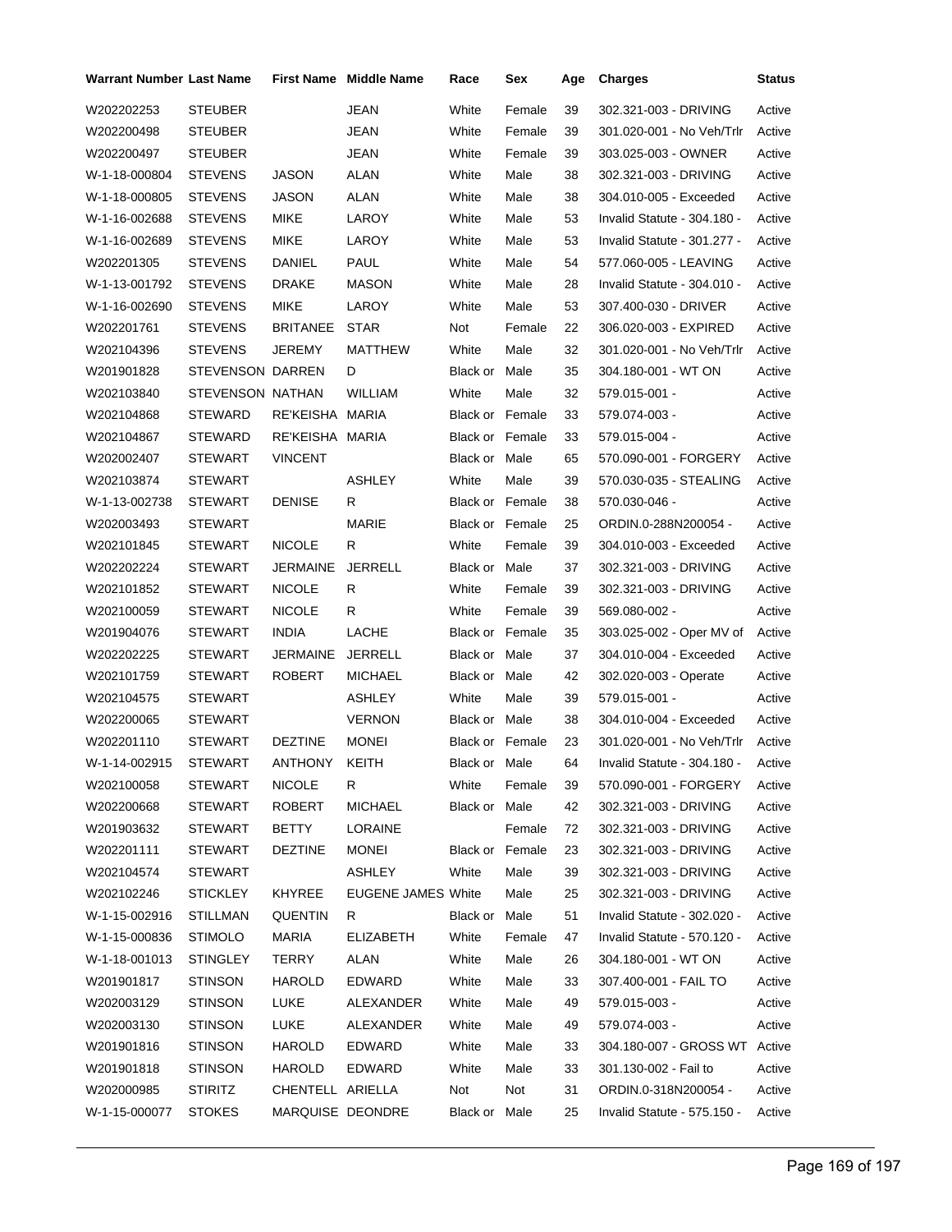| Warrant Number | Last Name | First Name | Middle Name | Race | Sex | Age | Charges | Status |
|---|---|---|---|---|---|---|---|---|
| W202202253 | STEUBER | | JEAN | White | Female | 39 | 302.321-003 - DRIVING | Active |
| W202200498 | STEUBER | | JEAN | White | Female | 39 | 301.020-001 - No Veh/Trlr | Active |
| W202200497 | STEUBER | | JEAN | White | Female | 39 | 303.025-003 - OWNER | Active |
| W-1-18-000804 | STEVENS | JASON | ALAN | White | Male | 38 | 302.321-003 - DRIVING | Active |
| W-1-18-000805 | STEVENS | JASON | ALAN | White | Male | 38 | 304.010-005 - Exceeded | Active |
| W-1-16-002688 | STEVENS | MIKE | LAROY | White | Male | 53 | Invalid Statute - 304.180 - | Active |
| W-1-16-002689 | STEVENS | MIKE | LAROY | White | Male | 53 | Invalid Statute - 301.277 - | Active |
| W202201305 | STEVENS | DANIEL | PAUL | White | Male | 54 | 577.060-005 - LEAVING | Active |
| W-1-13-001792 | STEVENS | DRAKE | MASON | White | Male | 28 | Invalid Statute - 304.010 - | Active |
| W-1-16-002690 | STEVENS | MIKE | LAROY | White | Male | 53 | 307.400-030 - DRIVER | Active |
| W202201761 | STEVENS | BRITANEE | STAR | Not | Female | 22 | 306.020-003 - EXPIRED | Active |
| W202104396 | STEVENS | JEREMY | MATTHEW | White | Male | 32 | 301.020-001 - No Veh/Trlr | Active |
| W201901828 | STEVENSON | DARREN | D | Black or | Male | 35 | 304.180-001 - WT ON | Active |
| W202103840 | STEVENSON | NATHAN | WILLIAM | White | Male | 32 | 579.015-001 - | Active |
| W202104868 | STEWARD | RE'KEISHA | MARIA | Black or | Female | 33 | 579.074-003 - | Active |
| W202104867 | STEWARD | RE'KEISHA | MARIA | Black or | Female | 33 | 579.015-004 - | Active |
| W202002407 | STEWART | VINCENT | | Black or | Male | 65 | 570.090-001 - FORGERY | Active |
| W202103874 | STEWART | | ASHLEY | White | Male | 39 | 570.030-035 - STEALING | Active |
| W-1-13-002738 | STEWART | DENISE | R | Black or | Female | 38 | 570.030-046 - | Active |
| W202003493 | STEWART | | MARIE | Black or | Female | 25 | ORDIN.0-288N200054 - | Active |
| W202101845 | STEWART | NICOLE | R | White | Female | 39 | 304.010-003 - Exceeded | Active |
| W202202224 | STEWART | JERMAINE | JERRELL | Black or | Male | 37 | 302.321-003 - DRIVING | Active |
| W202101852 | STEWART | NICOLE | R | White | Female | 39 | 302.321-003 - DRIVING | Active |
| W202100059 | STEWART | NICOLE | R | White | Female | 39 | 569.080-002 - | Active |
| W201904076 | STEWART | INDIA | LACHE | Black or | Female | 35 | 303.025-002 - Oper MV of | Active |
| W202202225 | STEWART | JERMAINE | JERRELL | Black or | Male | 37 | 304.010-004 - Exceeded | Active |
| W202101759 | STEWART | ROBERT | MICHAEL | Black or | Male | 42 | 302.020-003 - Operate | Active |
| W202104575 | STEWART | | ASHLEY | White | Male | 39 | 579.015-001 - | Active |
| W202200065 | STEWART | | VERNON | Black or | Male | 38 | 304.010-004 - Exceeded | Active |
| W202201110 | STEWART | DEZTINE | MONEI | Black or | Female | 23 | 301.020-001 - No Veh/Trlr | Active |
| W-1-14-002915 | STEWART | ANTHONY | KEITH | Black or | Male | 64 | Invalid Statute - 304.180 - | Active |
| W202100058 | STEWART | NICOLE | R | White | Female | 39 | 570.090-001 - FORGERY | Active |
| W202200668 | STEWART | ROBERT | MICHAEL | Black or | Male | 42 | 302.321-003 - DRIVING | Active |
| W201903632 | STEWART | BETTY | LORAINE | | Female | 72 | 302.321-003 - DRIVING | Active |
| W202201111 | STEWART | DEZTINE | MONEI | Black or | Female | 23 | 302.321-003 - DRIVING | Active |
| W202104574 | STEWART | | ASHLEY | White | Male | 39 | 302.321-003 - DRIVING | Active |
| W202102246 | STICKLEY | KHYREE | EUGENE JAMES | White | Male | 25 | 302.321-003 - DRIVING | Active |
| W-1-15-002916 | STILLMAN | QUENTIN | R | Black or | Male | 51 | Invalid Statute - 302.020 - | Active |
| W-1-15-000836 | STIMOLO | MARIA | ELIZABETH | White | Female | 47 | Invalid Statute - 570.120 - | Active |
| W-1-18-001013 | STINGLEY | TERRY | ALAN | White | Male | 26 | 304.180-001 - WT ON | Active |
| W201901817 | STINSON | HAROLD | EDWARD | White | Male | 33 | 307.400-001 - FAIL TO | Active |
| W202003129 | STINSON | LUKE | ALEXANDER | White | Male | 49 | 579.015-003 - | Active |
| W202003130 | STINSON | LUKE | ALEXANDER | White | Male | 49 | 579.074-003 - | Active |
| W201901816 | STINSON | HAROLD | EDWARD | White | Male | 33 | 304.180-007 - GROSS WT | Active |
| W201901818 | STINSON | HAROLD | EDWARD | White | Male | 33 | 301.130-002 - Fail to | Active |
| W202000985 | STIRITZ | CHENTELL | ARIELLA | Not | Not | 31 | ORDIN.0-318N200054 - | Active |
| W-1-15-000077 | STOKES | MARQUISE | DEONDRE | Black or | Male | 25 | Invalid Statute - 575.150 - | Active |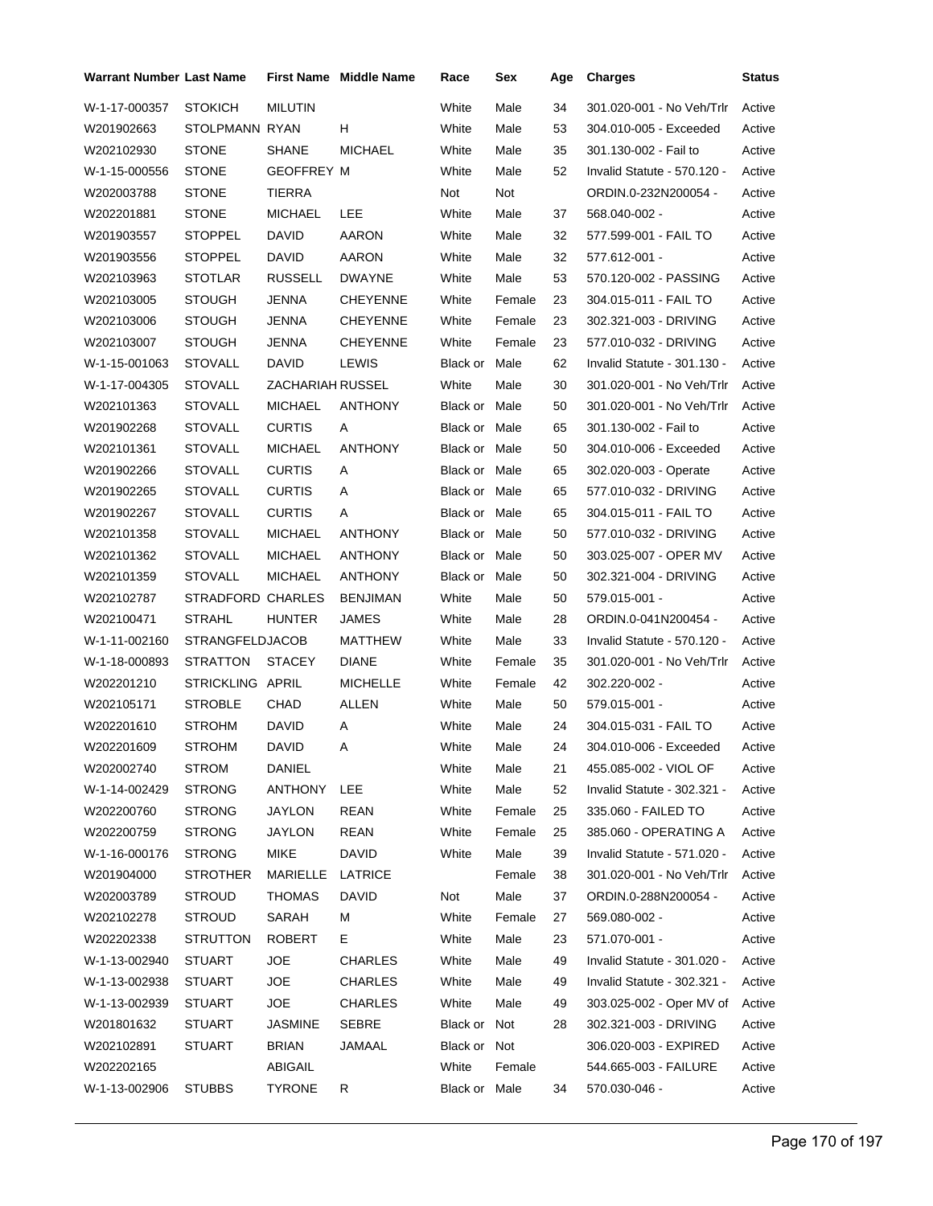| Warrant Number | Last Name | First Name | Middle Name | Race | Sex | Age | Charges | Status |
|---|---|---|---|---|---|---|---|---|
| W-1-17-000357 | STOKICH | MILUTIN | | White | Male | 34 | 301.020-001 - No Veh/Trlr | Active |
| W201902663 | STOLPMANN | RYAN | H | White | Male | 53 | 304.010-005 - Exceeded | Active |
| W202102930 | STONE | SHANE | MICHAEL | White | Male | 35 | 301.130-002 - Fail to | Active |
| W-1-15-000556 | STONE | GEOFFREY | M | White | Male | 52 | Invalid Statute - 570.120 - | Active |
| W202003788 | STONE | TIERRA | | Not | Not | | ORDIN.0-232N200054 - | Active |
| W202201881 | STONE | MICHAEL | LEE | White | Male | 37 | 568.040-002 - | Active |
| W201903557 | STOPPEL | DAVID | AARON | White | Male | 32 | 577.599-001 - FAIL TO | Active |
| W201903556 | STOPPEL | DAVID | AARON | White | Male | 32 | 577.612-001 - | Active |
| W202103963 | STOTLAR | RUSSELL | DWAYNE | White | Male | 53 | 570.120-002 - PASSING | Active |
| W202103005 | STOUGH | JENNA | CHEYENNE | White | Female | 23 | 304.015-011 - FAIL TO | Active |
| W202103006 | STOUGH | JENNA | CHEYENNE | White | Female | 23 | 302.321-003 - DRIVING | Active |
| W202103007 | STOUGH | JENNA | CHEYENNE | White | Female | 23 | 577.010-032 - DRIVING | Active |
| W-1-15-001063 | STOVALL | DAVID | LEWIS | Black or | Male | 62 | Invalid Statute - 301.130 - | Active |
| W-1-17-004305 | STOVALL | ZACHARIAH | RUSSEL | White | Male | 30 | 301.020-001 - No Veh/Trlr | Active |
| W202101363 | STOVALL | MICHAEL | ANTHONY | Black or | Male | 50 | 301.020-001 - No Veh/Trlr | Active |
| W201902268 | STOVALL | CURTIS | A | Black or | Male | 65 | 301.130-002 - Fail to | Active |
| W202101361 | STOVALL | MICHAEL | ANTHONY | Black or | Male | 50 | 304.010-006 - Exceeded | Active |
| W201902266 | STOVALL | CURTIS | A | Black or | Male | 65 | 302.020-003 - Operate | Active |
| W201902265 | STOVALL | CURTIS | A | Black or | Male | 65 | 577.010-032 - DRIVING | Active |
| W201902267 | STOVALL | CURTIS | A | Black or | Male | 65 | 304.015-011 - FAIL TO | Active |
| W202101358 | STOVALL | MICHAEL | ANTHONY | Black or | Male | 50 | 577.010-032 - DRIVING | Active |
| W202101362 | STOVALL | MICHAEL | ANTHONY | Black or | Male | 50 | 303.025-007 - OPER MV | Active |
| W202101359 | STOVALL | MICHAEL | ANTHONY | Black or | Male | 50 | 302.321-004 - DRIVING | Active |
| W202102787 | STRADFORD | CHARLES | BENJIMAN | White | Male | 50 | 579.015-001 - | Active |
| W202100471 | STRAHL | HUNTER | JAMES | White | Male | 28 | ORDIN.0-041N200454 - | Active |
| W-1-11-002160 | STRANGFELD | JACOB | MATTHEW | White | Male | 33 | Invalid Statute - 570.120 - | Active |
| W-1-18-000893 | STRATTON | STACEY | DIANE | White | Female | 35 | 301.020-001 - No Veh/Trlr | Active |
| W202201210 | STRICKLING | APRIL | MICHELLE | White | Female | 42 | 302.220-002 - | Active |
| W202105171 | STROBLE | CHAD | ALLEN | White | Male | 50 | 579.015-001 - | Active |
| W202201610 | STROHM | DAVID | A | White | Male | 24 | 304.015-031 - FAIL TO | Active |
| W202201609 | STROHM | DAVID | A | White | Male | 24 | 304.010-006 - Exceeded | Active |
| W202002740 | STROM | DANIEL | | White | Male | 21 | 455.085-002 - VIOL OF | Active |
| W-1-14-002429 | STRONG | ANTHONY | LEE | White | Male | 52 | Invalid Statute - 302.321 - | Active |
| W202200760 | STRONG | JAYLON | REAN | White | Female | 25 | 335.060 - FAILED TO | Active |
| W202200759 | STRONG | JAYLON | REAN | White | Female | 25 | 385.060 - OPERATING A | Active |
| W-1-16-000176 | STRONG | MIKE | DAVID | White | Male | 39 | Invalid Statute - 571.020 - | Active |
| W201904000 | STROTHER | MARIELLE | LATRICE | | Female | 38 | 301.020-001 - No Veh/Trlr | Active |
| W202003789 | STROUD | THOMAS | DAVID | Not | Male | 37 | ORDIN.0-288N200054 - | Active |
| W202102278 | STROUD | SARAH | M | White | Female | 27 | 569.080-002 - | Active |
| W202202338 | STRUTTON | ROBERT | E | White | Male | 23 | 571.070-001 - | Active |
| W-1-13-002940 | STUART | JOE | CHARLES | White | Male | 49 | Invalid Statute - 301.020 - | Active |
| W-1-13-002938 | STUART | JOE | CHARLES | White | Male | 49 | Invalid Statute - 302.321 - | Active |
| W-1-13-002939 | STUART | JOE | CHARLES | White | Male | 49 | 303.025-002 - Oper MV of | Active |
| W201801632 | STUART | JASMINE | SEBRE | Black or | Not | 28 | 302.321-003 - DRIVING | Active |
| W202102891 | STUART | BRIAN | JAMAAL | Black or | Not | | 306.020-003 - EXPIRED | Active |
| W202202165 | | ABIGAIL | | White | Female | | 544.665-003 - FAILURE | Active |
| W-1-13-002906 | STUBBS | TYRONE | R | Black or | Male | 34 | 570.030-046 - | Active |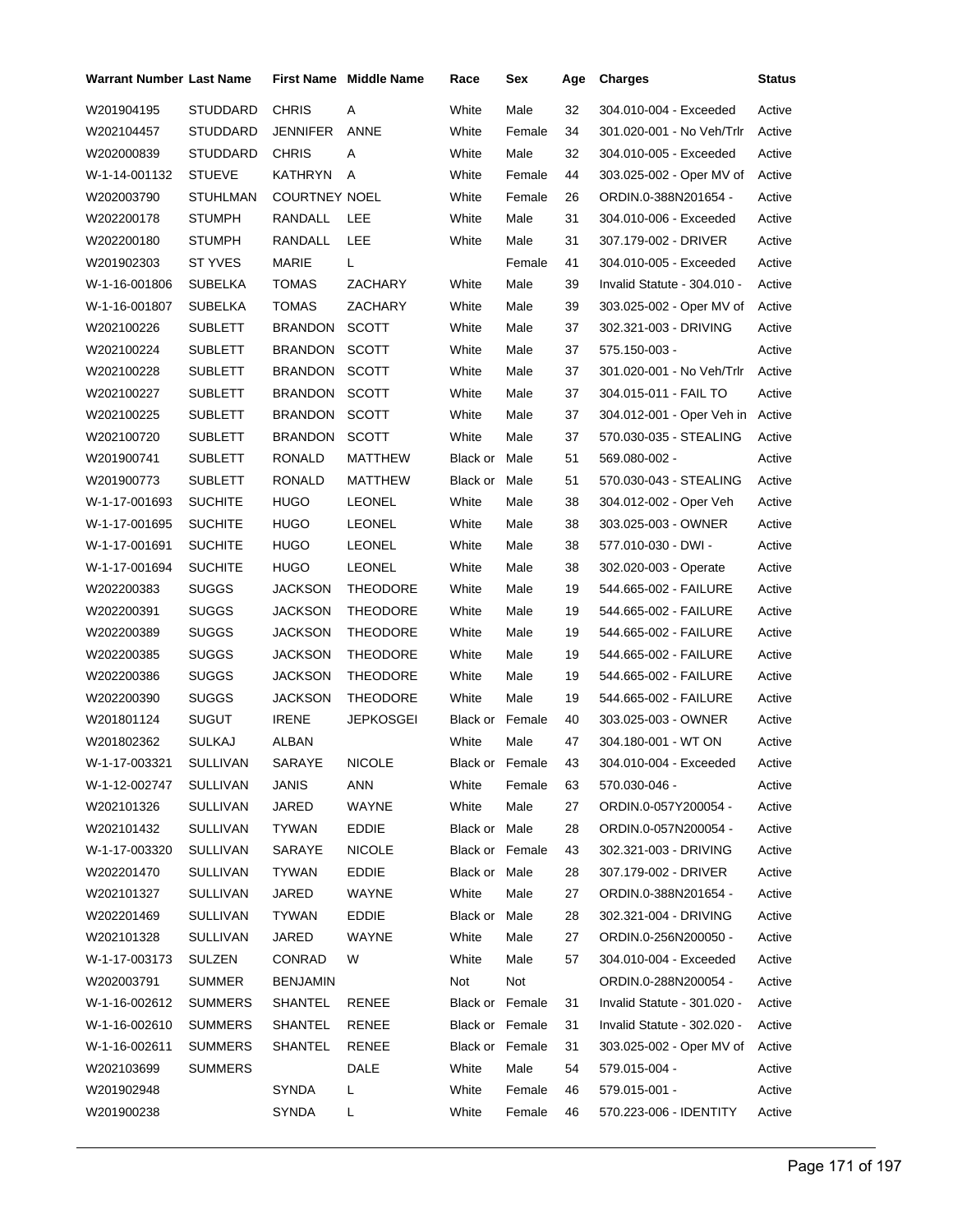| Warrant Number | Last Name | First Name | Middle Name | Race | Sex | Age | Charges | Status |
|---|---|---|---|---|---|---|---|---|
| W201904195 | STUDDARD | CHRIS | A | White | Male | 32 | 304.010-004 - Exceeded | Active |
| W202104457 | STUDDARD | JENNIFER | ANNE | White | Female | 34 | 301.020-001 - No Veh/Trlr | Active |
| W202000839 | STUDDARD | CHRIS | A | White | Male | 32 | 304.010-005 - Exceeded | Active |
| W-1-14-001132 | STUEVE | KATHRYN | A | White | Female | 44 | 303.025-002 - Oper MV of | Active |
| W202003790 | STUHLMAN | COURTNEY | NOEL | White | Female | 26 | ORDIN.0-388N201654 - | Active |
| W202200178 | STUMPH | RANDALL | LEE | White | Male | 31 | 304.010-006 - Exceeded | Active |
| W202200180 | STUMPH | RANDALL | LEE | White | Male | 31 | 307.179-002 - DRIVER | Active |
| W201902303 | ST YVES | MARIE | L | | Female | 41 | 304.010-005 - Exceeded | Active |
| W-1-16-001806 | SUBELKA | TOMAS | ZACHARY | White | Male | 39 | Invalid Statute - 304.010 - | Active |
| W-1-16-001807 | SUBELKA | TOMAS | ZACHARY | White | Male | 39 | 303.025-002 - Oper MV of | Active |
| W202100226 | SUBLETT | BRANDON | SCOTT | White | Male | 37 | 302.321-003 - DRIVING | Active |
| W202100224 | SUBLETT | BRANDON | SCOTT | White | Male | 37 | 575.150-003 - | Active |
| W202100228 | SUBLETT | BRANDON | SCOTT | White | Male | 37 | 301.020-001 - No Veh/Trlr | Active |
| W202100227 | SUBLETT | BRANDON | SCOTT | White | Male | 37 | 304.015-011 - FAIL TO | Active |
| W202100225 | SUBLETT | BRANDON | SCOTT | White | Male | 37 | 304.012-001 - Oper Veh in | Active |
| W202100720 | SUBLETT | BRANDON | SCOTT | White | Male | 37 | 570.030-035 - STEALING | Active |
| W201900741 | SUBLETT | RONALD | MATTHEW | Black or | Male | 51 | 569.080-002 - | Active |
| W201900773 | SUBLETT | RONALD | MATTHEW | Black or | Male | 51 | 570.030-043 - STEALING | Active |
| W-1-17-001693 | SUCHITE | HUGO | LEONEL | White | Male | 38 | 304.012-002 - Oper Veh | Active |
| W-1-17-001695 | SUCHITE | HUGO | LEONEL | White | Male | 38 | 303.025-003 - OWNER | Active |
| W-1-17-001691 | SUCHITE | HUGO | LEONEL | White | Male | 38 | 577.010-030 - DWI - | Active |
| W-1-17-001694 | SUCHITE | HUGO | LEONEL | White | Male | 38 | 302.020-003 - Operate | Active |
| W202200383 | SUGGS | JACKSON | THEODORE | White | Male | 19 | 544.665-002 - FAILURE | Active |
| W202200391 | SUGGS | JACKSON | THEODORE | White | Male | 19 | 544.665-002 - FAILURE | Active |
| W202200389 | SUGGS | JACKSON | THEODORE | White | Male | 19 | 544.665-002 - FAILURE | Active |
| W202200385 | SUGGS | JACKSON | THEODORE | White | Male | 19 | 544.665-002 - FAILURE | Active |
| W202200386 | SUGGS | JACKSON | THEODORE | White | Male | 19 | 544.665-002 - FAILURE | Active |
| W202200390 | SUGGS | JACKSON | THEODORE | White | Male | 19 | 544.665-002 - FAILURE | Active |
| W201801124 | SUGUT | IRENE | JEPKOSGEI | Black or | Female | 40 | 303.025-003 - OWNER | Active |
| W201802362 | SULKAJ | ALBAN | | White | Male | 47 | 304.180-001 - WT ON | Active |
| W-1-17-003321 | SULLIVAN | SARAYE | NICOLE | Black or | Female | 43 | 304.010-004 - Exceeded | Active |
| W-1-12-002747 | SULLIVAN | JANIS | ANN | White | Female | 63 | 570.030-046 - | Active |
| W202101326 | SULLIVAN | JARED | WAYNE | White | Male | 27 | ORDIN.0-057Y200054 - | Active |
| W202101432 | SULLIVAN | TYWAN | EDDIE | Black or | Male | 28 | ORDIN.0-057N200054 - | Active |
| W-1-17-003320 | SULLIVAN | SARAYE | NICOLE | Black or | Female | 43 | 302.321-003 - DRIVING | Active |
| W202201470 | SULLIVAN | TYWAN | EDDIE | Black or | Male | 28 | 307.179-002 - DRIVER | Active |
| W202101327 | SULLIVAN | JARED | WAYNE | White | Male | 27 | ORDIN.0-388N201654 - | Active |
| W202201469 | SULLIVAN | TYWAN | EDDIE | Black or | Male | 28 | 302.321-004 - DRIVING | Active |
| W202101328 | SULLIVAN | JARED | WAYNE | White | Male | 27 | ORDIN.0-256N200050 - | Active |
| W-1-17-003173 | SULZEN | CONRAD | W | White | Male | 57 | 304.010-004 - Exceeded | Active |
| W202003791 | SUMMER | BENJAMIN | | Not | Not | | ORDIN.0-288N200054 - | Active |
| W-1-16-002612 | SUMMERS | SHANTEL | RENEE | Black or | Female | 31 | Invalid Statute - 301.020 - | Active |
| W-1-16-002610 | SUMMERS | SHANTEL | RENEE | Black or | Female | 31 | Invalid Statute - 302.020 - | Active |
| W-1-16-002611 | SUMMERS | SHANTEL | RENEE | Black or | Female | 31 | 303.025-002 - Oper MV of | Active |
| W202103699 | SUMMERS | | DALE | White | Male | 54 | 579.015-004 - | Active |
| W201902948 | | SYNDA | L | White | Female | 46 | 579.015-001 - | Active |
| W201900238 | | SYNDA | L | White | Female | 46 | 570.223-006 - IDENTITY | Active |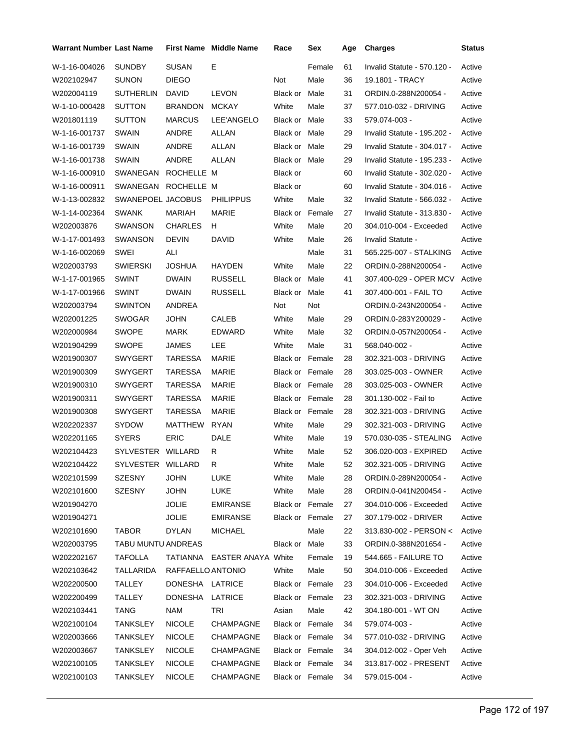| Warrant Number | Last Name | First Name | Middle Name | Race | Sex | Age | Charges | Status |
|---|---|---|---|---|---|---|---|---|
| W-1-16-004026 | SUNDBY | SUSAN | E | | Female | 61 | Invalid Statute - 570.120 - | Active |
| W202102947 | SUNON | DIEGO | | Not | Male | 36 | 19.1801 - TRACY | Active |
| W202004119 | SUTHERLIN | DAVID | LEVON | Black or | Male | 31 | ORDIN.0-288N200054 - | Active |
| W-1-10-000428 | SUTTON | BRANDON | MCKAY | White | Male | 37 | 577.010-032 - DRIVING | Active |
| W201801119 | SUTTON | MARCUS | LEE'ANGELO | Black or | Male | 33 | 579.074-003 - | Active |
| W-1-16-001737 | SWAIN | ANDRE | ALLAN | Black or | Male | 29 | Invalid Statute - 195.202 - | Active |
| W-1-16-001739 | SWAIN | ANDRE | ALLAN | Black or | Male | 29 | Invalid Statute - 304.017 - | Active |
| W-1-16-001738 | SWAIN | ANDRE | ALLAN | Black or | Male | 29 | Invalid Statute - 195.233 - | Active |
| W-1-16-000910 | SWANEGAN | ROCHELLE | M | Black or | | 60 | Invalid Statute - 302.020 - | Active |
| W-1-16-000911 | SWANEGAN | ROCHELLE | M | Black or | | 60 | Invalid Statute - 304.016 - | Active |
| W-1-13-002832 | SWANEPOEL | JACOBUS | PHILIPPUS | White | Male | 32 | Invalid Statute - 566.032 - | Active |
| W-1-14-002364 | SWANK | MARIAH | MARIE | Black or | Female | 27 | Invalid Statute - 313.830 - | Active |
| W202003876 | SWANSON | CHARLES | H | White | Male | 20 | 304.010-004 - Exceeded | Active |
| W-1-17-001493 | SWANSON | DEVIN | DAVID | White | Male | 26 | Invalid Statute - | Active |
| W-1-16-002069 | SWEI | ALI | | | Male | 31 | 565.225-007 - STALKING | Active |
| W202003793 | SWIERSKI | JOSHUA | HAYDEN | White | Male | 22 | ORDIN.0-288N200054 - | Active |
| W-1-17-001965 | SWINT | DWAIN | RUSSELL | Black or | Male | 41 | 307.400-029 - OPER MCV | Active |
| W-1-17-001966 | SWINT | DWAIN | RUSSELL | Black or | Male | 41 | 307.400-001 - FAIL TO | Active |
| W202003794 | SWINTON | ANDREA | | Not | Not | | ORDIN.0-243N200054 - | Active |
| W202001225 | SWOGAR | JOHN | CALEB | White | Male | 29 | ORDIN.0-283Y200029 - | Active |
| W202000984 | SWOPE | MARK | EDWARD | White | Male | 32 | ORDIN.0-057N200054 - | Active |
| W201904299 | SWOPE | JAMES | LEE | White | Male | 31 | 568.040-002 - | Active |
| W201900307 | SWYGERT | TARESSA | MARIE | Black or | Female | 28 | 302.321-003 - DRIVING | Active |
| W201900309 | SWYGERT | TARESSA | MARIE | Black or | Female | 28 | 303.025-003 - OWNER | Active |
| W201900310 | SWYGERT | TARESSA | MARIE | Black or | Female | 28 | 303.025-003 - OWNER | Active |
| W201900311 | SWYGERT | TARESSA | MARIE | Black or | Female | 28 | 301.130-002 - Fail to | Active |
| W201900308 | SWYGERT | TARESSA | MARIE | Black or | Female | 28 | 302.321-003 - DRIVING | Active |
| W202202337 | SYDOW | MATTHEW | RYAN | White | Male | 29 | 302.321-003 - DRIVING | Active |
| W202201165 | SYERS | ERIC | DALE | White | Male | 19 | 570.030-035 - STEALING | Active |
| W202104423 | SYLVESTER | WILLARD | R | White | Male | 52 | 306.020-003 - EXPIRED | Active |
| W202104422 | SYLVESTER | WILLARD | R | White | Male | 52 | 302.321-005 - DRIVING | Active |
| W202101599 | SZESNY | JOHN | LUKE | White | Male | 28 | ORDIN.0-289N200054 - | Active |
| W202101600 | SZESNY | JOHN | LUKE | White | Male | 28 | ORDIN.0-041N200454 - | Active |
| W201904270 | | JOLIE | EMIRANSE | Black or | Female | 27 | 304.010-006 - Exceeded | Active |
| W201904271 | | JOLIE | EMIRANSE | Black or | Female | 27 | 307.179-002 - DRIVER | Active |
| W202101690 | TABOR | DYLAN | MICHAEL | | Male | 22 | 313.830-002 - PERSON < | Active |
| W202003795 | TABU MUNTU | ANDREAS | | Black or | Male | 33 | ORDIN.0-388N201654 - | Active |
| W202202167 | TAFOLLA | TATIANNA | EASTER ANAYA | White | Female | 19 | 544.665 - FAILURE TO | Active |
| W202103642 | TALLARIDA | RAFFAELLO | ANTONIO | White | Male | 50 | 304.010-006 - Exceeded | Active |
| W202200500 | TALLEY | DONESHA | LATRICE | Black or | Female | 23 | 304.010-006 - Exceeded | Active |
| W202200499 | TALLEY | DONESHA | LATRICE | Black or | Female | 23 | 302.321-003 - DRIVING | Active |
| W202103441 | TANG | NAM | TRI | Asian | Male | 42 | 304.180-001 - WT ON | Active |
| W202100104 | TANKSLEY | NICOLE | CHAMPAGNE | Black or | Female | 34 | 579.074-003 - | Active |
| W202003666 | TANKSLEY | NICOLE | CHAMPAGNE | Black or | Female | 34 | 577.010-032 - DRIVING | Active |
| W202003667 | TANKSLEY | NICOLE | CHAMPAGNE | Black or | Female | 34 | 304.012-002 - Oper Veh | Active |
| W202100105 | TANKSLEY | NICOLE | CHAMPAGNE | Black or | Female | 34 | 313.817-002 - PRESENT | Active |
| W202100103 | TANKSLEY | NICOLE | CHAMPAGNE | Black or | Female | 34 | 579.015-004 - | Active |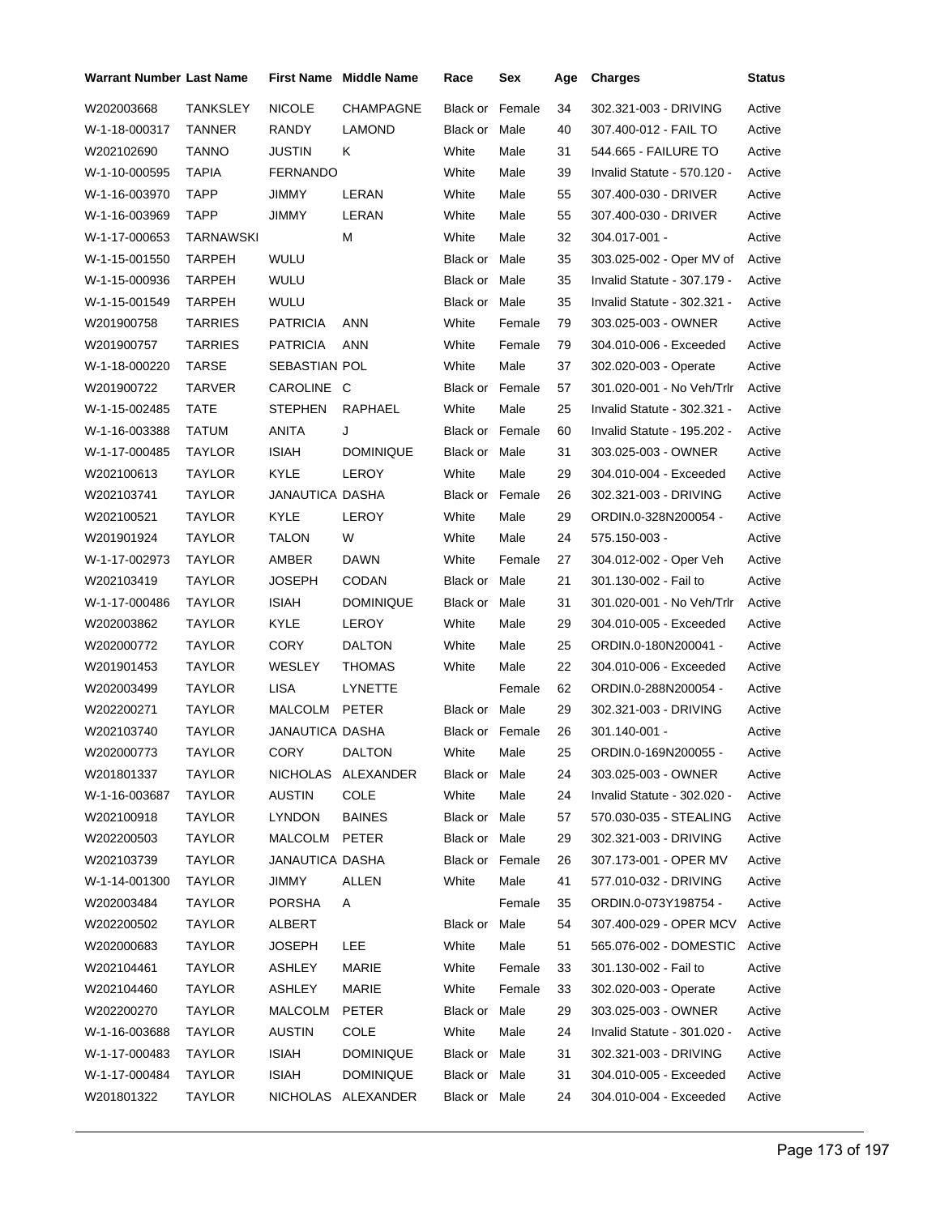| Warrant Number | Last Name | First Name | Middle Name | Race | Sex | Age | Charges | Status |
|---|---|---|---|---|---|---|---|---|
| W202003668 | TANKSLEY | NICOLE | CHAMPAGNE | Black or | Female | 34 | 302.321-003 - DRIVING | Active |
| W-1-18-000317 | TANNER | RANDY | LAMOND | Black or | Male | 40 | 307.400-012 - FAIL TO | Active |
| W202102690 | TANNO | JUSTIN | K | White | Male | 31 | 544.665 - FAILURE TO | Active |
| W-1-10-000595 | TAPIA | FERNANDO | | White | Male | 39 | Invalid Statute - 570.120 - | Active |
| W-1-16-003970 | TAPP | JIMMY | LERAN | White | Male | 55 | 307.400-030 - DRIVER | Active |
| W-1-16-003969 | TAPP | JIMMY | LERAN | White | Male | 55 | 307.400-030 - DRIVER | Active |
| W-1-17-000653 | TARNAWSKI | | M | White | Male | 32 | 304.017-001 - | Active |
| W-1-15-001550 | TARPEH | WULU | | Black or | Male | 35 | 303.025-002 - Oper MV of | Active |
| W-1-15-000936 | TARPEH | WULU | | Black or | Male | 35 | Invalid Statute - 307.179 - | Active |
| W-1-15-001549 | TARPEH | WULU | | Black or | Male | 35 | Invalid Statute - 302.321 - | Active |
| W201900758 | TARRIES | PATRICIA | ANN | White | Female | 79 | 303.025-003 - OWNER | Active |
| W201900757 | TARRIES | PATRICIA | ANN | White | Female | 79 | 304.010-006 - Exceeded | Active |
| W-1-18-000220 | TARSE | SEBASTIAN POL | | White | Male | 37 | 302.020-003 - Operate | Active |
| W201900722 | TARVER | CAROLINE | C | Black or | Female | 57 | 301.020-001 - No Veh/Trlr | Active |
| W-1-15-002485 | TATE | STEPHEN | RAPHAEL | White | Male | 25 | Invalid Statute - 302.321 - | Active |
| W-1-16-003388 | TATUM | ANITA | J | Black or | Female | 60 | Invalid Statute - 195.202 - | Active |
| W-1-17-000485 | TAYLOR | ISIAH | DOMINIQUE | Black or | Male | 31 | 303.025-003 - OWNER | Active |
| W202100613 | TAYLOR | KYLE | LEROY | White | Male | 29 | 304.010-004 - Exceeded | Active |
| W202103741 | TAYLOR | JANAUTICA DASHA | | Black or | Female | 26 | 302.321-003 - DRIVING | Active |
| W202100521 | TAYLOR | KYLE | LEROY | White | Male | 29 | ORDIN.0-328N200054 - | Active |
| W201901924 | TAYLOR | TALON | W | White | Male | 24 | 575.150-003 - | Active |
| W-1-17-002973 | TAYLOR | AMBER | DAWN | White | Female | 27 | 304.012-002 - Oper Veh | Active |
| W202103419 | TAYLOR | JOSEPH | CODAN | Black or | Male | 21 | 301.130-002 - Fail to | Active |
| W-1-17-000486 | TAYLOR | ISIAH | DOMINIQUE | Black or | Male | 31 | 301.020-001 - No Veh/Trlr | Active |
| W202003862 | TAYLOR | KYLE | LEROY | White | Male | 29 | 304.010-005 - Exceeded | Active |
| W202000772 | TAYLOR | CORY | DALTON | White | Male | 25 | ORDIN.0-180N200041 - | Active |
| W201901453 | TAYLOR | WESLEY | THOMAS | White | Male | 22 | 304.010-006 - Exceeded | Active |
| W202003499 | TAYLOR | LISA | LYNETTE | | Female | 62 | ORDIN.0-288N200054 - | Active |
| W202200271 | TAYLOR | MALCOLM | PETER | Black or | Male | 29 | 302.321-003 - DRIVING | Active |
| W202103740 | TAYLOR | JANAUTICA DASHA | | Black or | Female | 26 | 301.140-001 - | Active |
| W202000773 | TAYLOR | CORY | DALTON | White | Male | 25 | ORDIN.0-169N200055 - | Active |
| W201801337 | TAYLOR | NICHOLAS | ALEXANDER | Black or | Male | 24 | 303.025-003 - OWNER | Active |
| W-1-16-003687 | TAYLOR | AUSTIN | COLE | White | Male | 24 | Invalid Statute - 302.020 - | Active |
| W202100918 | TAYLOR | LYNDON | BAINES | Black or | Male | 57 | 570.030-035 - STEALING | Active |
| W202200503 | TAYLOR | MALCOLM | PETER | Black or | Male | 29 | 302.321-003 - DRIVING | Active |
| W202103739 | TAYLOR | JANAUTICA DASHA | | Black or | Female | 26 | 307.173-001 - OPER MV | Active |
| W-1-14-001300 | TAYLOR | JIMMY | ALLEN | White | Male | 41 | 577.010-032 - DRIVING | Active |
| W202003484 | TAYLOR | PORSHA | A | | Female | 35 | ORDIN.0-073Y198754 - | Active |
| W202200502 | TAYLOR | ALBERT | | Black or | Male | 54 | 307.400-029 - OPER MCV | Active |
| W202000683 | TAYLOR | JOSEPH | LEE | White | Male | 51 | 565.076-002 - DOMESTIC | Active |
| W202104461 | TAYLOR | ASHLEY | MARIE | White | Female | 33 | 301.130-002 - Fail to | Active |
| W202104460 | TAYLOR | ASHLEY | MARIE | White | Female | 33 | 302.020-003 - Operate | Active |
| W202200270 | TAYLOR | MALCOLM | PETER | Black or | Male | 29 | 303.025-003 - OWNER | Active |
| W-1-16-003688 | TAYLOR | AUSTIN | COLE | White | Male | 24 | Invalid Statute - 301.020 - | Active |
| W-1-17-000483 | TAYLOR | ISIAH | DOMINIQUE | Black or | Male | 31 | 302.321-003 - DRIVING | Active |
| W-1-17-000484 | TAYLOR | ISIAH | DOMINIQUE | Black or | Male | 31 | 304.010-005 - Exceeded | Active |
| W201801322 | TAYLOR | NICHOLAS | ALEXANDER | Black or | Male | 24 | 304.010-004 - Exceeded | Active |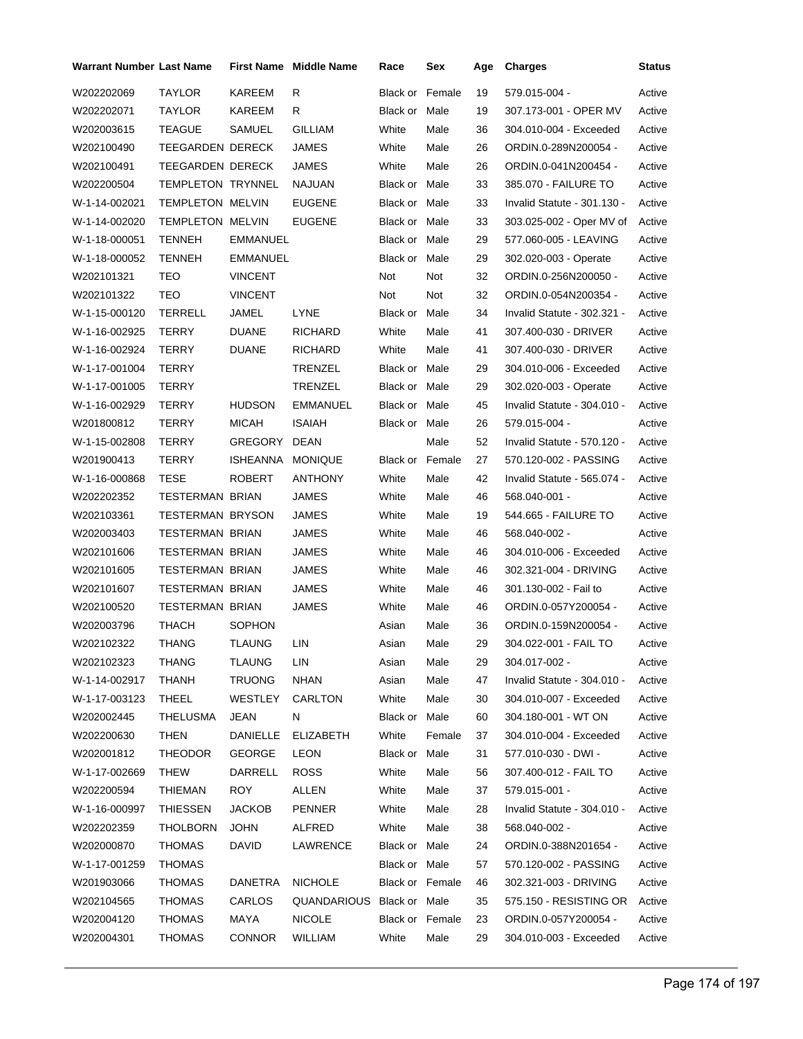| Warrant Number | Last Name | First Name | Middle Name | Race | Sex | Age | Charges | Status |
|---|---|---|---|---|---|---|---|---|
| W202202069 | TAYLOR | KAREEM | R | Black or | Female | 19 | 579.015-004 - | Active |
| W202202071 | TAYLOR | KAREEM | R | Black or | Male | 19 | 307.173-001 - OPER MV | Active |
| W202003615 | TEAGUE | SAMUEL | GILLIAM | White | Male | 36 | 304.010-004 - Exceeded | Active |
| W202100490 | TEEGARDEN | DERECK | JAMES | White | Male | 26 | ORDIN.0-289N200054 - | Active |
| W202100491 | TEEGARDEN | DERECK | JAMES | White | Male | 26 | ORDIN.0-041N200454 - | Active |
| W202200504 | TEMPLETON | TRYNNEL | NAJUAN | Black or | Male | 33 | 385.070 - FAILURE TO | Active |
| W-1-14-002021 | TEMPLETON | MELVIN | EUGENE | Black or | Male | 33 | Invalid Statute - 301.130 - | Active |
| W-1-14-002020 | TEMPLETON | MELVIN | EUGENE | Black or | Male | 33 | 303.025-002 - Oper MV of | Active |
| W-1-18-000051 | TENNEH | EMMANUEL | | Black or | Male | 29 | 577.060-005 - LEAVING | Active |
| W-1-18-000052 | TENNEH | EMMANUEL | | Black or | Male | 29 | 302.020-003 - Operate | Active |
| W202101321 | TEO | VINCENT | | Not | Not | 32 | ORDIN.0-256N200050 - | Active |
| W202101322 | TEO | VINCENT | | Not | Not | 32 | ORDIN.0-054N200354 - | Active |
| W-1-15-000120 | TERRELL | JAMEL | LYNE | Black or | Male | 34 | Invalid Statute - 302.321 - | Active |
| W-1-16-002925 | TERRY | DUANE | RICHARD | White | Male | 41 | 307.400-030 - DRIVER | Active |
| W-1-16-002924 | TERRY | DUANE | RICHARD | White | Male | 41 | 307.400-030 - DRIVER | Active |
| W-1-17-001004 | TERRY | | TRENZEL | Black or | Male | 29 | 304.010-006 - Exceeded | Active |
| W-1-17-001005 | TERRY | | TRENZEL | Black or | Male | 29 | 302.020-003 - Operate | Active |
| W-1-16-002929 | TERRY | HUDSON | EMMANUEL | Black or | Male | 45 | Invalid Statute - 304.010 - | Active |
| W201800812 | TERRY | MICAH | ISAIAH | Black or | Male | 26 | 579.015-004 - | Active |
| W-1-15-002808 | TERRY | GREGORY | DEAN | | Male | 52 | Invalid Statute - 570.120 - | Active |
| W201900413 | TERRY | ISHEANNA | MONIQUE | Black or | Female | 27 | 570.120-002 - PASSING | Active |
| W-1-16-000868 | TESE | ROBERT | ANTHONY | White | Male | 42 | Invalid Statute - 565.074 - | Active |
| W202202352 | TESTERMAN | BRIAN | JAMES | White | Male | 46 | 568.040-001 - | Active |
| W202103361 | TESTERMAN | BRYSON | JAMES | White | Male | 19 | 544.665 - FAILURE TO | Active |
| W202003403 | TESTERMAN | BRIAN | JAMES | White | Male | 46 | 568.040-002 - | Active |
| W202101606 | TESTERMAN | BRIAN | JAMES | White | Male | 46 | 304.010-006 - Exceeded | Active |
| W202101605 | TESTERMAN | BRIAN | JAMES | White | Male | 46 | 302.321-004 - DRIVING | Active |
| W202101607 | TESTERMAN | BRIAN | JAMES | White | Male | 46 | 301.130-002 - Fail to | Active |
| W202100520 | TESTERMAN | BRIAN | JAMES | White | Male | 46 | ORDIN.0-057Y200054 - | Active |
| W202003796 | THACH | SOPHON | | Asian | Male | 36 | ORDIN.0-159N200054 - | Active |
| W202102322 | THANG | TLAUNG | LIN | Asian | Male | 29 | 304.022-001 - FAIL TO | Active |
| W202102323 | THANG | TLAUNG | LIN | Asian | Male | 29 | 304.017-002 - | Active |
| W-1-14-002917 | THANH | TRUONG | NHAN | Asian | Male | 47 | Invalid Statute - 304.010 - | Active |
| W-1-17-003123 | THEEL | WESTLEY | CARLTON | White | Male | 30 | 304.010-007 - Exceeded | Active |
| W202002445 | THELUSMA | JEAN | N | Black or | Male | 60 | 304.180-001 - WT ON | Active |
| W202200630 | THEN | DANIELLE | ELIZABETH | White | Female | 37 | 304.010-004 - Exceeded | Active |
| W202001812 | THEODOR | GEORGE | LEON | Black or | Male | 31 | 577.010-030 - DWI - | Active |
| W-1-17-002669 | THEW | DARRELL | ROSS | White | Male | 56 | 307.400-012 - FAIL TO | Active |
| W202200594 | THIEMAN | ROY | ALLEN | White | Male | 37 | 579.015-001 - | Active |
| W-1-16-000997 | THIESSEN | JACKOB | PENNER | White | Male | 28 | Invalid Statute - 304.010 - | Active |
| W202202359 | THOLBORN | JOHN | ALFRED | White | Male | 38 | 568.040-002 - | Active |
| W202000870 | THOMAS | DAVID | LAWRENCE | Black or | Male | 24 | ORDIN.0-388N201654 - | Active |
| W-1-17-001259 | THOMAS | | | Black or | Male | 57 | 570.120-002 - PASSING | Active |
| W201903066 | THOMAS | DANETRA | NICHOLE | Black or | Female | 46 | 302.321-003 - DRIVING | Active |
| W202104565 | THOMAS | CARLOS | QUANDARIOUS | Black or | Male | 35 | 575.150 - RESISTING OR | Active |
| W202004120 | THOMAS | MAYA | NICOLE | Black or | Female | 23 | ORDIN.0-057Y200054 - | Active |
| W202004301 | THOMAS | CONNOR | WILLIAM | White | Male | 29 | 304.010-003 - Exceeded | Active |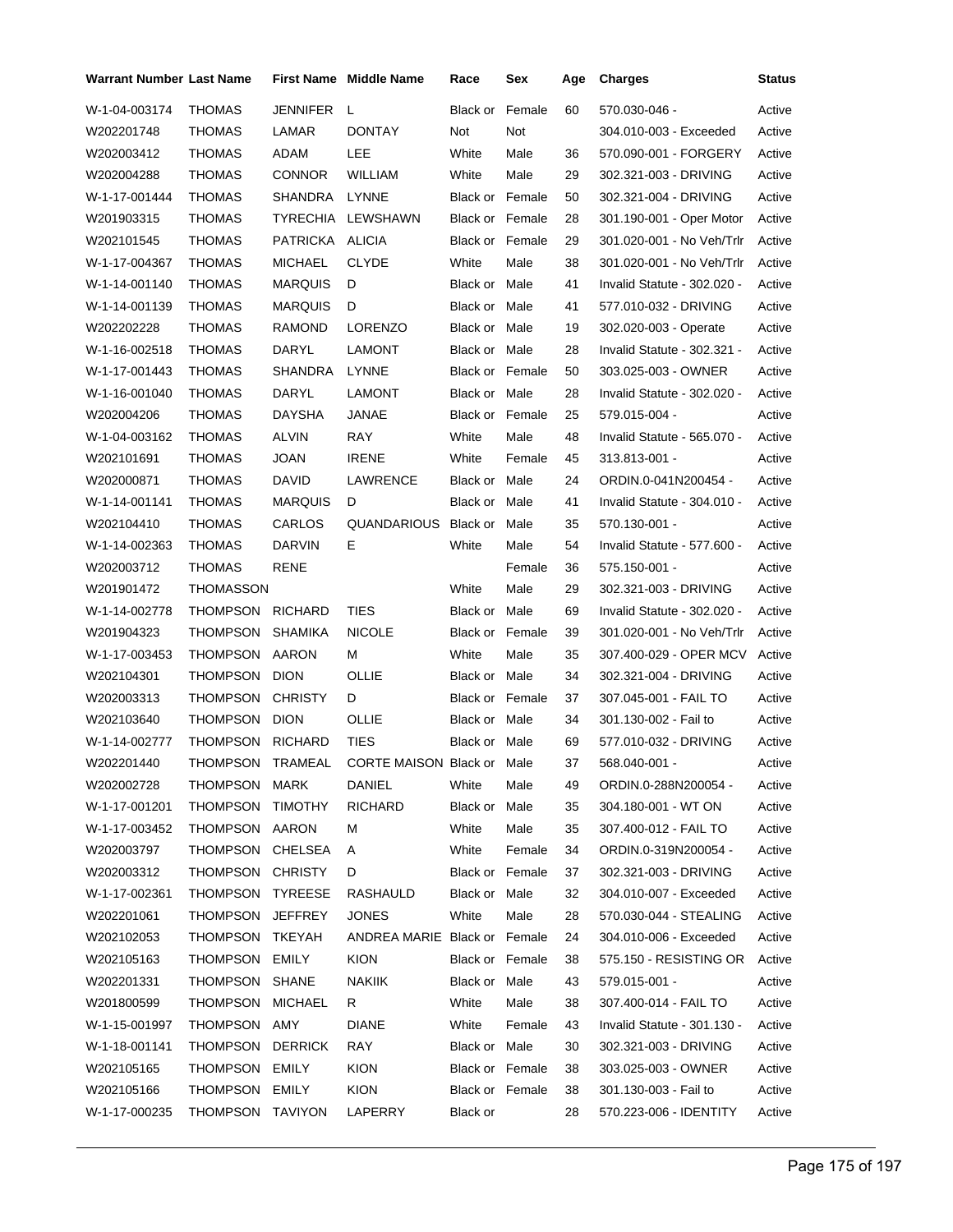| Warrant Number | Last Name | First Name | Middle Name | Race | Sex | Age | Charges | Status |
|---|---|---|---|---|---|---|---|---|
| W-1-04-003174 | THOMAS | JENNIFER | L | Black or | Female | 60 | 570.030-046 - | Active |
| W202201748 | THOMAS | LAMAR | DONTAY | Not | Not | | 304.010-003 - Exceeded | Active |
| W202003412 | THOMAS | ADAM | LEE | White | Male | 36 | 570.090-001 - FORGERY | Active |
| W202004288 | THOMAS | CONNOR | WILLIAM | White | Male | 29 | 302.321-003 - DRIVING | Active |
| W-1-17-001444 | THOMAS | SHANDRA | LYNNE | Black or | Female | 50 | 302.321-004 - DRIVING | Active |
| W201903315 | THOMAS | TYRECHIA | LEWSHAWN | Black or | Female | 28 | 301.190-001 - Oper Motor | Active |
| W202101545 | THOMAS | PATRICKA | ALICIA | Black or | Female | 29 | 301.020-001 - No Veh/Trlr | Active |
| W-1-17-004367 | THOMAS | MICHAEL | CLYDE | White | Male | 38 | 301.020-001 - No Veh/Trlr | Active |
| W-1-14-001140 | THOMAS | MARQUIS | D | Black or | Male | 41 | Invalid Statute - 302.020 - | Active |
| W-1-14-001139 | THOMAS | MARQUIS | D | Black or | Male | 41 | 577.010-032 - DRIVING | Active |
| W202202228 | THOMAS | RAMOND | LORENZO | Black or | Male | 19 | 302.020-003 - Operate | Active |
| W-1-16-002518 | THOMAS | DARYL | LAMONT | Black or | Male | 28 | Invalid Statute - 302.321 - | Active |
| W-1-17-001443 | THOMAS | SHANDRA | LYNNE | Black or | Female | 50 | 303.025-003 - OWNER | Active |
| W-1-16-001040 | THOMAS | DARYL | LAMONT | Black or | Male | 28 | Invalid Statute - 302.020 - | Active |
| W202004206 | THOMAS | DAYSHA | JANAE | Black or | Female | 25 | 579.015-004 - | Active |
| W-1-04-003162 | THOMAS | ALVIN | RAY | White | Male | 48 | Invalid Statute - 565.070 - | Active |
| W202101691 | THOMAS | JOAN | IRENE | White | Female | 45 | 313.813-001 - | Active |
| W202000871 | THOMAS | DAVID | LAWRENCE | Black or | Male | 24 | ORDIN.0-041N200454 - | Active |
| W-1-14-001141 | THOMAS | MARQUIS | D | Black or | Male | 41 | Invalid Statute - 304.010 - | Active |
| W202104410 | THOMAS | CARLOS | QUANDARIOUS | Black or | Male | 35 | 570.130-001 - | Active |
| W-1-14-002363 | THOMAS | DARVIN | E | White | Male | 54 | Invalid Statute - 577.600 - | Active |
| W202003712 | THOMAS | RENE | | | Female | 36 | 575.150-001 - | Active |
| W201901472 | THOMASSON | | | White | Male | 29 | 302.321-003 - DRIVING | Active |
| W-1-14-002778 | THOMPSON | RICHARD | TIES | Black or | Male | 69 | Invalid Statute - 302.020 - | Active |
| W201904323 | THOMPSON | SHAMIKA | NICOLE | Black or | Female | 39 | 301.020-001 - No Veh/Trlr | Active |
| W-1-17-003453 | THOMPSON | AARON | M | White | Male | 35 | 307.400-029 - OPER MCV | Active |
| W202104301 | THOMPSON | DION | OLLIE | Black or | Male | 34 | 302.321-004 - DRIVING | Active |
| W202003313 | THOMPSON | CHRISTY | D | Black or | Female | 37 | 307.045-001 - FAIL TO | Active |
| W202103640 | THOMPSON | DION | OLLIE | Black or | Male | 34 | 301.130-002 - Fail to | Active |
| W-1-14-002777 | THOMPSON | RICHARD | TIES | Black or | Male | 69 | 577.010-032 - DRIVING | Active |
| W202201440 | THOMPSON | TRAMEAL | CORTE MAISON | Black or | Male | 37 | 568.040-001 - | Active |
| W202002728 | THOMPSON | MARK | DANIEL | White | Male | 49 | ORDIN.0-288N200054 - | Active |
| W-1-17-001201 | THOMPSON | TIMOTHY | RICHARD | Black or | Male | 35 | 304.180-001 - WT ON | Active |
| W-1-17-003452 | THOMPSON | AARON | M | White | Male | 35 | 307.400-012 - FAIL TO | Active |
| W202003797 | THOMPSON | CHELSEA | A | White | Female | 34 | ORDIN.0-319N200054 - | Active |
| W202003312 | THOMPSON | CHRISTY | D | Black or | Female | 37 | 302.321-003 - DRIVING | Active |
| W-1-17-002361 | THOMPSON | TYREESE | RASHAULD | Black or | Male | 32 | 304.010-007 - Exceeded | Active |
| W202201061 | THOMPSON | JEFFREY | JONES | White | Male | 28 | 570.030-044 - STEALING | Active |
| W202102053 | THOMPSON | TKEYAH | ANDREA MARIE | Black or | Female | 24 | 304.010-006 - Exceeded | Active |
| W202105163 | THOMPSON | EMILY | KION | Black or | Female | 38 | 575.150 - RESISTING OR | Active |
| W202201331 | THOMPSON | SHANE | NAKIIK | Black or | Male | 43 | 579.015-001 - | Active |
| W201800599 | THOMPSON | MICHAEL | R | White | Male | 38 | 307.400-014 - FAIL TO | Active |
| W-1-15-001997 | THOMPSON | AMY | DIANE | White | Female | 43 | Invalid Statute - 301.130 - | Active |
| W-1-18-001141 | THOMPSON | DERRICK | RAY | Black or | Male | 30 | 302.321-003 - DRIVING | Active |
| W202105165 | THOMPSON | EMILY | KION | Black or | Female | 38 | 303.025-003 - OWNER | Active |
| W202105166 | THOMPSON | EMILY | KION | Black or | Female | 38 | 301.130-003 - Fail to | Active |
| W-1-17-000235 | THOMPSON | TAVIYON | LAPERRY | Black or | | 28 | 570.223-006 - IDENTITY | Active |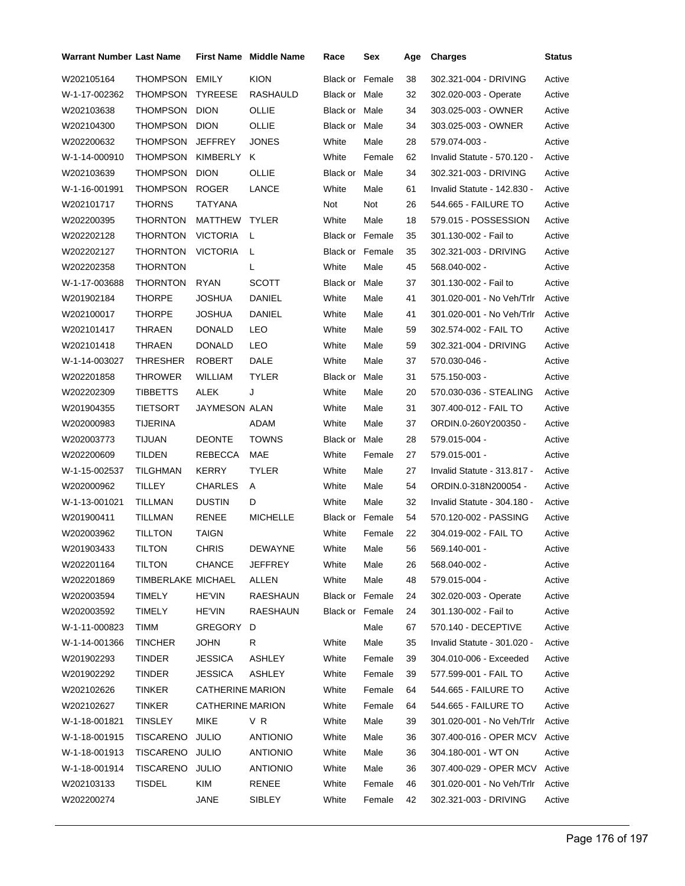| Warrant Number | Last Name | First Name | Middle Name | Race | Sex | Age | Charges | Status |
|---|---|---|---|---|---|---|---|---|
| W202105164 | THOMPSON | EMILY | KION | Black or | Female | 38 | 302.321-004 - DRIVING | Active |
| W-1-17-002362 | THOMPSON | TYREESE | RASHAULD | Black or | Male | 32 | 302.020-003 - Operate | Active |
| W202103638 | THOMPSON | DION | OLLIE | Black or | Male | 34 | 303.025-003 - OWNER | Active |
| W202104300 | THOMPSON | DION | OLLIE | Black or | Male | 34 | 303.025-003 - OWNER | Active |
| W202200632 | THOMPSON | JEFFREY | JONES | White | Male | 28 | 579.074-003 - | Active |
| W-1-14-000910 | THOMPSON | KIMBERLY | K | White | Female | 62 | Invalid Statute - 570.120 - | Active |
| W202103639 | THOMPSON | DION | OLLIE | Black or | Male | 34 | 302.321-003 - DRIVING | Active |
| W-1-16-001991 | THOMPSON | ROGER | LANCE | White | Male | 61 | Invalid Statute - 142.830 - | Active |
| W202101717 | THORNS | TATYANA | | Not | Not | 26 | 544.665 - FAILURE TO | Active |
| W202200395 | THORNTON | MATTHEW | TYLER | White | Male | 18 | 579.015 - POSSESSION | Active |
| W202202128 | THORNTON | VICTORIA | L | Black or | Female | 35 | 301.130-002 - Fail to | Active |
| W202202127 | THORNTON | VICTORIA | L | Black or | Female | 35 | 302.321-003 - DRIVING | Active |
| W202202358 | THORNTON | | L | White | Male | 45 | 568.040-002 - | Active |
| W-1-17-003688 | THORNTON | RYAN | SCOTT | Black or | Male | 37 | 301.130-002 - Fail to | Active |
| W201902184 | THORPE | JOSHUA | DANIEL | White | Male | 41 | 301.020-001 - No Veh/Trlr | Active |
| W202100017 | THORPE | JOSHUA | DANIEL | White | Male | 41 | 301.020-001 - No Veh/Trlr | Active |
| W202101417 | THRAEN | DONALD | LEO | White | Male | 59 | 302.574-002 - FAIL TO | Active |
| W202101418 | THRAEN | DONALD | LEO | White | Male | 59 | 302.321-004 - DRIVING | Active |
| W-1-14-003027 | THRESHER | ROBERT | DALE | White | Male | 37 | 570.030-046 - | Active |
| W202201858 | THROWER | WILLIAM | TYLER | Black or | Male | 31 | 575.150-003 - | Active |
| W202202309 | TIBBETTS | ALEK | J | White | Male | 20 | 570.030-036 - STEALING | Active |
| W201904355 | TIETSORT | JAYMESON | ALAN | White | Male | 31 | 307.400-012 - FAIL TO | Active |
| W202000983 | TIJERINA | | ADAM | White | Male | 37 | ORDIN.0-260Y200350 - | Active |
| W202003773 | TIJUAN | DEONTE | TOWNS | Black or | Male | 28 | 579.015-004 - | Active |
| W202200609 | TILDEN | REBECCA | MAE | White | Female | 27 | 579.015-001 - | Active |
| W-1-15-002537 | TILGHMAN | KERRY | TYLER | White | Male | 27 | Invalid Statute - 313.817 - | Active |
| W202000962 | TILLEY | CHARLES | A | White | Male | 54 | ORDIN.0-318N200054 - | Active |
| W-1-13-001021 | TILLMAN | DUSTIN | D | White | Male | 32 | Invalid Statute - 304.180 - | Active |
| W201900411 | TILLMAN | RENEE | MICHELLE | Black or | Female | 54 | 570.120-002 - PASSING | Active |
| W202003962 | TILLTON | TAIGN | | White | Female | 22 | 304.019-002 - FAIL TO | Active |
| W201903433 | TILTON | CHRIS | DEWAYNE | White | Male | 56 | 569.140-001 - | Active |
| W202201164 | TILTON | CHANCE | JEFFREY | White | Male | 26 | 568.040-002 - | Active |
| W202201869 | TIMBERLAKE | MICHAEL | ALLEN | White | Male | 48 | 579.015-004 - | Active |
| W202003594 | TIMELY | HE'VIN | RAESHAUN | Black or | Female | 24 | 302.020-003 - Operate | Active |
| W202003592 | TIMELY | HE'VIN | RAESHAUN | Black or | Female | 24 | 301.130-002 - Fail to | Active |
| W-1-11-000823 | TIMM | GREGORY | D | | Male | 67 | 570.140 - DECEPTIVE | Active |
| W-1-14-001366 | TINCHER | JOHN | R | White | Male | 35 | Invalid Statute - 301.020 - | Active |
| W201902293 | TINDER | JESSICA | ASHLEY | White | Female | 39 | 304.010-006 - Exceeded | Active |
| W201902292 | TINDER | JESSICA | ASHLEY | White | Female | 39 | 577.599-001 - FAIL TO | Active |
| W202102626 | TINKER | CATHERINE | MARION | White | Female | 64 | 544.665 - FAILURE TO | Active |
| W202102627 | TINKER | CATHERINE | MARION | White | Female | 64 | 544.665 - FAILURE TO | Active |
| W-1-18-001821 | TINSLEY | MIKE | V R | White | Male | 39 | 301.020-001 - No Veh/Trlr | Active |
| W-1-18-001915 | TISCARENO | JULIO | ANTIONIO | White | Male | 36 | 307.400-016 - OPER MCV | Active |
| W-1-18-001913 | TISCARENO | JULIO | ANTIONIO | White | Male | 36 | 304.180-001 - WT ON | Active |
| W-1-18-001914 | TISCARENO | JULIO | ANTIONIO | White | Male | 36 | 307.400-029 - OPER MCV | Active |
| W202103133 | TISDEL | KIM | RENEE | White | Female | 46 | 301.020-001 - No Veh/Trlr | Active |
| W202200274 | | JANE | SIBLEY | White | Female | 42 | 302.321-003 - DRIVING | Active |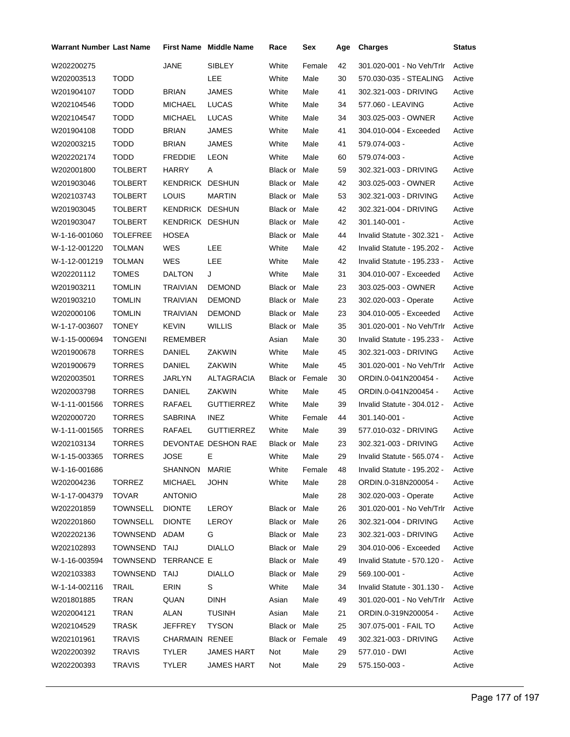| Warrant Number | Last Name | First Name | Middle Name | Race | Sex | Age | Charges | Status |
|---|---|---|---|---|---|---|---|---|
| W202200275 | | JANE | SIBLEY | White | Female | 42 | 301.020-001 - No Veh/Trlr | Active |
| W202003513 | TODD | | LEE | White | Male | 30 | 570.030-035 - STEALING | Active |
| W201904107 | TODD | BRIAN | JAMES | White | Male | 41 | 302.321-003 - DRIVING | Active |
| W202104546 | TODD | MICHAEL | LUCAS | White | Male | 34 | 577.060 - LEAVING | Active |
| W202104547 | TODD | MICHAEL | LUCAS | White | Male | 34 | 303.025-003 - OWNER | Active |
| W201904108 | TODD | BRIAN | JAMES | White | Male | 41 | 304.010-004 - Exceeded | Active |
| W202003215 | TODD | BRIAN | JAMES | White | Male | 41 | 579.074-003 - | Active |
| W202202174 | TODD | FREDDIE | LEON | White | Male | 60 | 579.074-003 - | Active |
| W202001800 | TOLBERT | HARRY | A | Black or | Male | 59 | 302.321-003 - DRIVING | Active |
| W201903046 | TOLBERT | KENDRICK | DESHUN | Black or | Male | 42 | 303.025-003 - OWNER | Active |
| W202103743 | TOLBERT | LOUIS | MARTIN | Black or | Male | 53 | 302.321-003 - DRIVING | Active |
| W201903045 | TOLBERT | KENDRICK | DESHUN | Black or | Male | 42 | 302.321-004 - DRIVING | Active |
| W201903047 | TOLBERT | KENDRICK | DESHUN | Black or | Male | 42 | 301.140-001 - | Active |
| W-1-16-001060 | TOLEFREE | HOSEA | | Black or | Male | 44 | Invalid Statute - 302.321 - | Active |
| W-1-12-001220 | TOLMAN | WES | LEE | White | Male | 42 | Invalid Statute - 195.202 - | Active |
| W-1-12-001219 | TOLMAN | WES | LEE | White | Male | 42 | Invalid Statute - 195.233 - | Active |
| W202201112 | TOMES | DALTON | J | White | Male | 31 | 304.010-007 - Exceeded | Active |
| W201903211 | TOMLIN | TRAIVIAN | DEMOND | Black or | Male | 23 | 303.025-003 - OWNER | Active |
| W201903210 | TOMLIN | TRAIVIAN | DEMOND | Black or | Male | 23 | 302.020-003 - Operate | Active |
| W202000106 | TOMLIN | TRAIVIAN | DEMOND | Black or | Male | 23 | 304.010-005 - Exceeded | Active |
| W-1-17-003607 | TONEY | KEVIN | WILLIS | Black or | Male | 35 | 301.020-001 - No Veh/Trlr | Active |
| W-1-15-000694 | TONGENI | REMEMBER | | Asian | Male | 30 | Invalid Statute - 195.233 - | Active |
| W201900678 | TORRES | DANIEL | ZAKWIN | White | Male | 45 | 302.321-003 - DRIVING | Active |
| W201900679 | TORRES | DANIEL | ZAKWIN | White | Male | 45 | 301.020-001 - No Veh/Trlr | Active |
| W202003501 | TORRES | JARLYN | ALTAGRACIA | Black or | Female | 30 | ORDIN.0-041N200454 - | Active |
| W202003798 | TORRES | DANIEL | ZAKWIN | White | Male | 45 | ORDIN.0-041N200454 - | Active |
| W-1-11-001566 | TORRES | RAFAEL | GUTTIERREZ | White | Male | 39 | Invalid Statute - 304.012 - | Active |
| W202000720 | TORRES | SABRINA | INEZ | White | Female | 44 | 301.140-001 - | Active |
| W-1-11-001565 | TORRES | RAFAEL | GUTTIERREZ | White | Male | 39 | 577.010-032 - DRIVING | Active |
| W202103134 | TORRES | DEVONTAE | DESHON RAE | Black or | Male | 23 | 302.321-003 - DRIVING | Active |
| W-1-15-003365 | TORRES | JOSE | E | White | Male | 29 | Invalid Statute - 565.074 - | Active |
| W-1-16-001686 | | SHANNON | MARIE | White | Female | 48 | Invalid Statute - 195.202 - | Active |
| W202004236 | TORREZ | MICHAEL | JOHN | White | Male | 28 | ORDIN.0-318N200054 - | Active |
| W-1-17-004379 | TOVAR | ANTONIO | | | Male | 28 | 302.020-003 - Operate | Active |
| W202201859 | TOWNSELL | DIONTE | LEROY | Black or | Male | 26 | 301.020-001 - No Veh/Trlr | Active |
| W202201860 | TOWNSELL | DIONTE | LEROY | Black or | Male | 26 | 302.321-004 - DRIVING | Active |
| W202202136 | TOWNSEND | ADAM | G | Black or | Male | 23 | 302.321-003 - DRIVING | Active |
| W202102893 | TOWNSEND | TAIJ | DIALLO | Black or | Male | 29 | 304.010-006 - Exceeded | Active |
| W-1-16-003594 | TOWNSEND | TERRANCE | E | Black or | Male | 49 | Invalid Statute - 570.120 - | Active |
| W202103383 | TOWNSEND | TAIJ | DIALLO | Black or | Male | 29 | 569.100-001 - | Active |
| W-1-14-002116 | TRAIL | ERIN | S | White | Male | 34 | Invalid Statute - 301.130 - | Active |
| W201801885 | TRAN | QUAN | DINH | Asian | Male | 49 | 301.020-001 - No Veh/Trlr | Active |
| W202004121 | TRAN | ALAN | TUSINH | Asian | Male | 21 | ORDIN.0-319N200054 - | Active |
| W202104529 | TRASK | JEFFREY | TYSON | Black or | Male | 25 | 307.075-001 - FAIL TO | Active |
| W202101961 | TRAVIS | CHARMAIN | RENEE | Black or | Female | 49 | 302.321-003 - DRIVING | Active |
| W202200392 | TRAVIS | TYLER | JAMES HART | Not | Male | 29 | 577.010 - DWI | Active |
| W202200393 | TRAVIS | TYLER | JAMES HART | Not | Male | 29 | 575.150-003 - | Active |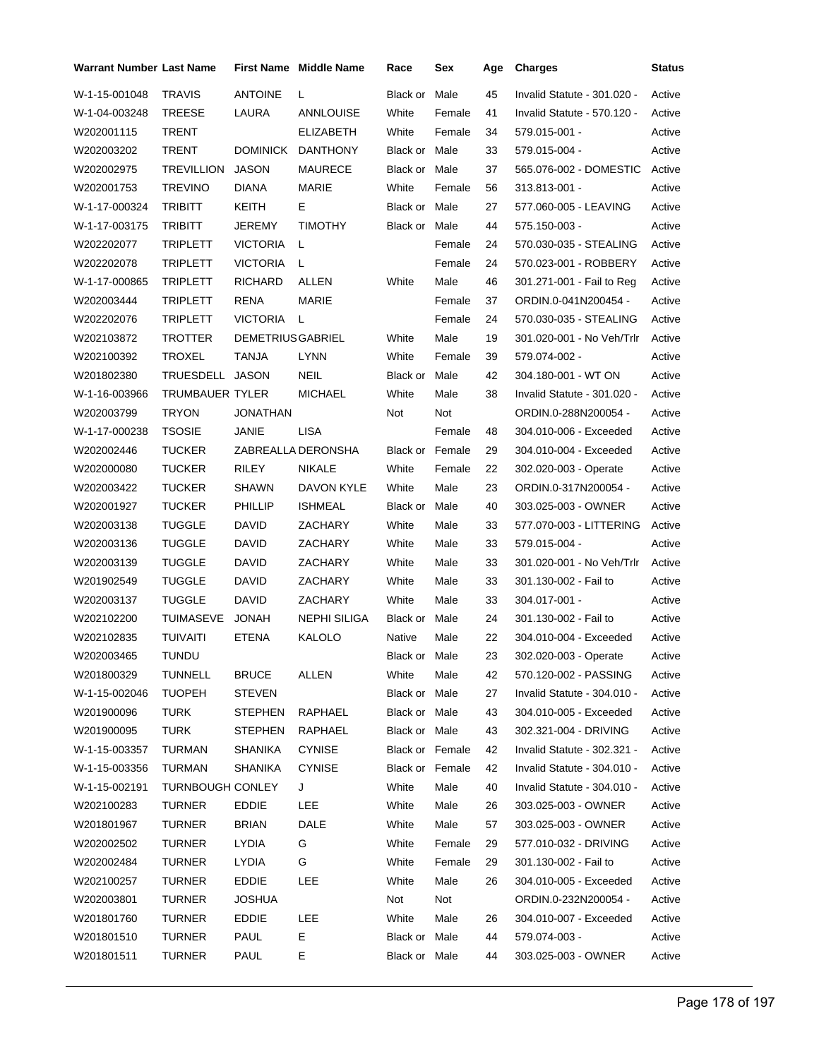| Warrant Number | Last Name | First Name | Middle Name | Race | Sex | Age | Charges | Status |
|---|---|---|---|---|---|---|---|---|
| W-1-15-001048 | TRAVIS | ANTOINE | L | Black or | Male | 45 | Invalid Statute - 301.020 - | Active |
| W-1-04-003248 | TREESE | LAURA | ANNLOUISE | White | Female | 41 | Invalid Statute - 570.120 - | Active |
| W202001115 | TRENT | | ELIZABETH | White | Female | 34 | 579.015-001 - | Active |
| W202003202 | TRENT | DOMINICK | DANTHONY | Black or | Male | 33 | 579.015-004 - | Active |
| W202002975 | TREVILLION | JASON | MAURECE | Black or | Male | 37 | 565.076-002 - DOMESTIC | Active |
| W202001753 | TREVINO | DIANA | MARIE | White | Female | 56 | 313.813-001 - | Active |
| W-1-17-000324 | TRIBITT | KEITH | E | Black or | Male | 27 | 577.060-005 - LEAVING | Active |
| W-1-17-003175 | TRIBITT | JEREMY | TIMOTHY | Black or | Male | 44 | 575.150-003 - | Active |
| W202202077 | TRIPLETT | VICTORIA | L | | Female | 24 | 570.030-035 - STEALING | Active |
| W202202078 | TRIPLETT | VICTORIA | L | | Female | 24 | 570.023-001 - ROBBERY | Active |
| W-1-17-000865 | TRIPLETT | RICHARD | ALLEN | White | Male | 46 | 301.271-001 - Fail to Reg | Active |
| W202003444 | TRIPLETT | RENA | MARIE | | Female | 37 | ORDIN.0-041N200454 - | Active |
| W202202076 | TRIPLETT | VICTORIA | L | | Female | 24 | 570.030-035 - STEALING | Active |
| W202103872 | TROTTER | DEMETRIUS | GABRIEL | White | Male | 19 | 301.020-001 - No Veh/Trlr | Active |
| W202100392 | TROXEL | TANJA | LYNN | White | Female | 39 | 579.074-002 - | Active |
| W201802380 | TRUESDELL | JASON | NEIL | Black or | Male | 42 | 304.180-001 - WT ON | Active |
| W-1-16-003966 | TRUMBAUER | TYLER | MICHAEL | White | Male | 38 | Invalid Statute - 301.020 - | Active |
| W202003799 | TRYON | JONATHAN | | Not | Not | | ORDIN.0-288N200054 - | Active |
| W-1-17-000238 | TSOSIE | JANIE | LISA | | Female | 48 | 304.010-006 - Exceeded | Active |
| W202002446 | TUCKER | ZABREALLA | DERONSHA | Black or | Female | 29 | 304.010-004 - Exceeded | Active |
| W202000080 | TUCKER | RILEY | NIKALE | White | Female | 22 | 302.020-003 - Operate | Active |
| W202003422 | TUCKER | SHAWN | DAVON KYLE | White | Male | 23 | ORDIN.0-317N200054 - | Active |
| W202001927 | TUCKER | PHILLIP | ISHMEAL | Black or | Male | 40 | 303.025-003 - OWNER | Active |
| W202003138 | TUGGLE | DAVID | ZACHARY | White | Male | 33 | 577.070-003 - LITTERING | Active |
| W202003136 | TUGGLE | DAVID | ZACHARY | White | Male | 33 | 579.015-004 - | Active |
| W202003139 | TUGGLE | DAVID | ZACHARY | White | Male | 33 | 301.020-001 - No Veh/Trlr | Active |
| W201902549 | TUGGLE | DAVID | ZACHARY | White | Male | 33 | 301.130-002 - Fail to | Active |
| W202003137 | TUGGLE | DAVID | ZACHARY | White | Male | 33 | 304.017-001 - | Active |
| W202102200 | TUIMASEVE | JONAH | NEPHI SILIGA | Black or | Male | 24 | 301.130-002 - Fail to | Active |
| W202102835 | TUIVAITI | ETENA | KALOLO | Native | Male | 22 | 304.010-004 - Exceeded | Active |
| W202003465 | TUNDU | | | Black or | Male | 23 | 302.020-003 - Operate | Active |
| W201800329 | TUNNELL | BRUCE | ALLEN | White | Male | 42 | 570.120-002 - PASSING | Active |
| W-1-15-002046 | TUOPEH | STEVEN | | Black or | Male | 27 | Invalid Statute - 304.010 - | Active |
| W201900096 | TURK | STEPHEN | RAPHAEL | Black or | Male | 43 | 304.010-005 - Exceeded | Active |
| W201900095 | TURK | STEPHEN | RAPHAEL | Black or | Male | 43 | 302.321-004 - DRIVING | Active |
| W-1-15-003357 | TURMAN | SHANIKA | CYNISE | Black or | Female | 42 | Invalid Statute - 302.321 - | Active |
| W-1-15-003356 | TURMAN | SHANIKA | CYNISE | Black or | Female | 42 | Invalid Statute - 304.010 - | Active |
| W-1-15-002191 | TURNBOUGH | CONLEY | J | White | Male | 40 | Invalid Statute - 304.010 - | Active |
| W202100283 | TURNER | EDDIE | LEE | White | Male | 26 | 303.025-003 - OWNER | Active |
| W201801967 | TURNER | BRIAN | DALE | White | Male | 57 | 303.025-003 - OWNER | Active |
| W202002502 | TURNER | LYDIA | G | White | Female | 29 | 577.010-032 - DRIVING | Active |
| W202002484 | TURNER | LYDIA | G | White | Female | 29 | 301.130-002 - Fail to | Active |
| W202100257 | TURNER | EDDIE | LEE | White | Male | 26 | 304.010-005 - Exceeded | Active |
| W202003801 | TURNER | JOSHUA | | Not | Not | | ORDIN.0-232N200054 - | Active |
| W201801760 | TURNER | EDDIE | LEE | White | Male | 26 | 304.010-007 - Exceeded | Active |
| W201801510 | TURNER | PAUL | E | Black or | Male | 44 | 579.074-003 - | Active |
| W201801511 | TURNER | PAUL | E | Black or | Male | 44 | 303.025-003 - OWNER | Active |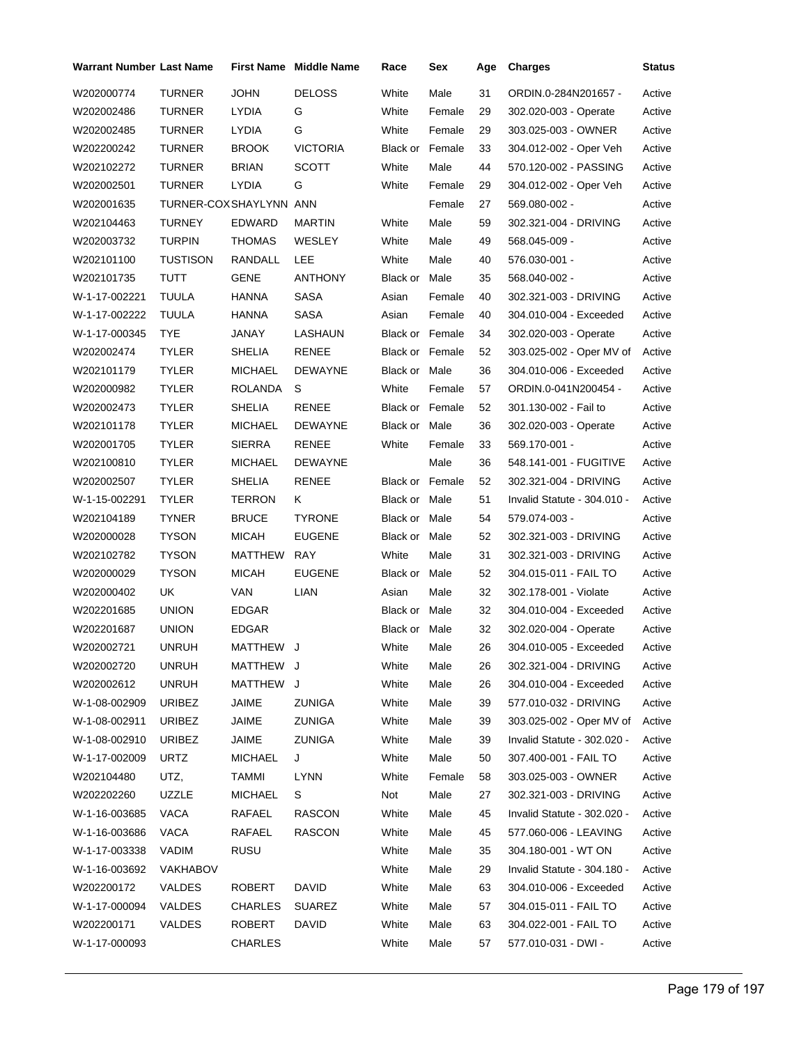| Warrant Number | Last Name | First Name | Middle Name | Race | Sex | Age | Charges | Status |
|---|---|---|---|---|---|---|---|---|
| W202000774 | TURNER | JOHN | DELOSS | White | Male | 31 | ORDIN.0-284N201657 - | Active |
| W202002486 | TURNER | LYDIA | G | White | Female | 29 | 302.020-003 - Operate | Active |
| W202002485 | TURNER | LYDIA | G | White | Female | 29 | 303.025-003 - OWNER | Active |
| W202200242 | TURNER | BROOK | VICTORIA | Black or | Female | 33 | 304.012-002 - Oper Veh | Active |
| W202102272 | TURNER | BRIAN | SCOTT | White | Male | 44 | 570.120-002 - PASSING | Active |
| W202002501 | TURNER | LYDIA | G | White | Female | 29 | 304.012-002 - Oper Veh | Active |
| W202001635 | TURNER-COX | SHAYLYNN | ANN | | Female | 27 | 569.080-002 - | Active |
| W202104463 | TURNEY | EDWARD | MARTIN | White | Male | 59 | 302.321-004 - DRIVING | Active |
| W202003732 | TURPIN | THOMAS | WESLEY | White | Male | 49 | 568.045-009 - | Active |
| W202101100 | TUSTISON | RANDALL | LEE | White | Male | 40 | 576.030-001 - | Active |
| W202101735 | TUTT | GENE | ANTHONY | Black or | Male | 35 | 568.040-002 - | Active |
| W-1-17-002221 | TUULA | HANNA | SASA | Asian | Female | 40 | 302.321-003 - DRIVING | Active |
| W-1-17-002222 | TUULA | HANNA | SASA | Asian | Female | 40 | 304.010-004 - Exceeded | Active |
| W-1-17-000345 | TYE | JANAY | LASHAUN | Black or | Female | 34 | 302.020-003 - Operate | Active |
| W202002474 | TYLER | SHELIA | RENEE | Black or | Female | 52 | 303.025-002 - Oper MV of | Active |
| W202101179 | TYLER | MICHAEL | DEWAYNE | Black or | Male | 36 | 304.010-006 - Exceeded | Active |
| W202000982 | TYLER | ROLANDA | S | White | Female | 57 | ORDIN.0-041N200454 - | Active |
| W202002473 | TYLER | SHELIA | RENEE | Black or | Female | 52 | 301.130-002 - Fail to | Active |
| W202101178 | TYLER | MICHAEL | DEWAYNE | Black or | Male | 36 | 302.020-003 - Operate | Active |
| W202001705 | TYLER | SIERRA | RENEE | White | Female | 33 | 569.170-001 - | Active |
| W202100810 | TYLER | MICHAEL | DEWAYNE | | Male | 36 | 548.141-001 - FUGITIVE | Active |
| W202002507 | TYLER | SHELIA | RENEE | Black or | Female | 52 | 302.321-004 - DRIVING | Active |
| W-1-15-002291 | TYLER | TERRON | K | Black or | Male | 51 | Invalid Statute - 304.010 - | Active |
| W202104189 | TYNER | BRUCE | TYRONE | Black or | Male | 54 | 579.074-003 - | Active |
| W202000028 | TYSON | MICAH | EUGENE | Black or | Male | 52 | 302.321-003 - DRIVING | Active |
| W202102782 | TYSON | MATTHEW | RAY | White | Male | 31 | 302.321-003 - DRIVING | Active |
| W202000029 | TYSON | MICAH | EUGENE | Black or | Male | 52 | 304.015-011 - FAIL TO | Active |
| W202000402 | UK | VAN | LIAN | Asian | Male | 32 | 302.178-001 - Violate | Active |
| W202201685 | UNION | EDGAR | | Black or | Male | 32 | 304.010-004 - Exceeded | Active |
| W202201687 | UNION | EDGAR | | Black or | Male | 32 | 302.020-004 - Operate | Active |
| W202002721 | UNRUH | MATTHEW | J | White | Male | 26 | 304.010-005 - Exceeded | Active |
| W202002720 | UNRUH | MATTHEW | J | White | Male | 26 | 302.321-004 - DRIVING | Active |
| W202002612 | UNRUH | MATTHEW | J | White | Male | 26 | 304.010-004 - Exceeded | Active |
| W-1-08-002909 | URIBEZ | JAIME | ZUNIGA | White | Male | 39 | 577.010-032 - DRIVING | Active |
| W-1-08-002911 | URIBEZ | JAIME | ZUNIGA | White | Male | 39 | 303.025-002 - Oper MV of | Active |
| W-1-08-002910 | URIBEZ | JAIME | ZUNIGA | White | Male | 39 | Invalid Statute - 302.020 - | Active |
| W-1-17-002009 | URTZ | MICHAEL | J | White | Male | 50 | 307.400-001 - FAIL TO | Active |
| W202104480 | UTZ, | TAMMI | LYNN | White | Female | 58 | 303.025-003 - OWNER | Active |
| W202202260 | UZZLE | MICHAEL | S | Not | Male | 27 | 302.321-003 - DRIVING | Active |
| W-1-16-003685 | VACA | RAFAEL | RASCON | White | Male | 45 | Invalid Statute - 302.020 - | Active |
| W-1-16-003686 | VACA | RAFAEL | RASCON | White | Male | 45 | 577.060-006 - LEAVING | Active |
| W-1-17-003338 | VADIM | RUSU | | White | Male | 35 | 304.180-001 - WT ON | Active |
| W-1-16-003692 | VAKHABOV | | | White | Male | 29 | Invalid Statute - 304.180 - | Active |
| W202200172 | VALDES | ROBERT | DAVID | White | Male | 63 | 304.010-006 - Exceeded | Active |
| W-1-17-000094 | VALDES | CHARLES | SUAREZ | White | Male | 57 | 304.015-011 - FAIL TO | Active |
| W202200171 | VALDES | ROBERT | DAVID | White | Male | 63 | 304.022-001 - FAIL TO | Active |
| W-1-17-000093 | | CHARLES | | White | Male | 57 | 577.010-031 - DWI - | Active |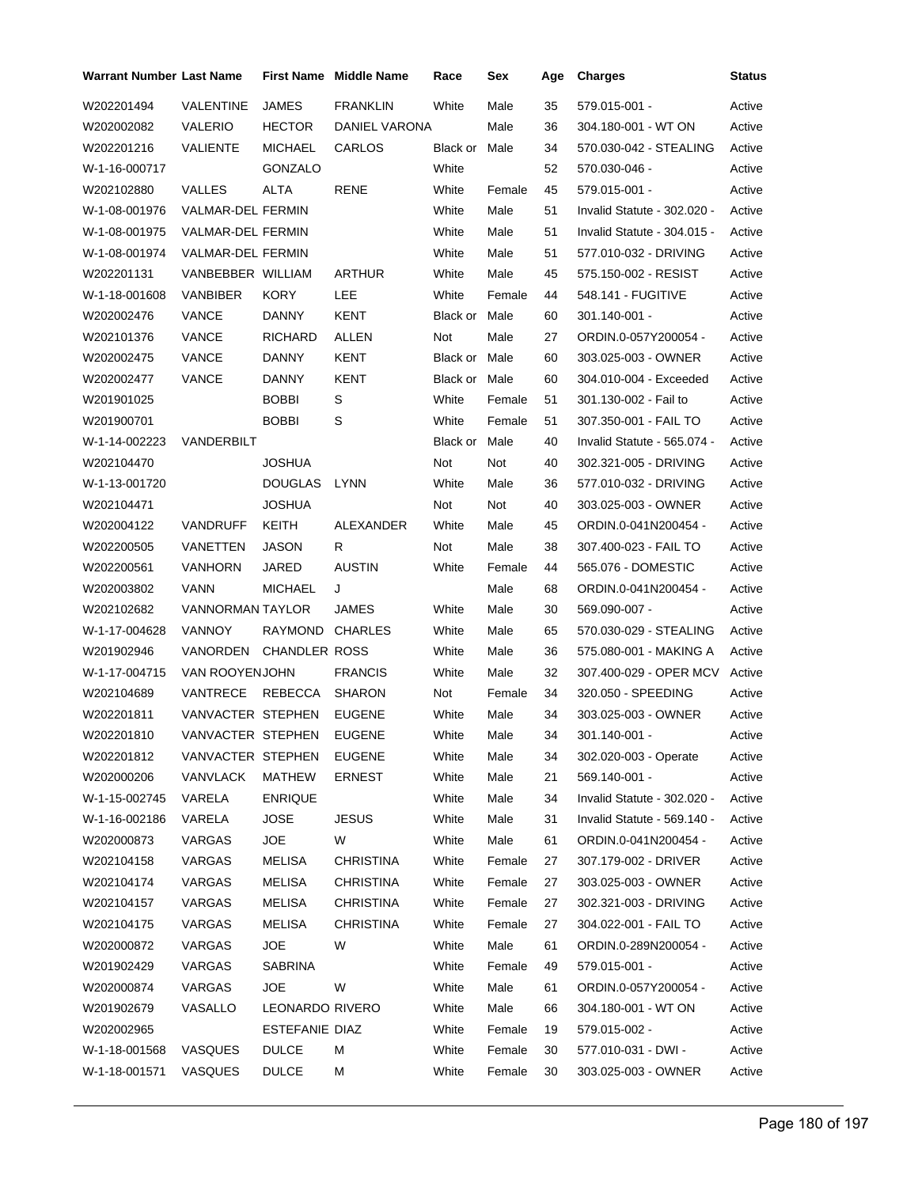| Warrant Number | Last Name | First Name | Middle Name | Race | Sex | Age | Charges | Status |
|---|---|---|---|---|---|---|---|---|
| W202201494 | VALENTINE | JAMES | FRANKLIN | White | Male | 35 | 579.015-001 - | Active |
| W202002082 | VALERIO | HECTOR | DANIEL VARONA | | Male | 36 | 304.180-001 - WT ON | Active |
| W202201216 | VALIENTE | MICHAEL | CARLOS | Black or | Male | 34 | 570.030-042 - STEALING | Active |
| W-1-16-000717 | | GONZALO | | White | | 52 | 570.030-046 - | Active |
| W202102880 | VALLES | ALTA | RENE | White | Female | 45 | 579.015-001 - | Active |
| W-1-08-001976 | VALMAR-DEL | FERMIN | | White | Male | 51 | Invalid Statute - 302.020 - | Active |
| W-1-08-001975 | VALMAR-DEL | FERMIN | | White | Male | 51 | Invalid Statute - 304.015 - | Active |
| W-1-08-001974 | VALMAR-DEL | FERMIN | | White | Male | 51 | 577.010-032 - DRIVING | Active |
| W202201131 | VANBEBBER | WILLIAM | ARTHUR | White | Male | 45 | 575.150-002 - RESIST | Active |
| W-1-18-001608 | VANBIBER | KORY | LEE | White | Female | 44 | 548.141 - FUGITIVE | Active |
| W202002476 | VANCE | DANNY | KENT | Black or | Male | 60 | 301.140-001 - | Active |
| W202101376 | VANCE | RICHARD | ALLEN | Not | Male | 27 | ORDIN.0-057Y200054 - | Active |
| W202002475 | VANCE | DANNY | KENT | Black or | Male | 60 | 303.025-003 - OWNER | Active |
| W202002477 | VANCE | DANNY | KENT | Black or | Male | 60 | 304.010-004 - Exceeded | Active |
| W201901025 | | BOBBI | S | White | Female | 51 | 301.130-002 - Fail to | Active |
| W201900701 | | BOBBI | S | White | Female | 51 | 307.350-001 - FAIL TO | Active |
| W-1-14-002223 | VANDERBILT | | | Black or | Male | 40 | Invalid Statute - 565.074 - | Active |
| W202104470 | | JOSHUA | | Not | Not | 40 | 302.321-005 - DRIVING | Active |
| W-1-13-001720 | | DOUGLAS | LYNN | White | Male | 36 | 577.010-032 - DRIVING | Active |
| W202104471 | | JOSHUA | | Not | Not | 40 | 303.025-003 - OWNER | Active |
| W202004122 | VANDRUFF | KEITH | ALEXANDER | White | Male | 45 | ORDIN.0-041N200454 - | Active |
| W202200505 | VANETTEN | JASON | R | Not | Male | 38 | 307.400-023 - FAIL TO | Active |
| W202200561 | VANHORN | JARED | AUSTIN | White | Female | 44 | 565.076 - DOMESTIC | Active |
| W202003802 | VANN | MICHAEL | J | | Male | 68 | ORDIN.0-041N200454 - | Active |
| W202102682 | VANNORMAN | TAYLOR | JAMES | White | Male | 30 | 569.090-007 - | Active |
| W-1-17-004628 | VANNOY | RAYMOND | CHARLES | White | Male | 65 | 570.030-029 - STEALING | Active |
| W201902946 | VANORDEN | CHANDLER | ROSS | White | Male | 36 | 575.080-001 - MAKING A | Active |
| W-1-17-004715 | VAN ROOYEN | JOHN | FRANCIS | White | Male | 32 | 307.400-029 - OPER MCV | Active |
| W202104689 | VANTRECE | REBECCA | SHARON | Not | Female | 34 | 320.050 - SPEEDING | Active |
| W202201811 | VANVACTER | STEPHEN | EUGENE | White | Male | 34 | 303.025-003 - OWNER | Active |
| W202201810 | VANVACTER | STEPHEN | EUGENE | White | Male | 34 | 301.140-001 - | Active |
| W202201812 | VANVACTER | STEPHEN | EUGENE | White | Male | 34 | 302.020-003 - Operate | Active |
| W202000206 | VANVLACK | MATHEW | ERNEST | White | Male | 21 | 569.140-001 - | Active |
| W-1-15-002745 | VARELA | ENRIQUE | | White | Male | 34 | Invalid Statute - 302.020 - | Active |
| W-1-16-002186 | VARELA | JOSE | JESUS | White | Male | 31 | Invalid Statute - 569.140 - | Active |
| W202000873 | VARGAS | JOE | W | White | Male | 61 | ORDIN.0-041N200454 - | Active |
| W202104158 | VARGAS | MELISA | CHRISTINA | White | Female | 27 | 307.179-002 - DRIVER | Active |
| W202104174 | VARGAS | MELISA | CHRISTINA | White | Female | 27 | 303.025-003 - OWNER | Active |
| W202104157 | VARGAS | MELISA | CHRISTINA | White | Female | 27 | 302.321-003 - DRIVING | Active |
| W202104175 | VARGAS | MELISA | CHRISTINA | White | Female | 27 | 304.022-001 - FAIL TO | Active |
| W202000872 | VARGAS | JOE | W | White | Male | 61 | ORDIN.0-289N200054 - | Active |
| W201902429 | VARGAS | SABRINA | | White | Female | 49 | 579.015-001 - | Active |
| W202000874 | VARGAS | JOE | W | White | Male | 61 | ORDIN.0-057Y200054 - | Active |
| W201902679 | VASALLO | LEONARDO | RIVERO | White | Male | 66 | 304.180-001 - WT ON | Active |
| W202002965 | | ESTEFANIE | DIAZ | White | Female | 19 | 579.015-002 - | Active |
| W-1-18-001568 | VASQUES | DULCE | M | White | Female | 30 | 577.010-031 - DWI - | Active |
| W-1-18-001571 | VASQUES | DULCE | M | White | Female | 30 | 303.025-003 - OWNER | Active |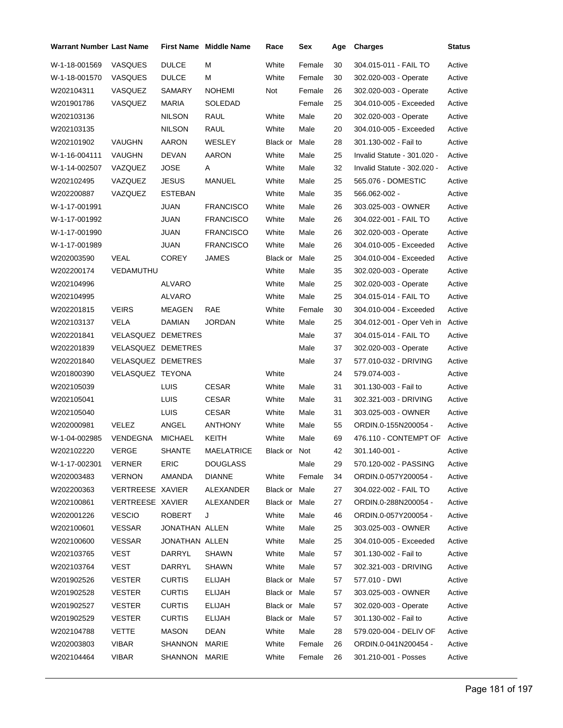| Warrant Number | Last Name | First Name | Middle Name | Race | Sex | Age | Charges | Status |
|---|---|---|---|---|---|---|---|---|
| W-1-18-001569 | VASQUES | DULCE | M | White | Female | 30 | 304.015-011 - FAIL TO | Active |
| W-1-18-001570 | VASQUES | DULCE | M | White | Female | 30 | 302.020-003 - Operate | Active |
| W202104311 | VASQUEZ | SAMARY | NOHEMI | Not | Female | 26 | 302.020-003 - Operate | Active |
| W201901786 | VASQUEZ | MARIA | SOLEDAD | | Female | 25 | 304.010-005 - Exceeded | Active |
| W202103136 | | NILSON | RAUL | White | Male | 20 | 302.020-003 - Operate | Active |
| W202103135 | | NILSON | RAUL | White | Male | 20 | 304.010-005 - Exceeded | Active |
| W202101902 | VAUGHN | AARON | WESLEY | Black or | Male | 28 | 301.130-002 - Fail to | Active |
| W-1-16-004111 | VAUGHN | DEVAN | AARON | White | Male | 25 | Invalid Statute - 301.020 - | Active |
| W-1-14-002507 | VAZQUEZ | JOSE | A | White | Male | 32 | Invalid Statute - 302.020 - | Active |
| W202102495 | VAZQUEZ | JESUS | MANUEL | White | Male | 25 | 565.076 - DOMESTIC | Active |
| W202200887 | VAZQUEZ | ESTEBAN | | White | Male | 35 | 566.062-002 - | Active |
| W-1-17-001991 | | JUAN | FRANCISCO | White | Male | 26 | 303.025-003 - OWNER | Active |
| W-1-17-001992 | | JUAN | FRANCISCO | White | Male | 26 | 304.022-001 - FAIL TO | Active |
| W-1-17-001990 | | JUAN | FRANCISCO | White | Male | 26 | 302.020-003 - Operate | Active |
| W-1-17-001989 | | JUAN | FRANCISCO | White | Male | 26 | 304.010-005 - Exceeded | Active |
| W202003590 | VEAL | COREY | JAMES | Black or | Male | 25 | 304.010-004 - Exceeded | Active |
| W202200174 | VEDAMUTHU | | | White | Male | 35 | 302.020-003 - Operate | Active |
| W202104996 | | ALVARO | | White | Male | 25 | 302.020-003 - Operate | Active |
| W202104995 | | ALVARO | | White | Male | 25 | 304.015-014 - FAIL TO | Active |
| W202201815 | VEIRS | MEAGEN | RAE | White | Female | 30 | 304.010-004 - Exceeded | Active |
| W202103137 | VELA | DAMIAN | JORDAN | White | Male | 25 | 304.012-001 - Oper Veh in | Active |
| W202201841 | VELASQUEZ | DEMETRES | | | Male | 37 | 304.015-014 - FAIL TO | Active |
| W202201839 | VELASQUEZ | DEMETRES | | | Male | 37 | 302.020-003 - Operate | Active |
| W202201840 | VELASQUEZ | DEMETRES | | | Male | 37 | 577.010-032 - DRIVING | Active |
| W201800390 | VELASQUEZ | TEYONA | | White | | 24 | 579.074-003 - | Active |
| W202105039 | | LUIS | CESAR | White | Male | 31 | 301.130-003 - Fail to | Active |
| W202105041 | | LUIS | CESAR | White | Male | 31 | 302.321-003 - DRIVING | Active |
| W202105040 | | LUIS | CESAR | White | Male | 31 | 303.025-003 - OWNER | Active |
| W202000981 | VELEZ | ANGEL | ANTHONY | White | Male | 55 | ORDIN.0-155N200054 - | Active |
| W-1-04-002985 | VENDEGNA | MICHAEL | KEITH | White | Male | 69 | 476.110 - CONTEMPT OF | Active |
| W202102220 | VERGE | SHANTE | MAELATRICE | Black or | Not | 42 | 301.140-001 - | Active |
| W-1-17-002301 | VERNER | ERIC | DOUGLASS | | Male | 29 | 570.120-002 - PASSING | Active |
| W202003483 | VERNON | AMANDA | DIANNE | White | Female | 34 | ORDIN.0-057Y200054 - | Active |
| W202200363 | VERTREESE | XAVIER | ALEXANDER | Black or | Male | 27 | 304.022-002 - FAIL TO | Active |
| W202100861 | VERTREESE | XAVIER | ALEXANDER | Black or | Male | 27 | ORDIN.0-288N200054 - | Active |
| W202001226 | VESCIO | ROBERT | J | White | Male | 46 | ORDIN.0-057Y200054 - | Active |
| W202100601 | VESSAR | JONATHAN | ALLEN | White | Male | 25 | 303.025-003 - OWNER | Active |
| W202100600 | VESSAR | JONATHAN | ALLEN | White | Male | 25 | 304.010-005 - Exceeded | Active |
| W202103765 | VEST | DARRYL | SHAWN | White | Male | 57 | 301.130-002 - Fail to | Active |
| W202103764 | VEST | DARRYL | SHAWN | White | Male | 57 | 302.321-003 - DRIVING | Active |
| W201902526 | VESTER | CURTIS | ELIJAH | Black or | Male | 57 | 577.010 - DWI | Active |
| W201902528 | VESTER | CURTIS | ELIJAH | Black or | Male | 57 | 303.025-003 - OWNER | Active |
| W201902527 | VESTER | CURTIS | ELIJAH | Black or | Male | 57 | 302.020-003 - Operate | Active |
| W201902529 | VESTER | CURTIS | ELIJAH | Black or | Male | 57 | 301.130-002 - Fail to | Active |
| W202104788 | VETTE | MASON | DEAN | White | Male | 28 | 579.020-004 - DELIV OF | Active |
| W202003803 | VIBAR | SHANNON | MARIE | White | Female | 26 | ORDIN.0-041N200454 - | Active |
| W202104464 | VIBAR | SHANNON | MARIE | White | Female | 26 | 301.210-001 - Posses | Active |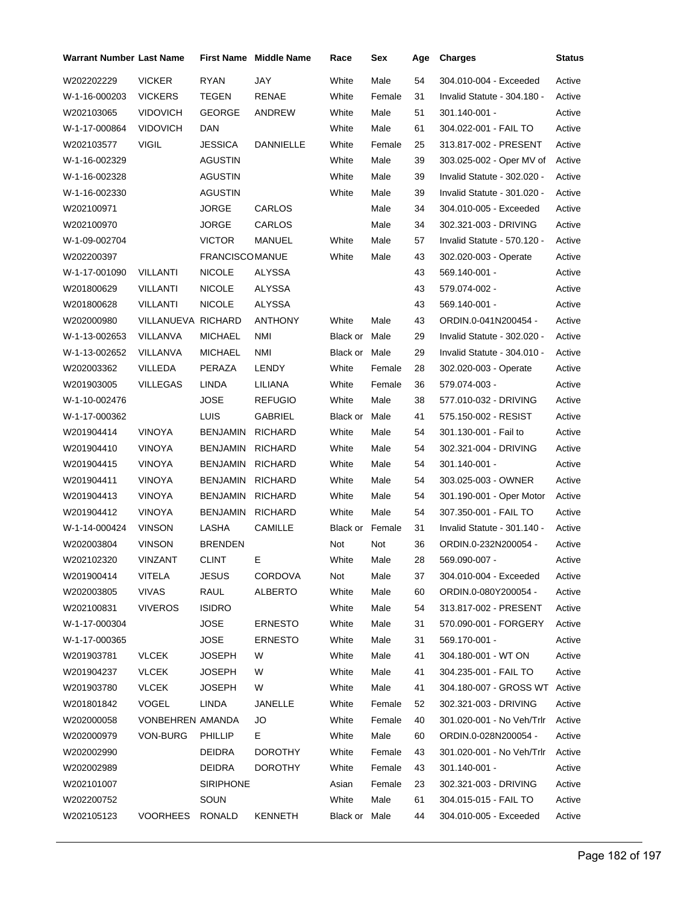| Warrant Number | Last Name | First Name | Middle Name | Race | Sex | Age | Charges | Status |
|---|---|---|---|---|---|---|---|---|
| W202202229 | VICKER | RYAN | JAY | White | Male | 54 | 304.010-004 - Exceeded | Active |
| W-1-16-000203 | VICKERS | TEGEN | RENAE | White | Female | 31 | Invalid Statute - 304.180 - | Active |
| W202103065 | VIDOVICH | GEORGE | ANDREW | White | Male | 51 | 301.140-001 - | Active |
| W-1-17-000864 | VIDOVICH | DAN | | White | Male | 61 | 304.022-001 - FAIL TO | Active |
| W202103577 | VIGIL | JESSICA | DANNIELLE | White | Female | 25 | 313.817-002 - PRESENT | Active |
| W-1-16-002329 | | AGUSTIN | | White | Male | 39 | 303.025-002 - Oper MV of | Active |
| W-1-16-002328 | | AGUSTIN | | White | Male | 39 | Invalid Statute - 302.020 - | Active |
| W-1-16-002330 | | AGUSTIN | | White | Male | 39 | Invalid Statute - 301.020 - | Active |
| W202100971 | | JORGE | CARLOS | | Male | 34 | 304.010-005 - Exceeded | Active |
| W202100970 | | JORGE | CARLOS | | Male | 34 | 302.321-003 - DRIVING | Active |
| W-1-09-002704 | | VICTOR | MANUEL | White | Male | 57 | Invalid Statute - 570.120 - | Active |
| W202200397 | | FRANCISCO | MANUE | White | Male | 43 | 302.020-003 - Operate | Active |
| W-1-17-001090 | VILLANTI | NICOLE | ALYSSA | | | 43 | 569.140-001 - | Active |
| W201800629 | VILLANTI | NICOLE | ALYSSA | | | 43 | 579.074-002 - | Active |
| W201800628 | VILLANTI | NICOLE | ALYSSA | | | 43 | 569.140-001 - | Active |
| W202000980 | VILLANUEVA | RICHARD | ANTHONY | White | Male | 43 | ORDIN.0-041N200454 - | Active |
| W-1-13-002653 | VILLANVA | MICHAEL | NMI | Black or | Male | 29 | Invalid Statute - 302.020 - | Active |
| W-1-13-002652 | VILLANVA | MICHAEL | NMI | Black or | Male | 29 | Invalid Statute - 304.010 - | Active |
| W202003362 | VILLEDA | PERAZA | LENDY | White | Female | 28 | 302.020-003 - Operate | Active |
| W201903005 | VILLEGAS | LINDA | LILIANA | White | Female | 36 | 579.074-003 - | Active |
| W-1-10-002476 | | JOSE | REFUGIO | White | Male | 38 | 577.010-032 - DRIVING | Active |
| W-1-17-000362 | | LUIS | GABRIEL | Black or | Male | 41 | 575.150-002 - RESIST | Active |
| W201904414 | VINOYA | BENJAMIN | RICHARD | White | Male | 54 | 301.130-001 - Fail to | Active |
| W201904410 | VINOYA | BENJAMIN | RICHARD | White | Male | 54 | 302.321-004 - DRIVING | Active |
| W201904415 | VINOYA | BENJAMIN | RICHARD | White | Male | 54 | 301.140-001 - | Active |
| W201904411 | VINOYA | BENJAMIN | RICHARD | White | Male | 54 | 303.025-003 - OWNER | Active |
| W201904413 | VINOYA | BENJAMIN | RICHARD | White | Male | 54 | 301.190-001 - Oper Motor | Active |
| W201904412 | VINOYA | BENJAMIN | RICHARD | White | Male | 54 | 307.350-001 - FAIL TO | Active |
| W-1-14-000424 | VINSON | LASHA | CAMILLE | Black or | Female | 31 | Invalid Statute - 301.140 - | Active |
| W202003804 | VINSON | BRENDEN | | Not | Not | 36 | ORDIN.0-232N200054 - | Active |
| W202102320 | VINZANT | CLINT | E | White | Male | 28 | 569.090-007 - | Active |
| W201900414 | VITELA | JESUS | CORDOVA | Not | Male | 37 | 304.010-004 - Exceeded | Active |
| W202003805 | VIVAS | RAUL | ALBERTO | White | Male | 60 | ORDIN.0-080Y200054 - | Active |
| W202100831 | VIVEROS | ISIDRO | | White | Male | 54 | 313.817-002 - PRESENT | Active |
| W-1-17-000304 | | JOSE | ERNESTO | White | Male | 31 | 570.090-001 - FORGERY | Active |
| W-1-17-000365 | | JOSE | ERNESTO | White | Male | 31 | 569.170-001 - | Active |
| W201903781 | VLCEK | JOSEPH | W | White | Male | 41 | 304.180-001 - WT ON | Active |
| W201904237 | VLCEK | JOSEPH | W | White | Male | 41 | 304.235-001 - FAIL TO | Active |
| W201903780 | VLCEK | JOSEPH | W | White | Male | 41 | 304.180-007 - GROSS WT | Active |
| W201801842 | VOGEL | LINDA | JANELLE | White | Female | 52 | 302.321-003 - DRIVING | Active |
| W202000058 | VONBEHREN | AMANDA | JO | White | Female | 40 | 301.020-001 - No Veh/Trlr | Active |
| W202000979 | VON-BURG | PHILLIP | E | White | Male | 60 | ORDIN.0-028N200054 - | Active |
| W202002990 | | DEIDRA | DOROTHY | White | Female | 43 | 301.020-001 - No Veh/Trlr | Active |
| W202002989 | | DEIDRA | DOROTHY | White | Female | 43 | 301.140-001 - | Active |
| W202101007 | | SIRIPHONE | | Asian | Female | 23 | 302.321-003 - DRIVING | Active |
| W202200752 | | SOUN | | White | Male | 61 | 304.015-015 - FAIL TO | Active |
| W202105123 | VOORHEES | RONALD | KENNETH | Black or | Male | 44 | 304.010-005 - Exceeded | Active |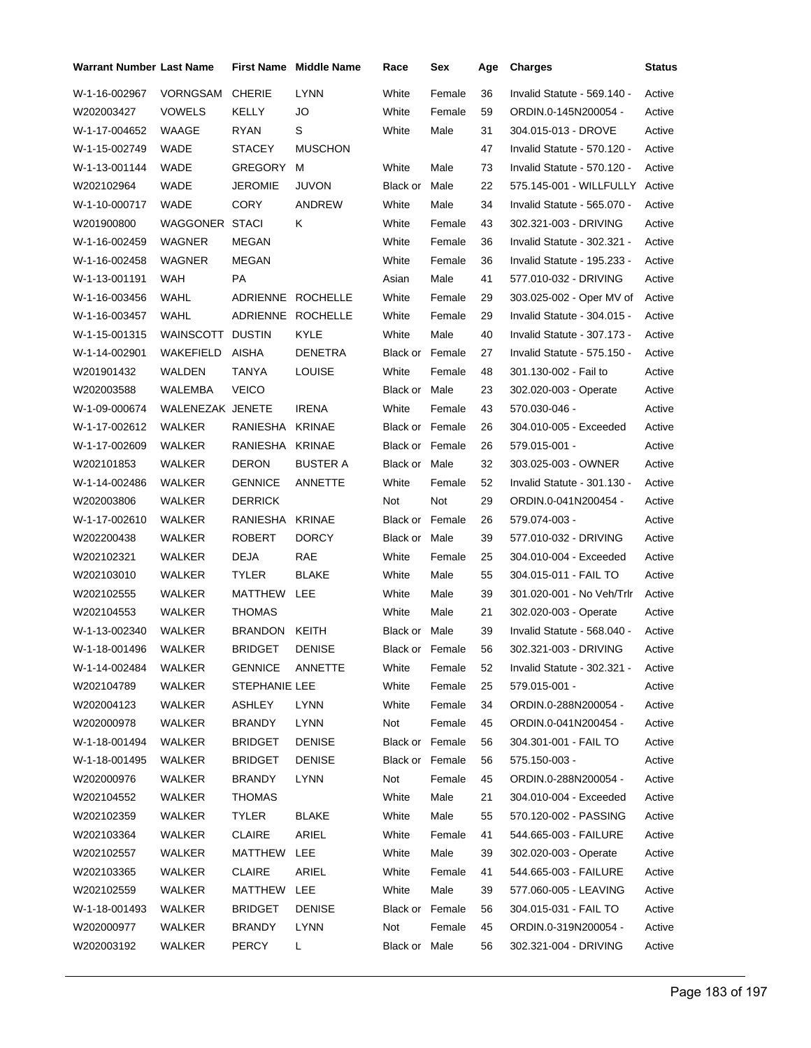| Warrant Number | Last Name | First Name | Middle Name | Race | Sex | Age | Charges | Status |
|---|---|---|---|---|---|---|---|---|
| W-1-16-002967 | VORNGSAM | CHERIE | LYNN | White | Female | 36 | Invalid Statute - 569.140 - | Active |
| W202003427 | VOWELS | KELLY | JO | White | Female | 59 | ORDIN.0-145N200054 - | Active |
| W-1-17-004652 | WAAGE | RYAN | S | White | Male | 31 | 304.015-013 - DROVE | Active |
| W-1-15-002749 | WADE | STACEY | MUSCHON | | | 47 | Invalid Statute - 570.120 - | Active |
| W-1-13-001144 | WADE | GREGORY | M | White | Male | 73 | Invalid Statute - 570.120 - | Active |
| W202102964 | WADE | JEROMIE | JUVON | Black or | Male | 22 | 575.145-001 - WILLFULLY | Active |
| W-1-10-000717 | WADE | CORY | ANDREW | White | Male | 34 | Invalid Statute - 565.070 - | Active |
| W201900800 | WAGGONER | STACI | K | White | Female | 43 | 302.321-003 - DRIVING | Active |
| W-1-16-002459 | WAGNER | MEGAN | | White | Female | 36 | Invalid Statute - 302.321 - | Active |
| W-1-16-002458 | WAGNER | MEGAN | | White | Female | 36 | Invalid Statute - 195.233 - | Active |
| W-1-13-001191 | WAH | PA | | Asian | Male | 41 | 577.010-032 - DRIVING | Active |
| W-1-16-003456 | WAHL | ADRIENNE | ROCHELLE | White | Female | 29 | 303.025-002 - Oper MV of | Active |
| W-1-16-003457 | WAHL | ADRIENNE | ROCHELLE | White | Female | 29 | Invalid Statute - 304.015 - | Active |
| W-1-15-001315 | WAINSCOTT | DUSTIN | KYLE | White | Male | 40 | Invalid Statute - 307.173 - | Active |
| W-1-14-002901 | WAKEFIELD | AISHA | DENETRA | Black or | Female | 27 | Invalid Statute - 575.150 - | Active |
| W201901432 | WALDEN | TANYA | LOUISE | White | Female | 48 | 301.130-002 - Fail to | Active |
| W202003588 | WALEMBA | VEICO | | Black or | Male | 23 | 302.020-003 - Operate | Active |
| W-1-09-000674 | WALENEZAK | JENETE | IRENA | White | Female | 43 | 570.030-046 - | Active |
| W-1-17-002612 | WALKER | RANIESHA | KRINAE | Black or | Female | 26 | 304.010-005 - Exceeded | Active |
| W-1-17-002609 | WALKER | RANIESHA | KRINAE | Black or | Female | 26 | 579.015-001 - | Active |
| W202101853 | WALKER | DERON | BUSTER A | Black or | Male | 32 | 303.025-003 - OWNER | Active |
| W-1-14-002486 | WALKER | GENNICE | ANNETTE | White | Female | 52 | Invalid Statute - 301.130 - | Active |
| W202003806 | WALKER | DERRICK | | Not | Not | 29 | ORDIN.0-041N200454 - | Active |
| W-1-17-002610 | WALKER | RANIESHA | KRINAE | Black or | Female | 26 | 579.074-003 - | Active |
| W202200438 | WALKER | ROBERT | DORCY | Black or | Male | 39 | 577.010-032 - DRIVING | Active |
| W202102321 | WALKER | DEJA | RAE | White | Female | 25 | 304.010-004 - Exceeded | Active |
| W202103010 | WALKER | TYLER | BLAKE | White | Male | 55 | 304.015-011 - FAIL TO | Active |
| W202102555 | WALKER | MATTHEW | LEE | White | Male | 39 | 301.020-001 - No Veh/Trlr | Active |
| W202104553 | WALKER | THOMAS | | White | Male | 21 | 302.020-003 - Operate | Active |
| W-1-13-002340 | WALKER | BRANDON | KEITH | Black or | Male | 39 | Invalid Statute - 568.040 - | Active |
| W-1-18-001496 | WALKER | BRIDGET | DENISE | Black or | Female | 56 | 302.321-003 - DRIVING | Active |
| W-1-14-002484 | WALKER | GENNICE | ANNETTE | White | Female | 52 | Invalid Statute - 302.321 - | Active |
| W202104789 | WALKER | STEPHANIE | LEE | White | Female | 25 | 579.015-001 - | Active |
| W202004123 | WALKER | ASHLEY | LYNN | White | Female | 34 | ORDIN.0-288N200054 - | Active |
| W202000978 | WALKER | BRANDY | LYNN | Not | Female | 45 | ORDIN.0-041N200454 - | Active |
| W-1-18-001494 | WALKER | BRIDGET | DENISE | Black or | Female | 56 | 304.301-001 - FAIL TO | Active |
| W-1-18-001495 | WALKER | BRIDGET | DENISE | Black or | Female | 56 | 575.150-003 - | Active |
| W202000976 | WALKER | BRANDY | LYNN | Not | Female | 45 | ORDIN.0-288N200054 - | Active |
| W202104552 | WALKER | THOMAS | | White | Male | 21 | 304.010-004 - Exceeded | Active |
| W202102359 | WALKER | TYLER | BLAKE | White | Male | 55 | 570.120-002 - PASSING | Active |
| W202103364 | WALKER | CLAIRE | ARIEL | White | Female | 41 | 544.665-003 - FAILURE | Active |
| W202102557 | WALKER | MATTHEW | LEE | White | Male | 39 | 302.020-003 - Operate | Active |
| W202103365 | WALKER | CLAIRE | ARIEL | White | Female | 41 | 544.665-003 - FAILURE | Active |
| W202102559 | WALKER | MATTHEW | LEE | White | Male | 39 | 577.060-005 - LEAVING | Active |
| W-1-18-001493 | WALKER | BRIDGET | DENISE | Black or | Female | 56 | 304.015-031 - FAIL TO | Active |
| W202000977 | WALKER | BRANDY | LYNN | Not | Female | 45 | ORDIN.0-319N200054 - | Active |
| W202003192 | WALKER | PERCY | L | Black or | Male | 56 | 302.321-004 - DRIVING | Active |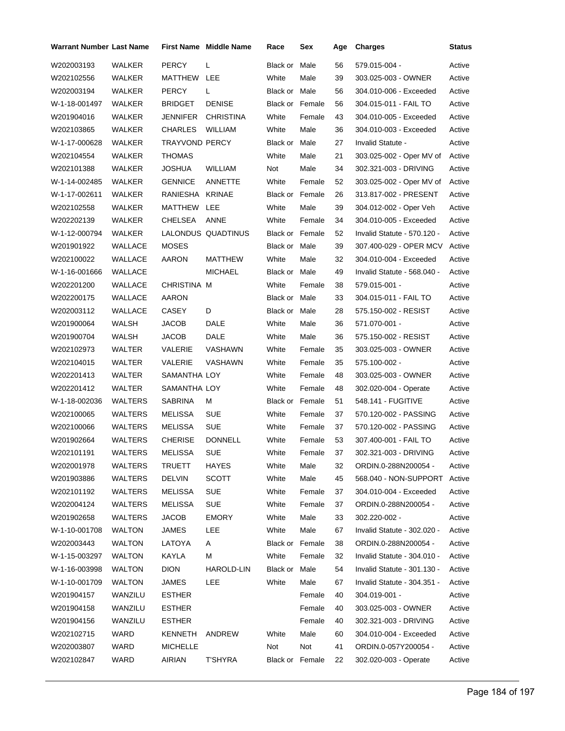| Warrant Number | Last Name | First Name | Middle Name | Race | Sex | Age | Charges | Status |
|---|---|---|---|---|---|---|---|---|
| W202003193 | WALKER | PERCY | L | Black or | Male | 56 | 579.015-004 - | Active |
| W202102556 | WALKER | MATTHEW | LEE | White | Male | 39 | 303.025-003 - OWNER | Active |
| W202003194 | WALKER | PERCY | L | Black or | Male | 56 | 304.010-006 - Exceeded | Active |
| W-1-18-001497 | WALKER | BRIDGET | DENISE | Black or | Female | 56 | 304.015-011 - FAIL TO | Active |
| W201904016 | WALKER | JENNIFER | CHRISTINA | White | Female | 43 | 304.010-005 - Exceeded | Active |
| W202103865 | WALKER | CHARLES | WILLIAM | White | Male | 36 | 304.010-003 - Exceeded | Active |
| W-1-17-000628 | WALKER | TRAYVOND | PERCY | Black or | Male | 27 | Invalid Statute - | Active |
| W202104554 | WALKER | THOMAS | | White | Male | 21 | 303.025-002 - Oper MV of | Active |
| W202101388 | WALKER | JOSHUA | WILLIAM | Not | Male | 34 | 302.321-003 - DRIVING | Active |
| W-1-14-002485 | WALKER | GENNICE | ANNETTE | White | Female | 52 | 303.025-002 - Oper MV of | Active |
| W-1-17-002611 | WALKER | RANIESHA | KRINAE | Black or | Female | 26 | 313.817-002 - PRESENT | Active |
| W202102558 | WALKER | MATTHEW | LEE | White | Male | 39 | 304.012-002 - Oper Veh | Active |
| W202202139 | WALKER | CHELSEA | ANNE | White | Female | 34 | 304.010-005 - Exceeded | Active |
| W-1-12-000794 | WALKER | LALONDUS | QUADTINUS | Black or | Female | 52 | Invalid Statute - 570.120 - | Active |
| W201901922 | WALLACE | MOSES | | Black or | Male | 39 | 307.400-029 - OPER MCV | Active |
| W202100022 | WALLACE | AARON | MATTHEW | White | Male | 32 | 304.010-004 - Exceeded | Active |
| W-1-16-001666 | WALLACE | | MICHAEL | Black or | Male | 49 | Invalid Statute - 568.040 - | Active |
| W202201200 | WALLACE | CHRISTINA | M | White | Female | 38 | 579.015-001 - | Active |
| W202200175 | WALLACE | AARON | | Black or | Male | 33 | 304.015-011 - FAIL TO | Active |
| W202003112 | WALLACE | CASEY | D | Black or | Male | 28 | 575.150-002 - RESIST | Active |
| W201900064 | WALSH | JACOB | DALE | White | Male | 36 | 571.070-001 - | Active |
| W201900704 | WALSH | JACOB | DALE | White | Male | 36 | 575.150-002 - RESIST | Active |
| W202102973 | WALTER | VALERIE | VASHAWN | White | Female | 35 | 303.025-003 - OWNER | Active |
| W202104015 | WALTER | VALERIE | VASHAWN | White | Female | 35 | 575.100-002 - | Active |
| W202201413 | WALTER | SAMANTHA | LOY | White | Female | 48 | 303.025-003 - OWNER | Active |
| W202201412 | WALTER | SAMANTHA | LOY | White | Female | 48 | 302.020-004 - Operate | Active |
| W-1-18-002036 | WALTERS | SABRINA | M | Black or | Female | 51 | 548.141 - FUGITIVE | Active |
| W202100065 | WALTERS | MELISSA | SUE | White | Female | 37 | 570.120-002 - PASSING | Active |
| W202100066 | WALTERS | MELISSA | SUE | White | Female | 37 | 570.120-002 - PASSING | Active |
| W201902664 | WALTERS | CHERISE | DONNELL | White | Female | 53 | 307.400-001 - FAIL TO | Active |
| W202101191 | WALTERS | MELISSA | SUE | White | Female | 37 | 302.321-003 - DRIVING | Active |
| W202001978 | WALTERS | TRUETT | HAYES | White | Male | 32 | ORDIN.0-288N200054 - | Active |
| W201903886 | WALTERS | DELVIN | SCOTT | White | Male | 45 | 568.040 - NON-SUPPORT | Active |
| W202101192 | WALTERS | MELISSA | SUE | White | Female | 37 | 304.010-004 - Exceeded | Active |
| W202004124 | WALTERS | MELISSA | SUE | White | Female | 37 | ORDIN.0-288N200054 - | Active |
| W201902658 | WALTERS | JACOB | EMORY | White | Male | 33 | 302.220-002 - | Active |
| W-1-10-001708 | WALTON | JAMES | LEE | White | Male | 67 | Invalid Statute - 302.020 - | Active |
| W202003443 | WALTON | LATOYA | A | Black or | Female | 38 | ORDIN.0-288N200054 - | Active |
| W-1-15-003297 | WALTON | KAYLA | M | White | Female | 32 | Invalid Statute - 304.010 - | Active |
| W-1-16-003998 | WALTON | DION | HAROLD-LIN | Black or | Male | 54 | Invalid Statute - 301.130 - | Active |
| W-1-10-001709 | WALTON | JAMES | LEE | White | Male | 67 | Invalid Statute - 304.351 - | Active |
| W201904157 | WANZILU | ESTHER | | | Female | 40 | 304.019-001 - | Active |
| W201904158 | WANZILU | ESTHER | | | Female | 40 | 303.025-003 - OWNER | Active |
| W201904156 | WANZILU | ESTHER | | | Female | 40 | 302.321-003 - DRIVING | Active |
| W202102715 | WARD | KENNETH | ANDREW | White | Male | 60 | 304.010-004 - Exceeded | Active |
| W202003807 | WARD | MICHELLE | | Not | Not | 41 | ORDIN.0-057Y200054 - | Active |
| W202102847 | WARD | AIRIAN | T'SHYRA | Black or | Female | 22 | 302.020-003 - Operate | Active |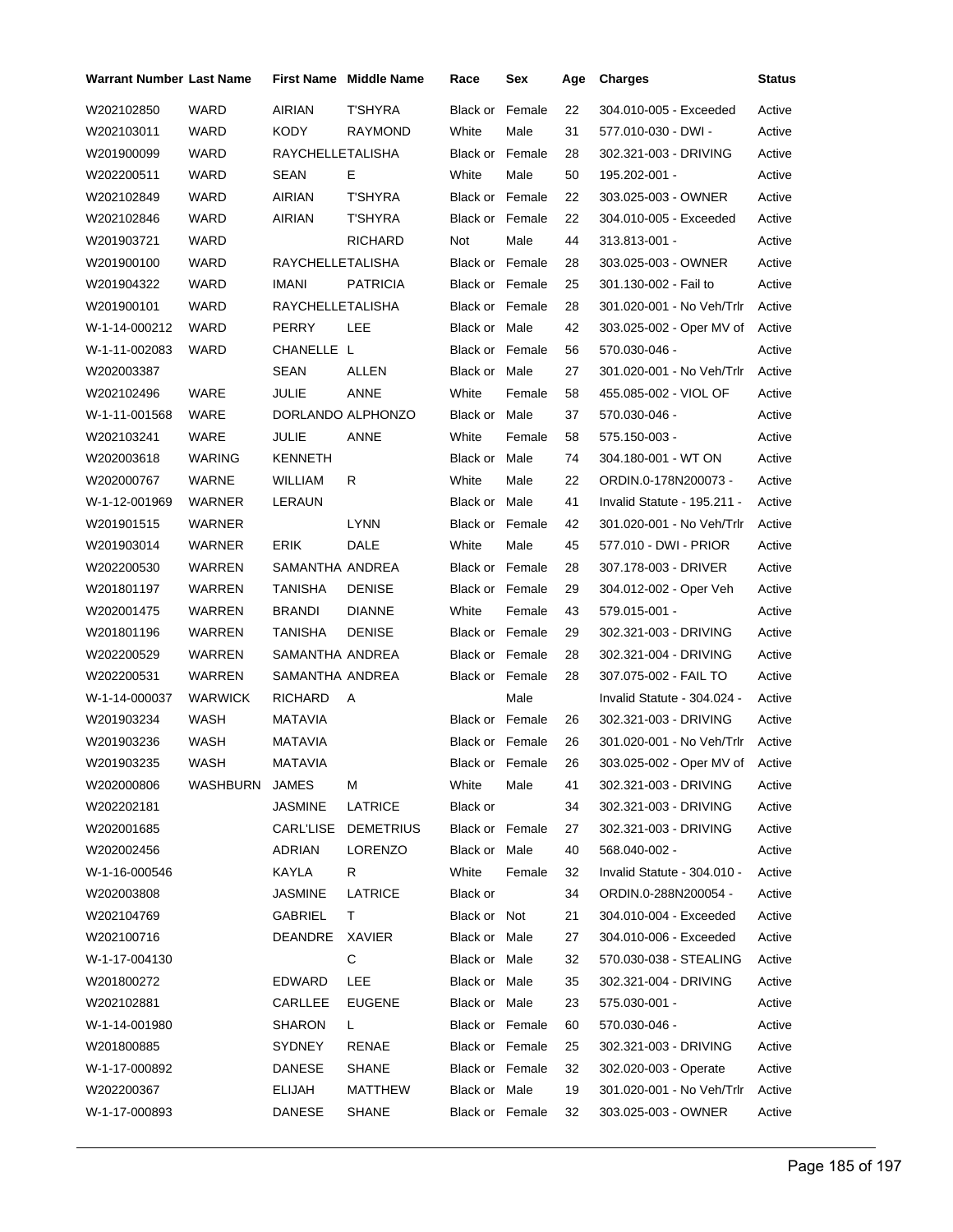| Warrant Number | Last Name | First Name | Middle Name | Race | Sex | Age | Charges | Status |
|---|---|---|---|---|---|---|---|---|
| W202102850 | WARD | AIRIAN | T'SHYRA | Black or | Female | 22 | 304.010-005 - Exceeded | Active |
| W202103011 | WARD | KODY | RAYMOND | White | Male | 31 | 577.010-030 - DWI - | Active |
| W201900099 | WARD | RAYCHELLETALISHA | | Black or | Female | 28 | 302.321-003 - DRIVING | Active |
| W202200511 | WARD | SEAN | E | White | Male | 50 | 195.202-001 - | Active |
| W202102849 | WARD | AIRIAN | T'SHYRA | Black or | Female | 22 | 303.025-003 - OWNER | Active |
| W202102846 | WARD | AIRIAN | T'SHYRA | Black or | Female | 22 | 304.010-005 - Exceeded | Active |
| W201903721 | WARD | | RICHARD | Not | Male | 44 | 313.813-001 - | Active |
| W201900100 | WARD | RAYCHELLETALISHA | | Black or | Female | 28 | 303.025-003 - OWNER | Active |
| W201904322 | WARD | IMANI | PATRICIA | Black or | Female | 25 | 301.130-002 - Fail to | Active |
| W201900101 | WARD | RAYCHELLETALISHA | | Black or | Female | 28 | 301.020-001 - No Veh/Trlr | Active |
| W-1-14-000212 | WARD | PERRY | LEE | Black or | Male | 42 | 303.025-002 - Oper MV of | Active |
| W-1-11-002083 | WARD | CHANELLE | L | Black or | Female | 56 | 570.030-046 - | Active |
| W202003387 | | SEAN | ALLEN | Black or | Male | 27 | 301.020-001 - No Veh/Trlr | Active |
| W202102496 | WARE | JULIE | ANNE | White | Female | 58 | 455.085-002 - VIOL OF | Active |
| W-1-11-001568 | WARE | DORLANDO | ALPHONZO | Black or | Male | 37 | 570.030-046 - | Active |
| W202103241 | WARE | JULIE | ANNE | White | Female | 58 | 575.150-003 - | Active |
| W202003618 | WARING | KENNETH | | Black or | Male | 74 | 304.180-001 - WT ON | Active |
| W202000767 | WARNE | WILLIAM | R | White | Male | 22 | ORDIN.0-178N200073 - | Active |
| W-1-12-001969 | WARNER | LERAUN | | Black or | Male | 41 | Invalid Statute - 195.211 - | Active |
| W201901515 | WARNER | | LYNN | Black or | Female | 42 | 301.020-001 - No Veh/Trlr | Active |
| W201903014 | WARNER | ERIK | DALE | White | Male | 45 | 577.010 - DWI - PRIOR | Active |
| W202200530 | WARREN | SAMANTHA | ANDREA | Black or | Female | 28 | 307.178-003 - DRIVER | Active |
| W201801197 | WARREN | TANISHA | DENISE | Black or | Female | 29 | 304.012-002 - Oper Veh | Active |
| W202001475 | WARREN | BRANDI | DIANNE | White | Female | 43 | 579.015-001 - | Active |
| W201801196 | WARREN | TANISHA | DENISE | Black or | Female | 29 | 302.321-003 - DRIVING | Active |
| W202200529 | WARREN | SAMANTHA | ANDREA | Black or | Female | 28 | 302.321-004 - DRIVING | Active |
| W202200531 | WARREN | SAMANTHA | ANDREA | Black or | Female | 28 | 307.075-002 - FAIL TO | Active |
| W-1-14-000037 | WARWICK | RICHARD | A | | Male | | Invalid Statute - 304.024 - | Active |
| W201903234 | WASH | MATAVIA | | Black or | Female | 26 | 302.321-003 - DRIVING | Active |
| W201903236 | WASH | MATAVIA | | Black or | Female | 26 | 301.020-001 - No Veh/Trlr | Active |
| W201903235 | WASH | MATAVIA | | Black or | Female | 26 | 303.025-002 - Oper MV of | Active |
| W202000806 | WASHBURN | JAMES | M | White | Male | 41 | 302.321-003 - DRIVING | Active |
| W202202181 | | JASMINE | LATRICE | Black or | | 34 | 302.321-003 - DRIVING | Active |
| W202001685 | | CARL'LISE | DEMETRIUS | Black or | Female | 27 | 302.321-003 - DRIVING | Active |
| W202002456 | | ADRIAN | LORENZO | Black or | Male | 40 | 568.040-002 - | Active |
| W-1-16-000546 | | KAYLA | R | White | Female | 32 | Invalid Statute - 304.010 - | Active |
| W202003808 | | JASMINE | LATRICE | Black or | | 34 | ORDIN.0-288N200054 - | Active |
| W202104769 | | GABRIEL | T | Black or | Not | 21 | 304.010-004 - Exceeded | Active |
| W202100716 | | DEANDRE | XAVIER | Black or | Male | 27 | 304.010-006 - Exceeded | Active |
| W-1-17-004130 | | | C | Black or | Male | 32 | 570.030-038 - STEALING | Active |
| W201800272 | | EDWARD | LEE | Black or | Male | 35 | 302.321-004 - DRIVING | Active |
| W202102881 | | CARLLEE | EUGENE | Black or | Male | 23 | 575.030-001 - | Active |
| W-1-14-001980 | | SHARON | L | Black or | Female | 60 | 570.030-046 - | Active |
| W201800885 | | SYDNEY | RENAE | Black or | Female | 25 | 302.321-003 - DRIVING | Active |
| W-1-17-000892 | | DANESE | SHANE | Black or | Female | 32 | 302.020-003 - Operate | Active |
| W202200367 | | ELIJAH | MATTHEW | Black or | Male | 19 | 301.020-001 - No Veh/Trlr | Active |
| W-1-17-000893 | | DANESE | SHANE | Black or | Female | 32 | 303.025-003 - OWNER | Active |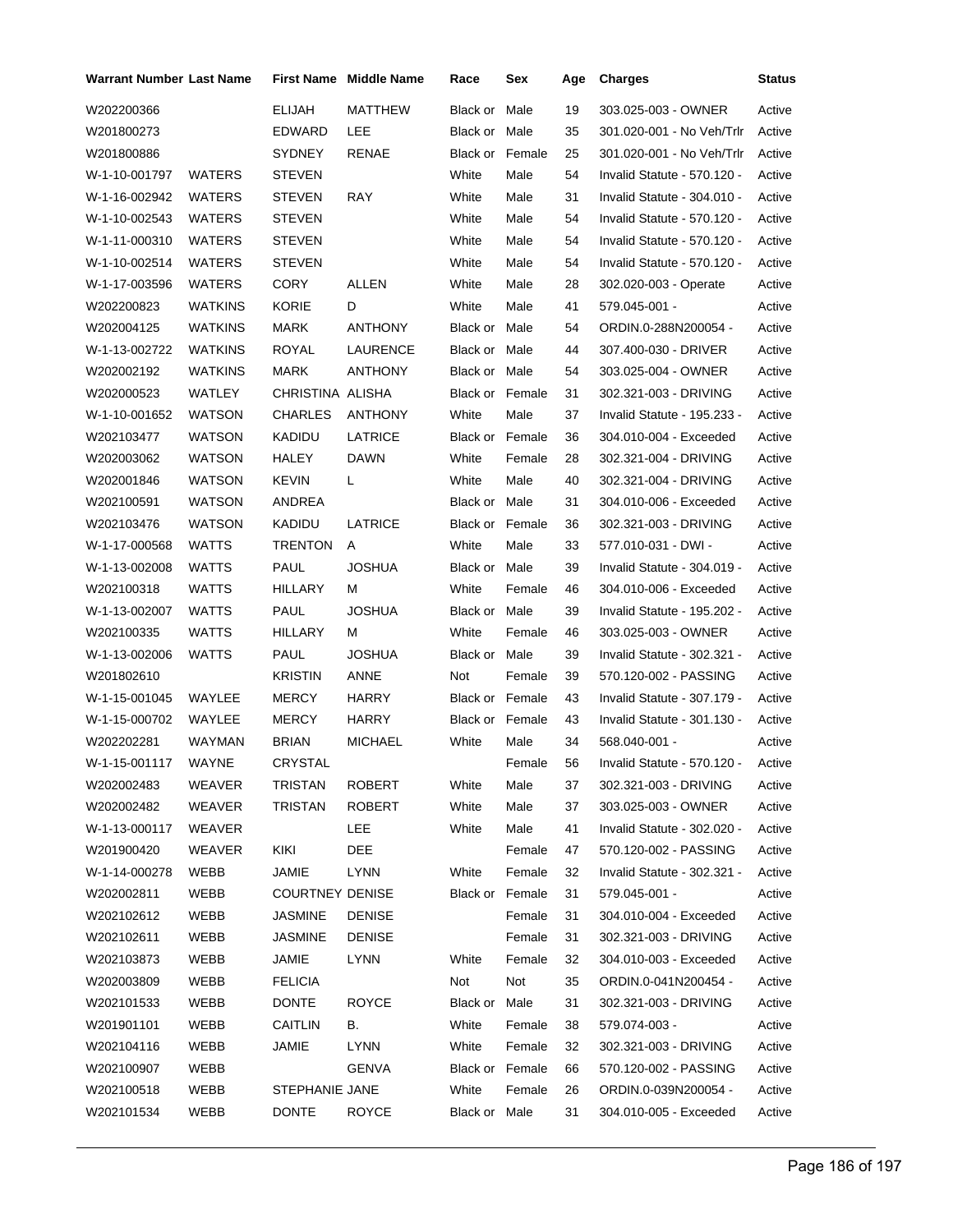| Warrant Number | Last Name | First Name | Middle Name | Race | Sex | Age | Charges | Status |
|---|---|---|---|---|---|---|---|---|
| W202200366 | | ELIJAH | MATTHEW | Black or | Male | 19 | 303.025-003 - OWNER | Active |
| W201800273 | | EDWARD | LEE | Black or | Male | 35 | 301.020-001 - No Veh/Trlr | Active |
| W201800886 | | SYDNEY | RENAE | Black or | Female | 25 | 301.020-001 - No Veh/Trlr | Active |
| W-1-10-001797 | WATERS | STEVEN | | White | Male | 54 | Invalid Statute - 570.120 - | Active |
| W-1-16-002942 | WATERS | STEVEN | RAY | White | Male | 31 | Invalid Statute - 304.010 - | Active |
| W-1-10-002543 | WATERS | STEVEN | | White | Male | 54 | Invalid Statute - 570.120 - | Active |
| W-1-11-000310 | WATERS | STEVEN | | White | Male | 54 | Invalid Statute - 570.120 - | Active |
| W-1-10-002514 | WATERS | STEVEN | | White | Male | 54 | Invalid Statute - 570.120 - | Active |
| W-1-17-003596 | WATERS | CORY | ALLEN | White | Male | 28 | 302.020-003 - Operate | Active |
| W202200823 | WATKINS | KORIE | D | White | Male | 41 | 579.045-001 - | Active |
| W202004125 | WATKINS | MARK | ANTHONY | Black or | Male | 54 | ORDIN.0-288N200054 - | Active |
| W-1-13-002722 | WATKINS | ROYAL | LAURENCE | Black or | Male | 44 | 307.400-030 - DRIVER | Active |
| W202002192 | WATKINS | MARK | ANTHONY | Black or | Male | 54 | 303.025-004 - OWNER | Active |
| W202000523 | WATLEY | CHRISTINA | ALISHA | Black or | Female | 31 | 302.321-003 - DRIVING | Active |
| W-1-10-001652 | WATSON | CHARLES | ANTHONY | White | Male | 37 | Invalid Statute - 195.233 - | Active |
| W202103477 | WATSON | KADIDU | LATRICE | Black or | Female | 36 | 304.010-004 - Exceeded | Active |
| W202003062 | WATSON | HALEY | DAWN | White | Female | 28 | 302.321-004 - DRIVING | Active |
| W202001846 | WATSON | KEVIN | L | White | Male | 40 | 302.321-004 - DRIVING | Active |
| W202100591 | WATSON | ANDREA | | Black or | Male | 31 | 304.010-006 - Exceeded | Active |
| W202103476 | WATSON | KADIDU | LATRICE | Black or | Female | 36 | 302.321-003 - DRIVING | Active |
| W-1-17-000568 | WATTS | TRENTON | A | White | Male | 33 | 577.010-031 - DWI - | Active |
| W-1-13-002008 | WATTS | PAUL | JOSHUA | Black or | Male | 39 | Invalid Statute - 304.019 - | Active |
| W202100318 | WATTS | HILLARY | M | White | Female | 46 | 304.010-006 - Exceeded | Active |
| W-1-13-002007 | WATTS | PAUL | JOSHUA | Black or | Male | 39 | Invalid Statute - 195.202 - | Active |
| W202100335 | WATTS | HILLARY | M | White | Female | 46 | 303.025-003 - OWNER | Active |
| W-1-13-002006 | WATTS | PAUL | JOSHUA | Black or | Male | 39 | Invalid Statute - 302.321 - | Active |
| W201802610 | | KRISTIN | ANNE | Not | Female | 39 | 570.120-002 - PASSING | Active |
| W-1-15-001045 | WAYLEE | MERCY | HARRY | Black or | Female | 43 | Invalid Statute - 307.179 - | Active |
| W-1-15-000702 | WAYLEE | MERCY | HARRY | Black or | Female | 43 | Invalid Statute - 301.130 - | Active |
| W202202281 | WAYMAN | BRIAN | MICHAEL | White | Male | 34 | 568.040-001 - | Active |
| W-1-15-001117 | WAYNE | CRYSTAL | | | Female | 56 | Invalid Statute - 570.120 - | Active |
| W202002483 | WEAVER | TRISTAN | ROBERT | White | Male | 37 | 302.321-003 - DRIVING | Active |
| W202002482 | WEAVER | TRISTAN | ROBERT | White | Male | 37 | 303.025-003 - OWNER | Active |
| W-1-13-000117 | WEAVER | | LEE | White | Male | 41 | Invalid Statute - 302.020 - | Active |
| W201900420 | WEAVER | KIKI | DEE | | Female | 47 | 570.120-002 - PASSING | Active |
| W-1-14-000278 | WEBB | JAMIE | LYNN | White | Female | 32 | Invalid Statute - 302.321 - | Active |
| W202002811 | WEBB | COURTNEY | DENISE | Black or | Female | 31 | 579.045-001 - | Active |
| W202102612 | WEBB | JASMINE | DENISE | | Female | 31 | 304.010-004 - Exceeded | Active |
| W202102611 | WEBB | JASMINE | DENISE | | Female | 31 | 302.321-003 - DRIVING | Active |
| W202103873 | WEBB | JAMIE | LYNN | White | Female | 32 | 304.010-003 - Exceeded | Active |
| W202003809 | WEBB | FELICIA | | Not | Not | 35 | ORDIN.0-041N200454 - | Active |
| W202101533 | WEBB | DONTE | ROYCE | Black or | Male | 31 | 302.321-003 - DRIVING | Active |
| W201901101 | WEBB | CAITLIN | B. | White | Female | 38 | 579.074-003 - | Active |
| W202104116 | WEBB | JAMIE | LYNN | White | Female | 32 | 302.321-003 - DRIVING | Active |
| W202100907 | WEBB | | GENVA | Black or | Female | 66 | 570.120-002 - PASSING | Active |
| W202100518 | WEBB | STEPHANIE | JANE | White | Female | 26 | ORDIN.0-039N200054 - | Active |
| W202101534 | WEBB | DONTE | ROYCE | Black or | Male | 31 | 304.010-005 - Exceeded | Active |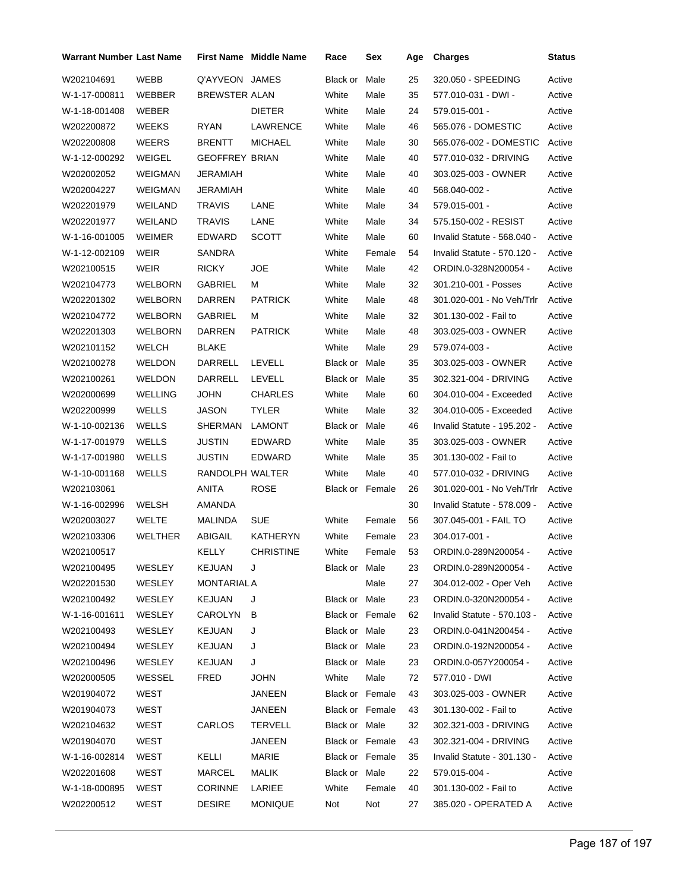| Warrant Number | Last Name | First Name | Middle Name | Race | Sex | Age | Charges | Status |
|---|---|---|---|---|---|---|---|---|
| W202104691 | WEBB | Q'AYVEON | JAMES | Black or | Male | 25 | 320.050 - SPEEDING | Active |
| W-1-17-000811 | WEBBER | BREWSTER | ALAN | White | Male | 35 | 577.010-031 - DWI - | Active |
| W-1-18-001408 | WEBER | | DIETER | White | Male | 24 | 579.015-001 - | Active |
| W202200872 | WEEKS | RYAN | LAWRENCE | White | Male | 46 | 565.076 - DOMESTIC | Active |
| W202200808 | WEERS | BRENTT | MICHAEL | White | Male | 30 | 565.076-002 - DOMESTIC | Active |
| W-1-12-000292 | WEIGEL | GEOFFREY | BRIAN | White | Male | 40 | 577.010-032 - DRIVING | Active |
| W202002052 | WEIGMAN | JERAMIAH | | White | Male | 40 | 303.025-003 - OWNER | Active |
| W202004227 | WEIGMAN | JERAMIAH | | White | Male | 40 | 568.040-002 - | Active |
| W202201979 | WEILAND | TRAVIS | LANE | White | Male | 34 | 579.015-001 - | Active |
| W202201977 | WEILAND | TRAVIS | LANE | White | Male | 34 | 575.150-002 - RESIST | Active |
| W-1-16-001005 | WEIMER | EDWARD | SCOTT | White | Male | 60 | Invalid Statute - 568.040 - | Active |
| W-1-12-002109 | WEIR | SANDRA | | White | Female | 54 | Invalid Statute - 570.120 - | Active |
| W202100515 | WEIR | RICKY | JOE | White | Male | 42 | ORDIN.0-328N200054 - | Active |
| W202104773 | WELBORN | GABRIEL | M | White | Male | 32 | 301.210-001 - Posses | Active |
| W202201302 | WELBORN | DARREN | PATRICK | White | Male | 48 | 301.020-001 - No Veh/Trlr | Active |
| W202104772 | WELBORN | GABRIEL | M | White | Male | 32 | 301.130-002 - Fail to | Active |
| W202201303 | WELBORN | DARREN | PATRICK | White | Male | 48 | 303.025-003 - OWNER | Active |
| W202101152 | WELCH | BLAKE | | White | Male | 29 | 579.074-003 - | Active |
| W202100278 | WELDON | DARRELL | LEVELL | Black or | Male | 35 | 303.025-003 - OWNER | Active |
| W202100261 | WELDON | DARRELL | LEVELL | Black or | Male | 35 | 302.321-004 - DRIVING | Active |
| W202000699 | WELLING | JOHN | CHARLES | White | Male | 60 | 304.010-004 - Exceeded | Active |
| W202200999 | WELLS | JASON | TYLER | White | Male | 32 | 304.010-005 - Exceeded | Active |
| W-1-10-002136 | WELLS | SHERMAN | LAMONT | Black or | Male | 46 | Invalid Statute - 195.202 - | Active |
| W-1-17-001979 | WELLS | JUSTIN | EDWARD | White | Male | 35 | 303.025-003 - OWNER | Active |
| W-1-17-001980 | WELLS | JUSTIN | EDWARD | White | Male | 35 | 301.130-002 - Fail to | Active |
| W-1-10-001168 | WELLS | RANDOLPH | WALTER | White | Male | 40 | 577.010-032 - DRIVING | Active |
| W202103061 | | ANITA | ROSE | Black or | Female | 26 | 301.020-001 - No Veh/Trlr | Active |
| W-1-16-002996 | WELSH | AMANDA | | | | 30 | Invalid Statute - 578.009 - | Active |
| W202003027 | WELTE | MALINDA | SUE | White | Female | 56 | 307.045-001 - FAIL TO | Active |
| W202103306 | WELTHER | ABIGAIL | KATHERYN | White | Female | 23 | 304.017-001 - | Active |
| W202100517 | | KELLY | CHRISTINE | White | Female | 53 | ORDIN.0-289N200054 - | Active |
| W202100495 | WESLEY | KEJUAN | J | Black or | Male | 23 | ORDIN.0-289N200054 - | Active |
| W202201530 | WESLEY | MONTARIAL | A | | Male | 27 | 304.012-002 - Oper Veh | Active |
| W202100492 | WESLEY | KEJUAN | J | Black or | Male | 23 | ORDIN.0-320N200054 - | Active |
| W-1-16-001611 | WESLEY | CAROLYN | B | Black or | Female | 62 | Invalid Statute - 570.103 - | Active |
| W202100493 | WESLEY | KEJUAN | J | Black or | Male | 23 | ORDIN.0-041N200454 - | Active |
| W202100494 | WESLEY | KEJUAN | J | Black or | Male | 23 | ORDIN.0-192N200054 - | Active |
| W202100496 | WESLEY | KEJUAN | J | Black or | Male | 23 | ORDIN.0-057Y200054 - | Active |
| W202000505 | WESSEL | FRED | JOHN | White | Male | 72 | 577.010 - DWI | Active |
| W201904072 | WEST | | JANEEN | Black or | Female | 43 | 303.025-003 - OWNER | Active |
| W201904073 | WEST | | JANEEN | Black or | Female | 43 | 301.130-002 - Fail to | Active |
| W202104632 | WEST | CARLOS | TERVELL | Black or | Male | 32 | 302.321-003 - DRIVING | Active |
| W201904070 | WEST | | JANEEN | Black or | Female | 43 | 302.321-004 - DRIVING | Active |
| W-1-16-002814 | WEST | KELLI | MARIE | Black or | Female | 35 | Invalid Statute - 301.130 - | Active |
| W202201608 | WEST | MARCEL | MALIK | Black or | Male | 22 | 579.015-004 - | Active |
| W-1-18-000895 | WEST | CORINNE | LARIEE | White | Female | 40 | 301.130-002 - Fail to | Active |
| W202200512 | WEST | DESIRE | MONIQUE | Not | Not | 27 | 385.020 - OPERATED A | Active |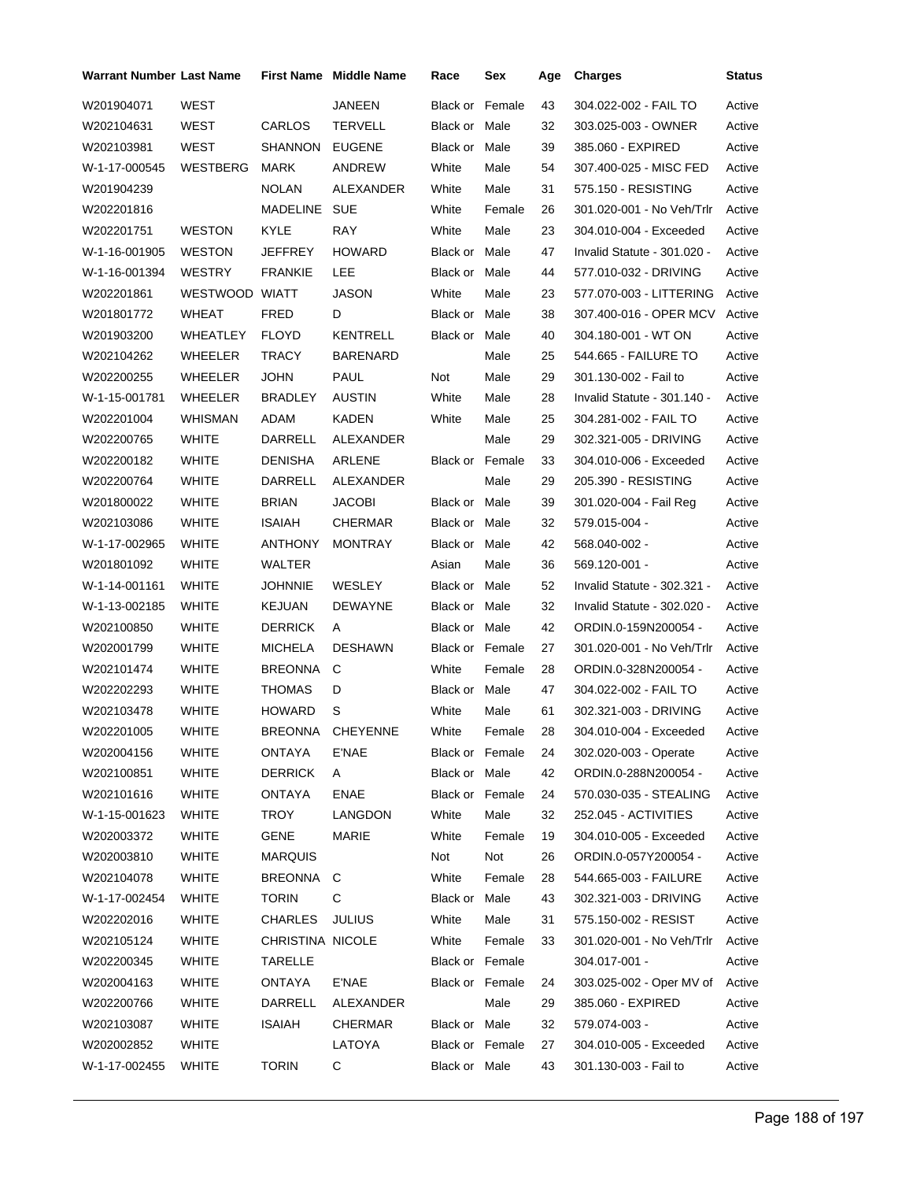| Warrant Number | Last Name | First Name | Middle Name | Race | Sex | Age | Charges | Status |
|---|---|---|---|---|---|---|---|---|
| W201904071 | WEST | | JANEEN | Black or | Female | 43 | 304.022-002 - FAIL TO | Active |
| W202104631 | WEST | CARLOS | TERVELL | Black or | Male | 32 | 303.025-003 - OWNER | Active |
| W202103981 | WEST | SHANNON | EUGENE | Black or | Male | 39 | 385.060 - EXPIRED | Active |
| W-1-17-000545 | WESTBERG | MARK | ANDREW | White | Male | 54 | 307.400-025 - MISC FED | Active |
| W201904239 | | NOLAN | ALEXANDER | White | Male | 31 | 575.150 - RESISTING | Active |
| W202201816 | | MADELINE | SUE | White | Female | 26 | 301.020-001 - No Veh/Trlr | Active |
| W202201751 | WESTON | KYLE | RAY | White | Male | 23 | 304.010-004 - Exceeded | Active |
| W-1-16-001905 | WESTON | JEFFREY | HOWARD | Black or | Male | 47 | Invalid Statute - 301.020 - | Active |
| W-1-16-001394 | WESTRY | FRANKIE | LEE | Black or | Male | 44 | 577.010-032 - DRIVING | Active |
| W202201861 | WESTWOOD | WIATT | JASON | White | Male | 23 | 577.070-003 - LITTERING | Active |
| W201801772 | WHEAT | FRED | D | Black or | Male | 38 | 307.400-016 - OPER MCV | Active |
| W201903200 | WHEATLEY | FLOYD | KENTRELL | Black or | Male | 40 | 304.180-001 - WT ON | Active |
| W202104262 | WHEELER | TRACY | BARENARD | | Male | 25 | 544.665 - FAILURE TO | Active |
| W202200255 | WHEELER | JOHN | PAUL | Not | Male | 29 | 301.130-002 - Fail to | Active |
| W-1-15-001781 | WHEELER | BRADLEY | AUSTIN | White | Male | 28 | Invalid Statute - 301.140 - | Active |
| W202201004 | WHISMAN | ADAM | KADEN | White | Male | 25 | 304.281-002 - FAIL TO | Active |
| W202200765 | WHITE | DARRELL | ALEXANDER | | Male | 29 | 302.321-005 - DRIVING | Active |
| W202200182 | WHITE | DENISHA | ARLENE | Black or | Female | 33 | 304.010-006 - Exceeded | Active |
| W202200764 | WHITE | DARRELL | ALEXANDER | | Male | 29 | 205.390 - RESISTING | Active |
| W201800022 | WHITE | BRIAN | JACOBI | Black or | Male | 39 | 301.020-004 - Fail Reg | Active |
| W202103086 | WHITE | ISAIAH | CHERMAR | Black or | Male | 32 | 579.015-004 - | Active |
| W-1-17-002965 | WHITE | ANTHONY | MONTRAY | Black or | Male | 42 | 568.040-002 - | Active |
| W201801092 | WHITE | WALTER | | Asian | Male | 36 | 569.120-001 - | Active |
| W-1-14-001161 | WHITE | JOHNNIE | WESLEY | Black or | Male | 52 | Invalid Statute - 302.321 - | Active |
| W-1-13-002185 | WHITE | KEJUAN | DEWAYNE | Black or | Male | 32 | Invalid Statute - 302.020 - | Active |
| W202100850 | WHITE | DERRICK | A | Black or | Male | 42 | ORDIN.0-159N200054 - | Active |
| W202001799 | WHITE | MICHELA | DESHAWN | Black or | Female | 27 | 301.020-001 - No Veh/Trlr | Active |
| W202101474 | WHITE | BREONNA | C | White | Female | 28 | ORDIN.0-328N200054 - | Active |
| W202202293 | WHITE | THOMAS | D | Black or | Male | 47 | 304.022-002 - FAIL TO | Active |
| W202103478 | WHITE | HOWARD | S | White | Male | 61 | 302.321-003 - DRIVING | Active |
| W202201005 | WHITE | BREONNA | CHEYENNE | White | Female | 28 | 304.010-004 - Exceeded | Active |
| W202004156 | WHITE | ONTAYA | E'NAE | Black or | Female | 24 | 302.020-003 - Operate | Active |
| W202100851 | WHITE | DERRICK | A | Black or | Male | 42 | ORDIN.0-288N200054 - | Active |
| W202101616 | WHITE | ONTAYA | ENAE | Black or | Female | 24 | 570.030-035 - STEALING | Active |
| W-1-15-001623 | WHITE | TROY | LANGDON | White | Male | 32 | 252.045 - ACTIVITIES | Active |
| W202003372 | WHITE | GENE | MARIE | White | Female | 19 | 304.010-005 - Exceeded | Active |
| W202003810 | WHITE | MARQUIS | | Not | Not | 26 | ORDIN.0-057Y200054 - | Active |
| W202104078 | WHITE | BREONNA | C | White | Female | 28 | 544.665-003 - FAILURE | Active |
| W-1-17-002454 | WHITE | TORIN | C | Black or | Male | 43 | 302.321-003 - DRIVING | Active |
| W202202016 | WHITE | CHARLES | JULIUS | White | Male | 31 | 575.150-002 - RESIST | Active |
| W202105124 | WHITE | CHRISTINA | NICOLE | White | Female | 33 | 301.020-001 - No Veh/Trlr | Active |
| W202200345 | WHITE | TARELLE | | Black or | Female | | 304.017-001 - | Active |
| W202004163 | WHITE | ONTAYA | E'NAE | Black or | Female | 24 | 303.025-002 - Oper MV of | Active |
| W202200766 | WHITE | DARRELL | ALEXANDER | | Male | 29 | 385.060 - EXPIRED | Active |
| W202103087 | WHITE | ISAIAH | CHERMAR | Black or | Male | 32 | 579.074-003 - | Active |
| W202002852 | WHITE | | LATOYA | Black or | Female | 27 | 304.010-005 - Exceeded | Active |
| W-1-17-002455 | WHITE | TORIN | C | Black or | Male | 43 | 301.130-003 - Fail to | Active |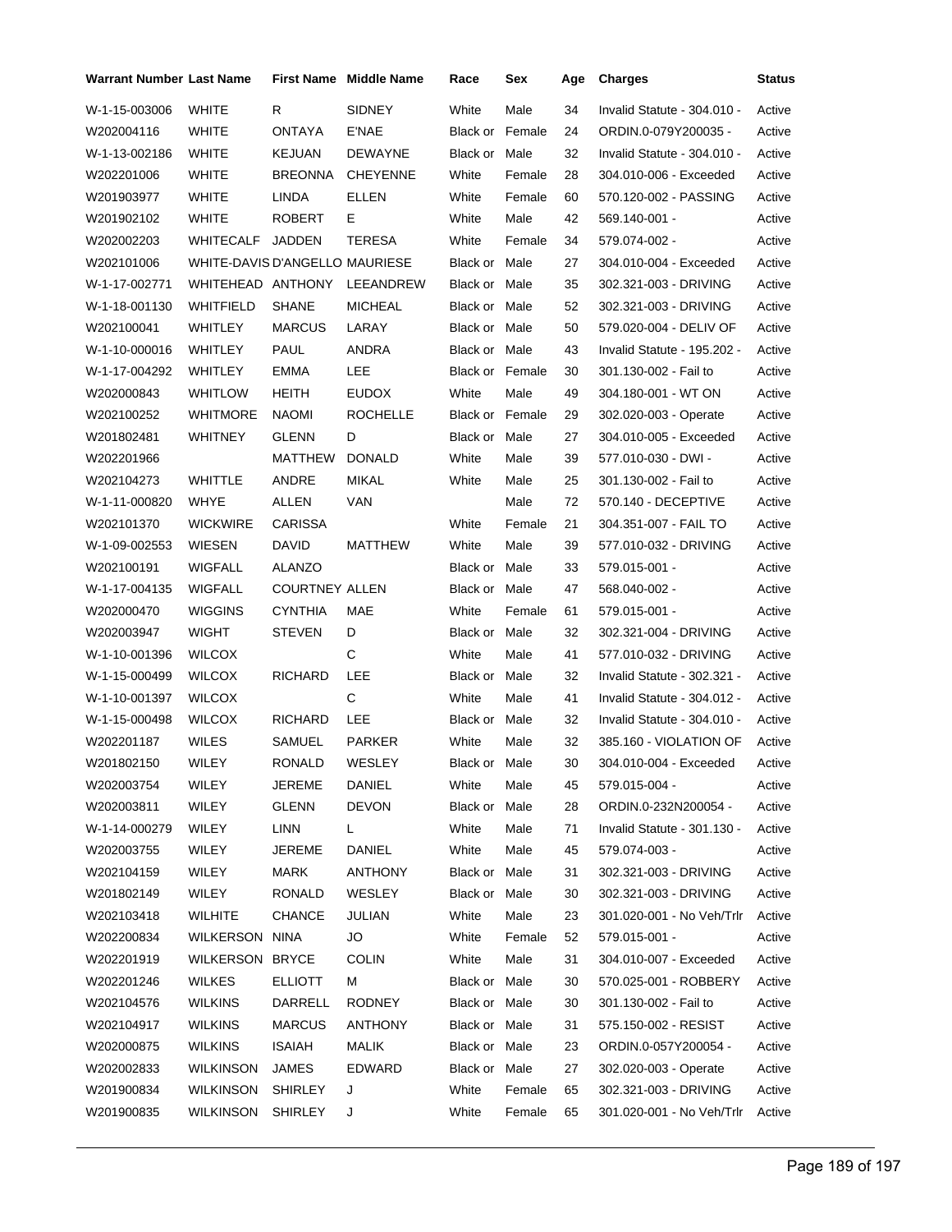| Warrant Number | Last Name | First Name | Middle Name | Race | Sex | Age | Charges | Status |
|---|---|---|---|---|---|---|---|---|
| W-1-15-003006 | WHITE | R | SIDNEY | White | Male | 34 | Invalid Statute - 304.010 - | Active |
| W202004116 | WHITE | ONTAYA | E'NAE | Black or | Female | 24 | ORDIN.0-079Y200035 - | Active |
| W-1-13-002186 | WHITE | KEJUAN | DEWAYNE | Black or | Male | 32 | Invalid Statute - 304.010 - | Active |
| W202201006 | WHITE | BREONNA | CHEYENNE | White | Female | 28 | 304.010-006 - Exceeded | Active |
| W201903977 | WHITE | LINDA | ELLEN | White | Female | 60 | 570.120-002 - PASSING | Active |
| W201902102 | WHITE | ROBERT | E | White | Male | 42 | 569.140-001 - | Active |
| W202002203 | WHITECALF | JADDEN | TERESA | White | Female | 34 | 579.074-002 - | Active |
| W202101006 | WHITE-DAVIS | D'ANGELLO | MAURIESE | Black or | Male | 27 | 304.010-004 - Exceeded | Active |
| W-1-17-002771 | WHITEHEAD | ANTHONY | LEEANDREW | Black or | Male | 35 | 302.321-003 - DRIVING | Active |
| W-1-18-001130 | WHITFIELD | SHANE | MICHEAL | Black or | Male | 52 | 302.321-003 - DRIVING | Active |
| W202100041 | WHITLEY | MARCUS | LARAY | Black or | Male | 50 | 579.020-004 - DELIV OF | Active |
| W-1-10-000016 | WHITLEY | PAUL | ANDRA | Black or | Male | 43 | Invalid Statute - 195.202 - | Active |
| W-1-17-004292 | WHITLEY | EMMA | LEE | Black or | Female | 30 | 301.130-002 - Fail to | Active |
| W202000843 | WHITLOW | HEITH | EUDOX | White | Male | 49 | 304.180-001 - WT ON | Active |
| W202100252 | WHITMORE | NAOMI | ROCHELLE | Black or | Female | 29 | 302.020-003 - Operate | Active |
| W201802481 | WHITNEY | GLENN | D | Black or | Male | 27 | 304.010-005 - Exceeded | Active |
| W202201966 | | MATTHEW | DONALD | White | Male | 39 | 577.010-030 - DWI - | Active |
| W202104273 | WHITTLE | ANDRE | MIKAL | White | Male | 25 | 301.130-002 - Fail to | Active |
| W-1-11-000820 | WHYE | ALLEN | VAN | | Male | 72 | 570.140 - DECEPTIVE | Active |
| W202101370 | WICKWIRE | CARISSA | | White | Female | 21 | 304.351-007 - FAIL TO | Active |
| W-1-09-002553 | WIESEN | DAVID | MATTHEW | White | Male | 39 | 577.010-032 - DRIVING | Active |
| W202100191 | WIGFALL | ALANZO | | Black or | Male | 33 | 579.015-001 - | Active |
| W-1-17-004135 | WIGFALL | COURTNEY | ALLEN | Black or | Male | 47 | 568.040-002 - | Active |
| W202000470 | WIGGINS | CYNTHIA | MAE | White | Female | 61 | 579.015-001 - | Active |
| W202003947 | WIGHT | STEVEN | D | Black or | Male | 32 | 302.321-004 - DRIVING | Active |
| W-1-10-001396 | WILCOX | | C | White | Male | 41 | 577.010-032 - DRIVING | Active |
| W-1-15-000499 | WILCOX | RICHARD | LEE | Black or | Male | 32 | Invalid Statute - 302.321 - | Active |
| W-1-10-001397 | WILCOX | | C | White | Male | 41 | Invalid Statute - 304.012 - | Active |
| W-1-15-000498 | WILCOX | RICHARD | LEE | Black or | Male | 32 | Invalid Statute - 304.010 - | Active |
| W202201187 | WILES | SAMUEL | PARKER | White | Male | 32 | 385.160 - VIOLATION OF | Active |
| W201802150 | WILEY | RONALD | WESLEY | Black or | Male | 30 | 304.010-004 - Exceeded | Active |
| W202003754 | WILEY | JEREME | DANIEL | White | Male | 45 | 579.015-004 - | Active |
| W202003811 | WILEY | GLENN | DEVON | Black or | Male | 28 | ORDIN.0-232N200054 - | Active |
| W-1-14-000279 | WILEY | LINN | L | White | Male | 71 | Invalid Statute - 301.130 - | Active |
| W202003755 | WILEY | JEREME | DANIEL | White | Male | 45 | 579.074-003 - | Active |
| W202104159 | WILEY | MARK | ANTHONY | Black or | Male | 31 | 302.321-003 - DRIVING | Active |
| W201802149 | WILEY | RONALD | WESLEY | Black or | Male | 30 | 302.321-003 - DRIVING | Active |
| W202103418 | WILHITE | CHANCE | JULIAN | White | Male | 23 | 301.020-001 - No Veh/Trlr | Active |
| W202200834 | WILKERSON | NINA | JO | White | Female | 52 | 579.015-001 - | Active |
| W202201919 | WILKERSON | BRYCE | COLIN | White | Male | 31 | 304.010-007 - Exceeded | Active |
| W202201246 | WILKES | ELLIOTT | M | Black or | Male | 30 | 570.025-001 - ROBBERY | Active |
| W202104576 | WILKINS | DARRELL | RODNEY | Black or | Male | 30 | 301.130-002 - Fail to | Active |
| W202104917 | WILKINS | MARCUS | ANTHONY | Black or | Male | 31 | 575.150-002 - RESIST | Active |
| W202000875 | WILKINS | ISAIAH | MALIK | Black or | Male | 23 | ORDIN.0-057Y200054 - | Active |
| W202002833 | WILKINSON | JAMES | EDWARD | Black or | Male | 27 | 302.020-003 - Operate | Active |
| W201900834 | WILKINSON | SHIRLEY | J | White | Female | 65 | 302.321-003 - DRIVING | Active |
| W201900835 | WILKINSON | SHIRLEY | J | White | Female | 65 | 301.020-001 - No Veh/Trlr | Active |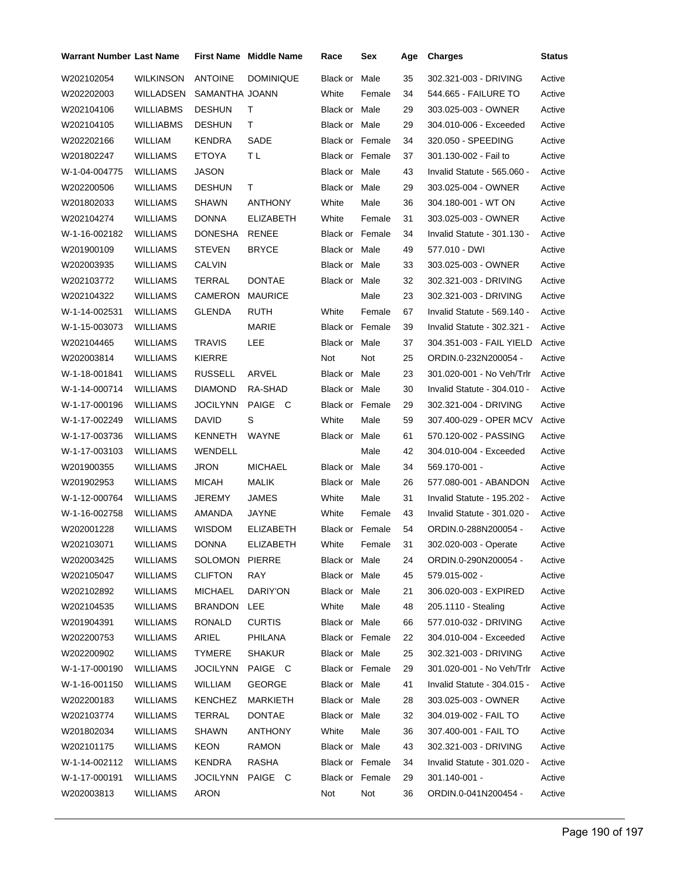| Warrant Number | Last Name | First Name | Middle Name | Race | Sex | Age | Charges | Status |
|---|---|---|---|---|---|---|---|---|
| W202102054 | WILKINSON | ANTOINE | DOMINIQUE | Black or | Male | 35 | 302.321-003 - DRIVING | Active |
| W202202003 | WILLADSEN | SAMANTHA | JOANN | White | Female | 34 | 544.665 - FAILURE TO | Active |
| W202104106 | WILLIABMS | DESHUN | T | Black or | Male | 29 | 303.025-003 - OWNER | Active |
| W202104105 | WILLIABMS | DESHUN | T | Black or | Male | 29 | 304.010-006 - Exceeded | Active |
| W202202166 | WILLIAM | KENDRA | SADE | Black or | Female | 34 | 320.050 - SPEEDING | Active |
| W201802247 | WILLIAMS | E'TOYA | T L | Black or | Female | 37 | 301.130-002 - Fail to | Active |
| W-1-04-004775 | WILLIAMS | JASON | | Black or | Male | 43 | Invalid Statute - 565.060 - | Active |
| W202200506 | WILLIAMS | DESHUN | T | Black or | Male | 29 | 303.025-004 - OWNER | Active |
| W201802033 | WILLIAMS | SHAWN | ANTHONY | White | Male | 36 | 304.180-001 - WT ON | Active |
| W202104274 | WILLIAMS | DONNA | ELIZABETH | White | Female | 31 | 303.025-003 - OWNER | Active |
| W-1-16-002182 | WILLIAMS | DONESHA | RENEE | Black or | Female | 34 | Invalid Statute - 301.130 - | Active |
| W201900109 | WILLIAMS | STEVEN | BRYCE | Black or | Male | 49 | 577.010 - DWI | Active |
| W202003935 | WILLIAMS | CALVIN | | Black or | Male | 33 | 303.025-003 - OWNER | Active |
| W202103772 | WILLIAMS | TERRAL | DONTAE | Black or | Male | 32 | 302.321-003 - DRIVING | Active |
| W202104322 | WILLIAMS | CAMERON | MAURICE | | Male | 23 | 302.321-003 - DRIVING | Active |
| W-1-14-002531 | WILLIAMS | GLENDA | RUTH | White | Female | 67 | Invalid Statute - 569.140 - | Active |
| W-1-15-003073 | WILLIAMS | | MARIE | Black or | Female | 39 | Invalid Statute - 302.321 - | Active |
| W202104465 | WILLIAMS | TRAVIS | LEE | Black or | Male | 37 | 304.351-003 - FAIL YIELD | Active |
| W202003814 | WILLIAMS | KIERRE | | Not | Not | 25 | ORDIN.0-232N200054 - | Active |
| W-1-18-001841 | WILLIAMS | RUSSELL | ARVEL | Black or | Male | 23 | 301.020-001 - No Veh/Trlr | Active |
| W-1-14-000714 | WILLIAMS | DIAMOND | RA-SHAD | Black or | Male | 30 | Invalid Statute - 304.010 - | Active |
| W-1-17-000196 | WILLIAMS | JOCILYNN | PAIGE C | Black or | Female | 29 | 302.321-004 - DRIVING | Active |
| W-1-17-002249 | WILLIAMS | DAVID | S | White | Male | 59 | 307.400-029 - OPER MCV | Active |
| W-1-17-003736 | WILLIAMS | KENNETH | WAYNE | Black or | Male | 61 | 570.120-002 - PASSING | Active |
| W-1-17-003103 | WILLIAMS | WENDELL | | | Male | 42 | 304.010-004 - Exceeded | Active |
| W201900355 | WILLIAMS | JRON | MICHAEL | Black or | Male | 34 | 569.170-001 - | Active |
| W201902953 | WILLIAMS | MICAH | MALIK | Black or | Male | 26 | 577.080-001 - ABANDON | Active |
| W-1-12-000764 | WILLIAMS | JEREMY | JAMES | White | Male | 31 | Invalid Statute - 195.202 - | Active |
| W-1-16-002758 | WILLIAMS | AMANDA | JAYNE | White | Female | 43 | Invalid Statute - 301.020 - | Active |
| W202001228 | WILLIAMS | WISDOM | ELIZABETH | Black or | Female | 54 | ORDIN.0-288N200054 - | Active |
| W202103071 | WILLIAMS | DONNA | ELIZABETH | White | Female | 31 | 302.020-003 - Operate | Active |
| W202003425 | WILLIAMS | SOLOMON | PIERRE | Black or | Male | 24 | ORDIN.0-290N200054 - | Active |
| W202105047 | WILLIAMS | CLIFTON | RAY | Black or | Male | 45 | 579.015-002 - | Active |
| W202102892 | WILLIAMS | MICHAEL | DARIY'ON | Black or | Male | 21 | 306.020-003 - EXPIRED | Active |
| W202104535 | WILLIAMS | BRANDON | LEE | White | Male | 48 | 205.1110 - Stealing | Active |
| W201904391 | WILLIAMS | RONALD | CURTIS | Black or | Male | 66 | 577.010-032 - DRIVING | Active |
| W202200753 | WILLIAMS | ARIEL | PHILANA | Black or | Female | 22 | 304.010-004 - Exceeded | Active |
| W202200902 | WILLIAMS | TYMERE | SHAKUR | Black or | Male | 25 | 302.321-003 - DRIVING | Active |
| W-1-17-000190 | WILLIAMS | JOCILYNN | PAIGE C | Black or | Female | 29 | 301.020-001 - No Veh/Trlr | Active |
| W-1-16-001150 | WILLIAMS | WILLIAM | GEORGE | Black or | Male | 41 | Invalid Statute - 304.015 - | Active |
| W202200183 | WILLIAMS | KENCHEZ | MARKIETH | Black or | Male | 28 | 303.025-003 - OWNER | Active |
| W202103774 | WILLIAMS | TERRAL | DONTAE | Black or | Male | 32 | 304.019-002 - FAIL TO | Active |
| W201802034 | WILLIAMS | SHAWN | ANTHONY | White | Male | 36 | 307.400-001 - FAIL TO | Active |
| W202101175 | WILLIAMS | KEON | RAMON | Black or | Male | 43 | 302.321-003 - DRIVING | Active |
| W-1-14-002112 | WILLIAMS | KENDRA | RASHA | Black or | Female | 34 | Invalid Statute - 301.020 - | Active |
| W-1-17-000191 | WILLIAMS | JOCILYNN | PAIGE C | Black or | Female | 29 | 301.140-001 - | Active |
| W202003813 | WILLIAMS | ARON | | Not | Not | 36 | ORDIN.0-041N200454 - | Active |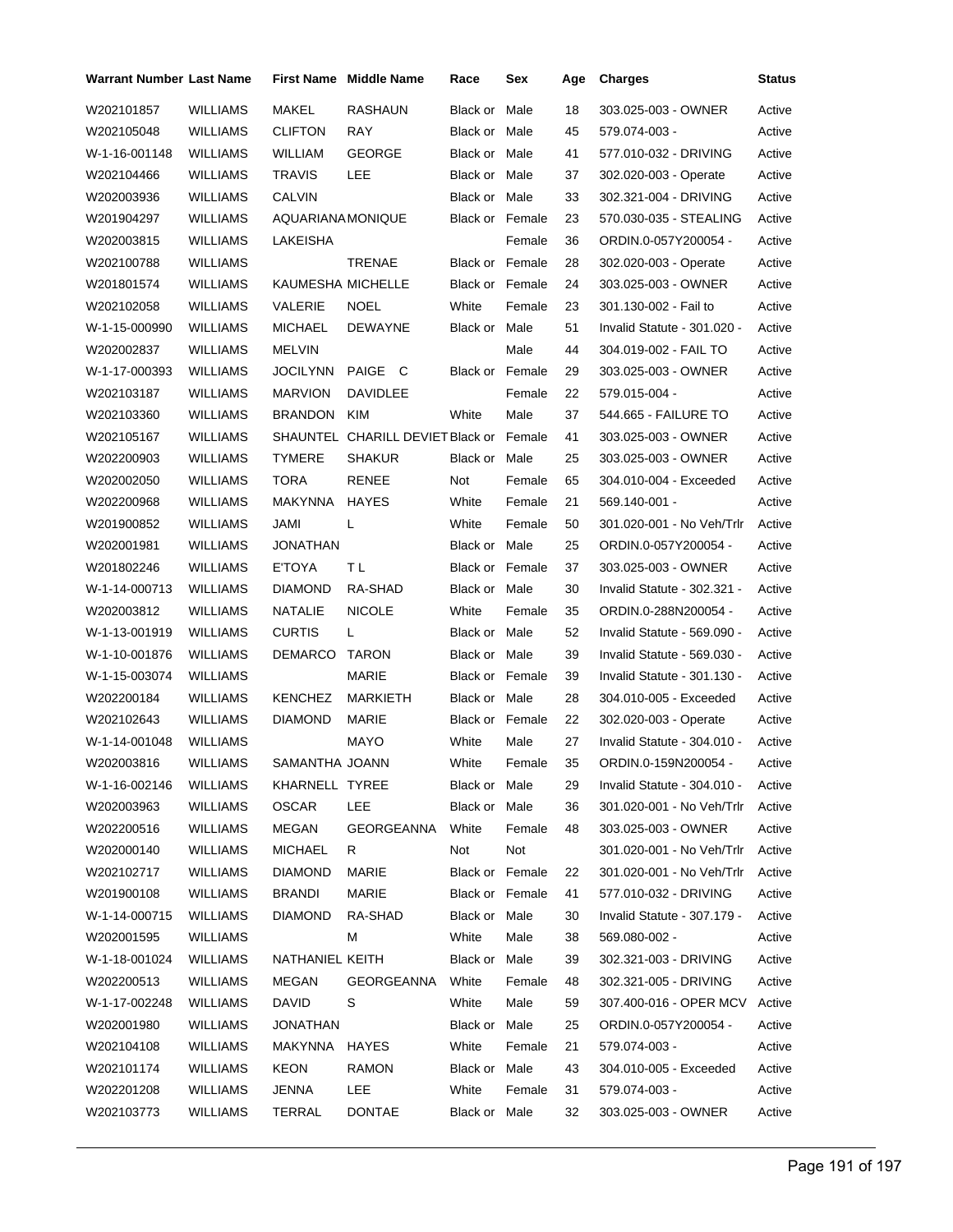| Warrant Number | Last Name | First Name | Middle Name | Race | Sex | Age | Charges | Status |
|---|---|---|---|---|---|---|---|---|
| W202101857 | WILLIAMS | MAKEL | RASHAUN | Black or | Male | 18 | 303.025-003 - OWNER | Active |
| W202105048 | WILLIAMS | CLIFTON | RAY | Black or | Male | 45 | 579.074-003 - | Active |
| W-1-16-001148 | WILLIAMS | WILLIAM | GEORGE | Black or | Male | 41 | 577.010-032 - DRIVING | Active |
| W202104466 | WILLIAMS | TRAVIS | LEE | Black or | Male | 37 | 302.020-003 - Operate | Active |
| W202003936 | WILLIAMS | CALVIN | | Black or | Male | 33 | 302.321-004 - DRIVING | Active |
| W201904297 | WILLIAMS | AQUARIANA | MONIQUE | Black or | Female | 23 | 570.030-035 - STEALING | Active |
| W202003815 | WILLIAMS | LAKEISHA | | | Female | 36 | ORDIN.0-057Y200054 - | Active |
| W202100788 | WILLIAMS | | TRENAE | Black or | Female | 28 | 302.020-003 - Operate | Active |
| W201801574 | WILLIAMS | KAUMESHA | MICHELLE | Black or | Female | 24 | 303.025-003 - OWNER | Active |
| W202102058 | WILLIAMS | VALERIE | NOEL | White | Female | 23 | 301.130-002 - Fail to | Active |
| W-1-15-000990 | WILLIAMS | MICHAEL | DEWAYNE | Black or | Male | 51 | Invalid Statute - 301.020 - | Active |
| W202002837 | WILLIAMS | MELVIN | | | Male | 44 | 304.019-002 - FAIL TO | Active |
| W-1-17-000393 | WILLIAMS | JOCILYNN | PAIGE C | Black or | Female | 29 | 303.025-003 - OWNER | Active |
| W202103187 | WILLIAMS | MARVION | DAVIDLEE | | Female | 22 | 579.015-004 - | Active |
| W202103360 | WILLIAMS | BRANDON | KIM | White | Male | 37 | 544.665 - FAILURE TO | Active |
| W202105167 | WILLIAMS | SHAUNTEL | CHARILL DEVIET | Black or | Female | 41 | 303.025-003 - OWNER | Active |
| W202200903 | WILLIAMS | TYMERE | SHAKUR | Black or | Male | 25 | 303.025-003 - OWNER | Active |
| W202002050 | WILLIAMS | TORA | RENEE | Not | Female | 65 | 304.010-004 - Exceeded | Active |
| W202200968 | WILLIAMS | MAKYNNA | HAYES | White | Female | 21 | 569.140-001 - | Active |
| W201900852 | WILLIAMS | JAMI | L | White | Female | 50 | 301.020-001 - No Veh/Trlr | Active |
| W202001981 | WILLIAMS | JONATHAN | | Black or | Male | 25 | ORDIN.0-057Y200054 - | Active |
| W201802246 | WILLIAMS | E'TOYA | T L | Black or | Female | 37 | 303.025-003 - OWNER | Active |
| W-1-14-000713 | WILLIAMS | DIAMOND | RA-SHAD | Black or | Male | 30 | Invalid Statute - 302.321 - | Active |
| W202003812 | WILLIAMS | NATALIE | NICOLE | White | Female | 35 | ORDIN.0-288N200054 - | Active |
| W-1-13-001919 | WILLIAMS | CURTIS | L | Black or | Male | 52 | Invalid Statute - 569.090 - | Active |
| W-1-10-001876 | WILLIAMS | DEMARCO | TARON | Black or | Male | 39 | Invalid Statute - 569.030 - | Active |
| W-1-15-003074 | WILLIAMS | | MARIE | Black or | Female | 39 | Invalid Statute - 301.130 - | Active |
| W202200184 | WILLIAMS | KENCHEZ | MARKIETH | Black or | Male | 28 | 304.010-005 - Exceeded | Active |
| W202102643 | WILLIAMS | DIAMOND | MARIE | Black or | Female | 22 | 302.020-003 - Operate | Active |
| W-1-14-001048 | WILLIAMS | | MAYO | White | Male | 27 | Invalid Statute - 304.010 - | Active |
| W202003816 | WILLIAMS | SAMANTHA | JOANN | White | Female | 35 | ORDIN.0-159N200054 - | Active |
| W-1-16-002146 | WILLIAMS | KHARNELL | TYREE | Black or | Male | 29 | Invalid Statute - 304.010 - | Active |
| W202003963 | WILLIAMS | OSCAR | LEE | Black or | Male | 36 | 301.020-001 - No Veh/Trlr | Active |
| W202200516 | WILLIAMS | MEGAN | GEORGEANNA | White | Female | 48 | 303.025-003 - OWNER | Active |
| W202000140 | WILLIAMS | MICHAEL | R | Not | Not | | 301.020-001 - No Veh/Trlr | Active |
| W202102717 | WILLIAMS | DIAMOND | MARIE | Black or | Female | 22 | 301.020-001 - No Veh/Trlr | Active |
| W201900108 | WILLIAMS | BRANDI | MARIE | Black or | Female | 41 | 577.010-032 - DRIVING | Active |
| W-1-14-000715 | WILLIAMS | DIAMOND | RA-SHAD | Black or | Male | 30 | Invalid Statute - 307.179 - | Active |
| W202001595 | WILLIAMS | | M | White | Male | 38 | 569.080-002 - | Active |
| W-1-18-001024 | WILLIAMS | NATHANIEL | KEITH | Black or | Male | 39 | 302.321-003 - DRIVING | Active |
| W202200513 | WILLIAMS | MEGAN | GEORGEANNA | White | Female | 48 | 302.321-005 - DRIVING | Active |
| W-1-17-002248 | WILLIAMS | DAVID | S | White | Male | 59 | 307.400-016 - OPER MCV | Active |
| W202001980 | WILLIAMS | JONATHAN | | Black or | Male | 25 | ORDIN.0-057Y200054 - | Active |
| W202104108 | WILLIAMS | MAKYNNA | HAYES | White | Female | 21 | 579.074-003 - | Active |
| W202101174 | WILLIAMS | KEON | RAMON | Black or | Male | 43 | 304.010-005 - Exceeded | Active |
| W202201208 | WILLIAMS | JENNA | LEE | White | Female | 31 | 579.074-003 - | Active |
| W202103773 | WILLIAMS | TERRAL | DONTAE | Black or | Male | 32 | 303.025-003 - OWNER | Active |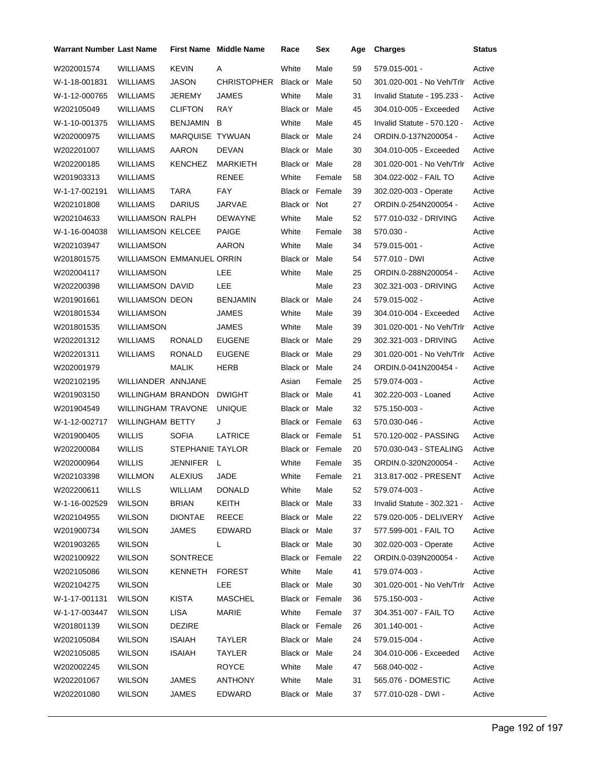| Warrant Number | Last Name | First Name | Middle Name | Race | Sex | Age | Charges | Status |
|---|---|---|---|---|---|---|---|---|
| W202001574 | WILLIAMS | KEVIN | A | White | Male | 59 | 579.015-001 - | Active |
| W-1-18-001831 | WILLIAMS | JASON | CHRISTOPHER | Black or | Male | 50 | 301.020-001 - No Veh/Trlr | Active |
| W-1-12-000765 | WILLIAMS | JEREMY | JAMES | White | Male | 31 | Invalid Statute - 195.233 - | Active |
| W202105049 | WILLIAMS | CLIFTON | RAY | Black or | Male | 45 | 304.010-005 - Exceeded | Active |
| W-1-10-001375 | WILLIAMS | BENJAMIN | B | White | Male | 45 | Invalid Statute - 570.120 - | Active |
| W202000975 | WILLIAMS | MARQUISE | TYWUAN | Black or | Male | 24 | ORDIN.0-137N200054 - | Active |
| W202201007 | WILLIAMS | AARON | DEVAN | Black or | Male | 30 | 304.010-005 - Exceeded | Active |
| W202200185 | WILLIAMS | KENCHEZ | MARKIETH | Black or | Male | 28 | 301.020-001 - No Veh/Trlr | Active |
| W201903313 | WILLIAMS | | RENEE | White | Female | 58 | 304.022-002 - FAIL TO | Active |
| W-1-17-002191 | WILLIAMS | TARA | FAY | Black or | Female | 39 | 302.020-003 - Operate | Active |
| W202101808 | WILLIAMS | DARIUS | JARVAE | Black or | Not | 27 | ORDIN.0-254N200054 - | Active |
| W202104633 | WILLIAMSON | RALPH | DEWAYNE | White | Male | 52 | 577.010-032 - DRIVING | Active |
| W-1-16-004038 | WILLIAMSON | KELCEE | PAIGE | White | Female | 38 | 570.030 - | Active |
| W202103947 | WILLIAMSON | | AARON | White | Male | 34 | 579.015-001 - | Active |
| W201801575 | WILLIAMSON | EMMANUEL | ORRIN | Black or | Male | 54 | 577.010 - DWI | Active |
| W202004117 | WILLIAMSON | | LEE | White | Male | 25 | ORDIN.0-288N200054 - | Active |
| W202200398 | WILLIAMSON | DAVID | LEE | | Male | 23 | 302.321-003 - DRIVING | Active |
| W201901661 | WILLIAMSON | DEON | BENJAMIN | Black or | Male | 24 | 579.015-002 - | Active |
| W201801534 | WILLIAMSON | | JAMES | White | Male | 39 | 304.010-004 - Exceeded | Active |
| W201801535 | WILLIAMSON | | JAMES | White | Male | 39 | 301.020-001 - No Veh/Trlr | Active |
| W202201312 | WILLIAMS | RONALD | EUGENE | Black or | Male | 29 | 302.321-003 - DRIVING | Active |
| W202201311 | WILLIAMS | RONALD | EUGENE | Black or | Male | 29 | 301.020-001 - No Veh/Trlr | Active |
| W202001979 | | MALIK | HERB | Black or | Male | 24 | ORDIN.0-041N200454 - | Active |
| W202102195 | WILLIANDER | ANNJANE | | Asian | Female | 25 | 579.074-003 - | Active |
| W201903150 | WILLINGHAM | BRANDON | DWIGHT | Black or | Male | 41 | 302.220-003 - Loaned | Active |
| W201904549 | WILLINGHAM | TRAVONE | UNIQUE | Black or | Male | 32 | 575.150-003 - | Active |
| W-1-12-002717 | WILLINGHAM | BETTY | J | Black or | Female | 63 | 570.030-046 - | Active |
| W201900405 | WILLIS | SOFIA | LATRICE | Black or | Female | 51 | 570.120-002 - PASSING | Active |
| W202200084 | WILLIS | STEPHANIE | TAYLOR | Black or | Female | 20 | 570.030-043 - STEALING | Active |
| W202000964 | WILLIS | JENNIFER | L | White | Female | 35 | ORDIN.0-320N200054 - | Active |
| W202103398 | WILLMON | ALEXIUS | JADE | White | Female | 21 | 313.817-002 - PRESENT | Active |
| W202200611 | WILLS | WILLIAM | DONALD | White | Male | 52 | 579.074-003 - | Active |
| W-1-16-002529 | WILSON | BRIAN | KEITH | Black or | Male | 33 | Invalid Statute - 302.321 - | Active |
| W202104955 | WILSON | DIONTAE | REECE | Black or | Male | 22 | 579.020-005 - DELIVERY | Active |
| W201900734 | WILSON | JAMES | EDWARD | Black or | Male | 37 | 577.599-001 - FAIL TO | Active |
| W201903265 | WILSON | | L | Black or | Male | 30 | 302.020-003 - Operate | Active |
| W202100922 | WILSON | SONTRECE | | Black or | Female | 22 | ORDIN.0-039N200054 - | Active |
| W202105086 | WILSON | KENNETH | FOREST | White | Male | 41 | 579.074-003 - | Active |
| W202104275 | WILSON | | LEE | Black or | Male | 30 | 301.020-001 - No Veh/Trlr | Active |
| W-1-17-001131 | WILSON | KISTA | MASCHEL | Black or | Female | 36 | 575.150-003 - | Active |
| W-1-17-003447 | WILSON | LISA | MARIE | White | Female | 37 | 304.351-007 - FAIL TO | Active |
| W201801139 | WILSON | DEZIRE | | Black or | Female | 26 | 301.140-001 - | Active |
| W202105084 | WILSON | ISAIAH | TAYLER | Black or | Male | 24 | 579.015-004 - | Active |
| W202105085 | WILSON | ISAIAH | TAYLER | Black or | Male | 24 | 304.010-006 - Exceeded | Active |
| W202002245 | WILSON | | ROYCE | White | Male | 47 | 568.040-002 - | Active |
| W202201067 | WILSON | JAMES | ANTHONY | White | Male | 31 | 565.076 - DOMESTIC | Active |
| W202201080 | WILSON | JAMES | EDWARD | Black or | Male | 37 | 577.010-028 - DWI - | Active |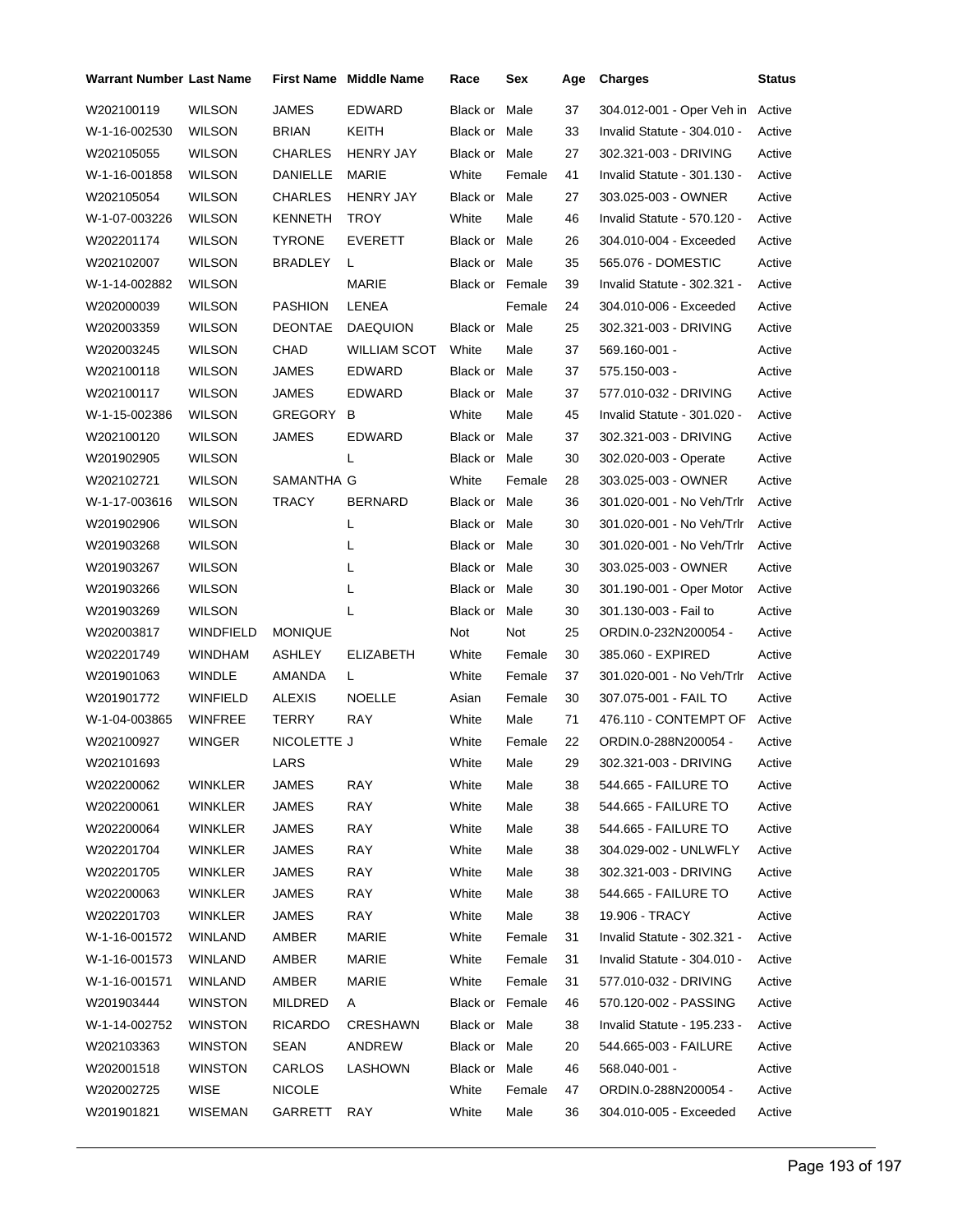| Warrant Number | Last Name | First Name | Middle Name | Race | Sex | Age | Charges | Status |
|---|---|---|---|---|---|---|---|---|
| W202100119 | WILSON | JAMES | EDWARD | Black or | Male | 37 | 304.012-001 - Oper Veh in | Active |
| W-1-16-002530 | WILSON | BRIAN | KEITH | Black or | Male | 33 | Invalid Statute - 304.010 - | Active |
| W202105055 | WILSON | CHARLES | HENRY JAY | Black or | Male | 27 | 302.321-003 - DRIVING | Active |
| W-1-16-001858 | WILSON | DANIELLE | MARIE | White | Female | 41 | Invalid Statute - 301.130 - | Active |
| W202105054 | WILSON | CHARLES | HENRY JAY | Black or | Male | 27 | 303.025-003 - OWNER | Active |
| W-1-07-003226 | WILSON | KENNETH | TROY | White | Male | 46 | Invalid Statute - 570.120 - | Active |
| W202201174 | WILSON | TYRONE | EVERETT | Black or | Male | 26 | 304.010-004 - Exceeded | Active |
| W202102007 | WILSON | BRADLEY | L | Black or | Male | 35 | 565.076 - DOMESTIC | Active |
| W-1-14-002882 | WILSON | | MARIE | Black or | Female | 39 | Invalid Statute - 302.321 - | Active |
| W202000039 | WILSON | PASHION | LENEA | | Female | 24 | 304.010-006 - Exceeded | Active |
| W202003359 | WILSON | DEONTAE | DAEQUION | Black or | Male | 25 | 302.321-003 - DRIVING | Active |
| W202003245 | WILSON | CHAD | WILLIAM SCOT | White | Male | 37 | 569.160-001 - | Active |
| W202100118 | WILSON | JAMES | EDWARD | Black or | Male | 37 | 575.150-003 - | Active |
| W202100117 | WILSON | JAMES | EDWARD | Black or | Male | 37 | 577.010-032 - DRIVING | Active |
| W-1-15-002386 | WILSON | GREGORY | B | White | Male | 45 | Invalid Statute - 301.020 - | Active |
| W202100120 | WILSON | JAMES | EDWARD | Black or | Male | 37 | 302.321-003 - DRIVING | Active |
| W201902905 | WILSON | | L | Black or | Male | 30 | 302.020-003 - Operate | Active |
| W202102721 | WILSON | SAMANTHA | G | White | Female | 28 | 303.025-003 - OWNER | Active |
| W-1-17-003616 | WILSON | TRACY | BERNARD | Black or | Male | 36 | 301.020-001 - No Veh/Trlr | Active |
| W201902906 | WILSON | | L | Black or | Male | 30 | 301.020-001 - No Veh/Trlr | Active |
| W201903268 | WILSON | | L | Black or | Male | 30 | 301.020-001 - No Veh/Trlr | Active |
| W201903267 | WILSON | | L | Black or | Male | 30 | 303.025-003 - OWNER | Active |
| W201903266 | WILSON | | L | Black or | Male | 30 | 301.190-001 - Oper Motor | Active |
| W201903269 | WILSON | | L | Black or | Male | 30 | 301.130-003 - Fail to | Active |
| W202003817 | WINDFIELD | MONIQUE | | Not | Not | 25 | ORDIN.0-232N200054 - | Active |
| W202201749 | WINDHAM | ASHLEY | ELIZABETH | White | Female | 30 | 385.060 - EXPIRED | Active |
| W201901063 | WINDLE | AMANDA | L | White | Female | 37 | 301.020-001 - No Veh/Trlr | Active |
| W201901772 | WINFIELD | ALEXIS | NOELLE | Asian | Female | 30 | 307.075-001 - FAIL TO | Active |
| W-1-04-003865 | WINFREE | TERRY | RAY | White | Male | 71 | 476.110 - CONTEMPT OF | Active |
| W202100927 | WINGER | NICOLETTE | J | White | Female | 22 | ORDIN.0-288N200054 - | Active |
| W202101693 | | LARS | | White | Male | 29 | 302.321-003 - DRIVING | Active |
| W202200062 | WINKLER | JAMES | RAY | White | Male | 38 | 544.665 - FAILURE TO | Active |
| W202200061 | WINKLER | JAMES | RAY | White | Male | 38 | 544.665 - FAILURE TO | Active |
| W202200064 | WINKLER | JAMES | RAY | White | Male | 38 | 544.665 - FAILURE TO | Active |
| W202201704 | WINKLER | JAMES | RAY | White | Male | 38 | 304.029-002 - UNLWFLY | Active |
| W202201705 | WINKLER | JAMES | RAY | White | Male | 38 | 302.321-003 - DRIVING | Active |
| W202200063 | WINKLER | JAMES | RAY | White | Male | 38 | 544.665 - FAILURE TO | Active |
| W202201703 | WINKLER | JAMES | RAY | White | Male | 38 | 19.906 - TRACY | Active |
| W-1-16-001572 | WINLAND | AMBER | MARIE | White | Female | 31 | Invalid Statute - 302.321 - | Active |
| W-1-16-001573 | WINLAND | AMBER | MARIE | White | Female | 31 | Invalid Statute - 304.010 - | Active |
| W-1-16-001571 | WINLAND | AMBER | MARIE | White | Female | 31 | 577.010-032 - DRIVING | Active |
| W201903444 | WINSTON | MILDRED | A | Black or | Female | 46 | 570.120-002 - PASSING | Active |
| W-1-14-002752 | WINSTON | RICARDO | CRESHAWN | Black or | Male | 38 | Invalid Statute - 195.233 - | Active |
| W202103363 | WINSTON | SEAN | ANDREW | Black or | Male | 20 | 544.665-003 - FAILURE | Active |
| W202001518 | WINSTON | CARLOS | LASHOWN | Black or | Male | 46 | 568.040-001 - | Active |
| W202002725 | WISE | NICOLE | | White | Female | 47 | ORDIN.0-288N200054 - | Active |
| W201901821 | WISEMAN | GARRETT | RAY | White | Male | 36 | 304.010-005 - Exceeded | Active |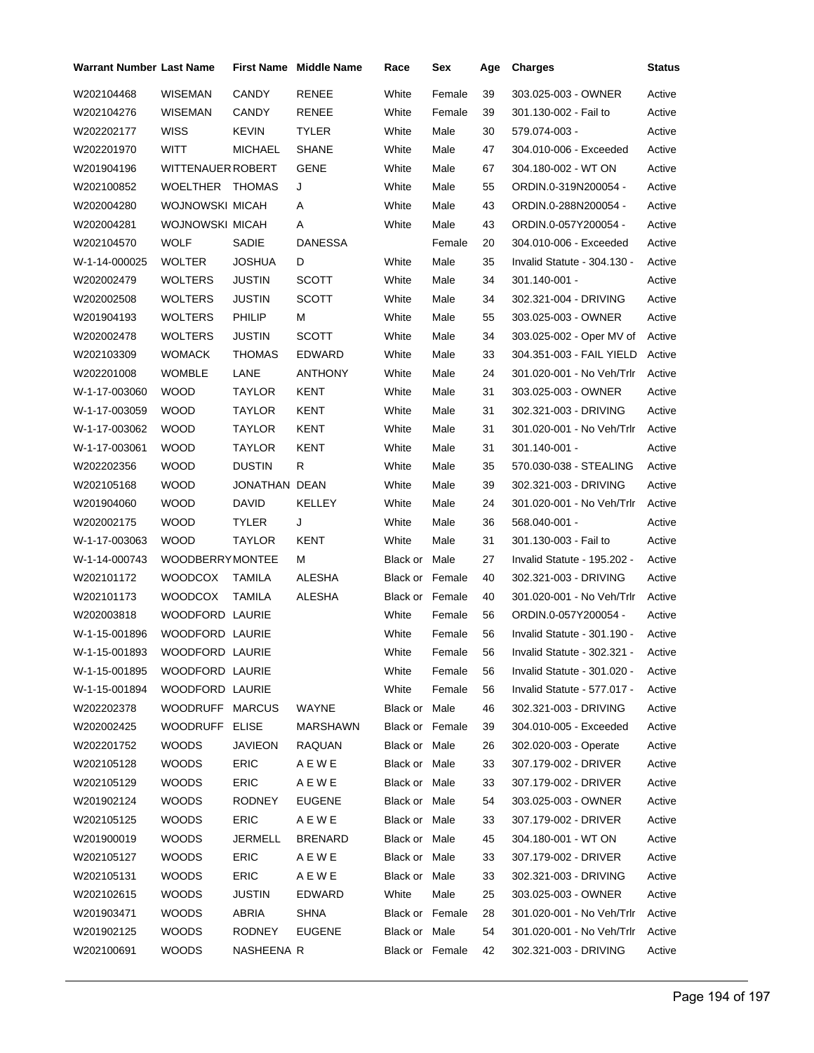| Warrant Number | Last Name | First Name | Middle Name | Race | Sex | Age | Charges | Status |
|---|---|---|---|---|---|---|---|---|
| W202104468 | WISEMAN | CANDY | RENEE | White | Female | 39 | 303.025-003 - OWNER | Active |
| W202104276 | WISEMAN | CANDY | RENEE | White | Female | 39 | 301.130-002 - Fail to | Active |
| W202202177 | WISS | KEVIN | TYLER | White | Male | 30 | 579.074-003 - | Active |
| W202201970 | WITT | MICHAEL | SHANE | White | Male | 47 | 304.010-006 - Exceeded | Active |
| W201904196 | WITTENAUER | ROBERT | GENE | White | Male | 67 | 304.180-002 - WT ON | Active |
| W202100852 | WOELTHER | THOMAS | J | White | Male | 55 | ORDIN.0-319N200054 - | Active |
| W202004280 | WOJNOWSKI | MICAH | A | White | Male | 43 | ORDIN.0-288N200054 - | Active |
| W202004281 | WOJNOWSKI | MICAH | A | White | Male | 43 | ORDIN.0-057Y200054 - | Active |
| W202104570 | WOLF | SADIE | DANESSA | | Female | 20 | 304.010-006 - Exceeded | Active |
| W-1-14-000025 | WOLTER | JOSHUA | D | White | Male | 35 | Invalid Statute - 304.130 - | Active |
| W202002479 | WOLTERS | JUSTIN | SCOTT | White | Male | 34 | 301.140-001 - | Active |
| W202002508 | WOLTERS | JUSTIN | SCOTT | White | Male | 34 | 302.321-004 - DRIVING | Active |
| W201904193 | WOLTERS | PHILIP | M | White | Male | 55 | 303.025-003 - OWNER | Active |
| W202002478 | WOLTERS | JUSTIN | SCOTT | White | Male | 34 | 303.025-002 - Oper MV of | Active |
| W202103309 | WOMACK | THOMAS | EDWARD | White | Male | 33 | 304.351-003 - FAIL YIELD | Active |
| W202201008 | WOMBLE | LANE | ANTHONY | White | Male | 24 | 301.020-001 - No Veh/Trlr | Active |
| W-1-17-003060 | WOOD | TAYLOR | KENT | White | Male | 31 | 303.025-003 - OWNER | Active |
| W-1-17-003059 | WOOD | TAYLOR | KENT | White | Male | 31 | 302.321-003 - DRIVING | Active |
| W-1-17-003062 | WOOD | TAYLOR | KENT | White | Male | 31 | 301.020-001 - No Veh/Trlr | Active |
| W-1-17-003061 | WOOD | TAYLOR | KENT | White | Male | 31 | 301.140-001 - | Active |
| W202202356 | WOOD | DUSTIN | R | White | Male | 35 | 570.030-038 - STEALING | Active |
| W202105168 | WOOD | JONATHAN | DEAN | White | Male | 39 | 302.321-003 - DRIVING | Active |
| W201904060 | WOOD | DAVID | KELLEY | White | Male | 24 | 301.020-001 - No Veh/Trlr | Active |
| W202002175 | WOOD | TYLER | J | White | Male | 36 | 568.040-001 - | Active |
| W-1-17-003063 | WOOD | TAYLOR | KENT | White | Male | 31 | 301.130-003 - Fail to | Active |
| W-1-14-000743 | WOODBERRY | MONTEE | M | Black or | Male | 27 | Invalid Statute - 195.202 - | Active |
| W202101172 | WOODCOX | TAMILA | ALESHA | Black or | Female | 40 | 302.321-003 - DRIVING | Active |
| W202101173 | WOODCOX | TAMILA | ALESHA | Black or | Female | 40 | 301.020-001 - No Veh/Trlr | Active |
| W202003818 | WOODFORD | LAURIE | | White | Female | 56 | ORDIN.0-057Y200054 - | Active |
| W-1-15-001896 | WOODFORD | LAURIE | | White | Female | 56 | Invalid Statute - 301.190 - | Active |
| W-1-15-001893 | WOODFORD | LAURIE | | White | Female | 56 | Invalid Statute - 302.321 - | Active |
| W-1-15-001895 | WOODFORD | LAURIE | | White | Female | 56 | Invalid Statute - 301.020 - | Active |
| W-1-15-001894 | WOODFORD | LAURIE | | White | Female | 56 | Invalid Statute - 577.017 - | Active |
| W202202378 | WOODRUFF | MARCUS | WAYNE | Black or | Male | 46 | 302.321-003 - DRIVING | Active |
| W202002425 | WOODRUFF | ELISE | MARSHAWN | Black or | Female | 39 | 304.010-005 - Exceeded | Active |
| W202201752 | WOODS | JAVIEON | RAQUAN | Black or | Male | 26 | 302.020-003 - Operate | Active |
| W202105128 | WOODS | ERIC | A E W E | Black or | Male | 33 | 307.179-002 - DRIVER | Active |
| W202105129 | WOODS | ERIC | A E W E | Black or | Male | 33 | 307.179-002 - DRIVER | Active |
| W201902124 | WOODS | RODNEY | EUGENE | Black or | Male | 54 | 303.025-003 - OWNER | Active |
| W202105125 | WOODS | ERIC | A E W E | Black or | Male | 33 | 307.179-002 - DRIVER | Active |
| W201900019 | WOODS | JERMELL | BRENARD | Black or | Male | 45 | 304.180-001 - WT ON | Active |
| W202105127 | WOODS | ERIC | A E W E | Black or | Male | 33 | 307.179-002 - DRIVER | Active |
| W202105131 | WOODS | ERIC | A E W E | Black or | Male | 33 | 302.321-003 - DRIVING | Active |
| W202102615 | WOODS | JUSTIN | EDWARD | White | Male | 25 | 303.025-003 - OWNER | Active |
| W201903471 | WOODS | ABRIA | SHNA | Black or | Female | 28 | 301.020-001 - No Veh/Trlr | Active |
| W201902125 | WOODS | RODNEY | EUGENE | Black or | Male | 54 | 301.020-001 - No Veh/Trlr | Active |
| W202100691 | WOODS | NASHEENA | R | Black or | Female | 42 | 302.321-003 - DRIVING | Active |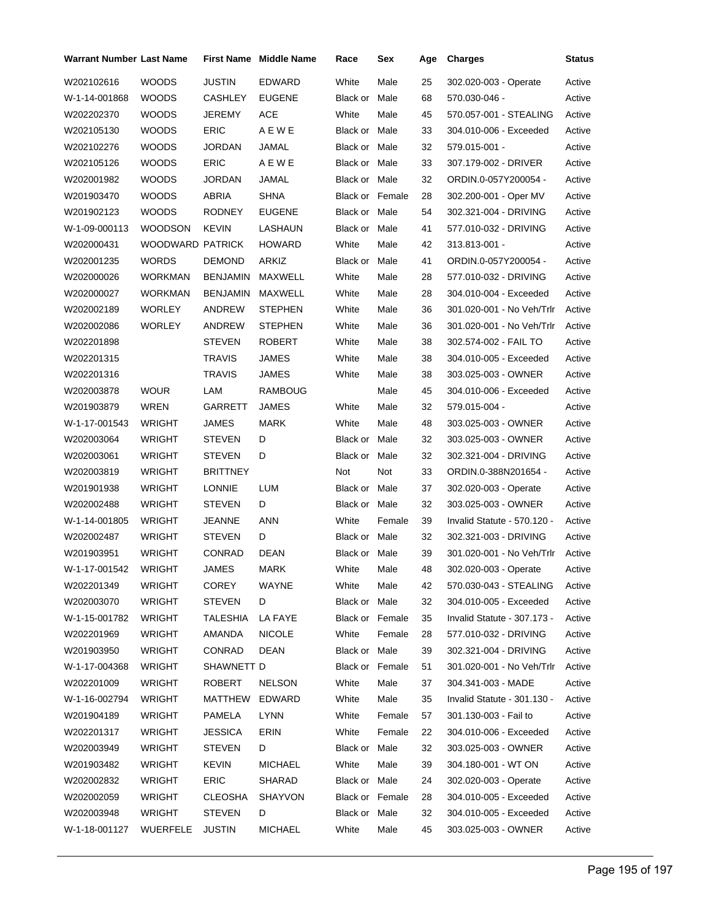| Warrant Number | Last Name | First Name | Middle Name | Race | Sex | Age | Charges | Status |
|---|---|---|---|---|---|---|---|---|
| W202102616 | WOODS | JUSTIN | EDWARD | White | Male | 25 | 302.020-003 - Operate | Active |
| W-1-14-001868 | WOODS | CASHLEY | EUGENE | Black or | Male | 68 | 570.030-046 - | Active |
| W202202370 | WOODS | JEREMY | ACE | White | Male | 45 | 570.057-001 - STEALING | Active |
| W202105130 | WOODS | ERIC | A E W E | Black or | Male | 33 | 304.010-006 - Exceeded | Active |
| W202102276 | WOODS | JORDAN | JAMAL | Black or | Male | 32 | 579.015-001 - | Active |
| W202105126 | WOODS | ERIC | A E W E | Black or | Male | 33 | 307.179-002 - DRIVER | Active |
| W202001982 | WOODS | JORDAN | JAMAL | Black or | Male | 32 | ORDIN.0-057Y200054 - | Active |
| W201903470 | WOODS | ABRIA | SHNA | Black or | Female | 28 | 302.200-001 - Oper MV | Active |
| W201902123 | WOODS | RODNEY | EUGENE | Black or | Male | 54 | 302.321-004 - DRIVING | Active |
| W-1-09-000113 | WOODSON | KEVIN | LASHAUN | Black or | Male | 41 | 577.010-032 - DRIVING | Active |
| W202000431 | WOODWARD | PATRICK | HOWARD | White | Male | 42 | 313.813-001 - | Active |
| W202001235 | WORDS | DEMOND | ARKIZ | Black or | Male | 41 | ORDIN.0-057Y200054 - | Active |
| W202000026 | WORKMAN | BENJAMIN | MAXWELL | White | Male | 28 | 577.010-032 - DRIVING | Active |
| W202000027 | WORKMAN | BENJAMIN | MAXWELL | White | Male | 28 | 304.010-004 - Exceeded | Active |
| W202002189 | WORLEY | ANDREW | STEPHEN | White | Male | 36 | 301.020-001 - No Veh/Trlr | Active |
| W202002086 | WORLEY | ANDREW | STEPHEN | White | Male | 36 | 301.020-001 - No Veh/Trlr | Active |
| W202201898 | | STEVEN | ROBERT | White | Male | 38 | 302.574-002 - FAIL TO | Active |
| W202201315 | | TRAVIS | JAMES | White | Male | 38 | 304.010-005 - Exceeded | Active |
| W202201316 | | TRAVIS | JAMES | White | Male | 38 | 303.025-003 - OWNER | Active |
| W202003878 | WOUR | LAM | RAMBOUG | | Male | 45 | 304.010-006 - Exceeded | Active |
| W201903879 | WREN | GARRETT | JAMES | White | Male | 32 | 579.015-004 - | Active |
| W-1-17-001543 | WRIGHT | JAMES | MARK | White | Male | 48 | 303.025-003 - OWNER | Active |
| W202003064 | WRIGHT | STEVEN | D | Black or | Male | 32 | 303.025-003 - OWNER | Active |
| W202003061 | WRIGHT | STEVEN | D | Black or | Male | 32 | 302.321-004 - DRIVING | Active |
| W202003819 | WRIGHT | BRITTNEY | | Not | Not | 33 | ORDIN.0-388N201654 - | Active |
| W201901938 | WRIGHT | LONNIE | LUM | Black or | Male | 37 | 302.020-003 - Operate | Active |
| W202002488 | WRIGHT | STEVEN | D | Black or | Male | 32 | 303.025-003 - OWNER | Active |
| W-1-14-001805 | WRIGHT | JEANNE | ANN | White | Female | 39 | Invalid Statute - 570.120 - | Active |
| W202002487 | WRIGHT | STEVEN | D | Black or | Male | 32 | 302.321-003 - DRIVING | Active |
| W201903951 | WRIGHT | CONRAD | DEAN | Black or | Male | 39 | 301.020-001 - No Veh/Trlr | Active |
| W-1-17-001542 | WRIGHT | JAMES | MARK | White | Male | 48 | 302.020-003 - Operate | Active |
| W202201349 | WRIGHT | COREY | WAYNE | White | Male | 42 | 570.030-043 - STEALING | Active |
| W202003070 | WRIGHT | STEVEN | D | Black or | Male | 32 | 304.010-005 - Exceeded | Active |
| W-1-15-001782 | WRIGHT | TALESHIA | LA FAYE | Black or | Female | 35 | Invalid Statute - 307.173 - | Active |
| W202201969 | WRIGHT | AMANDA | NICOLE | White | Female | 28 | 577.010-032 - DRIVING | Active |
| W201903950 | WRIGHT | CONRAD | DEAN | Black or | Male | 39 | 302.321-004 - DRIVING | Active |
| W-1-17-004368 | WRIGHT | SHAWNETT | D | Black or | Female | 51 | 301.020-001 - No Veh/Trlr | Active |
| W202201009 | WRIGHT | ROBERT | NELSON | White | Male | 37 | 304.341-003 - MADE | Active |
| W-1-16-002794 | WRIGHT | MATTHEW | EDWARD | White | Male | 35 | Invalid Statute - 301.130 - | Active |
| W201904189 | WRIGHT | PAMELA | LYNN | White | Female | 57 | 301.130-003 - Fail to | Active |
| W202201317 | WRIGHT | JESSICA | ERIN | White | Female | 22 | 304.010-006 - Exceeded | Active |
| W202003949 | WRIGHT | STEVEN | D | Black or | Male | 32 | 303.025-003 - OWNER | Active |
| W201903482 | WRIGHT | KEVIN | MICHAEL | White | Male | 39 | 304.180-001 - WT ON | Active |
| W202002832 | WRIGHT | ERIC | SHARAD | Black or | Male | 24 | 302.020-003 - Operate | Active |
| W202002059 | WRIGHT | CLEOSHA | SHAYVON | Black or | Female | 28 | 304.010-005 - Exceeded | Active |
| W202003948 | WRIGHT | STEVEN | D | Black or | Male | 32 | 304.010-005 - Exceeded | Active |
| W-1-18-001127 | WUERFELE | JUSTIN | MICHAEL | White | Male | 45 | 303.025-003 - OWNER | Active |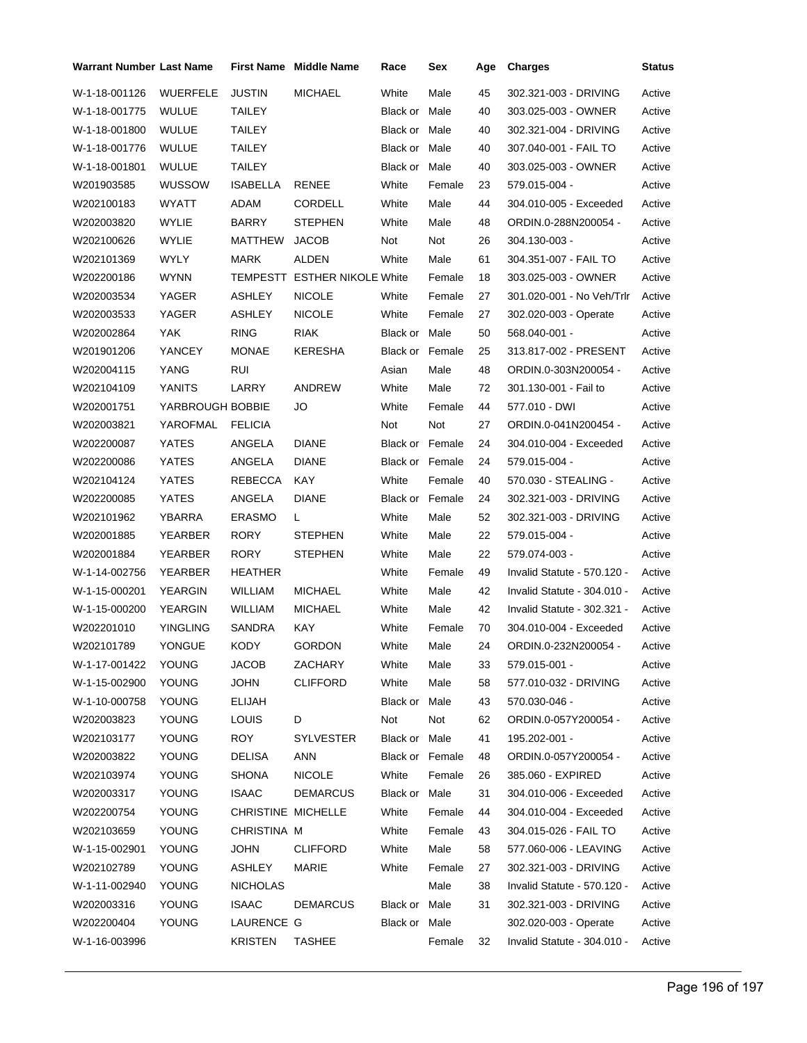| Warrant Number | Last Name | First Name | Middle Name | Race | Sex | Age | Charges | Status |
|---|---|---|---|---|---|---|---|---|
| W-1-18-001126 | WUERFELE | JUSTIN | MICHAEL | White | Male | 45 | 302.321-003 - DRIVING | Active |
| W-1-18-001775 | WULUE | TAILEY | | Black or | Male | 40 | 303.025-003 - OWNER | Active |
| W-1-18-001800 | WULUE | TAILEY | | Black or | Male | 40 | 302.321-004 - DRIVING | Active |
| W-1-18-001776 | WULUE | TAILEY | | Black or | Male | 40 | 307.040-001 - FAIL TO | Active |
| W-1-18-001801 | WULUE | TAILEY | | Black or | Male | 40 | 303.025-003 - OWNER | Active |
| W201903585 | WUSSOW | ISABELLA | RENEE | White | Female | 23 | 579.015-004 - | Active |
| W202100183 | WYATT | ADAM | CORDELL | White | Male | 44 | 304.010-005 - Exceeded | Active |
| W202003820 | WYLIE | BARRY | STEPHEN | White | Male | 48 | ORDIN.0-288N200054 - | Active |
| W202100626 | WYLIE | MATTHEW | JACOB | Not | Not | 26 | 304.130-003 - | Active |
| W202101369 | WYLY | MARK | ALDEN | White | Male | 61 | 304.351-007 - FAIL TO | Active |
| W202200186 | WYNN | TEMPESTT | ESTHER NIKOLE | White | Female | 18 | 303.025-003 - OWNER | Active |
| W202003534 | YAGER | ASHLEY | NICOLE | White | Female | 27 | 301.020-001 - No Veh/Trlr | Active |
| W202003533 | YAGER | ASHLEY | NICOLE | White | Female | 27 | 302.020-003 - Operate | Active |
| W202002864 | YAK | RING | RIAK | Black or | Male | 50 | 568.040-001 - | Active |
| W201901206 | YANCEY | MONAE | KERESHA | Black or | Female | 25 | 313.817-002 - PRESENT | Active |
| W202004115 | YANG | RUI | | Asian | Male | 48 | ORDIN.0-303N200054 - | Active |
| W202104109 | YANITS | LARRY | ANDREW | White | Male | 72 | 301.130-001 - Fail to | Active |
| W202001751 | YARBROUGH | BOBBIE | JO | White | Female | 44 | 577.010 - DWI | Active |
| W202003821 | YAROFMAL | FELICIA | | Not | Not | 27 | ORDIN.0-041N200454 - | Active |
| W202200087 | YATES | ANGELA | DIANE | Black or | Female | 24 | 304.010-004 - Exceeded | Active |
| W202200086 | YATES | ANGELA | DIANE | Black or | Female | 24 | 579.015-004 - | Active |
| W202104124 | YATES | REBECCA | KAY | White | Female | 40 | 570.030 - STEALING - | Active |
| W202200085 | YATES | ANGELA | DIANE | Black or | Female | 24 | 302.321-003 - DRIVING | Active |
| W202101962 | YBARRA | ERASMO | L | White | Male | 52 | 302.321-003 - DRIVING | Active |
| W202001885 | YEARBER | RORY | STEPHEN | White | Male | 22 | 579.015-004 - | Active |
| W202001884 | YEARBER | RORY | STEPHEN | White | Male | 22 | 579.074-003 - | Active |
| W-1-14-002756 | YEARBER | HEATHER | | White | Female | 49 | Invalid Statute - 570.120 - | Active |
| W-1-15-000201 | YEARGIN | WILLIAM | MICHAEL | White | Male | 42 | Invalid Statute - 304.010 - | Active |
| W-1-15-000200 | YEARGIN | WILLIAM | MICHAEL | White | Male | 42 | Invalid Statute - 302.321 - | Active |
| W202201010 | YINGLING | SANDRA | KAY | White | Female | 70 | 304.010-004 - Exceeded | Active |
| W202101789 | YONGUE | KODY | GORDON | White | Male | 24 | ORDIN.0-232N200054 - | Active |
| W-1-17-001422 | YOUNG | JACOB | ZACHARY | White | Male | 33 | 579.015-001 - | Active |
| W-1-15-002900 | YOUNG | JOHN | CLIFFORD | White | Male | 58 | 577.010-032 - DRIVING | Active |
| W-1-10-000758 | YOUNG | ELIJAH | | Black or | Male | 43 | 570.030-046 - | Active |
| W202003823 | YOUNG | LOUIS | D | Not | Not | 62 | ORDIN.0-057Y200054 - | Active |
| W202103177 | YOUNG | ROY | SYLVESTER | Black or | Male | 41 | 195.202-001 - | Active |
| W202003822 | YOUNG | DELISA | ANN | Black or | Female | 48 | ORDIN.0-057Y200054 - | Active |
| W202103974 | YOUNG | SHONA | NICOLE | White | Female | 26 | 385.060 - EXPIRED | Active |
| W202003317 | YOUNG | ISAAC | DEMARCUS | Black or | Male | 31 | 304.010-006 - Exceeded | Active |
| W202200754 | YOUNG | CHRISTINE | MICHELLE | White | Female | 44 | 304.010-004 - Exceeded | Active |
| W202103659 | YOUNG | CHRISTINA | M | White | Female | 43 | 304.015-026 - FAIL TO | Active |
| W-1-15-002901 | YOUNG | JOHN | CLIFFORD | White | Male | 58 | 577.060-006 - LEAVING | Active |
| W202102789 | YOUNG | ASHLEY | MARIE | White | Female | 27 | 302.321-003 - DRIVING | Active |
| W-1-11-002940 | YOUNG | NICHOLAS | | | Male | 38 | Invalid Statute - 570.120 - | Active |
| W202003316 | YOUNG | ISAAC | DEMARCUS | Black or | Male | 31 | 302.321-003 - DRIVING | Active |
| W202200404 | YOUNG | LAURENCE | G | Black or | Male | | 302.020-003 - Operate | Active |
| W-1-16-003996 | | KRISTEN | TASHEE | | Female | 32 | Invalid Statute - 304.010 - | Active |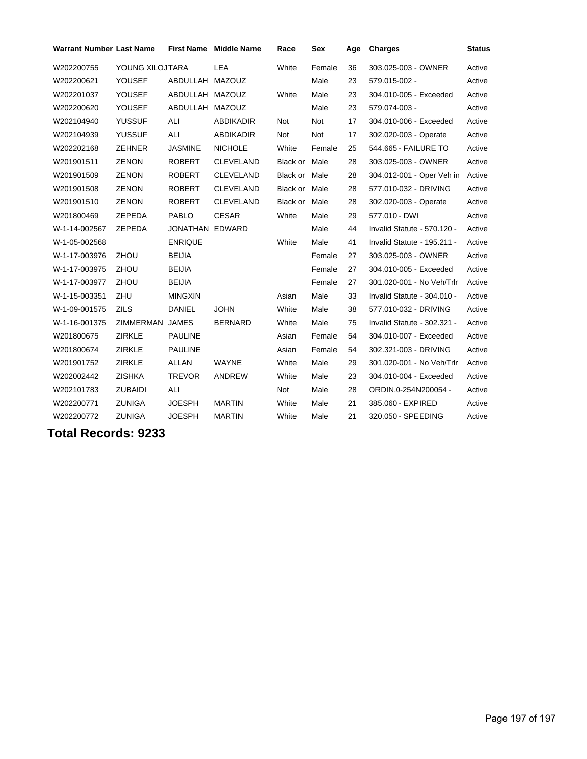| Warrant Number | Last Name | First Name | Middle Name | Race | Sex | Age | Charges | Status |
|---|---|---|---|---|---|---|---|---|
| W202200755 | YOUNG XILOJTARA | | LEA | White | Female | 36 | 303.025-003 - OWNER | Active |
| W202200621 | YOUSEF | ABDULLAH | MAZOUZ | | Male | 23 | 579.015-002 - | Active |
| W202201037 | YOUSEF | ABDULLAH | MAZOUZ | White | Male | 23 | 304.010-005 - Exceeded | Active |
| W202200620 | YOUSEF | ABDULLAH | MAZOUZ | | Male | 23 | 579.074-003 - | Active |
| W202104940 | YUSSUF | ALI | ABDIKADIR | Not | Not | 17 | 304.010-006 - Exceeded | Active |
| W202104939 | YUSSUF | ALI | ABDIKADIR | Not | Not | 17 | 302.020-003 - Operate | Active |
| W202202168 | ZEHNER | JASMINE | NICHOLE | White | Female | 25 | 544.665 - FAILURE TO | Active |
| W201901511 | ZENON | ROBERT | CLEVELAND | Black or | Male | 28 | 303.025-003 - OWNER | Active |
| W201901509 | ZENON | ROBERT | CLEVELAND | Black or | Male | 28 | 304.012-001 - Oper Veh in | Active |
| W201901508 | ZENON | ROBERT | CLEVELAND | Black or | Male | 28 | 577.010-032 - DRIVING | Active |
| W201901510 | ZENON | ROBERT | CLEVELAND | Black or | Male | 28 | 302.020-003 - Operate | Active |
| W201800469 | ZEPEDA | PABLO | CESAR | White | Male | 29 | 577.010 - DWI | Active |
| W-1-14-002567 | ZEPEDA | JONATHAN | EDWARD | | Male | 44 | Invalid Statute - 570.120 - | Active |
| W-1-05-002568 | | ENRIQUE | | White | Male | 41 | Invalid Statute - 195.211 - | Active |
| W-1-17-003976 | ZHOU | BEIJIA | | | Female | 27 | 303.025-003 - OWNER | Active |
| W-1-17-003975 | ZHOU | BEIJIA | | | Female | 27 | 304.010-005 - Exceeded | Active |
| W-1-17-003977 | ZHOU | BEIJIA | | | Female | 27 | 301.020-001 - No Veh/Trlr | Active |
| W-1-15-003351 | ZHU | MINGXIN | | Asian | Male | 33 | Invalid Statute - 304.010 - | Active |
| W-1-09-001575 | ZILS | DANIEL | JOHN | White | Male | 38 | 577.010-032 - DRIVING | Active |
| W-1-16-001375 | ZIMMERMAN | JAMES | BERNARD | White | Male | 75 | Invalid Statute - 302.321 - | Active |
| W201800675 | ZIRKLE | PAULINE | | Asian | Female | 54 | 304.010-007 - Exceeded | Active |
| W201800674 | ZIRKLE | PAULINE | | Asian | Female | 54 | 302.321-003 - DRIVING | Active |
| W201901752 | ZIRKLE | ALLAN | WAYNE | White | Male | 29 | 301.020-001 - No Veh/Trlr | Active |
| W202002442 | ZISHKA | TREVOR | ANDREW | White | Male | 23 | 304.010-004 - Exceeded | Active |
| W202101783 | ZUBAIDI | ALI | | Not | Male | 28 | ORDIN.0-254N200054 - | Active |
| W202200771 | ZUNIGA | JOESPH | MARTIN | White | Male | 21 | 385.060 - EXPIRED | Active |
| W202200772 | ZUNIGA | JOESPH | MARTIN | White | Male | 21 | 320.050 - SPEEDING | Active |

**Total Records: 9233**